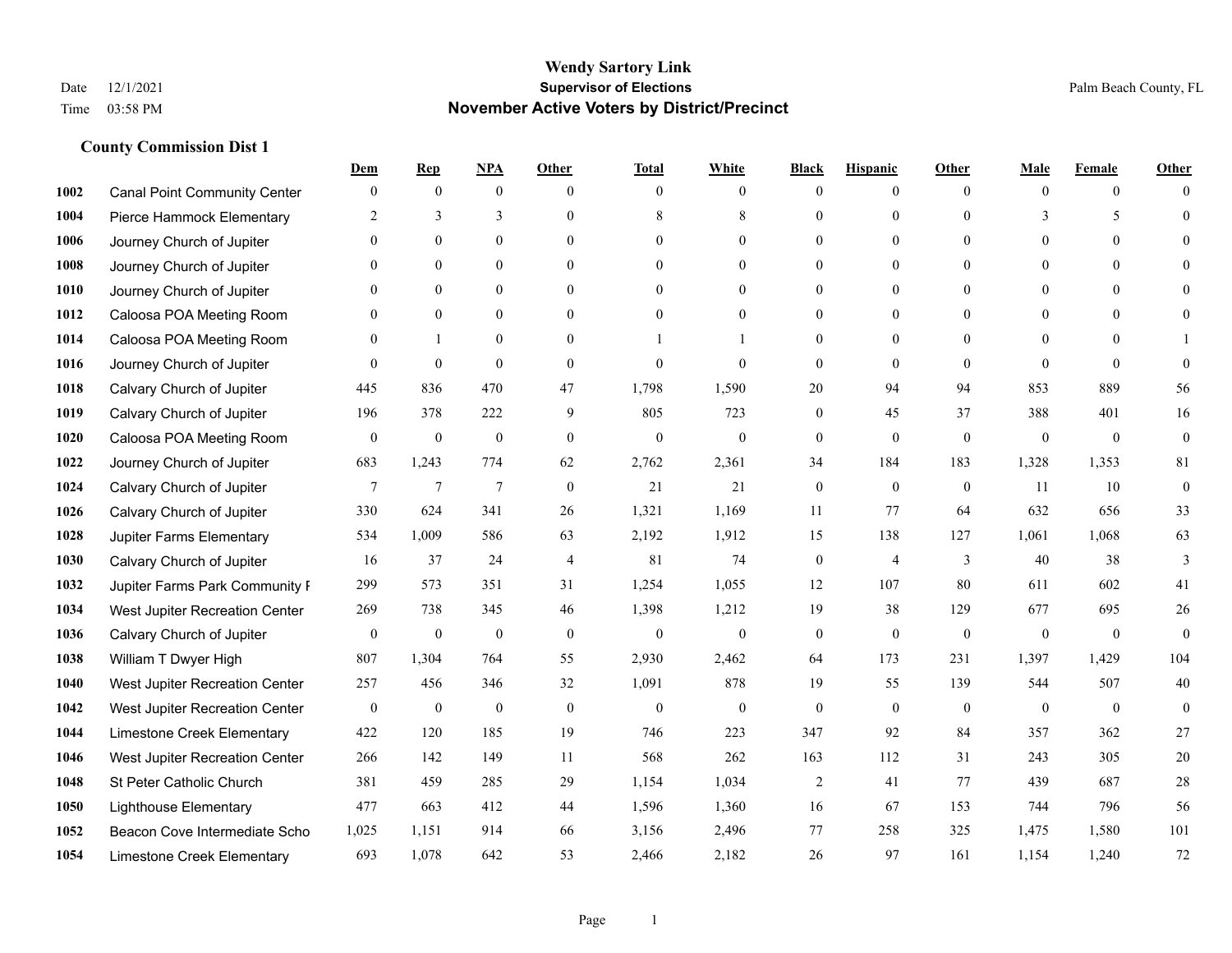# Wendy Sartory Link

**Supervisor of Elections**

**November Active Voters by District/Precinct**

Date 12/1/2021
Time 03:58 PM

Palm Beach County, FL

## County Commission Dist 1

| | | Dem | Rep | NPA | Other | Total | White | Black | Hispanic | Other | Male | Female | Other |
|---|---|---|---|---|---|---|---|---|---|---|---|---|---|
| 1002 | Canal Point Community Center | 0 | 0 | 0 | 0 | 0 | 0 | 0 | 0 | 0 | 0 | 0 | 0 |
| 1004 | Pierce Hammock Elementary | 2 | 3 | 3 | 0 | 8 | 8 | 0 | 0 | 0 | 3 | 5 | 0 |
| 1006 | Journey Church of Jupiter | 0 | 0 | 0 | 0 | 0 | 0 | 0 | 0 | 0 | 0 | 0 | 0 |
| 1008 | Journey Church of Jupiter | 0 | 0 | 0 | 0 | 0 | 0 | 0 | 0 | 0 | 0 | 0 | 0 |
| 1010 | Journey Church of Jupiter | 0 | 0 | 0 | 0 | 0 | 0 | 0 | 0 | 0 | 0 | 0 | 0 |
| 1012 | Caloosa POA Meeting Room | 0 | 0 | 0 | 0 | 0 | 0 | 0 | 0 | 0 | 0 | 0 | 0 |
| 1014 | Caloosa POA Meeting Room | 0 | 1 | 0 | 0 | 1 | 1 | 0 | 0 | 0 | 0 | 0 | 1 |
| 1016 | Journey Church of Jupiter | 0 | 0 | 0 | 0 | 0 | 0 | 0 | 0 | 0 | 0 | 0 | 0 |
| 1018 | Calvary Church of Jupiter | 445 | 836 | 470 | 47 | 1,798 | 1,590 | 20 | 94 | 94 | 853 | 889 | 56 |
| 1019 | Calvary Church of Jupiter | 196 | 378 | 222 | 9 | 805 | 723 | 0 | 45 | 37 | 388 | 401 | 16 |
| 1020 | Caloosa POA Meeting Room | 0 | 0 | 0 | 0 | 0 | 0 | 0 | 0 | 0 | 0 | 0 | 0 |
| 1022 | Journey Church of Jupiter | 683 | 1,243 | 774 | 62 | 2,762 | 2,361 | 34 | 184 | 183 | 1,328 | 1,353 | 81 |
| 1024 | Calvary Church of Jupiter | 7 | 7 | 7 | 0 | 21 | 21 | 0 | 0 | 0 | 11 | 10 | 0 |
| 1026 | Calvary Church of Jupiter | 330 | 624 | 341 | 26 | 1,321 | 1,169 | 11 | 77 | 64 | 632 | 656 | 33 |
| 1028 | Jupiter Farms Elementary | 534 | 1,009 | 586 | 63 | 2,192 | 1,912 | 15 | 138 | 127 | 1,061 | 1,068 | 63 |
| 1030 | Calvary Church of Jupiter | 16 | 37 | 24 | 4 | 81 | 74 | 0 | 4 | 3 | 40 | 38 | 3 |
| 1032 | Jupiter Farms Park Community F | 299 | 573 | 351 | 31 | 1,254 | 1,055 | 12 | 107 | 80 | 611 | 602 | 41 |
| 1034 | West Jupiter Recreation Center | 269 | 738 | 345 | 46 | 1,398 | 1,212 | 19 | 38 | 129 | 677 | 695 | 26 |
| 1036 | Calvary Church of Jupiter | 0 | 0 | 0 | 0 | 0 | 0 | 0 | 0 | 0 | 0 | 0 | 0 |
| 1038 | William T Dwyer High | 807 | 1,304 | 764 | 55 | 2,930 | 2,462 | 64 | 173 | 231 | 1,397 | 1,429 | 104 |
| 1040 | West Jupiter Recreation Center | 257 | 456 | 346 | 32 | 1,091 | 878 | 19 | 55 | 139 | 544 | 507 | 40 |
| 1042 | West Jupiter Recreation Center | 0 | 0 | 0 | 0 | 0 | 0 | 0 | 0 | 0 | 0 | 0 | 0 |
| 1044 | Limestone Creek Elementary | 422 | 120 | 185 | 19 | 746 | 223 | 347 | 92 | 84 | 357 | 362 | 27 |
| 1046 | West Jupiter Recreation Center | 266 | 142 | 149 | 11 | 568 | 262 | 163 | 112 | 31 | 243 | 305 | 20 |
| 1048 | St Peter Catholic Church | 381 | 459 | 285 | 29 | 1,154 | 1,034 | 2 | 41 | 77 | 439 | 687 | 28 |
| 1050 | Lighthouse Elementary | 477 | 663 | 412 | 44 | 1,596 | 1,360 | 16 | 67 | 153 | 744 | 796 | 56 |
| 1052 | Beacon Cove Intermediate Scho | 1,025 | 1,151 | 914 | 66 | 3,156 | 2,496 | 77 | 258 | 325 | 1,475 | 1,580 | 101 |
| 1054 | Limestone Creek Elementary | 693 | 1,078 | 642 | 53 | 2,466 | 2,182 | 26 | 97 | 161 | 1,154 | 1,240 | 72 |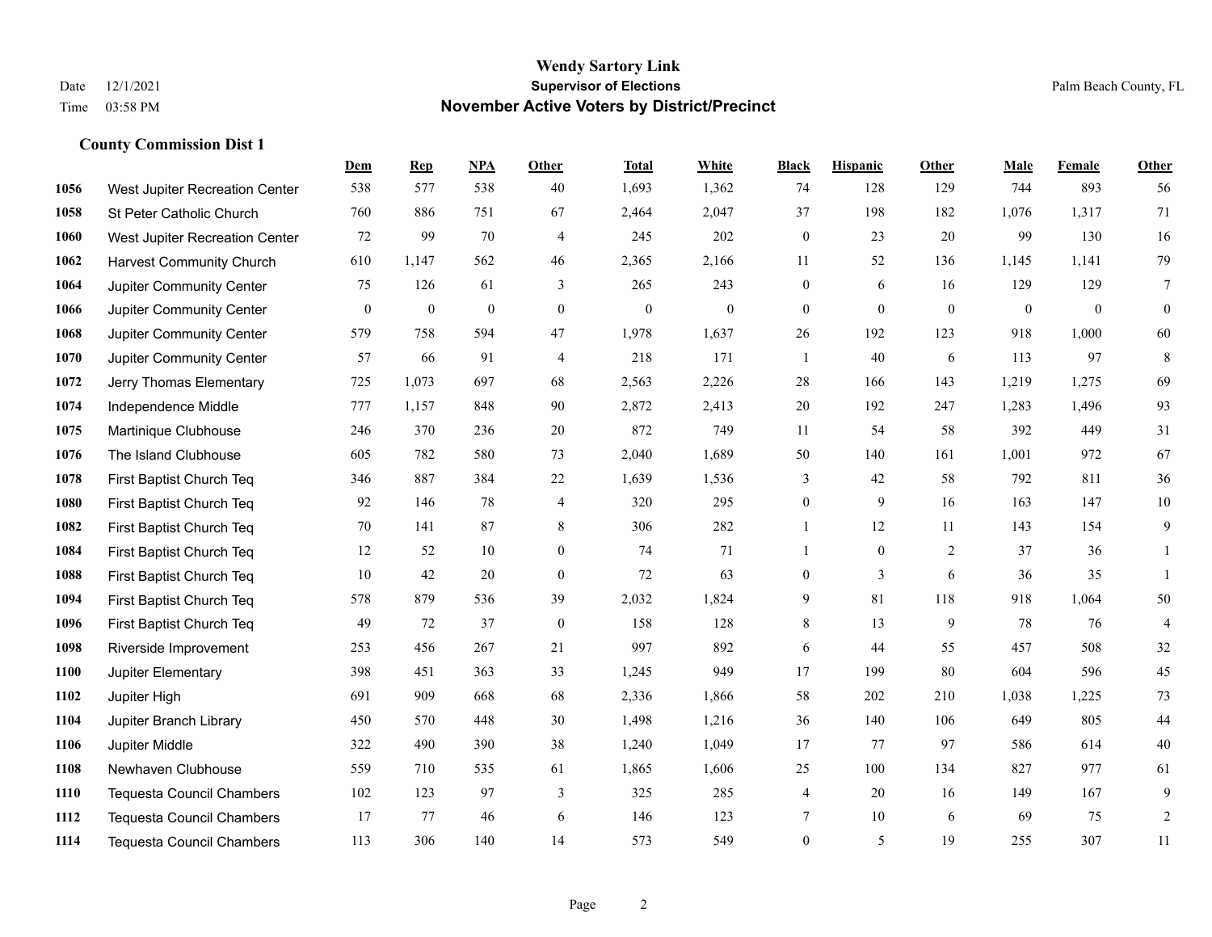# Wendy Sartory Link

**Supervisor of Elections**

**November Active Voters by District/Precinct**

Date 12/1/2021
Time 03:58 PM

Palm Beach County, FL

## County Commission Dist 1

| | | Dem | Rep | NPA | Other | Total | White | Black | Hispanic | Other | Male | Female | Other |
|---|---|---|---|---|---|---|---|---|---|---|---|---|---|
| 1056 | West Jupiter Recreation Center | 538 | 577 | 538 | 40 | 1,693 | 1,362 | 74 | 128 | 129 | 744 | 893 | 56 |
| 1058 | St Peter Catholic Church | 760 | 886 | 751 | 67 | 2,464 | 2,047 | 37 | 198 | 182 | 1,076 | 1,317 | 71 |
| 1060 | West Jupiter Recreation Center | 72 | 99 | 70 | 4 | 245 | 202 | 0 | 23 | 20 | 99 | 130 | 16 |
| 1062 | Harvest Community Church | 610 | 1,147 | 562 | 46 | 2,365 | 2,166 | 11 | 52 | 136 | 1,145 | 1,141 | 79 |
| 1064 | Jupiter Community Center | 75 | 126 | 61 | 3 | 265 | 243 | 0 | 6 | 16 | 129 | 129 | 7 |
| 1066 | Jupiter Community Center | 0 | 0 | 0 | 0 | 0 | 0 | 0 | 0 | 0 | 0 | 0 | 0 |
| 1068 | Jupiter Community Center | 579 | 758 | 594 | 47 | 1,978 | 1,637 | 26 | 192 | 123 | 918 | 1,000 | 60 |
| 1070 | Jupiter Community Center | 57 | 66 | 91 | 4 | 218 | 171 | 1 | 40 | 6 | 113 | 97 | 8 |
| 1072 | Jerry Thomas Elementary | 725 | 1,073 | 697 | 68 | 2,563 | 2,226 | 28 | 166 | 143 | 1,219 | 1,275 | 69 |
| 1074 | Independence Middle | 777 | 1,157 | 848 | 90 | 2,872 | 2,413 | 20 | 192 | 247 | 1,283 | 1,496 | 93 |
| 1075 | Martinique Clubhouse | 246 | 370 | 236 | 20 | 872 | 749 | 11 | 54 | 58 | 392 | 449 | 31 |
| 1076 | The Island Clubhouse | 605 | 782 | 580 | 73 | 2,040 | 1,689 | 50 | 140 | 161 | 1,001 | 972 | 67 |
| 1078 | First Baptist Church Teq | 346 | 887 | 384 | 22 | 1,639 | 1,536 | 3 | 42 | 58 | 792 | 811 | 36 |
| 1080 | First Baptist Church Teq | 92 | 146 | 78 | 4 | 320 | 295 | 0 | 9 | 16 | 163 | 147 | 10 |
| 1082 | First Baptist Church Teq | 70 | 141 | 87 | 8 | 306 | 282 | 1 | 12 | 11 | 143 | 154 | 9 |
| 1084 | First Baptist Church Teq | 12 | 52 | 10 | 0 | 74 | 71 | 1 | 0 | 2 | 37 | 36 | 1 |
| 1088 | First Baptist Church Teq | 10 | 42 | 20 | 0 | 72 | 63 | 0 | 3 | 6 | 36 | 35 | 1 |
| 1094 | First Baptist Church Teq | 578 | 879 | 536 | 39 | 2,032 | 1,824 | 9 | 81 | 118 | 918 | 1,064 | 50 |
| 1096 | First Baptist Church Teq | 49 | 72 | 37 | 0 | 158 | 128 | 8 | 13 | 9 | 78 | 76 | 4 |
| 1098 | Riverside Improvement | 253 | 456 | 267 | 21 | 997 | 892 | 6 | 44 | 55 | 457 | 508 | 32 |
| 1100 | Jupiter Elementary | 398 | 451 | 363 | 33 | 1,245 | 949 | 17 | 199 | 80 | 604 | 596 | 45 |
| 1102 | Jupiter High | 691 | 909 | 668 | 68 | 2,336 | 1,866 | 58 | 202 | 210 | 1,038 | 1,225 | 73 |
| 1104 | Jupiter Branch Library | 450 | 570 | 448 | 30 | 1,498 | 1,216 | 36 | 140 | 106 | 649 | 805 | 44 |
| 1106 | Jupiter Middle | 322 | 490 | 390 | 38 | 1,240 | 1,049 | 17 | 77 | 97 | 586 | 614 | 40 |
| 1108 | Newhaven Clubhouse | 559 | 710 | 535 | 61 | 1,865 | 1,606 | 25 | 100 | 134 | 827 | 977 | 61 |
| 1110 | Tequesta Council Chambers | 102 | 123 | 97 | 3 | 325 | 285 | 4 | 20 | 16 | 149 | 167 | 9 |
| 1112 | Tequesta Council Chambers | 17 | 77 | 46 | 6 | 146 | 123 | 7 | 10 | 6 | 69 | 75 | 2 |
| 1114 | Tequesta Council Chambers | 113 | 306 | 140 | 14 | 573 | 549 | 0 | 5 | 19 | 255 | 307 | 11 |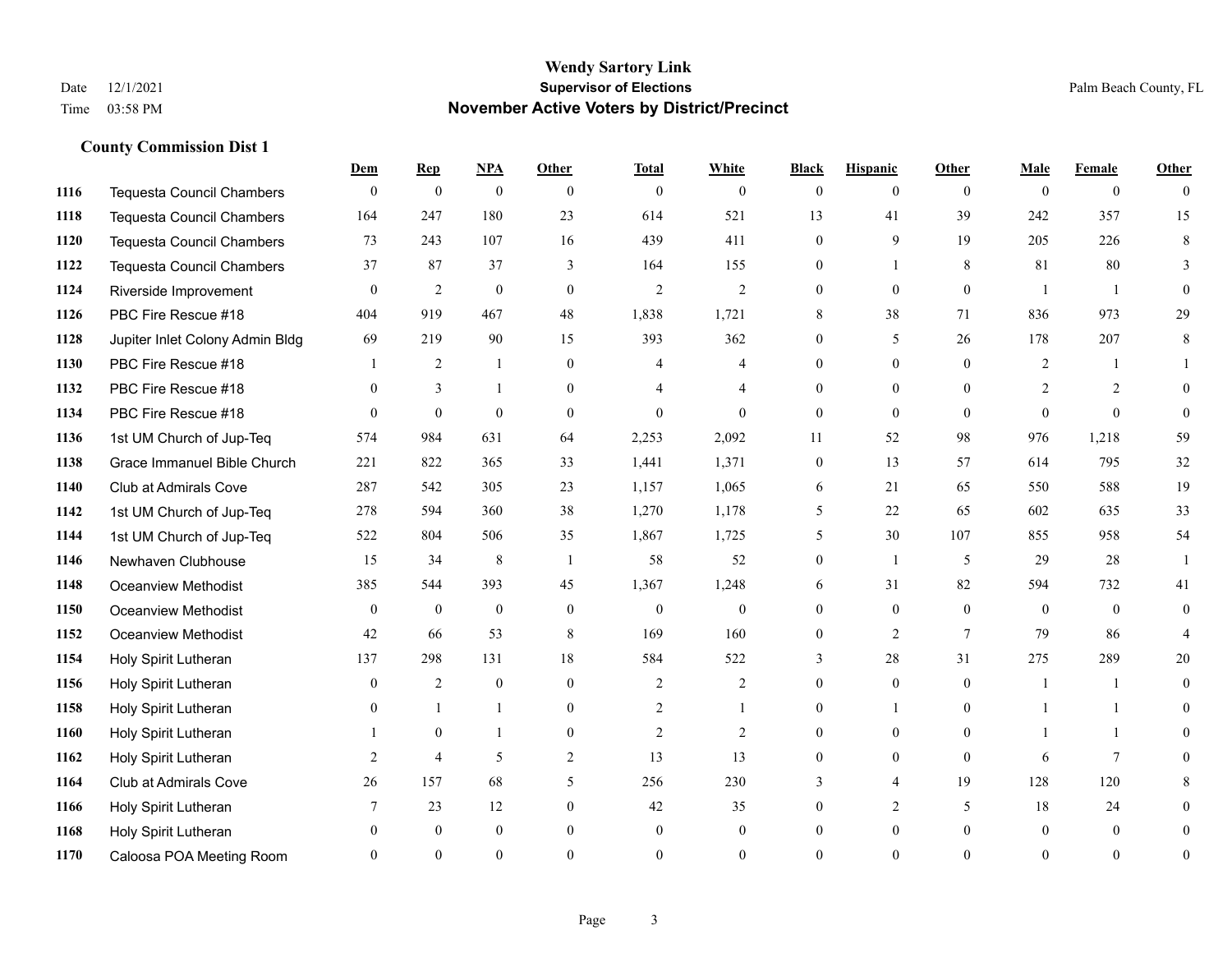# Wendy Sartory Link
## Supervisor of Elections
## November Active Voters by District/Precinct

Date 12/1/2021
Time 03:58 PM

Palm Beach County, FL

### County Commission Dist 1

| | | Dem | Rep | NPA | Other | Total | White | Black | Hispanic | Other | Male | Female | Other |
|---|---|---|---|---|---|---|---|---|---|---|---|---|---|
| 1116 | Tequesta Council Chambers | 0 | 0 | 0 | 0 | 0 | 0 | 0 | 0 | 0 | 0 | 0 | 0 |
| 1118 | Tequesta Council Chambers | 164 | 247 | 180 | 23 | 614 | 521 | 13 | 41 | 39 | 242 | 357 | 15 |
| 1120 | Tequesta Council Chambers | 73 | 243 | 107 | 16 | 439 | 411 | 0 | 9 | 19 | 205 | 226 | 8 |
| 1122 | Tequesta Council Chambers | 37 | 87 | 37 | 3 | 164 | 155 | 0 | 1 | 8 | 81 | 80 | 3 |
| 1124 | Riverside Improvement | 0 | 2 | 0 | 0 | 2 | 2 | 0 | 0 | 0 | 1 | 1 | 0 |
| 1126 | PBC Fire Rescue #18 | 404 | 919 | 467 | 48 | 1,838 | 1,721 | 8 | 38 | 71 | 836 | 973 | 29 |
| 1128 | Jupiter Inlet Colony Admin Bldg | 69 | 219 | 90 | 15 | 393 | 362 | 0 | 5 | 26 | 178 | 207 | 8 |
| 1130 | PBC Fire Rescue #18 | 1 | 2 | 1 | 0 | 4 | 4 | 0 | 0 | 0 | 2 | 1 | 1 |
| 1132 | PBC Fire Rescue #18 | 0 | 3 | 1 | 0 | 4 | 4 | 0 | 0 | 0 | 2 | 2 | 0 |
| 1134 | PBC Fire Rescue #18 | 0 | 0 | 0 | 0 | 0 | 0 | 0 | 0 | 0 | 0 | 0 | 0 |
| 1136 | 1st UM Church of Jup-Teq | 574 | 984 | 631 | 64 | 2,253 | 2,092 | 11 | 52 | 98 | 976 | 1,218 | 59 |
| 1138 | Grace Immanuel Bible Church | 221 | 822 | 365 | 33 | 1,441 | 1,371 | 0 | 13 | 57 | 614 | 795 | 32 |
| 1140 | Club at Admirals Cove | 287 | 542 | 305 | 23 | 1,157 | 1,065 | 6 | 21 | 65 | 550 | 588 | 19 |
| 1142 | 1st UM Church of Jup-Teq | 278 | 594 | 360 | 38 | 1,270 | 1,178 | 5 | 22 | 65 | 602 | 635 | 33 |
| 1144 | 1st UM Church of Jup-Teq | 522 | 804 | 506 | 35 | 1,867 | 1,725 | 5 | 30 | 107 | 855 | 958 | 54 |
| 1146 | Newhaven Clubhouse | 15 | 34 | 8 | 1 | 58 | 52 | 0 | 1 | 5 | 29 | 28 | 1 |
| 1148 | Oceanview Methodist | 385 | 544 | 393 | 45 | 1,367 | 1,248 | 6 | 31 | 82 | 594 | 732 | 41 |
| 1150 | Oceanview Methodist | 0 | 0 | 0 | 0 | 0 | 0 | 0 | 0 | 0 | 0 | 0 | 0 |
| 1152 | Oceanview Methodist | 42 | 66 | 53 | 8 | 169 | 160 | 0 | 2 | 7 | 79 | 86 | 4 |
| 1154 | Holy Spirit Lutheran | 137 | 298 | 131 | 18 | 584 | 522 | 3 | 28 | 31 | 275 | 289 | 20 |
| 1156 | Holy Spirit Lutheran | 0 | 2 | 0 | 0 | 2 | 2 | 0 | 0 | 0 | 1 | 1 | 0 |
| 1158 | Holy Spirit Lutheran | 0 | 1 | 1 | 0 | 2 | 1 | 0 | 1 | 0 | 1 | 1 | 0 |
| 1160 | Holy Spirit Lutheran | 1 | 0 | 1 | 0 | 2 | 2 | 0 | 0 | 0 | 1 | 1 | 0 |
| 1162 | Holy Spirit Lutheran | 2 | 4 | 5 | 2 | 13 | 13 | 0 | 0 | 0 | 6 | 7 | 0 |
| 1164 | Club at Admirals Cove | 26 | 157 | 68 | 5 | 256 | 230 | 3 | 4 | 19 | 128 | 120 | 8 |
| 1166 | Holy Spirit Lutheran | 7 | 23 | 12 | 0 | 42 | 35 | 0 | 2 | 5 | 18 | 24 | 0 |
| 1168 | Holy Spirit Lutheran | 0 | 0 | 0 | 0 | 0 | 0 | 0 | 0 | 0 | 0 | 0 | 0 |
| 1170 | Caloosa POA Meeting Room | 0 | 0 | 0 | 0 | 0 | 0 | 0 | 0 | 0 | 0 | 0 | 0 |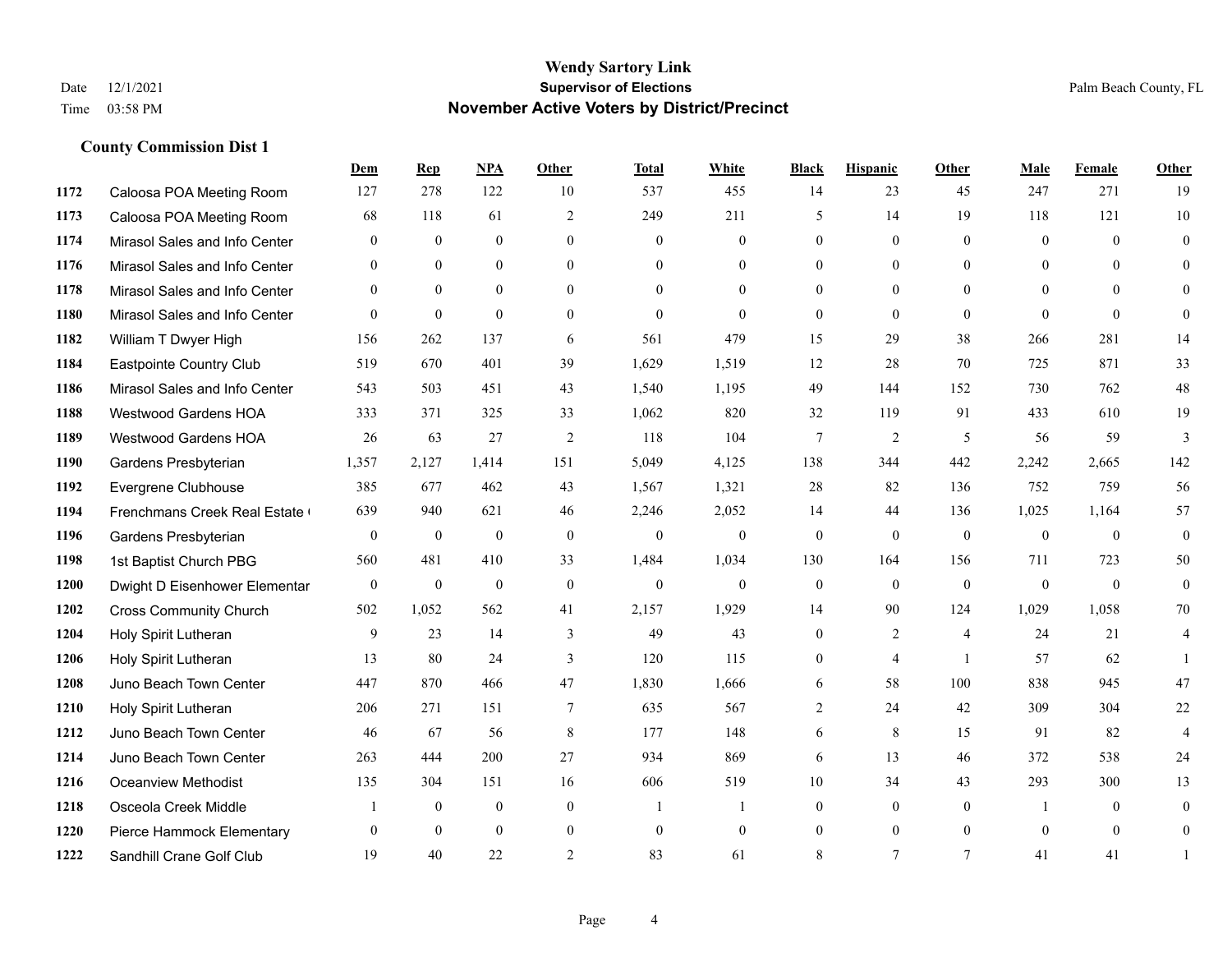# Wendy Sartory Link
## Supervisor of Elections
## November Active Voters by District/Precinct

Date 12/1/2021
Time 03:58 PM

Palm Beach County, FL

### County Commission Dist 1

| | | Dem | Rep | NPA | Other | Total | White | Black | Hispanic | Other | Male | Female | Other |
|---|---|---|---|---|---|---|---|---|---|---|---|---|---|
| 1172 | Caloosa POA Meeting Room | 127 | 278 | 122 | 10 | 537 | 455 | 14 | 23 | 45 | 247 | 271 | 19 |
| 1173 | Caloosa POA Meeting Room | 68 | 118 | 61 | 2 | 249 | 211 | 5 | 14 | 19 | 118 | 121 | 10 |
| 1174 | Mirasol Sales and Info Center | 0 | 0 | 0 | 0 | 0 | 0 | 0 | 0 | 0 | 0 | 0 | 0 |
| 1176 | Mirasol Sales and Info Center | 0 | 0 | 0 | 0 | 0 | 0 | 0 | 0 | 0 | 0 | 0 | 0 |
| 1178 | Mirasol Sales and Info Center | 0 | 0 | 0 | 0 | 0 | 0 | 0 | 0 | 0 | 0 | 0 | 0 |
| 1180 | Mirasol Sales and Info Center | 0 | 0 | 0 | 0 | 0 | 0 | 0 | 0 | 0 | 0 | 0 | 0 |
| 1182 | William T Dwyer High | 156 | 262 | 137 | 6 | 561 | 479 | 15 | 29 | 38 | 266 | 281 | 14 |
| 1184 | Eastpointe Country Club | 519 | 670 | 401 | 39 | 1,629 | 1,519 | 12 | 28 | 70 | 725 | 871 | 33 |
| 1186 | Mirasol Sales and Info Center | 543 | 503 | 451 | 43 | 1,540 | 1,195 | 49 | 144 | 152 | 730 | 762 | 48 |
| 1188 | Westwood Gardens HOA | 333 | 371 | 325 | 33 | 1,062 | 820 | 32 | 119 | 91 | 433 | 610 | 19 |
| 1189 | Westwood Gardens HOA | 26 | 63 | 27 | 2 | 118 | 104 | 7 | 2 | 5 | 56 | 59 | 3 |
| 1190 | Gardens Presbyterian | 1,357 | 2,127 | 1,414 | 151 | 5,049 | 4,125 | 138 | 344 | 442 | 2,242 | 2,665 | 142 |
| 1192 | Evergrene Clubhouse | 385 | 677 | 462 | 43 | 1,567 | 1,321 | 28 | 82 | 136 | 752 | 759 | 56 |
| 1194 | Frenchmans Creek Real Estate ( | 639 | 940 | 621 | 46 | 2,246 | 2,052 | 14 | 44 | 136 | 1,025 | 1,164 | 57 |
| 1196 | Gardens Presbyterian | 0 | 0 | 0 | 0 | 0 | 0 | 0 | 0 | 0 | 0 | 0 | 0 |
| 1198 | 1st Baptist Church PBG | 560 | 481 | 410 | 33 | 1,484 | 1,034 | 130 | 164 | 156 | 711 | 723 | 50 |
| 1200 | Dwight D Eisenhower Elementar | 0 | 0 | 0 | 0 | 0 | 0 | 0 | 0 | 0 | 0 | 0 | 0 |
| 1202 | Cross Community Church | 502 | 1,052 | 562 | 41 | 2,157 | 1,929 | 14 | 90 | 124 | 1,029 | 1,058 | 70 |
| 1204 | Holy Spirit Lutheran | 9 | 23 | 14 | 3 | 49 | 43 | 0 | 2 | 4 | 24 | 21 | 4 |
| 1206 | Holy Spirit Lutheran | 13 | 80 | 24 | 3 | 120 | 115 | 0 | 4 | 1 | 57 | 62 | 1 |
| 1208 | Juno Beach Town Center | 447 | 870 | 466 | 47 | 1,830 | 1,666 | 6 | 58 | 100 | 838 | 945 | 47 |
| 1210 | Holy Spirit Lutheran | 206 | 271 | 151 | 7 | 635 | 567 | 2 | 24 | 42 | 309 | 304 | 22 |
| 1212 | Juno Beach Town Center | 46 | 67 | 56 | 8 | 177 | 148 | 6 | 8 | 15 | 91 | 82 | 4 |
| 1214 | Juno Beach Town Center | 263 | 444 | 200 | 27 | 934 | 869 | 6 | 13 | 46 | 372 | 538 | 24 |
| 1216 | Oceanview Methodist | 135 | 304 | 151 | 16 | 606 | 519 | 10 | 34 | 43 | 293 | 300 | 13 |
| 1218 | Osceola Creek Middle | 1 | 0 | 0 | 0 | 1 | 1 | 0 | 0 | 0 | 1 | 0 | 0 |
| 1220 | Pierce Hammock Elementary | 0 | 0 | 0 | 0 | 0 | 0 | 0 | 0 | 0 | 0 | 0 | 0 |
| 1222 | Sandhill Crane Golf Club | 19 | 40 | 22 | 2 | 83 | 61 | 8 | 7 | 7 | 41 | 41 | 1 |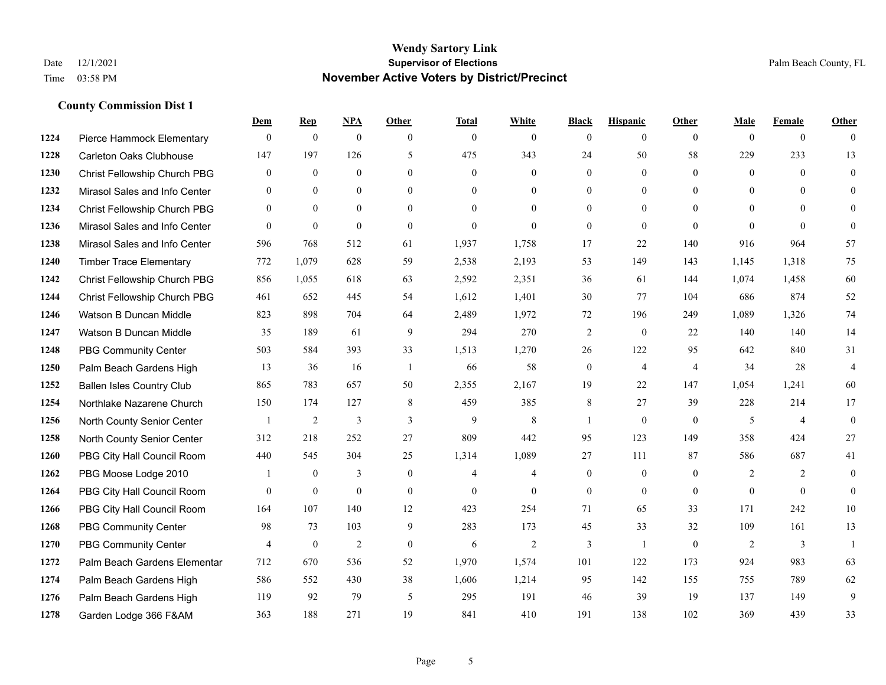# Wendy Sartory Link
## Supervisor of Elections
## November Active Voters by District/Precinct

Date 12/1/2021
Time 03:58 PM

Palm Beach County, FL

### County Commission Dist 1

| | | Dem | Rep | NPA | Other | Total | White | Black | Hispanic | Other | Male | Female | Other |
|---|---|---|---|---|---|---|---|---|---|---|---|---|---|
| 1224 | Pierce Hammock Elementary | 0 | 0 | 0 | 0 | 0 | 0 | 0 | 0 | 0 | 0 | 0 | 0 |
| 1228 | Carleton Oaks Clubhouse | 147 | 197 | 126 | 5 | 475 | 343 | 24 | 50 | 58 | 229 | 233 | 13 |
| 1230 | Christ Fellowship Church PBG | 0 | 0 | 0 | 0 | 0 | 0 | 0 | 0 | 0 | 0 | 0 | 0 |
| 1232 | Mirasol Sales and Info Center | 0 | 0 | 0 | 0 | 0 | 0 | 0 | 0 | 0 | 0 | 0 | 0 |
| 1234 | Christ Fellowship Church PBG | 0 | 0 | 0 | 0 | 0 | 0 | 0 | 0 | 0 | 0 | 0 | 0 |
| 1236 | Mirasol Sales and Info Center | 0 | 0 | 0 | 0 | 0 | 0 | 0 | 0 | 0 | 0 | 0 | 0 |
| 1238 | Mirasol Sales and Info Center | 596 | 768 | 512 | 61 | 1,937 | 1,758 | 17 | 22 | 140 | 916 | 964 | 57 |
| 1240 | Timber Trace Elementary | 772 | 1,079 | 628 | 59 | 2,538 | 2,193 | 53 | 149 | 143 | 1,145 | 1,318 | 75 |
| 1242 | Christ Fellowship Church PBG | 856 | 1,055 | 618 | 63 | 2,592 | 2,351 | 36 | 61 | 144 | 1,074 | 1,458 | 60 |
| 1244 | Christ Fellowship Church PBG | 461 | 652 | 445 | 54 | 1,612 | 1,401 | 30 | 77 | 104 | 686 | 874 | 52 |
| 1246 | Watson B Duncan Middle | 823 | 898 | 704 | 64 | 2,489 | 1,972 | 72 | 196 | 249 | 1,089 | 1,326 | 74 |
| 1247 | Watson B Duncan Middle | 35 | 189 | 61 | 9 | 294 | 270 | 2 | 0 | 22 | 140 | 140 | 14 |
| 1248 | PBG Community Center | 503 | 584 | 393 | 33 | 1,513 | 1,270 | 26 | 122 | 95 | 642 | 840 | 31 |
| 1250 | Palm Beach Gardens High | 13 | 36 | 16 | 1 | 66 | 58 | 0 | 4 | 4 | 34 | 28 | 4 |
| 1252 | Ballen Isles Country Club | 865 | 783 | 657 | 50 | 2,355 | 2,167 | 19 | 22 | 147 | 1,054 | 1,241 | 60 |
| 1254 | Northlake Nazarene Church | 150 | 174 | 127 | 8 | 459 | 385 | 8 | 27 | 39 | 228 | 214 | 17 |
| 1256 | North County Senior Center | 1 | 2 | 3 | 3 | 9 | 8 | 1 | 0 | 0 | 5 | 4 | 0 |
| 1258 | North County Senior Center | 312 | 218 | 252 | 27 | 809 | 442 | 95 | 123 | 149 | 358 | 424 | 27 |
| 1260 | PBG City Hall Council Room | 440 | 545 | 304 | 25 | 1,314 | 1,089 | 27 | 111 | 87 | 586 | 687 | 41 |
| 1262 | PBG Moose Lodge 2010 | 1 | 0 | 3 | 0 | 4 | 4 | 0 | 0 | 0 | 2 | 2 | 0 |
| 1264 | PBG City Hall Council Room | 0 | 0 | 0 | 0 | 0 | 0 | 0 | 0 | 0 | 0 | 0 | 0 |
| 1266 | PBG City Hall Council Room | 164 | 107 | 140 | 12 | 423 | 254 | 71 | 65 | 33 | 171 | 242 | 10 |
| 1268 | PBG Community Center | 98 | 73 | 103 | 9 | 283 | 173 | 45 | 33 | 32 | 109 | 161 | 13 |
| 1270 | PBG Community Center | 4 | 0 | 2 | 0 | 6 | 2 | 3 | 1 | 0 | 2 | 3 | 1 |
| 1272 | Palm Beach Gardens Elementar | 712 | 670 | 536 | 52 | 1,970 | 1,574 | 101 | 122 | 173 | 924 | 983 | 63 |
| 1274 | Palm Beach Gardens High | 586 | 552 | 430 | 38 | 1,606 | 1,214 | 95 | 142 | 155 | 755 | 789 | 62 |
| 1276 | Palm Beach Gardens High | 119 | 92 | 79 | 5 | 295 | 191 | 46 | 39 | 19 | 137 | 149 | 9 |
| 1278 | Garden Lodge 366 F&AM | 363 | 188 | 271 | 19 | 841 | 410 | 191 | 138 | 102 | 369 | 439 | 33 |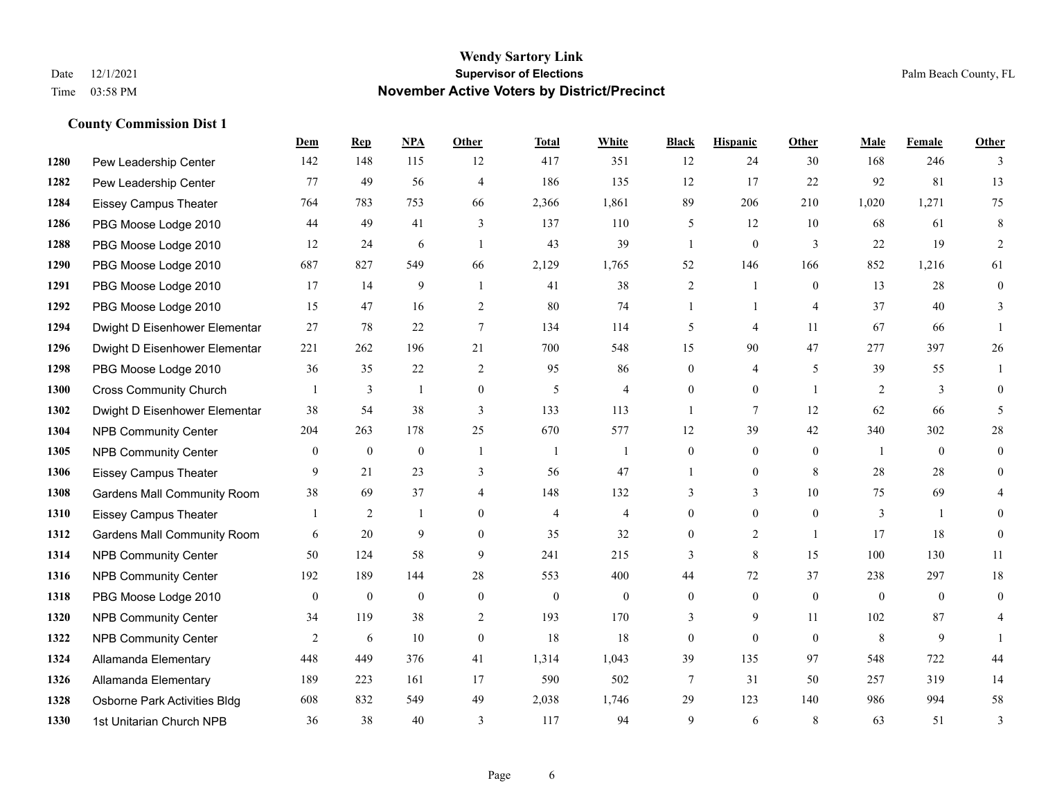# Wendy Sartory Link

## Supervisor of Elections

## November Active Voters by District/Precinct

Date 12/1/2021
Time 03:58 PM

Palm Beach County, FL

### County Commission Dist 1

| | | Dem | Rep | NPA | Other | Total | White | Black | Hispanic | Other | Male | Female | Other |
|---|---|---|---|---|---|---|---|---|---|---|---|---|---|
| 1280 | Pew Leadership Center | 142 | 148 | 115 | 12 | 417 | 351 | 12 | 24 | 30 | 168 | 246 | 3 |
| 1282 | Pew Leadership Center | 77 | 49 | 56 | 4 | 186 | 135 | 12 | 17 | 22 | 92 | 81 | 13 |
| 1284 | Eissey Campus Theater | 764 | 783 | 753 | 66 | 2,366 | 1,861 | 89 | 206 | 210 | 1,020 | 1,271 | 75 |
| 1286 | PBG Moose Lodge 2010 | 44 | 49 | 41 | 3 | 137 | 110 | 5 | 12 | 10 | 68 | 61 | 8 |
| 1288 | PBG Moose Lodge 2010 | 12 | 24 | 6 | 1 | 43 | 39 | 1 | 0 | 3 | 22 | 19 | 2 |
| 1290 | PBG Moose Lodge 2010 | 687 | 827 | 549 | 66 | 2,129 | 1,765 | 52 | 146 | 166 | 852 | 1,216 | 61 |
| 1291 | PBG Moose Lodge 2010 | 17 | 14 | 9 | 1 | 41 | 38 | 2 | 1 | 0 | 13 | 28 | 0 |
| 1292 | PBG Moose Lodge 2010 | 15 | 47 | 16 | 2 | 80 | 74 | 1 | 1 | 4 | 37 | 40 | 3 |
| 1294 | Dwight D Eisenhower Elementar | 27 | 78 | 22 | 7 | 134 | 114 | 5 | 4 | 11 | 67 | 66 | 1 |
| 1296 | Dwight D Eisenhower Elementar | 221 | 262 | 196 | 21 | 700 | 548 | 15 | 90 | 47 | 277 | 397 | 26 |
| 1298 | PBG Moose Lodge 2010 | 36 | 35 | 22 | 2 | 95 | 86 | 0 | 4 | 5 | 39 | 55 | 1 |
| 1300 | Cross Community Church | 1 | 3 | 1 | 0 | 5 | 4 | 0 | 0 | 1 | 2 | 3 | 0 |
| 1302 | Dwight D Eisenhower Elementar | 38 | 54 | 38 | 3 | 133 | 113 | 1 | 7 | 12 | 62 | 66 | 5 |
| 1304 | NPB Community Center | 204 | 263 | 178 | 25 | 670 | 577 | 12 | 39 | 42 | 340 | 302 | 28 |
| 1305 | NPB Community Center | 0 | 0 | 0 | 1 | 1 | 1 | 0 | 0 | 0 | 1 | 0 | 0 |
| 1306 | Eissey Campus Theater | 9 | 21 | 23 | 3 | 56 | 47 | 1 | 0 | 8 | 28 | 28 | 0 |
| 1308 | Gardens Mall Community Room | 38 | 69 | 37 | 4 | 148 | 132 | 3 | 3 | 10 | 75 | 69 | 4 |
| 1310 | Eissey Campus Theater | 1 | 2 | 1 | 0 | 4 | 4 | 0 | 0 | 0 | 3 | 1 | 0 |
| 1312 | Gardens Mall Community Room | 6 | 20 | 9 | 0 | 35 | 32 | 0 | 2 | 1 | 17 | 18 | 0 |
| 1314 | NPB Community Center | 50 | 124 | 58 | 9 | 241 | 215 | 3 | 8 | 15 | 100 | 130 | 11 |
| 1316 | NPB Community Center | 192 | 189 | 144 | 28 | 553 | 400 | 44 | 72 | 37 | 238 | 297 | 18 |
| 1318 | PBG Moose Lodge 2010 | 0 | 0 | 0 | 0 | 0 | 0 | 0 | 0 | 0 | 0 | 0 | 0 |
| 1320 | NPB Community Center | 34 | 119 | 38 | 2 | 193 | 170 | 3 | 9 | 11 | 102 | 87 | 4 |
| 1322 | NPB Community Center | 2 | 6 | 10 | 0 | 18 | 18 | 0 | 0 | 0 | 8 | 9 | 1 |
| 1324 | Allamanda Elementary | 448 | 449 | 376 | 41 | 1,314 | 1,043 | 39 | 135 | 97 | 548 | 722 | 44 |
| 1326 | Allamanda Elementary | 189 | 223 | 161 | 17 | 590 | 502 | 7 | 31 | 50 | 257 | 319 | 14 |
| 1328 | Osborne Park Activities Bldg | 608 | 832 | 549 | 49 | 2,038 | 1,746 | 29 | 123 | 140 | 986 | 994 | 58 |
| 1330 | 1st Unitarian Church NPB | 36 | 38 | 40 | 3 | 117 | 94 | 9 | 6 | 8 | 63 | 51 | 3 |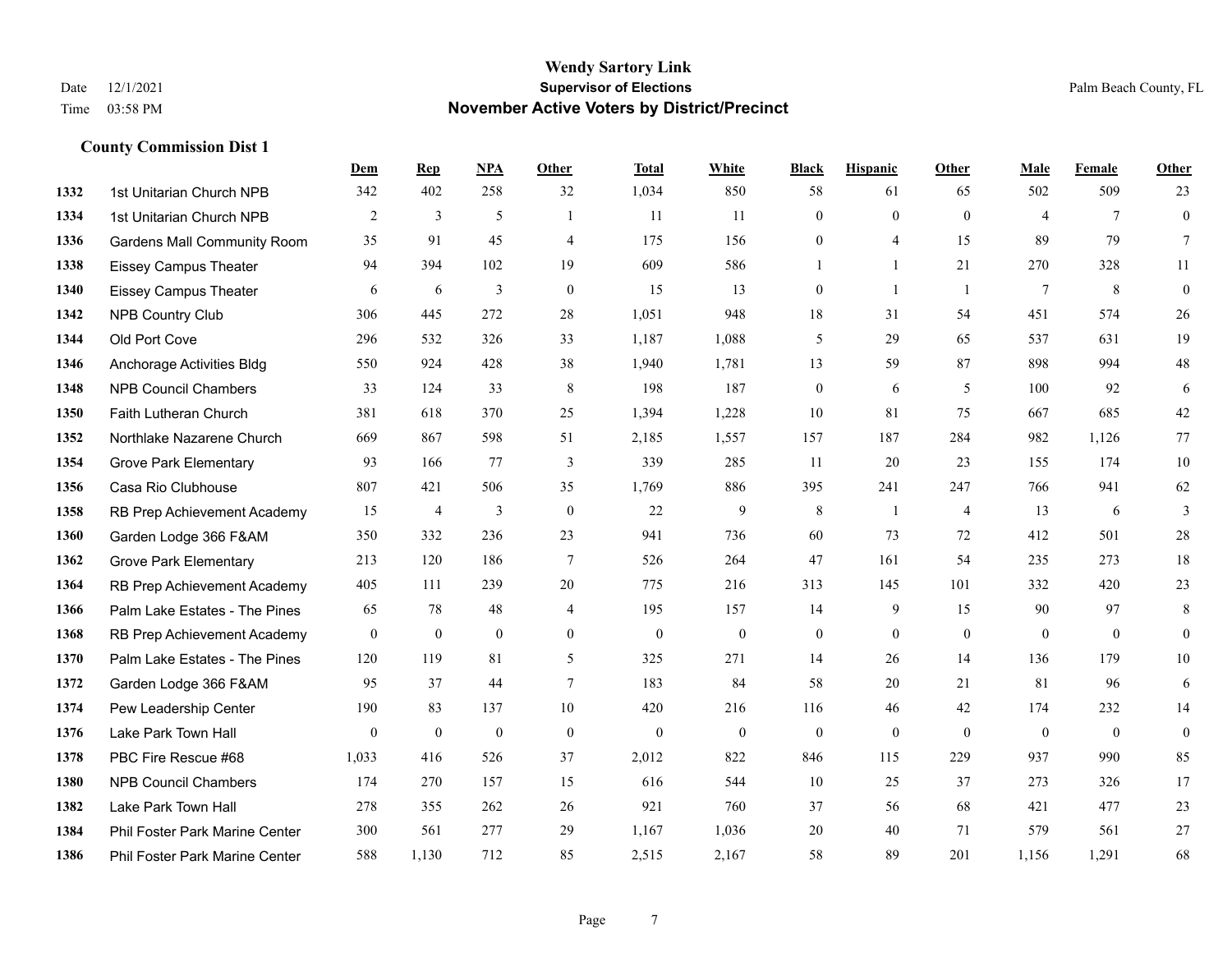# Wendy Sartory Link
## Supervisor of Elections
## November Active Voters by District/Precinct

Date 12/1/2021
Time 03:58 PM

Palm Beach County, FL

### County Commission Dist 1

| | | Dem | Rep | NPA | Other | Total | White | Black | Hispanic | Other | Male | Female | Other |
|---|---|---|---|---|---|---|---|---|---|---|---|---|---|
| 1332 | 1st Unitarian Church NPB | 342 | 402 | 258 | 32 | 1,034 | 850 | 58 | 61 | 65 | 502 | 509 | 23 |
| 1334 | 1st Unitarian Church NPB | 2 | 3 | 5 | 1 | 11 | 11 | 0 | 0 | 0 | 4 | 7 | 0 |
| 1336 | Gardens Mall Community Room | 35 | 91 | 45 | 4 | 175 | 156 | 0 | 4 | 15 | 89 | 79 | 7 |
| 1338 | Eissey Campus Theater | 94 | 394 | 102 | 19 | 609 | 586 | 1 | 1 | 21 | 270 | 328 | 11 |
| 1340 | Eissey Campus Theater | 6 | 6 | 3 | 0 | 15 | 13 | 0 | 1 | 1 | 7 | 8 | 0 |
| 1342 | NPB Country Club | 306 | 445 | 272 | 28 | 1,051 | 948 | 18 | 31 | 54 | 451 | 574 | 26 |
| 1344 | Old Port Cove | 296 | 532 | 326 | 33 | 1,187 | 1,088 | 5 | 29 | 65 | 537 | 631 | 19 |
| 1346 | Anchorage Activities Bldg | 550 | 924 | 428 | 38 | 1,940 | 1,781 | 13 | 59 | 87 | 898 | 994 | 48 |
| 1348 | NPB Council Chambers | 33 | 124 | 33 | 8 | 198 | 187 | 0 | 6 | 5 | 100 | 92 | 6 |
| 1350 | Faith Lutheran Church | 381 | 618 | 370 | 25 | 1,394 | 1,228 | 10 | 81 | 75 | 667 | 685 | 42 |
| 1352 | Northlake Nazarene Church | 669 | 867 | 598 | 51 | 2,185 | 1,557 | 157 | 187 | 284 | 982 | 1,126 | 77 |
| 1354 | Grove Park Elementary | 93 | 166 | 77 | 3 | 339 | 285 | 11 | 20 | 23 | 155 | 174 | 10 |
| 1356 | Casa Rio Clubhouse | 807 | 421 | 506 | 35 | 1,769 | 886 | 395 | 241 | 247 | 766 | 941 | 62 |
| 1358 | RB Prep Achievement Academy | 15 | 4 | 3 | 0 | 22 | 9 | 8 | 1 | 4 | 13 | 6 | 3 |
| 1360 | Garden Lodge 366 F&AM | 350 | 332 | 236 | 23 | 941 | 736 | 60 | 73 | 72 | 412 | 501 | 28 |
| 1362 | Grove Park Elementary | 213 | 120 | 186 | 7 | 526 | 264 | 47 | 161 | 54 | 235 | 273 | 18 |
| 1364 | RB Prep Achievement Academy | 405 | 111 | 239 | 20 | 775 | 216 | 313 | 145 | 101 | 332 | 420 | 23 |
| 1366 | Palm Lake Estates - The Pines | 65 | 78 | 48 | 4 | 195 | 157 | 14 | 9 | 15 | 90 | 97 | 8 |
| 1368 | RB Prep Achievement Academy | 0 | 0 | 0 | 0 | 0 | 0 | 0 | 0 | 0 | 0 | 0 | 0 |
| 1370 | Palm Lake Estates - The Pines | 120 | 119 | 81 | 5 | 325 | 271 | 14 | 26 | 14 | 136 | 179 | 10 |
| 1372 | Garden Lodge 366 F&AM | 95 | 37 | 44 | 7 | 183 | 84 | 58 | 20 | 21 | 81 | 96 | 6 |
| 1374 | Pew Leadership Center | 190 | 83 | 137 | 10 | 420 | 216 | 116 | 46 | 42 | 174 | 232 | 14 |
| 1376 | Lake Park Town Hall | 0 | 0 | 0 | 0 | 0 | 0 | 0 | 0 | 0 | 0 | 0 | 0 |
| 1378 | PBC Fire Rescue #68 | 1,033 | 416 | 526 | 37 | 2,012 | 822 | 846 | 115 | 229 | 937 | 990 | 85 |
| 1380 | NPB Council Chambers | 174 | 270 | 157 | 15 | 616 | 544 | 10 | 25 | 37 | 273 | 326 | 17 |
| 1382 | Lake Park Town Hall | 278 | 355 | 262 | 26 | 921 | 760 | 37 | 56 | 68 | 421 | 477 | 23 |
| 1384 | Phil Foster Park Marine Center | 300 | 561 | 277 | 29 | 1,167 | 1,036 | 20 | 40 | 71 | 579 | 561 | 27 |
| 1386 | Phil Foster Park Marine Center | 588 | 1,130 | 712 | 85 | 2,515 | 2,167 | 58 | 89 | 201 | 1,156 | 1,291 | 68 |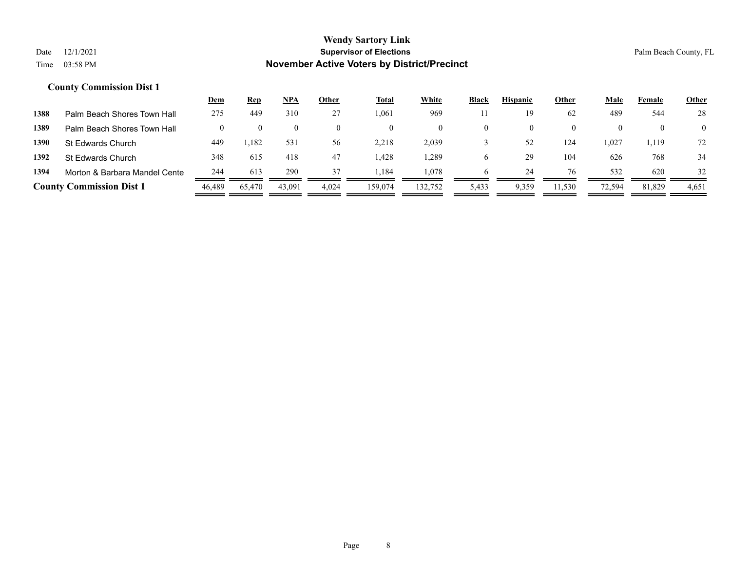**Wendy Sartory Link**
**Supervisor of Elections**
**November Active Voters by District/Precinct**

Date 12/1/2021
Time 03:58 PM

Palm Beach County, FL

### County Commission Dist 1

| | | Dem | Rep | NPA | Other | Total | White | Black | Hispanic | Other | Male | Female | Other |
|---|---|---|---|---|---|---|---|---|---|---|---|---|---|
| 1388 | Palm Beach Shores Town Hall | 275 | 449 | 310 | 27 | 1,061 | 969 | 11 | 19 | 62 | 489 | 544 | 28 |
| 1389 | Palm Beach Shores Town Hall | 0 | 0 | 0 | 0 | 0 | 0 | 0 | 0 | 0 | 0 | 0 | 0 |
| 1390 | St Edwards Church | 449 | 1,182 | 531 | 56 | 2,218 | 2,039 | 3 | 52 | 124 | 1,027 | 1,119 | 72 |
| 1392 | St Edwards Church | 348 | 615 | 418 | 47 | 1,428 | 1,289 | 6 | 29 | 104 | 626 | 768 | 34 |
| 1394 | Morton & Barbara Mandel Cente | 244 | 613 | 290 | 37 | 1,184 | 1,078 | 6 | 24 | 76 | 532 | 620 | 32 |
| **County Commission Dist 1** | | 46,489 | 65,470 | 43,091 | 4,024 | 159,074 | 132,752 | 5,433 | 9,359 | 11,530 | 72,594 | 81,829 | 4,651 |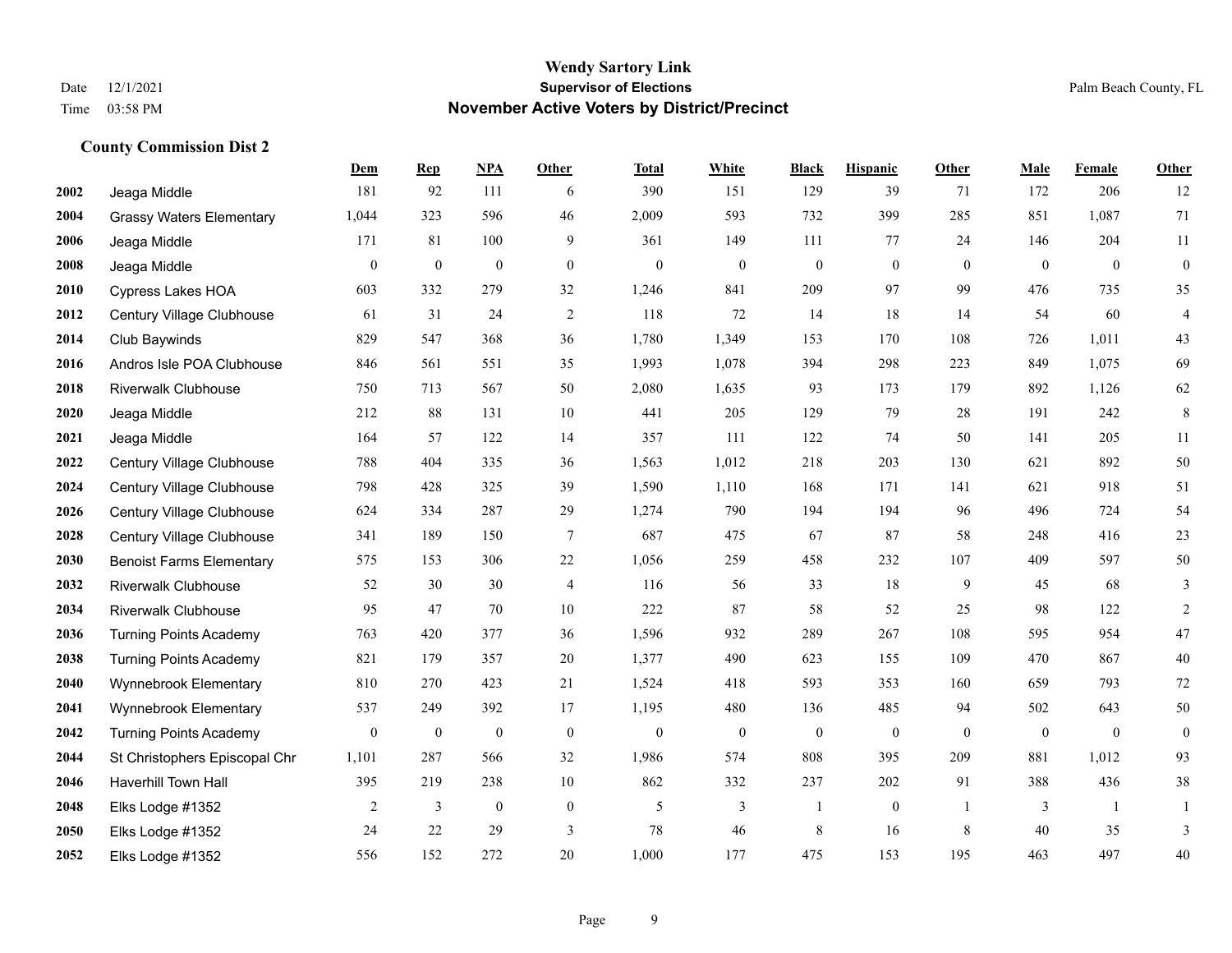# Wendy Sartory Link
## Supervisor of Elections
## November Active Voters by District/Precinct

Date 12/1/2021
Time 03:58 PM

Palm Beach County, FL

### County Commission Dist 2

| | | Dem | Rep | NPA | Other | Total | White | Black | Hispanic | Other | Male | Female | Other |
|---|---|---|---|---|---|---|---|---|---|---|---|---|---|
| 2002 | Jeaga Middle | 181 | 92 | 111 | 6 | 390 | 151 | 129 | 39 | 71 | 172 | 206 | 12 |
| 2004 | Grassy Waters Elementary | 1,044 | 323 | 596 | 46 | 2,009 | 593 | 732 | 399 | 285 | 851 | 1,087 | 71 |
| 2006 | Jeaga Middle | 171 | 81 | 100 | 9 | 361 | 149 | 111 | 77 | 24 | 146 | 204 | 11 |
| 2008 | Jeaga Middle | 0 | 0 | 0 | 0 | 0 | 0 | 0 | 0 | 0 | 0 | 0 | 0 |
| 2010 | Cypress Lakes HOA | 603 | 332 | 279 | 32 | 1,246 | 841 | 209 | 97 | 99 | 476 | 735 | 35 |
| 2012 | Century Village Clubhouse | 61 | 31 | 24 | 2 | 118 | 72 | 14 | 18 | 14 | 54 | 60 | 4 |
| 2014 | Club Baywinds | 829 | 547 | 368 | 36 | 1,780 | 1,349 | 153 | 170 | 108 | 726 | 1,011 | 43 |
| 2016 | Andros Isle POA Clubhouse | 846 | 561 | 551 | 35 | 1,993 | 1,078 | 394 | 298 | 223 | 849 | 1,075 | 69 |
| 2018 | Riverwalk Clubhouse | 750 | 713 | 567 | 50 | 2,080 | 1,635 | 93 | 173 | 179 | 892 | 1,126 | 62 |
| 2020 | Jeaga Middle | 212 | 88 | 131 | 10 | 441 | 205 | 129 | 79 | 28 | 191 | 242 | 8 |
| 2021 | Jeaga Middle | 164 | 57 | 122 | 14 | 357 | 111 | 122 | 74 | 50 | 141 | 205 | 11 |
| 2022 | Century Village Clubhouse | 788 | 404 | 335 | 36 | 1,563 | 1,012 | 218 | 203 | 130 | 621 | 892 | 50 |
| 2024 | Century Village Clubhouse | 798 | 428 | 325 | 39 | 1,590 | 1,110 | 168 | 171 | 141 | 621 | 918 | 51 |
| 2026 | Century Village Clubhouse | 624 | 334 | 287 | 29 | 1,274 | 790 | 194 | 194 | 96 | 496 | 724 | 54 |
| 2028 | Century Village Clubhouse | 341 | 189 | 150 | 7 | 687 | 475 | 67 | 87 | 58 | 248 | 416 | 23 |
| 2030 | Benoist Farms Elementary | 575 | 153 | 306 | 22 | 1,056 | 259 | 458 | 232 | 107 | 409 | 597 | 50 |
| 2032 | Riverwalk Clubhouse | 52 | 30 | 30 | 4 | 116 | 56 | 33 | 18 | 9 | 45 | 68 | 3 |
| 2034 | Riverwalk Clubhouse | 95 | 47 | 70 | 10 | 222 | 87 | 58 | 52 | 25 | 98 | 122 | 2 |
| 2036 | Turning Points Academy | 763 | 420 | 377 | 36 | 1,596 | 932 | 289 | 267 | 108 | 595 | 954 | 47 |
| 2038 | Turning Points Academy | 821 | 179 | 357 | 20 | 1,377 | 490 | 623 | 155 | 109 | 470 | 867 | 40 |
| 2040 | Wynnebrook Elementary | 810 | 270 | 423 | 21 | 1,524 | 418 | 593 | 353 | 160 | 659 | 793 | 72 |
| 2041 | Wynnebrook Elementary | 537 | 249 | 392 | 17 | 1,195 | 480 | 136 | 485 | 94 | 502 | 643 | 50 |
| 2042 | Turning Points Academy | 0 | 0 | 0 | 0 | 0 | 0 | 0 | 0 | 0 | 0 | 0 | 0 |
| 2044 | St Christophers Episcopal Chr | 1,101 | 287 | 566 | 32 | 1,986 | 574 | 808 | 395 | 209 | 881 | 1,012 | 93 |
| 2046 | Haverhill Town Hall | 395 | 219 | 238 | 10 | 862 | 332 | 237 | 202 | 91 | 388 | 436 | 38 |
| 2048 | Elks Lodge #1352 | 2 | 3 | 0 | 0 | 5 | 3 | 1 | 0 | 1 | 3 | 1 | 1 |
| 2050 | Elks Lodge #1352 | 24 | 22 | 29 | 3 | 78 | 46 | 8 | 16 | 8 | 40 | 35 | 3 |
| 2052 | Elks Lodge #1352 | 556 | 152 | 272 | 20 | 1,000 | 177 | 475 | 153 | 195 | 463 | 497 | 40 |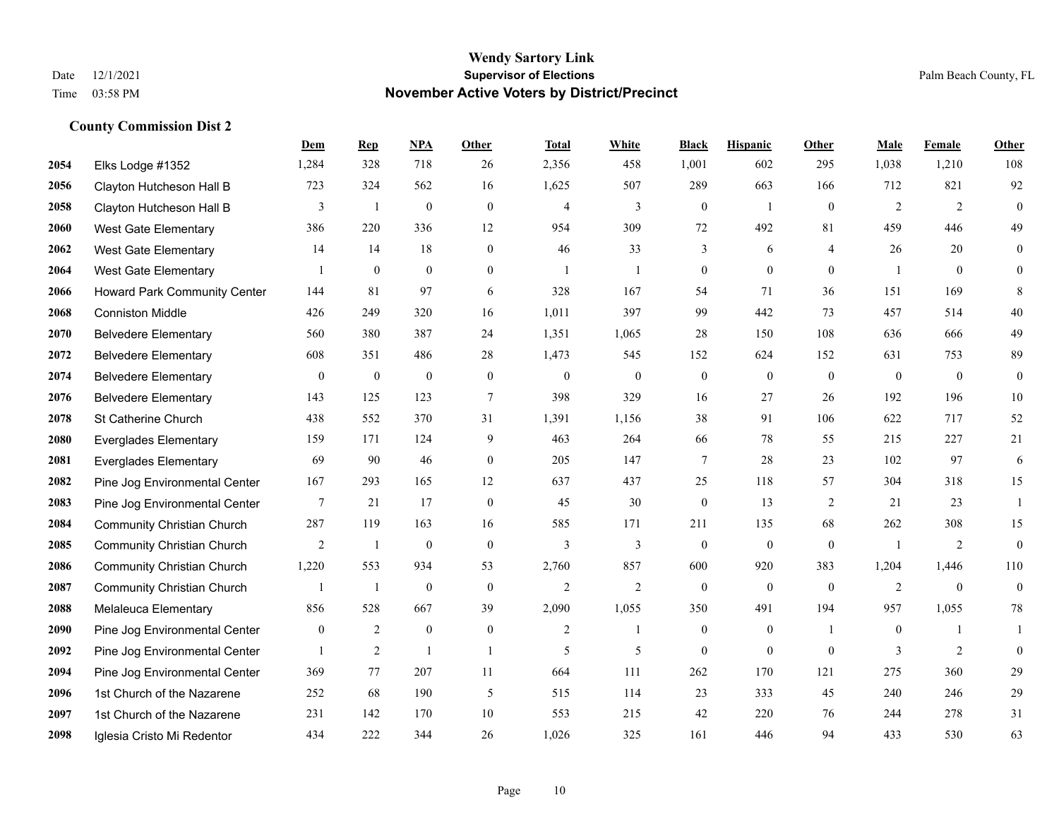# Wendy Sartory Link

## Supervisor of Elections

## November Active Voters by District/Precinct

Date 12/1/2021

Time 03:58 PM

Palm Beach County, FL

### County Commission Dist 2

| | | Dem | Rep | NPA | Other | Total | White | Black | Hispanic | Other | Male | Female | Other |
|---|---|---|---|---|---|---|---|---|---|---|---|---|---|
| 2054 | Elks Lodge #1352 | 1,284 | 328 | 718 | 26 | 2,356 | 458 | 1,001 | 602 | 295 | 1,038 | 1,210 | 108 |
| 2056 | Clayton Hutcheson Hall B | 723 | 324 | 562 | 16 | 1,625 | 507 | 289 | 663 | 166 | 712 | 821 | 92 |
| 2058 | Clayton Hutcheson Hall B | 3 | 1 | 0 | 0 | 4 | 3 | 0 | 1 | 0 | 2 | 2 | 0 |
| 2060 | West Gate Elementary | 386 | 220 | 336 | 12 | 954 | 309 | 72 | 492 | 81 | 459 | 446 | 49 |
| 2062 | West Gate Elementary | 14 | 14 | 18 | 0 | 46 | 33 | 3 | 6 | 4 | 26 | 20 | 0 |
| 2064 | West Gate Elementary | 1 | 0 | 0 | 0 | 1 | 1 | 0 | 0 | 0 | 1 | 0 | 0 |
| 2066 | Howard Park Community Center | 144 | 81 | 97 | 6 | 328 | 167 | 54 | 71 | 36 | 151 | 169 | 8 |
| 2068 | Conniston Middle | 426 | 249 | 320 | 16 | 1,011 | 397 | 99 | 442 | 73 | 457 | 514 | 40 |
| 2070 | Belvedere Elementary | 560 | 380 | 387 | 24 | 1,351 | 1,065 | 28 | 150 | 108 | 636 | 666 | 49 |
| 2072 | Belvedere Elementary | 608 | 351 | 486 | 28 | 1,473 | 545 | 152 | 624 | 152 | 631 | 753 | 89 |
| 2074 | Belvedere Elementary | 0 | 0 | 0 | 0 | 0 | 0 | 0 | 0 | 0 | 0 | 0 | 0 |
| 2076 | Belvedere Elementary | 143 | 125 | 123 | 7 | 398 | 329 | 16 | 27 | 26 | 192 | 196 | 10 |
| 2078 | St Catherine Church | 438 | 552 | 370 | 31 | 1,391 | 1,156 | 38 | 91 | 106 | 622 | 717 | 52 |
| 2080 | Everglades Elementary | 159 | 171 | 124 | 9 | 463 | 264 | 66 | 78 | 55 | 215 | 227 | 21 |
| 2081 | Everglades Elementary | 69 | 90 | 46 | 0 | 205 | 147 | 7 | 28 | 23 | 102 | 97 | 6 |
| 2082 | Pine Jog Environmental Center | 167 | 293 | 165 | 12 | 637 | 437 | 25 | 118 | 57 | 304 | 318 | 15 |
| 2083 | Pine Jog Environmental Center | 7 | 21 | 17 | 0 | 45 | 30 | 0 | 13 | 2 | 21 | 23 | 1 |
| 2084 | Community Christian Church | 287 | 119 | 163 | 16 | 585 | 171 | 211 | 135 | 68 | 262 | 308 | 15 |
| 2085 | Community Christian Church | 2 | 1 | 0 | 0 | 3 | 3 | 0 | 0 | 0 | 1 | 2 | 0 |
| 2086 | Community Christian Church | 1,220 | 553 | 934 | 53 | 2,760 | 857 | 600 | 920 | 383 | 1,204 | 1,446 | 110 |
| 2087 | Community Christian Church | 1 | 1 | 0 | 0 | 2 | 2 | 0 | 0 | 0 | 2 | 0 | 0 |
| 2088 | Melaleuca Elementary | 856 | 528 | 667 | 39 | 2,090 | 1,055 | 350 | 491 | 194 | 957 | 1,055 | 78 |
| 2090 | Pine Jog Environmental Center | 0 | 2 | 0 | 0 | 2 | 1 | 0 | 0 | 1 | 0 | 1 | 1 |
| 2092 | Pine Jog Environmental Center | 1 | 2 | 1 | 1 | 5 | 5 | 0 | 0 | 0 | 3 | 2 | 0 |
| 2094 | Pine Jog Environmental Center | 369 | 77 | 207 | 11 | 664 | 111 | 262 | 170 | 121 | 275 | 360 | 29 |
| 2096 | 1st Church of the Nazarene | 252 | 68 | 190 | 5 | 515 | 114 | 23 | 333 | 45 | 240 | 246 | 29 |
| 2097 | 1st Church of the Nazarene | 231 | 142 | 170 | 10 | 553 | 215 | 42 | 220 | 76 | 244 | 278 | 31 |
| 2098 | Iglesia Cristo Mi Redentor | 434 | 222 | 344 | 26 | 1,026 | 325 | 161 | 446 | 94 | 433 | 530 | 63 |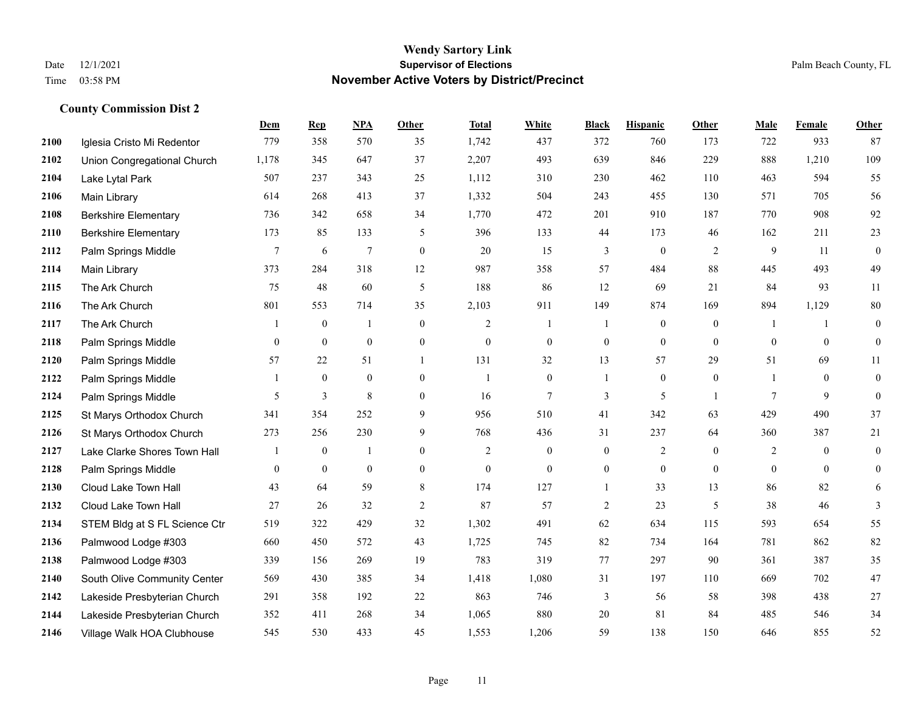# Wendy Sartory Link
## Supervisor of Elections
## November Active Voters by District/Precinct

Date 12/1/2021
Time 03:58 PM

Palm Beach County, FL

### County Commission Dist 2

| | | Dem | Rep | NPA | Other | Total | White | Black | Hispanic | Other | Male | Female | Other |
|---|---|---|---|---|---|---|---|---|---|---|---|---|---|
| 2100 | Iglesia Cristo Mi Redentor | 779 | 358 | 570 | 35 | 1,742 | 437 | 372 | 760 | 173 | 722 | 933 | 87 |
| 2102 | Union Congregational Church | 1,178 | 345 | 647 | 37 | 2,207 | 493 | 639 | 846 | 229 | 888 | 1,210 | 109 |
| 2104 | Lake Lytal Park | 507 | 237 | 343 | 25 | 1,112 | 310 | 230 | 462 | 110 | 463 | 594 | 55 |
| 2106 | Main Library | 614 | 268 | 413 | 37 | 1,332 | 504 | 243 | 455 | 130 | 571 | 705 | 56 |
| 2108 | Berkshire Elementary | 736 | 342 | 658 | 34 | 1,770 | 472 | 201 | 910 | 187 | 770 | 908 | 92 |
| 2110 | Berkshire Elementary | 173 | 85 | 133 | 5 | 396 | 133 | 44 | 173 | 46 | 162 | 211 | 23 |
| 2112 | Palm Springs Middle | 7 | 6 | 7 | 0 | 20 | 15 | 3 | 0 | 2 | 9 | 11 | 0 |
| 2114 | Main Library | 373 | 284 | 318 | 12 | 987 | 358 | 57 | 484 | 88 | 445 | 493 | 49 |
| 2115 | The Ark Church | 75 | 48 | 60 | 5 | 188 | 86 | 12 | 69 | 21 | 84 | 93 | 11 |
| 2116 | The Ark Church | 801 | 553 | 714 | 35 | 2,103 | 911 | 149 | 874 | 169 | 894 | 1,129 | 80 |
| 2117 | The Ark Church | 1 | 0 | 1 | 0 | 2 | 1 | 1 | 0 | 0 | 1 | 1 | 0 |
| 2118 | Palm Springs Middle | 0 | 0 | 0 | 0 | 0 | 0 | 0 | 0 | 0 | 0 | 0 | 0 |
| 2120 | Palm Springs Middle | 57 | 22 | 51 | 1 | 131 | 32 | 13 | 57 | 29 | 51 | 69 | 11 |
| 2122 | Palm Springs Middle | 1 | 0 | 0 | 0 | 1 | 0 | 1 | 0 | 0 | 1 | 0 | 0 |
| 2124 | Palm Springs Middle | 5 | 3 | 8 | 0 | 16 | 7 | 3 | 5 | 1 | 7 | 9 | 0 |
| 2125 | St Marys Orthodox Church | 341 | 354 | 252 | 9 | 956 | 510 | 41 | 342 | 63 | 429 | 490 | 37 |
| 2126 | St Marys Orthodox Church | 273 | 256 | 230 | 9 | 768 | 436 | 31 | 237 | 64 | 360 | 387 | 21 |
| 2127 | Lake Clarke Shores Town Hall | 1 | 0 | 1 | 0 | 2 | 0 | 0 | 2 | 0 | 2 | 0 | 0 |
| 2128 | Palm Springs Middle | 0 | 0 | 0 | 0 | 0 | 0 | 0 | 0 | 0 | 0 | 0 | 0 |
| 2130 | Cloud Lake Town Hall | 43 | 64 | 59 | 8 | 174 | 127 | 1 | 33 | 13 | 86 | 82 | 6 |
| 2132 | Cloud Lake Town Hall | 27 | 26 | 32 | 2 | 87 | 57 | 2 | 23 | 5 | 38 | 46 | 3 |
| 2134 | STEM Bldg at S FL Science Ctr | 519 | 322 | 429 | 32 | 1,302 | 491 | 62 | 634 | 115 | 593 | 654 | 55 |
| 2136 | Palmwood Lodge #303 | 660 | 450 | 572 | 43 | 1,725 | 745 | 82 | 734 | 164 | 781 | 862 | 82 |
| 2138 | Palmwood Lodge #303 | 339 | 156 | 269 | 19 | 783 | 319 | 77 | 297 | 90 | 361 | 387 | 35 |
| 2140 | South Olive Community Center | 569 | 430 | 385 | 34 | 1,418 | 1,080 | 31 | 197 | 110 | 669 | 702 | 47 |
| 2142 | Lakeside Presbyterian Church | 291 | 358 | 192 | 22 | 863 | 746 | 3 | 56 | 58 | 398 | 438 | 27 |
| 2144 | Lakeside Presbyterian Church | 352 | 411 | 268 | 34 | 1,065 | 880 | 20 | 81 | 84 | 485 | 546 | 34 |
| 2146 | Village Walk HOA Clubhouse | 545 | 530 | 433 | 45 | 1,553 | 1,206 | 59 | 138 | 150 | 646 | 855 | 52 |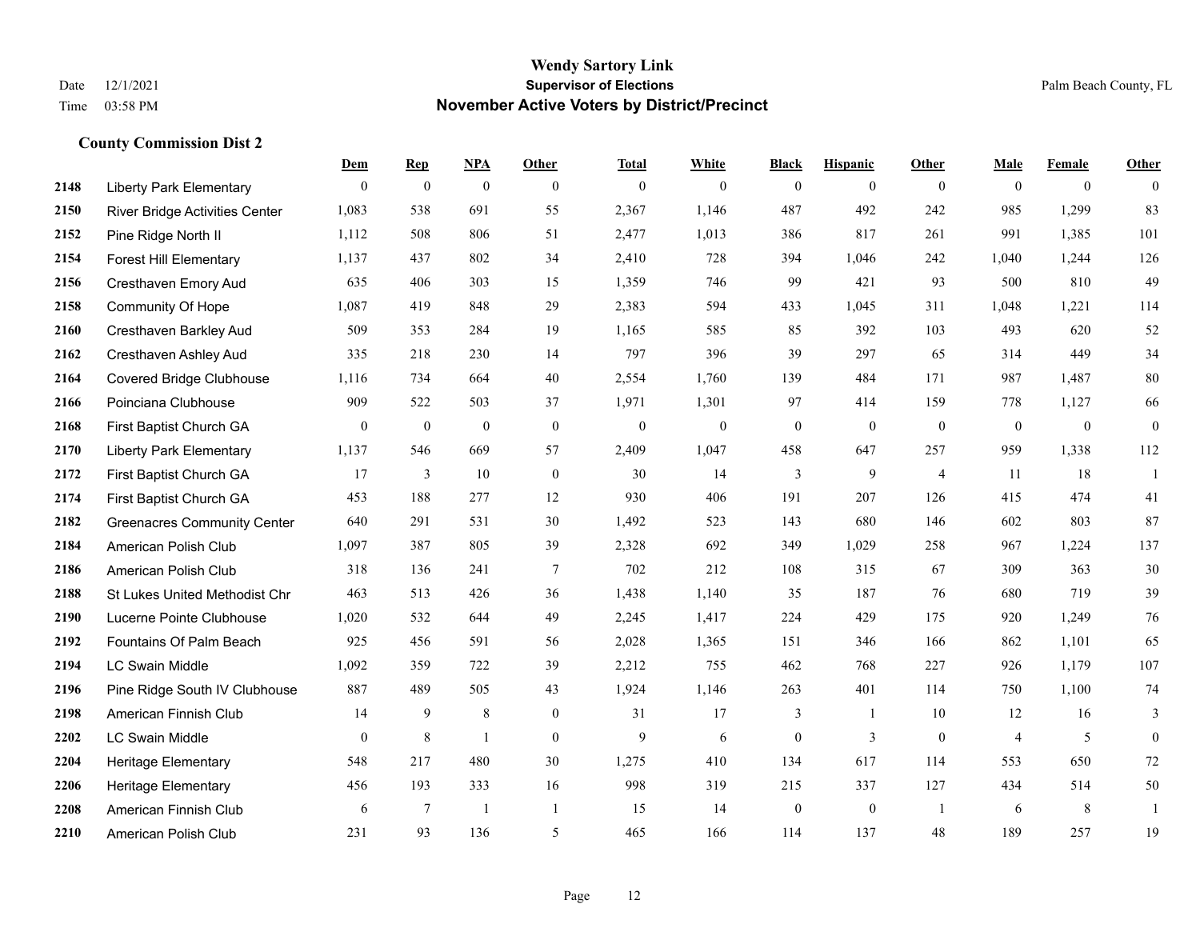# Wendy Sartory Link
## Supervisor of Elections
## November Active Voters by District/Precinct

Date 12/1/2021
Time 03:58 PM

Palm Beach County, FL

### County Commission Dist 2

| | | Dem | Rep | NPA | Other | Total | White | Black | Hispanic | Other | Male | Female | Other |
|---|---|---|---|---|---|---|---|---|---|---|---|---|---|
| 2148 | Liberty Park Elementary | 0 | 0 | 0 | 0 | 0 | 0 | 0 | 0 | 0 | 0 | 0 | 0 |
| 2150 | River Bridge Activities Center | 1,083 | 538 | 691 | 55 | 2,367 | 1,146 | 487 | 492 | 242 | 985 | 1,299 | 83 |
| 2152 | Pine Ridge North II | 1,112 | 508 | 806 | 51 | 2,477 | 1,013 | 386 | 817 | 261 | 991 | 1,385 | 101 |
| 2154 | Forest Hill Elementary | 1,137 | 437 | 802 | 34 | 2,410 | 728 | 394 | 1,046 | 242 | 1,040 | 1,244 | 126 |
| 2156 | Cresthaven Emory Aud | 635 | 406 | 303 | 15 | 1,359 | 746 | 99 | 421 | 93 | 500 | 810 | 49 |
| 2158 | Community Of Hope | 1,087 | 419 | 848 | 29 | 2,383 | 594 | 433 | 1,045 | 311 | 1,048 | 1,221 | 114 |
| 2160 | Cresthaven Barkley Aud | 509 | 353 | 284 | 19 | 1,165 | 585 | 85 | 392 | 103 | 493 | 620 | 52 |
| 2162 | Cresthaven Ashley Aud | 335 | 218 | 230 | 14 | 797 | 396 | 39 | 297 | 65 | 314 | 449 | 34 |
| 2164 | Covered Bridge Clubhouse | 1,116 | 734 | 664 | 40 | 2,554 | 1,760 | 139 | 484 | 171 | 987 | 1,487 | 80 |
| 2166 | Poinciana Clubhouse | 909 | 522 | 503 | 37 | 1,971 | 1,301 | 97 | 414 | 159 | 778 | 1,127 | 66 |
| 2168 | First Baptist Church GA | 0 | 0 | 0 | 0 | 0 | 0 | 0 | 0 | 0 | 0 | 0 | 0 |
| 2170 | Liberty Park Elementary | 1,137 | 546 | 669 | 57 | 2,409 | 1,047 | 458 | 647 | 257 | 959 | 1,338 | 112 |
| 2172 | First Baptist Church GA | 17 | 3 | 10 | 0 | 30 | 14 | 3 | 9 | 4 | 11 | 18 | 1 |
| 2174 | First Baptist Church GA | 453 | 188 | 277 | 12 | 930 | 406 | 191 | 207 | 126 | 415 | 474 | 41 |
| 2182 | Greenacres Community Center | 640 | 291 | 531 | 30 | 1,492 | 523 | 143 | 680 | 146 | 602 | 803 | 87 |
| 2184 | American Polish Club | 1,097 | 387 | 805 | 39 | 2,328 | 692 | 349 | 1,029 | 258 | 967 | 1,224 | 137 |
| 2186 | American Polish Club | 318 | 136 | 241 | 7 | 702 | 212 | 108 | 315 | 67 | 309 | 363 | 30 |
| 2188 | St Lukes United Methodist Chr | 463 | 513 | 426 | 36 | 1,438 | 1,140 | 35 | 187 | 76 | 680 | 719 | 39 |
| 2190 | Lucerne Pointe Clubhouse | 1,020 | 532 | 644 | 49 | 2,245 | 1,417 | 224 | 429 | 175 | 920 | 1,249 | 76 |
| 2192 | Fountains Of Palm Beach | 925 | 456 | 591 | 56 | 2,028 | 1,365 | 151 | 346 | 166 | 862 | 1,101 | 65 |
| 2194 | LC Swain Middle | 1,092 | 359 | 722 | 39 | 2,212 | 755 | 462 | 768 | 227 | 926 | 1,179 | 107 |
| 2196 | Pine Ridge South IV Clubhouse | 887 | 489 | 505 | 43 | 1,924 | 1,146 | 263 | 401 | 114 | 750 | 1,100 | 74 |
| 2198 | American Finnish Club | 14 | 9 | 8 | 0 | 31 | 17 | 3 | 1 | 10 | 12 | 16 | 3 |
| 2202 | LC Swain Middle | 0 | 8 | 1 | 0 | 9 | 6 | 0 | 3 | 0 | 4 | 5 | 0 |
| 2204 | Heritage Elementary | 548 | 217 | 480 | 30 | 1,275 | 410 | 134 | 617 | 114 | 553 | 650 | 72 |
| 2206 | Heritage Elementary | 456 | 193 | 333 | 16 | 998 | 319 | 215 | 337 | 127 | 434 | 514 | 50 |
| 2208 | American Finnish Club | 6 | 7 | 1 | 1 | 15 | 14 | 0 | 0 | 1 | 6 | 8 | 1 |
| 2210 | American Polish Club | 231 | 93 | 136 | 5 | 465 | 166 | 114 | 137 | 48 | 189 | 257 | 19 |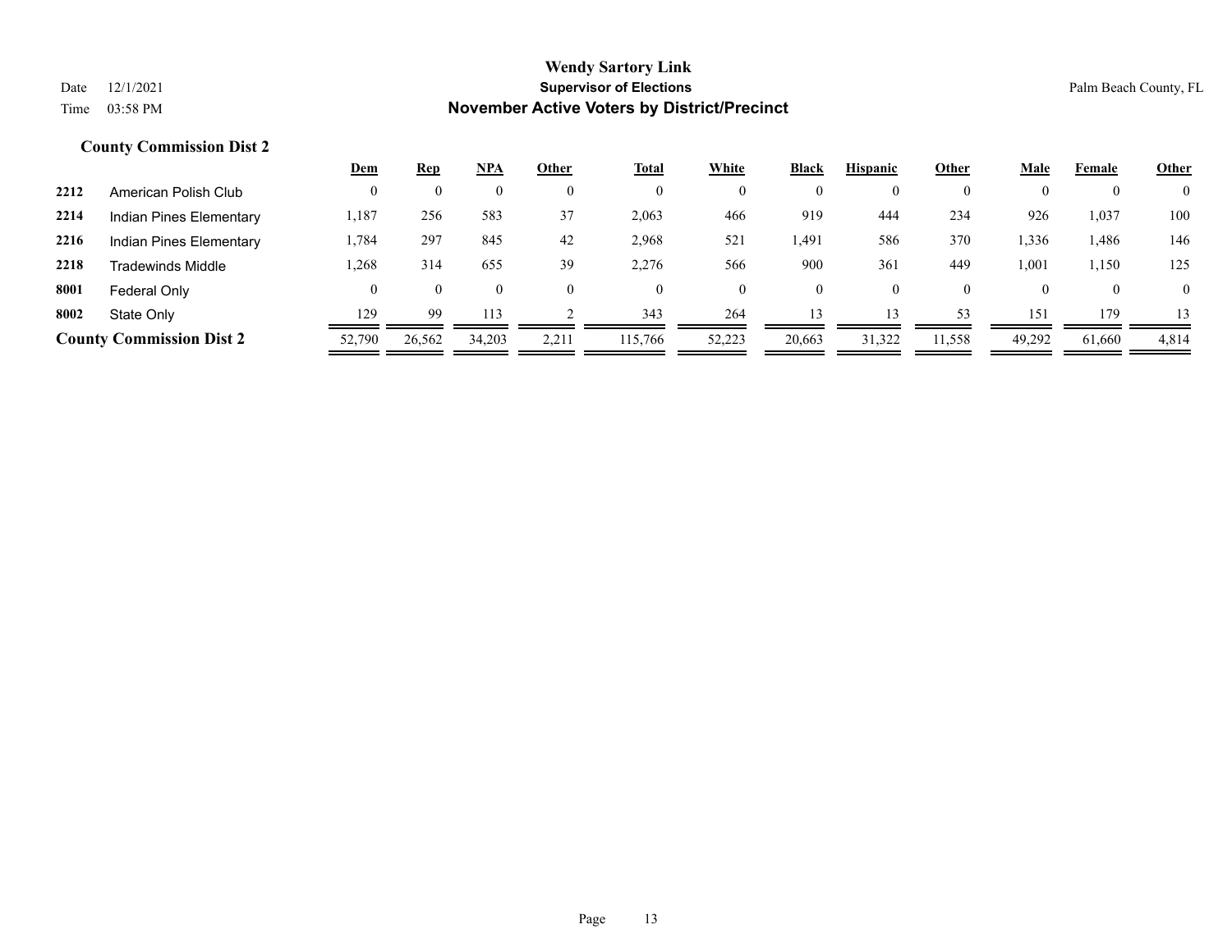**Wendy Sartory Link**
**Supervisor of Elections**
**November Active Voters by District/Precinct**

Date 12/1/2021
Time 03:58 PM

Palm Beach County, FL

### County Commission Dist 2

| | | Dem | Rep | NPA | Other | Total | White | Black | Hispanic | Other | Male | Female | Other |
|---|---|---|---|---|---|---|---|---|---|---|---|---|---|
| 2212 | American Polish Club | 0 | 0 | 0 | 0 | 0 | 0 | 0 | 0 | 0 | 0 | 0 | 0 |
| 2214 | Indian Pines Elementary | 1,187 | 256 | 583 | 37 | 2,063 | 466 | 919 | 444 | 234 | 926 | 1,037 | 100 |
| 2216 | Indian Pines Elementary | 1,784 | 297 | 845 | 42 | 2,968 | 521 | 1,491 | 586 | 370 | 1,336 | 1,486 | 146 |
| 2218 | Tradewinds Middle | 1,268 | 314 | 655 | 39 | 2,276 | 566 | 900 | 361 | 449 | 1,001 | 1,150 | 125 |
| 8001 | Federal Only | 0 | 0 | 0 | 0 | 0 | 0 | 0 | 0 | 0 | 0 | 0 | 0 |
| 8002 | State Only | 129 | 99 | 113 | 2 | 343 | 264 | 13 | 13 | 53 | 151 | 179 | 13 |
| **County Commission Dist 2** | | 52,790 | 26,562 | 34,203 | 2,211 | 115,766 | 52,223 | 20,663 | 31,322 | 11,558 | 49,292 | 61,660 | 4,814 |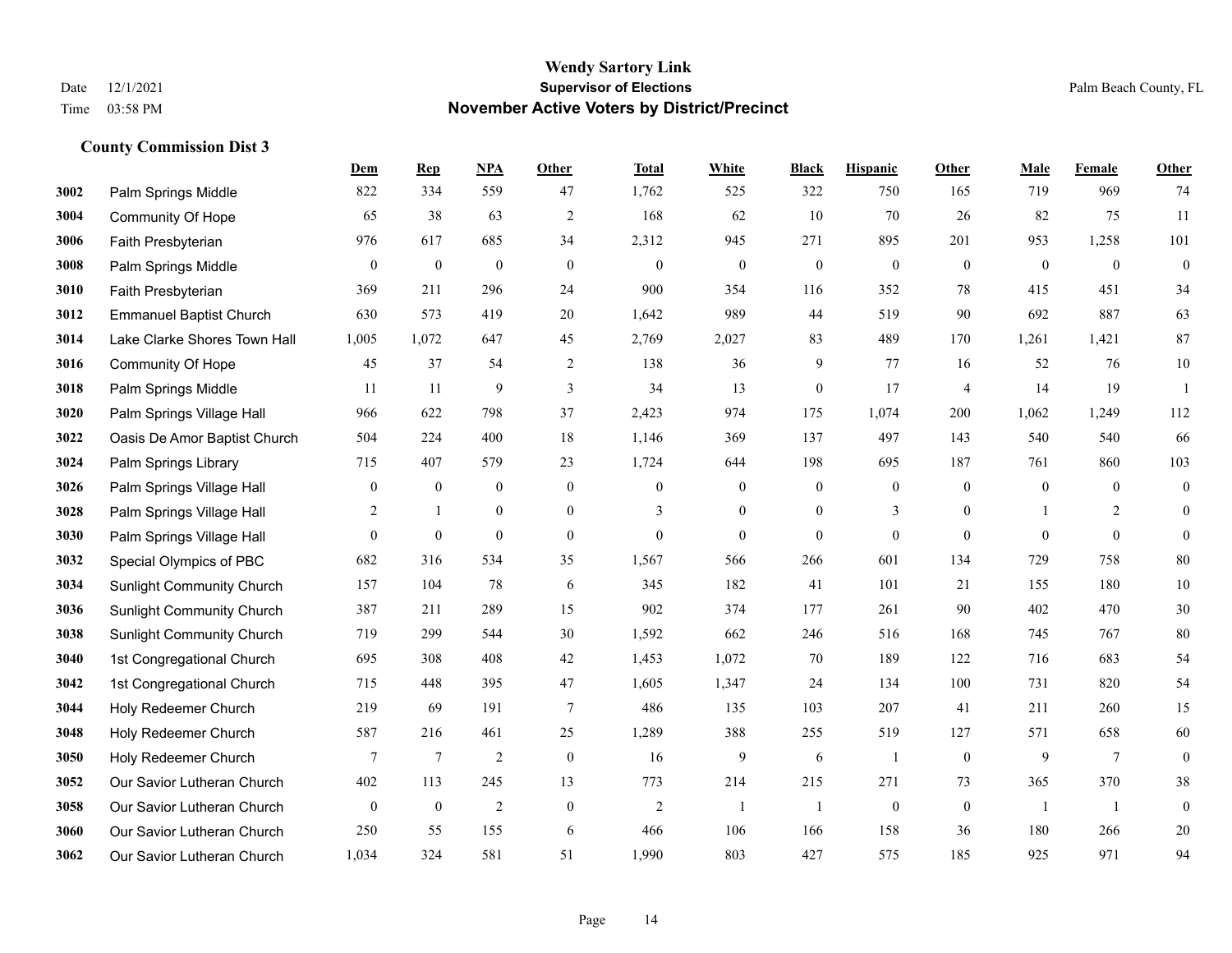**Wendy Sartory Link**
**Supervisor of Elections**
**November Active Voters by District/Precinct**

Date 12/1/2021
Time 03:58 PM

Palm Beach County, FL

### County Commission Dist 3

| | | Dem | Rep | NPA | Other | Total | White | Black | Hispanic | Other | Male | Female | Other |
|---|---|---|---|---|---|---|---|---|---|---|---|---|---|
| 3002 | Palm Springs Middle | 822 | 334 | 559 | 47 | 1,762 | 525 | 322 | 750 | 165 | 719 | 969 | 74 |
| 3004 | Community Of Hope | 65 | 38 | 63 | 2 | 168 | 62 | 10 | 70 | 26 | 82 | 75 | 11 |
| 3006 | Faith Presbyterian | 976 | 617 | 685 | 34 | 2,312 | 945 | 271 | 895 | 201 | 953 | 1,258 | 101 |
| 3008 | Palm Springs Middle | 0 | 0 | 0 | 0 | 0 | 0 | 0 | 0 | 0 | 0 | 0 | 0 |
| 3010 | Faith Presbyterian | 369 | 211 | 296 | 24 | 900 | 354 | 116 | 352 | 78 | 415 | 451 | 34 |
| 3012 | Emmanuel Baptist Church | 630 | 573 | 419 | 20 | 1,642 | 989 | 44 | 519 | 90 | 692 | 887 | 63 |
| 3014 | Lake Clarke Shores Town Hall | 1,005 | 1,072 | 647 | 45 | 2,769 | 2,027 | 83 | 489 | 170 | 1,261 | 1,421 | 87 |
| 3016 | Community Of Hope | 45 | 37 | 54 | 2 | 138 | 36 | 9 | 77 | 16 | 52 | 76 | 10 |
| 3018 | Palm Springs Middle | 11 | 11 | 9 | 3 | 34 | 13 | 0 | 17 | 4 | 14 | 19 | 1 |
| 3020 | Palm Springs Village Hall | 966 | 622 | 798 | 37 | 2,423 | 974 | 175 | 1,074 | 200 | 1,062 | 1,249 | 112 |
| 3022 | Oasis De Amor Baptist Church | 504 | 224 | 400 | 18 | 1,146 | 369 | 137 | 497 | 143 | 540 | 540 | 66 |
| 3024 | Palm Springs Library | 715 | 407 | 579 | 23 | 1,724 | 644 | 198 | 695 | 187 | 761 | 860 | 103 |
| 3026 | Palm Springs Village Hall | 0 | 0 | 0 | 0 | 0 | 0 | 0 | 0 | 0 | 0 | 0 | 0 |
| 3028 | Palm Springs Village Hall | 2 | 1 | 0 | 0 | 3 | 0 | 0 | 3 | 0 | 1 | 2 | 0 |
| 3030 | Palm Springs Village Hall | 0 | 0 | 0 | 0 | 0 | 0 | 0 | 0 | 0 | 0 | 0 | 0 |
| 3032 | Special Olympics of PBC | 682 | 316 | 534 | 35 | 1,567 | 566 | 266 | 601 | 134 | 729 | 758 | 80 |
| 3034 | Sunlight Community Church | 157 | 104 | 78 | 6 | 345 | 182 | 41 | 101 | 21 | 155 | 180 | 10 |
| 3036 | Sunlight Community Church | 387 | 211 | 289 | 15 | 902 | 374 | 177 | 261 | 90 | 402 | 470 | 30 |
| 3038 | Sunlight Community Church | 719 | 299 | 544 | 30 | 1,592 | 662 | 246 | 516 | 168 | 745 | 767 | 80 |
| 3040 | 1st Congregational Church | 695 | 308 | 408 | 42 | 1,453 | 1,072 | 70 | 189 | 122 | 716 | 683 | 54 |
| 3042 | 1st Congregational Church | 715 | 448 | 395 | 47 | 1,605 | 1,347 | 24 | 134 | 100 | 731 | 820 | 54 |
| 3044 | Holy Redeemer Church | 219 | 69 | 191 | 7 | 486 | 135 | 103 | 207 | 41 | 211 | 260 | 15 |
| 3048 | Holy Redeemer Church | 587 | 216 | 461 | 25 | 1,289 | 388 | 255 | 519 | 127 | 571 | 658 | 60 |
| 3050 | Holy Redeemer Church | 7 | 7 | 2 | 0 | 16 | 9 | 6 | 1 | 0 | 9 | 7 | 0 |
| 3052 | Our Savior Lutheran Church | 402 | 113 | 245 | 13 | 773 | 214 | 215 | 271 | 73 | 365 | 370 | 38 |
| 3058 | Our Savior Lutheran Church | 0 | 0 | 2 | 0 | 2 | 1 | 1 | 0 | 0 | 1 | 1 | 0 |
| 3060 | Our Savior Lutheran Church | 250 | 55 | 155 | 6 | 466 | 106 | 166 | 158 | 36 | 180 | 266 | 20 |
| 3062 | Our Savior Lutheran Church | 1,034 | 324 | 581 | 51 | 1,990 | 803 | 427 | 575 | 185 | 925 | 971 | 94 |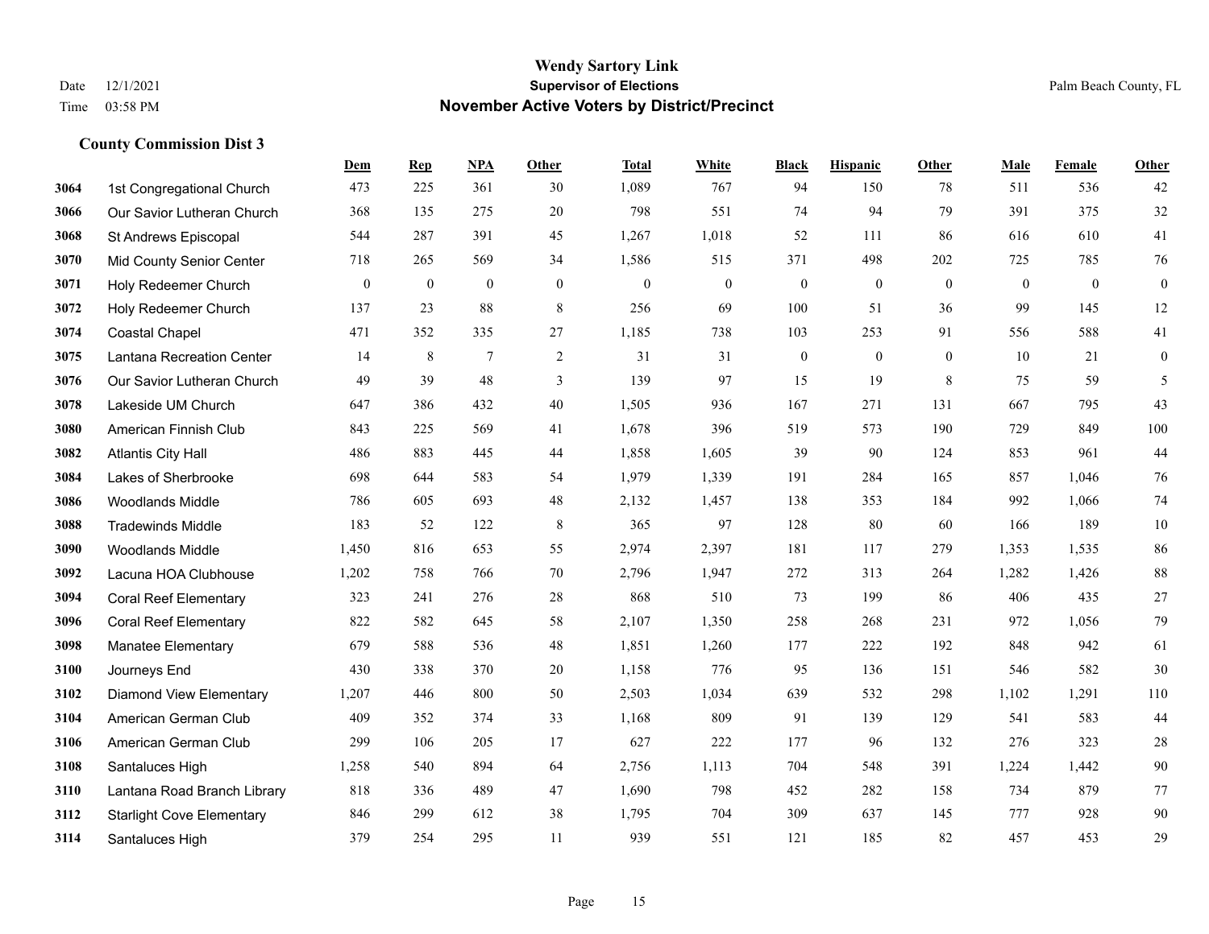# Wendy Sartory Link
## Supervisor of Elections
## November Active Voters by District/Precinct

Date 12/1/2021
Time 03:58 PM

Palm Beach County, FL

### County Commission Dist 3

| | | Dem | Rep | NPA | Other | Total | White | Black | Hispanic | Other | Male | Female | Other |
|---|---|---|---|---|---|---|---|---|---|---|---|---|---|
| 3064 | 1st Congregational Church | 473 | 225 | 361 | 30 | 1,089 | 767 | 94 | 150 | 78 | 511 | 536 | 42 |
| 3066 | Our Savior Lutheran Church | 368 | 135 | 275 | 20 | 798 | 551 | 74 | 94 | 79 | 391 | 375 | 32 |
| 3068 | St Andrews Episcopal | 544 | 287 | 391 | 45 | 1,267 | 1,018 | 52 | 111 | 86 | 616 | 610 | 41 |
| 3070 | Mid County Senior Center | 718 | 265 | 569 | 34 | 1,586 | 515 | 371 | 498 | 202 | 725 | 785 | 76 |
| 3071 | Holy Redeemer Church | 0 | 0 | 0 | 0 | 0 | 0 | 0 | 0 | 0 | 0 | 0 | 0 |
| 3072 | Holy Redeemer Church | 137 | 23 | 88 | 8 | 256 | 69 | 100 | 51 | 36 | 99 | 145 | 12 |
| 3074 | Coastal Chapel | 471 | 352 | 335 | 27 | 1,185 | 738 | 103 | 253 | 91 | 556 | 588 | 41 |
| 3075 | Lantana Recreation Center | 14 | 8 | 7 | 2 | 31 | 31 | 0 | 0 | 0 | 10 | 21 | 0 |
| 3076 | Our Savior Lutheran Church | 49 | 39 | 48 | 3 | 139 | 97 | 15 | 19 | 8 | 75 | 59 | 5 |
| 3078 | Lakeside UM Church | 647 | 386 | 432 | 40 | 1,505 | 936 | 167 | 271 | 131 | 667 | 795 | 43 |
| 3080 | American Finnish Club | 843 | 225 | 569 | 41 | 1,678 | 396 | 519 | 573 | 190 | 729 | 849 | 100 |
| 3082 | Atlantis City Hall | 486 | 883 | 445 | 44 | 1,858 | 1,605 | 39 | 90 | 124 | 853 | 961 | 44 |
| 3084 | Lakes of Sherbrooke | 698 | 644 | 583 | 54 | 1,979 | 1,339 | 191 | 284 | 165 | 857 | 1,046 | 76 |
| 3086 | Woodlands Middle | 786 | 605 | 693 | 48 | 2,132 | 1,457 | 138 | 353 | 184 | 992 | 1,066 | 74 |
| 3088 | Tradewinds Middle | 183 | 52 | 122 | 8 | 365 | 97 | 128 | 80 | 60 | 166 | 189 | 10 |
| 3090 | Woodlands Middle | 1,450 | 816 | 653 | 55 | 2,974 | 2,397 | 181 | 117 | 279 | 1,353 | 1,535 | 86 |
| 3092 | Lacuna HOA Clubhouse | 1,202 | 758 | 766 | 70 | 2,796 | 1,947 | 272 | 313 | 264 | 1,282 | 1,426 | 88 |
| 3094 | Coral Reef Elementary | 323 | 241 | 276 | 28 | 868 | 510 | 73 | 199 | 86 | 406 | 435 | 27 |
| 3096 | Coral Reef Elementary | 822 | 582 | 645 | 58 | 2,107 | 1,350 | 258 | 268 | 231 | 972 | 1,056 | 79 |
| 3098 | Manatee Elementary | 679 | 588 | 536 | 48 | 1,851 | 1,260 | 177 | 222 | 192 | 848 | 942 | 61 |
| 3100 | Journeys End | 430 | 338 | 370 | 20 | 1,158 | 776 | 95 | 136 | 151 | 546 | 582 | 30 |
| 3102 | Diamond View Elementary | 1,207 | 446 | 800 | 50 | 2,503 | 1,034 | 639 | 532 | 298 | 1,102 | 1,291 | 110 |
| 3104 | American German Club | 409 | 352 | 374 | 33 | 1,168 | 809 | 91 | 139 | 129 | 541 | 583 | 44 |
| 3106 | American German Club | 299 | 106 | 205 | 17 | 627 | 222 | 177 | 96 | 132 | 276 | 323 | 28 |
| 3108 | Santaluces High | 1,258 | 540 | 894 | 64 | 2,756 | 1,113 | 704 | 548 | 391 | 1,224 | 1,442 | 90 |
| 3110 | Lantana Road Branch Library | 818 | 336 | 489 | 47 | 1,690 | 798 | 452 | 282 | 158 | 734 | 879 | 77 |
| 3112 | Starlight Cove Elementary | 846 | 299 | 612 | 38 | 1,795 | 704 | 309 | 637 | 145 | 777 | 928 | 90 |
| 3114 | Santaluces High | 379 | 254 | 295 | 11 | 939 | 551 | 121 | 185 | 82 | 457 | 453 | 29 |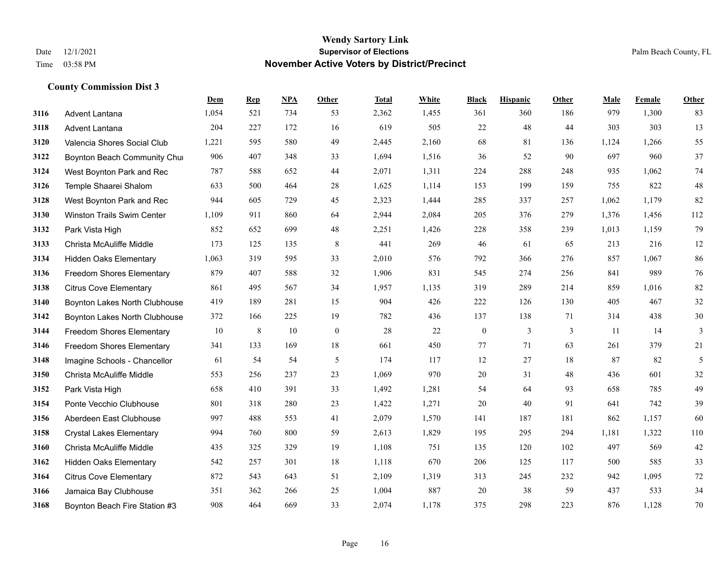## County Commission Dist 3

| | | Dem | Rep | NPA | Other | Total | White | Black | Hispanic | Other | Male | Female | Other |
|---|---|---|---|---|---|---|---|---|---|---|---|---|---|
| 3116 | Advent Lantana | 1,054 | 521 | 734 | 53 | 2,362 | 1,455 | 361 | 360 | 186 | 979 | 1,300 | 83 |
| 3118 | Advent Lantana | 204 | 227 | 172 | 16 | 619 | 505 | 22 | 48 | 44 | 303 | 303 | 13 |
| 3120 | Valencia Shores Social Club | 1,221 | 595 | 580 | 49 | 2,445 | 2,160 | 68 | 81 | 136 | 1,124 | 1,266 | 55 |
| 3122 | Boynton Beach Community Chui | 906 | 407 | 348 | 33 | 1,694 | 1,516 | 36 | 52 | 90 | 697 | 960 | 37 |
| 3124 | West Boynton Park and Rec | 787 | 588 | 652 | 44 | 2,071 | 1,311 | 224 | 288 | 248 | 935 | 1,062 | 74 |
| 3126 | Temple Shaarei Shalom | 633 | 500 | 464 | 28 | 1,625 | 1,114 | 153 | 199 | 159 | 755 | 822 | 48 |
| 3128 | West Boynton Park and Rec | 944 | 605 | 729 | 45 | 2,323 | 1,444 | 285 | 337 | 257 | 1,062 | 1,179 | 82 |
| 3130 | Winston Trails Swim Center | 1,109 | 911 | 860 | 64 | 2,944 | 2,084 | 205 | 376 | 279 | 1,376 | 1,456 | 112 |
| 3132 | Park Vista High | 852 | 652 | 699 | 48 | 2,251 | 1,426 | 228 | 358 | 239 | 1,013 | 1,159 | 79 |
| 3133 | Christa McAuliffe Middle | 173 | 125 | 135 | 8 | 441 | 269 | 46 | 61 | 65 | 213 | 216 | 12 |
| 3134 | Hidden Oaks Elementary | 1,063 | 319 | 595 | 33 | 2,010 | 576 | 792 | 366 | 276 | 857 | 1,067 | 86 |
| 3136 | Freedom Shores Elementary | 879 | 407 | 588 | 32 | 1,906 | 831 | 545 | 274 | 256 | 841 | 989 | 76 |
| 3138 | Citrus Cove Elementary | 861 | 495 | 567 | 34 | 1,957 | 1,135 | 319 | 289 | 214 | 859 | 1,016 | 82 |
| 3140 | Boynton Lakes North Clubhouse | 419 | 189 | 281 | 15 | 904 | 426 | 222 | 126 | 130 | 405 | 467 | 32 |
| 3142 | Boynton Lakes North Clubhouse | 372 | 166 | 225 | 19 | 782 | 436 | 137 | 138 | 71 | 314 | 438 | 30 |
| 3144 | Freedom Shores Elementary | 10 | 8 | 10 | 0 | 28 | 22 | 0 | 3 | 3 | 11 | 14 | 3 |
| 3146 | Freedom Shores Elementary | 341 | 133 | 169 | 18 | 661 | 450 | 77 | 71 | 63 | 261 | 379 | 21 |
| 3148 | Imagine Schools - Chancellor | 61 | 54 | 54 | 5 | 174 | 117 | 12 | 27 | 18 | 87 | 82 | 5 |
| 3150 | Christa McAuliffe Middle | 553 | 256 | 237 | 23 | 1,069 | 970 | 20 | 31 | 48 | 436 | 601 | 32 |
| 3152 | Park Vista High | 658 | 410 | 391 | 33 | 1,492 | 1,281 | 54 | 64 | 93 | 658 | 785 | 49 |
| 3154 | Ponte Vecchio Clubhouse | 801 | 318 | 280 | 23 | 1,422 | 1,271 | 20 | 40 | 91 | 641 | 742 | 39 |
| 3156 | Aberdeen East Clubhouse | 997 | 488 | 553 | 41 | 2,079 | 1,570 | 141 | 187 | 181 | 862 | 1,157 | 60 |
| 3158 | Crystal Lakes Elementary | 994 | 760 | 800 | 59 | 2,613 | 1,829 | 195 | 295 | 294 | 1,181 | 1,322 | 110 |
| 3160 | Christa McAuliffe Middle | 435 | 325 | 329 | 19 | 1,108 | 751 | 135 | 120 | 102 | 497 | 569 | 42 |
| 3162 | Hidden Oaks Elementary | 542 | 257 | 301 | 18 | 1,118 | 670 | 206 | 125 | 117 | 500 | 585 | 33 |
| 3164 | Citrus Cove Elementary | 872 | 543 | 643 | 51 | 2,109 | 1,319 | 313 | 245 | 232 | 942 | 1,095 | 72 |
| 3166 | Jamaica Bay Clubhouse | 351 | 362 | 266 | 25 | 1,004 | 887 | 20 | 38 | 59 | 437 | 533 | 34 |
| 3168 | Boynton Beach Fire Station #3 | 908 | 464 | 669 | 33 | 2,074 | 1,178 | 375 | 298 | 223 | 876 | 1,128 | 70 |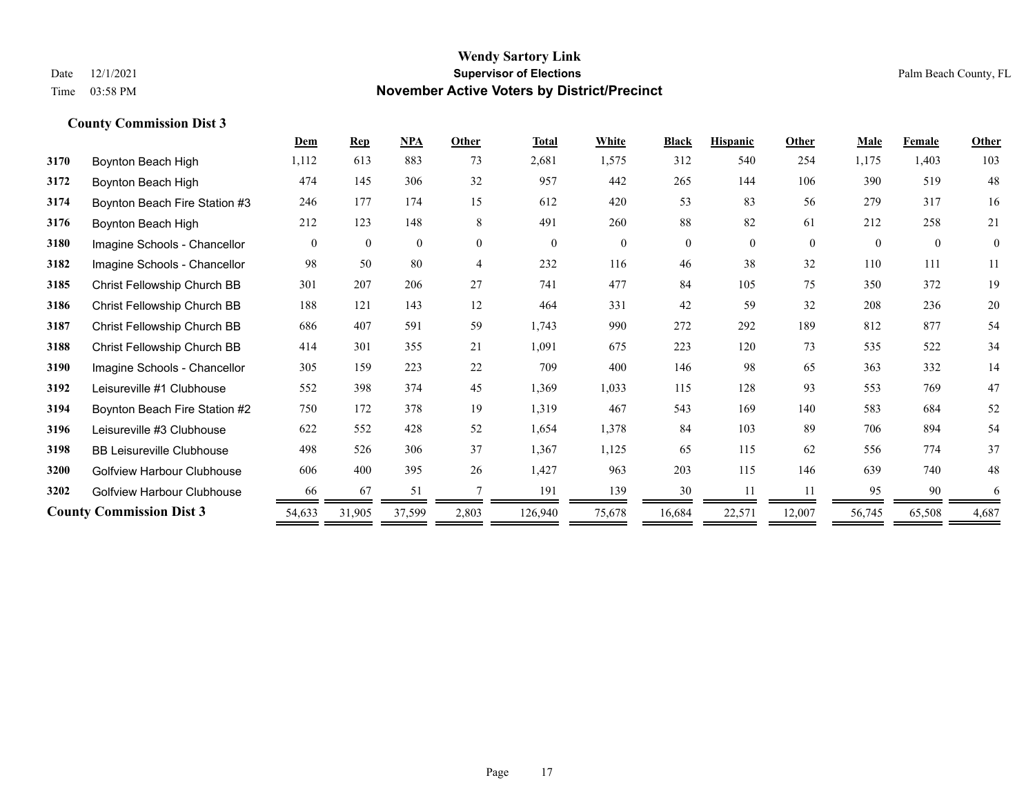**Wendy Sartory Link**
**Supervisor of Elections**
**November Active Voters by District/Precinct**

Date 12/1/2021
Time 03:58 PM

Palm Beach County, FL

## County Commission Dist 3

| | | Dem | Rep | NPA | Other | Total | White | Black | Hispanic | Other | Male | Female | Other |
|---|---|---|---|---|---|---|---|---|---|---|---|---|---|
| 3170 | Boynton Beach High | 1,112 | 613 | 883 | 73 | 2,681 | 1,575 | 312 | 540 | 254 | 1,175 | 1,403 | 103 |
| 3172 | Boynton Beach High | 474 | 145 | 306 | 32 | 957 | 442 | 265 | 144 | 106 | 390 | 519 | 48 |
| 3174 | Boynton Beach Fire Station #3 | 246 | 177 | 174 | 15 | 612 | 420 | 53 | 83 | 56 | 279 | 317 | 16 |
| 3176 | Boynton Beach High | 212 | 123 | 148 | 8 | 491 | 260 | 88 | 82 | 61 | 212 | 258 | 21 |
| 3180 | Imagine Schools - Chancellor | 0 | 0 | 0 | 0 | 0 | 0 | 0 | 0 | 0 | 0 | 0 | 0 |
| 3182 | Imagine Schools - Chancellor | 98 | 50 | 80 | 4 | 232 | 116 | 46 | 38 | 32 | 110 | 111 | 11 |
| 3185 | Christ Fellowship Church BB | 301 | 207 | 206 | 27 | 741 | 477 | 84 | 105 | 75 | 350 | 372 | 19 |
| 3186 | Christ Fellowship Church BB | 188 | 121 | 143 | 12 | 464 | 331 | 42 | 59 | 32 | 208 | 236 | 20 |
| 3187 | Christ Fellowship Church BB | 686 | 407 | 591 | 59 | 1,743 | 990 | 272 | 292 | 189 | 812 | 877 | 54 |
| 3188 | Christ Fellowship Church BB | 414 | 301 | 355 | 21 | 1,091 | 675 | 223 | 120 | 73 | 535 | 522 | 34 |
| 3190 | Imagine Schools - Chancellor | 305 | 159 | 223 | 22 | 709 | 400 | 146 | 98 | 65 | 363 | 332 | 14 |
| 3192 | Leisureville #1 Clubhouse | 552 | 398 | 374 | 45 | 1,369 | 1,033 | 115 | 128 | 93 | 553 | 769 | 47 |
| 3194 | Boynton Beach Fire Station #2 | 750 | 172 | 378 | 19 | 1,319 | 467 | 543 | 169 | 140 | 583 | 684 | 52 |
| 3196 | Leisureville #3 Clubhouse | 622 | 552 | 428 | 52 | 1,654 | 1,378 | 84 | 103 | 89 | 706 | 894 | 54 |
| 3198 | BB Leisureville Clubhouse | 498 | 526 | 306 | 37 | 1,367 | 1,125 | 65 | 115 | 62 | 556 | 774 | 37 |
| 3200 | Golfview Harbour Clubhouse | 606 | 400 | 395 | 26 | 1,427 | 963 | 203 | 115 | 146 | 639 | 740 | 48 |
| 3202 | Golfview Harbour Clubhouse | 66 | 67 | 51 | 7 | 191 | 139 | 30 | 11 | 11 | 95 | 90 | 6 |
| **County Commission Dist 3** | | 54,633 | 31,905 | 37,599 | 2,803 | 126,940 | 75,678 | 16,684 | 22,571 | 12,007 | 56,745 | 65,508 | 4,687 |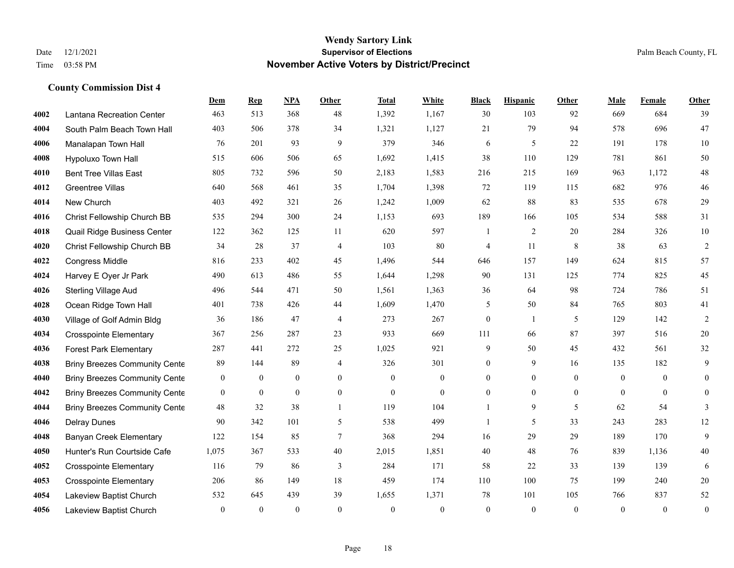# Wendy Sartory Link

## Supervisor of Elections

## November Active Voters by District/Precinct

Date 12/1/2021
Time 03:58 PM

Palm Beach County, FL

### County Commission Dist 4

| | | Dem | Rep | NPA | Other | Total | White | Black | Hispanic | Other | Male | Female | Other |
|---|---|---|---|---|---|---|---|---|---|---|---|---|---|
| 4002 | Lantana Recreation Center | 463 | 513 | 368 | 48 | 1,392 | 1,167 | 30 | 103 | 92 | 669 | 684 | 39 |
| 4004 | South Palm Beach Town Hall | 403 | 506 | 378 | 34 | 1,321 | 1,127 | 21 | 79 | 94 | 578 | 696 | 47 |
| 4006 | Manalapan Town Hall | 76 | 201 | 93 | 9 | 379 | 346 | 6 | 5 | 22 | 191 | 178 | 10 |
| 4008 | Hypoluxo Town Hall | 515 | 606 | 506 | 65 | 1,692 | 1,415 | 38 | 110 | 129 | 781 | 861 | 50 |
| 4010 | Bent Tree Villas East | 805 | 732 | 596 | 50 | 2,183 | 1,583 | 216 | 215 | 169 | 963 | 1,172 | 48 |
| 4012 | Greentree Villas | 640 | 568 | 461 | 35 | 1,704 | 1,398 | 72 | 119 | 115 | 682 | 976 | 46 |
| 4014 | New Church | 403 | 492 | 321 | 26 | 1,242 | 1,009 | 62 | 88 | 83 | 535 | 678 | 29 |
| 4016 | Christ Fellowship Church BB | 535 | 294 | 300 | 24 | 1,153 | 693 | 189 | 166 | 105 | 534 | 588 | 31 |
| 4018 | Quail Ridge Business Center | 122 | 362 | 125 | 11 | 620 | 597 | 1 | 2 | 20 | 284 | 326 | 10 |
| 4020 | Christ Fellowship Church BB | 34 | 28 | 37 | 4 | 103 | 80 | 4 | 11 | 8 | 38 | 63 | 2 |
| 4022 | Congress Middle | 816 | 233 | 402 | 45 | 1,496 | 544 | 646 | 157 | 149 | 624 | 815 | 57 |
| 4024 | Harvey E Oyer Jr Park | 490 | 613 | 486 | 55 | 1,644 | 1,298 | 90 | 131 | 125 | 774 | 825 | 45 |
| 4026 | Sterling Village Aud | 496 | 544 | 471 | 50 | 1,561 | 1,363 | 36 | 64 | 98 | 724 | 786 | 51 |
| 4028 | Ocean Ridge Town Hall | 401 | 738 | 426 | 44 | 1,609 | 1,470 | 5 | 50 | 84 | 765 | 803 | 41 |
| 4030 | Village of Golf Admin Bldg | 36 | 186 | 47 | 4 | 273 | 267 | 0 | 1 | 5 | 129 | 142 | 2 |
| 4034 | Crosspointe Elementary | 367 | 256 | 287 | 23 | 933 | 669 | 111 | 66 | 87 | 397 | 516 | 20 |
| 4036 | Forest Park Elementary | 287 | 441 | 272 | 25 | 1,025 | 921 | 9 | 50 | 45 | 432 | 561 | 32 |
| 4038 | Briny Breezes Community Cente | 89 | 144 | 89 | 4 | 326 | 301 | 0 | 9 | 16 | 135 | 182 | 9 |
| 4040 | Briny Breezes Community Cente | 0 | 0 | 0 | 0 | 0 | 0 | 0 | 0 | 0 | 0 | 0 | 0 |
| 4042 | Briny Breezes Community Cente | 0 | 0 | 0 | 0 | 0 | 0 | 0 | 0 | 0 | 0 | 0 | 0 |
| 4044 | Briny Breezes Community Cente | 48 | 32 | 38 | 1 | 119 | 104 | 1 | 9 | 5 | 62 | 54 | 3 |
| 4046 | Delray Dunes | 90 | 342 | 101 | 5 | 538 | 499 | 1 | 5 | 33 | 243 | 283 | 12 |
| 4048 | Banyan Creek Elementary | 122 | 154 | 85 | 7 | 368 | 294 | 16 | 29 | 29 | 189 | 170 | 9 |
| 4050 | Hunter's Run Courtside Cafe | 1,075 | 367 | 533 | 40 | 2,015 | 1,851 | 40 | 48 | 76 | 839 | 1,136 | 40 |
| 4052 | Crosspointe Elementary | 116 | 79 | 86 | 3 | 284 | 171 | 58 | 22 | 33 | 139 | 139 | 6 |
| 4053 | Crosspointe Elementary | 206 | 86 | 149 | 18 | 459 | 174 | 110 | 100 | 75 | 199 | 240 | 20 |
| 4054 | Lakeview Baptist Church | 532 | 645 | 439 | 39 | 1,655 | 1,371 | 78 | 101 | 105 | 766 | 837 | 52 |
| 4056 | Lakeview Baptist Church | 0 | 0 | 0 | 0 | 0 | 0 | 0 | 0 | 0 | 0 | 0 | 0 |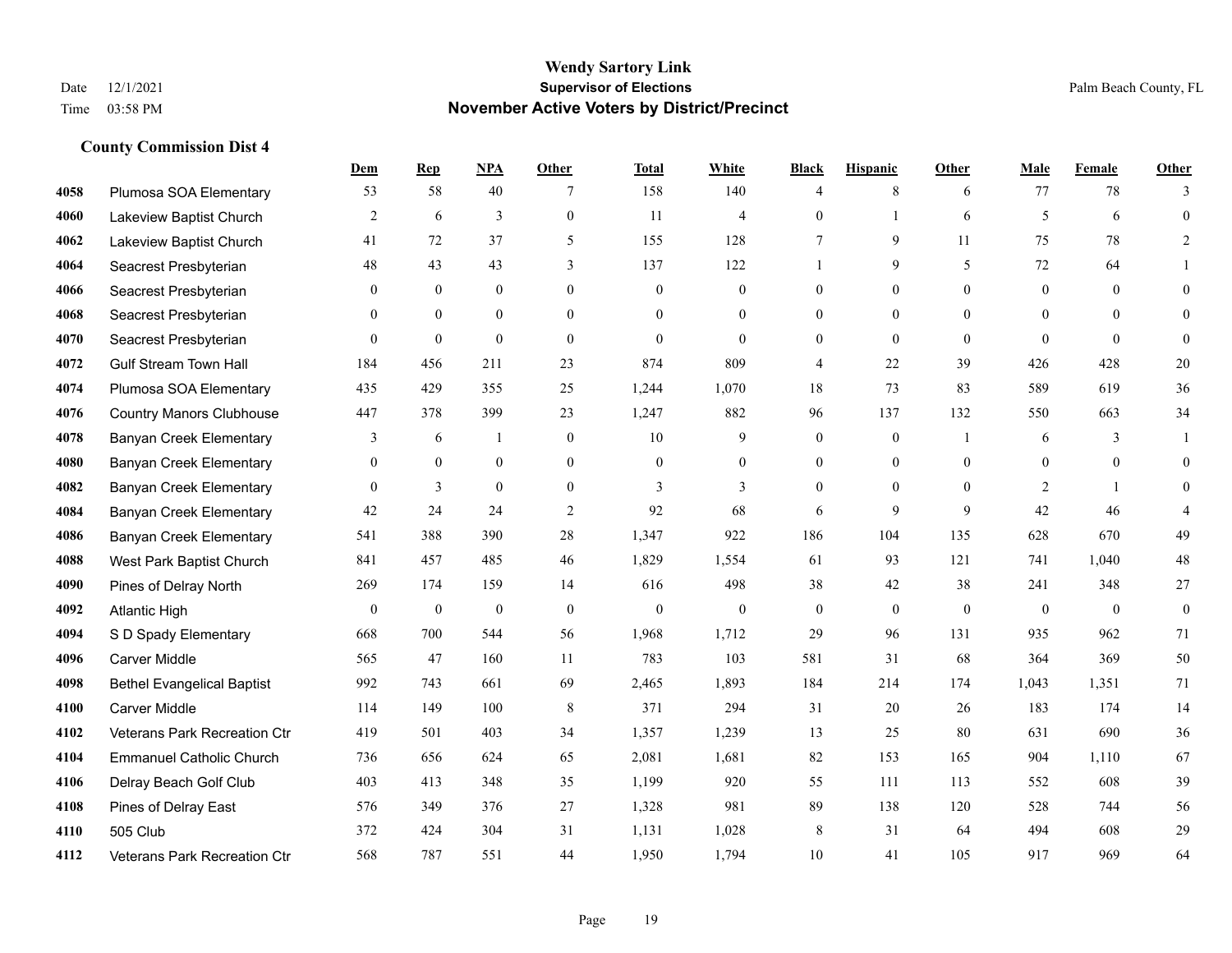# Wendy Sartory Link
## Supervisor of Elections
## November Active Voters by District/Precinct

Date 12/1/2021
Time 03:58 PM

Palm Beach County, FL

### County Commission Dist 4

| | | Dem | Rep | NPA | Other | Total | White | Black | Hispanic | Other | Male | Female | Other |
|---|---|---|---|---|---|---|---|---|---|---|---|---|---|
| 4058 | Plumosa SOA Elementary | 53 | 58 | 40 | 7 | 158 | 140 | 4 | 8 | 6 | 77 | 78 | 3 |
| 4060 | Lakeview Baptist Church | 2 | 6 | 3 | 0 | 11 | 4 | 0 | 1 | 6 | 5 | 6 | 0 |
| 4062 | Lakeview Baptist Church | 41 | 72 | 37 | 5 | 155 | 128 | 7 | 9 | 11 | 75 | 78 | 2 |
| 4064 | Seacrest Presbyterian | 48 | 43 | 43 | 3 | 137 | 122 | 1 | 9 | 5 | 72 | 64 | 1 |
| 4066 | Seacrest Presbyterian | 0 | 0 | 0 | 0 | 0 | 0 | 0 | 0 | 0 | 0 | 0 | 0 |
| 4068 | Seacrest Presbyterian | 0 | 0 | 0 | 0 | 0 | 0 | 0 | 0 | 0 | 0 | 0 | 0 |
| 4070 | Seacrest Presbyterian | 0 | 0 | 0 | 0 | 0 | 0 | 0 | 0 | 0 | 0 | 0 | 0 |
| 4072 | Gulf Stream Town Hall | 184 | 456 | 211 | 23 | 874 | 809 | 4 | 22 | 39 | 426 | 428 | 20 |
| 4074 | Plumosa SOA Elementary | 435 | 429 | 355 | 25 | 1,244 | 1,070 | 18 | 73 | 83 | 589 | 619 | 36 |
| 4076 | Country Manors Clubhouse | 447 | 378 | 399 | 23 | 1,247 | 882 | 96 | 137 | 132 | 550 | 663 | 34 |
| 4078 | Banyan Creek Elementary | 3 | 6 | 1 | 0 | 10 | 9 | 0 | 0 | 1 | 6 | 3 | 1 |
| 4080 | Banyan Creek Elementary | 0 | 0 | 0 | 0 | 0 | 0 | 0 | 0 | 0 | 0 | 0 | 0 |
| 4082 | Banyan Creek Elementary | 0 | 3 | 0 | 0 | 3 | 3 | 0 | 0 | 0 | 2 | 1 | 0 |
| 4084 | Banyan Creek Elementary | 42 | 24 | 24 | 2 | 92 | 68 | 6 | 9 | 9 | 42 | 46 | 4 |
| 4086 | Banyan Creek Elementary | 541 | 388 | 390 | 28 | 1,347 | 922 | 186 | 104 | 135 | 628 | 670 | 49 |
| 4088 | West Park Baptist Church | 841 | 457 | 485 | 46 | 1,829 | 1,554 | 61 | 93 | 121 | 741 | 1,040 | 48 |
| 4090 | Pines of Delray North | 269 | 174 | 159 | 14 | 616 | 498 | 38 | 42 | 38 | 241 | 348 | 27 |
| 4092 | Atlantic High | 0 | 0 | 0 | 0 | 0 | 0 | 0 | 0 | 0 | 0 | 0 | 0 |
| 4094 | S D Spady Elementary | 668 | 700 | 544 | 56 | 1,968 | 1,712 | 29 | 96 | 131 | 935 | 962 | 71 |
| 4096 | Carver Middle | 565 | 47 | 160 | 11 | 783 | 103 | 581 | 31 | 68 | 364 | 369 | 50 |
| 4098 | Bethel Evangelical Baptist | 992 | 743 | 661 | 69 | 2,465 | 1,893 | 184 | 214 | 174 | 1,043 | 1,351 | 71 |
| 4100 | Carver Middle | 114 | 149 | 100 | 8 | 371 | 294 | 31 | 20 | 26 | 183 | 174 | 14 |
| 4102 | Veterans Park Recreation Ctr | 419 | 501 | 403 | 34 | 1,357 | 1,239 | 13 | 25 | 80 | 631 | 690 | 36 |
| 4104 | Emmanuel Catholic Church | 736 | 656 | 624 | 65 | 2,081 | 1,681 | 82 | 153 | 165 | 904 | 1,110 | 67 |
| 4106 | Delray Beach Golf Club | 403 | 413 | 348 | 35 | 1,199 | 920 | 55 | 111 | 113 | 552 | 608 | 39 |
| 4108 | Pines of Delray East | 576 | 349 | 376 | 27 | 1,328 | 981 | 89 | 138 | 120 | 528 | 744 | 56 |
| 4110 | 505 Club | 372 | 424 | 304 | 31 | 1,131 | 1,028 | 8 | 31 | 64 | 494 | 608 | 29 |
| 4112 | Veterans Park Recreation Ctr | 568 | 787 | 551 | 44 | 1,950 | 1,794 | 10 | 41 | 105 | 917 | 969 | 64 |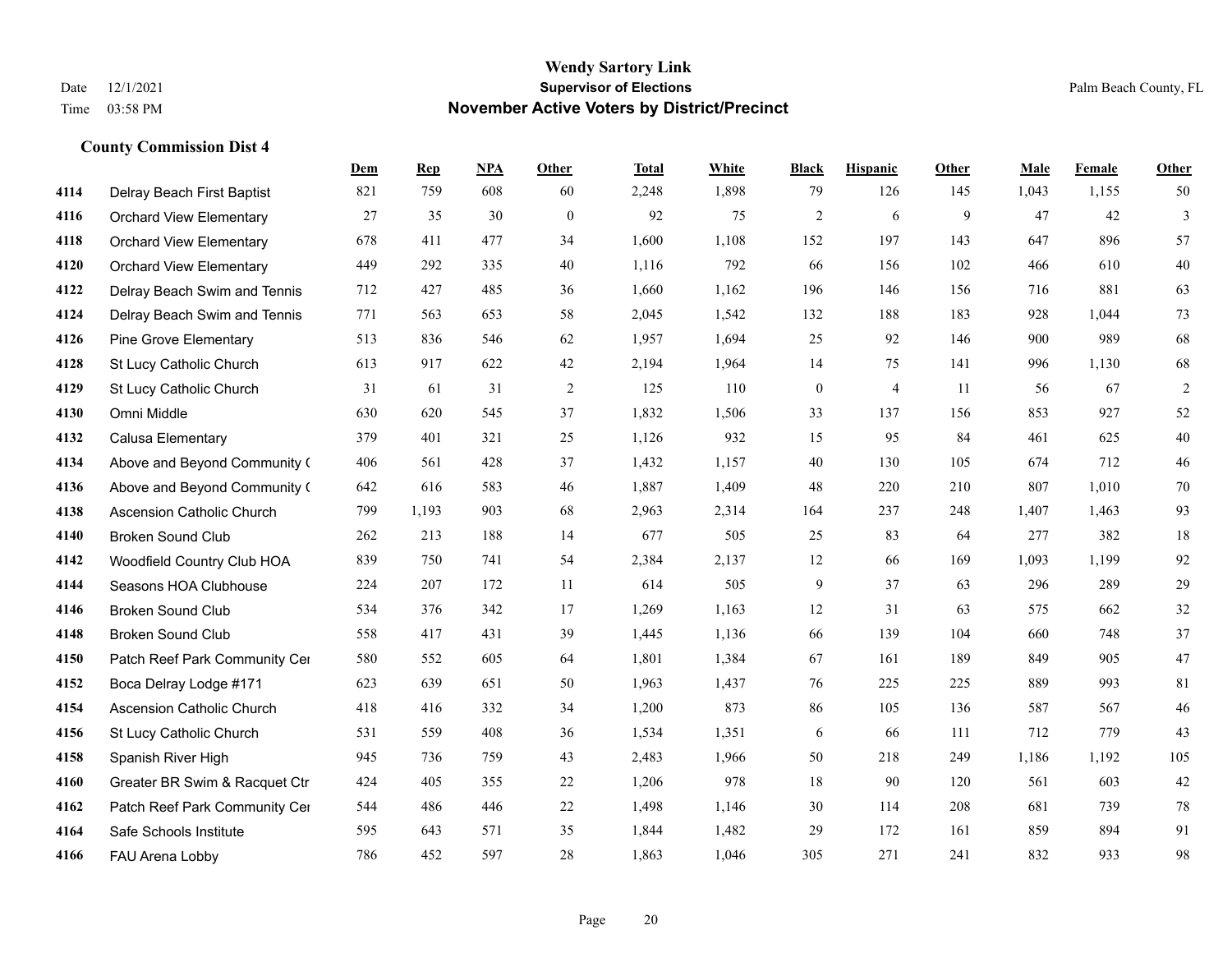**Wendy Sartory Link**
**Supervisor of Elections**
**November Active Voters by District/Precinct**

Date 12/1/2021
Time 03:58 PM

Palm Beach County, FL

### County Commission Dist 4

| | | Dem | Rep | NPA | Other | Total | White | Black | Hispanic | Other | Male | Female | Other |
|---|---|---|---|---|---|---|---|---|---|---|---|---|---|
| 4114 | Delray Beach First Baptist | 821 | 759 | 608 | 60 | 2,248 | 1,898 | 79 | 126 | 145 | 1,043 | 1,155 | 50 |
| 4116 | Orchard View Elementary | 27 | 35 | 30 | 0 | 92 | 75 | 2 | 6 | 9 | 47 | 42 | 3 |
| 4118 | Orchard View Elementary | 678 | 411 | 477 | 34 | 1,600 | 1,108 | 152 | 197 | 143 | 647 | 896 | 57 |
| 4120 | Orchard View Elementary | 449 | 292 | 335 | 40 | 1,116 | 792 | 66 | 156 | 102 | 466 | 610 | 40 |
| 4122 | Delray Beach Swim and Tennis | 712 | 427 | 485 | 36 | 1,660 | 1,162 | 196 | 146 | 156 | 716 | 881 | 63 |
| 4124 | Delray Beach Swim and Tennis | 771 | 563 | 653 | 58 | 2,045 | 1,542 | 132 | 188 | 183 | 928 | 1,044 | 73 |
| 4126 | Pine Grove Elementary | 513 | 836 | 546 | 62 | 1,957 | 1,694 | 25 | 92 | 146 | 900 | 989 | 68 |
| 4128 | St Lucy Catholic Church | 613 | 917 | 622 | 42 | 2,194 | 1,964 | 14 | 75 | 141 | 996 | 1,130 | 68 |
| 4129 | St Lucy Catholic Church | 31 | 61 | 31 | 2 | 125 | 110 | 0 | 4 | 11 | 56 | 67 | 2 |
| 4130 | Omni Middle | 630 | 620 | 545 | 37 | 1,832 | 1,506 | 33 | 137 | 156 | 853 | 927 | 52 |
| 4132 | Calusa Elementary | 379 | 401 | 321 | 25 | 1,126 | 932 | 15 | 95 | 84 | 461 | 625 | 40 |
| 4134 | Above and Beyond Community ( | 406 | 561 | 428 | 37 | 1,432 | 1,157 | 40 | 130 | 105 | 674 | 712 | 46 |
| 4136 | Above and Beyond Community ( | 642 | 616 | 583 | 46 | 1,887 | 1,409 | 48 | 220 | 210 | 807 | 1,010 | 70 |
| 4138 | Ascension Catholic Church | 799 | 1,193 | 903 | 68 | 2,963 | 2,314 | 164 | 237 | 248 | 1,407 | 1,463 | 93 |
| 4140 | Broken Sound Club | 262 | 213 | 188 | 14 | 677 | 505 | 25 | 83 | 64 | 277 | 382 | 18 |
| 4142 | Woodfield Country Club HOA | 839 | 750 | 741 | 54 | 2,384 | 2,137 | 12 | 66 | 169 | 1,093 | 1,199 | 92 |
| 4144 | Seasons HOA Clubhouse | 224 | 207 | 172 | 11 | 614 | 505 | 9 | 37 | 63 | 296 | 289 | 29 |
| 4146 | Broken Sound Club | 534 | 376 | 342 | 17 | 1,269 | 1,163 | 12 | 31 | 63 | 575 | 662 | 32 |
| 4148 | Broken Sound Club | 558 | 417 | 431 | 39 | 1,445 | 1,136 | 66 | 139 | 104 | 660 | 748 | 37 |
| 4150 | Patch Reef Park Community Cer | 580 | 552 | 605 | 64 | 1,801 | 1,384 | 67 | 161 | 189 | 849 | 905 | 47 |
| 4152 | Boca Delray Lodge #171 | 623 | 639 | 651 | 50 | 1,963 | 1,437 | 76 | 225 | 225 | 889 | 993 | 81 |
| 4154 | Ascension Catholic Church | 418 | 416 | 332 | 34 | 1,200 | 873 | 86 | 105 | 136 | 587 | 567 | 46 |
| 4156 | St Lucy Catholic Church | 531 | 559 | 408 | 36 | 1,534 | 1,351 | 6 | 66 | 111 | 712 | 779 | 43 |
| 4158 | Spanish River High | 945 | 736 | 759 | 43 | 2,483 | 1,966 | 50 | 218 | 249 | 1,186 | 1,192 | 105 |
| 4160 | Greater BR Swim & Racquet Ctr | 424 | 405 | 355 | 22 | 1,206 | 978 | 18 | 90 | 120 | 561 | 603 | 42 |
| 4162 | Patch Reef Park Community Cer | 544 | 486 | 446 | 22 | 1,498 | 1,146 | 30 | 114 | 208 | 681 | 739 | 78 |
| 4164 | Safe Schools Institute | 595 | 643 | 571 | 35 | 1,844 | 1,482 | 29 | 172 | 161 | 859 | 894 | 91 |
| 4166 | FAU Arena Lobby | 786 | 452 | 597 | 28 | 1,863 | 1,046 | 305 | 271 | 241 | 832 | 933 | 98 |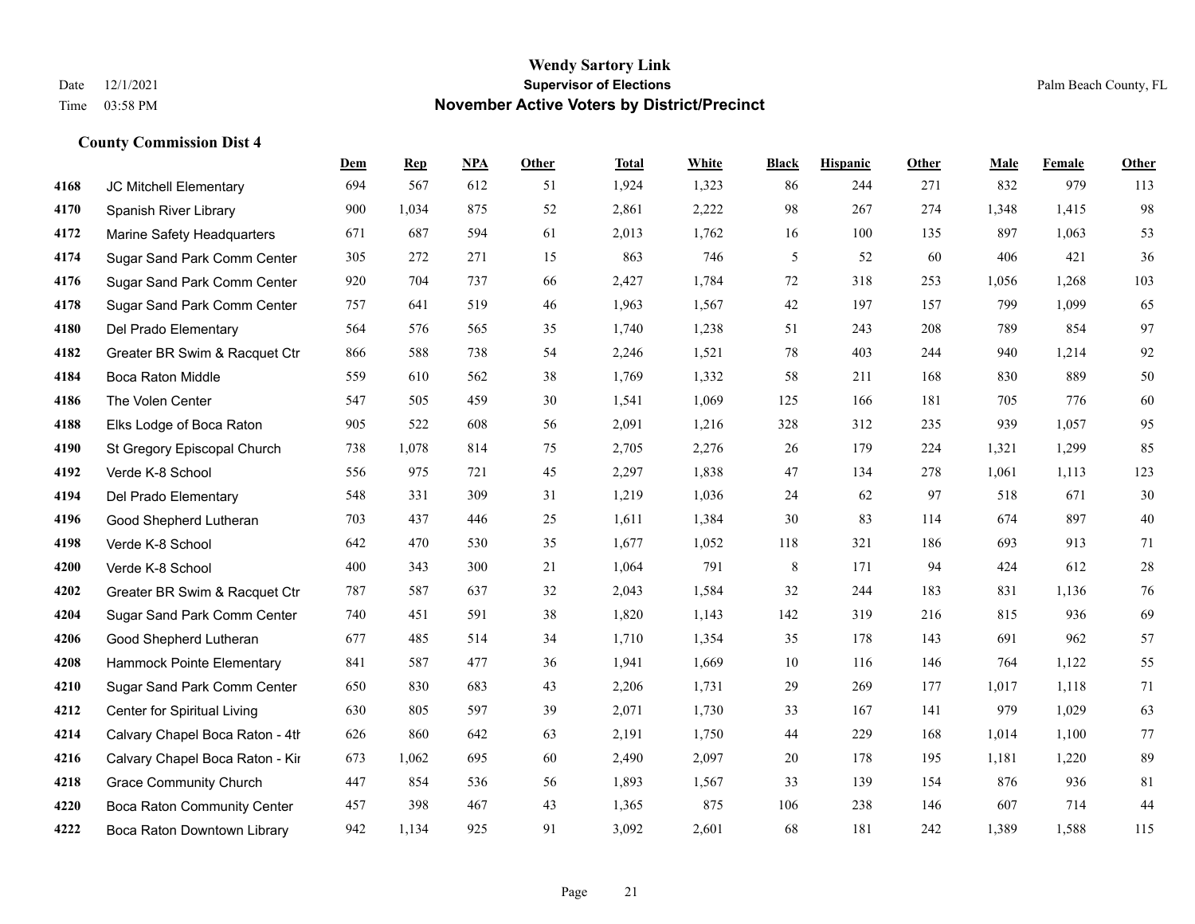# Wendy Sartory Link
## Supervisor of Elections
## November Active Voters by District/Precinct

Date 12/1/2021
Time 03:58 PM

Palm Beach County, FL

### County Commission Dist 4

| | | Dem | Rep | NPA | Other | Total | White | Black | Hispanic | Other | Male | Female | Other |
|---|---|---|---|---|---|---|---|---|---|---|---|---|---|
| 4168 | JC Mitchell Elementary | 694 | 567 | 612 | 51 | 1,924 | 1,323 | 86 | 244 | 271 | 832 | 979 | 113 |
| 4170 | Spanish River Library | 900 | 1,034 | 875 | 52 | 2,861 | 2,222 | 98 | 267 | 274 | 1,348 | 1,415 | 98 |
| 4172 | Marine Safety Headquarters | 671 | 687 | 594 | 61 | 2,013 | 1,762 | 16 | 100 | 135 | 897 | 1,063 | 53 |
| 4174 | Sugar Sand Park Comm Center | 305 | 272 | 271 | 15 | 863 | 746 | 5 | 52 | 60 | 406 | 421 | 36 |
| 4176 | Sugar Sand Park Comm Center | 920 | 704 | 737 | 66 | 2,427 | 1,784 | 72 | 318 | 253 | 1,056 | 1,268 | 103 |
| 4178 | Sugar Sand Park Comm Center | 757 | 641 | 519 | 46 | 1,963 | 1,567 | 42 | 197 | 157 | 799 | 1,099 | 65 |
| 4180 | Del Prado Elementary | 564 | 576 | 565 | 35 | 1,740 | 1,238 | 51 | 243 | 208 | 789 | 854 | 97 |
| 4182 | Greater BR Swim & Racquet Ctr | 866 | 588 | 738 | 54 | 2,246 | 1,521 | 78 | 403 | 244 | 940 | 1,214 | 92 |
| 4184 | Boca Raton Middle | 559 | 610 | 562 | 38 | 1,769 | 1,332 | 58 | 211 | 168 | 830 | 889 | 50 |
| 4186 | The Volen Center | 547 | 505 | 459 | 30 | 1,541 | 1,069 | 125 | 166 | 181 | 705 | 776 | 60 |
| 4188 | Elks Lodge of Boca Raton | 905 | 522 | 608 | 56 | 2,091 | 1,216 | 328 | 312 | 235 | 939 | 1,057 | 95 |
| 4190 | St Gregory Episcopal Church | 738 | 1,078 | 814 | 75 | 2,705 | 2,276 | 26 | 179 | 224 | 1,321 | 1,299 | 85 |
| 4192 | Verde K-8 School | 556 | 975 | 721 | 45 | 2,297 | 1,838 | 47 | 134 | 278 | 1,061 | 1,113 | 123 |
| 4194 | Del Prado Elementary | 548 | 331 | 309 | 31 | 1,219 | 1,036 | 24 | 62 | 97 | 518 | 671 | 30 |
| 4196 | Good Shepherd Lutheran | 703 | 437 | 446 | 25 | 1,611 | 1,384 | 30 | 83 | 114 | 674 | 897 | 40 |
| 4198 | Verde K-8 School | 642 | 470 | 530 | 35 | 1,677 | 1,052 | 118 | 321 | 186 | 693 | 913 | 71 |
| 4200 | Verde K-8 School | 400 | 343 | 300 | 21 | 1,064 | 791 | 8 | 171 | 94 | 424 | 612 | 28 |
| 4202 | Greater BR Swim & Racquet Ctr | 787 | 587 | 637 | 32 | 2,043 | 1,584 | 32 | 244 | 183 | 831 | 1,136 | 76 |
| 4204 | Sugar Sand Park Comm Center | 740 | 451 | 591 | 38 | 1,820 | 1,143 | 142 | 319 | 216 | 815 | 936 | 69 |
| 4206 | Good Shepherd Lutheran | 677 | 485 | 514 | 34 | 1,710 | 1,354 | 35 | 178 | 143 | 691 | 962 | 57 |
| 4208 | Hammock Pointe Elementary | 841 | 587 | 477 | 36 | 1,941 | 1,669 | 10 | 116 | 146 | 764 | 1,122 | 55 |
| 4210 | Sugar Sand Park Comm Center | 650 | 830 | 683 | 43 | 2,206 | 1,731 | 29 | 269 | 177 | 1,017 | 1,118 | 71 |
| 4212 | Center for Spiritual Living | 630 | 805 | 597 | 39 | 2,071 | 1,730 | 33 | 167 | 141 | 979 | 1,029 | 63 |
| 4214 | Calvary Chapel Boca Raton - 4th | 626 | 860 | 642 | 63 | 2,191 | 1,750 | 44 | 229 | 168 | 1,014 | 1,100 | 77 |
| 4216 | Calvary Chapel Boca Raton - Kir | 673 | 1,062 | 695 | 60 | 2,490 | 2,097 | 20 | 178 | 195 | 1,181 | 1,220 | 89 |
| 4218 | Grace Community Church | 447 | 854 | 536 | 56 | 1,893 | 1,567 | 33 | 139 | 154 | 876 | 936 | 81 |
| 4220 | Boca Raton Community Center | 457 | 398 | 467 | 43 | 1,365 | 875 | 106 | 238 | 146 | 607 | 714 | 44 |
| 4222 | Boca Raton Downtown Library | 942 | 1,134 | 925 | 91 | 3,092 | 2,601 | 68 | 181 | 242 | 1,389 | 1,588 | 115 |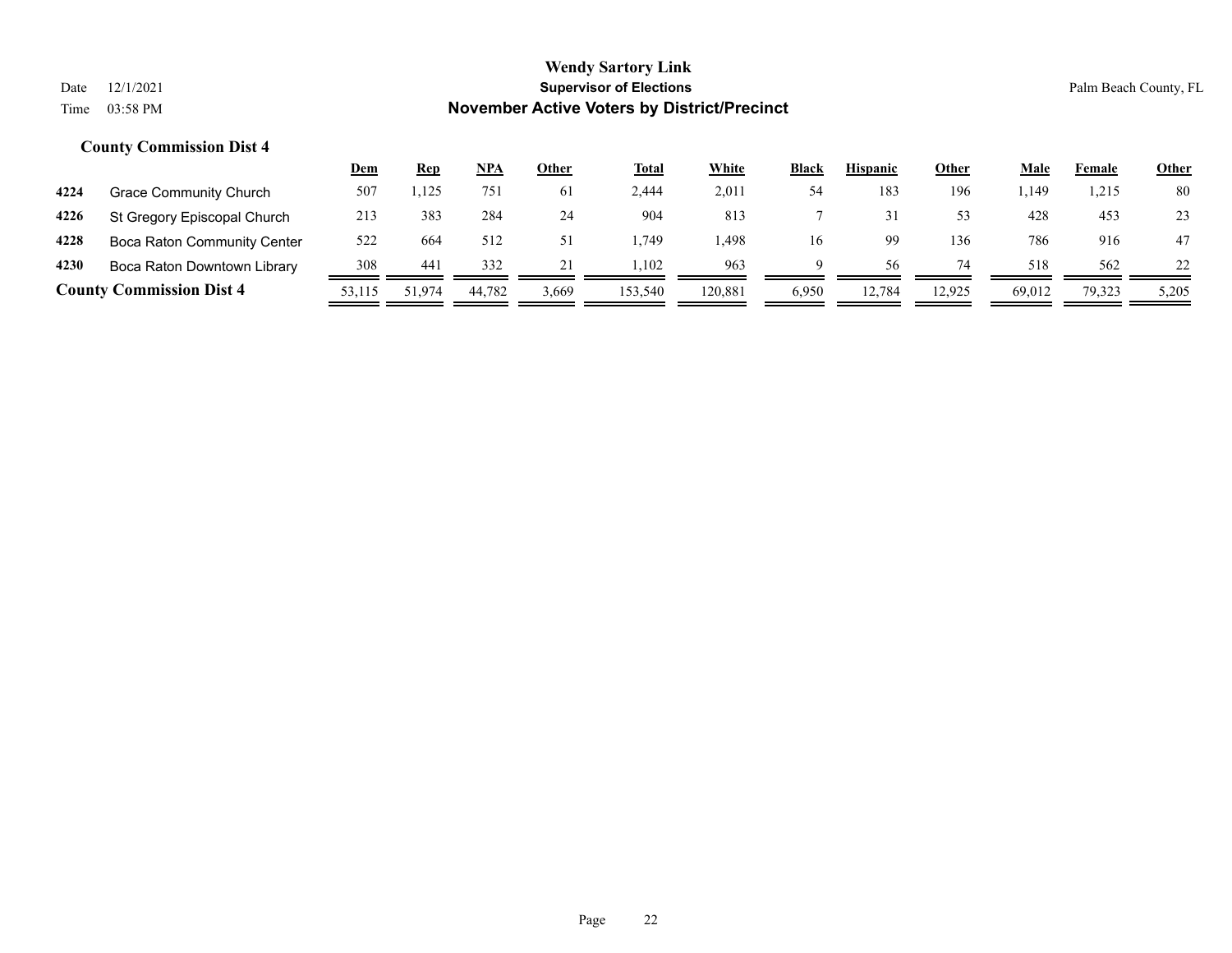**Wendy Sartory Link**
**Supervisor of Elections**
**November Active Voters by District/Precinct**

Date 12/1/2021
Time 03:58 PM

Palm Beach County, FL

### County Commission Dist 4

| | | Dem | Rep | NPA | Other | Total | White | Black | Hispanic | Other | Male | Female | Other |
|---|---|---|---|---|---|---|---|---|---|---|---|---|---|
| 4224 | Grace Community Church | 507 | 1,125 | 751 | 61 | 2,444 | 2,011 | 54 | 183 | 196 | 1,149 | 1,215 | 80 |
| 4226 | St Gregory Episcopal Church | 213 | 383 | 284 | 24 | 904 | 813 | 7 | 31 | 53 | 428 | 453 | 23 |
| 4228 | Boca Raton Community Center | 522 | 664 | 512 | 51 | 1,749 | 1,498 | 16 | 99 | 136 | 786 | 916 | 47 |
| 4230 | Boca Raton Downtown Library | 308 | 441 | 332 | 21 | 1,102 | 963 | 9 | 56 | 74 | 518 | 562 | 22 |
| **County Commission Dist 4** | | 53,115 | 51,974 | 44,782 | 3,669 | 153,540 | 120,881 | 6,950 | 12,784 | 12,925 | 69,012 | 79,323 | 5,205 |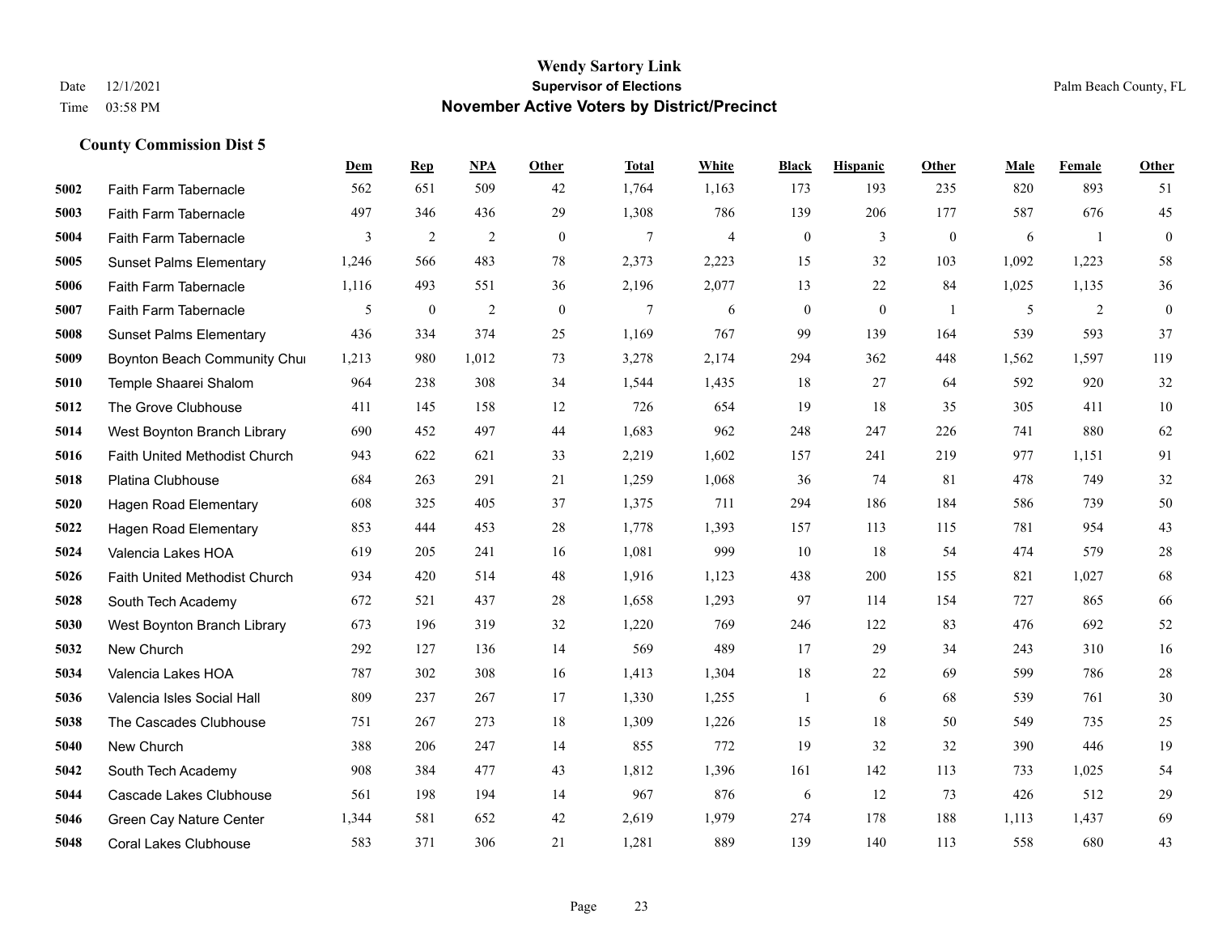# Wendy Sartory Link

**Supervisor of Elections**

**November Active Voters by District/Precinct**

Date 12/1/2021
Time 03:58 PM

Palm Beach County, FL

### County Commission Dist 5

| | | Dem | Rep | NPA | Other | Total | White | Black | Hispanic | Other | Male | Female | Other |
|---|---|---|---|---|---|---|---|---|---|---|---|---|---|
| 5002 | Faith Farm Tabernacle | 562 | 651 | 509 | 42 | 1,764 | 1,163 | 173 | 193 | 235 | 820 | 893 | 51 |
| 5003 | Faith Farm Tabernacle | 497 | 346 | 436 | 29 | 1,308 | 786 | 139 | 206 | 177 | 587 | 676 | 45 |
| 5004 | Faith Farm Tabernacle | 3 | 2 | 2 | 0 | 7 | 4 | 0 | 3 | 0 | 6 | 1 | 0 |
| 5005 | Sunset Palms Elementary | 1,246 | 566 | 483 | 78 | 2,373 | 2,223 | 15 | 32 | 103 | 1,092 | 1,223 | 58 |
| 5006 | Faith Farm Tabernacle | 1,116 | 493 | 551 | 36 | 2,196 | 2,077 | 13 | 22 | 84 | 1,025 | 1,135 | 36 |
| 5007 | Faith Farm Tabernacle | 5 | 0 | 2 | 0 | 7 | 6 | 0 | 0 | 1 | 5 | 2 | 0 |
| 5008 | Sunset Palms Elementary | 436 | 334 | 374 | 25 | 1,169 | 767 | 99 | 139 | 164 | 539 | 593 | 37 |
| 5009 | Boynton Beach Community Chu | 1,213 | 980 | 1,012 | 73 | 3,278 | 2,174 | 294 | 362 | 448 | 1,562 | 1,597 | 119 |
| 5010 | Temple Shaarei Shalom | 964 | 238 | 308 | 34 | 1,544 | 1,435 | 18 | 27 | 64 | 592 | 920 | 32 |
| 5012 | The Grove Clubhouse | 411 | 145 | 158 | 12 | 726 | 654 | 19 | 18 | 35 | 305 | 411 | 10 |
| 5014 | West Boynton Branch Library | 690 | 452 | 497 | 44 | 1,683 | 962 | 248 | 247 | 226 | 741 | 880 | 62 |
| 5016 | Faith United Methodist Church | 943 | 622 | 621 | 33 | 2,219 | 1,602 | 157 | 241 | 219 | 977 | 1,151 | 91 |
| 5018 | Platina Clubhouse | 684 | 263 | 291 | 21 | 1,259 | 1,068 | 36 | 74 | 81 | 478 | 749 | 32 |
| 5020 | Hagen Road Elementary | 608 | 325 | 405 | 37 | 1,375 | 711 | 294 | 186 | 184 | 586 | 739 | 50 |
| 5022 | Hagen Road Elementary | 853 | 444 | 453 | 28 | 1,778 | 1,393 | 157 | 113 | 115 | 781 | 954 | 43 |
| 5024 | Valencia Lakes HOA | 619 | 205 | 241 | 16 | 1,081 | 999 | 10 | 18 | 54 | 474 | 579 | 28 |
| 5026 | Faith United Methodist Church | 934 | 420 | 514 | 48 | 1,916 | 1,123 | 438 | 200 | 155 | 821 | 1,027 | 68 |
| 5028 | South Tech Academy | 672 | 521 | 437 | 28 | 1,658 | 1,293 | 97 | 114 | 154 | 727 | 865 | 66 |
| 5030 | West Boynton Branch Library | 673 | 196 | 319 | 32 | 1,220 | 769 | 246 | 122 | 83 | 476 | 692 | 52 |
| 5032 | New Church | 292 | 127 | 136 | 14 | 569 | 489 | 17 | 29 | 34 | 243 | 310 | 16 |
| 5034 | Valencia Lakes HOA | 787 | 302 | 308 | 16 | 1,413 | 1,304 | 18 | 22 | 69 | 599 | 786 | 28 |
| 5036 | Valencia Isles Social Hall | 809 | 237 | 267 | 17 | 1,330 | 1,255 | 1 | 6 | 68 | 539 | 761 | 30 |
| 5038 | The Cascades Clubhouse | 751 | 267 | 273 | 18 | 1,309 | 1,226 | 15 | 18 | 50 | 549 | 735 | 25 |
| 5040 | New Church | 388 | 206 | 247 | 14 | 855 | 772 | 19 | 32 | 32 | 390 | 446 | 19 |
| 5042 | South Tech Academy | 908 | 384 | 477 | 43 | 1,812 | 1,396 | 161 | 142 | 113 | 733 | 1,025 | 54 |
| 5044 | Cascade Lakes Clubhouse | 561 | 198 | 194 | 14 | 967 | 876 | 6 | 12 | 73 | 426 | 512 | 29 |
| 5046 | Green Cay Nature Center | 1,344 | 581 | 652 | 42 | 2,619 | 1,979 | 274 | 178 | 188 | 1,113 | 1,437 | 69 |
| 5048 | Coral Lakes Clubhouse | 583 | 371 | 306 | 21 | 1,281 | 889 | 139 | 140 | 113 | 558 | 680 | 43 |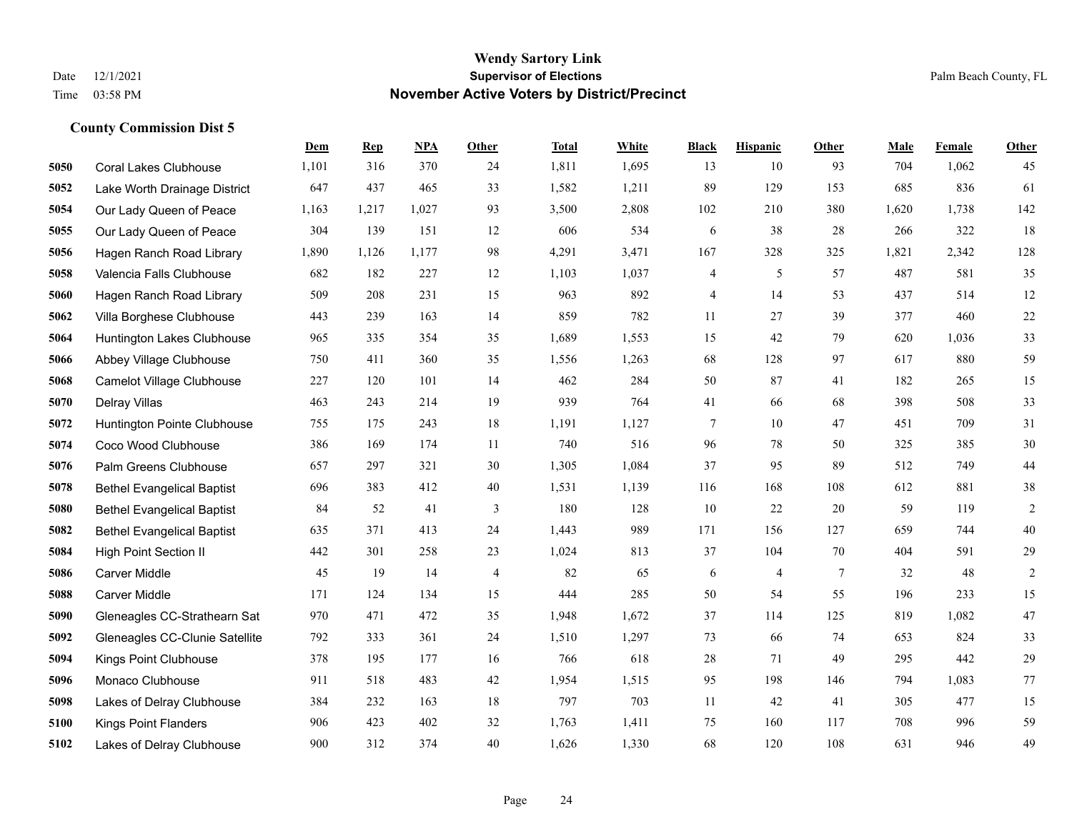# Wendy Sartory Link

**Supervisor of Elections**

**November Active Voters by District/Precinct**

Date 12/1/2021
Time 03:58 PM

Palm Beach County, FL

## County Commission Dist 5

| | | Dem | Rep | NPA | Other | Total | White | Black | Hispanic | Other | Male | Female | Other |
|---|---|---|---|---|---|---|---|---|---|---|---|---|---|
| 5050 | Coral Lakes Clubhouse | 1,101 | 316 | 370 | 24 | 1,811 | 1,695 | 13 | 10 | 93 | 704 | 1,062 | 45 |
| 5052 | Lake Worth Drainage District | 647 | 437 | 465 | 33 | 1,582 | 1,211 | 89 | 129 | 153 | 685 | 836 | 61 |
| 5054 | Our Lady Queen of Peace | 1,163 | 1,217 | 1,027 | 93 | 3,500 | 2,808 | 102 | 210 | 380 | 1,620 | 1,738 | 142 |
| 5055 | Our Lady Queen of Peace | 304 | 139 | 151 | 12 | 606 | 534 | 6 | 38 | 28 | 266 | 322 | 18 |
| 5056 | Hagen Ranch Road Library | 1,890 | 1,126 | 1,177 | 98 | 4,291 | 3,471 | 167 | 328 | 325 | 1,821 | 2,342 | 128 |
| 5058 | Valencia Falls Clubhouse | 682 | 182 | 227 | 12 | 1,103 | 1,037 | 4 | 5 | 57 | 487 | 581 | 35 |
| 5060 | Hagen Ranch Road Library | 509 | 208 | 231 | 15 | 963 | 892 | 4 | 14 | 53 | 437 | 514 | 12 |
| 5062 | Villa Borghese Clubhouse | 443 | 239 | 163 | 14 | 859 | 782 | 11 | 27 | 39 | 377 | 460 | 22 |
| 5064 | Huntington Lakes Clubhouse | 965 | 335 | 354 | 35 | 1,689 | 1,553 | 15 | 42 | 79 | 620 | 1,036 | 33 |
| 5066 | Abbey Village Clubhouse | 750 | 411 | 360 | 35 | 1,556 | 1,263 | 68 | 128 | 97 | 617 | 880 | 59 |
| 5068 | Camelot Village Clubhouse | 227 | 120 | 101 | 14 | 462 | 284 | 50 | 87 | 41 | 182 | 265 | 15 |
| 5070 | Delray Villas | 463 | 243 | 214 | 19 | 939 | 764 | 41 | 66 | 68 | 398 | 508 | 33 |
| 5072 | Huntington Pointe Clubhouse | 755 | 175 | 243 | 18 | 1,191 | 1,127 | 7 | 10 | 47 | 451 | 709 | 31 |
| 5074 | Coco Wood Clubhouse | 386 | 169 | 174 | 11 | 740 | 516 | 96 | 78 | 50 | 325 | 385 | 30 |
| 5076 | Palm Greens Clubhouse | 657 | 297 | 321 | 30 | 1,305 | 1,084 | 37 | 95 | 89 | 512 | 749 | 44 |
| 5078 | Bethel Evangelical Baptist | 696 | 383 | 412 | 40 | 1,531 | 1,139 | 116 | 168 | 108 | 612 | 881 | 38 |
| 5080 | Bethel Evangelical Baptist | 84 | 52 | 41 | 3 | 180 | 128 | 10 | 22 | 20 | 59 | 119 | 2 |
| 5082 | Bethel Evangelical Baptist | 635 | 371 | 413 | 24 | 1,443 | 989 | 171 | 156 | 127 | 659 | 744 | 40 |
| 5084 | High Point Section II | 442 | 301 | 258 | 23 | 1,024 | 813 | 37 | 104 | 70 | 404 | 591 | 29 |
| 5086 | Carver Middle | 45 | 19 | 14 | 4 | 82 | 65 | 6 | 4 | 7 | 32 | 48 | 2 |
| 5088 | Carver Middle | 171 | 124 | 134 | 15 | 444 | 285 | 50 | 54 | 55 | 196 | 233 | 15 |
| 5090 | Gleneagles CC-Strathearn Sat | 970 | 471 | 472 | 35 | 1,948 | 1,672 | 37 | 114 | 125 | 819 | 1,082 | 47 |
| 5092 | Gleneagles CC-Clunie Satellite | 792 | 333 | 361 | 24 | 1,510 | 1,297 | 73 | 66 | 74 | 653 | 824 | 33 |
| 5094 | Kings Point Clubhouse | 378 | 195 | 177 | 16 | 766 | 618 | 28 | 71 | 49 | 295 | 442 | 29 |
| 5096 | Monaco Clubhouse | 911 | 518 | 483 | 42 | 1,954 | 1,515 | 95 | 198 | 146 | 794 | 1,083 | 77 |
| 5098 | Lakes of Delray Clubhouse | 384 | 232 | 163 | 18 | 797 | 703 | 11 | 42 | 41 | 305 | 477 | 15 |
| 5100 | Kings Point Flanders | 906 | 423 | 402 | 32 | 1,763 | 1,411 | 75 | 160 | 117 | 708 | 996 | 59 |
| 5102 | Lakes of Delray Clubhouse | 900 | 312 | 374 | 40 | 1,626 | 1,330 | 68 | 120 | 108 | 631 | 946 | 49 |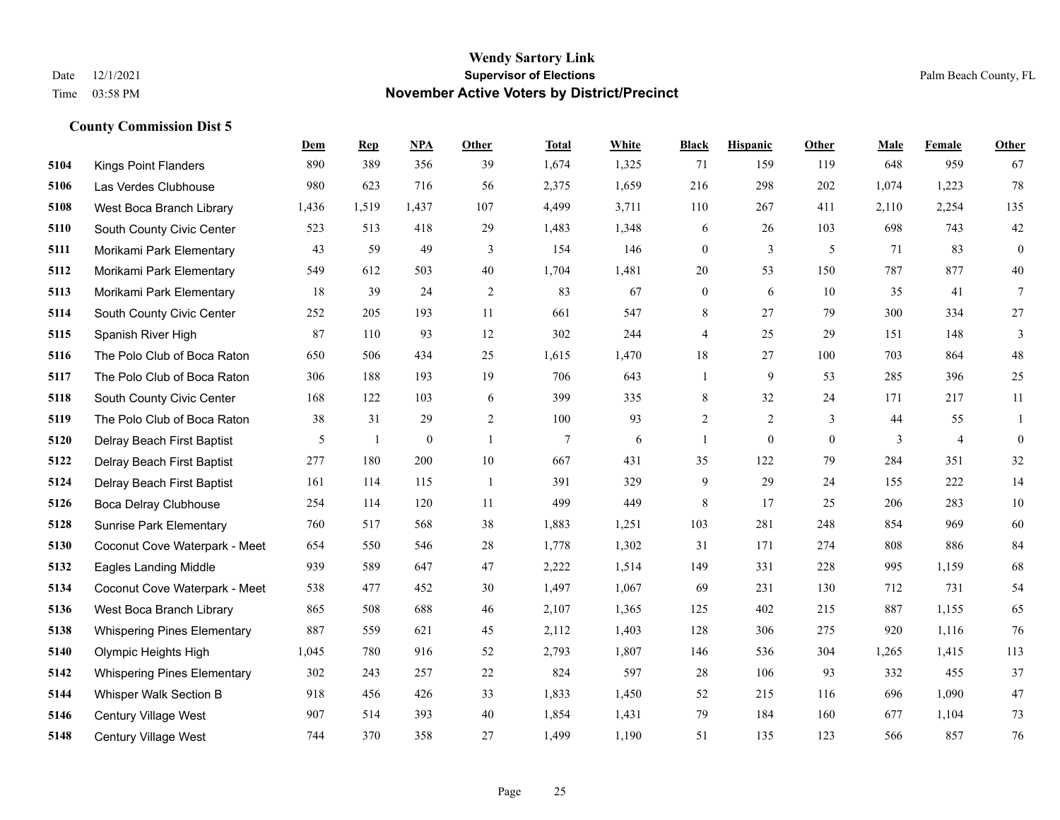# Wendy Sartory Link
## Supervisor of Elections
## November Active Voters by District/Precinct

Date 12/1/2021
Time 03:58 PM

Palm Beach County, FL

### County Commission Dist 5

| | | Dem | Rep | NPA | Other | Total | White | Black | Hispanic | Other | Male | Female | Other |
|---|---|---|---|---|---|---|---|---|---|---|---|---|---|
| 5104 | Kings Point Flanders | 890 | 389 | 356 | 39 | 1,674 | 1,325 | 71 | 159 | 119 | 648 | 959 | 67 |
| 5106 | Las Verdes Clubhouse | 980 | 623 | 716 | 56 | 2,375 | 1,659 | 216 | 298 | 202 | 1,074 | 1,223 | 78 |
| 5108 | West Boca Branch Library | 1,436 | 1,519 | 1,437 | 107 | 4,499 | 3,711 | 110 | 267 | 411 | 2,110 | 2,254 | 135 |
| 5110 | South County Civic Center | 523 | 513 | 418 | 29 | 1,483 | 1,348 | 6 | 26 | 103 | 698 | 743 | 42 |
| 5111 | Morikami Park Elementary | 43 | 59 | 49 | 3 | 154 | 146 | 0 | 3 | 5 | 71 | 83 | 0 |
| 5112 | Morikami Park Elementary | 549 | 612 | 503 | 40 | 1,704 | 1,481 | 20 | 53 | 150 | 787 | 877 | 40 |
| 5113 | Morikami Park Elementary | 18 | 39 | 24 | 2 | 83 | 67 | 0 | 6 | 10 | 35 | 41 | 7 |
| 5114 | South County Civic Center | 252 | 205 | 193 | 11 | 661 | 547 | 8 | 27 | 79 | 300 | 334 | 27 |
| 5115 | Spanish River High | 87 | 110 | 93 | 12 | 302 | 244 | 4 | 25 | 29 | 151 | 148 | 3 |
| 5116 | The Polo Club of Boca Raton | 650 | 506 | 434 | 25 | 1,615 | 1,470 | 18 | 27 | 100 | 703 | 864 | 48 |
| 5117 | The Polo Club of Boca Raton | 306 | 188 | 193 | 19 | 706 | 643 | 1 | 9 | 53 | 285 | 396 | 25 |
| 5118 | South County Civic Center | 168 | 122 | 103 | 6 | 399 | 335 | 8 | 32 | 24 | 171 | 217 | 11 |
| 5119 | The Polo Club of Boca Raton | 38 | 31 | 29 | 2 | 100 | 93 | 2 | 2 | 3 | 44 | 55 | 1 |
| 5120 | Delray Beach First Baptist | 5 | 1 | 0 | 1 | 7 | 6 | 1 | 0 | 0 | 3 | 4 | 0 |
| 5122 | Delray Beach First Baptist | 277 | 180 | 200 | 10 | 667 | 431 | 35 | 122 | 79 | 284 | 351 | 32 |
| 5124 | Delray Beach First Baptist | 161 | 114 | 115 | 1 | 391 | 329 | 9 | 29 | 24 | 155 | 222 | 14 |
| 5126 | Boca Delray Clubhouse | 254 | 114 | 120 | 11 | 499 | 449 | 8 | 17 | 25 | 206 | 283 | 10 |
| 5128 | Sunrise Park Elementary | 760 | 517 | 568 | 38 | 1,883 | 1,251 | 103 | 281 | 248 | 854 | 969 | 60 |
| 5130 | Coconut Cove Waterpark - Meet | 654 | 550 | 546 | 28 | 1,778 | 1,302 | 31 | 171 | 274 | 808 | 886 | 84 |
| 5132 | Eagles Landing Middle | 939 | 589 | 647 | 47 | 2,222 | 1,514 | 149 | 331 | 228 | 995 | 1,159 | 68 |
| 5134 | Coconut Cove Waterpark - Meet | 538 | 477 | 452 | 30 | 1,497 | 1,067 | 69 | 231 | 130 | 712 | 731 | 54 |
| 5136 | West Boca Branch Library | 865 | 508 | 688 | 46 | 2,107 | 1,365 | 125 | 402 | 215 | 887 | 1,155 | 65 |
| 5138 | Whispering Pines Elementary | 887 | 559 | 621 | 45 | 2,112 | 1,403 | 128 | 306 | 275 | 920 | 1,116 | 76 |
| 5140 | Olympic Heights High | 1,045 | 780 | 916 | 52 | 2,793 | 1,807 | 146 | 536 | 304 | 1,265 | 1,415 | 113 |
| 5142 | Whispering Pines Elementary | 302 | 243 | 257 | 22 | 824 | 597 | 28 | 106 | 93 | 332 | 455 | 37 |
| 5144 | Whisper Walk Section B | 918 | 456 | 426 | 33 | 1,833 | 1,450 | 52 | 215 | 116 | 696 | 1,090 | 47 |
| 5146 | Century Village West | 907 | 514 | 393 | 40 | 1,854 | 1,431 | 79 | 184 | 160 | 677 | 1,104 | 73 |
| 5148 | Century Village West | 744 | 370 | 358 | 27 | 1,499 | 1,190 | 51 | 135 | 123 | 566 | 857 | 76 |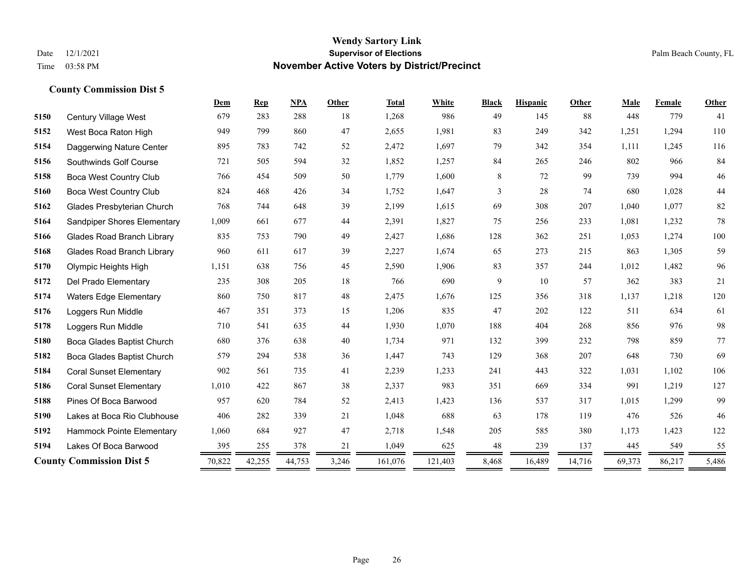# Wendy Sartory Link
## Supervisor of Elections
## November Active Voters by District/Precinct

Date 12/1/2021
Time 03:58 PM

Palm Beach County, FL

### County Commission Dist 5

| | | Dem | Rep | NPA | Other | Total | White | Black | Hispanic | Other | Male | Female | Other |
|---|---|---|---|---|---|---|---|---|---|---|---|---|---|
| 5150 | Century Village West | 679 | 283 | 288 | 18 | 1,268 | 986 | 49 | 145 | 88 | 448 | 779 | 41 |
| 5152 | West Boca Raton High | 949 | 799 | 860 | 47 | 2,655 | 1,981 | 83 | 249 | 342 | 1,251 | 1,294 | 110 |
| 5154 | Daggerwing Nature Center | 895 | 783 | 742 | 52 | 2,472 | 1,697 | 79 | 342 | 354 | 1,111 | 1,245 | 116 |
| 5156 | Southwinds Golf Course | 721 | 505 | 594 | 32 | 1,852 | 1,257 | 84 | 265 | 246 | 802 | 966 | 84 |
| 5158 | Boca West Country Club | 766 | 454 | 509 | 50 | 1,779 | 1,600 | 8 | 72 | 99 | 739 | 994 | 46 |
| 5160 | Boca West Country Club | 824 | 468 | 426 | 34 | 1,752 | 1,647 | 3 | 28 | 74 | 680 | 1,028 | 44 |
| 5162 | Glades Presbyterian Church | 768 | 744 | 648 | 39 | 2,199 | 1,615 | 69 | 308 | 207 | 1,040 | 1,077 | 82 |
| 5164 | Sandpiper Shores Elementary | 1,009 | 661 | 677 | 44 | 2,391 | 1,827 | 75 | 256 | 233 | 1,081 | 1,232 | 78 |
| 5166 | Glades Road Branch Library | 835 | 753 | 790 | 49 | 2,427 | 1,686 | 128 | 362 | 251 | 1,053 | 1,274 | 100 |
| 5168 | Glades Road Branch Library | 960 | 611 | 617 | 39 | 2,227 | 1,674 | 65 | 273 | 215 | 863 | 1,305 | 59 |
| 5170 | Olympic Heights High | 1,151 | 638 | 756 | 45 | 2,590 | 1,906 | 83 | 357 | 244 | 1,012 | 1,482 | 96 |
| 5172 | Del Prado Elementary | 235 | 308 | 205 | 18 | 766 | 690 | 9 | 10 | 57 | 362 | 383 | 21 |
| 5174 | Waters Edge Elementary | 860 | 750 | 817 | 48 | 2,475 | 1,676 | 125 | 356 | 318 | 1,137 | 1,218 | 120 |
| 5176 | Loggers Run Middle | 467 | 351 | 373 | 15 | 1,206 | 835 | 47 | 202 | 122 | 511 | 634 | 61 |
| 5178 | Loggers Run Middle | 710 | 541 | 635 | 44 | 1,930 | 1,070 | 188 | 404 | 268 | 856 | 976 | 98 |
| 5180 | Boca Glades Baptist Church | 680 | 376 | 638 | 40 | 1,734 | 971 | 132 | 399 | 232 | 798 | 859 | 77 |
| 5182 | Boca Glades Baptist Church | 579 | 294 | 538 | 36 | 1,447 | 743 | 129 | 368 | 207 | 648 | 730 | 69 |
| 5184 | Coral Sunset Elementary | 902 | 561 | 735 | 41 | 2,239 | 1,233 | 241 | 443 | 322 | 1,031 | 1,102 | 106 |
| 5186 | Coral Sunset Elementary | 1,010 | 422 | 867 | 38 | 2,337 | 983 | 351 | 669 | 334 | 991 | 1,219 | 127 |
| 5188 | Pines Of Boca Barwood | 957 | 620 | 784 | 52 | 2,413 | 1,423 | 136 | 537 | 317 | 1,015 | 1,299 | 99 |
| 5190 | Lakes at Boca Rio Clubhouse | 406 | 282 | 339 | 21 | 1,048 | 688 | 63 | 178 | 119 | 476 | 526 | 46 |
| 5192 | Hammock Pointe Elementary | 1,060 | 684 | 927 | 47 | 2,718 | 1,548 | 205 | 585 | 380 | 1,173 | 1,423 | 122 |
| 5194 | Lakes Of Boca Barwood | 395 | 255 | 378 | 21 | 1,049 | 625 | 48 | 239 | 137 | 445 | 549 | 55 |
| **County Commission Dist 5** | | 70,822 | 42,255 | 44,753 | 3,246 | 161,076 | 121,403 | 8,468 | 16,489 | 14,716 | 69,373 | 86,217 | 5,486 |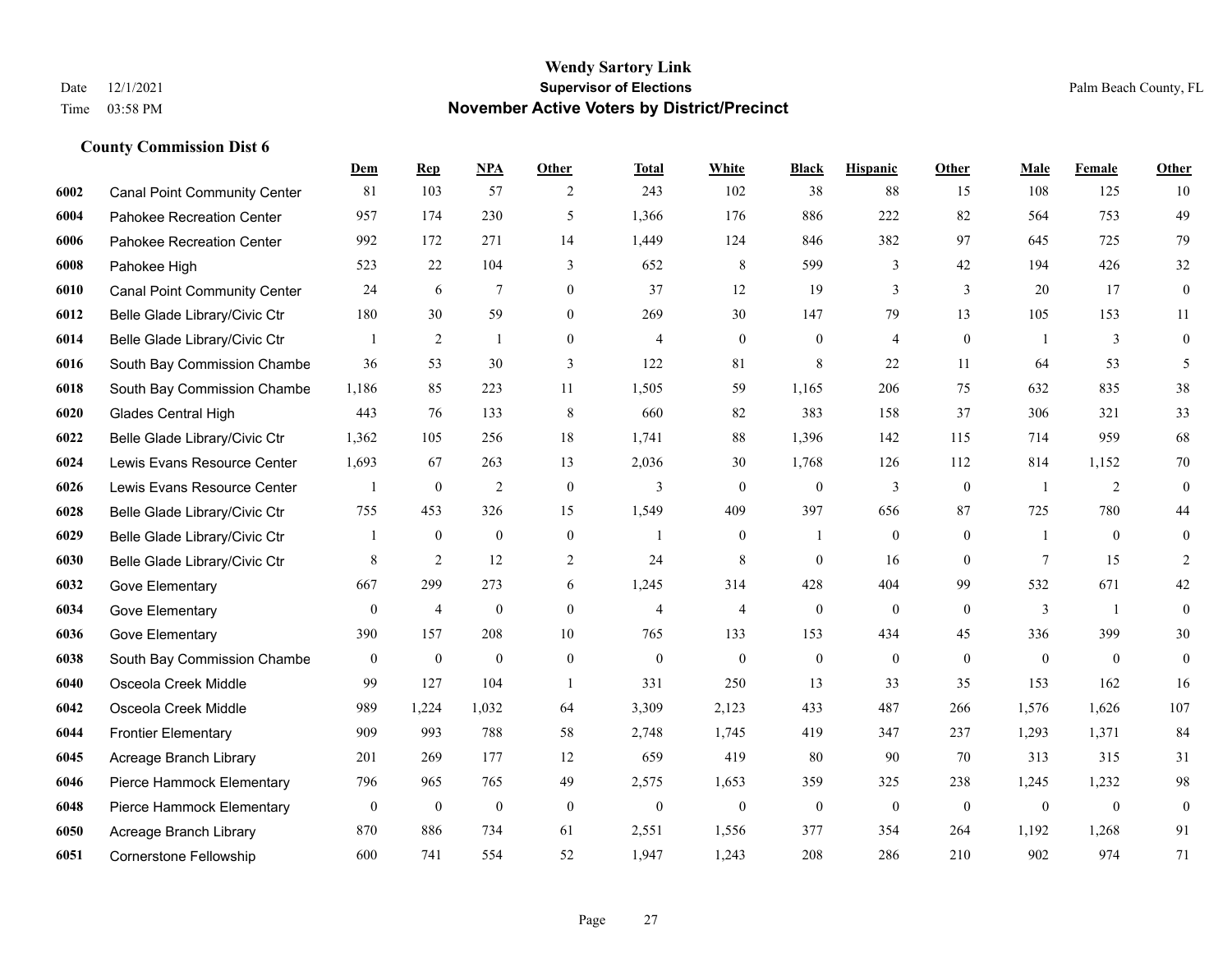# Wendy Sartory Link

**Supervisor of Elections**

**November Active Voters by District/Precinct**

Date 12/1/2021

Time 03:58 PM

Palm Beach County, FL

### County Commission Dist 6

| | | Dem | Rep | NPA | Other | Total | White | Black | Hispanic | Other | Male | Female | Other |
|---|---|---|---|---|---|---|---|---|---|---|---|---|---|
| 6002 | Canal Point Community Center | 81 | 103 | 57 | 2 | 243 | 102 | 38 | 88 | 15 | 108 | 125 | 10 |
| 6004 | Pahokee Recreation Center | 957 | 174 | 230 | 5 | 1,366 | 176 | 886 | 222 | 82 | 564 | 753 | 49 |
| 6006 | Pahokee Recreation Center | 992 | 172 | 271 | 14 | 1,449 | 124 | 846 | 382 | 97 | 645 | 725 | 79 |
| 6008 | Pahokee High | 523 | 22 | 104 | 3 | 652 | 8 | 599 | 3 | 42 | 194 | 426 | 32 |
| 6010 | Canal Point Community Center | 24 | 6 | 7 | 0 | 37 | 12 | 19 | 3 | 3 | 20 | 17 | 0 |
| 6012 | Belle Glade Library/Civic Ctr | 180 | 30 | 59 | 0 | 269 | 30 | 147 | 79 | 13 | 105 | 153 | 11 |
| 6014 | Belle Glade Library/Civic Ctr | 1 | 2 | 1 | 0 | 4 | 0 | 0 | 4 | 0 | 1 | 3 | 0 |
| 6016 | South Bay Commission Chambe | 36 | 53 | 30 | 3 | 122 | 81 | 8 | 22 | 11 | 64 | 53 | 5 |
| 6018 | South Bay Commission Chambe | 1,186 | 85 | 223 | 11 | 1,505 | 59 | 1,165 | 206 | 75 | 632 | 835 | 38 |
| 6020 | Glades Central High | 443 | 76 | 133 | 8 | 660 | 82 | 383 | 158 | 37 | 306 | 321 | 33 |
| 6022 | Belle Glade Library/Civic Ctr | 1,362 | 105 | 256 | 18 | 1,741 | 88 | 1,396 | 142 | 115 | 714 | 959 | 68 |
| 6024 | Lewis Evans Resource Center | 1,693 | 67 | 263 | 13 | 2,036 | 30 | 1,768 | 126 | 112 | 814 | 1,152 | 70 |
| 6026 | Lewis Evans Resource Center | 1 | 0 | 2 | 0 | 3 | 0 | 0 | 3 | 0 | 1 | 2 | 0 |
| 6028 | Belle Glade Library/Civic Ctr | 755 | 453 | 326 | 15 | 1,549 | 409 | 397 | 656 | 87 | 725 | 780 | 44 |
| 6029 | Belle Glade Library/Civic Ctr | 1 | 0 | 0 | 0 | 1 | 0 | 1 | 0 | 0 | 1 | 0 | 0 |
| 6030 | Belle Glade Library/Civic Ctr | 8 | 2 | 12 | 2 | 24 | 8 | 0 | 16 | 0 | 7 | 15 | 2 |
| 6032 | Gove Elementary | 667 | 299 | 273 | 6 | 1,245 | 314 | 428 | 404 | 99 | 532 | 671 | 42 |
| 6034 | Gove Elementary | 0 | 4 | 0 | 0 | 4 | 4 | 0 | 0 | 0 | 3 | 1 | 0 |
| 6036 | Gove Elementary | 390 | 157 | 208 | 10 | 765 | 133 | 153 | 434 | 45 | 336 | 399 | 30 |
| 6038 | South Bay Commission Chambe | 0 | 0 | 0 | 0 | 0 | 0 | 0 | 0 | 0 | 0 | 0 | 0 |
| 6040 | Osceola Creek Middle | 99 | 127 | 104 | 1 | 331 | 250 | 13 | 33 | 35 | 153 | 162 | 16 |
| 6042 | Osceola Creek Middle | 989 | 1,224 | 1,032 | 64 | 3,309 | 2,123 | 433 | 487 | 266 | 1,576 | 1,626 | 107 |
| 6044 | Frontier Elementary | 909 | 993 | 788 | 58 | 2,748 | 1,745 | 419 | 347 | 237 | 1,293 | 1,371 | 84 |
| 6045 | Acreage Branch Library | 201 | 269 | 177 | 12 | 659 | 419 | 80 | 90 | 70 | 313 | 315 | 31 |
| 6046 | Pierce Hammock Elementary | 796 | 965 | 765 | 49 | 2,575 | 1,653 | 359 | 325 | 238 | 1,245 | 1,232 | 98 |
| 6048 | Pierce Hammock Elementary | 0 | 0 | 0 | 0 | 0 | 0 | 0 | 0 | 0 | 0 | 0 | 0 |
| 6050 | Acreage Branch Library | 870 | 886 | 734 | 61 | 2,551 | 1,556 | 377 | 354 | 264 | 1,192 | 1,268 | 91 |
| 6051 | Cornerstone Fellowship | 600 | 741 | 554 | 52 | 1,947 | 1,243 | 208 | 286 | 210 | 902 | 974 | 71 |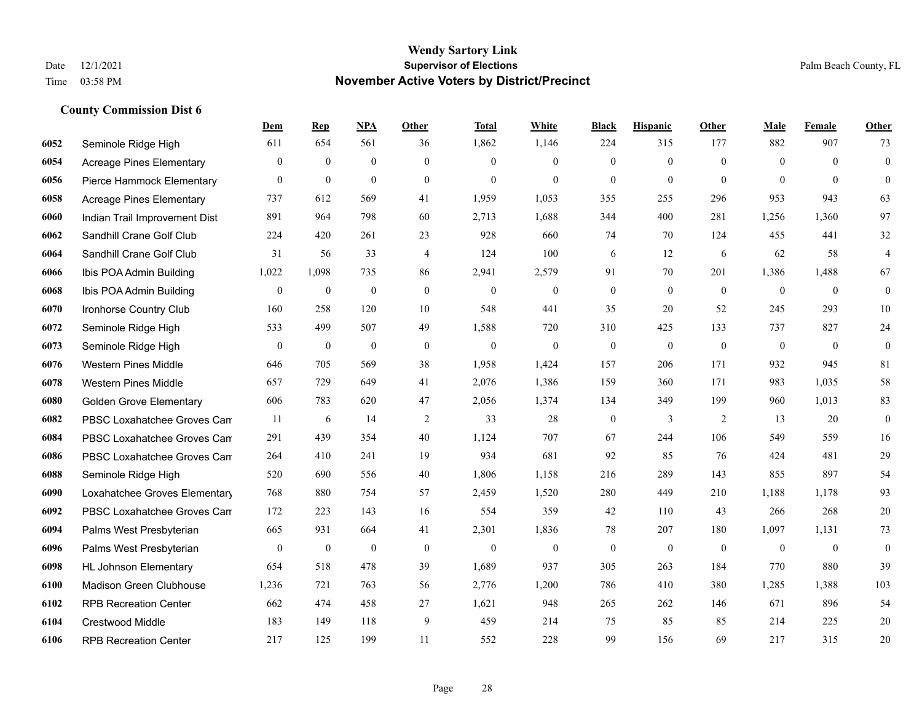# Wendy Sartory Link
## Supervisor of Elections
## November Active Voters by District/Precinct

Date 12/1/2021
Time 03:58 PM

Palm Beach County, FL

### County Commission Dist 6

| | | Dem | Rep | NPA | Other | Total | White | Black | Hispanic | Other | Male | Female | Other |
|---|---|---|---|---|---|---|---|---|---|---|---|---|---|
| 6052 | Seminole Ridge High | 611 | 654 | 561 | 36 | 1,862 | 1,146 | 224 | 315 | 177 | 882 | 907 | 73 |
| 6054 | Acreage Pines Elementary | 0 | 0 | 0 | 0 | 0 | 0 | 0 | 0 | 0 | 0 | 0 | 0 |
| 6056 | Pierce Hammock Elementary | 0 | 0 | 0 | 0 | 0 | 0 | 0 | 0 | 0 | 0 | 0 | 0 |
| 6058 | Acreage Pines Elementary | 737 | 612 | 569 | 41 | 1,959 | 1,053 | 355 | 255 | 296 | 953 | 943 | 63 |
| 6060 | Indian Trail Improvement Dist | 891 | 964 | 798 | 60 | 2,713 | 1,688 | 344 | 400 | 281 | 1,256 | 1,360 | 97 |
| 6062 | Sandhill Crane Golf Club | 224 | 420 | 261 | 23 | 928 | 660 | 74 | 70 | 124 | 455 | 441 | 32 |
| 6064 | Sandhill Crane Golf Club | 31 | 56 | 33 | 4 | 124 | 100 | 6 | 12 | 6 | 62 | 58 | 4 |
| 6066 | Ibis POA Admin Building | 1,022 | 1,098 | 735 | 86 | 2,941 | 2,579 | 91 | 70 | 201 | 1,386 | 1,488 | 67 |
| 6068 | Ibis POA Admin Building | 0 | 0 | 0 | 0 | 0 | 0 | 0 | 0 | 0 | 0 | 0 | 0 |
| 6070 | Ironhorse Country Club | 160 | 258 | 120 | 10 | 548 | 441 | 35 | 20 | 52 | 245 | 293 | 10 |
| 6072 | Seminole Ridge High | 533 | 499 | 507 | 49 | 1,588 | 720 | 310 | 425 | 133 | 737 | 827 | 24 |
| 6073 | Seminole Ridge High | 0 | 0 | 0 | 0 | 0 | 0 | 0 | 0 | 0 | 0 | 0 | 0 |
| 6076 | Western Pines Middle | 646 | 705 | 569 | 38 | 1,958 | 1,424 | 157 | 206 | 171 | 932 | 945 | 81 |
| 6078 | Western Pines Middle | 657 | 729 | 649 | 41 | 2,076 | 1,386 | 159 | 360 | 171 | 983 | 1,035 | 58 |
| 6080 | Golden Grove Elementary | 606 | 783 | 620 | 47 | 2,056 | 1,374 | 134 | 349 | 199 | 960 | 1,013 | 83 |
| 6082 | PBSC Loxahatchee Groves Can | 11 | 6 | 14 | 2 | 33 | 28 | 0 | 3 | 2 | 13 | 20 | 0 |
| 6084 | PBSC Loxahatchee Groves Can | 291 | 439 | 354 | 40 | 1,124 | 707 | 67 | 244 | 106 | 549 | 559 | 16 |
| 6086 | PBSC Loxahatchee Groves Can | 264 | 410 | 241 | 19 | 934 | 681 | 92 | 85 | 76 | 424 | 481 | 29 |
| 6088 | Seminole Ridge High | 520 | 690 | 556 | 40 | 1,806 | 1,158 | 216 | 289 | 143 | 855 | 897 | 54 |
| 6090 | Loxahatchee Groves Elementary | 768 | 880 | 754 | 57 | 2,459 | 1,520 | 280 | 449 | 210 | 1,188 | 1,178 | 93 |
| 6092 | PBSC Loxahatchee Groves Can | 172 | 223 | 143 | 16 | 554 | 359 | 42 | 110 | 43 | 266 | 268 | 20 |
| 6094 | Palms West Presbyterian | 665 | 931 | 664 | 41 | 2,301 | 1,836 | 78 | 207 | 180 | 1,097 | 1,131 | 73 |
| 6096 | Palms West Presbyterian | 0 | 0 | 0 | 0 | 0 | 0 | 0 | 0 | 0 | 0 | 0 | 0 |
| 6098 | HL Johnson Elementary | 654 | 518 | 478 | 39 | 1,689 | 937 | 305 | 263 | 184 | 770 | 880 | 39 |
| 6100 | Madison Green Clubhouse | 1,236 | 721 | 763 | 56 | 2,776 | 1,200 | 786 | 410 | 380 | 1,285 | 1,388 | 103 |
| 6102 | RPB Recreation Center | 662 | 474 | 458 | 27 | 1,621 | 948 | 265 | 262 | 146 | 671 | 896 | 54 |
| 6104 | Crestwood Middle | 183 | 149 | 118 | 9 | 459 | 214 | 75 | 85 | 85 | 214 | 225 | 20 |
| 6106 | RPB Recreation Center | 217 | 125 | 199 | 11 | 552 | 228 | 99 | 156 | 69 | 217 | 315 | 20 |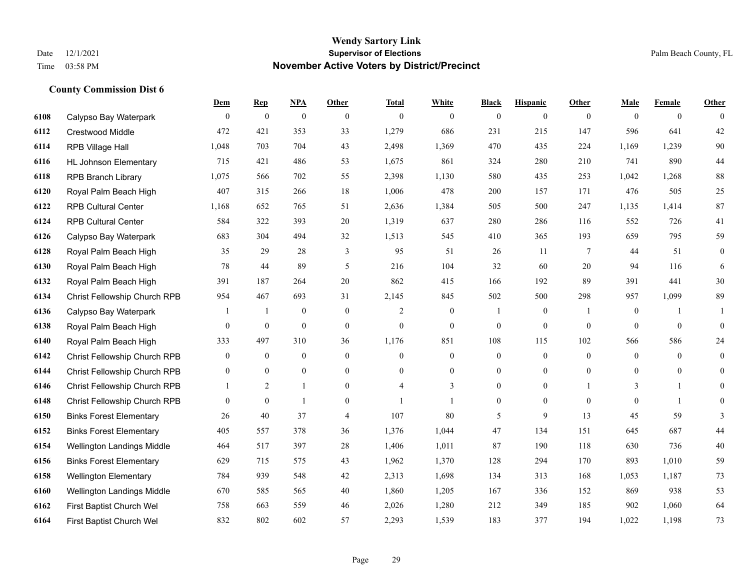# Wendy Sartory Link

## Supervisor of Elections

## November Active Voters by District/Precinct

Date 12/1/2021
Time 03:58 PM

Palm Beach County, FL

### County Commission Dist 6

| | | Dem | Rep | NPA | Other | Total | White | Black | Hispanic | Other | Male | Female | Other |
|---|---|---|---|---|---|---|---|---|---|---|---|---|---|
| 6108 | Calypso Bay Waterpark | 0 | 0 | 0 | 0 | 0 | 0 | 0 | 0 | 0 | 0 | 0 | 0 |
| 6112 | Crestwood Middle | 472 | 421 | 353 | 33 | 1,279 | 686 | 231 | 215 | 147 | 596 | 641 | 42 |
| 6114 | RPB Village Hall | 1,048 | 703 | 704 | 43 | 2,498 | 1,369 | 470 | 435 | 224 | 1,169 | 1,239 | 90 |
| 6116 | HL Johnson Elementary | 715 | 421 | 486 | 53 | 1,675 | 861 | 324 | 280 | 210 | 741 | 890 | 44 |
| 6118 | RPB Branch Library | 1,075 | 566 | 702 | 55 | 2,398 | 1,130 | 580 | 435 | 253 | 1,042 | 1,268 | 88 |
| 6120 | Royal Palm Beach High | 407 | 315 | 266 | 18 | 1,006 | 478 | 200 | 157 | 171 | 476 | 505 | 25 |
| 6122 | RPB Cultural Center | 1,168 | 652 | 765 | 51 | 2,636 | 1,384 | 505 | 500 | 247 | 1,135 | 1,414 | 87 |
| 6124 | RPB Cultural Center | 584 | 322 | 393 | 20 | 1,319 | 637 | 280 | 286 | 116 | 552 | 726 | 41 |
| 6126 | Calypso Bay Waterpark | 683 | 304 | 494 | 32 | 1,513 | 545 | 410 | 365 | 193 | 659 | 795 | 59 |
| 6128 | Royal Palm Beach High | 35 | 29 | 28 | 3 | 95 | 51 | 26 | 11 | 7 | 44 | 51 | 0 |
| 6130 | Royal Palm Beach High | 78 | 44 | 89 | 5 | 216 | 104 | 32 | 60 | 20 | 94 | 116 | 6 |
| 6132 | Royal Palm Beach High | 391 | 187 | 264 | 20 | 862 | 415 | 166 | 192 | 89 | 391 | 441 | 30 |
| 6134 | Christ Fellowship Church RPB | 954 | 467 | 693 | 31 | 2,145 | 845 | 502 | 500 | 298 | 957 | 1,099 | 89 |
| 6136 | Calypso Bay Waterpark | 1 | 1 | 0 | 0 | 2 | 0 | 1 | 0 | 1 | 0 | 1 | 1 |
| 6138 | Royal Palm Beach High | 0 | 0 | 0 | 0 | 0 | 0 | 0 | 0 | 0 | 0 | 0 | 0 |
| 6140 | Royal Palm Beach High | 333 | 497 | 310 | 36 | 1,176 | 851 | 108 | 115 | 102 | 566 | 586 | 24 |
| 6142 | Christ Fellowship Church RPB | 0 | 0 | 0 | 0 | 0 | 0 | 0 | 0 | 0 | 0 | 0 | 0 |
| 6144 | Christ Fellowship Church RPB | 0 | 0 | 0 | 0 | 0 | 0 | 0 | 0 | 0 | 0 | 0 | 0 |
| 6146 | Christ Fellowship Church RPB | 1 | 2 | 1 | 0 | 4 | 3 | 0 | 0 | 1 | 3 | 1 | 0 |
| 6148 | Christ Fellowship Church RPB | 0 | 0 | 1 | 0 | 1 | 1 | 0 | 0 | 0 | 0 | 1 | 0 |
| 6150 | Binks Forest Elementary | 26 | 40 | 37 | 4 | 107 | 80 | 5 | 9 | 13 | 45 | 59 | 3 |
| 6152 | Binks Forest Elementary | 405 | 557 | 378 | 36 | 1,376 | 1,044 | 47 | 134 | 151 | 645 | 687 | 44 |
| 6154 | Wellington Landings Middle | 464 | 517 | 397 | 28 | 1,406 | 1,011 | 87 | 190 | 118 | 630 | 736 | 40 |
| 6156 | Binks Forest Elementary | 629 | 715 | 575 | 43 | 1,962 | 1,370 | 128 | 294 | 170 | 893 | 1,010 | 59 |
| 6158 | Wellington Elementary | 784 | 939 | 548 | 42 | 2,313 | 1,698 | 134 | 313 | 168 | 1,053 | 1,187 | 73 |
| 6160 | Wellington Landings Middle | 670 | 585 | 565 | 40 | 1,860 | 1,205 | 167 | 336 | 152 | 869 | 938 | 53 |
| 6162 | First Baptist Church Wel | 758 | 663 | 559 | 46 | 2,026 | 1,280 | 212 | 349 | 185 | 902 | 1,060 | 64 |
| 6164 | First Baptist Church Wel | 832 | 802 | 602 | 57 | 2,293 | 1,539 | 183 | 377 | 194 | 1,022 | 1,198 | 73 |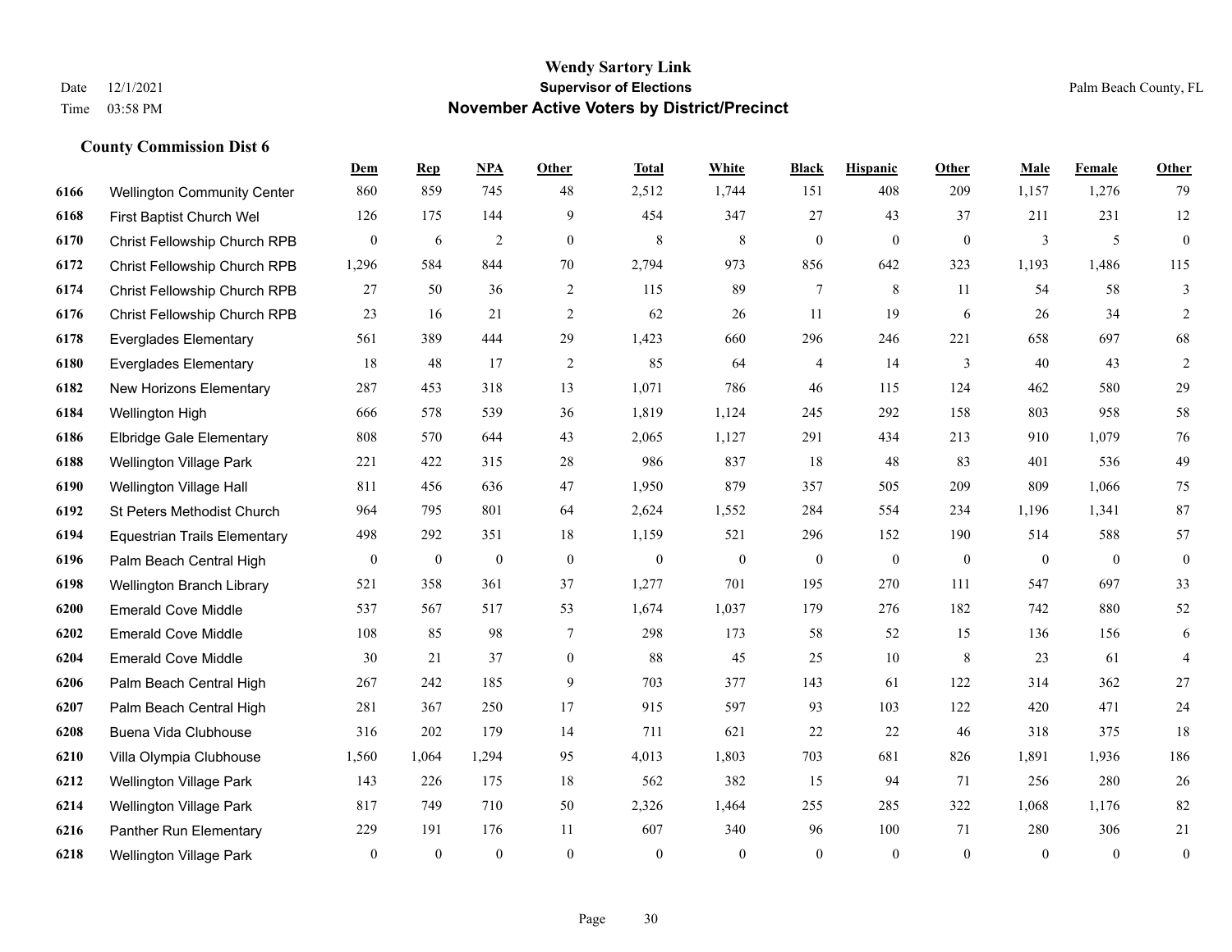**Wendy Sartory Link**

**Supervisor of Elections**

**November Active Voters by District/Precinct**

Date 12/1/2021
Time 03:58 PM

Palm Beach County, FL

### County Commission Dist 6

| | | Dem | Rep | NPA | Other | Total | White | Black | Hispanic | Other | Male | Female | Other |
|---|---|---|---|---|---|---|---|---|---|---|---|---|---|
| 6166 | Wellington Community Center | 860 | 859 | 745 | 48 | 2,512 | 1,744 | 151 | 408 | 209 | 1,157 | 1,276 | 79 |
| 6168 | First Baptist Church Wel | 126 | 175 | 144 | 9 | 454 | 347 | 27 | 43 | 37 | 211 | 231 | 12 |
| 6170 | Christ Fellowship Church RPB | 0 | 6 | 2 | 0 | 8 | 8 | 0 | 0 | 0 | 3 | 5 | 0 |
| 6172 | Christ Fellowship Church RPB | 1,296 | 584 | 844 | 70 | 2,794 | 973 | 856 | 642 | 323 | 1,193 | 1,486 | 115 |
| 6174 | Christ Fellowship Church RPB | 27 | 50 | 36 | 2 | 115 | 89 | 7 | 8 | 11 | 54 | 58 | 3 |
| 6176 | Christ Fellowship Church RPB | 23 | 16 | 21 | 2 | 62 | 26 | 11 | 19 | 6 | 26 | 34 | 2 |
| 6178 | Everglades Elementary | 561 | 389 | 444 | 29 | 1,423 | 660 | 296 | 246 | 221 | 658 | 697 | 68 |
| 6180 | Everglades Elementary | 18 | 48 | 17 | 2 | 85 | 64 | 4 | 14 | 3 | 40 | 43 | 2 |
| 6182 | New Horizons Elementary | 287 | 453 | 318 | 13 | 1,071 | 786 | 46 | 115 | 124 | 462 | 580 | 29 |
| 6184 | Wellington High | 666 | 578 | 539 | 36 | 1,819 | 1,124 | 245 | 292 | 158 | 803 | 958 | 58 |
| 6186 | Elbridge Gale Elementary | 808 | 570 | 644 | 43 | 2,065 | 1,127 | 291 | 434 | 213 | 910 | 1,079 | 76 |
| 6188 | Wellington Village Park | 221 | 422 | 315 | 28 | 986 | 837 | 18 | 48 | 83 | 401 | 536 | 49 |
| 6190 | Wellington Village Hall | 811 | 456 | 636 | 47 | 1,950 | 879 | 357 | 505 | 209 | 809 | 1,066 | 75 |
| 6192 | St Peters Methodist Church | 964 | 795 | 801 | 64 | 2,624 | 1,552 | 284 | 554 | 234 | 1,196 | 1,341 | 87 |
| 6194 | Equestrian Trails Elementary | 498 | 292 | 351 | 18 | 1,159 | 521 | 296 | 152 | 190 | 514 | 588 | 57 |
| 6196 | Palm Beach Central High | 0 | 0 | 0 | 0 | 0 | 0 | 0 | 0 | 0 | 0 | 0 | 0 |
| 6198 | Wellington Branch Library | 521 | 358 | 361 | 37 | 1,277 | 701 | 195 | 270 | 111 | 547 | 697 | 33 |
| 6200 | Emerald Cove Middle | 537 | 567 | 517 | 53 | 1,674 | 1,037 | 179 | 276 | 182 | 742 | 880 | 52 |
| 6202 | Emerald Cove Middle | 108 | 85 | 98 | 7 | 298 | 173 | 58 | 52 | 15 | 136 | 156 | 6 |
| 6204 | Emerald Cove Middle | 30 | 21 | 37 | 0 | 88 | 45 | 25 | 10 | 8 | 23 | 61 | 4 |
| 6206 | Palm Beach Central High | 267 | 242 | 185 | 9 | 703 | 377 | 143 | 61 | 122 | 314 | 362 | 27 |
| 6207 | Palm Beach Central High | 281 | 367 | 250 | 17 | 915 | 597 | 93 | 103 | 122 | 420 | 471 | 24 |
| 6208 | Buena Vida Clubhouse | 316 | 202 | 179 | 14 | 711 | 621 | 22 | 22 | 46 | 318 | 375 | 18 |
| 6210 | Villa Olympia Clubhouse | 1,560 | 1,064 | 1,294 | 95 | 4,013 | 1,803 | 703 | 681 | 826 | 1,891 | 1,936 | 186 |
| 6212 | Wellington Village Park | 143 | 226 | 175 | 18 | 562 | 382 | 15 | 94 | 71 | 256 | 280 | 26 |
| 6214 | Wellington Village Park | 817 | 749 | 710 | 50 | 2,326 | 1,464 | 255 | 285 | 322 | 1,068 | 1,176 | 82 |
| 6216 | Panther Run Elementary | 229 | 191 | 176 | 11 | 607 | 340 | 96 | 100 | 71 | 280 | 306 | 21 |
| 6218 | Wellington Village Park | 0 | 0 | 0 | 0 | 0 | 0 | 0 | 0 | 0 | 0 | 0 | 0 |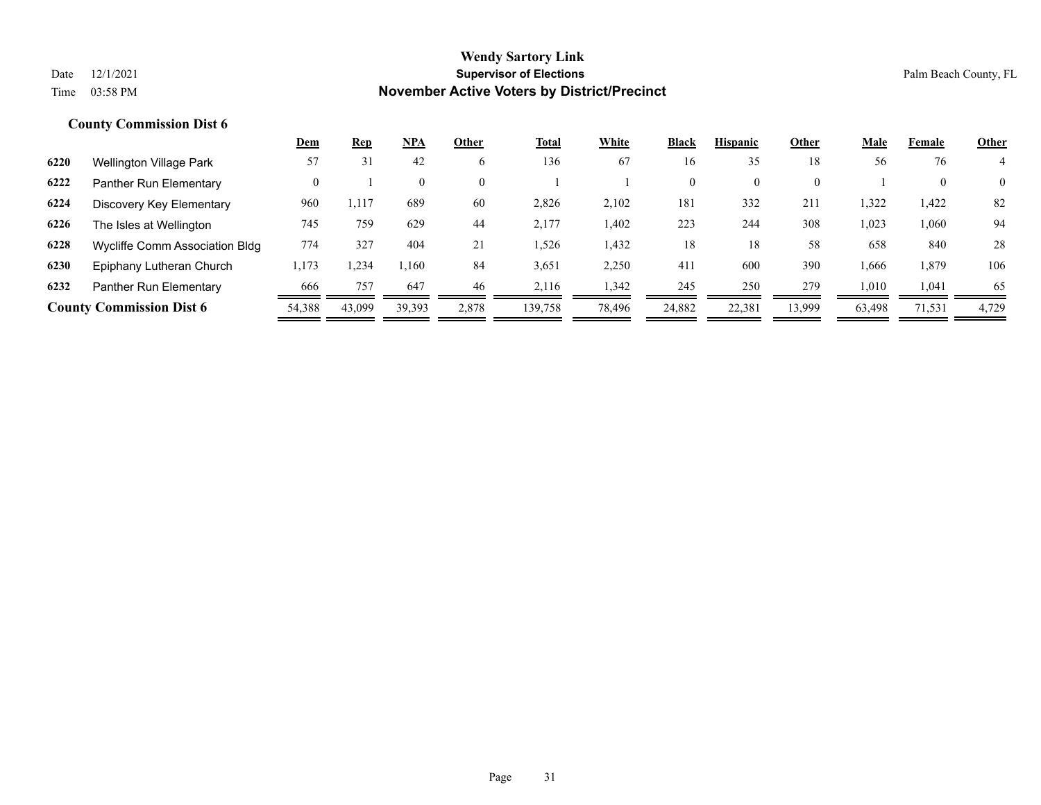**Wendy Sartory Link**
**Supervisor of Elections**
**November Active Voters by District/Precinct**

Date 12/1/2021
Time 03:58 PM

Palm Beach County, FL

### County Commission Dist 6

| | | Dem | Rep | NPA | Other | Total | White | Black | Hispanic | Other | Male | Female | Other |
|---|---|---|---|---|---|---|---|---|---|---|---|---|---|
| 6220 | Wellington Village Park | 57 | 31 | 42 | 6 | 136 | 67 | 16 | 35 | 18 | 56 | 76 | 4 |
| 6222 | Panther Run Elementary | 0 | 1 | 0 | 0 | 1 | 1 | 0 | 0 | 0 | 1 | 0 | 0 |
| 6224 | Discovery Key Elementary | 960 | 1,117 | 689 | 60 | 2,826 | 2,102 | 181 | 332 | 211 | 1,322 | 1,422 | 82 |
| 6226 | The Isles at Wellington | 745 | 759 | 629 | 44 | 2,177 | 1,402 | 223 | 244 | 308 | 1,023 | 1,060 | 94 |
| 6228 | Wycliffe Comm Association Bldg | 774 | 327 | 404 | 21 | 1,526 | 1,432 | 18 | 18 | 58 | 658 | 840 | 28 |
| 6230 | Epiphany Lutheran Church | 1,173 | 1,234 | 1,160 | 84 | 3,651 | 2,250 | 411 | 600 | 390 | 1,666 | 1,879 | 106 |
| 6232 | Panther Run Elementary | 666 | 757 | 647 | 46 | 2,116 | 1,342 | 245 | 250 | 279 | 1,010 | 1,041 | 65 |
| **County Commission Dist 6** | | 54,388 | 43,099 | 39,393 | 2,878 | 139,758 | 78,496 | 24,882 | 22,381 | 13,999 | 63,498 | 71,531 | 4,729 |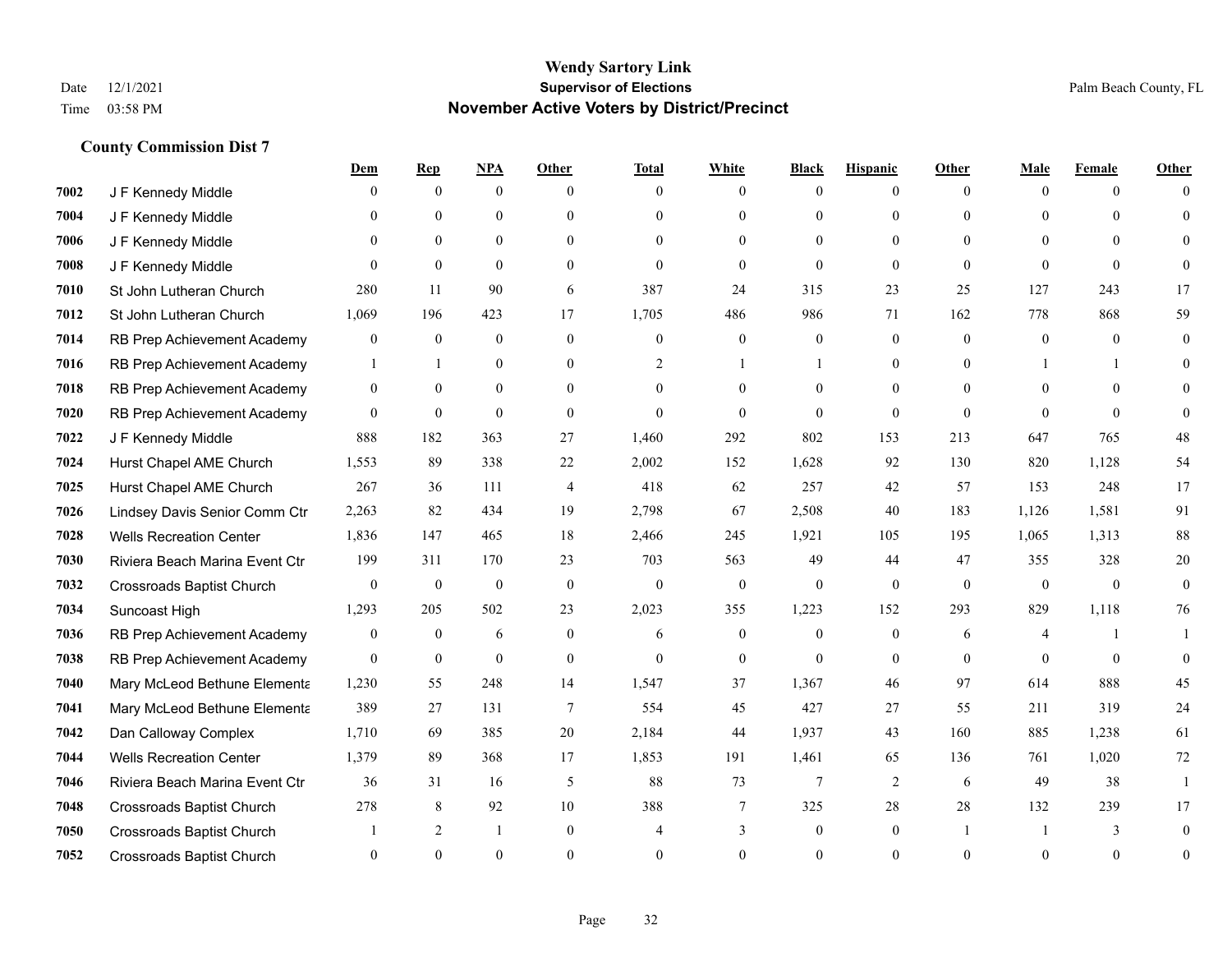# Wendy Sartory Link
## Supervisor of Elections
## November Active Voters by District/Precinct

Date 12/1/2021
Time 03:58 PM

Palm Beach County, FL

### County Commission Dist 7

| | | Dem | Rep | NPA | Other | Total | White | Black | Hispanic | Other | Male | Female | Other |
|---|---|---|---|---|---|---|---|---|---|---|---|---|---|
| 7002 | J F Kennedy Middle | 0 | 0 | 0 | 0 | 0 | 0 | 0 | 0 | 0 | 0 | 0 | 0 |
| 7004 | J F Kennedy Middle | 0 | 0 | 0 | 0 | 0 | 0 | 0 | 0 | 0 | 0 | 0 | 0 |
| 7006 | J F Kennedy Middle | 0 | 0 | 0 | 0 | 0 | 0 | 0 | 0 | 0 | 0 | 0 | 0 |
| 7008 | J F Kennedy Middle | 0 | 0 | 0 | 0 | 0 | 0 | 0 | 0 | 0 | 0 | 0 | 0 |
| 7010 | St John Lutheran Church | 280 | 11 | 90 | 6 | 387 | 24 | 315 | 23 | 25 | 127 | 243 | 17 |
| 7012 | St John Lutheran Church | 1,069 | 196 | 423 | 17 | 1,705 | 486 | 986 | 71 | 162 | 778 | 868 | 59 |
| 7014 | RB Prep Achievement Academy | 0 | 0 | 0 | 0 | 0 | 0 | 0 | 0 | 0 | 0 | 0 | 0 |
| 7016 | RB Prep Achievement Academy | 1 | 1 | 0 | 0 | 2 | 1 | 1 | 0 | 0 | 1 | 1 | 0 |
| 7018 | RB Prep Achievement Academy | 0 | 0 | 0 | 0 | 0 | 0 | 0 | 0 | 0 | 0 | 0 | 0 |
| 7020 | RB Prep Achievement Academy | 0 | 0 | 0 | 0 | 0 | 0 | 0 | 0 | 0 | 0 | 0 | 0 |
| 7022 | J F Kennedy Middle | 888 | 182 | 363 | 27 | 1,460 | 292 | 802 | 153 | 213 | 647 | 765 | 48 |
| 7024 | Hurst Chapel AME Church | 1,553 | 89 | 338 | 22 | 2,002 | 152 | 1,628 | 92 | 130 | 820 | 1,128 | 54 |
| 7025 | Hurst Chapel AME Church | 267 | 36 | 111 | 4 | 418 | 62 | 257 | 42 | 57 | 153 | 248 | 17 |
| 7026 | Lindsey Davis Senior Comm Ctr | 2,263 | 82 | 434 | 19 | 2,798 | 67 | 2,508 | 40 | 183 | 1,126 | 1,581 | 91 |
| 7028 | Wells Recreation Center | 1,836 | 147 | 465 | 18 | 2,466 | 245 | 1,921 | 105 | 195 | 1,065 | 1,313 | 88 |
| 7030 | Riviera Beach Marina Event Ctr | 199 | 311 | 170 | 23 | 703 | 563 | 49 | 44 | 47 | 355 | 328 | 20 |
| 7032 | Crossroads Baptist Church | 0 | 0 | 0 | 0 | 0 | 0 | 0 | 0 | 0 | 0 | 0 | 0 |
| 7034 | Suncoast High | 1,293 | 205 | 502 | 23 | 2,023 | 355 | 1,223 | 152 | 293 | 829 | 1,118 | 76 |
| 7036 | RB Prep Achievement Academy | 0 | 0 | 6 | 0 | 6 | 0 | 0 | 0 | 6 | 4 | 1 | 1 |
| 7038 | RB Prep Achievement Academy | 0 | 0 | 0 | 0 | 0 | 0 | 0 | 0 | 0 | 0 | 0 | 0 |
| 7040 | Mary McLeod Bethune Elementa | 1,230 | 55 | 248 | 14 | 1,547 | 37 | 1,367 | 46 | 97 | 614 | 888 | 45 |
| 7041 | Mary McLeod Bethune Elementa | 389 | 27 | 131 | 7 | 554 | 45 | 427 | 27 | 55 | 211 | 319 | 24 |
| 7042 | Dan Calloway Complex | 1,710 | 69 | 385 | 20 | 2,184 | 44 | 1,937 | 43 | 160 | 885 | 1,238 | 61 |
| 7044 | Wells Recreation Center | 1,379 | 89 | 368 | 17 | 1,853 | 191 | 1,461 | 65 | 136 | 761 | 1,020 | 72 |
| 7046 | Riviera Beach Marina Event Ctr | 36 | 31 | 16 | 5 | 88 | 73 | 7 | 2 | 6 | 49 | 38 | 1 |
| 7048 | Crossroads Baptist Church | 278 | 8 | 92 | 10 | 388 | 7 | 325 | 28 | 28 | 132 | 239 | 17 |
| 7050 | Crossroads Baptist Church | 1 | 2 | 1 | 0 | 4 | 3 | 0 | 0 | 1 | 1 | 3 | 0 |
| 7052 | Crossroads Baptist Church | 0 | 0 | 0 | 0 | 0 | 0 | 0 | 0 | 0 | 0 | 0 | 0 |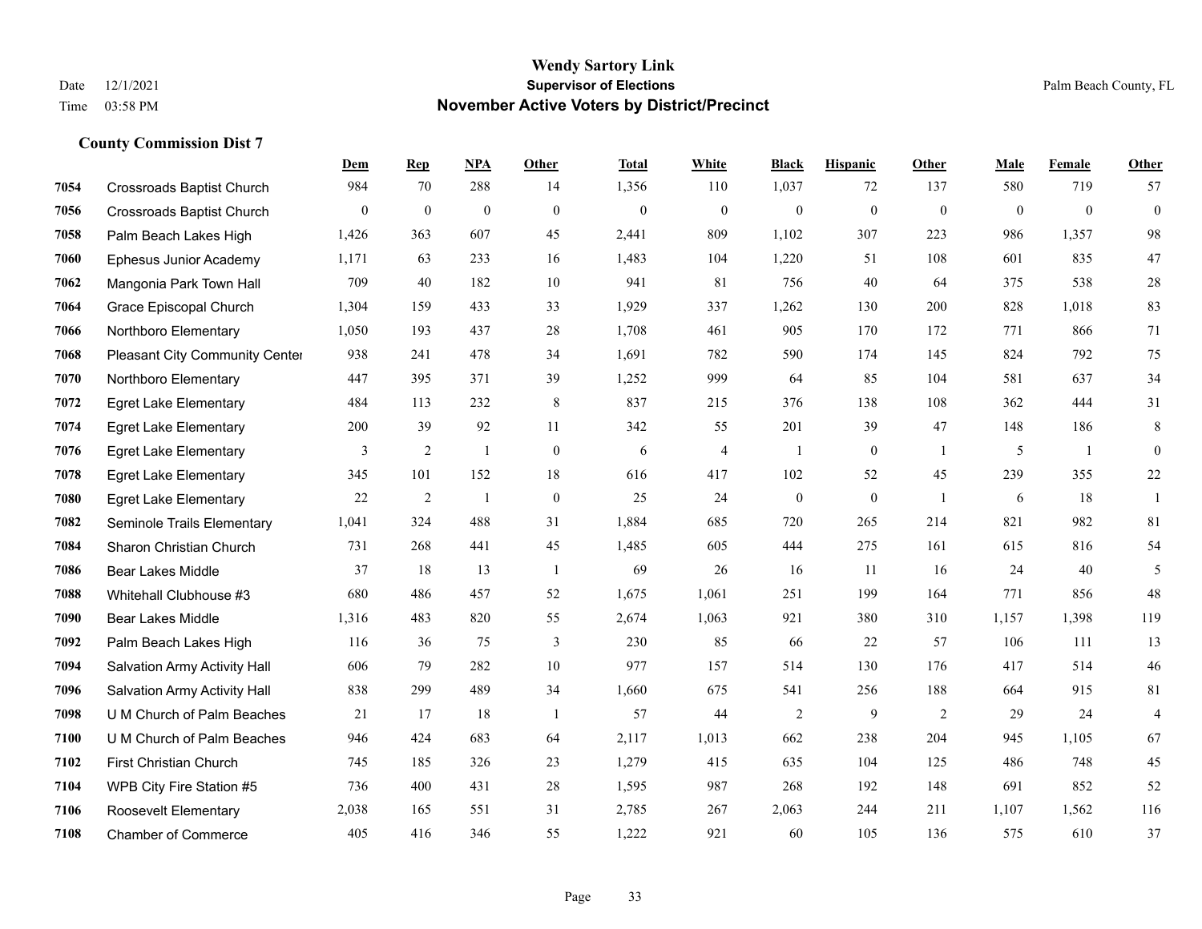**Wendy Sartory Link**
**Supervisor of Elections**
**November Active Voters by District/Precinct**

Date 12/1/2021 Palm Beach County, FL
Time 03:58 PM

### County Commission Dist 7

| | | Dem | Rep | NPA | Other | Total | White | Black | Hispanic | Other | Male | Female | Other |
|---|---|---|---|---|---|---|---|---|---|---|---|---|---|
| 7054 | Crossroads Baptist Church | 984 | 70 | 288 | 14 | 1,356 | 110 | 1,037 | 72 | 137 | 580 | 719 | 57 |
| 7056 | Crossroads Baptist Church | 0 | 0 | 0 | 0 | 0 | 0 | 0 | 0 | 0 | 0 | 0 | 0 |
| 7058 | Palm Beach Lakes High | 1,426 | 363 | 607 | 45 | 2,441 | 809 | 1,102 | 307 | 223 | 986 | 1,357 | 98 |
| 7060 | Ephesus Junior Academy | 1,171 | 63 | 233 | 16 | 1,483 | 104 | 1,220 | 51 | 108 | 601 | 835 | 47 |
| 7062 | Mangonia Park Town Hall | 709 | 40 | 182 | 10 | 941 | 81 | 756 | 40 | 64 | 375 | 538 | 28 |
| 7064 | Grace Episcopal Church | 1,304 | 159 | 433 | 33 | 1,929 | 337 | 1,262 | 130 | 200 | 828 | 1,018 | 83 |
| 7066 | Northboro Elementary | 1,050 | 193 | 437 | 28 | 1,708 | 461 | 905 | 170 | 172 | 771 | 866 | 71 |
| 7068 | Pleasant City Community Center | 938 | 241 | 478 | 34 | 1,691 | 782 | 590 | 174 | 145 | 824 | 792 | 75 |
| 7070 | Northboro Elementary | 447 | 395 | 371 | 39 | 1,252 | 999 | 64 | 85 | 104 | 581 | 637 | 34 |
| 7072 | Egret Lake Elementary | 484 | 113 | 232 | 8 | 837 | 215 | 376 | 138 | 108 | 362 | 444 | 31 |
| 7074 | Egret Lake Elementary | 200 | 39 | 92 | 11 | 342 | 55 | 201 | 39 | 47 | 148 | 186 | 8 |
| 7076 | Egret Lake Elementary | 3 | 2 | 1 | 0 | 6 | 4 | 1 | 0 | 1 | 5 | 1 | 0 |
| 7078 | Egret Lake Elementary | 345 | 101 | 152 | 18 | 616 | 417 | 102 | 52 | 45 | 239 | 355 | 22 |
| 7080 | Egret Lake Elementary | 22 | 2 | 1 | 0 | 25 | 24 | 0 | 0 | 1 | 6 | 18 | 1 |
| 7082 | Seminole Trails Elementary | 1,041 | 324 | 488 | 31 | 1,884 | 685 | 720 | 265 | 214 | 821 | 982 | 81 |
| 7084 | Sharon Christian Church | 731 | 268 | 441 | 45 | 1,485 | 605 | 444 | 275 | 161 | 615 | 816 | 54 |
| 7086 | Bear Lakes Middle | 37 | 18 | 13 | 1 | 69 | 26 | 16 | 11 | 16 | 24 | 40 | 5 |
| 7088 | Whitehall Clubhouse #3 | 680 | 486 | 457 | 52 | 1,675 | 1,061 | 251 | 199 | 164 | 771 | 856 | 48 |
| 7090 | Bear Lakes Middle | 1,316 | 483 | 820 | 55 | 2,674 | 1,063 | 921 | 380 | 310 | 1,157 | 1,398 | 119 |
| 7092 | Palm Beach Lakes High | 116 | 36 | 75 | 3 | 230 | 85 | 66 | 22 | 57 | 106 | 111 | 13 |
| 7094 | Salvation Army Activity Hall | 606 | 79 | 282 | 10 | 977 | 157 | 514 | 130 | 176 | 417 | 514 | 46 |
| 7096 | Salvation Army Activity Hall | 838 | 299 | 489 | 34 | 1,660 | 675 | 541 | 256 | 188 | 664 | 915 | 81 |
| 7098 | U M Church of Palm Beaches | 21 | 17 | 18 | 1 | 57 | 44 | 2 | 9 | 2 | 29 | 24 | 4 |
| 7100 | U M Church of Palm Beaches | 946 | 424 | 683 | 64 | 2,117 | 1,013 | 662 | 238 | 204 | 945 | 1,105 | 67 |
| 7102 | First Christian Church | 745 | 185 | 326 | 23 | 1,279 | 415 | 635 | 104 | 125 | 486 | 748 | 45 |
| 7104 | WPB City Fire Station #5 | 736 | 400 | 431 | 28 | 1,595 | 987 | 268 | 192 | 148 | 691 | 852 | 52 |
| 7106 | Roosevelt Elementary | 2,038 | 165 | 551 | 31 | 2,785 | 267 | 2,063 | 244 | 211 | 1,107 | 1,562 | 116 |
| 7108 | Chamber of Commerce | 405 | 416 | 346 | 55 | 1,222 | 921 | 60 | 105 | 136 | 575 | 610 | 37 |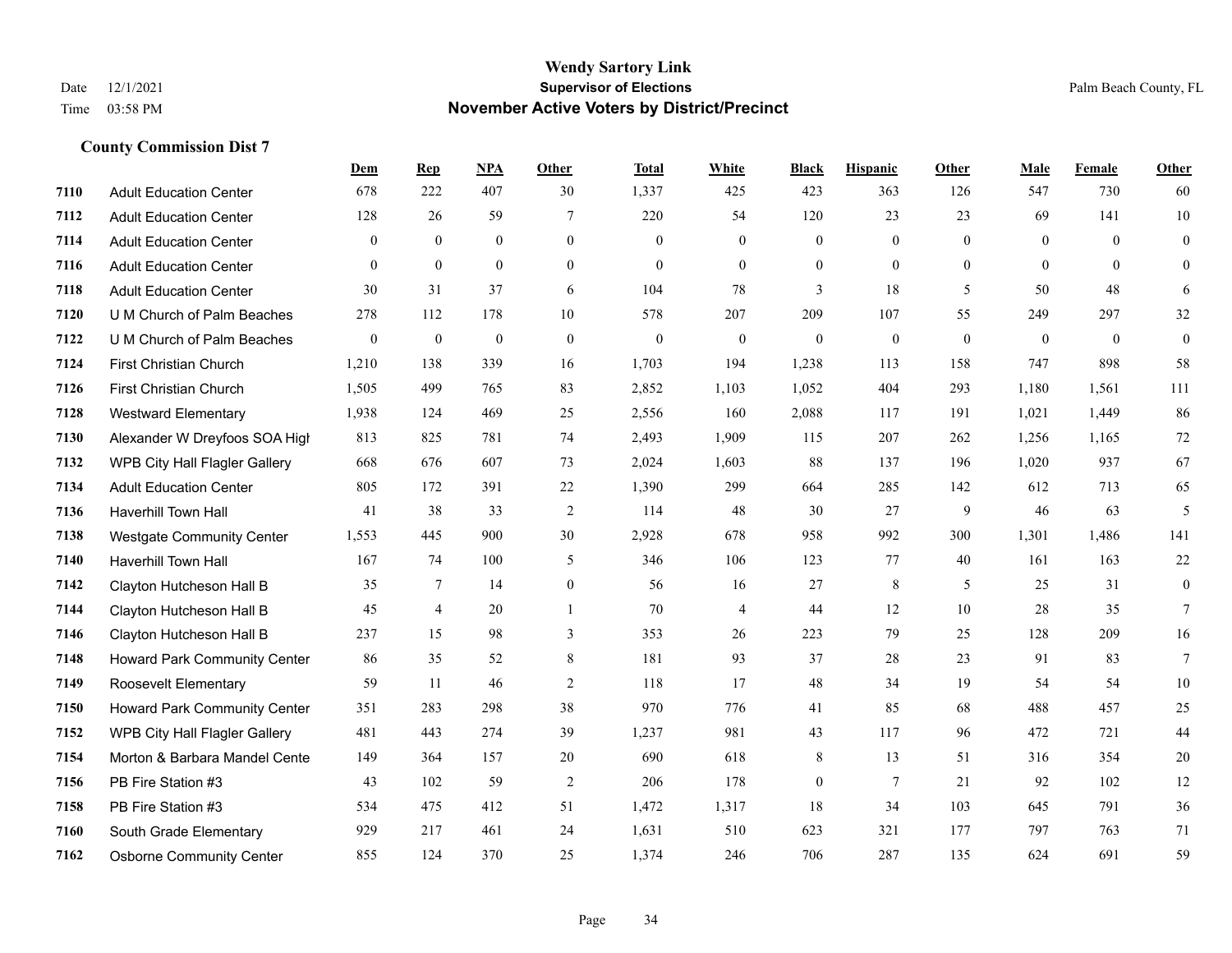# Wendy Sartory Link
## Supervisor of Elections
## November Active Voters by District/Precinct

Date 12/1/2021
Time 03:58 PM

Palm Beach County, FL

### County Commission Dist 7

| | | Dem | Rep | NPA | Other | Total | White | Black | Hispanic | Other | Male | Female | Other |
|---|---|---|---|---|---|---|---|---|---|---|---|---|---|
| 7110 | Adult Education Center | 678 | 222 | 407 | 30 | 1,337 | 425 | 423 | 363 | 126 | 547 | 730 | 60 |
| 7112 | Adult Education Center | 128 | 26 | 59 | 7 | 220 | 54 | 120 | 23 | 23 | 69 | 141 | 10 |
| 7114 | Adult Education Center | 0 | 0 | 0 | 0 | 0 | 0 | 0 | 0 | 0 | 0 | 0 | 0 |
| 7116 | Adult Education Center | 0 | 0 | 0 | 0 | 0 | 0 | 0 | 0 | 0 | 0 | 0 | 0 |
| 7118 | Adult Education Center | 30 | 31 | 37 | 6 | 104 | 78 | 3 | 18 | 5 | 50 | 48 | 6 |
| 7120 | U M Church of Palm Beaches | 278 | 112 | 178 | 10 | 578 | 207 | 209 | 107 | 55 | 249 | 297 | 32 |
| 7122 | U M Church of Palm Beaches | 0 | 0 | 0 | 0 | 0 | 0 | 0 | 0 | 0 | 0 | 0 | 0 |
| 7124 | First Christian Church | 1,210 | 138 | 339 | 16 | 1,703 | 194 | 1,238 | 113 | 158 | 747 | 898 | 58 |
| 7126 | First Christian Church | 1,505 | 499 | 765 | 83 | 2,852 | 1,103 | 1,052 | 404 | 293 | 1,180 | 1,561 | 111 |
| 7128 | Westward Elementary | 1,938 | 124 | 469 | 25 | 2,556 | 160 | 2,088 | 117 | 191 | 1,021 | 1,449 | 86 |
| 7130 | Alexander W Dreyfoos SOA High | 813 | 825 | 781 | 74 | 2,493 | 1,909 | 115 | 207 | 262 | 1,256 | 1,165 | 72 |
| 7132 | WPB City Hall Flagler Gallery | 668 | 676 | 607 | 73 | 2,024 | 1,603 | 88 | 137 | 196 | 1,020 | 937 | 67 |
| 7134 | Adult Education Center | 805 | 172 | 391 | 22 | 1,390 | 299 | 664 | 285 | 142 | 612 | 713 | 65 |
| 7136 | Haverhill Town Hall | 41 | 38 | 33 | 2 | 114 | 48 | 30 | 27 | 9 | 46 | 63 | 5 |
| 7138 | Westgate Community Center | 1,553 | 445 | 900 | 30 | 2,928 | 678 | 958 | 992 | 300 | 1,301 | 1,486 | 141 |
| 7140 | Haverhill Town Hall | 167 | 74 | 100 | 5 | 346 | 106 | 123 | 77 | 40 | 161 | 163 | 22 |
| 7142 | Clayton Hutcheson Hall B | 35 | 7 | 14 | 0 | 56 | 16 | 27 | 8 | 5 | 25 | 31 | 0 |
| 7144 | Clayton Hutcheson Hall B | 45 | 4 | 20 | 1 | 70 | 4 | 44 | 12 | 10 | 28 | 35 | 7 |
| 7146 | Clayton Hutcheson Hall B | 237 | 15 | 98 | 3 | 353 | 26 | 223 | 79 | 25 | 128 | 209 | 16 |
| 7148 | Howard Park Community Center | 86 | 35 | 52 | 8 | 181 | 93 | 37 | 28 | 23 | 91 | 83 | 7 |
| 7149 | Roosevelt Elementary | 59 | 11 | 46 | 2 | 118 | 17 | 48 | 34 | 19 | 54 | 54 | 10 |
| 7150 | Howard Park Community Center | 351 | 283 | 298 | 38 | 970 | 776 | 41 | 85 | 68 | 488 | 457 | 25 |
| 7152 | WPB City Hall Flagler Gallery | 481 | 443 | 274 | 39 | 1,237 | 981 | 43 | 117 | 96 | 472 | 721 | 44 |
| 7154 | Morton & Barbara Mandel Center | 149 | 364 | 157 | 20 | 690 | 618 | 8 | 13 | 51 | 316 | 354 | 20 |
| 7156 | PB Fire Station #3 | 43 | 102 | 59 | 2 | 206 | 178 | 0 | 7 | 21 | 92 | 102 | 12 |
| 7158 | PB Fire Station #3 | 534 | 475 | 412 | 51 | 1,472 | 1,317 | 18 | 34 | 103 | 645 | 791 | 36 |
| 7160 | South Grade Elementary | 929 | 217 | 461 | 24 | 1,631 | 510 | 623 | 321 | 177 | 797 | 763 | 71 |
| 7162 | Osborne Community Center | 855 | 124 | 370 | 25 | 1,374 | 246 | 706 | 287 | 135 | 624 | 691 | 59 |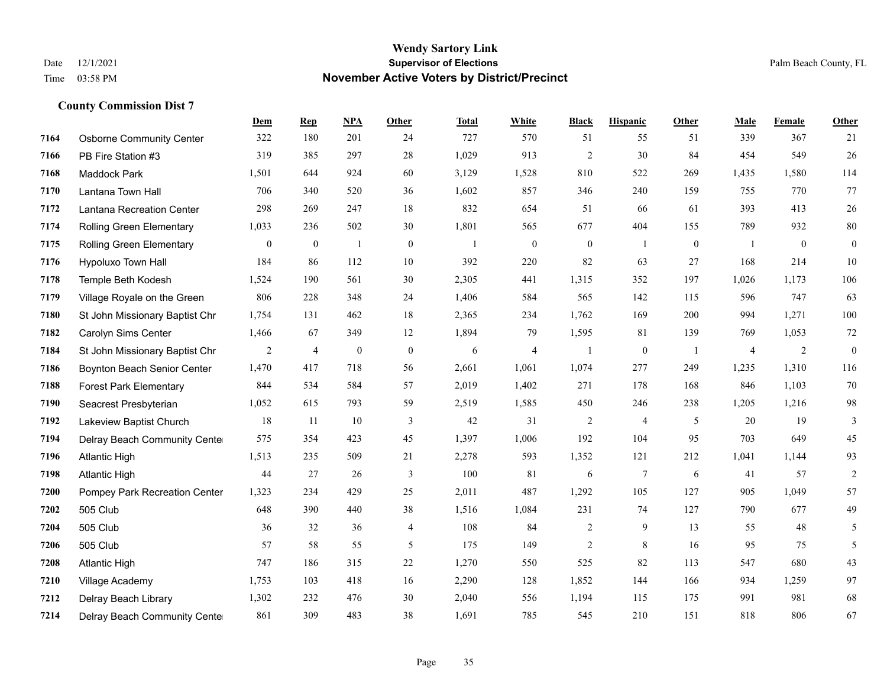# Wendy Sartory Link
## Supervisor of Elections
## November Active Voters by District/Precinct

Date 12/1/2021
Time 03:58 PM

Palm Beach County, FL

### County Commission Dist 7

| | | Dem | Rep | NPA | Other | Total | White | Black | Hispanic | Other | Male | Female | Other |
|---|---|---|---|---|---|---|---|---|---|---|---|---|---|
| 7164 | Osborne Community Center | 322 | 180 | 201 | 24 | 727 | 570 | 51 | 55 | 51 | 339 | 367 | 21 |
| 7166 | PB Fire Station #3 | 319 | 385 | 297 | 28 | 1,029 | 913 | 2 | 30 | 84 | 454 | 549 | 26 |
| 7168 | Maddock Park | 1,501 | 644 | 924 | 60 | 3,129 | 1,528 | 810 | 522 | 269 | 1,435 | 1,580 | 114 |
| 7170 | Lantana Town Hall | 706 | 340 | 520 | 36 | 1,602 | 857 | 346 | 240 | 159 | 755 | 770 | 77 |
| 7172 | Lantana Recreation Center | 298 | 269 | 247 | 18 | 832 | 654 | 51 | 66 | 61 | 393 | 413 | 26 |
| 7174 | Rolling Green Elementary | 1,033 | 236 | 502 | 30 | 1,801 | 565 | 677 | 404 | 155 | 789 | 932 | 80 |
| 7175 | Rolling Green Elementary | 0 | 0 | 1 | 0 | 1 | 0 | 0 | 1 | 0 | 1 | 0 | 0 |
| 7176 | Hypoluxo Town Hall | 184 | 86 | 112 | 10 | 392 | 220 | 82 | 63 | 27 | 168 | 214 | 10 |
| 7178 | Temple Beth Kodesh | 1,524 | 190 | 561 | 30 | 2,305 | 441 | 1,315 | 352 | 197 | 1,026 | 1,173 | 106 |
| 7179 | Village Royale on the Green | 806 | 228 | 348 | 24 | 1,406 | 584 | 565 | 142 | 115 | 596 | 747 | 63 |
| 7180 | St John Missionary Baptist Chr | 1,754 | 131 | 462 | 18 | 2,365 | 234 | 1,762 | 169 | 200 | 994 | 1,271 | 100 |
| 7182 | Carolyn Sims Center | 1,466 | 67 | 349 | 12 | 1,894 | 79 | 1,595 | 81 | 139 | 769 | 1,053 | 72 |
| 7184 | St John Missionary Baptist Chr | 2 | 4 | 0 | 0 | 6 | 4 | 1 | 0 | 1 | 4 | 2 | 0 |
| 7186 | Boynton Beach Senior Center | 1,470 | 417 | 718 | 56 | 2,661 | 1,061 | 1,074 | 277 | 249 | 1,235 | 1,310 | 116 |
| 7188 | Forest Park Elementary | 844 | 534 | 584 | 57 | 2,019 | 1,402 | 271 | 178 | 168 | 846 | 1,103 | 70 |
| 7190 | Seacrest Presbyterian | 1,052 | 615 | 793 | 59 | 2,519 | 1,585 | 450 | 246 | 238 | 1,205 | 1,216 | 98 |
| 7192 | Lakeview Baptist Church | 18 | 11 | 10 | 3 | 42 | 31 | 2 | 4 | 5 | 20 | 19 | 3 |
| 7194 | Delray Beach Community Center | 575 | 354 | 423 | 45 | 1,397 | 1,006 | 192 | 104 | 95 | 703 | 649 | 45 |
| 7196 | Atlantic High | 1,513 | 235 | 509 | 21 | 2,278 | 593 | 1,352 | 121 | 212 | 1,041 | 1,144 | 93 |
| 7198 | Atlantic High | 44 | 27 | 26 | 3 | 100 | 81 | 6 | 7 | 6 | 41 | 57 | 2 |
| 7200 | Pompey Park Recreation Center | 1,323 | 234 | 429 | 25 | 2,011 | 487 | 1,292 | 105 | 127 | 905 | 1,049 | 57 |
| 7202 | 505 Club | 648 | 390 | 440 | 38 | 1,516 | 1,084 | 231 | 74 | 127 | 790 | 677 | 49 |
| 7204 | 505 Club | 36 | 32 | 36 | 4 | 108 | 84 | 2 | 9 | 13 | 55 | 48 | 5 |
| 7206 | 505 Club | 57 | 58 | 55 | 5 | 175 | 149 | 2 | 8 | 16 | 95 | 75 | 5 |
| 7208 | Atlantic High | 747 | 186 | 315 | 22 | 1,270 | 550 | 525 | 82 | 113 | 547 | 680 | 43 |
| 7210 | Village Academy | 1,753 | 103 | 418 | 16 | 2,290 | 128 | 1,852 | 144 | 166 | 934 | 1,259 | 97 |
| 7212 | Delray Beach Library | 1,302 | 232 | 476 | 30 | 2,040 | 556 | 1,194 | 115 | 175 | 991 | 981 | 68 |
| 7214 | Delray Beach Community Center | 861 | 309 | 483 | 38 | 1,691 | 785 | 545 | 210 | 151 | 818 | 806 | 67 |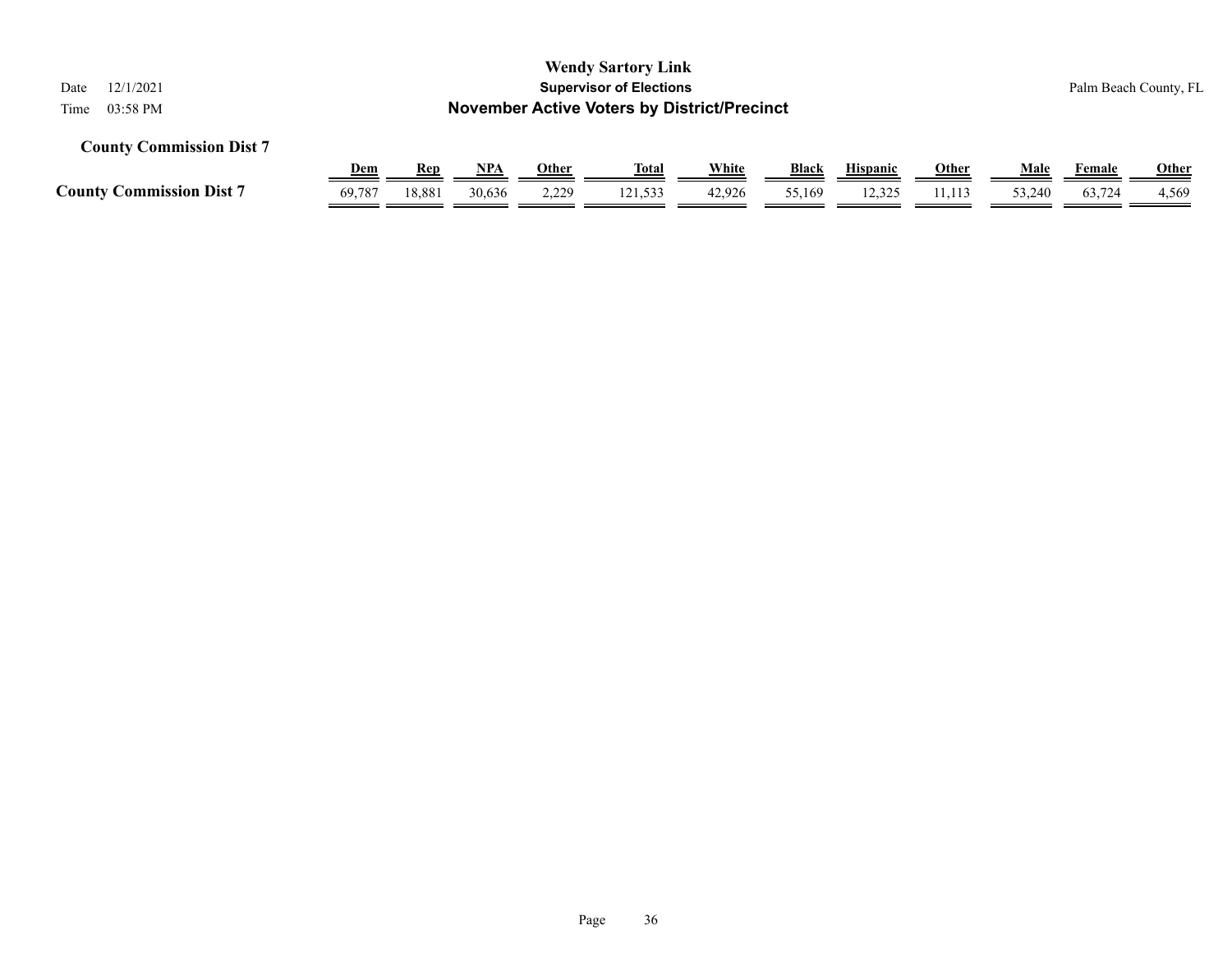**County Commission Dist 7**

| | Dem | Rep | NPA | Other | Total | White | Black | Hispanic | Other | Male | Female | Other |
|---|---|---|---|---|---|---|---|---|---|---|---|---|
| **County Commission Dist 7** | 69,787 | 18,881 | 30,636 | 2,229 | 121,533 | 42,926 | 55,169 | 12,325 | 11,113 | 53,240 | 63,724 | 4,569 |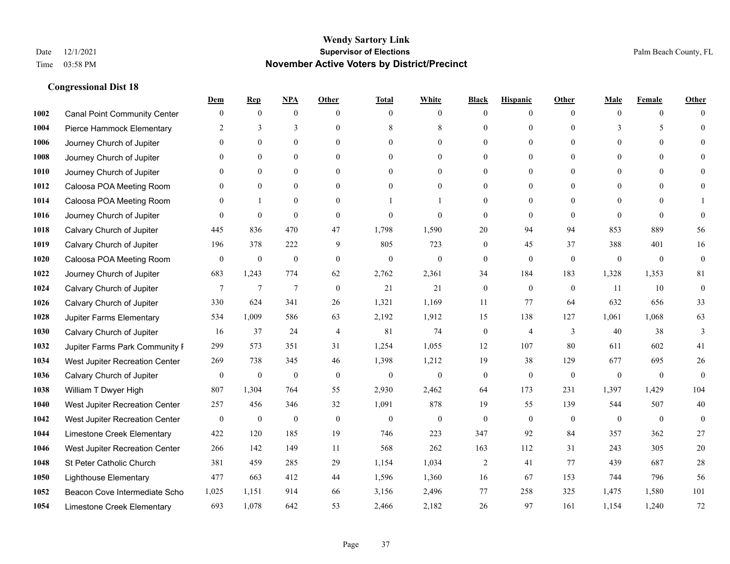# Wendy Sartory Link
## Supervisor of Elections
## November Active Voters by District/Precinct

Date 12/1/2021
Time 03:58 PM

Palm Beach County, FL

### Congressional Dist 18

| | | Dem | Rep | NPA | Other | Total | White | Black | Hispanic | Other | Male | Female | Other |
|---|---|---|---|---|---|---|---|---|---|---|---|---|---|
| 1002 | Canal Point Community Center | 0 | 0 | 0 | 0 | 0 | 0 | 0 | 0 | 0 | 0 | 0 | 0 |
| 1004 | Pierce Hammock Elementary | 2 | 3 | 3 | 0 | 8 | 8 | 0 | 0 | 0 | 3 | 5 | 0 |
| 1006 | Journey Church of Jupiter | 0 | 0 | 0 | 0 | 0 | 0 | 0 | 0 | 0 | 0 | 0 | 0 |
| 1008 | Journey Church of Jupiter | 0 | 0 | 0 | 0 | 0 | 0 | 0 | 0 | 0 | 0 | 0 | 0 |
| 1010 | Journey Church of Jupiter | 0 | 0 | 0 | 0 | 0 | 0 | 0 | 0 | 0 | 0 | 0 | 0 |
| 1012 | Caloosa POA Meeting Room | 0 | 0 | 0 | 0 | 0 | 0 | 0 | 0 | 0 | 0 | 0 | 0 |
| 1014 | Caloosa POA Meeting Room | 0 | 1 | 0 | 0 | 1 | 1 | 0 | 0 | 0 | 0 | 0 | 1 |
| 1016 | Journey Church of Jupiter | 0 | 0 | 0 | 0 | 0 | 0 | 0 | 0 | 0 | 0 | 0 | 0 |
| 1018 | Calvary Church of Jupiter | 445 | 836 | 470 | 47 | 1,798 | 1,590 | 20 | 94 | 94 | 853 | 889 | 56 |
| 1019 | Calvary Church of Jupiter | 196 | 378 | 222 | 9 | 805 | 723 | 0 | 45 | 37 | 388 | 401 | 16 |
| 1020 | Caloosa POA Meeting Room | 0 | 0 | 0 | 0 | 0 | 0 | 0 | 0 | 0 | 0 | 0 | 0 |
| 1022 | Journey Church of Jupiter | 683 | 1,243 | 774 | 62 | 2,762 | 2,361 | 34 | 184 | 183 | 1,328 | 1,353 | 81 |
| 1024 | Calvary Church of Jupiter | 7 | 7 | 7 | 0 | 21 | 21 | 0 | 0 | 0 | 11 | 10 | 0 |
| 1026 | Calvary Church of Jupiter | 330 | 624 | 341 | 26 | 1,321 | 1,169 | 11 | 77 | 64 | 632 | 656 | 33 |
| 1028 | Jupiter Farms Elementary | 534 | 1,009 | 586 | 63 | 2,192 | 1,912 | 15 | 138 | 127 | 1,061 | 1,068 | 63 |
| 1030 | Calvary Church of Jupiter | 16 | 37 | 24 | 4 | 81 | 74 | 0 | 4 | 3 | 40 | 38 | 3 |
| 1032 | Jupiter Farms Park Community F | 299 | 573 | 351 | 31 | 1,254 | 1,055 | 12 | 107 | 80 | 611 | 602 | 41 |
| 1034 | West Jupiter Recreation Center | 269 | 738 | 345 | 46 | 1,398 | 1,212 | 19 | 38 | 129 | 677 | 695 | 26 |
| 1036 | Calvary Church of Jupiter | 0 | 0 | 0 | 0 | 0 | 0 | 0 | 0 | 0 | 0 | 0 | 0 |
| 1038 | William T Dwyer High | 807 | 1,304 | 764 | 55 | 2,930 | 2,462 | 64 | 173 | 231 | 1,397 | 1,429 | 104 |
| 1040 | West Jupiter Recreation Center | 257 | 456 | 346 | 32 | 1,091 | 878 | 19 | 55 | 139 | 544 | 507 | 40 |
| 1042 | West Jupiter Recreation Center | 0 | 0 | 0 | 0 | 0 | 0 | 0 | 0 | 0 | 0 | 0 | 0 |
| 1044 | Limestone Creek Elementary | 422 | 120 | 185 | 19 | 746 | 223 | 347 | 92 | 84 | 357 | 362 | 27 |
| 1046 | West Jupiter Recreation Center | 266 | 142 | 149 | 11 | 568 | 262 | 163 | 112 | 31 | 243 | 305 | 20 |
| 1048 | St Peter Catholic Church | 381 | 459 | 285 | 29 | 1,154 | 1,034 | 2 | 41 | 77 | 439 | 687 | 28 |
| 1050 | Lighthouse Elementary | 477 | 663 | 412 | 44 | 1,596 | 1,360 | 16 | 67 | 153 | 744 | 796 | 56 |
| 1052 | Beacon Cove Intermediate Scho | 1,025 | 1,151 | 914 | 66 | 3,156 | 2,496 | 77 | 258 | 325 | 1,475 | 1,580 | 101 |
| 1054 | Limestone Creek Elementary | 693 | 1,078 | 642 | 53 | 2,466 | 2,182 | 26 | 97 | 161 | 1,154 | 1,240 | 72 |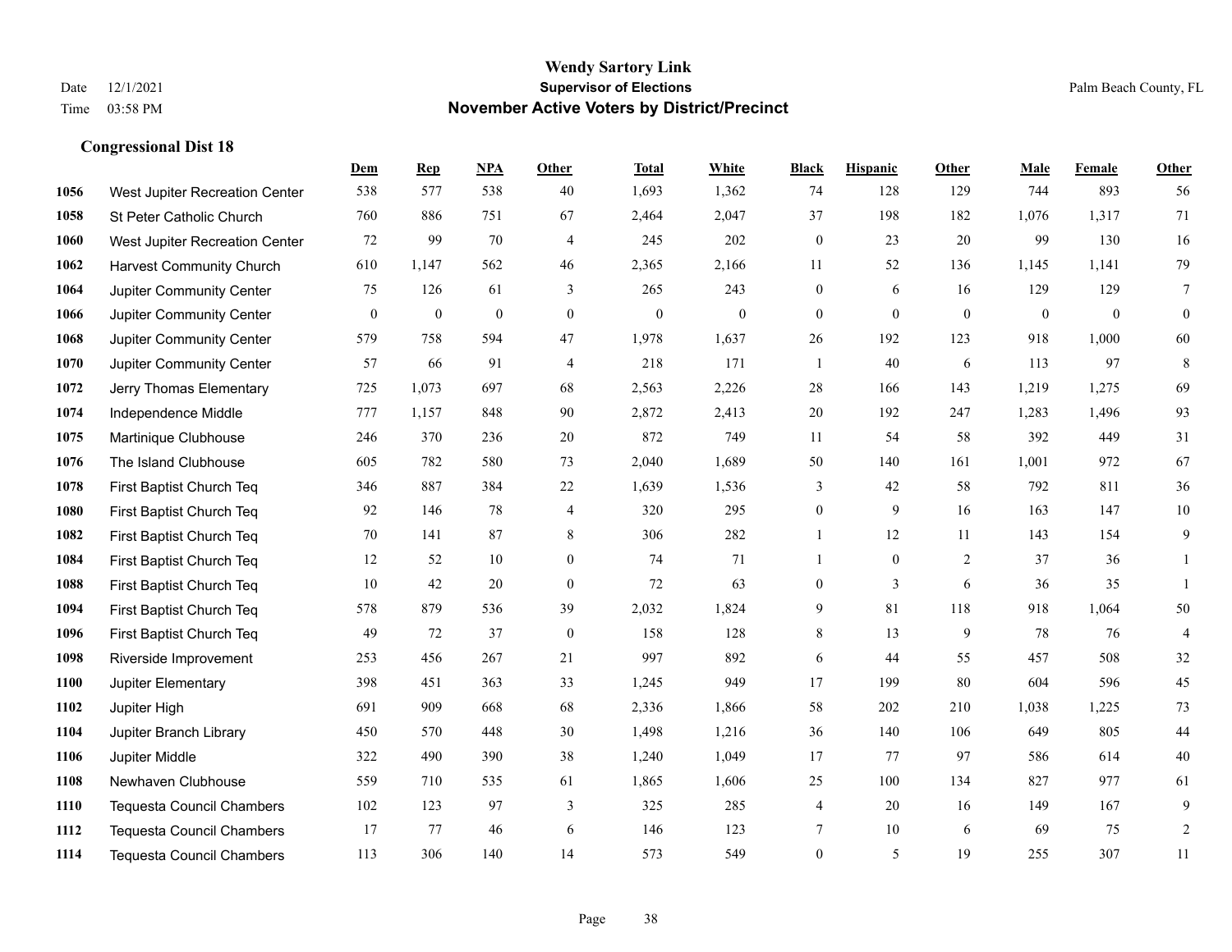# Wendy Sartory Link
## Supervisor of Elections
## November Active Voters by District/Precinct

Date 12/1/2021
Time 03:58 PM

Palm Beach County, FL

### Congressional Dist 18

| | | Dem | Rep | NPA | Other | Total | White | Black | Hispanic | Other | Male | Female | Other |
|---|---|---|---|---|---|---|---|---|---|---|---|---|---|
| 1056 | West Jupiter Recreation Center | 538 | 577 | 538 | 40 | 1,693 | 1,362 | 74 | 128 | 129 | 744 | 893 | 56 |
| 1058 | St Peter Catholic Church | 760 | 886 | 751 | 67 | 2,464 | 2,047 | 37 | 198 | 182 | 1,076 | 1,317 | 71 |
| 1060 | West Jupiter Recreation Center | 72 | 99 | 70 | 4 | 245 | 202 | 0 | 23 | 20 | 99 | 130 | 16 |
| 1062 | Harvest Community Church | 610 | 1,147 | 562 | 46 | 2,365 | 2,166 | 11 | 52 | 136 | 1,145 | 1,141 | 79 |
| 1064 | Jupiter Community Center | 75 | 126 | 61 | 3 | 265 | 243 | 0 | 6 | 16 | 129 | 129 | 7 |
| 1066 | Jupiter Community Center | 0 | 0 | 0 | 0 | 0 | 0 | 0 | 0 | 0 | 0 | 0 | 0 |
| 1068 | Jupiter Community Center | 579 | 758 | 594 | 47 | 1,978 | 1,637 | 26 | 192 | 123 | 918 | 1,000 | 60 |
| 1070 | Jupiter Community Center | 57 | 66 | 91 | 4 | 218 | 171 | 1 | 40 | 6 | 113 | 97 | 8 |
| 1072 | Jerry Thomas Elementary | 725 | 1,073 | 697 | 68 | 2,563 | 2,226 | 28 | 166 | 143 | 1,219 | 1,275 | 69 |
| 1074 | Independence Middle | 777 | 1,157 | 848 | 90 | 2,872 | 2,413 | 20 | 192 | 247 | 1,283 | 1,496 | 93 |
| 1075 | Martinique Clubhouse | 246 | 370 | 236 | 20 | 872 | 749 | 11 | 54 | 58 | 392 | 449 | 31 |
| 1076 | The Island Clubhouse | 605 | 782 | 580 | 73 | 2,040 | 1,689 | 50 | 140 | 161 | 1,001 | 972 | 67 |
| 1078 | First Baptist Church Teq | 346 | 887 | 384 | 22 | 1,639 | 1,536 | 3 | 42 | 58 | 792 | 811 | 36 |
| 1080 | First Baptist Church Teq | 92 | 146 | 78 | 4 | 320 | 295 | 0 | 9 | 16 | 163 | 147 | 10 |
| 1082 | First Baptist Church Teq | 70 | 141 | 87 | 8 | 306 | 282 | 1 | 12 | 11 | 143 | 154 | 9 |
| 1084 | First Baptist Church Teq | 12 | 52 | 10 | 0 | 74 | 71 | 1 | 0 | 2 | 37 | 36 | 1 |
| 1088 | First Baptist Church Teq | 10 | 42 | 20 | 0 | 72 | 63 | 0 | 3 | 6 | 36 | 35 | 1 |
| 1094 | First Baptist Church Teq | 578 | 879 | 536 | 39 | 2,032 | 1,824 | 9 | 81 | 118 | 918 | 1,064 | 50 |
| 1096 | First Baptist Church Teq | 49 | 72 | 37 | 0 | 158 | 128 | 8 | 13 | 9 | 78 | 76 | 4 |
| 1098 | Riverside Improvement | 253 | 456 | 267 | 21 | 997 | 892 | 6 | 44 | 55 | 457 | 508 | 32 |
| 1100 | Jupiter Elementary | 398 | 451 | 363 | 33 | 1,245 | 949 | 17 | 199 | 80 | 604 | 596 | 45 |
| 1102 | Jupiter High | 691 | 909 | 668 | 68 | 2,336 | 1,866 | 58 | 202 | 210 | 1,038 | 1,225 | 73 |
| 1104 | Jupiter Branch Library | 450 | 570 | 448 | 30 | 1,498 | 1,216 | 36 | 140 | 106 | 649 | 805 | 44 |
| 1106 | Jupiter Middle | 322 | 490 | 390 | 38 | 1,240 | 1,049 | 17 | 77 | 97 | 586 | 614 | 40 |
| 1108 | Newhaven Clubhouse | 559 | 710 | 535 | 61 | 1,865 | 1,606 | 25 | 100 | 134 | 827 | 977 | 61 |
| 1110 | Tequesta Council Chambers | 102 | 123 | 97 | 3 | 325 | 285 | 4 | 20 | 16 | 149 | 167 | 9 |
| 1112 | Tequesta Council Chambers | 17 | 77 | 46 | 6 | 146 | 123 | 7 | 10 | 6 | 69 | 75 | 2 |
| 1114 | Tequesta Council Chambers | 113 | 306 | 140 | 14 | 573 | 549 | 0 | 5 | 19 | 255 | 307 | 11 |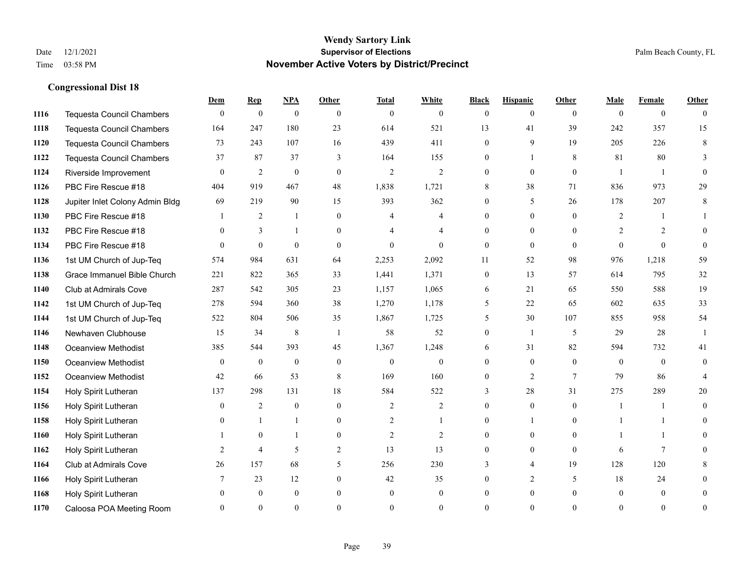# Wendy Sartory Link

## Supervisor of Elections

## November Active Voters by District/Precinct

Date 12/1/2021
Time 03:58 PM

Palm Beach County, FL

### Congressional Dist 18

| | | Dem | Rep | NPA | Other | Total | White | Black | Hispanic | Other | Male | Female | Other |
|---|---|---|---|---|---|---|---|---|---|---|---|---|---|
| 1116 | Tequesta Council Chambers | 0 | 0 | 0 | 0 | 0 | 0 | 0 | 0 | 0 | 0 | 0 | 0 |
| 1118 | Tequesta Council Chambers | 164 | 247 | 180 | 23 | 614 | 521 | 13 | 41 | 39 | 242 | 357 | 15 |
| 1120 | Tequesta Council Chambers | 73 | 243 | 107 | 16 | 439 | 411 | 0 | 9 | 19 | 205 | 226 | 8 |
| 1122 | Tequesta Council Chambers | 37 | 87 | 37 | 3 | 164 | 155 | 0 | 1 | 8 | 81 | 80 | 3 |
| 1124 | Riverside Improvement | 0 | 2 | 0 | 0 | 2 | 2 | 0 | 0 | 0 | 1 | 1 | 0 |
| 1126 | PBC Fire Rescue #18 | 404 | 919 | 467 | 48 | 1,838 | 1,721 | 8 | 38 | 71 | 836 | 973 | 29 |
| 1128 | Jupiter Inlet Colony Admin Bldg | 69 | 219 | 90 | 15 | 393 | 362 | 0 | 5 | 26 | 178 | 207 | 8 |
| 1130 | PBC Fire Rescue #18 | 1 | 2 | 1 | 0 | 4 | 4 | 0 | 0 | 0 | 2 | 1 | 1 |
| 1132 | PBC Fire Rescue #18 | 0 | 3 | 1 | 0 | 4 | 4 | 0 | 0 | 0 | 2 | 2 | 0 |
| 1134 | PBC Fire Rescue #18 | 0 | 0 | 0 | 0 | 0 | 0 | 0 | 0 | 0 | 0 | 0 | 0 |
| 1136 | 1st UM Church of Jup-Teq | 574 | 984 | 631 | 64 | 2,253 | 2,092 | 11 | 52 | 98 | 976 | 1,218 | 59 |
| 1138 | Grace Immanuel Bible Church | 221 | 822 | 365 | 33 | 1,441 | 1,371 | 0 | 13 | 57 | 614 | 795 | 32 |
| 1140 | Club at Admirals Cove | 287 | 542 | 305 | 23 | 1,157 | 1,065 | 6 | 21 | 65 | 550 | 588 | 19 |
| 1142 | 1st UM Church of Jup-Teq | 278 | 594 | 360 | 38 | 1,270 | 1,178 | 5 | 22 | 65 | 602 | 635 | 33 |
| 1144 | 1st UM Church of Jup-Teq | 522 | 804 | 506 | 35 | 1,867 | 1,725 | 5 | 30 | 107 | 855 | 958 | 54 |
| 1146 | Newhaven Clubhouse | 15 | 34 | 8 | 1 | 58 | 52 | 0 | 1 | 5 | 29 | 28 | 1 |
| 1148 | Oceanview Methodist | 385 | 544 | 393 | 45 | 1,367 | 1,248 | 6 | 31 | 82 | 594 | 732 | 41 |
| 1150 | Oceanview Methodist | 0 | 0 | 0 | 0 | 0 | 0 | 0 | 0 | 0 | 0 | 0 | 0 |
| 1152 | Oceanview Methodist | 42 | 66 | 53 | 8 | 169 | 160 | 0 | 2 | 7 | 79 | 86 | 4 |
| 1154 | Holy Spirit Lutheran | 137 | 298 | 131 | 18 | 584 | 522 | 3 | 28 | 31 | 275 | 289 | 20 |
| 1156 | Holy Spirit Lutheran | 0 | 2 | 0 | 0 | 2 | 2 | 0 | 0 | 0 | 1 | 1 | 0 |
| 1158 | Holy Spirit Lutheran | 0 | 1 | 1 | 0 | 2 | 1 | 0 | 1 | 0 | 1 | 1 | 0 |
| 1160 | Holy Spirit Lutheran | 1 | 0 | 1 | 0 | 2 | 2 | 0 | 0 | 0 | 1 | 1 | 0 |
| 1162 | Holy Spirit Lutheran | 2 | 4 | 5 | 2 | 13 | 13 | 0 | 0 | 0 | 6 | 7 | 0 |
| 1164 | Club at Admirals Cove | 26 | 157 | 68 | 5 | 256 | 230 | 3 | 4 | 19 | 128 | 120 | 8 |
| 1166 | Holy Spirit Lutheran | 7 | 23 | 12 | 0 | 42 | 35 | 0 | 2 | 5 | 18 | 24 | 0 |
| 1168 | Holy Spirit Lutheran | 0 | 0 | 0 | 0 | 0 | 0 | 0 | 0 | 0 | 0 | 0 | 0 |
| 1170 | Caloosa POA Meeting Room | 0 | 0 | 0 | 0 | 0 | 0 | 0 | 0 | 0 | 0 | 0 | 0 |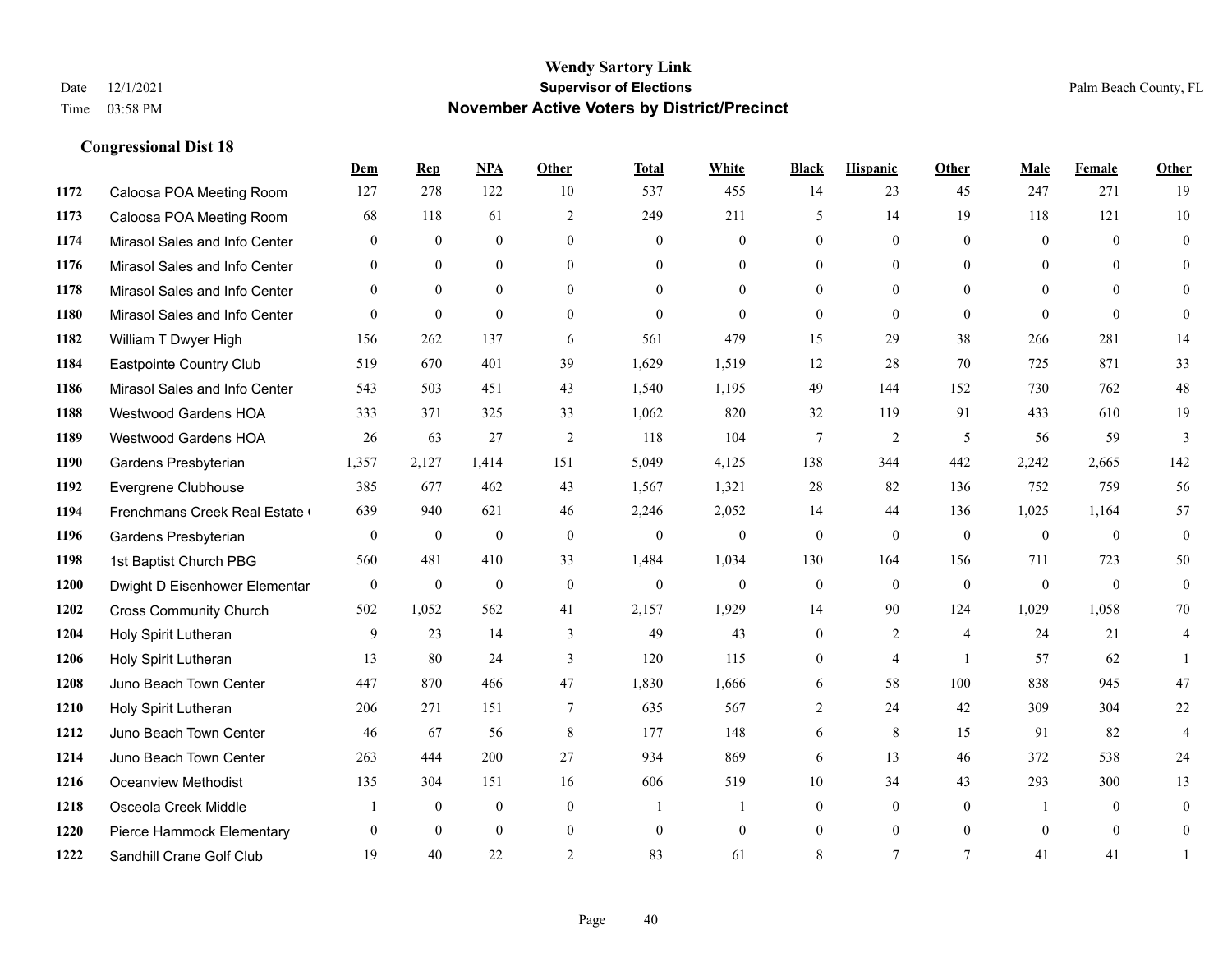# Wendy Sartory Link

**Supervisor of Elections**

**November Active Voters by District/Precinct**

Date 12/1/2021

Time 03:58 PM

Palm Beach County, FL

### Congressional Dist 18

| | | Dem | Rep | NPA | Other | Total | White | Black | Hispanic | Other | Male | Female | Other |
|---|---|---|---|---|---|---|---|---|---|---|---|---|---|
| 1172 | Caloosa POA Meeting Room | 127 | 278 | 122 | 10 | 537 | 455 | 14 | 23 | 45 | 247 | 271 | 19 |
| 1173 | Caloosa POA Meeting Room | 68 | 118 | 61 | 2 | 249 | 211 | 5 | 14 | 19 | 118 | 121 | 10 |
| 1174 | Mirasol Sales and Info Center | 0 | 0 | 0 | 0 | 0 | 0 | 0 | 0 | 0 | 0 | 0 | 0 |
| 1176 | Mirasol Sales and Info Center | 0 | 0 | 0 | 0 | 0 | 0 | 0 | 0 | 0 | 0 | 0 | 0 |
| 1178 | Mirasol Sales and Info Center | 0 | 0 | 0 | 0 | 0 | 0 | 0 | 0 | 0 | 0 | 0 | 0 |
| 1180 | Mirasol Sales and Info Center | 0 | 0 | 0 | 0 | 0 | 0 | 0 | 0 | 0 | 0 | 0 | 0 |
| 1182 | William T Dwyer High | 156 | 262 | 137 | 6 | 561 | 479 | 15 | 29 | 38 | 266 | 281 | 14 |
| 1184 | Eastpointe Country Club | 519 | 670 | 401 | 39 | 1,629 | 1,519 | 12 | 28 | 70 | 725 | 871 | 33 |
| 1186 | Mirasol Sales and Info Center | 543 | 503 | 451 | 43 | 1,540 | 1,195 | 49 | 144 | 152 | 730 | 762 | 48 |
| 1188 | Westwood Gardens HOA | 333 | 371 | 325 | 33 | 1,062 | 820 | 32 | 119 | 91 | 433 | 610 | 19 |
| 1189 | Westwood Gardens HOA | 26 | 63 | 27 | 2 | 118 | 104 | 7 | 2 | 5 | 56 | 59 | 3 |
| 1190 | Gardens Presbyterian | 1,357 | 2,127 | 1,414 | 151 | 5,049 | 4,125 | 138 | 344 | 442 | 2,242 | 2,665 | 142 |
| 1192 | Evergrene Clubhouse | 385 | 677 | 462 | 43 | 1,567 | 1,321 | 28 | 82 | 136 | 752 | 759 | 56 |
| 1194 | Frenchmans Creek Real Estate ( | 639 | 940 | 621 | 46 | 2,246 | 2,052 | 14 | 44 | 136 | 1,025 | 1,164 | 57 |
| 1196 | Gardens Presbyterian | 0 | 0 | 0 | 0 | 0 | 0 | 0 | 0 | 0 | 0 | 0 | 0 |
| 1198 | 1st Baptist Church PBG | 560 | 481 | 410 | 33 | 1,484 | 1,034 | 130 | 164 | 156 | 711 | 723 | 50 |
| 1200 | Dwight D Eisenhower Elementar | 0 | 0 | 0 | 0 | 0 | 0 | 0 | 0 | 0 | 0 | 0 | 0 |
| 1202 | Cross Community Church | 502 | 1,052 | 562 | 41 | 2,157 | 1,929 | 14 | 90 | 124 | 1,029 | 1,058 | 70 |
| 1204 | Holy Spirit Lutheran | 9 | 23 | 14 | 3 | 49 | 43 | 0 | 2 | 4 | 24 | 21 | 4 |
| 1206 | Holy Spirit Lutheran | 13 | 80 | 24 | 3 | 120 | 115 | 0 | 4 | 1 | 57 | 62 | 1 |
| 1208 | Juno Beach Town Center | 447 | 870 | 466 | 47 | 1,830 | 1,666 | 6 | 58 | 100 | 838 | 945 | 47 |
| 1210 | Holy Spirit Lutheran | 206 | 271 | 151 | 7 | 635 | 567 | 2 | 24 | 42 | 309 | 304 | 22 |
| 1212 | Juno Beach Town Center | 46 | 67 | 56 | 8 | 177 | 148 | 6 | 8 | 15 | 91 | 82 | 4 |
| 1214 | Juno Beach Town Center | 263 | 444 | 200 | 27 | 934 | 869 | 6 | 13 | 46 | 372 | 538 | 24 |
| 1216 | Oceanview Methodist | 135 | 304 | 151 | 16 | 606 | 519 | 10 | 34 | 43 | 293 | 300 | 13 |
| 1218 | Osceola Creek Middle | 1 | 0 | 0 | 0 | 1 | 1 | 0 | 0 | 0 | 1 | 0 | 0 |
| 1220 | Pierce Hammock Elementary | 0 | 0 | 0 | 0 | 0 | 0 | 0 | 0 | 0 | 0 | 0 | 0 |
| 1222 | Sandhill Crane Golf Club | 19 | 40 | 22 | 2 | 83 | 61 | 8 | 7 | 7 | 41 | 41 | 1 |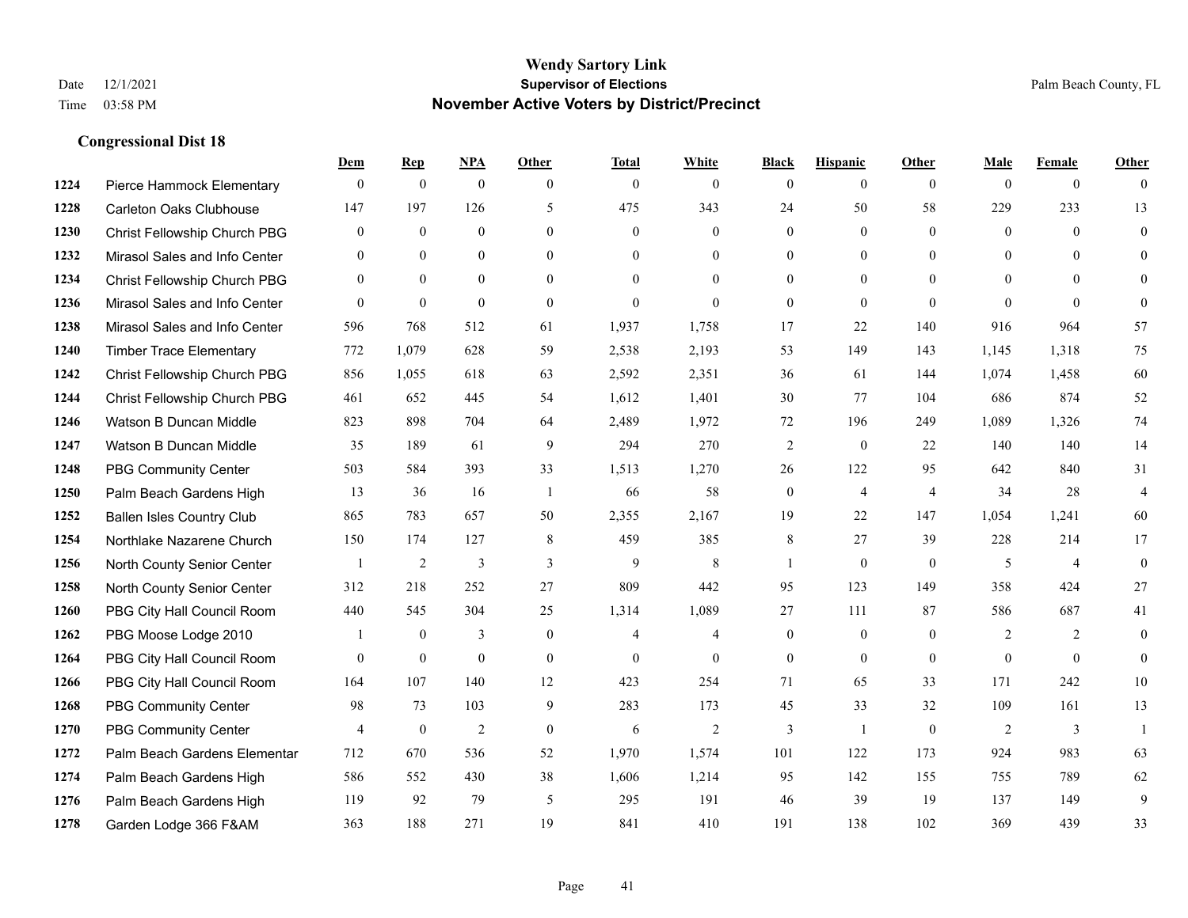**Wendy Sartory Link**
**Supervisor of Elections**
**November Active Voters by District/Precinct**

Date 12/1/2021
Time 03:58 PM

Palm Beach County, FL

## Congressional Dist 18

| | | Dem | Rep | NPA | Other | Total | White | Black | Hispanic | Other | Male | Female | Other |
|---|---|---|---|---|---|---|---|---|---|---|---|---|---|
| 1224 | Pierce Hammock Elementary | 0 | 0 | 0 | 0 | 0 | 0 | 0 | 0 | 0 | 0 | 0 | 0 |
| 1228 | Carleton Oaks Clubhouse | 147 | 197 | 126 | 5 | 475 | 343 | 24 | 50 | 58 | 229 | 233 | 13 |
| 1230 | Christ Fellowship Church PBG | 0 | 0 | 0 | 0 | 0 | 0 | 0 | 0 | 0 | 0 | 0 | 0 |
| 1232 | Mirasol Sales and Info Center | 0 | 0 | 0 | 0 | 0 | 0 | 0 | 0 | 0 | 0 | 0 | 0 |
| 1234 | Christ Fellowship Church PBG | 0 | 0 | 0 | 0 | 0 | 0 | 0 | 0 | 0 | 0 | 0 | 0 |
| 1236 | Mirasol Sales and Info Center | 0 | 0 | 0 | 0 | 0 | 0 | 0 | 0 | 0 | 0 | 0 | 0 |
| 1238 | Mirasol Sales and Info Center | 596 | 768 | 512 | 61 | 1,937 | 1,758 | 17 | 22 | 140 | 916 | 964 | 57 |
| 1240 | Timber Trace Elementary | 772 | 1,079 | 628 | 59 | 2,538 | 2,193 | 53 | 149 | 143 | 1,145 | 1,318 | 75 |
| 1242 | Christ Fellowship Church PBG | 856 | 1,055 | 618 | 63 | 2,592 | 2,351 | 36 | 61 | 144 | 1,074 | 1,458 | 60 |
| 1244 | Christ Fellowship Church PBG | 461 | 652 | 445 | 54 | 1,612 | 1,401 | 30 | 77 | 104 | 686 | 874 | 52 |
| 1246 | Watson B Duncan Middle | 823 | 898 | 704 | 64 | 2,489 | 1,972 | 72 | 196 | 249 | 1,089 | 1,326 | 74 |
| 1247 | Watson B Duncan Middle | 35 | 189 | 61 | 9 | 294 | 270 | 2 | 0 | 22 | 140 | 140 | 14 |
| 1248 | PBG Community Center | 503 | 584 | 393 | 33 | 1,513 | 1,270 | 26 | 122 | 95 | 642 | 840 | 31 |
| 1250 | Palm Beach Gardens High | 13 | 36 | 16 | 1 | 66 | 58 | 0 | 4 | 4 | 34 | 28 | 4 |
| 1252 | Ballen Isles Country Club | 865 | 783 | 657 | 50 | 2,355 | 2,167 | 19 | 22 | 147 | 1,054 | 1,241 | 60 |
| 1254 | Northlake Nazarene Church | 150 | 174 | 127 | 8 | 459 | 385 | 8 | 27 | 39 | 228 | 214 | 17 |
| 1256 | North County Senior Center | 1 | 2 | 3 | 3 | 9 | 8 | 1 | 0 | 0 | 5 | 4 | 0 |
| 1258 | North County Senior Center | 312 | 218 | 252 | 27 | 809 | 442 | 95 | 123 | 149 | 358 | 424 | 27 |
| 1260 | PBG City Hall Council Room | 440 | 545 | 304 | 25 | 1,314 | 1,089 | 27 | 111 | 87 | 586 | 687 | 41 |
| 1262 | PBG Moose Lodge 2010 | 1 | 0 | 3 | 0 | 4 | 4 | 0 | 0 | 0 | 2 | 2 | 0 |
| 1264 | PBG City Hall Council Room | 0 | 0 | 0 | 0 | 0 | 0 | 0 | 0 | 0 | 0 | 0 | 0 |
| 1266 | PBG City Hall Council Room | 164 | 107 | 140 | 12 | 423 | 254 | 71 | 65 | 33 | 171 | 242 | 10 |
| 1268 | PBG Community Center | 98 | 73 | 103 | 9 | 283 | 173 | 45 | 33 | 32 | 109 | 161 | 13 |
| 1270 | PBG Community Center | 4 | 0 | 2 | 0 | 6 | 2 | 3 | 1 | 0 | 2 | 3 | 1 |
| 1272 | Palm Beach Gardens Elementar | 712 | 670 | 536 | 52 | 1,970 | 1,574 | 101 | 122 | 173 | 924 | 983 | 63 |
| 1274 | Palm Beach Gardens High | 586 | 552 | 430 | 38 | 1,606 | 1,214 | 95 | 142 | 155 | 755 | 789 | 62 |
| 1276 | Palm Beach Gardens High | 119 | 92 | 79 | 5 | 295 | 191 | 46 | 39 | 19 | 137 | 149 | 9 |
| 1278 | Garden Lodge 366 F&AM | 363 | 188 | 271 | 19 | 841 | 410 | 191 | 138 | 102 | 369 | 439 | 33 |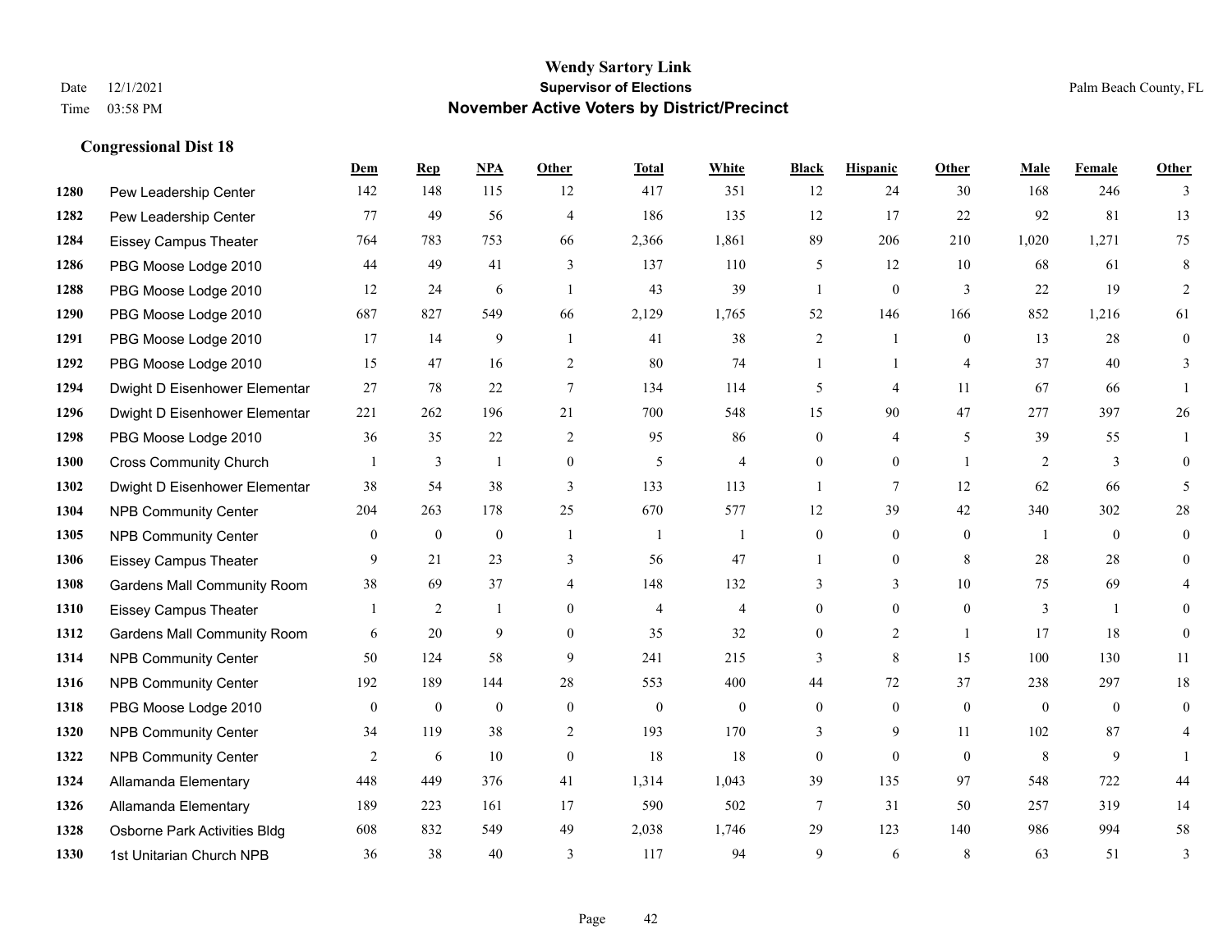# Wendy Sartory Link
## Supervisor of Elections
## November Active Voters by District/Precinct

Date 12/1/2021
Time 03:58 PM

Palm Beach County, FL

### Congressional Dist 18

| | | Dem | Rep | NPA | Other | Total | White | Black | Hispanic | Other | Male | Female | Other |
|---|---|---|---|---|---|---|---|---|---|---|---|---|---|
| 1280 | Pew Leadership Center | 142 | 148 | 115 | 12 | 417 | 351 | 12 | 24 | 30 | 168 | 246 | 3 |
| 1282 | Pew Leadership Center | 77 | 49 | 56 | 4 | 186 | 135 | 12 | 17 | 22 | 92 | 81 | 13 |
| 1284 | Eissey Campus Theater | 764 | 783 | 753 | 66 | 2,366 | 1,861 | 89 | 206 | 210 | 1,020 | 1,271 | 75 |
| 1286 | PBG Moose Lodge 2010 | 44 | 49 | 41 | 3 | 137 | 110 | 5 | 12 | 10 | 68 | 61 | 8 |
| 1288 | PBG Moose Lodge 2010 | 12 | 24 | 6 | 1 | 43 | 39 | 1 | 0 | 3 | 22 | 19 | 2 |
| 1290 | PBG Moose Lodge 2010 | 687 | 827 | 549 | 66 | 2,129 | 1,765 | 52 | 146 | 166 | 852 | 1,216 | 61 |
| 1291 | PBG Moose Lodge 2010 | 17 | 14 | 9 | 1 | 41 | 38 | 2 | 1 | 0 | 13 | 28 | 0 |
| 1292 | PBG Moose Lodge 2010 | 15 | 47 | 16 | 2 | 80 | 74 | 1 | 1 | 4 | 37 | 40 | 3 |
| 1294 | Dwight D Eisenhower Elementar | 27 | 78 | 22 | 7 | 134 | 114 | 5 | 4 | 11 | 67 | 66 | 1 |
| 1296 | Dwight D Eisenhower Elementar | 221 | 262 | 196 | 21 | 700 | 548 | 15 | 90 | 47 | 277 | 397 | 26 |
| 1298 | PBG Moose Lodge 2010 | 36 | 35 | 22 | 2 | 95 | 86 | 0 | 4 | 5 | 39 | 55 | 1 |
| 1300 | Cross Community Church | 1 | 3 | 1 | 0 | 5 | 4 | 0 | 0 | 1 | 2 | 3 | 0 |
| 1302 | Dwight D Eisenhower Elementar | 38 | 54 | 38 | 3 | 133 | 113 | 1 | 7 | 12 | 62 | 66 | 5 |
| 1304 | NPB Community Center | 204 | 263 | 178 | 25 | 670 | 577 | 12 | 39 | 42 | 340 | 302 | 28 |
| 1305 | NPB Community Center | 0 | 0 | 0 | 1 | 1 | 1 | 0 | 0 | 0 | 1 | 0 | 0 |
| 1306 | Eissey Campus Theater | 9 | 21 | 23 | 3 | 56 | 47 | 1 | 0 | 8 | 28 | 28 | 0 |
| 1308 | Gardens Mall Community Room | 38 | 69 | 37 | 4 | 148 | 132 | 3 | 3 | 10 | 75 | 69 | 4 |
| 1310 | Eissey Campus Theater | 1 | 2 | 1 | 0 | 4 | 4 | 0 | 0 | 0 | 3 | 1 | 0 |
| 1312 | Gardens Mall Community Room | 6 | 20 | 9 | 0 | 35 | 32 | 0 | 2 | 1 | 17 | 18 | 0 |
| 1314 | NPB Community Center | 50 | 124 | 58 | 9 | 241 | 215 | 3 | 8 | 15 | 100 | 130 | 11 |
| 1316 | NPB Community Center | 192 | 189 | 144 | 28 | 553 | 400 | 44 | 72 | 37 | 238 | 297 | 18 |
| 1318 | PBG Moose Lodge 2010 | 0 | 0 | 0 | 0 | 0 | 0 | 0 | 0 | 0 | 0 | 0 | 0 |
| 1320 | NPB Community Center | 34 | 119 | 38 | 2 | 193 | 170 | 3 | 9 | 11 | 102 | 87 | 4 |
| 1322 | NPB Community Center | 2 | 6 | 10 | 0 | 18 | 18 | 0 | 0 | 0 | 8 | 9 | 1 |
| 1324 | Allamanda Elementary | 448 | 449 | 376 | 41 | 1,314 | 1,043 | 39 | 135 | 97 | 548 | 722 | 44 |
| 1326 | Allamanda Elementary | 189 | 223 | 161 | 17 | 590 | 502 | 7 | 31 | 50 | 257 | 319 | 14 |
| 1328 | Osborne Park Activities Bldg | 608 | 832 | 549 | 49 | 2,038 | 1,746 | 29 | 123 | 140 | 986 | 994 | 58 |
| 1330 | 1st Unitarian Church NPB | 36 | 38 | 40 | 3 | 117 | 94 | 9 | 6 | 8 | 63 | 51 | 3 |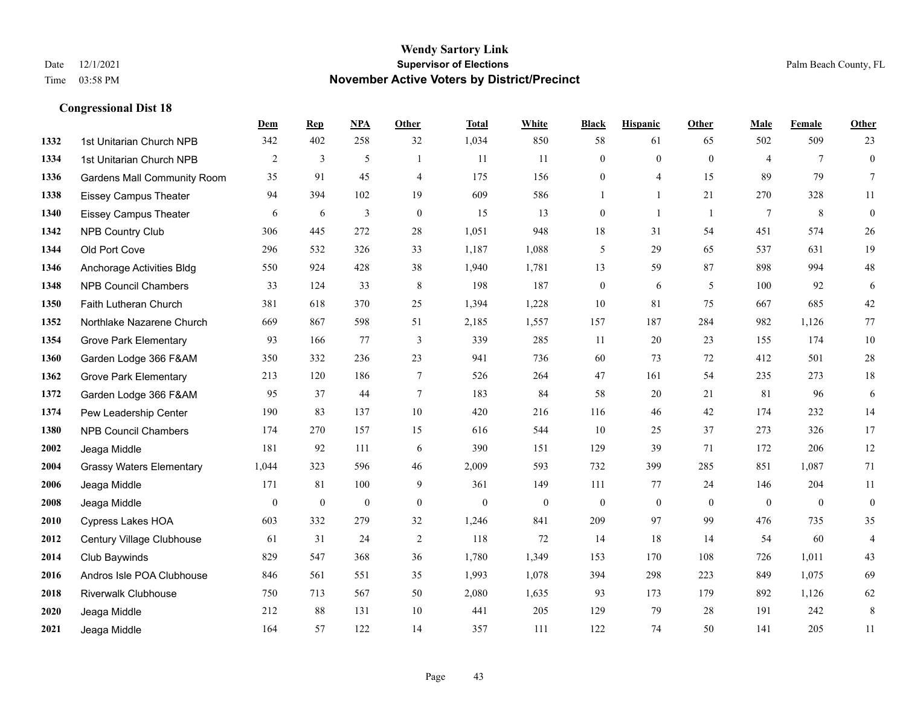# Wendy Sartory Link
## Supervisor of Elections
## November Active Voters by District/Precinct

Date 12/1/2021
Time 03:58 PM

Palm Beach County, FL

### Congressional Dist 18

| | | Dem | Rep | NPA | Other | Total | White | Black | Hispanic | Other | Male | Female | Other |
|---|---|---|---|---|---|---|---|---|---|---|---|---|---|
| 1332 | 1st Unitarian Church NPB | 342 | 402 | 258 | 32 | 1,034 | 850 | 58 | 61 | 65 | 502 | 509 | 23 |
| 1334 | 1st Unitarian Church NPB | 2 | 3 | 5 | 1 | 11 | 11 | 0 | 0 | 0 | 4 | 7 | 0 |
| 1336 | Gardens Mall Community Room | 35 | 91 | 45 | 4 | 175 | 156 | 0 | 4 | 15 | 89 | 79 | 7 |
| 1338 | Eissey Campus Theater | 94 | 394 | 102 | 19 | 609 | 586 | 1 | 1 | 21 | 270 | 328 | 11 |
| 1340 | Eissey Campus Theater | 6 | 6 | 3 | 0 | 15 | 13 | 0 | 1 | 1 | 7 | 8 | 0 |
| 1342 | NPB Country Club | 306 | 445 | 272 | 28 | 1,051 | 948 | 18 | 31 | 54 | 451 | 574 | 26 |
| 1344 | Old Port Cove | 296 | 532 | 326 | 33 | 1,187 | 1,088 | 5 | 29 | 65 | 537 | 631 | 19 |
| 1346 | Anchorage Activities Bldg | 550 | 924 | 428 | 38 | 1,940 | 1,781 | 13 | 59 | 87 | 898 | 994 | 48 |
| 1348 | NPB Council Chambers | 33 | 124 | 33 | 8 | 198 | 187 | 0 | 6 | 5 | 100 | 92 | 6 |
| 1350 | Faith Lutheran Church | 381 | 618 | 370 | 25 | 1,394 | 1,228 | 10 | 81 | 75 | 667 | 685 | 42 |
| 1352 | Northlake Nazarene Church | 669 | 867 | 598 | 51 | 2,185 | 1,557 | 157 | 187 | 284 | 982 | 1,126 | 77 |
| 1354 | Grove Park Elementary | 93 | 166 | 77 | 3 | 339 | 285 | 11 | 20 | 23 | 155 | 174 | 10 |
| 1360 | Garden Lodge 366 F&AM | 350 | 332 | 236 | 23 | 941 | 736 | 60 | 73 | 72 | 412 | 501 | 28 |
| 1362 | Grove Park Elementary | 213 | 120 | 186 | 7 | 526 | 264 | 47 | 161 | 54 | 235 | 273 | 18 |
| 1372 | Garden Lodge 366 F&AM | 95 | 37 | 44 | 7 | 183 | 84 | 58 | 20 | 21 | 81 | 96 | 6 |
| 1374 | Pew Leadership Center | 190 | 83 | 137 | 10 | 420 | 216 | 116 | 46 | 42 | 174 | 232 | 14 |
| 1380 | NPB Council Chambers | 174 | 270 | 157 | 15 | 616 | 544 | 10 | 25 | 37 | 273 | 326 | 17 |
| 2002 | Jeaga Middle | 181 | 92 | 111 | 6 | 390 | 151 | 129 | 39 | 71 | 172 | 206 | 12 |
| 2004 | Grassy Waters Elementary | 1,044 | 323 | 596 | 46 | 2,009 | 593 | 732 | 399 | 285 | 851 | 1,087 | 71 |
| 2006 | Jeaga Middle | 171 | 81 | 100 | 9 | 361 | 149 | 111 | 77 | 24 | 146 | 204 | 11 |
| 2008 | Jeaga Middle | 0 | 0 | 0 | 0 | 0 | 0 | 0 | 0 | 0 | 0 | 0 | 0 |
| 2010 | Cypress Lakes HOA | 603 | 332 | 279 | 32 | 1,246 | 841 | 209 | 97 | 99 | 476 | 735 | 35 |
| 2012 | Century Village Clubhouse | 61 | 31 | 24 | 2 | 118 | 72 | 14 | 18 | 14 | 54 | 60 | 4 |
| 2014 | Club Baywinds | 829 | 547 | 368 | 36 | 1,780 | 1,349 | 153 | 170 | 108 | 726 | 1,011 | 43 |
| 2016 | Andros Isle POA Clubhouse | 846 | 561 | 551 | 35 | 1,993 | 1,078 | 394 | 298 | 223 | 849 | 1,075 | 69 |
| 2018 | Riverwalk Clubhouse | 750 | 713 | 567 | 50 | 2,080 | 1,635 | 93 | 173 | 179 | 892 | 1,126 | 62 |
| 2020 | Jeaga Middle | 212 | 88 | 131 | 10 | 441 | 205 | 129 | 79 | 28 | 191 | 242 | 8 |
| 2021 | Jeaga Middle | 164 | 57 | 122 | 14 | 357 | 111 | 122 | 74 | 50 | 141 | 205 | 11 |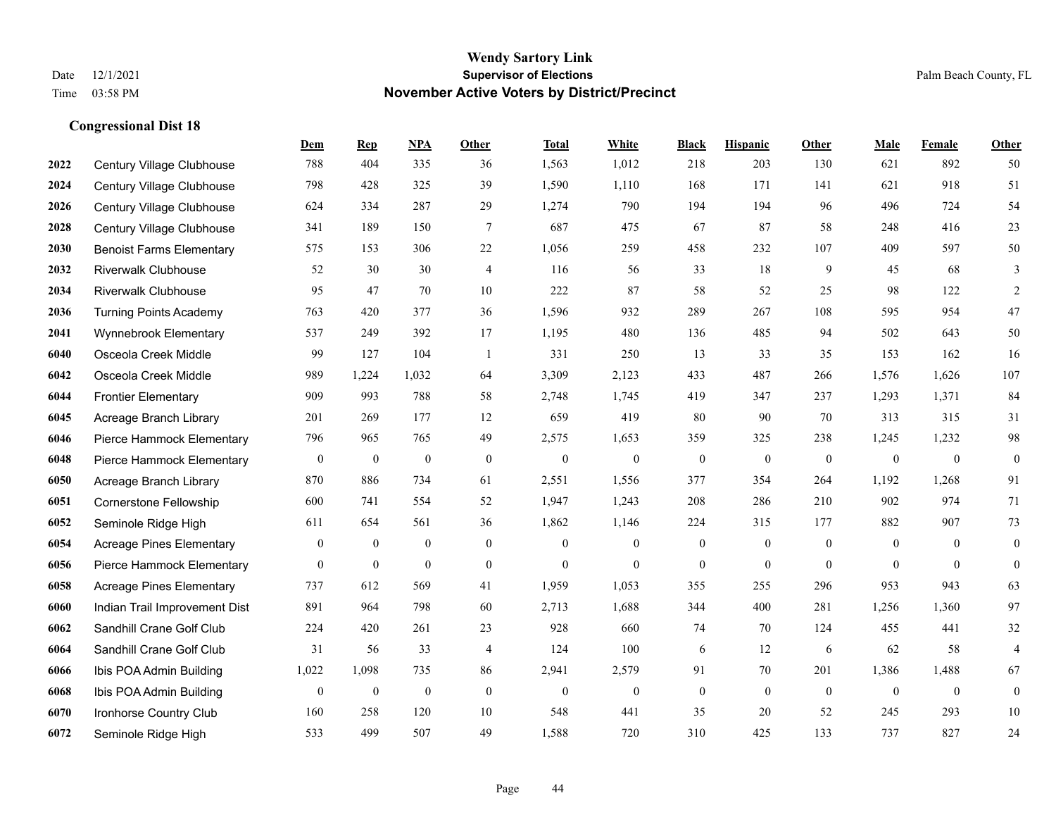# Wendy Sartory Link
## Supervisor of Elections
## November Active Voters by District/Precinct

Date 12/1/2021
Time 03:58 PM
Palm Beach County, FL

### Congressional Dist 18

| | | Dem | Rep | NPA | Other | Total | White | Black | Hispanic | Other | Male | Female | Other |
|---|---|---|---|---|---|---|---|---|---|---|---|---|---|
| 2022 | Century Village Clubhouse | 788 | 404 | 335 | 36 | 1,563 | 1,012 | 218 | 203 | 130 | 621 | 892 | 50 |
| 2024 | Century Village Clubhouse | 798 | 428 | 325 | 39 | 1,590 | 1,110 | 168 | 171 | 141 | 621 | 918 | 51 |
| 2026 | Century Village Clubhouse | 624 | 334 | 287 | 29 | 1,274 | 790 | 194 | 194 | 96 | 496 | 724 | 54 |
| 2028 | Century Village Clubhouse | 341 | 189 | 150 | 7 | 687 | 475 | 67 | 87 | 58 | 248 | 416 | 23 |
| 2030 | Benoist Farms Elementary | 575 | 153 | 306 | 22 | 1,056 | 259 | 458 | 232 | 107 | 409 | 597 | 50 |
| 2032 | Riverwalk Clubhouse | 52 | 30 | 30 | 4 | 116 | 56 | 33 | 18 | 9 | 45 | 68 | 3 |
| 2034 | Riverwalk Clubhouse | 95 | 47 | 70 | 10 | 222 | 87 | 58 | 52 | 25 | 98 | 122 | 2 |
| 2036 | Turning Points Academy | 763 | 420 | 377 | 36 | 1,596 | 932 | 289 | 267 | 108 | 595 | 954 | 47 |
| 2041 | Wynnebrook Elementary | 537 | 249 | 392 | 17 | 1,195 | 480 | 136 | 485 | 94 | 502 | 643 | 50 |
| 6040 | Osceola Creek Middle | 99 | 127 | 104 | 1 | 331 | 250 | 13 | 33 | 35 | 153 | 162 | 16 |
| 6042 | Osceola Creek Middle | 989 | 1,224 | 1,032 | 64 | 3,309 | 2,123 | 433 | 487 | 266 | 1,576 | 1,626 | 107 |
| 6044 | Frontier Elementary | 909 | 993 | 788 | 58 | 2,748 | 1,745 | 419 | 347 | 237 | 1,293 | 1,371 | 84 |
| 6045 | Acreage Branch Library | 201 | 269 | 177 | 12 | 659 | 419 | 80 | 90 | 70 | 313 | 315 | 31 |
| 6046 | Pierce Hammock Elementary | 796 | 965 | 765 | 49 | 2,575 | 1,653 | 359 | 325 | 238 | 1,245 | 1,232 | 98 |
| 6048 | Pierce Hammock Elementary | 0 | 0 | 0 | 0 | 0 | 0 | 0 | 0 | 0 | 0 | 0 | 0 |
| 6050 | Acreage Branch Library | 870 | 886 | 734 | 61 | 2,551 | 1,556 | 377 | 354 | 264 | 1,192 | 1,268 | 91 |
| 6051 | Cornerstone Fellowship | 600 | 741 | 554 | 52 | 1,947 | 1,243 | 208 | 286 | 210 | 902 | 974 | 71 |
| 6052 | Seminole Ridge High | 611 | 654 | 561 | 36 | 1,862 | 1,146 | 224 | 315 | 177 | 882 | 907 | 73 |
| 6054 | Acreage Pines Elementary | 0 | 0 | 0 | 0 | 0 | 0 | 0 | 0 | 0 | 0 | 0 | 0 |
| 6056 | Pierce Hammock Elementary | 0 | 0 | 0 | 0 | 0 | 0 | 0 | 0 | 0 | 0 | 0 | 0 |
| 6058 | Acreage Pines Elementary | 737 | 612 | 569 | 41 | 1,959 | 1,053 | 355 | 255 | 296 | 953 | 943 | 63 |
| 6060 | Indian Trail Improvement Dist | 891 | 964 | 798 | 60 | 2,713 | 1,688 | 344 | 400 | 281 | 1,256 | 1,360 | 97 |
| 6062 | Sandhill Crane Golf Club | 224 | 420 | 261 | 23 | 928 | 660 | 74 | 70 | 124 | 455 | 441 | 32 |
| 6064 | Sandhill Crane Golf Club | 31 | 56 | 33 | 4 | 124 | 100 | 6 | 12 | 6 | 62 | 58 | 4 |
| 6066 | Ibis POA Admin Building | 1,022 | 1,098 | 735 | 86 | 2,941 | 2,579 | 91 | 70 | 201 | 1,386 | 1,488 | 67 |
| 6068 | Ibis POA Admin Building | 0 | 0 | 0 | 0 | 0 | 0 | 0 | 0 | 0 | 0 | 0 | 0 |
| 6070 | Ironhorse Country Club | 160 | 258 | 120 | 10 | 548 | 441 | 35 | 20 | 52 | 245 | 293 | 10 |
| 6072 | Seminole Ridge High | 533 | 499 | 507 | 49 | 1,588 | 720 | 310 | 425 | 133 | 737 | 827 | 24 |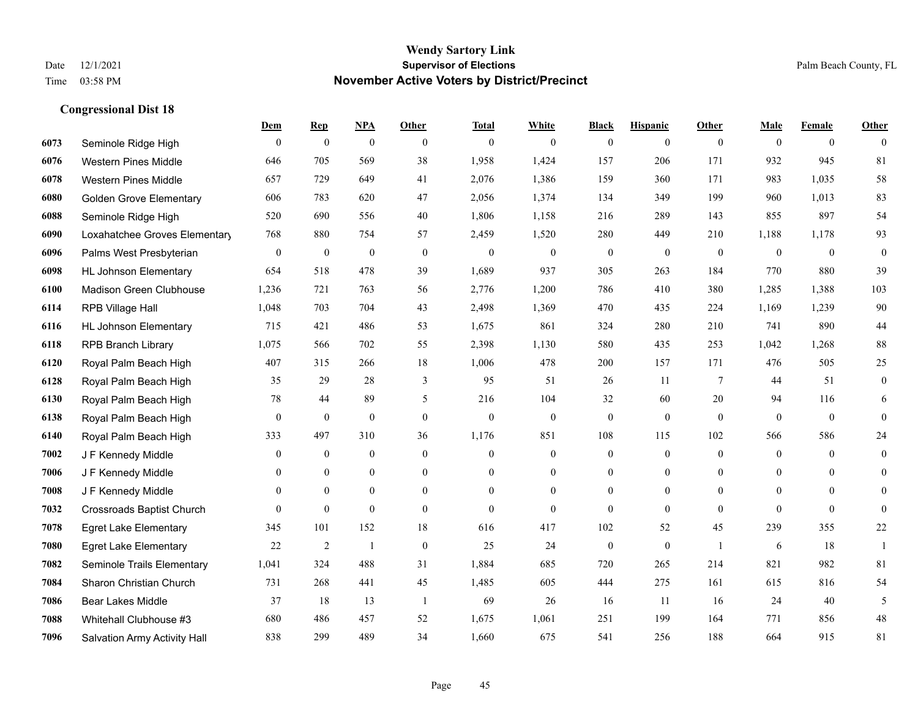# Wendy Sartory Link
## Supervisor of Elections
## November Active Voters by District/Precinct

Date 12/1/2021
Time 03:58 PM

Palm Beach County, FL

### Congressional Dist 18

| | | Dem | Rep | NPA | Other | Total | White | Black | Hispanic | Other | Male | Female | Other |
|---|---|---|---|---|---|---|---|---|---|---|---|---|---|
| 6073 | Seminole Ridge High | 0 | 0 | 0 | 0 | 0 | 0 | 0 | 0 | 0 | 0 | 0 | 0 |
| 6076 | Western Pines Middle | 646 | 705 | 569 | 38 | 1,958 | 1,424 | 157 | 206 | 171 | 932 | 945 | 81 |
| 6078 | Western Pines Middle | 657 | 729 | 649 | 41 | 2,076 | 1,386 | 159 | 360 | 171 | 983 | 1,035 | 58 |
| 6080 | Golden Grove Elementary | 606 | 783 | 620 | 47 | 2,056 | 1,374 | 134 | 349 | 199 | 960 | 1,013 | 83 |
| 6088 | Seminole Ridge High | 520 | 690 | 556 | 40 | 1,806 | 1,158 | 216 | 289 | 143 | 855 | 897 | 54 |
| 6090 | Loxahatchee Groves Elementary | 768 | 880 | 754 | 57 | 2,459 | 1,520 | 280 | 449 | 210 | 1,188 | 1,178 | 93 |
| 6096 | Palms West Presbyterian | 0 | 0 | 0 | 0 | 0 | 0 | 0 | 0 | 0 | 0 | 0 | 0 |
| 6098 | HL Johnson Elementary | 654 | 518 | 478 | 39 | 1,689 | 937 | 305 | 263 | 184 | 770 | 880 | 39 |
| 6100 | Madison Green Clubhouse | 1,236 | 721 | 763 | 56 | 2,776 | 1,200 | 786 | 410 | 380 | 1,285 | 1,388 | 103 |
| 6114 | RPB Village Hall | 1,048 | 703 | 704 | 43 | 2,498 | 1,369 | 470 | 435 | 224 | 1,169 | 1,239 | 90 |
| 6116 | HL Johnson Elementary | 715 | 421 | 486 | 53 | 1,675 | 861 | 324 | 280 | 210 | 741 | 890 | 44 |
| 6118 | RPB Branch Library | 1,075 | 566 | 702 | 55 | 2,398 | 1,130 | 580 | 435 | 253 | 1,042 | 1,268 | 88 |
| 6120 | Royal Palm Beach High | 407 | 315 | 266 | 18 | 1,006 | 478 | 200 | 157 | 171 | 476 | 505 | 25 |
| 6128 | Royal Palm Beach High | 35 | 29 | 28 | 3 | 95 | 51 | 26 | 11 | 7 | 44 | 51 | 0 |
| 6130 | Royal Palm Beach High | 78 | 44 | 89 | 5 | 216 | 104 | 32 | 60 | 20 | 94 | 116 | 6 |
| 6138 | Royal Palm Beach High | 0 | 0 | 0 | 0 | 0 | 0 | 0 | 0 | 0 | 0 | 0 | 0 |
| 6140 | Royal Palm Beach High | 333 | 497 | 310 | 36 | 1,176 | 851 | 108 | 115 | 102 | 566 | 586 | 24 |
| 7002 | J F Kennedy Middle | 0 | 0 | 0 | 0 | 0 | 0 | 0 | 0 | 0 | 0 | 0 | 0 |
| 7006 | J F Kennedy Middle | 0 | 0 | 0 | 0 | 0 | 0 | 0 | 0 | 0 | 0 | 0 | 0 |
| 7008 | J F Kennedy Middle | 0 | 0 | 0 | 0 | 0 | 0 | 0 | 0 | 0 | 0 | 0 | 0 |
| 7032 | Crossroads Baptist Church | 0 | 0 | 0 | 0 | 0 | 0 | 0 | 0 | 0 | 0 | 0 | 0 |
| 7078 | Egret Lake Elementary | 345 | 101 | 152 | 18 | 616 | 417 | 102 | 52 | 45 | 239 | 355 | 22 |
| 7080 | Egret Lake Elementary | 22 | 2 | 1 | 0 | 25 | 24 | 0 | 0 | 1 | 6 | 18 | 1 |
| 7082 | Seminole Trails Elementary | 1,041 | 324 | 488 | 31 | 1,884 | 685 | 720 | 265 | 214 | 821 | 982 | 81 |
| 7084 | Sharon Christian Church | 731 | 268 | 441 | 45 | 1,485 | 605 | 444 | 275 | 161 | 615 | 816 | 54 |
| 7086 | Bear Lakes Middle | 37 | 18 | 13 | 1 | 69 | 26 | 16 | 11 | 16 | 24 | 40 | 5 |
| 7088 | Whitehall Clubhouse #3 | 680 | 486 | 457 | 52 | 1,675 | 1,061 | 251 | 199 | 164 | 771 | 856 | 48 |
| 7096 | Salvation Army Activity Hall | 838 | 299 | 489 | 34 | 1,660 | 675 | 541 | 256 | 188 | 664 | 915 | 81 |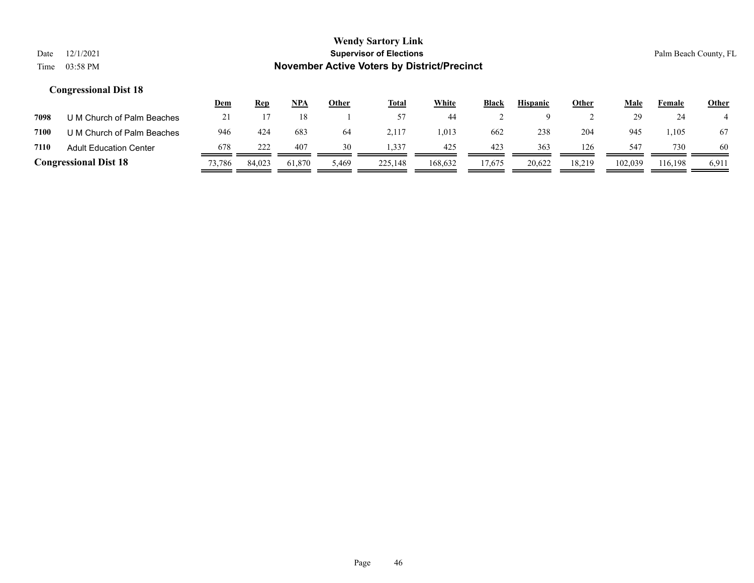# Wendy Sartory Link
## Supervisor of Elections
## November Active Voters by District/Precinct

Date 12/1/2021
Time 03:58 PM

Palm Beach County, FL

### Congressional Dist 18

| | | Dem | Rep | NPA | Other | Total | White | Black | Hispanic | Other | Male | Female | Other |
|---|---|---|---|---|---|---|---|---|---|---|---|---|---|
| 7098 | U M Church of Palm Beaches | 21 | 17 | 18 | 1 | 57 | 44 | 2 | 9 | 2 | 29 | 24 | 4 |
| 7100 | U M Church of Palm Beaches | 946 | 424 | 683 | 64 | 2,117 | 1,013 | 662 | 238 | 204 | 945 | 1,105 | 67 |
| 7110 | Adult Education Center | 678 | 222 | 407 | 30 | 1,337 | 425 | 423 | 363 | 126 | 547 | 730 | 60 |
| **Congressional Dist 18** | | 73,786 | 84,023 | 61,870 | 5,469 | 225,148 | 168,632 | 17,675 | 20,622 | 18,219 | 102,039 | 116,198 | 6,911 |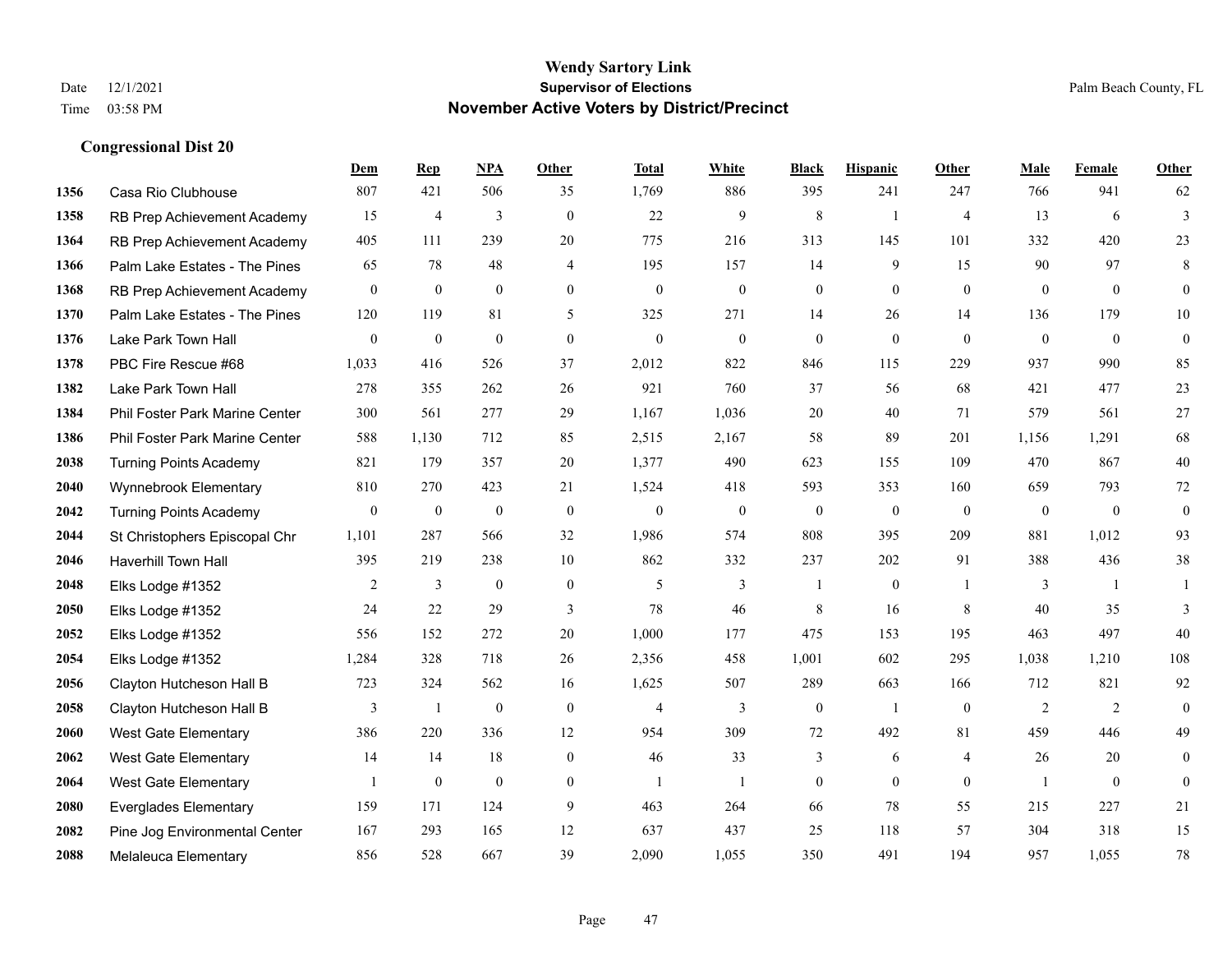**Wendy Sartory Link**
**Supervisor of Elections**
**November Active Voters by District/Precinct**

Date 12/1/2021
Time 03:58 PM
Palm Beach County, FL

### Congressional Dist 20

| | | Dem | Rep | NPA | Other | Total | White | Black | Hispanic | Other | Male | Female | Other |
|---|---|---|---|---|---|---|---|---|---|---|---|---|---|
| 1356 | Casa Rio Clubhouse | 807 | 421 | 506 | 35 | 1,769 | 886 | 395 | 241 | 247 | 766 | 941 | 62 |
| 1358 | RB Prep Achievement Academy | 15 | 4 | 3 | 0 | 22 | 9 | 8 | 1 | 4 | 13 | 6 | 3 |
| 1364 | RB Prep Achievement Academy | 405 | 111 | 239 | 20 | 775 | 216 | 313 | 145 | 101 | 332 | 420 | 23 |
| 1366 | Palm Lake Estates - The Pines | 65 | 78 | 48 | 4 | 195 | 157 | 14 | 9 | 15 | 90 | 97 | 8 |
| 1368 | RB Prep Achievement Academy | 0 | 0 | 0 | 0 | 0 | 0 | 0 | 0 | 0 | 0 | 0 | 0 |
| 1370 | Palm Lake Estates - The Pines | 120 | 119 | 81 | 5 | 325 | 271 | 14 | 26 | 14 | 136 | 179 | 10 |
| 1376 | Lake Park Town Hall | 0 | 0 | 0 | 0 | 0 | 0 | 0 | 0 | 0 | 0 | 0 | 0 |
| 1378 | PBC Fire Rescue #68 | 1,033 | 416 | 526 | 37 | 2,012 | 822 | 846 | 115 | 229 | 937 | 990 | 85 |
| 1382 | Lake Park Town Hall | 278 | 355 | 262 | 26 | 921 | 760 | 37 | 56 | 68 | 421 | 477 | 23 |
| 1384 | Phil Foster Park Marine Center | 300 | 561 | 277 | 29 | 1,167 | 1,036 | 20 | 40 | 71 | 579 | 561 | 27 |
| 1386 | Phil Foster Park Marine Center | 588 | 1,130 | 712 | 85 | 2,515 | 2,167 | 58 | 89 | 201 | 1,156 | 1,291 | 68 |
| 2038 | Turning Points Academy | 821 | 179 | 357 | 20 | 1,377 | 490 | 623 | 155 | 109 | 470 | 867 | 40 |
| 2040 | Wynnebrook Elementary | 810 | 270 | 423 | 21 | 1,524 | 418 | 593 | 353 | 160 | 659 | 793 | 72 |
| 2042 | Turning Points Academy | 0 | 0 | 0 | 0 | 0 | 0 | 0 | 0 | 0 | 0 | 0 | 0 |
| 2044 | St Christophers Episcopal Chr | 1,101 | 287 | 566 | 32 | 1,986 | 574 | 808 | 395 | 209 | 881 | 1,012 | 93 |
| 2046 | Haverhill Town Hall | 395 | 219 | 238 | 10 | 862 | 332 | 237 | 202 | 91 | 388 | 436 | 38 |
| 2048 | Elks Lodge #1352 | 2 | 3 | 0 | 0 | 5 | 3 | 1 | 0 | 1 | 3 | 1 | 1 |
| 2050 | Elks Lodge #1352 | 24 | 22 | 29 | 3 | 78 | 46 | 8 | 16 | 8 | 40 | 35 | 3 |
| 2052 | Elks Lodge #1352 | 556 | 152 | 272 | 20 | 1,000 | 177 | 475 | 153 | 195 | 463 | 497 | 40 |
| 2054 | Elks Lodge #1352 | 1,284 | 328 | 718 | 26 | 2,356 | 458 | 1,001 | 602 | 295 | 1,038 | 1,210 | 108 |
| 2056 | Clayton Hutcheson Hall B | 723 | 324 | 562 | 16 | 1,625 | 507 | 289 | 663 | 166 | 712 | 821 | 92 |
| 2058 | Clayton Hutcheson Hall B | 3 | 1 | 0 | 0 | 4 | 3 | 0 | 1 | 0 | 2 | 2 | 0 |
| 2060 | West Gate Elementary | 386 | 220 | 336 | 12 | 954 | 309 | 72 | 492 | 81 | 459 | 446 | 49 |
| 2062 | West Gate Elementary | 14 | 14 | 18 | 0 | 46 | 33 | 3 | 6 | 4 | 26 | 20 | 0 |
| 2064 | West Gate Elementary | 1 | 0 | 0 | 0 | 1 | 1 | 0 | 0 | 0 | 1 | 0 | 0 |
| 2080 | Everglades Elementary | 159 | 171 | 124 | 9 | 463 | 264 | 66 | 78 | 55 | 215 | 227 | 21 |
| 2082 | Pine Jog Environmental Center | 167 | 293 | 165 | 12 | 637 | 437 | 25 | 118 | 57 | 304 | 318 | 15 |
| 2088 | Melaleuca Elementary | 856 | 528 | 667 | 39 | 2,090 | 1,055 | 350 | 491 | 194 | 957 | 1,055 | 78 |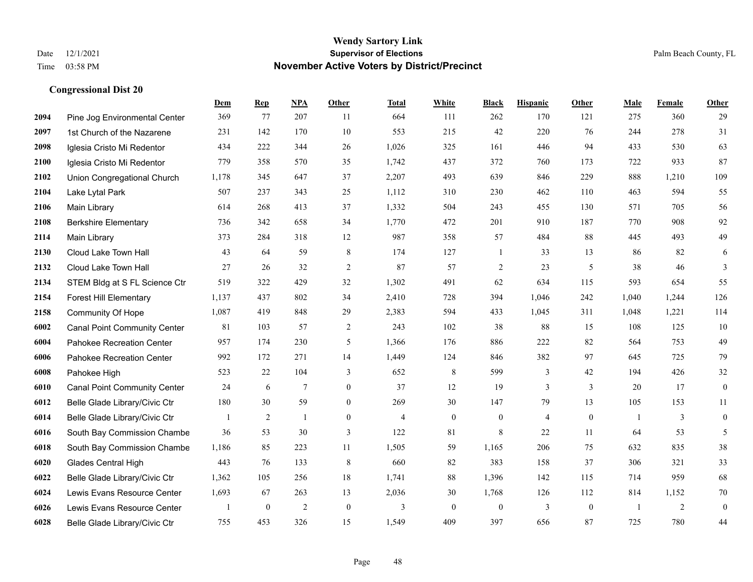# Wendy Sartory Link
## Supervisor of Elections
## November Active Voters by District/Precinct

Date 12/1/2021
Time 03:58 PM

Palm Beach County, FL

### Congressional Dist 20

| | | Dem | Rep | NPA | Other | Total | White | Black | Hispanic | Other | Male | Female | Other |
|---|---|---|---|---|---|---|---|---|---|---|---|---|---|
| 2094 | Pine Jog Environmental Center | 369 | 77 | 207 | 11 | 664 | 111 | 262 | 170 | 121 | 275 | 360 | 29 |
| 2097 | 1st Church of the Nazarene | 231 | 142 | 170 | 10 | 553 | 215 | 42 | 220 | 76 | 244 | 278 | 31 |
| 2098 | Iglesia Cristo Mi Redentor | 434 | 222 | 344 | 26 | 1,026 | 325 | 161 | 446 | 94 | 433 | 530 | 63 |
| 2100 | Iglesia Cristo Mi Redentor | 779 | 358 | 570 | 35 | 1,742 | 437 | 372 | 760 | 173 | 722 | 933 | 87 |
| 2102 | Union Congregational Church | 1,178 | 345 | 647 | 37 | 2,207 | 493 | 639 | 846 | 229 | 888 | 1,210 | 109 |
| 2104 | Lake Lytal Park | 507 | 237 | 343 | 25 | 1,112 | 310 | 230 | 462 | 110 | 463 | 594 | 55 |
| 2106 | Main Library | 614 | 268 | 413 | 37 | 1,332 | 504 | 243 | 455 | 130 | 571 | 705 | 56 |
| 2108 | Berkshire Elementary | 736 | 342 | 658 | 34 | 1,770 | 472 | 201 | 910 | 187 | 770 | 908 | 92 |
| 2114 | Main Library | 373 | 284 | 318 | 12 | 987 | 358 | 57 | 484 | 88 | 445 | 493 | 49 |
| 2130 | Cloud Lake Town Hall | 43 | 64 | 59 | 8 | 174 | 127 | 1 | 33 | 13 | 86 | 82 | 6 |
| 2132 | Cloud Lake Town Hall | 27 | 26 | 32 | 2 | 87 | 57 | 2 | 23 | 5 | 38 | 46 | 3 |
| 2134 | STEM Bldg at S FL Science Ctr | 519 | 322 | 429 | 32 | 1,302 | 491 | 62 | 634 | 115 | 593 | 654 | 55 |
| 2154 | Forest Hill Elementary | 1,137 | 437 | 802 | 34 | 2,410 | 728 | 394 | 1,046 | 242 | 1,040 | 1,244 | 126 |
| 2158 | Community Of Hope | 1,087 | 419 | 848 | 29 | 2,383 | 594 | 433 | 1,045 | 311 | 1,048 | 1,221 | 114 |
| 6002 | Canal Point Community Center | 81 | 103 | 57 | 2 | 243 | 102 | 38 | 88 | 15 | 108 | 125 | 10 |
| 6004 | Pahokee Recreation Center | 957 | 174 | 230 | 5 | 1,366 | 176 | 886 | 222 | 82 | 564 | 753 | 49 |
| 6006 | Pahokee Recreation Center | 992 | 172 | 271 | 14 | 1,449 | 124 | 846 | 382 | 97 | 645 | 725 | 79 |
| 6008 | Pahokee High | 523 | 22 | 104 | 3 | 652 | 8 | 599 | 3 | 42 | 194 | 426 | 32 |
| 6010 | Canal Point Community Center | 24 | 6 | 7 | 0 | 37 | 12 | 19 | 3 | 3 | 20 | 17 | 0 |
| 6012 | Belle Glade Library/Civic Ctr | 180 | 30 | 59 | 0 | 269 | 30 | 147 | 79 | 13 | 105 | 153 | 11 |
| 6014 | Belle Glade Library/Civic Ctr | 1 | 2 | 1 | 0 | 4 | 0 | 0 | 4 | 0 | 1 | 3 | 0 |
| 6016 | South Bay Commission Chambe | 36 | 53 | 30 | 3 | 122 | 81 | 8 | 22 | 11 | 64 | 53 | 5 |
| 6018 | South Bay Commission Chambe | 1,186 | 85 | 223 | 11 | 1,505 | 59 | 1,165 | 206 | 75 | 632 | 835 | 38 |
| 6020 | Glades Central High | 443 | 76 | 133 | 8 | 660 | 82 | 383 | 158 | 37 | 306 | 321 | 33 |
| 6022 | Belle Glade Library/Civic Ctr | 1,362 | 105 | 256 | 18 | 1,741 | 88 | 1,396 | 142 | 115 | 714 | 959 | 68 |
| 6024 | Lewis Evans Resource Center | 1,693 | 67 | 263 | 13 | 2,036 | 30 | 1,768 | 126 | 112 | 814 | 1,152 | 70 |
| 6026 | Lewis Evans Resource Center | 1 | 0 | 2 | 0 | 3 | 0 | 0 | 3 | 0 | 1 | 2 | 0 |
| 6028 | Belle Glade Library/Civic Ctr | 755 | 453 | 326 | 15 | 1,549 | 409 | 397 | 656 | 87 | 725 | 780 | 44 |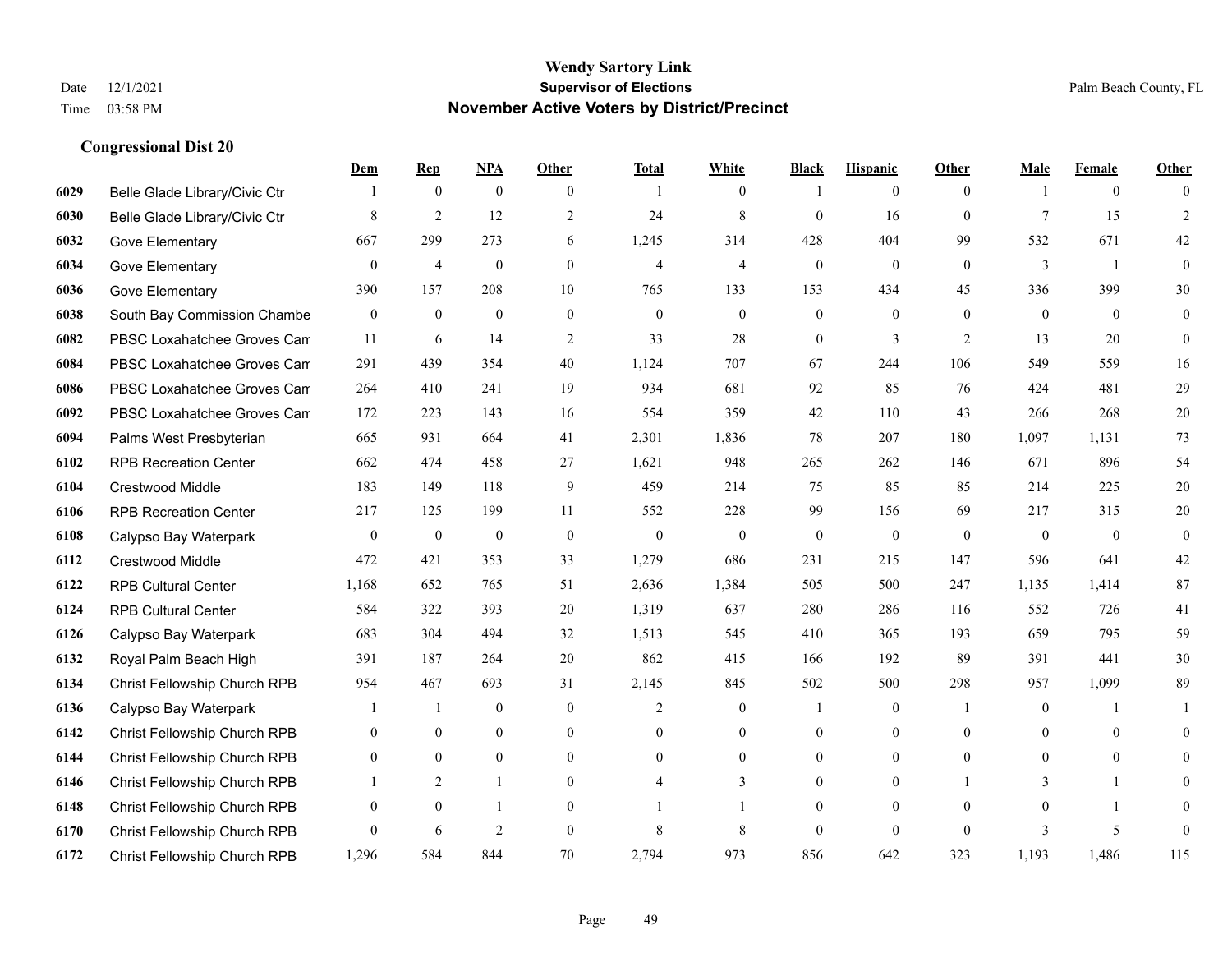# Wendy Sartory Link
## Supervisor of Elections
## November Active Voters by District/Precinct

Date 12/1/2021
Time 03:58 PM

Palm Beach County, FL

### Congressional Dist 20

| | | Dem | Rep | NPA | Other | Total | White | Black | Hispanic | Other | Male | Female | Other |
|---|---|---|---|---|---|---|---|---|---|---|---|---|---|
| 6029 | Belle Glade Library/Civic Ctr | 1 | 0 | 0 | 0 | 1 | 0 | 1 | 0 | 0 | 1 | 0 | 0 |
| 6030 | Belle Glade Library/Civic Ctr | 8 | 2 | 12 | 2 | 24 | 8 | 0 | 16 | 0 | 7 | 15 | 2 |
| 6032 | Gove Elementary | 667 | 299 | 273 | 6 | 1,245 | 314 | 428 | 404 | 99 | 532 | 671 | 42 |
| 6034 | Gove Elementary | 0 | 4 | 0 | 0 | 4 | 4 | 0 | 0 | 0 | 3 | 1 | 0 |
| 6036 | Gove Elementary | 390 | 157 | 208 | 10 | 765 | 133 | 153 | 434 | 45 | 336 | 399 | 30 |
| 6038 | South Bay Commission Chambe | 0 | 0 | 0 | 0 | 0 | 0 | 0 | 0 | 0 | 0 | 0 | 0 |
| 6082 | PBSC Loxahatchee Groves Can | 11 | 6 | 14 | 2 | 33 | 28 | 0 | 3 | 2 | 13 | 20 | 0 |
| 6084 | PBSC Loxahatchee Groves Can | 291 | 439 | 354 | 40 | 1,124 | 707 | 67 | 244 | 106 | 549 | 559 | 16 |
| 6086 | PBSC Loxahatchee Groves Can | 264 | 410 | 241 | 19 | 934 | 681 | 92 | 85 | 76 | 424 | 481 | 29 |
| 6092 | PBSC Loxahatchee Groves Can | 172 | 223 | 143 | 16 | 554 | 359 | 42 | 110 | 43 | 266 | 268 | 20 |
| 6094 | Palms West Presbyterian | 665 | 931 | 664 | 41 | 2,301 | 1,836 | 78 | 207 | 180 | 1,097 | 1,131 | 73 |
| 6102 | RPB Recreation Center | 662 | 474 | 458 | 27 | 1,621 | 948 | 265 | 262 | 146 | 671 | 896 | 54 |
| 6104 | Crestwood Middle | 183 | 149 | 118 | 9 | 459 | 214 | 75 | 85 | 85 | 214 | 225 | 20 |
| 6106 | RPB Recreation Center | 217 | 125 | 199 | 11 | 552 | 228 | 99 | 156 | 69 | 217 | 315 | 20 |
| 6108 | Calypso Bay Waterpark | 0 | 0 | 0 | 0 | 0 | 0 | 0 | 0 | 0 | 0 | 0 | 0 |
| 6112 | Crestwood Middle | 472 | 421 | 353 | 33 | 1,279 | 686 | 231 | 215 | 147 | 596 | 641 | 42 |
| 6122 | RPB Cultural Center | 1,168 | 652 | 765 | 51 | 2,636 | 1,384 | 505 | 500 | 247 | 1,135 | 1,414 | 87 |
| 6124 | RPB Cultural Center | 584 | 322 | 393 | 20 | 1,319 | 637 | 280 | 286 | 116 | 552 | 726 | 41 |
| 6126 | Calypso Bay Waterpark | 683 | 304 | 494 | 32 | 1,513 | 545 | 410 | 365 | 193 | 659 | 795 | 59 |
| 6132 | Royal Palm Beach High | 391 | 187 | 264 | 20 | 862 | 415 | 166 | 192 | 89 | 391 | 441 | 30 |
| 6134 | Christ Fellowship Church RPB | 954 | 467 | 693 | 31 | 2,145 | 845 | 502 | 500 | 298 | 957 | 1,099 | 89 |
| 6136 | Calypso Bay Waterpark | 1 | 1 | 0 | 0 | 2 | 0 | 1 | 0 | 1 | 0 | 1 | 1 |
| 6142 | Christ Fellowship Church RPB | 0 | 0 | 0 | 0 | 0 | 0 | 0 | 0 | 0 | 0 | 0 | 0 |
| 6144 | Christ Fellowship Church RPB | 0 | 0 | 0 | 0 | 0 | 0 | 0 | 0 | 0 | 0 | 0 | 0 |
| 6146 | Christ Fellowship Church RPB | 1 | 2 | 1 | 0 | 4 | 3 | 0 | 0 | 1 | 3 | 1 | 0 |
| 6148 | Christ Fellowship Church RPB | 0 | 0 | 1 | 0 | 1 | 1 | 0 | 0 | 0 | 0 | 1 | 0 |
| 6170 | Christ Fellowship Church RPB | 0 | 6 | 2 | 0 | 8 | 8 | 0 | 0 | 0 | 3 | 5 | 0 |
| 6172 | Christ Fellowship Church RPB | 1,296 | 584 | 844 | 70 | 2,794 | 973 | 856 | 642 | 323 | 1,193 | 1,486 | 115 |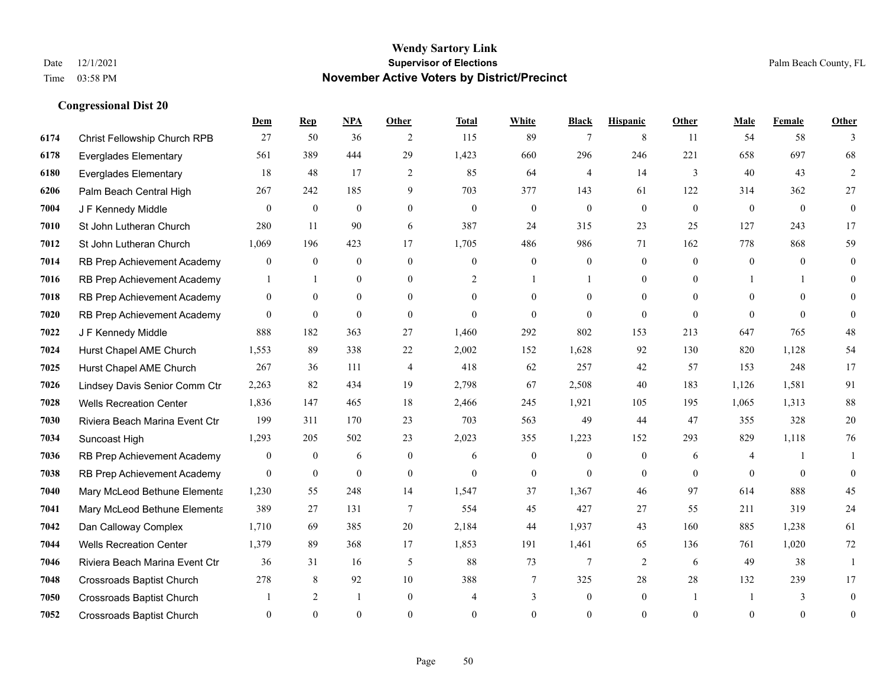**Wendy Sartory Link**
**Supervisor of Elections**
**November Active Voters by District/Precinct**

Date 12/1/2021
Time 03:58 PM
Palm Beach County, FL

### Congressional Dist 20

| | | Dem | Rep | NPA | Other | Total | White | Black | Hispanic | Other | Male | Female | Other |
|---|---|---|---|---|---|---|---|---|---|---|---|---|---|
| 6174 | Christ Fellowship Church RPB | 27 | 50 | 36 | 2 | 115 | 89 | 7 | 8 | 11 | 54 | 58 | 3 |
| 6178 | Everglades Elementary | 561 | 389 | 444 | 29 | 1,423 | 660 | 296 | 246 | 221 | 658 | 697 | 68 |
| 6180 | Everglades Elementary | 18 | 48 | 17 | 2 | 85 | 64 | 4 | 14 | 3 | 40 | 43 | 2 |
| 6206 | Palm Beach Central High | 267 | 242 | 185 | 9 | 703 | 377 | 143 | 61 | 122 | 314 | 362 | 27 |
| 7004 | J F Kennedy Middle | 0 | 0 | 0 | 0 | 0 | 0 | 0 | 0 | 0 | 0 | 0 | 0 |
| 7010 | St John Lutheran Church | 280 | 11 | 90 | 6 | 387 | 24 | 315 | 23 | 25 | 127 | 243 | 17 |
| 7012 | St John Lutheran Church | 1,069 | 196 | 423 | 17 | 1,705 | 486 | 986 | 71 | 162 | 778 | 868 | 59 |
| 7014 | RB Prep Achievement Academy | 0 | 0 | 0 | 0 | 0 | 0 | 0 | 0 | 0 | 0 | 0 | 0 |
| 7016 | RB Prep Achievement Academy | 1 | 1 | 0 | 0 | 2 | 1 | 1 | 0 | 0 | 1 | 1 | 0 |
| 7018 | RB Prep Achievement Academy | 0 | 0 | 0 | 0 | 0 | 0 | 0 | 0 | 0 | 0 | 0 | 0 |
| 7020 | RB Prep Achievement Academy | 0 | 0 | 0 | 0 | 0 | 0 | 0 | 0 | 0 | 0 | 0 | 0 |
| 7022 | J F Kennedy Middle | 888 | 182 | 363 | 27 | 1,460 | 292 | 802 | 153 | 213 | 647 | 765 | 48 |
| 7024 | Hurst Chapel AME Church | 1,553 | 89 | 338 | 22 | 2,002 | 152 | 1,628 | 92 | 130 | 820 | 1,128 | 54 |
| 7025 | Hurst Chapel AME Church | 267 | 36 | 111 | 4 | 418 | 62 | 257 | 42 | 57 | 153 | 248 | 17 |
| 7026 | Lindsey Davis Senior Comm Ctr | 2,263 | 82 | 434 | 19 | 2,798 | 67 | 2,508 | 40 | 183 | 1,126 | 1,581 | 91 |
| 7028 | Wells Recreation Center | 1,836 | 147 | 465 | 18 | 2,466 | 245 | 1,921 | 105 | 195 | 1,065 | 1,313 | 88 |
| 7030 | Riviera Beach Marina Event Ctr | 199 | 311 | 170 | 23 | 703 | 563 | 49 | 44 | 47 | 355 | 328 | 20 |
| 7034 | Suncoast High | 1,293 | 205 | 502 | 23 | 2,023 | 355 | 1,223 | 152 | 293 | 829 | 1,118 | 76 |
| 7036 | RB Prep Achievement Academy | 0 | 0 | 6 | 0 | 6 | 0 | 0 | 0 | 6 | 4 | 1 | 1 |
| 7038 | RB Prep Achievement Academy | 0 | 0 | 0 | 0 | 0 | 0 | 0 | 0 | 0 | 0 | 0 | 0 |
| 7040 | Mary McLeod Bethune Elementa | 1,230 | 55 | 248 | 14 | 1,547 | 37 | 1,367 | 46 | 97 | 614 | 888 | 45 |
| 7041 | Mary McLeod Bethune Elementa | 389 | 27 | 131 | 7 | 554 | 45 | 427 | 27 | 55 | 211 | 319 | 24 |
| 7042 | Dan Calloway Complex | 1,710 | 69 | 385 | 20 | 2,184 | 44 | 1,937 | 43 | 160 | 885 | 1,238 | 61 |
| 7044 | Wells Recreation Center | 1,379 | 89 | 368 | 17 | 1,853 | 191 | 1,461 | 65 | 136 | 761 | 1,020 | 72 |
| 7046 | Riviera Beach Marina Event Ctr | 36 | 31 | 16 | 5 | 88 | 73 | 7 | 2 | 6 | 49 | 38 | 1 |
| 7048 | Crossroads Baptist Church | 278 | 8 | 92 | 10 | 388 | 7 | 325 | 28 | 28 | 132 | 239 | 17 |
| 7050 | Crossroads Baptist Church | 1 | 2 | 1 | 0 | 4 | 3 | 0 | 0 | 1 | 1 | 3 | 0 |
| 7052 | Crossroads Baptist Church | 0 | 0 | 0 | 0 | 0 | 0 | 0 | 0 | 0 | 0 | 0 | 0 |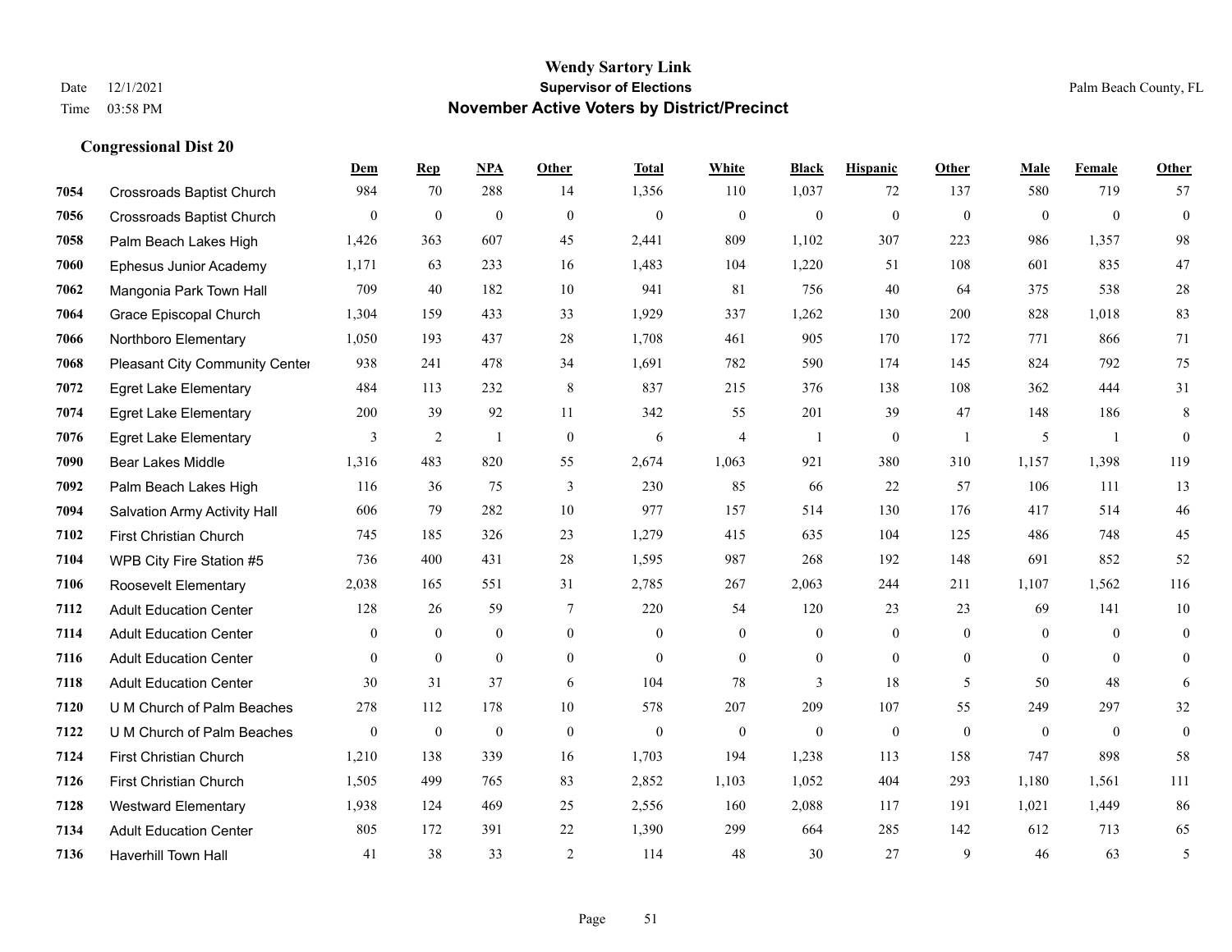# Wendy Sartory Link
## Supervisor of Elections
## November Active Voters by District/Precinct

Date 12/1/2021
Time 03:58 PM

Palm Beach County, FL

### Congressional Dist 20

| | | Dem | Rep | NPA | Other | Total | White | Black | Hispanic | Other | Male | Female | Other |
|---|---|---|---|---|---|---|---|---|---|---|---|---|---|
| 7054 | Crossroads Baptist Church | 984 | 70 | 288 | 14 | 1,356 | 110 | 1,037 | 72 | 137 | 580 | 719 | 57 |
| 7056 | Crossroads Baptist Church | 0 | 0 | 0 | 0 | 0 | 0 | 0 | 0 | 0 | 0 | 0 | 0 |
| 7058 | Palm Beach Lakes High | 1,426 | 363 | 607 | 45 | 2,441 | 809 | 1,102 | 307 | 223 | 986 | 1,357 | 98 |
| 7060 | Ephesus Junior Academy | 1,171 | 63 | 233 | 16 | 1,483 | 104 | 1,220 | 51 | 108 | 601 | 835 | 47 |
| 7062 | Mangonia Park Town Hall | 709 | 40 | 182 | 10 | 941 | 81 | 756 | 40 | 64 | 375 | 538 | 28 |
| 7064 | Grace Episcopal Church | 1,304 | 159 | 433 | 33 | 1,929 | 337 | 1,262 | 130 | 200 | 828 | 1,018 | 83 |
| 7066 | Northboro Elementary | 1,050 | 193 | 437 | 28 | 1,708 | 461 | 905 | 170 | 172 | 771 | 866 | 71 |
| 7068 | Pleasant City Community Center | 938 | 241 | 478 | 34 | 1,691 | 782 | 590 | 174 | 145 | 824 | 792 | 75 |
| 7072 | Egret Lake Elementary | 484 | 113 | 232 | 8 | 837 | 215 | 376 | 138 | 108 | 362 | 444 | 31 |
| 7074 | Egret Lake Elementary | 200 | 39 | 92 | 11 | 342 | 55 | 201 | 39 | 47 | 148 | 186 | 8 |
| 7076 | Egret Lake Elementary | 3 | 2 | 1 | 0 | 6 | 4 | 1 | 0 | 1 | 5 | 1 | 0 |
| 7090 | Bear Lakes Middle | 1,316 | 483 | 820 | 55 | 2,674 | 1,063 | 921 | 380 | 310 | 1,157 | 1,398 | 119 |
| 7092 | Palm Beach Lakes High | 116 | 36 | 75 | 3 | 230 | 85 | 66 | 22 | 57 | 106 | 111 | 13 |
| 7094 | Salvation Army Activity Hall | 606 | 79 | 282 | 10 | 977 | 157 | 514 | 130 | 176 | 417 | 514 | 46 |
| 7102 | First Christian Church | 745 | 185 | 326 | 23 | 1,279 | 415 | 635 | 104 | 125 | 486 | 748 | 45 |
| 7104 | WPB City Fire Station #5 | 736 | 400 | 431 | 28 | 1,595 | 987 | 268 | 192 | 148 | 691 | 852 | 52 |
| 7106 | Roosevelt Elementary | 2,038 | 165 | 551 | 31 | 2,785 | 267 | 2,063 | 244 | 211 | 1,107 | 1,562 | 116 |
| 7112 | Adult Education Center | 128 | 26 | 59 | 7 | 220 | 54 | 120 | 23 | 23 | 69 | 141 | 10 |
| 7114 | Adult Education Center | 0 | 0 | 0 | 0 | 0 | 0 | 0 | 0 | 0 | 0 | 0 | 0 |
| 7116 | Adult Education Center | 0 | 0 | 0 | 0 | 0 | 0 | 0 | 0 | 0 | 0 | 0 | 0 |
| 7118 | Adult Education Center | 30 | 31 | 37 | 6 | 104 | 78 | 3 | 18 | 5 | 50 | 48 | 6 |
| 7120 | U M Church of Palm Beaches | 278 | 112 | 178 | 10 | 578 | 207 | 209 | 107 | 55 | 249 | 297 | 32 |
| 7122 | U M Church of Palm Beaches | 0 | 0 | 0 | 0 | 0 | 0 | 0 | 0 | 0 | 0 | 0 | 0 |
| 7124 | First Christian Church | 1,210 | 138 | 339 | 16 | 1,703 | 194 | 1,238 | 113 | 158 | 747 | 898 | 58 |
| 7126 | First Christian Church | 1,505 | 499 | 765 | 83 | 2,852 | 1,103 | 1,052 | 404 | 293 | 1,180 | 1,561 | 111 |
| 7128 | Westward Elementary | 1,938 | 124 | 469 | 25 | 2,556 | 160 | 2,088 | 117 | 191 | 1,021 | 1,449 | 86 |
| 7134 | Adult Education Center | 805 | 172 | 391 | 22 | 1,390 | 299 | 664 | 285 | 142 | 612 | 713 | 65 |
| 7136 | Haverhill Town Hall | 41 | 38 | 33 | 2 | 114 | 48 | 30 | 27 | 9 | 46 | 63 | 5 |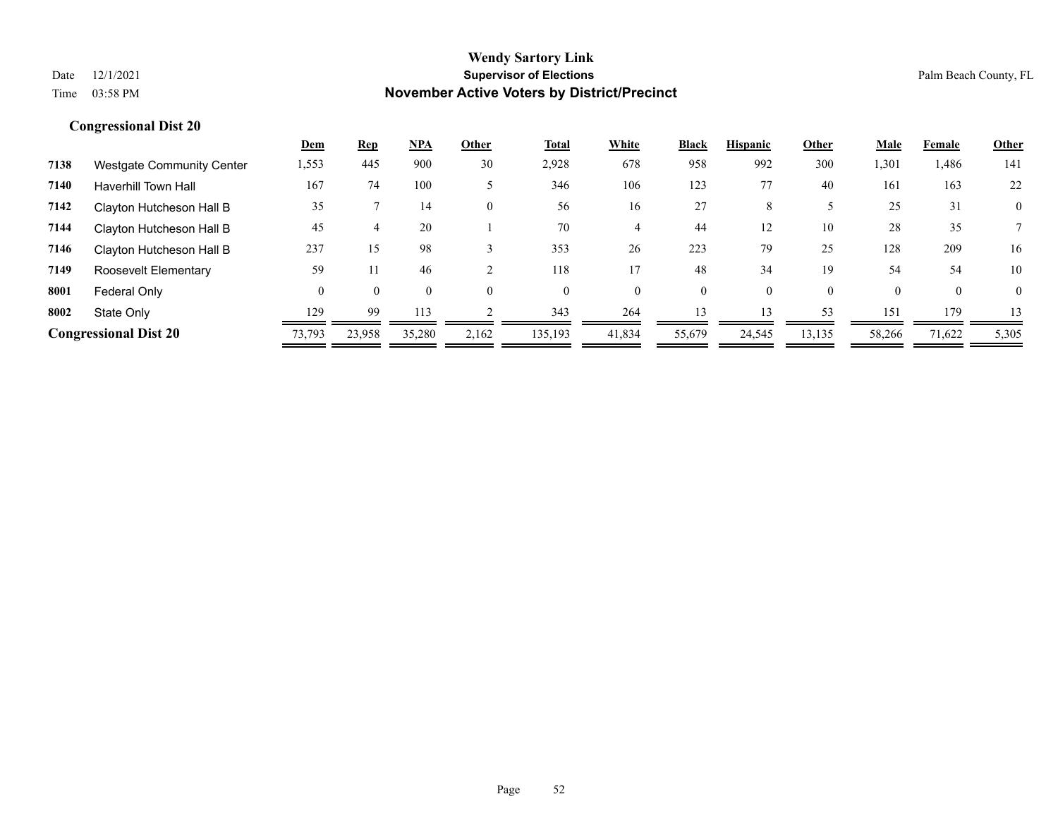**Wendy Sartory Link**
**Supervisor of Elections**
**November Active Voters by District/Precinct**

Date 12/1/2021
Time 03:58 PM

Palm Beach County, FL

### Congressional Dist 20

| | | Dem | Rep | NPA | Other | Total | White | Black | Hispanic | Other | Male | Female | Other |
|---|---|---|---|---|---|---|---|---|---|---|---|---|---|
| 7138 | Westgate Community Center | 1,553 | 445 | 900 | 30 | 2,928 | 678 | 958 | 992 | 300 | 1,301 | 1,486 | 141 |
| 7140 | Haverhill Town Hall | 167 | 74 | 100 | 5 | 346 | 106 | 123 | 77 | 40 | 161 | 163 | 22 |
| 7142 | Clayton Hutcheson Hall B | 35 | 7 | 14 | 0 | 56 | 16 | 27 | 8 | 5 | 25 | 31 | 0 |
| 7144 | Clayton Hutcheson Hall B | 45 | 4 | 20 | 1 | 70 | 4 | 44 | 12 | 10 | 28 | 35 | 7 |
| 7146 | Clayton Hutcheson Hall B | 237 | 15 | 98 | 3 | 353 | 26 | 223 | 79 | 25 | 128 | 209 | 16 |
| 7149 | Roosevelt Elementary | 59 | 11 | 46 | 2 | 118 | 17 | 48 | 34 | 19 | 54 | 54 | 10 |
| 8001 | Federal Only | 0 | 0 | 0 | 0 | 0 | 0 | 0 | 0 | 0 | 0 | 0 | 0 |
| 8002 | State Only | 129 | 99 | 113 | 2 | 343 | 264 | 13 | 13 | 53 | 151 | 179 | 13 |
| **Congressional Dist 20** | | 73,793 | 23,958 | 35,280 | 2,162 | 135,193 | 41,834 | 55,679 | 24,545 | 13,135 | 58,266 | 71,622 | 5,305 |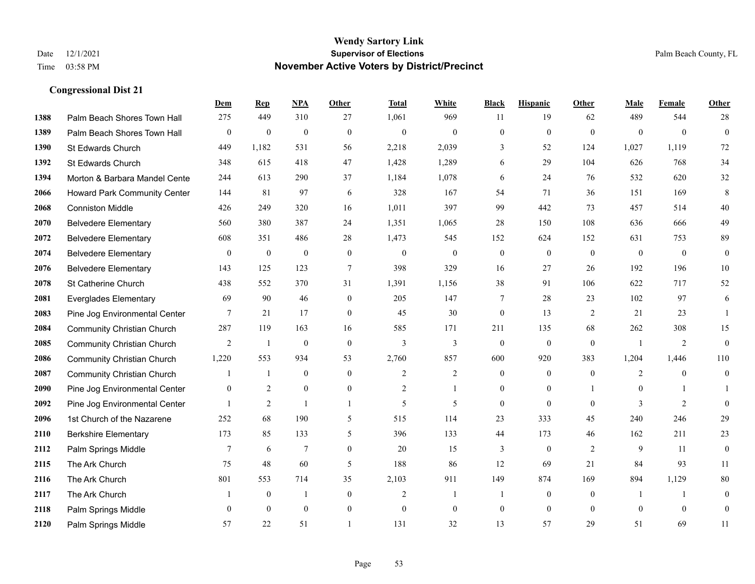# Wendy Sartory Link
## Supervisor of Elections
## November Active Voters by District/Precinct

Date 12/1/2021
Time 03:58 PM

Palm Beach County, FL

### Congressional Dist 21

| | | Dem | Rep | NPA | Other | Total | White | Black | Hispanic | Other | Male | Female | Other |
|---|---|---|---|---|---|---|---|---|---|---|---|---|---|
| 1388 | Palm Beach Shores Town Hall | 275 | 449 | 310 | 27 | 1,061 | 969 | 11 | 19 | 62 | 489 | 544 | 28 |
| 1389 | Palm Beach Shores Town Hall | 0 | 0 | 0 | 0 | 0 | 0 | 0 | 0 | 0 | 0 | 0 | 0 |
| 1390 | St Edwards Church | 449 | 1,182 | 531 | 56 | 2,218 | 2,039 | 3 | 52 | 124 | 1,027 | 1,119 | 72 |
| 1392 | St Edwards Church | 348 | 615 | 418 | 47 | 1,428 | 1,289 | 6 | 29 | 104 | 626 | 768 | 34 |
| 1394 | Morton & Barbara Mandel Cente | 244 | 613 | 290 | 37 | 1,184 | 1,078 | 6 | 24 | 76 | 532 | 620 | 32 |
| 2066 | Howard Park Community Center | 144 | 81 | 97 | 6 | 328 | 167 | 54 | 71 | 36 | 151 | 169 | 8 |
| 2068 | Conniston Middle | 426 | 249 | 320 | 16 | 1,011 | 397 | 99 | 442 | 73 | 457 | 514 | 40 |
| 2070 | Belvedere Elementary | 560 | 380 | 387 | 24 | 1,351 | 1,065 | 28 | 150 | 108 | 636 | 666 | 49 |
| 2072 | Belvedere Elementary | 608 | 351 | 486 | 28 | 1,473 | 545 | 152 | 624 | 152 | 631 | 753 | 89 |
| 2074 | Belvedere Elementary | 0 | 0 | 0 | 0 | 0 | 0 | 0 | 0 | 0 | 0 | 0 | 0 |
| 2076 | Belvedere Elementary | 143 | 125 | 123 | 7 | 398 | 329 | 16 | 27 | 26 | 192 | 196 | 10 |
| 2078 | St Catherine Church | 438 | 552 | 370 | 31 | 1,391 | 1,156 | 38 | 91 | 106 | 622 | 717 | 52 |
| 2081 | Everglades Elementary | 69 | 90 | 46 | 0 | 205 | 147 | 7 | 28 | 23 | 102 | 97 | 6 |
| 2083 | Pine Jog Environmental Center | 7 | 21 | 17 | 0 | 45 | 30 | 0 | 13 | 2 | 21 | 23 | 1 |
| 2084 | Community Christian Church | 287 | 119 | 163 | 16 | 585 | 171 | 211 | 135 | 68 | 262 | 308 | 15 |
| 2085 | Community Christian Church | 2 | 1 | 0 | 0 | 3 | 3 | 0 | 0 | 0 | 1 | 2 | 0 |
| 2086 | Community Christian Church | 1,220 | 553 | 934 | 53 | 2,760 | 857 | 600 | 920 | 383 | 1,204 | 1,446 | 110 |
| 2087 | Community Christian Church | 1 | 1 | 0 | 0 | 2 | 2 | 0 | 0 | 0 | 2 | 0 | 0 |
| 2090 | Pine Jog Environmental Center | 0 | 2 | 0 | 0 | 2 | 1 | 0 | 0 | 1 | 0 | 1 | 1 |
| 2092 | Pine Jog Environmental Center | 1 | 2 | 1 | 1 | 5 | 5 | 0 | 0 | 0 | 3 | 2 | 0 |
| 2096 | 1st Church of the Nazarene | 252 | 68 | 190 | 5 | 515 | 114 | 23 | 333 | 45 | 240 | 246 | 29 |
| 2110 | Berkshire Elementary | 173 | 85 | 133 | 5 | 396 | 133 | 44 | 173 | 46 | 162 | 211 | 23 |
| 2112 | Palm Springs Middle | 7 | 6 | 7 | 0 | 20 | 15 | 3 | 0 | 2 | 9 | 11 | 0 |
| 2115 | The Ark Church | 75 | 48 | 60 | 5 | 188 | 86 | 12 | 69 | 21 | 84 | 93 | 11 |
| 2116 | The Ark Church | 801 | 553 | 714 | 35 | 2,103 | 911 | 149 | 874 | 169 | 894 | 1,129 | 80 |
| 2117 | The Ark Church | 1 | 0 | 1 | 0 | 2 | 1 | 1 | 0 | 0 | 1 | 1 | 0 |
| 2118 | Palm Springs Middle | 0 | 0 | 0 | 0 | 0 | 0 | 0 | 0 | 0 | 0 | 0 | 0 |
| 2120 | Palm Springs Middle | 57 | 22 | 51 | 1 | 131 | 32 | 13 | 57 | 29 | 51 | 69 | 11 |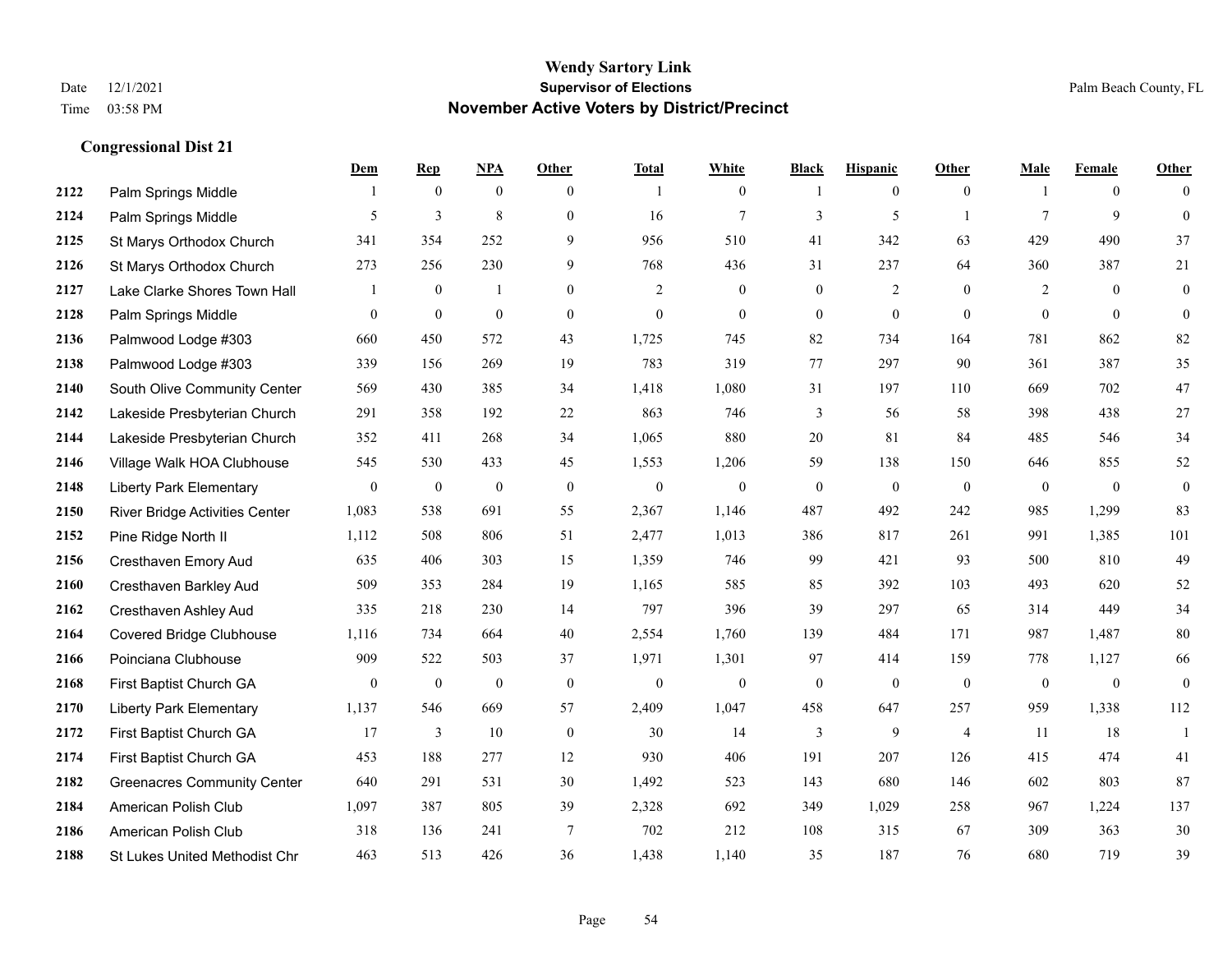# Wendy Sartory Link
## Supervisor of Elections
## November Active Voters by District/Precinct

Date 12/1/2021
Time 03:58 PM

Palm Beach County, FL

### Congressional Dist 21

| | | Dem | Rep | NPA | Other | Total | White | Black | Hispanic | Other | Male | Female | Other |
|---|---|---|---|---|---|---|---|---|---|---|---|---|---|
| 2122 | Palm Springs Middle | 1 | 0 | 0 | 0 | 1 | 0 | 1 | 0 | 0 | 1 | 0 | 0 |
| 2124 | Palm Springs Middle | 5 | 3 | 8 | 0 | 16 | 7 | 3 | 5 | 1 | 7 | 9 | 0 |
| 2125 | St Marys Orthodox Church | 341 | 354 | 252 | 9 | 956 | 510 | 41 | 342 | 63 | 429 | 490 | 37 |
| 2126 | St Marys Orthodox Church | 273 | 256 | 230 | 9 | 768 | 436 | 31 | 237 | 64 | 360 | 387 | 21 |
| 2127 | Lake Clarke Shores Town Hall | 1 | 0 | 1 | 0 | 2 | 0 | 0 | 2 | 0 | 2 | 0 | 0 |
| 2128 | Palm Springs Middle | 0 | 0 | 0 | 0 | 0 | 0 | 0 | 0 | 0 | 0 | 0 | 0 |
| 2136 | Palmwood Lodge #303 | 660 | 450 | 572 | 43 | 1,725 | 745 | 82 | 734 | 164 | 781 | 862 | 82 |
| 2138 | Palmwood Lodge #303 | 339 | 156 | 269 | 19 | 783 | 319 | 77 | 297 | 90 | 361 | 387 | 35 |
| 2140 | South Olive Community Center | 569 | 430 | 385 | 34 | 1,418 | 1,080 | 31 | 197 | 110 | 669 | 702 | 47 |
| 2142 | Lakeside Presbyterian Church | 291 | 358 | 192 | 22 | 863 | 746 | 3 | 56 | 58 | 398 | 438 | 27 |
| 2144 | Lakeside Presbyterian Church | 352 | 411 | 268 | 34 | 1,065 | 880 | 20 | 81 | 84 | 485 | 546 | 34 |
| 2146 | Village Walk HOA Clubhouse | 545 | 530 | 433 | 45 | 1,553 | 1,206 | 59 | 138 | 150 | 646 | 855 | 52 |
| 2148 | Liberty Park Elementary | 0 | 0 | 0 | 0 | 0 | 0 | 0 | 0 | 0 | 0 | 0 | 0 |
| 2150 | River Bridge Activities Center | 1,083 | 538 | 691 | 55 | 2,367 | 1,146 | 487 | 492 | 242 | 985 | 1,299 | 83 |
| 2152 | Pine Ridge North II | 1,112 | 508 | 806 | 51 | 2,477 | 1,013 | 386 | 817 | 261 | 991 | 1,385 | 101 |
| 2156 | Cresthaven Emory Aud | 635 | 406 | 303 | 15 | 1,359 | 746 | 99 | 421 | 93 | 500 | 810 | 49 |
| 2160 | Cresthaven Barkley Aud | 509 | 353 | 284 | 19 | 1,165 | 585 | 85 | 392 | 103 | 493 | 620 | 52 |
| 2162 | Cresthaven Ashley Aud | 335 | 218 | 230 | 14 | 797 | 396 | 39 | 297 | 65 | 314 | 449 | 34 |
| 2164 | Covered Bridge Clubhouse | 1,116 | 734 | 664 | 40 | 2,554 | 1,760 | 139 | 484 | 171 | 987 | 1,487 | 80 |
| 2166 | Poinciana Clubhouse | 909 | 522 | 503 | 37 | 1,971 | 1,301 | 97 | 414 | 159 | 778 | 1,127 | 66 |
| 2168 | First Baptist Church GA | 0 | 0 | 0 | 0 | 0 | 0 | 0 | 0 | 0 | 0 | 0 | 0 |
| 2170 | Liberty Park Elementary | 1,137 | 546 | 669 | 57 | 2,409 | 1,047 | 458 | 647 | 257 | 959 | 1,338 | 112 |
| 2172 | First Baptist Church GA | 17 | 3 | 10 | 0 | 30 | 14 | 3 | 9 | 4 | 11 | 18 | 1 |
| 2174 | First Baptist Church GA | 453 | 188 | 277 | 12 | 930 | 406 | 191 | 207 | 126 | 415 | 474 | 41 |
| 2182 | Greenacres Community Center | 640 | 291 | 531 | 30 | 1,492 | 523 | 143 | 680 | 146 | 602 | 803 | 87 |
| 2184 | American Polish Club | 1,097 | 387 | 805 | 39 | 2,328 | 692 | 349 | 1,029 | 258 | 967 | 1,224 | 137 |
| 2186 | American Polish Club | 318 | 136 | 241 | 7 | 702 | 212 | 108 | 315 | 67 | 309 | 363 | 30 |
| 2188 | St Lukes United Methodist Chr | 463 | 513 | 426 | 36 | 1,438 | 1,140 | 35 | 187 | 76 | 680 | 719 | 39 |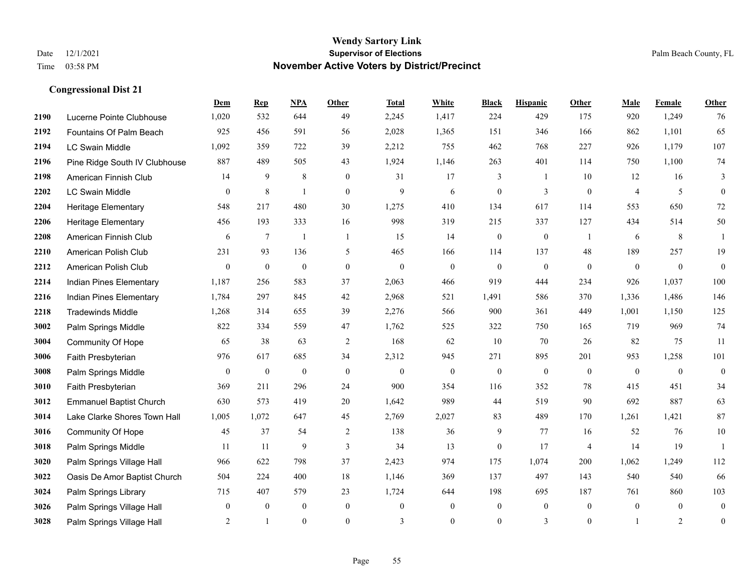# Wendy Sartory Link

**Supervisor of Elections**

**November Active Voters by District/Precinct**

Date 12/1/2021
Time 03:58 PM

Palm Beach County, FL

## Congressional Dist 21

| | | Dem | Rep | NPA | Other | Total | White | Black | Hispanic | Other | Male | Female | Other |
|---|---|---|---|---|---|---|---|---|---|---|---|---|---|
| 2190 | Lucerne Pointe Clubhouse | 1,020 | 532 | 644 | 49 | 2,245 | 1,417 | 224 | 429 | 175 | 920 | 1,249 | 76 |
| 2192 | Fountains Of Palm Beach | 925 | 456 | 591 | 56 | 2,028 | 1,365 | 151 | 346 | 166 | 862 | 1,101 | 65 |
| 2194 | LC Swain Middle | 1,092 | 359 | 722 | 39 | 2,212 | 755 | 462 | 768 | 227 | 926 | 1,179 | 107 |
| 2196 | Pine Ridge South IV Clubhouse | 887 | 489 | 505 | 43 | 1,924 | 1,146 | 263 | 401 | 114 | 750 | 1,100 | 74 |
| 2198 | American Finnish Club | 14 | 9 | 8 | 0 | 31 | 17 | 3 | 1 | 10 | 12 | 16 | 3 |
| 2202 | LC Swain Middle | 0 | 8 | 1 | 0 | 9 | 6 | 0 | 3 | 0 | 4 | 5 | 0 |
| 2204 | Heritage Elementary | 548 | 217 | 480 | 30 | 1,275 | 410 | 134 | 617 | 114 | 553 | 650 | 72 |
| 2206 | Heritage Elementary | 456 | 193 | 333 | 16 | 998 | 319 | 215 | 337 | 127 | 434 | 514 | 50 |
| 2208 | American Finnish Club | 6 | 7 | 1 | 1 | 15 | 14 | 0 | 0 | 1 | 6 | 8 | 1 |
| 2210 | American Polish Club | 231 | 93 | 136 | 5 | 465 | 166 | 114 | 137 | 48 | 189 | 257 | 19 |
| 2212 | American Polish Club | 0 | 0 | 0 | 0 | 0 | 0 | 0 | 0 | 0 | 0 | 0 | 0 |
| 2214 | Indian Pines Elementary | 1,187 | 256 | 583 | 37 | 2,063 | 466 | 919 | 444 | 234 | 926 | 1,037 | 100 |
| 2216 | Indian Pines Elementary | 1,784 | 297 | 845 | 42 | 2,968 | 521 | 1,491 | 586 | 370 | 1,336 | 1,486 | 146 |
| 2218 | Tradewinds Middle | 1,268 | 314 | 655 | 39 | 2,276 | 566 | 900 | 361 | 449 | 1,001 | 1,150 | 125 |
| 3002 | Palm Springs Middle | 822 | 334 | 559 | 47 | 1,762 | 525 | 322 | 750 | 165 | 719 | 969 | 74 |
| 3004 | Community Of Hope | 65 | 38 | 63 | 2 | 168 | 62 | 10 | 70 | 26 | 82 | 75 | 11 |
| 3006 | Faith Presbyterian | 976 | 617 | 685 | 34 | 2,312 | 945 | 271 | 895 | 201 | 953 | 1,258 | 101 |
| 3008 | Palm Springs Middle | 0 | 0 | 0 | 0 | 0 | 0 | 0 | 0 | 0 | 0 | 0 | 0 |
| 3010 | Faith Presbyterian | 369 | 211 | 296 | 24 | 900 | 354 | 116 | 352 | 78 | 415 | 451 | 34 |
| 3012 | Emmanuel Baptist Church | 630 | 573 | 419 | 20 | 1,642 | 989 | 44 | 519 | 90 | 692 | 887 | 63 |
| 3014 | Lake Clarke Shores Town Hall | 1,005 | 1,072 | 647 | 45 | 2,769 | 2,027 | 83 | 489 | 170 | 1,261 | 1,421 | 87 |
| 3016 | Community Of Hope | 45 | 37 | 54 | 2 | 138 | 36 | 9 | 77 | 16 | 52 | 76 | 10 |
| 3018 | Palm Springs Middle | 11 | 11 | 9 | 3 | 34 | 13 | 0 | 17 | 4 | 14 | 19 | 1 |
| 3020 | Palm Springs Village Hall | 966 | 622 | 798 | 37 | 2,423 | 974 | 175 | 1,074 | 200 | 1,062 | 1,249 | 112 |
| 3022 | Oasis De Amor Baptist Church | 504 | 224 | 400 | 18 | 1,146 | 369 | 137 | 497 | 143 | 540 | 540 | 66 |
| 3024 | Palm Springs Library | 715 | 407 | 579 | 23 | 1,724 | 644 | 198 | 695 | 187 | 761 | 860 | 103 |
| 3026 | Palm Springs Village Hall | 0 | 0 | 0 | 0 | 0 | 0 | 0 | 0 | 0 | 0 | 0 | 0 |
| 3028 | Palm Springs Village Hall | 2 | 1 | 0 | 0 | 3 | 0 | 0 | 3 | 0 | 1 | 2 | 0 |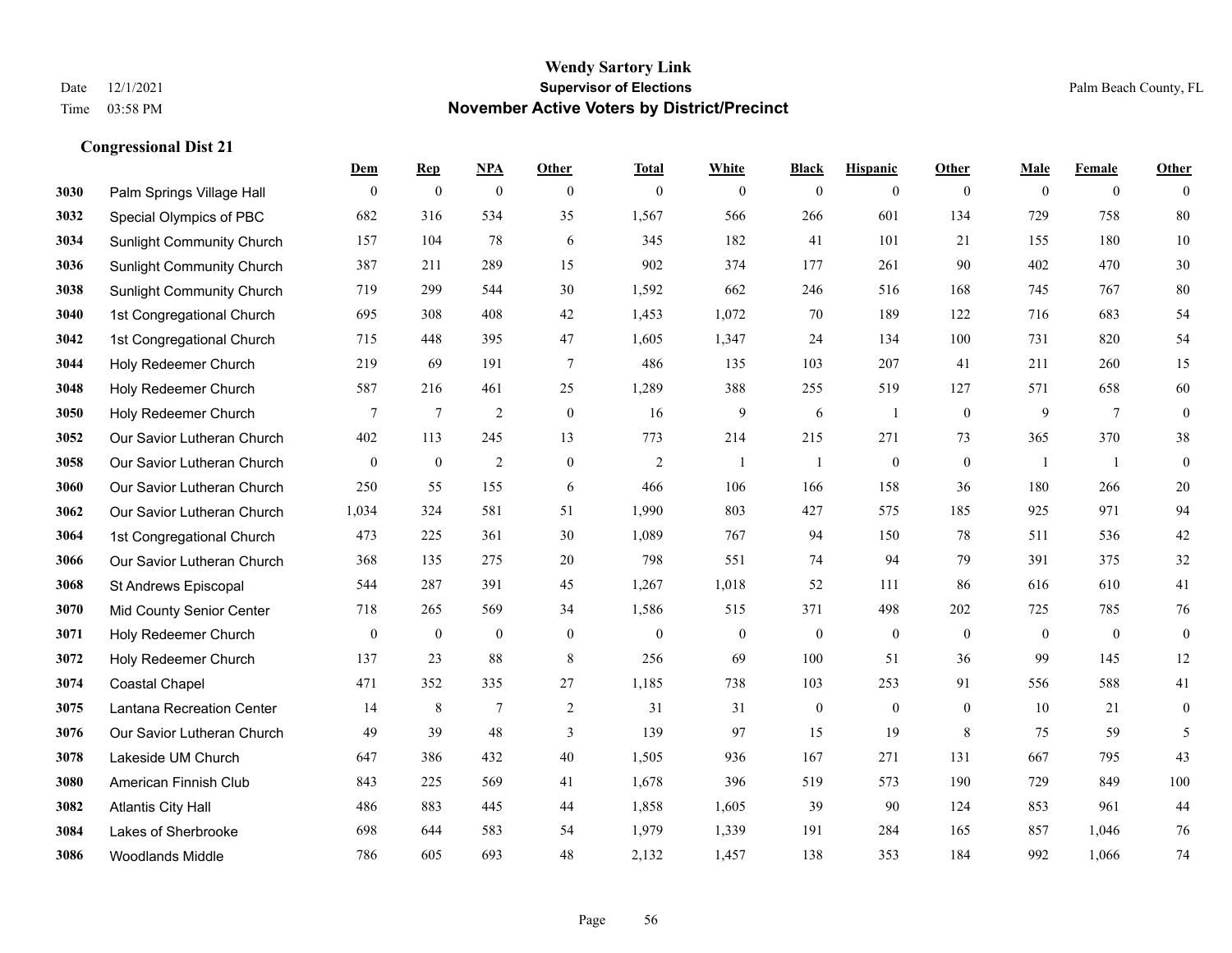# Wendy Sartory Link
## Supervisor of Elections
## November Active Voters by District/Precinct

Date 12/1/2021
Time 03:58 PM

Palm Beach County, FL

### Congressional Dist 21

| | | Dem | Rep | NPA | Other | Total | White | Black | Hispanic | Other | Male | Female | Other |
|---|---|---|---|---|---|---|---|---|---|---|---|---|---|
| 3030 | Palm Springs Village Hall | 0 | 0 | 0 | 0 | 0 | 0 | 0 | 0 | 0 | 0 | 0 | 0 |
| 3032 | Special Olympics of PBC | 682 | 316 | 534 | 35 | 1,567 | 566 | 266 | 601 | 134 | 729 | 758 | 80 |
| 3034 | Sunlight Community Church | 157 | 104 | 78 | 6 | 345 | 182 | 41 | 101 | 21 | 155 | 180 | 10 |
| 3036 | Sunlight Community Church | 387 | 211 | 289 | 15 | 902 | 374 | 177 | 261 | 90 | 402 | 470 | 30 |
| 3038 | Sunlight Community Church | 719 | 299 | 544 | 30 | 1,592 | 662 | 246 | 516 | 168 | 745 | 767 | 80 |
| 3040 | 1st Congregational Church | 695 | 308 | 408 | 42 | 1,453 | 1,072 | 70 | 189 | 122 | 716 | 683 | 54 |
| 3042 | 1st Congregational Church | 715 | 448 | 395 | 47 | 1,605 | 1,347 | 24 | 134 | 100 | 731 | 820 | 54 |
| 3044 | Holy Redeemer Church | 219 | 69 | 191 | 7 | 486 | 135 | 103 | 207 | 41 | 211 | 260 | 15 |
| 3048 | Holy Redeemer Church | 587 | 216 | 461 | 25 | 1,289 | 388 | 255 | 519 | 127 | 571 | 658 | 60 |
| 3050 | Holy Redeemer Church | 7 | 7 | 2 | 0 | 16 | 9 | 6 | 1 | 0 | 9 | 7 | 0 |
| 3052 | Our Savior Lutheran Church | 402 | 113 | 245 | 13 | 773 | 214 | 215 | 271 | 73 | 365 | 370 | 38 |
| 3058 | Our Savior Lutheran Church | 0 | 0 | 2 | 0 | 2 | 1 | 1 | 0 | 0 | 1 | 1 | 0 |
| 3060 | Our Savior Lutheran Church | 250 | 55 | 155 | 6 | 466 | 106 | 166 | 158 | 36 | 180 | 266 | 20 |
| 3062 | Our Savior Lutheran Church | 1,034 | 324 | 581 | 51 | 1,990 | 803 | 427 | 575 | 185 | 925 | 971 | 94 |
| 3064 | 1st Congregational Church | 473 | 225 | 361 | 30 | 1,089 | 767 | 94 | 150 | 78 | 511 | 536 | 42 |
| 3066 | Our Savior Lutheran Church | 368 | 135 | 275 | 20 | 798 | 551 | 74 | 94 | 79 | 391 | 375 | 32 |
| 3068 | St Andrews Episcopal | 544 | 287 | 391 | 45 | 1,267 | 1,018 | 52 | 111 | 86 | 616 | 610 | 41 |
| 3070 | Mid County Senior Center | 718 | 265 | 569 | 34 | 1,586 | 515 | 371 | 498 | 202 | 725 | 785 | 76 |
| 3071 | Holy Redeemer Church | 0 | 0 | 0 | 0 | 0 | 0 | 0 | 0 | 0 | 0 | 0 | 0 |
| 3072 | Holy Redeemer Church | 137 | 23 | 88 | 8 | 256 | 69 | 100 | 51 | 36 | 99 | 145 | 12 |
| 3074 | Coastal Chapel | 471 | 352 | 335 | 27 | 1,185 | 738 | 103 | 253 | 91 | 556 | 588 | 41 |
| 3075 | Lantana Recreation Center | 14 | 8 | 7 | 2 | 31 | 31 | 0 | 0 | 0 | 10 | 21 | 0 |
| 3076 | Our Savior Lutheran Church | 49 | 39 | 48 | 3 | 139 | 97 | 15 | 19 | 8 | 75 | 59 | 5 |
| 3078 | Lakeside UM Church | 647 | 386 | 432 | 40 | 1,505 | 936 | 167 | 271 | 131 | 667 | 795 | 43 |
| 3080 | American Finnish Club | 843 | 225 | 569 | 41 | 1,678 | 396 | 519 | 573 | 190 | 729 | 849 | 100 |
| 3082 | Atlantis City Hall | 486 | 883 | 445 | 44 | 1,858 | 1,605 | 39 | 90 | 124 | 853 | 961 | 44 |
| 3084 | Lakes of Sherbrooke | 698 | 644 | 583 | 54 | 1,979 | 1,339 | 191 | 284 | 165 | 857 | 1,046 | 76 |
| 3086 | Woodlands Middle | 786 | 605 | 693 | 48 | 2,132 | 1,457 | 138 | 353 | 184 | 992 | 1,066 | 74 |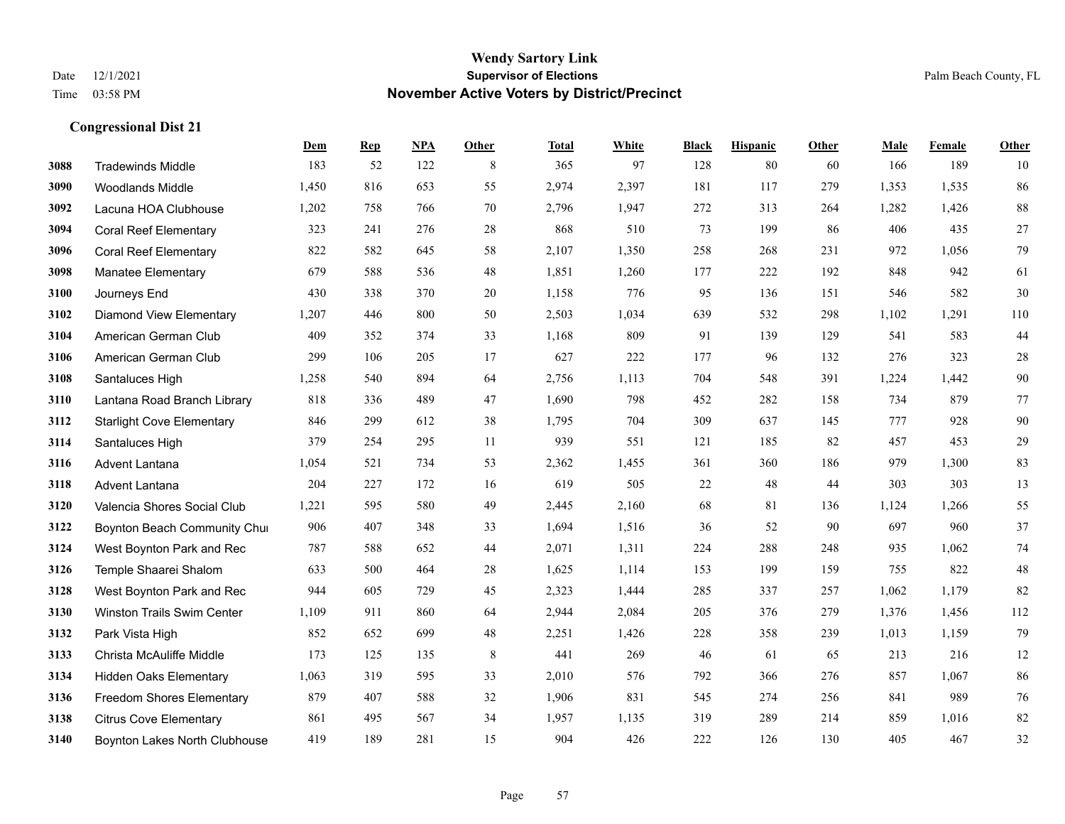# Wendy Sartory Link
## Supervisor of Elections
## November Active Voters by District/Precinct

Date 12/1/2021
Time 03:58 PM

Palm Beach County, FL

### Congressional Dist 21

| | | Dem | Rep | NPA | Other | Total | White | Black | Hispanic | Other | Male | Female | Other |
|---|---|---|---|---|---|---|---|---|---|---|---|---|---|
| 3088 | Tradewinds Middle | 183 | 52 | 122 | 8 | 365 | 97 | 128 | 80 | 60 | 166 | 189 | 10 |
| 3090 | Woodlands Middle | 1,450 | 816 | 653 | 55 | 2,974 | 2,397 | 181 | 117 | 279 | 1,353 | 1,535 | 86 |
| 3092 | Lacuna HOA Clubhouse | 1,202 | 758 | 766 | 70 | 2,796 | 1,947 | 272 | 313 | 264 | 1,282 | 1,426 | 88 |
| 3094 | Coral Reef Elementary | 323 | 241 | 276 | 28 | 868 | 510 | 73 | 199 | 86 | 406 | 435 | 27 |
| 3096 | Coral Reef Elementary | 822 | 582 | 645 | 58 | 2,107 | 1,350 | 258 | 268 | 231 | 972 | 1,056 | 79 |
| 3098 | Manatee Elementary | 679 | 588 | 536 | 48 | 1,851 | 1,260 | 177 | 222 | 192 | 848 | 942 | 61 |
| 3100 | Journeys End | 430 | 338 | 370 | 20 | 1,158 | 776 | 95 | 136 | 151 | 546 | 582 | 30 |
| 3102 | Diamond View Elementary | 1,207 | 446 | 800 | 50 | 2,503 | 1,034 | 639 | 532 | 298 | 1,102 | 1,291 | 110 |
| 3104 | American German Club | 409 | 352 | 374 | 33 | 1,168 | 809 | 91 | 139 | 129 | 541 | 583 | 44 |
| 3106 | American German Club | 299 | 106 | 205 | 17 | 627 | 222 | 177 | 96 | 132 | 276 | 323 | 28 |
| 3108 | Santaluces High | 1,258 | 540 | 894 | 64 | 2,756 | 1,113 | 704 | 548 | 391 | 1,224 | 1,442 | 90 |
| 3110 | Lantana Road Branch Library | 818 | 336 | 489 | 47 | 1,690 | 798 | 452 | 282 | 158 | 734 | 879 | 77 |
| 3112 | Starlight Cove Elementary | 846 | 299 | 612 | 38 | 1,795 | 704 | 309 | 637 | 145 | 777 | 928 | 90 |
| 3114 | Santaluces High | 379 | 254 | 295 | 11 | 939 | 551 | 121 | 185 | 82 | 457 | 453 | 29 |
| 3116 | Advent Lantana | 1,054 | 521 | 734 | 53 | 2,362 | 1,455 | 361 | 360 | 186 | 979 | 1,300 | 83 |
| 3118 | Advent Lantana | 204 | 227 | 172 | 16 | 619 | 505 | 22 | 48 | 44 | 303 | 303 | 13 |
| 3120 | Valencia Shores Social Club | 1,221 | 595 | 580 | 49 | 2,445 | 2,160 | 68 | 81 | 136 | 1,124 | 1,266 | 55 |
| 3122 | Boynton Beach Community Chur | 906 | 407 | 348 | 33 | 1,694 | 1,516 | 36 | 52 | 90 | 697 | 960 | 37 |
| 3124 | West Boynton Park and Rec | 787 | 588 | 652 | 44 | 2,071 | 1,311 | 224 | 288 | 248 | 935 | 1,062 | 74 |
| 3126 | Temple Shaarei Shalom | 633 | 500 | 464 | 28 | 1,625 | 1,114 | 153 | 199 | 159 | 755 | 822 | 48 |
| 3128 | West Boynton Park and Rec | 944 | 605 | 729 | 45 | 2,323 | 1,444 | 285 | 337 | 257 | 1,062 | 1,179 | 82 |
| 3130 | Winston Trails Swim Center | 1,109 | 911 | 860 | 64 | 2,944 | 2,084 | 205 | 376 | 279 | 1,376 | 1,456 | 112 |
| 3132 | Park Vista High | 852 | 652 | 699 | 48 | 2,251 | 1,426 | 228 | 358 | 239 | 1,013 | 1,159 | 79 |
| 3133 | Christa McAuliffe Middle | 173 | 125 | 135 | 8 | 441 | 269 | 46 | 61 | 65 | 213 | 216 | 12 |
| 3134 | Hidden Oaks Elementary | 1,063 | 319 | 595 | 33 | 2,010 | 576 | 792 | 366 | 276 | 857 | 1,067 | 86 |
| 3136 | Freedom Shores Elementary | 879 | 407 | 588 | 32 | 1,906 | 831 | 545 | 274 | 256 | 841 | 989 | 76 |
| 3138 | Citrus Cove Elementary | 861 | 495 | 567 | 34 | 1,957 | 1,135 | 319 | 289 | 214 | 859 | 1,016 | 82 |
| 3140 | Boynton Lakes North Clubhouse | 419 | 189 | 281 | 15 | 904 | 426 | 222 | 126 | 130 | 405 | 467 | 32 |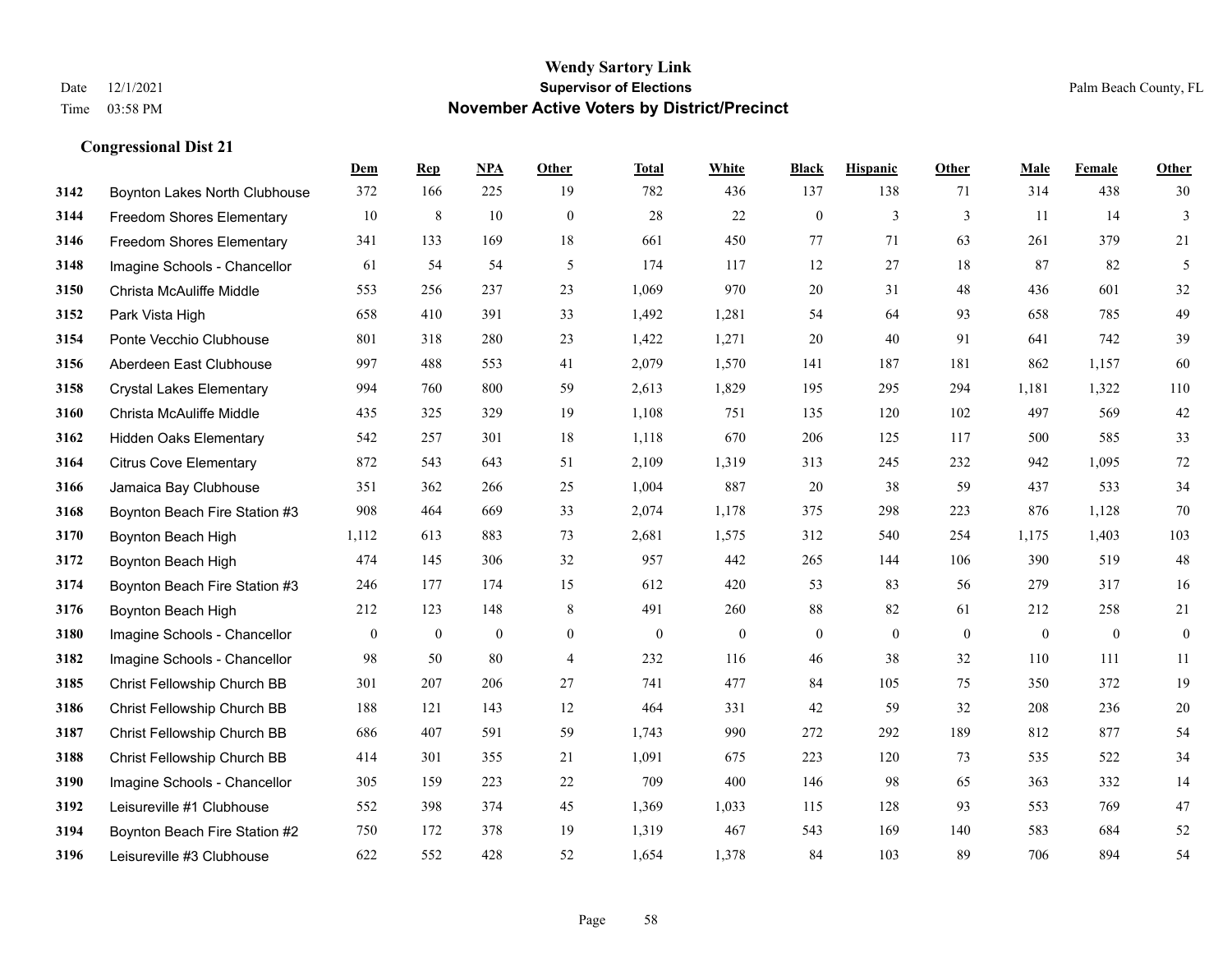# Wendy Sartory Link
## Supervisor of Elections
## November Active Voters by District/Precinct

Date 12/1/2021
Time 03:58 PM

Palm Beach County, FL

### Congressional Dist 21

| | | Dem | Rep | NPA | Other | Total | White | Black | Hispanic | Other | Male | Female | Other |
|---|---|---|---|---|---|---|---|---|---|---|---|---|---|
| 3142 | Boynton Lakes North Clubhouse | 372 | 166 | 225 | 19 | 782 | 436 | 137 | 138 | 71 | 314 | 438 | 30 |
| 3144 | Freedom Shores Elementary | 10 | 8 | 10 | 0 | 28 | 22 | 0 | 3 | 3 | 11 | 14 | 3 |
| 3146 | Freedom Shores Elementary | 341 | 133 | 169 | 18 | 661 | 450 | 77 | 71 | 63 | 261 | 379 | 21 |
| 3148 | Imagine Schools - Chancellor | 61 | 54 | 54 | 5 | 174 | 117 | 12 | 27 | 18 | 87 | 82 | 5 |
| 3150 | Christa McAuliffe Middle | 553 | 256 | 237 | 23 | 1,069 | 970 | 20 | 31 | 48 | 436 | 601 | 32 |
| 3152 | Park Vista High | 658 | 410 | 391 | 33 | 1,492 | 1,281 | 54 | 64 | 93 | 658 | 785 | 49 |
| 3154 | Ponte Vecchio Clubhouse | 801 | 318 | 280 | 23 | 1,422 | 1,271 | 20 | 40 | 91 | 641 | 742 | 39 |
| 3156 | Aberdeen East Clubhouse | 997 | 488 | 553 | 41 | 2,079 | 1,570 | 141 | 187 | 181 | 862 | 1,157 | 60 |
| 3158 | Crystal Lakes Elementary | 994 | 760 | 800 | 59 | 2,613 | 1,829 | 195 | 295 | 294 | 1,181 | 1,322 | 110 |
| 3160 | Christa McAuliffe Middle | 435 | 325 | 329 | 19 | 1,108 | 751 | 135 | 120 | 102 | 497 | 569 | 42 |
| 3162 | Hidden Oaks Elementary | 542 | 257 | 301 | 18 | 1,118 | 670 | 206 | 125 | 117 | 500 | 585 | 33 |
| 3164 | Citrus Cove Elementary | 872 | 543 | 643 | 51 | 2,109 | 1,319 | 313 | 245 | 232 | 942 | 1,095 | 72 |
| 3166 | Jamaica Bay Clubhouse | 351 | 362 | 266 | 25 | 1,004 | 887 | 20 | 38 | 59 | 437 | 533 | 34 |
| 3168 | Boynton Beach Fire Station #3 | 908 | 464 | 669 | 33 | 2,074 | 1,178 | 375 | 298 | 223 | 876 | 1,128 | 70 |
| 3170 | Boynton Beach High | 1,112 | 613 | 883 | 73 | 2,681 | 1,575 | 312 | 540 | 254 | 1,175 | 1,403 | 103 |
| 3172 | Boynton Beach High | 474 | 145 | 306 | 32 | 957 | 442 | 265 | 144 | 106 | 390 | 519 | 48 |
| 3174 | Boynton Beach Fire Station #3 | 246 | 177 | 174 | 15 | 612 | 420 | 53 | 83 | 56 | 279 | 317 | 16 |
| 3176 | Boynton Beach High | 212 | 123 | 148 | 8 | 491 | 260 | 88 | 82 | 61 | 212 | 258 | 21 |
| 3180 | Imagine Schools - Chancellor | 0 | 0 | 0 | 0 | 0 | 0 | 0 | 0 | 0 | 0 | 0 | 0 |
| 3182 | Imagine Schools - Chancellor | 98 | 50 | 80 | 4 | 232 | 116 | 46 | 38 | 32 | 110 | 111 | 11 |
| 3185 | Christ Fellowship Church BB | 301 | 207 | 206 | 27 | 741 | 477 | 84 | 105 | 75 | 350 | 372 | 19 |
| 3186 | Christ Fellowship Church BB | 188 | 121 | 143 | 12 | 464 | 331 | 42 | 59 | 32 | 208 | 236 | 20 |
| 3187 | Christ Fellowship Church BB | 686 | 407 | 591 | 59 | 1,743 | 990 | 272 | 292 | 189 | 812 | 877 | 54 |
| 3188 | Christ Fellowship Church BB | 414 | 301 | 355 | 21 | 1,091 | 675 | 223 | 120 | 73 | 535 | 522 | 34 |
| 3190 | Imagine Schools - Chancellor | 305 | 159 | 223 | 22 | 709 | 400 | 146 | 98 | 65 | 363 | 332 | 14 |
| 3192 | Leisureville #1 Clubhouse | 552 | 398 | 374 | 45 | 1,369 | 1,033 | 115 | 128 | 93 | 553 | 769 | 47 |
| 3194 | Boynton Beach Fire Station #2 | 750 | 172 | 378 | 19 | 1,319 | 467 | 543 | 169 | 140 | 583 | 684 | 52 |
| 3196 | Leisureville #3 Clubhouse | 622 | 552 | 428 | 52 | 1,654 | 1,378 | 84 | 103 | 89 | 706 | 894 | 54 |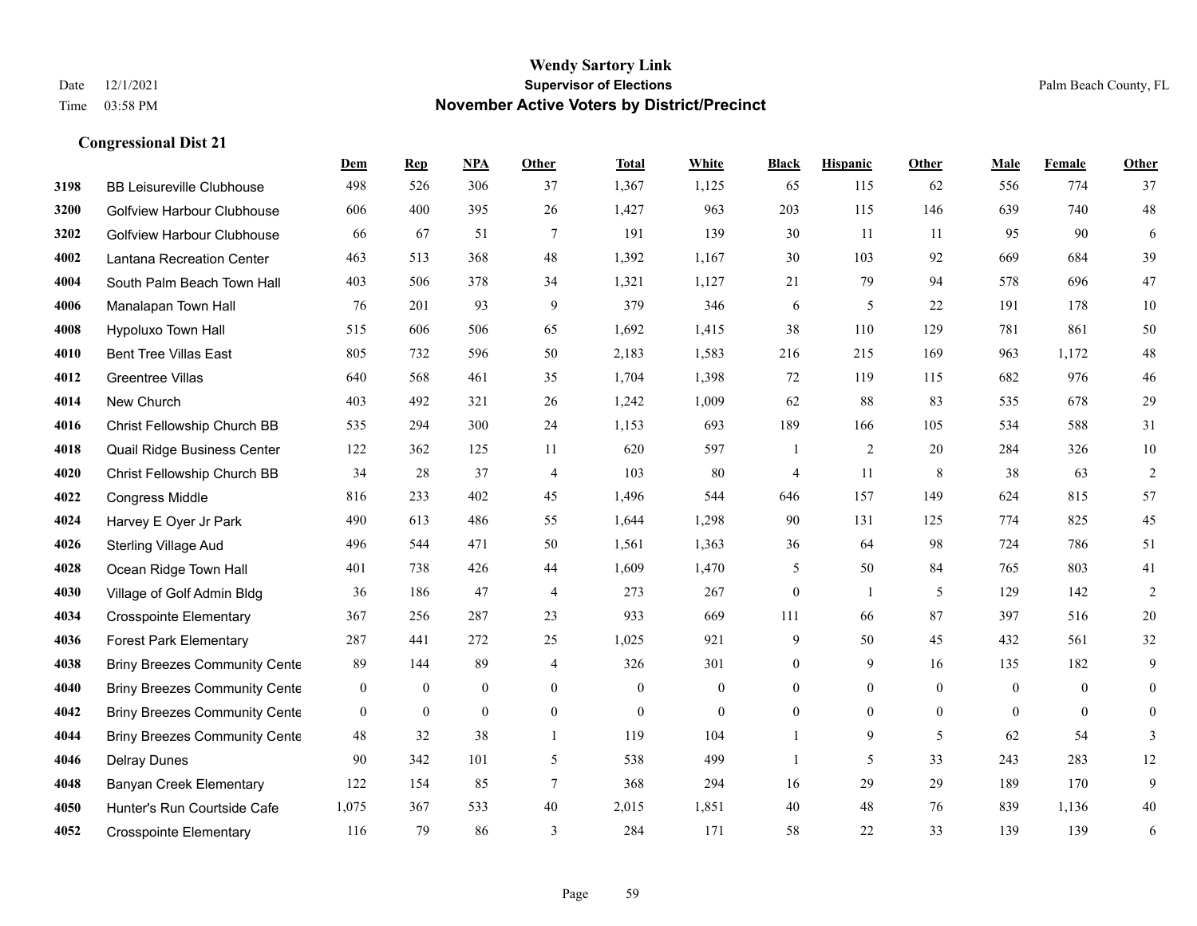# Wendy Sartory Link
## Supervisor of Elections
## November Active Voters by District/Precinct

Date 12/1/2021
Time 03:58 PM

Palm Beach County, FL

### Congressional Dist 21

| | | Dem | Rep | NPA | Other | Total | White | Black | Hispanic | Other | Male | Female | Other |
|---|---|---|---|---|---|---|---|---|---|---|---|---|---|
| 3198 | BB Leisureville Clubhouse | 498 | 526 | 306 | 37 | 1,367 | 1,125 | 65 | 115 | 62 | 556 | 774 | 37 |
| 3200 | Golfview Harbour Clubhouse | 606 | 400 | 395 | 26 | 1,427 | 963 | 203 | 115 | 146 | 639 | 740 | 48 |
| 3202 | Golfview Harbour Clubhouse | 66 | 67 | 51 | 7 | 191 | 139 | 30 | 11 | 11 | 95 | 90 | 6 |
| 4002 | Lantana Recreation Center | 463 | 513 | 368 | 48 | 1,392 | 1,167 | 30 | 103 | 92 | 669 | 684 | 39 |
| 4004 | South Palm Beach Town Hall | 403 | 506 | 378 | 34 | 1,321 | 1,127 | 21 | 79 | 94 | 578 | 696 | 47 |
| 4006 | Manalapan Town Hall | 76 | 201 | 93 | 9 | 379 | 346 | 6 | 5 | 22 | 191 | 178 | 10 |
| 4008 | Hypoluxo Town Hall | 515 | 606 | 506 | 65 | 1,692 | 1,415 | 38 | 110 | 129 | 781 | 861 | 50 |
| 4010 | Bent Tree Villas East | 805 | 732 | 596 | 50 | 2,183 | 1,583 | 216 | 215 | 169 | 963 | 1,172 | 48 |
| 4012 | Greentree Villas | 640 | 568 | 461 | 35 | 1,704 | 1,398 | 72 | 119 | 115 | 682 | 976 | 46 |
| 4014 | New Church | 403 | 492 | 321 | 26 | 1,242 | 1,009 | 62 | 88 | 83 | 535 | 678 | 29 |
| 4016 | Christ Fellowship Church BB | 535 | 294 | 300 | 24 | 1,153 | 693 | 189 | 166 | 105 | 534 | 588 | 31 |
| 4018 | Quail Ridge Business Center | 122 | 362 | 125 | 11 | 620 | 597 | 1 | 2 | 20 | 284 | 326 | 10 |
| 4020 | Christ Fellowship Church BB | 34 | 28 | 37 | 4 | 103 | 80 | 4 | 11 | 8 | 38 | 63 | 2 |
| 4022 | Congress Middle | 816 | 233 | 402 | 45 | 1,496 | 544 | 646 | 157 | 149 | 624 | 815 | 57 |
| 4024 | Harvey E Oyer Jr Park | 490 | 613 | 486 | 55 | 1,644 | 1,298 | 90 | 131 | 125 | 774 | 825 | 45 |
| 4026 | Sterling Village Aud | 496 | 544 | 471 | 50 | 1,561 | 1,363 | 36 | 64 | 98 | 724 | 786 | 51 |
| 4028 | Ocean Ridge Town Hall | 401 | 738 | 426 | 44 | 1,609 | 1,470 | 5 | 50 | 84 | 765 | 803 | 41 |
| 4030 | Village of Golf Admin Bldg | 36 | 186 | 47 | 4 | 273 | 267 | 0 | 1 | 5 | 129 | 142 | 2 |
| 4034 | Crosspointe Elementary | 367 | 256 | 287 | 23 | 933 | 669 | 111 | 66 | 87 | 397 | 516 | 20 |
| 4036 | Forest Park Elementary | 287 | 441 | 272 | 25 | 1,025 | 921 | 9 | 50 | 45 | 432 | 561 | 32 |
| 4038 | Briny Breezes Community Cente | 89 | 144 | 89 | 4 | 326 | 301 | 0 | 9 | 16 | 135 | 182 | 9 |
| 4040 | Briny Breezes Community Cente | 0 | 0 | 0 | 0 | 0 | 0 | 0 | 0 | 0 | 0 | 0 | 0 |
| 4042 | Briny Breezes Community Cente | 0 | 0 | 0 | 0 | 0 | 0 | 0 | 0 | 0 | 0 | 0 | 0 |
| 4044 | Briny Breezes Community Cente | 48 | 32 | 38 | 1 | 119 | 104 | 1 | 9 | 5 | 62 | 54 | 3 |
| 4046 | Delray Dunes | 90 | 342 | 101 | 5 | 538 | 499 | 1 | 5 | 33 | 243 | 283 | 12 |
| 4048 | Banyan Creek Elementary | 122 | 154 | 85 | 7 | 368 | 294 | 16 | 29 | 29 | 189 | 170 | 9 |
| 4050 | Hunter's Run Courtside Cafe | 1,075 | 367 | 533 | 40 | 2,015 | 1,851 | 40 | 48 | 76 | 839 | 1,136 | 40 |
| 4052 | Crosspointe Elementary | 116 | 79 | 86 | 3 | 284 | 171 | 58 | 22 | 33 | 139 | 139 | 6 |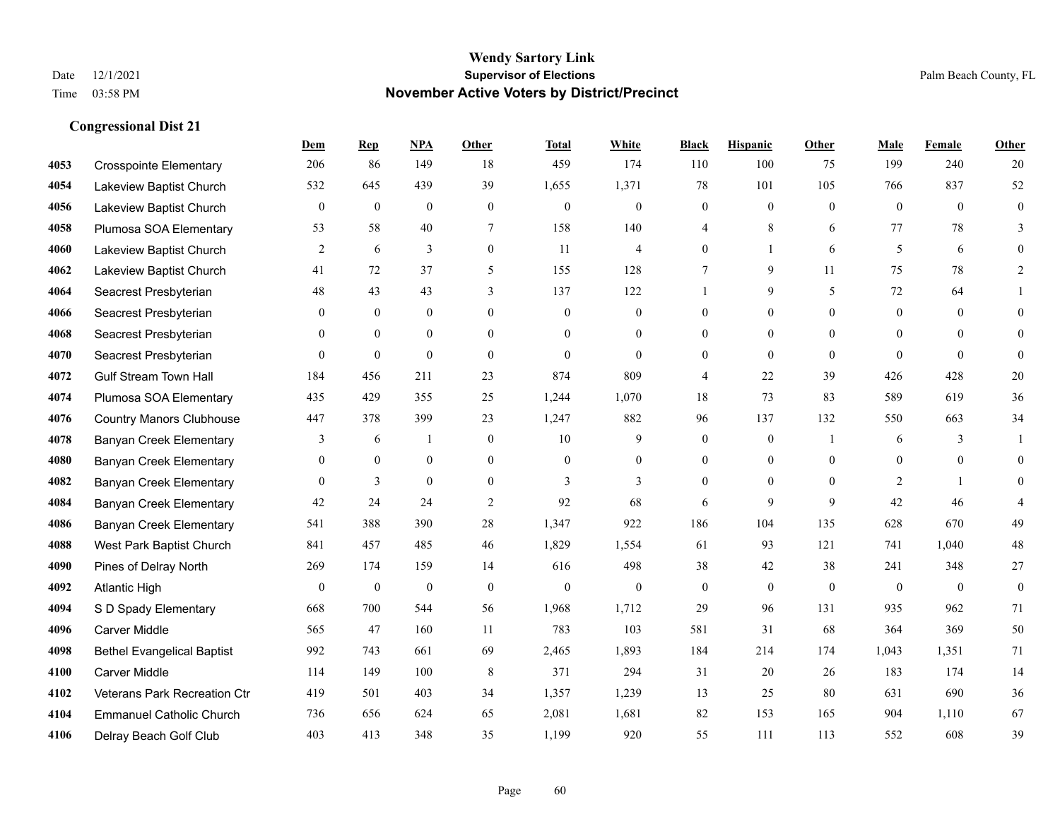# Wendy Sartory Link
## Supervisor of Elections
## November Active Voters by District/Precinct

Date 12/1/2021
Time 03:58 PM

Palm Beach County, FL

### Congressional Dist 21

| | | Dem | Rep | NPA | Other | Total | White | Black | Hispanic | Other | Male | Female | Other |
|---|---|---|---|---|---|---|---|---|---|---|---|---|---|
| 4053 | Crosspointe Elementary | 206 | 86 | 149 | 18 | 459 | 174 | 110 | 100 | 75 | 199 | 240 | 20 |
| 4054 | Lakeview Baptist Church | 532 | 645 | 439 | 39 | 1,655 | 1,371 | 78 | 101 | 105 | 766 | 837 | 52 |
| 4056 | Lakeview Baptist Church | 0 | 0 | 0 | 0 | 0 | 0 | 0 | 0 | 0 | 0 | 0 | 0 |
| 4058 | Plumosa SOA Elementary | 53 | 58 | 40 | 7 | 158 | 140 | 4 | 8 | 6 | 77 | 78 | 3 |
| 4060 | Lakeview Baptist Church | 2 | 6 | 3 | 0 | 11 | 4 | 0 | 1 | 6 | 5 | 6 | 0 |
| 4062 | Lakeview Baptist Church | 41 | 72 | 37 | 5 | 155 | 128 | 7 | 9 | 11 | 75 | 78 | 2 |
| 4064 | Seacrest Presbyterian | 48 | 43 | 43 | 3 | 137 | 122 | 1 | 9 | 5 | 72 | 64 | 1 |
| 4066 | Seacrest Presbyterian | 0 | 0 | 0 | 0 | 0 | 0 | 0 | 0 | 0 | 0 | 0 | 0 |
| 4068 | Seacrest Presbyterian | 0 | 0 | 0 | 0 | 0 | 0 | 0 | 0 | 0 | 0 | 0 | 0 |
| 4070 | Seacrest Presbyterian | 0 | 0 | 0 | 0 | 0 | 0 | 0 | 0 | 0 | 0 | 0 | 0 |
| 4072 | Gulf Stream Town Hall | 184 | 456 | 211 | 23 | 874 | 809 | 4 | 22 | 39 | 426 | 428 | 20 |
| 4074 | Plumosa SOA Elementary | 435 | 429 | 355 | 25 | 1,244 | 1,070 | 18 | 73 | 83 | 589 | 619 | 36 |
| 4076 | Country Manors Clubhouse | 447 | 378 | 399 | 23 | 1,247 | 882 | 96 | 137 | 132 | 550 | 663 | 34 |
| 4078 | Banyan Creek Elementary | 3 | 6 | 1 | 0 | 10 | 9 | 0 | 0 | 1 | 6 | 3 | 1 |
| 4080 | Banyan Creek Elementary | 0 | 0 | 0 | 0 | 0 | 0 | 0 | 0 | 0 | 0 | 0 | 0 |
| 4082 | Banyan Creek Elementary | 0 | 3 | 0 | 0 | 3 | 3 | 0 | 0 | 0 | 2 | 1 | 0 |
| 4084 | Banyan Creek Elementary | 42 | 24 | 24 | 2 | 92 | 68 | 6 | 9 | 9 | 42 | 46 | 4 |
| 4086 | Banyan Creek Elementary | 541 | 388 | 390 | 28 | 1,347 | 922 | 186 | 104 | 135 | 628 | 670 | 49 |
| 4088 | West Park Baptist Church | 841 | 457 | 485 | 46 | 1,829 | 1,554 | 61 | 93 | 121 | 741 | 1,040 | 48 |
| 4090 | Pines of Delray North | 269 | 174 | 159 | 14 | 616 | 498 | 38 | 42 | 38 | 241 | 348 | 27 |
| 4092 | Atlantic High | 0 | 0 | 0 | 0 | 0 | 0 | 0 | 0 | 0 | 0 | 0 | 0 |
| 4094 | S D Spady Elementary | 668 | 700 | 544 | 56 | 1,968 | 1,712 | 29 | 96 | 131 | 935 | 962 | 71 |
| 4096 | Carver Middle | 565 | 47 | 160 | 11 | 783 | 103 | 581 | 31 | 68 | 364 | 369 | 50 |
| 4098 | Bethel Evangelical Baptist | 992 | 743 | 661 | 69 | 2,465 | 1,893 | 184 | 214 | 174 | 1,043 | 1,351 | 71 |
| 4100 | Carver Middle | 114 | 149 | 100 | 8 | 371 | 294 | 31 | 20 | 26 | 183 | 174 | 14 |
| 4102 | Veterans Park Recreation Ctr | 419 | 501 | 403 | 34 | 1,357 | 1,239 | 13 | 25 | 80 | 631 | 690 | 36 |
| 4104 | Emmanuel Catholic Church | 736 | 656 | 624 | 65 | 2,081 | 1,681 | 82 | 153 | 165 | 904 | 1,110 | 67 |
| 4106 | Delray Beach Golf Club | 403 | 413 | 348 | 35 | 1,199 | 920 | 55 | 111 | 113 | 552 | 608 | 39 |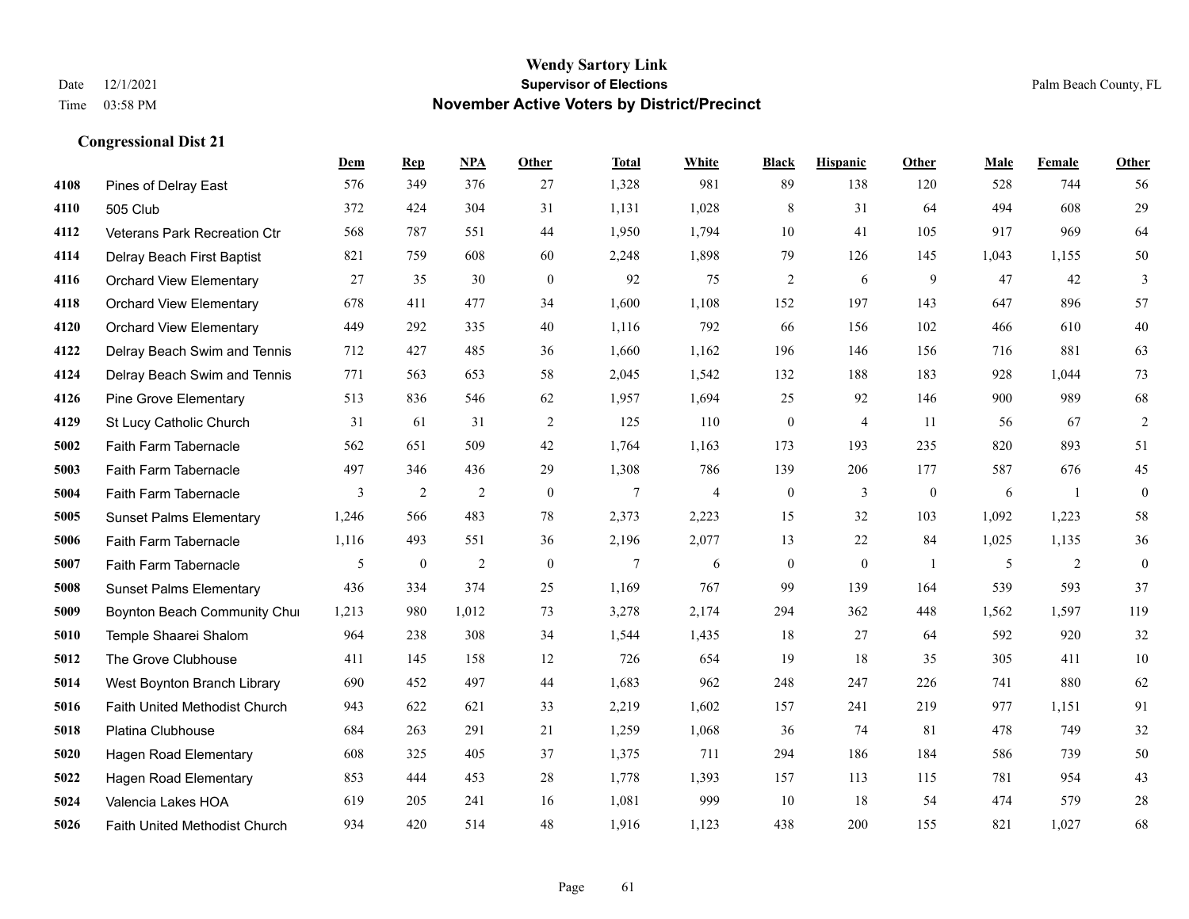# Wendy Sartory Link

**Supervisor of Elections**

**November Active Voters by District/Precinct**

Date 12/1/2021
Time 03:58 PM

Palm Beach County, FL

### Congressional Dist 21

| | | Dem | Rep | NPA | Other | Total | White | Black | Hispanic | Other | Male | Female | Other |
|---|---|---|---|---|---|---|---|---|---|---|---|---|---|
| 4108 | Pines of Delray East | 576 | 349 | 376 | 27 | 1,328 | 981 | 89 | 138 | 120 | 528 | 744 | 56 |
| 4110 | 505 Club | 372 | 424 | 304 | 31 | 1,131 | 1,028 | 8 | 31 | 64 | 494 | 608 | 29 |
| 4112 | Veterans Park Recreation Ctr | 568 | 787 | 551 | 44 | 1,950 | 1,794 | 10 | 41 | 105 | 917 | 969 | 64 |
| 4114 | Delray Beach First Baptist | 821 | 759 | 608 | 60 | 2,248 | 1,898 | 79 | 126 | 145 | 1,043 | 1,155 | 50 |
| 4116 | Orchard View Elementary | 27 | 35 | 30 | 0 | 92 | 75 | 2 | 6 | 9 | 47 | 42 | 3 |
| 4118 | Orchard View Elementary | 678 | 411 | 477 | 34 | 1,600 | 1,108 | 152 | 197 | 143 | 647 | 896 | 57 |
| 4120 | Orchard View Elementary | 449 | 292 | 335 | 40 | 1,116 | 792 | 66 | 156 | 102 | 466 | 610 | 40 |
| 4122 | Delray Beach Swim and Tennis | 712 | 427 | 485 | 36 | 1,660 | 1,162 | 196 | 146 | 156 | 716 | 881 | 63 |
| 4124 | Delray Beach Swim and Tennis | 771 | 563 | 653 | 58 | 2,045 | 1,542 | 132 | 188 | 183 | 928 | 1,044 | 73 |
| 4126 | Pine Grove Elementary | 513 | 836 | 546 | 62 | 1,957 | 1,694 | 25 | 92 | 146 | 900 | 989 | 68 |
| 4129 | St Lucy Catholic Church | 31 | 61 | 31 | 2 | 125 | 110 | 0 | 4 | 11 | 56 | 67 | 2 |
| 5002 | Faith Farm Tabernacle | 562 | 651 | 509 | 42 | 1,764 | 1,163 | 173 | 193 | 235 | 820 | 893 | 51 |
| 5003 | Faith Farm Tabernacle | 497 | 346 | 436 | 29 | 1,308 | 786 | 139 | 206 | 177 | 587 | 676 | 45 |
| 5004 | Faith Farm Tabernacle | 3 | 2 | 2 | 0 | 7 | 4 | 0 | 3 | 0 | 6 | 1 | 0 |
| 5005 | Sunset Palms Elementary | 1,246 | 566 | 483 | 78 | 2,373 | 2,223 | 15 | 32 | 103 | 1,092 | 1,223 | 58 |
| 5006 | Faith Farm Tabernacle | 1,116 | 493 | 551 | 36 | 2,196 | 2,077 | 13 | 22 | 84 | 1,025 | 1,135 | 36 |
| 5007 | Faith Farm Tabernacle | 5 | 0 | 2 | 0 | 7 | 6 | 0 | 0 | 1 | 5 | 2 | 0 |
| 5008 | Sunset Palms Elementary | 436 | 334 | 374 | 25 | 1,169 | 767 | 99 | 139 | 164 | 539 | 593 | 37 |
| 5009 | Boynton Beach Community Chu | 1,213 | 980 | 1,012 | 73 | 3,278 | 2,174 | 294 | 362 | 448 | 1,562 | 1,597 | 119 |
| 5010 | Temple Shaarei Shalom | 964 | 238 | 308 | 34 | 1,544 | 1,435 | 18 | 27 | 64 | 592 | 920 | 32 |
| 5012 | The Grove Clubhouse | 411 | 145 | 158 | 12 | 726 | 654 | 19 | 18 | 35 | 305 | 411 | 10 |
| 5014 | West Boynton Branch Library | 690 | 452 | 497 | 44 | 1,683 | 962 | 248 | 247 | 226 | 741 | 880 | 62 |
| 5016 | Faith United Methodist Church | 943 | 622 | 621 | 33 | 2,219 | 1,602 | 157 | 241 | 219 | 977 | 1,151 | 91 |
| 5018 | Platina Clubhouse | 684 | 263 | 291 | 21 | 1,259 | 1,068 | 36 | 74 | 81 | 478 | 749 | 32 |
| 5020 | Hagen Road Elementary | 608 | 325 | 405 | 37 | 1,375 | 711 | 294 | 186 | 184 | 586 | 739 | 50 |
| 5022 | Hagen Road Elementary | 853 | 444 | 453 | 28 | 1,778 | 1,393 | 157 | 113 | 115 | 781 | 954 | 43 |
| 5024 | Valencia Lakes HOA | 619 | 205 | 241 | 16 | 1,081 | 999 | 10 | 18 | 54 | 474 | 579 | 28 |
| 5026 | Faith United Methodist Church | 934 | 420 | 514 | 48 | 1,916 | 1,123 | 438 | 200 | 155 | 821 | 1,027 | 68 |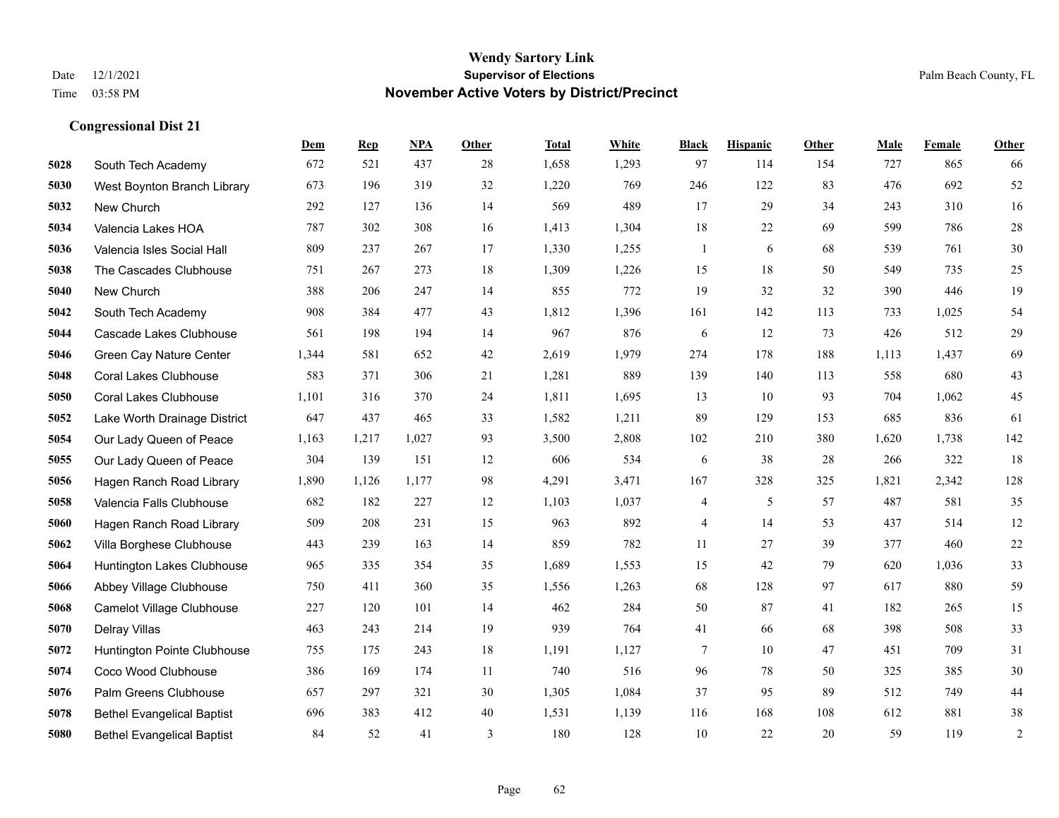**Wendy Sartory Link**
**Supervisor of Elections**
**November Active Voters by District/Precinct**

Date 12/1/2021
Time 03:58 PM

Palm Beach County, FL

### Congressional Dist 21

| | | Dem | Rep | NPA | Other | Total | White | Black | Hispanic | Other | Male | Female | Other |
|---|---|---|---|---|---|---|---|---|---|---|---|---|---|
| 5028 | South Tech Academy | 672 | 521 | 437 | 28 | 1,658 | 1,293 | 97 | 114 | 154 | 727 | 865 | 66 |
| 5030 | West Boynton Branch Library | 673 | 196 | 319 | 32 | 1,220 | 769 | 246 | 122 | 83 | 476 | 692 | 52 |
| 5032 | New Church | 292 | 127 | 136 | 14 | 569 | 489 | 17 | 29 | 34 | 243 | 310 | 16 |
| 5034 | Valencia Lakes HOA | 787 | 302 | 308 | 16 | 1,413 | 1,304 | 18 | 22 | 69 | 599 | 786 | 28 |
| 5036 | Valencia Isles Social Hall | 809 | 237 | 267 | 17 | 1,330 | 1,255 | 1 | 6 | 68 | 539 | 761 | 30 |
| 5038 | The Cascades Clubhouse | 751 | 267 | 273 | 18 | 1,309 | 1,226 | 15 | 18 | 50 | 549 | 735 | 25 |
| 5040 | New Church | 388 | 206 | 247 | 14 | 855 | 772 | 19 | 32 | 32 | 390 | 446 | 19 |
| 5042 | South Tech Academy | 908 | 384 | 477 | 43 | 1,812 | 1,396 | 161 | 142 | 113 | 733 | 1,025 | 54 |
| 5044 | Cascade Lakes Clubhouse | 561 | 198 | 194 | 14 | 967 | 876 | 6 | 12 | 73 | 426 | 512 | 29 |
| 5046 | Green Cay Nature Center | 1,344 | 581 | 652 | 42 | 2,619 | 1,979 | 274 | 178 | 188 | 1,113 | 1,437 | 69 |
| 5048 | Coral Lakes Clubhouse | 583 | 371 | 306 | 21 | 1,281 | 889 | 139 | 140 | 113 | 558 | 680 | 43 |
| 5050 | Coral Lakes Clubhouse | 1,101 | 316 | 370 | 24 | 1,811 | 1,695 | 13 | 10 | 93 | 704 | 1,062 | 45 |
| 5052 | Lake Worth Drainage District | 647 | 437 | 465 | 33 | 1,582 | 1,211 | 89 | 129 | 153 | 685 | 836 | 61 |
| 5054 | Our Lady Queen of Peace | 1,163 | 1,217 | 1,027 | 93 | 3,500 | 2,808 | 102 | 210 | 380 | 1,620 | 1,738 | 142 |
| 5055 | Our Lady Queen of Peace | 304 | 139 | 151 | 12 | 606 | 534 | 6 | 38 | 28 | 266 | 322 | 18 |
| 5056 | Hagen Ranch Road Library | 1,890 | 1,126 | 1,177 | 98 | 4,291 | 3,471 | 167 | 328 | 325 | 1,821 | 2,342 | 128 |
| 5058 | Valencia Falls Clubhouse | 682 | 182 | 227 | 12 | 1,103 | 1,037 | 4 | 5 | 57 | 487 | 581 | 35 |
| 5060 | Hagen Ranch Road Library | 509 | 208 | 231 | 15 | 963 | 892 | 4 | 14 | 53 | 437 | 514 | 12 |
| 5062 | Villa Borghese Clubhouse | 443 | 239 | 163 | 14 | 859 | 782 | 11 | 27 | 39 | 377 | 460 | 22 |
| 5064 | Huntington Lakes Clubhouse | 965 | 335 | 354 | 35 | 1,689 | 1,553 | 15 | 42 | 79 | 620 | 1,036 | 33 |
| 5066 | Abbey Village Clubhouse | 750 | 411 | 360 | 35 | 1,556 | 1,263 | 68 | 128 | 97 | 617 | 880 | 59 |
| 5068 | Camelot Village Clubhouse | 227 | 120 | 101 | 14 | 462 | 284 | 50 | 87 | 41 | 182 | 265 | 15 |
| 5070 | Delray Villas | 463 | 243 | 214 | 19 | 939 | 764 | 41 | 66 | 68 | 398 | 508 | 33 |
| 5072 | Huntington Pointe Clubhouse | 755 | 175 | 243 | 18 | 1,191 | 1,127 | 7 | 10 | 47 | 451 | 709 | 31 |
| 5074 | Coco Wood Clubhouse | 386 | 169 | 174 | 11 | 740 | 516 | 96 | 78 | 50 | 325 | 385 | 30 |
| 5076 | Palm Greens Clubhouse | 657 | 297 | 321 | 30 | 1,305 | 1,084 | 37 | 95 | 89 | 512 | 749 | 44 |
| 5078 | Bethel Evangelical Baptist | 696 | 383 | 412 | 40 | 1,531 | 1,139 | 116 | 168 | 108 | 612 | 881 | 38 |
| 5080 | Bethel Evangelical Baptist | 84 | 52 | 41 | 3 | 180 | 128 | 10 | 22 | 20 | 59 | 119 | 2 |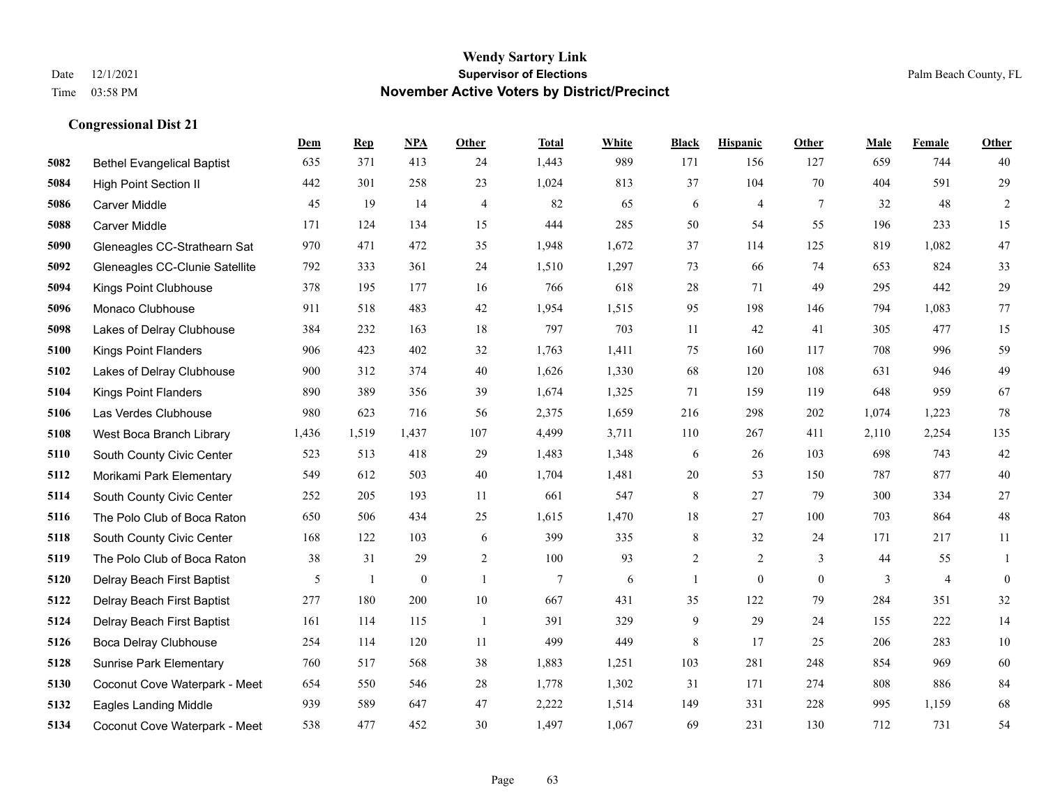## Congressional Dist 21

| | | Dem | Rep | NPA | Other | Total | White | Black | Hispanic | Other | Male | Female | Other |
|---|---|---|---|---|---|---|---|---|---|---|---|---|---|
| 5082 | Bethel Evangelical Baptist | 635 | 371 | 413 | 24 | 1,443 | 989 | 171 | 156 | 127 | 659 | 744 | 40 |
| 5084 | High Point Section II | 442 | 301 | 258 | 23 | 1,024 | 813 | 37 | 104 | 70 | 404 | 591 | 29 |
| 5086 | Carver Middle | 45 | 19 | 14 | 4 | 82 | 65 | 6 | 4 | 7 | 32 | 48 | 2 |
| 5088 | Carver Middle | 171 | 124 | 134 | 15 | 444 | 285 | 50 | 54 | 55 | 196 | 233 | 15 |
| 5090 | Gleneagles CC-Strathearn Sat | 970 | 471 | 472 | 35 | 1,948 | 1,672 | 37 | 114 | 125 | 819 | 1,082 | 47 |
| 5092 | Gleneagles CC-Clunie Satellite | 792 | 333 | 361 | 24 | 1,510 | 1,297 | 73 | 66 | 74 | 653 | 824 | 33 |
| 5094 | Kings Point Clubhouse | 378 | 195 | 177 | 16 | 766 | 618 | 28 | 71 | 49 | 295 | 442 | 29 |
| 5096 | Monaco Clubhouse | 911 | 518 | 483 | 42 | 1,954 | 1,515 | 95 | 198 | 146 | 794 | 1,083 | 77 |
| 5098 | Lakes of Delray Clubhouse | 384 | 232 | 163 | 18 | 797 | 703 | 11 | 42 | 41 | 305 | 477 | 15 |
| 5100 | Kings Point Flanders | 906 | 423 | 402 | 32 | 1,763 | 1,411 | 75 | 160 | 117 | 708 | 996 | 59 |
| 5102 | Lakes of Delray Clubhouse | 900 | 312 | 374 | 40 | 1,626 | 1,330 | 68 | 120 | 108 | 631 | 946 | 49 |
| 5104 | Kings Point Flanders | 890 | 389 | 356 | 39 | 1,674 | 1,325 | 71 | 159 | 119 | 648 | 959 | 67 |
| 5106 | Las Verdes Clubhouse | 980 | 623 | 716 | 56 | 2,375 | 1,659 | 216 | 298 | 202 | 1,074 | 1,223 | 78 |
| 5108 | West Boca Branch Library | 1,436 | 1,519 | 1,437 | 107 | 4,499 | 3,711 | 110 | 267 | 411 | 2,110 | 2,254 | 135 |
| 5110 | South County Civic Center | 523 | 513 | 418 | 29 | 1,483 | 1,348 | 6 | 26 | 103 | 698 | 743 | 42 |
| 5112 | Morikami Park Elementary | 549 | 612 | 503 | 40 | 1,704 | 1,481 | 20 | 53 | 150 | 787 | 877 | 40 |
| 5114 | South County Civic Center | 252 | 205 | 193 | 11 | 661 | 547 | 8 | 27 | 79 | 300 | 334 | 27 |
| 5116 | The Polo Club of Boca Raton | 650 | 506 | 434 | 25 | 1,615 | 1,470 | 18 | 27 | 100 | 703 | 864 | 48 |
| 5118 | South County Civic Center | 168 | 122 | 103 | 6 | 399 | 335 | 8 | 32 | 24 | 171 | 217 | 11 |
| 5119 | The Polo Club of Boca Raton | 38 | 31 | 29 | 2 | 100 | 93 | 2 | 2 | 3 | 44 | 55 | 1 |
| 5120 | Delray Beach First Baptist | 5 | 1 | 0 | 1 | 7 | 6 | 1 | 0 | 0 | 3 | 4 | 0 |
| 5122 | Delray Beach First Baptist | 277 | 180 | 200 | 10 | 667 | 431 | 35 | 122 | 79 | 284 | 351 | 32 |
| 5124 | Delray Beach First Baptist | 161 | 114 | 115 | 1 | 391 | 329 | 9 | 29 | 24 | 155 | 222 | 14 |
| 5126 | Boca Delray Clubhouse | 254 | 114 | 120 | 11 | 499 | 449 | 8 | 17 | 25 | 206 | 283 | 10 |
| 5128 | Sunrise Park Elementary | 760 | 517 | 568 | 38 | 1,883 | 1,251 | 103 | 281 | 248 | 854 | 969 | 60 |
| 5130 | Coconut Cove Waterpark - Meet | 654 | 550 | 546 | 28 | 1,778 | 1,302 | 31 | 171 | 274 | 808 | 886 | 84 |
| 5132 | Eagles Landing Middle | 939 | 589 | 647 | 47 | 2,222 | 1,514 | 149 | 331 | 228 | 995 | 1,159 | 68 |
| 5134 | Coconut Cove Waterpark - Meet | 538 | 477 | 452 | 30 | 1,497 | 1,067 | 69 | 231 | 130 | 712 | 731 | 54 |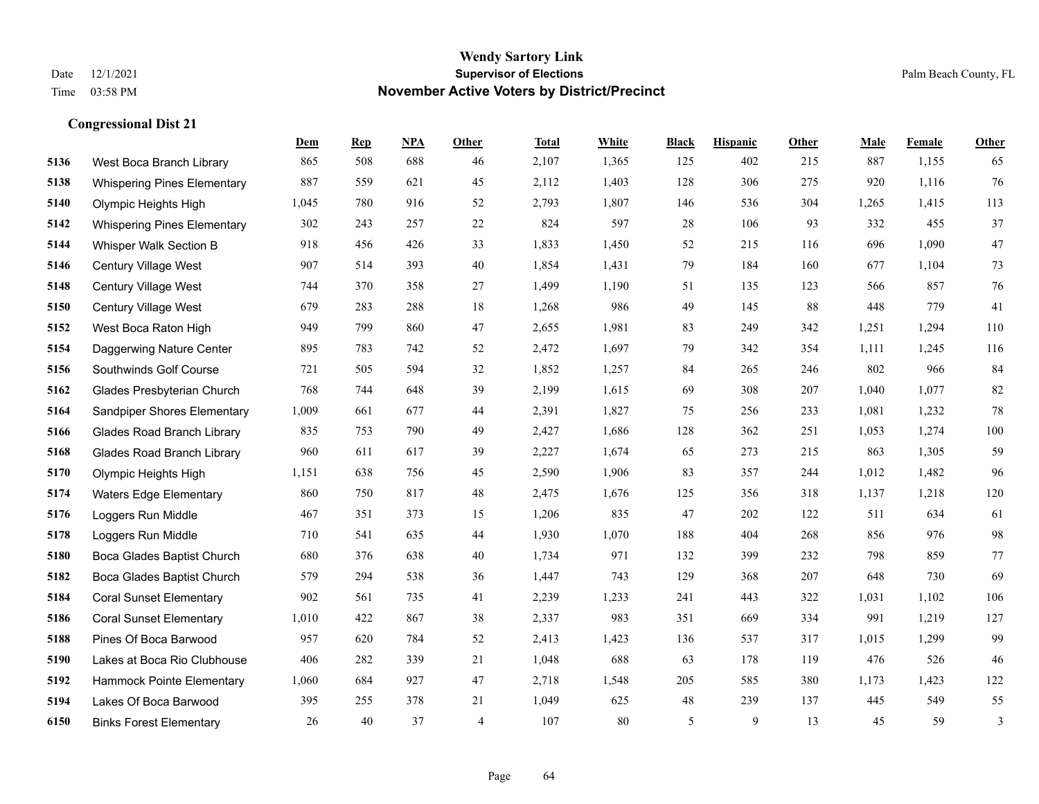# Wendy Sartory Link

## Supervisor of Elections

## November Active Voters by District/Precinct

Date 12/1/2021
Time 03:58 PM

Palm Beach County, FL

### Congressional Dist 21

| | | Dem | Rep | NPA | Other | Total | White | Black | Hispanic | Other | Male | Female | Other |
|---|---|---|---|---|---|---|---|---|---|---|---|---|---|
| 5136 | West Boca Branch Library | 865 | 508 | 688 | 46 | 2,107 | 1,365 | 125 | 402 | 215 | 887 | 1,155 | 65 |
| 5138 | Whispering Pines Elementary | 887 | 559 | 621 | 45 | 2,112 | 1,403 | 128 | 306 | 275 | 920 | 1,116 | 76 |
| 5140 | Olympic Heights High | 1,045 | 780 | 916 | 52 | 2,793 | 1,807 | 146 | 536 | 304 | 1,265 | 1,415 | 113 |
| 5142 | Whispering Pines Elementary | 302 | 243 | 257 | 22 | 824 | 597 | 28 | 106 | 93 | 332 | 455 | 37 |
| 5144 | Whisper Walk Section B | 918 | 456 | 426 | 33 | 1,833 | 1,450 | 52 | 215 | 116 | 696 | 1,090 | 47 |
| 5146 | Century Village West | 907 | 514 | 393 | 40 | 1,854 | 1,431 | 79 | 184 | 160 | 677 | 1,104 | 73 |
| 5148 | Century Village West | 744 | 370 | 358 | 27 | 1,499 | 1,190 | 51 | 135 | 123 | 566 | 857 | 76 |
| 5150 | Century Village West | 679 | 283 | 288 | 18 | 1,268 | 986 | 49 | 145 | 88 | 448 | 779 | 41 |
| 5152 | West Boca Raton High | 949 | 799 | 860 | 47 | 2,655 | 1,981 | 83 | 249 | 342 | 1,251 | 1,294 | 110 |
| 5154 | Daggerwing Nature Center | 895 | 783 | 742 | 52 | 2,472 | 1,697 | 79 | 342 | 354 | 1,111 | 1,245 | 116 |
| 5156 | Southwinds Golf Course | 721 | 505 | 594 | 32 | 1,852 | 1,257 | 84 | 265 | 246 | 802 | 966 | 84 |
| 5162 | Glades Presbyterian Church | 768 | 744 | 648 | 39 | 2,199 | 1,615 | 69 | 308 | 207 | 1,040 | 1,077 | 82 |
| 5164 | Sandpiper Shores Elementary | 1,009 | 661 | 677 | 44 | 2,391 | 1,827 | 75 | 256 | 233 | 1,081 | 1,232 | 78 |
| 5166 | Glades Road Branch Library | 835 | 753 | 790 | 49 | 2,427 | 1,686 | 128 | 362 | 251 | 1,053 | 1,274 | 100 |
| 5168 | Glades Road Branch Library | 960 | 611 | 617 | 39 | 2,227 | 1,674 | 65 | 273 | 215 | 863 | 1,305 | 59 |
| 5170 | Olympic Heights High | 1,151 | 638 | 756 | 45 | 2,590 | 1,906 | 83 | 357 | 244 | 1,012 | 1,482 | 96 |
| 5174 | Waters Edge Elementary | 860 | 750 | 817 | 48 | 2,475 | 1,676 | 125 | 356 | 318 | 1,137 | 1,218 | 120 |
| 5176 | Loggers Run Middle | 467 | 351 | 373 | 15 | 1,206 | 835 | 47 | 202 | 122 | 511 | 634 | 61 |
| 5178 | Loggers Run Middle | 710 | 541 | 635 | 44 | 1,930 | 1,070 | 188 | 404 | 268 | 856 | 976 | 98 |
| 5180 | Boca Glades Baptist Church | 680 | 376 | 638 | 40 | 1,734 | 971 | 132 | 399 | 232 | 798 | 859 | 77 |
| 5182 | Boca Glades Baptist Church | 579 | 294 | 538 | 36 | 1,447 | 743 | 129 | 368 | 207 | 648 | 730 | 69 |
| 5184 | Coral Sunset Elementary | 902 | 561 | 735 | 41 | 2,239 | 1,233 | 241 | 443 | 322 | 1,031 | 1,102 | 106 |
| 5186 | Coral Sunset Elementary | 1,010 | 422 | 867 | 38 | 2,337 | 983 | 351 | 669 | 334 | 991 | 1,219 | 127 |
| 5188 | Pines Of Boca Barwood | 957 | 620 | 784 | 52 | 2,413 | 1,423 | 136 | 537 | 317 | 1,015 | 1,299 | 99 |
| 5190 | Lakes at Boca Rio Clubhouse | 406 | 282 | 339 | 21 | 1,048 | 688 | 63 | 178 | 119 | 476 | 526 | 46 |
| 5192 | Hammock Pointe Elementary | 1,060 | 684 | 927 | 47 | 2,718 | 1,548 | 205 | 585 | 380 | 1,173 | 1,423 | 122 |
| 5194 | Lakes Of Boca Barwood | 395 | 255 | 378 | 21 | 1,049 | 625 | 48 | 239 | 137 | 445 | 549 | 55 |
| 6150 | Binks Forest Elementary | 26 | 40 | 37 | 4 | 107 | 80 | 5 | 9 | 13 | 45 | 59 | 3 |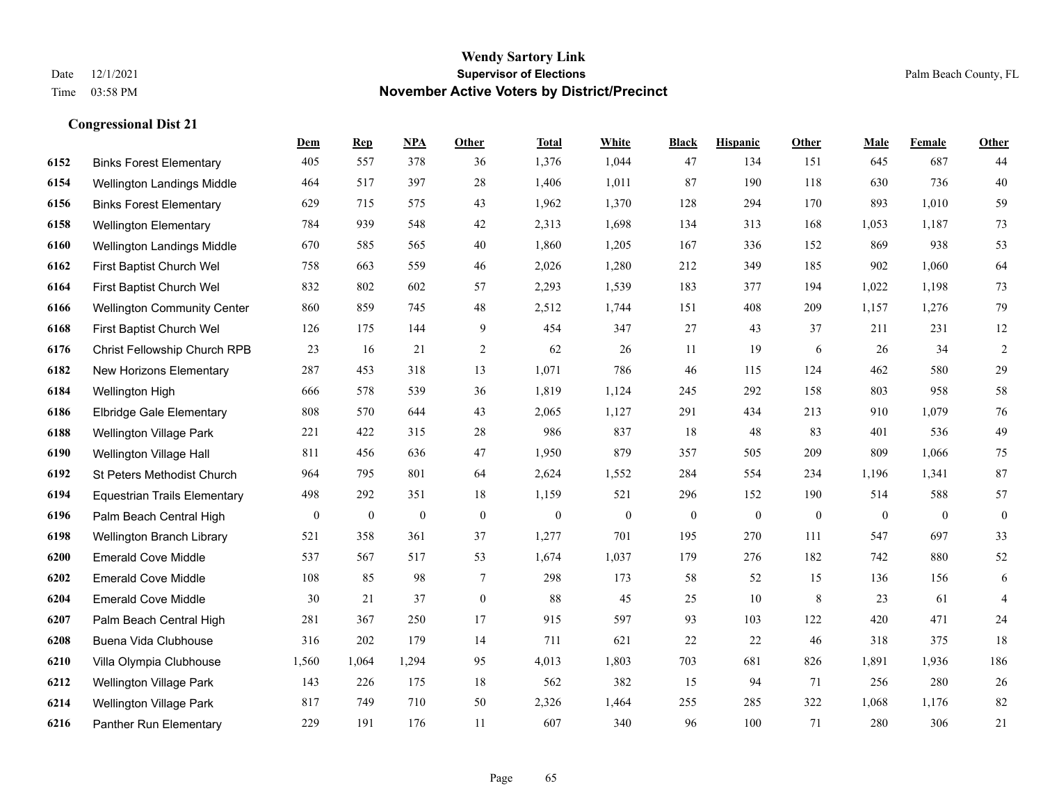# Wendy Sartory Link
## Supervisor of Elections
## November Active Voters by District/Precinct

Date 12/1/2021
Time 03:58 PM

Palm Beach County, FL

### Congressional Dist 21

| | | Dem | Rep | NPA | Other | Total | White | Black | Hispanic | Other | Male | Female | Other |
|---|---|---|---|---|---|---|---|---|---|---|---|---|---|
| 6152 | Binks Forest Elementary | 405 | 557 | 378 | 36 | 1,376 | 1,044 | 47 | 134 | 151 | 645 | 687 | 44 |
| 6154 | Wellington Landings Middle | 464 | 517 | 397 | 28 | 1,406 | 1,011 | 87 | 190 | 118 | 630 | 736 | 40 |
| 6156 | Binks Forest Elementary | 629 | 715 | 575 | 43 | 1,962 | 1,370 | 128 | 294 | 170 | 893 | 1,010 | 59 |
| 6158 | Wellington Elementary | 784 | 939 | 548 | 42 | 2,313 | 1,698 | 134 | 313 | 168 | 1,053 | 1,187 | 73 |
| 6160 | Wellington Landings Middle | 670 | 585 | 565 | 40 | 1,860 | 1,205 | 167 | 336 | 152 | 869 | 938 | 53 |
| 6162 | First Baptist Church Wel | 758 | 663 | 559 | 46 | 2,026 | 1,280 | 212 | 349 | 185 | 902 | 1,060 | 64 |
| 6164 | First Baptist Church Wel | 832 | 802 | 602 | 57 | 2,293 | 1,539 | 183 | 377 | 194 | 1,022 | 1,198 | 73 |
| 6166 | Wellington Community Center | 860 | 859 | 745 | 48 | 2,512 | 1,744 | 151 | 408 | 209 | 1,157 | 1,276 | 79 |
| 6168 | First Baptist Church Wel | 126 | 175 | 144 | 9 | 454 | 347 | 27 | 43 | 37 | 211 | 231 | 12 |
| 6176 | Christ Fellowship Church RPB | 23 | 16 | 21 | 2 | 62 | 26 | 11 | 19 | 6 | 26 | 34 | 2 |
| 6182 | New Horizons Elementary | 287 | 453 | 318 | 13 | 1,071 | 786 | 46 | 115 | 124 | 462 | 580 | 29 |
| 6184 | Wellington High | 666 | 578 | 539 | 36 | 1,819 | 1,124 | 245 | 292 | 158 | 803 | 958 | 58 |
| 6186 | Elbridge Gale Elementary | 808 | 570 | 644 | 43 | 2,065 | 1,127 | 291 | 434 | 213 | 910 | 1,079 | 76 |
| 6188 | Wellington Village Park | 221 | 422 | 315 | 28 | 986 | 837 | 18 | 48 | 83 | 401 | 536 | 49 |
| 6190 | Wellington Village Hall | 811 | 456 | 636 | 47 | 1,950 | 879 | 357 | 505 | 209 | 809 | 1,066 | 75 |
| 6192 | St Peters Methodist Church | 964 | 795 | 801 | 64 | 2,624 | 1,552 | 284 | 554 | 234 | 1,196 | 1,341 | 87 |
| 6194 | Equestrian Trails Elementary | 498 | 292 | 351 | 18 | 1,159 | 521 | 296 | 152 | 190 | 514 | 588 | 57 |
| 6196 | Palm Beach Central High | 0 | 0 | 0 | 0 | 0 | 0 | 0 | 0 | 0 | 0 | 0 | 0 |
| 6198 | Wellington Branch Library | 521 | 358 | 361 | 37 | 1,277 | 701 | 195 | 270 | 111 | 547 | 697 | 33 |
| 6200 | Emerald Cove Middle | 537 | 567 | 517 | 53 | 1,674 | 1,037 | 179 | 276 | 182 | 742 | 880 | 52 |
| 6202 | Emerald Cove Middle | 108 | 85 | 98 | 7 | 298 | 173 | 58 | 52 | 15 | 136 | 156 | 6 |
| 6204 | Emerald Cove Middle | 30 | 21 | 37 | 0 | 88 | 45 | 25 | 10 | 8 | 23 | 61 | 4 |
| 6207 | Palm Beach Central High | 281 | 367 | 250 | 17 | 915 | 597 | 93 | 103 | 122 | 420 | 471 | 24 |
| 6208 | Buena Vida Clubhouse | 316 | 202 | 179 | 14 | 711 | 621 | 22 | 22 | 46 | 318 | 375 | 18 |
| 6210 | Villa Olympia Clubhouse | 1,560 | 1,064 | 1,294 | 95 | 4,013 | 1,803 | 703 | 681 | 826 | 1,891 | 1,936 | 186 |
| 6212 | Wellington Village Park | 143 | 226 | 175 | 18 | 562 | 382 | 15 | 94 | 71 | 256 | 280 | 26 |
| 6214 | Wellington Village Park | 817 | 749 | 710 | 50 | 2,326 | 1,464 | 255 | 285 | 322 | 1,068 | 1,176 | 82 |
| 6216 | Panther Run Elementary | 229 | 191 | 176 | 11 | 607 | 340 | 96 | 100 | 71 | 280 | 306 | 21 |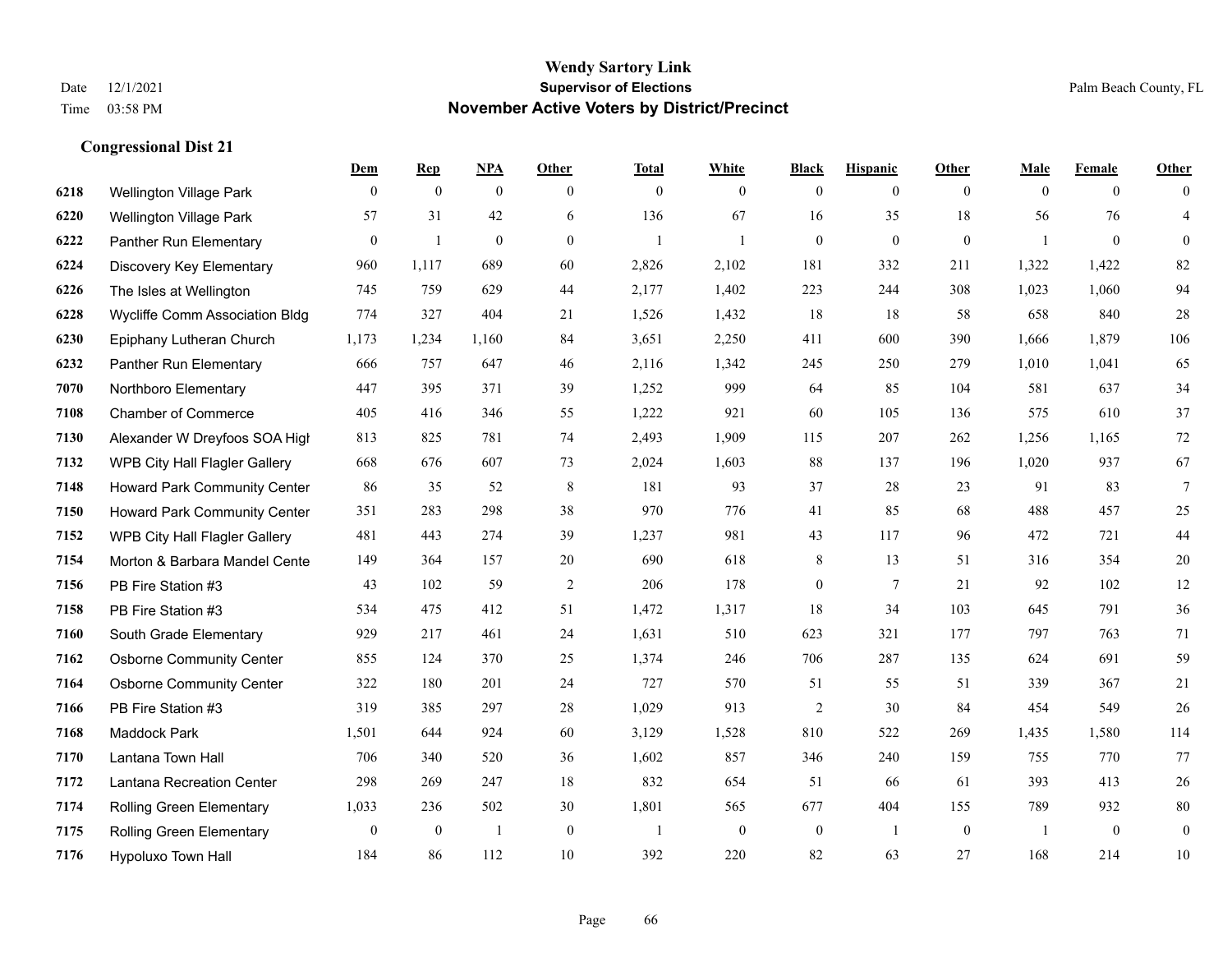# Wendy Sartory Link
## Supervisor of Elections
## November Active Voters by District/Precinct

Date 12/1/2021
Time 03:58 PM

Palm Beach County, FL

### Congressional Dist 21

| | | Dem | Rep | NPA | Other | Total | White | Black | Hispanic | Other | Male | Female | Other |
|---|---|---|---|---|---|---|---|---|---|---|---|---|---|
| 6218 | Wellington Village Park | 0 | 0 | 0 | 0 | 0 | 0 | 0 | 0 | 0 | 0 | 0 | 0 |
| 6220 | Wellington Village Park | 57 | 31 | 42 | 6 | 136 | 67 | 16 | 35 | 18 | 56 | 76 | 4 |
| 6222 | Panther Run Elementary | 0 | 1 | 0 | 0 | 1 | 1 | 0 | 0 | 0 | 1 | 0 | 0 |
| 6224 | Discovery Key Elementary | 960 | 1,117 | 689 | 60 | 2,826 | 2,102 | 181 | 332 | 211 | 1,322 | 1,422 | 82 |
| 6226 | The Isles at Wellington | 745 | 759 | 629 | 44 | 2,177 | 1,402 | 223 | 244 | 308 | 1,023 | 1,060 | 94 |
| 6228 | Wycliffe Comm Association Bldg | 774 | 327 | 404 | 21 | 1,526 | 1,432 | 18 | 18 | 58 | 658 | 840 | 28 |
| 6230 | Epiphany Lutheran Church | 1,173 | 1,234 | 1,160 | 84 | 3,651 | 2,250 | 411 | 600 | 390 | 1,666 | 1,879 | 106 |
| 6232 | Panther Run Elementary | 666 | 757 | 647 | 46 | 2,116 | 1,342 | 245 | 250 | 279 | 1,010 | 1,041 | 65 |
| 7070 | Northboro Elementary | 447 | 395 | 371 | 39 | 1,252 | 999 | 64 | 85 | 104 | 581 | 637 | 34 |
| 7108 | Chamber of Commerce | 405 | 416 | 346 | 55 | 1,222 | 921 | 60 | 105 | 136 | 575 | 610 | 37 |
| 7130 | Alexander W Dreyfoos SOA High | 813 | 825 | 781 | 74 | 2,493 | 1,909 | 115 | 207 | 262 | 1,256 | 1,165 | 72 |
| 7132 | WPB City Hall Flagler Gallery | 668 | 676 | 607 | 73 | 2,024 | 1,603 | 88 | 137 | 196 | 1,020 | 937 | 67 |
| 7148 | Howard Park Community Center | 86 | 35 | 52 | 8 | 181 | 93 | 37 | 28 | 23 | 91 | 83 | 7 |
| 7150 | Howard Park Community Center | 351 | 283 | 298 | 38 | 970 | 776 | 41 | 85 | 68 | 488 | 457 | 25 |
| 7152 | WPB City Hall Flagler Gallery | 481 | 443 | 274 | 39 | 1,237 | 981 | 43 | 117 | 96 | 472 | 721 | 44 |
| 7154 | Morton & Barbara Mandel Cente | 149 | 364 | 157 | 20 | 690 | 618 | 8 | 13 | 51 | 316 | 354 | 20 |
| 7156 | PB Fire Station #3 | 43 | 102 | 59 | 2 | 206 | 178 | 0 | 7 | 21 | 92 | 102 | 12 |
| 7158 | PB Fire Station #3 | 534 | 475 | 412 | 51 | 1,472 | 1,317 | 18 | 34 | 103 | 645 | 791 | 36 |
| 7160 | South Grade Elementary | 929 | 217 | 461 | 24 | 1,631 | 510 | 623 | 321 | 177 | 797 | 763 | 71 |
| 7162 | Osborne Community Center | 855 | 124 | 370 | 25 | 1,374 | 246 | 706 | 287 | 135 | 624 | 691 | 59 |
| 7164 | Osborne Community Center | 322 | 180 | 201 | 24 | 727 | 570 | 51 | 55 | 51 | 339 | 367 | 21 |
| 7166 | PB Fire Station #3 | 319 | 385 | 297 | 28 | 1,029 | 913 | 2 | 30 | 84 | 454 | 549 | 26 |
| 7168 | Maddock Park | 1,501 | 644 | 924 | 60 | 3,129 | 1,528 | 810 | 522 | 269 | 1,435 | 1,580 | 114 |
| 7170 | Lantana Town Hall | 706 | 340 | 520 | 36 | 1,602 | 857 | 346 | 240 | 159 | 755 | 770 | 77 |
| 7172 | Lantana Recreation Center | 298 | 269 | 247 | 18 | 832 | 654 | 51 | 66 | 61 | 393 | 413 | 26 |
| 7174 | Rolling Green Elementary | 1,033 | 236 | 502 | 30 | 1,801 | 565 | 677 | 404 | 155 | 789 | 932 | 80 |
| 7175 | Rolling Green Elementary | 0 | 0 | 1 | 0 | 1 | 0 | 0 | 1 | 0 | 1 | 0 | 0 |
| 7176 | Hypoluxo Town Hall | 184 | 86 | 112 | 10 | 392 | 220 | 82 | 63 | 27 | 168 | 214 | 10 |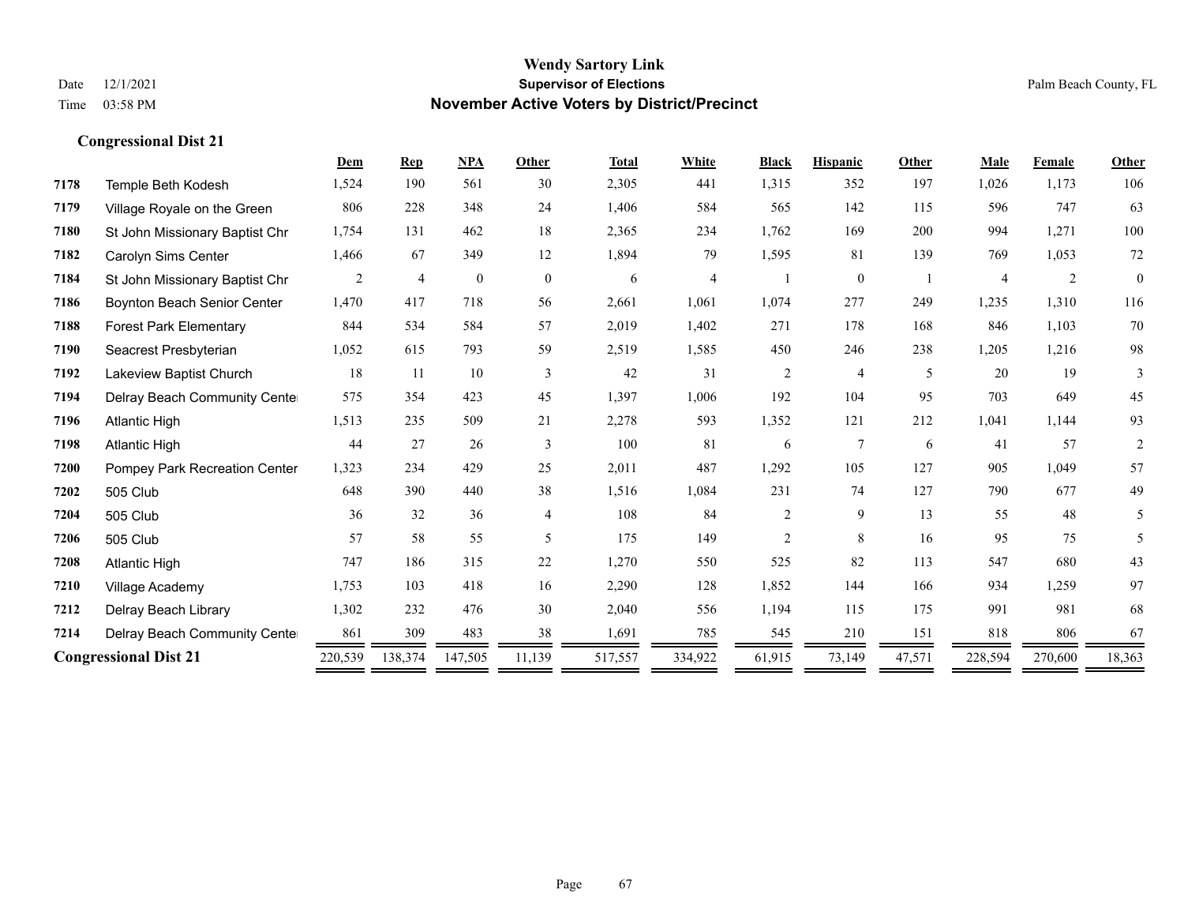# Wendy Sartory Link
## Supervisor of Elections
## November Active Voters by District/Precinct

Date 12/1/2021
Time 03:58 PM

Palm Beach County, FL

### Congressional Dist 21

| | | Dem | Rep | NPA | Other | Total | White | Black | Hispanic | Other | Male | Female | Other |
|---|---|---|---|---|---|---|---|---|---|---|---|---|---|
| 7178 | Temple Beth Kodesh | 1,524 | 190 | 561 | 30 | 2,305 | 441 | 1,315 | 352 | 197 | 1,026 | 1,173 | 106 |
| 7179 | Village Royale on the Green | 806 | 228 | 348 | 24 | 1,406 | 584 | 565 | 142 | 115 | 596 | 747 | 63 |
| 7180 | St John Missionary Baptist Chr | 1,754 | 131 | 462 | 18 | 2,365 | 234 | 1,762 | 169 | 200 | 994 | 1,271 | 100 |
| 7182 | Carolyn Sims Center | 1,466 | 67 | 349 | 12 | 1,894 | 79 | 1,595 | 81 | 139 | 769 | 1,053 | 72 |
| 7184 | St John Missionary Baptist Chr | 2 | 4 | 0 | 0 | 6 | 4 | 1 | 0 | 1 | 4 | 2 | 0 |
| 7186 | Boynton Beach Senior Center | 1,470 | 417 | 718 | 56 | 2,661 | 1,061 | 1,074 | 277 | 249 | 1,235 | 1,310 | 116 |
| 7188 | Forest Park Elementary | 844 | 534 | 584 | 57 | 2,019 | 1,402 | 271 | 178 | 168 | 846 | 1,103 | 70 |
| 7190 | Seacrest Presbyterian | 1,052 | 615 | 793 | 59 | 2,519 | 1,585 | 450 | 246 | 238 | 1,205 | 1,216 | 98 |
| 7192 | Lakeview Baptist Church | 18 | 11 | 10 | 3 | 42 | 31 | 2 | 4 | 5 | 20 | 19 | 3 |
| 7194 | Delray Beach Community Cente | 575 | 354 | 423 | 45 | 1,397 | 1,006 | 192 | 104 | 95 | 703 | 649 | 45 |
| 7196 | Atlantic High | 1,513 | 235 | 509 | 21 | 2,278 | 593 | 1,352 | 121 | 212 | 1,041 | 1,144 | 93 |
| 7198 | Atlantic High | 44 | 27 | 26 | 3 | 100 | 81 | 6 | 7 | 6 | 41 | 57 | 2 |
| 7200 | Pompey Park Recreation Center | 1,323 | 234 | 429 | 25 | 2,011 | 487 | 1,292 | 105 | 127 | 905 | 1,049 | 57 |
| 7202 | 505 Club | 648 | 390 | 440 | 38 | 1,516 | 1,084 | 231 | 74 | 127 | 790 | 677 | 49 |
| 7204 | 505 Club | 36 | 32 | 36 | 4 | 108 | 84 | 2 | 9 | 13 | 55 | 48 | 5 |
| 7206 | 505 Club | 57 | 58 | 55 | 5 | 175 | 149 | 2 | 8 | 16 | 95 | 75 | 5 |
| 7208 | Atlantic High | 747 | 186 | 315 | 22 | 1,270 | 550 | 525 | 82 | 113 | 547 | 680 | 43 |
| 7210 | Village Academy | 1,753 | 103 | 418 | 16 | 2,290 | 128 | 1,852 | 144 | 166 | 934 | 1,259 | 97 |
| 7212 | Delray Beach Library | 1,302 | 232 | 476 | 30 | 2,040 | 556 | 1,194 | 115 | 175 | 991 | 981 | 68 |
| 7214 | Delray Beach Community Cente | 861 | 309 | 483 | 38 | 1,691 | 785 | 545 | 210 | 151 | 818 | 806 | 67 |
| **Congressional Dist 21** | | 220,539 | 138,374 | 147,505 | 11,139 | 517,557 | 334,922 | 61,915 | 73,149 | 47,571 | 228,594 | 270,600 | 18,363 |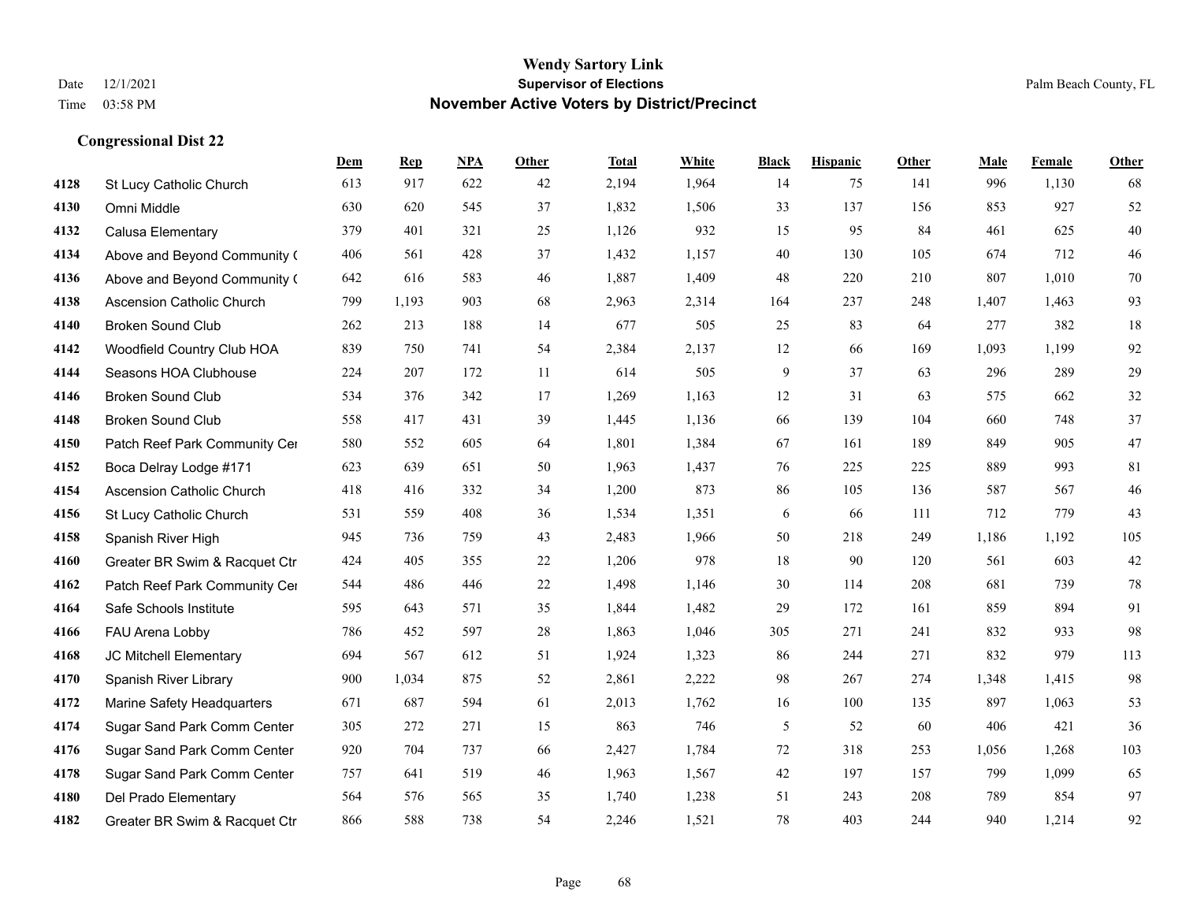**Wendy Sartory Link**
**Supervisor of Elections**
**November Active Voters by District/Precinct**

Date 12/1/2021
Time 03:58 PM
Palm Beach County, FL

### Congressional Dist 22

| | | Dem | Rep | NPA | Other | Total | White | Black | Hispanic | Other | Male | Female | Other |
|---|---|---|---|---|---|---|---|---|---|---|---|---|---|
| 4128 | St Lucy Catholic Church | 613 | 917 | 622 | 42 | 2,194 | 1,964 | 14 | 75 | 141 | 996 | 1,130 | 68 |
| 4130 | Omni Middle | 630 | 620 | 545 | 37 | 1,832 | 1,506 | 33 | 137 | 156 | 853 | 927 | 52 |
| 4132 | Calusa Elementary | 379 | 401 | 321 | 25 | 1,126 | 932 | 15 | 95 | 84 | 461 | 625 | 40 |
| 4134 | Above and Beyond Community ( | 406 | 561 | 428 | 37 | 1,432 | 1,157 | 40 | 130 | 105 | 674 | 712 | 46 |
| 4136 | Above and Beyond Community ( | 642 | 616 | 583 | 46 | 1,887 | 1,409 | 48 | 220 | 210 | 807 | 1,010 | 70 |
| 4138 | Ascension Catholic Church | 799 | 1,193 | 903 | 68 | 2,963 | 2,314 | 164 | 237 | 248 | 1,407 | 1,463 | 93 |
| 4140 | Broken Sound Club | 262 | 213 | 188 | 14 | 677 | 505 | 25 | 83 | 64 | 277 | 382 | 18 |
| 4142 | Woodfield Country Club HOA | 839 | 750 | 741 | 54 | 2,384 | 2,137 | 12 | 66 | 169 | 1,093 | 1,199 | 92 |
| 4144 | Seasons HOA Clubhouse | 224 | 207 | 172 | 11 | 614 | 505 | 9 | 37 | 63 | 296 | 289 | 29 |
| 4146 | Broken Sound Club | 534 | 376 | 342 | 17 | 1,269 | 1,163 | 12 | 31 | 63 | 575 | 662 | 32 |
| 4148 | Broken Sound Club | 558 | 417 | 431 | 39 | 1,445 | 1,136 | 66 | 139 | 104 | 660 | 748 | 37 |
| 4150 | Patch Reef Park Community Cer | 580 | 552 | 605 | 64 | 1,801 | 1,384 | 67 | 161 | 189 | 849 | 905 | 47 |
| 4152 | Boca Delray Lodge #171 | 623 | 639 | 651 | 50 | 1,963 | 1,437 | 76 | 225 | 225 | 889 | 993 | 81 |
| 4154 | Ascension Catholic Church | 418 | 416 | 332 | 34 | 1,200 | 873 | 86 | 105 | 136 | 587 | 567 | 46 |
| 4156 | St Lucy Catholic Church | 531 | 559 | 408 | 36 | 1,534 | 1,351 | 6 | 66 | 111 | 712 | 779 | 43 |
| 4158 | Spanish River High | 945 | 736 | 759 | 43 | 2,483 | 1,966 | 50 | 218 | 249 | 1,186 | 1,192 | 105 |
| 4160 | Greater BR Swim & Racquet Ctr | 424 | 405 | 355 | 22 | 1,206 | 978 | 18 | 90 | 120 | 561 | 603 | 42 |
| 4162 | Patch Reef Park Community Cer | 544 | 486 | 446 | 22 | 1,498 | 1,146 | 30 | 114 | 208 | 681 | 739 | 78 |
| 4164 | Safe Schools Institute | 595 | 643 | 571 | 35 | 1,844 | 1,482 | 29 | 172 | 161 | 859 | 894 | 91 |
| 4166 | FAU Arena Lobby | 786 | 452 | 597 | 28 | 1,863 | 1,046 | 305 | 271 | 241 | 832 | 933 | 98 |
| 4168 | JC Mitchell Elementary | 694 | 567 | 612 | 51 | 1,924 | 1,323 | 86 | 244 | 271 | 832 | 979 | 113 |
| 4170 | Spanish River Library | 900 | 1,034 | 875 | 52 | 2,861 | 2,222 | 98 | 267 | 274 | 1,348 | 1,415 | 98 |
| 4172 | Marine Safety Headquarters | 671 | 687 | 594 | 61 | 2,013 | 1,762 | 16 | 100 | 135 | 897 | 1,063 | 53 |
| 4174 | Sugar Sand Park Comm Center | 305 | 272 | 271 | 15 | 863 | 746 | 5 | 52 | 60 | 406 | 421 | 36 |
| 4176 | Sugar Sand Park Comm Center | 920 | 704 | 737 | 66 | 2,427 | 1,784 | 72 | 318 | 253 | 1,056 | 1,268 | 103 |
| 4178 | Sugar Sand Park Comm Center | 757 | 641 | 519 | 46 | 1,963 | 1,567 | 42 | 197 | 157 | 799 | 1,099 | 65 |
| 4180 | Del Prado Elementary | 564 | 576 | 565 | 35 | 1,740 | 1,238 | 51 | 243 | 208 | 789 | 854 | 97 |
| 4182 | Greater BR Swim & Racquet Ctr | 866 | 588 | 738 | 54 | 2,246 | 1,521 | 78 | 403 | 244 | 940 | 1,214 | 92 |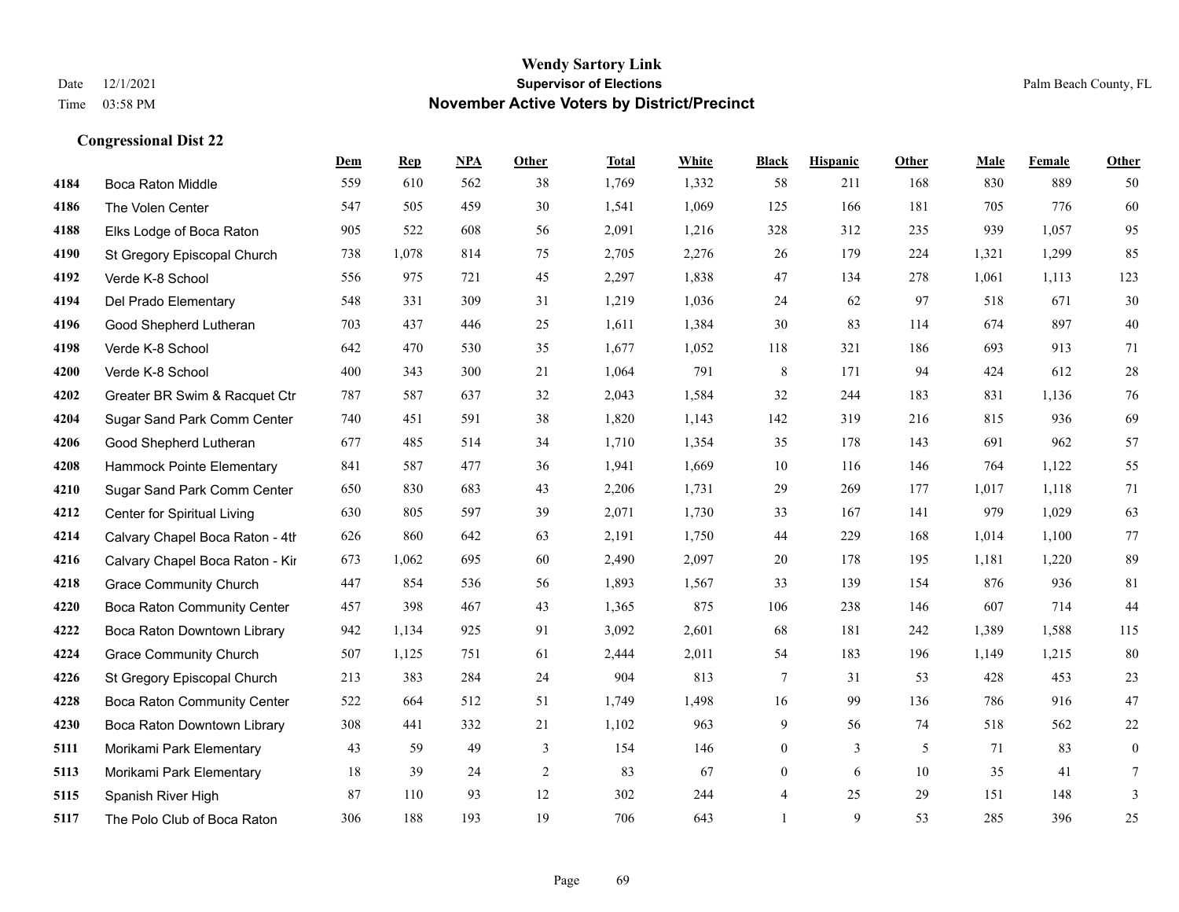# Wendy Sartory Link
## Supervisor of Elections
## November Active Voters by District/Precinct

Date 12/1/2021
Time 03:58 PM

Palm Beach County, FL

### Congressional Dist 22

| | | Dem | Rep | NPA | Other | Total | White | Black | Hispanic | Other | Male | Female | Other |
|---|---|---|---|---|---|---|---|---|---|---|---|---|---|
| 4184 | Boca Raton Middle | 559 | 610 | 562 | 38 | 1,769 | 1,332 | 58 | 211 | 168 | 830 | 889 | 50 |
| 4186 | The Volen Center | 547 | 505 | 459 | 30 | 1,541 | 1,069 | 125 | 166 | 181 | 705 | 776 | 60 |
| 4188 | Elks Lodge of Boca Raton | 905 | 522 | 608 | 56 | 2,091 | 1,216 | 328 | 312 | 235 | 939 | 1,057 | 95 |
| 4190 | St Gregory Episcopal Church | 738 | 1,078 | 814 | 75 | 2,705 | 2,276 | 26 | 179 | 224 | 1,321 | 1,299 | 85 |
| 4192 | Verde K-8 School | 556 | 975 | 721 | 45 | 2,297 | 1,838 | 47 | 134 | 278 | 1,061 | 1,113 | 123 |
| 4194 | Del Prado Elementary | 548 | 331 | 309 | 31 | 1,219 | 1,036 | 24 | 62 | 97 | 518 | 671 | 30 |
| 4196 | Good Shepherd Lutheran | 703 | 437 | 446 | 25 | 1,611 | 1,384 | 30 | 83 | 114 | 674 | 897 | 40 |
| 4198 | Verde K-8 School | 642 | 470 | 530 | 35 | 1,677 | 1,052 | 118 | 321 | 186 | 693 | 913 | 71 |
| 4200 | Verde K-8 School | 400 | 343 | 300 | 21 | 1,064 | 791 | 8 | 171 | 94 | 424 | 612 | 28 |
| 4202 | Greater BR Swim & Racquet Ctr | 787 | 587 | 637 | 32 | 2,043 | 1,584 | 32 | 244 | 183 | 831 | 1,136 | 76 |
| 4204 | Sugar Sand Park Comm Center | 740 | 451 | 591 | 38 | 1,820 | 1,143 | 142 | 319 | 216 | 815 | 936 | 69 |
| 4206 | Good Shepherd Lutheran | 677 | 485 | 514 | 34 | 1,710 | 1,354 | 35 | 178 | 143 | 691 | 962 | 57 |
| 4208 | Hammock Pointe Elementary | 841 | 587 | 477 | 36 | 1,941 | 1,669 | 10 | 116 | 146 | 764 | 1,122 | 55 |
| 4210 | Sugar Sand Park Comm Center | 650 | 830 | 683 | 43 | 2,206 | 1,731 | 29 | 269 | 177 | 1,017 | 1,118 | 71 |
| 4212 | Center for Spiritual Living | 630 | 805 | 597 | 39 | 2,071 | 1,730 | 33 | 167 | 141 | 979 | 1,029 | 63 |
| 4214 | Calvary Chapel Boca Raton - 4th | 626 | 860 | 642 | 63 | 2,191 | 1,750 | 44 | 229 | 168 | 1,014 | 1,100 | 77 |
| 4216 | Calvary Chapel Boca Raton - Kir | 673 | 1,062 | 695 | 60 | 2,490 | 2,097 | 20 | 178 | 195 | 1,181 | 1,220 | 89 |
| 4218 | Grace Community Church | 447 | 854 | 536 | 56 | 1,893 | 1,567 | 33 | 139 | 154 | 876 | 936 | 81 |
| 4220 | Boca Raton Community Center | 457 | 398 | 467 | 43 | 1,365 | 875 | 106 | 238 | 146 | 607 | 714 | 44 |
| 4222 | Boca Raton Downtown Library | 942 | 1,134 | 925 | 91 | 3,092 | 2,601 | 68 | 181 | 242 | 1,389 | 1,588 | 115 |
| 4224 | Grace Community Church | 507 | 1,125 | 751 | 61 | 2,444 | 2,011 | 54 | 183 | 196 | 1,149 | 1,215 | 80 |
| 4226 | St Gregory Episcopal Church | 213 | 383 | 284 | 24 | 904 | 813 | 7 | 31 | 53 | 428 | 453 | 23 |
| 4228 | Boca Raton Community Center | 522 | 664 | 512 | 51 | 1,749 | 1,498 | 16 | 99 | 136 | 786 | 916 | 47 |
| 4230 | Boca Raton Downtown Library | 308 | 441 | 332 | 21 | 1,102 | 963 | 9 | 56 | 74 | 518 | 562 | 22 |
| 5111 | Morikami Park Elementary | 43 | 59 | 49 | 3 | 154 | 146 | 0 | 3 | 5 | 71 | 83 | 0 |
| 5113 | Morikami Park Elementary | 18 | 39 | 24 | 2 | 83 | 67 | 0 | 6 | 10 | 35 | 41 | 7 |
| 5115 | Spanish River High | 87 | 110 | 93 | 12 | 302 | 244 | 4 | 25 | 29 | 151 | 148 | 3 |
| 5117 | The Polo Club of Boca Raton | 306 | 188 | 193 | 19 | 706 | 643 | 1 | 9 | 53 | 285 | 396 | 25 |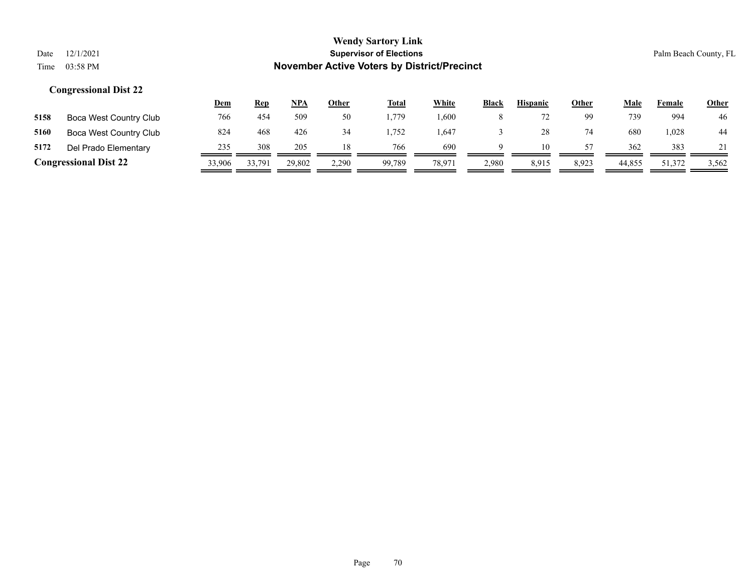# Wendy Sartory Link

## Supervisor of Elections

## November Active Voters by District/Precinct

Date 12/1/2021
Time 03:58 PM

Palm Beach County, FL

### Congressional Dist 22

| | | Dem | Rep | NPA | Other | Total | White | Black | Hispanic | Other | Male | Female | Other |
|---|---|---|---|---|---|---|---|---|---|---|---|---|---|
| 5158 | Boca West Country Club | 766 | 454 | 509 | 50 | 1,779 | 1,600 | 8 | 72 | 99 | 739 | 994 | 46 |
| 5160 | Boca West Country Club | 824 | 468 | 426 | 34 | 1,752 | 1,647 | 3 | 28 | 74 | 680 | 1,028 | 44 |
| 5172 | Del Prado Elementary | 235 | 308 | 205 | 18 | 766 | 690 | 9 | 10 | 57 | 362 | 383 | 21 |
| **Congressional Dist 22** | | 33,906 | 33,791 | 29,802 | 2,290 | 99,789 | 78,971 | 2,980 | 8,915 | 8,923 | 44,855 | 51,372 | 3,562 |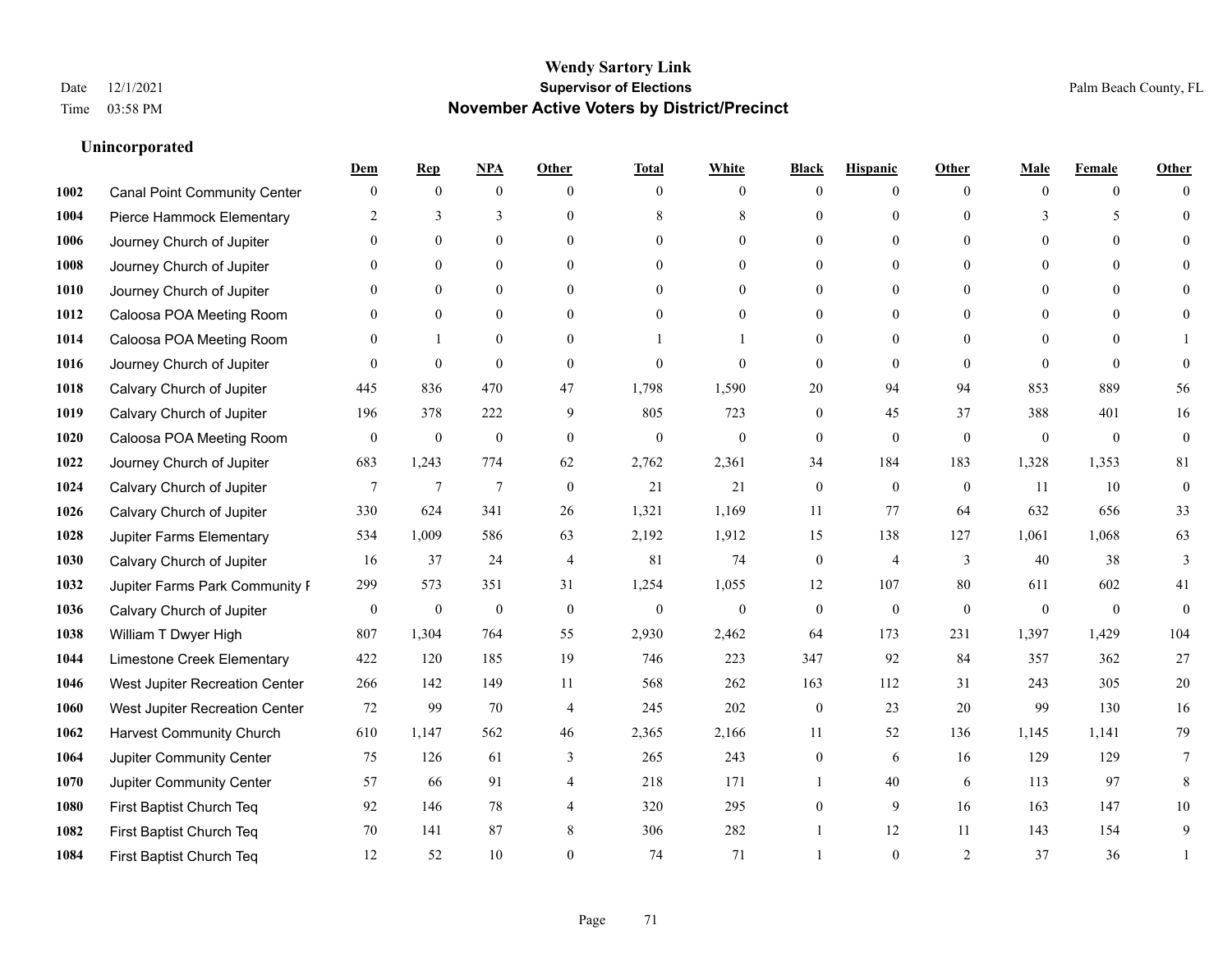# Wendy Sartory Link
## Supervisor of Elections
## November Active Voters by District/Precinct

Date 12/1/2021
Time 03:58 PM

Palm Beach County, FL

### Unincorporated

| | | Dem | Rep | NPA | Other | Total | White | Black | Hispanic | Other | Male | Female | Other |
|---|---|---|---|---|---|---|---|---|---|---|---|---|---|
| 1002 | Canal Point Community Center | 0 | 0 | 0 | 0 | 0 | 0 | 0 | 0 | 0 | 0 | 0 | 0 |
| 1004 | Pierce Hammock Elementary | 2 | 3 | 3 | 0 | 8 | 8 | 0 | 0 | 0 | 3 | 5 | 0 |
| 1006 | Journey Church of Jupiter | 0 | 0 | 0 | 0 | 0 | 0 | 0 | 0 | 0 | 0 | 0 | 0 |
| 1008 | Journey Church of Jupiter | 0 | 0 | 0 | 0 | 0 | 0 | 0 | 0 | 0 | 0 | 0 | 0 |
| 1010 | Journey Church of Jupiter | 0 | 0 | 0 | 0 | 0 | 0 | 0 | 0 | 0 | 0 | 0 | 0 |
| 1012 | Caloosa POA Meeting Room | 0 | 0 | 0 | 0 | 0 | 0 | 0 | 0 | 0 | 0 | 0 | 0 |
| 1014 | Caloosa POA Meeting Room | 0 | 1 | 0 | 0 | 1 | 1 | 0 | 0 | 0 | 0 | 0 | 1 |
| 1016 | Journey Church of Jupiter | 0 | 0 | 0 | 0 | 0 | 0 | 0 | 0 | 0 | 0 | 0 | 0 |
| 1018 | Calvary Church of Jupiter | 445 | 836 | 470 | 47 | 1,798 | 1,590 | 20 | 94 | 94 | 853 | 889 | 56 |
| 1019 | Calvary Church of Jupiter | 196 | 378 | 222 | 9 | 805 | 723 | 0 | 45 | 37 | 388 | 401 | 16 |
| 1020 | Caloosa POA Meeting Room | 0 | 0 | 0 | 0 | 0 | 0 | 0 | 0 | 0 | 0 | 0 | 0 |
| 1022 | Journey Church of Jupiter | 683 | 1,243 | 774 | 62 | 2,762 | 2,361 | 34 | 184 | 183 | 1,328 | 1,353 | 81 |
| 1024 | Calvary Church of Jupiter | 7 | 7 | 7 | 0 | 21 | 21 | 0 | 0 | 0 | 11 | 10 | 0 |
| 1026 | Calvary Church of Jupiter | 330 | 624 | 341 | 26 | 1,321 | 1,169 | 11 | 77 | 64 | 632 | 656 | 33 |
| 1028 | Jupiter Farms Elementary | 534 | 1,009 | 586 | 63 | 2,192 | 1,912 | 15 | 138 | 127 | 1,061 | 1,068 | 63 |
| 1030 | Calvary Church of Jupiter | 16 | 37 | 24 | 4 | 81 | 74 | 0 | 4 | 3 | 40 | 38 | 3 |
| 1032 | Jupiter Farms Park Community F | 299 | 573 | 351 | 31 | 1,254 | 1,055 | 12 | 107 | 80 | 611 | 602 | 41 |
| 1036 | Calvary Church of Jupiter | 0 | 0 | 0 | 0 | 0 | 0 | 0 | 0 | 0 | 0 | 0 | 0 |
| 1038 | William T Dwyer High | 807 | 1,304 | 764 | 55 | 2,930 | 2,462 | 64 | 173 | 231 | 1,397 | 1,429 | 104 |
| 1044 | Limestone Creek Elementary | 422 | 120 | 185 | 19 | 746 | 223 | 347 | 92 | 84 | 357 | 362 | 27 |
| 1046 | West Jupiter Recreation Center | 266 | 142 | 149 | 11 | 568 | 262 | 163 | 112 | 31 | 243 | 305 | 20 |
| 1060 | West Jupiter Recreation Center | 72 | 99 | 70 | 4 | 245 | 202 | 0 | 23 | 20 | 99 | 130 | 16 |
| 1062 | Harvest Community Church | 610 | 1,147 | 562 | 46 | 2,365 | 2,166 | 11 | 52 | 136 | 1,145 | 1,141 | 79 |
| 1064 | Jupiter Community Center | 75 | 126 | 61 | 3 | 265 | 243 | 0 | 6 | 16 | 129 | 129 | 7 |
| 1070 | Jupiter Community Center | 57 | 66 | 91 | 4 | 218 | 171 | 1 | 40 | 6 | 113 | 97 | 8 |
| 1080 | First Baptist Church Teq | 92 | 146 | 78 | 4 | 320 | 295 | 0 | 9 | 16 | 163 | 147 | 10 |
| 1082 | First Baptist Church Teq | 70 | 141 | 87 | 8 | 306 | 282 | 1 | 12 | 11 | 143 | 154 | 9 |
| 1084 | First Baptist Church Teq | 12 | 52 | 10 | 0 | 74 | 71 | 1 | 0 | 2 | 37 | 36 | 1 |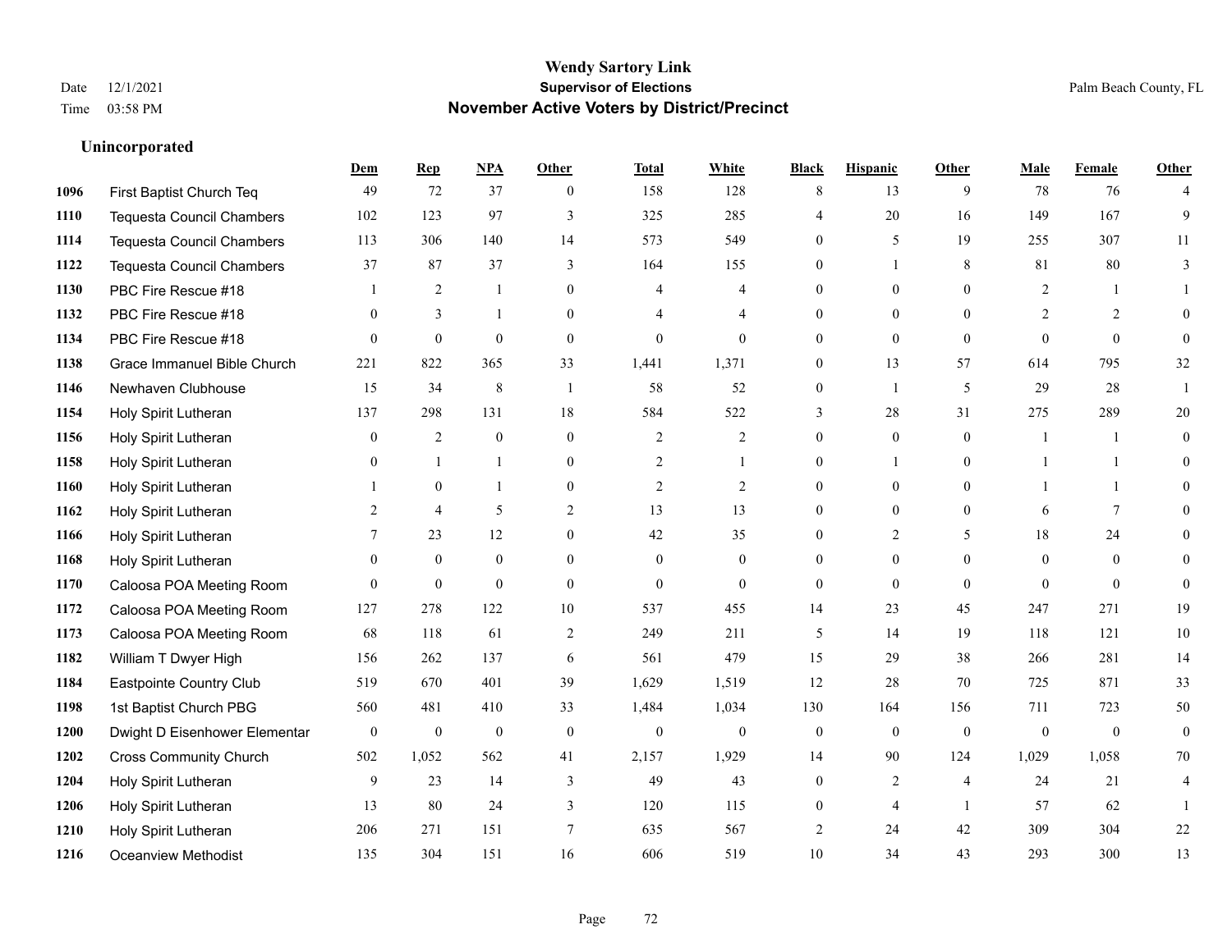## Unincorporated

| | | Dem | Rep | NPA | Other | Total | White | Black | Hispanic | Other | Male | Female | Other |
|---|---|---|---|---|---|---|---|---|---|---|---|---|---|
| 1096 | First Baptist Church Teq | 49 | 72 | 37 | 0 | 158 | 128 | 8 | 13 | 9 | 78 | 76 | 4 |
| 1110 | Tequesta Council Chambers | 102 | 123 | 97 | 3 | 325 | 285 | 4 | 20 | 16 | 149 | 167 | 9 |
| 1114 | Tequesta Council Chambers | 113 | 306 | 140 | 14 | 573 | 549 | 0 | 5 | 19 | 255 | 307 | 11 |
| 1122 | Tequesta Council Chambers | 37 | 87 | 37 | 3 | 164 | 155 | 0 | 1 | 8 | 81 | 80 | 3 |
| 1130 | PBC Fire Rescue #18 | 1 | 2 | 1 | 0 | 4 | 4 | 0 | 0 | 0 | 2 | 1 | 1 |
| 1132 | PBC Fire Rescue #18 | 0 | 3 | 1 | 0 | 4 | 4 | 0 | 0 | 0 | 2 | 2 | 0 |
| 1134 | PBC Fire Rescue #18 | 0 | 0 | 0 | 0 | 0 | 0 | 0 | 0 | 0 | 0 | 0 | 0 |
| 1138 | Grace Immanuel Bible Church | 221 | 822 | 365 | 33 | 1,441 | 1,371 | 0 | 13 | 57 | 614 | 795 | 32 |
| 1146 | Newhaven Clubhouse | 15 | 34 | 8 | 1 | 58 | 52 | 0 | 1 | 5 | 29 | 28 | 1 |
| 1154 | Holy Spirit Lutheran | 137 | 298 | 131 | 18 | 584 | 522 | 3 | 28 | 31 | 275 | 289 | 20 |
| 1156 | Holy Spirit Lutheran | 0 | 2 | 0 | 0 | 2 | 2 | 0 | 0 | 0 | 1 | 1 | 0 |
| 1158 | Holy Spirit Lutheran | 0 | 1 | 1 | 0 | 2 | 1 | 0 | 1 | 0 | 1 | 1 | 0 |
| 1160 | Holy Spirit Lutheran | 1 | 0 | 1 | 0 | 2 | 2 | 0 | 0 | 0 | 1 | 1 | 0 |
| 1162 | Holy Spirit Lutheran | 2 | 4 | 5 | 2 | 13 | 13 | 0 | 0 | 0 | 6 | 7 | 0 |
| 1166 | Holy Spirit Lutheran | 7 | 23 | 12 | 0 | 42 | 35 | 0 | 2 | 5 | 18 | 24 | 0 |
| 1168 | Holy Spirit Lutheran | 0 | 0 | 0 | 0 | 0 | 0 | 0 | 0 | 0 | 0 | 0 | 0 |
| 1170 | Caloosa POA Meeting Room | 0 | 0 | 0 | 0 | 0 | 0 | 0 | 0 | 0 | 0 | 0 | 0 |
| 1172 | Caloosa POA Meeting Room | 127 | 278 | 122 | 10 | 537 | 455 | 14 | 23 | 45 | 247 | 271 | 19 |
| 1173 | Caloosa POA Meeting Room | 68 | 118 | 61 | 2 | 249 | 211 | 5 | 14 | 19 | 118 | 121 | 10 |
| 1182 | William T Dwyer High | 156 | 262 | 137 | 6 | 561 | 479 | 15 | 29 | 38 | 266 | 281 | 14 |
| 1184 | Eastpointe Country Club | 519 | 670 | 401 | 39 | 1,629 | 1,519 | 12 | 28 | 70 | 725 | 871 | 33 |
| 1198 | 1st Baptist Church PBG | 560 | 481 | 410 | 33 | 1,484 | 1,034 | 130 | 164 | 156 | 711 | 723 | 50 |
| 1200 | Dwight D Eisenhower Elementar | 0 | 0 | 0 | 0 | 0 | 0 | 0 | 0 | 0 | 0 | 0 | 0 |
| 1202 | Cross Community Church | 502 | 1,052 | 562 | 41 | 2,157 | 1,929 | 14 | 90 | 124 | 1,029 | 1,058 | 70 |
| 1204 | Holy Spirit Lutheran | 9 | 23 | 14 | 3 | 49 | 43 | 0 | 2 | 4 | 24 | 21 | 4 |
| 1206 | Holy Spirit Lutheran | 13 | 80 | 24 | 3 | 120 | 115 | 0 | 4 | 1 | 57 | 62 | 1 |
| 1210 | Holy Spirit Lutheran | 206 | 271 | 151 | 7 | 635 | 567 | 2 | 24 | 42 | 309 | 304 | 22 |
| 1216 | Oceanview Methodist | 135 | 304 | 151 | 16 | 606 | 519 | 10 | 34 | 43 | 293 | 300 | 13 |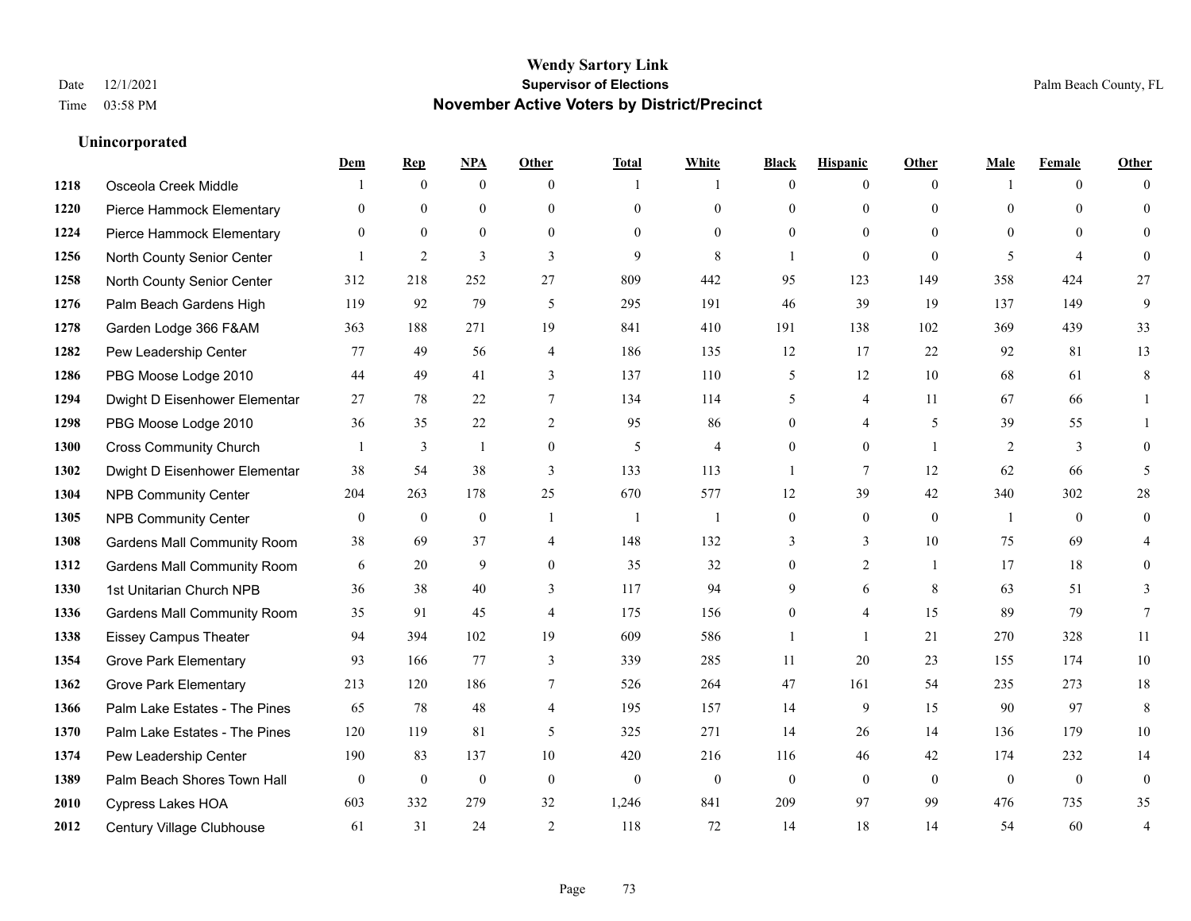# Wendy Sartory Link

## Supervisor of Elections

## November Active Voters by District/Precinct

Date 12/1/2021
Time 03:58 PM

Palm Beach County, FL

### Unincorporated

| | | Dem | Rep | NPA | Other | Total | White | Black | Hispanic | Other | Male | Female | Other |
|---|---|---|---|---|---|---|---|---|---|---|---|---|---|
| 1218 | Osceola Creek Middle | 1 | 0 | 0 | 0 | 1 | 1 | 0 | 0 | 0 | 1 | 0 | 0 |
| 1220 | Pierce Hammock Elementary | 0 | 0 | 0 | 0 | 0 | 0 | 0 | 0 | 0 | 0 | 0 | 0 |
| 1224 | Pierce Hammock Elementary | 0 | 0 | 0 | 0 | 0 | 0 | 0 | 0 | 0 | 0 | 0 | 0 |
| 1256 | North County Senior Center | 1 | 2 | 3 | 3 | 9 | 8 | 1 | 0 | 0 | 5 | 4 | 0 |
| 1258 | North County Senior Center | 312 | 218 | 252 | 27 | 809 | 442 | 95 | 123 | 149 | 358 | 424 | 27 |
| 1276 | Palm Beach Gardens High | 119 | 92 | 79 | 5 | 295 | 191 | 46 | 39 | 19 | 137 | 149 | 9 |
| 1278 | Garden Lodge 366 F&AM | 363 | 188 | 271 | 19 | 841 | 410 | 191 | 138 | 102 | 369 | 439 | 33 |
| 1282 | Pew Leadership Center | 77 | 49 | 56 | 4 | 186 | 135 | 12 | 17 | 22 | 92 | 81 | 13 |
| 1286 | PBG Moose Lodge 2010 | 44 | 49 | 41 | 3 | 137 | 110 | 5 | 12 | 10 | 68 | 61 | 8 |
| 1294 | Dwight D Eisenhower Elementar | 27 | 78 | 22 | 7 | 134 | 114 | 5 | 4 | 11 | 67 | 66 | 1 |
| 1298 | PBG Moose Lodge 2010 | 36 | 35 | 22 | 2 | 95 | 86 | 0 | 4 | 5 | 39 | 55 | 1 |
| 1300 | Cross Community Church | 1 | 3 | 1 | 0 | 5 | 4 | 0 | 0 | 1 | 2 | 3 | 0 |
| 1302 | Dwight D Eisenhower Elementar | 38 | 54 | 38 | 3 | 133 | 113 | 1 | 7 | 12 | 62 | 66 | 5 |
| 1304 | NPB Community Center | 204 | 263 | 178 | 25 | 670 | 577 | 12 | 39 | 42 | 340 | 302 | 28 |
| 1305 | NPB Community Center | 0 | 0 | 0 | 1 | 1 | 1 | 0 | 0 | 0 | 1 | 0 | 0 |
| 1308 | Gardens Mall Community Room | 38 | 69 | 37 | 4 | 148 | 132 | 3 | 3 | 10 | 75 | 69 | 4 |
| 1312 | Gardens Mall Community Room | 6 | 20 | 9 | 0 | 35 | 32 | 0 | 2 | 1 | 17 | 18 | 0 |
| 1330 | 1st Unitarian Church NPB | 36 | 38 | 40 | 3 | 117 | 94 | 9 | 6 | 8 | 63 | 51 | 3 |
| 1336 | Gardens Mall Community Room | 35 | 91 | 45 | 4 | 175 | 156 | 0 | 4 | 15 | 89 | 79 | 7 |
| 1338 | Eissey Campus Theater | 94 | 394 | 102 | 19 | 609 | 586 | 1 | 1 | 21 | 270 | 328 | 11 |
| 1354 | Grove Park Elementary | 93 | 166 | 77 | 3 | 339 | 285 | 11 | 20 | 23 | 155 | 174 | 10 |
| 1362 | Grove Park Elementary | 213 | 120 | 186 | 7 | 526 | 264 | 47 | 161 | 54 | 235 | 273 | 18 |
| 1366 | Palm Lake Estates - The Pines | 65 | 78 | 48 | 4 | 195 | 157 | 14 | 9 | 15 | 90 | 97 | 8 |
| 1370 | Palm Lake Estates - The Pines | 120 | 119 | 81 | 5 | 325 | 271 | 14 | 26 | 14 | 136 | 179 | 10 |
| 1374 | Pew Leadership Center | 190 | 83 | 137 | 10 | 420 | 216 | 116 | 46 | 42 | 174 | 232 | 14 |
| 1389 | Palm Beach Shores Town Hall | 0 | 0 | 0 | 0 | 0 | 0 | 0 | 0 | 0 | 0 | 0 | 0 |
| 2010 | Cypress Lakes HOA | 603 | 332 | 279 | 32 | 1,246 | 841 | 209 | 97 | 99 | 476 | 735 | 35 |
| 2012 | Century Village Clubhouse | 61 | 31 | 24 | 2 | 118 | 72 | 14 | 18 | 14 | 54 | 60 | 4 |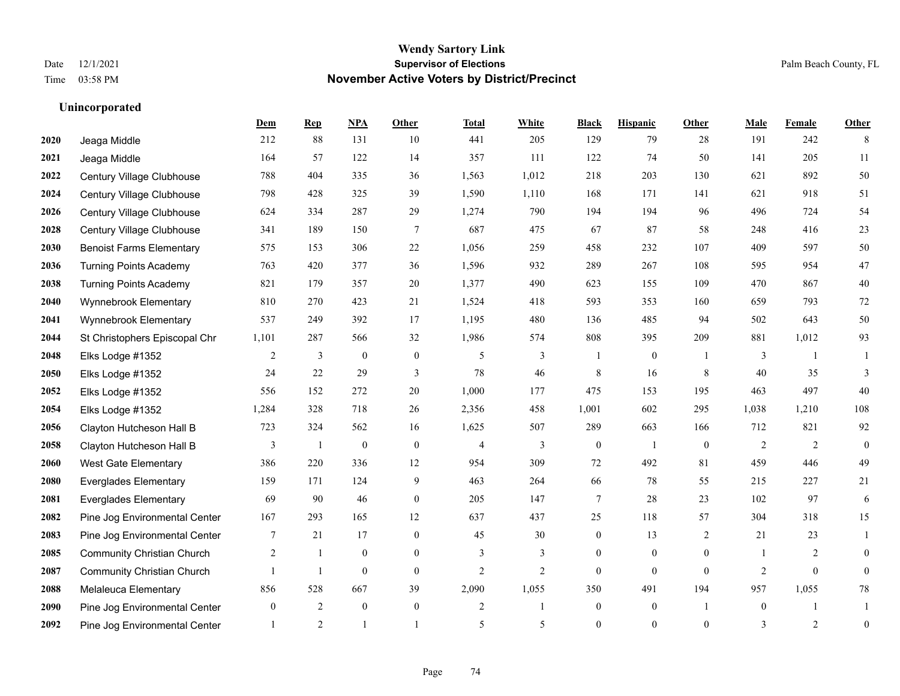# Wendy Sartory Link
## Supervisor of Elections
## November Active Voters by District/Precinct

Date 12/1/2021
Time 03:58 PM

Palm Beach County, FL

### Unincorporated

| | | Dem | Rep | NPA | Other | Total | White | Black | Hispanic | Other | Male | Female | Other |
|---|---|---|---|---|---|---|---|---|---|---|---|---|---|
| 2020 | Jeaga Middle | 212 | 88 | 131 | 10 | 441 | 205 | 129 | 79 | 28 | 191 | 242 | 8 |
| 2021 | Jeaga Middle | 164 | 57 | 122 | 14 | 357 | 111 | 122 | 74 | 50 | 141 | 205 | 11 |
| 2022 | Century Village Clubhouse | 788 | 404 | 335 | 36 | 1,563 | 1,012 | 218 | 203 | 130 | 621 | 892 | 50 |
| 2024 | Century Village Clubhouse | 798 | 428 | 325 | 39 | 1,590 | 1,110 | 168 | 171 | 141 | 621 | 918 | 51 |
| 2026 | Century Village Clubhouse | 624 | 334 | 287 | 29 | 1,274 | 790 | 194 | 194 | 96 | 496 | 724 | 54 |
| 2028 | Century Village Clubhouse | 341 | 189 | 150 | 7 | 687 | 475 | 67 | 87 | 58 | 248 | 416 | 23 |
| 2030 | Benoist Farms Elementary | 575 | 153 | 306 | 22 | 1,056 | 259 | 458 | 232 | 107 | 409 | 597 | 50 |
| 2036 | Turning Points Academy | 763 | 420 | 377 | 36 | 1,596 | 932 | 289 | 267 | 108 | 595 | 954 | 47 |
| 2038 | Turning Points Academy | 821 | 179 | 357 | 20 | 1,377 | 490 | 623 | 155 | 109 | 470 | 867 | 40 |
| 2040 | Wynnebrook Elementary | 810 | 270 | 423 | 21 | 1,524 | 418 | 593 | 353 | 160 | 659 | 793 | 72 |
| 2041 | Wynnebrook Elementary | 537 | 249 | 392 | 17 | 1,195 | 480 | 136 | 485 | 94 | 502 | 643 | 50 |
| 2044 | St Christophers Episcopal Chr | 1,101 | 287 | 566 | 32 | 1,986 | 574 | 808 | 395 | 209 | 881 | 1,012 | 93 |
| 2048 | Elks Lodge #1352 | 2 | 3 | 0 | 0 | 5 | 3 | 1 | 0 | 1 | 3 | 1 | 1 |
| 2050 | Elks Lodge #1352 | 24 | 22 | 29 | 3 | 78 | 46 | 8 | 16 | 8 | 40 | 35 | 3 |
| 2052 | Elks Lodge #1352 | 556 | 152 | 272 | 20 | 1,000 | 177 | 475 | 153 | 195 | 463 | 497 | 40 |
| 2054 | Elks Lodge #1352 | 1,284 | 328 | 718 | 26 | 2,356 | 458 | 1,001 | 602 | 295 | 1,038 | 1,210 | 108 |
| 2056 | Clayton Hutcheson Hall B | 723 | 324 | 562 | 16 | 1,625 | 507 | 289 | 663 | 166 | 712 | 821 | 92 |
| 2058 | Clayton Hutcheson Hall B | 3 | 1 | 0 | 0 | 4 | 3 | 0 | 1 | 0 | 2 | 2 | 0 |
| 2060 | West Gate Elementary | 386 | 220 | 336 | 12 | 954 | 309 | 72 | 492 | 81 | 459 | 446 | 49 |
| 2080 | Everglades Elementary | 159 | 171 | 124 | 9 | 463 | 264 | 66 | 78 | 55 | 215 | 227 | 21 |
| 2081 | Everglades Elementary | 69 | 90 | 46 | 0 | 205 | 147 | 7 | 28 | 23 | 102 | 97 | 6 |
| 2082 | Pine Jog Environmental Center | 167 | 293 | 165 | 12 | 637 | 437 | 25 | 118 | 57 | 304 | 318 | 15 |
| 2083 | Pine Jog Environmental Center | 7 | 21 | 17 | 0 | 45 | 30 | 0 | 13 | 2 | 21 | 23 | 1 |
| 2085 | Community Christian Church | 2 | 1 | 0 | 0 | 3 | 3 | 0 | 0 | 0 | 1 | 2 | 0 |
| 2087 | Community Christian Church | 1 | 1 | 0 | 0 | 2 | 2 | 0 | 0 | 0 | 2 | 0 | 0 |
| 2088 | Melaleuca Elementary | 856 | 528 | 667 | 39 | 2,090 | 1,055 | 350 | 491 | 194 | 957 | 1,055 | 78 |
| 2090 | Pine Jog Environmental Center | 0 | 2 | 0 | 0 | 2 | 1 | 0 | 0 | 1 | 0 | 1 | 1 |
| 2092 | Pine Jog Environmental Center | 1 | 2 | 1 | 1 | 5 | 5 | 0 | 0 | 0 | 3 | 2 | 0 |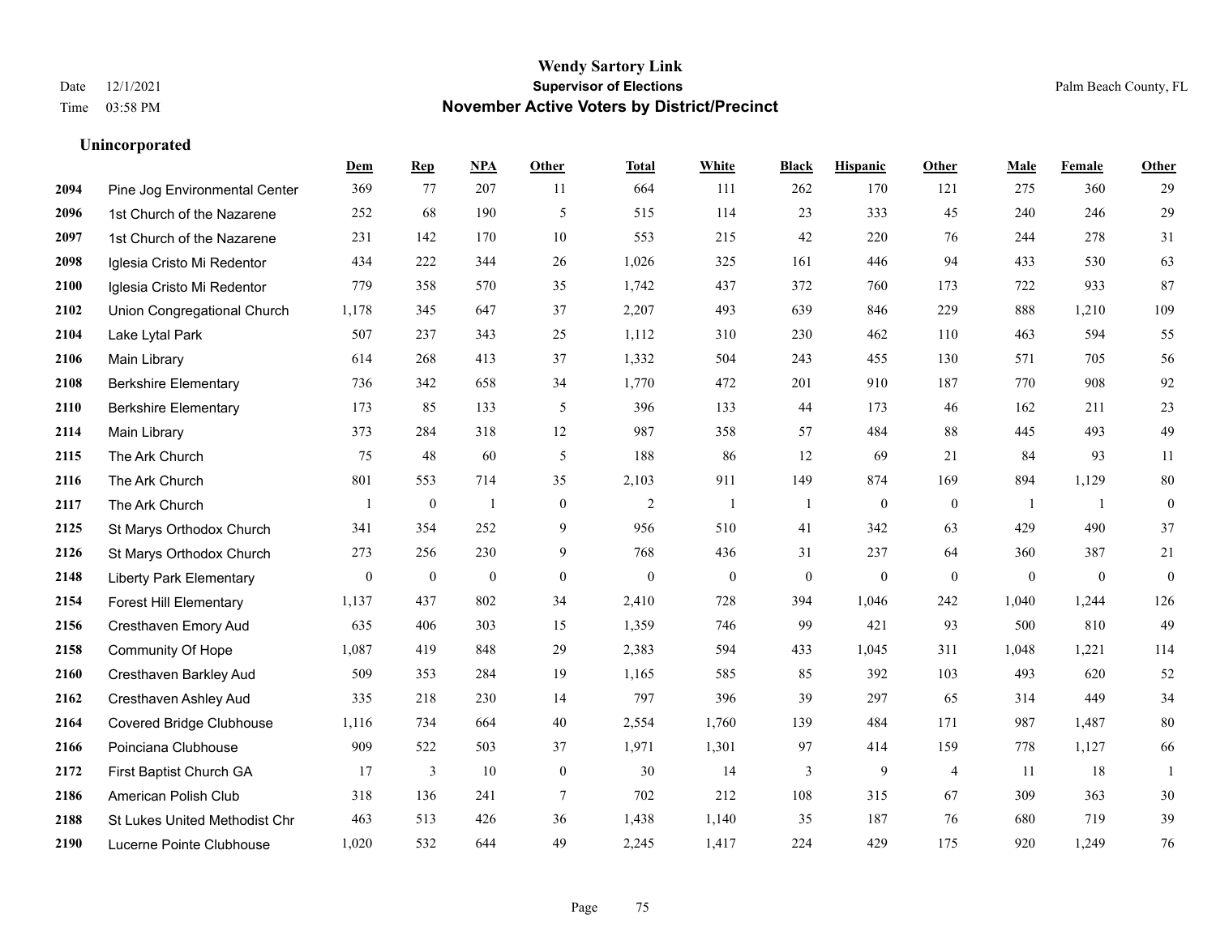# Wendy Sartory Link

## Supervisor of Elections

## November Active Voters by District/Precinct

Date 12/1/2021
Time 03:58 PM

Palm Beach County, FL

### Unincorporated

| | | Dem | Rep | NPA | Other | Total | White | Black | Hispanic | Other | Male | Female | Other |
|---|---|---|---|---|---|---|---|---|---|---|---|---|---|
| 2094 | Pine Jog Environmental Center | 369 | 77 | 207 | 11 | 664 | 111 | 262 | 170 | 121 | 275 | 360 | 29 |
| 2096 | 1st Church of the Nazarene | 252 | 68 | 190 | 5 | 515 | 114 | 23 | 333 | 45 | 240 | 246 | 29 |
| 2097 | 1st Church of the Nazarene | 231 | 142 | 170 | 10 | 553 | 215 | 42 | 220 | 76 | 244 | 278 | 31 |
| 2098 | Iglesia Cristo Mi Redentor | 434 | 222 | 344 | 26 | 1,026 | 325 | 161 | 446 | 94 | 433 | 530 | 63 |
| 2100 | Iglesia Cristo Mi Redentor | 779 | 358 | 570 | 35 | 1,742 | 437 | 372 | 760 | 173 | 722 | 933 | 87 |
| 2102 | Union Congregational Church | 1,178 | 345 | 647 | 37 | 2,207 | 493 | 639 | 846 | 229 | 888 | 1,210 | 109 |
| 2104 | Lake Lytal Park | 507 | 237 | 343 | 25 | 1,112 | 310 | 230 | 462 | 110 | 463 | 594 | 55 |
| 2106 | Main Library | 614 | 268 | 413 | 37 | 1,332 | 504 | 243 | 455 | 130 | 571 | 705 | 56 |
| 2108 | Berkshire Elementary | 736 | 342 | 658 | 34 | 1,770 | 472 | 201 | 910 | 187 | 770 | 908 | 92 |
| 2110 | Berkshire Elementary | 173 | 85 | 133 | 5 | 396 | 133 | 44 | 173 | 46 | 162 | 211 | 23 |
| 2114 | Main Library | 373 | 284 | 318 | 12 | 987 | 358 | 57 | 484 | 88 | 445 | 493 | 49 |
| 2115 | The Ark Church | 75 | 48 | 60 | 5 | 188 | 86 | 12 | 69 | 21 | 84 | 93 | 11 |
| 2116 | The Ark Church | 801 | 553 | 714 | 35 | 2,103 | 911 | 149 | 874 | 169 | 894 | 1,129 | 80 |
| 2117 | The Ark Church | 1 | 0 | 1 | 0 | 2 | 1 | 1 | 0 | 0 | 1 | 1 | 0 |
| 2125 | St Marys Orthodox Church | 341 | 354 | 252 | 9 | 956 | 510 | 41 | 342 | 63 | 429 | 490 | 37 |
| 2126 | St Marys Orthodox Church | 273 | 256 | 230 | 9 | 768 | 436 | 31 | 237 | 64 | 360 | 387 | 21 |
| 2148 | Liberty Park Elementary | 0 | 0 | 0 | 0 | 0 | 0 | 0 | 0 | 0 | 0 | 0 | 0 |
| 2154 | Forest Hill Elementary | 1,137 | 437 | 802 | 34 | 2,410 | 728 | 394 | 1,046 | 242 | 1,040 | 1,244 | 126 |
| 2156 | Cresthaven Emory Aud | 635 | 406 | 303 | 15 | 1,359 | 746 | 99 | 421 | 93 | 500 | 810 | 49 |
| 2158 | Community Of Hope | 1,087 | 419 | 848 | 29 | 2,383 | 594 | 433 | 1,045 | 311 | 1,048 | 1,221 | 114 |
| 2160 | Cresthaven Barkley Aud | 509 | 353 | 284 | 19 | 1,165 | 585 | 85 | 392 | 103 | 493 | 620 | 52 |
| 2162 | Cresthaven Ashley Aud | 335 | 218 | 230 | 14 | 797 | 396 | 39 | 297 | 65 | 314 | 449 | 34 |
| 2164 | Covered Bridge Clubhouse | 1,116 | 734 | 664 | 40 | 2,554 | 1,760 | 139 | 484 | 171 | 987 | 1,487 | 80 |
| 2166 | Poinciana Clubhouse | 909 | 522 | 503 | 37 | 1,971 | 1,301 | 97 | 414 | 159 | 778 | 1,127 | 66 |
| 2172 | First Baptist Church GA | 17 | 3 | 10 | 0 | 30 | 14 | 3 | 9 | 4 | 11 | 18 | 1 |
| 2186 | American Polish Club | 318 | 136 | 241 | 7 | 702 | 212 | 108 | 315 | 67 | 309 | 363 | 30 |
| 2188 | St Lukes United Methodist Chr | 463 | 513 | 426 | 36 | 1,438 | 1,140 | 35 | 187 | 76 | 680 | 719 | 39 |
| 2190 | Lucerne Pointe Clubhouse | 1,020 | 532 | 644 | 49 | 2,245 | 1,417 | 224 | 429 | 175 | 920 | 1,249 | 76 |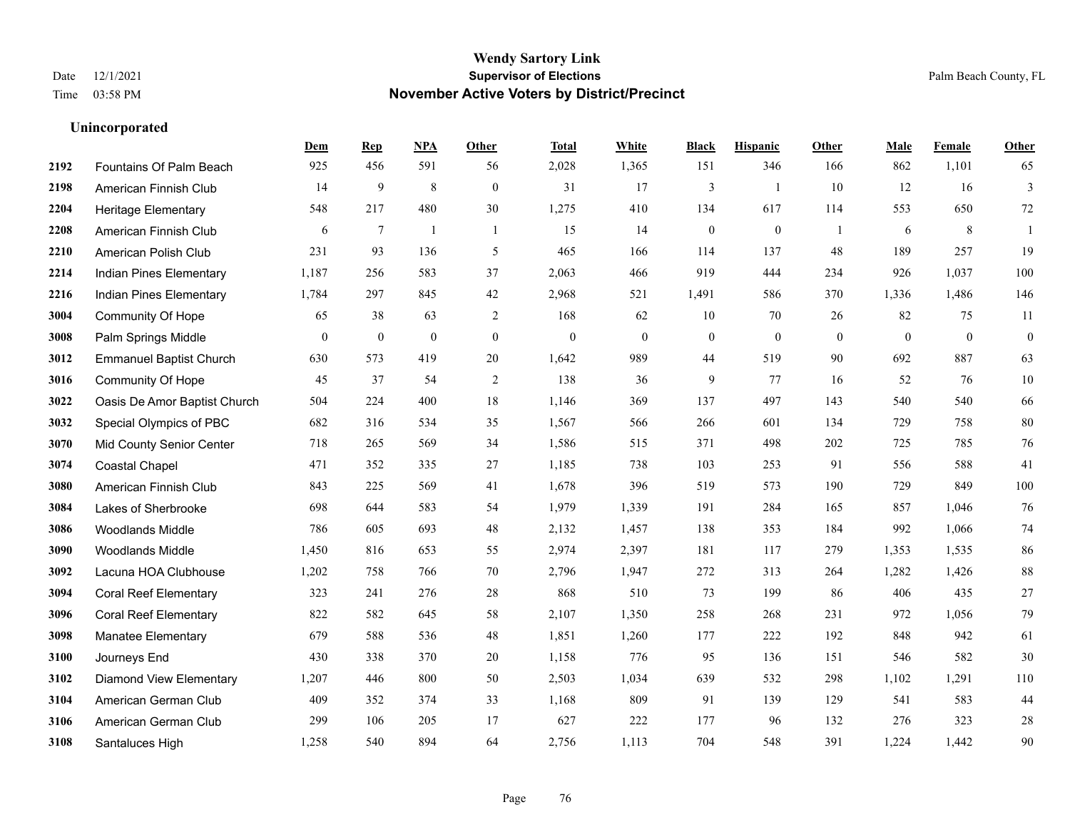# Wendy Sartory Link
## Supervisor of Elections
## November Active Voters by District/Precinct

Date 12/1/2021
Time 03:58 PM

Palm Beach County, FL

### Unincorporated

| | | Dem | Rep | NPA | Other | Total | White | Black | Hispanic | Other | Male | Female | Other |
|---|---|---|---|---|---|---|---|---|---|---|---|---|---|
| 2192 | Fountains Of Palm Beach | 925 | 456 | 591 | 56 | 2,028 | 1,365 | 151 | 346 | 166 | 862 | 1,101 | 65 |
| 2198 | American Finnish Club | 14 | 9 | 8 | 0 | 31 | 17 | 3 | 1 | 10 | 12 | 16 | 3 |
| 2204 | Heritage Elementary | 548 | 217 | 480 | 30 | 1,275 | 410 | 134 | 617 | 114 | 553 | 650 | 72 |
| 2208 | American Finnish Club | 6 | 7 | 1 | 1 | 15 | 14 | 0 | 0 | 1 | 6 | 8 | 1 |
| 2210 | American Polish Club | 231 | 93 | 136 | 5 | 465 | 166 | 114 | 137 | 48 | 189 | 257 | 19 |
| 2214 | Indian Pines Elementary | 1,187 | 256 | 583 | 37 | 2,063 | 466 | 919 | 444 | 234 | 926 | 1,037 | 100 |
| 2216 | Indian Pines Elementary | 1,784 | 297 | 845 | 42 | 2,968 | 521 | 1,491 | 586 | 370 | 1,336 | 1,486 | 146 |
| 3004 | Community Of Hope | 65 | 38 | 63 | 2 | 168 | 62 | 10 | 70 | 26 | 82 | 75 | 11 |
| 3008 | Palm Springs Middle | 0 | 0 | 0 | 0 | 0 | 0 | 0 | 0 | 0 | 0 | 0 | 0 |
| 3012 | Emmanuel Baptist Church | 630 | 573 | 419 | 20 | 1,642 | 989 | 44 | 519 | 90 | 692 | 887 | 63 |
| 3016 | Community Of Hope | 45 | 37 | 54 | 2 | 138 | 36 | 9 | 77 | 16 | 52 | 76 | 10 |
| 3022 | Oasis De Amor Baptist Church | 504 | 224 | 400 | 18 | 1,146 | 369 | 137 | 497 | 143 | 540 | 540 | 66 |
| 3032 | Special Olympics of PBC | 682 | 316 | 534 | 35 | 1,567 | 566 | 266 | 601 | 134 | 729 | 758 | 80 |
| 3070 | Mid County Senior Center | 718 | 265 | 569 | 34 | 1,586 | 515 | 371 | 498 | 202 | 725 | 785 | 76 |
| 3074 | Coastal Chapel | 471 | 352 | 335 | 27 | 1,185 | 738 | 103 | 253 | 91 | 556 | 588 | 41 |
| 3080 | American Finnish Club | 843 | 225 | 569 | 41 | 1,678 | 396 | 519 | 573 | 190 | 729 | 849 | 100 |
| 3084 | Lakes of Sherbrooke | 698 | 644 | 583 | 54 | 1,979 | 1,339 | 191 | 284 | 165 | 857 | 1,046 | 76 |
| 3086 | Woodlands Middle | 786 | 605 | 693 | 48 | 2,132 | 1,457 | 138 | 353 | 184 | 992 | 1,066 | 74 |
| 3090 | Woodlands Middle | 1,450 | 816 | 653 | 55 | 2,974 | 2,397 | 181 | 117 | 279 | 1,353 | 1,535 | 86 |
| 3092 | Lacuna HOA Clubhouse | 1,202 | 758 | 766 | 70 | 2,796 | 1,947 | 272 | 313 | 264 | 1,282 | 1,426 | 88 |
| 3094 | Coral Reef Elementary | 323 | 241 | 276 | 28 | 868 | 510 | 73 | 199 | 86 | 406 | 435 | 27 |
| 3096 | Coral Reef Elementary | 822 | 582 | 645 | 58 | 2,107 | 1,350 | 258 | 268 | 231 | 972 | 1,056 | 79 |
| 3098 | Manatee Elementary | 679 | 588 | 536 | 48 | 1,851 | 1,260 | 177 | 222 | 192 | 848 | 942 | 61 |
| 3100 | Journeys End | 430 | 338 | 370 | 20 | 1,158 | 776 | 95 | 136 | 151 | 546 | 582 | 30 |
| 3102 | Diamond View Elementary | 1,207 | 446 | 800 | 50 | 2,503 | 1,034 | 639 | 532 | 298 | 1,102 | 1,291 | 110 |
| 3104 | American German Club | 409 | 352 | 374 | 33 | 1,168 | 809 | 91 | 139 | 129 | 541 | 583 | 44 |
| 3106 | American German Club | 299 | 106 | 205 | 17 | 627 | 222 | 177 | 96 | 132 | 276 | 323 | 28 |
| 3108 | Santaluces High | 1,258 | 540 | 894 | 64 | 2,756 | 1,113 | 704 | 548 | 391 | 1,224 | 1,442 | 90 |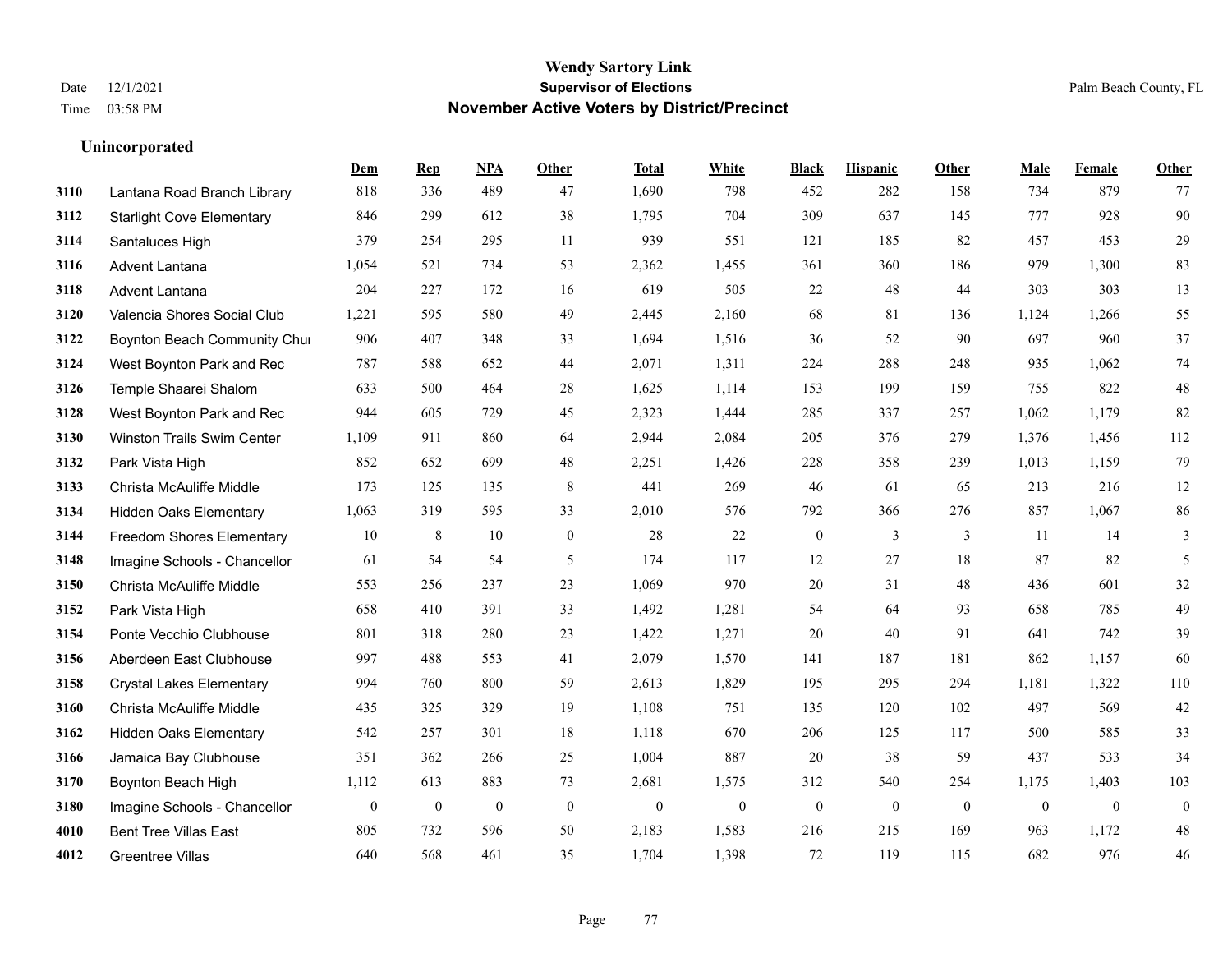# Wendy Sartory Link
## Supervisor of Elections
## November Active Voters by District/Precinct

Date 12/1/2021
Time 03:58 PM

Palm Beach County, FL

### Unincorporated

| | | Dem | Rep | NPA | Other | Total | White | Black | Hispanic | Other | Male | Female | Other |
|---|---|---|---|---|---|---|---|---|---|---|---|---|---|
| 3110 | Lantana Road Branch Library | 818 | 336 | 489 | 47 | 1,690 | 798 | 452 | 282 | 158 | 734 | 879 | 77 |
| 3112 | Starlight Cove Elementary | 846 | 299 | 612 | 38 | 1,795 | 704 | 309 | 637 | 145 | 777 | 928 | 90 |
| 3114 | Santaluces High | 379 | 254 | 295 | 11 | 939 | 551 | 121 | 185 | 82 | 457 | 453 | 29 |
| 3116 | Advent Lantana | 1,054 | 521 | 734 | 53 | 2,362 | 1,455 | 361 | 360 | 186 | 979 | 1,300 | 83 |
| 3118 | Advent Lantana | 204 | 227 | 172 | 16 | 619 | 505 | 22 | 48 | 44 | 303 | 303 | 13 |
| 3120 | Valencia Shores Social Club | 1,221 | 595 | 580 | 49 | 2,445 | 2,160 | 68 | 81 | 136 | 1,124 | 1,266 | 55 |
| 3122 | Boynton Beach Community Chui | 906 | 407 | 348 | 33 | 1,694 | 1,516 | 36 | 52 | 90 | 697 | 960 | 37 |
| 3124 | West Boynton Park and Rec | 787 | 588 | 652 | 44 | 2,071 | 1,311 | 224 | 288 | 248 | 935 | 1,062 | 74 |
| 3126 | Temple Shaarei Shalom | 633 | 500 | 464 | 28 | 1,625 | 1,114 | 153 | 199 | 159 | 755 | 822 | 48 |
| 3128 | West Boynton Park and Rec | 944 | 605 | 729 | 45 | 2,323 | 1,444 | 285 | 337 | 257 | 1,062 | 1,179 | 82 |
| 3130 | Winston Trails Swim Center | 1,109 | 911 | 860 | 64 | 2,944 | 2,084 | 205 | 376 | 279 | 1,376 | 1,456 | 112 |
| 3132 | Park Vista High | 852 | 652 | 699 | 48 | 2,251 | 1,426 | 228 | 358 | 239 | 1,013 | 1,159 | 79 |
| 3133 | Christa McAuliffe Middle | 173 | 125 | 135 | 8 | 441 | 269 | 46 | 61 | 65 | 213 | 216 | 12 |
| 3134 | Hidden Oaks Elementary | 1,063 | 319 | 595 | 33 | 2,010 | 576 | 792 | 366 | 276 | 857 | 1,067 | 86 |
| 3144 | Freedom Shores Elementary | 10 | 8 | 10 | 0 | 28 | 22 | 0 | 3 | 3 | 11 | 14 | 3 |
| 3148 | Imagine Schools - Chancellor | 61 | 54 | 54 | 5 | 174 | 117 | 12 | 27 | 18 | 87 | 82 | 5 |
| 3150 | Christa McAuliffe Middle | 553 | 256 | 237 | 23 | 1,069 | 970 | 20 | 31 | 48 | 436 | 601 | 32 |
| 3152 | Park Vista High | 658 | 410 | 391 | 33 | 1,492 | 1,281 | 54 | 64 | 93 | 658 | 785 | 49 |
| 3154 | Ponte Vecchio Clubhouse | 801 | 318 | 280 | 23 | 1,422 | 1,271 | 20 | 40 | 91 | 641 | 742 | 39 |
| 3156 | Aberdeen East Clubhouse | 997 | 488 | 553 | 41 | 2,079 | 1,570 | 141 | 187 | 181 | 862 | 1,157 | 60 |
| 3158 | Crystal Lakes Elementary | 994 | 760 | 800 | 59 | 2,613 | 1,829 | 195 | 295 | 294 | 1,181 | 1,322 | 110 |
| 3160 | Christa McAuliffe Middle | 435 | 325 | 329 | 19 | 1,108 | 751 | 135 | 120 | 102 | 497 | 569 | 42 |
| 3162 | Hidden Oaks Elementary | 542 | 257 | 301 | 18 | 1,118 | 670 | 206 | 125 | 117 | 500 | 585 | 33 |
| 3166 | Jamaica Bay Clubhouse | 351 | 362 | 266 | 25 | 1,004 | 887 | 20 | 38 | 59 | 437 | 533 | 34 |
| 3170 | Boynton Beach High | 1,112 | 613 | 883 | 73 | 2,681 | 1,575 | 312 | 540 | 254 | 1,175 | 1,403 | 103 |
| 3180 | Imagine Schools - Chancellor | 0 | 0 | 0 | 0 | 0 | 0 | 0 | 0 | 0 | 0 | 0 | 0 |
| 4010 | Bent Tree Villas East | 805 | 732 | 596 | 50 | 2,183 | 1,583 | 216 | 215 | 169 | 963 | 1,172 | 48 |
| 4012 | Greentree Villas | 640 | 568 | 461 | 35 | 1,704 | 1,398 | 72 | 119 | 115 | 682 | 976 | 46 |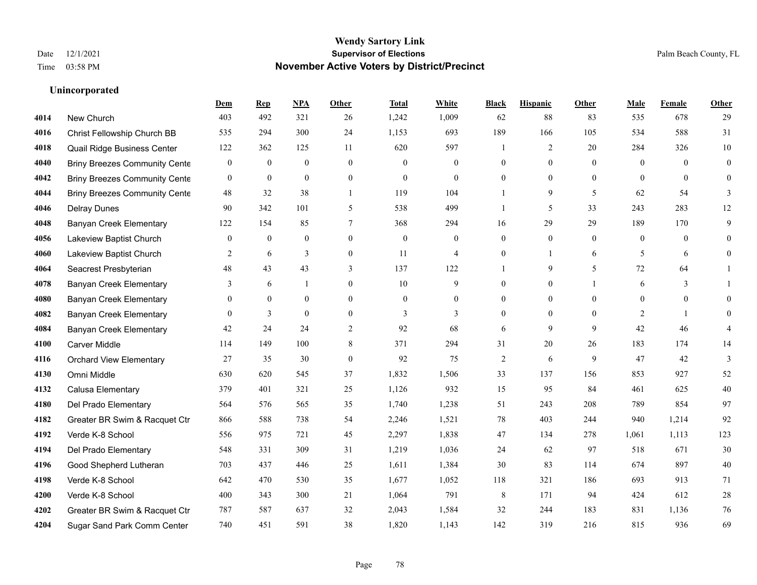# Wendy Sartory Link
## Supervisor of Elections
## November Active Voters by District/Precinct

Date 12/1/2021
Time 03:58 PM
Palm Beach County, FL

### Unincorporated

| | | Dem | Rep | NPA | Other | Total | White | Black | Hispanic | Other | Male | Female | Other |
|---|---|---|---|---|---|---|---|---|---|---|---|---|---|
| 4014 | New Church | 403 | 492 | 321 | 26 | 1,242 | 1,009 | 62 | 88 | 83 | 535 | 678 | 29 |
| 4016 | Christ Fellowship Church BB | 535 | 294 | 300 | 24 | 1,153 | 693 | 189 | 166 | 105 | 534 | 588 | 31 |
| 4018 | Quail Ridge Business Center | 122 | 362 | 125 | 11 | 620 | 597 | 1 | 2 | 20 | 284 | 326 | 10 |
| 4040 | Briny Breezes Community Cente | 0 | 0 | 0 | 0 | 0 | 0 | 0 | 0 | 0 | 0 | 0 | 0 |
| 4042 | Briny Breezes Community Cente | 0 | 0 | 0 | 0 | 0 | 0 | 0 | 0 | 0 | 0 | 0 | 0 |
| 4044 | Briny Breezes Community Cente | 48 | 32 | 38 | 1 | 119 | 104 | 1 | 9 | 5 | 62 | 54 | 3 |
| 4046 | Delray Dunes | 90 | 342 | 101 | 5 | 538 | 499 | 1 | 5 | 33 | 243 | 283 | 12 |
| 4048 | Banyan Creek Elementary | 122 | 154 | 85 | 7 | 368 | 294 | 16 | 29 | 29 | 189 | 170 | 9 |
| 4056 | Lakeview Baptist Church | 0 | 0 | 0 | 0 | 0 | 0 | 0 | 0 | 0 | 0 | 0 | 0 |
| 4060 | Lakeview Baptist Church | 2 | 6 | 3 | 0 | 11 | 4 | 0 | 1 | 6 | 5 | 6 | 0 |
| 4064 | Seacrest Presbyterian | 48 | 43 | 43 | 3 | 137 | 122 | 1 | 9 | 5 | 72 | 64 | 1 |
| 4078 | Banyan Creek Elementary | 3 | 6 | 1 | 0 | 10 | 9 | 0 | 0 | 1 | 6 | 3 | 1 |
| 4080 | Banyan Creek Elementary | 0 | 0 | 0 | 0 | 0 | 0 | 0 | 0 | 0 | 0 | 0 | 0 |
| 4082 | Banyan Creek Elementary | 0 | 3 | 0 | 0 | 3 | 3 | 0 | 0 | 0 | 2 | 1 | 0 |
| 4084 | Banyan Creek Elementary | 42 | 24 | 24 | 2 | 92 | 68 | 6 | 9 | 9 | 42 | 46 | 4 |
| 4100 | Carver Middle | 114 | 149 | 100 | 8 | 371 | 294 | 31 | 20 | 26 | 183 | 174 | 14 |
| 4116 | Orchard View Elementary | 27 | 35 | 30 | 0 | 92 | 75 | 2 | 6 | 9 | 47 | 42 | 3 |
| 4130 | Omni Middle | 630 | 620 | 545 | 37 | 1,832 | 1,506 | 33 | 137 | 156 | 853 | 927 | 52 |
| 4132 | Calusa Elementary | 379 | 401 | 321 | 25 | 1,126 | 932 | 15 | 95 | 84 | 461 | 625 | 40 |
| 4180 | Del Prado Elementary | 564 | 576 | 565 | 35 | 1,740 | 1,238 | 51 | 243 | 208 | 789 | 854 | 97 |
| 4182 | Greater BR Swim & Racquet Ctr | 866 | 588 | 738 | 54 | 2,246 | 1,521 | 78 | 403 | 244 | 940 | 1,214 | 92 |
| 4192 | Verde K-8 School | 556 | 975 | 721 | 45 | 2,297 | 1,838 | 47 | 134 | 278 | 1,061 | 1,113 | 123 |
| 4194 | Del Prado Elementary | 548 | 331 | 309 | 31 | 1,219 | 1,036 | 24 | 62 | 97 | 518 | 671 | 30 |
| 4196 | Good Shepherd Lutheran | 703 | 437 | 446 | 25 | 1,611 | 1,384 | 30 | 83 | 114 | 674 | 897 | 40 |
| 4198 | Verde K-8 School | 642 | 470 | 530 | 35 | 1,677 | 1,052 | 118 | 321 | 186 | 693 | 913 | 71 |
| 4200 | Verde K-8 School | 400 | 343 | 300 | 21 | 1,064 | 791 | 8 | 171 | 94 | 424 | 612 | 28 |
| 4202 | Greater BR Swim & Racquet Ctr | 787 | 587 | 637 | 32 | 2,043 | 1,584 | 32 | 244 | 183 | 831 | 1,136 | 76 |
| 4204 | Sugar Sand Park Comm Center | 740 | 451 | 591 | 38 | 1,820 | 1,143 | 142 | 319 | 216 | 815 | 936 | 69 |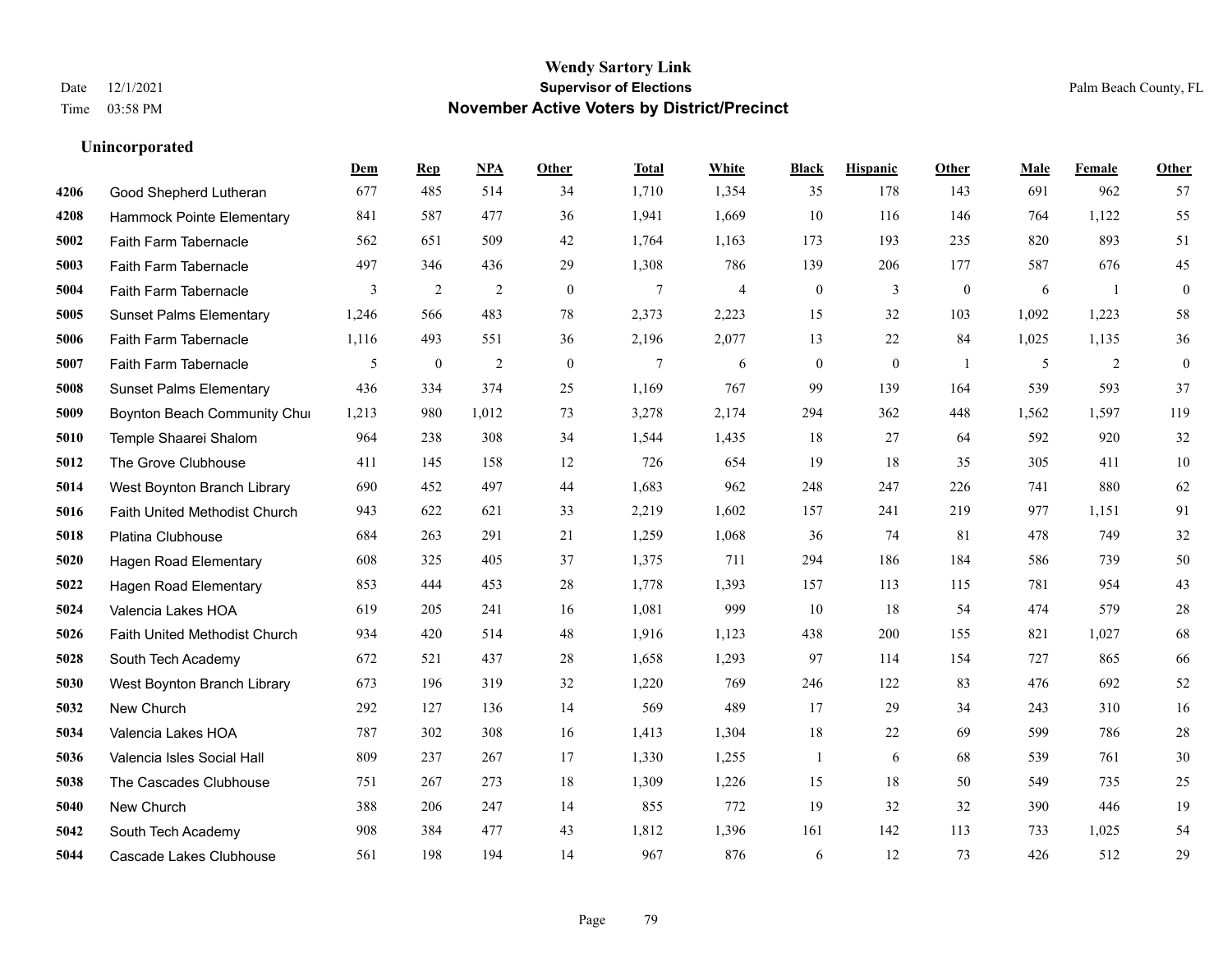# Wendy Sartory Link
## Supervisor of Elections
## November Active Voters by District/Precinct

Date 12/1/2021
Time 03:58 PM

Palm Beach County, FL

### Unincorporated

| | | Dem | Rep | NPA | Other | Total | White | Black | Hispanic | Other | Male | Female | Other |
|---|---|---|---|---|---|---|---|---|---|---|---|---|---|
| 4206 | Good Shepherd Lutheran | 677 | 485 | 514 | 34 | 1,710 | 1,354 | 35 | 178 | 143 | 691 | 962 | 57 |
| 4208 | Hammock Pointe Elementary | 841 | 587 | 477 | 36 | 1,941 | 1,669 | 10 | 116 | 146 | 764 | 1,122 | 55 |
| 5002 | Faith Farm Tabernacle | 562 | 651 | 509 | 42 | 1,764 | 1,163 | 173 | 193 | 235 | 820 | 893 | 51 |
| 5003 | Faith Farm Tabernacle | 497 | 346 | 436 | 29 | 1,308 | 786 | 139 | 206 | 177 | 587 | 676 | 45 |
| 5004 | Faith Farm Tabernacle | 3 | 2 | 2 | 0 | 7 | 4 | 0 | 3 | 0 | 6 | 1 | 0 |
| 5005 | Sunset Palms Elementary | 1,246 | 566 | 483 | 78 | 2,373 | 2,223 | 15 | 32 | 103 | 1,092 | 1,223 | 58 |
| 5006 | Faith Farm Tabernacle | 1,116 | 493 | 551 | 36 | 2,196 | 2,077 | 13 | 22 | 84 | 1,025 | 1,135 | 36 |
| 5007 | Faith Farm Tabernacle | 5 | 0 | 2 | 0 | 7 | 6 | 0 | 0 | 1 | 5 | 2 | 0 |
| 5008 | Sunset Palms Elementary | 436 | 334 | 374 | 25 | 1,169 | 767 | 99 | 139 | 164 | 539 | 593 | 37 |
| 5009 | Boynton Beach Community Chui | 1,213 | 980 | 1,012 | 73 | 3,278 | 2,174 | 294 | 362 | 448 | 1,562 | 1,597 | 119 |
| 5010 | Temple Shaarei Shalom | 964 | 238 | 308 | 34 | 1,544 | 1,435 | 18 | 27 | 64 | 592 | 920 | 32 |
| 5012 | The Grove Clubhouse | 411 | 145 | 158 | 12 | 726 | 654 | 19 | 18 | 35 | 305 | 411 | 10 |
| 5014 | West Boynton Branch Library | 690 | 452 | 497 | 44 | 1,683 | 962 | 248 | 247 | 226 | 741 | 880 | 62 |
| 5016 | Faith United Methodist Church | 943 | 622 | 621 | 33 | 2,219 | 1,602 | 157 | 241 | 219 | 977 | 1,151 | 91 |
| 5018 | Platina Clubhouse | 684 | 263 | 291 | 21 | 1,259 | 1,068 | 36 | 74 | 81 | 478 | 749 | 32 |
| 5020 | Hagen Road Elementary | 608 | 325 | 405 | 37 | 1,375 | 711 | 294 | 186 | 184 | 586 | 739 | 50 |
| 5022 | Hagen Road Elementary | 853 | 444 | 453 | 28 | 1,778 | 1,393 | 157 | 113 | 115 | 781 | 954 | 43 |
| 5024 | Valencia Lakes HOA | 619 | 205 | 241 | 16 | 1,081 | 999 | 10 | 18 | 54 | 474 | 579 | 28 |
| 5026 | Faith United Methodist Church | 934 | 420 | 514 | 48 | 1,916 | 1,123 | 438 | 200 | 155 | 821 | 1,027 | 68 |
| 5028 | South Tech Academy | 672 | 521 | 437 | 28 | 1,658 | 1,293 | 97 | 114 | 154 | 727 | 865 | 66 |
| 5030 | West Boynton Branch Library | 673 | 196 | 319 | 32 | 1,220 | 769 | 246 | 122 | 83 | 476 | 692 | 52 |
| 5032 | New Church | 292 | 127 | 136 | 14 | 569 | 489 | 17 | 29 | 34 | 243 | 310 | 16 |
| 5034 | Valencia Lakes HOA | 787 | 302 | 308 | 16 | 1,413 | 1,304 | 18 | 22 | 69 | 599 | 786 | 28 |
| 5036 | Valencia Isles Social Hall | 809 | 237 | 267 | 17 | 1,330 | 1,255 | 1 | 6 | 68 | 539 | 761 | 30 |
| 5038 | The Cascades Clubhouse | 751 | 267 | 273 | 18 | 1,309 | 1,226 | 15 | 18 | 50 | 549 | 735 | 25 |
| 5040 | New Church | 388 | 206 | 247 | 14 | 855 | 772 | 19 | 32 | 32 | 390 | 446 | 19 |
| 5042 | South Tech Academy | 908 | 384 | 477 | 43 | 1,812 | 1,396 | 161 | 142 | 113 | 733 | 1,025 | 54 |
| 5044 | Cascade Lakes Clubhouse | 561 | 198 | 194 | 14 | 967 | 876 | 6 | 12 | 73 | 426 | 512 | 29 |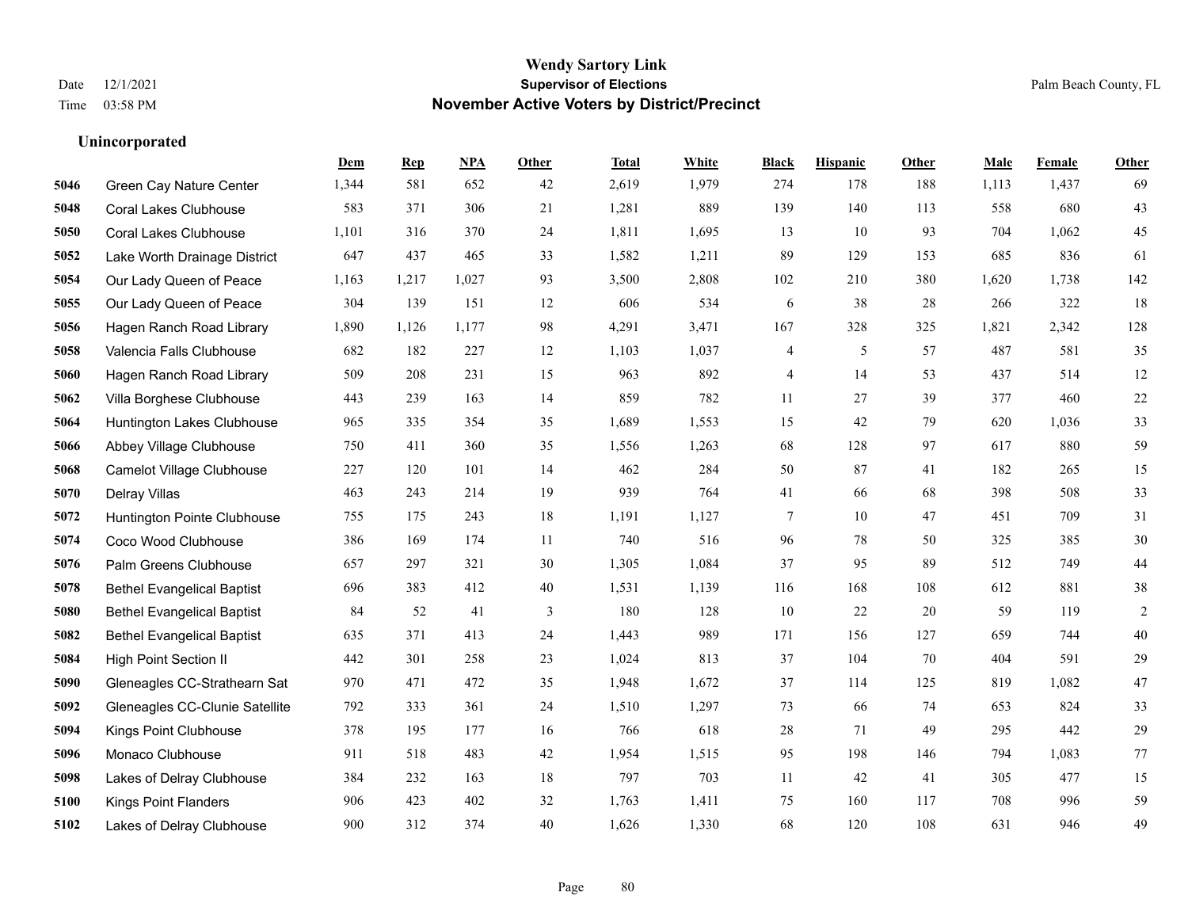# Wendy Sartory Link
## Supervisor of Elections
## November Active Voters by District/Precinct

Date 12/1/2021
Time 03:58 PM

Palm Beach County, FL

### Unincorporated

| | | Dem | Rep | NPA | Other | Total | White | Black | Hispanic | Other | Male | Female | Other |
|---|---|---|---|---|---|---|---|---|---|---|---|---|---|
| 5046 | Green Cay Nature Center | 1,344 | 581 | 652 | 42 | 2,619 | 1,979 | 274 | 178 | 188 | 1,113 | 1,437 | 69 |
| 5048 | Coral Lakes Clubhouse | 583 | 371 | 306 | 21 | 1,281 | 889 | 139 | 140 | 113 | 558 | 680 | 43 |
| 5050 | Coral Lakes Clubhouse | 1,101 | 316 | 370 | 24 | 1,811 | 1,695 | 13 | 10 | 93 | 704 | 1,062 | 45 |
| 5052 | Lake Worth Drainage District | 647 | 437 | 465 | 33 | 1,582 | 1,211 | 89 | 129 | 153 | 685 | 836 | 61 |
| 5054 | Our Lady Queen of Peace | 1,163 | 1,217 | 1,027 | 93 | 3,500 | 2,808 | 102 | 210 | 380 | 1,620 | 1,738 | 142 |
| 5055 | Our Lady Queen of Peace | 304 | 139 | 151 | 12 | 606 | 534 | 6 | 38 | 28 | 266 | 322 | 18 |
| 5056 | Hagen Ranch Road Library | 1,890 | 1,126 | 1,177 | 98 | 4,291 | 3,471 | 167 | 328 | 325 | 1,821 | 2,342 | 128 |
| 5058 | Valencia Falls Clubhouse | 682 | 182 | 227 | 12 | 1,103 | 1,037 | 4 | 5 | 57 | 487 | 581 | 35 |
| 5060 | Hagen Ranch Road Library | 509 | 208 | 231 | 15 | 963 | 892 | 4 | 14 | 53 | 437 | 514 | 12 |
| 5062 | Villa Borghese Clubhouse | 443 | 239 | 163 | 14 | 859 | 782 | 11 | 27 | 39 | 377 | 460 | 22 |
| 5064 | Huntington Lakes Clubhouse | 965 | 335 | 354 | 35 | 1,689 | 1,553 | 15 | 42 | 79 | 620 | 1,036 | 33 |
| 5066 | Abbey Village Clubhouse | 750 | 411 | 360 | 35 | 1,556 | 1,263 | 68 | 128 | 97 | 617 | 880 | 59 |
| 5068 | Camelot Village Clubhouse | 227 | 120 | 101 | 14 | 462 | 284 | 50 | 87 | 41 | 182 | 265 | 15 |
| 5070 | Delray Villas | 463 | 243 | 214 | 19 | 939 | 764 | 41 | 66 | 68 | 398 | 508 | 33 |
| 5072 | Huntington Pointe Clubhouse | 755 | 175 | 243 | 18 | 1,191 | 1,127 | 7 | 10 | 47 | 451 | 709 | 31 |
| 5074 | Coco Wood Clubhouse | 386 | 169 | 174 | 11 | 740 | 516 | 96 | 78 | 50 | 325 | 385 | 30 |
| 5076 | Palm Greens Clubhouse | 657 | 297 | 321 | 30 | 1,305 | 1,084 | 37 | 95 | 89 | 512 | 749 | 44 |
| 5078 | Bethel Evangelical Baptist | 696 | 383 | 412 | 40 | 1,531 | 1,139 | 116 | 168 | 108 | 612 | 881 | 38 |
| 5080 | Bethel Evangelical Baptist | 84 | 52 | 41 | 3 | 180 | 128 | 10 | 22 | 20 | 59 | 119 | 2 |
| 5082 | Bethel Evangelical Baptist | 635 | 371 | 413 | 24 | 1,443 | 989 | 171 | 156 | 127 | 659 | 744 | 40 |
| 5084 | High Point Section II | 442 | 301 | 258 | 23 | 1,024 | 813 | 37 | 104 | 70 | 404 | 591 | 29 |
| 5090 | Gleneagles CC-Strathearn Sat | 970 | 471 | 472 | 35 | 1,948 | 1,672 | 37 | 114 | 125 | 819 | 1,082 | 47 |
| 5092 | Gleneagles CC-Clunie Satellite | 792 | 333 | 361 | 24 | 1,510 | 1,297 | 73 | 66 | 74 | 653 | 824 | 33 |
| 5094 | Kings Point Clubhouse | 378 | 195 | 177 | 16 | 766 | 618 | 28 | 71 | 49 | 295 | 442 | 29 |
| 5096 | Monaco Clubhouse | 911 | 518 | 483 | 42 | 1,954 | 1,515 | 95 | 198 | 146 | 794 | 1,083 | 77 |
| 5098 | Lakes of Delray Clubhouse | 384 | 232 | 163 | 18 | 797 | 703 | 11 | 42 | 41 | 305 | 477 | 15 |
| 5100 | Kings Point Flanders | 906 | 423 | 402 | 32 | 1,763 | 1,411 | 75 | 160 | 117 | 708 | 996 | 59 |
| 5102 | Lakes of Delray Clubhouse | 900 | 312 | 374 | 40 | 1,626 | 1,330 | 68 | 120 | 108 | 631 | 946 | 49 |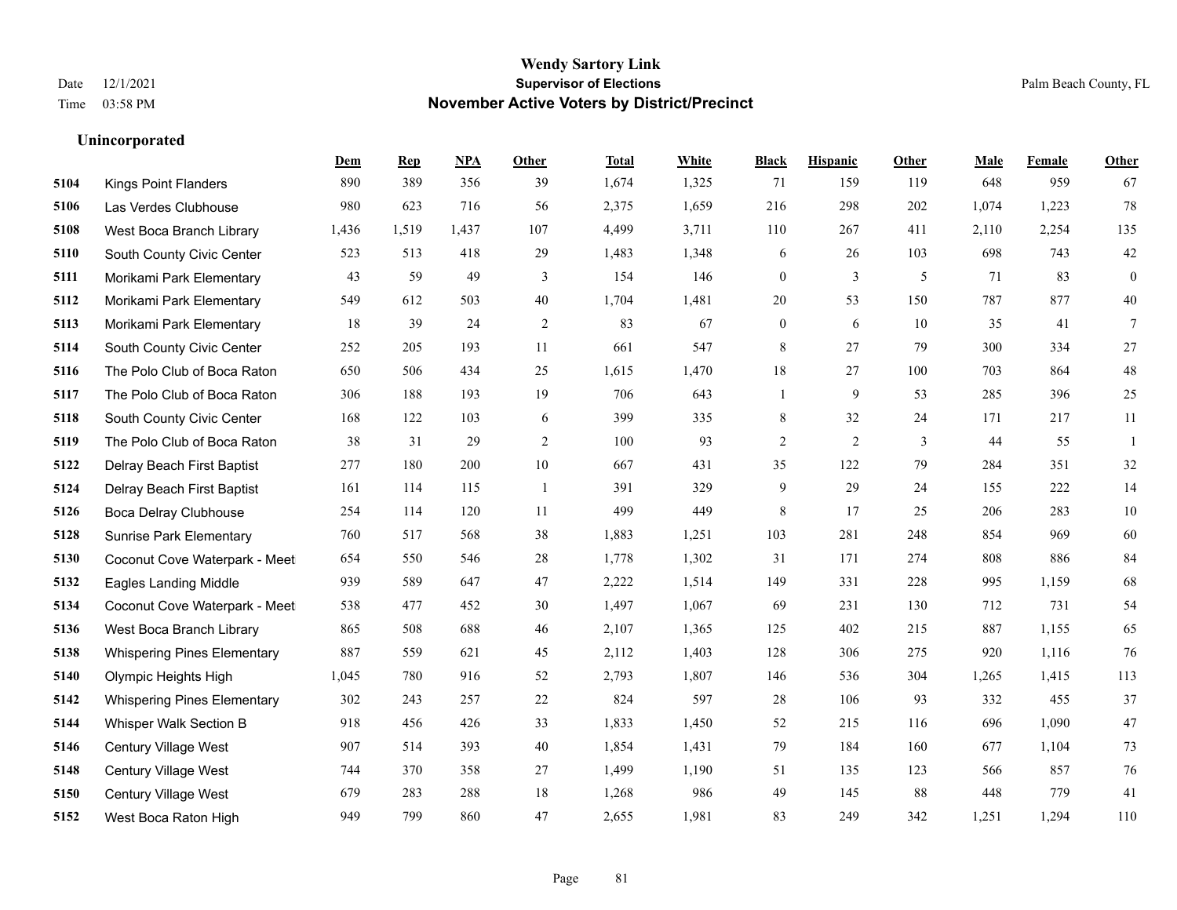# Wendy Sartory Link
## Supervisor of Elections
## November Active Voters by District/Precinct

Date 12/1/2021
Time 03:58 PM

Palm Beach County, FL

### Unincorporated

| | | Dem | Rep | NPA | Other | Total | White | Black | Hispanic | Other | Male | Female | Other |
|---|---|---|---|---|---|---|---|---|---|---|---|---|---|
| 5104 | Kings Point Flanders | 890 | 389 | 356 | 39 | 1,674 | 1,325 | 71 | 159 | 119 | 648 | 959 | 67 |
| 5106 | Las Verdes Clubhouse | 980 | 623 | 716 | 56 | 2,375 | 1,659 | 216 | 298 | 202 | 1,074 | 1,223 | 78 |
| 5108 | West Boca Branch Library | 1,436 | 1,519 | 1,437 | 107 | 4,499 | 3,711 | 110 | 267 | 411 | 2,110 | 2,254 | 135 |
| 5110 | South County Civic Center | 523 | 513 | 418 | 29 | 1,483 | 1,348 | 6 | 26 | 103 | 698 | 743 | 42 |
| 5111 | Morikami Park Elementary | 43 | 59 | 49 | 3 | 154 | 146 | 0 | 3 | 5 | 71 | 83 | 0 |
| 5112 | Morikami Park Elementary | 549 | 612 | 503 | 40 | 1,704 | 1,481 | 20 | 53 | 150 | 787 | 877 | 40 |
| 5113 | Morikami Park Elementary | 18 | 39 | 24 | 2 | 83 | 67 | 0 | 6 | 10 | 35 | 41 | 7 |
| 5114 | South County Civic Center | 252 | 205 | 193 | 11 | 661 | 547 | 8 | 27 | 79 | 300 | 334 | 27 |
| 5116 | The Polo Club of Boca Raton | 650 | 506 | 434 | 25 | 1,615 | 1,470 | 18 | 27 | 100 | 703 | 864 | 48 |
| 5117 | The Polo Club of Boca Raton | 306 | 188 | 193 | 19 | 706 | 643 | 1 | 9 | 53 | 285 | 396 | 25 |
| 5118 | South County Civic Center | 168 | 122 | 103 | 6 | 399 | 335 | 8 | 32 | 24 | 171 | 217 | 11 |
| 5119 | The Polo Club of Boca Raton | 38 | 31 | 29 | 2 | 100 | 93 | 2 | 2 | 3 | 44 | 55 | 1 |
| 5122 | Delray Beach First Baptist | 277 | 180 | 200 | 10 | 667 | 431 | 35 | 122 | 79 | 284 | 351 | 32 |
| 5124 | Delray Beach First Baptist | 161 | 114 | 115 | 1 | 391 | 329 | 9 | 29 | 24 | 155 | 222 | 14 |
| 5126 | Boca Delray Clubhouse | 254 | 114 | 120 | 11 | 499 | 449 | 8 | 17 | 25 | 206 | 283 | 10 |
| 5128 | Sunrise Park Elementary | 760 | 517 | 568 | 38 | 1,883 | 1,251 | 103 | 281 | 248 | 854 | 969 | 60 |
| 5130 | Coconut Cove Waterpark - Meet | 654 | 550 | 546 | 28 | 1,778 | 1,302 | 31 | 171 | 274 | 808 | 886 | 84 |
| 5132 | Eagles Landing Middle | 939 | 589 | 647 | 47 | 2,222 | 1,514 | 149 | 331 | 228 | 995 | 1,159 | 68 |
| 5134 | Coconut Cove Waterpark - Meet | 538 | 477 | 452 | 30 | 1,497 | 1,067 | 69 | 231 | 130 | 712 | 731 | 54 |
| 5136 | West Boca Branch Library | 865 | 508 | 688 | 46 | 2,107 | 1,365 | 125 | 402 | 215 | 887 | 1,155 | 65 |
| 5138 | Whispering Pines Elementary | 887 | 559 | 621 | 45 | 2,112 | 1,403 | 128 | 306 | 275 | 920 | 1,116 | 76 |
| 5140 | Olympic Heights High | 1,045 | 780 | 916 | 52 | 2,793 | 1,807 | 146 | 536 | 304 | 1,265 | 1,415 | 113 |
| 5142 | Whispering Pines Elementary | 302 | 243 | 257 | 22 | 824 | 597 | 28 | 106 | 93 | 332 | 455 | 37 |
| 5144 | Whisper Walk Section B | 918 | 456 | 426 | 33 | 1,833 | 1,450 | 52 | 215 | 116 | 696 | 1,090 | 47 |
| 5146 | Century Village West | 907 | 514 | 393 | 40 | 1,854 | 1,431 | 79 | 184 | 160 | 677 | 1,104 | 73 |
| 5148 | Century Village West | 744 | 370 | 358 | 27 | 1,499 | 1,190 | 51 | 135 | 123 | 566 | 857 | 76 |
| 5150 | Century Village West | 679 | 283 | 288 | 18 | 1,268 | 986 | 49 | 145 | 88 | 448 | 779 | 41 |
| 5152 | West Boca Raton High | 949 | 799 | 860 | 47 | 2,655 | 1,981 | 83 | 249 | 342 | 1,251 | 1,294 | 110 |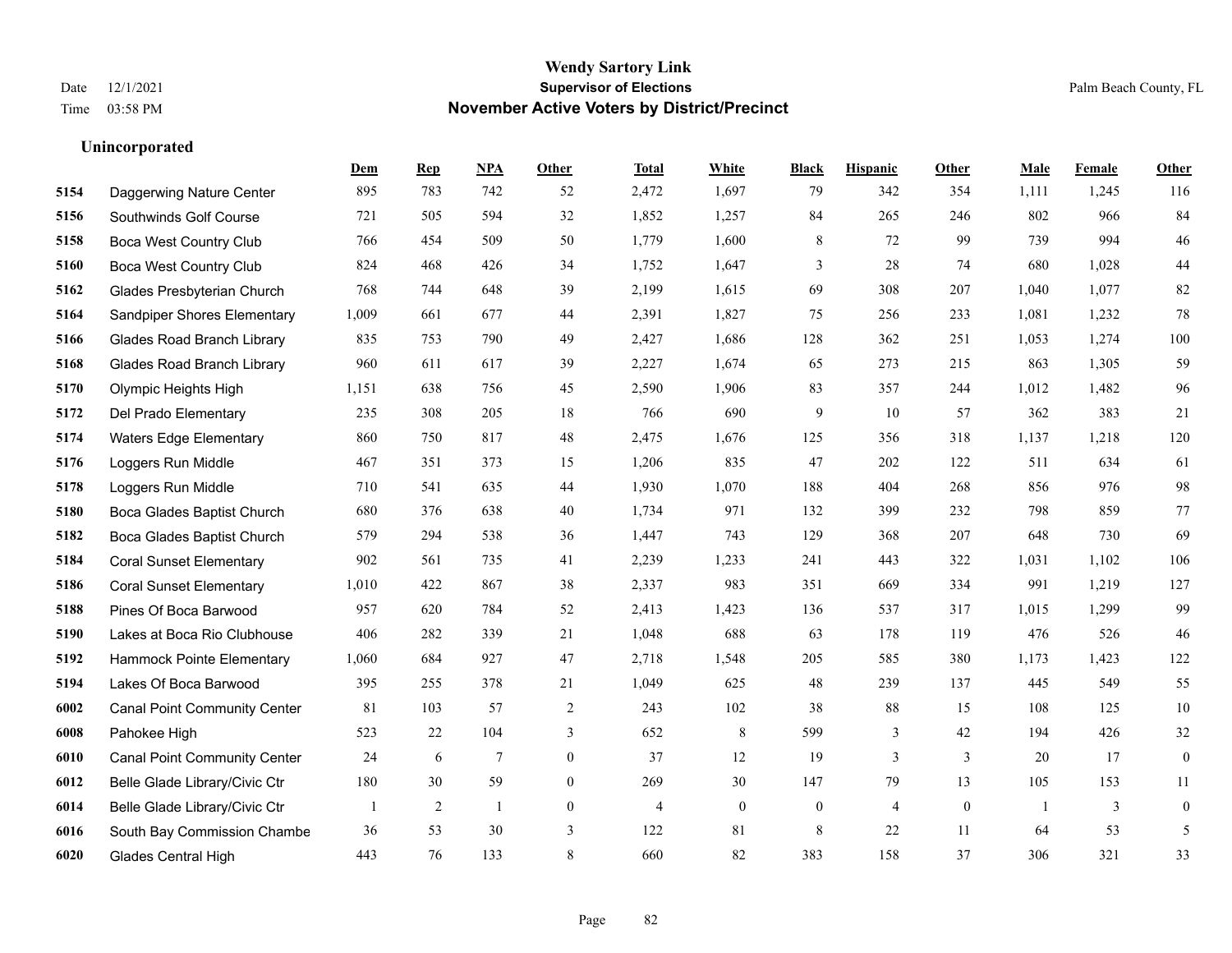# Wendy Sartory Link

## Supervisor of Elections

## November Active Voters by District/Precinct

Date 12/1/2021
Time 03:58 PM

Palm Beach County, FL

### Unincorporated

| | | Dem | Rep | NPA | Other | Total | White | Black | Hispanic | Other | Male | Female | Other |
|---|---|---|---|---|---|---|---|---|---|---|---|---|---|
| 5154 | Daggerwing Nature Center | 895 | 783 | 742 | 52 | 2,472 | 1,697 | 79 | 342 | 354 | 1,111 | 1,245 | 116 |
| 5156 | Southwinds Golf Course | 721 | 505 | 594 | 32 | 1,852 | 1,257 | 84 | 265 | 246 | 802 | 966 | 84 |
| 5158 | Boca West Country Club | 766 | 454 | 509 | 50 | 1,779 | 1,600 | 8 | 72 | 99 | 739 | 994 | 46 |
| 5160 | Boca West Country Club | 824 | 468 | 426 | 34 | 1,752 | 1,647 | 3 | 28 | 74 | 680 | 1,028 | 44 |
| 5162 | Glades Presbyterian Church | 768 | 744 | 648 | 39 | 2,199 | 1,615 | 69 | 308 | 207 | 1,040 | 1,077 | 82 |
| 5164 | Sandpiper Shores Elementary | 1,009 | 661 | 677 | 44 | 2,391 | 1,827 | 75 | 256 | 233 | 1,081 | 1,232 | 78 |
| 5166 | Glades Road Branch Library | 835 | 753 | 790 | 49 | 2,427 | 1,686 | 128 | 362 | 251 | 1,053 | 1,274 | 100 |
| 5168 | Glades Road Branch Library | 960 | 611 | 617 | 39 | 2,227 | 1,674 | 65 | 273 | 215 | 863 | 1,305 | 59 |
| 5170 | Olympic Heights High | 1,151 | 638 | 756 | 45 | 2,590 | 1,906 | 83 | 357 | 244 | 1,012 | 1,482 | 96 |
| 5172 | Del Prado Elementary | 235 | 308 | 205 | 18 | 766 | 690 | 9 | 10 | 57 | 362 | 383 | 21 |
| 5174 | Waters Edge Elementary | 860 | 750 | 817 | 48 | 2,475 | 1,676 | 125 | 356 | 318 | 1,137 | 1,218 | 120 |
| 5176 | Loggers Run Middle | 467 | 351 | 373 | 15 | 1,206 | 835 | 47 | 202 | 122 | 511 | 634 | 61 |
| 5178 | Loggers Run Middle | 710 | 541 | 635 | 44 | 1,930 | 1,070 | 188 | 404 | 268 | 856 | 976 | 98 |
| 5180 | Boca Glades Baptist Church | 680 | 376 | 638 | 40 | 1,734 | 971 | 132 | 399 | 232 | 798 | 859 | 77 |
| 5182 | Boca Glades Baptist Church | 579 | 294 | 538 | 36 | 1,447 | 743 | 129 | 368 | 207 | 648 | 730 | 69 |
| 5184 | Coral Sunset Elementary | 902 | 561 | 735 | 41 | 2,239 | 1,233 | 241 | 443 | 322 | 1,031 | 1,102 | 106 |
| 5186 | Coral Sunset Elementary | 1,010 | 422 | 867 | 38 | 2,337 | 983 | 351 | 669 | 334 | 991 | 1,219 | 127 |
| 5188 | Pines Of Boca Barwood | 957 | 620 | 784 | 52 | 2,413 | 1,423 | 136 | 537 | 317 | 1,015 | 1,299 | 99 |
| 5190 | Lakes at Boca Rio Clubhouse | 406 | 282 | 339 | 21 | 1,048 | 688 | 63 | 178 | 119 | 476 | 526 | 46 |
| 5192 | Hammock Pointe Elementary | 1,060 | 684 | 927 | 47 | 2,718 | 1,548 | 205 | 585 | 380 | 1,173 | 1,423 | 122 |
| 5194 | Lakes Of Boca Barwood | 395 | 255 | 378 | 21 | 1,049 | 625 | 48 | 239 | 137 | 445 | 549 | 55 |
| 6002 | Canal Point Community Center | 81 | 103 | 57 | 2 | 243 | 102 | 38 | 88 | 15 | 108 | 125 | 10 |
| 6008 | Pahokee High | 523 | 22 | 104 | 3 | 652 | 8 | 599 | 3 | 42 | 194 | 426 | 32 |
| 6010 | Canal Point Community Center | 24 | 6 | 7 | 0 | 37 | 12 | 19 | 3 | 3 | 20 | 17 | 0 |
| 6012 | Belle Glade Library/Civic Ctr | 180 | 30 | 59 | 0 | 269 | 30 | 147 | 79 | 13 | 105 | 153 | 11 |
| 6014 | Belle Glade Library/Civic Ctr | 1 | 2 | 1 | 0 | 4 | 0 | 0 | 4 | 0 | 1 | 3 | 0 |
| 6016 | South Bay Commission Chambe | 36 | 53 | 30 | 3 | 122 | 81 | 8 | 22 | 11 | 64 | 53 | 5 |
| 6020 | Glades Central High | 443 | 76 | 133 | 8 | 660 | 82 | 383 | 158 | 37 | 306 | 321 | 33 |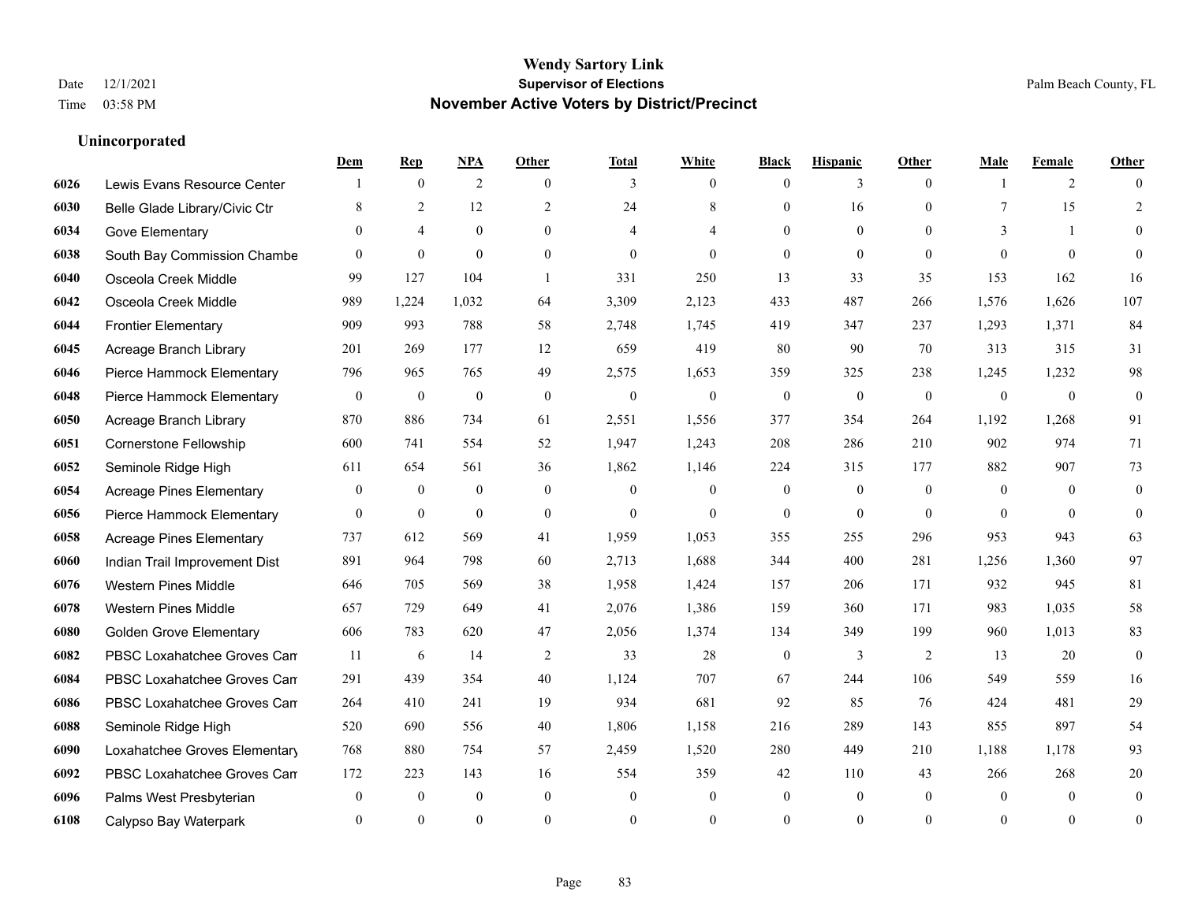# Wendy Sartory Link
## Supervisor of Elections
## November Active Voters by District/Precinct

Date 12/1/2021
Time 03:58 PM

Palm Beach County, FL

### Unincorporated

| | | Dem | Rep | NPA | Other | Total | White | Black | Hispanic | Other | Male | Female | Other |
|---|---|---|---|---|---|---|---|---|---|---|---|---|---|
| 6026 | Lewis Evans Resource Center | 1 | 0 | 2 | 0 | 3 | 0 | 0 | 3 | 0 | 1 | 2 | 0 |
| 6030 | Belle Glade Library/Civic Ctr | 8 | 2 | 12 | 2 | 24 | 8 | 0 | 16 | 0 | 7 | 15 | 2 |
| 6034 | Gove Elementary | 0 | 4 | 0 | 0 | 4 | 4 | 0 | 0 | 0 | 3 | 1 | 0 |
| 6038 | South Bay Commission Chambe | 0 | 0 | 0 | 0 | 0 | 0 | 0 | 0 | 0 | 0 | 0 | 0 |
| 6040 | Osceola Creek Middle | 99 | 127 | 104 | 1 | 331 | 250 | 13 | 33 | 35 | 153 | 162 | 16 |
| 6042 | Osceola Creek Middle | 989 | 1,224 | 1,032 | 64 | 3,309 | 2,123 | 433 | 487 | 266 | 1,576 | 1,626 | 107 |
| 6044 | Frontier Elementary | 909 | 993 | 788 | 58 | 2,748 | 1,745 | 419 | 347 | 237 | 1,293 | 1,371 | 84 |
| 6045 | Acreage Branch Library | 201 | 269 | 177 | 12 | 659 | 419 | 80 | 90 | 70 | 313 | 315 | 31 |
| 6046 | Pierce Hammock Elementary | 796 | 965 | 765 | 49 | 2,575 | 1,653 | 359 | 325 | 238 | 1,245 | 1,232 | 98 |
| 6048 | Pierce Hammock Elementary | 0 | 0 | 0 | 0 | 0 | 0 | 0 | 0 | 0 | 0 | 0 | 0 |
| 6050 | Acreage Branch Library | 870 | 886 | 734 | 61 | 2,551 | 1,556 | 377 | 354 | 264 | 1,192 | 1,268 | 91 |
| 6051 | Cornerstone Fellowship | 600 | 741 | 554 | 52 | 1,947 | 1,243 | 208 | 286 | 210 | 902 | 974 | 71 |
| 6052 | Seminole Ridge High | 611 | 654 | 561 | 36 | 1,862 | 1,146 | 224 | 315 | 177 | 882 | 907 | 73 |
| 6054 | Acreage Pines Elementary | 0 | 0 | 0 | 0 | 0 | 0 | 0 | 0 | 0 | 0 | 0 | 0 |
| 6056 | Pierce Hammock Elementary | 0 | 0 | 0 | 0 | 0 | 0 | 0 | 0 | 0 | 0 | 0 | 0 |
| 6058 | Acreage Pines Elementary | 737 | 612 | 569 | 41 | 1,959 | 1,053 | 355 | 255 | 296 | 953 | 943 | 63 |
| 6060 | Indian Trail Improvement Dist | 891 | 964 | 798 | 60 | 2,713 | 1,688 | 344 | 400 | 281 | 1,256 | 1,360 | 97 |
| 6076 | Western Pines Middle | 646 | 705 | 569 | 38 | 1,958 | 1,424 | 157 | 206 | 171 | 932 | 945 | 81 |
| 6078 | Western Pines Middle | 657 | 729 | 649 | 41 | 2,076 | 1,386 | 159 | 360 | 171 | 983 | 1,035 | 58 |
| 6080 | Golden Grove Elementary | 606 | 783 | 620 | 47 | 2,056 | 1,374 | 134 | 349 | 199 | 960 | 1,013 | 83 |
| 6082 | PBSC Loxahatchee Groves Can | 11 | 6 | 14 | 2 | 33 | 28 | 0 | 3 | 2 | 13 | 20 | 0 |
| 6084 | PBSC Loxahatchee Groves Can | 291 | 439 | 354 | 40 | 1,124 | 707 | 67 | 244 | 106 | 549 | 559 | 16 |
| 6086 | PBSC Loxahatchee Groves Can | 264 | 410 | 241 | 19 | 934 | 681 | 92 | 85 | 76 | 424 | 481 | 29 |
| 6088 | Seminole Ridge High | 520 | 690 | 556 | 40 | 1,806 | 1,158 | 216 | 289 | 143 | 855 | 897 | 54 |
| 6090 | Loxahatchee Groves Elementary | 768 | 880 | 754 | 57 | 2,459 | 1,520 | 280 | 449 | 210 | 1,188 | 1,178 | 93 |
| 6092 | PBSC Loxahatchee Groves Can | 172 | 223 | 143 | 16 | 554 | 359 | 42 | 110 | 43 | 266 | 268 | 20 |
| 6096 | Palms West Presbyterian | 0 | 0 | 0 | 0 | 0 | 0 | 0 | 0 | 0 | 0 | 0 | 0 |
| 6108 | Calypso Bay Waterpark | 0 | 0 | 0 | 0 | 0 | 0 | 0 | 0 | 0 | 0 | 0 | 0 |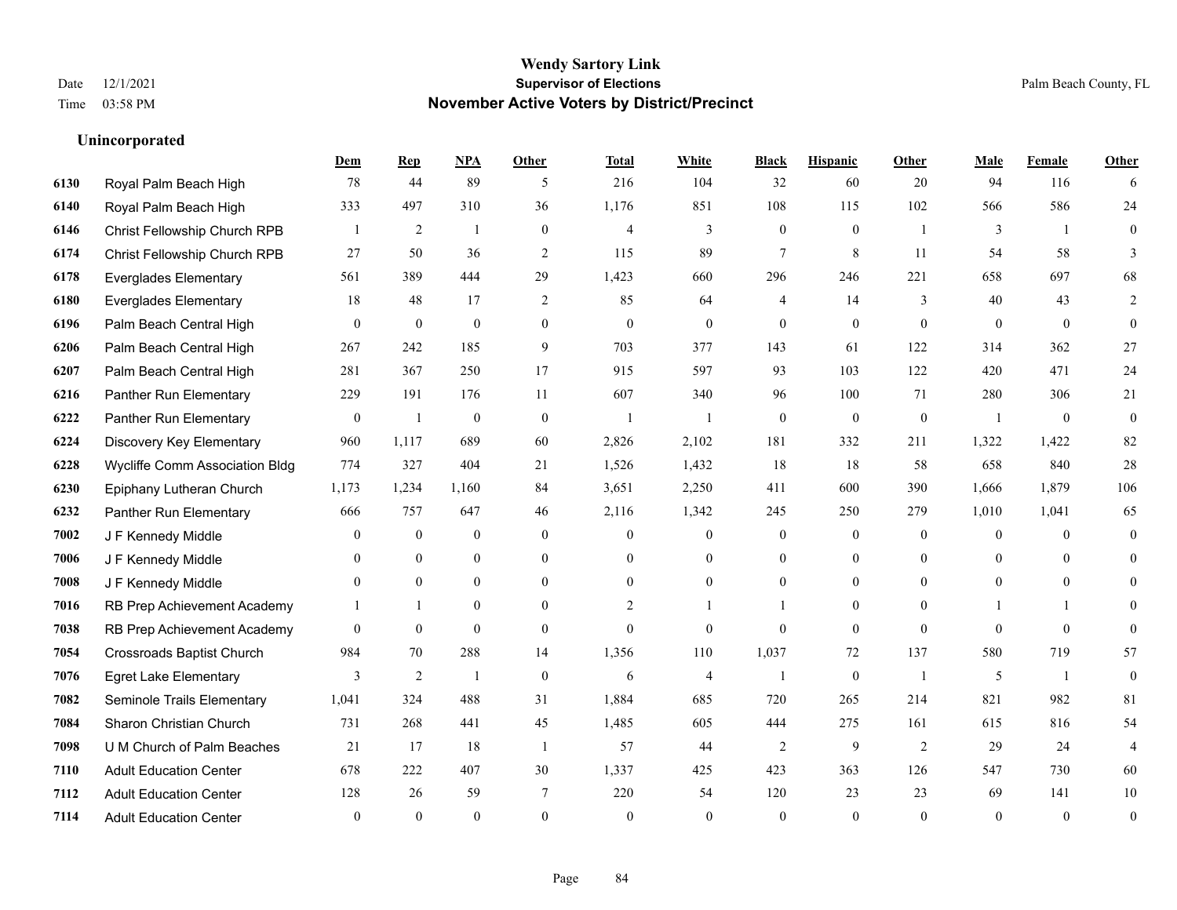# Wendy Sartory Link

## Supervisor of Elections

## November Active Voters by District/Precinct

Date 12/1/2021
Time 03:58 PM

Palm Beach County, FL

### Unincorporated

| | | Dem | Rep | NPA | Other | Total | White | Black | Hispanic | Other | Male | Female | Other |
|---|---|---|---|---|---|---|---|---|---|---|---|---|---|
| 6130 | Royal Palm Beach High | 78 | 44 | 89 | 5 | 216 | 104 | 32 | 60 | 20 | 94 | 116 | 6 |
| 6140 | Royal Palm Beach High | 333 | 497 | 310 | 36 | 1,176 | 851 | 108 | 115 | 102 | 566 | 586 | 24 |
| 6146 | Christ Fellowship Church RPB | 1 | 2 | 1 | 0 | 4 | 3 | 0 | 0 | 1 | 3 | 1 | 0 |
| 6174 | Christ Fellowship Church RPB | 27 | 50 | 36 | 2 | 115 | 89 | 7 | 8 | 11 | 54 | 58 | 3 |
| 6178 | Everglades Elementary | 561 | 389 | 444 | 29 | 1,423 | 660 | 296 | 246 | 221 | 658 | 697 | 68 |
| 6180 | Everglades Elementary | 18 | 48 | 17 | 2 | 85 | 64 | 4 | 14 | 3 | 40 | 43 | 2 |
| 6196 | Palm Beach Central High | 0 | 0 | 0 | 0 | 0 | 0 | 0 | 0 | 0 | 0 | 0 | 0 |
| 6206 | Palm Beach Central High | 267 | 242 | 185 | 9 | 703 | 377 | 143 | 61 | 122 | 314 | 362 | 27 |
| 6207 | Palm Beach Central High | 281 | 367 | 250 | 17 | 915 | 597 | 93 | 103 | 122 | 420 | 471 | 24 |
| 6216 | Panther Run Elementary | 229 | 191 | 176 | 11 | 607 | 340 | 96 | 100 | 71 | 280 | 306 | 21 |
| 6222 | Panther Run Elementary | 0 | 1 | 0 | 0 | 1 | 1 | 0 | 0 | 0 | 1 | 0 | 0 |
| 6224 | Discovery Key Elementary | 960 | 1,117 | 689 | 60 | 2,826 | 2,102 | 181 | 332 | 211 | 1,322 | 1,422 | 82 |
| 6228 | Wycliffe Comm Association Bldg | 774 | 327 | 404 | 21 | 1,526 | 1,432 | 18 | 18 | 58 | 658 | 840 | 28 |
| 6230 | Epiphany Lutheran Church | 1,173 | 1,234 | 1,160 | 84 | 3,651 | 2,250 | 411 | 600 | 390 | 1,666 | 1,879 | 106 |
| 6232 | Panther Run Elementary | 666 | 757 | 647 | 46 | 2,116 | 1,342 | 245 | 250 | 279 | 1,010 | 1,041 | 65 |
| 7002 | J F Kennedy Middle | 0 | 0 | 0 | 0 | 0 | 0 | 0 | 0 | 0 | 0 | 0 | 0 |
| 7006 | J F Kennedy Middle | 0 | 0 | 0 | 0 | 0 | 0 | 0 | 0 | 0 | 0 | 0 | 0 |
| 7008 | J F Kennedy Middle | 0 | 0 | 0 | 0 | 0 | 0 | 0 | 0 | 0 | 0 | 0 | 0 |
| 7016 | RB Prep Achievement Academy | 1 | 1 | 0 | 0 | 2 | 1 | 1 | 0 | 0 | 1 | 1 | 0 |
| 7038 | RB Prep Achievement Academy | 0 | 0 | 0 | 0 | 0 | 0 | 0 | 0 | 0 | 0 | 0 | 0 |
| 7054 | Crossroads Baptist Church | 984 | 70 | 288 | 14 | 1,356 | 110 | 1,037 | 72 | 137 | 580 | 719 | 57 |
| 7076 | Egret Lake Elementary | 3 | 2 | 1 | 0 | 6 | 4 | 1 | 0 | 1 | 5 | 1 | 0 |
| 7082 | Seminole Trails Elementary | 1,041 | 324 | 488 | 31 | 1,884 | 685 | 720 | 265 | 214 | 821 | 982 | 81 |
| 7084 | Sharon Christian Church | 731 | 268 | 441 | 45 | 1,485 | 605 | 444 | 275 | 161 | 615 | 816 | 54 |
| 7098 | U M Church of Palm Beaches | 21 | 17 | 18 | 1 | 57 | 44 | 2 | 9 | 2 | 29 | 24 | 4 |
| 7110 | Adult Education Center | 678 | 222 | 407 | 30 | 1,337 | 425 | 423 | 363 | 126 | 547 | 730 | 60 |
| 7112 | Adult Education Center | 128 | 26 | 59 | 7 | 220 | 54 | 120 | 23 | 23 | 69 | 141 | 10 |
| 7114 | Adult Education Center | 0 | 0 | 0 | 0 | 0 | 0 | 0 | 0 | 0 | 0 | 0 | 0 |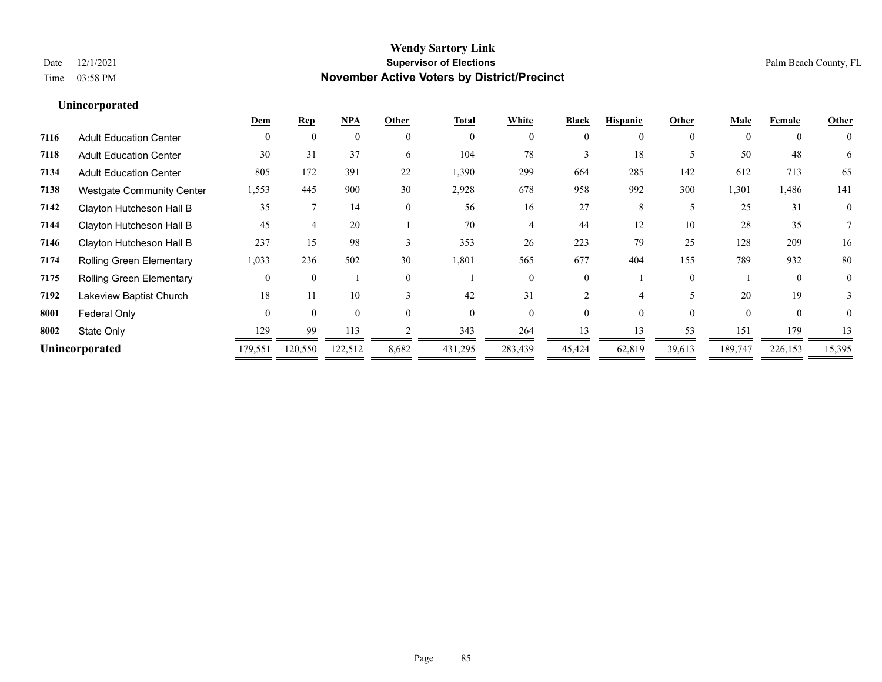**Wendy Sartory Link**
**Supervisor of Elections**
**November Active Voters by District/Precinct**

Date 12/1/2021
Time 03:58 PM

Palm Beach County, FL

## Unincorporated

| | | Dem | Rep | NPA | Other | Total | White | Black | Hispanic | Other | Male | Female | Other |
|---|---|---|---|---|---|---|---|---|---|---|---|---|---|
| 7116 | Adult Education Center | 0 | 0 | 0 | 0 | 0 | 0 | 0 | 0 | 0 | 0 | 0 | 0 |
| 7118 | Adult Education Center | 30 | 31 | 37 | 6 | 104 | 78 | 3 | 18 | 5 | 50 | 48 | 6 |
| 7134 | Adult Education Center | 805 | 172 | 391 | 22 | 1,390 | 299 | 664 | 285 | 142 | 612 | 713 | 65 |
| 7138 | Westgate Community Center | 1,553 | 445 | 900 | 30 | 2,928 | 678 | 958 | 992 | 300 | 1,301 | 1,486 | 141 |
| 7142 | Clayton Hutcheson Hall B | 35 | 7 | 14 | 0 | 56 | 16 | 27 | 8 | 5 | 25 | 31 | 0 |
| 7144 | Clayton Hutcheson Hall B | 45 | 4 | 20 | 1 | 70 | 4 | 44 | 12 | 10 | 28 | 35 | 7 |
| 7146 | Clayton Hutcheson Hall B | 237 | 15 | 98 | 3 | 353 | 26 | 223 | 79 | 25 | 128 | 209 | 16 |
| 7174 | Rolling Green Elementary | 1,033 | 236 | 502 | 30 | 1,801 | 565 | 677 | 404 | 155 | 789 | 932 | 80 |
| 7175 | Rolling Green Elementary | 0 | 0 | 1 | 0 | 1 | 0 | 0 | 1 | 0 | 1 | 0 | 0 |
| 7192 | Lakeview Baptist Church | 18 | 11 | 10 | 3 | 42 | 31 | 2 | 4 | 5 | 20 | 19 | 3 |
| 8001 | Federal Only | 0 | 0 | 0 | 0 | 0 | 0 | 0 | 0 | 0 | 0 | 0 | 0 |
| 8002 | State Only | 129 | 99 | 113 | 2 | 343 | 264 | 13 | 13 | 53 | 151 | 179 | 13 |
| **Unincorporated** | | 179,551 | 120,550 | 122,512 | 8,682 | 431,295 | 283,439 | 45,424 | 62,819 | 39,613 | 189,747 | 226,153 | 15,395 |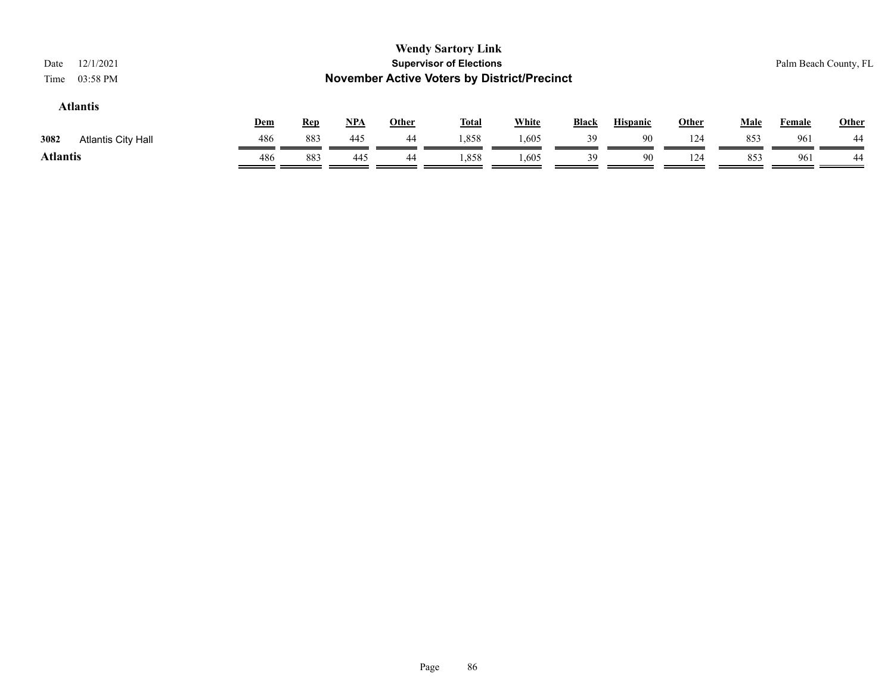**Wendy Sartory Link**

**Supervisor of Elections**

**November Active Voters by District/Precinct**

Date 12/1/2021

Time 03:58 PM

Palm Beach County, FL

### Atlantis

| | | Dem | Rep | NPA | Other | Total | White | Black | Hispanic | Other | Male | Female | Other |
|---|---|---|---|---|---|---|---|---|---|---|---|---|---|
| 3082 | Atlantis City Hall | 486 | 883 | 445 | 44 | 1,858 | 1,605 | 39 | 90 | 124 | 853 | 961 | 44 |
| **Atlantis** | | 486 | 883 | 445 | 44 | 1,858 | 1,605 | 39 | 90 | 124 | 853 | 961 | 44 |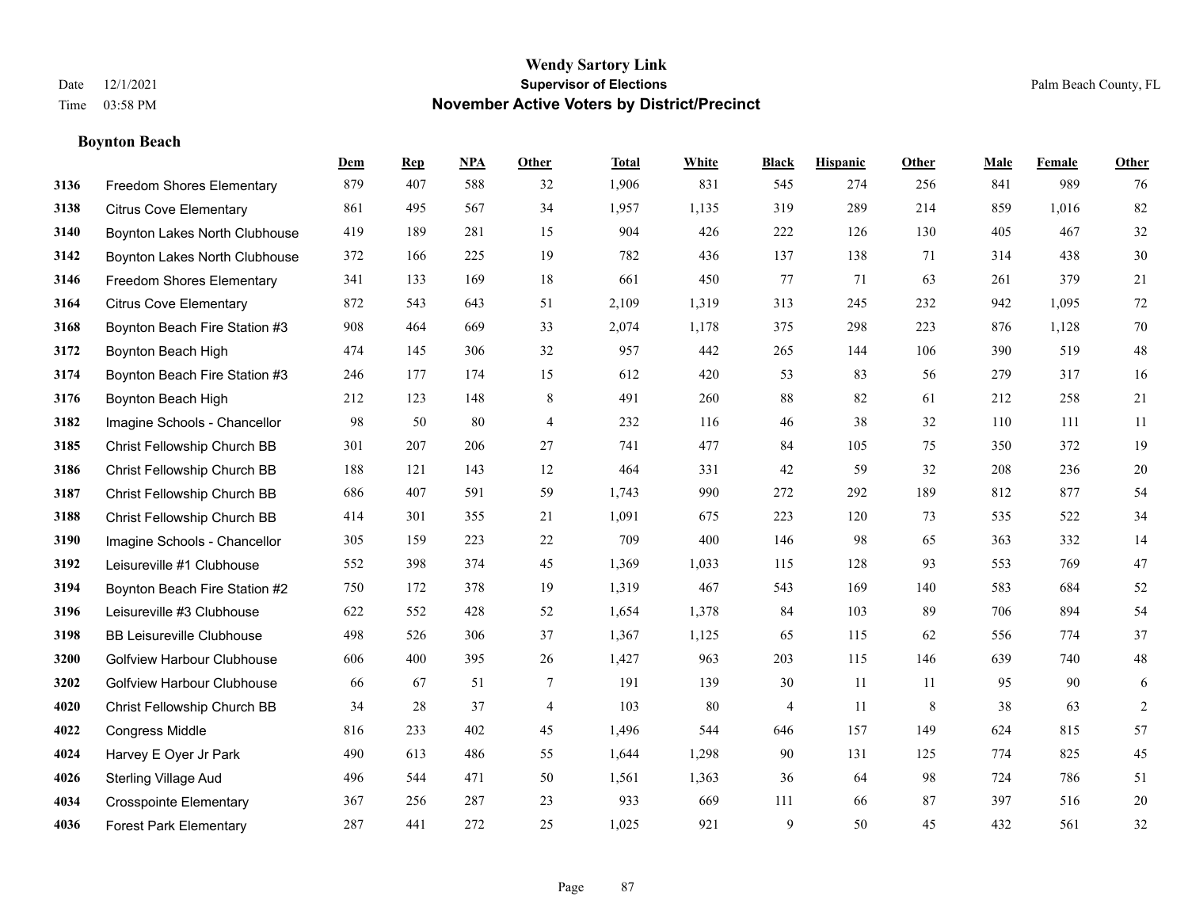# Wendy Sartory Link
## Supervisor of Elections
## November Active Voters by District/Precinct

Date 12/1/2021
Time 03:58 PM

Palm Beach County, FL

### Boynton Beach

| | | Dem | Rep | NPA | Other | Total | White | Black | Hispanic | Other | Male | Female | Other |
|---|---|---|---|---|---|---|---|---|---|---|---|---|---|
| 3136 | Freedom Shores Elementary | 879 | 407 | 588 | 32 | 1,906 | 831 | 545 | 274 | 256 | 841 | 989 | 76 |
| 3138 | Citrus Cove Elementary | 861 | 495 | 567 | 34 | 1,957 | 1,135 | 319 | 289 | 214 | 859 | 1,016 | 82 |
| 3140 | Boynton Lakes North Clubhouse | 419 | 189 | 281 | 15 | 904 | 426 | 222 | 126 | 130 | 405 | 467 | 32 |
| 3142 | Boynton Lakes North Clubhouse | 372 | 166 | 225 | 19 | 782 | 436 | 137 | 138 | 71 | 314 | 438 | 30 |
| 3146 | Freedom Shores Elementary | 341 | 133 | 169 | 18 | 661 | 450 | 77 | 71 | 63 | 261 | 379 | 21 |
| 3164 | Citrus Cove Elementary | 872 | 543 | 643 | 51 | 2,109 | 1,319 | 313 | 245 | 232 | 942 | 1,095 | 72 |
| 3168 | Boynton Beach Fire Station #3 | 908 | 464 | 669 | 33 | 2,074 | 1,178 | 375 | 298 | 223 | 876 | 1,128 | 70 |
| 3172 | Boynton Beach High | 474 | 145 | 306 | 32 | 957 | 442 | 265 | 144 | 106 | 390 | 519 | 48 |
| 3174 | Boynton Beach Fire Station #3 | 246 | 177 | 174 | 15 | 612 | 420 | 53 | 83 | 56 | 279 | 317 | 16 |
| 3176 | Boynton Beach High | 212 | 123 | 148 | 8 | 491 | 260 | 88 | 82 | 61 | 212 | 258 | 21 |
| 3182 | Imagine Schools - Chancellor | 98 | 50 | 80 | 4 | 232 | 116 | 46 | 38 | 32 | 110 | 111 | 11 |
| 3185 | Christ Fellowship Church BB | 301 | 207 | 206 | 27 | 741 | 477 | 84 | 105 | 75 | 350 | 372 | 19 |
| 3186 | Christ Fellowship Church BB | 188 | 121 | 143 | 12 | 464 | 331 | 42 | 59 | 32 | 208 | 236 | 20 |
| 3187 | Christ Fellowship Church BB | 686 | 407 | 591 | 59 | 1,743 | 990 | 272 | 292 | 189 | 812 | 877 | 54 |
| 3188 | Christ Fellowship Church BB | 414 | 301 | 355 | 21 | 1,091 | 675 | 223 | 120 | 73 | 535 | 522 | 34 |
| 3190 | Imagine Schools - Chancellor | 305 | 159 | 223 | 22 | 709 | 400 | 146 | 98 | 65 | 363 | 332 | 14 |
| 3192 | Leisureville #1 Clubhouse | 552 | 398 | 374 | 45 | 1,369 | 1,033 | 115 | 128 | 93 | 553 | 769 | 47 |
| 3194 | Boynton Beach Fire Station #2 | 750 | 172 | 378 | 19 | 1,319 | 467 | 543 | 169 | 140 | 583 | 684 | 52 |
| 3196 | Leisureville #3 Clubhouse | 622 | 552 | 428 | 52 | 1,654 | 1,378 | 84 | 103 | 89 | 706 | 894 | 54 |
| 3198 | BB Leisureville Clubhouse | 498 | 526 | 306 | 37 | 1,367 | 1,125 | 65 | 115 | 62 | 556 | 774 | 37 |
| 3200 | Golfview Harbour Clubhouse | 606 | 400 | 395 | 26 | 1,427 | 963 | 203 | 115 | 146 | 639 | 740 | 48 |
| 3202 | Golfview Harbour Clubhouse | 66 | 67 | 51 | 7 | 191 | 139 | 30 | 11 | 11 | 95 | 90 | 6 |
| 4020 | Christ Fellowship Church BB | 34 | 28 | 37 | 4 | 103 | 80 | 4 | 11 | 8 | 38 | 63 | 2 |
| 4022 | Congress Middle | 816 | 233 | 402 | 45 | 1,496 | 544 | 646 | 157 | 149 | 624 | 815 | 57 |
| 4024 | Harvey E Oyer Jr Park | 490 | 613 | 486 | 55 | 1,644 | 1,298 | 90 | 131 | 125 | 774 | 825 | 45 |
| 4026 | Sterling Village Aud | 496 | 544 | 471 | 50 | 1,561 | 1,363 | 36 | 64 | 98 | 724 | 786 | 51 |
| 4034 | Crosspointe Elementary | 367 | 256 | 287 | 23 | 933 | 669 | 111 | 66 | 87 | 397 | 516 | 20 |
| 4036 | Forest Park Elementary | 287 | 441 | 272 | 25 | 1,025 | 921 | 9 | 50 | 45 | 432 | 561 | 32 |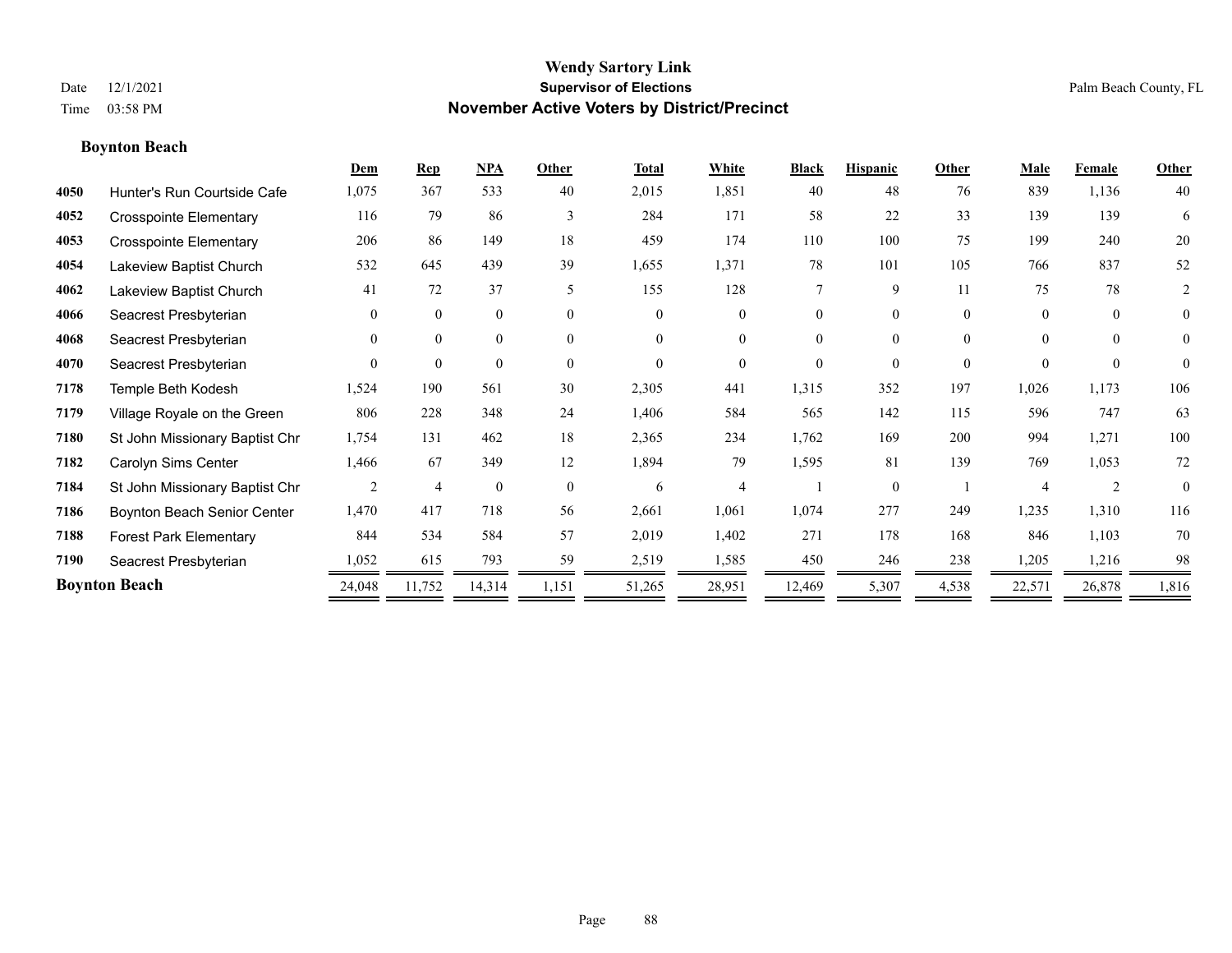# Wendy Sartory Link

**Supervisor of Elections**

**November Active Voters by District/Precinct**

Date 12/1/2021
Time 03:58 PM

Palm Beach County, FL

## Boynton Beach

| | | Dem | Rep | NPA | Other | Total | White | Black | Hispanic | Other | Male | Female | Other |
|---|---|---|---|---|---|---|---|---|---|---|---|---|---|
| 4050 | Hunter's Run Courtside Cafe | 1,075 | 367 | 533 | 40 | 2,015 | 1,851 | 40 | 48 | 76 | 839 | 1,136 | 40 |
| 4052 | Crosspointe Elementary | 116 | 79 | 86 | 3 | 284 | 171 | 58 | 22 | 33 | 139 | 139 | 6 |
| 4053 | Crosspointe Elementary | 206 | 86 | 149 | 18 | 459 | 174 | 110 | 100 | 75 | 199 | 240 | 20 |
| 4054 | Lakeview Baptist Church | 532 | 645 | 439 | 39 | 1,655 | 1,371 | 78 | 101 | 105 | 766 | 837 | 52 |
| 4062 | Lakeview Baptist Church | 41 | 72 | 37 | 5 | 155 | 128 | 7 | 9 | 11 | 75 | 78 | 2 |
| 4066 | Seacrest Presbyterian | 0 | 0 | 0 | 0 | 0 | 0 | 0 | 0 | 0 | 0 | 0 | 0 |
| 4068 | Seacrest Presbyterian | 0 | 0 | 0 | 0 | 0 | 0 | 0 | 0 | 0 | 0 | 0 | 0 |
| 4070 | Seacrest Presbyterian | 0 | 0 | 0 | 0 | 0 | 0 | 0 | 0 | 0 | 0 | 0 | 0 |
| 7178 | Temple Beth Kodesh | 1,524 | 190 | 561 | 30 | 2,305 | 441 | 1,315 | 352 | 197 | 1,026 | 1,173 | 106 |
| 7179 | Village Royale on the Green | 806 | 228 | 348 | 24 | 1,406 | 584 | 565 | 142 | 115 | 596 | 747 | 63 |
| 7180 | St John Missionary Baptist Chr | 1,754 | 131 | 462 | 18 | 2,365 | 234 | 1,762 | 169 | 200 | 994 | 1,271 | 100 |
| 7182 | Carolyn Sims Center | 1,466 | 67 | 349 | 12 | 1,894 | 79 | 1,595 | 81 | 139 | 769 | 1,053 | 72 |
| 7184 | St John Missionary Baptist Chr | 2 | 4 | 0 | 0 | 6 | 4 | 1 | 0 | 1 | 4 | 2 | 0 |
| 7186 | Boynton Beach Senior Center | 1,470 | 417 | 718 | 56 | 2,661 | 1,061 | 1,074 | 277 | 249 | 1,235 | 1,310 | 116 |
| 7188 | Forest Park Elementary | 844 | 534 | 584 | 57 | 2,019 | 1,402 | 271 | 178 | 168 | 846 | 1,103 | 70 |
| 7190 | Seacrest Presbyterian | 1,052 | 615 | 793 | 59 | 2,519 | 1,585 | 450 | 246 | 238 | 1,205 | 1,216 | 98 |
| **Boynton Beach** | | 24,048 | 11,752 | 14,314 | 1,151 | 51,265 | 28,951 | 12,469 | 5,307 | 4,538 | 22,571 | 26,878 | 1,816 |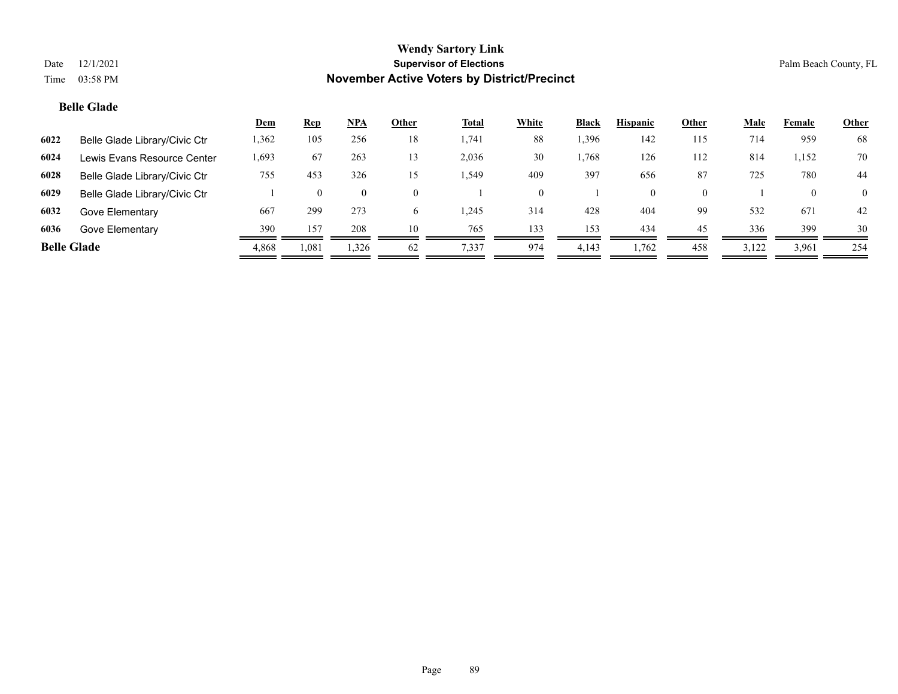# Wendy Sartory Link
## Supervisor of Elections
## November Active Voters by District/Precinct

Date 12/1/2021
Time 03:58 PM

Palm Beach County, FL

### Belle Glade

| | | Dem | Rep | NPA | Other | Total | White | Black | Hispanic | Other | Male | Female | Other |
|---|---|---|---|---|---|---|---|---|---|---|---|---|---|
| 6022 | Belle Glade Library/Civic Ctr | 1,362 | 105 | 256 | 18 | 1,741 | 88 | 1,396 | 142 | 115 | 714 | 959 | 68 |
| 6024 | Lewis Evans Resource Center | 1,693 | 67 | 263 | 13 | 2,036 | 30 | 1,768 | 126 | 112 | 814 | 1,152 | 70 |
| 6028 | Belle Glade Library/Civic Ctr | 755 | 453 | 326 | 15 | 1,549 | 409 | 397 | 656 | 87 | 725 | 780 | 44 |
| 6029 | Belle Glade Library/Civic Ctr | 1 | 0 | 0 | 0 | 1 | 0 | 1 | 0 | 0 | 1 | 0 | 0 |
| 6032 | Gove Elementary | 667 | 299 | 273 | 6 | 1,245 | 314 | 428 | 404 | 99 | 532 | 671 | 42 |
| 6036 | Gove Elementary | 390 | 157 | 208 | 10 | 765 | 133 | 153 | 434 | 45 | 336 | 399 | 30 |
| **Belle Glade** | | 4,868 | 1,081 | 1,326 | 62 | 7,337 | 974 | 4,143 | 1,762 | 458 | 3,122 | 3,961 | 254 |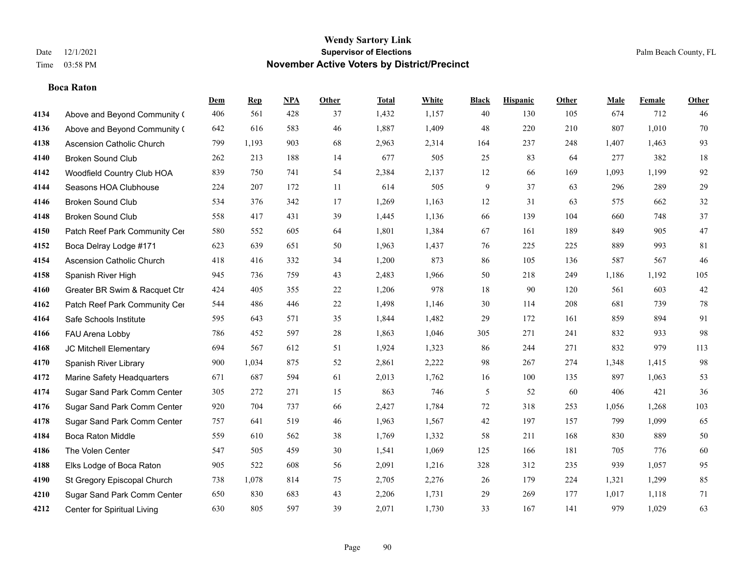# Wendy Sartory Link
## Supervisor of Elections
## November Active Voters by District/Precinct

Date 12/1/2021
Time 03:58 PM

Palm Beach County, FL

**Boca Raton**

| | | Dem | Rep | NPA | Other | Total | White | Black | Hispanic | Other | Male | Female | Other |
|---|---|---|---|---|---|---|---|---|---|---|---|---|---|
| 4134 | Above and Beyond Community ( | 406 | 561 | 428 | 37 | 1,432 | 1,157 | 40 | 130 | 105 | 674 | 712 | 46 |
| 4136 | Above and Beyond Community ( | 642 | 616 | 583 | 46 | 1,887 | 1,409 | 48 | 220 | 210 | 807 | 1,010 | 70 |
| 4138 | Ascension Catholic Church | 799 | 1,193 | 903 | 68 | 2,963 | 2,314 | 164 | 237 | 248 | 1,407 | 1,463 | 93 |
| 4140 | Broken Sound Club | 262 | 213 | 188 | 14 | 677 | 505 | 25 | 83 | 64 | 277 | 382 | 18 |
| 4142 | Woodfield Country Club HOA | 839 | 750 | 741 | 54 | 2,384 | 2,137 | 12 | 66 | 169 | 1,093 | 1,199 | 92 |
| 4144 | Seasons HOA Clubhouse | 224 | 207 | 172 | 11 | 614 | 505 | 9 | 37 | 63 | 296 | 289 | 29 |
| 4146 | Broken Sound Club | 534 | 376 | 342 | 17 | 1,269 | 1,163 | 12 | 31 | 63 | 575 | 662 | 32 |
| 4148 | Broken Sound Club | 558 | 417 | 431 | 39 | 1,445 | 1,136 | 66 | 139 | 104 | 660 | 748 | 37 |
| 4150 | Patch Reef Park Community Cer | 580 | 552 | 605 | 64 | 1,801 | 1,384 | 67 | 161 | 189 | 849 | 905 | 47 |
| 4152 | Boca Delray Lodge #171 | 623 | 639 | 651 | 50 | 1,963 | 1,437 | 76 | 225 | 225 | 889 | 993 | 81 |
| 4154 | Ascension Catholic Church | 418 | 416 | 332 | 34 | 1,200 | 873 | 86 | 105 | 136 | 587 | 567 | 46 |
| 4158 | Spanish River High | 945 | 736 | 759 | 43 | 2,483 | 1,966 | 50 | 218 | 249 | 1,186 | 1,192 | 105 |
| 4160 | Greater BR Swim & Racquet Ctr | 424 | 405 | 355 | 22 | 1,206 | 978 | 18 | 90 | 120 | 561 | 603 | 42 |
| 4162 | Patch Reef Park Community Cer | 544 | 486 | 446 | 22 | 1,498 | 1,146 | 30 | 114 | 208 | 681 | 739 | 78 |
| 4164 | Safe Schools Institute | 595 | 643 | 571 | 35 | 1,844 | 1,482 | 29 | 172 | 161 | 859 | 894 | 91 |
| 4166 | FAU Arena Lobby | 786 | 452 | 597 | 28 | 1,863 | 1,046 | 305 | 271 | 241 | 832 | 933 | 98 |
| 4168 | JC Mitchell Elementary | 694 | 567 | 612 | 51 | 1,924 | 1,323 | 86 | 244 | 271 | 832 | 979 | 113 |
| 4170 | Spanish River Library | 900 | 1,034 | 875 | 52 | 2,861 | 2,222 | 98 | 267 | 274 | 1,348 | 1,415 | 98 |
| 4172 | Marine Safety Headquarters | 671 | 687 | 594 | 61 | 2,013 | 1,762 | 16 | 100 | 135 | 897 | 1,063 | 53 |
| 4174 | Sugar Sand Park Comm Center | 305 | 272 | 271 | 15 | 863 | 746 | 5 | 52 | 60 | 406 | 421 | 36 |
| 4176 | Sugar Sand Park Comm Center | 920 | 704 | 737 | 66 | 2,427 | 1,784 | 72 | 318 | 253 | 1,056 | 1,268 | 103 |
| 4178 | Sugar Sand Park Comm Center | 757 | 641 | 519 | 46 | 1,963 | 1,567 | 42 | 197 | 157 | 799 | 1,099 | 65 |
| 4184 | Boca Raton Middle | 559 | 610 | 562 | 38 | 1,769 | 1,332 | 58 | 211 | 168 | 830 | 889 | 50 |
| 4186 | The Volen Center | 547 | 505 | 459 | 30 | 1,541 | 1,069 | 125 | 166 | 181 | 705 | 776 | 60 |
| 4188 | Elks Lodge of Boca Raton | 905 | 522 | 608 | 56 | 2,091 | 1,216 | 328 | 312 | 235 | 939 | 1,057 | 95 |
| 4190 | St Gregory Episcopal Church | 738 | 1,078 | 814 | 75 | 2,705 | 2,276 | 26 | 179 | 224 | 1,321 | 1,299 | 85 |
| 4210 | Sugar Sand Park Comm Center | 650 | 830 | 683 | 43 | 2,206 | 1,731 | 29 | 269 | 177 | 1,017 | 1,118 | 71 |
| 4212 | Center for Spiritual Living | 630 | 805 | 597 | 39 | 2,071 | 1,730 | 33 | 167 | 141 | 979 | 1,029 | 63 |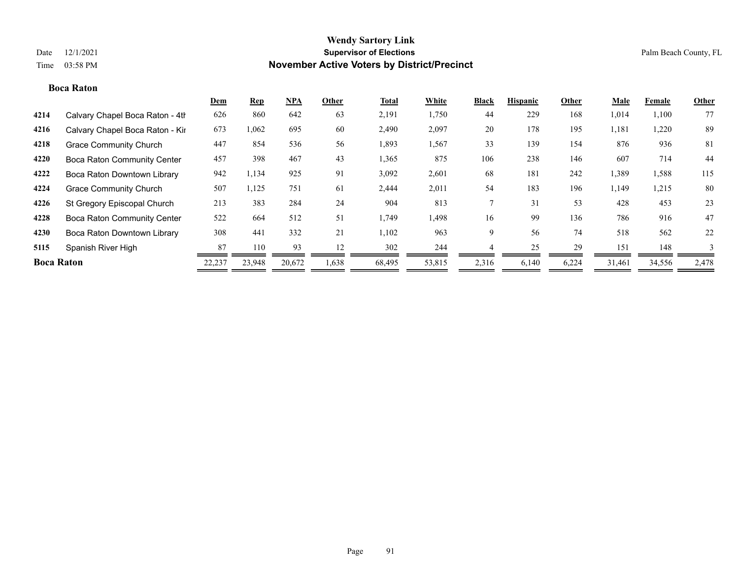**Wendy Sartory Link**
**Supervisor of Elections**
**November Active Voters by District/Precinct**

Date 12/1/2021
Time 03:58 PM

Palm Beach County, FL

**Boca Raton**

| | | Dem | Rep | NPA | Other | Total | White | Black | Hispanic | Other | Male | Female | Other |
|---|---|---|---|---|---|---|---|---|---|---|---|---|---|
| 4214 | Calvary Chapel Boca Raton - 4th | 626 | 860 | 642 | 63 | 2,191 | 1,750 | 44 | 229 | 168 | 1,014 | 1,100 | 77 |
| 4216 | Calvary Chapel Boca Raton - Kir | 673 | 1,062 | 695 | 60 | 2,490 | 2,097 | 20 | 178 | 195 | 1,181 | 1,220 | 89 |
| 4218 | Grace Community Church | 447 | 854 | 536 | 56 | 1,893 | 1,567 | 33 | 139 | 154 | 876 | 936 | 81 |
| 4220 | Boca Raton Community Center | 457 | 398 | 467 | 43 | 1,365 | 875 | 106 | 238 | 146 | 607 | 714 | 44 |
| 4222 | Boca Raton Downtown Library | 942 | 1,134 | 925 | 91 | 3,092 | 2,601 | 68 | 181 | 242 | 1,389 | 1,588 | 115 |
| 4224 | Grace Community Church | 507 | 1,125 | 751 | 61 | 2,444 | 2,011 | 54 | 183 | 196 | 1,149 | 1,215 | 80 |
| 4226 | St Gregory Episcopal Church | 213 | 383 | 284 | 24 | 904 | 813 | 7 | 31 | 53 | 428 | 453 | 23 |
| 4228 | Boca Raton Community Center | 522 | 664 | 512 | 51 | 1,749 | 1,498 | 16 | 99 | 136 | 786 | 916 | 47 |
| 4230 | Boca Raton Downtown Library | 308 | 441 | 332 | 21 | 1,102 | 963 | 9 | 56 | 74 | 518 | 562 | 22 |
| 5115 | Spanish River High | 87 | 110 | 93 | 12 | 302 | 244 | 4 | 25 | 29 | 151 | 148 | 3 |
| **Boca Raton** | | 22,237 | 23,948 | 20,672 | 1,638 | 68,495 | 53,815 | 2,316 | 6,140 | 6,224 | 31,461 | 34,556 | 2,478 |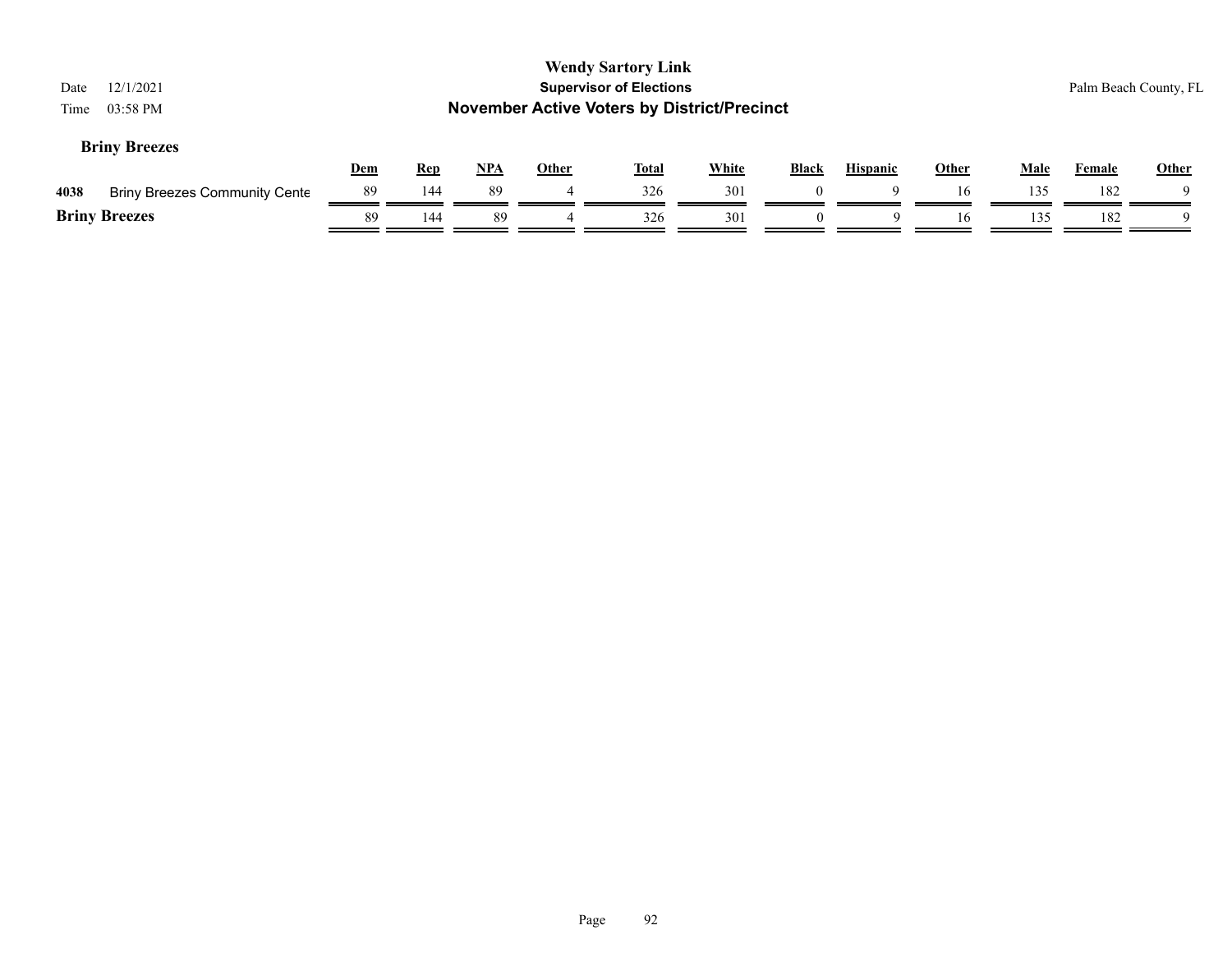**Wendy Sartory Link**
**Supervisor of Elections**
**November Active Voters by District/Precinct**

Date 12/1/2021
Time 03:58 PM

Palm Beach County, FL

### Briny Breezes

| | | Dem | Rep | NPA | Other | Total | White | Black | Hispanic | Other | Male | Female | Other |
|---|---|---|---|---|---|---|---|---|---|---|---|---|---|
| 4038 | Briny Breezes Community Cente | 89 | 144 | 89 | 4 | 326 | 301 | 0 | 9 | 16 | 135 | 182 | 9 |
| **Briny Breezes** | | 89 | 144 | 89 | 4 | 326 | 301 | 0 | 9 | 16 | 135 | 182 | 9 |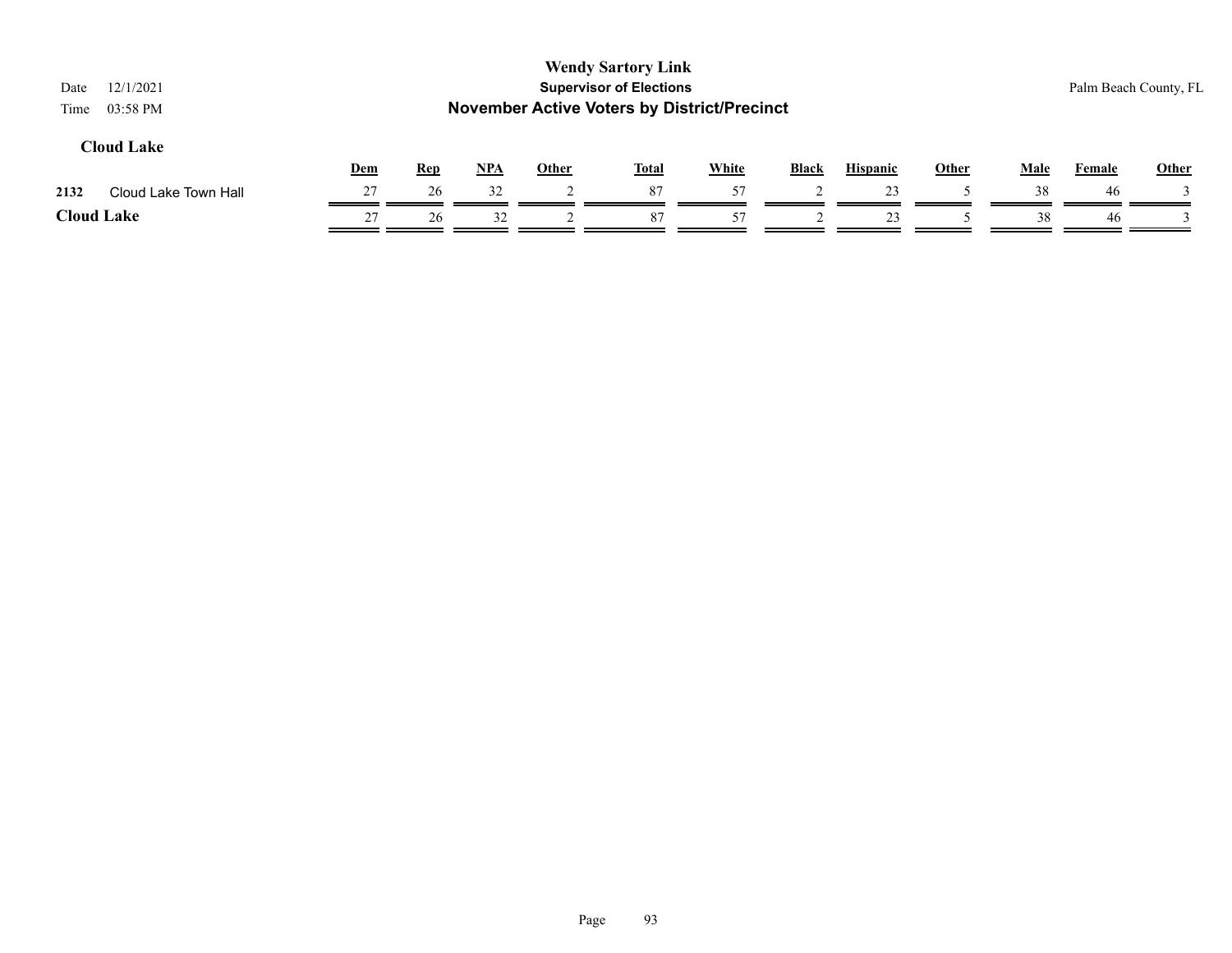**Wendy Sartory Link**
**Supervisor of Elections**
**November Active Voters by District/Precinct**

Date 12/1/2021
Time 03:58 PM

Palm Beach County, FL

### Cloud Lake

| | | Dem | Rep | NPA | Other | Total | White | Black | Hispanic | Other | Male | Female | Other |
|---|---|---|---|---|---|---|---|---|---|---|---|---|---|
| 2132 | Cloud Lake Town Hall | 27 | 26 | 32 | 2 | 87 | 57 | 2 | 23 | 5 | 38 | 46 | 3 |
| **Cloud Lake** | | 27 | 26 | 32 | 2 | 87 | 57 | 2 | 23 | 5 | 38 | 46 | 3 |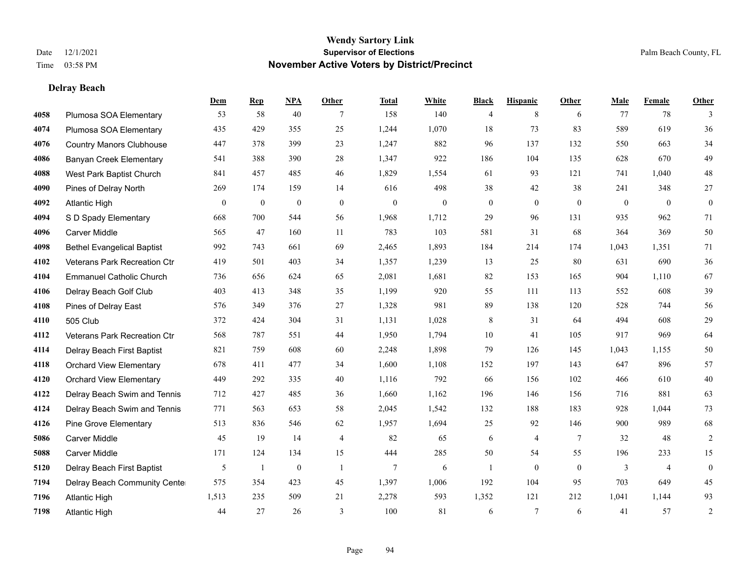# Wendy Sartory Link
## Supervisor of Elections
## November Active Voters by District/Precinct

Date 12/1/2021
Time 03:58 PM

Palm Beach County, FL

### Delray Beach

| | | Dem | Rep | NPA | Other | Total | White | Black | Hispanic | Other | Male | Female | Other |
|---|---|---|---|---|---|---|---|---|---|---|---|---|---|
| 4058 | Plumosa SOA Elementary | 53 | 58 | 40 | 7 | 158 | 140 | 4 | 8 | 6 | 77 | 78 | 3 |
| 4074 | Plumosa SOA Elementary | 435 | 429 | 355 | 25 | 1,244 | 1,070 | 18 | 73 | 83 | 589 | 619 | 36 |
| 4076 | Country Manors Clubhouse | 447 | 378 | 399 | 23 | 1,247 | 882 | 96 | 137 | 132 | 550 | 663 | 34 |
| 4086 | Banyan Creek Elementary | 541 | 388 | 390 | 28 | 1,347 | 922 | 186 | 104 | 135 | 628 | 670 | 49 |
| 4088 | West Park Baptist Church | 841 | 457 | 485 | 46 | 1,829 | 1,554 | 61 | 93 | 121 | 741 | 1,040 | 48 |
| 4090 | Pines of Delray North | 269 | 174 | 159 | 14 | 616 | 498 | 38 | 42 | 38 | 241 | 348 | 27 |
| 4092 | Atlantic High | 0 | 0 | 0 | 0 | 0 | 0 | 0 | 0 | 0 | 0 | 0 | 0 |
| 4094 | S D Spady Elementary | 668 | 700 | 544 | 56 | 1,968 | 1,712 | 29 | 96 | 131 | 935 | 962 | 71 |
| 4096 | Carver Middle | 565 | 47 | 160 | 11 | 783 | 103 | 581 | 31 | 68 | 364 | 369 | 50 |
| 4098 | Bethel Evangelical Baptist | 992 | 743 | 661 | 69 | 2,465 | 1,893 | 184 | 214 | 174 | 1,043 | 1,351 | 71 |
| 4102 | Veterans Park Recreation Ctr | 419 | 501 | 403 | 34 | 1,357 | 1,239 | 13 | 25 | 80 | 631 | 690 | 36 |
| 4104 | Emmanuel Catholic Church | 736 | 656 | 624 | 65 | 2,081 | 1,681 | 82 | 153 | 165 | 904 | 1,110 | 67 |
| 4106 | Delray Beach Golf Club | 403 | 413 | 348 | 35 | 1,199 | 920 | 55 | 111 | 113 | 552 | 608 | 39 |
| 4108 | Pines of Delray East | 576 | 349 | 376 | 27 | 1,328 | 981 | 89 | 138 | 120 | 528 | 744 | 56 |
| 4110 | 505 Club | 372 | 424 | 304 | 31 | 1,131 | 1,028 | 8 | 31 | 64 | 494 | 608 | 29 |
| 4112 | Veterans Park Recreation Ctr | 568 | 787 | 551 | 44 | 1,950 | 1,794 | 10 | 41 | 105 | 917 | 969 | 64 |
| 4114 | Delray Beach First Baptist | 821 | 759 | 608 | 60 | 2,248 | 1,898 | 79 | 126 | 145 | 1,043 | 1,155 | 50 |
| 4118 | Orchard View Elementary | 678 | 411 | 477 | 34 | 1,600 | 1,108 | 152 | 197 | 143 | 647 | 896 | 57 |
| 4120 | Orchard View Elementary | 449 | 292 | 335 | 40 | 1,116 | 792 | 66 | 156 | 102 | 466 | 610 | 40 |
| 4122 | Delray Beach Swim and Tennis | 712 | 427 | 485 | 36 | 1,660 | 1,162 | 196 | 146 | 156 | 716 | 881 | 63 |
| 4124 | Delray Beach Swim and Tennis | 771 | 563 | 653 | 58 | 2,045 | 1,542 | 132 | 188 | 183 | 928 | 1,044 | 73 |
| 4126 | Pine Grove Elementary | 513 | 836 | 546 | 62 | 1,957 | 1,694 | 25 | 92 | 146 | 900 | 989 | 68 |
| 5086 | Carver Middle | 45 | 19 | 14 | 4 | 82 | 65 | 6 | 4 | 7 | 32 | 48 | 2 |
| 5088 | Carver Middle | 171 | 124 | 134 | 15 | 444 | 285 | 50 | 54 | 55 | 196 | 233 | 15 |
| 5120 | Delray Beach First Baptist | 5 | 1 | 0 | 1 | 7 | 6 | 1 | 0 | 0 | 3 | 4 | 0 |
| 7194 | Delray Beach Community Cente | 575 | 354 | 423 | 45 | 1,397 | 1,006 | 192 | 104 | 95 | 703 | 649 | 45 |
| 7196 | Atlantic High | 1,513 | 235 | 509 | 21 | 2,278 | 593 | 1,352 | 121 | 212 | 1,041 | 1,144 | 93 |
| 7198 | Atlantic High | 44 | 27 | 26 | 3 | 100 | 81 | 6 | 7 | 6 | 41 | 57 | 2 |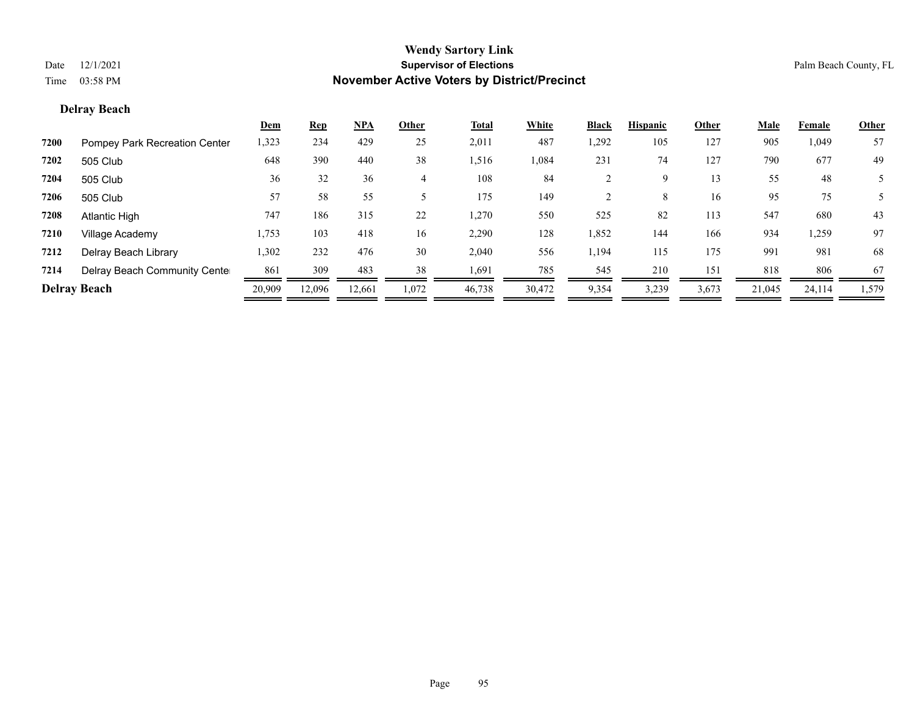**Wendy Sartory Link**
**Supervisor of Elections**
**November Active Voters by District/Precinct**

Date 12/1/2021
Time 03:58 PM

Palm Beach County, FL

## Delray Beach

| | | Dem | Rep | NPA | Other | Total | White | Black | Hispanic | Other | Male | Female | Other |
|---|---|---|---|---|---|---|---|---|---|---|---|---|---|
| 7200 | Pompey Park Recreation Center | 1,323 | 234 | 429 | 25 | 2,011 | 487 | 1,292 | 105 | 127 | 905 | 1,049 | 57 |
| 7202 | 505 Club | 648 | 390 | 440 | 38 | 1,516 | 1,084 | 231 | 74 | 127 | 790 | 677 | 49 |
| 7204 | 505 Club | 36 | 32 | 36 | 4 | 108 | 84 | 2 | 9 | 13 | 55 | 48 | 5 |
| 7206 | 505 Club | 57 | 58 | 55 | 5 | 175 | 149 | 2 | 8 | 16 | 95 | 75 | 5 |
| 7208 | Atlantic High | 747 | 186 | 315 | 22 | 1,270 | 550 | 525 | 82 | 113 | 547 | 680 | 43 |
| 7210 | Village Academy | 1,753 | 103 | 418 | 16 | 2,290 | 128 | 1,852 | 144 | 166 | 934 | 1,259 | 97 |
| 7212 | Delray Beach Library | 1,302 | 232 | 476 | 30 | 2,040 | 556 | 1,194 | 115 | 175 | 991 | 981 | 68 |
| 7214 | Delray Beach Community Center | 861 | 309 | 483 | 38 | 1,691 | 785 | 545 | 210 | 151 | 818 | 806 | 67 |
| **Delray Beach** | | 20,909 | 12,096 | 12,661 | 1,072 | 46,738 | 30,472 | 9,354 | 3,239 | 3,673 | 21,045 | 24,114 | 1,579 |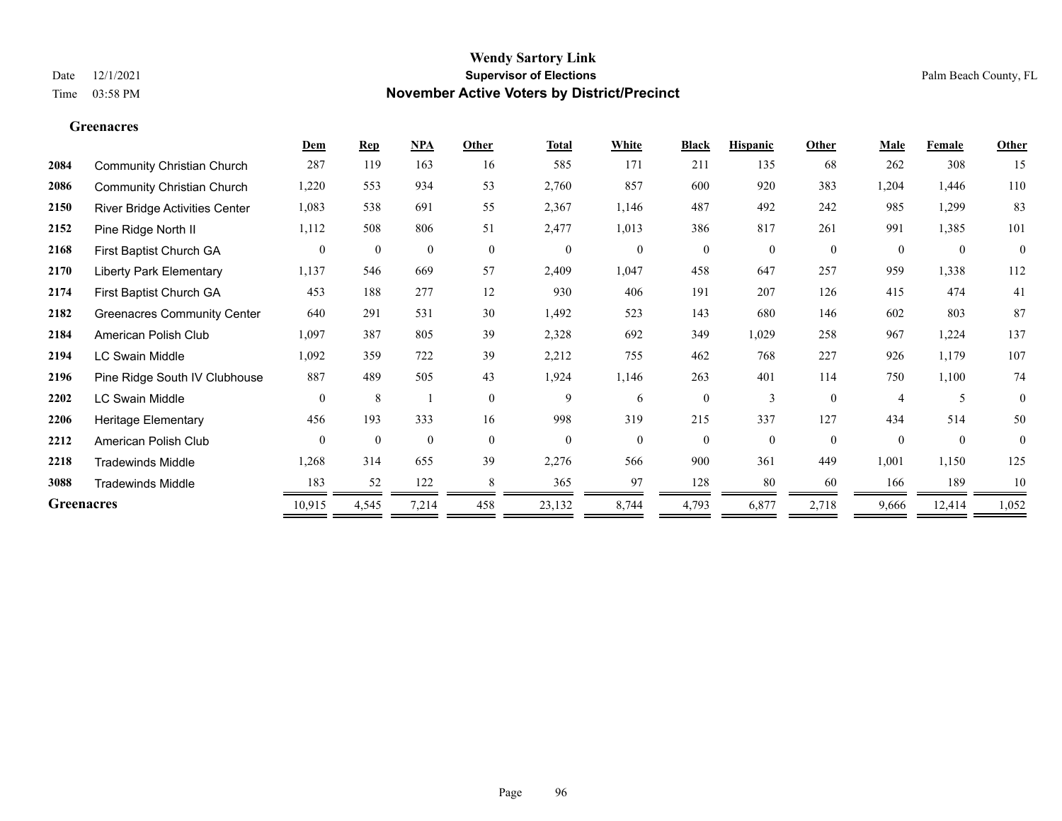# Wendy Sartory Link

## Supervisor of Elections

## November Active Voters by District/Precinct

Date 12/1/2021

Time 03:58 PM

Palm Beach County, FL

### Greenacres

| | | Dem | Rep | NPA | Other | Total | White | Black | Hispanic | Other | Male | Female | Other |
|---|---|---|---|---|---|---|---|---|---|---|---|---|---|
| 2084 | Community Christian Church | 287 | 119 | 163 | 16 | 585 | 171 | 211 | 135 | 68 | 262 | 308 | 15 |
| 2086 | Community Christian Church | 1,220 | 553 | 934 | 53 | 2,760 | 857 | 600 | 920 | 383 | 1,204 | 1,446 | 110 |
| 2150 | River Bridge Activities Center | 1,083 | 538 | 691 | 55 | 2,367 | 1,146 | 487 | 492 | 242 | 985 | 1,299 | 83 |
| 2152 | Pine Ridge North II | 1,112 | 508 | 806 | 51 | 2,477 | 1,013 | 386 | 817 | 261 | 991 | 1,385 | 101 |
| 2168 | First Baptist Church GA | 0 | 0 | 0 | 0 | 0 | 0 | 0 | 0 | 0 | 0 | 0 | 0 |
| 2170 | Liberty Park Elementary | 1,137 | 546 | 669 | 57 | 2,409 | 1,047 | 458 | 647 | 257 | 959 | 1,338 | 112 |
| 2174 | First Baptist Church GA | 453 | 188 | 277 | 12 | 930 | 406 | 191 | 207 | 126 | 415 | 474 | 41 |
| 2182 | Greenacres Community Center | 640 | 291 | 531 | 30 | 1,492 | 523 | 143 | 680 | 146 | 602 | 803 | 87 |
| 2184 | American Polish Club | 1,097 | 387 | 805 | 39 | 2,328 | 692 | 349 | 1,029 | 258 | 967 | 1,224 | 137 |
| 2194 | LC Swain Middle | 1,092 | 359 | 722 | 39 | 2,212 | 755 | 462 | 768 | 227 | 926 | 1,179 | 107 |
| 2196 | Pine Ridge South IV Clubhouse | 887 | 489 | 505 | 43 | 1,924 | 1,146 | 263 | 401 | 114 | 750 | 1,100 | 74 |
| 2202 | LC Swain Middle | 0 | 8 | 1 | 0 | 9 | 6 | 0 | 3 | 0 | 4 | 5 | 0 |
| 2206 | Heritage Elementary | 456 | 193 | 333 | 16 | 998 | 319 | 215 | 337 | 127 | 434 | 514 | 50 |
| 2212 | American Polish Club | 0 | 0 | 0 | 0 | 0 | 0 | 0 | 0 | 0 | 0 | 0 | 0 |
| 2218 | Tradewinds Middle | 1,268 | 314 | 655 | 39 | 2,276 | 566 | 900 | 361 | 449 | 1,001 | 1,150 | 125 |
| 3088 | Tradewinds Middle | 183 | 52 | 122 | 8 | 365 | 97 | 128 | 80 | 60 | 166 | 189 | 10 |
| **Greenacres** | | 10,915 | 4,545 | 7,214 | 458 | 23,132 | 8,744 | 4,793 | 6,877 | 2,718 | 9,666 | 12,414 | 1,052 |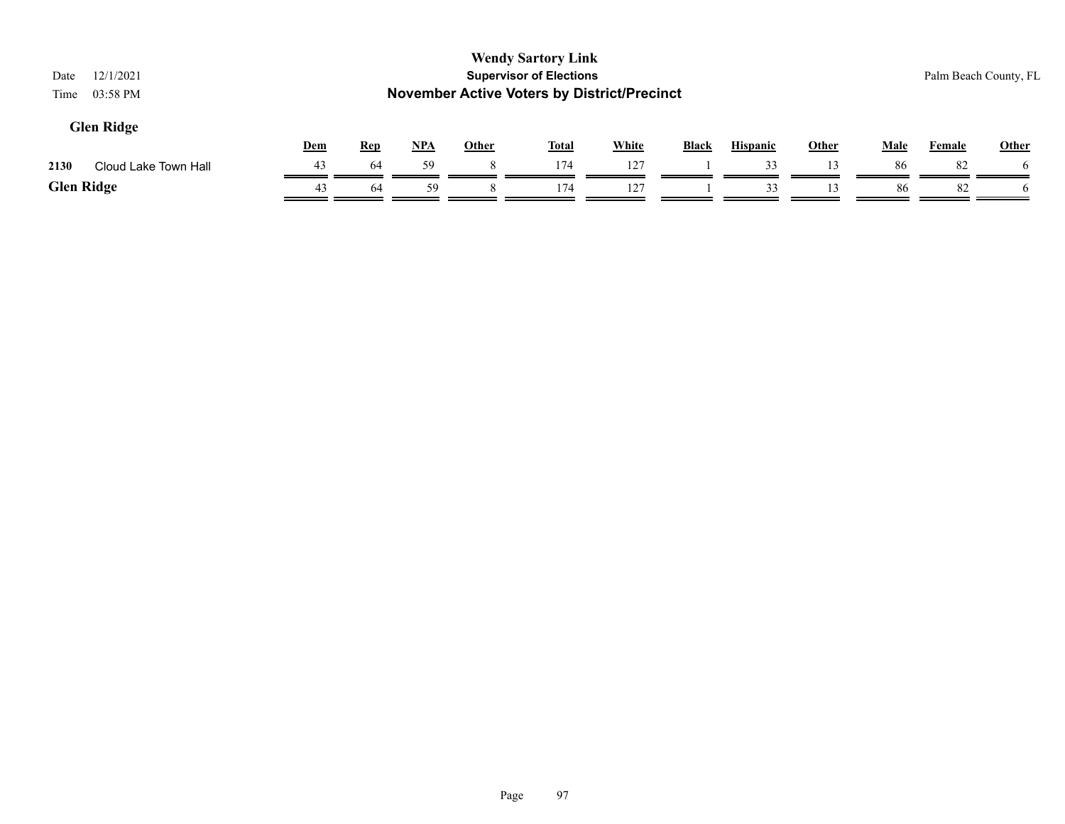**Wendy Sartory Link**
**Supervisor of Elections**
**November Active Voters by District/Precinct**

Date 12/1/2021
Time 03:58 PM

Palm Beach County, FL

## Glen Ridge

| | | Dem | Rep | NPA | Other | Total | White | Black | Hispanic | Other | Male | Female | Other |
|---|---|---|---|---|---|---|---|---|---|---|---|---|---|
| 2130 | Cloud Lake Town Hall | 43 | 64 | 59 | 8 | 174 | 127 | 1 | 33 | 13 | 86 | 82 | 6 |
| **Glen Ridge** | | 43 | 64 | 59 | 8 | 174 | 127 | 1 | 33 | 13 | 86 | 82 | 6 |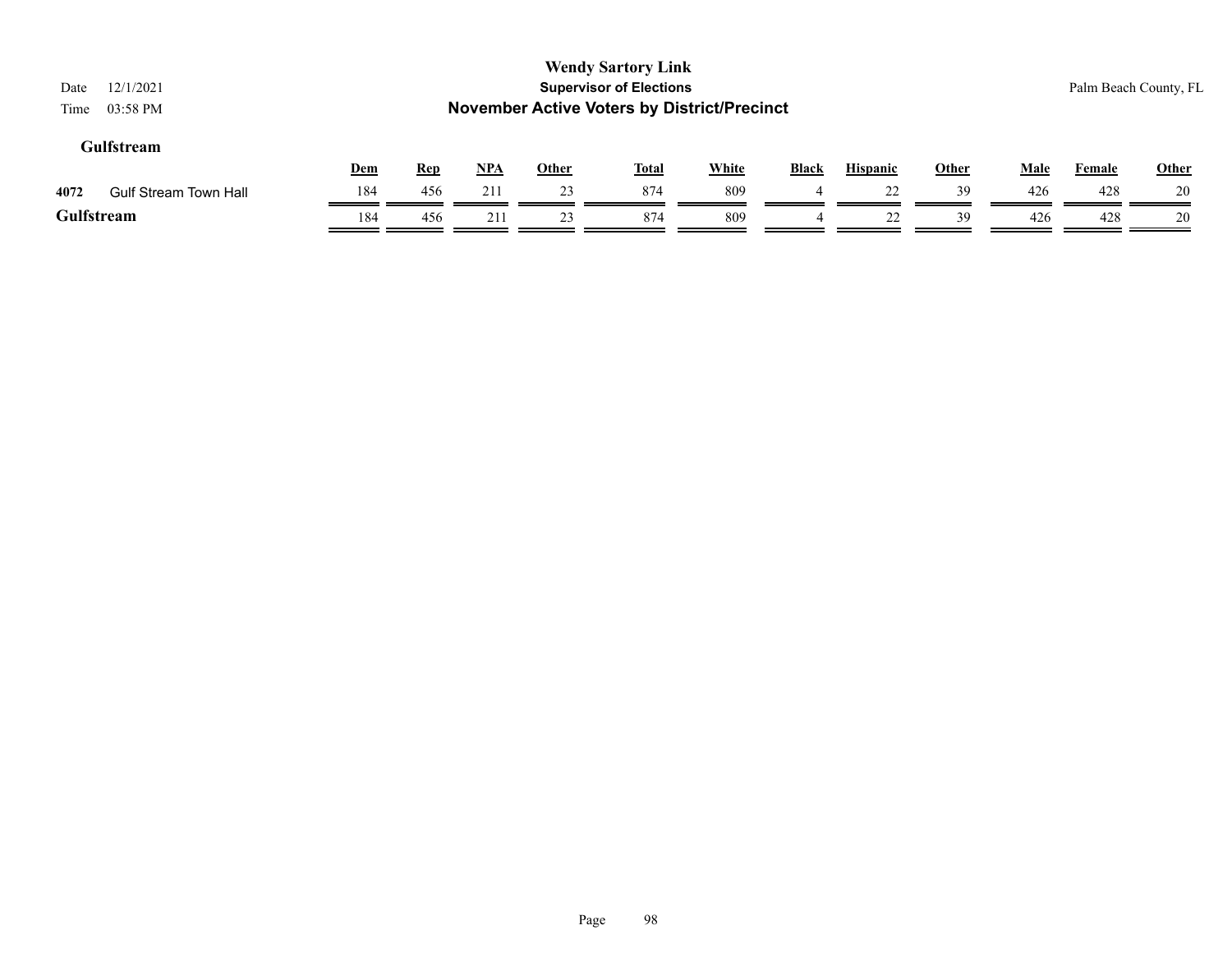# Wendy Sartory Link

## Supervisor of Elections

## November Active Voters by District/Precinct

Date 12/1/2021

Time 03:58 PM

Palm Beach County, FL

### Gulfstream

| | | Dem | Rep | NPA | Other | Total | White | Black | Hispanic | Other | Male | Female | Other |
|---|---|---|---|---|---|---|---|---|---|---|---|---|---|
| 4072 | Gulf Stream Town Hall | 184 | 456 | 211 | 23 | 874 | 809 | 4 | 22 | 39 | 426 | 428 | 20 |
| **Gulfstream** | | 184 | 456 | 211 | 23 | 874 | 809 | 4 | 22 | 39 | 426 | 428 | 20 |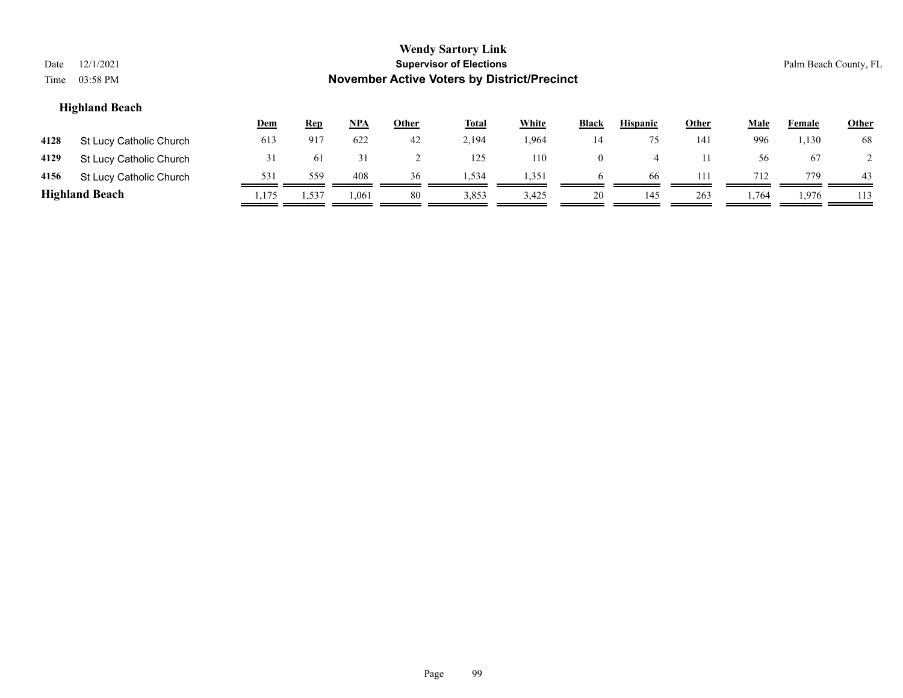**Wendy Sartory Link**
**Supervisor of Elections**
**November Active Voters by District/Precinct**

Date 12/1/2021
Time 03:58 PM

Palm Beach County, FL

### Highland Beach

| | | Dem | Rep | NPA | Other | Total | White | Black | Hispanic | Other | Male | Female | Other |
|---|---|---|---|---|---|---|---|---|---|---|---|---|---|
| 4128 | St Lucy Catholic Church | 613 | 917 | 622 | 42 | 2,194 | 1,964 | 14 | 75 | 141 | 996 | 1,130 | 68 |
| 4129 | St Lucy Catholic Church | 31 | 61 | 31 | 2 | 125 | 110 | 0 | 4 | 11 | 56 | 67 | 2 |
| 4156 | St Lucy Catholic Church | 531 | 559 | 408 | 36 | 1,534 | 1,351 | 6 | 66 | 111 | 712 | 779 | 43 |
| **Highland Beach** | | 1,175 | 1,537 | 1,061 | 80 | 3,853 | 3,425 | 20 | 145 | 263 | 1,764 | 1,976 | 113 |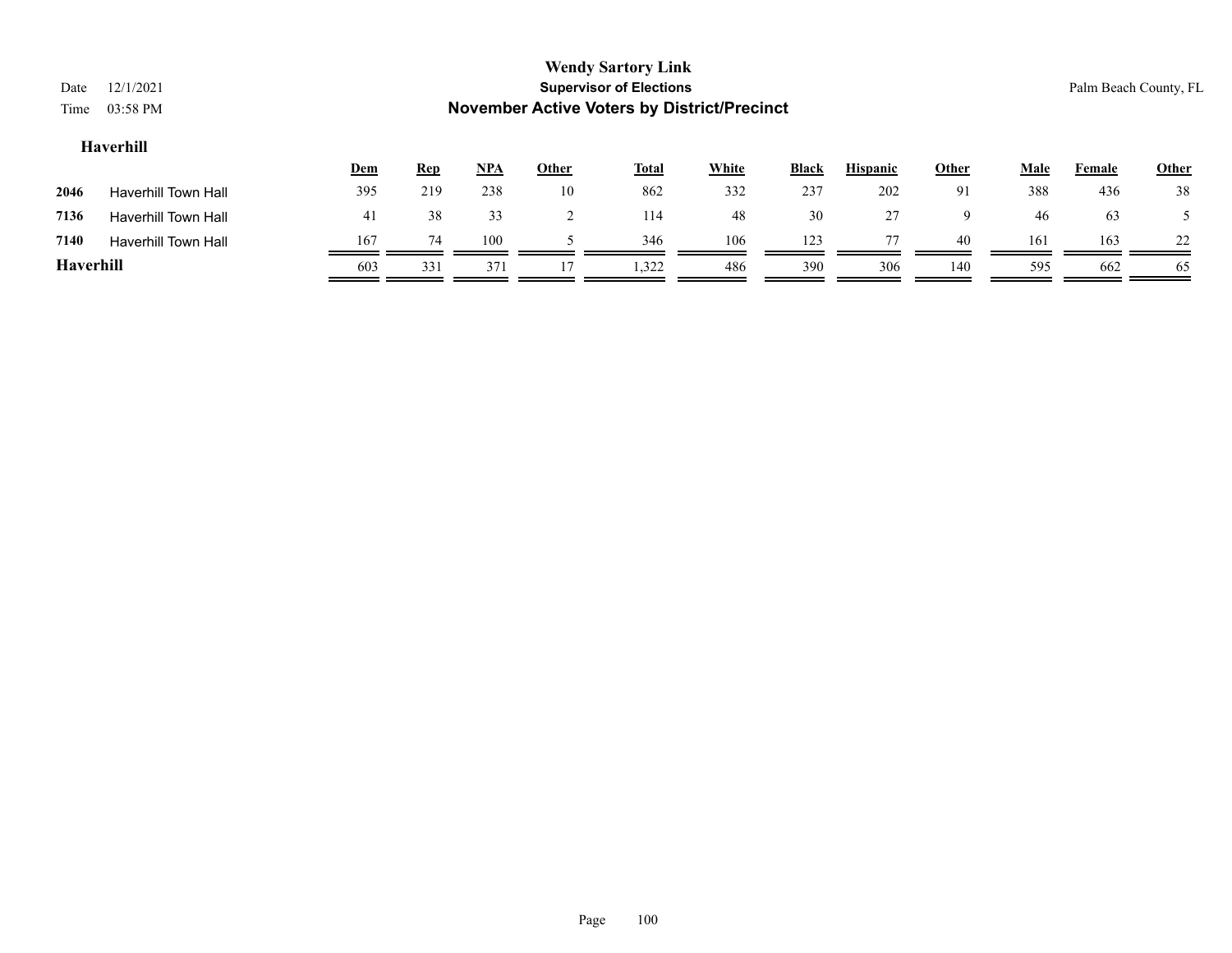# Wendy Sartory Link

## Supervisor of Elections

## November Active Voters by District/Precinct

Date 12/1/2021
Time 03:58 PM

Palm Beach County, FL

### Haverhill

| | | Dem | Rep | NPA | Other | Total | White | Black | Hispanic | Other | Male | Female | Other |
|---|---|---|---|---|---|---|---|---|---|---|---|---|---|
| 2046 | Haverhill Town Hall | 395 | 219 | 238 | 10 | 862 | 332 | 237 | 202 | 91 | 388 | 436 | 38 |
| 7136 | Haverhill Town Hall | 41 | 38 | 33 | 2 | 114 | 48 | 30 | 27 | 9 | 46 | 63 | 5 |
| 7140 | Haverhill Town Hall | 167 | 74 | 100 | 5 | 346 | 106 | 123 | 77 | 40 | 161 | 163 | 22 |
| **Haverhill** | | 603 | 331 | 371 | 17 | 1,322 | 486 | 390 | 306 | 140 | 595 | 662 | 65 |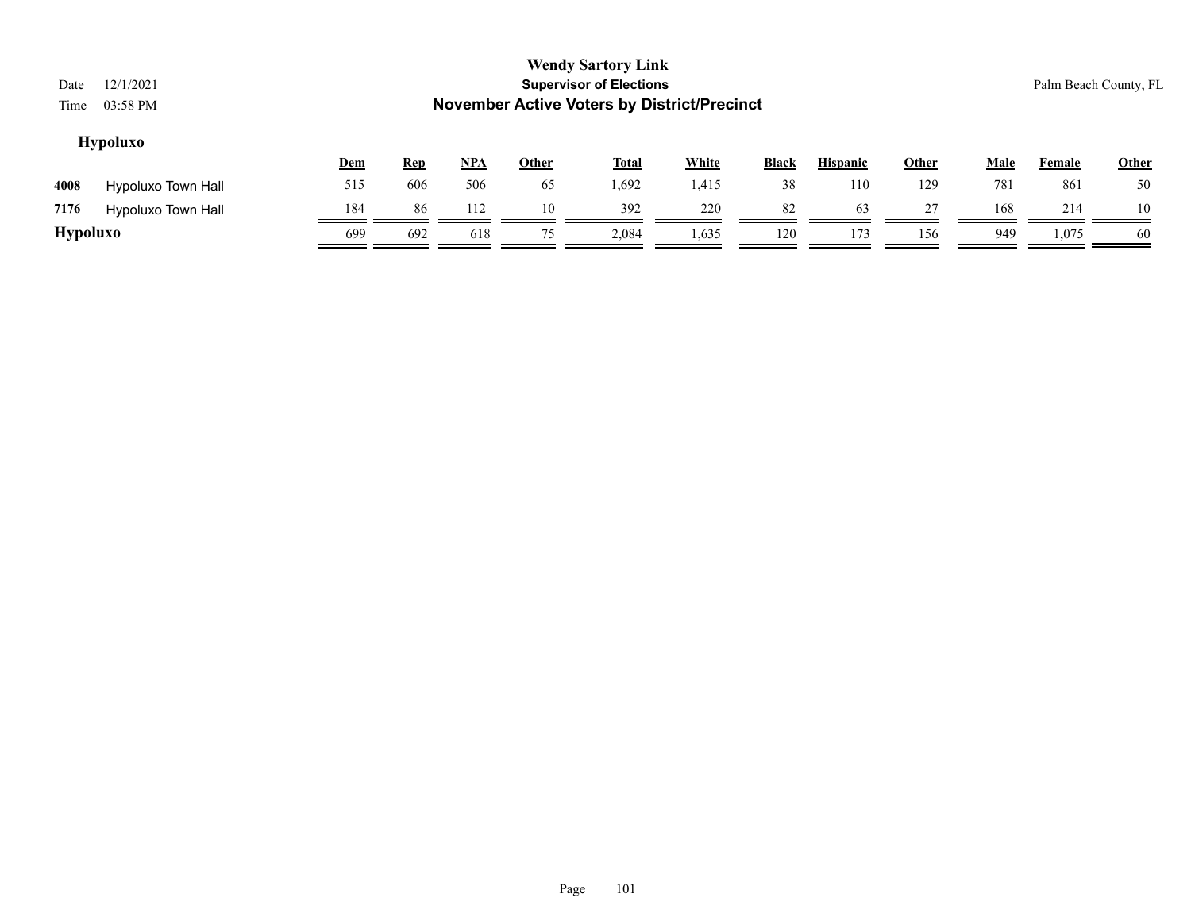## Hypoluxo

| | | Dem | Rep | NPA | Other | Total | White | Black | Hispanic | Other | Male | Female | Other |
|---|---|---|---|---|---|---|---|---|---|---|---|---|---|
| 4008 | Hypoluxo Town Hall | 515 | 606 | 506 | 65 | 1,692 | 1,415 | 38 | 110 | 129 | 781 | 861 | 50 |
| 7176 | Hypoluxo Town Hall | 184 | 86 | 112 | 10 | 392 | 220 | 82 | 63 | 27 | 168 | 214 | 10 |
| **Hypoluxo** | | 699 | 692 | 618 | 75 | 2,084 | 1,635 | 120 | 173 | 156 | 949 | 1,075 | 60 |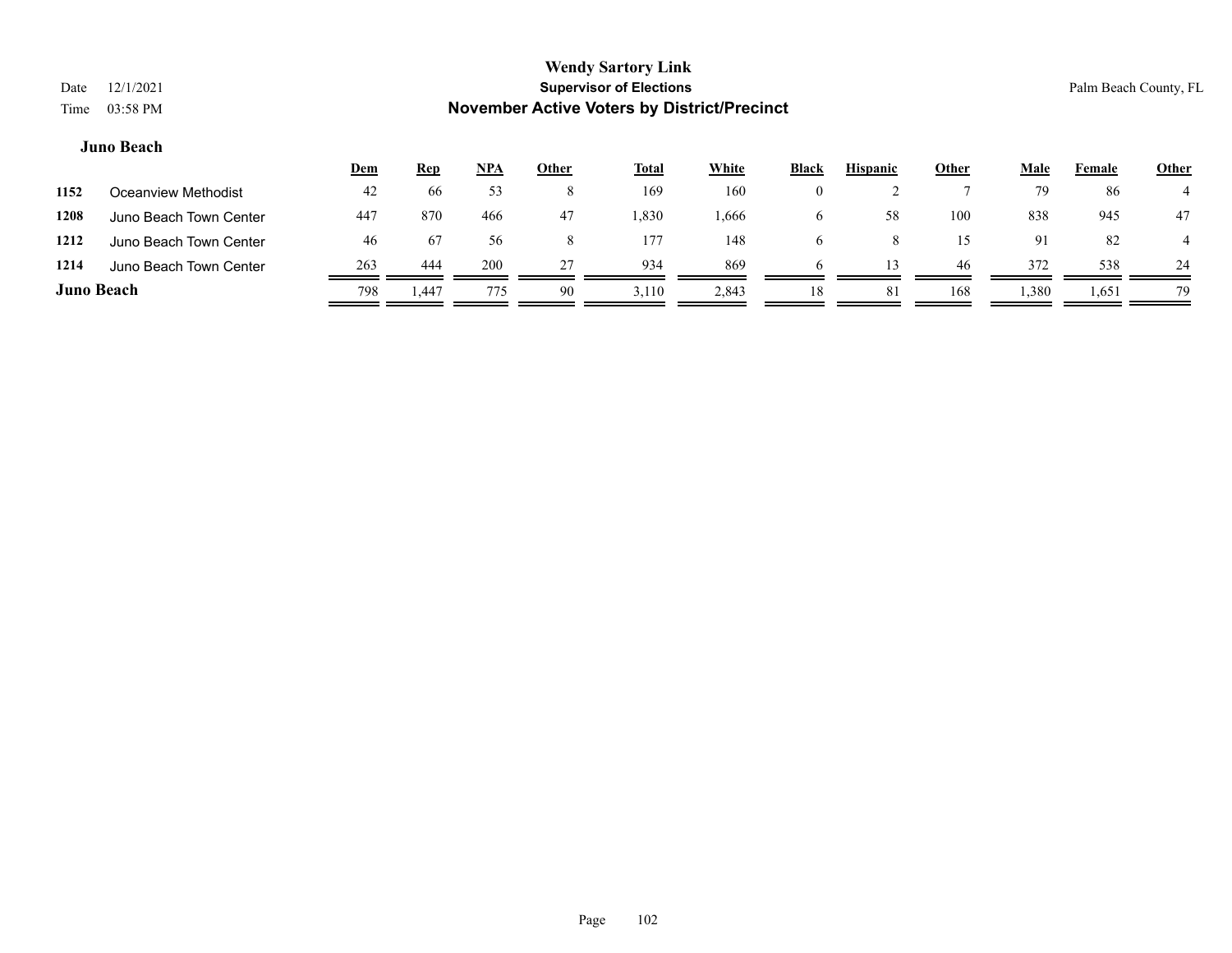**Wendy Sartory Link**

**Supervisor of Elections**

**November Active Voters by District/Precinct**

Date 12/1/2021

Time 03:58 PM

Palm Beach County, FL

### Juno Beach

| | | Dem | Rep | NPA | Other | Total | White | Black | Hispanic | Other | Male | Female | Other |
|---|---|---|---|---|---|---|---|---|---|---|---|---|---|
| 1152 | Oceanview Methodist | 42 | 66 | 53 | 8 | 169 | 160 | 0 | 2 | 7 | 79 | 86 | 4 |
| 1208 | Juno Beach Town Center | 447 | 870 | 466 | 47 | 1,830 | 1,666 | 6 | 58 | 100 | 838 | 945 | 47 |
| 1212 | Juno Beach Town Center | 46 | 67 | 56 | 8 | 177 | 148 | 6 | 8 | 15 | 91 | 82 | 4 |
| 1214 | Juno Beach Town Center | 263 | 444 | 200 | 27 | 934 | 869 | 6 | 13 | 46 | 372 | 538 | 24 |
| **Juno Beach** | | 798 | 1,447 | 775 | 90 | 3,110 | 2,843 | 18 | 81 | 168 | 1,380 | 1,651 | 79 |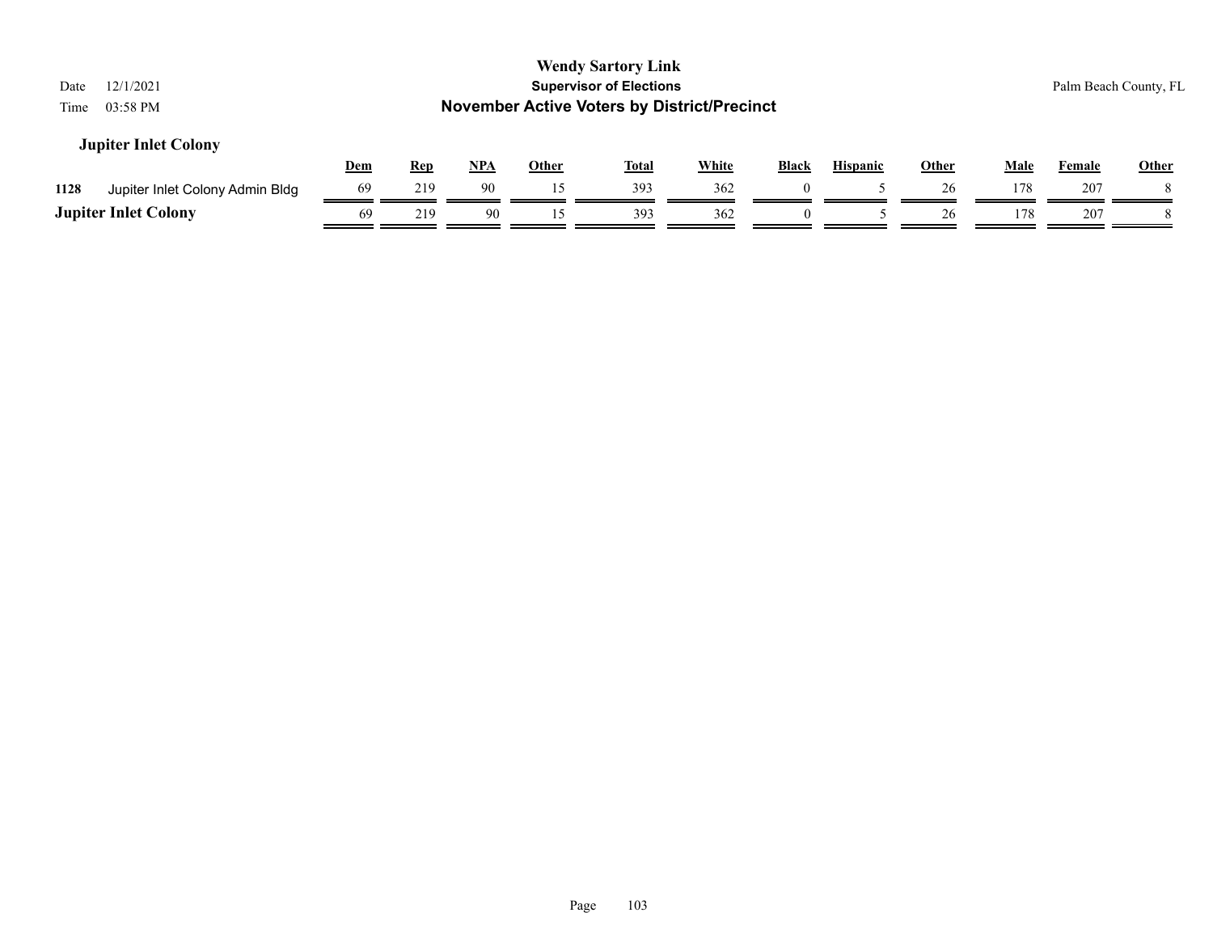## Jupiter Inlet Colony

| | | Dem | Rep | NPA | Other | Total | White | Black | Hispanic | Other | Male | Female | Other |
|---|---|---|---|---|---|---|---|---|---|---|---|---|---|
| 1128 | Jupiter Inlet Colony Admin Bldg | 69 | 219 | 90 | 15 | 393 | 362 | 0 | 5 | 26 | 178 | 207 | 8 |
| **Jupiter Inlet Colony** | | 69 | 219 | 90 | 15 | 393 | 362 | 0 | 5 | 26 | 178 | 207 | 8 |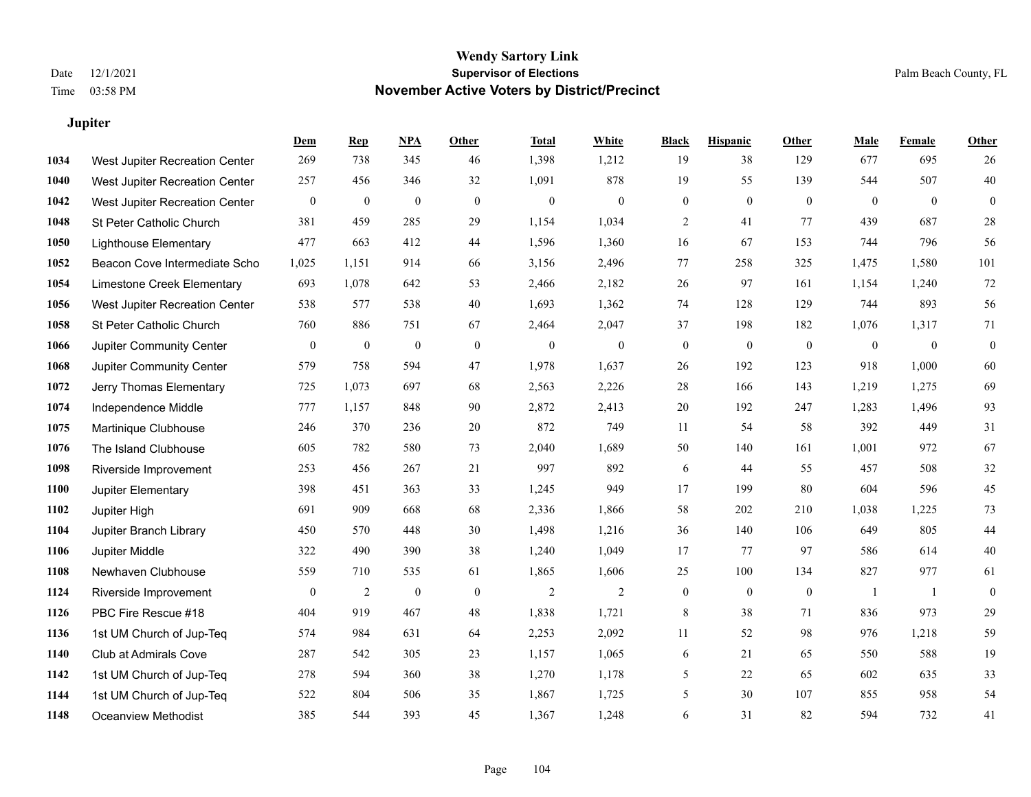# Wendy Sartory Link
## Supervisor of Elections
## November Active Voters by District/Precinct

Date 12/1/2021
Time 03:58 PM

Palm Beach County, FL

### Jupiter

| | | Dem | Rep | NPA | Other | Total | White | Black | Hispanic | Other | Male | Female | Other |
|---|---|---|---|---|---|---|---|---|---|---|---|---|---|
| 1034 | West Jupiter Recreation Center | 269 | 738 | 345 | 46 | 1,398 | 1,212 | 19 | 38 | 129 | 677 | 695 | 26 |
| 1040 | West Jupiter Recreation Center | 257 | 456 | 346 | 32 | 1,091 | 878 | 19 | 55 | 139 | 544 | 507 | 40 |
| 1042 | West Jupiter Recreation Center | 0 | 0 | 0 | 0 | 0 | 0 | 0 | 0 | 0 | 0 | 0 | 0 |
| 1048 | St Peter Catholic Church | 381 | 459 | 285 | 29 | 1,154 | 1,034 | 2 | 41 | 77 | 439 | 687 | 28 |
| 1050 | Lighthouse Elementary | 477 | 663 | 412 | 44 | 1,596 | 1,360 | 16 | 67 | 153 | 744 | 796 | 56 |
| 1052 | Beacon Cove Intermediate Scho | 1,025 | 1,151 | 914 | 66 | 3,156 | 2,496 | 77 | 258 | 325 | 1,475 | 1,580 | 101 |
| 1054 | Limestone Creek Elementary | 693 | 1,078 | 642 | 53 | 2,466 | 2,182 | 26 | 97 | 161 | 1,154 | 1,240 | 72 |
| 1056 | West Jupiter Recreation Center | 538 | 577 | 538 | 40 | 1,693 | 1,362 | 74 | 128 | 129 | 744 | 893 | 56 |
| 1058 | St Peter Catholic Church | 760 | 886 | 751 | 67 | 2,464 | 2,047 | 37 | 198 | 182 | 1,076 | 1,317 | 71 |
| 1066 | Jupiter Community Center | 0 | 0 | 0 | 0 | 0 | 0 | 0 | 0 | 0 | 0 | 0 | 0 |
| 1068 | Jupiter Community Center | 579 | 758 | 594 | 47 | 1,978 | 1,637 | 26 | 192 | 123 | 918 | 1,000 | 60 |
| 1072 | Jerry Thomas Elementary | 725 | 1,073 | 697 | 68 | 2,563 | 2,226 | 28 | 166 | 143 | 1,219 | 1,275 | 69 |
| 1074 | Independence Middle | 777 | 1,157 | 848 | 90 | 2,872 | 2,413 | 20 | 192 | 247 | 1,283 | 1,496 | 93 |
| 1075 | Martinique Clubhouse | 246 | 370 | 236 | 20 | 872 | 749 | 11 | 54 | 58 | 392 | 449 | 31 |
| 1076 | The Island Clubhouse | 605 | 782 | 580 | 73 | 2,040 | 1,689 | 50 | 140 | 161 | 1,001 | 972 | 67 |
| 1098 | Riverside Improvement | 253 | 456 | 267 | 21 | 997 | 892 | 6 | 44 | 55 | 457 | 508 | 32 |
| 1100 | Jupiter Elementary | 398 | 451 | 363 | 33 | 1,245 | 949 | 17 | 199 | 80 | 604 | 596 | 45 |
| 1102 | Jupiter High | 691 | 909 | 668 | 68 | 2,336 | 1,866 | 58 | 202 | 210 | 1,038 | 1,225 | 73 |
| 1104 | Jupiter Branch Library | 450 | 570 | 448 | 30 | 1,498 | 1,216 | 36 | 140 | 106 | 649 | 805 | 44 |
| 1106 | Jupiter Middle | 322 | 490 | 390 | 38 | 1,240 | 1,049 | 17 | 77 | 97 | 586 | 614 | 40 |
| 1108 | Newhaven Clubhouse | 559 | 710 | 535 | 61 | 1,865 | 1,606 | 25 | 100 | 134 | 827 | 977 | 61 |
| 1124 | Riverside Improvement | 0 | 2 | 0 | 0 | 2 | 2 | 0 | 0 | 0 | 1 | 1 | 0 |
| 1126 | PBC Fire Rescue #18 | 404 | 919 | 467 | 48 | 1,838 | 1,721 | 8 | 38 | 71 | 836 | 973 | 29 |
| 1136 | 1st UM Church of Jup-Teq | 574 | 984 | 631 | 64 | 2,253 | 2,092 | 11 | 52 | 98 | 976 | 1,218 | 59 |
| 1140 | Club at Admirals Cove | 287 | 542 | 305 | 23 | 1,157 | 1,065 | 6 | 21 | 65 | 550 | 588 | 19 |
| 1142 | 1st UM Church of Jup-Teq | 278 | 594 | 360 | 38 | 1,270 | 1,178 | 5 | 22 | 65 | 602 | 635 | 33 |
| 1144 | 1st UM Church of Jup-Teq | 522 | 804 | 506 | 35 | 1,867 | 1,725 | 5 | 30 | 107 | 855 | 958 | 54 |
| 1148 | Oceanview Methodist | 385 | 544 | 393 | 45 | 1,367 | 1,248 | 6 | 31 | 82 | 594 | 732 | 41 |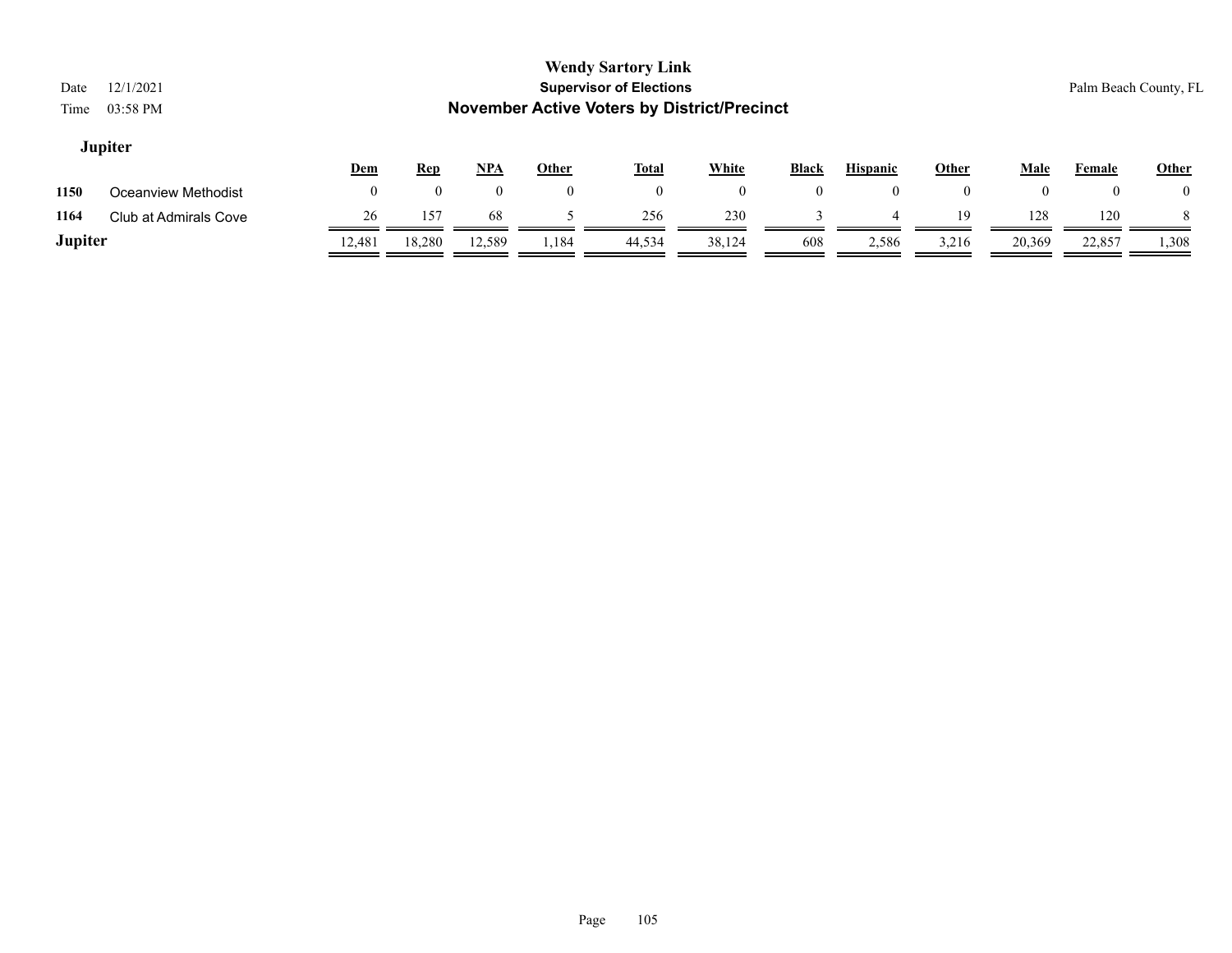# Wendy Sartory Link

**Supervisor of Elections**

**November Active Voters by District/Precinct**

Date 12/1/2021

Time 03:58 PM

Palm Beach County, FL

## Jupiter

| | | Dem | Rep | NPA | Other | Total | White | Black | Hispanic | Other | Male | Female | Other |
|---|---|---|---|---|---|---|---|---|---|---|---|---|---|
| **1150** | Oceanview Methodist | 0 | 0 | 0 | 0 | 0 | 0 | 0 | 0 | 0 | 0 | 0 | 0 |
| **1164** | Club at Admirals Cove | 26 | 157 | 68 | 5 | 256 | 230 | 3 | 4 | 19 | 128 | 120 | 8 |
| **Jupiter** | | 12,481 | 18,280 | 12,589 | 1,184 | 44,534 | 38,124 | 608 | 2,586 | 3,216 | 20,369 | 22,857 | 1,308 |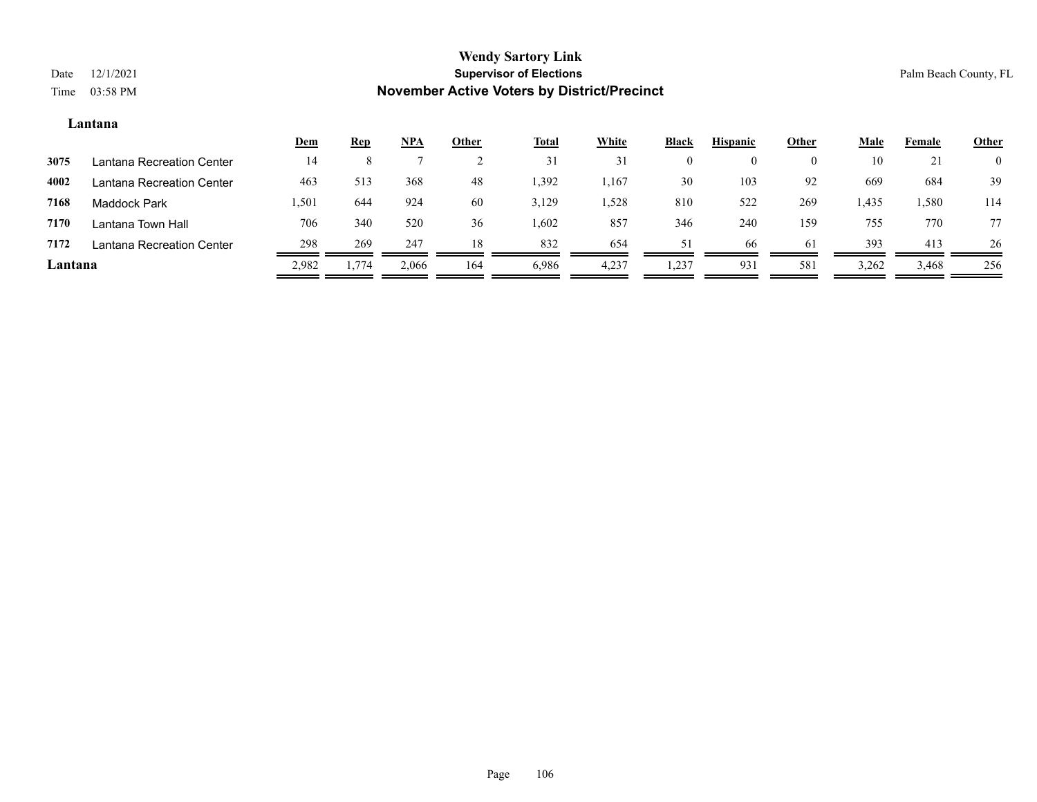**Wendy Sartory Link**
**Supervisor of Elections**
**November Active Voters by District/Precinct**

Date 12/1/2021
Time 03:58 PM

Palm Beach County, FL

### Lantana

| | | Dem | Rep | NPA | Other | Total | White | Black | Hispanic | Other | Male | Female | Other |
|---|---|---|---|---|---|---|---|---|---|---|---|---|---|
| 3075 | Lantana Recreation Center | 14 | 8 | 7 | 2 | 31 | 31 | 0 | 0 | 0 | 10 | 21 | 0 |
| 4002 | Lantana Recreation Center | 463 | 513 | 368 | 48 | 1,392 | 1,167 | 30 | 103 | 92 | 669 | 684 | 39 |
| 7168 | Maddock Park | 1,501 | 644 | 924 | 60 | 3,129 | 1,528 | 810 | 522 | 269 | 1,435 | 1,580 | 114 |
| 7170 | Lantana Town Hall | 706 | 340 | 520 | 36 | 1,602 | 857 | 346 | 240 | 159 | 755 | 770 | 77 |
| 7172 | Lantana Recreation Center | 298 | 269 | 247 | 18 | 832 | 654 | 51 | 66 | 61 | 393 | 413 | 26 |
| **Lantana** | | 2,982 | 1,774 | 2,066 | 164 | 6,986 | 4,237 | 1,237 | 931 | 581 | 3,262 | 3,468 | 256 |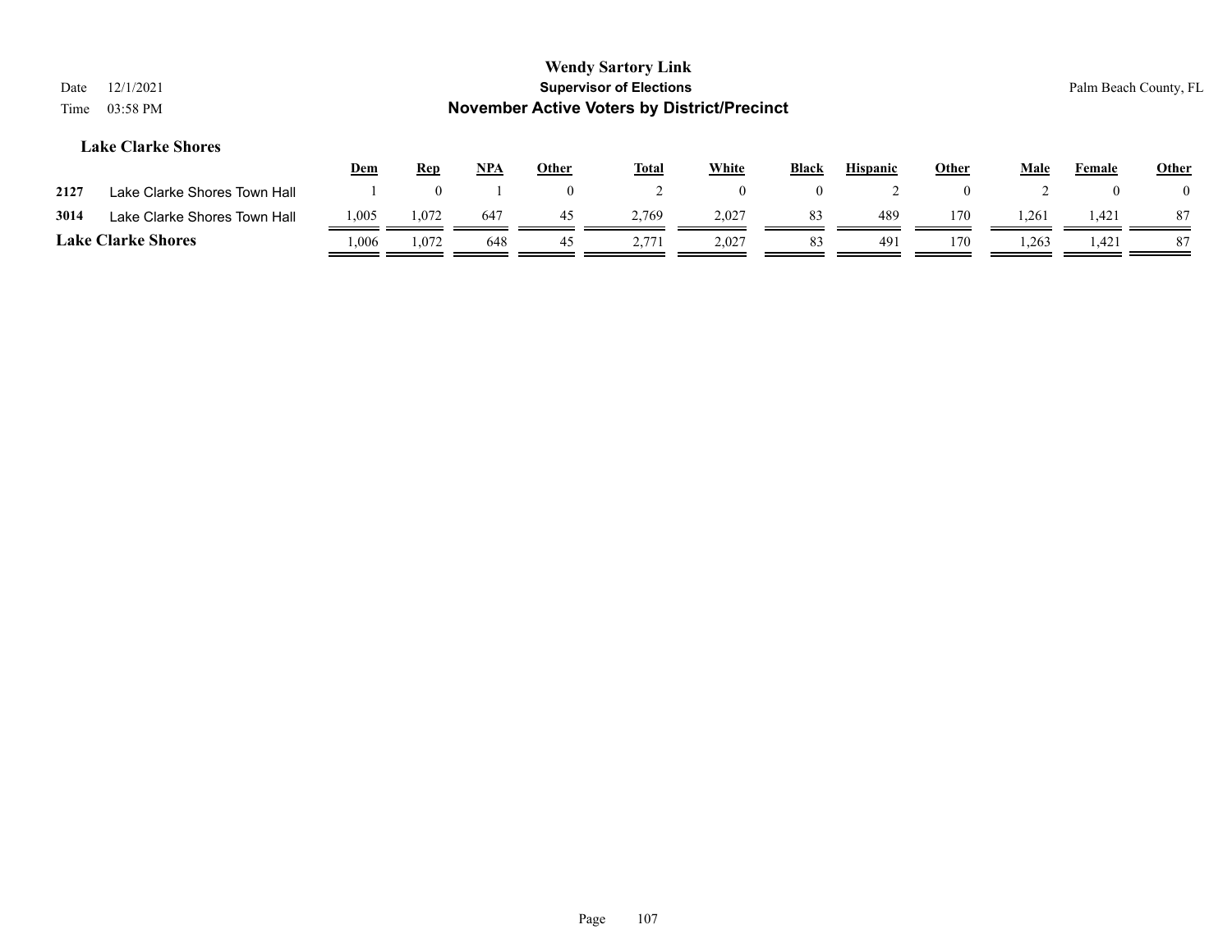# Wendy Sartory Link

**Supervisor of Elections**

**November Active Voters by District/Precinct**

Date 12/1/2021

Time 03:58 PM

Palm Beach County, FL

### Lake Clarke Shores

| | | Dem | Rep | NPA | Other | Total | White | Black | Hispanic | Other | Male | Female | Other |
|---|---|---|---|---|---|---|---|---|---|---|---|---|---|
| 2127 | Lake Clarke Shores Town Hall | 1 | 0 | 1 | 0 | 2 | 0 | 0 | 2 | 0 | 2 | 0 | 0 |
| 3014 | Lake Clarke Shores Town Hall | 1,005 | 1,072 | 647 | 45 | 2,769 | 2,027 | 83 | 489 | 170 | 1,261 | 1,421 | 87 |
| **Lake Clarke Shores** | | 1,006 | 1,072 | 648 | 45 | 2,771 | 2,027 | 83 | 491 | 170 | 1,263 | 1,421 | 87 |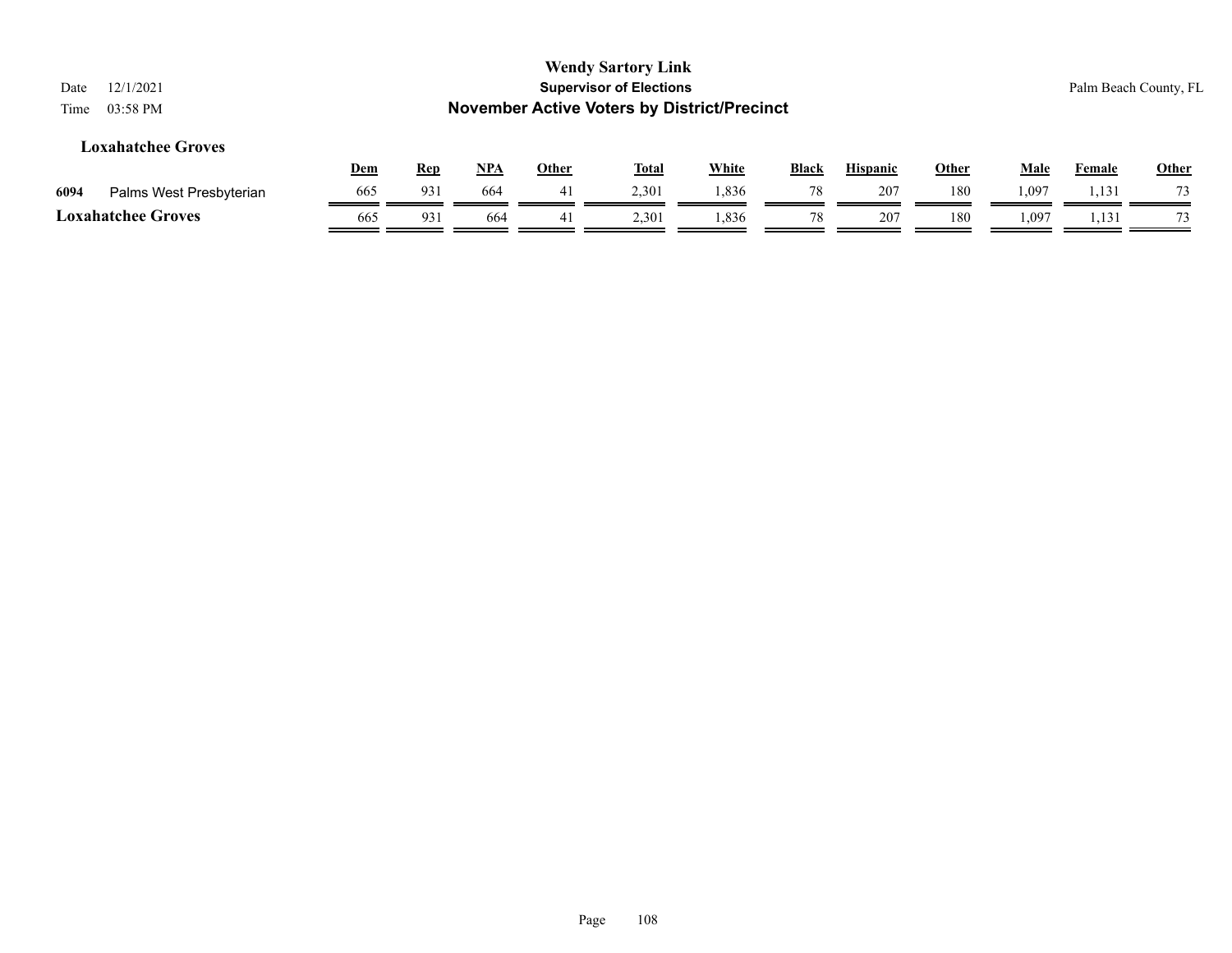## Loxahatchee Groves

| | | Dem | Rep | NPA | Other | Total | White | Black | Hispanic | Other | Male | Female | Other |
|---|---|---|---|---|---|---|---|---|---|---|---|---|---|
| 6094 | Palms West Presbyterian | 665 | 931 | 664 | 41 | 2,301 | 1,836 | 78 | 207 | 180 | 1,097 | 1,131 | 73 |
| **Loxahatchee Groves** | | 665 | 931 | 664 | 41 | 2,301 | 1,836 | 78 | 207 | 180 | 1,097 | 1,131 | 73 |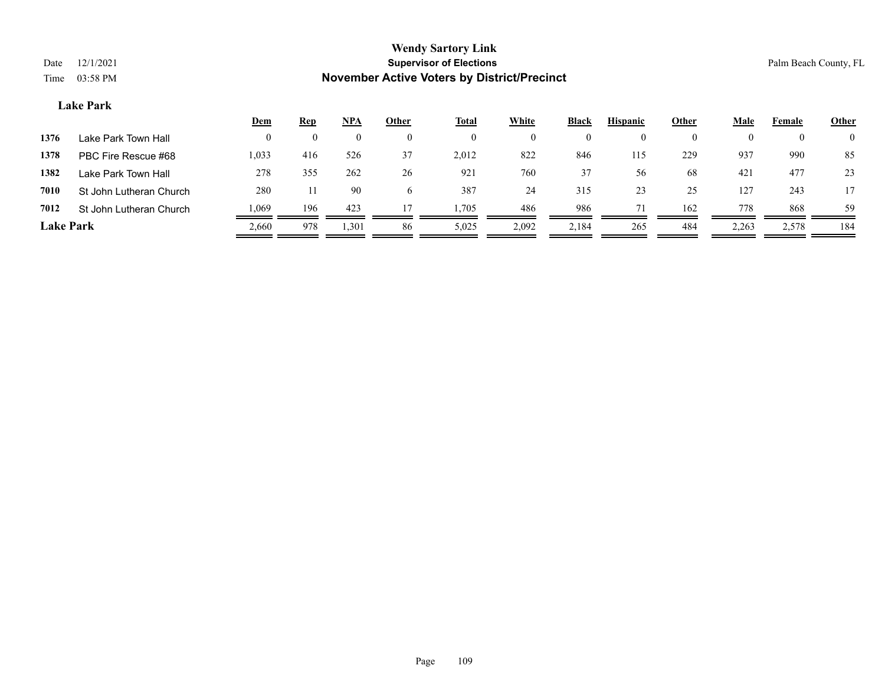# Wendy Sartory Link
## Supervisor of Elections
## November Active Voters by District/Precinct

Date 12/1/2021
Time 03:58 PM

Palm Beach County, FL

### Lake Park

| | | Dem | Rep | NPA | Other | Total | White | Black | Hispanic | Other | Male | Female | Other |
|---|---|---|---|---|---|---|---|---|---|---|---|---|---|
| 1376 | Lake Park Town Hall | 0 | 0 | 0 | 0 | 0 | 0 | 0 | 0 | 0 | 0 | 0 | 0 |
| 1378 | PBC Fire Rescue #68 | 1,033 | 416 | 526 | 37 | 2,012 | 822 | 846 | 115 | 229 | 937 | 990 | 85 |
| 1382 | Lake Park Town Hall | 278 | 355 | 262 | 26 | 921 | 760 | 37 | 56 | 68 | 421 | 477 | 23 |
| 7010 | St John Lutheran Church | 280 | 11 | 90 | 6 | 387 | 24 | 315 | 23 | 25 | 127 | 243 | 17 |
| 7012 | St John Lutheran Church | 1,069 | 196 | 423 | 17 | 1,705 | 486 | 986 | 71 | 162 | 778 | 868 | 59 |
| **Lake Park** | | 2,660 | 978 | 1,301 | 86 | 5,025 | 2,092 | 2,184 | 265 | 484 | 2,263 | 2,578 | 184 |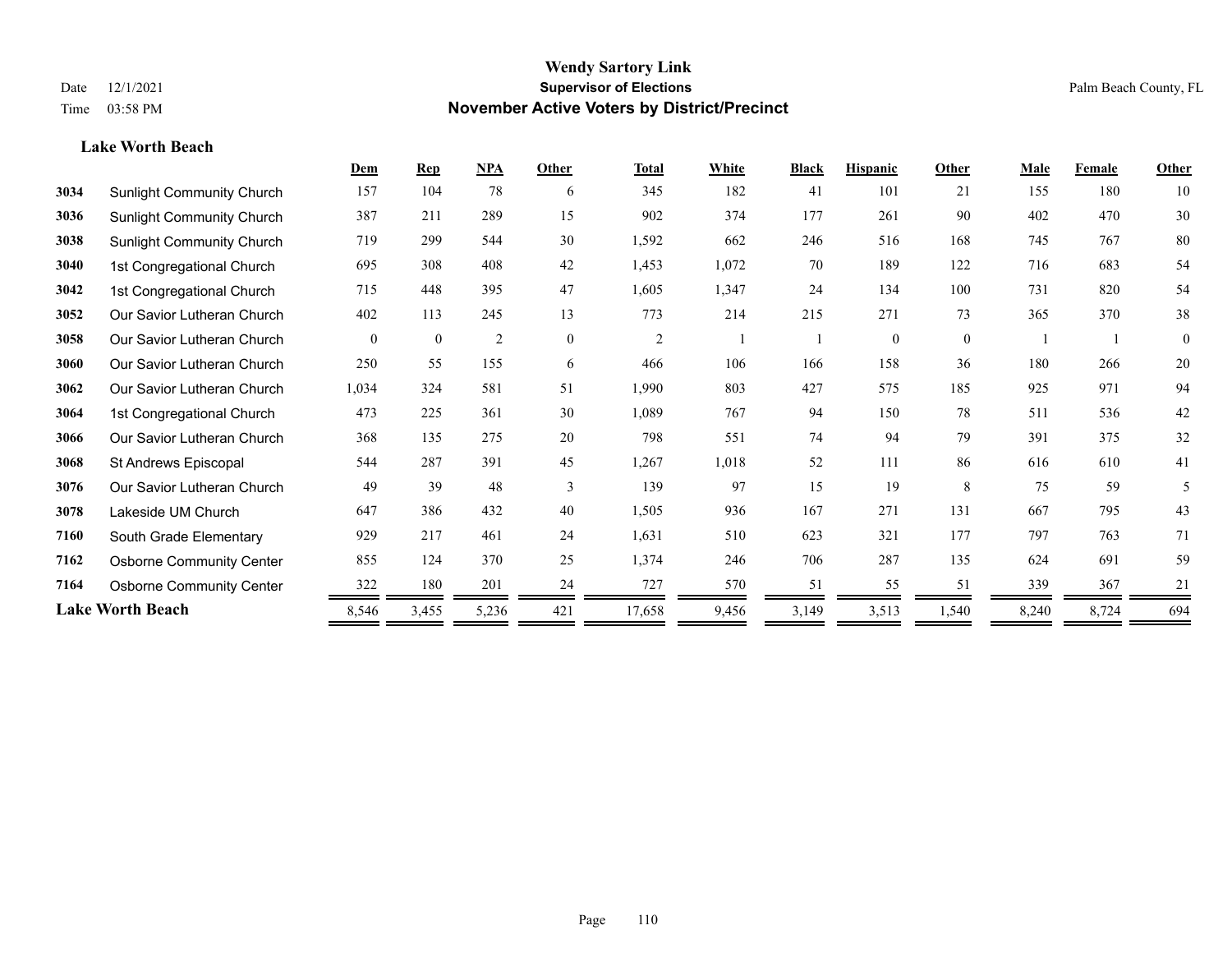# Wendy Sartory Link

## Supervisor of Elections

## November Active Voters by District/Precinct

Date 12/1/2021

Time 03:58 PM

Palm Beach County, FL

### Lake Worth Beach

| | | Dem | Rep | NPA | Other | Total | White | Black | Hispanic | Other | Male | Female | Other |
|---|---|---|---|---|---|---|---|---|---|---|---|---|---|
| 3034 | Sunlight Community Church | 157 | 104 | 78 | 6 | 345 | 182 | 41 | 101 | 21 | 155 | 180 | 10 |
| 3036 | Sunlight Community Church | 387 | 211 | 289 | 15 | 902 | 374 | 177 | 261 | 90 | 402 | 470 | 30 |
| 3038 | Sunlight Community Church | 719 | 299 | 544 | 30 | 1,592 | 662 | 246 | 516 | 168 | 745 | 767 | 80 |
| 3040 | 1st Congregational Church | 695 | 308 | 408 | 42 | 1,453 | 1,072 | 70 | 189 | 122 | 716 | 683 | 54 |
| 3042 | 1st Congregational Church | 715 | 448 | 395 | 47 | 1,605 | 1,347 | 24 | 134 | 100 | 731 | 820 | 54 |
| 3052 | Our Savior Lutheran Church | 402 | 113 | 245 | 13 | 773 | 214 | 215 | 271 | 73 | 365 | 370 | 38 |
| 3058 | Our Savior Lutheran Church | 0 | 0 | 2 | 0 | 2 | 1 | 1 | 0 | 0 | 1 | 1 | 0 |
| 3060 | Our Savior Lutheran Church | 250 | 55 | 155 | 6 | 466 | 106 | 166 | 158 | 36 | 180 | 266 | 20 |
| 3062 | Our Savior Lutheran Church | 1,034 | 324 | 581 | 51 | 1,990 | 803 | 427 | 575 | 185 | 925 | 971 | 94 |
| 3064 | 1st Congregational Church | 473 | 225 | 361 | 30 | 1,089 | 767 | 94 | 150 | 78 | 511 | 536 | 42 |
| 3066 | Our Savior Lutheran Church | 368 | 135 | 275 | 20 | 798 | 551 | 74 | 94 | 79 | 391 | 375 | 32 |
| 3068 | St Andrews Episcopal | 544 | 287 | 391 | 45 | 1,267 | 1,018 | 52 | 111 | 86 | 616 | 610 | 41 |
| 3076 | Our Savior Lutheran Church | 49 | 39 | 48 | 3 | 139 | 97 | 15 | 19 | 8 | 75 | 59 | 5 |
| 3078 | Lakeside UM Church | 647 | 386 | 432 | 40 | 1,505 | 936 | 167 | 271 | 131 | 667 | 795 | 43 |
| 7160 | South Grade Elementary | 929 | 217 | 461 | 24 | 1,631 | 510 | 623 | 321 | 177 | 797 | 763 | 71 |
| 7162 | Osborne Community Center | 855 | 124 | 370 | 25 | 1,374 | 246 | 706 | 287 | 135 | 624 | 691 | 59 |
| 7164 | Osborne Community Center | 322 | 180 | 201 | 24 | 727 | 570 | 51 | 55 | 51 | 339 | 367 | 21 |
| **Lake Worth Beach** | | 8,546 | 3,455 | 5,236 | 421 | 17,658 | 9,456 | 3,149 | 3,513 | 1,540 | 8,240 | 8,724 | 694 |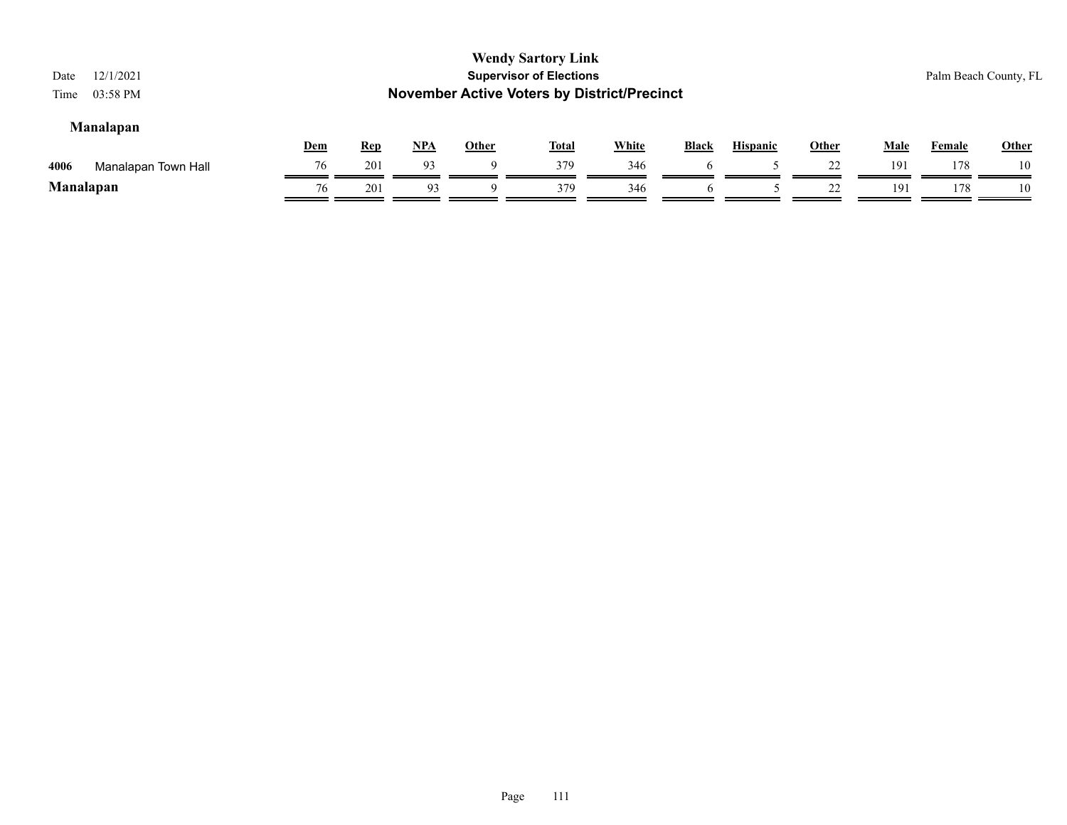**Wendy Sartory Link**
**Supervisor of Elections**
**November Active Voters by District/Precinct**

Date 12/1/2021
Time 03:58 PM

Palm Beach County, FL

## Manalapan

| | | Dem | Rep | NPA | Other | Total | White | Black | Hispanic | Other | Male | Female | Other |
|---|---|---|---|---|---|---|---|---|---|---|---|---|---|
| 4006 | Manalapan Town Hall | 76 | 201 | 93 | 9 | 379 | 346 | 6 | 5 | 22 | 191 | 178 | 10 |
| **Manalapan** | | 76 | 201 | 93 | 9 | 379 | 346 | 6 | 5 | 22 | 191 | 178 | 10 |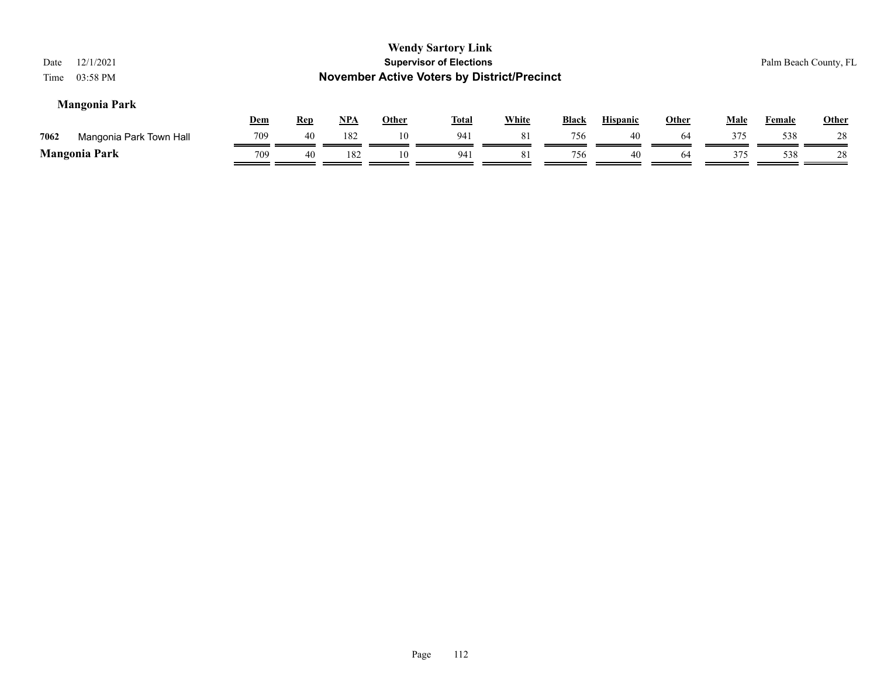**Wendy Sartory Link**
**Supervisor of Elections**
**November Active Voters by District/Precinct**

Date 12/1/2021
Time 03:58 PM

Palm Beach County, FL

### Mangonia Park

| | | Dem | Rep | NPA | Other | Total | White | Black | Hispanic | Other | Male | Female | Other |
|---|---|---|---|---|---|---|---|---|---|---|---|---|---|
| 7062 | Mangonia Park Town Hall | 709 | 40 | 182 | 10 | 941 | 81 | 756 | 40 | 64 | 375 | 538 | 28 |
| **Mangonia Park** | | 709 | 40 | 182 | 10 | 941 | 81 | 756 | 40 | 64 | 375 | 538 | 28 |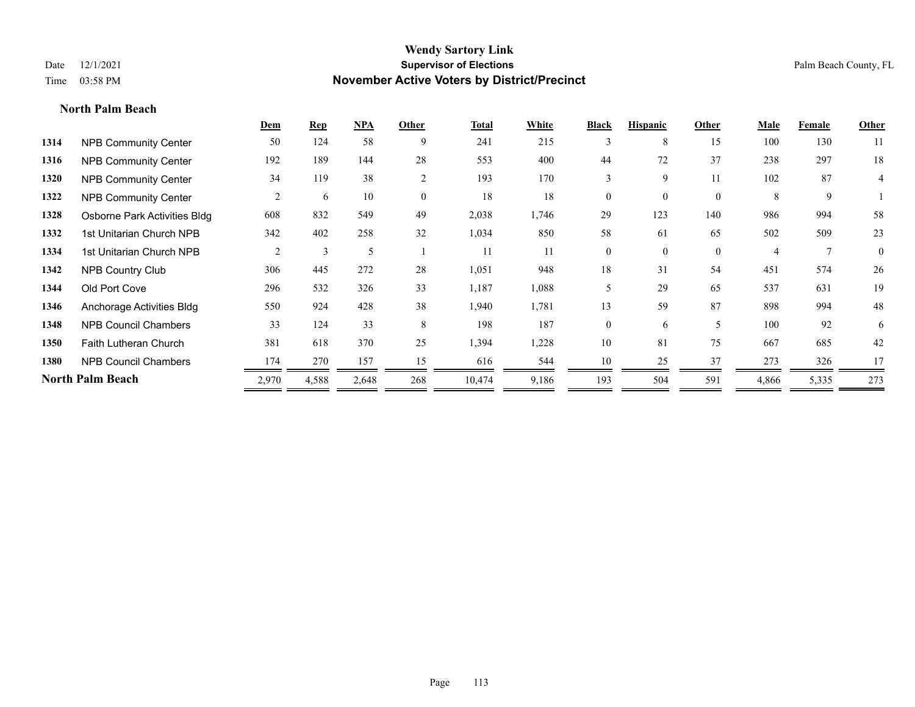# Wendy Sartory Link
## Supervisor of Elections
## November Active Voters by District/Precinct

Date 12/1/2021
Time 03:58 PM

Palm Beach County, FL

### North Palm Beach

| | | Dem | Rep | NPA | Other | Total | White | Black | Hispanic | Other | Male | Female | Other |
|---|---|---|---|---|---|---|---|---|---|---|---|---|---|
| 1314 | NPB Community Center | 50 | 124 | 58 | 9 | 241 | 215 | 3 | 8 | 15 | 100 | 130 | 11 |
| 1316 | NPB Community Center | 192 | 189 | 144 | 28 | 553 | 400 | 44 | 72 | 37 | 238 | 297 | 18 |
| 1320 | NPB Community Center | 34 | 119 | 38 | 2 | 193 | 170 | 3 | 9 | 11 | 102 | 87 | 4 |
| 1322 | NPB Community Center | 2 | 6 | 10 | 0 | 18 | 18 | 0 | 0 | 0 | 8 | 9 | 1 |
| 1328 | Osborne Park Activities Bldg | 608 | 832 | 549 | 49 | 2,038 | 1,746 | 29 | 123 | 140 | 986 | 994 | 58 |
| 1332 | 1st Unitarian Church NPB | 342 | 402 | 258 | 32 | 1,034 | 850 | 58 | 61 | 65 | 502 | 509 | 23 |
| 1334 | 1st Unitarian Church NPB | 2 | 3 | 5 | 1 | 11 | 11 | 0 | 0 | 0 | 4 | 7 | 0 |
| 1342 | NPB Country Club | 306 | 445 | 272 | 28 | 1,051 | 948 | 18 | 31 | 54 | 451 | 574 | 26 |
| 1344 | Old Port Cove | 296 | 532 | 326 | 33 | 1,187 | 1,088 | 5 | 29 | 65 | 537 | 631 | 19 |
| 1346 | Anchorage Activities Bldg | 550 | 924 | 428 | 38 | 1,940 | 1,781 | 13 | 59 | 87 | 898 | 994 | 48 |
| 1348 | NPB Council Chambers | 33 | 124 | 33 | 8 | 198 | 187 | 0 | 6 | 5 | 100 | 92 | 6 |
| 1350 | Faith Lutheran Church | 381 | 618 | 370 | 25 | 1,394 | 1,228 | 10 | 81 | 75 | 667 | 685 | 42 |
| 1380 | NPB Council Chambers | 174 | 270 | 157 | 15 | 616 | 544 | 10 | 25 | 37 | 273 | 326 | 17 |
| **North Palm Beach** | | 2,970 | 4,588 | 2,648 | 268 | 10,474 | 9,186 | 193 | 504 | 591 | 4,866 | 5,335 | 273 |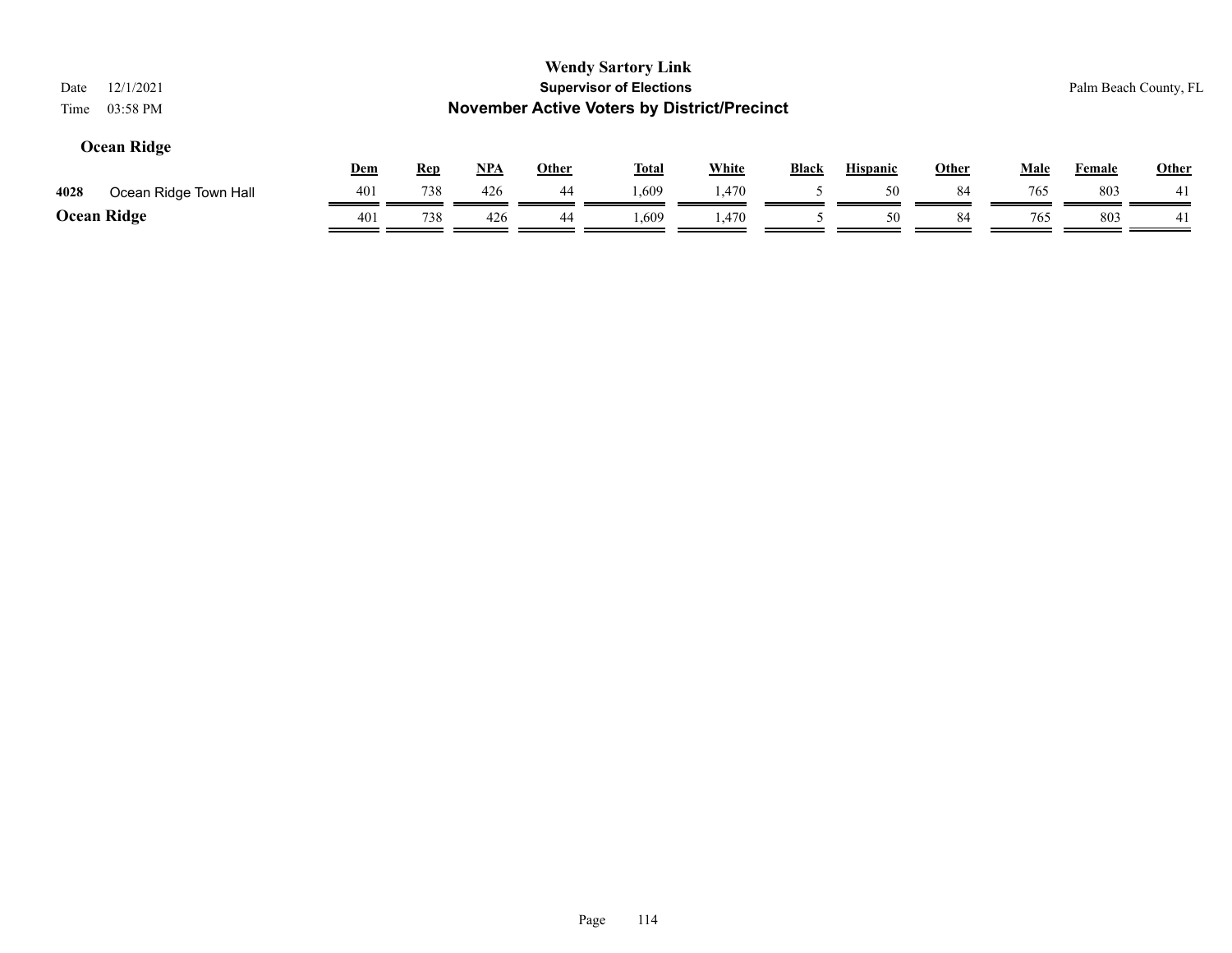## Ocean Ridge

| | | Dem | Rep | NPA | Other | Total | White | Black | Hispanic | Other | Male | Female | Other |
|---|---|---|---|---|---|---|---|---|---|---|---|---|---|
| 4028 | Ocean Ridge Town Hall | 401 | 738 | 426 | 44 | 1,609 | 1,470 | 5 | 50 | 84 | 765 | 803 | 41 |
| **Ocean Ridge** | | 401 | 738 | 426 | 44 | 1,609 | 1,470 | 5 | 50 | 84 | 765 | 803 | 41 |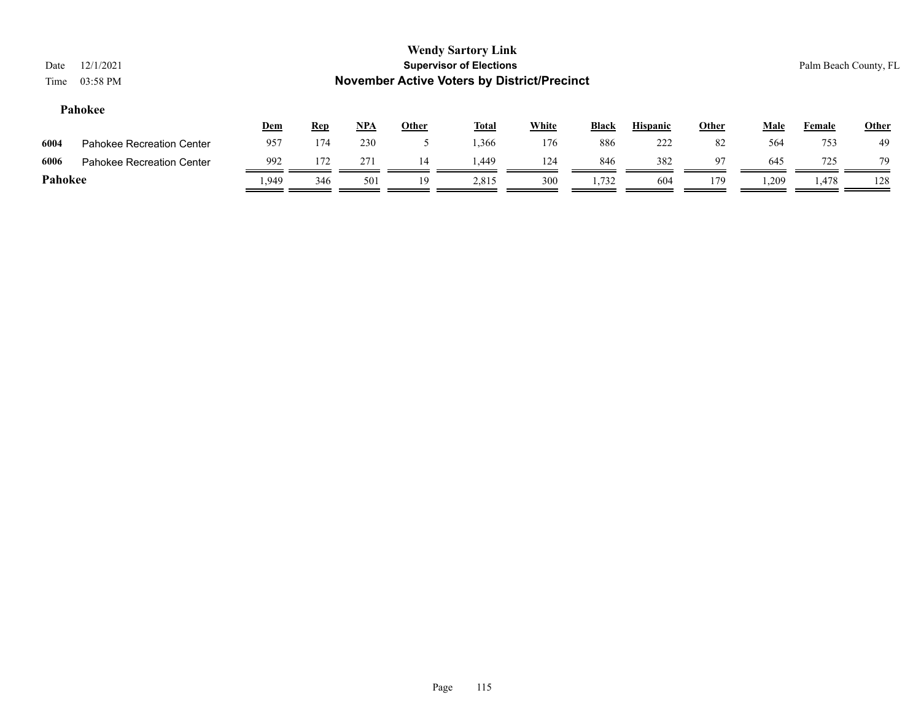**Wendy Sartory Link**
**Supervisor of Elections**
**November Active Voters by District/Precinct**

Date 12/1/2021
Time 03:58 PM

Palm Beach County, FL

### Pahokee

| | | Dem | Rep | NPA | Other | Total | White | Black | Hispanic | Other | Male | Female | Other |
|---|---|---|---|---|---|---|---|---|---|---|---|---|---|
| 6004 | Pahokee Recreation Center | 957 | 174 | 230 | 5 | 1,366 | 176 | 886 | 222 | 82 | 564 | 753 | 49 |
| 6006 | Pahokee Recreation Center | 992 | 172 | 271 | 14 | 1,449 | 124 | 846 | 382 | 97 | 645 | 725 | 79 |
| **Pahokee** | | 1,949 | 346 | 501 | 19 | 2,815 | 300 | 1,732 | 604 | 179 | 1,209 | 1,478 | 128 |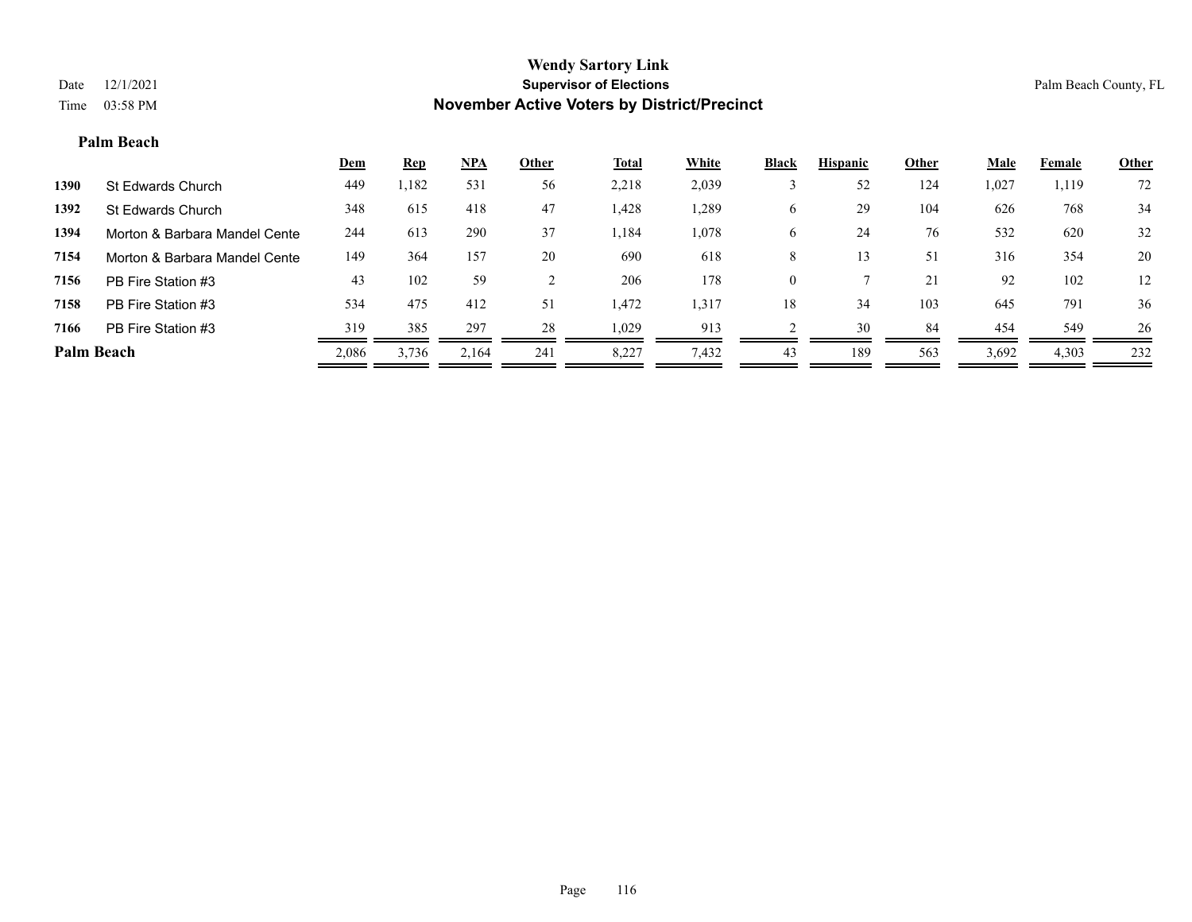# Wendy Sartory Link

## Supervisor of Elections

## November Active Voters by District/Precinct

Date 12/1/2021

Time 03:58 PM

Palm Beach County, FL

### Palm Beach

| | | Dem | Rep | NPA | Other | Total | White | Black | Hispanic | Other | Male | Female | Other |
|---|---|---|---|---|---|---|---|---|---|---|---|---|---|
| 1390 | St Edwards Church | 449 | 1,182 | 531 | 56 | 2,218 | 2,039 | 3 | 52 | 124 | 1,027 | 1,119 | 72 |
| 1392 | St Edwards Church | 348 | 615 | 418 | 47 | 1,428 | 1,289 | 6 | 29 | 104 | 626 | 768 | 34 |
| 1394 | Morton & Barbara Mandel Cente | 244 | 613 | 290 | 37 | 1,184 | 1,078 | 6 | 24 | 76 | 532 | 620 | 32 |
| 7154 | Morton & Barbara Mandel Cente | 149 | 364 | 157 | 20 | 690 | 618 | 8 | 13 | 51 | 316 | 354 | 20 |
| 7156 | PB Fire Station #3 | 43 | 102 | 59 | 2 | 206 | 178 | 0 | 7 | 21 | 92 | 102 | 12 |
| 7158 | PB Fire Station #3 | 534 | 475 | 412 | 51 | 1,472 | 1,317 | 18 | 34 | 103 | 645 | 791 | 36 |
| 7166 | PB Fire Station #3 | 319 | 385 | 297 | 28 | 1,029 | 913 | 2 | 30 | 84 | 454 | 549 | 26 |
| **Palm Beach** | | 2,086 | 3,736 | 2,164 | 241 | 8,227 | 7,432 | 43 | 189 | 563 | 3,692 | 4,303 | 232 |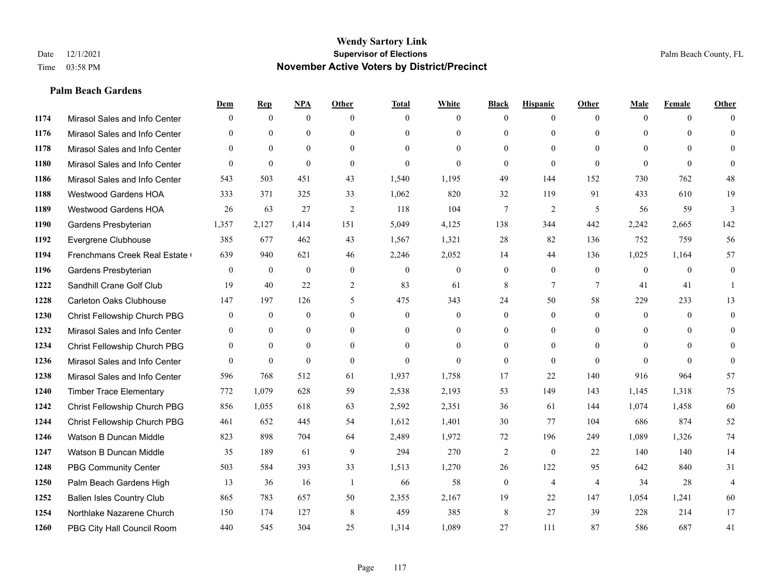# Wendy Sartory Link
## Supervisor of Elections
## November Active Voters by District/Precinct

Date 12/1/2021
Time 03:58 PM

Palm Beach County, FL

### Palm Beach Gardens

| | | Dem | Rep | NPA | Other | Total | White | Black | Hispanic | Other | Male | Female | Other |
|---|---|---|---|---|---|---|---|---|---|---|---|---|---|
| 1174 | Mirasol Sales and Info Center | 0 | 0 | 0 | 0 | 0 | 0 | 0 | 0 | 0 | 0 | 0 | 0 |
| 1176 | Mirasol Sales and Info Center | 0 | 0 | 0 | 0 | 0 | 0 | 0 | 0 | 0 | 0 | 0 | 0 |
| 1178 | Mirasol Sales and Info Center | 0 | 0 | 0 | 0 | 0 | 0 | 0 | 0 | 0 | 0 | 0 | 0 |
| 1180 | Mirasol Sales and Info Center | 0 | 0 | 0 | 0 | 0 | 0 | 0 | 0 | 0 | 0 | 0 | 0 |
| 1186 | Mirasol Sales and Info Center | 543 | 503 | 451 | 43 | 1,540 | 1,195 | 49 | 144 | 152 | 730 | 762 | 48 |
| 1188 | Westwood Gardens HOA | 333 | 371 | 325 | 33 | 1,062 | 820 | 32 | 119 | 91 | 433 | 610 | 19 |
| 1189 | Westwood Gardens HOA | 26 | 63 | 27 | 2 | 118 | 104 | 7 | 2 | 5 | 56 | 59 | 3 |
| 1190 | Gardens Presbyterian | 1,357 | 2,127 | 1,414 | 151 | 5,049 | 4,125 | 138 | 344 | 442 | 2,242 | 2,665 | 142 |
| 1192 | Evergrene Clubhouse | 385 | 677 | 462 | 43 | 1,567 | 1,321 | 28 | 82 | 136 | 752 | 759 | 56 |
| 1194 | Frenchmans Creek Real Estate ( | 639 | 940 | 621 | 46 | 2,246 | 2,052 | 14 | 44 | 136 | 1,025 | 1,164 | 57 |
| 1196 | Gardens Presbyterian | 0 | 0 | 0 | 0 | 0 | 0 | 0 | 0 | 0 | 0 | 0 | 0 |
| 1222 | Sandhill Crane Golf Club | 19 | 40 | 22 | 2 | 83 | 61 | 8 | 7 | 7 | 41 | 41 | 1 |
| 1228 | Carleton Oaks Clubhouse | 147 | 197 | 126 | 5 | 475 | 343 | 24 | 50 | 58 | 229 | 233 | 13 |
| 1230 | Christ Fellowship Church PBG | 0 | 0 | 0 | 0 | 0 | 0 | 0 | 0 | 0 | 0 | 0 | 0 |
| 1232 | Mirasol Sales and Info Center | 0 | 0 | 0 | 0 | 0 | 0 | 0 | 0 | 0 | 0 | 0 | 0 |
| 1234 | Christ Fellowship Church PBG | 0 | 0 | 0 | 0 | 0 | 0 | 0 | 0 | 0 | 0 | 0 | 0 |
| 1236 | Mirasol Sales and Info Center | 0 | 0 | 0 | 0 | 0 | 0 | 0 | 0 | 0 | 0 | 0 | 0 |
| 1238 | Mirasol Sales and Info Center | 596 | 768 | 512 | 61 | 1,937 | 1,758 | 17 | 22 | 140 | 916 | 964 | 57 |
| 1240 | Timber Trace Elementary | 772 | 1,079 | 628 | 59 | 2,538 | 2,193 | 53 | 149 | 143 | 1,145 | 1,318 | 75 |
| 1242 | Christ Fellowship Church PBG | 856 | 1,055 | 618 | 63 | 2,592 | 2,351 | 36 | 61 | 144 | 1,074 | 1,458 | 60 |
| 1244 | Christ Fellowship Church PBG | 461 | 652 | 445 | 54 | 1,612 | 1,401 | 30 | 77 | 104 | 686 | 874 | 52 |
| 1246 | Watson B Duncan Middle | 823 | 898 | 704 | 64 | 2,489 | 1,972 | 72 | 196 | 249 | 1,089 | 1,326 | 74 |
| 1247 | Watson B Duncan Middle | 35 | 189 | 61 | 9 | 294 | 270 | 2 | 0 | 22 | 140 | 140 | 14 |
| 1248 | PBG Community Center | 503 | 584 | 393 | 33 | 1,513 | 1,270 | 26 | 122 | 95 | 642 | 840 | 31 |
| 1250 | Palm Beach Gardens High | 13 | 36 | 16 | 1 | 66 | 58 | 0 | 4 | 4 | 34 | 28 | 4 |
| 1252 | Ballen Isles Country Club | 865 | 783 | 657 | 50 | 2,355 | 2,167 | 19 | 22 | 147 | 1,054 | 1,241 | 60 |
| 1254 | Northlake Nazarene Church | 150 | 174 | 127 | 8 | 459 | 385 | 8 | 27 | 39 | 228 | 214 | 17 |
| 1260 | PBG City Hall Council Room | 440 | 545 | 304 | 25 | 1,314 | 1,089 | 27 | 111 | 87 | 586 | 687 | 41 |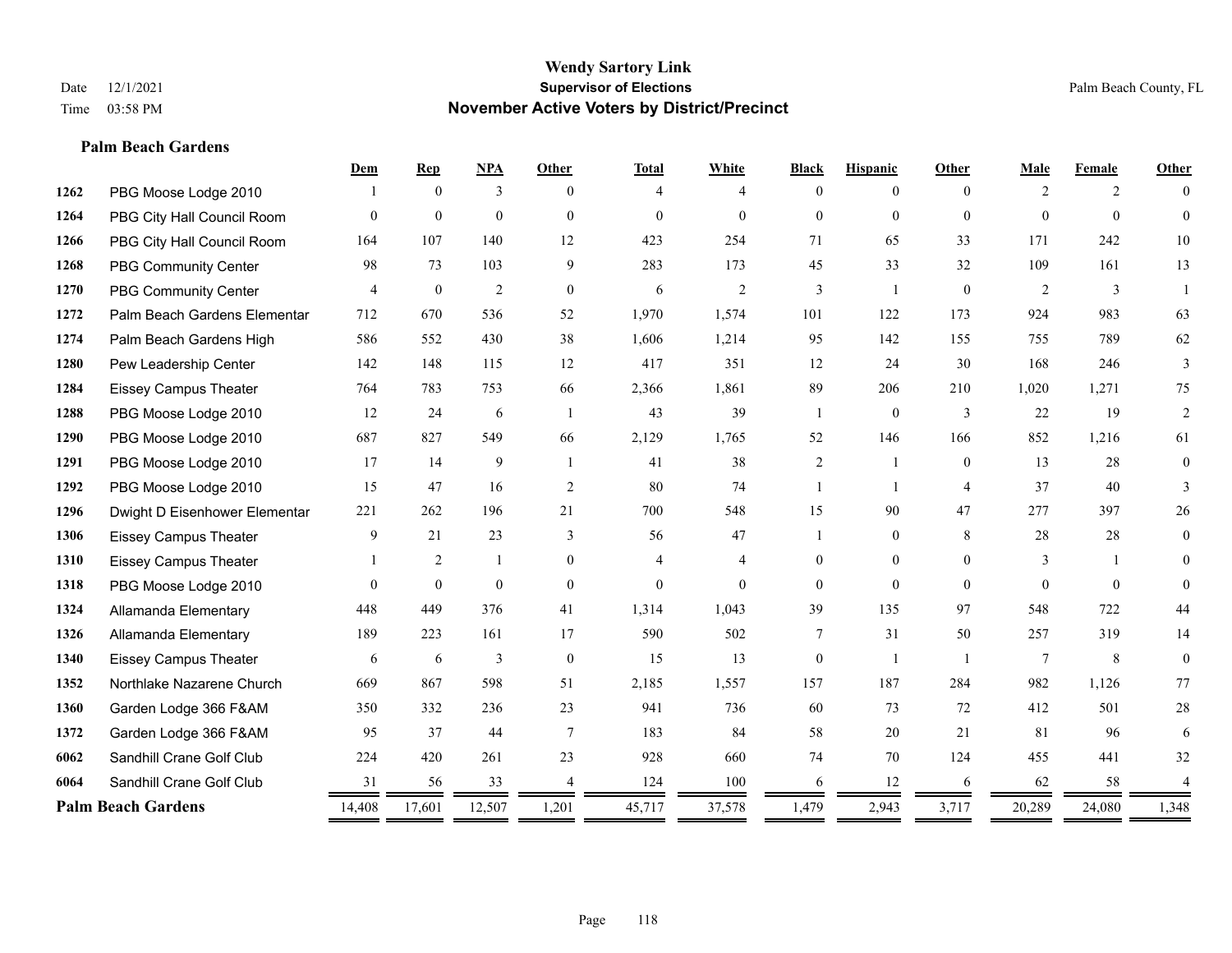**Wendy Sartory Link**
**Supervisor of Elections**
**November Active Voters by District/Precinct**

Date 12/1/2021
Time 03:58 PM

Palm Beach County, FL

## Palm Beach Gardens

| | | Dem | Rep | NPA | Other | Total | White | Black | Hispanic | Other | Male | Female | Other |
|---|---|---|---|---|---|---|---|---|---|---|---|---|---|
| 1262 | PBG Moose Lodge 2010 | 1 | 0 | 3 | 0 | 4 | 4 | 0 | 0 | 0 | 2 | 2 | 0 |
| 1264 | PBG City Hall Council Room | 0 | 0 | 0 | 0 | 0 | 0 | 0 | 0 | 0 | 0 | 0 | 0 |
| 1266 | PBG City Hall Council Room | 164 | 107 | 140 | 12 | 423 | 254 | 71 | 65 | 33 | 171 | 242 | 10 |
| 1268 | PBG Community Center | 98 | 73 | 103 | 9 | 283 | 173 | 45 | 33 | 32 | 109 | 161 | 13 |
| 1270 | PBG Community Center | 4 | 0 | 2 | 0 | 6 | 2 | 3 | 1 | 0 | 2 | 3 | 1 |
| 1272 | Palm Beach Gardens Elementar | 712 | 670 | 536 | 52 | 1,970 | 1,574 | 101 | 122 | 173 | 924 | 983 | 63 |
| 1274 | Palm Beach Gardens High | 586 | 552 | 430 | 38 | 1,606 | 1,214 | 95 | 142 | 155 | 755 | 789 | 62 |
| 1280 | Pew Leadership Center | 142 | 148 | 115 | 12 | 417 | 351 | 12 | 24 | 30 | 168 | 246 | 3 |
| 1284 | Eissey Campus Theater | 764 | 783 | 753 | 66 | 2,366 | 1,861 | 89 | 206 | 210 | 1,020 | 1,271 | 75 |
| 1288 | PBG Moose Lodge 2010 | 12 | 24 | 6 | 1 | 43 | 39 | 1 | 0 | 3 | 22 | 19 | 2 |
| 1290 | PBG Moose Lodge 2010 | 687 | 827 | 549 | 66 | 2,129 | 1,765 | 52 | 146 | 166 | 852 | 1,216 | 61 |
| 1291 | PBG Moose Lodge 2010 | 17 | 14 | 9 | 1 | 41 | 38 | 2 | 1 | 0 | 13 | 28 | 0 |
| 1292 | PBG Moose Lodge 2010 | 15 | 47 | 16 | 2 | 80 | 74 | 1 | 1 | 4 | 37 | 40 | 3 |
| 1296 | Dwight D Eisenhower Elementar | 221 | 262 | 196 | 21 | 700 | 548 | 15 | 90 | 47 | 277 | 397 | 26 |
| 1306 | Eissey Campus Theater | 9 | 21 | 23 | 3 | 56 | 47 | 1 | 0 | 8 | 28 | 28 | 0 |
| 1310 | Eissey Campus Theater | 1 | 2 | 1 | 0 | 4 | 4 | 0 | 0 | 0 | 3 | 1 | 0 |
| 1318 | PBG Moose Lodge 2010 | 0 | 0 | 0 | 0 | 0 | 0 | 0 | 0 | 0 | 0 | 0 | 0 |
| 1324 | Allamanda Elementary | 448 | 449 | 376 | 41 | 1,314 | 1,043 | 39 | 135 | 97 | 548 | 722 | 44 |
| 1326 | Allamanda Elementary | 189 | 223 | 161 | 17 | 590 | 502 | 7 | 31 | 50 | 257 | 319 | 14 |
| 1340 | Eissey Campus Theater | 6 | 6 | 3 | 0 | 15 | 13 | 0 | 1 | 1 | 7 | 8 | 0 |
| 1352 | Northlake Nazarene Church | 669 | 867 | 598 | 51 | 2,185 | 1,557 | 157 | 187 | 284 | 982 | 1,126 | 77 |
| 1360 | Garden Lodge 366 F&AM | 350 | 332 | 236 | 23 | 941 | 736 | 60 | 73 | 72 | 412 | 501 | 28 |
| 1372 | Garden Lodge 366 F&AM | 95 | 37 | 44 | 7 | 183 | 84 | 58 | 20 | 21 | 81 | 96 | 6 |
| 6062 | Sandhill Crane Golf Club | 224 | 420 | 261 | 23 | 928 | 660 | 74 | 70 | 124 | 455 | 441 | 32 |
| 6064 | Sandhill Crane Golf Club | 31 | 56 | 33 | 4 | 124 | 100 | 6 | 12 | 6 | 62 | 58 | 4 |
| **Palm Beach Gardens** | | 14,408 | 17,601 | 12,507 | 1,201 | 45,717 | 37,578 | 1,479 | 2,943 | 3,717 | 20,289 | 24,080 | 1,348 |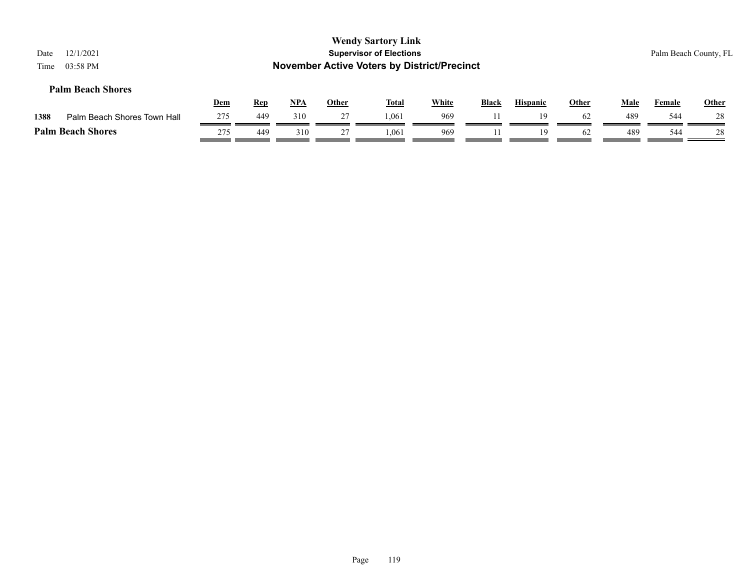**Wendy Sartory Link**
**Supervisor of Elections**
**November Active Voters by District/Precinct**

Date 12/1/2021
Time 03:58 PM

Palm Beach County, FL

### Palm Beach Shores

| | | Dem | Rep | NPA | Other | Total | White | Black | Hispanic | Other | Male | Female | Other |
|---|---|---|---|---|---|---|---|---|---|---|---|---|---|
| 1388 | Palm Beach Shores Town Hall | 275 | 449 | 310 | 27 | 1,061 | 969 | 11 | 19 | 62 | 489 | 544 | 28 |
| **Palm Beach Shores** | | 275 | 449 | 310 | 27 | 1,061 | 969 | 11 | 19 | 62 | 489 | 544 | 28 |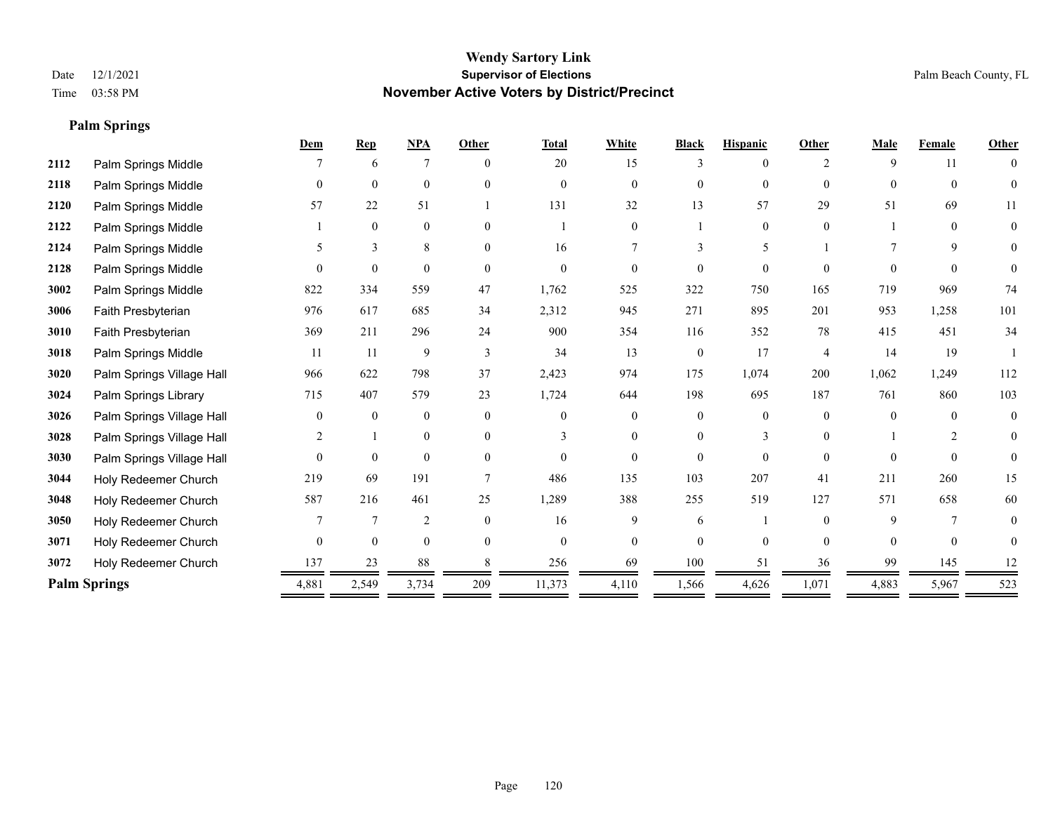**Wendy Sartory Link**
**Supervisor of Elections**
**November Active Voters by District/Precinct**

Date 12/1/2021
Time 03:58 PM

Palm Beach County, FL

**Palm Springs**

| | | Dem | Rep | NPA | Other | Total | White | Black | Hispanic | Other | Male | Female | Other |
|---|---|---|---|---|---|---|---|---|---|---|---|---|---|
| 2112 | Palm Springs Middle | 7 | 6 | 7 | 0 | 20 | 15 | 3 | 0 | 2 | 9 | 11 | 0 |
| 2118 | Palm Springs Middle | 0 | 0 | 0 | 0 | 0 | 0 | 0 | 0 | 0 | 0 | 0 | 0 |
| 2120 | Palm Springs Middle | 57 | 22 | 51 | 1 | 131 | 32 | 13 | 57 | 29 | 51 | 69 | 11 |
| 2122 | Palm Springs Middle | 1 | 0 | 0 | 0 | 1 | 0 | 1 | 0 | 0 | 1 | 0 | 0 |
| 2124 | Palm Springs Middle | 5 | 3 | 8 | 0 | 16 | 7 | 3 | 5 | 1 | 7 | 9 | 0 |
| 2128 | Palm Springs Middle | 0 | 0 | 0 | 0 | 0 | 0 | 0 | 0 | 0 | 0 | 0 | 0 |
| 3002 | Palm Springs Middle | 822 | 334 | 559 | 47 | 1,762 | 525 | 322 | 750 | 165 | 719 | 969 | 74 |
| 3006 | Faith Presbyterian | 976 | 617 | 685 | 34 | 2,312 | 945 | 271 | 895 | 201 | 953 | 1,258 | 101 |
| 3010 | Faith Presbyterian | 369 | 211 | 296 | 24 | 900 | 354 | 116 | 352 | 78 | 415 | 451 | 34 |
| 3018 | Palm Springs Middle | 11 | 11 | 9 | 3 | 34 | 13 | 0 | 17 | 4 | 14 | 19 | 1 |
| 3020 | Palm Springs Village Hall | 966 | 622 | 798 | 37 | 2,423 | 974 | 175 | 1,074 | 200 | 1,062 | 1,249 | 112 |
| 3024 | Palm Springs Library | 715 | 407 | 579 | 23 | 1,724 | 644 | 198 | 695 | 187 | 761 | 860 | 103 |
| 3026 | Palm Springs Village Hall | 0 | 0 | 0 | 0 | 0 | 0 | 0 | 0 | 0 | 0 | 0 | 0 |
| 3028 | Palm Springs Village Hall | 2 | 1 | 0 | 0 | 3 | 0 | 0 | 3 | 0 | 1 | 2 | 0 |
| 3030 | Palm Springs Village Hall | 0 | 0 | 0 | 0 | 0 | 0 | 0 | 0 | 0 | 0 | 0 | 0 |
| 3044 | Holy Redeemer Church | 219 | 69 | 191 | 7 | 486 | 135 | 103 | 207 | 41 | 211 | 260 | 15 |
| 3048 | Holy Redeemer Church | 587 | 216 | 461 | 25 | 1,289 | 388 | 255 | 519 | 127 | 571 | 658 | 60 |
| 3050 | Holy Redeemer Church | 7 | 7 | 2 | 0 | 16 | 9 | 6 | 1 | 0 | 9 | 7 | 0 |
| 3071 | Holy Redeemer Church | 0 | 0 | 0 | 0 | 0 | 0 | 0 | 0 | 0 | 0 | 0 | 0 |
| 3072 | Holy Redeemer Church | 137 | 23 | 88 | 8 | 256 | 69 | 100 | 51 | 36 | 99 | 145 | 12 |
| **Palm Springs** | | 4,881 | 2,549 | 3,734 | 209 | 11,373 | 4,110 | 1,566 | 4,626 | 1,071 | 4,883 | 5,967 | 523 |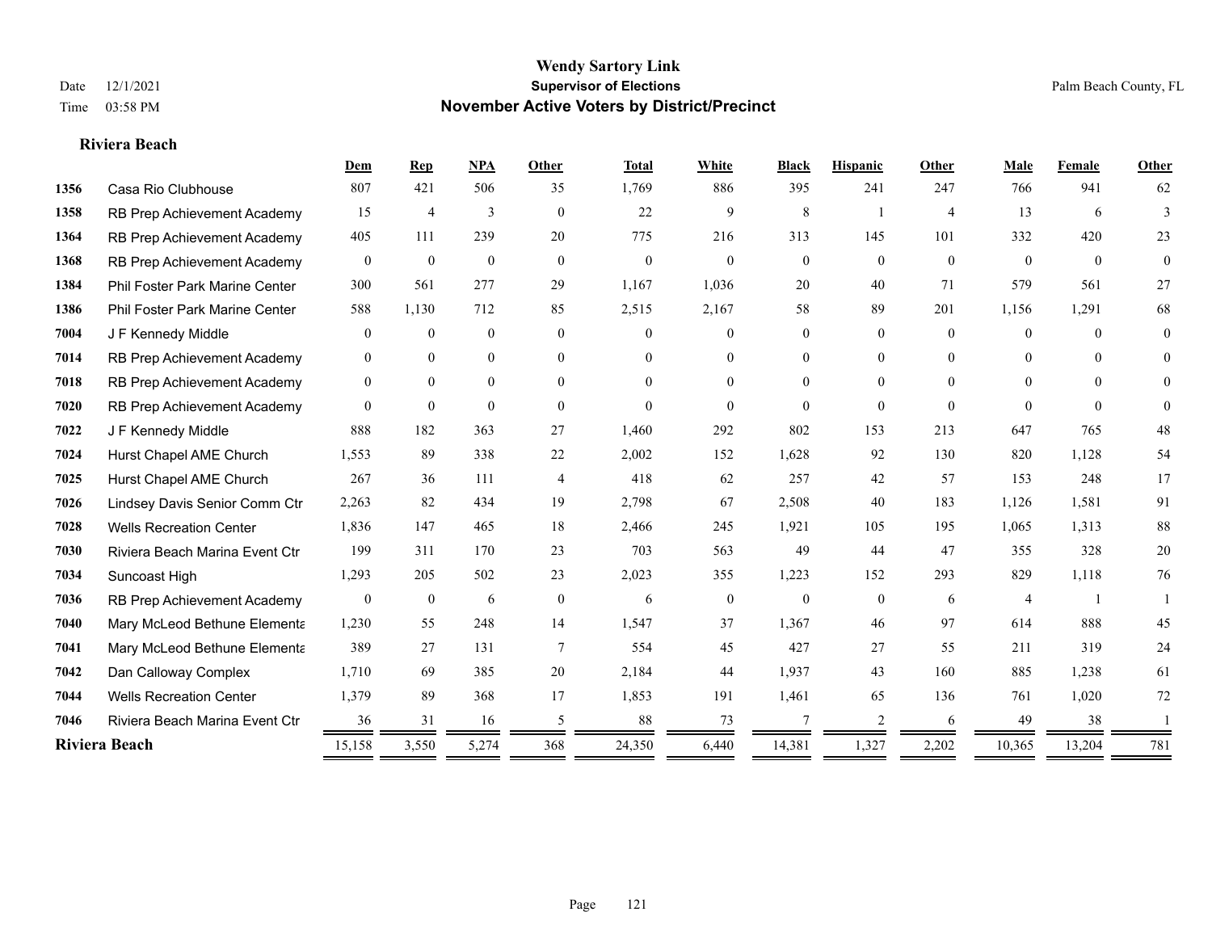# Wendy Sartory Link

**Supervisor of Elections**

**November Active Voters by District/Precinct**

Date 12/1/2021

Time 03:58 PM

Palm Beach County, FL

### Riviera Beach

| | | Dem | Rep | NPA | Other | Total | White | Black | Hispanic | Other | Male | Female | Other |
|---|---|---|---|---|---|---|---|---|---|---|---|---|---|
| 1356 | Casa Rio Clubhouse | 807 | 421 | 506 | 35 | 1,769 | 886 | 395 | 241 | 247 | 766 | 941 | 62 |
| 1358 | RB Prep Achievement Academy | 15 | 4 | 3 | 0 | 22 | 9 | 8 | 1 | 4 | 13 | 6 | 3 |
| 1364 | RB Prep Achievement Academy | 405 | 111 | 239 | 20 | 775 | 216 | 313 | 145 | 101 | 332 | 420 | 23 |
| 1368 | RB Prep Achievement Academy | 0 | 0 | 0 | 0 | 0 | 0 | 0 | 0 | 0 | 0 | 0 | 0 |
| 1384 | Phil Foster Park Marine Center | 300 | 561 | 277 | 29 | 1,167 | 1,036 | 20 | 40 | 71 | 579 | 561 | 27 |
| 1386 | Phil Foster Park Marine Center | 588 | 1,130 | 712 | 85 | 2,515 | 2,167 | 58 | 89 | 201 | 1,156 | 1,291 | 68 |
| 7004 | J F Kennedy Middle | 0 | 0 | 0 | 0 | 0 | 0 | 0 | 0 | 0 | 0 | 0 | 0 |
| 7014 | RB Prep Achievement Academy | 0 | 0 | 0 | 0 | 0 | 0 | 0 | 0 | 0 | 0 | 0 | 0 |
| 7018 | RB Prep Achievement Academy | 0 | 0 | 0 | 0 | 0 | 0 | 0 | 0 | 0 | 0 | 0 | 0 |
| 7020 | RB Prep Achievement Academy | 0 | 0 | 0 | 0 | 0 | 0 | 0 | 0 | 0 | 0 | 0 | 0 |
| 7022 | J F Kennedy Middle | 888 | 182 | 363 | 27 | 1,460 | 292 | 802 | 153 | 213 | 647 | 765 | 48 |
| 7024 | Hurst Chapel AME Church | 1,553 | 89 | 338 | 22 | 2,002 | 152 | 1,628 | 92 | 130 | 820 | 1,128 | 54 |
| 7025 | Hurst Chapel AME Church | 267 | 36 | 111 | 4 | 418 | 62 | 257 | 42 | 57 | 153 | 248 | 17 |
| 7026 | Lindsey Davis Senior Comm Ctr | 2,263 | 82 | 434 | 19 | 2,798 | 67 | 2,508 | 40 | 183 | 1,126 | 1,581 | 91 |
| 7028 | Wells Recreation Center | 1,836 | 147 | 465 | 18 | 2,466 | 245 | 1,921 | 105 | 195 | 1,065 | 1,313 | 88 |
| 7030 | Riviera Beach Marina Event Ctr | 199 | 311 | 170 | 23 | 703 | 563 | 49 | 44 | 47 | 355 | 328 | 20 |
| 7034 | Suncoast High | 1,293 | 205 | 502 | 23 | 2,023 | 355 | 1,223 | 152 | 293 | 829 | 1,118 | 76 |
| 7036 | RB Prep Achievement Academy | 0 | 0 | 6 | 0 | 6 | 0 | 0 | 0 | 6 | 4 | 1 | 1 |
| 7040 | Mary McLeod Bethune Elementa | 1,230 | 55 | 248 | 14 | 1,547 | 37 | 1,367 | 46 | 97 | 614 | 888 | 45 |
| 7041 | Mary McLeod Bethune Elementa | 389 | 27 | 131 | 7 | 554 | 45 | 427 | 27 | 55 | 211 | 319 | 24 |
| 7042 | Dan Calloway Complex | 1,710 | 69 | 385 | 20 | 2,184 | 44 | 1,937 | 43 | 160 | 885 | 1,238 | 61 |
| 7044 | Wells Recreation Center | 1,379 | 89 | 368 | 17 | 1,853 | 191 | 1,461 | 65 | 136 | 761 | 1,020 | 72 |
| 7046 | Riviera Beach Marina Event Ctr | 36 | 31 | 16 | 5 | 88 | 73 | 7 | 2 | 6 | 49 | 38 | 1 |
| **Riviera Beach** | | 15,158 | 3,550 | 5,274 | 368 | 24,350 | 6,440 | 14,381 | 1,327 | 2,202 | 10,365 | 13,204 | 781 |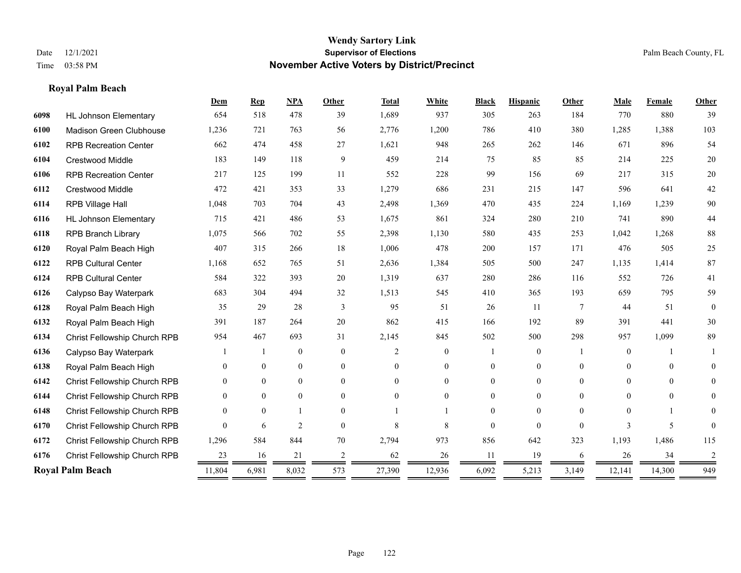**Wendy Sartory Link**
**Supervisor of Elections**
**November Active Voters by District/Precinct**

Date 12/1/2021
Time 03:58 PM

Palm Beach County, FL

**Royal Palm Beach**

| | | Dem | Rep | NPA | Other | Total | White | Black | Hispanic | Other | Male | Female | Other |
|---|---|---|---|---|---|---|---|---|---|---|---|---|---|
| 6098 | HL Johnson Elementary | 654 | 518 | 478 | 39 | 1,689 | 937 | 305 | 263 | 184 | 770 | 880 | 39 |
| 6100 | Madison Green Clubhouse | 1,236 | 721 | 763 | 56 | 2,776 | 1,200 | 786 | 410 | 380 | 1,285 | 1,388 | 103 |
| 6102 | RPB Recreation Center | 662 | 474 | 458 | 27 | 1,621 | 948 | 265 | 262 | 146 | 671 | 896 | 54 |
| 6104 | Crestwood Middle | 183 | 149 | 118 | 9 | 459 | 214 | 75 | 85 | 85 | 214 | 225 | 20 |
| 6106 | RPB Recreation Center | 217 | 125 | 199 | 11 | 552 | 228 | 99 | 156 | 69 | 217 | 315 | 20 |
| 6112 | Crestwood Middle | 472 | 421 | 353 | 33 | 1,279 | 686 | 231 | 215 | 147 | 596 | 641 | 42 |
| 6114 | RPB Village Hall | 1,048 | 703 | 704 | 43 | 2,498 | 1,369 | 470 | 435 | 224 | 1,169 | 1,239 | 90 |
| 6116 | HL Johnson Elementary | 715 | 421 | 486 | 53 | 1,675 | 861 | 324 | 280 | 210 | 741 | 890 | 44 |
| 6118 | RPB Branch Library | 1,075 | 566 | 702 | 55 | 2,398 | 1,130 | 580 | 435 | 253 | 1,042 | 1,268 | 88 |
| 6120 | Royal Palm Beach High | 407 | 315 | 266 | 18 | 1,006 | 478 | 200 | 157 | 171 | 476 | 505 | 25 |
| 6122 | RPB Cultural Center | 1,168 | 652 | 765 | 51 | 2,636 | 1,384 | 505 | 500 | 247 | 1,135 | 1,414 | 87 |
| 6124 | RPB Cultural Center | 584 | 322 | 393 | 20 | 1,319 | 637 | 280 | 286 | 116 | 552 | 726 | 41 |
| 6126 | Calypso Bay Waterpark | 683 | 304 | 494 | 32 | 1,513 | 545 | 410 | 365 | 193 | 659 | 795 | 59 |
| 6128 | Royal Palm Beach High | 35 | 29 | 28 | 3 | 95 | 51 | 26 | 11 | 7 | 44 | 51 | 0 |
| 6132 | Royal Palm Beach High | 391 | 187 | 264 | 20 | 862 | 415 | 166 | 192 | 89 | 391 | 441 | 30 |
| 6134 | Christ Fellowship Church RPB | 954 | 467 | 693 | 31 | 2,145 | 845 | 502 | 500 | 298 | 957 | 1,099 | 89 |
| 6136 | Calypso Bay Waterpark | 1 | 1 | 0 | 0 | 2 | 0 | 1 | 0 | 1 | 0 | 1 | 1 |
| 6138 | Royal Palm Beach High | 0 | 0 | 0 | 0 | 0 | 0 | 0 | 0 | 0 | 0 | 0 | 0 |
| 6142 | Christ Fellowship Church RPB | 0 | 0 | 0 | 0 | 0 | 0 | 0 | 0 | 0 | 0 | 0 | 0 |
| 6144 | Christ Fellowship Church RPB | 0 | 0 | 0 | 0 | 0 | 0 | 0 | 0 | 0 | 0 | 0 | 0 |
| 6148 | Christ Fellowship Church RPB | 0 | 0 | 1 | 0 | 1 | 1 | 0 | 0 | 0 | 0 | 1 | 0 |
| 6170 | Christ Fellowship Church RPB | 0 | 6 | 2 | 0 | 8 | 8 | 0 | 0 | 0 | 3 | 5 | 0 |
| 6172 | Christ Fellowship Church RPB | 1,296 | 584 | 844 | 70 | 2,794 | 973 | 856 | 642 | 323 | 1,193 | 1,486 | 115 |
| 6176 | Christ Fellowship Church RPB | 23 | 16 | 21 | 2 | 62 | 26 | 11 | 19 | 6 | 26 | 34 | 2 |
| **Royal Palm Beach** | | 11,804 | 6,981 | 8,032 | 573 | 27,390 | 12,936 | 6,092 | 5,213 | 3,149 | 12,141 | 14,300 | 949 |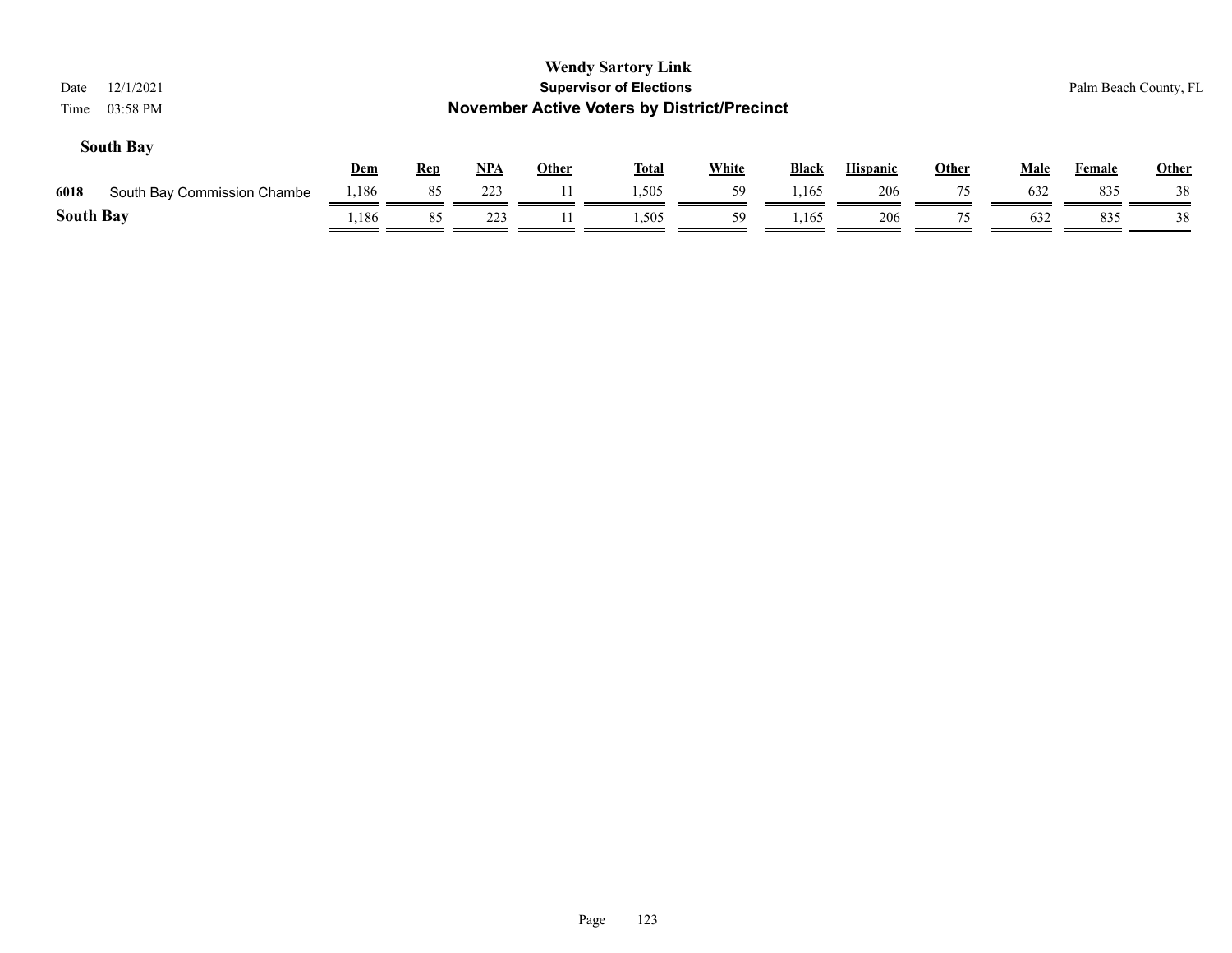**Wendy Sartory Link**
**Supervisor of Elections**
**November Active Voters by District/Precinct**

Date 12/1/2021
Time 03:58 PM

Palm Beach County, FL

### South Bay

| | | Dem | Rep | NPA | Other | Total | White | Black | Hispanic | Other | Male | Female | Other |
|---|---|---|---|---|---|---|---|---|---|---|---|---|---|
| 6018 | South Bay Commission Chambe | 1,186 | 85 | 223 | 11 | 1,505 | 59 | 1,165 | 206 | 75 | 632 | 835 | 38 |
| **South Bay** | | 1,186 | 85 | 223 | 11 | 1,505 | 59 | 1,165 | 206 | 75 | 632 | 835 | 38 |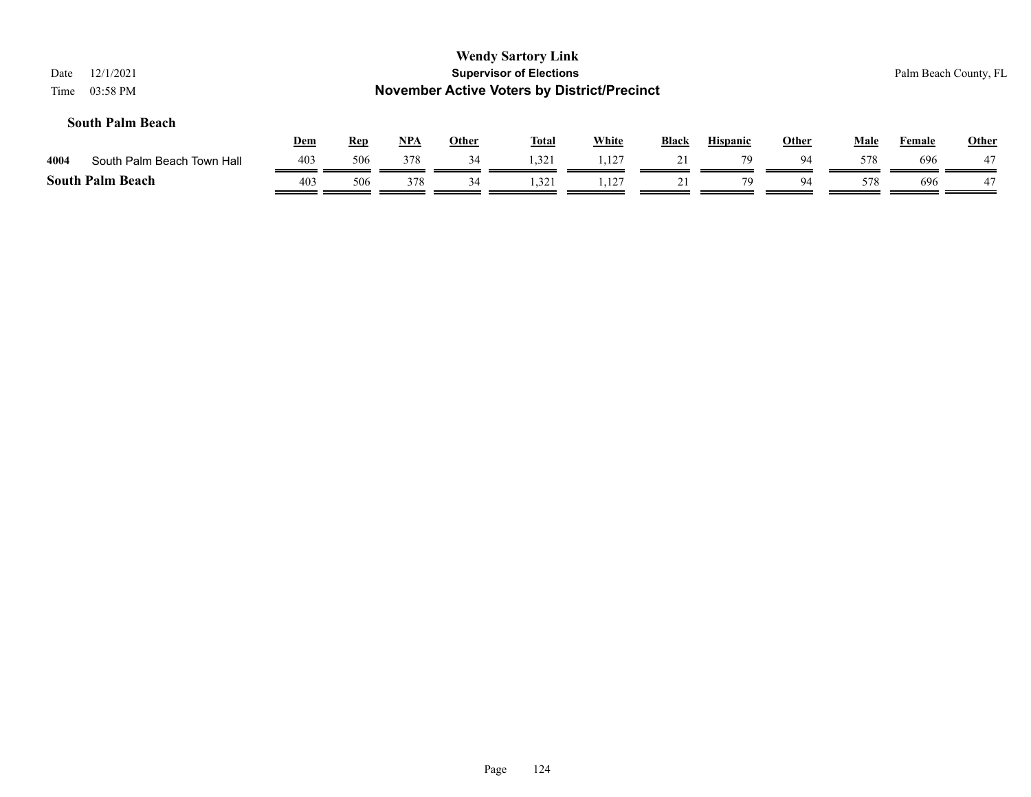**Wendy Sartory Link**
**Supervisor of Elections**
**November Active Voters by District/Precinct**

Date 12/1/2021
Time 03:58 PM

Palm Beach County, FL

### South Palm Beach

| | | Dem | Rep | NPA | Other | Total | White | Black | Hispanic | Other | Male | Female | Other |
|---|---|---|---|---|---|---|---|---|---|---|---|---|---|
| 4004 | South Palm Beach Town Hall | 403 | 506 | 378 | 34 | 1,321 | 1,127 | 21 | 79 | 94 | 578 | 696 | 47 |
| **South Palm Beach** | | 403 | 506 | 378 | 34 | 1,321 | 1,127 | 21 | 79 | 94 | 578 | 696 | 47 |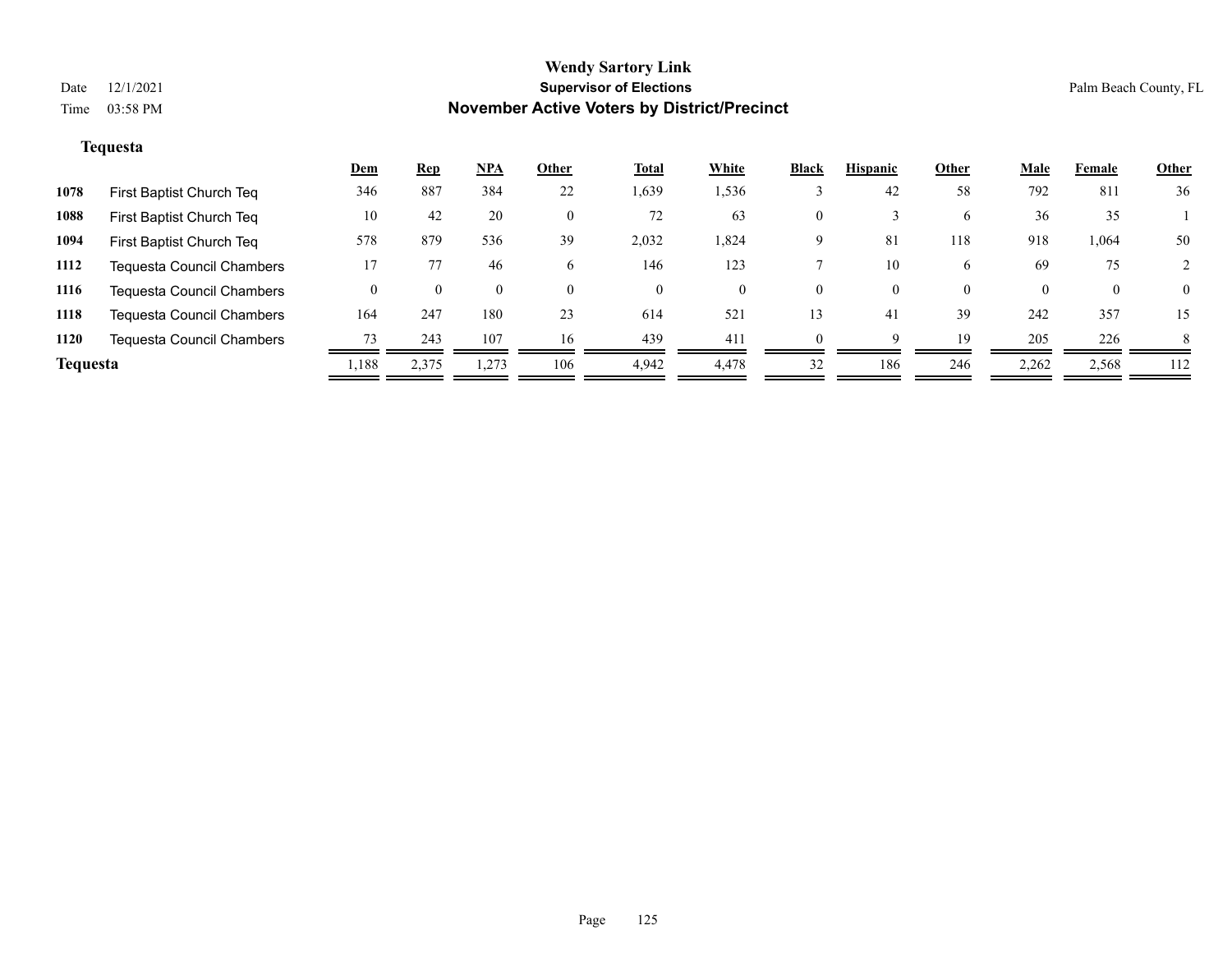# Wendy Sartory Link
## Supervisor of Elections
## November Active Voters by District/Precinct

Date 12/1/2021
Time 03:58 PM

Palm Beach County, FL

### Tequesta

| | | Dem | Rep | NPA | Other | Total | White | Black | Hispanic | Other | Male | Female | Other |
|---|---|---|---|---|---|---|---|---|---|---|---|---|---|
| 1078 | First Baptist Church Teq | 346 | 887 | 384 | 22 | 1,639 | 1,536 | 3 | 42 | 58 | 792 | 811 | 36 |
| 1088 | First Baptist Church Teq | 10 | 42 | 20 | 0 | 72 | 63 | 0 | 3 | 6 | 36 | 35 | 1 |
| 1094 | First Baptist Church Teq | 578 | 879 | 536 | 39 | 2,032 | 1,824 | 9 | 81 | 118 | 918 | 1,064 | 50 |
| 1112 | Tequesta Council Chambers | 17 | 77 | 46 | 6 | 146 | 123 | 7 | 10 | 6 | 69 | 75 | 2 |
| 1116 | Tequesta Council Chambers | 0 | 0 | 0 | 0 | 0 | 0 | 0 | 0 | 0 | 0 | 0 | 0 |
| 1118 | Tequesta Council Chambers | 164 | 247 | 180 | 23 | 614 | 521 | 13 | 41 | 39 | 242 | 357 | 15 |
| 1120 | Tequesta Council Chambers | 73 | 243 | 107 | 16 | 439 | 411 | 0 | 9 | 19 | 205 | 226 | 8 |
| **Tequesta** | | 1,188 | 2,375 | 1,273 | 106 | 4,942 | 4,478 | 32 | 186 | 246 | 2,262 | 2,568 | 112 |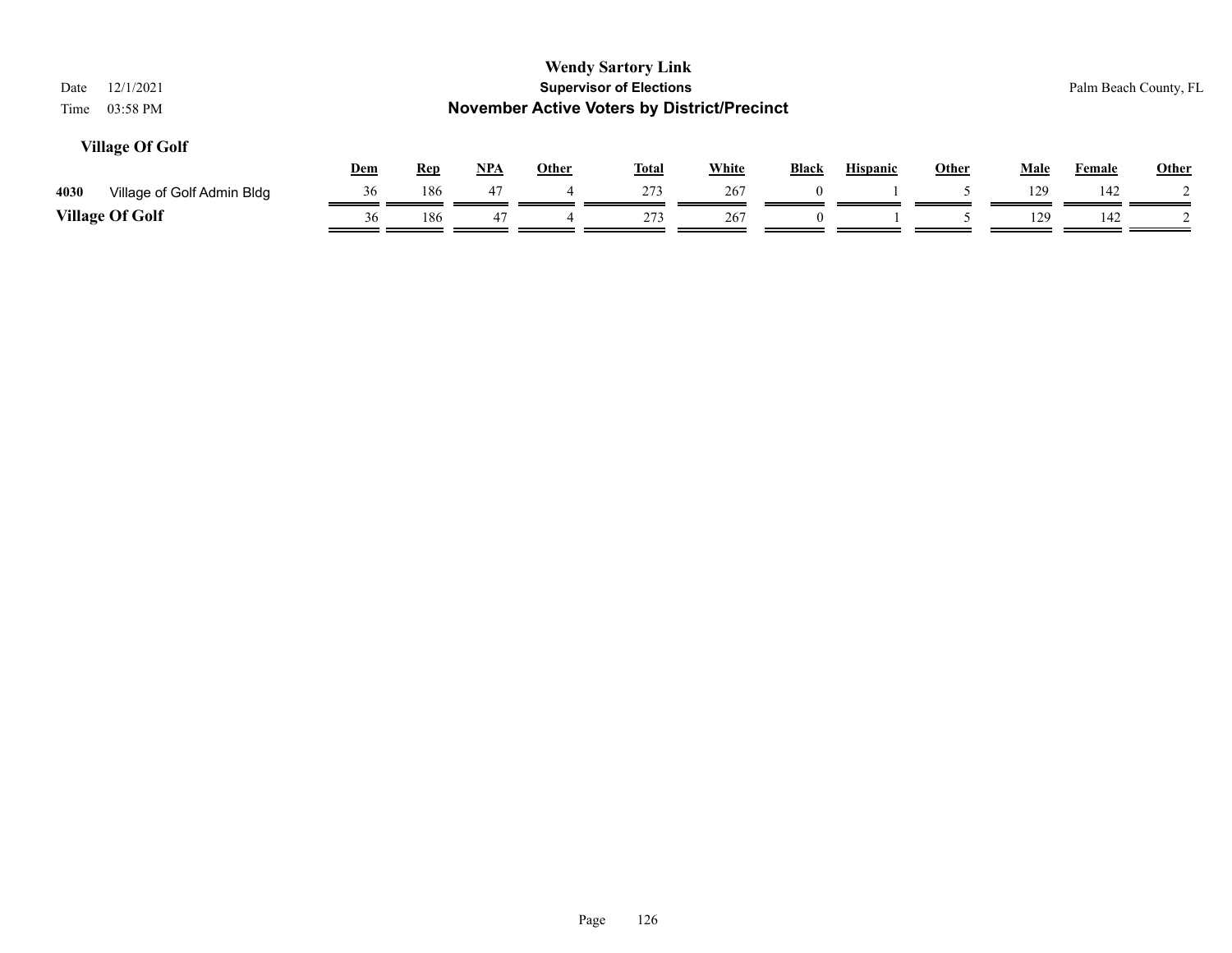## Village Of Golf

| | | Dem | Rep | NPA | Other | Total | White | Black | Hispanic | Other | Male | Female | Other |
|---|---|---|---|---|---|---|---|---|---|---|---|---|---|
| 4030 | Village of Golf Admin Bldg | 36 | 186 | 47 | 4 | 273 | 267 | 0 | 1 | 5 | 129 | 142 | 2 |
| **Village Of Golf** | | 36 | 186 | 47 | 4 | 273 | 267 | 0 | 1 | 5 | 129 | 142 | 2 |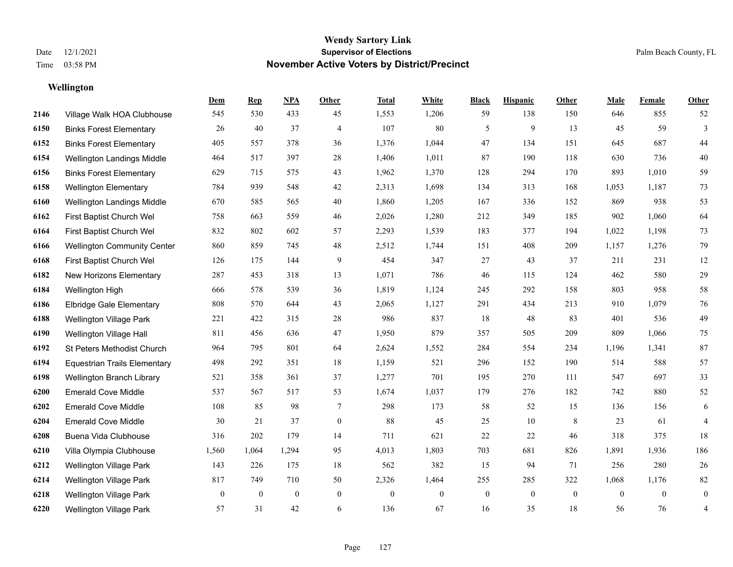Wendy Sartory Link
Supervisor of Elections
**November Active Voters by District/Precinct**

Date 12/1/2021
Time 03:58 PM

Palm Beach County, FL

### Wellington

| | | Dem | Rep | NPA | Other | Total | White | Black | Hispanic | Other | Male | Female | Other |
|---|---|---|---|---|---|---|---|---|---|---|---|---|---|
| 2146 | Village Walk HOA Clubhouse | 545 | 530 | 433 | 45 | 1,553 | 1,206 | 59 | 138 | 150 | 646 | 855 | 52 |
| 6150 | Binks Forest Elementary | 26 | 40 | 37 | 4 | 107 | 80 | 5 | 9 | 13 | 45 | 59 | 3 |
| 6152 | Binks Forest Elementary | 405 | 557 | 378 | 36 | 1,376 | 1,044 | 47 | 134 | 151 | 645 | 687 | 44 |
| 6154 | Wellington Landings Middle | 464 | 517 | 397 | 28 | 1,406 | 1,011 | 87 | 190 | 118 | 630 | 736 | 40 |
| 6156 | Binks Forest Elementary | 629 | 715 | 575 | 43 | 1,962 | 1,370 | 128 | 294 | 170 | 893 | 1,010 | 59 |
| 6158 | Wellington Elementary | 784 | 939 | 548 | 42 | 2,313 | 1,698 | 134 | 313 | 168 | 1,053 | 1,187 | 73 |
| 6160 | Wellington Landings Middle | 670 | 585 | 565 | 40 | 1,860 | 1,205 | 167 | 336 | 152 | 869 | 938 | 53 |
| 6162 | First Baptist Church Wel | 758 | 663 | 559 | 46 | 2,026 | 1,280 | 212 | 349 | 185 | 902 | 1,060 | 64 |
| 6164 | First Baptist Church Wel | 832 | 802 | 602 | 57 | 2,293 | 1,539 | 183 | 377 | 194 | 1,022 | 1,198 | 73 |
| 6166 | Wellington Community Center | 860 | 859 | 745 | 48 | 2,512 | 1,744 | 151 | 408 | 209 | 1,157 | 1,276 | 79 |
| 6168 | First Baptist Church Wel | 126 | 175 | 144 | 9 | 454 | 347 | 27 | 43 | 37 | 211 | 231 | 12 |
| 6182 | New Horizons Elementary | 287 | 453 | 318 | 13 | 1,071 | 786 | 46 | 115 | 124 | 462 | 580 | 29 |
| 6184 | Wellington High | 666 | 578 | 539 | 36 | 1,819 | 1,124 | 245 | 292 | 158 | 803 | 958 | 58 |
| 6186 | Elbridge Gale Elementary | 808 | 570 | 644 | 43 | 2,065 | 1,127 | 291 | 434 | 213 | 910 | 1,079 | 76 |
| 6188 | Wellington Village Park | 221 | 422 | 315 | 28 | 986 | 837 | 18 | 48 | 83 | 401 | 536 | 49 |
| 6190 | Wellington Village Hall | 811 | 456 | 636 | 47 | 1,950 | 879 | 357 | 505 | 209 | 809 | 1,066 | 75 |
| 6192 | St Peters Methodist Church | 964 | 795 | 801 | 64 | 2,624 | 1,552 | 284 | 554 | 234 | 1,196 | 1,341 | 87 |
| 6194 | Equestrian Trails Elementary | 498 | 292 | 351 | 18 | 1,159 | 521 | 296 | 152 | 190 | 514 | 588 | 57 |
| 6198 | Wellington Branch Library | 521 | 358 | 361 | 37 | 1,277 | 701 | 195 | 270 | 111 | 547 | 697 | 33 |
| 6200 | Emerald Cove Middle | 537 | 567 | 517 | 53 | 1,674 | 1,037 | 179 | 276 | 182 | 742 | 880 | 52 |
| 6202 | Emerald Cove Middle | 108 | 85 | 98 | 7 | 298 | 173 | 58 | 52 | 15 | 136 | 156 | 6 |
| 6204 | Emerald Cove Middle | 30 | 21 | 37 | 0 | 88 | 45 | 25 | 10 | 8 | 23 | 61 | 4 |
| 6208 | Buena Vida Clubhouse | 316 | 202 | 179 | 14 | 711 | 621 | 22 | 22 | 46 | 318 | 375 | 18 |
| 6210 | Villa Olympia Clubhouse | 1,560 | 1,064 | 1,294 | 95 | 4,013 | 1,803 | 703 | 681 | 826 | 1,891 | 1,936 | 186 |
| 6212 | Wellington Village Park | 143 | 226 | 175 | 18 | 562 | 382 | 15 | 94 | 71 | 256 | 280 | 26 |
| 6214 | Wellington Village Park | 817 | 749 | 710 | 50 | 2,326 | 1,464 | 255 | 285 | 322 | 1,068 | 1,176 | 82 |
| 6218 | Wellington Village Park | 0 | 0 | 0 | 0 | 0 | 0 | 0 | 0 | 0 | 0 | 0 | 0 |
| 6220 | Wellington Village Park | 57 | 31 | 42 | 6 | 136 | 67 | 16 | 35 | 18 | 56 | 76 | 4 |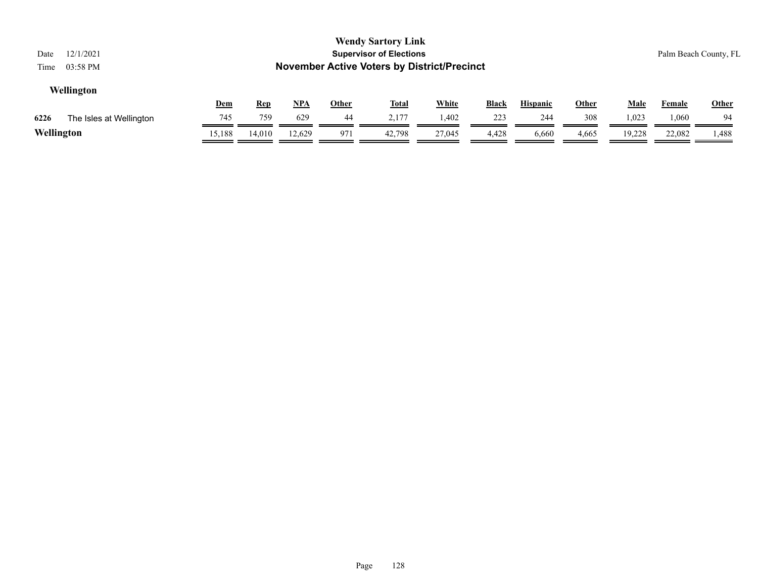# Wendy Sartory Link

## Supervisor of Elections

## November Active Voters by District/Precinct

Date 12/1/2021
Time 03:58 PM

Palm Beach County, FL

### Wellington

| | | Dem | Rep | NPA | Other | Total | White | Black | Hispanic | Other | Male | Female | Other |
|---|---|---|---|---|---|---|---|---|---|---|---|---|---|
| 6226 | The Isles at Wellington | 745 | 759 | 629 | 44 | 2,177 | 1,402 | 223 | 244 | 308 | 1,023 | 1,060 | 94 |
| **Wellington** | | 15,188 | 14,010 | 12,629 | 971 | 42,798 | 27,045 | 4,428 | 6,660 | 4,665 | 19,228 | 22,082 | 1,488 |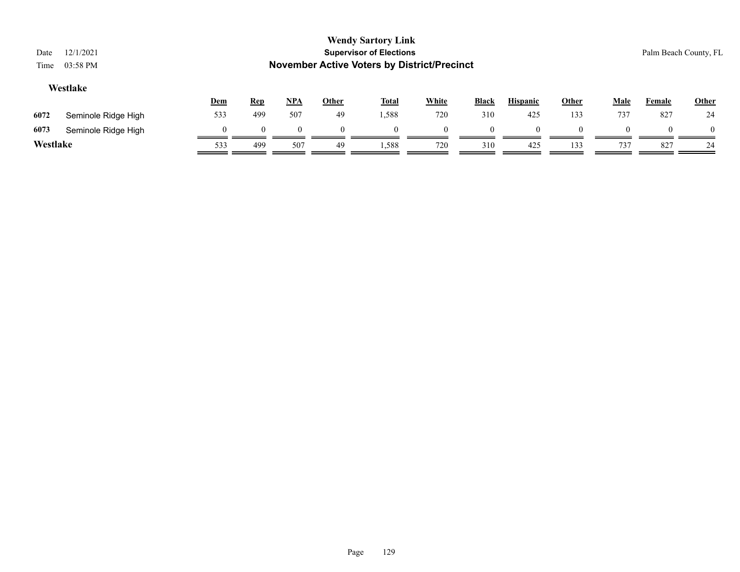**Wendy Sartory Link**

**Supervisor of Elections**

**November Active Voters by District/Precinct**

Date 12/1/2021

Time 03:58 PM

Palm Beach County, FL

### Westlake

| | | Dem | Rep | NPA | Other | Total | White | Black | Hispanic | Other | Male | Female | Other |
|---|---|---|---|---|---|---|---|---|---|---|---|---|---|
| 6072 | Seminole Ridge High | 533 | 499 | 507 | 49 | 1,588 | 720 | 310 | 425 | 133 | 737 | 827 | 24 |
| 6073 | Seminole Ridge High | 0 | 0 | 0 | 0 | 0 | 0 | 0 | 0 | 0 | 0 | 0 | 0 |
| **Westlake** | | 533 | 499 | 507 | 49 | 1,588 | 720 | 310 | 425 | 133 | 737 | 827 | 24 |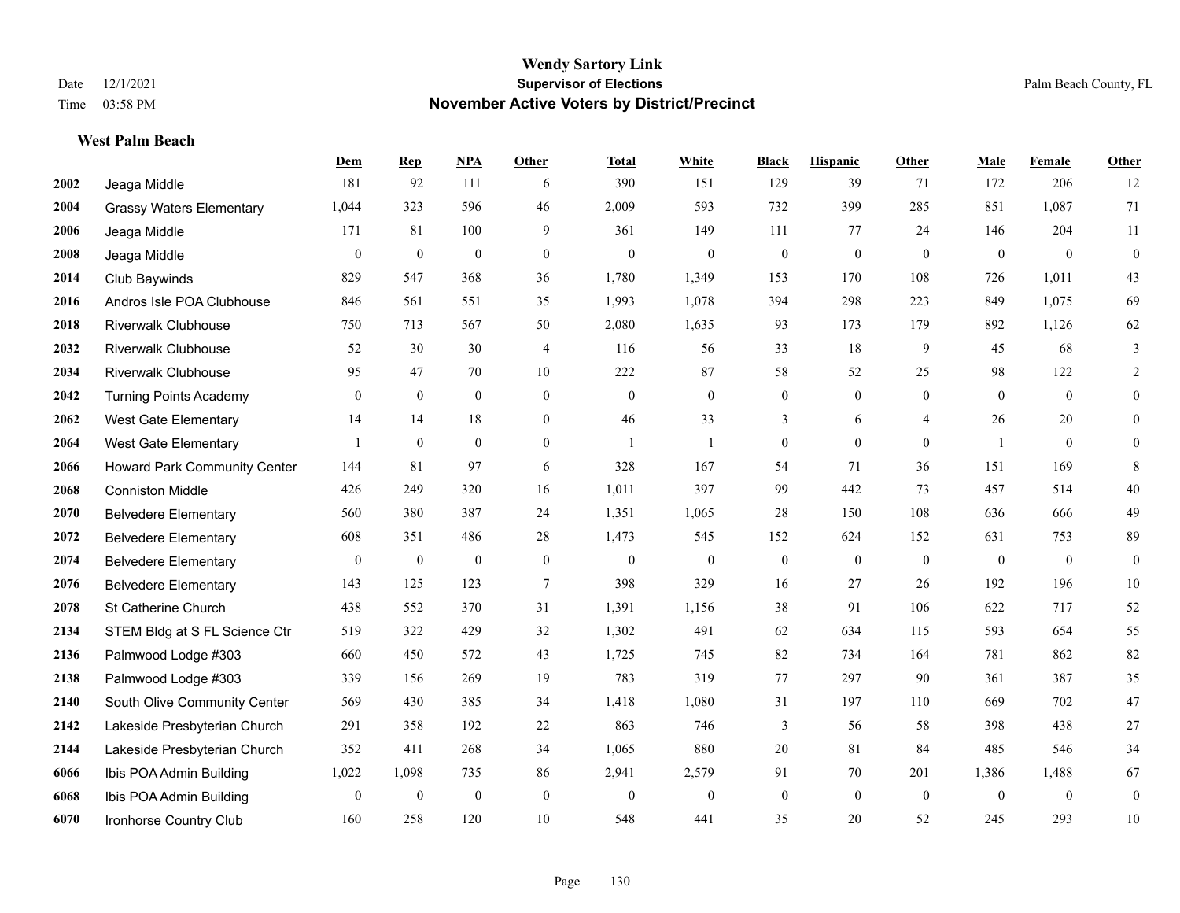# Wendy Sartory Link
## Supervisor of Elections
## November Active Voters by District/Precinct

Date 12/1/2021
Time 03:58 PM

Palm Beach County, FL

### West Palm Beach

| | | Dem | Rep | NPA | Other | Total | White | Black | Hispanic | Other | Male | Female | Other |
|---|---|---|---|---|---|---|---|---|---|---|---|---|---|
| 2002 | Jeaga Middle | 181 | 92 | 111 | 6 | 390 | 151 | 129 | 39 | 71 | 172 | 206 | 12 |
| 2004 | Grassy Waters Elementary | 1,044 | 323 | 596 | 46 | 2,009 | 593 | 732 | 399 | 285 | 851 | 1,087 | 71 |
| 2006 | Jeaga Middle | 171 | 81 | 100 | 9 | 361 | 149 | 111 | 77 | 24 | 146 | 204 | 11 |
| 2008 | Jeaga Middle | 0 | 0 | 0 | 0 | 0 | 0 | 0 | 0 | 0 | 0 | 0 | 0 |
| 2014 | Club Baywinds | 829 | 547 | 368 | 36 | 1,780 | 1,349 | 153 | 170 | 108 | 726 | 1,011 | 43 |
| 2016 | Andros Isle POA Clubhouse | 846 | 561 | 551 | 35 | 1,993 | 1,078 | 394 | 298 | 223 | 849 | 1,075 | 69 |
| 2018 | Riverwalk Clubhouse | 750 | 713 | 567 | 50 | 2,080 | 1,635 | 93 | 173 | 179 | 892 | 1,126 | 62 |
| 2032 | Riverwalk Clubhouse | 52 | 30 | 30 | 4 | 116 | 56 | 33 | 18 | 9 | 45 | 68 | 3 |
| 2034 | Riverwalk Clubhouse | 95 | 47 | 70 | 10 | 222 | 87 | 58 | 52 | 25 | 98 | 122 | 2 |
| 2042 | Turning Points Academy | 0 | 0 | 0 | 0 | 0 | 0 | 0 | 0 | 0 | 0 | 0 | 0 |
| 2062 | West Gate Elementary | 14 | 14 | 18 | 0 | 46 | 33 | 3 | 6 | 4 | 26 | 20 | 0 |
| 2064 | West Gate Elementary | 1 | 0 | 0 | 0 | 1 | 1 | 0 | 0 | 0 | 1 | 0 | 0 |
| 2066 | Howard Park Community Center | 144 | 81 | 97 | 6 | 328 | 167 | 54 | 71 | 36 | 151 | 169 | 8 |
| 2068 | Conniston Middle | 426 | 249 | 320 | 16 | 1,011 | 397 | 99 | 442 | 73 | 457 | 514 | 40 |
| 2070 | Belvedere Elementary | 560 | 380 | 387 | 24 | 1,351 | 1,065 | 28 | 150 | 108 | 636 | 666 | 49 |
| 2072 | Belvedere Elementary | 608 | 351 | 486 | 28 | 1,473 | 545 | 152 | 624 | 152 | 631 | 753 | 89 |
| 2074 | Belvedere Elementary | 0 | 0 | 0 | 0 | 0 | 0 | 0 | 0 | 0 | 0 | 0 | 0 |
| 2076 | Belvedere Elementary | 143 | 125 | 123 | 7 | 398 | 329 | 16 | 27 | 26 | 192 | 196 | 10 |
| 2078 | St Catherine Church | 438 | 552 | 370 | 31 | 1,391 | 1,156 | 38 | 91 | 106 | 622 | 717 | 52 |
| 2134 | STEM Bldg at S FL Science Ctr | 519 | 322 | 429 | 32 | 1,302 | 491 | 62 | 634 | 115 | 593 | 654 | 55 |
| 2136 | Palmwood Lodge #303 | 660 | 450 | 572 | 43 | 1,725 | 745 | 82 | 734 | 164 | 781 | 862 | 82 |
| 2138 | Palmwood Lodge #303 | 339 | 156 | 269 | 19 | 783 | 319 | 77 | 297 | 90 | 361 | 387 | 35 |
| 2140 | South Olive Community Center | 569 | 430 | 385 | 34 | 1,418 | 1,080 | 31 | 197 | 110 | 669 | 702 | 47 |
| 2142 | Lakeside Presbyterian Church | 291 | 358 | 192 | 22 | 863 | 746 | 3 | 56 | 58 | 398 | 438 | 27 |
| 2144 | Lakeside Presbyterian Church | 352 | 411 | 268 | 34 | 1,065 | 880 | 20 | 81 | 84 | 485 | 546 | 34 |
| 6066 | Ibis POA Admin Building | 1,022 | 1,098 | 735 | 86 | 2,941 | 2,579 | 91 | 70 | 201 | 1,386 | 1,488 | 67 |
| 6068 | Ibis POA Admin Building | 0 | 0 | 0 | 0 | 0 | 0 | 0 | 0 | 0 | 0 | 0 | 0 |
| 6070 | Ironhorse Country Club | 160 | 258 | 120 | 10 | 548 | 441 | 35 | 20 | 52 | 245 | 293 | 10 |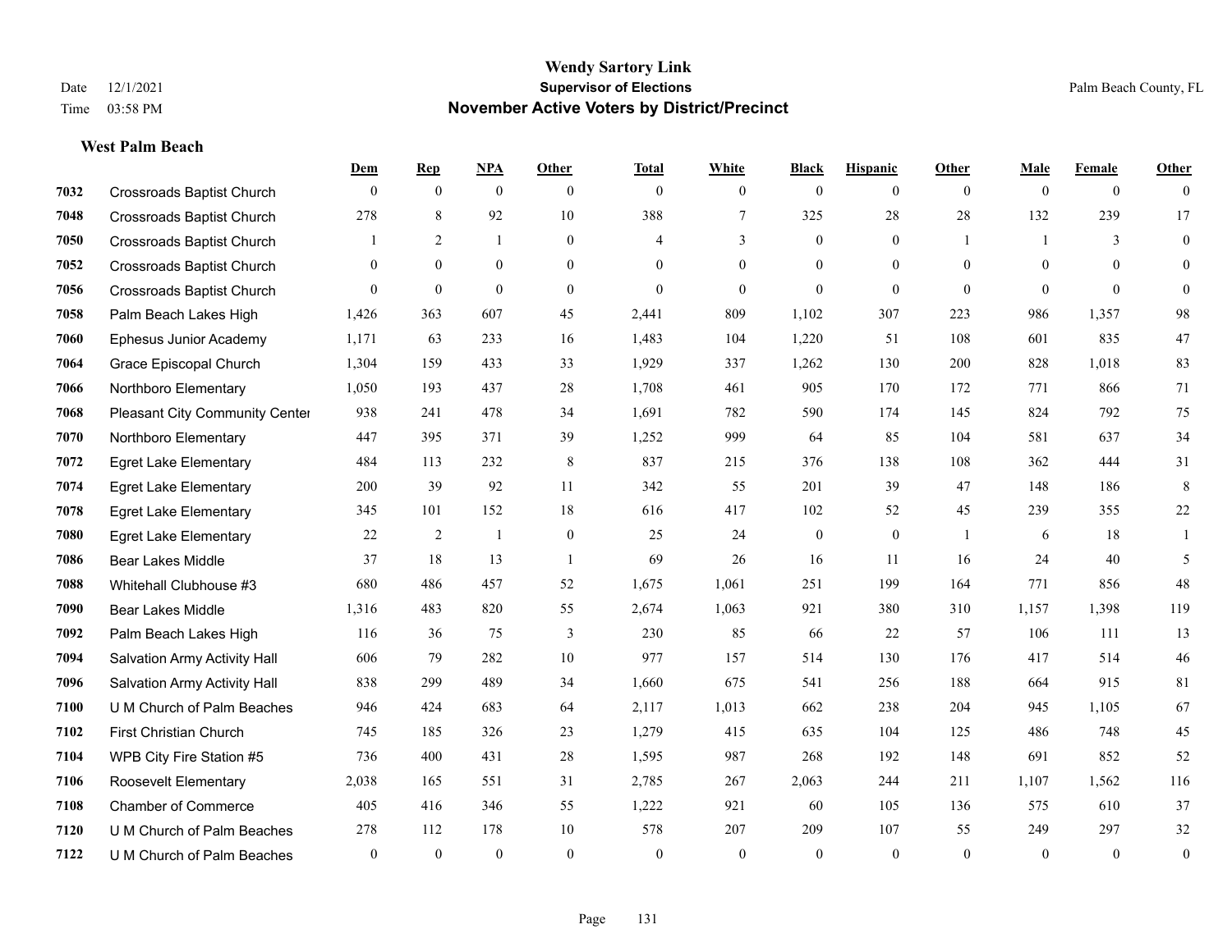# Wendy Sartory Link
## Supervisor of Elections
## November Active Voters by District/Precinct

Date 12/1/2021
Time 03:58 PM

Palm Beach County, FL

### West Palm Beach

| | | Dem | Rep | NPA | Other | Total | White | Black | Hispanic | Other | Male | Female | Other |
|---|---|---|---|---|---|---|---|---|---|---|---|---|---|
| 7032 | Crossroads Baptist Church | 0 | 0 | 0 | 0 | 0 | 0 | 0 | 0 | 0 | 0 | 0 | 0 |
| 7048 | Crossroads Baptist Church | 278 | 8 | 92 | 10 | 388 | 7 | 325 | 28 | 28 | 132 | 239 | 17 |
| 7050 | Crossroads Baptist Church | 1 | 2 | 1 | 0 | 4 | 3 | 0 | 0 | 1 | 1 | 3 | 0 |
| 7052 | Crossroads Baptist Church | 0 | 0 | 0 | 0 | 0 | 0 | 0 | 0 | 0 | 0 | 0 | 0 |
| 7056 | Crossroads Baptist Church | 0 | 0 | 0 | 0 | 0 | 0 | 0 | 0 | 0 | 0 | 0 | 0 |
| 7058 | Palm Beach Lakes High | 1,426 | 363 | 607 | 45 | 2,441 | 809 | 1,102 | 307 | 223 | 986 | 1,357 | 98 |
| 7060 | Ephesus Junior Academy | 1,171 | 63 | 233 | 16 | 1,483 | 104 | 1,220 | 51 | 108 | 601 | 835 | 47 |
| 7064 | Grace Episcopal Church | 1,304 | 159 | 433 | 33 | 1,929 | 337 | 1,262 | 130 | 200 | 828 | 1,018 | 83 |
| 7066 | Northboro Elementary | 1,050 | 193 | 437 | 28 | 1,708 | 461 | 905 | 170 | 172 | 771 | 866 | 71 |
| 7068 | Pleasant City Community Center | 938 | 241 | 478 | 34 | 1,691 | 782 | 590 | 174 | 145 | 824 | 792 | 75 |
| 7070 | Northboro Elementary | 447 | 395 | 371 | 39 | 1,252 | 999 | 64 | 85 | 104 | 581 | 637 | 34 |
| 7072 | Egret Lake Elementary | 484 | 113 | 232 | 8 | 837 | 215 | 376 | 138 | 108 | 362 | 444 | 31 |
| 7074 | Egret Lake Elementary | 200 | 39 | 92 | 11 | 342 | 55 | 201 | 39 | 47 | 148 | 186 | 8 |
| 7078 | Egret Lake Elementary | 345 | 101 | 152 | 18 | 616 | 417 | 102 | 52 | 45 | 239 | 355 | 22 |
| 7080 | Egret Lake Elementary | 22 | 2 | 1 | 0 | 25 | 24 | 0 | 0 | 1 | 6 | 18 | 1 |
| 7086 | Bear Lakes Middle | 37 | 18 | 13 | 1 | 69 | 26 | 16 | 11 | 16 | 24 | 40 | 5 |
| 7088 | Whitehall Clubhouse #3 | 680 | 486 | 457 | 52 | 1,675 | 1,061 | 251 | 199 | 164 | 771 | 856 | 48 |
| 7090 | Bear Lakes Middle | 1,316 | 483 | 820 | 55 | 2,674 | 1,063 | 921 | 380 | 310 | 1,157 | 1,398 | 119 |
| 7092 | Palm Beach Lakes High | 116 | 36 | 75 | 3 | 230 | 85 | 66 | 22 | 57 | 106 | 111 | 13 |
| 7094 | Salvation Army Activity Hall | 606 | 79 | 282 | 10 | 977 | 157 | 514 | 130 | 176 | 417 | 514 | 46 |
| 7096 | Salvation Army Activity Hall | 838 | 299 | 489 | 34 | 1,660 | 675 | 541 | 256 | 188 | 664 | 915 | 81 |
| 7100 | U M Church of Palm Beaches | 946 | 424 | 683 | 64 | 2,117 | 1,013 | 662 | 238 | 204 | 945 | 1,105 | 67 |
| 7102 | First Christian Church | 745 | 185 | 326 | 23 | 1,279 | 415 | 635 | 104 | 125 | 486 | 748 | 45 |
| 7104 | WPB City Fire Station #5 | 736 | 400 | 431 | 28 | 1,595 | 987 | 268 | 192 | 148 | 691 | 852 | 52 |
| 7106 | Roosevelt Elementary | 2,038 | 165 | 551 | 31 | 2,785 | 267 | 2,063 | 244 | 211 | 1,107 | 1,562 | 116 |
| 7108 | Chamber of Commerce | 405 | 416 | 346 | 55 | 1,222 | 921 | 60 | 105 | 136 | 575 | 610 | 37 |
| 7120 | U M Church of Palm Beaches | 278 | 112 | 178 | 10 | 578 | 207 | 209 | 107 | 55 | 249 | 297 | 32 |
| 7122 | U M Church of Palm Beaches | 0 | 0 | 0 | 0 | 0 | 0 | 0 | 0 | 0 | 0 | 0 | 0 |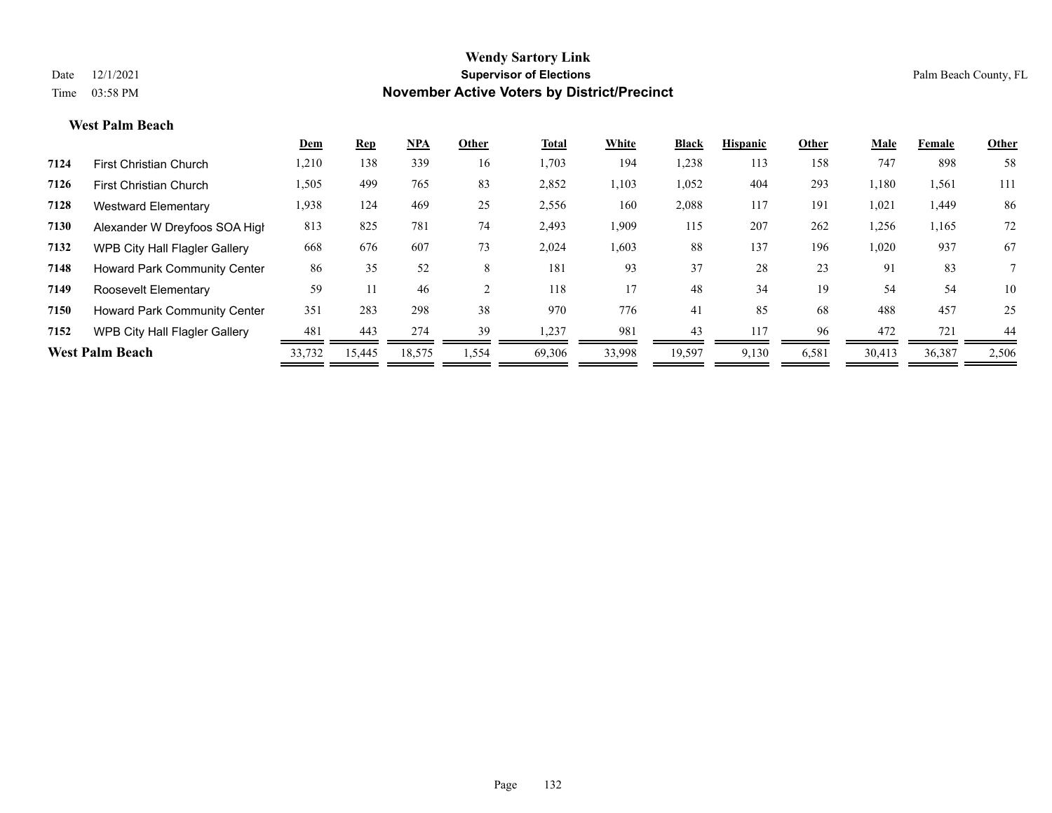# Wendy Sartory Link

## Supervisor of Elections

## November Active Voters by District/Precinct

Date 12/1/2021

Time 03:58 PM

Palm Beach County, FL

### West Palm Beach

| | | Dem | Rep | NPA | Other | Total | White | Black | Hispanic | Other | Male | Female | Other |
|---|---|---|---|---|---|---|---|---|---|---|---|---|---|
| 7124 | First Christian Church | 1,210 | 138 | 339 | 16 | 1,703 | 194 | 1,238 | 113 | 158 | 747 | 898 | 58 |
| 7126 | First Christian Church | 1,505 | 499 | 765 | 83 | 2,852 | 1,103 | 1,052 | 404 | 293 | 1,180 | 1,561 | 111 |
| 7128 | Westward Elementary | 1,938 | 124 | 469 | 25 | 2,556 | 160 | 2,088 | 117 | 191 | 1,021 | 1,449 | 86 |
| 7130 | Alexander W Dreyfoos SOA High | 813 | 825 | 781 | 74 | 2,493 | 1,909 | 115 | 207 | 262 | 1,256 | 1,165 | 72 |
| 7132 | WPB City Hall Flagler Gallery | 668 | 676 | 607 | 73 | 2,024 | 1,603 | 88 | 137 | 196 | 1,020 | 937 | 67 |
| 7148 | Howard Park Community Center | 86 | 35 | 52 | 8 | 181 | 93 | 37 | 28 | 23 | 91 | 83 | 7 |
| 7149 | Roosevelt Elementary | 59 | 11 | 46 | 2 | 118 | 17 | 48 | 34 | 19 | 54 | 54 | 10 |
| 7150 | Howard Park Community Center | 351 | 283 | 298 | 38 | 970 | 776 | 41 | 85 | 68 | 488 | 457 | 25 |
| 7152 | WPB City Hall Flagler Gallery | 481 | 443 | 274 | 39 | 1,237 | 981 | 43 | 117 | 96 | 472 | 721 | 44 |
| **West Palm Beach** | | 33,732 | 15,445 | 18,575 | 1,554 | 69,306 | 33,998 | 19,597 | 9,130 | 6,581 | 30,413 | 36,387 | 2,506 |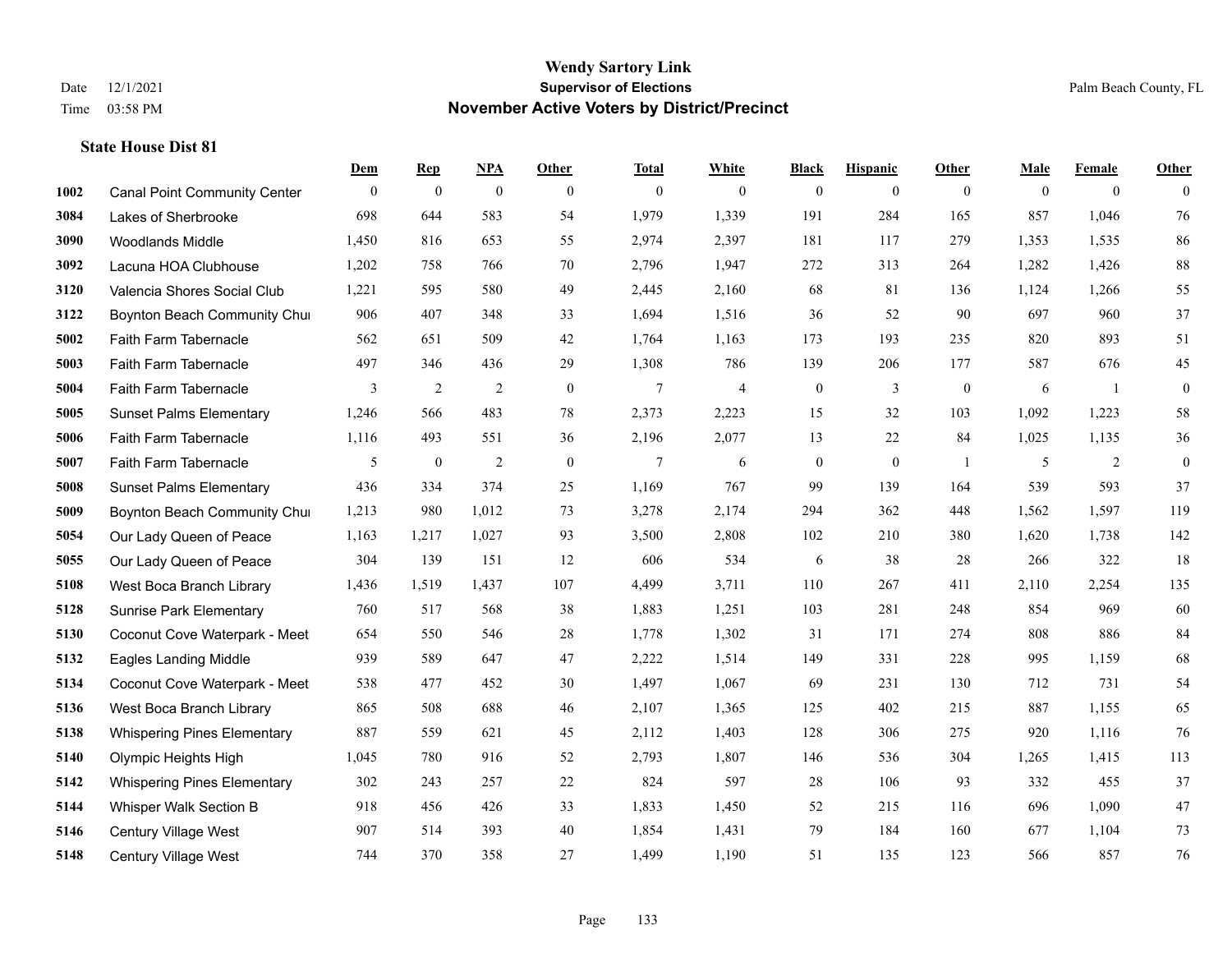# Wendy Sartory Link

**Supervisor of Elections**

**November Active Voters by District/Precinct**

Date 12/1/2021

Time 03:58 PM

Palm Beach County, FL

**State House Dist 81**

| | | Dem | Rep | NPA | Other | Total | White | Black | Hispanic | Other | Male | Female | Other |
|---|---|---|---|---|---|---|---|---|---|---|---|---|---|
| 1002 | Canal Point Community Center | 0 | 0 | 0 | 0 | 0 | 0 | 0 | 0 | 0 | 0 | 0 | 0 |
| 3084 | Lakes of Sherbrooke | 698 | 644 | 583 | 54 | 1,979 | 1,339 | 191 | 284 | 165 | 857 | 1,046 | 76 |
| 3090 | Woodlands Middle | 1,450 | 816 | 653 | 55 | 2,974 | 2,397 | 181 | 117 | 279 | 1,353 | 1,535 | 86 |
| 3092 | Lacuna HOA Clubhouse | 1,202 | 758 | 766 | 70 | 2,796 | 1,947 | 272 | 313 | 264 | 1,282 | 1,426 | 88 |
| 3120 | Valencia Shores Social Club | 1,221 | 595 | 580 | 49 | 2,445 | 2,160 | 68 | 81 | 136 | 1,124 | 1,266 | 55 |
| 3122 | Boynton Beach Community Chu | 906 | 407 | 348 | 33 | 1,694 | 1,516 | 36 | 52 | 90 | 697 | 960 | 37 |
| 5002 | Faith Farm Tabernacle | 562 | 651 | 509 | 42 | 1,764 | 1,163 | 173 | 193 | 235 | 820 | 893 | 51 |
| 5003 | Faith Farm Tabernacle | 497 | 346 | 436 | 29 | 1,308 | 786 | 139 | 206 | 177 | 587 | 676 | 45 |
| 5004 | Faith Farm Tabernacle | 3 | 2 | 2 | 0 | 7 | 4 | 0 | 3 | 0 | 6 | 1 | 0 |
| 5005 | Sunset Palms Elementary | 1,246 | 566 | 483 | 78 | 2,373 | 2,223 | 15 | 32 | 103 | 1,092 | 1,223 | 58 |
| 5006 | Faith Farm Tabernacle | 1,116 | 493 | 551 | 36 | 2,196 | 2,077 | 13 | 22 | 84 | 1,025 | 1,135 | 36 |
| 5007 | Faith Farm Tabernacle | 5 | 0 | 2 | 0 | 7 | 6 | 0 | 0 | 1 | 5 | 2 | 0 |
| 5008 | Sunset Palms Elementary | 436 | 334 | 374 | 25 | 1,169 | 767 | 99 | 139 | 164 | 539 | 593 | 37 |
| 5009 | Boynton Beach Community Chu | 1,213 | 980 | 1,012 | 73 | 3,278 | 2,174 | 294 | 362 | 448 | 1,562 | 1,597 | 119 |
| 5054 | Our Lady Queen of Peace | 1,163 | 1,217 | 1,027 | 93 | 3,500 | 2,808 | 102 | 210 | 380 | 1,620 | 1,738 | 142 |
| 5055 | Our Lady Queen of Peace | 304 | 139 | 151 | 12 | 606 | 534 | 6 | 38 | 28 | 266 | 322 | 18 |
| 5108 | West Boca Branch Library | 1,436 | 1,519 | 1,437 | 107 | 4,499 | 3,711 | 110 | 267 | 411 | 2,110 | 2,254 | 135 |
| 5128 | Sunrise Park Elementary | 760 | 517 | 568 | 38 | 1,883 | 1,251 | 103 | 281 | 248 | 854 | 969 | 60 |
| 5130 | Coconut Cove Waterpark - Meet | 654 | 550 | 546 | 28 | 1,778 | 1,302 | 31 | 171 | 274 | 808 | 886 | 84 |
| 5132 | Eagles Landing Middle | 939 | 589 | 647 | 47 | 2,222 | 1,514 | 149 | 331 | 228 | 995 | 1,159 | 68 |
| 5134 | Coconut Cove Waterpark - Meet | 538 | 477 | 452 | 30 | 1,497 | 1,067 | 69 | 231 | 130 | 712 | 731 | 54 |
| 5136 | West Boca Branch Library | 865 | 508 | 688 | 46 | 2,107 | 1,365 | 125 | 402 | 215 | 887 | 1,155 | 65 |
| 5138 | Whispering Pines Elementary | 887 | 559 | 621 | 45 | 2,112 | 1,403 | 128 | 306 | 275 | 920 | 1,116 | 76 |
| 5140 | Olympic Heights High | 1,045 | 780 | 916 | 52 | 2,793 | 1,807 | 146 | 536 | 304 | 1,265 | 1,415 | 113 |
| 5142 | Whispering Pines Elementary | 302 | 243 | 257 | 22 | 824 | 597 | 28 | 106 | 93 | 332 | 455 | 37 |
| 5144 | Whisper Walk Section B | 918 | 456 | 426 | 33 | 1,833 | 1,450 | 52 | 215 | 116 | 696 | 1,090 | 47 |
| 5146 | Century Village West | 907 | 514 | 393 | 40 | 1,854 | 1,431 | 79 | 184 | 160 | 677 | 1,104 | 73 |
| 5148 | Century Village West | 744 | 370 | 358 | 27 | 1,499 | 1,190 | 51 | 135 | 123 | 566 | 857 | 76 |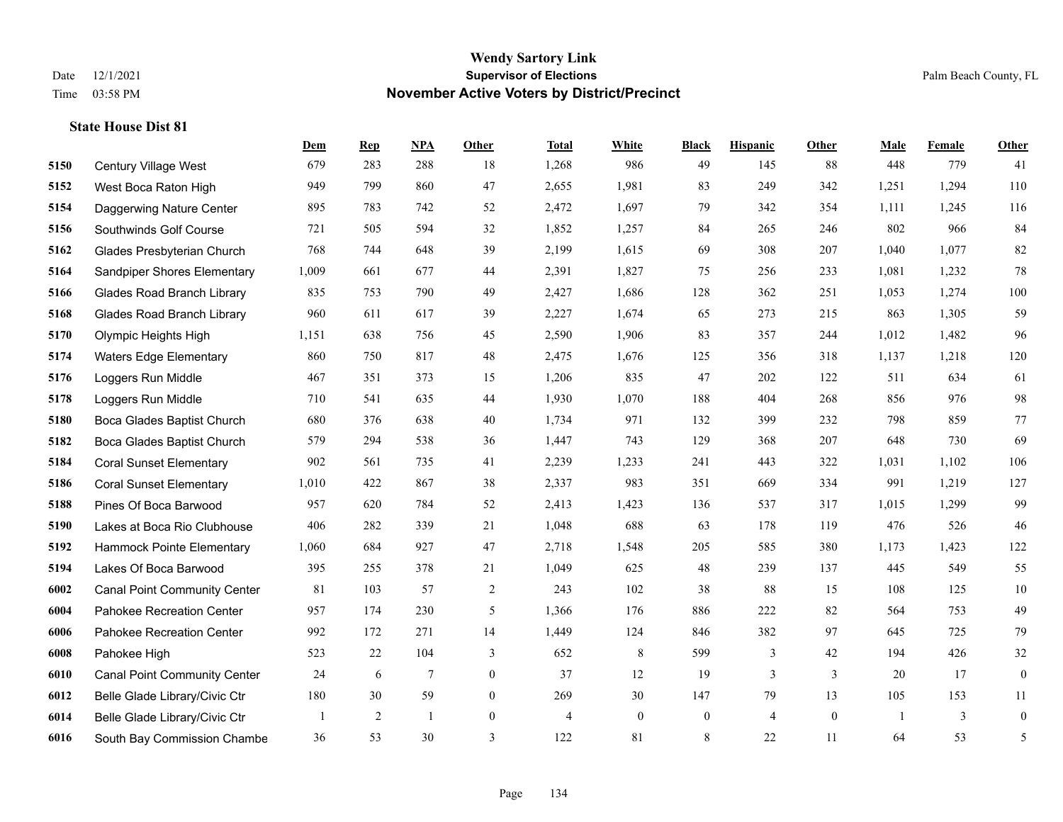# Wendy Sartory Link
## Supervisor of Elections
## November Active Voters by District/Precinct

Date 12/1/2021
Time 03:58 PM

Palm Beach County, FL

### State House Dist 81

| | | Dem | Rep | NPA | Other | Total | White | Black | Hispanic | Other | Male | Female | Other |
|---|---|---|---|---|---|---|---|---|---|---|---|---|---|
| 5150 | Century Village West | 679 | 283 | 288 | 18 | 1,268 | 986 | 49 | 145 | 88 | 448 | 779 | 41 |
| 5152 | West Boca Raton High | 949 | 799 | 860 | 47 | 2,655 | 1,981 | 83 | 249 | 342 | 1,251 | 1,294 | 110 |
| 5154 | Daggerwing Nature Center | 895 | 783 | 742 | 52 | 2,472 | 1,697 | 79 | 342 | 354 | 1,111 | 1,245 | 116 |
| 5156 | Southwinds Golf Course | 721 | 505 | 594 | 32 | 1,852 | 1,257 | 84 | 265 | 246 | 802 | 966 | 84 |
| 5162 | Glades Presbyterian Church | 768 | 744 | 648 | 39 | 2,199 | 1,615 | 69 | 308 | 207 | 1,040 | 1,077 | 82 |
| 5164 | Sandpiper Shores Elementary | 1,009 | 661 | 677 | 44 | 2,391 | 1,827 | 75 | 256 | 233 | 1,081 | 1,232 | 78 |
| 5166 | Glades Road Branch Library | 835 | 753 | 790 | 49 | 2,427 | 1,686 | 128 | 362 | 251 | 1,053 | 1,274 | 100 |
| 5168 | Glades Road Branch Library | 960 | 611 | 617 | 39 | 2,227 | 1,674 | 65 | 273 | 215 | 863 | 1,305 | 59 |
| 5170 | Olympic Heights High | 1,151 | 638 | 756 | 45 | 2,590 | 1,906 | 83 | 357 | 244 | 1,012 | 1,482 | 96 |
| 5174 | Waters Edge Elementary | 860 | 750 | 817 | 48 | 2,475 | 1,676 | 125 | 356 | 318 | 1,137 | 1,218 | 120 |
| 5176 | Loggers Run Middle | 467 | 351 | 373 | 15 | 1,206 | 835 | 47 | 202 | 122 | 511 | 634 | 61 |
| 5178 | Loggers Run Middle | 710 | 541 | 635 | 44 | 1,930 | 1,070 | 188 | 404 | 268 | 856 | 976 | 98 |
| 5180 | Boca Glades Baptist Church | 680 | 376 | 638 | 40 | 1,734 | 971 | 132 | 399 | 232 | 798 | 859 | 77 |
| 5182 | Boca Glades Baptist Church | 579 | 294 | 538 | 36 | 1,447 | 743 | 129 | 368 | 207 | 648 | 730 | 69 |
| 5184 | Coral Sunset Elementary | 902 | 561 | 735 | 41 | 2,239 | 1,233 | 241 | 443 | 322 | 1,031 | 1,102 | 106 |
| 5186 | Coral Sunset Elementary | 1,010 | 422 | 867 | 38 | 2,337 | 983 | 351 | 669 | 334 | 991 | 1,219 | 127 |
| 5188 | Pines Of Boca Barwood | 957 | 620 | 784 | 52 | 2,413 | 1,423 | 136 | 537 | 317 | 1,015 | 1,299 | 99 |
| 5190 | Lakes at Boca Rio Clubhouse | 406 | 282 | 339 | 21 | 1,048 | 688 | 63 | 178 | 119 | 476 | 526 | 46 |
| 5192 | Hammock Pointe Elementary | 1,060 | 684 | 927 | 47 | 2,718 | 1,548 | 205 | 585 | 380 | 1,173 | 1,423 | 122 |
| 5194 | Lakes Of Boca Barwood | 395 | 255 | 378 | 21 | 1,049 | 625 | 48 | 239 | 137 | 445 | 549 | 55 |
| 6002 | Canal Point Community Center | 81 | 103 | 57 | 2 | 243 | 102 | 38 | 88 | 15 | 108 | 125 | 10 |
| 6004 | Pahokee Recreation Center | 957 | 174 | 230 | 5 | 1,366 | 176 | 886 | 222 | 82 | 564 | 753 | 49 |
| 6006 | Pahokee Recreation Center | 992 | 172 | 271 | 14 | 1,449 | 124 | 846 | 382 | 97 | 645 | 725 | 79 |
| 6008 | Pahokee High | 523 | 22 | 104 | 3 | 652 | 8 | 599 | 3 | 42 | 194 | 426 | 32 |
| 6010 | Canal Point Community Center | 24 | 6 | 7 | 0 | 37 | 12 | 19 | 3 | 3 | 20 | 17 | 0 |
| 6012 | Belle Glade Library/Civic Ctr | 180 | 30 | 59 | 0 | 269 | 30 | 147 | 79 | 13 | 105 | 153 | 11 |
| 6014 | Belle Glade Library/Civic Ctr | 1 | 2 | 1 | 0 | 4 | 0 | 0 | 4 | 0 | 1 | 3 | 0 |
| 6016 | South Bay Commission Chambe | 36 | 53 | 30 | 3 | 122 | 81 | 8 | 22 | 11 | 64 | 53 | 5 |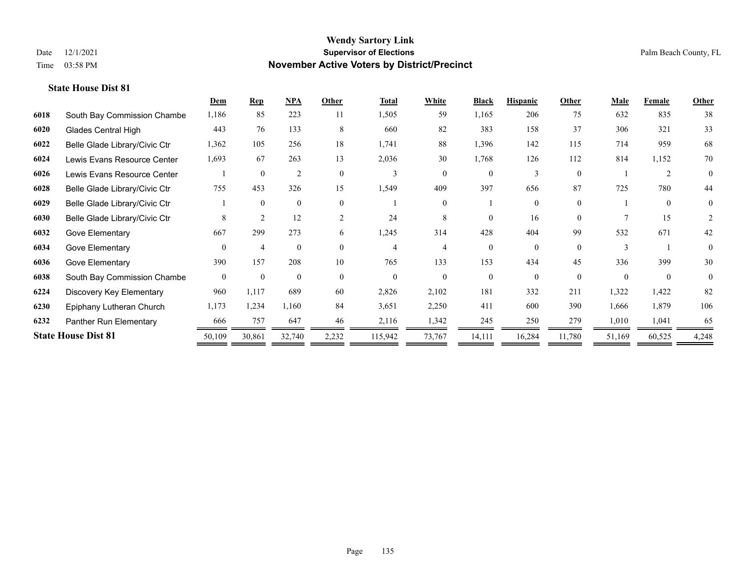# Wendy Sartory Link

## Supervisor of Elections

## November Active Voters by District/Precinct

Date 12/1/2021

Time 03:58 PM

Palm Beach County, FL

### State House Dist 81

| | | Dem | Rep | NPA | Other | Total | White | Black | Hispanic | Other | Male | Female | Other |
|---|---|---|---|---|---|---|---|---|---|---|---|---|---|
| 6018 | South Bay Commission Chambe | 1,186 | 85 | 223 | 11 | 1,505 | 59 | 1,165 | 206 | 75 | 632 | 835 | 38 |
| 6020 | Glades Central High | 443 | 76 | 133 | 8 | 660 | 82 | 383 | 158 | 37 | 306 | 321 | 33 |
| 6022 | Belle Glade Library/Civic Ctr | 1,362 | 105 | 256 | 18 | 1,741 | 88 | 1,396 | 142 | 115 | 714 | 959 | 68 |
| 6024 | Lewis Evans Resource Center | 1,693 | 67 | 263 | 13 | 2,036 | 30 | 1,768 | 126 | 112 | 814 | 1,152 | 70 |
| 6026 | Lewis Evans Resource Center | 1 | 0 | 2 | 0 | 3 | 0 | 0 | 3 | 0 | 1 | 2 | 0 |
| 6028 | Belle Glade Library/Civic Ctr | 755 | 453 | 326 | 15 | 1,549 | 409 | 397 | 656 | 87 | 725 | 780 | 44 |
| 6029 | Belle Glade Library/Civic Ctr | 1 | 0 | 0 | 0 | 1 | 0 | 1 | 0 | 0 | 1 | 0 | 0 |
| 6030 | Belle Glade Library/Civic Ctr | 8 | 2 | 12 | 2 | 24 | 8 | 0 | 16 | 0 | 7 | 15 | 2 |
| 6032 | Gove Elementary | 667 | 299 | 273 | 6 | 1,245 | 314 | 428 | 404 | 99 | 532 | 671 | 42 |
| 6034 | Gove Elementary | 0 | 4 | 0 | 0 | 4 | 4 | 0 | 0 | 0 | 3 | 1 | 0 |
| 6036 | Gove Elementary | 390 | 157 | 208 | 10 | 765 | 133 | 153 | 434 | 45 | 336 | 399 | 30 |
| 6038 | South Bay Commission Chambe | 0 | 0 | 0 | 0 | 0 | 0 | 0 | 0 | 0 | 0 | 0 | 0 |
| 6224 | Discovery Key Elementary | 960 | 1,117 | 689 | 60 | 2,826 | 2,102 | 181 | 332 | 211 | 1,322 | 1,422 | 82 |
| 6230 | Epiphany Lutheran Church | 1,173 | 1,234 | 1,160 | 84 | 3,651 | 2,250 | 411 | 600 | 390 | 1,666 | 1,879 | 106 |
| 6232 | Panther Run Elementary | 666 | 757 | 647 | 46 | 2,116 | 1,342 | 245 | 250 | 279 | 1,010 | 1,041 | 65 |
| **State House Dist 81** | | 50,109 | 30,861 | 32,740 | 2,232 | 115,942 | 73,767 | 14,111 | 16,284 | 11,780 | 51,169 | 60,525 | 4,248 |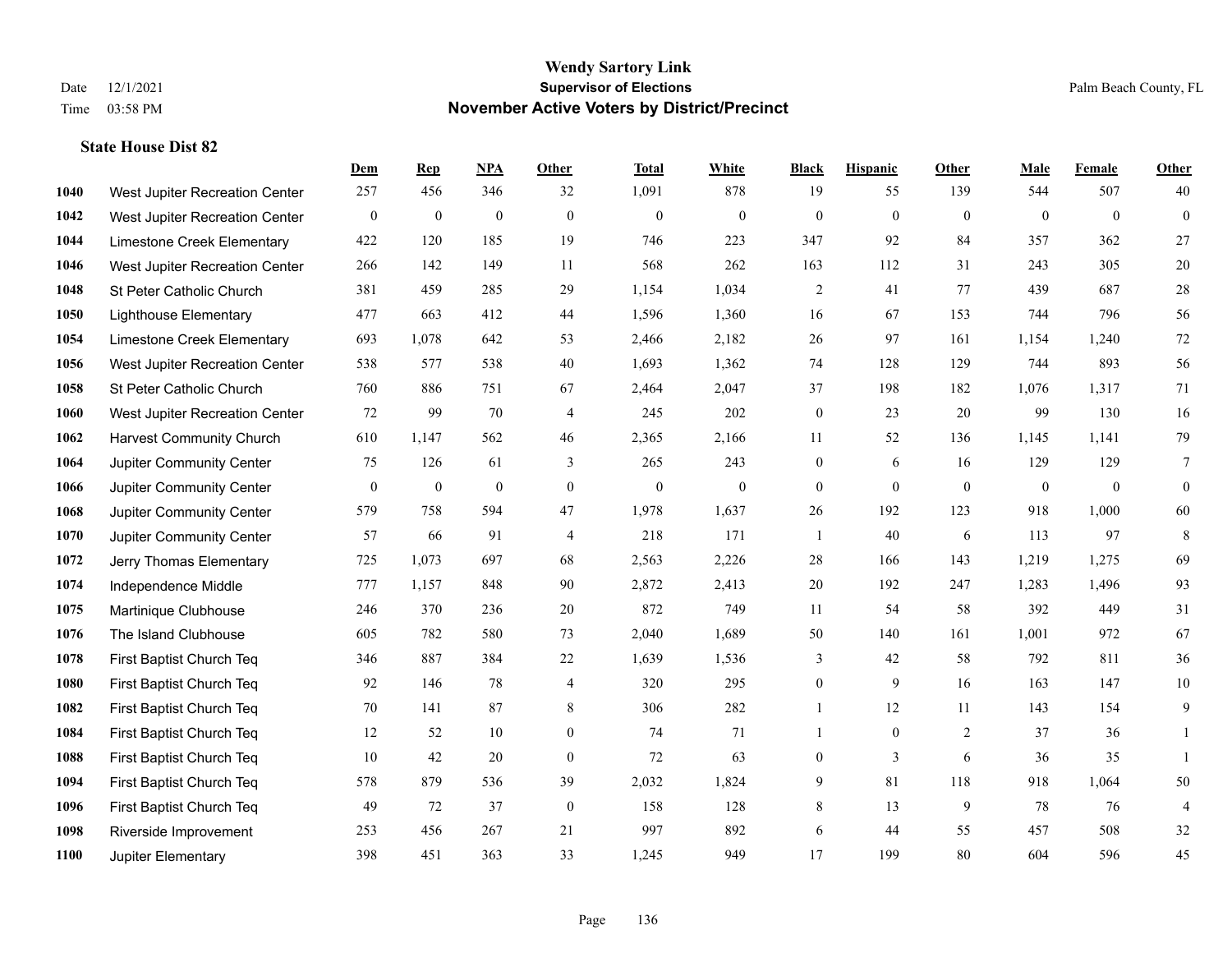# Wendy Sartory Link
## Supervisor of Elections
## November Active Voters by District/Precinct

Date 12/1/2021
Time 03:58 PM

Palm Beach County, FL

### State House Dist 82

| | | Dem | Rep | NPA | Other | Total | White | Black | Hispanic | Other | Male | Female | Other |
|---|---|---|---|---|---|---|---|---|---|---|---|---|---|
| 1040 | West Jupiter Recreation Center | 257 | 456 | 346 | 32 | 1,091 | 878 | 19 | 55 | 139 | 544 | 507 | 40 |
| 1042 | West Jupiter Recreation Center | 0 | 0 | 0 | 0 | 0 | 0 | 0 | 0 | 0 | 0 | 0 | 0 |
| 1044 | Limestone Creek Elementary | 422 | 120 | 185 | 19 | 746 | 223 | 347 | 92 | 84 | 357 | 362 | 27 |
| 1046 | West Jupiter Recreation Center | 266 | 142 | 149 | 11 | 568 | 262 | 163 | 112 | 31 | 243 | 305 | 20 |
| 1048 | St Peter Catholic Church | 381 | 459 | 285 | 29 | 1,154 | 1,034 | 2 | 41 | 77 | 439 | 687 | 28 |
| 1050 | Lighthouse Elementary | 477 | 663 | 412 | 44 | 1,596 | 1,360 | 16 | 67 | 153 | 744 | 796 | 56 |
| 1054 | Limestone Creek Elementary | 693 | 1,078 | 642 | 53 | 2,466 | 2,182 | 26 | 97 | 161 | 1,154 | 1,240 | 72 |
| 1056 | West Jupiter Recreation Center | 538 | 577 | 538 | 40 | 1,693 | 1,362 | 74 | 128 | 129 | 744 | 893 | 56 |
| 1058 | St Peter Catholic Church | 760 | 886 | 751 | 67 | 2,464 | 2,047 | 37 | 198 | 182 | 1,076 | 1,317 | 71 |
| 1060 | West Jupiter Recreation Center | 72 | 99 | 70 | 4 | 245 | 202 | 0 | 23 | 20 | 99 | 130 | 16 |
| 1062 | Harvest Community Church | 610 | 1,147 | 562 | 46 | 2,365 | 2,166 | 11 | 52 | 136 | 1,145 | 1,141 | 79 |
| 1064 | Jupiter Community Center | 75 | 126 | 61 | 3 | 265 | 243 | 0 | 6 | 16 | 129 | 129 | 7 |
| 1066 | Jupiter Community Center | 0 | 0 | 0 | 0 | 0 | 0 | 0 | 0 | 0 | 0 | 0 | 0 |
| 1068 | Jupiter Community Center | 579 | 758 | 594 | 47 | 1,978 | 1,637 | 26 | 192 | 123 | 918 | 1,000 | 60 |
| 1070 | Jupiter Community Center | 57 | 66 | 91 | 4 | 218 | 171 | 1 | 40 | 6 | 113 | 97 | 8 |
| 1072 | Jerry Thomas Elementary | 725 | 1,073 | 697 | 68 | 2,563 | 2,226 | 28 | 166 | 143 | 1,219 | 1,275 | 69 |
| 1074 | Independence Middle | 777 | 1,157 | 848 | 90 | 2,872 | 2,413 | 20 | 192 | 247 | 1,283 | 1,496 | 93 |
| 1075 | Martinique Clubhouse | 246 | 370 | 236 | 20 | 872 | 749 | 11 | 54 | 58 | 392 | 449 | 31 |
| 1076 | The Island Clubhouse | 605 | 782 | 580 | 73 | 2,040 | 1,689 | 50 | 140 | 161 | 1,001 | 972 | 67 |
| 1078 | First Baptist Church Teq | 346 | 887 | 384 | 22 | 1,639 | 1,536 | 3 | 42 | 58 | 792 | 811 | 36 |
| 1080 | First Baptist Church Teq | 92 | 146 | 78 | 4 | 320 | 295 | 0 | 9 | 16 | 163 | 147 | 10 |
| 1082 | First Baptist Church Teq | 70 | 141 | 87 | 8 | 306 | 282 | 1 | 12 | 11 | 143 | 154 | 9 |
| 1084 | First Baptist Church Teq | 12 | 52 | 10 | 0 | 74 | 71 | 1 | 0 | 2 | 37 | 36 | 1 |
| 1088 | First Baptist Church Teq | 10 | 42 | 20 | 0 | 72 | 63 | 0 | 3 | 6 | 36 | 35 | 1 |
| 1094 | First Baptist Church Teq | 578 | 879 | 536 | 39 | 2,032 | 1,824 | 9 | 81 | 118 | 918 | 1,064 | 50 |
| 1096 | First Baptist Church Teq | 49 | 72 | 37 | 0 | 158 | 128 | 8 | 13 | 9 | 78 | 76 | 4 |
| 1098 | Riverside Improvement | 253 | 456 | 267 | 21 | 997 | 892 | 6 | 44 | 55 | 457 | 508 | 32 |
| 1100 | Jupiter Elementary | 398 | 451 | 363 | 33 | 1,245 | 949 | 17 | 199 | 80 | 604 | 596 | 45 |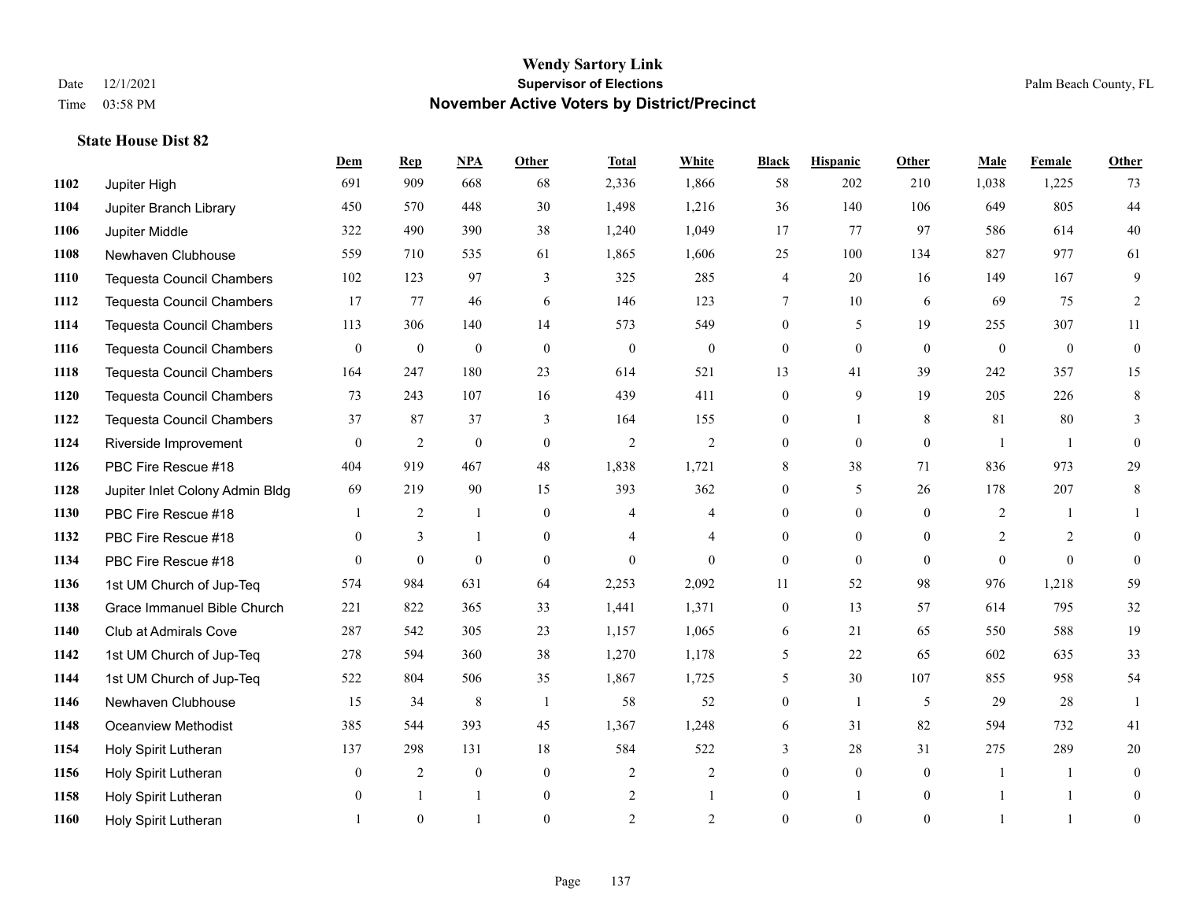# Wendy Sartory Link
## Supervisor of Elections
## November Active Voters by District/Precinct

Date 12/1/2021
Time 03:58 PM

Palm Beach County, FL

### State House Dist 82

| | | Dem | Rep | NPA | Other | Total | White | Black | Hispanic | Other | Male | Female | Other |
|---|---|---|---|---|---|---|---|---|---|---|---|---|---|
| 1102 | Jupiter High | 691 | 909 | 668 | 68 | 2,336 | 1,866 | 58 | 202 | 210 | 1,038 | 1,225 | 73 |
| 1104 | Jupiter Branch Library | 450 | 570 | 448 | 30 | 1,498 | 1,216 | 36 | 140 | 106 | 649 | 805 | 44 |
| 1106 | Jupiter Middle | 322 | 490 | 390 | 38 | 1,240 | 1,049 | 17 | 77 | 97 | 586 | 614 | 40 |
| 1108 | Newhaven Clubhouse | 559 | 710 | 535 | 61 | 1,865 | 1,606 | 25 | 100 | 134 | 827 | 977 | 61 |
| 1110 | Tequesta Council Chambers | 102 | 123 | 97 | 3 | 325 | 285 | 4 | 20 | 16 | 149 | 167 | 9 |
| 1112 | Tequesta Council Chambers | 17 | 77 | 46 | 6 | 146 | 123 | 7 | 10 | 6 | 69 | 75 | 2 |
| 1114 | Tequesta Council Chambers | 113 | 306 | 140 | 14 | 573 | 549 | 0 | 5 | 19 | 255 | 307 | 11 |
| 1116 | Tequesta Council Chambers | 0 | 0 | 0 | 0 | 0 | 0 | 0 | 0 | 0 | 0 | 0 | 0 |
| 1118 | Tequesta Council Chambers | 164 | 247 | 180 | 23 | 614 | 521 | 13 | 41 | 39 | 242 | 357 | 15 |
| 1120 | Tequesta Council Chambers | 73 | 243 | 107 | 16 | 439 | 411 | 0 | 9 | 19 | 205 | 226 | 8 |
| 1122 | Tequesta Council Chambers | 37 | 87 | 37 | 3 | 164 | 155 | 0 | 1 | 8 | 81 | 80 | 3 |
| 1124 | Riverside Improvement | 0 | 2 | 0 | 0 | 2 | 2 | 0 | 0 | 0 | 1 | 1 | 0 |
| 1126 | PBC Fire Rescue #18 | 404 | 919 | 467 | 48 | 1,838 | 1,721 | 8 | 38 | 71 | 836 | 973 | 29 |
| 1128 | Jupiter Inlet Colony Admin Bldg | 69 | 219 | 90 | 15 | 393 | 362 | 0 | 5 | 26 | 178 | 207 | 8 |
| 1130 | PBC Fire Rescue #18 | 1 | 2 | 1 | 0 | 4 | 4 | 0 | 0 | 0 | 2 | 1 | 1 |
| 1132 | PBC Fire Rescue #18 | 0 | 3 | 1 | 0 | 4 | 4 | 0 | 0 | 0 | 2 | 2 | 0 |
| 1134 | PBC Fire Rescue #18 | 0 | 0 | 0 | 0 | 0 | 0 | 0 | 0 | 0 | 0 | 0 | 0 |
| 1136 | 1st UM Church of Jup-Teq | 574 | 984 | 631 | 64 | 2,253 | 2,092 | 11 | 52 | 98 | 976 | 1,218 | 59 |
| 1138 | Grace Immanuel Bible Church | 221 | 822 | 365 | 33 | 1,441 | 1,371 | 0 | 13 | 57 | 614 | 795 | 32 |
| 1140 | Club at Admirals Cove | 287 | 542 | 305 | 23 | 1,157 | 1,065 | 6 | 21 | 65 | 550 | 588 | 19 |
| 1142 | 1st UM Church of Jup-Teq | 278 | 594 | 360 | 38 | 1,270 | 1,178 | 5 | 22 | 65 | 602 | 635 | 33 |
| 1144 | 1st UM Church of Jup-Teq | 522 | 804 | 506 | 35 | 1,867 | 1,725 | 5 | 30 | 107 | 855 | 958 | 54 |
| 1146 | Newhaven Clubhouse | 15 | 34 | 8 | 1 | 58 | 52 | 0 | 1 | 5 | 29 | 28 | 1 |
| 1148 | Oceanview Methodist | 385 | 544 | 393 | 45 | 1,367 | 1,248 | 6 | 31 | 82 | 594 | 732 | 41 |
| 1154 | Holy Spirit Lutheran | 137 | 298 | 131 | 18 | 584 | 522 | 3 | 28 | 31 | 275 | 289 | 20 |
| 1156 | Holy Spirit Lutheran | 0 | 2 | 0 | 0 | 2 | 2 | 0 | 0 | 0 | 1 | 1 | 0 |
| 1158 | Holy Spirit Lutheran | 0 | 1 | 1 | 0 | 2 | 1 | 0 | 1 | 0 | 1 | 1 | 0 |
| 1160 | Holy Spirit Lutheran | 1 | 0 | 1 | 0 | 2 | 2 | 0 | 0 | 0 | 1 | 1 | 0 |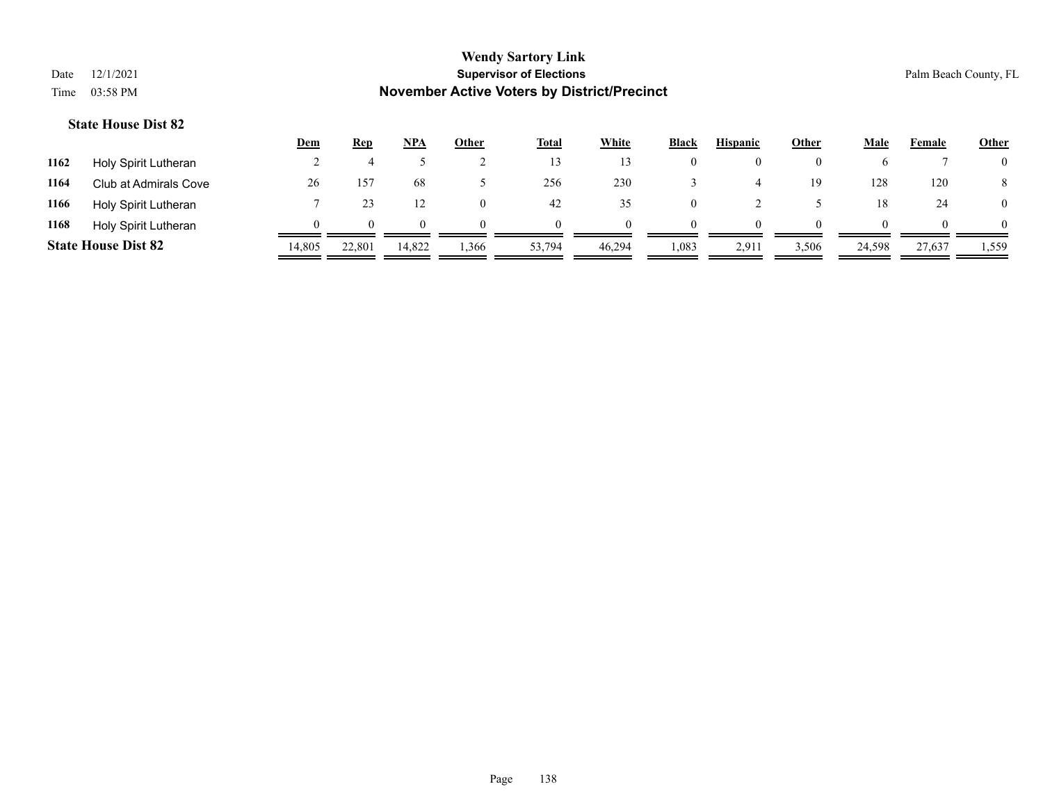# Wendy Sartory Link

## Supervisor of Elections

## November Active Voters by District/Precinct

Date 12/1/2021

Time 03:58 PM

Palm Beach County, FL

### State House Dist 82

| | | Dem | Rep | NPA | Other | Total | White | Black | Hispanic | Other | Male | Female | Other |
|---|---|---|---|---|---|---|---|---|---|---|---|---|---|
| 1162 | Holy Spirit Lutheran | 2 | 4 | 5 | 2 | 13 | 13 | 0 | 0 | 0 | 6 | 7 | 0 |
| 1164 | Club at Admirals Cove | 26 | 157 | 68 | 5 | 256 | 230 | 3 | 4 | 19 | 128 | 120 | 8 |
| 1166 | Holy Spirit Lutheran | 7 | 23 | 12 | 0 | 42 | 35 | 0 | 2 | 5 | 18 | 24 | 0 |
| 1168 | Holy Spirit Lutheran | 0 | 0 | 0 | 0 | 0 | 0 | 0 | 0 | 0 | 0 | 0 | 0 |
| **State House Dist 82** | | 14,805 | 22,801 | 14,822 | 1,366 | 53,794 | 46,294 | 1,083 | 2,911 | 3,506 | 24,598 | 27,637 | 1,559 |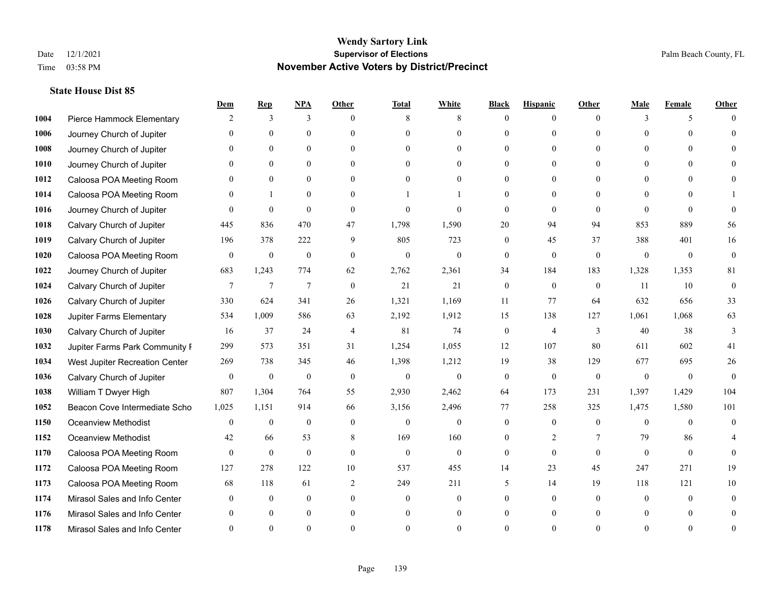# Wendy Sartory Link
## Supervisor of Elections
## November Active Voters by District/Precinct

Date 12/1/2021
Time 03:58 PM

Palm Beach County, FL

### State House Dist 85

| | | Dem | Rep | NPA | Other | Total | White | Black | Hispanic | Other | Male | Female | Other |
|---|---|---|---|---|---|---|---|---|---|---|---|---|---|
| 1004 | Pierce Hammock Elementary | 2 | 3 | 3 | 0 | 8 | 8 | 0 | 0 | 0 | 3 | 5 | 0 |
| 1006 | Journey Church of Jupiter | 0 | 0 | 0 | 0 | 0 | 0 | 0 | 0 | 0 | 0 | 0 | 0 |
| 1008 | Journey Church of Jupiter | 0 | 0 | 0 | 0 | 0 | 0 | 0 | 0 | 0 | 0 | 0 | 0 |
| 1010 | Journey Church of Jupiter | 0 | 0 | 0 | 0 | 0 | 0 | 0 | 0 | 0 | 0 | 0 | 0 |
| 1012 | Caloosa POA Meeting Room | 0 | 0 | 0 | 0 | 0 | 0 | 0 | 0 | 0 | 0 | 0 | 0 |
| 1014 | Caloosa POA Meeting Room | 0 | 1 | 0 | 0 | 1 | 1 | 0 | 0 | 0 | 0 | 0 | 1 |
| 1016 | Journey Church of Jupiter | 0 | 0 | 0 | 0 | 0 | 0 | 0 | 0 | 0 | 0 | 0 | 0 |
| 1018 | Calvary Church of Jupiter | 445 | 836 | 470 | 47 | 1,798 | 1,590 | 20 | 94 | 94 | 853 | 889 | 56 |
| 1019 | Calvary Church of Jupiter | 196 | 378 | 222 | 9 | 805 | 723 | 0 | 45 | 37 | 388 | 401 | 16 |
| 1020 | Caloosa POA Meeting Room | 0 | 0 | 0 | 0 | 0 | 0 | 0 | 0 | 0 | 0 | 0 | 0 |
| 1022 | Journey Church of Jupiter | 683 | 1,243 | 774 | 62 | 2,762 | 2,361 | 34 | 184 | 183 | 1,328 | 1,353 | 81 |
| 1024 | Calvary Church of Jupiter | 7 | 7 | 7 | 0 | 21 | 21 | 0 | 0 | 0 | 11 | 10 | 0 |
| 1026 | Calvary Church of Jupiter | 330 | 624 | 341 | 26 | 1,321 | 1,169 | 11 | 77 | 64 | 632 | 656 | 33 |
| 1028 | Jupiter Farms Elementary | 534 | 1,009 | 586 | 63 | 2,192 | 1,912 | 15 | 138 | 127 | 1,061 | 1,068 | 63 |
| 1030 | Calvary Church of Jupiter | 16 | 37 | 24 | 4 | 81 | 74 | 0 | 4 | 3 | 40 | 38 | 3 |
| 1032 | Jupiter Farms Park Community F | 299 | 573 | 351 | 31 | 1,254 | 1,055 | 12 | 107 | 80 | 611 | 602 | 41 |
| 1034 | West Jupiter Recreation Center | 269 | 738 | 345 | 46 | 1,398 | 1,212 | 19 | 38 | 129 | 677 | 695 | 26 |
| 1036 | Calvary Church of Jupiter | 0 | 0 | 0 | 0 | 0 | 0 | 0 | 0 | 0 | 0 | 0 | 0 |
| 1038 | William T Dwyer High | 807 | 1,304 | 764 | 55 | 2,930 | 2,462 | 64 | 173 | 231 | 1,397 | 1,429 | 104 |
| 1052 | Beacon Cove Intermediate Scho | 1,025 | 1,151 | 914 | 66 | 3,156 | 2,496 | 77 | 258 | 325 | 1,475 | 1,580 | 101 |
| 1150 | Oceanview Methodist | 0 | 0 | 0 | 0 | 0 | 0 | 0 | 0 | 0 | 0 | 0 | 0 |
| 1152 | Oceanview Methodist | 42 | 66 | 53 | 8 | 169 | 160 | 0 | 2 | 7 | 79 | 86 | 4 |
| 1170 | Caloosa POA Meeting Room | 0 | 0 | 0 | 0 | 0 | 0 | 0 | 0 | 0 | 0 | 0 | 0 |
| 1172 | Caloosa POA Meeting Room | 127 | 278 | 122 | 10 | 537 | 455 | 14 | 23 | 45 | 247 | 271 | 19 |
| 1173 | Caloosa POA Meeting Room | 68 | 118 | 61 | 2 | 249 | 211 | 5 | 14 | 19 | 118 | 121 | 10 |
| 1174 | Mirasol Sales and Info Center | 0 | 0 | 0 | 0 | 0 | 0 | 0 | 0 | 0 | 0 | 0 | 0 |
| 1176 | Mirasol Sales and Info Center | 0 | 0 | 0 | 0 | 0 | 0 | 0 | 0 | 0 | 0 | 0 | 0 |
| 1178 | Mirasol Sales and Info Center | 0 | 0 | 0 | 0 | 0 | 0 | 0 | 0 | 0 | 0 | 0 | 0 |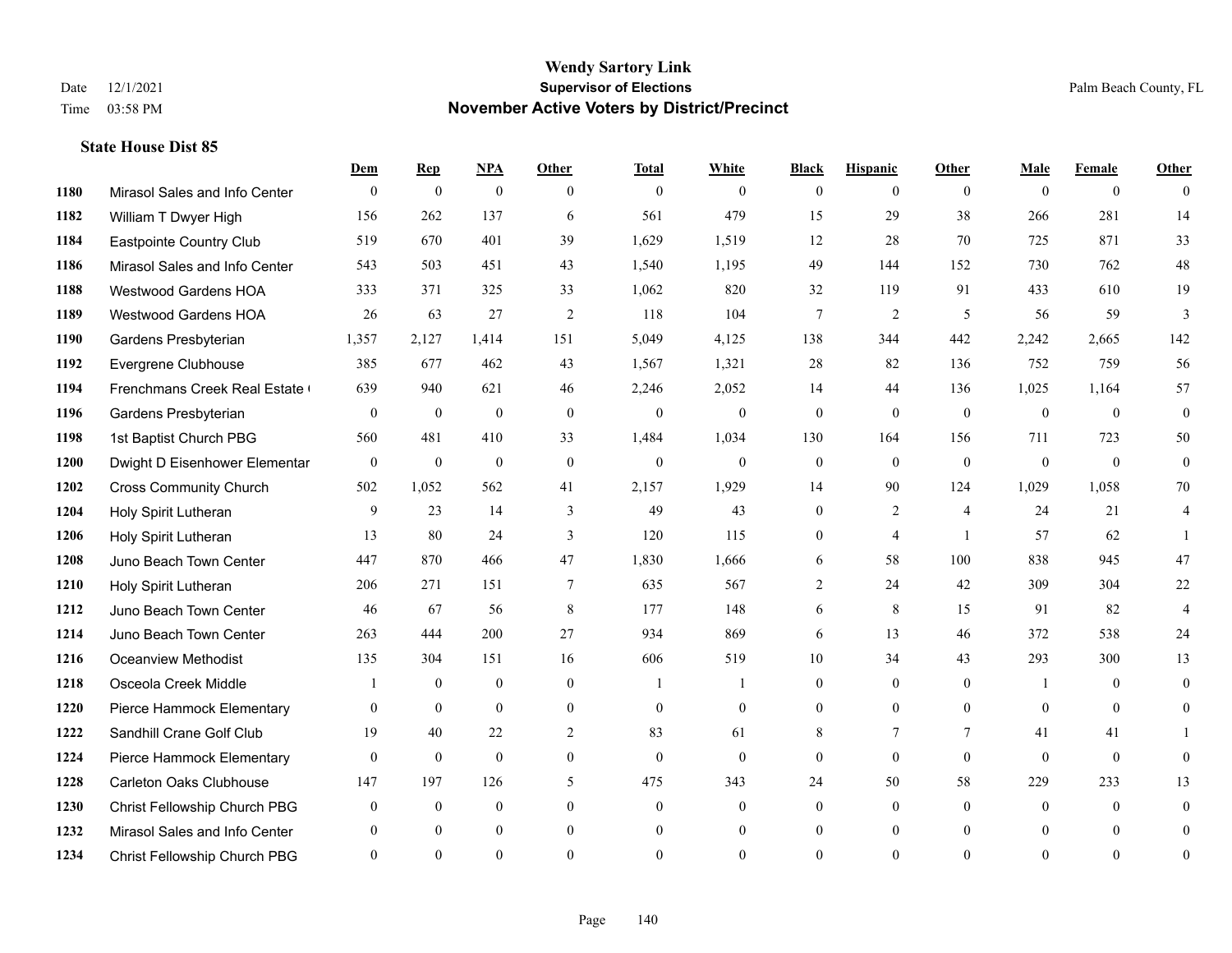# Wendy Sartory Link

## Supervisor of Elections

## November Active Voters by District/Precinct

Date 12/1/2021
Time 03:58 PM

Palm Beach County, FL

### State House Dist 85

| | | Dem | Rep | NPA | Other | Total | White | Black | Hispanic | Other | Male | Female | Other |
|---|---|---|---|---|---|---|---|---|---|---|---|---|---|
| 1180 | Mirasol Sales and Info Center | 0 | 0 | 0 | 0 | 0 | 0 | 0 | 0 | 0 | 0 | 0 | 0 |
| 1182 | William T Dwyer High | 156 | 262 | 137 | 6 | 561 | 479 | 15 | 29 | 38 | 266 | 281 | 14 |
| 1184 | Eastpointe Country Club | 519 | 670 | 401 | 39 | 1,629 | 1,519 | 12 | 28 | 70 | 725 | 871 | 33 |
| 1186 | Mirasol Sales and Info Center | 543 | 503 | 451 | 43 | 1,540 | 1,195 | 49 | 144 | 152 | 730 | 762 | 48 |
| 1188 | Westwood Gardens HOA | 333 | 371 | 325 | 33 | 1,062 | 820 | 32 | 119 | 91 | 433 | 610 | 19 |
| 1189 | Westwood Gardens HOA | 26 | 63 | 27 | 2 | 118 | 104 | 7 | 2 | 5 | 56 | 59 | 3 |
| 1190 | Gardens Presbyterian | 1,357 | 2,127 | 1,414 | 151 | 5,049 | 4,125 | 138 | 344 | 442 | 2,242 | 2,665 | 142 |
| 1192 | Evergrene Clubhouse | 385 | 677 | 462 | 43 | 1,567 | 1,321 | 28 | 82 | 136 | 752 | 759 | 56 |
| 1194 | Frenchmans Creek Real Estate ( | 639 | 940 | 621 | 46 | 2,246 | 2,052 | 14 | 44 | 136 | 1,025 | 1,164 | 57 |
| 1196 | Gardens Presbyterian | 0 | 0 | 0 | 0 | 0 | 0 | 0 | 0 | 0 | 0 | 0 | 0 |
| 1198 | 1st Baptist Church PBG | 560 | 481 | 410 | 33 | 1,484 | 1,034 | 130 | 164 | 156 | 711 | 723 | 50 |
| 1200 | Dwight D Eisenhower Elementar | 0 | 0 | 0 | 0 | 0 | 0 | 0 | 0 | 0 | 0 | 0 | 0 |
| 1202 | Cross Community Church | 502 | 1,052 | 562 | 41 | 2,157 | 1,929 | 14 | 90 | 124 | 1,029 | 1,058 | 70 |
| 1204 | Holy Spirit Lutheran | 9 | 23 | 14 | 3 | 49 | 43 | 0 | 2 | 4 | 24 | 21 | 4 |
| 1206 | Holy Spirit Lutheran | 13 | 80 | 24 | 3 | 120 | 115 | 0 | 4 | 1 | 57 | 62 | 1 |
| 1208 | Juno Beach Town Center | 447 | 870 | 466 | 47 | 1,830 | 1,666 | 6 | 58 | 100 | 838 | 945 | 47 |
| 1210 | Holy Spirit Lutheran | 206 | 271 | 151 | 7 | 635 | 567 | 2 | 24 | 42 | 309 | 304 | 22 |
| 1212 | Juno Beach Town Center | 46 | 67 | 56 | 8 | 177 | 148 | 6 | 8 | 15 | 91 | 82 | 4 |
| 1214 | Juno Beach Town Center | 263 | 444 | 200 | 27 | 934 | 869 | 6 | 13 | 46 | 372 | 538 | 24 |
| 1216 | Oceanview Methodist | 135 | 304 | 151 | 16 | 606 | 519 | 10 | 34 | 43 | 293 | 300 | 13 |
| 1218 | Osceola Creek Middle | 1 | 0 | 0 | 0 | 1 | 1 | 0 | 0 | 0 | 1 | 0 | 0 |
| 1220 | Pierce Hammock Elementary | 0 | 0 | 0 | 0 | 0 | 0 | 0 | 0 | 0 | 0 | 0 | 0 |
| 1222 | Sandhill Crane Golf Club | 19 | 40 | 22 | 2 | 83 | 61 | 8 | 7 | 7 | 41 | 41 | 1 |
| 1224 | Pierce Hammock Elementary | 0 | 0 | 0 | 0 | 0 | 0 | 0 | 0 | 0 | 0 | 0 | 0 |
| 1228 | Carleton Oaks Clubhouse | 147 | 197 | 126 | 5 | 475 | 343 | 24 | 50 | 58 | 229 | 233 | 13 |
| 1230 | Christ Fellowship Church PBG | 0 | 0 | 0 | 0 | 0 | 0 | 0 | 0 | 0 | 0 | 0 | 0 |
| 1232 | Mirasol Sales and Info Center | 0 | 0 | 0 | 0 | 0 | 0 | 0 | 0 | 0 | 0 | 0 | 0 |
| 1234 | Christ Fellowship Church PBG | 0 | 0 | 0 | 0 | 0 | 0 | 0 | 0 | 0 | 0 | 0 | 0 |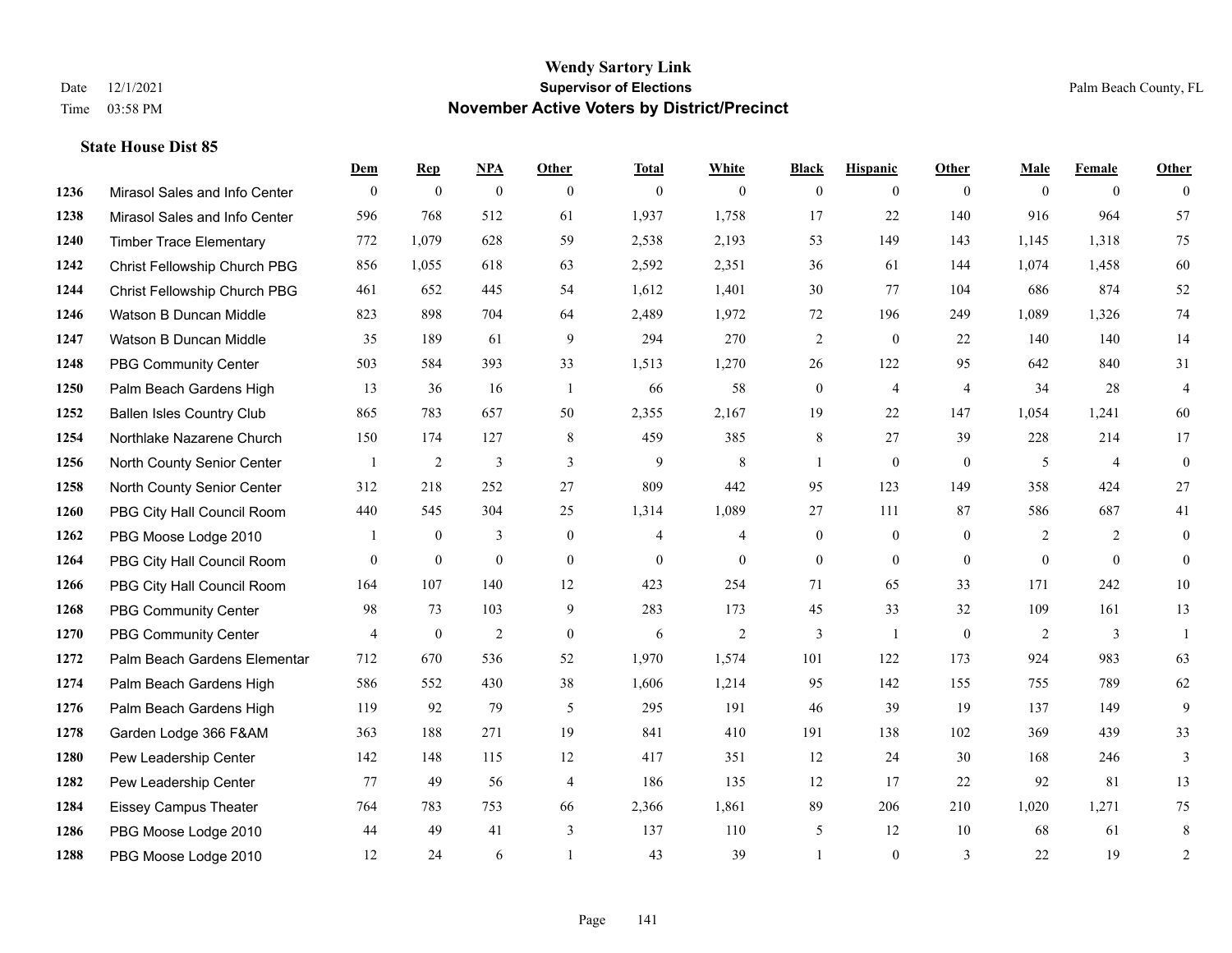**Wendy Sartory Link**
**Supervisor of Elections**
**November Active Voters by District/Precinct**

Date 12/1/2021
Time 03:58 PM

Palm Beach County, FL

### State House Dist 85

| | | Dem | Rep | NPA | Other | Total | White | Black | Hispanic | Other | Male | Female | Other |
|---|---|---|---|---|---|---|---|---|---|---|---|---|---|
| 1236 | Mirasol Sales and Info Center | 0 | 0 | 0 | 0 | 0 | 0 | 0 | 0 | 0 | 0 | 0 | 0 |
| 1238 | Mirasol Sales and Info Center | 596 | 768 | 512 | 61 | 1,937 | 1,758 | 17 | 22 | 140 | 916 | 964 | 57 |
| 1240 | Timber Trace Elementary | 772 | 1,079 | 628 | 59 | 2,538 | 2,193 | 53 | 149 | 143 | 1,145 | 1,318 | 75 |
| 1242 | Christ Fellowship Church PBG | 856 | 1,055 | 618 | 63 | 2,592 | 2,351 | 36 | 61 | 144 | 1,074 | 1,458 | 60 |
| 1244 | Christ Fellowship Church PBG | 461 | 652 | 445 | 54 | 1,612 | 1,401 | 30 | 77 | 104 | 686 | 874 | 52 |
| 1246 | Watson B Duncan Middle | 823 | 898 | 704 | 64 | 2,489 | 1,972 | 72 | 196 | 249 | 1,089 | 1,326 | 74 |
| 1247 | Watson B Duncan Middle | 35 | 189 | 61 | 9 | 294 | 270 | 2 | 0 | 22 | 140 | 140 | 14 |
| 1248 | PBG Community Center | 503 | 584 | 393 | 33 | 1,513 | 1,270 | 26 | 122 | 95 | 642 | 840 | 31 |
| 1250 | Palm Beach Gardens High | 13 | 36 | 16 | 1 | 66 | 58 | 0 | 4 | 4 | 34 | 28 | 4 |
| 1252 | Ballen Isles Country Club | 865 | 783 | 657 | 50 | 2,355 | 2,167 | 19 | 22 | 147 | 1,054 | 1,241 | 60 |
| 1254 | Northlake Nazarene Church | 150 | 174 | 127 | 8 | 459 | 385 | 8 | 27 | 39 | 228 | 214 | 17 |
| 1256 | North County Senior Center | 1 | 2 | 3 | 3 | 9 | 8 | 1 | 0 | 0 | 5 | 4 | 0 |
| 1258 | North County Senior Center | 312 | 218 | 252 | 27 | 809 | 442 | 95 | 123 | 149 | 358 | 424 | 27 |
| 1260 | PBG City Hall Council Room | 440 | 545 | 304 | 25 | 1,314 | 1,089 | 27 | 111 | 87 | 586 | 687 | 41 |
| 1262 | PBG Moose Lodge 2010 | 1 | 0 | 3 | 0 | 4 | 4 | 0 | 0 | 0 | 2 | 2 | 0 |
| 1264 | PBG City Hall Council Room | 0 | 0 | 0 | 0 | 0 | 0 | 0 | 0 | 0 | 0 | 0 | 0 |
| 1266 | PBG City Hall Council Room | 164 | 107 | 140 | 12 | 423 | 254 | 71 | 65 | 33 | 171 | 242 | 10 |
| 1268 | PBG Community Center | 98 | 73 | 103 | 9 | 283 | 173 | 45 | 33 | 32 | 109 | 161 | 13 |
| 1270 | PBG Community Center | 4 | 0 | 2 | 0 | 6 | 2 | 3 | 1 | 0 | 2 | 3 | 1 |
| 1272 | Palm Beach Gardens Elementar | 712 | 670 | 536 | 52 | 1,970 | 1,574 | 101 | 122 | 173 | 924 | 983 | 63 |
| 1274 | Palm Beach Gardens High | 586 | 552 | 430 | 38 | 1,606 | 1,214 | 95 | 142 | 155 | 755 | 789 | 62 |
| 1276 | Palm Beach Gardens High | 119 | 92 | 79 | 5 | 295 | 191 | 46 | 39 | 19 | 137 | 149 | 9 |
| 1278 | Garden Lodge 366 F&AM | 363 | 188 | 271 | 19 | 841 | 410 | 191 | 138 | 102 | 369 | 439 | 33 |
| 1280 | Pew Leadership Center | 142 | 148 | 115 | 12 | 417 | 351 | 12 | 24 | 30 | 168 | 246 | 3 |
| 1282 | Pew Leadership Center | 77 | 49 | 56 | 4 | 186 | 135 | 12 | 17 | 22 | 92 | 81 | 13 |
| 1284 | Eissey Campus Theater | 764 | 783 | 753 | 66 | 2,366 | 1,861 | 89 | 206 | 210 | 1,020 | 1,271 | 75 |
| 1286 | PBG Moose Lodge 2010 | 44 | 49 | 41 | 3 | 137 | 110 | 5 | 12 | 10 | 68 | 61 | 8 |
| 1288 | PBG Moose Lodge 2010 | 12 | 24 | 6 | 1 | 43 | 39 | 1 | 0 | 3 | 22 | 19 | 2 |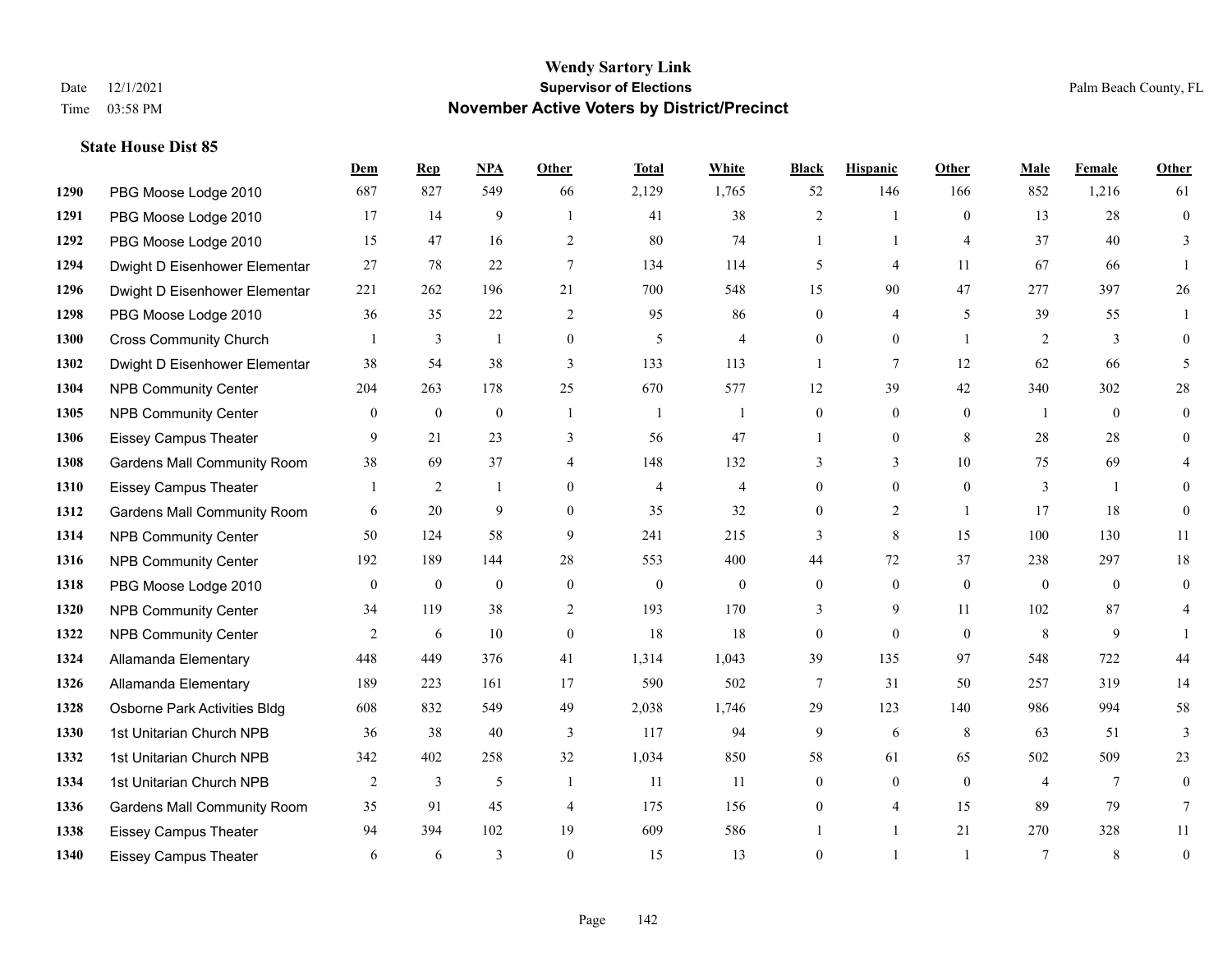# Wendy Sartory Link
## Supervisor of Elections
## November Active Voters by District/Precinct

Date 12/1/2021
Time 03:58 PM

Palm Beach County, FL

### State House Dist 85

| | | Dem | Rep | NPA | Other | Total | White | Black | Hispanic | Other | Male | Female | Other |
|---|---|---|---|---|---|---|---|---|---|---|---|---|---|
| 1290 | PBG Moose Lodge 2010 | 687 | 827 | 549 | 66 | 2,129 | 1,765 | 52 | 146 | 166 | 852 | 1,216 | 61 |
| 1291 | PBG Moose Lodge 2010 | 17 | 14 | 9 | 1 | 41 | 38 | 2 | 1 | 0 | 13 | 28 | 0 |
| 1292 | PBG Moose Lodge 2010 | 15 | 47 | 16 | 2 | 80 | 74 | 1 | 1 | 4 | 37 | 40 | 3 |
| 1294 | Dwight D Eisenhower Elementar | 27 | 78 | 22 | 7 | 134 | 114 | 5 | 4 | 11 | 67 | 66 | 1 |
| 1296 | Dwight D Eisenhower Elementar | 221 | 262 | 196 | 21 | 700 | 548 | 15 | 90 | 47 | 277 | 397 | 26 |
| 1298 | PBG Moose Lodge 2010 | 36 | 35 | 22 | 2 | 95 | 86 | 0 | 4 | 5 | 39 | 55 | 1 |
| 1300 | Cross Community Church | 1 | 3 | 1 | 0 | 5 | 4 | 0 | 0 | 1 | 2 | 3 | 0 |
| 1302 | Dwight D Eisenhower Elementar | 38 | 54 | 38 | 3 | 133 | 113 | 1 | 7 | 12 | 62 | 66 | 5 |
| 1304 | NPB Community Center | 204 | 263 | 178 | 25 | 670 | 577 | 12 | 39 | 42 | 340 | 302 | 28 |
| 1305 | NPB Community Center | 0 | 0 | 0 | 1 | 1 | 1 | 0 | 0 | 0 | 1 | 0 | 0 |
| 1306 | Eissey Campus Theater | 9 | 21 | 23 | 3 | 56 | 47 | 1 | 0 | 8 | 28 | 28 | 0 |
| 1308 | Gardens Mall Community Room | 38 | 69 | 37 | 4 | 148 | 132 | 3 | 3 | 10 | 75 | 69 | 4 |
| 1310 | Eissey Campus Theater | 1 | 2 | 1 | 0 | 4 | 4 | 0 | 0 | 0 | 3 | 1 | 0 |
| 1312 | Gardens Mall Community Room | 6 | 20 | 9 | 0 | 35 | 32 | 0 | 2 | 1 | 17 | 18 | 0 |
| 1314 | NPB Community Center | 50 | 124 | 58 | 9 | 241 | 215 | 3 | 8 | 15 | 100 | 130 | 11 |
| 1316 | NPB Community Center | 192 | 189 | 144 | 28 | 553 | 400 | 44 | 72 | 37 | 238 | 297 | 18 |
| 1318 | PBG Moose Lodge 2010 | 0 | 0 | 0 | 0 | 0 | 0 | 0 | 0 | 0 | 0 | 0 | 0 |
| 1320 | NPB Community Center | 34 | 119 | 38 | 2 | 193 | 170 | 3 | 9 | 11 | 102 | 87 | 4 |
| 1322 | NPB Community Center | 2 | 6 | 10 | 0 | 18 | 18 | 0 | 0 | 0 | 8 | 9 | 1 |
| 1324 | Allamanda Elementary | 448 | 449 | 376 | 41 | 1,314 | 1,043 | 39 | 135 | 97 | 548 | 722 | 44 |
| 1326 | Allamanda Elementary | 189 | 223 | 161 | 17 | 590 | 502 | 7 | 31 | 50 | 257 | 319 | 14 |
| 1328 | Osborne Park Activities Bldg | 608 | 832 | 549 | 49 | 2,038 | 1,746 | 29 | 123 | 140 | 986 | 994 | 58 |
| 1330 | 1st Unitarian Church NPB | 36 | 38 | 40 | 3 | 117 | 94 | 9 | 6 | 8 | 63 | 51 | 3 |
| 1332 | 1st Unitarian Church NPB | 342 | 402 | 258 | 32 | 1,034 | 850 | 58 | 61 | 65 | 502 | 509 | 23 |
| 1334 | 1st Unitarian Church NPB | 2 | 3 | 5 | 1 | 11 | 11 | 0 | 0 | 0 | 4 | 7 | 0 |
| 1336 | Gardens Mall Community Room | 35 | 91 | 45 | 4 | 175 | 156 | 0 | 4 | 15 | 89 | 79 | 7 |
| 1338 | Eissey Campus Theater | 94 | 394 | 102 | 19 | 609 | 586 | 1 | 1 | 21 | 270 | 328 | 11 |
| 1340 | Eissey Campus Theater | 6 | 6 | 3 | 0 | 15 | 13 | 0 | 1 | 1 | 7 | 8 | 0 |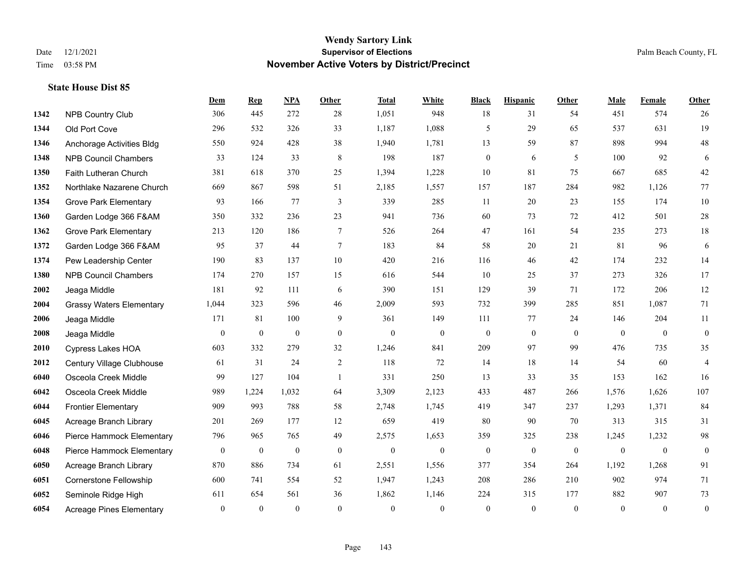# Wendy Sartory Link
## Supervisor of Elections
## November Active Voters by District/Precinct

Date 12/1/2021
Time 03:58 PM

Palm Beach County, FL

### State House Dist 85

| | | Dem | Rep | NPA | Other | Total | White | Black | Hispanic | Other | Male | Female | Other |
|---|---|---|---|---|---|---|---|---|---|---|---|---|---|
| 1342 | NPB Country Club | 306 | 445 | 272 | 28 | 1,051 | 948 | 18 | 31 | 54 | 451 | 574 | 26 |
| 1344 | Old Port Cove | 296 | 532 | 326 | 33 | 1,187 | 1,088 | 5 | 29 | 65 | 537 | 631 | 19 |
| 1346 | Anchorage Activities Bldg | 550 | 924 | 428 | 38 | 1,940 | 1,781 | 13 | 59 | 87 | 898 | 994 | 48 |
| 1348 | NPB Council Chambers | 33 | 124 | 33 | 8 | 198 | 187 | 0 | 6 | 5 | 100 | 92 | 6 |
| 1350 | Faith Lutheran Church | 381 | 618 | 370 | 25 | 1,394 | 1,228 | 10 | 81 | 75 | 667 | 685 | 42 |
| 1352 | Northlake Nazarene Church | 669 | 867 | 598 | 51 | 2,185 | 1,557 | 157 | 187 | 284 | 982 | 1,126 | 77 |
| 1354 | Grove Park Elementary | 93 | 166 | 77 | 3 | 339 | 285 | 11 | 20 | 23 | 155 | 174 | 10 |
| 1360 | Garden Lodge 366 F&AM | 350 | 332 | 236 | 23 | 941 | 736 | 60 | 73 | 72 | 412 | 501 | 28 |
| 1362 | Grove Park Elementary | 213 | 120 | 186 | 7 | 526 | 264 | 47 | 161 | 54 | 235 | 273 | 18 |
| 1372 | Garden Lodge 366 F&AM | 95 | 37 | 44 | 7 | 183 | 84 | 58 | 20 | 21 | 81 | 96 | 6 |
| 1374 | Pew Leadership Center | 190 | 83 | 137 | 10 | 420 | 216 | 116 | 46 | 42 | 174 | 232 | 14 |
| 1380 | NPB Council Chambers | 174 | 270 | 157 | 15 | 616 | 544 | 10 | 25 | 37 | 273 | 326 | 17 |
| 2002 | Jeaga Middle | 181 | 92 | 111 | 6 | 390 | 151 | 129 | 39 | 71 | 172 | 206 | 12 |
| 2004 | Grassy Waters Elementary | 1,044 | 323 | 596 | 46 | 2,009 | 593 | 732 | 399 | 285 | 851 | 1,087 | 71 |
| 2006 | Jeaga Middle | 171 | 81 | 100 | 9 | 361 | 149 | 111 | 77 | 24 | 146 | 204 | 11 |
| 2008 | Jeaga Middle | 0 | 0 | 0 | 0 | 0 | 0 | 0 | 0 | 0 | 0 | 0 | 0 |
| 2010 | Cypress Lakes HOA | 603 | 332 | 279 | 32 | 1,246 | 841 | 209 | 97 | 99 | 476 | 735 | 35 |
| 2012 | Century Village Clubhouse | 61 | 31 | 24 | 2 | 118 | 72 | 14 | 18 | 14 | 54 | 60 | 4 |
| 6040 | Osceola Creek Middle | 99 | 127 | 104 | 1 | 331 | 250 | 13 | 33 | 35 | 153 | 162 | 16 |
| 6042 | Osceola Creek Middle | 989 | 1,224 | 1,032 | 64 | 3,309 | 2,123 | 433 | 487 | 266 | 1,576 | 1,626 | 107 |
| 6044 | Frontier Elementary | 909 | 993 | 788 | 58 | 2,748 | 1,745 | 419 | 347 | 237 | 1,293 | 1,371 | 84 |
| 6045 | Acreage Branch Library | 201 | 269 | 177 | 12 | 659 | 419 | 80 | 90 | 70 | 313 | 315 | 31 |
| 6046 | Pierce Hammock Elementary | 796 | 965 | 765 | 49 | 2,575 | 1,653 | 359 | 325 | 238 | 1,245 | 1,232 | 98 |
| 6048 | Pierce Hammock Elementary | 0 | 0 | 0 | 0 | 0 | 0 | 0 | 0 | 0 | 0 | 0 | 0 |
| 6050 | Acreage Branch Library | 870 | 886 | 734 | 61 | 2,551 | 1,556 | 377 | 354 | 264 | 1,192 | 1,268 | 91 |
| 6051 | Cornerstone Fellowship | 600 | 741 | 554 | 52 | 1,947 | 1,243 | 208 | 286 | 210 | 902 | 974 | 71 |
| 6052 | Seminole Ridge High | 611 | 654 | 561 | 36 | 1,862 | 1,146 | 224 | 315 | 177 | 882 | 907 | 73 |
| 6054 | Acreage Pines Elementary | 0 | 0 | 0 | 0 | 0 | 0 | 0 | 0 | 0 | 0 | 0 | 0 |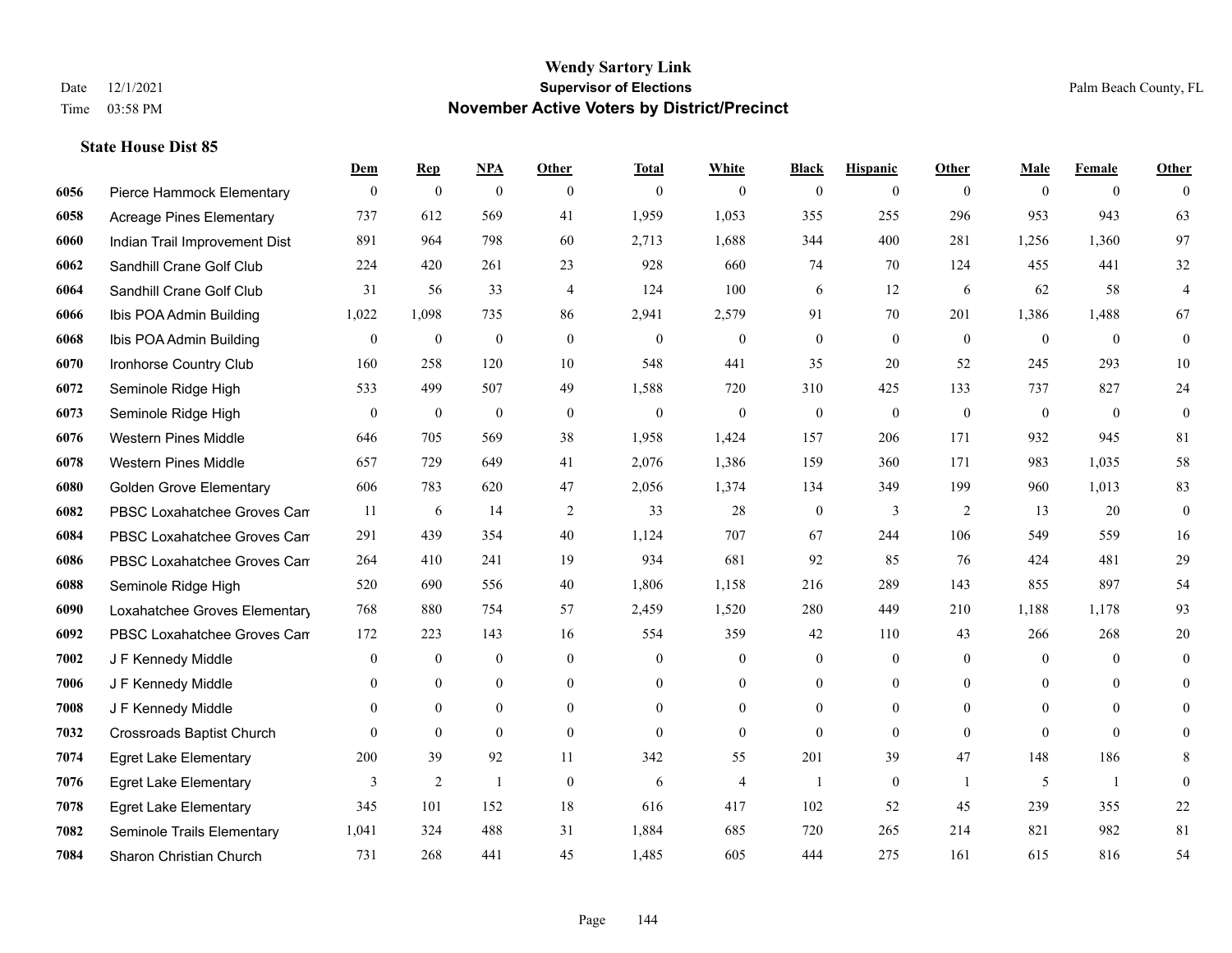# Wendy Sartory Link
## Supervisor of Elections
## November Active Voters by District/Precinct

Date 12/1/2021
Time 03:58 PM

Palm Beach County, FL

### State House Dist 85

| | | Dem | Rep | NPA | Other | Total | White | Black | Hispanic | Other | Male | Female | Other |
|---|---|---|---|---|---|---|---|---|---|---|---|---|---|
| 6056 | Pierce Hammock Elementary | 0 | 0 | 0 | 0 | 0 | 0 | 0 | 0 | 0 | 0 | 0 | 0 |
| 6058 | Acreage Pines Elementary | 737 | 612 | 569 | 41 | 1,959 | 1,053 | 355 | 255 | 296 | 953 | 943 | 63 |
| 6060 | Indian Trail Improvement Dist | 891 | 964 | 798 | 60 | 2,713 | 1,688 | 344 | 400 | 281 | 1,256 | 1,360 | 97 |
| 6062 | Sandhill Crane Golf Club | 224 | 420 | 261 | 23 | 928 | 660 | 74 | 70 | 124 | 455 | 441 | 32 |
| 6064 | Sandhill Crane Golf Club | 31 | 56 | 33 | 4 | 124 | 100 | 6 | 12 | 6 | 62 | 58 | 4 |
| 6066 | Ibis POA Admin Building | 1,022 | 1,098 | 735 | 86 | 2,941 | 2,579 | 91 | 70 | 201 | 1,386 | 1,488 | 67 |
| 6068 | Ibis POA Admin Building | 0 | 0 | 0 | 0 | 0 | 0 | 0 | 0 | 0 | 0 | 0 | 0 |
| 6070 | Ironhorse Country Club | 160 | 258 | 120 | 10 | 548 | 441 | 35 | 20 | 52 | 245 | 293 | 10 |
| 6072 | Seminole Ridge High | 533 | 499 | 507 | 49 | 1,588 | 720 | 310 | 425 | 133 | 737 | 827 | 24 |
| 6073 | Seminole Ridge High | 0 | 0 | 0 | 0 | 0 | 0 | 0 | 0 | 0 | 0 | 0 | 0 |
| 6076 | Western Pines Middle | 646 | 705 | 569 | 38 | 1,958 | 1,424 | 157 | 206 | 171 | 932 | 945 | 81 |
| 6078 | Western Pines Middle | 657 | 729 | 649 | 41 | 2,076 | 1,386 | 159 | 360 | 171 | 983 | 1,035 | 58 |
| 6080 | Golden Grove Elementary | 606 | 783 | 620 | 47 | 2,056 | 1,374 | 134 | 349 | 199 | 960 | 1,013 | 83 |
| 6082 | PBSC Loxahatchee Groves Can | 11 | 6 | 14 | 2 | 33 | 28 | 0 | 3 | 2 | 13 | 20 | 0 |
| 6084 | PBSC Loxahatchee Groves Can | 291 | 439 | 354 | 40 | 1,124 | 707 | 67 | 244 | 106 | 549 | 559 | 16 |
| 6086 | PBSC Loxahatchee Groves Can | 264 | 410 | 241 | 19 | 934 | 681 | 92 | 85 | 76 | 424 | 481 | 29 |
| 6088 | Seminole Ridge High | 520 | 690 | 556 | 40 | 1,806 | 1,158 | 216 | 289 | 143 | 855 | 897 | 54 |
| 6090 | Loxahatchee Groves Elementary | 768 | 880 | 754 | 57 | 2,459 | 1,520 | 280 | 449 | 210 | 1,188 | 1,178 | 93 |
| 6092 | PBSC Loxahatchee Groves Can | 172 | 223 | 143 | 16 | 554 | 359 | 42 | 110 | 43 | 266 | 268 | 20 |
| 7002 | J F Kennedy Middle | 0 | 0 | 0 | 0 | 0 | 0 | 0 | 0 | 0 | 0 | 0 | 0 |
| 7006 | J F Kennedy Middle | 0 | 0 | 0 | 0 | 0 | 0 | 0 | 0 | 0 | 0 | 0 | 0 |
| 7008 | J F Kennedy Middle | 0 | 0 | 0 | 0 | 0 | 0 | 0 | 0 | 0 | 0 | 0 | 0 |
| 7032 | Crossroads Baptist Church | 0 | 0 | 0 | 0 | 0 | 0 | 0 | 0 | 0 | 0 | 0 | 0 |
| 7074 | Egret Lake Elementary | 200 | 39 | 92 | 11 | 342 | 55 | 201 | 39 | 47 | 148 | 186 | 8 |
| 7076 | Egret Lake Elementary | 3 | 2 | 1 | 0 | 6 | 4 | 1 | 0 | 1 | 5 | 1 | 0 |
| 7078 | Egret Lake Elementary | 345 | 101 | 152 | 18 | 616 | 417 | 102 | 52 | 45 | 239 | 355 | 22 |
| 7082 | Seminole Trails Elementary | 1,041 | 324 | 488 | 31 | 1,884 | 685 | 720 | 265 | 214 | 821 | 982 | 81 |
| 7084 | Sharon Christian Church | 731 | 268 | 441 | 45 | 1,485 | 605 | 444 | 275 | 161 | 615 | 816 | 54 |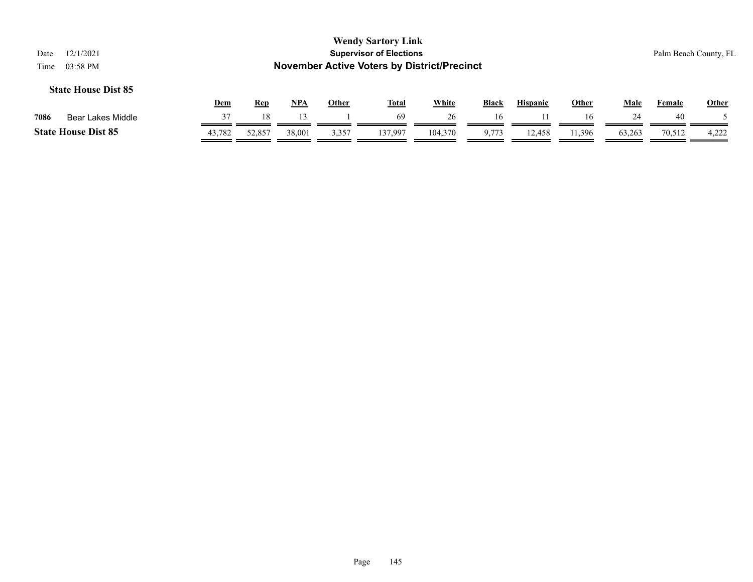**Wendy Sartory Link**
**Supervisor of Elections**
**November Active Voters by District/Precinct**

Date 12/1/2021
Time 03:58 PM

Palm Beach County, FL

### State House Dist 85

| | | Dem | Rep | NPA | Other | Total | White | Black | Hispanic | Other | Male | Female | Other |
|---|---|---|---|---|---|---|---|---|---|---|---|---|---|
| 7086 | Bear Lakes Middle | 37 | 18 | 13 | 1 | 69 | 26 | 16 | 11 | 16 | 24 | 40 | 5 |
| **State House Dist 85** | | 43,782 | 52,857 | 38,001 | 3,357 | 137,997 | 104,370 | 9,773 | 12,458 | 11,396 | 63,263 | 70,512 | 4,222 |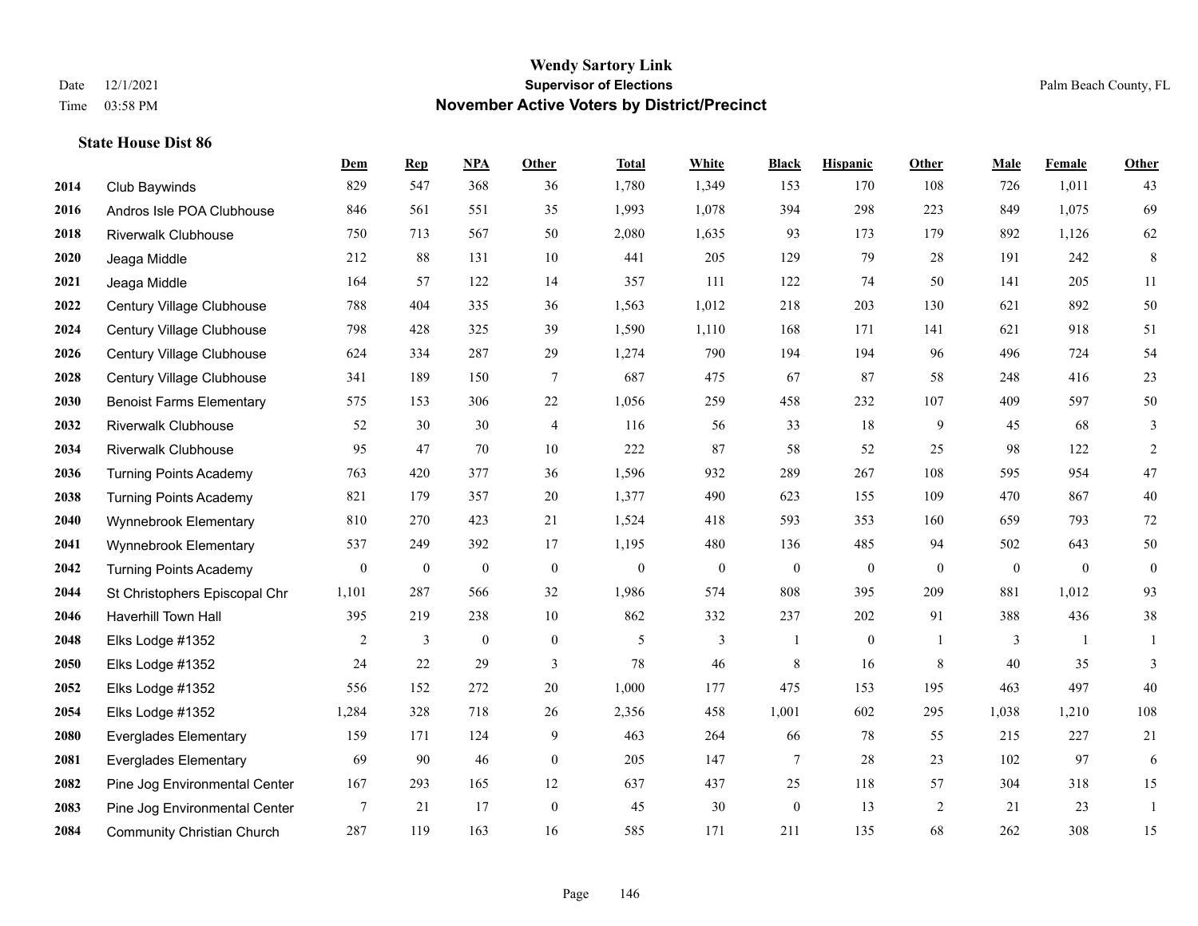# Wendy Sartory Link
## Supervisor of Elections
## November Active Voters by District/Precinct

Date 12/1/2021
Time 03:58 PM

Palm Beach County, FL

### State House Dist 86

| | | Dem | Rep | NPA | Other | Total | White | Black | Hispanic | Other | Male | Female | Other |
|---|---|---|---|---|---|---|---|---|---|---|---|---|---|
| 2014 | Club Baywinds | 829 | 547 | 368 | 36 | 1,780 | 1,349 | 153 | 170 | 108 | 726 | 1,011 | 43 |
| 2016 | Andros Isle POA Clubhouse | 846 | 561 | 551 | 35 | 1,993 | 1,078 | 394 | 298 | 223 | 849 | 1,075 | 69 |
| 2018 | Riverwalk Clubhouse | 750 | 713 | 567 | 50 | 2,080 | 1,635 | 93 | 173 | 179 | 892 | 1,126 | 62 |
| 2020 | Jeaga Middle | 212 | 88 | 131 | 10 | 441 | 205 | 129 | 79 | 28 | 191 | 242 | 8 |
| 2021 | Jeaga Middle | 164 | 57 | 122 | 14 | 357 | 111 | 122 | 74 | 50 | 141 | 205 | 11 |
| 2022 | Century Village Clubhouse | 788 | 404 | 335 | 36 | 1,563 | 1,012 | 218 | 203 | 130 | 621 | 892 | 50 |
| 2024 | Century Village Clubhouse | 798 | 428 | 325 | 39 | 1,590 | 1,110 | 168 | 171 | 141 | 621 | 918 | 51 |
| 2026 | Century Village Clubhouse | 624 | 334 | 287 | 29 | 1,274 | 790 | 194 | 194 | 96 | 496 | 724 | 54 |
| 2028 | Century Village Clubhouse | 341 | 189 | 150 | 7 | 687 | 475 | 67 | 87 | 58 | 248 | 416 | 23 |
| 2030 | Benoist Farms Elementary | 575 | 153 | 306 | 22 | 1,056 | 259 | 458 | 232 | 107 | 409 | 597 | 50 |
| 2032 | Riverwalk Clubhouse | 52 | 30 | 30 | 4 | 116 | 56 | 33 | 18 | 9 | 45 | 68 | 3 |
| 2034 | Riverwalk Clubhouse | 95 | 47 | 70 | 10 | 222 | 87 | 58 | 52 | 25 | 98 | 122 | 2 |
| 2036 | Turning Points Academy | 763 | 420 | 377 | 36 | 1,596 | 932 | 289 | 267 | 108 | 595 | 954 | 47 |
| 2038 | Turning Points Academy | 821 | 179 | 357 | 20 | 1,377 | 490 | 623 | 155 | 109 | 470 | 867 | 40 |
| 2040 | Wynnebrook Elementary | 810 | 270 | 423 | 21 | 1,524 | 418 | 593 | 353 | 160 | 659 | 793 | 72 |
| 2041 | Wynnebrook Elementary | 537 | 249 | 392 | 17 | 1,195 | 480 | 136 | 485 | 94 | 502 | 643 | 50 |
| 2042 | Turning Points Academy | 0 | 0 | 0 | 0 | 0 | 0 | 0 | 0 | 0 | 0 | 0 | 0 |
| 2044 | St Christophers Episcopal Chr | 1,101 | 287 | 566 | 32 | 1,986 | 574 | 808 | 395 | 209 | 881 | 1,012 | 93 |
| 2046 | Haverhill Town Hall | 395 | 219 | 238 | 10 | 862 | 332 | 237 | 202 | 91 | 388 | 436 | 38 |
| 2048 | Elks Lodge #1352 | 2 | 3 | 0 | 0 | 5 | 3 | 1 | 0 | 1 | 3 | 1 | 1 |
| 2050 | Elks Lodge #1352 | 24 | 22 | 29 | 3 | 78 | 46 | 8 | 16 | 8 | 40 | 35 | 3 |
| 2052 | Elks Lodge #1352 | 556 | 152 | 272 | 20 | 1,000 | 177 | 475 | 153 | 195 | 463 | 497 | 40 |
| 2054 | Elks Lodge #1352 | 1,284 | 328 | 718 | 26 | 2,356 | 458 | 1,001 | 602 | 295 | 1,038 | 1,210 | 108 |
| 2080 | Everglades Elementary | 159 | 171 | 124 | 9 | 463 | 264 | 66 | 78 | 55 | 215 | 227 | 21 |
| 2081 | Everglades Elementary | 69 | 90 | 46 | 0 | 205 | 147 | 7 | 28 | 23 | 102 | 97 | 6 |
| 2082 | Pine Jog Environmental Center | 167 | 293 | 165 | 12 | 637 | 437 | 25 | 118 | 57 | 304 | 318 | 15 |
| 2083 | Pine Jog Environmental Center | 7 | 21 | 17 | 0 | 45 | 30 | 0 | 13 | 2 | 21 | 23 | 1 |
| 2084 | Community Christian Church | 287 | 119 | 163 | 16 | 585 | 171 | 211 | 135 | 68 | 262 | 308 | 15 |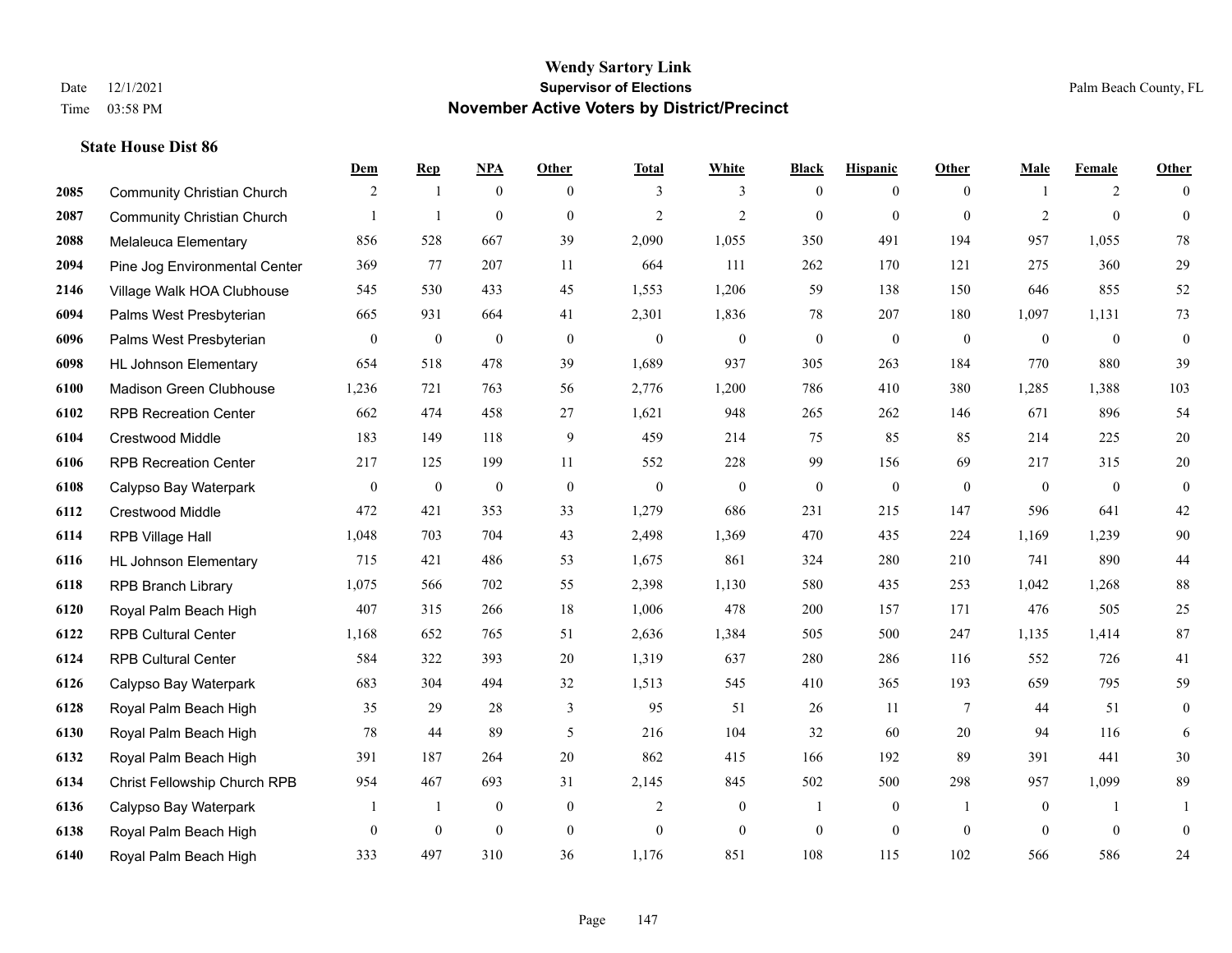# Wendy Sartory Link
## Supervisor of Elections
## November Active Voters by District/Precinct

Date 12/1/2021
Time 03:58 PM

Palm Beach County, FL

### State House Dist 86

| | | Dem | Rep | NPA | Other | Total | White | Black | Hispanic | Other | Male | Female | Other |
|---|---|---|---|---|---|---|---|---|---|---|---|---|---|
| 2085 | Community Christian Church | 2 | 1 | 0 | 0 | 3 | 3 | 0 | 0 | 0 | 1 | 2 | 0 |
| 2087 | Community Christian Church | 1 | 1 | 0 | 0 | 2 | 2 | 0 | 0 | 0 | 2 | 0 | 0 |
| 2088 | Melaleuca Elementary | 856 | 528 | 667 | 39 | 2,090 | 1,055 | 350 | 491 | 194 | 957 | 1,055 | 78 |
| 2094 | Pine Jog Environmental Center | 369 | 77 | 207 | 11 | 664 | 111 | 262 | 170 | 121 | 275 | 360 | 29 |
| 2146 | Village Walk HOA Clubhouse | 545 | 530 | 433 | 45 | 1,553 | 1,206 | 59 | 138 | 150 | 646 | 855 | 52 |
| 6094 | Palms West Presbyterian | 665 | 931 | 664 | 41 | 2,301 | 1,836 | 78 | 207 | 180 | 1,097 | 1,131 | 73 |
| 6096 | Palms West Presbyterian | 0 | 0 | 0 | 0 | 0 | 0 | 0 | 0 | 0 | 0 | 0 | 0 |
| 6098 | HL Johnson Elementary | 654 | 518 | 478 | 39 | 1,689 | 937 | 305 | 263 | 184 | 770 | 880 | 39 |
| 6100 | Madison Green Clubhouse | 1,236 | 721 | 763 | 56 | 2,776 | 1,200 | 786 | 410 | 380 | 1,285 | 1,388 | 103 |
| 6102 | RPB Recreation Center | 662 | 474 | 458 | 27 | 1,621 | 948 | 265 | 262 | 146 | 671 | 896 | 54 |
| 6104 | Crestwood Middle | 183 | 149 | 118 | 9 | 459 | 214 | 75 | 85 | 85 | 214 | 225 | 20 |
| 6106 | RPB Recreation Center | 217 | 125 | 199 | 11 | 552 | 228 | 99 | 156 | 69 | 217 | 315 | 20 |
| 6108 | Calypso Bay Waterpark | 0 | 0 | 0 | 0 | 0 | 0 | 0 | 0 | 0 | 0 | 0 | 0 |
| 6112 | Crestwood Middle | 472 | 421 | 353 | 33 | 1,279 | 686 | 231 | 215 | 147 | 596 | 641 | 42 |
| 6114 | RPB Village Hall | 1,048 | 703 | 704 | 43 | 2,498 | 1,369 | 470 | 435 | 224 | 1,169 | 1,239 | 90 |
| 6116 | HL Johnson Elementary | 715 | 421 | 486 | 53 | 1,675 | 861 | 324 | 280 | 210 | 741 | 890 | 44 |
| 6118 | RPB Branch Library | 1,075 | 566 | 702 | 55 | 2,398 | 1,130 | 580 | 435 | 253 | 1,042 | 1,268 | 88 |
| 6120 | Royal Palm Beach High | 407 | 315 | 266 | 18 | 1,006 | 478 | 200 | 157 | 171 | 476 | 505 | 25 |
| 6122 | RPB Cultural Center | 1,168 | 652 | 765 | 51 | 2,636 | 1,384 | 505 | 500 | 247 | 1,135 | 1,414 | 87 |
| 6124 | RPB Cultural Center | 584 | 322 | 393 | 20 | 1,319 | 637 | 280 | 286 | 116 | 552 | 726 | 41 |
| 6126 | Calypso Bay Waterpark | 683 | 304 | 494 | 32 | 1,513 | 545 | 410 | 365 | 193 | 659 | 795 | 59 |
| 6128 | Royal Palm Beach High | 35 | 29 | 28 | 3 | 95 | 51 | 26 | 11 | 7 | 44 | 51 | 0 |
| 6130 | Royal Palm Beach High | 78 | 44 | 89 | 5 | 216 | 104 | 32 | 60 | 20 | 94 | 116 | 6 |
| 6132 | Royal Palm Beach High | 391 | 187 | 264 | 20 | 862 | 415 | 166 | 192 | 89 | 391 | 441 | 30 |
| 6134 | Christ Fellowship Church RPB | 954 | 467 | 693 | 31 | 2,145 | 845 | 502 | 500 | 298 | 957 | 1,099 | 89 |
| 6136 | Calypso Bay Waterpark | 1 | 1 | 0 | 0 | 2 | 0 | 1 | 0 | 1 | 0 | 1 | 1 |
| 6138 | Royal Palm Beach High | 0 | 0 | 0 | 0 | 0 | 0 | 0 | 0 | 0 | 0 | 0 | 0 |
| 6140 | Royal Palm Beach High | 333 | 497 | 310 | 36 | 1,176 | 851 | 108 | 115 | 102 | 566 | 586 | 24 |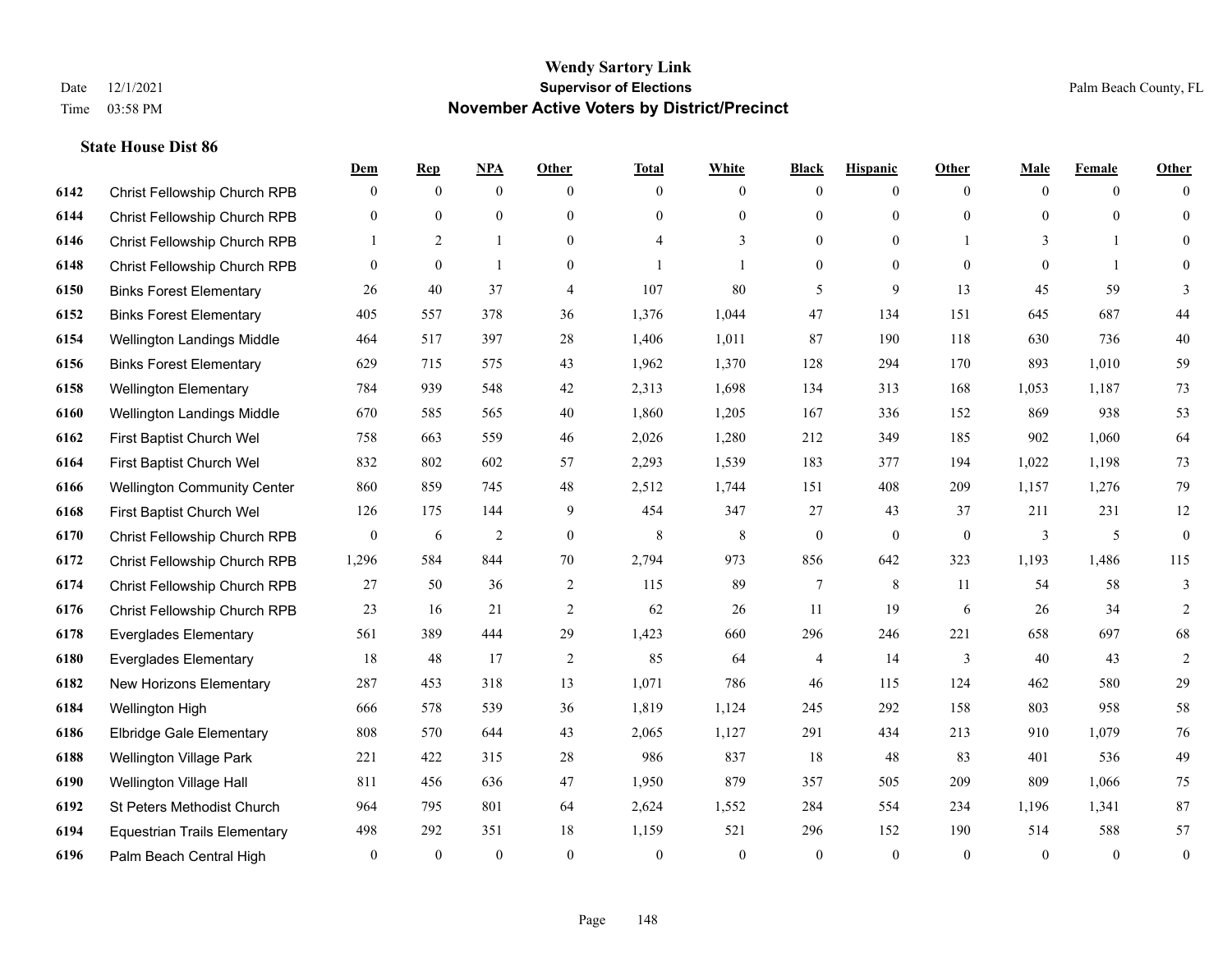# Wendy Sartory Link
## Supervisor of Elections
## November Active Voters by District/Precinct

Date 12/1/2021
Time 03:58 PM

Palm Beach County, FL

### State House Dist 86

| | | Dem | Rep | NPA | Other | Total | White | Black | Hispanic | Other | Male | Female | Other |
|---|---|---|---|---|---|---|---|---|---|---|---|---|---|
| 6142 | Christ Fellowship Church RPB | 0 | 0 | 0 | 0 | 0 | 0 | 0 | 0 | 0 | 0 | 0 | 0 |
| 6144 | Christ Fellowship Church RPB | 0 | 0 | 0 | 0 | 0 | 0 | 0 | 0 | 0 | 0 | 0 | 0 |
| 6146 | Christ Fellowship Church RPB | 1 | 2 | 1 | 0 | 4 | 3 | 0 | 0 | 1 | 3 | 1 | 0 |
| 6148 | Christ Fellowship Church RPB | 0 | 0 | 1 | 0 | 1 | 1 | 0 | 0 | 0 | 0 | 1 | 0 |
| 6150 | Binks Forest Elementary | 26 | 40 | 37 | 4 | 107 | 80 | 5 | 9 | 13 | 45 | 59 | 3 |
| 6152 | Binks Forest Elementary | 405 | 557 | 378 | 36 | 1,376 | 1,044 | 47 | 134 | 151 | 645 | 687 | 44 |
| 6154 | Wellington Landings Middle | 464 | 517 | 397 | 28 | 1,406 | 1,011 | 87 | 190 | 118 | 630 | 736 | 40 |
| 6156 | Binks Forest Elementary | 629 | 715 | 575 | 43 | 1,962 | 1,370 | 128 | 294 | 170 | 893 | 1,010 | 59 |
| 6158 | Wellington Elementary | 784 | 939 | 548 | 42 | 2,313 | 1,698 | 134 | 313 | 168 | 1,053 | 1,187 | 73 |
| 6160 | Wellington Landings Middle | 670 | 585 | 565 | 40 | 1,860 | 1,205 | 167 | 336 | 152 | 869 | 938 | 53 |
| 6162 | First Baptist Church Wel | 758 | 663 | 559 | 46 | 2,026 | 1,280 | 212 | 349 | 185 | 902 | 1,060 | 64 |
| 6164 | First Baptist Church Wel | 832 | 802 | 602 | 57 | 2,293 | 1,539 | 183 | 377 | 194 | 1,022 | 1,198 | 73 |
| 6166 | Wellington Community Center | 860 | 859 | 745 | 48 | 2,512 | 1,744 | 151 | 408 | 209 | 1,157 | 1,276 | 79 |
| 6168 | First Baptist Church Wel | 126 | 175 | 144 | 9 | 454 | 347 | 27 | 43 | 37 | 211 | 231 | 12 |
| 6170 | Christ Fellowship Church RPB | 0 | 6 | 2 | 0 | 8 | 8 | 0 | 0 | 0 | 3 | 5 | 0 |
| 6172 | Christ Fellowship Church RPB | 1,296 | 584 | 844 | 70 | 2,794 | 973 | 856 | 642 | 323 | 1,193 | 1,486 | 115 |
| 6174 | Christ Fellowship Church RPB | 27 | 50 | 36 | 2 | 115 | 89 | 7 | 8 | 11 | 54 | 58 | 3 |
| 6176 | Christ Fellowship Church RPB | 23 | 16 | 21 | 2 | 62 | 26 | 11 | 19 | 6 | 26 | 34 | 2 |
| 6178 | Everglades Elementary | 561 | 389 | 444 | 29 | 1,423 | 660 | 296 | 246 | 221 | 658 | 697 | 68 |
| 6180 | Everglades Elementary | 18 | 48 | 17 | 2 | 85 | 64 | 4 | 14 | 3 | 40 | 43 | 2 |
| 6182 | New Horizons Elementary | 287 | 453 | 318 | 13 | 1,071 | 786 | 46 | 115 | 124 | 462 | 580 | 29 |
| 6184 | Wellington High | 666 | 578 | 539 | 36 | 1,819 | 1,124 | 245 | 292 | 158 | 803 | 958 | 58 |
| 6186 | Elbridge Gale Elementary | 808 | 570 | 644 | 43 | 2,065 | 1,127 | 291 | 434 | 213 | 910 | 1,079 | 76 |
| 6188 | Wellington Village Park | 221 | 422 | 315 | 28 | 986 | 837 | 18 | 48 | 83 | 401 | 536 | 49 |
| 6190 | Wellington Village Hall | 811 | 456 | 636 | 47 | 1,950 | 879 | 357 | 505 | 209 | 809 | 1,066 | 75 |
| 6192 | St Peters Methodist Church | 964 | 795 | 801 | 64 | 2,624 | 1,552 | 284 | 554 | 234 | 1,196 | 1,341 | 87 |
| 6194 | Equestrian Trails Elementary | 498 | 292 | 351 | 18 | 1,159 | 521 | 296 | 152 | 190 | 514 | 588 | 57 |
| 6196 | Palm Beach Central High | 0 | 0 | 0 | 0 | 0 | 0 | 0 | 0 | 0 | 0 | 0 | 0 |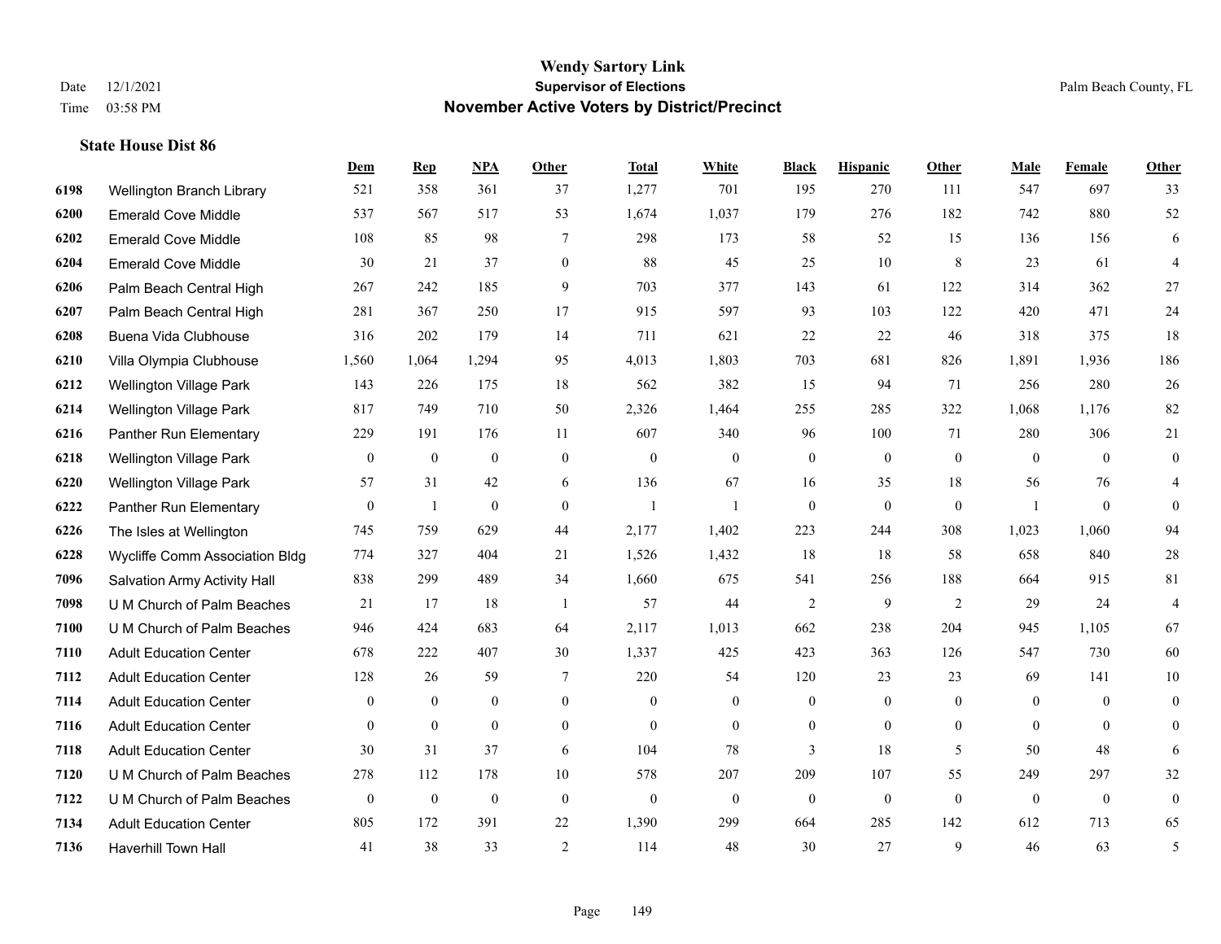# Wendy Sartory Link
## Supervisor of Elections
## November Active Voters by District/Precinct

Date 12/1/2021
Time 03:58 PM

Palm Beach County, FL

### State House Dist 86

| | | Dem | Rep | NPA | Other | Total | White | Black | Hispanic | Other | Male | Female | Other |
|---|---|---|---|---|---|---|---|---|---|---|---|---|---|
| 6198 | Wellington Branch Library | 521 | 358 | 361 | 37 | 1,277 | 701 | 195 | 270 | 111 | 547 | 697 | 33 |
| 6200 | Emerald Cove Middle | 537 | 567 | 517 | 53 | 1,674 | 1,037 | 179 | 276 | 182 | 742 | 880 | 52 |
| 6202 | Emerald Cove Middle | 108 | 85 | 98 | 7 | 298 | 173 | 58 | 52 | 15 | 136 | 156 | 6 |
| 6204 | Emerald Cove Middle | 30 | 21 | 37 | 0 | 88 | 45 | 25 | 10 | 8 | 23 | 61 | 4 |
| 6206 | Palm Beach Central High | 267 | 242 | 185 | 9 | 703 | 377 | 143 | 61 | 122 | 314 | 362 | 27 |
| 6207 | Palm Beach Central High | 281 | 367 | 250 | 17 | 915 | 597 | 93 | 103 | 122 | 420 | 471 | 24 |
| 6208 | Buena Vida Clubhouse | 316 | 202 | 179 | 14 | 711 | 621 | 22 | 22 | 46 | 318 | 375 | 18 |
| 6210 | Villa Olympia Clubhouse | 1,560 | 1,064 | 1,294 | 95 | 4,013 | 1,803 | 703 | 681 | 826 | 1,891 | 1,936 | 186 |
| 6212 | Wellington Village Park | 143 | 226 | 175 | 18 | 562 | 382 | 15 | 94 | 71 | 256 | 280 | 26 |
| 6214 | Wellington Village Park | 817 | 749 | 710 | 50 | 2,326 | 1,464 | 255 | 285 | 322 | 1,068 | 1,176 | 82 |
| 6216 | Panther Run Elementary | 229 | 191 | 176 | 11 | 607 | 340 | 96 | 100 | 71 | 280 | 306 | 21 |
| 6218 | Wellington Village Park | 0 | 0 | 0 | 0 | 0 | 0 | 0 | 0 | 0 | 0 | 0 | 0 |
| 6220 | Wellington Village Park | 57 | 31 | 42 | 6 | 136 | 67 | 16 | 35 | 18 | 56 | 76 | 4 |
| 6222 | Panther Run Elementary | 0 | 1 | 0 | 0 | 1 | 1 | 0 | 0 | 0 | 1 | 0 | 0 |
| 6226 | The Isles at Wellington | 745 | 759 | 629 | 44 | 2,177 | 1,402 | 223 | 244 | 308 | 1,023 | 1,060 | 94 |
| 6228 | Wycliffe Comm Association Bldg | 774 | 327 | 404 | 21 | 1,526 | 1,432 | 18 | 18 | 58 | 658 | 840 | 28 |
| 7096 | Salvation Army Activity Hall | 838 | 299 | 489 | 34 | 1,660 | 675 | 541 | 256 | 188 | 664 | 915 | 81 |
| 7098 | U M Church of Palm Beaches | 21 | 17 | 18 | 1 | 57 | 44 | 2 | 9 | 2 | 29 | 24 | 4 |
| 7100 | U M Church of Palm Beaches | 946 | 424 | 683 | 64 | 2,117 | 1,013 | 662 | 238 | 204 | 945 | 1,105 | 67 |
| 7110 | Adult Education Center | 678 | 222 | 407 | 30 | 1,337 | 425 | 423 | 363 | 126 | 547 | 730 | 60 |
| 7112 | Adult Education Center | 128 | 26 | 59 | 7 | 220 | 54 | 120 | 23 | 23 | 69 | 141 | 10 |
| 7114 | Adult Education Center | 0 | 0 | 0 | 0 | 0 | 0 | 0 | 0 | 0 | 0 | 0 | 0 |
| 7116 | Adult Education Center | 0 | 0 | 0 | 0 | 0 | 0 | 0 | 0 | 0 | 0 | 0 | 0 |
| 7118 | Adult Education Center | 30 | 31 | 37 | 6 | 104 | 78 | 3 | 18 | 5 | 50 | 48 | 6 |
| 7120 | U M Church of Palm Beaches | 278 | 112 | 178 | 10 | 578 | 207 | 209 | 107 | 55 | 249 | 297 | 32 |
| 7122 | U M Church of Palm Beaches | 0 | 0 | 0 | 0 | 0 | 0 | 0 | 0 | 0 | 0 | 0 | 0 |
| 7134 | Adult Education Center | 805 | 172 | 391 | 22 | 1,390 | 299 | 664 | 285 | 142 | 612 | 713 | 65 |
| 7136 | Haverhill Town Hall | 41 | 38 | 33 | 2 | 114 | 48 | 30 | 27 | 9 | 46 | 63 | 5 |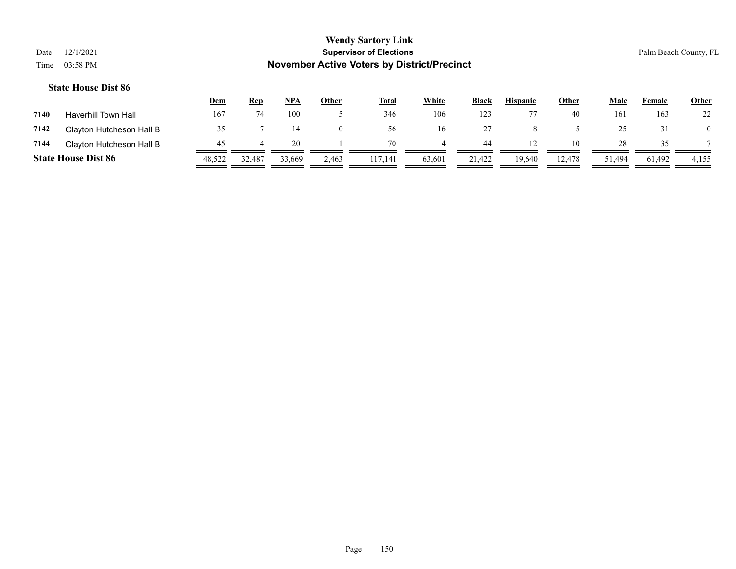**Wendy Sartory Link**
**Supervisor of Elections**
**November Active Voters by District/Precinct**

Date 12/1/2021
Time 03:58 PM

Palm Beach County, FL

### State House Dist 86

| | | Dem | Rep | NPA | Other | Total | White | Black | Hispanic | Other | Male | Female | Other |
|---|---|---|---|---|---|---|---|---|---|---|---|---|---|
| 7140 | Haverhill Town Hall | 167 | 74 | 100 | 5 | 346 | 106 | 123 | 77 | 40 | 161 | 163 | 22 |
| 7142 | Clayton Hutcheson Hall B | 35 | 7 | 14 | 0 | 56 | 16 | 27 | 8 | 5 | 25 | 31 | 0 |
| 7144 | Clayton Hutcheson Hall B | 45 | 4 | 20 | 1 | 70 | 4 | 44 | 12 | 10 | 28 | 35 | 7 |
| **State House Dist 86** | | 48,522 | 32,487 | 33,669 | 2,463 | 117,141 | 63,601 | 21,422 | 19,640 | 12,478 | 51,494 | 61,492 | 4,155 |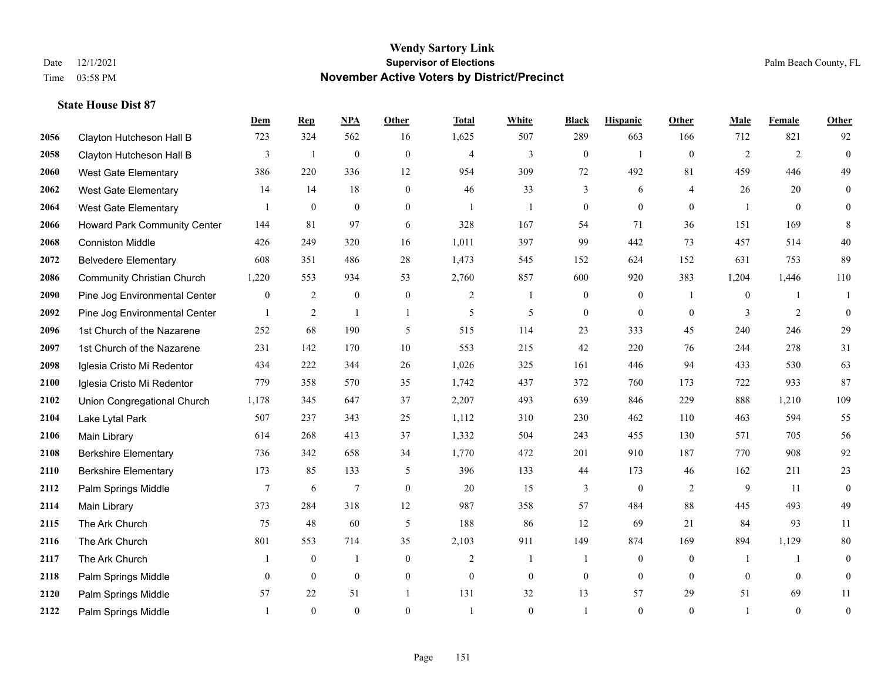# Wendy Sartory Link

## Supervisor of Elections

## November Active Voters by District/Precinct

Date 12/1/2021
Time 03:58 PM

Palm Beach County, FL

### State House Dist 87

| | | Dem | Rep | NPA | Other | Total | White | Black | Hispanic | Other | Male | Female | Other |
|---|---|---|---|---|---|---|---|---|---|---|---|---|---|
| 2056 | Clayton Hutcheson Hall B | 723 | 324 | 562 | 16 | 1,625 | 507 | 289 | 663 | 166 | 712 | 821 | 92 |
| 2058 | Clayton Hutcheson Hall B | 3 | 1 | 0 | 0 | 4 | 3 | 0 | 1 | 0 | 2 | 2 | 0 |
| 2060 | West Gate Elementary | 386 | 220 | 336 | 12 | 954 | 309 | 72 | 492 | 81 | 459 | 446 | 49 |
| 2062 | West Gate Elementary | 14 | 14 | 18 | 0 | 46 | 33 | 3 | 6 | 4 | 26 | 20 | 0 |
| 2064 | West Gate Elementary | 1 | 0 | 0 | 0 | 1 | 1 | 0 | 0 | 0 | 1 | 0 | 0 |
| 2066 | Howard Park Community Center | 144 | 81 | 97 | 6 | 328 | 167 | 54 | 71 | 36 | 151 | 169 | 8 |
| 2068 | Conniston Middle | 426 | 249 | 320 | 16 | 1,011 | 397 | 99 | 442 | 73 | 457 | 514 | 40 |
| 2072 | Belvedere Elementary | 608 | 351 | 486 | 28 | 1,473 | 545 | 152 | 624 | 152 | 631 | 753 | 89 |
| 2086 | Community Christian Church | 1,220 | 553 | 934 | 53 | 2,760 | 857 | 600 | 920 | 383 | 1,204 | 1,446 | 110 |
| 2090 | Pine Jog Environmental Center | 0 | 2 | 0 | 0 | 2 | 1 | 0 | 0 | 1 | 0 | 1 | 1 |
| 2092 | Pine Jog Environmental Center | 1 | 2 | 1 | 1 | 5 | 5 | 0 | 0 | 0 | 3 | 2 | 0 |
| 2096 | 1st Church of the Nazarene | 252 | 68 | 190 | 5 | 515 | 114 | 23 | 333 | 45 | 240 | 246 | 29 |
| 2097 | 1st Church of the Nazarene | 231 | 142 | 170 | 10 | 553 | 215 | 42 | 220 | 76 | 244 | 278 | 31 |
| 2098 | Iglesia Cristo Mi Redentor | 434 | 222 | 344 | 26 | 1,026 | 325 | 161 | 446 | 94 | 433 | 530 | 63 |
| 2100 | Iglesia Cristo Mi Redentor | 779 | 358 | 570 | 35 | 1,742 | 437 | 372 | 760 | 173 | 722 | 933 | 87 |
| 2102 | Union Congregational Church | 1,178 | 345 | 647 | 37 | 2,207 | 493 | 639 | 846 | 229 | 888 | 1,210 | 109 |
| 2104 | Lake Lytal Park | 507 | 237 | 343 | 25 | 1,112 | 310 | 230 | 462 | 110 | 463 | 594 | 55 |
| 2106 | Main Library | 614 | 268 | 413 | 37 | 1,332 | 504 | 243 | 455 | 130 | 571 | 705 | 56 |
| 2108 | Berkshire Elementary | 736 | 342 | 658 | 34 | 1,770 | 472 | 201 | 910 | 187 | 770 | 908 | 92 |
| 2110 | Berkshire Elementary | 173 | 85 | 133 | 5 | 396 | 133 | 44 | 173 | 46 | 162 | 211 | 23 |
| 2112 | Palm Springs Middle | 7 | 6 | 7 | 0 | 20 | 15 | 3 | 0 | 2 | 9 | 11 | 0 |
| 2114 | Main Library | 373 | 284 | 318 | 12 | 987 | 358 | 57 | 484 | 88 | 445 | 493 | 49 |
| 2115 | The Ark Church | 75 | 48 | 60 | 5 | 188 | 86 | 12 | 69 | 21 | 84 | 93 | 11 |
| 2116 | The Ark Church | 801 | 553 | 714 | 35 | 2,103 | 911 | 149 | 874 | 169 | 894 | 1,129 | 80 |
| 2117 | The Ark Church | 1 | 0 | 1 | 0 | 2 | 1 | 1 | 0 | 0 | 1 | 1 | 0 |
| 2118 | Palm Springs Middle | 0 | 0 | 0 | 0 | 0 | 0 | 0 | 0 | 0 | 0 | 0 | 0 |
| 2120 | Palm Springs Middle | 57 | 22 | 51 | 1 | 131 | 32 | 13 | 57 | 29 | 51 | 69 | 11 |
| 2122 | Palm Springs Middle | 1 | 0 | 0 | 0 | 1 | 0 | 1 | 0 | 0 | 1 | 0 | 0 |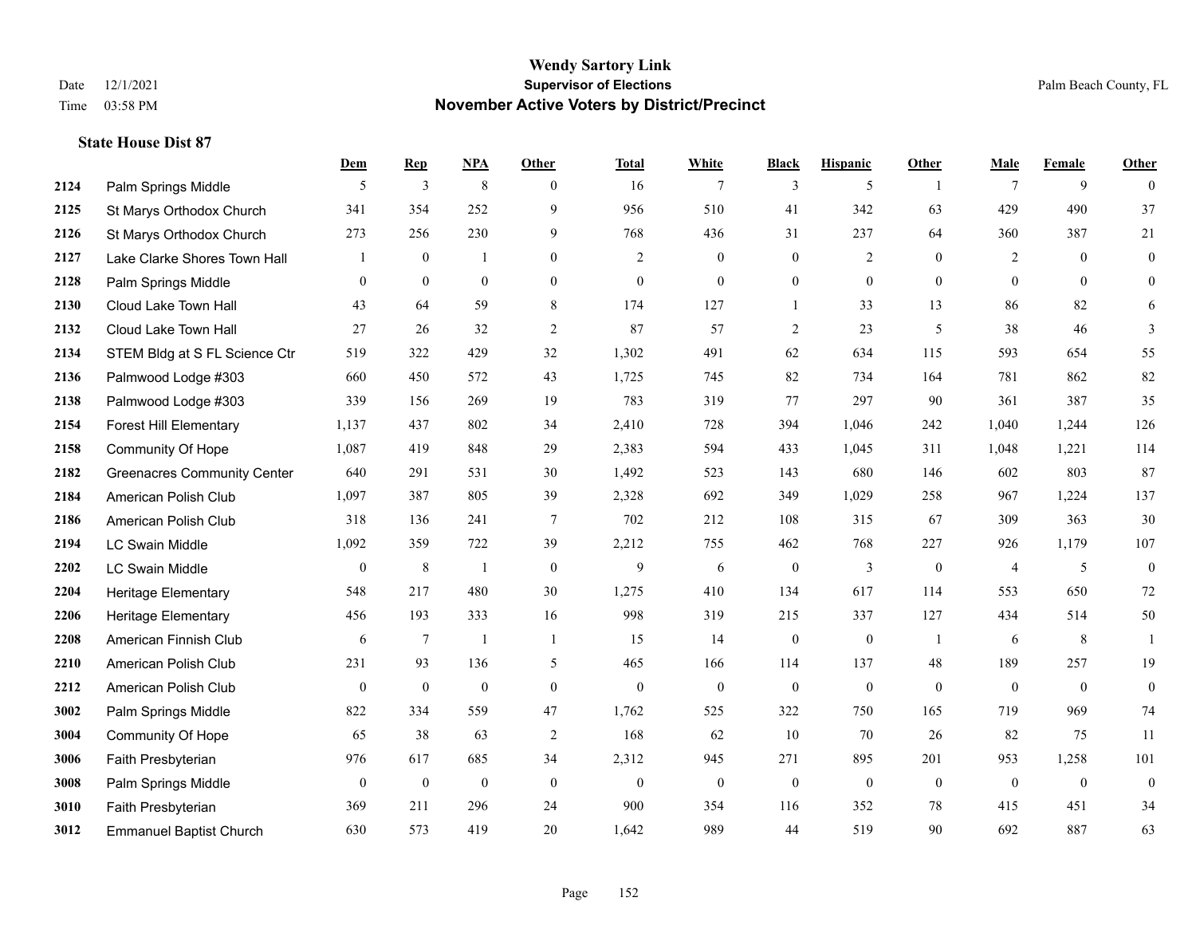# Wendy Sartory Link
## Supervisor of Elections
## November Active Voters by District/Precinct

Date 12/1/2021
Time 03:58 PM

Palm Beach County, FL

### State House Dist 87

| | | Dem | Rep | NPA | Other | Total | White | Black | Hispanic | Other | Male | Female | Other |
|---|---|---|---|---|---|---|---|---|---|---|---|---|---|
| 2124 | Palm Springs Middle | 5 | 3 | 8 | 0 | 16 | 7 | 3 | 5 | 1 | 7 | 9 | 0 |
| 2125 | St Marys Orthodox Church | 341 | 354 | 252 | 9 | 956 | 510 | 41 | 342 | 63 | 429 | 490 | 37 |
| 2126 | St Marys Orthodox Church | 273 | 256 | 230 | 9 | 768 | 436 | 31 | 237 | 64 | 360 | 387 | 21 |
| 2127 | Lake Clarke Shores Town Hall | 1 | 0 | 1 | 0 | 2 | 0 | 0 | 2 | 0 | 2 | 0 | 0 |
| 2128 | Palm Springs Middle | 0 | 0 | 0 | 0 | 0 | 0 | 0 | 0 | 0 | 0 | 0 | 0 |
| 2130 | Cloud Lake Town Hall | 43 | 64 | 59 | 8 | 174 | 127 | 1 | 33 | 13 | 86 | 82 | 6 |
| 2132 | Cloud Lake Town Hall | 27 | 26 | 32 | 2 | 87 | 57 | 2 | 23 | 5 | 38 | 46 | 3 |
| 2134 | STEM Bldg at S FL Science Ctr | 519 | 322 | 429 | 32 | 1,302 | 491 | 62 | 634 | 115 | 593 | 654 | 55 |
| 2136 | Palmwood Lodge #303 | 660 | 450 | 572 | 43 | 1,725 | 745 | 82 | 734 | 164 | 781 | 862 | 82 |
| 2138 | Palmwood Lodge #303 | 339 | 156 | 269 | 19 | 783 | 319 | 77 | 297 | 90 | 361 | 387 | 35 |
| 2154 | Forest Hill Elementary | 1,137 | 437 | 802 | 34 | 2,410 | 728 | 394 | 1,046 | 242 | 1,040 | 1,244 | 126 |
| 2158 | Community Of Hope | 1,087 | 419 | 848 | 29 | 2,383 | 594 | 433 | 1,045 | 311 | 1,048 | 1,221 | 114 |
| 2182 | Greenacres Community Center | 640 | 291 | 531 | 30 | 1,492 | 523 | 143 | 680 | 146 | 602 | 803 | 87 |
| 2184 | American Polish Club | 1,097 | 387 | 805 | 39 | 2,328 | 692 | 349 | 1,029 | 258 | 967 | 1,224 | 137 |
| 2186 | American Polish Club | 318 | 136 | 241 | 7 | 702 | 212 | 108 | 315 | 67 | 309 | 363 | 30 |
| 2194 | LC Swain Middle | 1,092 | 359 | 722 | 39 | 2,212 | 755 | 462 | 768 | 227 | 926 | 1,179 | 107 |
| 2202 | LC Swain Middle | 0 | 8 | 1 | 0 | 9 | 6 | 0 | 3 | 0 | 4 | 5 | 0 |
| 2204 | Heritage Elementary | 548 | 217 | 480 | 30 | 1,275 | 410 | 134 | 617 | 114 | 553 | 650 | 72 |
| 2206 | Heritage Elementary | 456 | 193 | 333 | 16 | 998 | 319 | 215 | 337 | 127 | 434 | 514 | 50 |
| 2208 | American Finnish Club | 6 | 7 | 1 | 1 | 15 | 14 | 0 | 0 | 1 | 6 | 8 | 1 |
| 2210 | American Polish Club | 231 | 93 | 136 | 5 | 465 | 166 | 114 | 137 | 48 | 189 | 257 | 19 |
| 2212 | American Polish Club | 0 | 0 | 0 | 0 | 0 | 0 | 0 | 0 | 0 | 0 | 0 | 0 |
| 3002 | Palm Springs Middle | 822 | 334 | 559 | 47 | 1,762 | 525 | 322 | 750 | 165 | 719 | 969 | 74 |
| 3004 | Community Of Hope | 65 | 38 | 63 | 2 | 168 | 62 | 10 | 70 | 26 | 82 | 75 | 11 |
| 3006 | Faith Presbyterian | 976 | 617 | 685 | 34 | 2,312 | 945 | 271 | 895 | 201 | 953 | 1,258 | 101 |
| 3008 | Palm Springs Middle | 0 | 0 | 0 | 0 | 0 | 0 | 0 | 0 | 0 | 0 | 0 | 0 |
| 3010 | Faith Presbyterian | 369 | 211 | 296 | 24 | 900 | 354 | 116 | 352 | 78 | 415 | 451 | 34 |
| 3012 | Emmanuel Baptist Church | 630 | 573 | 419 | 20 | 1,642 | 989 | 44 | 519 | 90 | 692 | 887 | 63 |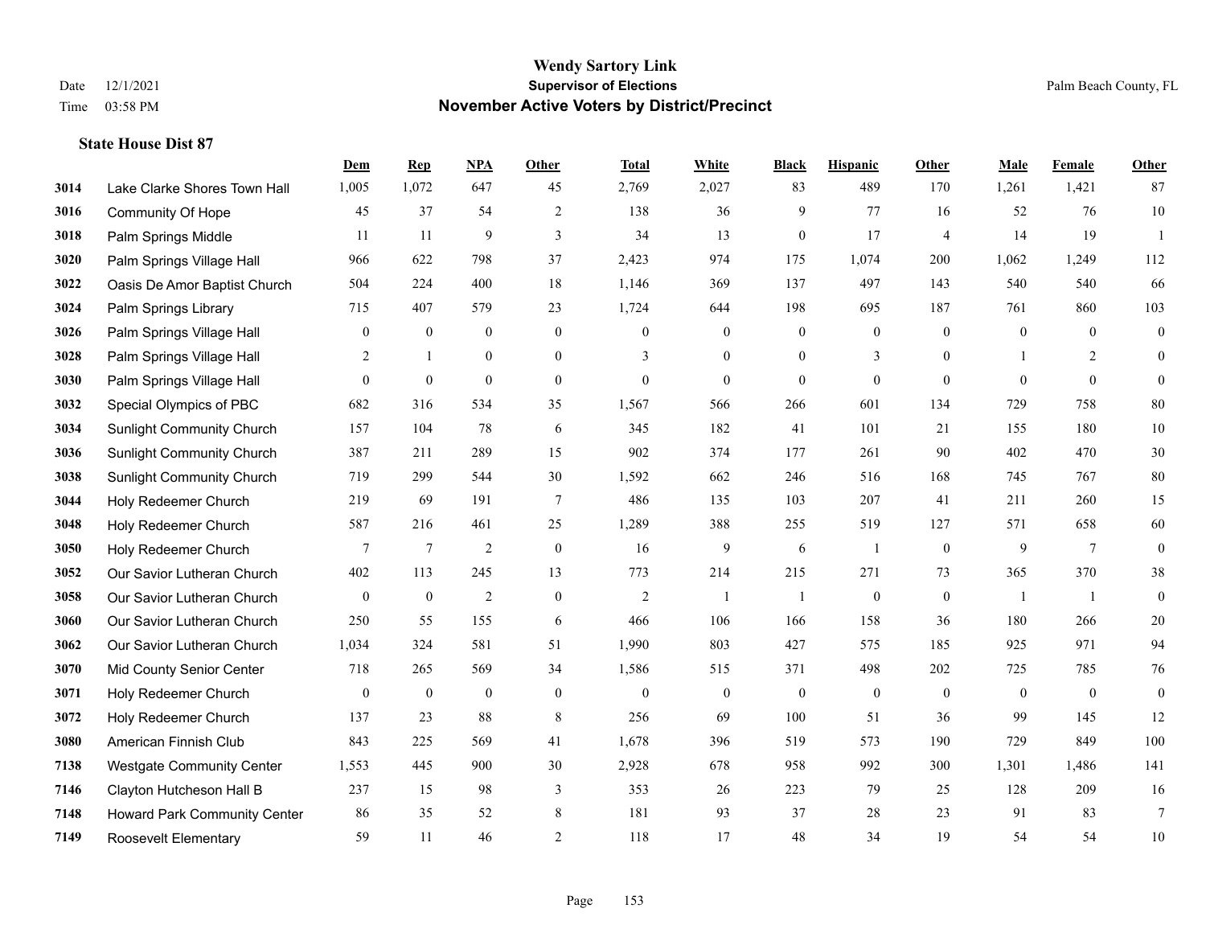# Wendy Sartory Link
## Supervisor of Elections
## November Active Voters by District/Precinct

Date 12/1/2021
Time 03:58 PM

Palm Beach County, FL

### State House Dist 87

| | | Dem | Rep | NPA | Other | Total | White | Black | Hispanic | Other | Male | Female | Other |
|---|---|---|---|---|---|---|---|---|---|---|---|---|---|
| 3014 | Lake Clarke Shores Town Hall | 1,005 | 1,072 | 647 | 45 | 2,769 | 2,027 | 83 | 489 | 170 | 1,261 | 1,421 | 87 |
| 3016 | Community Of Hope | 45 | 37 | 54 | 2 | 138 | 36 | 9 | 77 | 16 | 52 | 76 | 10 |
| 3018 | Palm Springs Middle | 11 | 11 | 9 | 3 | 34 | 13 | 0 | 17 | 4 | 14 | 19 | 1 |
| 3020 | Palm Springs Village Hall | 966 | 622 | 798 | 37 | 2,423 | 974 | 175 | 1,074 | 200 | 1,062 | 1,249 | 112 |
| 3022 | Oasis De Amor Baptist Church | 504 | 224 | 400 | 18 | 1,146 | 369 | 137 | 497 | 143 | 540 | 540 | 66 |
| 3024 | Palm Springs Library | 715 | 407 | 579 | 23 | 1,724 | 644 | 198 | 695 | 187 | 761 | 860 | 103 |
| 3026 | Palm Springs Village Hall | 0 | 0 | 0 | 0 | 0 | 0 | 0 | 0 | 0 | 0 | 0 | 0 |
| 3028 | Palm Springs Village Hall | 2 | 1 | 0 | 0 | 3 | 0 | 0 | 3 | 0 | 1 | 2 | 0 |
| 3030 | Palm Springs Village Hall | 0 | 0 | 0 | 0 | 0 | 0 | 0 | 0 | 0 | 0 | 0 | 0 |
| 3032 | Special Olympics of PBC | 682 | 316 | 534 | 35 | 1,567 | 566 | 266 | 601 | 134 | 729 | 758 | 80 |
| 3034 | Sunlight Community Church | 157 | 104 | 78 | 6 | 345 | 182 | 41 | 101 | 21 | 155 | 180 | 10 |
| 3036 | Sunlight Community Church | 387 | 211 | 289 | 15 | 902 | 374 | 177 | 261 | 90 | 402 | 470 | 30 |
| 3038 | Sunlight Community Church | 719 | 299 | 544 | 30 | 1,592 | 662 | 246 | 516 | 168 | 745 | 767 | 80 |
| 3044 | Holy Redeemer Church | 219 | 69 | 191 | 7 | 486 | 135 | 103 | 207 | 41 | 211 | 260 | 15 |
| 3048 | Holy Redeemer Church | 587 | 216 | 461 | 25 | 1,289 | 388 | 255 | 519 | 127 | 571 | 658 | 60 |
| 3050 | Holy Redeemer Church | 7 | 7 | 2 | 0 | 16 | 9 | 6 | 1 | 0 | 9 | 7 | 0 |
| 3052 | Our Savior Lutheran Church | 402 | 113 | 245 | 13 | 773 | 214 | 215 | 271 | 73 | 365 | 370 | 38 |
| 3058 | Our Savior Lutheran Church | 0 | 0 | 2 | 0 | 2 | 1 | 1 | 0 | 0 | 1 | 1 | 0 |
| 3060 | Our Savior Lutheran Church | 250 | 55 | 155 | 6 | 466 | 106 | 166 | 158 | 36 | 180 | 266 | 20 |
| 3062 | Our Savior Lutheran Church | 1,034 | 324 | 581 | 51 | 1,990 | 803 | 427 | 575 | 185 | 925 | 971 | 94 |
| 3070 | Mid County Senior Center | 718 | 265 | 569 | 34 | 1,586 | 515 | 371 | 498 | 202 | 725 | 785 | 76 |
| 3071 | Holy Redeemer Church | 0 | 0 | 0 | 0 | 0 | 0 | 0 | 0 | 0 | 0 | 0 | 0 |
| 3072 | Holy Redeemer Church | 137 | 23 | 88 | 8 | 256 | 69 | 100 | 51 | 36 | 99 | 145 | 12 |
| 3080 | American Finnish Club | 843 | 225 | 569 | 41 | 1,678 | 396 | 519 | 573 | 190 | 729 | 849 | 100 |
| 7138 | Westgate Community Center | 1,553 | 445 | 900 | 30 | 2,928 | 678 | 958 | 992 | 300 | 1,301 | 1,486 | 141 |
| 7146 | Clayton Hutcheson Hall B | 237 | 15 | 98 | 3 | 353 | 26 | 223 | 79 | 25 | 128 | 209 | 16 |
| 7148 | Howard Park Community Center | 86 | 35 | 52 | 8 | 181 | 93 | 37 | 28 | 23 | 91 | 83 | 7 |
| 7149 | Roosevelt Elementary | 59 | 11 | 46 | 2 | 118 | 17 | 48 | 34 | 19 | 54 | 54 | 10 |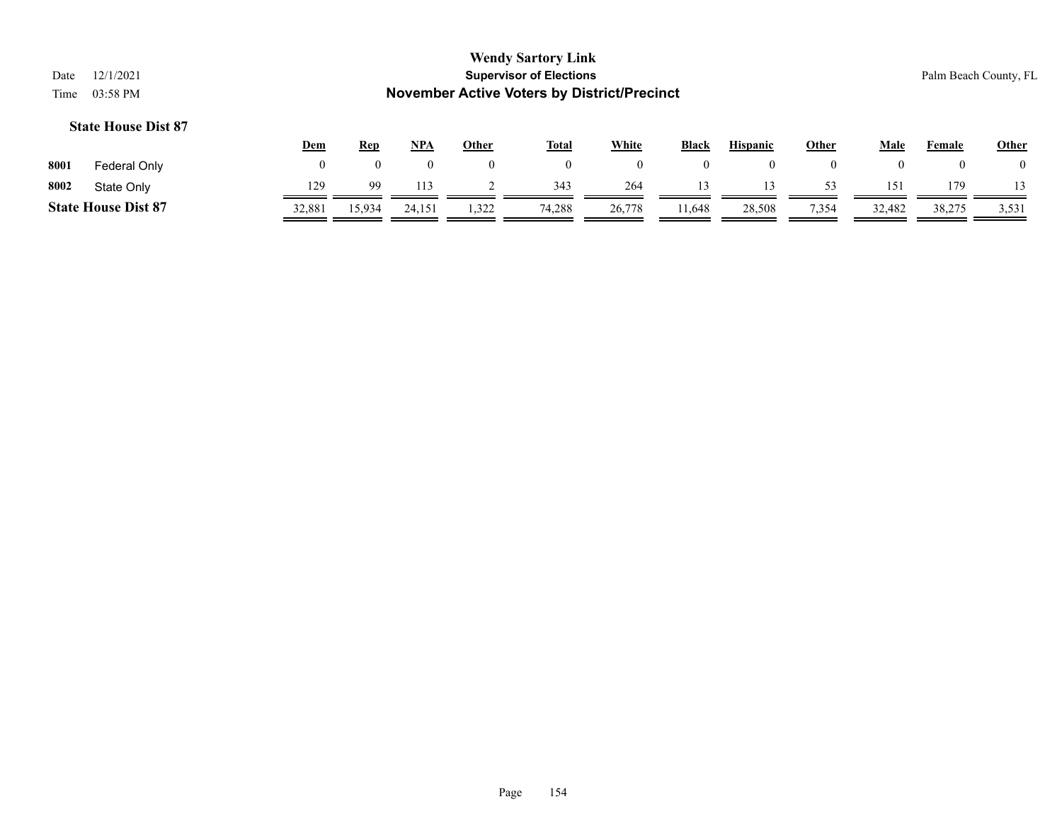**Wendy Sartory Link**
**Supervisor of Elections**
**November Active Voters by District/Precinct**

Date 12/1/2021
Time 03:58 PM

Palm Beach County, FL

### State House Dist 87

| | | Dem | Rep | NPA | Other | Total | White | Black | Hispanic | Other | Male | Female | Other |
|---|---|---|---|---|---|---|---|---|---|---|---|---|---|
| 8001 | Federal Only | 0 | 0 | 0 | 0 | 0 | 0 | 0 | 0 | 0 | 0 | 0 | 0 |
| 8002 | State Only | 129 | 99 | 113 | 2 | 343 | 264 | 13 | 13 | 53 | 151 | 179 | 13 |
| **State House Dist 87** | | 32,881 | 15,934 | 24,151 | 1,322 | 74,288 | 26,778 | 11,648 | 28,508 | 7,354 | 32,482 | 38,275 | 3,531 |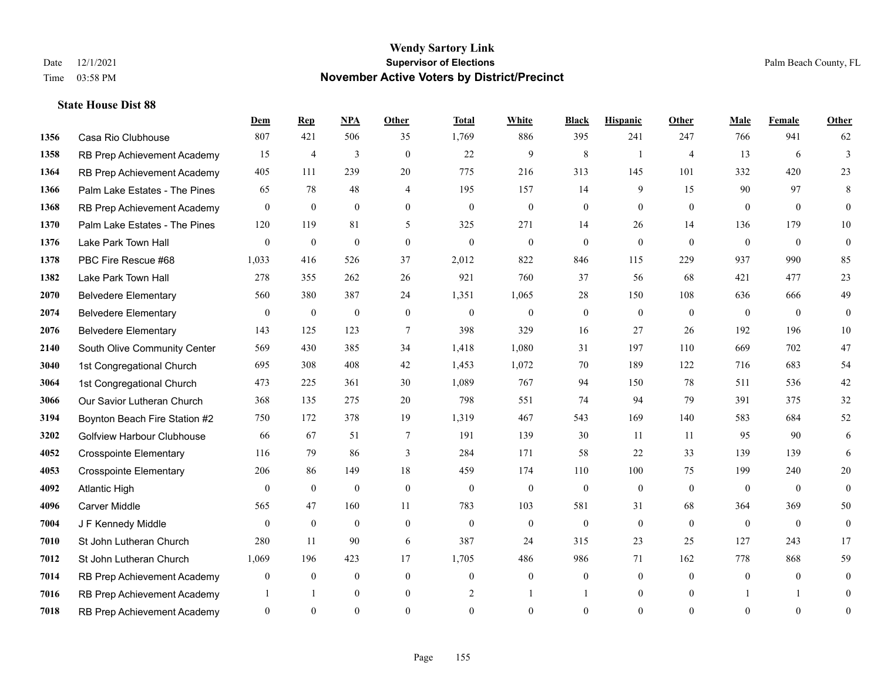# Wendy Sartory Link
## Supervisor of Elections
## November Active Voters by District/Precinct

Date 12/1/2021
Time 03:58 PM

Palm Beach County, FL

### State House Dist 88

| | | Dem | Rep | NPA | Other | Total | White | Black | Hispanic | Other | Male | Female | Other |
|---|---|---|---|---|---|---|---|---|---|---|---|---|---|
| 1356 | Casa Rio Clubhouse | 807 | 421 | 506 | 35 | 1,769 | 886 | 395 | 241 | 247 | 766 | 941 | 62 |
| 1358 | RB Prep Achievement Academy | 15 | 4 | 3 | 0 | 22 | 9 | 8 | 1 | 4 | 13 | 6 | 3 |
| 1364 | RB Prep Achievement Academy | 405 | 111 | 239 | 20 | 775 | 216 | 313 | 145 | 101 | 332 | 420 | 23 |
| 1366 | Palm Lake Estates - The Pines | 65 | 78 | 48 | 4 | 195 | 157 | 14 | 9 | 15 | 90 | 97 | 8 |
| 1368 | RB Prep Achievement Academy | 0 | 0 | 0 | 0 | 0 | 0 | 0 | 0 | 0 | 0 | 0 | 0 |
| 1370 | Palm Lake Estates - The Pines | 120 | 119 | 81 | 5 | 325 | 271 | 14 | 26 | 14 | 136 | 179 | 10 |
| 1376 | Lake Park Town Hall | 0 | 0 | 0 | 0 | 0 | 0 | 0 | 0 | 0 | 0 | 0 | 0 |
| 1378 | PBC Fire Rescue #68 | 1,033 | 416 | 526 | 37 | 2,012 | 822 | 846 | 115 | 229 | 937 | 990 | 85 |
| 1382 | Lake Park Town Hall | 278 | 355 | 262 | 26 | 921 | 760 | 37 | 56 | 68 | 421 | 477 | 23 |
| 2070 | Belvedere Elementary | 560 | 380 | 387 | 24 | 1,351 | 1,065 | 28 | 150 | 108 | 636 | 666 | 49 |
| 2074 | Belvedere Elementary | 0 | 0 | 0 | 0 | 0 | 0 | 0 | 0 | 0 | 0 | 0 | 0 |
| 2076 | Belvedere Elementary | 143 | 125 | 123 | 7 | 398 | 329 | 16 | 27 | 26 | 192 | 196 | 10 |
| 2140 | South Olive Community Center | 569 | 430 | 385 | 34 | 1,418 | 1,080 | 31 | 197 | 110 | 669 | 702 | 47 |
| 3040 | 1st Congregational Church | 695 | 308 | 408 | 42 | 1,453 | 1,072 | 70 | 189 | 122 | 716 | 683 | 54 |
| 3064 | 1st Congregational Church | 473 | 225 | 361 | 30 | 1,089 | 767 | 94 | 150 | 78 | 511 | 536 | 42 |
| 3066 | Our Savior Lutheran Church | 368 | 135 | 275 | 20 | 798 | 551 | 74 | 94 | 79 | 391 | 375 | 32 |
| 3194 | Boynton Beach Fire Station #2 | 750 | 172 | 378 | 19 | 1,319 | 467 | 543 | 169 | 140 | 583 | 684 | 52 |
| 3202 | Golfview Harbour Clubhouse | 66 | 67 | 51 | 7 | 191 | 139 | 30 | 11 | 11 | 95 | 90 | 6 |
| 4052 | Crosspointe Elementary | 116 | 79 | 86 | 3 | 284 | 171 | 58 | 22 | 33 | 139 | 139 | 6 |
| 4053 | Crosspointe Elementary | 206 | 86 | 149 | 18 | 459 | 174 | 110 | 100 | 75 | 199 | 240 | 20 |
| 4092 | Atlantic High | 0 | 0 | 0 | 0 | 0 | 0 | 0 | 0 | 0 | 0 | 0 | 0 |
| 4096 | Carver Middle | 565 | 47 | 160 | 11 | 783 | 103 | 581 | 31 | 68 | 364 | 369 | 50 |
| 7004 | J F Kennedy Middle | 0 | 0 | 0 | 0 | 0 | 0 | 0 | 0 | 0 | 0 | 0 | 0 |
| 7010 | St John Lutheran Church | 280 | 11 | 90 | 6 | 387 | 24 | 315 | 23 | 25 | 127 | 243 | 17 |
| 7012 | St John Lutheran Church | 1,069 | 196 | 423 | 17 | 1,705 | 486 | 986 | 71 | 162 | 778 | 868 | 59 |
| 7014 | RB Prep Achievement Academy | 0 | 0 | 0 | 0 | 0 | 0 | 0 | 0 | 0 | 0 | 0 | 0 |
| 7016 | RB Prep Achievement Academy | 1 | 1 | 0 | 0 | 2 | 1 | 1 | 0 | 0 | 1 | 1 | 0 |
| 7018 | RB Prep Achievement Academy | 0 | 0 | 0 | 0 | 0 | 0 | 0 | 0 | 0 | 0 | 0 | 0 |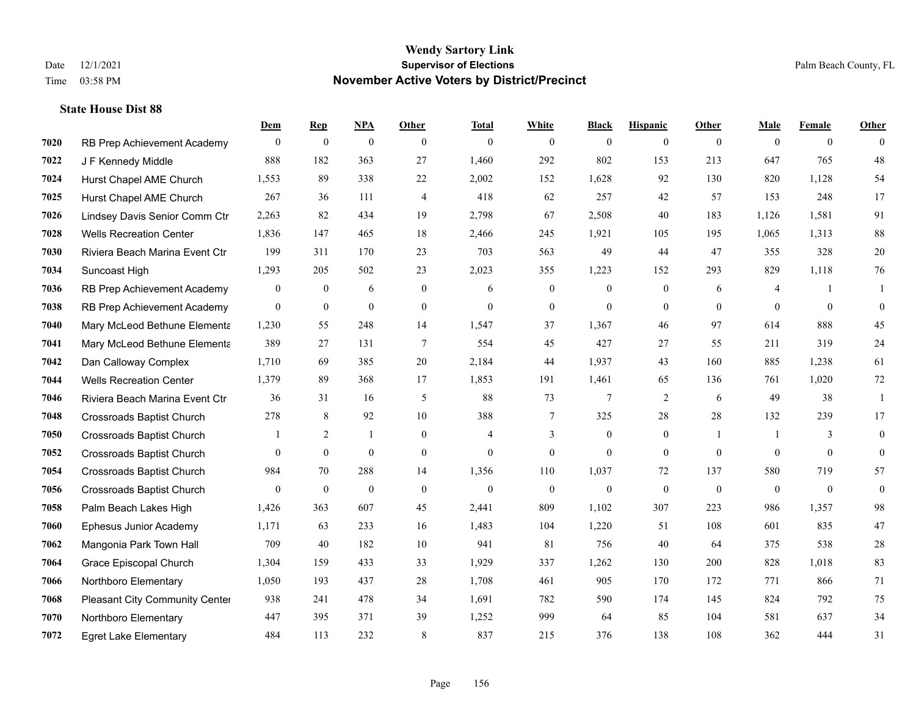# Wendy Sartory Link

## Supervisor of Elections

## November Active Voters by District/Precinct

Date 12/1/2021
Time 03:58 PM

Palm Beach County, FL

### State House Dist 88

| | | Dem | Rep | NPA | Other | Total | White | Black | Hispanic | Other | Male | Female | Other |
|---|---|---|---|---|---|---|---|---|---|---|---|---|---|
| 7020 | RB Prep Achievement Academy | 0 | 0 | 0 | 0 | 0 | 0 | 0 | 0 | 0 | 0 | 0 | 0 |
| 7022 | J F Kennedy Middle | 888 | 182 | 363 | 27 | 1,460 | 292 | 802 | 153 | 213 | 647 | 765 | 48 |
| 7024 | Hurst Chapel AME Church | 1,553 | 89 | 338 | 22 | 2,002 | 152 | 1,628 | 92 | 130 | 820 | 1,128 | 54 |
| 7025 | Hurst Chapel AME Church | 267 | 36 | 111 | 4 | 418 | 62 | 257 | 42 | 57 | 153 | 248 | 17 |
| 7026 | Lindsey Davis Senior Comm Ctr | 2,263 | 82 | 434 | 19 | 2,798 | 67 | 2,508 | 40 | 183 | 1,126 | 1,581 | 91 |
| 7028 | Wells Recreation Center | 1,836 | 147 | 465 | 18 | 2,466 | 245 | 1,921 | 105 | 195 | 1,065 | 1,313 | 88 |
| 7030 | Riviera Beach Marina Event Ctr | 199 | 311 | 170 | 23 | 703 | 563 | 49 | 44 | 47 | 355 | 328 | 20 |
| 7034 | Suncoast High | 1,293 | 205 | 502 | 23 | 2,023 | 355 | 1,223 | 152 | 293 | 829 | 1,118 | 76 |
| 7036 | RB Prep Achievement Academy | 0 | 0 | 6 | 0 | 6 | 0 | 0 | 0 | 6 | 4 | 1 | 1 |
| 7038 | RB Prep Achievement Academy | 0 | 0 | 0 | 0 | 0 | 0 | 0 | 0 | 0 | 0 | 0 | 0 |
| 7040 | Mary McLeod Bethune Elementa | 1,230 | 55 | 248 | 14 | 1,547 | 37 | 1,367 | 46 | 97 | 614 | 888 | 45 |
| 7041 | Mary McLeod Bethune Elementa | 389 | 27 | 131 | 7 | 554 | 45 | 427 | 27 | 55 | 211 | 319 | 24 |
| 7042 | Dan Calloway Complex | 1,710 | 69 | 385 | 20 | 2,184 | 44 | 1,937 | 43 | 160 | 885 | 1,238 | 61 |
| 7044 | Wells Recreation Center | 1,379 | 89 | 368 | 17 | 1,853 | 191 | 1,461 | 65 | 136 | 761 | 1,020 | 72 |
| 7046 | Riviera Beach Marina Event Ctr | 36 | 31 | 16 | 5 | 88 | 73 | 7 | 2 | 6 | 49 | 38 | 1 |
| 7048 | Crossroads Baptist Church | 278 | 8 | 92 | 10 | 388 | 7 | 325 | 28 | 28 | 132 | 239 | 17 |
| 7050 | Crossroads Baptist Church | 1 | 2 | 1 | 0 | 4 | 3 | 0 | 0 | 1 | 1 | 3 | 0 |
| 7052 | Crossroads Baptist Church | 0 | 0 | 0 | 0 | 0 | 0 | 0 | 0 | 0 | 0 | 0 | 0 |
| 7054 | Crossroads Baptist Church | 984 | 70 | 288 | 14 | 1,356 | 110 | 1,037 | 72 | 137 | 580 | 719 | 57 |
| 7056 | Crossroads Baptist Church | 0 | 0 | 0 | 0 | 0 | 0 | 0 | 0 | 0 | 0 | 0 | 0 |
| 7058 | Palm Beach Lakes High | 1,426 | 363 | 607 | 45 | 2,441 | 809 | 1,102 | 307 | 223 | 986 | 1,357 | 98 |
| 7060 | Ephesus Junior Academy | 1,171 | 63 | 233 | 16 | 1,483 | 104 | 1,220 | 51 | 108 | 601 | 835 | 47 |
| 7062 | Mangonia Park Town Hall | 709 | 40 | 182 | 10 | 941 | 81 | 756 | 40 | 64 | 375 | 538 | 28 |
| 7064 | Grace Episcopal Church | 1,304 | 159 | 433 | 33 | 1,929 | 337 | 1,262 | 130 | 200 | 828 | 1,018 | 83 |
| 7066 | Northboro Elementary | 1,050 | 193 | 437 | 28 | 1,708 | 461 | 905 | 170 | 172 | 771 | 866 | 71 |
| 7068 | Pleasant City Community Center | 938 | 241 | 478 | 34 | 1,691 | 782 | 590 | 174 | 145 | 824 | 792 | 75 |
| 7070 | Northboro Elementary | 447 | 395 | 371 | 39 | 1,252 | 999 | 64 | 85 | 104 | 581 | 637 | 34 |
| 7072 | Egret Lake Elementary | 484 | 113 | 232 | 8 | 837 | 215 | 376 | 138 | 108 | 362 | 444 | 31 |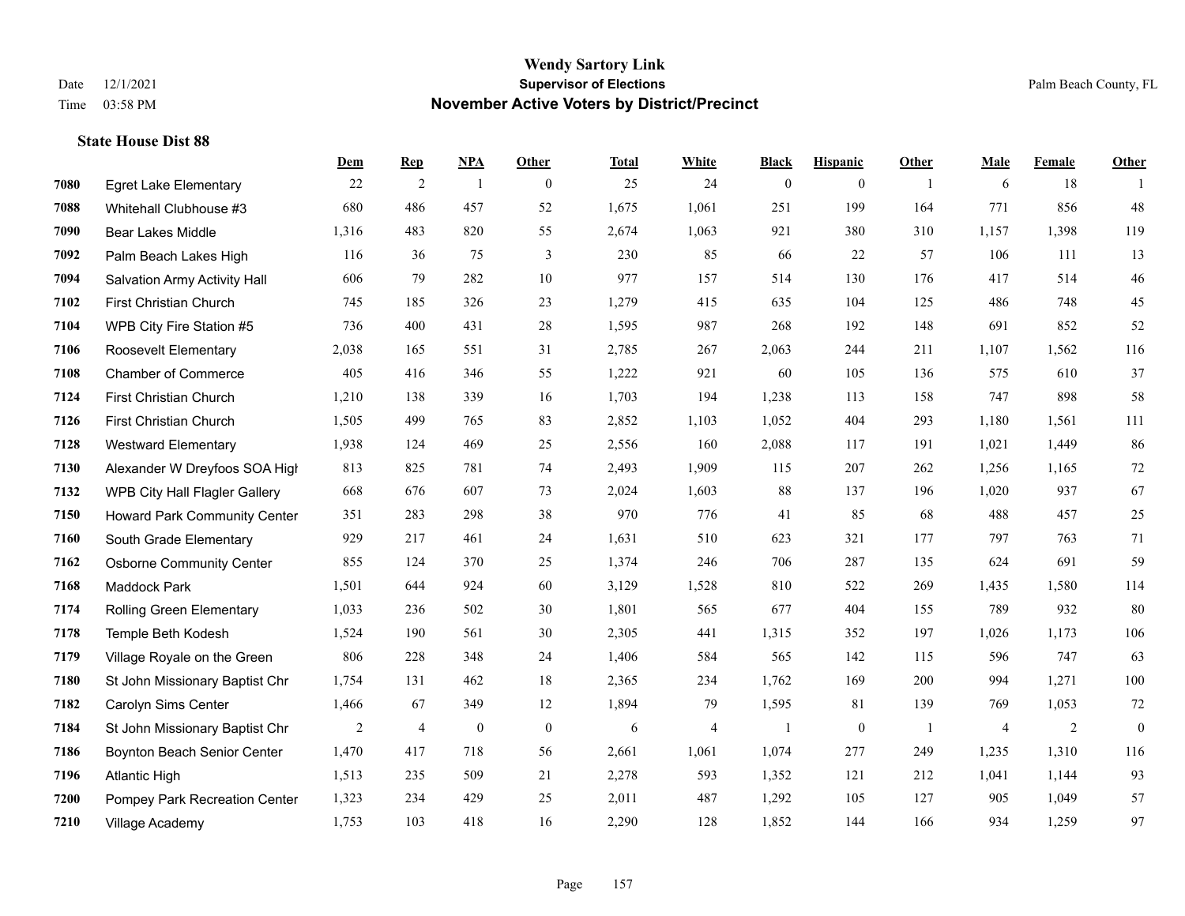# Wendy Sartory Link
## Supervisor of Elections
## November Active Voters by District/Precinct

Date 12/1/2021
Time 03:58 PM

Palm Beach County, FL

### State House Dist 88

| | | Dem | Rep | NPA | Other | Total | White | Black | Hispanic | Other | Male | Female | Other |
|---|---|---|---|---|---|---|---|---|---|---|---|---|---|
| 7080 | Egret Lake Elementary | 22 | 2 | 1 | 0 | 25 | 24 | 0 | 0 | 1 | 6 | 18 | 1 |
| 7088 | Whitehall Clubhouse #3 | 680 | 486 | 457 | 52 | 1,675 | 1,061 | 251 | 199 | 164 | 771 | 856 | 48 |
| 7090 | Bear Lakes Middle | 1,316 | 483 | 820 | 55 | 2,674 | 1,063 | 921 | 380 | 310 | 1,157 | 1,398 | 119 |
| 7092 | Palm Beach Lakes High | 116 | 36 | 75 | 3 | 230 | 85 | 66 | 22 | 57 | 106 | 111 | 13 |
| 7094 | Salvation Army Activity Hall | 606 | 79 | 282 | 10 | 977 | 157 | 514 | 130 | 176 | 417 | 514 | 46 |
| 7102 | First Christian Church | 745 | 185 | 326 | 23 | 1,279 | 415 | 635 | 104 | 125 | 486 | 748 | 45 |
| 7104 | WPB City Fire Station #5 | 736 | 400 | 431 | 28 | 1,595 | 987 | 268 | 192 | 148 | 691 | 852 | 52 |
| 7106 | Roosevelt Elementary | 2,038 | 165 | 551 | 31 | 2,785 | 267 | 2,063 | 244 | 211 | 1,107 | 1,562 | 116 |
| 7108 | Chamber of Commerce | 405 | 416 | 346 | 55 | 1,222 | 921 | 60 | 105 | 136 | 575 | 610 | 37 |
| 7124 | First Christian Church | 1,210 | 138 | 339 | 16 | 1,703 | 194 | 1,238 | 113 | 158 | 747 | 898 | 58 |
| 7126 | First Christian Church | 1,505 | 499 | 765 | 83 | 2,852 | 1,103 | 1,052 | 404 | 293 | 1,180 | 1,561 | 111 |
| 7128 | Westward Elementary | 1,938 | 124 | 469 | 25 | 2,556 | 160 | 2,088 | 117 | 191 | 1,021 | 1,449 | 86 |
| 7130 | Alexander W Dreyfoos SOA High | 813 | 825 | 781 | 74 | 2,493 | 1,909 | 115 | 207 | 262 | 1,256 | 1,165 | 72 |
| 7132 | WPB City Hall Flagler Gallery | 668 | 676 | 607 | 73 | 2,024 | 1,603 | 88 | 137 | 196 | 1,020 | 937 | 67 |
| 7150 | Howard Park Community Center | 351 | 283 | 298 | 38 | 970 | 776 | 41 | 85 | 68 | 488 | 457 | 25 |
| 7160 | South Grade Elementary | 929 | 217 | 461 | 24 | 1,631 | 510 | 623 | 321 | 177 | 797 | 763 | 71 |
| 7162 | Osborne Community Center | 855 | 124 | 370 | 25 | 1,374 | 246 | 706 | 287 | 135 | 624 | 691 | 59 |
| 7168 | Maddock Park | 1,501 | 644 | 924 | 60 | 3,129 | 1,528 | 810 | 522 | 269 | 1,435 | 1,580 | 114 |
| 7174 | Rolling Green Elementary | 1,033 | 236 | 502 | 30 | 1,801 | 565 | 677 | 404 | 155 | 789 | 932 | 80 |
| 7178 | Temple Beth Kodesh | 1,524 | 190 | 561 | 30 | 2,305 | 441 | 1,315 | 352 | 197 | 1,026 | 1,173 | 106 |
| 7179 | Village Royale on the Green | 806 | 228 | 348 | 24 | 1,406 | 584 | 565 | 142 | 115 | 596 | 747 | 63 |
| 7180 | St John Missionary Baptist Chr | 1,754 | 131 | 462 | 18 | 2,365 | 234 | 1,762 | 169 | 200 | 994 | 1,271 | 100 |
| 7182 | Carolyn Sims Center | 1,466 | 67 | 349 | 12 | 1,894 | 79 | 1,595 | 81 | 139 | 769 | 1,053 | 72 |
| 7184 | St John Missionary Baptist Chr | 2 | 4 | 0 | 0 | 6 | 4 | 1 | 0 | 1 | 4 | 2 | 0 |
| 7186 | Boynton Beach Senior Center | 1,470 | 417 | 718 | 56 | 2,661 | 1,061 | 1,074 | 277 | 249 | 1,235 | 1,310 | 116 |
| 7196 | Atlantic High | 1,513 | 235 | 509 | 21 | 2,278 | 593 | 1,352 | 121 | 212 | 1,041 | 1,144 | 93 |
| 7200 | Pompey Park Recreation Center | 1,323 | 234 | 429 | 25 | 2,011 | 487 | 1,292 | 105 | 127 | 905 | 1,049 | 57 |
| 7210 | Village Academy | 1,753 | 103 | 418 | 16 | 2,290 | 128 | 1,852 | 144 | 166 | 934 | 1,259 | 97 |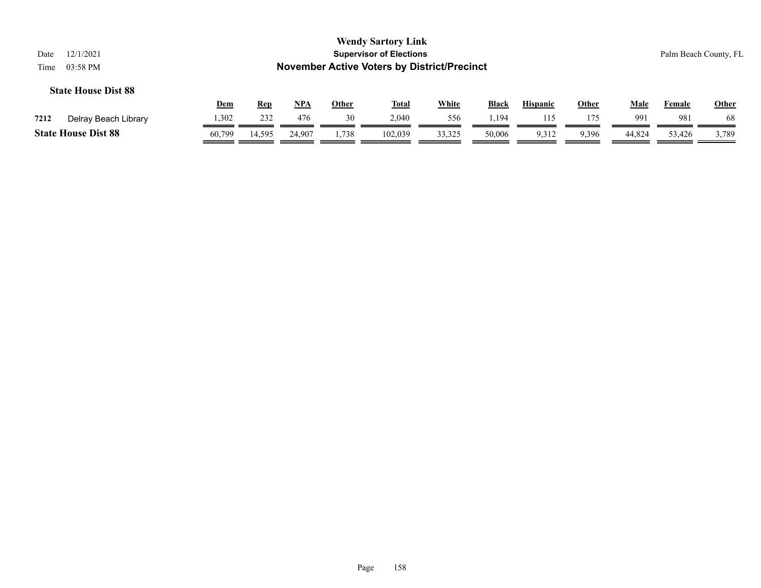**Wendy Sartory Link**
**Supervisor of Elections**
**November Active Voters by District/Precinct**

Date 12/1/2021
Time 03:58 PM

Palm Beach County, FL

### State House Dist 88

| | | Dem | Rep | NPA | Other | Total | White | Black | Hispanic | Other | Male | Female | Other |
|---|---|---|---|---|---|---|---|---|---|---|---|---|---|
| 7212 | Delray Beach Library | 1,302 | 232 | 476 | 30 | 2,040 | 556 | 1,194 | 115 | 175 | 991 | 981 | 68 |
| **State House Dist 88** | | 60,799 | 14,595 | 24,907 | 1,738 | 102,039 | 33,325 | 50,006 | 9,312 | 9,396 | 44,824 | 53,426 | 3,789 |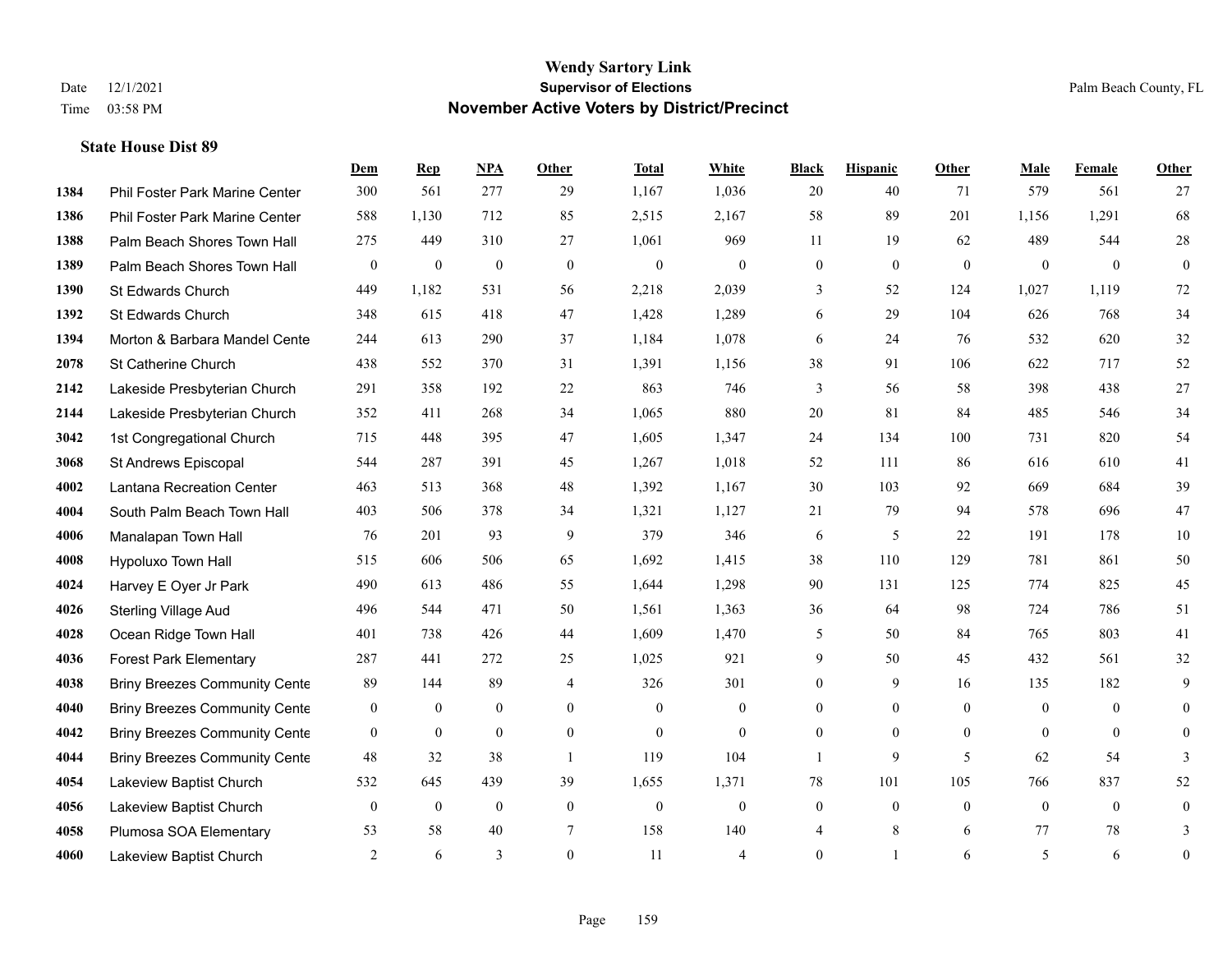# Wendy Sartory Link
## Supervisor of Elections
## November Active Voters by District/Precinct

Date 12/1/2021
Time 03:58 PM

Palm Beach County, FL

### State House Dist 89

| | | Dem | Rep | NPA | Other | Total | White | Black | Hispanic | Other | Male | Female | Other |
|---|---|---|---|---|---|---|---|---|---|---|---|---|---|
| 1384 | Phil Foster Park Marine Center | 300 | 561 | 277 | 29 | 1,167 | 1,036 | 20 | 40 | 71 | 579 | 561 | 27 |
| 1386 | Phil Foster Park Marine Center | 588 | 1,130 | 712 | 85 | 2,515 | 2,167 | 58 | 89 | 201 | 1,156 | 1,291 | 68 |
| 1388 | Palm Beach Shores Town Hall | 275 | 449 | 310 | 27 | 1,061 | 969 | 11 | 19 | 62 | 489 | 544 | 28 |
| 1389 | Palm Beach Shores Town Hall | 0 | 0 | 0 | 0 | 0 | 0 | 0 | 0 | 0 | 0 | 0 | 0 |
| 1390 | St Edwards Church | 449 | 1,182 | 531 | 56 | 2,218 | 2,039 | 3 | 52 | 124 | 1,027 | 1,119 | 72 |
| 1392 | St Edwards Church | 348 | 615 | 418 | 47 | 1,428 | 1,289 | 6 | 29 | 104 | 626 | 768 | 34 |
| 1394 | Morton & Barbara Mandel Cente | 244 | 613 | 290 | 37 | 1,184 | 1,078 | 6 | 24 | 76 | 532 | 620 | 32 |
| 2078 | St Catherine Church | 438 | 552 | 370 | 31 | 1,391 | 1,156 | 38 | 91 | 106 | 622 | 717 | 52 |
| 2142 | Lakeside Presbyterian Church | 291 | 358 | 192 | 22 | 863 | 746 | 3 | 56 | 58 | 398 | 438 | 27 |
| 2144 | Lakeside Presbyterian Church | 352 | 411 | 268 | 34 | 1,065 | 880 | 20 | 81 | 84 | 485 | 546 | 34 |
| 3042 | 1st Congregational Church | 715 | 448 | 395 | 47 | 1,605 | 1,347 | 24 | 134 | 100 | 731 | 820 | 54 |
| 3068 | St Andrews Episcopal | 544 | 287 | 391 | 45 | 1,267 | 1,018 | 52 | 111 | 86 | 616 | 610 | 41 |
| 4002 | Lantana Recreation Center | 463 | 513 | 368 | 48 | 1,392 | 1,167 | 30 | 103 | 92 | 669 | 684 | 39 |
| 4004 | South Palm Beach Town Hall | 403 | 506 | 378 | 34 | 1,321 | 1,127 | 21 | 79 | 94 | 578 | 696 | 47 |
| 4006 | Manalapan Town Hall | 76 | 201 | 93 | 9 | 379 | 346 | 6 | 5 | 22 | 191 | 178 | 10 |
| 4008 | Hypoluxo Town Hall | 515 | 606 | 506 | 65 | 1,692 | 1,415 | 38 | 110 | 129 | 781 | 861 | 50 |
| 4024 | Harvey E Oyer Jr Park | 490 | 613 | 486 | 55 | 1,644 | 1,298 | 90 | 131 | 125 | 774 | 825 | 45 |
| 4026 | Sterling Village Aud | 496 | 544 | 471 | 50 | 1,561 | 1,363 | 36 | 64 | 98 | 724 | 786 | 51 |
| 4028 | Ocean Ridge Town Hall | 401 | 738 | 426 | 44 | 1,609 | 1,470 | 5 | 50 | 84 | 765 | 803 | 41 |
| 4036 | Forest Park Elementary | 287 | 441 | 272 | 25 | 1,025 | 921 | 9 | 50 | 45 | 432 | 561 | 32 |
| 4038 | Briny Breezes Community Cente | 89 | 144 | 89 | 4 | 326 | 301 | 0 | 9 | 16 | 135 | 182 | 9 |
| 4040 | Briny Breezes Community Cente | 0 | 0 | 0 | 0 | 0 | 0 | 0 | 0 | 0 | 0 | 0 | 0 |
| 4042 | Briny Breezes Community Cente | 0 | 0 | 0 | 0 | 0 | 0 | 0 | 0 | 0 | 0 | 0 | 0 |
| 4044 | Briny Breezes Community Cente | 48 | 32 | 38 | 1 | 119 | 104 | 1 | 9 | 5 | 62 | 54 | 3 |
| 4054 | Lakeview Baptist Church | 532 | 645 | 439 | 39 | 1,655 | 1,371 | 78 | 101 | 105 | 766 | 837 | 52 |
| 4056 | Lakeview Baptist Church | 0 | 0 | 0 | 0 | 0 | 0 | 0 | 0 | 0 | 0 | 0 | 0 |
| 4058 | Plumosa SOA Elementary | 53 | 58 | 40 | 7 | 158 | 140 | 4 | 8 | 6 | 77 | 78 | 3 |
| 4060 | Lakeview Baptist Church | 2 | 6 | 3 | 0 | 11 | 4 | 0 | 1 | 6 | 5 | 6 | 0 |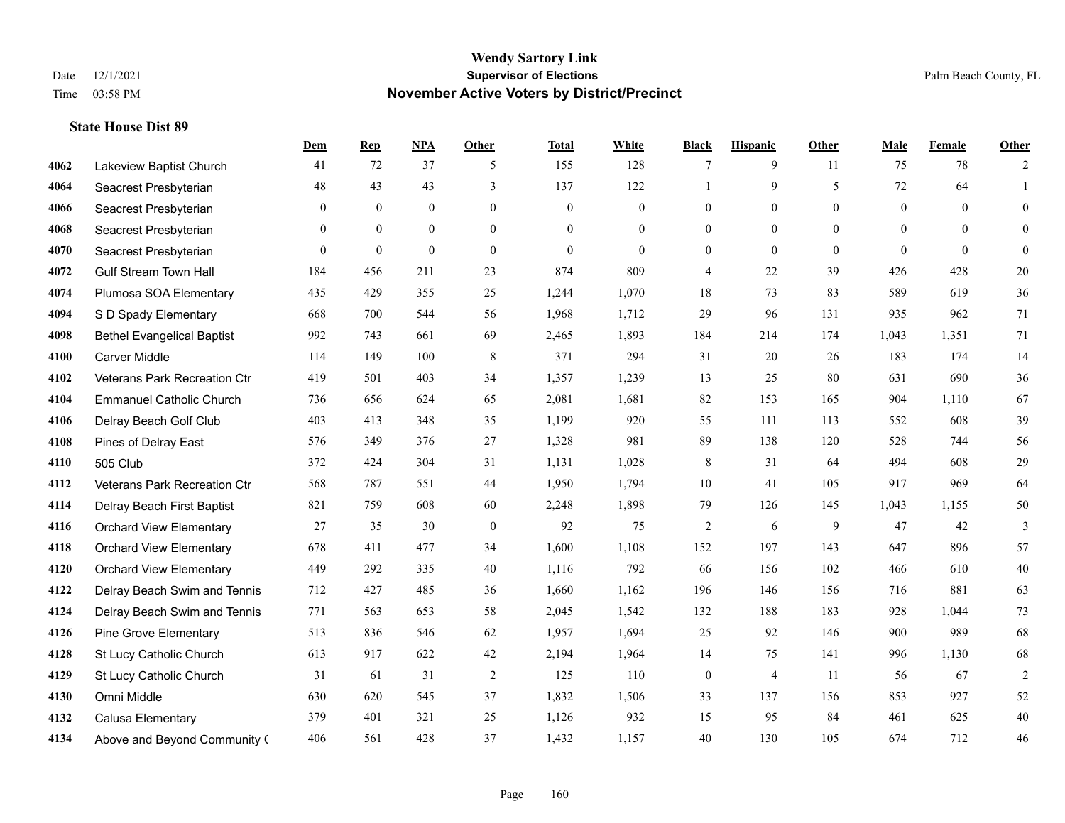# Wendy Sartory Link

**Supervisor of Elections**

**November Active Voters by District/Precinct**

Date 12/1/2021
Time 03:58 PM

Palm Beach County, FL

## State House Dist 89

| | | Dem | Rep | NPA | Other | Total | White | Black | Hispanic | Other | Male | Female | Other |
|---|---|---|---|---|---|---|---|---|---|---|---|---|---|
| 4062 | Lakeview Baptist Church | 41 | 72 | 37 | 5 | 155 | 128 | 7 | 9 | 11 | 75 | 78 | 2 |
| 4064 | Seacrest Presbyterian | 48 | 43 | 43 | 3 | 137 | 122 | 1 | 9 | 5 | 72 | 64 | 1 |
| 4066 | Seacrest Presbyterian | 0 | 0 | 0 | 0 | 0 | 0 | 0 | 0 | 0 | 0 | 0 | 0 |
| 4068 | Seacrest Presbyterian | 0 | 0 | 0 | 0 | 0 | 0 | 0 | 0 | 0 | 0 | 0 | 0 |
| 4070 | Seacrest Presbyterian | 0 | 0 | 0 | 0 | 0 | 0 | 0 | 0 | 0 | 0 | 0 | 0 |
| 4072 | Gulf Stream Town Hall | 184 | 456 | 211 | 23 | 874 | 809 | 4 | 22 | 39 | 426 | 428 | 20 |
| 4074 | Plumosa SOA Elementary | 435 | 429 | 355 | 25 | 1,244 | 1,070 | 18 | 73 | 83 | 589 | 619 | 36 |
| 4094 | S D Spady Elementary | 668 | 700 | 544 | 56 | 1,968 | 1,712 | 29 | 96 | 131 | 935 | 962 | 71 |
| 4098 | Bethel Evangelical Baptist | 992 | 743 | 661 | 69 | 2,465 | 1,893 | 184 | 214 | 174 | 1,043 | 1,351 | 71 |
| 4100 | Carver Middle | 114 | 149 | 100 | 8 | 371 | 294 | 31 | 20 | 26 | 183 | 174 | 14 |
| 4102 | Veterans Park Recreation Ctr | 419 | 501 | 403 | 34 | 1,357 | 1,239 | 13 | 25 | 80 | 631 | 690 | 36 |
| 4104 | Emmanuel Catholic Church | 736 | 656 | 624 | 65 | 2,081 | 1,681 | 82 | 153 | 165 | 904 | 1,110 | 67 |
| 4106 | Delray Beach Golf Club | 403 | 413 | 348 | 35 | 1,199 | 920 | 55 | 111 | 113 | 552 | 608 | 39 |
| 4108 | Pines of Delray East | 576 | 349 | 376 | 27 | 1,328 | 981 | 89 | 138 | 120 | 528 | 744 | 56 |
| 4110 | 505 Club | 372 | 424 | 304 | 31 | 1,131 | 1,028 | 8 | 31 | 64 | 494 | 608 | 29 |
| 4112 | Veterans Park Recreation Ctr | 568 | 787 | 551 | 44 | 1,950 | 1,794 | 10 | 41 | 105 | 917 | 969 | 64 |
| 4114 | Delray Beach First Baptist | 821 | 759 | 608 | 60 | 2,248 | 1,898 | 79 | 126 | 145 | 1,043 | 1,155 | 50 |
| 4116 | Orchard View Elementary | 27 | 35 | 30 | 0 | 92 | 75 | 2 | 6 | 9 | 47 | 42 | 3 |
| 4118 | Orchard View Elementary | 678 | 411 | 477 | 34 | 1,600 | 1,108 | 152 | 197 | 143 | 647 | 896 | 57 |
| 4120 | Orchard View Elementary | 449 | 292 | 335 | 40 | 1,116 | 792 | 66 | 156 | 102 | 466 | 610 | 40 |
| 4122 | Delray Beach Swim and Tennis | 712 | 427 | 485 | 36 | 1,660 | 1,162 | 196 | 146 | 156 | 716 | 881 | 63 |
| 4124 | Delray Beach Swim and Tennis | 771 | 563 | 653 | 58 | 2,045 | 1,542 | 132 | 188 | 183 | 928 | 1,044 | 73 |
| 4126 | Pine Grove Elementary | 513 | 836 | 546 | 62 | 1,957 | 1,694 | 25 | 92 | 146 | 900 | 989 | 68 |
| 4128 | St Lucy Catholic Church | 613 | 917 | 622 | 42 | 2,194 | 1,964 | 14 | 75 | 141 | 996 | 1,130 | 68 |
| 4129 | St Lucy Catholic Church | 31 | 61 | 31 | 2 | 125 | 110 | 0 | 4 | 11 | 56 | 67 | 2 |
| 4130 | Omni Middle | 630 | 620 | 545 | 37 | 1,832 | 1,506 | 33 | 137 | 156 | 853 | 927 | 52 |
| 4132 | Calusa Elementary | 379 | 401 | 321 | 25 | 1,126 | 932 | 15 | 95 | 84 | 461 | 625 | 40 |
| 4134 | Above and Beyond Community C | 406 | 561 | 428 | 37 | 1,432 | 1,157 | 40 | 130 | 105 | 674 | 712 | 46 |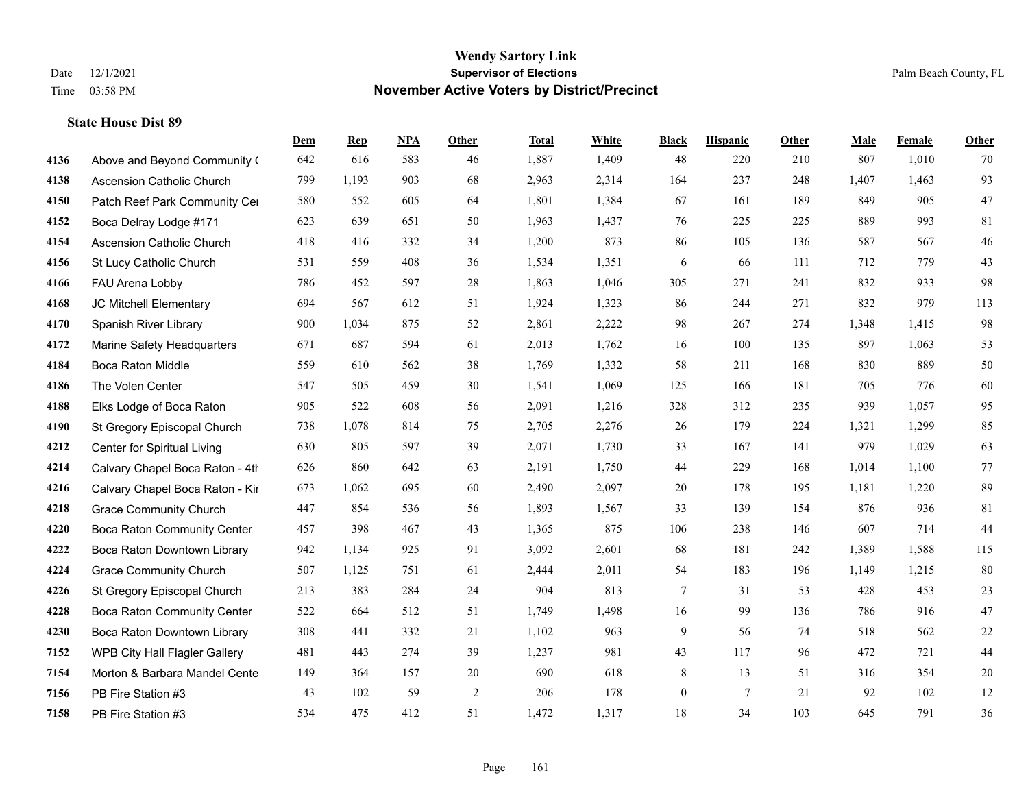# Wendy Sartory Link

## Supervisor of Elections

## November Active Voters by District/Precinct

Date 12/1/2021
Time 03:58 PM

Palm Beach County, FL

### State House Dist 89

| | | Dem | Rep | NPA | Other | Total | White | Black | Hispanic | Other | Male | Female | Other |
|---|---|---|---|---|---|---|---|---|---|---|---|---|---|
| 4136 | Above and Beyond Community ( | 642 | 616 | 583 | 46 | 1,887 | 1,409 | 48 | 220 | 210 | 807 | 1,010 | 70 |
| 4138 | Ascension Catholic Church | 799 | 1,193 | 903 | 68 | 2,963 | 2,314 | 164 | 237 | 248 | 1,407 | 1,463 | 93 |
| 4150 | Patch Reef Park Community Cer | 580 | 552 | 605 | 64 | 1,801 | 1,384 | 67 | 161 | 189 | 849 | 905 | 47 |
| 4152 | Boca Delray Lodge #171 | 623 | 639 | 651 | 50 | 1,963 | 1,437 | 76 | 225 | 225 | 889 | 993 | 81 |
| 4154 | Ascension Catholic Church | 418 | 416 | 332 | 34 | 1,200 | 873 | 86 | 105 | 136 | 587 | 567 | 46 |
| 4156 | St Lucy Catholic Church | 531 | 559 | 408 | 36 | 1,534 | 1,351 | 6 | 66 | 111 | 712 | 779 | 43 |
| 4166 | FAU Arena Lobby | 786 | 452 | 597 | 28 | 1,863 | 1,046 | 305 | 271 | 241 | 832 | 933 | 98 |
| 4168 | JC Mitchell Elementary | 694 | 567 | 612 | 51 | 1,924 | 1,323 | 86 | 244 | 271 | 832 | 979 | 113 |
| 4170 | Spanish River Library | 900 | 1,034 | 875 | 52 | 2,861 | 2,222 | 98 | 267 | 274 | 1,348 | 1,415 | 98 |
| 4172 | Marine Safety Headquarters | 671 | 687 | 594 | 61 | 2,013 | 1,762 | 16 | 100 | 135 | 897 | 1,063 | 53 |
| 4184 | Boca Raton Middle | 559 | 610 | 562 | 38 | 1,769 | 1,332 | 58 | 211 | 168 | 830 | 889 | 50 |
| 4186 | The Volen Center | 547 | 505 | 459 | 30 | 1,541 | 1,069 | 125 | 166 | 181 | 705 | 776 | 60 |
| 4188 | Elks Lodge of Boca Raton | 905 | 522 | 608 | 56 | 2,091 | 1,216 | 328 | 312 | 235 | 939 | 1,057 | 95 |
| 4190 | St Gregory Episcopal Church | 738 | 1,078 | 814 | 75 | 2,705 | 2,276 | 26 | 179 | 224 | 1,321 | 1,299 | 85 |
| 4212 | Center for Spiritual Living | 630 | 805 | 597 | 39 | 2,071 | 1,730 | 33 | 167 | 141 | 979 | 1,029 | 63 |
| 4214 | Calvary Chapel Boca Raton - 4th | 626 | 860 | 642 | 63 | 2,191 | 1,750 | 44 | 229 | 168 | 1,014 | 1,100 | 77 |
| 4216 | Calvary Chapel Boca Raton - Kir | 673 | 1,062 | 695 | 60 | 2,490 | 2,097 | 20 | 178 | 195 | 1,181 | 1,220 | 89 |
| 4218 | Grace Community Church | 447 | 854 | 536 | 56 | 1,893 | 1,567 | 33 | 139 | 154 | 876 | 936 | 81 |
| 4220 | Boca Raton Community Center | 457 | 398 | 467 | 43 | 1,365 | 875 | 106 | 238 | 146 | 607 | 714 | 44 |
| 4222 | Boca Raton Downtown Library | 942 | 1,134 | 925 | 91 | 3,092 | 2,601 | 68 | 181 | 242 | 1,389 | 1,588 | 115 |
| 4224 | Grace Community Church | 507 | 1,125 | 751 | 61 | 2,444 | 2,011 | 54 | 183 | 196 | 1,149 | 1,215 | 80 |
| 4226 | St Gregory Episcopal Church | 213 | 383 | 284 | 24 | 904 | 813 | 7 | 31 | 53 | 428 | 453 | 23 |
| 4228 | Boca Raton Community Center | 522 | 664 | 512 | 51 | 1,749 | 1,498 | 16 | 99 | 136 | 786 | 916 | 47 |
| 4230 | Boca Raton Downtown Library | 308 | 441 | 332 | 21 | 1,102 | 963 | 9 | 56 | 74 | 518 | 562 | 22 |
| 7152 | WPB City Hall Flagler Gallery | 481 | 443 | 274 | 39 | 1,237 | 981 | 43 | 117 | 96 | 472 | 721 | 44 |
| 7154 | Morton & Barbara Mandel Cente | 149 | 364 | 157 | 20 | 690 | 618 | 8 | 13 | 51 | 316 | 354 | 20 |
| 7156 | PB Fire Station #3 | 43 | 102 | 59 | 2 | 206 | 178 | 0 | 7 | 21 | 92 | 102 | 12 |
| 7158 | PB Fire Station #3 | 534 | 475 | 412 | 51 | 1,472 | 1,317 | 18 | 34 | 103 | 645 | 791 | 36 |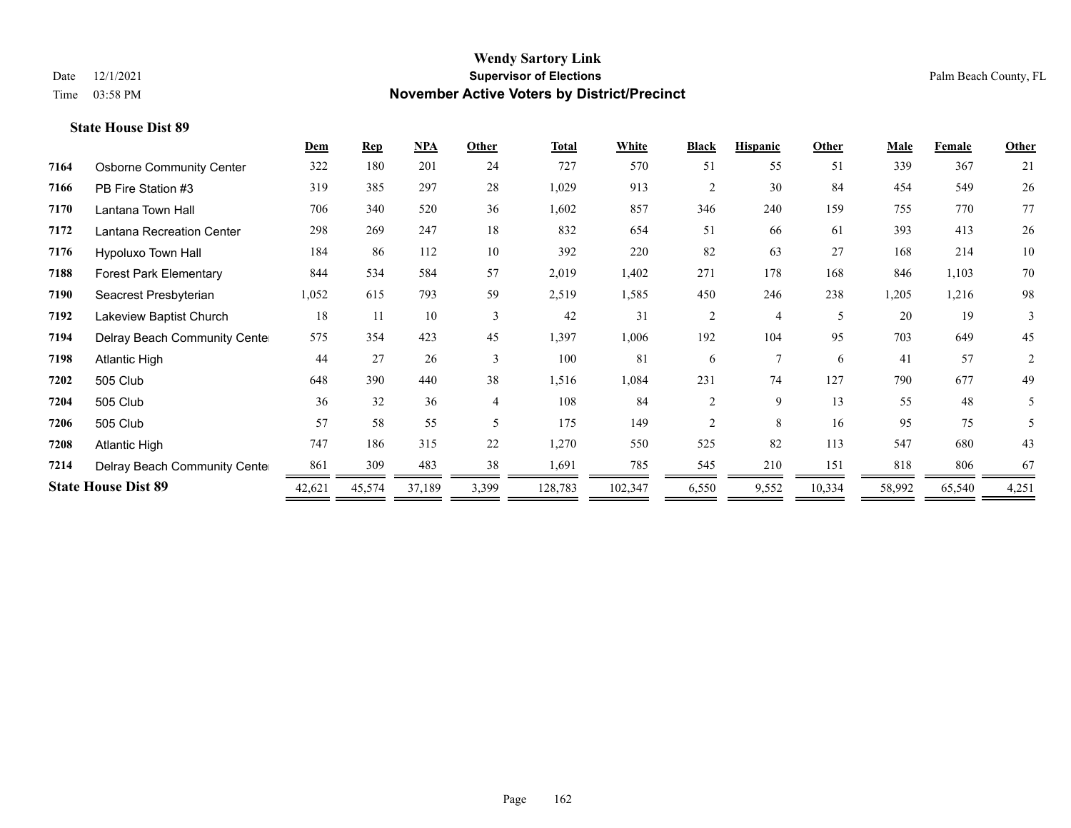# Wendy Sartory Link
## Supervisor of Elections
## November Active Voters by District/Precinct

Date 12/1/2021
Time 03:58 PM

Palm Beach County, FL

### State House Dist 89

| | | Dem | Rep | NPA | Other | Total | White | Black | Hispanic | Other | Male | Female | Other |
|---|---|---|---|---|---|---|---|---|---|---|---|---|---|
| 7164 | Osborne Community Center | 322 | 180 | 201 | 24 | 727 | 570 | 51 | 55 | 51 | 339 | 367 | 21 |
| 7166 | PB Fire Station #3 | 319 | 385 | 297 | 28 | 1,029 | 913 | 2 | 30 | 84 | 454 | 549 | 26 |
| 7170 | Lantana Town Hall | 706 | 340 | 520 | 36 | 1,602 | 857 | 346 | 240 | 159 | 755 | 770 | 77 |
| 7172 | Lantana Recreation Center | 298 | 269 | 247 | 18 | 832 | 654 | 51 | 66 | 61 | 393 | 413 | 26 |
| 7176 | Hypoluxo Town Hall | 184 | 86 | 112 | 10 | 392 | 220 | 82 | 63 | 27 | 168 | 214 | 10 |
| 7188 | Forest Park Elementary | 844 | 534 | 584 | 57 | 2,019 | 1,402 | 271 | 178 | 168 | 846 | 1,103 | 70 |
| 7190 | Seacrest Presbyterian | 1,052 | 615 | 793 | 59 | 2,519 | 1,585 | 450 | 246 | 238 | 1,205 | 1,216 | 98 |
| 7192 | Lakeview Baptist Church | 18 | 11 | 10 | 3 | 42 | 31 | 2 | 4 | 5 | 20 | 19 | 3 |
| 7194 | Delray Beach Community Center | 575 | 354 | 423 | 45 | 1,397 | 1,006 | 192 | 104 | 95 | 703 | 649 | 45 |
| 7198 | Atlantic High | 44 | 27 | 26 | 3 | 100 | 81 | 6 | 7 | 6 | 41 | 57 | 2 |
| 7202 | 505 Club | 648 | 390 | 440 | 38 | 1,516 | 1,084 | 231 | 74 | 127 | 790 | 677 | 49 |
| 7204 | 505 Club | 36 | 32 | 36 | 4 | 108 | 84 | 2 | 9 | 13 | 55 | 48 | 5 |
| 7206 | 505 Club | 57 | 58 | 55 | 5 | 175 | 149 | 2 | 8 | 16 | 95 | 75 | 5 |
| 7208 | Atlantic High | 747 | 186 | 315 | 22 | 1,270 | 550 | 525 | 82 | 113 | 547 | 680 | 43 |
| 7214 | Delray Beach Community Center | 861 | 309 | 483 | 38 | 1,691 | 785 | 545 | 210 | 151 | 818 | 806 | 67 |
| **State House Dist 89** | | 42,621 | 45,574 | 37,189 | 3,399 | 128,783 | 102,347 | 6,550 | 9,552 | 10,334 | 58,992 | 65,540 | 4,251 |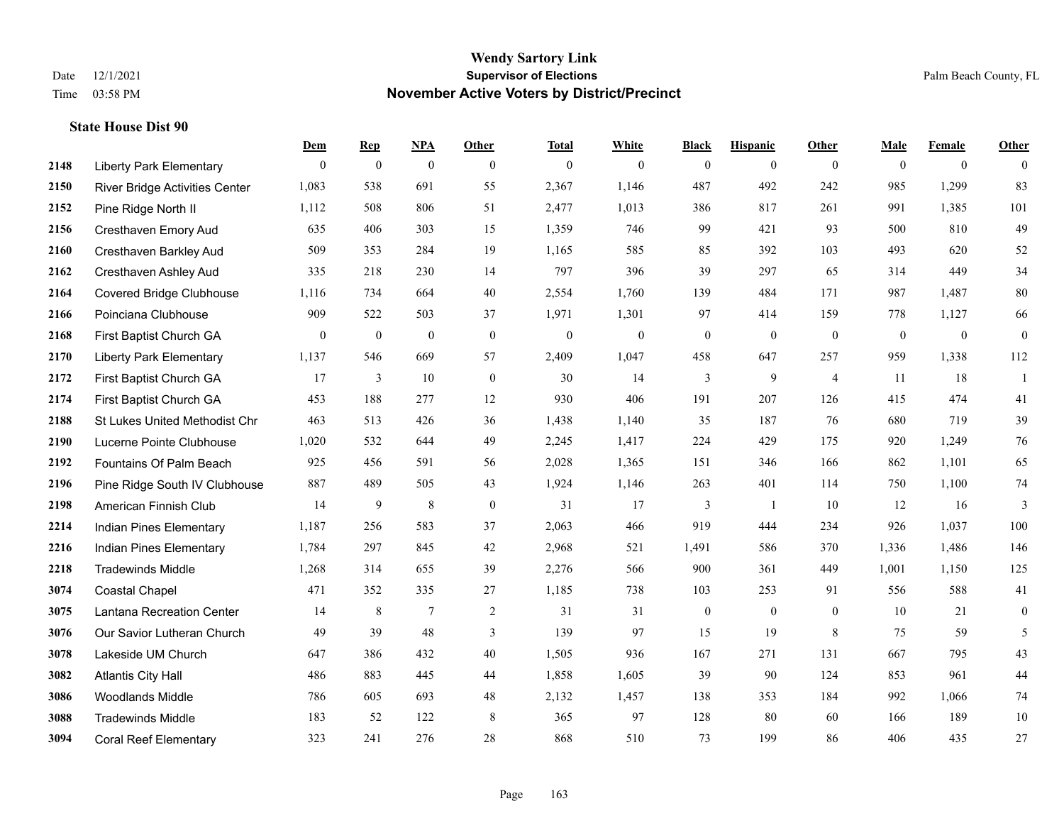# Wendy Sartory Link
## Supervisor of Elections
## November Active Voters by District/Precinct

Date 12/1/2021
Time 03:58 PM

Palm Beach County, FL

### State House Dist 90

| | | Dem | Rep | NPA | Other | Total | White | Black | Hispanic | Other | Male | Female | Other |
|---|---|---|---|---|---|---|---|---|---|---|---|---|---|
| 2148 | Liberty Park Elementary | 0 | 0 | 0 | 0 | 0 | 0 | 0 | 0 | 0 | 0 | 0 | 0 |
| 2150 | River Bridge Activities Center | 1,083 | 538 | 691 | 55 | 2,367 | 1,146 | 487 | 492 | 242 | 985 | 1,299 | 83 |
| 2152 | Pine Ridge North II | 1,112 | 508 | 806 | 51 | 2,477 | 1,013 | 386 | 817 | 261 | 991 | 1,385 | 101 |
| 2156 | Cresthaven Emory Aud | 635 | 406 | 303 | 15 | 1,359 | 746 | 99 | 421 | 93 | 500 | 810 | 49 |
| 2160 | Cresthaven Barkley Aud | 509 | 353 | 284 | 19 | 1,165 | 585 | 85 | 392 | 103 | 493 | 620 | 52 |
| 2162 | Cresthaven Ashley Aud | 335 | 218 | 230 | 14 | 797 | 396 | 39 | 297 | 65 | 314 | 449 | 34 |
| 2164 | Covered Bridge Clubhouse | 1,116 | 734 | 664 | 40 | 2,554 | 1,760 | 139 | 484 | 171 | 987 | 1,487 | 80 |
| 2166 | Poinciana Clubhouse | 909 | 522 | 503 | 37 | 1,971 | 1,301 | 97 | 414 | 159 | 778 | 1,127 | 66 |
| 2168 | First Baptist Church GA | 0 | 0 | 0 | 0 | 0 | 0 | 0 | 0 | 0 | 0 | 0 | 0 |
| 2170 | Liberty Park Elementary | 1,137 | 546 | 669 | 57 | 2,409 | 1,047 | 458 | 647 | 257 | 959 | 1,338 | 112 |
| 2172 | First Baptist Church GA | 17 | 3 | 10 | 0 | 30 | 14 | 3 | 9 | 4 | 11 | 18 | 1 |
| 2174 | First Baptist Church GA | 453 | 188 | 277 | 12 | 930 | 406 | 191 | 207 | 126 | 415 | 474 | 41 |
| 2188 | St Lukes United Methodist Chr | 463 | 513 | 426 | 36 | 1,438 | 1,140 | 35 | 187 | 76 | 680 | 719 | 39 |
| 2190 | Lucerne Pointe Clubhouse | 1,020 | 532 | 644 | 49 | 2,245 | 1,417 | 224 | 429 | 175 | 920 | 1,249 | 76 |
| 2192 | Fountains Of Palm Beach | 925 | 456 | 591 | 56 | 2,028 | 1,365 | 151 | 346 | 166 | 862 | 1,101 | 65 |
| 2196 | Pine Ridge South IV Clubhouse | 887 | 489 | 505 | 43 | 1,924 | 1,146 | 263 | 401 | 114 | 750 | 1,100 | 74 |
| 2198 | American Finnish Club | 14 | 9 | 8 | 0 | 31 | 17 | 3 | 1 | 10 | 12 | 16 | 3 |
| 2214 | Indian Pines Elementary | 1,187 | 256 | 583 | 37 | 2,063 | 466 | 919 | 444 | 234 | 926 | 1,037 | 100 |
| 2216 | Indian Pines Elementary | 1,784 | 297 | 845 | 42 | 2,968 | 521 | 1,491 | 586 | 370 | 1,336 | 1,486 | 146 |
| 2218 | Tradewinds Middle | 1,268 | 314 | 655 | 39 | 2,276 | 566 | 900 | 361 | 449 | 1,001 | 1,150 | 125 |
| 3074 | Coastal Chapel | 471 | 352 | 335 | 27 | 1,185 | 738 | 103 | 253 | 91 | 556 | 588 | 41 |
| 3075 | Lantana Recreation Center | 14 | 8 | 7 | 2 | 31 | 31 | 0 | 0 | 0 | 10 | 21 | 0 |
| 3076 | Our Savior Lutheran Church | 49 | 39 | 48 | 3 | 139 | 97 | 15 | 19 | 8 | 75 | 59 | 5 |
| 3078 | Lakeside UM Church | 647 | 386 | 432 | 40 | 1,505 | 936 | 167 | 271 | 131 | 667 | 795 | 43 |
| 3082 | Atlantis City Hall | 486 | 883 | 445 | 44 | 1,858 | 1,605 | 39 | 90 | 124 | 853 | 961 | 44 |
| 3086 | Woodlands Middle | 786 | 605 | 693 | 48 | 2,132 | 1,457 | 138 | 353 | 184 | 992 | 1,066 | 74 |
| 3088 | Tradewinds Middle | 183 | 52 | 122 | 8 | 365 | 97 | 128 | 80 | 60 | 166 | 189 | 10 |
| 3094 | Coral Reef Elementary | 323 | 241 | 276 | 28 | 868 | 510 | 73 | 199 | 86 | 406 | 435 | 27 |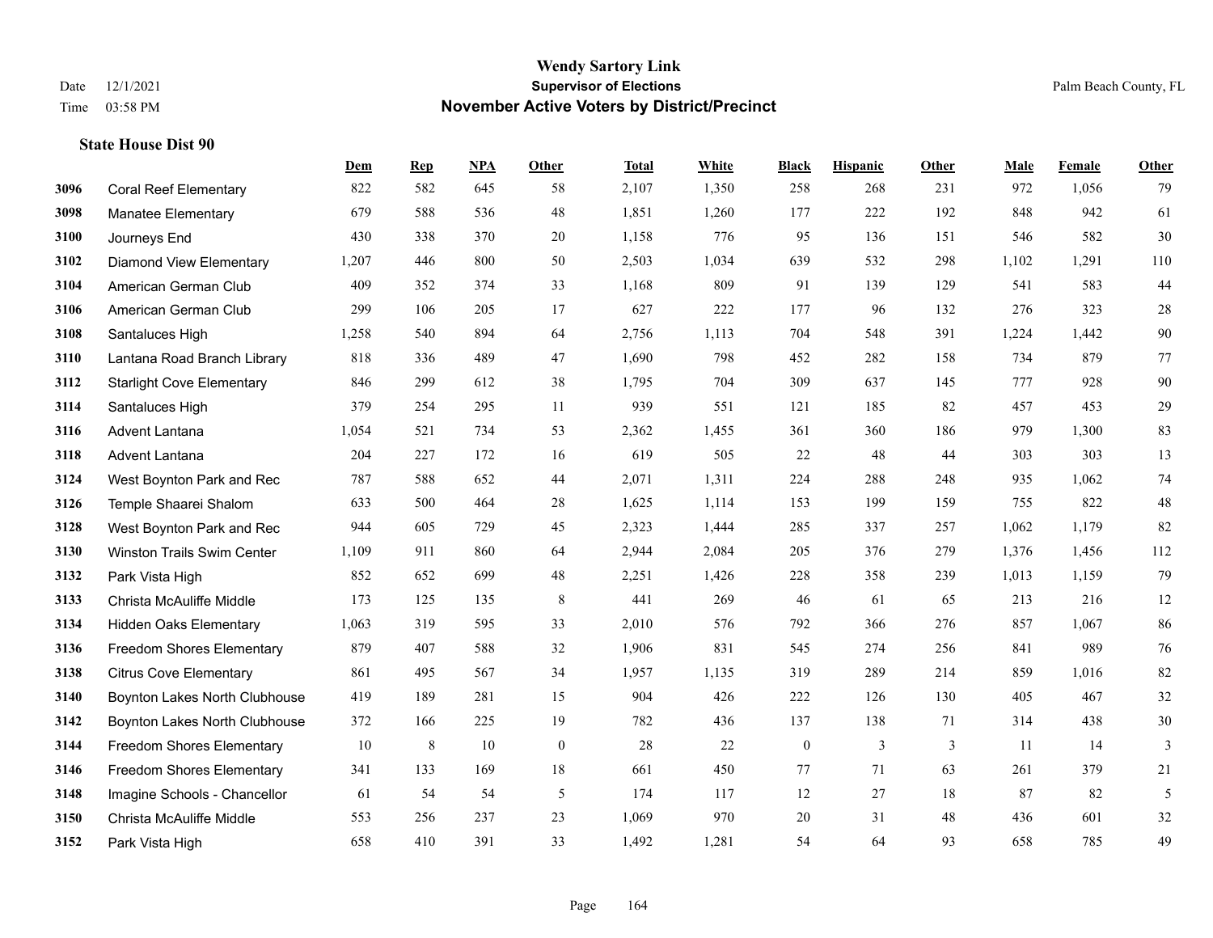# Wendy Sartory Link

**Supervisor of Elections**

**November Active Voters by District/Precinct**

Date 12/1/2021
Time 03:58 PM

Palm Beach County, FL

### State House Dist 90

| | | Dem | Rep | NPA | Other | Total | White | Black | Hispanic | Other | Male | Female | Other |
|---|---|---|---|---|---|---|---|---|---|---|---|---|---|
| 3096 | Coral Reef Elementary | 822 | 582 | 645 | 58 | 2,107 | 1,350 | 258 | 268 | 231 | 972 | 1,056 | 79 |
| 3098 | Manatee Elementary | 679 | 588 | 536 | 48 | 1,851 | 1,260 | 177 | 222 | 192 | 848 | 942 | 61 |
| 3100 | Journeys End | 430 | 338 | 370 | 20 | 1,158 | 776 | 95 | 136 | 151 | 546 | 582 | 30 |
| 3102 | Diamond View Elementary | 1,207 | 446 | 800 | 50 | 2,503 | 1,034 | 639 | 532 | 298 | 1,102 | 1,291 | 110 |
| 3104 | American German Club | 409 | 352 | 374 | 33 | 1,168 | 809 | 91 | 139 | 129 | 541 | 583 | 44 |
| 3106 | American German Club | 299 | 106 | 205 | 17 | 627 | 222 | 177 | 96 | 132 | 276 | 323 | 28 |
| 3108 | Santaluces High | 1,258 | 540 | 894 | 64 | 2,756 | 1,113 | 704 | 548 | 391 | 1,224 | 1,442 | 90 |
| 3110 | Lantana Road Branch Library | 818 | 336 | 489 | 47 | 1,690 | 798 | 452 | 282 | 158 | 734 | 879 | 77 |
| 3112 | Starlight Cove Elementary | 846 | 299 | 612 | 38 | 1,795 | 704 | 309 | 637 | 145 | 777 | 928 | 90 |
| 3114 | Santaluces High | 379 | 254 | 295 | 11 | 939 | 551 | 121 | 185 | 82 | 457 | 453 | 29 |
| 3116 | Advent Lantana | 1,054 | 521 | 734 | 53 | 2,362 | 1,455 | 361 | 360 | 186 | 979 | 1,300 | 83 |
| 3118 | Advent Lantana | 204 | 227 | 172 | 16 | 619 | 505 | 22 | 48 | 44 | 303 | 303 | 13 |
| 3124 | West Boynton Park and Rec | 787 | 588 | 652 | 44 | 2,071 | 1,311 | 224 | 288 | 248 | 935 | 1,062 | 74 |
| 3126 | Temple Shaarei Shalom | 633 | 500 | 464 | 28 | 1,625 | 1,114 | 153 | 199 | 159 | 755 | 822 | 48 |
| 3128 | West Boynton Park and Rec | 944 | 605 | 729 | 45 | 2,323 | 1,444 | 285 | 337 | 257 | 1,062 | 1,179 | 82 |
| 3130 | Winston Trails Swim Center | 1,109 | 911 | 860 | 64 | 2,944 | 2,084 | 205 | 376 | 279 | 1,376 | 1,456 | 112 |
| 3132 | Park Vista High | 852 | 652 | 699 | 48 | 2,251 | 1,426 | 228 | 358 | 239 | 1,013 | 1,159 | 79 |
| 3133 | Christa McAuliffe Middle | 173 | 125 | 135 | 8 | 441 | 269 | 46 | 61 | 65 | 213 | 216 | 12 |
| 3134 | Hidden Oaks Elementary | 1,063 | 319 | 595 | 33 | 2,010 | 576 | 792 | 366 | 276 | 857 | 1,067 | 86 |
| 3136 | Freedom Shores Elementary | 879 | 407 | 588 | 32 | 1,906 | 831 | 545 | 274 | 256 | 841 | 989 | 76 |
| 3138 | Citrus Cove Elementary | 861 | 495 | 567 | 34 | 1,957 | 1,135 | 319 | 289 | 214 | 859 | 1,016 | 82 |
| 3140 | Boynton Lakes North Clubhouse | 419 | 189 | 281 | 15 | 904 | 426 | 222 | 126 | 130 | 405 | 467 | 32 |
| 3142 | Boynton Lakes North Clubhouse | 372 | 166 | 225 | 19 | 782 | 436 | 137 | 138 | 71 | 314 | 438 | 30 |
| 3144 | Freedom Shores Elementary | 10 | 8 | 10 | 0 | 28 | 22 | 0 | 3 | 3 | 11 | 14 | 3 |
| 3146 | Freedom Shores Elementary | 341 | 133 | 169 | 18 | 661 | 450 | 77 | 71 | 63 | 261 | 379 | 21 |
| 3148 | Imagine Schools - Chancellor | 61 | 54 | 54 | 5 | 174 | 117 | 12 | 27 | 18 | 87 | 82 | 5 |
| 3150 | Christa McAuliffe Middle | 553 | 256 | 237 | 23 | 1,069 | 970 | 20 | 31 | 48 | 436 | 601 | 32 |
| 3152 | Park Vista High | 658 | 410 | 391 | 33 | 1,492 | 1,281 | 54 | 64 | 93 | 658 | 785 | 49 |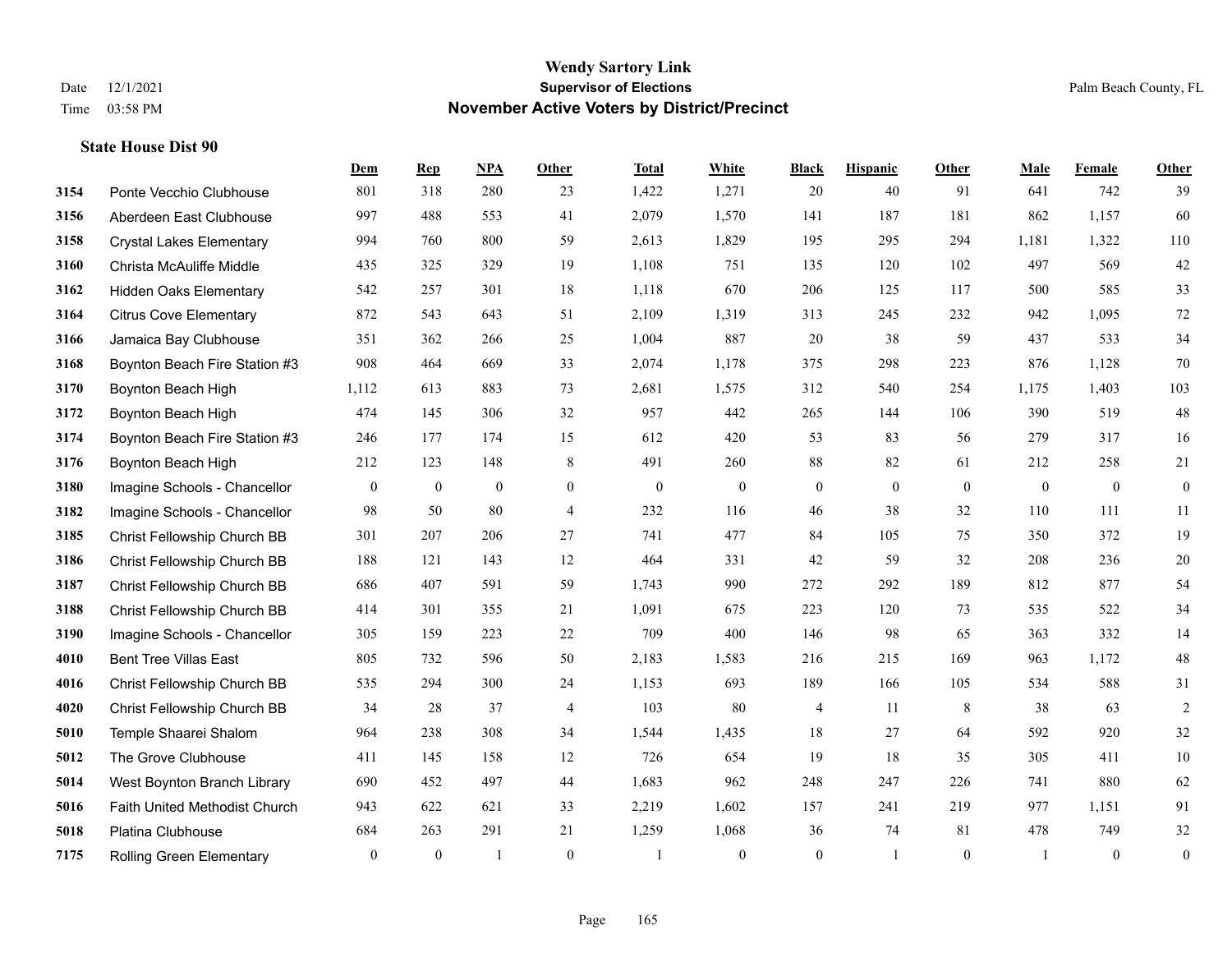# Wendy Sartory Link
## Supervisor of Elections
## November Active Voters by District/Precinct

Date 12/1/2021
Time 03:58 PM

Palm Beach County, FL

### State House Dist 90

| | | Dem | Rep | NPA | Other | Total | White | Black | Hispanic | Other | Male | Female | Other |
|---|---|---|---|---|---|---|---|---|---|---|---|---|---|
| 3154 | Ponte Vecchio Clubhouse | 801 | 318 | 280 | 23 | 1,422 | 1,271 | 20 | 40 | 91 | 641 | 742 | 39 |
| 3156 | Aberdeen East Clubhouse | 997 | 488 | 553 | 41 | 2,079 | 1,570 | 141 | 187 | 181 | 862 | 1,157 | 60 |
| 3158 | Crystal Lakes Elementary | 994 | 760 | 800 | 59 | 2,613 | 1,829 | 195 | 295 | 294 | 1,181 | 1,322 | 110 |
| 3160 | Christa McAuliffe Middle | 435 | 325 | 329 | 19 | 1,108 | 751 | 135 | 120 | 102 | 497 | 569 | 42 |
| 3162 | Hidden Oaks Elementary | 542 | 257 | 301 | 18 | 1,118 | 670 | 206 | 125 | 117 | 500 | 585 | 33 |
| 3164 | Citrus Cove Elementary | 872 | 543 | 643 | 51 | 2,109 | 1,319 | 313 | 245 | 232 | 942 | 1,095 | 72 |
| 3166 | Jamaica Bay Clubhouse | 351 | 362 | 266 | 25 | 1,004 | 887 | 20 | 38 | 59 | 437 | 533 | 34 |
| 3168 | Boynton Beach Fire Station #3 | 908 | 464 | 669 | 33 | 2,074 | 1,178 | 375 | 298 | 223 | 876 | 1,128 | 70 |
| 3170 | Boynton Beach High | 1,112 | 613 | 883 | 73 | 2,681 | 1,575 | 312 | 540 | 254 | 1,175 | 1,403 | 103 |
| 3172 | Boynton Beach High | 474 | 145 | 306 | 32 | 957 | 442 | 265 | 144 | 106 | 390 | 519 | 48 |
| 3174 | Boynton Beach Fire Station #3 | 246 | 177 | 174 | 15 | 612 | 420 | 53 | 83 | 56 | 279 | 317 | 16 |
| 3176 | Boynton Beach High | 212 | 123 | 148 | 8 | 491 | 260 | 88 | 82 | 61 | 212 | 258 | 21 |
| 3180 | Imagine Schools - Chancellor | 0 | 0 | 0 | 0 | 0 | 0 | 0 | 0 | 0 | 0 | 0 | 0 |
| 3182 | Imagine Schools - Chancellor | 98 | 50 | 80 | 4 | 232 | 116 | 46 | 38 | 32 | 110 | 111 | 11 |
| 3185 | Christ Fellowship Church BB | 301 | 207 | 206 | 27 | 741 | 477 | 84 | 105 | 75 | 350 | 372 | 19 |
| 3186 | Christ Fellowship Church BB | 188 | 121 | 143 | 12 | 464 | 331 | 42 | 59 | 32 | 208 | 236 | 20 |
| 3187 | Christ Fellowship Church BB | 686 | 407 | 591 | 59 | 1,743 | 990 | 272 | 292 | 189 | 812 | 877 | 54 |
| 3188 | Christ Fellowship Church BB | 414 | 301 | 355 | 21 | 1,091 | 675 | 223 | 120 | 73 | 535 | 522 | 34 |
| 3190 | Imagine Schools - Chancellor | 305 | 159 | 223 | 22 | 709 | 400 | 146 | 98 | 65 | 363 | 332 | 14 |
| 4010 | Bent Tree Villas East | 805 | 732 | 596 | 50 | 2,183 | 1,583 | 216 | 215 | 169 | 963 | 1,172 | 48 |
| 4016 | Christ Fellowship Church BB | 535 | 294 | 300 | 24 | 1,153 | 693 | 189 | 166 | 105 | 534 | 588 | 31 |
| 4020 | Christ Fellowship Church BB | 34 | 28 | 37 | 4 | 103 | 80 | 4 | 11 | 8 | 38 | 63 | 2 |
| 5010 | Temple Shaarei Shalom | 964 | 238 | 308 | 34 | 1,544 | 1,435 | 18 | 27 | 64 | 592 | 920 | 32 |
| 5012 | The Grove Clubhouse | 411 | 145 | 158 | 12 | 726 | 654 | 19 | 18 | 35 | 305 | 411 | 10 |
| 5014 | West Boynton Branch Library | 690 | 452 | 497 | 44 | 1,683 | 962 | 248 | 247 | 226 | 741 | 880 | 62 |
| 5016 | Faith United Methodist Church | 943 | 622 | 621 | 33 | 2,219 | 1,602 | 157 | 241 | 219 | 977 | 1,151 | 91 |
| 5018 | Platina Clubhouse | 684 | 263 | 291 | 21 | 1,259 | 1,068 | 36 | 74 | 81 | 478 | 749 | 32 |
| 7175 | Rolling Green Elementary | 0 | 0 | 1 | 0 | 1 | 0 | 0 | 1 | 0 | 1 | 0 | 0 |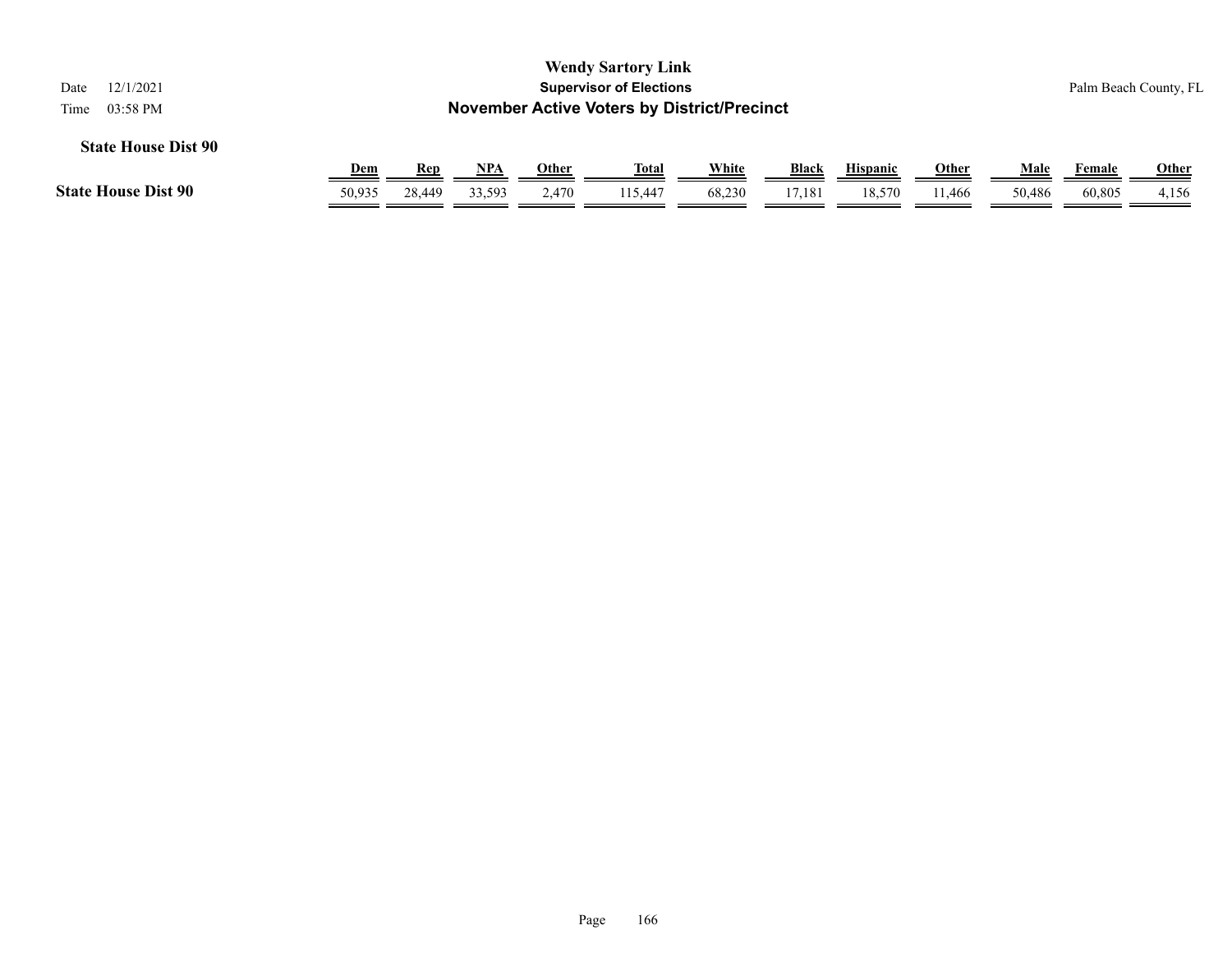Wendy Sartory Link
Supervisor of Elections
November Active Voters by District/Precinct

Date 12/1/2021
Time 03:58 PM

Palm Beach County, FL

**State House Dist 90**

| | Dem | Rep | NPA | Other | Total | White | Black | Hispanic | Other | Male | Female | Other |
|---|---|---|---|---|---|---|---|---|---|---|---|---|
| **State House Dist 90** | 50,935 | 28,449 | 33,593 | 2,470 | 115,447 | 68,230 | 17,181 | 18,570 | 11,466 | 50,486 | 60,805 | 4,156 |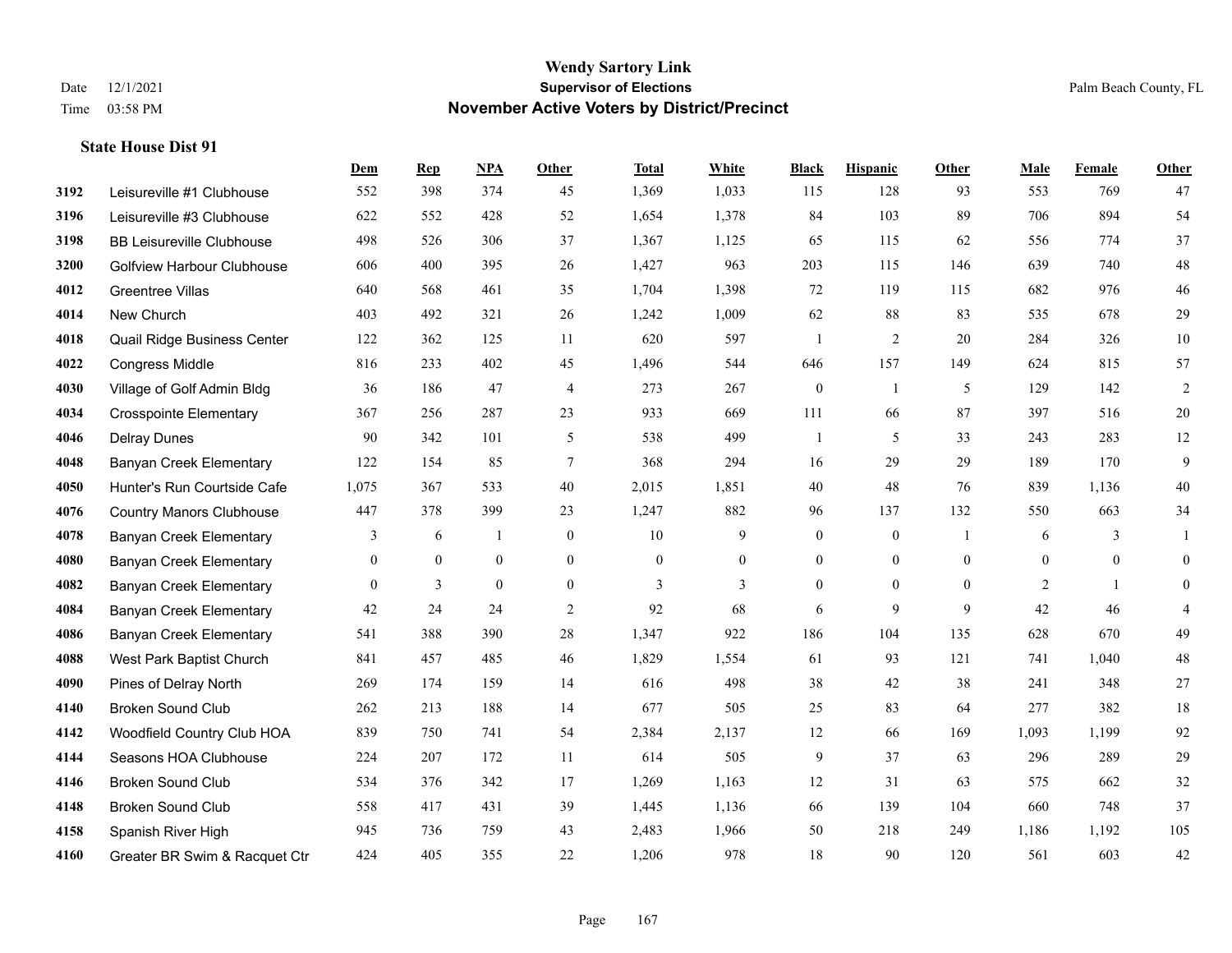# Wendy Sartory Link
## Supervisor of Elections
## November Active Voters by District/Precinct

Date 12/1/2021
Time 03:58 PM

Palm Beach County, FL

### State House Dist 91

| | | Dem | Rep | NPA | Other | Total | White | Black | Hispanic | Other | Male | Female | Other |
|---|---|---|---|---|---|---|---|---|---|---|---|---|---|
| 3192 | Leisureville #1 Clubhouse | 552 | 398 | 374 | 45 | 1,369 | 1,033 | 115 | 128 | 93 | 553 | 769 | 47 |
| 3196 | Leisureville #3 Clubhouse | 622 | 552 | 428 | 52 | 1,654 | 1,378 | 84 | 103 | 89 | 706 | 894 | 54 |
| 3198 | BB Leisureville Clubhouse | 498 | 526 | 306 | 37 | 1,367 | 1,125 | 65 | 115 | 62 | 556 | 774 | 37 |
| 3200 | Golfview Harbour Clubhouse | 606 | 400 | 395 | 26 | 1,427 | 963 | 203 | 115 | 146 | 639 | 740 | 48 |
| 4012 | Greentree Villas | 640 | 568 | 461 | 35 | 1,704 | 1,398 | 72 | 119 | 115 | 682 | 976 | 46 |
| 4014 | New Church | 403 | 492 | 321 | 26 | 1,242 | 1,009 | 62 | 88 | 83 | 535 | 678 | 29 |
| 4018 | Quail Ridge Business Center | 122 | 362 | 125 | 11 | 620 | 597 | 1 | 2 | 20 | 284 | 326 | 10 |
| 4022 | Congress Middle | 816 | 233 | 402 | 45 | 1,496 | 544 | 646 | 157 | 149 | 624 | 815 | 57 |
| 4030 | Village of Golf Admin Bldg | 36 | 186 | 47 | 4 | 273 | 267 | 0 | 1 | 5 | 129 | 142 | 2 |
| 4034 | Crosspointe Elementary | 367 | 256 | 287 | 23 | 933 | 669 | 111 | 66 | 87 | 397 | 516 | 20 |
| 4046 | Delray Dunes | 90 | 342 | 101 | 5 | 538 | 499 | 1 | 5 | 33 | 243 | 283 | 12 |
| 4048 | Banyan Creek Elementary | 122 | 154 | 85 | 7 | 368 | 294 | 16 | 29 | 29 | 189 | 170 | 9 |
| 4050 | Hunter's Run Courtside Cafe | 1,075 | 367 | 533 | 40 | 2,015 | 1,851 | 40 | 48 | 76 | 839 | 1,136 | 40 |
| 4076 | Country Manors Clubhouse | 447 | 378 | 399 | 23 | 1,247 | 882 | 96 | 137 | 132 | 550 | 663 | 34 |
| 4078 | Banyan Creek Elementary | 3 | 6 | 1 | 0 | 10 | 9 | 0 | 0 | 1 | 6 | 3 | 1 |
| 4080 | Banyan Creek Elementary | 0 | 0 | 0 | 0 | 0 | 0 | 0 | 0 | 0 | 0 | 0 | 0 |
| 4082 | Banyan Creek Elementary | 0 | 3 | 0 | 0 | 3 | 3 | 0 | 0 | 0 | 2 | 1 | 0 |
| 4084 | Banyan Creek Elementary | 42 | 24 | 24 | 2 | 92 | 68 | 6 | 9 | 9 | 42 | 46 | 4 |
| 4086 | Banyan Creek Elementary | 541 | 388 | 390 | 28 | 1,347 | 922 | 186 | 104 | 135 | 628 | 670 | 49 |
| 4088 | West Park Baptist Church | 841 | 457 | 485 | 46 | 1,829 | 1,554 | 61 | 93 | 121 | 741 | 1,040 | 48 |
| 4090 | Pines of Delray North | 269 | 174 | 159 | 14 | 616 | 498 | 38 | 42 | 38 | 241 | 348 | 27 |
| 4140 | Broken Sound Club | 262 | 213 | 188 | 14 | 677 | 505 | 25 | 83 | 64 | 277 | 382 | 18 |
| 4142 | Woodfield Country Club HOA | 839 | 750 | 741 | 54 | 2,384 | 2,137 | 12 | 66 | 169 | 1,093 | 1,199 | 92 |
| 4144 | Seasons HOA Clubhouse | 224 | 207 | 172 | 11 | 614 | 505 | 9 | 37 | 63 | 296 | 289 | 29 |
| 4146 | Broken Sound Club | 534 | 376 | 342 | 17 | 1,269 | 1,163 | 12 | 31 | 63 | 575 | 662 | 32 |
| 4148 | Broken Sound Club | 558 | 417 | 431 | 39 | 1,445 | 1,136 | 66 | 139 | 104 | 660 | 748 | 37 |
| 4158 | Spanish River High | 945 | 736 | 759 | 43 | 2,483 | 1,966 | 50 | 218 | 249 | 1,186 | 1,192 | 105 |
| 4160 | Greater BR Swim & Racquet Ctr | 424 | 405 | 355 | 22 | 1,206 | 978 | 18 | 90 | 120 | 561 | 603 | 42 |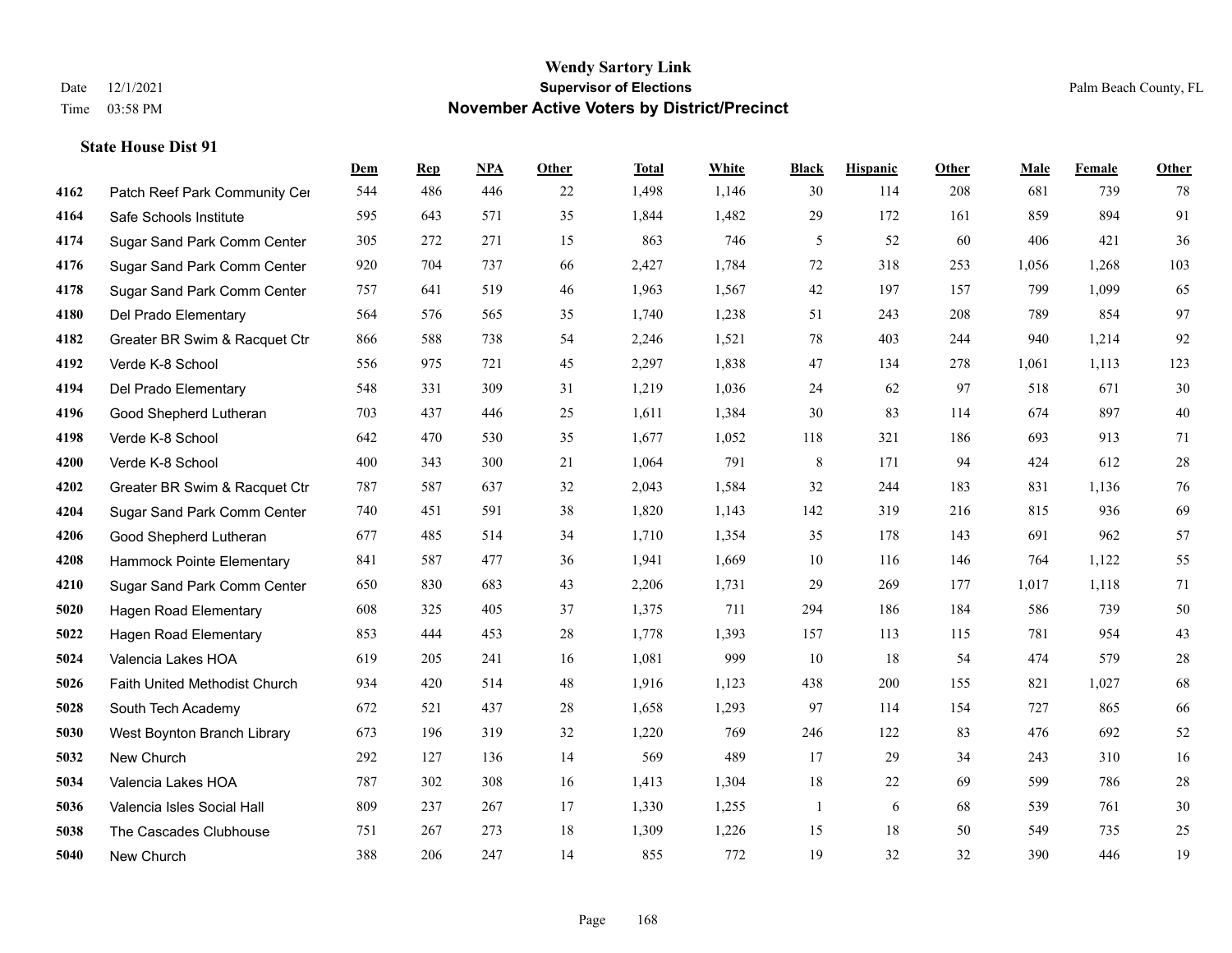# Wendy Sartory Link
## Supervisor of Elections
## November Active Voters by District/Precinct

Date 12/1/2021
Time 03:58 PM

Palm Beach County, FL

**State House Dist 91**

| | | Dem | Rep | NPA | Other | Total | White | Black | Hispanic | Other | Male | Female | Other |
|---|---|---|---|---|---|---|---|---|---|---|---|---|---|
| 4162 | Patch Reef Park Community Cer | 544 | 486 | 446 | 22 | 1,498 | 1,146 | 30 | 114 | 208 | 681 | 739 | 78 |
| 4164 | Safe Schools Institute | 595 | 643 | 571 | 35 | 1,844 | 1,482 | 29 | 172 | 161 | 859 | 894 | 91 |
| 4174 | Sugar Sand Park Comm Center | 305 | 272 | 271 | 15 | 863 | 746 | 5 | 52 | 60 | 406 | 421 | 36 |
| 4176 | Sugar Sand Park Comm Center | 920 | 704 | 737 | 66 | 2,427 | 1,784 | 72 | 318 | 253 | 1,056 | 1,268 | 103 |
| 4178 | Sugar Sand Park Comm Center | 757 | 641 | 519 | 46 | 1,963 | 1,567 | 42 | 197 | 157 | 799 | 1,099 | 65 |
| 4180 | Del Prado Elementary | 564 | 576 | 565 | 35 | 1,740 | 1,238 | 51 | 243 | 208 | 789 | 854 | 97 |
| 4182 | Greater BR Swim & Racquet Ctr | 866 | 588 | 738 | 54 | 2,246 | 1,521 | 78 | 403 | 244 | 940 | 1,214 | 92 |
| 4192 | Verde K-8 School | 556 | 975 | 721 | 45 | 2,297 | 1,838 | 47 | 134 | 278 | 1,061 | 1,113 | 123 |
| 4194 | Del Prado Elementary | 548 | 331 | 309 | 31 | 1,219 | 1,036 | 24 | 62 | 97 | 518 | 671 | 30 |
| 4196 | Good Shepherd Lutheran | 703 | 437 | 446 | 25 | 1,611 | 1,384 | 30 | 83 | 114 | 674 | 897 | 40 |
| 4198 | Verde K-8 School | 642 | 470 | 530 | 35 | 1,677 | 1,052 | 118 | 321 | 186 | 693 | 913 | 71 |
| 4200 | Verde K-8 School | 400 | 343 | 300 | 21 | 1,064 | 791 | 8 | 171 | 94 | 424 | 612 | 28 |
| 4202 | Greater BR Swim & Racquet Ctr | 787 | 587 | 637 | 32 | 2,043 | 1,584 | 32 | 244 | 183 | 831 | 1,136 | 76 |
| 4204 | Sugar Sand Park Comm Center | 740 | 451 | 591 | 38 | 1,820 | 1,143 | 142 | 319 | 216 | 815 | 936 | 69 |
| 4206 | Good Shepherd Lutheran | 677 | 485 | 514 | 34 | 1,710 | 1,354 | 35 | 178 | 143 | 691 | 962 | 57 |
| 4208 | Hammock Pointe Elementary | 841 | 587 | 477 | 36 | 1,941 | 1,669 | 10 | 116 | 146 | 764 | 1,122 | 55 |
| 4210 | Sugar Sand Park Comm Center | 650 | 830 | 683 | 43 | 2,206 | 1,731 | 29 | 269 | 177 | 1,017 | 1,118 | 71 |
| 5020 | Hagen Road Elementary | 608 | 325 | 405 | 37 | 1,375 | 711 | 294 | 186 | 184 | 586 | 739 | 50 |
| 5022 | Hagen Road Elementary | 853 | 444 | 453 | 28 | 1,778 | 1,393 | 157 | 113 | 115 | 781 | 954 | 43 |
| 5024 | Valencia Lakes HOA | 619 | 205 | 241 | 16 | 1,081 | 999 | 10 | 18 | 54 | 474 | 579 | 28 |
| 5026 | Faith United Methodist Church | 934 | 420 | 514 | 48 | 1,916 | 1,123 | 438 | 200 | 155 | 821 | 1,027 | 68 |
| 5028 | South Tech Academy | 672 | 521 | 437 | 28 | 1,658 | 1,293 | 97 | 114 | 154 | 727 | 865 | 66 |
| 5030 | West Boynton Branch Library | 673 | 196 | 319 | 32 | 1,220 | 769 | 246 | 122 | 83 | 476 | 692 | 52 |
| 5032 | New Church | 292 | 127 | 136 | 14 | 569 | 489 | 17 | 29 | 34 | 243 | 310 | 16 |
| 5034 | Valencia Lakes HOA | 787 | 302 | 308 | 16 | 1,413 | 1,304 | 18 | 22 | 69 | 599 | 786 | 28 |
| 5036 | Valencia Isles Social Hall | 809 | 237 | 267 | 17 | 1,330 | 1,255 | 1 | 6 | 68 | 539 | 761 | 30 |
| 5038 | The Cascades Clubhouse | 751 | 267 | 273 | 18 | 1,309 | 1,226 | 15 | 18 | 50 | 549 | 735 | 25 |
| 5040 | New Church | 388 | 206 | 247 | 14 | 855 | 772 | 19 | 32 | 32 | 390 | 446 | 19 |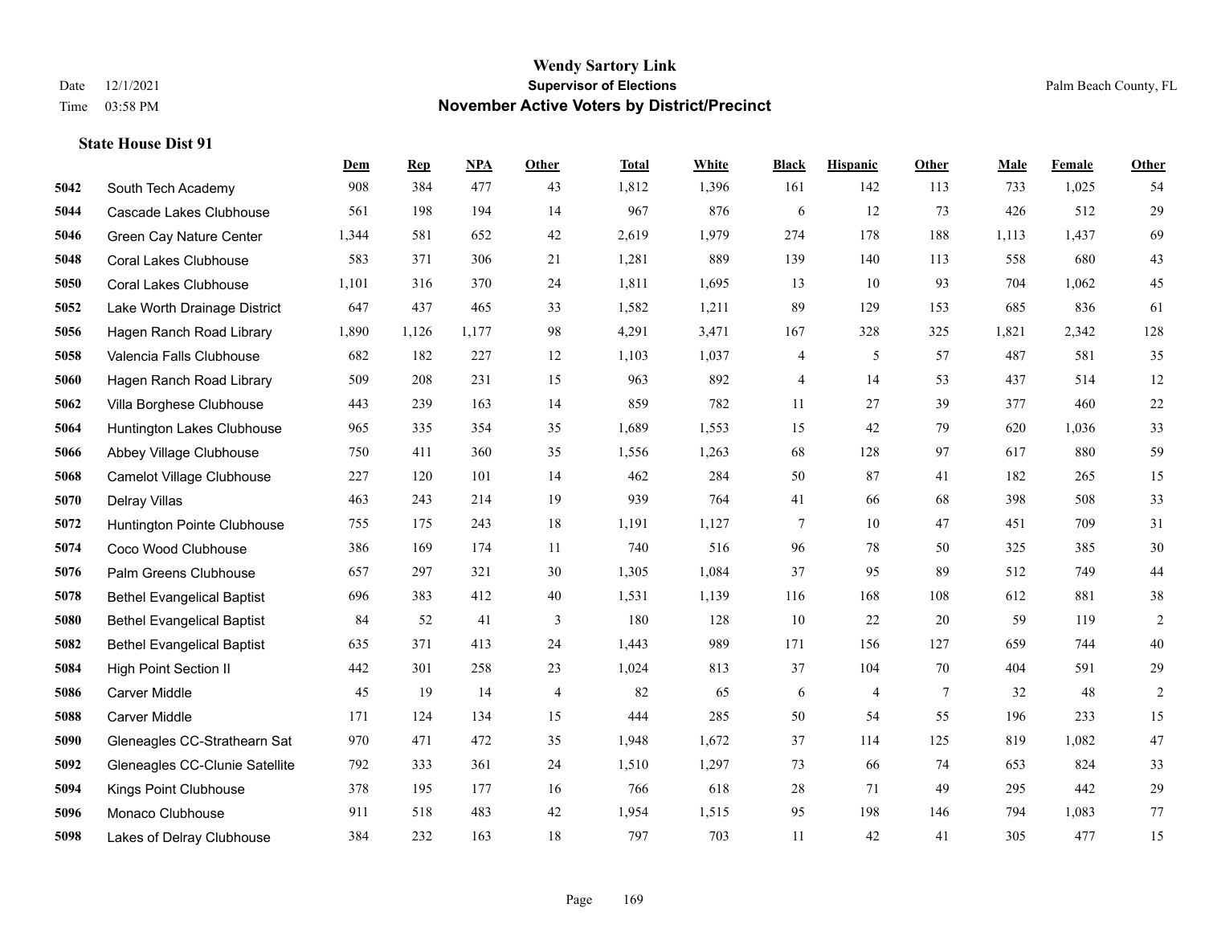# Wendy Sartory Link
## Supervisor of Elections
## November Active Voters by District/Precinct

Date 12/1/2021
Time 03:58 PM

Palm Beach County, FL

### State House Dist 91

| | | Dem | Rep | NPA | Other | Total | White | Black | Hispanic | Other | Male | Female | Other |
|---|---|---|---|---|---|---|---|---|---|---|---|---|---|
| 5042 | South Tech Academy | 908 | 384 | 477 | 43 | 1,812 | 1,396 | 161 | 142 | 113 | 733 | 1,025 | 54 |
| 5044 | Cascade Lakes Clubhouse | 561 | 198 | 194 | 14 | 967 | 876 | 6 | 12 | 73 | 426 | 512 | 29 |
| 5046 | Green Cay Nature Center | 1,344 | 581 | 652 | 42 | 2,619 | 1,979 | 274 | 178 | 188 | 1,113 | 1,437 | 69 |
| 5048 | Coral Lakes Clubhouse | 583 | 371 | 306 | 21 | 1,281 | 889 | 139 | 140 | 113 | 558 | 680 | 43 |
| 5050 | Coral Lakes Clubhouse | 1,101 | 316 | 370 | 24 | 1,811 | 1,695 | 13 | 10 | 93 | 704 | 1,062 | 45 |
| 5052 | Lake Worth Drainage District | 647 | 437 | 465 | 33 | 1,582 | 1,211 | 89 | 129 | 153 | 685 | 836 | 61 |
| 5056 | Hagen Ranch Road Library | 1,890 | 1,126 | 1,177 | 98 | 4,291 | 3,471 | 167 | 328 | 325 | 1,821 | 2,342 | 128 |
| 5058 | Valencia Falls Clubhouse | 682 | 182 | 227 | 12 | 1,103 | 1,037 | 4 | 5 | 57 | 487 | 581 | 35 |
| 5060 | Hagen Ranch Road Library | 509 | 208 | 231 | 15 | 963 | 892 | 4 | 14 | 53 | 437 | 514 | 12 |
| 5062 | Villa Borghese Clubhouse | 443 | 239 | 163 | 14 | 859 | 782 | 11 | 27 | 39 | 377 | 460 | 22 |
| 5064 | Huntington Lakes Clubhouse | 965 | 335 | 354 | 35 | 1,689 | 1,553 | 15 | 42 | 79 | 620 | 1,036 | 33 |
| 5066 | Abbey Village Clubhouse | 750 | 411 | 360 | 35 | 1,556 | 1,263 | 68 | 128 | 97 | 617 | 880 | 59 |
| 5068 | Camelot Village Clubhouse | 227 | 120 | 101 | 14 | 462 | 284 | 50 | 87 | 41 | 182 | 265 | 15 |
| 5070 | Delray Villas | 463 | 243 | 214 | 19 | 939 | 764 | 41 | 66 | 68 | 398 | 508 | 33 |
| 5072 | Huntington Pointe Clubhouse | 755 | 175 | 243 | 18 | 1,191 | 1,127 | 7 | 10 | 47 | 451 | 709 | 31 |
| 5074 | Coco Wood Clubhouse | 386 | 169 | 174 | 11 | 740 | 516 | 96 | 78 | 50 | 325 | 385 | 30 |
| 5076 | Palm Greens Clubhouse | 657 | 297 | 321 | 30 | 1,305 | 1,084 | 37 | 95 | 89 | 512 | 749 | 44 |
| 5078 | Bethel Evangelical Baptist | 696 | 383 | 412 | 40 | 1,531 | 1,139 | 116 | 168 | 108 | 612 | 881 | 38 |
| 5080 | Bethel Evangelical Baptist | 84 | 52 | 41 | 3 | 180 | 128 | 10 | 22 | 20 | 59 | 119 | 2 |
| 5082 | Bethel Evangelical Baptist | 635 | 371 | 413 | 24 | 1,443 | 989 | 171 | 156 | 127 | 659 | 744 | 40 |
| 5084 | High Point Section II | 442 | 301 | 258 | 23 | 1,024 | 813 | 37 | 104 | 70 | 404 | 591 | 29 |
| 5086 | Carver Middle | 45 | 19 | 14 | 4 | 82 | 65 | 6 | 4 | 7 | 32 | 48 | 2 |
| 5088 | Carver Middle | 171 | 124 | 134 | 15 | 444 | 285 | 50 | 54 | 55 | 196 | 233 | 15 |
| 5090 | Gleneagles CC-Strathearn Sat | 970 | 471 | 472 | 35 | 1,948 | 1,672 | 37 | 114 | 125 | 819 | 1,082 | 47 |
| 5092 | Gleneagles CC-Clunie Satellite | 792 | 333 | 361 | 24 | 1,510 | 1,297 | 73 | 66 | 74 | 653 | 824 | 33 |
| 5094 | Kings Point Clubhouse | 378 | 195 | 177 | 16 | 766 | 618 | 28 | 71 | 49 | 295 | 442 | 29 |
| 5096 | Monaco Clubhouse | 911 | 518 | 483 | 42 | 1,954 | 1,515 | 95 | 198 | 146 | 794 | 1,083 | 77 |
| 5098 | Lakes of Delray Clubhouse | 384 | 232 | 163 | 18 | 797 | 703 | 11 | 42 | 41 | 305 | 477 | 15 |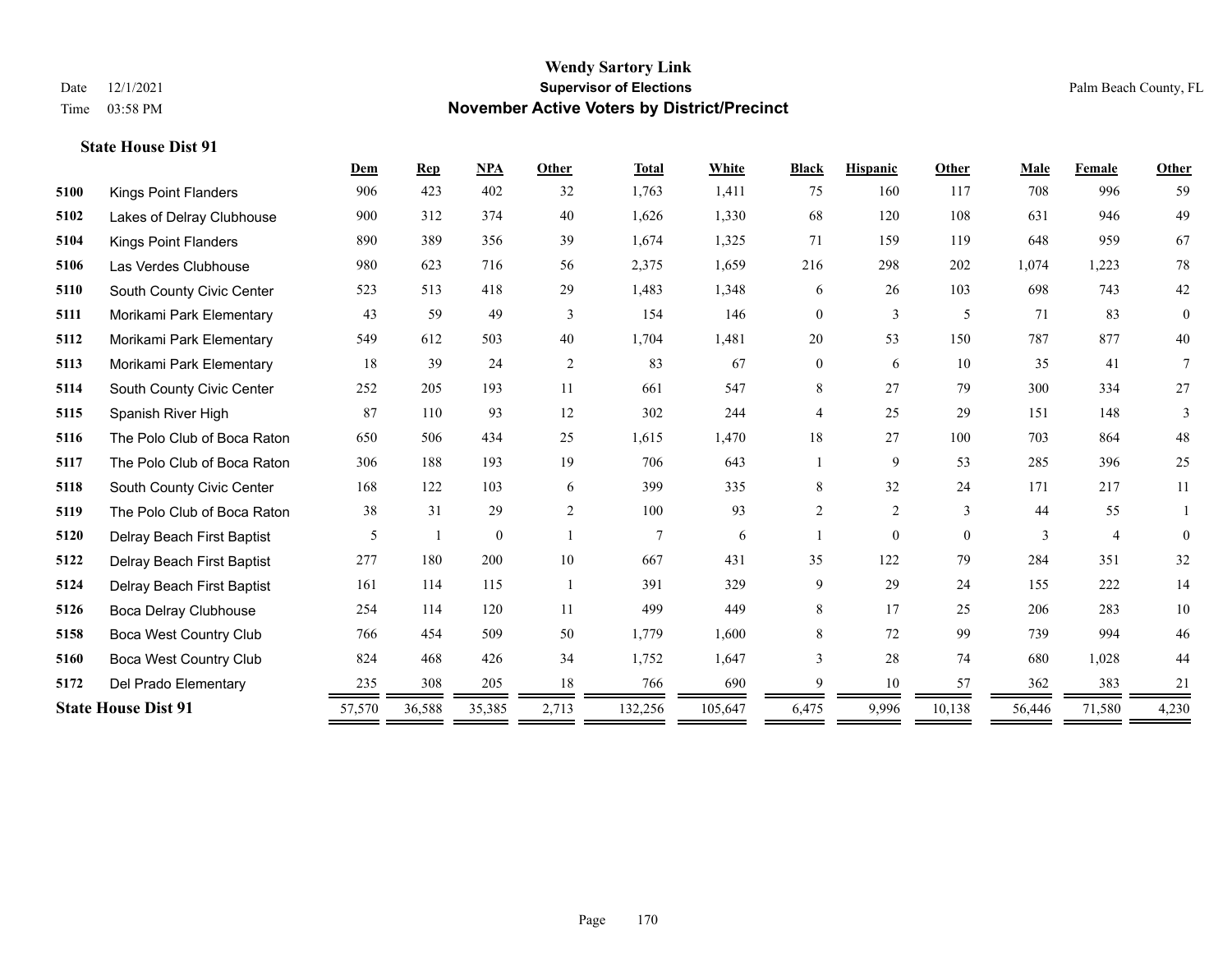# Wendy Sartory Link
## Supervisor of Elections
## November Active Voters by District/Precinct

Date 12/1/2021
Time 03:58 PM

Palm Beach County, FL

### State House Dist 91

| | | Dem | Rep | NPA | Other | Total | White | Black | Hispanic | Other | Male | Female | Other |
|---|---|---|---|---|---|---|---|---|---|---|---|---|---|
| 5100 | Kings Point Flanders | 906 | 423 | 402 | 32 | 1,763 | 1,411 | 75 | 160 | 117 | 708 | 996 | 59 |
| 5102 | Lakes of Delray Clubhouse | 900 | 312 | 374 | 40 | 1,626 | 1,330 | 68 | 120 | 108 | 631 | 946 | 49 |
| 5104 | Kings Point Flanders | 890 | 389 | 356 | 39 | 1,674 | 1,325 | 71 | 159 | 119 | 648 | 959 | 67 |
| 5106 | Las Verdes Clubhouse | 980 | 623 | 716 | 56 | 2,375 | 1,659 | 216 | 298 | 202 | 1,074 | 1,223 | 78 |
| 5110 | South County Civic Center | 523 | 513 | 418 | 29 | 1,483 | 1,348 | 6 | 26 | 103 | 698 | 743 | 42 |
| 5111 | Morikami Park Elementary | 43 | 59 | 49 | 3 | 154 | 146 | 0 | 3 | 5 | 71 | 83 | 0 |
| 5112 | Morikami Park Elementary | 549 | 612 | 503 | 40 | 1,704 | 1,481 | 20 | 53 | 150 | 787 | 877 | 40 |
| 5113 | Morikami Park Elementary | 18 | 39 | 24 | 2 | 83 | 67 | 0 | 6 | 10 | 35 | 41 | 7 |
| 5114 | South County Civic Center | 252 | 205 | 193 | 11 | 661 | 547 | 8 | 27 | 79 | 300 | 334 | 27 |
| 5115 | Spanish River High | 87 | 110 | 93 | 12 | 302 | 244 | 4 | 25 | 29 | 151 | 148 | 3 |
| 5116 | The Polo Club of Boca Raton | 650 | 506 | 434 | 25 | 1,615 | 1,470 | 18 | 27 | 100 | 703 | 864 | 48 |
| 5117 | The Polo Club of Boca Raton | 306 | 188 | 193 | 19 | 706 | 643 | 1 | 9 | 53 | 285 | 396 | 25 |
| 5118 | South County Civic Center | 168 | 122 | 103 | 6 | 399 | 335 | 8 | 32 | 24 | 171 | 217 | 11 |
| 5119 | The Polo Club of Boca Raton | 38 | 31 | 29 | 2 | 100 | 93 | 2 | 2 | 3 | 44 | 55 | 1 |
| 5120 | Delray Beach First Baptist | 5 | 1 | 0 | 1 | 7 | 6 | 1 | 0 | 0 | 3 | 4 | 0 |
| 5122 | Delray Beach First Baptist | 277 | 180 | 200 | 10 | 667 | 431 | 35 | 122 | 79 | 284 | 351 | 32 |
| 5124 | Delray Beach First Baptist | 161 | 114 | 115 | 1 | 391 | 329 | 9 | 29 | 24 | 155 | 222 | 14 |
| 5126 | Boca Delray Clubhouse | 254 | 114 | 120 | 11 | 499 | 449 | 8 | 17 | 25 | 206 | 283 | 10 |
| 5158 | Boca West Country Club | 766 | 454 | 509 | 50 | 1,779 | 1,600 | 8 | 72 | 99 | 739 | 994 | 46 |
| 5160 | Boca West Country Club | 824 | 468 | 426 | 34 | 1,752 | 1,647 | 3 | 28 | 74 | 680 | 1,028 | 44 |
| 5172 | Del Prado Elementary | 235 | 308 | 205 | 18 | 766 | 690 | 9 | 10 | 57 | 362 | 383 | 21 |
| **State House Dist 91** | | 57,570 | 36,588 | 35,385 | 2,713 | 132,256 | 105,647 | 6,475 | 9,996 | 10,138 | 56,446 | 71,580 | 4,230 |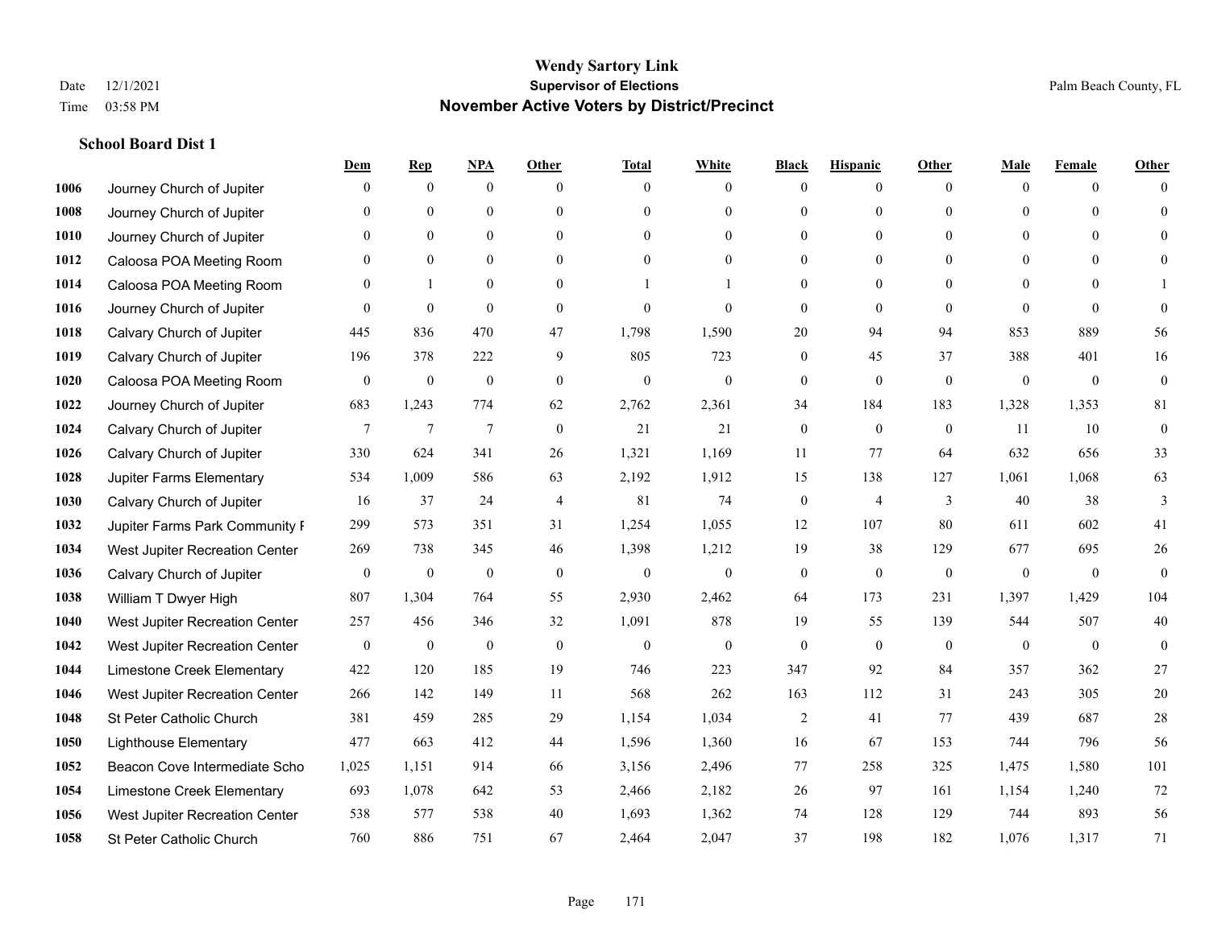**Wendy Sartory Link**
**Supervisor of Elections**
**November Active Voters by District/Precinct**

Date 12/1/2021
Time 03:58 PM

Palm Beach County, FL

### School Board Dist 1

| | | Dem | Rep | NPA | Other | Total | White | Black | Hispanic | Other | Male | Female | Other |
|---|---|---|---|---|---|---|---|---|---|---|---|---|---|
| 1006 | Journey Church of Jupiter | 0 | 0 | 0 | 0 | 0 | 0 | 0 | 0 | 0 | 0 | 0 | 0 |
| 1008 | Journey Church of Jupiter | 0 | 0 | 0 | 0 | 0 | 0 | 0 | 0 | 0 | 0 | 0 | 0 |
| 1010 | Journey Church of Jupiter | 0 | 0 | 0 | 0 | 0 | 0 | 0 | 0 | 0 | 0 | 0 | 0 |
| 1012 | Caloosa POA Meeting Room | 0 | 0 | 0 | 0 | 0 | 0 | 0 | 0 | 0 | 0 | 0 | 0 |
| 1014 | Caloosa POA Meeting Room | 0 | 1 | 0 | 0 | 1 | 1 | 0 | 0 | 0 | 0 | 0 | 1 |
| 1016 | Journey Church of Jupiter | 0 | 0 | 0 | 0 | 0 | 0 | 0 | 0 | 0 | 0 | 0 | 0 |
| 1018 | Calvary Church of Jupiter | 445 | 836 | 470 | 47 | 1,798 | 1,590 | 20 | 94 | 94 | 853 | 889 | 56 |
| 1019 | Calvary Church of Jupiter | 196 | 378 | 222 | 9 | 805 | 723 | 0 | 45 | 37 | 388 | 401 | 16 |
| 1020 | Caloosa POA Meeting Room | 0 | 0 | 0 | 0 | 0 | 0 | 0 | 0 | 0 | 0 | 0 | 0 |
| 1022 | Journey Church of Jupiter | 683 | 1,243 | 774 | 62 | 2,762 | 2,361 | 34 | 184 | 183 | 1,328 | 1,353 | 81 |
| 1024 | Calvary Church of Jupiter | 7 | 7 | 7 | 0 | 21 | 21 | 0 | 0 | 0 | 11 | 10 | 0 |
| 1026 | Calvary Church of Jupiter | 330 | 624 | 341 | 26 | 1,321 | 1,169 | 11 | 77 | 64 | 632 | 656 | 33 |
| 1028 | Jupiter Farms Elementary | 534 | 1,009 | 586 | 63 | 2,192 | 1,912 | 15 | 138 | 127 | 1,061 | 1,068 | 63 |
| 1030 | Calvary Church of Jupiter | 16 | 37 | 24 | 4 | 81 | 74 | 0 | 4 | 3 | 40 | 38 | 3 |
| 1032 | Jupiter Farms Park Community F | 299 | 573 | 351 | 31 | 1,254 | 1,055 | 12 | 107 | 80 | 611 | 602 | 41 |
| 1034 | West Jupiter Recreation Center | 269 | 738 | 345 | 46 | 1,398 | 1,212 | 19 | 38 | 129 | 677 | 695 | 26 |
| 1036 | Calvary Church of Jupiter | 0 | 0 | 0 | 0 | 0 | 0 | 0 | 0 | 0 | 0 | 0 | 0 |
| 1038 | William T Dwyer High | 807 | 1,304 | 764 | 55 | 2,930 | 2,462 | 64 | 173 | 231 | 1,397 | 1,429 | 104 |
| 1040 | West Jupiter Recreation Center | 257 | 456 | 346 | 32 | 1,091 | 878 | 19 | 55 | 139 | 544 | 507 | 40 |
| 1042 | West Jupiter Recreation Center | 0 | 0 | 0 | 0 | 0 | 0 | 0 | 0 | 0 | 0 | 0 | 0 |
| 1044 | Limestone Creek Elementary | 422 | 120 | 185 | 19 | 746 | 223 | 347 | 92 | 84 | 357 | 362 | 27 |
| 1046 | West Jupiter Recreation Center | 266 | 142 | 149 | 11 | 568 | 262 | 163 | 112 | 31 | 243 | 305 | 20 |
| 1048 | St Peter Catholic Church | 381 | 459 | 285 | 29 | 1,154 | 1,034 | 2 | 41 | 77 | 439 | 687 | 28 |
| 1050 | Lighthouse Elementary | 477 | 663 | 412 | 44 | 1,596 | 1,360 | 16 | 67 | 153 | 744 | 796 | 56 |
| 1052 | Beacon Cove Intermediate Scho | 1,025 | 1,151 | 914 | 66 | 3,156 | 2,496 | 77 | 258 | 325 | 1,475 | 1,580 | 101 |
| 1054 | Limestone Creek Elementary | 693 | 1,078 | 642 | 53 | 2,466 | 2,182 | 26 | 97 | 161 | 1,154 | 1,240 | 72 |
| 1056 | West Jupiter Recreation Center | 538 | 577 | 538 | 40 | 1,693 | 1,362 | 74 | 128 | 129 | 744 | 893 | 56 |
| 1058 | St Peter Catholic Church | 760 | 886 | 751 | 67 | 2,464 | 2,047 | 37 | 198 | 182 | 1,076 | 1,317 | 71 |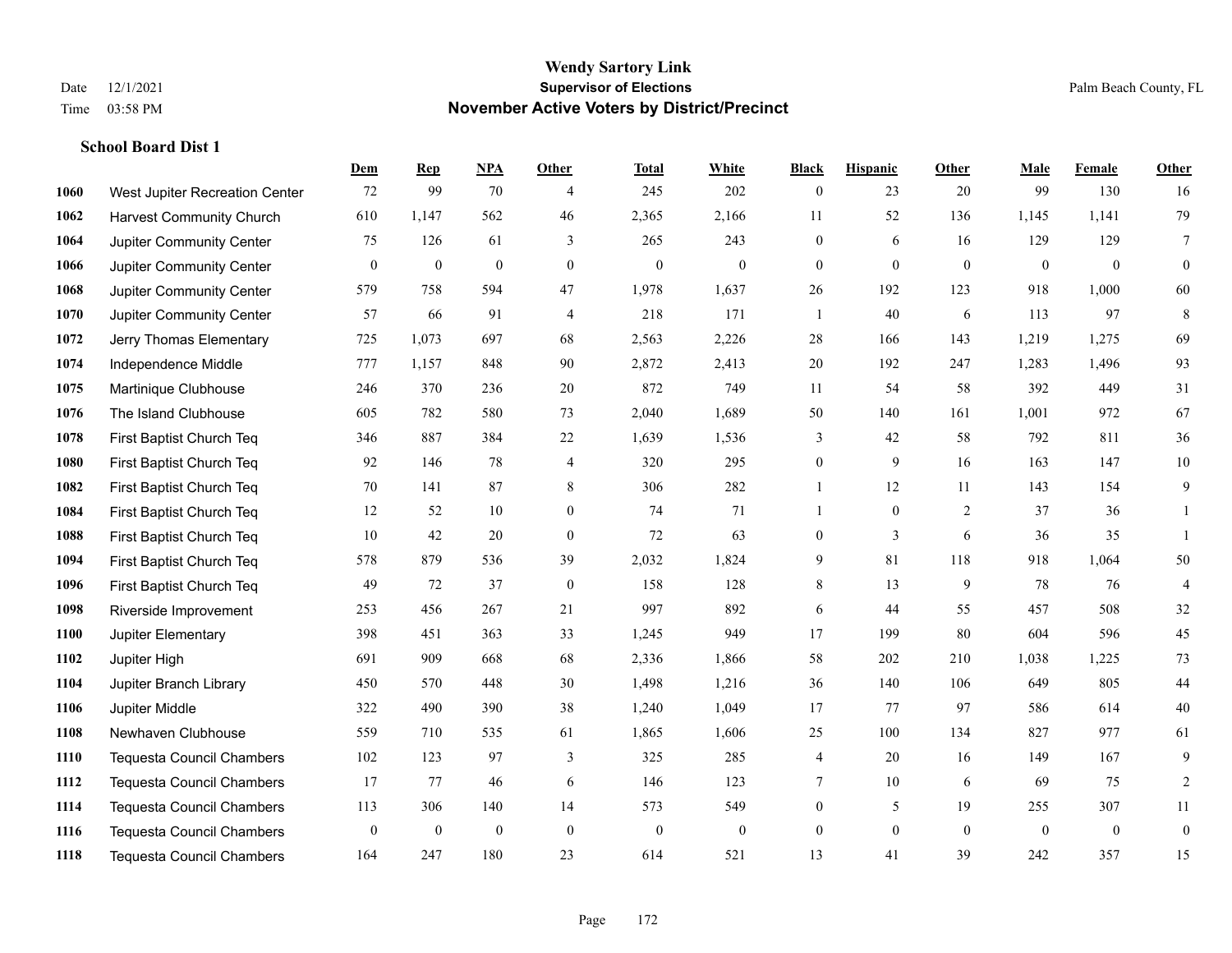# Wendy Sartory Link

**Supervisor of Elections**

**November Active Voters by District/Precinct**

Date 12/1/2021

Time 03:58 PM

Palm Beach County, FL

### School Board Dist 1

| | | Dem | Rep | NPA | Other | Total | White | Black | Hispanic | Other | Male | Female | Other |
|---|---|---|---|---|---|---|---|---|---|---|---|---|---|
| 1060 | West Jupiter Recreation Center | 72 | 99 | 70 | 4 | 245 | 202 | 0 | 23 | 20 | 99 | 130 | 16 |
| 1062 | Harvest Community Church | 610 | 1,147 | 562 | 46 | 2,365 | 2,166 | 11 | 52 | 136 | 1,145 | 1,141 | 79 |
| 1064 | Jupiter Community Center | 75 | 126 | 61 | 3 | 265 | 243 | 0 | 6 | 16 | 129 | 129 | 7 |
| 1066 | Jupiter Community Center | 0 | 0 | 0 | 0 | 0 | 0 | 0 | 0 | 0 | 0 | 0 | 0 |
| 1068 | Jupiter Community Center | 579 | 758 | 594 | 47 | 1,978 | 1,637 | 26 | 192 | 123 | 918 | 1,000 | 60 |
| 1070 | Jupiter Community Center | 57 | 66 | 91 | 4 | 218 | 171 | 1 | 40 | 6 | 113 | 97 | 8 |
| 1072 | Jerry Thomas Elementary | 725 | 1,073 | 697 | 68 | 2,563 | 2,226 | 28 | 166 | 143 | 1,219 | 1,275 | 69 |
| 1074 | Independence Middle | 777 | 1,157 | 848 | 90 | 2,872 | 2,413 | 20 | 192 | 247 | 1,283 | 1,496 | 93 |
| 1075 | Martinique Clubhouse | 246 | 370 | 236 | 20 | 872 | 749 | 11 | 54 | 58 | 392 | 449 | 31 |
| 1076 | The Island Clubhouse | 605 | 782 | 580 | 73 | 2,040 | 1,689 | 50 | 140 | 161 | 1,001 | 972 | 67 |
| 1078 | First Baptist Church Teq | 346 | 887 | 384 | 22 | 1,639 | 1,536 | 3 | 42 | 58 | 792 | 811 | 36 |
| 1080 | First Baptist Church Teq | 92 | 146 | 78 | 4 | 320 | 295 | 0 | 9 | 16 | 163 | 147 | 10 |
| 1082 | First Baptist Church Teq | 70 | 141 | 87 | 8 | 306 | 282 | 1 | 12 | 11 | 143 | 154 | 9 |
| 1084 | First Baptist Church Teq | 12 | 52 | 10 | 0 | 74 | 71 | 1 | 0 | 2 | 37 | 36 | 1 |
| 1088 | First Baptist Church Teq | 10 | 42 | 20 | 0 | 72 | 63 | 0 | 3 | 6 | 36 | 35 | 1 |
| 1094 | First Baptist Church Teq | 578 | 879 | 536 | 39 | 2,032 | 1,824 | 9 | 81 | 118 | 918 | 1,064 | 50 |
| 1096 | First Baptist Church Teq | 49 | 72 | 37 | 0 | 158 | 128 | 8 | 13 | 9 | 78 | 76 | 4 |
| 1098 | Riverside Improvement | 253 | 456 | 267 | 21 | 997 | 892 | 6 | 44 | 55 | 457 | 508 | 32 |
| 1100 | Jupiter Elementary | 398 | 451 | 363 | 33 | 1,245 | 949 | 17 | 199 | 80 | 604 | 596 | 45 |
| 1102 | Jupiter High | 691 | 909 | 668 | 68 | 2,336 | 1,866 | 58 | 202 | 210 | 1,038 | 1,225 | 73 |
| 1104 | Jupiter Branch Library | 450 | 570 | 448 | 30 | 1,498 | 1,216 | 36 | 140 | 106 | 649 | 805 | 44 |
| 1106 | Jupiter Middle | 322 | 490 | 390 | 38 | 1,240 | 1,049 | 17 | 77 | 97 | 586 | 614 | 40 |
| 1108 | Newhaven Clubhouse | 559 | 710 | 535 | 61 | 1,865 | 1,606 | 25 | 100 | 134 | 827 | 977 | 61 |
| 1110 | Tequesta Council Chambers | 102 | 123 | 97 | 3 | 325 | 285 | 4 | 20 | 16 | 149 | 167 | 9 |
| 1112 | Tequesta Council Chambers | 17 | 77 | 46 | 6 | 146 | 123 | 7 | 10 | 6 | 69 | 75 | 2 |
| 1114 | Tequesta Council Chambers | 113 | 306 | 140 | 14 | 573 | 549 | 0 | 5 | 19 | 255 | 307 | 11 |
| 1116 | Tequesta Council Chambers | 0 | 0 | 0 | 0 | 0 | 0 | 0 | 0 | 0 | 0 | 0 | 0 |
| 1118 | Tequesta Council Chambers | 164 | 247 | 180 | 23 | 614 | 521 | 13 | 41 | 39 | 242 | 357 | 15 |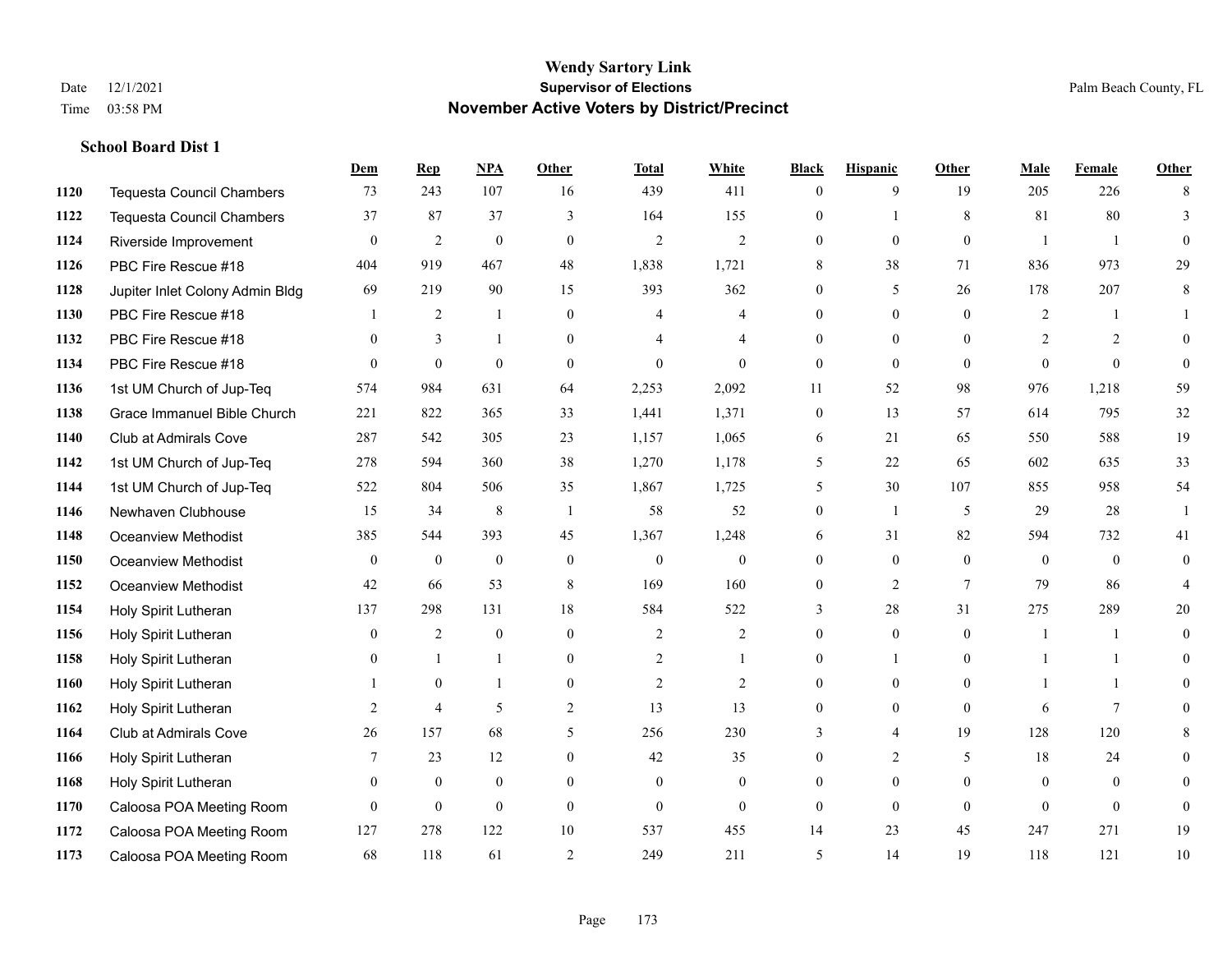# Wendy Sartory Link
## Supervisor of Elections
## November Active Voters by District/Precinct

Date 12/1/2021
Time 03:58 PM
Palm Beach County, FL

### School Board Dist 1

| | | Dem | Rep | NPA | Other | Total | White | Black | Hispanic | Other | Male | Female | Other |
|---|---|---|---|---|---|---|---|---|---|---|---|---|---|
| 1120 | Tequesta Council Chambers | 73 | 243 | 107 | 16 | 439 | 411 | 0 | 9 | 19 | 205 | 226 | 8 |
| 1122 | Tequesta Council Chambers | 37 | 87 | 37 | 3 | 164 | 155 | 0 | 1 | 8 | 81 | 80 | 3 |
| 1124 | Riverside Improvement | 0 | 2 | 0 | 0 | 2 | 2 | 0 | 0 | 0 | 1 | 1 | 0 |
| 1126 | PBC Fire Rescue #18 | 404 | 919 | 467 | 48 | 1,838 | 1,721 | 8 | 38 | 71 | 836 | 973 | 29 |
| 1128 | Jupiter Inlet Colony Admin Bldg | 69 | 219 | 90 | 15 | 393 | 362 | 0 | 5 | 26 | 178 | 207 | 8 |
| 1130 | PBC Fire Rescue #18 | 1 | 2 | 1 | 0 | 4 | 4 | 0 | 0 | 0 | 2 | 1 | 1 |
| 1132 | PBC Fire Rescue #18 | 0 | 3 | 1 | 0 | 4 | 4 | 0 | 0 | 0 | 2 | 2 | 0 |
| 1134 | PBC Fire Rescue #18 | 0 | 0 | 0 | 0 | 0 | 0 | 0 | 0 | 0 | 0 | 0 | 0 |
| 1136 | 1st UM Church of Jup-Teq | 574 | 984 | 631 | 64 | 2,253 | 2,092 | 11 | 52 | 98 | 976 | 1,218 | 59 |
| 1138 | Grace Immanuel Bible Church | 221 | 822 | 365 | 33 | 1,441 | 1,371 | 0 | 13 | 57 | 614 | 795 | 32 |
| 1140 | Club at Admirals Cove | 287 | 542 | 305 | 23 | 1,157 | 1,065 | 6 | 21 | 65 | 550 | 588 | 19 |
| 1142 | 1st UM Church of Jup-Teq | 278 | 594 | 360 | 38 | 1,270 | 1,178 | 5 | 22 | 65 | 602 | 635 | 33 |
| 1144 | 1st UM Church of Jup-Teq | 522 | 804 | 506 | 35 | 1,867 | 1,725 | 5 | 30 | 107 | 855 | 958 | 54 |
| 1146 | Newhaven Clubhouse | 15 | 34 | 8 | 1 | 58 | 52 | 0 | 1 | 5 | 29 | 28 | 1 |
| 1148 | Oceanview Methodist | 385 | 544 | 393 | 45 | 1,367 | 1,248 | 6 | 31 | 82 | 594 | 732 | 41 |
| 1150 | Oceanview Methodist | 0 | 0 | 0 | 0 | 0 | 0 | 0 | 0 | 0 | 0 | 0 | 0 |
| 1152 | Oceanview Methodist | 42 | 66 | 53 | 8 | 169 | 160 | 0 | 2 | 7 | 79 | 86 | 4 |
| 1154 | Holy Spirit Lutheran | 137 | 298 | 131 | 18 | 584 | 522 | 3 | 28 | 31 | 275 | 289 | 20 |
| 1156 | Holy Spirit Lutheran | 0 | 2 | 0 | 0 | 2 | 2 | 0 | 0 | 0 | 1 | 1 | 0 |
| 1158 | Holy Spirit Lutheran | 0 | 1 | 1 | 0 | 2 | 1 | 0 | 1 | 0 | 1 | 1 | 0 |
| 1160 | Holy Spirit Lutheran | 1 | 0 | 1 | 0 | 2 | 2 | 0 | 0 | 0 | 1 | 1 | 0 |
| 1162 | Holy Spirit Lutheran | 2 | 4 | 5 | 2 | 13 | 13 | 0 | 0 | 0 | 6 | 7 | 0 |
| 1164 | Club at Admirals Cove | 26 | 157 | 68 | 5 | 256 | 230 | 3 | 4 | 19 | 128 | 120 | 8 |
| 1166 | Holy Spirit Lutheran | 7 | 23 | 12 | 0 | 42 | 35 | 0 | 2 | 5 | 18 | 24 | 0 |
| 1168 | Holy Spirit Lutheran | 0 | 0 | 0 | 0 | 0 | 0 | 0 | 0 | 0 | 0 | 0 | 0 |
| 1170 | Caloosa POA Meeting Room | 0 | 0 | 0 | 0 | 0 | 0 | 0 | 0 | 0 | 0 | 0 | 0 |
| 1172 | Caloosa POA Meeting Room | 127 | 278 | 122 | 10 | 537 | 455 | 14 | 23 | 45 | 247 | 271 | 19 |
| 1173 | Caloosa POA Meeting Room | 68 | 118 | 61 | 2 | 249 | 211 | 5 | 14 | 19 | 118 | 121 | 10 |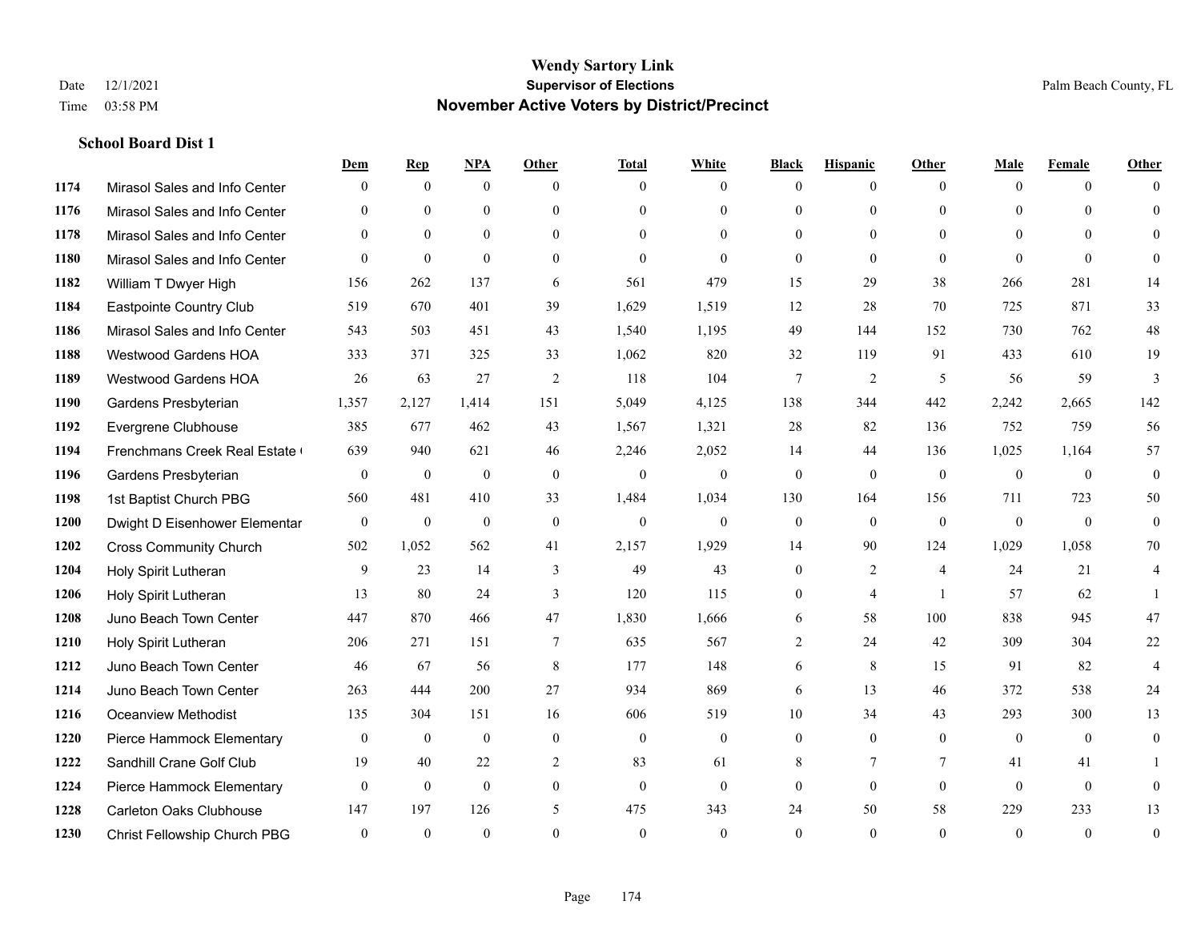# Wendy Sartory Link
## Supervisor of Elections
## November Active Voters by District/Precinct

Date 12/1/2021
Time 03:58 PM

Palm Beach County, FL

### School Board Dist 1

| | | Dem | Rep | NPA | Other | Total | White | Black | Hispanic | Other | Male | Female | Other |
|---|---|---|---|---|---|---|---|---|---|---|---|---|---|
| 1174 | Mirasol Sales and Info Center | 0 | 0 | 0 | 0 | 0 | 0 | 0 | 0 | 0 | 0 | 0 | 0 |
| 1176 | Mirasol Sales and Info Center | 0 | 0 | 0 | 0 | 0 | 0 | 0 | 0 | 0 | 0 | 0 | 0 |
| 1178 | Mirasol Sales and Info Center | 0 | 0 | 0 | 0 | 0 | 0 | 0 | 0 | 0 | 0 | 0 | 0 |
| 1180 | Mirasol Sales and Info Center | 0 | 0 | 0 | 0 | 0 | 0 | 0 | 0 | 0 | 0 | 0 | 0 |
| 1182 | William T Dwyer High | 156 | 262 | 137 | 6 | 561 | 479 | 15 | 29 | 38 | 266 | 281 | 14 |
| 1184 | Eastpointe Country Club | 519 | 670 | 401 | 39 | 1,629 | 1,519 | 12 | 28 | 70 | 725 | 871 | 33 |
| 1186 | Mirasol Sales and Info Center | 543 | 503 | 451 | 43 | 1,540 | 1,195 | 49 | 144 | 152 | 730 | 762 | 48 |
| 1188 | Westwood Gardens HOA | 333 | 371 | 325 | 33 | 1,062 | 820 | 32 | 119 | 91 | 433 | 610 | 19 |
| 1189 | Westwood Gardens HOA | 26 | 63 | 27 | 2 | 118 | 104 | 7 | 2 | 5 | 56 | 59 | 3 |
| 1190 | Gardens Presbyterian | 1,357 | 2,127 | 1,414 | 151 | 5,049 | 4,125 | 138 | 344 | 442 | 2,242 | 2,665 | 142 |
| 1192 | Evergrene Clubhouse | 385 | 677 | 462 | 43 | 1,567 | 1,321 | 28 | 82 | 136 | 752 | 759 | 56 |
| 1194 | Frenchmans Creek Real Estate ( | 639 | 940 | 621 | 46 | 2,246 | 2,052 | 14 | 44 | 136 | 1,025 | 1,164 | 57 |
| 1196 | Gardens Presbyterian | 0 | 0 | 0 | 0 | 0 | 0 | 0 | 0 | 0 | 0 | 0 | 0 |
| 1198 | 1st Baptist Church PBG | 560 | 481 | 410 | 33 | 1,484 | 1,034 | 130 | 164 | 156 | 711 | 723 | 50 |
| 1200 | Dwight D Eisenhower Elementar | 0 | 0 | 0 | 0 | 0 | 0 | 0 | 0 | 0 | 0 | 0 | 0 |
| 1202 | Cross Community Church | 502 | 1,052 | 562 | 41 | 2,157 | 1,929 | 14 | 90 | 124 | 1,029 | 1,058 | 70 |
| 1204 | Holy Spirit Lutheran | 9 | 23 | 14 | 3 | 49 | 43 | 0 | 2 | 4 | 24 | 21 | 4 |
| 1206 | Holy Spirit Lutheran | 13 | 80 | 24 | 3 | 120 | 115 | 0 | 4 | 1 | 57 | 62 | 1 |
| 1208 | Juno Beach Town Center | 447 | 870 | 466 | 47 | 1,830 | 1,666 | 6 | 58 | 100 | 838 | 945 | 47 |
| 1210 | Holy Spirit Lutheran | 206 | 271 | 151 | 7 | 635 | 567 | 2 | 24 | 42 | 309 | 304 | 22 |
| 1212 | Juno Beach Town Center | 46 | 67 | 56 | 8 | 177 | 148 | 6 | 8 | 15 | 91 | 82 | 4 |
| 1214 | Juno Beach Town Center | 263 | 444 | 200 | 27 | 934 | 869 | 6 | 13 | 46 | 372 | 538 | 24 |
| 1216 | Oceanview Methodist | 135 | 304 | 151 | 16 | 606 | 519 | 10 | 34 | 43 | 293 | 300 | 13 |
| 1220 | Pierce Hammock Elementary | 0 | 0 | 0 | 0 | 0 | 0 | 0 | 0 | 0 | 0 | 0 | 0 |
| 1222 | Sandhill Crane Golf Club | 19 | 40 | 22 | 2 | 83 | 61 | 8 | 7 | 7 | 41 | 41 | 1 |
| 1224 | Pierce Hammock Elementary | 0 | 0 | 0 | 0 | 0 | 0 | 0 | 0 | 0 | 0 | 0 | 0 |
| 1228 | Carleton Oaks Clubhouse | 147 | 197 | 126 | 5 | 475 | 343 | 24 | 50 | 58 | 229 | 233 | 13 |
| 1230 | Christ Fellowship Church PBG | 0 | 0 | 0 | 0 | 0 | 0 | 0 | 0 | 0 | 0 | 0 | 0 |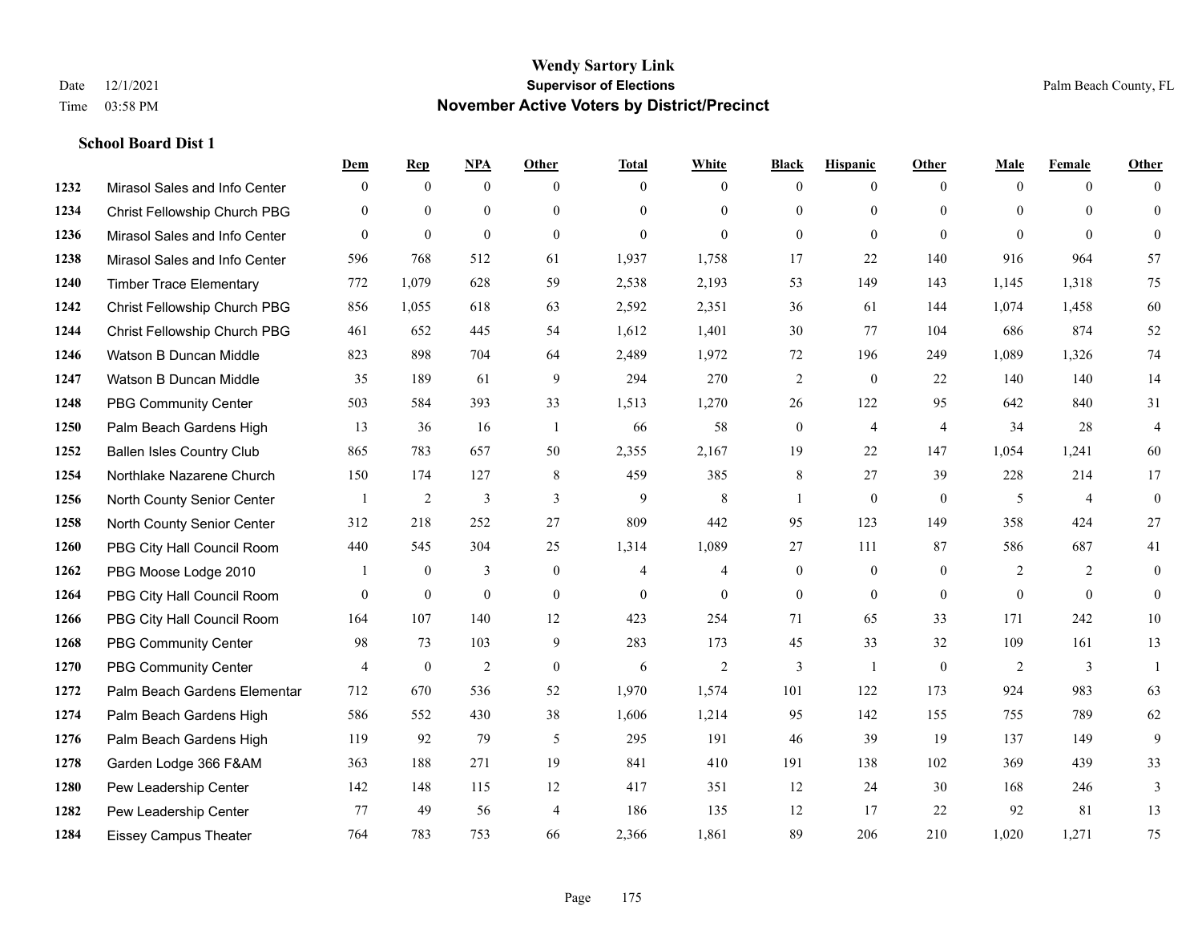# Wendy Sartory Link
## Supervisor of Elections
## November Active Voters by District/Precinct

Date 12/1/2021
Time 03:58 PM

Palm Beach County, FL

**School Board Dist 1**

| | | Dem | Rep | NPA | Other | Total | White | Black | Hispanic | Other | Male | Female | Other |
|---|---|---|---|---|---|---|---|---|---|---|---|---|---|
| 1232 | Mirasol Sales and Info Center | 0 | 0 | 0 | 0 | 0 | 0 | 0 | 0 | 0 | 0 | 0 | 0 |
| 1234 | Christ Fellowship Church PBG | 0 | 0 | 0 | 0 | 0 | 0 | 0 | 0 | 0 | 0 | 0 | 0 |
| 1236 | Mirasol Sales and Info Center | 0 | 0 | 0 | 0 | 0 | 0 | 0 | 0 | 0 | 0 | 0 | 0 |
| 1238 | Mirasol Sales and Info Center | 596 | 768 | 512 | 61 | 1,937 | 1,758 | 17 | 22 | 140 | 916 | 964 | 57 |
| 1240 | Timber Trace Elementary | 772 | 1,079 | 628 | 59 | 2,538 | 2,193 | 53 | 149 | 143 | 1,145 | 1,318 | 75 |
| 1242 | Christ Fellowship Church PBG | 856 | 1,055 | 618 | 63 | 2,592 | 2,351 | 36 | 61 | 144 | 1,074 | 1,458 | 60 |
| 1244 | Christ Fellowship Church PBG | 461 | 652 | 445 | 54 | 1,612 | 1,401 | 30 | 77 | 104 | 686 | 874 | 52 |
| 1246 | Watson B Duncan Middle | 823 | 898 | 704 | 64 | 2,489 | 1,972 | 72 | 196 | 249 | 1,089 | 1,326 | 74 |
| 1247 | Watson B Duncan Middle | 35 | 189 | 61 | 9 | 294 | 270 | 2 | 0 | 22 | 140 | 140 | 14 |
| 1248 | PBG Community Center | 503 | 584 | 393 | 33 | 1,513 | 1,270 | 26 | 122 | 95 | 642 | 840 | 31 |
| 1250 | Palm Beach Gardens High | 13 | 36 | 16 | 1 | 66 | 58 | 0 | 4 | 4 | 34 | 28 | 4 |
| 1252 | Ballen Isles Country Club | 865 | 783 | 657 | 50 | 2,355 | 2,167 | 19 | 22 | 147 | 1,054 | 1,241 | 60 |
| 1254 | Northlake Nazarene Church | 150 | 174 | 127 | 8 | 459 | 385 | 8 | 27 | 39 | 228 | 214 | 17 |
| 1256 | North County Senior Center | 1 | 2 | 3 | 3 | 9 | 8 | 1 | 0 | 0 | 5 | 4 | 0 |
| 1258 | North County Senior Center | 312 | 218 | 252 | 27 | 809 | 442 | 95 | 123 | 149 | 358 | 424 | 27 |
| 1260 | PBG City Hall Council Room | 440 | 545 | 304 | 25 | 1,314 | 1,089 | 27 | 111 | 87 | 586 | 687 | 41 |
| 1262 | PBG Moose Lodge 2010 | 1 | 0 | 3 | 0 | 4 | 4 | 0 | 0 | 0 | 2 | 2 | 0 |
| 1264 | PBG City Hall Council Room | 0 | 0 | 0 | 0 | 0 | 0 | 0 | 0 | 0 | 0 | 0 | 0 |
| 1266 | PBG City Hall Council Room | 164 | 107 | 140 | 12 | 423 | 254 | 71 | 65 | 33 | 171 | 242 | 10 |
| 1268 | PBG Community Center | 98 | 73 | 103 | 9 | 283 | 173 | 45 | 33 | 32 | 109 | 161 | 13 |
| 1270 | PBG Community Center | 4 | 0 | 2 | 0 | 6 | 2 | 3 | 1 | 0 | 2 | 3 | 1 |
| 1272 | Palm Beach Gardens Elementar | 712 | 670 | 536 | 52 | 1,970 | 1,574 | 101 | 122 | 173 | 924 | 983 | 63 |
| 1274 | Palm Beach Gardens High | 586 | 552 | 430 | 38 | 1,606 | 1,214 | 95 | 142 | 155 | 755 | 789 | 62 |
| 1276 | Palm Beach Gardens High | 119 | 92 | 79 | 5 | 295 | 191 | 46 | 39 | 19 | 137 | 149 | 9 |
| 1278 | Garden Lodge 366 F&AM | 363 | 188 | 271 | 19 | 841 | 410 | 191 | 138 | 102 | 369 | 439 | 33 |
| 1280 | Pew Leadership Center | 142 | 148 | 115 | 12 | 417 | 351 | 12 | 24 | 30 | 168 | 246 | 3 |
| 1282 | Pew Leadership Center | 77 | 49 | 56 | 4 | 186 | 135 | 12 | 17 | 22 | 92 | 81 | 13 |
| 1284 | Eissey Campus Theater | 764 | 783 | 753 | 66 | 2,366 | 1,861 | 89 | 206 | 210 | 1,020 | 1,271 | 75 |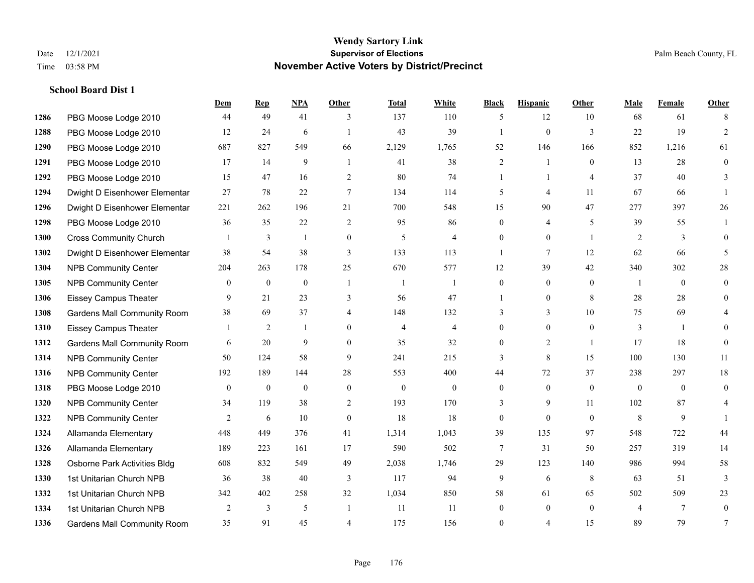# Wendy Sartory Link
## Supervisor of Elections
## November Active Voters by District/Precinct

Date 12/1/2021
Time 03:58 PM

Palm Beach County, FL

### School Board Dist 1

| | | Dem | Rep | NPA | Other | Total | White | Black | Hispanic | Other | Male | Female | Other |
|---|---|---|---|---|---|---|---|---|---|---|---|---|---|
| 1286 | PBG Moose Lodge 2010 | 44 | 49 | 41 | 3 | 137 | 110 | 5 | 12 | 10 | 68 | 61 | 8 |
| 1288 | PBG Moose Lodge 2010 | 12 | 24 | 6 | 1 | 43 | 39 | 1 | 0 | 3 | 22 | 19 | 2 |
| 1290 | PBG Moose Lodge 2010 | 687 | 827 | 549 | 66 | 2,129 | 1,765 | 52 | 146 | 166 | 852 | 1,216 | 61 |
| 1291 | PBG Moose Lodge 2010 | 17 | 14 | 9 | 1 | 41 | 38 | 2 | 1 | 0 | 13 | 28 | 0 |
| 1292 | PBG Moose Lodge 2010 | 15 | 47 | 16 | 2 | 80 | 74 | 1 | 1 | 4 | 37 | 40 | 3 |
| 1294 | Dwight D Eisenhower Elementar | 27 | 78 | 22 | 7 | 134 | 114 | 5 | 4 | 11 | 67 | 66 | 1 |
| 1296 | Dwight D Eisenhower Elementar | 221 | 262 | 196 | 21 | 700 | 548 | 15 | 90 | 47 | 277 | 397 | 26 |
| 1298 | PBG Moose Lodge 2010 | 36 | 35 | 22 | 2 | 95 | 86 | 0 | 4 | 5 | 39 | 55 | 1 |
| 1300 | Cross Community Church | 1 | 3 | 1 | 0 | 5 | 4 | 0 | 0 | 1 | 2 | 3 | 0 |
| 1302 | Dwight D Eisenhower Elementar | 38 | 54 | 38 | 3 | 133 | 113 | 1 | 7 | 12 | 62 | 66 | 5 |
| 1304 | NPB Community Center | 204 | 263 | 178 | 25 | 670 | 577 | 12 | 39 | 42 | 340 | 302 | 28 |
| 1305 | NPB Community Center | 0 | 0 | 0 | 1 | 1 | 1 | 0 | 0 | 0 | 1 | 0 | 0 |
| 1306 | Eissey Campus Theater | 9 | 21 | 23 | 3 | 56 | 47 | 1 | 0 | 8 | 28 | 28 | 0 |
| 1308 | Gardens Mall Community Room | 38 | 69 | 37 | 4 | 148 | 132 | 3 | 3 | 10 | 75 | 69 | 4 |
| 1310 | Eissey Campus Theater | 1 | 2 | 1 | 0 | 4 | 4 | 0 | 0 | 0 | 3 | 1 | 0 |
| 1312 | Gardens Mall Community Room | 6 | 20 | 9 | 0 | 35 | 32 | 0 | 2 | 1 | 17 | 18 | 0 |
| 1314 | NPB Community Center | 50 | 124 | 58 | 9 | 241 | 215 | 3 | 8 | 15 | 100 | 130 | 11 |
| 1316 | NPB Community Center | 192 | 189 | 144 | 28 | 553 | 400 | 44 | 72 | 37 | 238 | 297 | 18 |
| 1318 | PBG Moose Lodge 2010 | 0 | 0 | 0 | 0 | 0 | 0 | 0 | 0 | 0 | 0 | 0 | 0 |
| 1320 | NPB Community Center | 34 | 119 | 38 | 2 | 193 | 170 | 3 | 9 | 11 | 102 | 87 | 4 |
| 1322 | NPB Community Center | 2 | 6 | 10 | 0 | 18 | 18 | 0 | 0 | 0 | 8 | 9 | 1 |
| 1324 | Allamanda Elementary | 448 | 449 | 376 | 41 | 1,314 | 1,043 | 39 | 135 | 97 | 548 | 722 | 44 |
| 1326 | Allamanda Elementary | 189 | 223 | 161 | 17 | 590 | 502 | 7 | 31 | 50 | 257 | 319 | 14 |
| 1328 | Osborne Park Activities Bldg | 608 | 832 | 549 | 49 | 2,038 | 1,746 | 29 | 123 | 140 | 986 | 994 | 58 |
| 1330 | 1st Unitarian Church NPB | 36 | 38 | 40 | 3 | 117 | 94 | 9 | 6 | 8 | 63 | 51 | 3 |
| 1332 | 1st Unitarian Church NPB | 342 | 402 | 258 | 32 | 1,034 | 850 | 58 | 61 | 65 | 502 | 509 | 23 |
| 1334 | 1st Unitarian Church NPB | 2 | 3 | 5 | 1 | 11 | 11 | 0 | 0 | 0 | 4 | 7 | 0 |
| 1336 | Gardens Mall Community Room | 35 | 91 | 45 | 4 | 175 | 156 | 0 | 4 | 15 | 89 | 79 | 7 |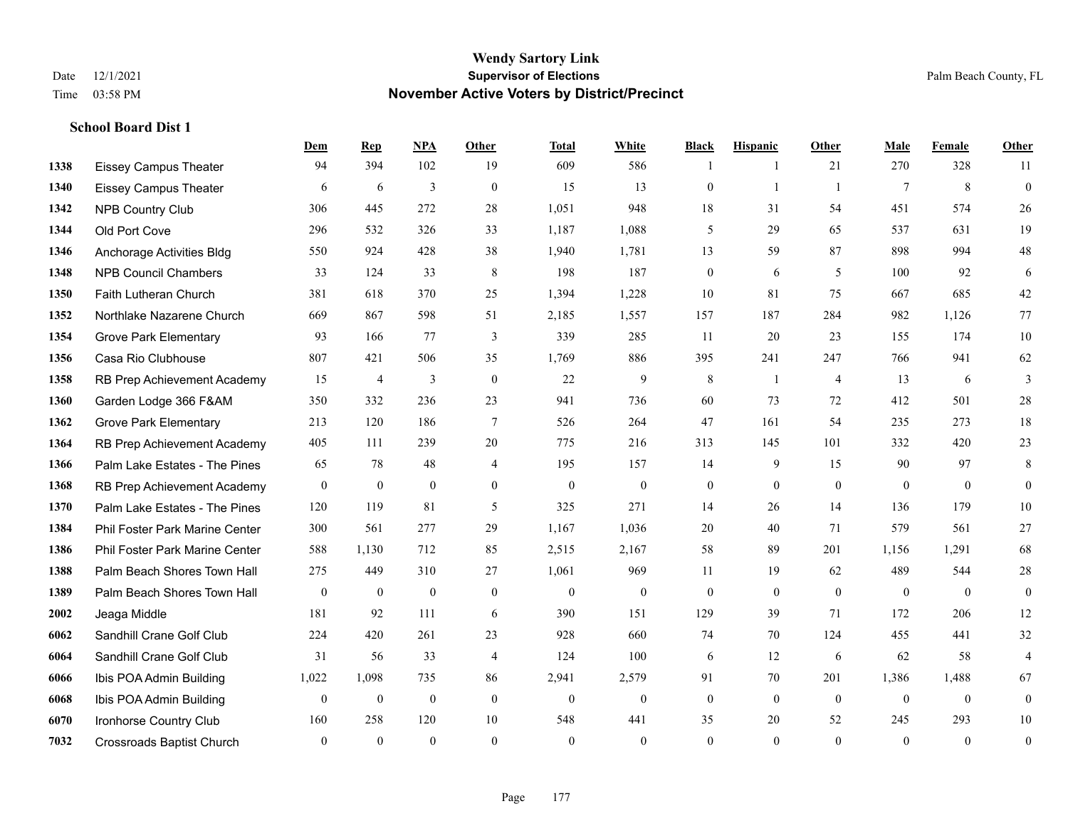# Wendy Sartory Link

## Supervisor of Elections

## November Active Voters by District/Precinct

Date 12/1/2021

Time 03:58 PM

Palm Beach County, FL

### School Board Dist 1

| | | Dem | Rep | NPA | Other | Total | White | Black | Hispanic | Other | Male | Female | Other |
|---|---|---|---|---|---|---|---|---|---|---|---|---|---|
| 1338 | Eissey Campus Theater | 94 | 394 | 102 | 19 | 609 | 586 | 1 | 1 | 21 | 270 | 328 | 11 |
| 1340 | Eissey Campus Theater | 6 | 6 | 3 | 0 | 15 | 13 | 0 | 1 | 1 | 7 | 8 | 0 |
| 1342 | NPB Country Club | 306 | 445 | 272 | 28 | 1,051 | 948 | 18 | 31 | 54 | 451 | 574 | 26 |
| 1344 | Old Port Cove | 296 | 532 | 326 | 33 | 1,187 | 1,088 | 5 | 29 | 65 | 537 | 631 | 19 |
| 1346 | Anchorage Activities Bldg | 550 | 924 | 428 | 38 | 1,940 | 1,781 | 13 | 59 | 87 | 898 | 994 | 48 |
| 1348 | NPB Council Chambers | 33 | 124 | 33 | 8 | 198 | 187 | 0 | 6 | 5 | 100 | 92 | 6 |
| 1350 | Faith Lutheran Church | 381 | 618 | 370 | 25 | 1,394 | 1,228 | 10 | 81 | 75 | 667 | 685 | 42 |
| 1352 | Northlake Nazarene Church | 669 | 867 | 598 | 51 | 2,185 | 1,557 | 157 | 187 | 284 | 982 | 1,126 | 77 |
| 1354 | Grove Park Elementary | 93 | 166 | 77 | 3 | 339 | 285 | 11 | 20 | 23 | 155 | 174 | 10 |
| 1356 | Casa Rio Clubhouse | 807 | 421 | 506 | 35 | 1,769 | 886 | 395 | 241 | 247 | 766 | 941 | 62 |
| 1358 | RB Prep Achievement Academy | 15 | 4 | 3 | 0 | 22 | 9 | 8 | 1 | 4 | 13 | 6 | 3 |
| 1360 | Garden Lodge 366 F&AM | 350 | 332 | 236 | 23 | 941 | 736 | 60 | 73 | 72 | 412 | 501 | 28 |
| 1362 | Grove Park Elementary | 213 | 120 | 186 | 7 | 526 | 264 | 47 | 161 | 54 | 235 | 273 | 18 |
| 1364 | RB Prep Achievement Academy | 405 | 111 | 239 | 20 | 775 | 216 | 313 | 145 | 101 | 332 | 420 | 23 |
| 1366 | Palm Lake Estates - The Pines | 65 | 78 | 48 | 4 | 195 | 157 | 14 | 9 | 15 | 90 | 97 | 8 |
| 1368 | RB Prep Achievement Academy | 0 | 0 | 0 | 0 | 0 | 0 | 0 | 0 | 0 | 0 | 0 | 0 |
| 1370 | Palm Lake Estates - The Pines | 120 | 119 | 81 | 5 | 325 | 271 | 14 | 26 | 14 | 136 | 179 | 10 |
| 1384 | Phil Foster Park Marine Center | 300 | 561 | 277 | 29 | 1,167 | 1,036 | 20 | 40 | 71 | 579 | 561 | 27 |
| 1386 | Phil Foster Park Marine Center | 588 | 1,130 | 712 | 85 | 2,515 | 2,167 | 58 | 89 | 201 | 1,156 | 1,291 | 68 |
| 1388 | Palm Beach Shores Town Hall | 275 | 449 | 310 | 27 | 1,061 | 969 | 11 | 19 | 62 | 489 | 544 | 28 |
| 1389 | Palm Beach Shores Town Hall | 0 | 0 | 0 | 0 | 0 | 0 | 0 | 0 | 0 | 0 | 0 | 0 |
| 2002 | Jeaga Middle | 181 | 92 | 111 | 6 | 390 | 151 | 129 | 39 | 71 | 172 | 206 | 12 |
| 6062 | Sandhill Crane Golf Club | 224 | 420 | 261 | 23 | 928 | 660 | 74 | 70 | 124 | 455 | 441 | 32 |
| 6064 | Sandhill Crane Golf Club | 31 | 56 | 33 | 4 | 124 | 100 | 6 | 12 | 6 | 62 | 58 | 4 |
| 6066 | Ibis POA Admin Building | 1,022 | 1,098 | 735 | 86 | 2,941 | 2,579 | 91 | 70 | 201 | 1,386 | 1,488 | 67 |
| 6068 | Ibis POA Admin Building | 0 | 0 | 0 | 0 | 0 | 0 | 0 | 0 | 0 | 0 | 0 | 0 |
| 6070 | Ironhorse Country Club | 160 | 258 | 120 | 10 | 548 | 441 | 35 | 20 | 52 | 245 | 293 | 10 |
| 7032 | Crossroads Baptist Church | 0 | 0 | 0 | 0 | 0 | 0 | 0 | 0 | 0 | 0 | 0 | 0 |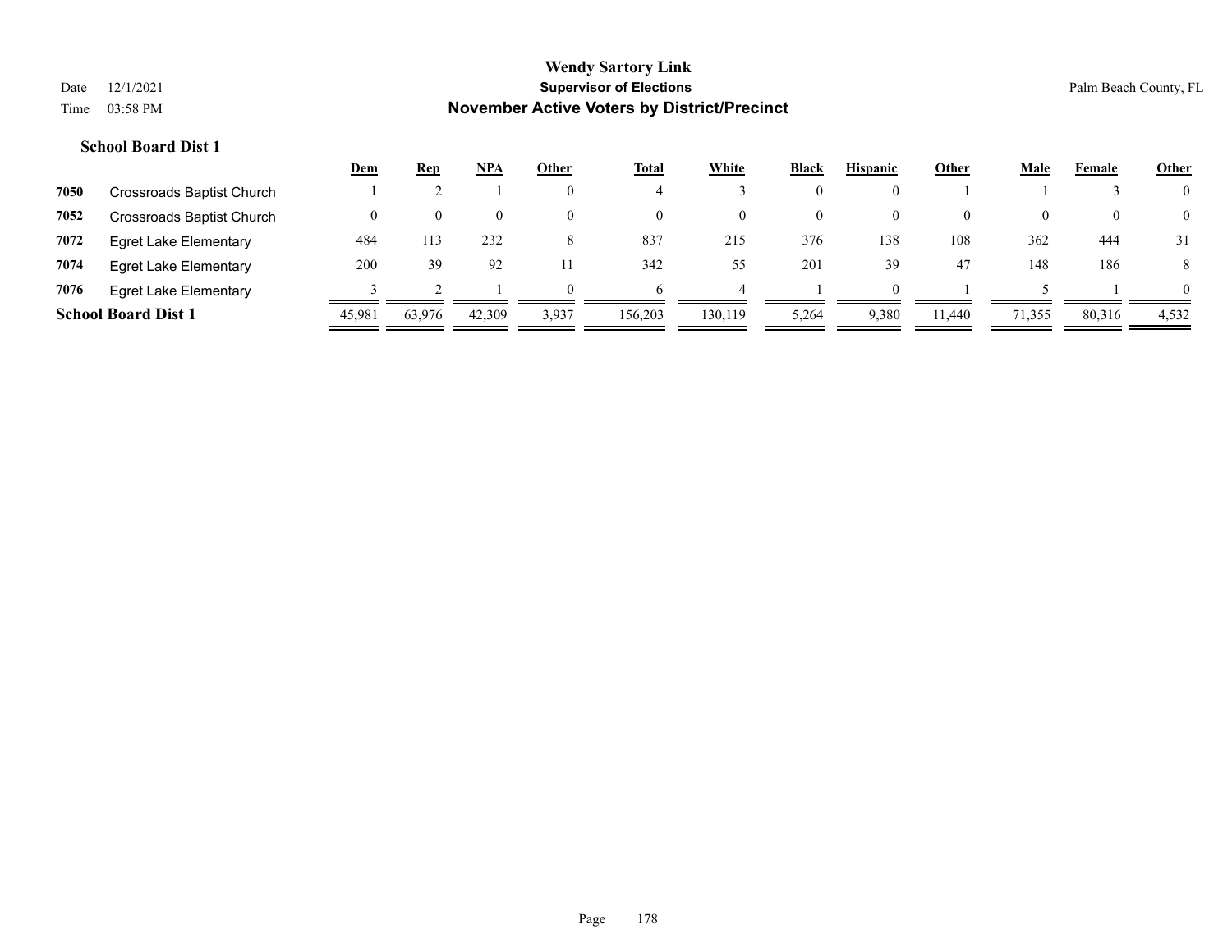**Wendy Sartory Link**
**Supervisor of Elections**
**November Active Voters by District/Precinct**

Date 12/1/2021
Time 03:58 PM

Palm Beach County, FL

### School Board Dist 1

| | | Dem | Rep | NPA | Other | Total | White | Black | Hispanic | Other | Male | Female | Other |
|---|---|---|---|---|---|---|---|---|---|---|---|---|---|
| 7050 | Crossroads Baptist Church | 1 | 2 | 1 | 0 | 4 | 3 | 0 | 0 | 1 | 1 | 3 | 0 |
| 7052 | Crossroads Baptist Church | 0 | 0 | 0 | 0 | 0 | 0 | 0 | 0 | 0 | 0 | 0 | 0 |
| 7072 | Egret Lake Elementary | 484 | 113 | 232 | 8 | 837 | 215 | 376 | 138 | 108 | 362 | 444 | 31 |
| 7074 | Egret Lake Elementary | 200 | 39 | 92 | 11 | 342 | 55 | 201 | 39 | 47 | 148 | 186 | 8 |
| 7076 | Egret Lake Elementary | 3 | 2 | 1 | 0 | 6 | 4 | 1 | 0 | 1 | 5 | 1 | 0 |
| **School Board Dist 1** | | 45,981 | 63,976 | 42,309 | 3,937 | 156,203 | 130,119 | 5,264 | 9,380 | 11,440 | 71,355 | 80,316 | 4,532 |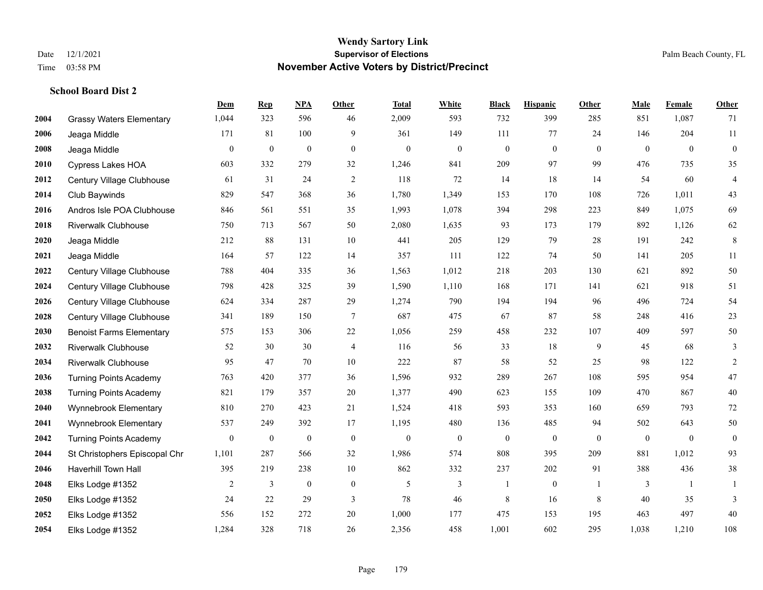# Wendy Sartory Link

**Supervisor of Elections**

**November Active Voters by District/Precinct**

Date 12/1/2021
Time 03:58 PM

Palm Beach County, FL

### School Board Dist 2

| | | Dem | Rep | NPA | Other | Total | White | Black | Hispanic | Other | Male | Female | Other |
|---|---|---|---|---|---|---|---|---|---|---|---|---|---|
| 2004 | Grassy Waters Elementary | 1,044 | 323 | 596 | 46 | 2,009 | 593 | 732 | 399 | 285 | 851 | 1,087 | 71 |
| 2006 | Jeaga Middle | 171 | 81 | 100 | 9 | 361 | 149 | 111 | 77 | 24 | 146 | 204 | 11 |
| 2008 | Jeaga Middle | 0 | 0 | 0 | 0 | 0 | 0 | 0 | 0 | 0 | 0 | 0 | 0 |
| 2010 | Cypress Lakes HOA | 603 | 332 | 279 | 32 | 1,246 | 841 | 209 | 97 | 99 | 476 | 735 | 35 |
| 2012 | Century Village Clubhouse | 61 | 31 | 24 | 2 | 118 | 72 | 14 | 18 | 14 | 54 | 60 | 4 |
| 2014 | Club Baywinds | 829 | 547 | 368 | 36 | 1,780 | 1,349 | 153 | 170 | 108 | 726 | 1,011 | 43 |
| 2016 | Andros Isle POA Clubhouse | 846 | 561 | 551 | 35 | 1,993 | 1,078 | 394 | 298 | 223 | 849 | 1,075 | 69 |
| 2018 | Riverwalk Clubhouse | 750 | 713 | 567 | 50 | 2,080 | 1,635 | 93 | 173 | 179 | 892 | 1,126 | 62 |
| 2020 | Jeaga Middle | 212 | 88 | 131 | 10 | 441 | 205 | 129 | 79 | 28 | 191 | 242 | 8 |
| 2021 | Jeaga Middle | 164 | 57 | 122 | 14 | 357 | 111 | 122 | 74 | 50 | 141 | 205 | 11 |
| 2022 | Century Village Clubhouse | 788 | 404 | 335 | 36 | 1,563 | 1,012 | 218 | 203 | 130 | 621 | 892 | 50 |
| 2024 | Century Village Clubhouse | 798 | 428 | 325 | 39 | 1,590 | 1,110 | 168 | 171 | 141 | 621 | 918 | 51 |
| 2026 | Century Village Clubhouse | 624 | 334 | 287 | 29 | 1,274 | 790 | 194 | 194 | 96 | 496 | 724 | 54 |
| 2028 | Century Village Clubhouse | 341 | 189 | 150 | 7 | 687 | 475 | 67 | 87 | 58 | 248 | 416 | 23 |
| 2030 | Benoist Farms Elementary | 575 | 153 | 306 | 22 | 1,056 | 259 | 458 | 232 | 107 | 409 | 597 | 50 |
| 2032 | Riverwalk Clubhouse | 52 | 30 | 30 | 4 | 116 | 56 | 33 | 18 | 9 | 45 | 68 | 3 |
| 2034 | Riverwalk Clubhouse | 95 | 47 | 70 | 10 | 222 | 87 | 58 | 52 | 25 | 98 | 122 | 2 |
| 2036 | Turning Points Academy | 763 | 420 | 377 | 36 | 1,596 | 932 | 289 | 267 | 108 | 595 | 954 | 47 |
| 2038 | Turning Points Academy | 821 | 179 | 357 | 20 | 1,377 | 490 | 623 | 155 | 109 | 470 | 867 | 40 |
| 2040 | Wynnebrook Elementary | 810 | 270 | 423 | 21 | 1,524 | 418 | 593 | 353 | 160 | 659 | 793 | 72 |
| 2041 | Wynnebrook Elementary | 537 | 249 | 392 | 17 | 1,195 | 480 | 136 | 485 | 94 | 502 | 643 | 50 |
| 2042 | Turning Points Academy | 0 | 0 | 0 | 0 | 0 | 0 | 0 | 0 | 0 | 0 | 0 | 0 |
| 2044 | St Christophers Episcopal Chr | 1,101 | 287 | 566 | 32 | 1,986 | 574 | 808 | 395 | 209 | 881 | 1,012 | 93 |
| 2046 | Haverhill Town Hall | 395 | 219 | 238 | 10 | 862 | 332 | 237 | 202 | 91 | 388 | 436 | 38 |
| 2048 | Elks Lodge #1352 | 2 | 3 | 0 | 0 | 5 | 3 | 1 | 0 | 1 | 3 | 1 | 1 |
| 2050 | Elks Lodge #1352 | 24 | 22 | 29 | 3 | 78 | 46 | 8 | 16 | 8 | 40 | 35 | 3 |
| 2052 | Elks Lodge #1352 | 556 | 152 | 272 | 20 | 1,000 | 177 | 475 | 153 | 195 | 463 | 497 | 40 |
| 2054 | Elks Lodge #1352 | 1,284 | 328 | 718 | 26 | 2,356 | 458 | 1,001 | 602 | 295 | 1,038 | 1,210 | 108 |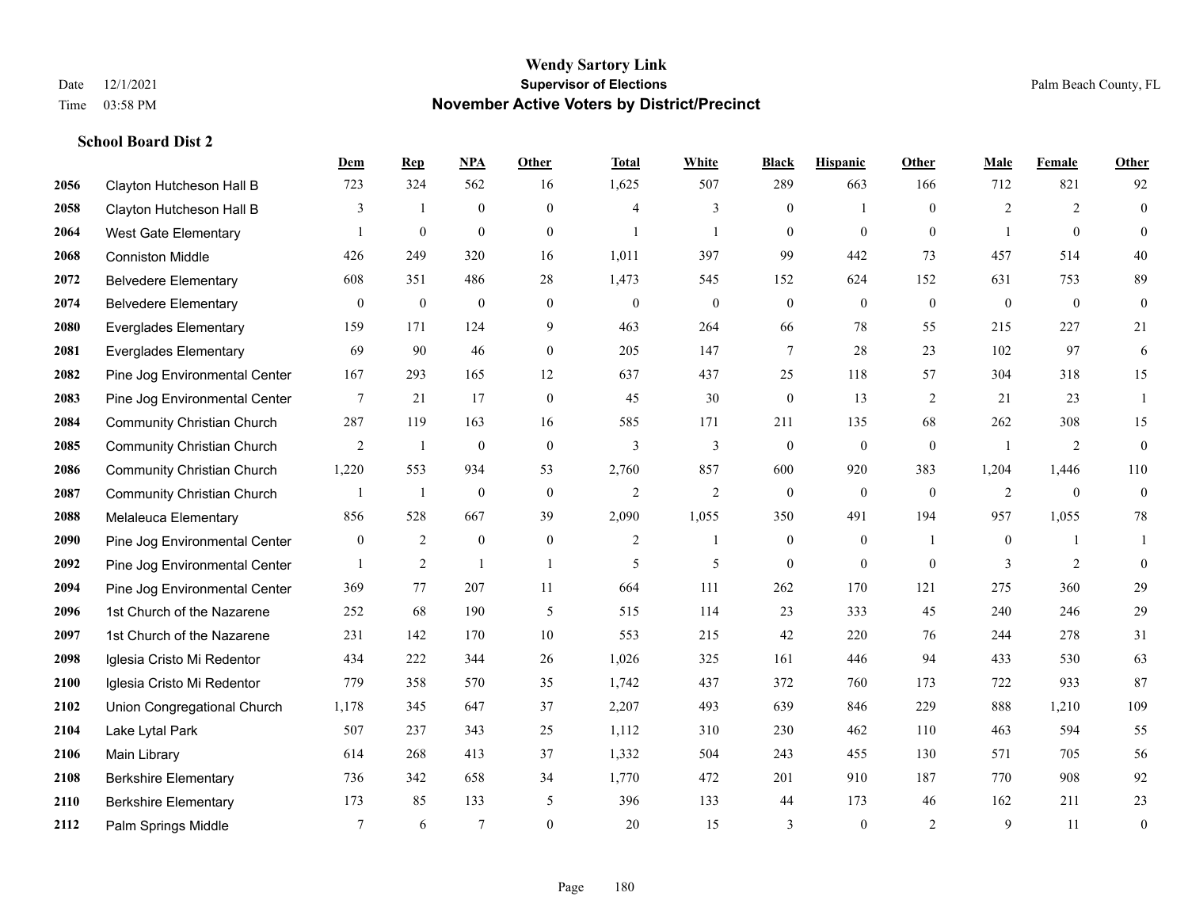# Wendy Sartory Link
## Supervisor of Elections
## November Active Voters by District/Precinct

Date 12/1/2021
Time 03:58 PM

Palm Beach County, FL

### School Board Dist 2

| | | Dem | Rep | NPA | Other | Total | White | Black | Hispanic | Other | Male | Female | Other |
|---|---|---|---|---|---|---|---|---|---|---|---|---|---|
| 2056 | Clayton Hutcheson Hall B | 723 | 324 | 562 | 16 | 1,625 | 507 | 289 | 663 | 166 | 712 | 821 | 92 |
| 2058 | Clayton Hutcheson Hall B | 3 | 1 | 0 | 0 | 4 | 3 | 0 | 1 | 0 | 2 | 2 | 0 |
| 2064 | West Gate Elementary | 1 | 0 | 0 | 0 | 1 | 1 | 0 | 0 | 0 | 1 | 0 | 0 |
| 2068 | Conniston Middle | 426 | 249 | 320 | 16 | 1,011 | 397 | 99 | 442 | 73 | 457 | 514 | 40 |
| 2072 | Belvedere Elementary | 608 | 351 | 486 | 28 | 1,473 | 545 | 152 | 624 | 152 | 631 | 753 | 89 |
| 2074 | Belvedere Elementary | 0 | 0 | 0 | 0 | 0 | 0 | 0 | 0 | 0 | 0 | 0 | 0 |
| 2080 | Everglades Elementary | 159 | 171 | 124 | 9 | 463 | 264 | 66 | 78 | 55 | 215 | 227 | 21 |
| 2081 | Everglades Elementary | 69 | 90 | 46 | 0 | 205 | 147 | 7 | 28 | 23 | 102 | 97 | 6 |
| 2082 | Pine Jog Environmental Center | 167 | 293 | 165 | 12 | 637 | 437 | 25 | 118 | 57 | 304 | 318 | 15 |
| 2083 | Pine Jog Environmental Center | 7 | 21 | 17 | 0 | 45 | 30 | 0 | 13 | 2 | 21 | 23 | 1 |
| 2084 | Community Christian Church | 287 | 119 | 163 | 16 | 585 | 171 | 211 | 135 | 68 | 262 | 308 | 15 |
| 2085 | Community Christian Church | 2 | 1 | 0 | 0 | 3 | 3 | 0 | 0 | 0 | 1 | 2 | 0 |
| 2086 | Community Christian Church | 1,220 | 553 | 934 | 53 | 2,760 | 857 | 600 | 920 | 383 | 1,204 | 1,446 | 110 |
| 2087 | Community Christian Church | 1 | 1 | 0 | 0 | 2 | 2 | 0 | 0 | 0 | 2 | 0 | 0 |
| 2088 | Melaleuca Elementary | 856 | 528 | 667 | 39 | 2,090 | 1,055 | 350 | 491 | 194 | 957 | 1,055 | 78 |
| 2090 | Pine Jog Environmental Center | 0 | 2 | 0 | 0 | 2 | 1 | 0 | 0 | 1 | 0 | 1 | 1 |
| 2092 | Pine Jog Environmental Center | 1 | 2 | 1 | 1 | 5 | 5 | 0 | 0 | 0 | 3 | 2 | 0 |
| 2094 | Pine Jog Environmental Center | 369 | 77 | 207 | 11 | 664 | 111 | 262 | 170 | 121 | 275 | 360 | 29 |
| 2096 | 1st Church of the Nazarene | 252 | 68 | 190 | 5 | 515 | 114 | 23 | 333 | 45 | 240 | 246 | 29 |
| 2097 | 1st Church of the Nazarene | 231 | 142 | 170 | 10 | 553 | 215 | 42 | 220 | 76 | 244 | 278 | 31 |
| 2098 | Iglesia Cristo Mi Redentor | 434 | 222 | 344 | 26 | 1,026 | 325 | 161 | 446 | 94 | 433 | 530 | 63 |
| 2100 | Iglesia Cristo Mi Redentor | 779 | 358 | 570 | 35 | 1,742 | 437 | 372 | 760 | 173 | 722 | 933 | 87 |
| 2102 | Union Congregational Church | 1,178 | 345 | 647 | 37 | 2,207 | 493 | 639 | 846 | 229 | 888 | 1,210 | 109 |
| 2104 | Lake Lytal Park | 507 | 237 | 343 | 25 | 1,112 | 310 | 230 | 462 | 110 | 463 | 594 | 55 |
| 2106 | Main Library | 614 | 268 | 413 | 37 | 1,332 | 504 | 243 | 455 | 130 | 571 | 705 | 56 |
| 2108 | Berkshire Elementary | 736 | 342 | 658 | 34 | 1,770 | 472 | 201 | 910 | 187 | 770 | 908 | 92 |
| 2110 | Berkshire Elementary | 173 | 85 | 133 | 5 | 396 | 133 | 44 | 173 | 46 | 162 | 211 | 23 |
| 2112 | Palm Springs Middle | 7 | 6 | 7 | 0 | 20 | 15 | 3 | 0 | 2 | 9 | 11 | 0 |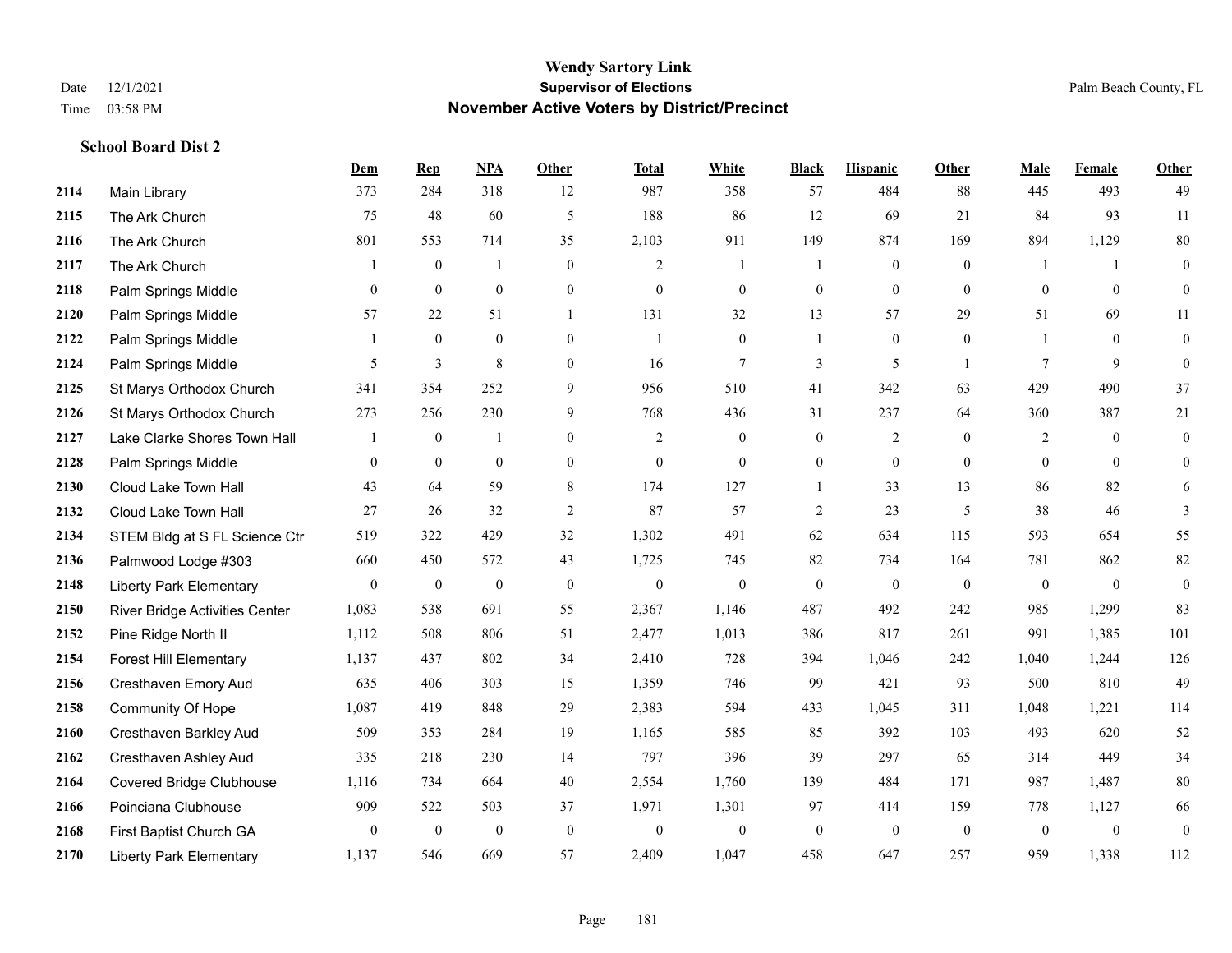# Wendy Sartory Link
## Supervisor of Elections
## November Active Voters by District/Precinct

Date 12/1/2021
Time 03:58 PM

Palm Beach County, FL

### School Board Dist 2

| | | Dem | Rep | NPA | Other | Total | White | Black | Hispanic | Other | Male | Female | Other |
|---|---|---|---|---|---|---|---|---|---|---|---|---|---|
| 2114 | Main Library | 373 | 284 | 318 | 12 | 987 | 358 | 57 | 484 | 88 | 445 | 493 | 49 |
| 2115 | The Ark Church | 75 | 48 | 60 | 5 | 188 | 86 | 12 | 69 | 21 | 84 | 93 | 11 |
| 2116 | The Ark Church | 801 | 553 | 714 | 35 | 2,103 | 911 | 149 | 874 | 169 | 894 | 1,129 | 80 |
| 2117 | The Ark Church | 1 | 0 | 1 | 0 | 2 | 1 | 1 | 0 | 0 | 1 | 1 | 0 |
| 2118 | Palm Springs Middle | 0 | 0 | 0 | 0 | 0 | 0 | 0 | 0 | 0 | 0 | 0 | 0 |
| 2120 | Palm Springs Middle | 57 | 22 | 51 | 1 | 131 | 32 | 13 | 57 | 29 | 51 | 69 | 11 |
| 2122 | Palm Springs Middle | 1 | 0 | 0 | 0 | 1 | 0 | 1 | 0 | 0 | 1 | 0 | 0 |
| 2124 | Palm Springs Middle | 5 | 3 | 8 | 0 | 16 | 7 | 3 | 5 | 1 | 7 | 9 | 0 |
| 2125 | St Marys Orthodox Church | 341 | 354 | 252 | 9 | 956 | 510 | 41 | 342 | 63 | 429 | 490 | 37 |
| 2126 | St Marys Orthodox Church | 273 | 256 | 230 | 9 | 768 | 436 | 31 | 237 | 64 | 360 | 387 | 21 |
| 2127 | Lake Clarke Shores Town Hall | 1 | 0 | 1 | 0 | 2 | 0 | 0 | 2 | 0 | 2 | 0 | 0 |
| 2128 | Palm Springs Middle | 0 | 0 | 0 | 0 | 0 | 0 | 0 | 0 | 0 | 0 | 0 | 0 |
| 2130 | Cloud Lake Town Hall | 43 | 64 | 59 | 8 | 174 | 127 | 1 | 33 | 13 | 86 | 82 | 6 |
| 2132 | Cloud Lake Town Hall | 27 | 26 | 32 | 2 | 87 | 57 | 2 | 23 | 5 | 38 | 46 | 3 |
| 2134 | STEM Bldg at S FL Science Ctr | 519 | 322 | 429 | 32 | 1,302 | 491 | 62 | 634 | 115 | 593 | 654 | 55 |
| 2136 | Palmwood Lodge #303 | 660 | 450 | 572 | 43 | 1,725 | 745 | 82 | 734 | 164 | 781 | 862 | 82 |
| 2148 | Liberty Park Elementary | 0 | 0 | 0 | 0 | 0 | 0 | 0 | 0 | 0 | 0 | 0 | 0 |
| 2150 | River Bridge Activities Center | 1,083 | 538 | 691 | 55 | 2,367 | 1,146 | 487 | 492 | 242 | 985 | 1,299 | 83 |
| 2152 | Pine Ridge North II | 1,112 | 508 | 806 | 51 | 2,477 | 1,013 | 386 | 817 | 261 | 991 | 1,385 | 101 |
| 2154 | Forest Hill Elementary | 1,137 | 437 | 802 | 34 | 2,410 | 728 | 394 | 1,046 | 242 | 1,040 | 1,244 | 126 |
| 2156 | Cresthaven Emory Aud | 635 | 406 | 303 | 15 | 1,359 | 746 | 99 | 421 | 93 | 500 | 810 | 49 |
| 2158 | Community Of Hope | 1,087 | 419 | 848 | 29 | 2,383 | 594 | 433 | 1,045 | 311 | 1,048 | 1,221 | 114 |
| 2160 | Cresthaven Barkley Aud | 509 | 353 | 284 | 19 | 1,165 | 585 | 85 | 392 | 103 | 493 | 620 | 52 |
| 2162 | Cresthaven Ashley Aud | 335 | 218 | 230 | 14 | 797 | 396 | 39 | 297 | 65 | 314 | 449 | 34 |
| 2164 | Covered Bridge Clubhouse | 1,116 | 734 | 664 | 40 | 2,554 | 1,760 | 139 | 484 | 171 | 987 | 1,487 | 80 |
| 2166 | Poinciana Clubhouse | 909 | 522 | 503 | 37 | 1,971 | 1,301 | 97 | 414 | 159 | 778 | 1,127 | 66 |
| 2168 | First Baptist Church GA | 0 | 0 | 0 | 0 | 0 | 0 | 0 | 0 | 0 | 0 | 0 | 0 |
| 2170 | Liberty Park Elementary | 1,137 | 546 | 669 | 57 | 2,409 | 1,047 | 458 | 647 | 257 | 959 | 1,338 | 112 |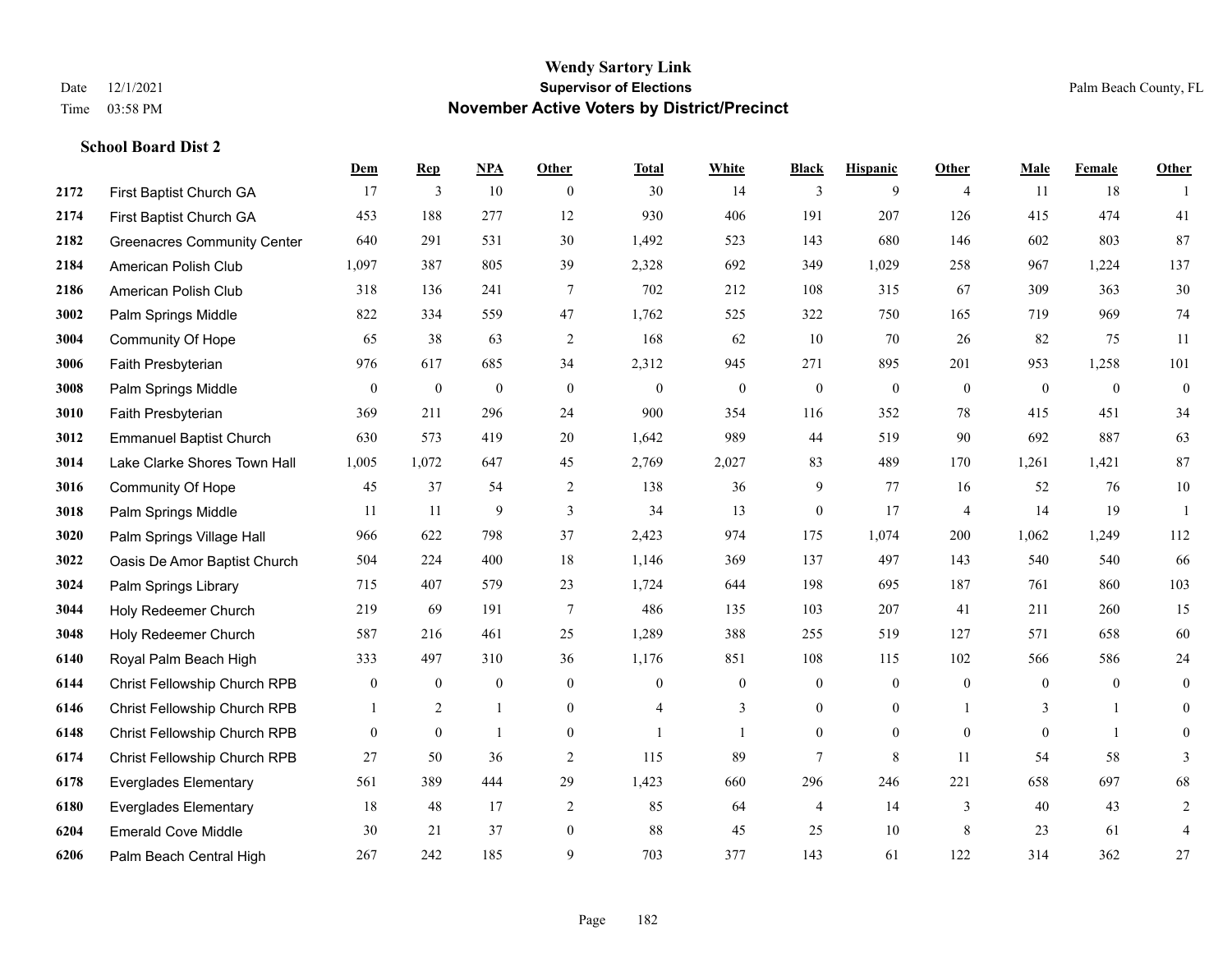# Wendy Sartory Link
## Supervisor of Elections
## November Active Voters by District/Precinct

Date 12/1/2021
Time 03:58 PM

Palm Beach County, FL

### School Board Dist 2

| | | Dem | Rep | NPA | Other | Total | White | Black | Hispanic | Other | Male | Female | Other |
|---|---|---|---|---|---|---|---|---|---|---|---|---|---|
| 2172 | First Baptist Church GA | 17 | 3 | 10 | 0 | 30 | 14 | 3 | 9 | 4 | 11 | 18 | 1 |
| 2174 | First Baptist Church GA | 453 | 188 | 277 | 12 | 930 | 406 | 191 | 207 | 126 | 415 | 474 | 41 |
| 2182 | Greenacres Community Center | 640 | 291 | 531 | 30 | 1,492 | 523 | 143 | 680 | 146 | 602 | 803 | 87 |
| 2184 | American Polish Club | 1,097 | 387 | 805 | 39 | 2,328 | 692 | 349 | 1,029 | 258 | 967 | 1,224 | 137 |
| 2186 | American Polish Club | 318 | 136 | 241 | 7 | 702 | 212 | 108 | 315 | 67 | 309 | 363 | 30 |
| 3002 | Palm Springs Middle | 822 | 334 | 559 | 47 | 1,762 | 525 | 322 | 750 | 165 | 719 | 969 | 74 |
| 3004 | Community Of Hope | 65 | 38 | 63 | 2 | 168 | 62 | 10 | 70 | 26 | 82 | 75 | 11 |
| 3006 | Faith Presbyterian | 976 | 617 | 685 | 34 | 2,312 | 945 | 271 | 895 | 201 | 953 | 1,258 | 101 |
| 3008 | Palm Springs Middle | 0 | 0 | 0 | 0 | 0 | 0 | 0 | 0 | 0 | 0 | 0 | 0 |
| 3010 | Faith Presbyterian | 369 | 211 | 296 | 24 | 900 | 354 | 116 | 352 | 78 | 415 | 451 | 34 |
| 3012 | Emmanuel Baptist Church | 630 | 573 | 419 | 20 | 1,642 | 989 | 44 | 519 | 90 | 692 | 887 | 63 |
| 3014 | Lake Clarke Shores Town Hall | 1,005 | 1,072 | 647 | 45 | 2,769 | 2,027 | 83 | 489 | 170 | 1,261 | 1,421 | 87 |
| 3016 | Community Of Hope | 45 | 37 | 54 | 2 | 138 | 36 | 9 | 77 | 16 | 52 | 76 | 10 |
| 3018 | Palm Springs Middle | 11 | 11 | 9 | 3 | 34 | 13 | 0 | 17 | 4 | 14 | 19 | 1 |
| 3020 | Palm Springs Village Hall | 966 | 622 | 798 | 37 | 2,423 | 974 | 175 | 1,074 | 200 | 1,062 | 1,249 | 112 |
| 3022 | Oasis De Amor Baptist Church | 504 | 224 | 400 | 18 | 1,146 | 369 | 137 | 497 | 143 | 540 | 540 | 66 |
| 3024 | Palm Springs Library | 715 | 407 | 579 | 23 | 1,724 | 644 | 198 | 695 | 187 | 761 | 860 | 103 |
| 3044 | Holy Redeemer Church | 219 | 69 | 191 | 7 | 486 | 135 | 103 | 207 | 41 | 211 | 260 | 15 |
| 3048 | Holy Redeemer Church | 587 | 216 | 461 | 25 | 1,289 | 388 | 255 | 519 | 127 | 571 | 658 | 60 |
| 6140 | Royal Palm Beach High | 333 | 497 | 310 | 36 | 1,176 | 851 | 108 | 115 | 102 | 566 | 586 | 24 |
| 6144 | Christ Fellowship Church RPB | 0 | 0 | 0 | 0 | 0 | 0 | 0 | 0 | 0 | 0 | 0 | 0 |
| 6146 | Christ Fellowship Church RPB | 1 | 2 | 1 | 0 | 4 | 3 | 0 | 0 | 1 | 3 | 1 | 0 |
| 6148 | Christ Fellowship Church RPB | 0 | 0 | 1 | 0 | 1 | 1 | 0 | 0 | 0 | 0 | 1 | 0 |
| 6174 | Christ Fellowship Church RPB | 27 | 50 | 36 | 2 | 115 | 89 | 7 | 8 | 11 | 54 | 58 | 3 |
| 6178 | Everglades Elementary | 561 | 389 | 444 | 29 | 1,423 | 660 | 296 | 246 | 221 | 658 | 697 | 68 |
| 6180 | Everglades Elementary | 18 | 48 | 17 | 2 | 85 | 64 | 4 | 14 | 3 | 40 | 43 | 2 |
| 6204 | Emerald Cove Middle | 30 | 21 | 37 | 0 | 88 | 45 | 25 | 10 | 8 | 23 | 61 | 4 |
| 6206 | Palm Beach Central High | 267 | 242 | 185 | 9 | 703 | 377 | 143 | 61 | 122 | 314 | 362 | 27 |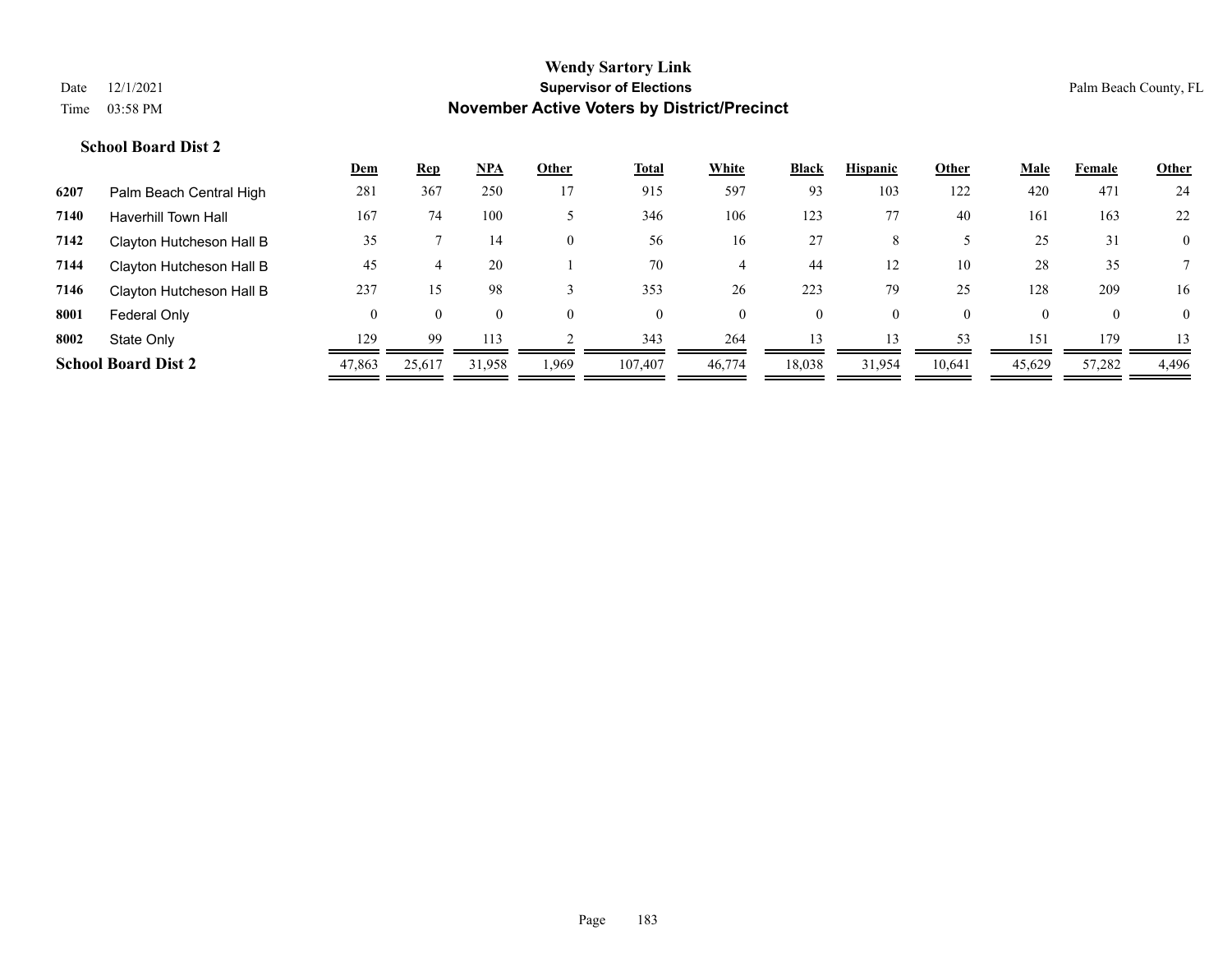**Wendy Sartory Link**

**Supervisor of Elections**

**November Active Voters by District/Precinct**

Date 12/1/2021

Time 03:58 PM

Palm Beach County, FL

### School Board Dist 2

| | | Dem | Rep | NPA | Other | Total | White | Black | Hispanic | Other | Male | Female | Other |
|---|---|---|---|---|---|---|---|---|---|---|---|---|---|
| 6207 | Palm Beach Central High | 281 | 367 | 250 | 17 | 915 | 597 | 93 | 103 | 122 | 420 | 471 | 24 |
| 7140 | Haverhill Town Hall | 167 | 74 | 100 | 5 | 346 | 106 | 123 | 77 | 40 | 161 | 163 | 22 |
| 7142 | Clayton Hutcheson Hall B | 35 | 7 | 14 | 0 | 56 | 16 | 27 | 8 | 5 | 25 | 31 | 0 |
| 7144 | Clayton Hutcheson Hall B | 45 | 4 | 20 | 1 | 70 | 4 | 44 | 12 | 10 | 28 | 35 | 7 |
| 7146 | Clayton Hutcheson Hall B | 237 | 15 | 98 | 3 | 353 | 26 | 223 | 79 | 25 | 128 | 209 | 16 |
| 8001 | Federal Only | 0 | 0 | 0 | 0 | 0 | 0 | 0 | 0 | 0 | 0 | 0 | 0 |
| 8002 | State Only | 129 | 99 | 113 | 2 | 343 | 264 | 13 | 13 | 53 | 151 | 179 | 13 |
| **School Board Dist 2** | | 47,863 | 25,617 | 31,958 | 1,969 | 107,407 | 46,774 | 18,038 | 31,954 | 10,641 | 45,629 | 57,282 | 4,496 |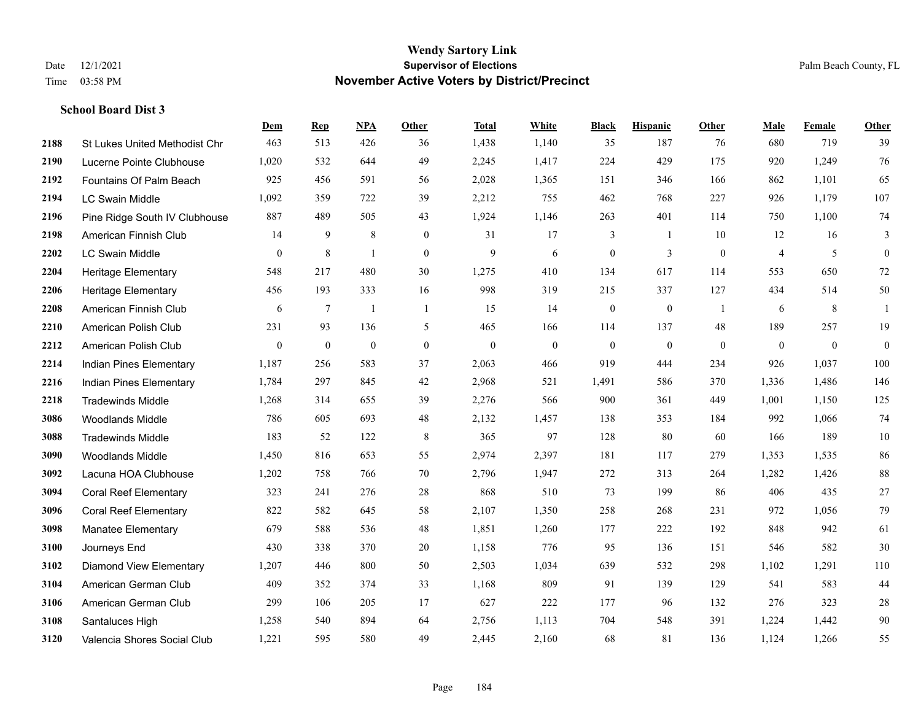# Wendy Sartory Link
## Supervisor of Elections
## November Active Voters by District/Precinct

Date 12/1/2021
Time 03:58 PM

Palm Beach County, FL

### School Board Dist 3

| | | Dem | Rep | NPA | Other | Total | White | Black | Hispanic | Other | Male | Female | Other |
|---|---|---|---|---|---|---|---|---|---|---|---|---|---|
| 2188 | St Lukes United Methodist Chr | 463 | 513 | 426 | 36 | 1,438 | 1,140 | 35 | 187 | 76 | 680 | 719 | 39 |
| 2190 | Lucerne Pointe Clubhouse | 1,020 | 532 | 644 | 49 | 2,245 | 1,417 | 224 | 429 | 175 | 920 | 1,249 | 76 |
| 2192 | Fountains Of Palm Beach | 925 | 456 | 591 | 56 | 2,028 | 1,365 | 151 | 346 | 166 | 862 | 1,101 | 65 |
| 2194 | LC Swain Middle | 1,092 | 359 | 722 | 39 | 2,212 | 755 | 462 | 768 | 227 | 926 | 1,179 | 107 |
| 2196 | Pine Ridge South IV Clubhouse | 887 | 489 | 505 | 43 | 1,924 | 1,146 | 263 | 401 | 114 | 750 | 1,100 | 74 |
| 2198 | American Finnish Club | 14 | 9 | 8 | 0 | 31 | 17 | 3 | 1 | 10 | 12 | 16 | 3 |
| 2202 | LC Swain Middle | 0 | 8 | 1 | 0 | 9 | 6 | 0 | 3 | 0 | 4 | 5 | 0 |
| 2204 | Heritage Elementary | 548 | 217 | 480 | 30 | 1,275 | 410 | 134 | 617 | 114 | 553 | 650 | 72 |
| 2206 | Heritage Elementary | 456 | 193 | 333 | 16 | 998 | 319 | 215 | 337 | 127 | 434 | 514 | 50 |
| 2208 | American Finnish Club | 6 | 7 | 1 | 1 | 15 | 14 | 0 | 0 | 1 | 6 | 8 | 1 |
| 2210 | American Polish Club | 231 | 93 | 136 | 5 | 465 | 166 | 114 | 137 | 48 | 189 | 257 | 19 |
| 2212 | American Polish Club | 0 | 0 | 0 | 0 | 0 | 0 | 0 | 0 | 0 | 0 | 0 | 0 |
| 2214 | Indian Pines Elementary | 1,187 | 256 | 583 | 37 | 2,063 | 466 | 919 | 444 | 234 | 926 | 1,037 | 100 |
| 2216 | Indian Pines Elementary | 1,784 | 297 | 845 | 42 | 2,968 | 521 | 1,491 | 586 | 370 | 1,336 | 1,486 | 146 |
| 2218 | Tradewinds Middle | 1,268 | 314 | 655 | 39 | 2,276 | 566 | 900 | 361 | 449 | 1,001 | 1,150 | 125 |
| 3086 | Woodlands Middle | 786 | 605 | 693 | 48 | 2,132 | 1,457 | 138 | 353 | 184 | 992 | 1,066 | 74 |
| 3088 | Tradewinds Middle | 183 | 52 | 122 | 8 | 365 | 97 | 128 | 80 | 60 | 166 | 189 | 10 |
| 3090 | Woodlands Middle | 1,450 | 816 | 653 | 55 | 2,974 | 2,397 | 181 | 117 | 279 | 1,353 | 1,535 | 86 |
| 3092 | Lacuna HOA Clubhouse | 1,202 | 758 | 766 | 70 | 2,796 | 1,947 | 272 | 313 | 264 | 1,282 | 1,426 | 88 |
| 3094 | Coral Reef Elementary | 323 | 241 | 276 | 28 | 868 | 510 | 73 | 199 | 86 | 406 | 435 | 27 |
| 3096 | Coral Reef Elementary | 822 | 582 | 645 | 58 | 2,107 | 1,350 | 258 | 268 | 231 | 972 | 1,056 | 79 |
| 3098 | Manatee Elementary | 679 | 588 | 536 | 48 | 1,851 | 1,260 | 177 | 222 | 192 | 848 | 942 | 61 |
| 3100 | Journeys End | 430 | 338 | 370 | 20 | 1,158 | 776 | 95 | 136 | 151 | 546 | 582 | 30 |
| 3102 | Diamond View Elementary | 1,207 | 446 | 800 | 50 | 2,503 | 1,034 | 639 | 532 | 298 | 1,102 | 1,291 | 110 |
| 3104 | American German Club | 409 | 352 | 374 | 33 | 1,168 | 809 | 91 | 139 | 129 | 541 | 583 | 44 |
| 3106 | American German Club | 299 | 106 | 205 | 17 | 627 | 222 | 177 | 96 | 132 | 276 | 323 | 28 |
| 3108 | Santaluces High | 1,258 | 540 | 894 | 64 | 2,756 | 1,113 | 704 | 548 | 391 | 1,224 | 1,442 | 90 |
| 3120 | Valencia Shores Social Club | 1,221 | 595 | 580 | 49 | 2,445 | 2,160 | 68 | 81 | 136 | 1,124 | 1,266 | 55 |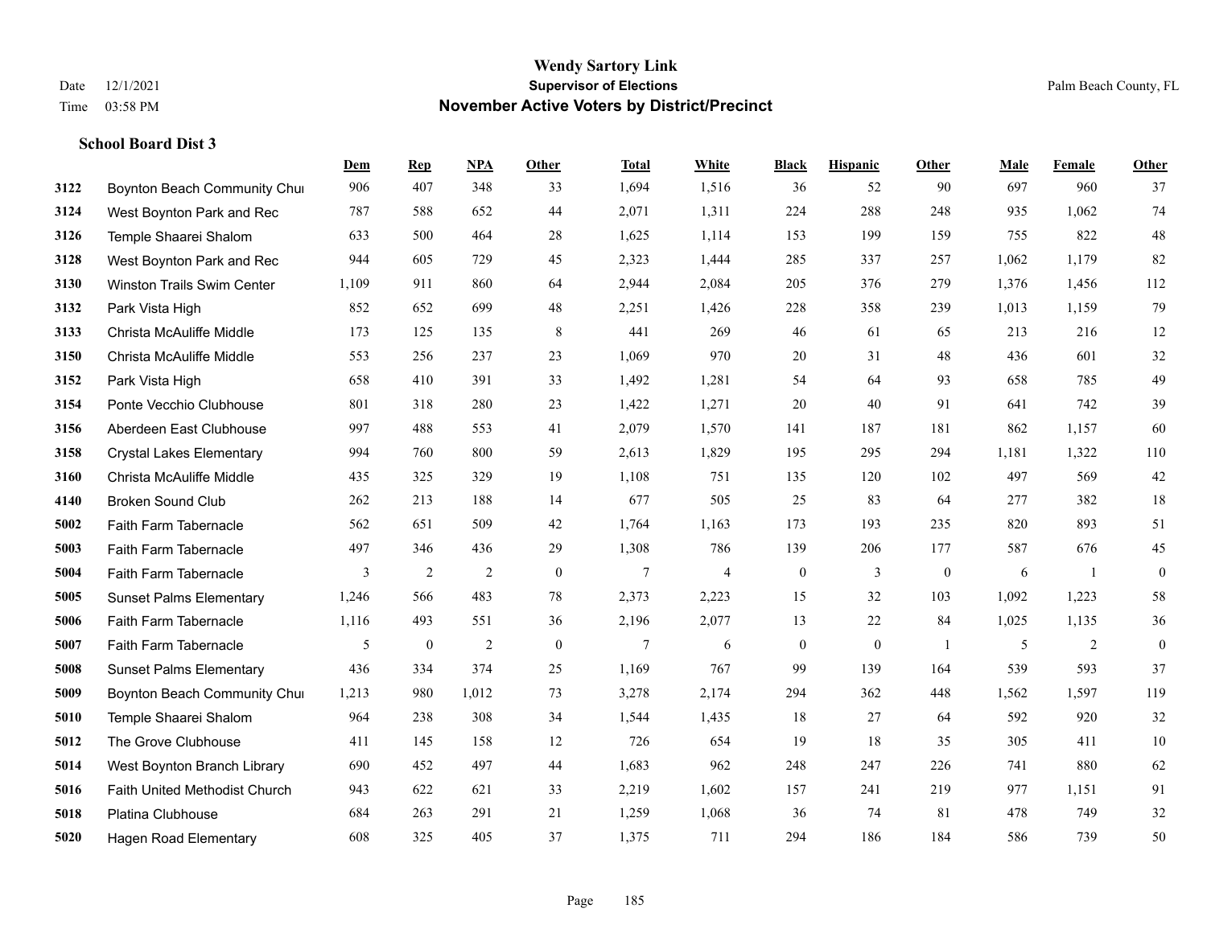# Wendy Sartory Link

**Supervisor of Elections**

**November Active Voters by District/Precinct**

Date 12/1/2021

Time 03:58 PM

Palm Beach County, FL

**School Board Dist 3**

| | | Dem | Rep | NPA | Other | Total | White | Black | Hispanic | Other | Male | Female | Other |
|---|---|---|---|---|---|---|---|---|---|---|---|---|---|
| 3122 | Boynton Beach Community Chui | 906 | 407 | 348 | 33 | 1,694 | 1,516 | 36 | 52 | 90 | 697 | 960 | 37 |
| 3124 | West Boynton Park and Rec | 787 | 588 | 652 | 44 | 2,071 | 1,311 | 224 | 288 | 248 | 935 | 1,062 | 74 |
| 3126 | Temple Shaarei Shalom | 633 | 500 | 464 | 28 | 1,625 | 1,114 | 153 | 199 | 159 | 755 | 822 | 48 |
| 3128 | West Boynton Park and Rec | 944 | 605 | 729 | 45 | 2,323 | 1,444 | 285 | 337 | 257 | 1,062 | 1,179 | 82 |
| 3130 | Winston Trails Swim Center | 1,109 | 911 | 860 | 64 | 2,944 | 2,084 | 205 | 376 | 279 | 1,376 | 1,456 | 112 |
| 3132 | Park Vista High | 852 | 652 | 699 | 48 | 2,251 | 1,426 | 228 | 358 | 239 | 1,013 | 1,159 | 79 |
| 3133 | Christa McAuliffe Middle | 173 | 125 | 135 | 8 | 441 | 269 | 46 | 61 | 65 | 213 | 216 | 12 |
| 3150 | Christa McAuliffe Middle | 553 | 256 | 237 | 23 | 1,069 | 970 | 20 | 31 | 48 | 436 | 601 | 32 |
| 3152 | Park Vista High | 658 | 410 | 391 | 33 | 1,492 | 1,281 | 54 | 64 | 93 | 658 | 785 | 49 |
| 3154 | Ponte Vecchio Clubhouse | 801 | 318 | 280 | 23 | 1,422 | 1,271 | 20 | 40 | 91 | 641 | 742 | 39 |
| 3156 | Aberdeen East Clubhouse | 997 | 488 | 553 | 41 | 2,079 | 1,570 | 141 | 187 | 181 | 862 | 1,157 | 60 |
| 3158 | Crystal Lakes Elementary | 994 | 760 | 800 | 59 | 2,613 | 1,829 | 195 | 295 | 294 | 1,181 | 1,322 | 110 |
| 3160 | Christa McAuliffe Middle | 435 | 325 | 329 | 19 | 1,108 | 751 | 135 | 120 | 102 | 497 | 569 | 42 |
| 4140 | Broken Sound Club | 262 | 213 | 188 | 14 | 677 | 505 | 25 | 83 | 64 | 277 | 382 | 18 |
| 5002 | Faith Farm Tabernacle | 562 | 651 | 509 | 42 | 1,764 | 1,163 | 173 | 193 | 235 | 820 | 893 | 51 |
| 5003 | Faith Farm Tabernacle | 497 | 346 | 436 | 29 | 1,308 | 786 | 139 | 206 | 177 | 587 | 676 | 45 |
| 5004 | Faith Farm Tabernacle | 3 | 2 | 2 | 0 | 7 | 4 | 0 | 3 | 0 | 6 | 1 | 0 |
| 5005 | Sunset Palms Elementary | 1,246 | 566 | 483 | 78 | 2,373 | 2,223 | 15 | 32 | 103 | 1,092 | 1,223 | 58 |
| 5006 | Faith Farm Tabernacle | 1,116 | 493 | 551 | 36 | 2,196 | 2,077 | 13 | 22 | 84 | 1,025 | 1,135 | 36 |
| 5007 | Faith Farm Tabernacle | 5 | 0 | 2 | 0 | 7 | 6 | 0 | 0 | 1 | 5 | 2 | 0 |
| 5008 | Sunset Palms Elementary | 436 | 334 | 374 | 25 | 1,169 | 767 | 99 | 139 | 164 | 539 | 593 | 37 |
| 5009 | Boynton Beach Community Chui | 1,213 | 980 | 1,012 | 73 | 3,278 | 2,174 | 294 | 362 | 448 | 1,562 | 1,597 | 119 |
| 5010 | Temple Shaarei Shalom | 964 | 238 | 308 | 34 | 1,544 | 1,435 | 18 | 27 | 64 | 592 | 920 | 32 |
| 5012 | The Grove Clubhouse | 411 | 145 | 158 | 12 | 726 | 654 | 19 | 18 | 35 | 305 | 411 | 10 |
| 5014 | West Boynton Branch Library | 690 | 452 | 497 | 44 | 1,683 | 962 | 248 | 247 | 226 | 741 | 880 | 62 |
| 5016 | Faith United Methodist Church | 943 | 622 | 621 | 33 | 2,219 | 1,602 | 157 | 241 | 219 | 977 | 1,151 | 91 |
| 5018 | Platina Clubhouse | 684 | 263 | 291 | 21 | 1,259 | 1,068 | 36 | 74 | 81 | 478 | 749 | 32 |
| 5020 | Hagen Road Elementary | 608 | 325 | 405 | 37 | 1,375 | 711 | 294 | 186 | 184 | 586 | 739 | 50 |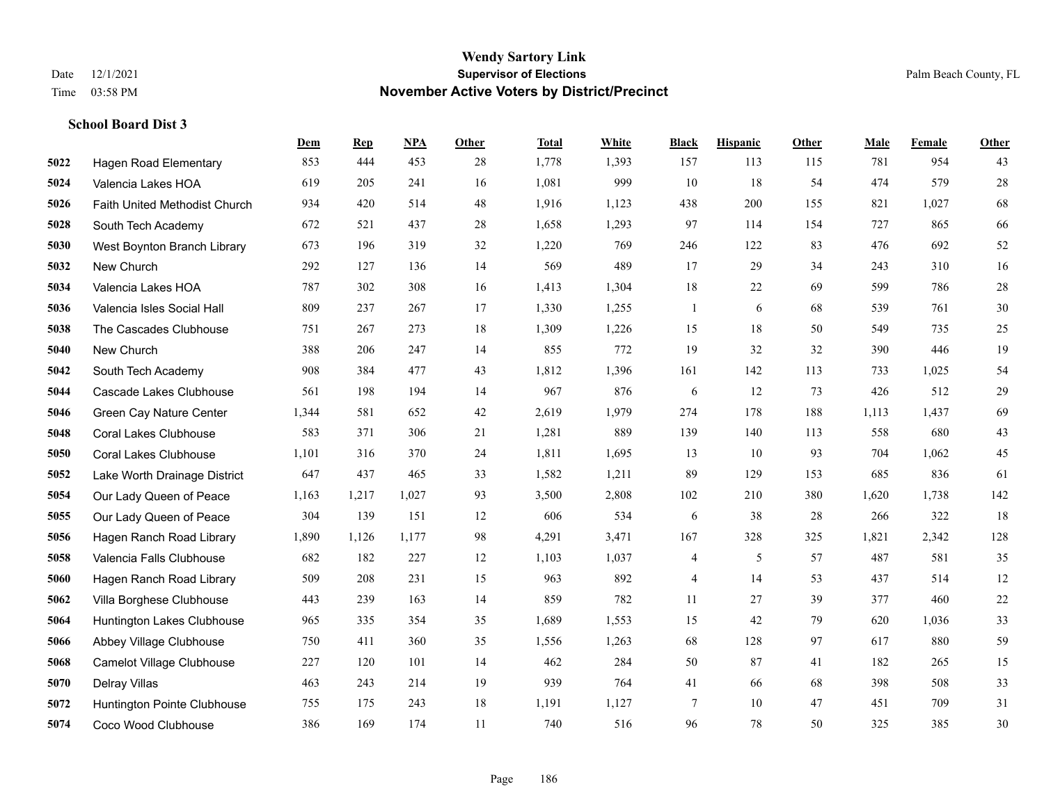# Wendy Sartory Link
## Supervisor of Elections
## November Active Voters by District/Precinct

Date 12/1/2021
Time 03:58 PM

Palm Beach County, FL

**School Board Dist 3**

| | | Dem | Rep | NPA | Other | Total | White | Black | Hispanic | Other | Male | Female | Other |
|---|---|---|---|---|---|---|---|---|---|---|---|---|---|
| 5022 | Hagen Road Elementary | 853 | 444 | 453 | 28 | 1,778 | 1,393 | 157 | 113 | 115 | 781 | 954 | 43 |
| 5024 | Valencia Lakes HOA | 619 | 205 | 241 | 16 | 1,081 | 999 | 10 | 18 | 54 | 474 | 579 | 28 |
| 5026 | Faith United Methodist Church | 934 | 420 | 514 | 48 | 1,916 | 1,123 | 438 | 200 | 155 | 821 | 1,027 | 68 |
| 5028 | South Tech Academy | 672 | 521 | 437 | 28 | 1,658 | 1,293 | 97 | 114 | 154 | 727 | 865 | 66 |
| 5030 | West Boynton Branch Library | 673 | 196 | 319 | 32 | 1,220 | 769 | 246 | 122 | 83 | 476 | 692 | 52 |
| 5032 | New Church | 292 | 127 | 136 | 14 | 569 | 489 | 17 | 29 | 34 | 243 | 310 | 16 |
| 5034 | Valencia Lakes HOA | 787 | 302 | 308 | 16 | 1,413 | 1,304 | 18 | 22 | 69 | 599 | 786 | 28 |
| 5036 | Valencia Isles Social Hall | 809 | 237 | 267 | 17 | 1,330 | 1,255 | 1 | 6 | 68 | 539 | 761 | 30 |
| 5038 | The Cascades Clubhouse | 751 | 267 | 273 | 18 | 1,309 | 1,226 | 15 | 18 | 50 | 549 | 735 | 25 |
| 5040 | New Church | 388 | 206 | 247 | 14 | 855 | 772 | 19 | 32 | 32 | 390 | 446 | 19 |
| 5042 | South Tech Academy | 908 | 384 | 477 | 43 | 1,812 | 1,396 | 161 | 142 | 113 | 733 | 1,025 | 54 |
| 5044 | Cascade Lakes Clubhouse | 561 | 198 | 194 | 14 | 967 | 876 | 6 | 12 | 73 | 426 | 512 | 29 |
| 5046 | Green Cay Nature Center | 1,344 | 581 | 652 | 42 | 2,619 | 1,979 | 274 | 178 | 188 | 1,113 | 1,437 | 69 |
| 5048 | Coral Lakes Clubhouse | 583 | 371 | 306 | 21 | 1,281 | 889 | 139 | 140 | 113 | 558 | 680 | 43 |
| 5050 | Coral Lakes Clubhouse | 1,101 | 316 | 370 | 24 | 1,811 | 1,695 | 13 | 10 | 93 | 704 | 1,062 | 45 |
| 5052 | Lake Worth Drainage District | 647 | 437 | 465 | 33 | 1,582 | 1,211 | 89 | 129 | 153 | 685 | 836 | 61 |
| 5054 | Our Lady Queen of Peace | 1,163 | 1,217 | 1,027 | 93 | 3,500 | 2,808 | 102 | 210 | 380 | 1,620 | 1,738 | 142 |
| 5055 | Our Lady Queen of Peace | 304 | 139 | 151 | 12 | 606 | 534 | 6 | 38 | 28 | 266 | 322 | 18 |
| 5056 | Hagen Ranch Road Library | 1,890 | 1,126 | 1,177 | 98 | 4,291 | 3,471 | 167 | 328 | 325 | 1,821 | 2,342 | 128 |
| 5058 | Valencia Falls Clubhouse | 682 | 182 | 227 | 12 | 1,103 | 1,037 | 4 | 5 | 57 | 487 | 581 | 35 |
| 5060 | Hagen Ranch Road Library | 509 | 208 | 231 | 15 | 963 | 892 | 4 | 14 | 53 | 437 | 514 | 12 |
| 5062 | Villa Borghese Clubhouse | 443 | 239 | 163 | 14 | 859 | 782 | 11 | 27 | 39 | 377 | 460 | 22 |
| 5064 | Huntington Lakes Clubhouse | 965 | 335 | 354 | 35 | 1,689 | 1,553 | 15 | 42 | 79 | 620 | 1,036 | 33 |
| 5066 | Abbey Village Clubhouse | 750 | 411 | 360 | 35 | 1,556 | 1,263 | 68 | 128 | 97 | 617 | 880 | 59 |
| 5068 | Camelot Village Clubhouse | 227 | 120 | 101 | 14 | 462 | 284 | 50 | 87 | 41 | 182 | 265 | 15 |
| 5070 | Delray Villas | 463 | 243 | 214 | 19 | 939 | 764 | 41 | 66 | 68 | 398 | 508 | 33 |
| 5072 | Huntington Pointe Clubhouse | 755 | 175 | 243 | 18 | 1,191 | 1,127 | 7 | 10 | 47 | 451 | 709 | 31 |
| 5074 | Coco Wood Clubhouse | 386 | 169 | 174 | 11 | 740 | 516 | 96 | 78 | 50 | 325 | 385 | 30 |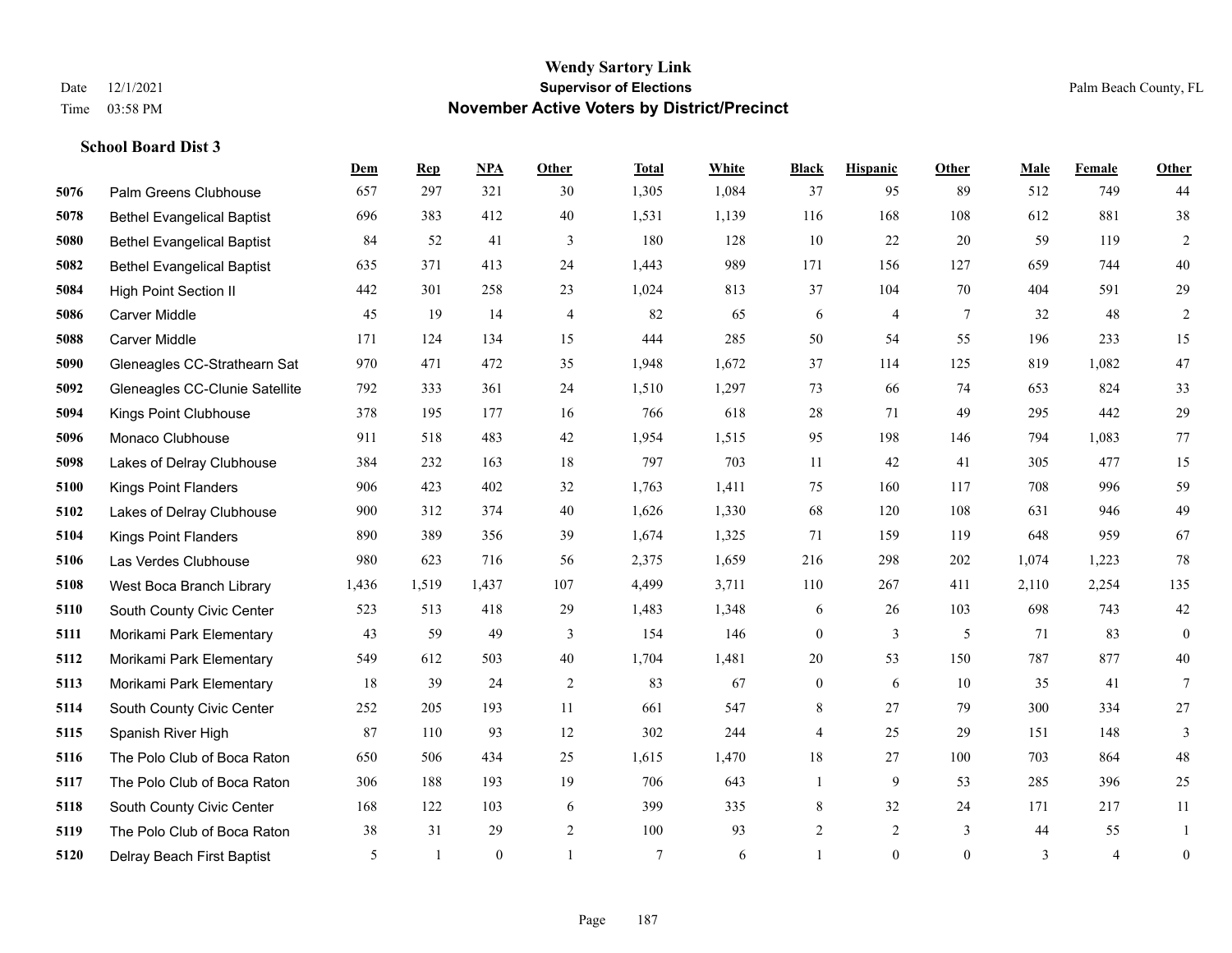**Wendy Sartory Link**
**Supervisor of Elections**
**November Active Voters by District/Precinct**

Date 12/1/2021
Time 03:58 PM

Palm Beach County, FL

**School Board Dist 3**

| | | Dem | Rep | NPA | Other | Total | White | Black | Hispanic | Other | Male | Female | Other |
|---|---|---|---|---|---|---|---|---|---|---|---|---|---|
| 5076 | Palm Greens Clubhouse | 657 | 297 | 321 | 30 | 1,305 | 1,084 | 37 | 95 | 89 | 512 | 749 | 44 |
| 5078 | Bethel Evangelical Baptist | 696 | 383 | 412 | 40 | 1,531 | 1,139 | 116 | 168 | 108 | 612 | 881 | 38 |
| 5080 | Bethel Evangelical Baptist | 84 | 52 | 41 | 3 | 180 | 128 | 10 | 22 | 20 | 59 | 119 | 2 |
| 5082 | Bethel Evangelical Baptist | 635 | 371 | 413 | 24 | 1,443 | 989 | 171 | 156 | 127 | 659 | 744 | 40 |
| 5084 | High Point Section II | 442 | 301 | 258 | 23 | 1,024 | 813 | 37 | 104 | 70 | 404 | 591 | 29 |
| 5086 | Carver Middle | 45 | 19 | 14 | 4 | 82 | 65 | 6 | 4 | 7 | 32 | 48 | 2 |
| 5088 | Carver Middle | 171 | 124 | 134 | 15 | 444 | 285 | 50 | 54 | 55 | 196 | 233 | 15 |
| 5090 | Gleneagles CC-Strathearn Sat | 970 | 471 | 472 | 35 | 1,948 | 1,672 | 37 | 114 | 125 | 819 | 1,082 | 47 |
| 5092 | Gleneagles CC-Clunie Satellite | 792 | 333 | 361 | 24 | 1,510 | 1,297 | 73 | 66 | 74 | 653 | 824 | 33 |
| 5094 | Kings Point Clubhouse | 378 | 195 | 177 | 16 | 766 | 618 | 28 | 71 | 49 | 295 | 442 | 29 |
| 5096 | Monaco Clubhouse | 911 | 518 | 483 | 42 | 1,954 | 1,515 | 95 | 198 | 146 | 794 | 1,083 | 77 |
| 5098 | Lakes of Delray Clubhouse | 384 | 232 | 163 | 18 | 797 | 703 | 11 | 42 | 41 | 305 | 477 | 15 |
| 5100 | Kings Point Flanders | 906 | 423 | 402 | 32 | 1,763 | 1,411 | 75 | 160 | 117 | 708 | 996 | 59 |
| 5102 | Lakes of Delray Clubhouse | 900 | 312 | 374 | 40 | 1,626 | 1,330 | 68 | 120 | 108 | 631 | 946 | 49 |
| 5104 | Kings Point Flanders | 890 | 389 | 356 | 39 | 1,674 | 1,325 | 71 | 159 | 119 | 648 | 959 | 67 |
| 5106 | Las Verdes Clubhouse | 980 | 623 | 716 | 56 | 2,375 | 1,659 | 216 | 298 | 202 | 1,074 | 1,223 | 78 |
| 5108 | West Boca Branch Library | 1,436 | 1,519 | 1,437 | 107 | 4,499 | 3,711 | 110 | 267 | 411 | 2,110 | 2,254 | 135 |
| 5110 | South County Civic Center | 523 | 513 | 418 | 29 | 1,483 | 1,348 | 6 | 26 | 103 | 698 | 743 | 42 |
| 5111 | Morikami Park Elementary | 43 | 59 | 49 | 3 | 154 | 146 | 0 | 3 | 5 | 71 | 83 | 0 |
| 5112 | Morikami Park Elementary | 549 | 612 | 503 | 40 | 1,704 | 1,481 | 20 | 53 | 150 | 787 | 877 | 40 |
| 5113 | Morikami Park Elementary | 18 | 39 | 24 | 2 | 83 | 67 | 0 | 6 | 10 | 35 | 41 | 7 |
| 5114 | South County Civic Center | 252 | 205 | 193 | 11 | 661 | 547 | 8 | 27 | 79 | 300 | 334 | 27 |
| 5115 | Spanish River High | 87 | 110 | 93 | 12 | 302 | 244 | 4 | 25 | 29 | 151 | 148 | 3 |
| 5116 | The Polo Club of Boca Raton | 650 | 506 | 434 | 25 | 1,615 | 1,470 | 18 | 27 | 100 | 703 | 864 | 48 |
| 5117 | The Polo Club of Boca Raton | 306 | 188 | 193 | 19 | 706 | 643 | 1 | 9 | 53 | 285 | 396 | 25 |
| 5118 | South County Civic Center | 168 | 122 | 103 | 6 | 399 | 335 | 8 | 32 | 24 | 171 | 217 | 11 |
| 5119 | The Polo Club of Boca Raton | 38 | 31 | 29 | 2 | 100 | 93 | 2 | 2 | 3 | 44 | 55 | 1 |
| 5120 | Delray Beach First Baptist | 5 | 1 | 0 | 1 | 7 | 6 | 1 | 0 | 0 | 3 | 4 | 0 |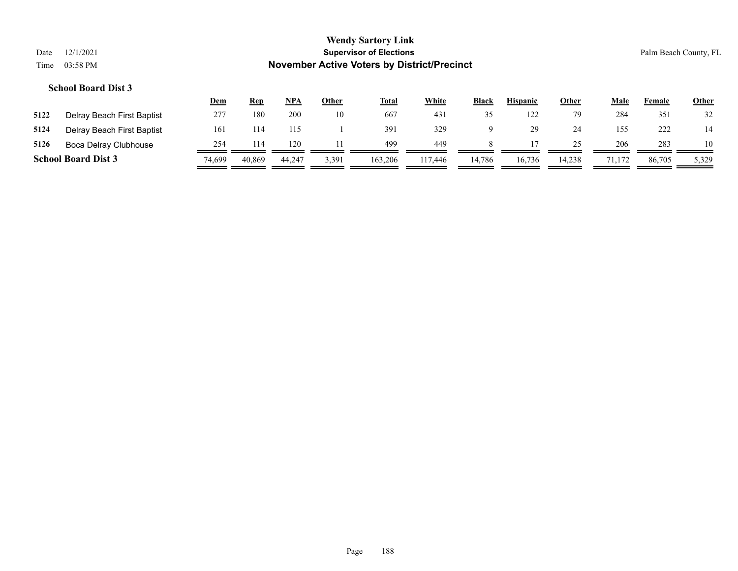**Wendy Sartory Link**
**Supervisor of Elections**
**November Active Voters by District/Precinct**

Date 12/1/2021
Time 03:58 PM

Palm Beach County, FL

### School Board Dist 3

| | | Dem | Rep | NPA | Other | Total | White | Black | Hispanic | Other | Male | Female | Other |
|---|---|---|---|---|---|---|---|---|---|---|---|---|---|
| 5122 | Delray Beach First Baptist | 277 | 180 | 200 | 10 | 667 | 431 | 35 | 122 | 79 | 284 | 351 | 32 |
| 5124 | Delray Beach First Baptist | 161 | 114 | 115 | 1 | 391 | 329 | 9 | 29 | 24 | 155 | 222 | 14 |
| 5126 | Boca Delray Clubhouse | 254 | 114 | 120 | 11 | 499 | 449 | 8 | 17 | 25 | 206 | 283 | 10 |
| **School Board Dist 3** | | 74,699 | 40,869 | 44,247 | 3,391 | 163,206 | 117,446 | 14,786 | 16,736 | 14,238 | 71,172 | 86,705 | 5,329 |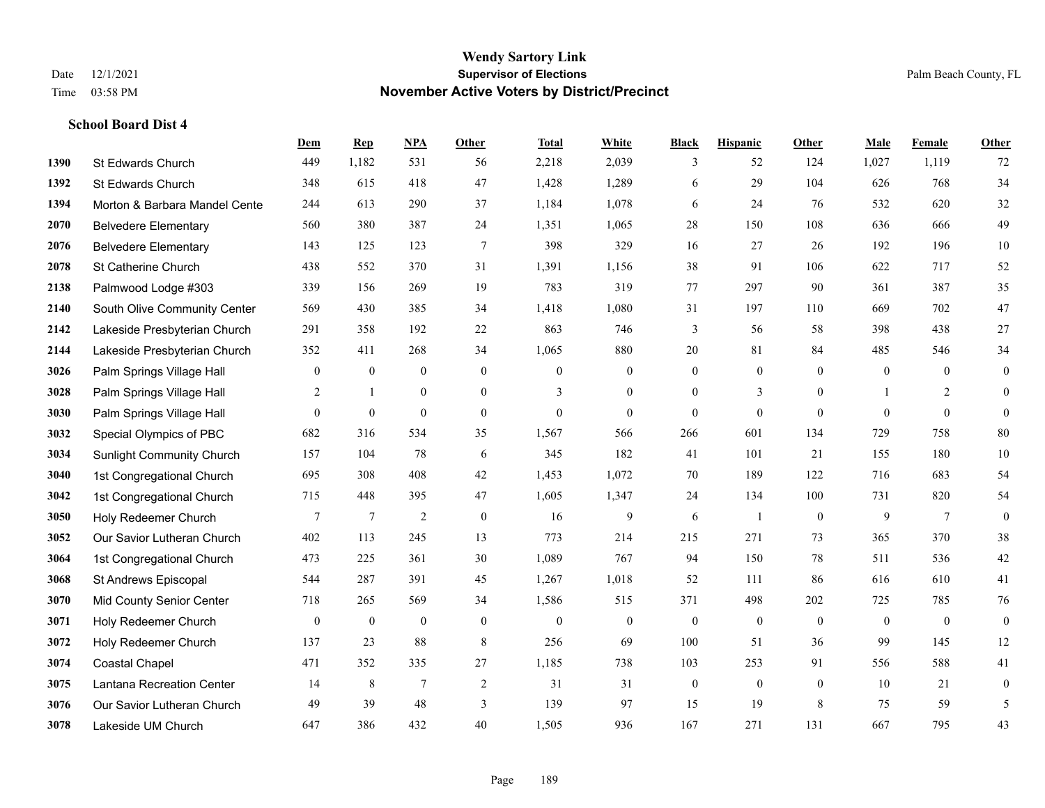# Wendy Sartory Link
## Supervisor of Elections
## November Active Voters by District/Precinct

Date 12/1/2021
Time 03:58 PM
Palm Beach County, FL

### School Board Dist 4

| | | Dem | Rep | NPA | Other | Total | White | Black | Hispanic | Other | Male | Female | Other |
|---|---|---|---|---|---|---|---|---|---|---|---|---|---|
| 1390 | St Edwards Church | 449 | 1,182 | 531 | 56 | 2,218 | 2,039 | 3 | 52 | 124 | 1,027 | 1,119 | 72 |
| 1392 | St Edwards Church | 348 | 615 | 418 | 47 | 1,428 | 1,289 | 6 | 29 | 104 | 626 | 768 | 34 |
| 1394 | Morton & Barbara Mandel Cente | 244 | 613 | 290 | 37 | 1,184 | 1,078 | 6 | 24 | 76 | 532 | 620 | 32 |
| 2070 | Belvedere Elementary | 560 | 380 | 387 | 24 | 1,351 | 1,065 | 28 | 150 | 108 | 636 | 666 | 49 |
| 2076 | Belvedere Elementary | 143 | 125 | 123 | 7 | 398 | 329 | 16 | 27 | 26 | 192 | 196 | 10 |
| 2078 | St Catherine Church | 438 | 552 | 370 | 31 | 1,391 | 1,156 | 38 | 91 | 106 | 622 | 717 | 52 |
| 2138 | Palmwood Lodge #303 | 339 | 156 | 269 | 19 | 783 | 319 | 77 | 297 | 90 | 361 | 387 | 35 |
| 2140 | South Olive Community Center | 569 | 430 | 385 | 34 | 1,418 | 1,080 | 31 | 197 | 110 | 669 | 702 | 47 |
| 2142 | Lakeside Presbyterian Church | 291 | 358 | 192 | 22 | 863 | 746 | 3 | 56 | 58 | 398 | 438 | 27 |
| 2144 | Lakeside Presbyterian Church | 352 | 411 | 268 | 34 | 1,065 | 880 | 20 | 81 | 84 | 485 | 546 | 34 |
| 3026 | Palm Springs Village Hall | 0 | 0 | 0 | 0 | 0 | 0 | 0 | 0 | 0 | 0 | 0 | 0 |
| 3028 | Palm Springs Village Hall | 2 | 1 | 0 | 0 | 3 | 0 | 0 | 3 | 0 | 1 | 2 | 0 |
| 3030 | Palm Springs Village Hall | 0 | 0 | 0 | 0 | 0 | 0 | 0 | 0 | 0 | 0 | 0 | 0 |
| 3032 | Special Olympics of PBC | 682 | 316 | 534 | 35 | 1,567 | 566 | 266 | 601 | 134 | 729 | 758 | 80 |
| 3034 | Sunlight Community Church | 157 | 104 | 78 | 6 | 345 | 182 | 41 | 101 | 21 | 155 | 180 | 10 |
| 3040 | 1st Congregational Church | 695 | 308 | 408 | 42 | 1,453 | 1,072 | 70 | 189 | 122 | 716 | 683 | 54 |
| 3042 | 1st Congregational Church | 715 | 448 | 395 | 47 | 1,605 | 1,347 | 24 | 134 | 100 | 731 | 820 | 54 |
| 3050 | Holy Redeemer Church | 7 | 7 | 2 | 0 | 16 | 9 | 6 | 1 | 0 | 9 | 7 | 0 |
| 3052 | Our Savior Lutheran Church | 402 | 113 | 245 | 13 | 773 | 214 | 215 | 271 | 73 | 365 | 370 | 38 |
| 3064 | 1st Congregational Church | 473 | 225 | 361 | 30 | 1,089 | 767 | 94 | 150 | 78 | 511 | 536 | 42 |
| 3068 | St Andrews Episcopal | 544 | 287 | 391 | 45 | 1,267 | 1,018 | 52 | 111 | 86 | 616 | 610 | 41 |
| 3070 | Mid County Senior Center | 718 | 265 | 569 | 34 | 1,586 | 515 | 371 | 498 | 202 | 725 | 785 | 76 |
| 3071 | Holy Redeemer Church | 0 | 0 | 0 | 0 | 0 | 0 | 0 | 0 | 0 | 0 | 0 | 0 |
| 3072 | Holy Redeemer Church | 137 | 23 | 88 | 8 | 256 | 69 | 100 | 51 | 36 | 99 | 145 | 12 |
| 3074 | Coastal Chapel | 471 | 352 | 335 | 27 | 1,185 | 738 | 103 | 253 | 91 | 556 | 588 | 41 |
| 3075 | Lantana Recreation Center | 14 | 8 | 7 | 2 | 31 | 31 | 0 | 0 | 0 | 10 | 21 | 0 |
| 3076 | Our Savior Lutheran Church | 49 | 39 | 48 | 3 | 139 | 97 | 15 | 19 | 8 | 75 | 59 | 5 |
| 3078 | Lakeside UM Church | 647 | 386 | 432 | 40 | 1,505 | 936 | 167 | 271 | 131 | 667 | 795 | 43 |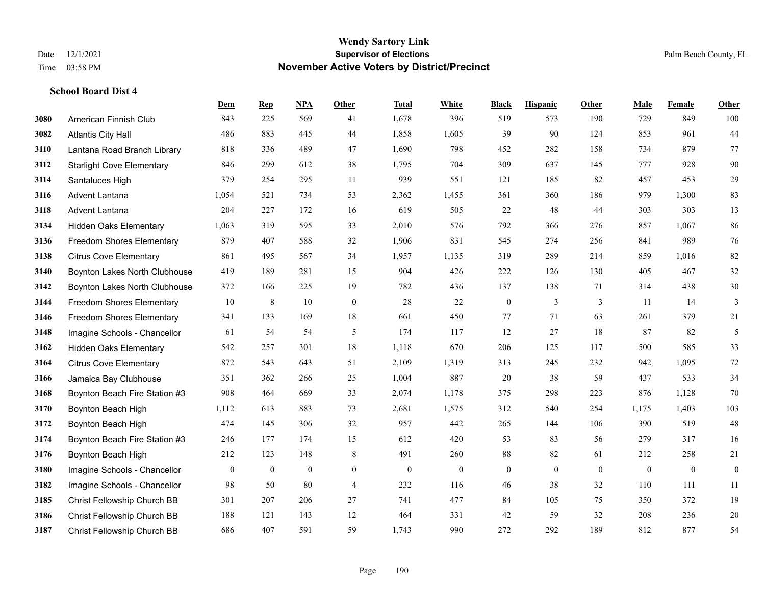# Wendy Sartory Link
## Supervisor of Elections
## November Active Voters by District/Precinct

Date 12/1/2021
Time 03:58 PM

Palm Beach County, FL

### School Board Dist 4

| | | Dem | Rep | NPA | Other | Total | White | Black | Hispanic | Other | Male | Female | Other |
|---|---|---|---|---|---|---|---|---|---|---|---|---|---|
| 3080 | American Finnish Club | 843 | 225 | 569 | 41 | 1,678 | 396 | 519 | 573 | 190 | 729 | 849 | 100 |
| 3082 | Atlantis City Hall | 486 | 883 | 445 | 44 | 1,858 | 1,605 | 39 | 90 | 124 | 853 | 961 | 44 |
| 3110 | Lantana Road Branch Library | 818 | 336 | 489 | 47 | 1,690 | 798 | 452 | 282 | 158 | 734 | 879 | 77 |
| 3112 | Starlight Cove Elementary | 846 | 299 | 612 | 38 | 1,795 | 704 | 309 | 637 | 145 | 777 | 928 | 90 |
| 3114 | Santaluces High | 379 | 254 | 295 | 11 | 939 | 551 | 121 | 185 | 82 | 457 | 453 | 29 |
| 3116 | Advent Lantana | 1,054 | 521 | 734 | 53 | 2,362 | 1,455 | 361 | 360 | 186 | 979 | 1,300 | 83 |
| 3118 | Advent Lantana | 204 | 227 | 172 | 16 | 619 | 505 | 22 | 48 | 44 | 303 | 303 | 13 |
| 3134 | Hidden Oaks Elementary | 1,063 | 319 | 595 | 33 | 2,010 | 576 | 792 | 366 | 276 | 857 | 1,067 | 86 |
| 3136 | Freedom Shores Elementary | 879 | 407 | 588 | 32 | 1,906 | 831 | 545 | 274 | 256 | 841 | 989 | 76 |
| 3138 | Citrus Cove Elementary | 861 | 495 | 567 | 34 | 1,957 | 1,135 | 319 | 289 | 214 | 859 | 1,016 | 82 |
| 3140 | Boynton Lakes North Clubhouse | 419 | 189 | 281 | 15 | 904 | 426 | 222 | 126 | 130 | 405 | 467 | 32 |
| 3142 | Boynton Lakes North Clubhouse | 372 | 166 | 225 | 19 | 782 | 436 | 137 | 138 | 71 | 314 | 438 | 30 |
| 3144 | Freedom Shores Elementary | 10 | 8 | 10 | 0 | 28 | 22 | 0 | 3 | 3 | 11 | 14 | 3 |
| 3146 | Freedom Shores Elementary | 341 | 133 | 169 | 18 | 661 | 450 | 77 | 71 | 63 | 261 | 379 | 21 |
| 3148 | Imagine Schools - Chancellor | 61 | 54 | 54 | 5 | 174 | 117 | 12 | 27 | 18 | 87 | 82 | 5 |
| 3162 | Hidden Oaks Elementary | 542 | 257 | 301 | 18 | 1,118 | 670 | 206 | 125 | 117 | 500 | 585 | 33 |
| 3164 | Citrus Cove Elementary | 872 | 543 | 643 | 51 | 2,109 | 1,319 | 313 | 245 | 232 | 942 | 1,095 | 72 |
| 3166 | Jamaica Bay Clubhouse | 351 | 362 | 266 | 25 | 1,004 | 887 | 20 | 38 | 59 | 437 | 533 | 34 |
| 3168 | Boynton Beach Fire Station #3 | 908 | 464 | 669 | 33 | 2,074 | 1,178 | 375 | 298 | 223 | 876 | 1,128 | 70 |
| 3170 | Boynton Beach High | 1,112 | 613 | 883 | 73 | 2,681 | 1,575 | 312 | 540 | 254 | 1,175 | 1,403 | 103 |
| 3172 | Boynton Beach High | 474 | 145 | 306 | 32 | 957 | 442 | 265 | 144 | 106 | 390 | 519 | 48 |
| 3174 | Boynton Beach Fire Station #3 | 246 | 177 | 174 | 15 | 612 | 420 | 53 | 83 | 56 | 279 | 317 | 16 |
| 3176 | Boynton Beach High | 212 | 123 | 148 | 8 | 491 | 260 | 88 | 82 | 61 | 212 | 258 | 21 |
| 3180 | Imagine Schools - Chancellor | 0 | 0 | 0 | 0 | 0 | 0 | 0 | 0 | 0 | 0 | 0 | 0 |
| 3182 | Imagine Schools - Chancellor | 98 | 50 | 80 | 4 | 232 | 116 | 46 | 38 | 32 | 110 | 111 | 11 |
| 3185 | Christ Fellowship Church BB | 301 | 207 | 206 | 27 | 741 | 477 | 84 | 105 | 75 | 350 | 372 | 19 |
| 3186 | Christ Fellowship Church BB | 188 | 121 | 143 | 12 | 464 | 331 | 42 | 59 | 32 | 208 | 236 | 20 |
| 3187 | Christ Fellowship Church BB | 686 | 407 | 591 | 59 | 1,743 | 990 | 272 | 292 | 189 | 812 | 877 | 54 |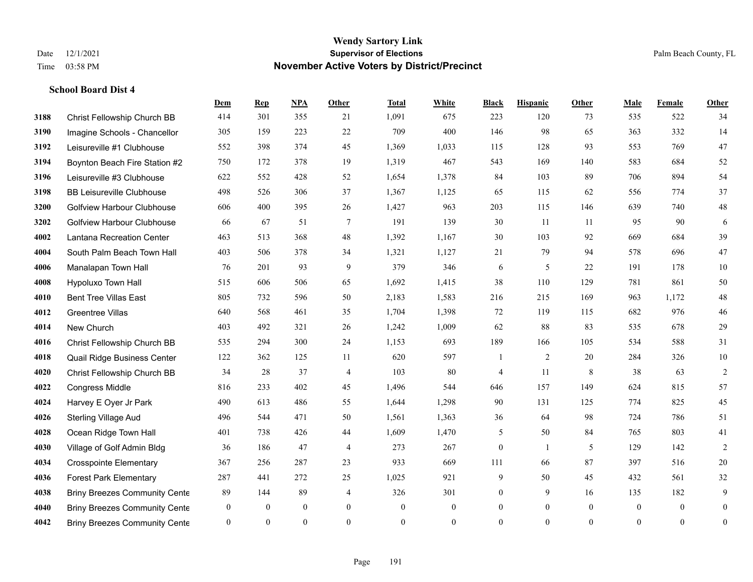# Wendy Sartory Link
## Supervisor of Elections
## November Active Voters by District/Precinct

Date 12/1/2021
Time 03:58 PM

Palm Beach County, FL

### School Board Dist 4

| | | Dem | Rep | NPA | Other | Total | White | Black | Hispanic | Other | Male | Female | Other |
|---|---|---|---|---|---|---|---|---|---|---|---|---|---|
| 3188 | Christ Fellowship Church BB | 414 | 301 | 355 | 21 | 1,091 | 675 | 223 | 120 | 73 | 535 | 522 | 34 |
| 3190 | Imagine Schools - Chancellor | 305 | 159 | 223 | 22 | 709 | 400 | 146 | 98 | 65 | 363 | 332 | 14 |
| 3192 | Leisureville #1 Clubhouse | 552 | 398 | 374 | 45 | 1,369 | 1,033 | 115 | 128 | 93 | 553 | 769 | 47 |
| 3194 | Boynton Beach Fire Station #2 | 750 | 172 | 378 | 19 | 1,319 | 467 | 543 | 169 | 140 | 583 | 684 | 52 |
| 3196 | Leisureville #3 Clubhouse | 622 | 552 | 428 | 52 | 1,654 | 1,378 | 84 | 103 | 89 | 706 | 894 | 54 |
| 3198 | BB Leisureville Clubhouse | 498 | 526 | 306 | 37 | 1,367 | 1,125 | 65 | 115 | 62 | 556 | 774 | 37 |
| 3200 | Golfview Harbour Clubhouse | 606 | 400 | 395 | 26 | 1,427 | 963 | 203 | 115 | 146 | 639 | 740 | 48 |
| 3202 | Golfview Harbour Clubhouse | 66 | 67 | 51 | 7 | 191 | 139 | 30 | 11 | 11 | 95 | 90 | 6 |
| 4002 | Lantana Recreation Center | 463 | 513 | 368 | 48 | 1,392 | 1,167 | 30 | 103 | 92 | 669 | 684 | 39 |
| 4004 | South Palm Beach Town Hall | 403 | 506 | 378 | 34 | 1,321 | 1,127 | 21 | 79 | 94 | 578 | 696 | 47 |
| 4006 | Manalapan Town Hall | 76 | 201 | 93 | 9 | 379 | 346 | 6 | 5 | 22 | 191 | 178 | 10 |
| 4008 | Hypoluxo Town Hall | 515 | 606 | 506 | 65 | 1,692 | 1,415 | 38 | 110 | 129 | 781 | 861 | 50 |
| 4010 | Bent Tree Villas East | 805 | 732 | 596 | 50 | 2,183 | 1,583 | 216 | 215 | 169 | 963 | 1,172 | 48 |
| 4012 | Greentree Villas | 640 | 568 | 461 | 35 | 1,704 | 1,398 | 72 | 119 | 115 | 682 | 976 | 46 |
| 4014 | New Church | 403 | 492 | 321 | 26 | 1,242 | 1,009 | 62 | 88 | 83 | 535 | 678 | 29 |
| 4016 | Christ Fellowship Church BB | 535 | 294 | 300 | 24 | 1,153 | 693 | 189 | 166 | 105 | 534 | 588 | 31 |
| 4018 | Quail Ridge Business Center | 122 | 362 | 125 | 11 | 620 | 597 | 1 | 2 | 20 | 284 | 326 | 10 |
| 4020 | Christ Fellowship Church BB | 34 | 28 | 37 | 4 | 103 | 80 | 4 | 11 | 8 | 38 | 63 | 2 |
| 4022 | Congress Middle | 816 | 233 | 402 | 45 | 1,496 | 544 | 646 | 157 | 149 | 624 | 815 | 57 |
| 4024 | Harvey E Oyer Jr Park | 490 | 613 | 486 | 55 | 1,644 | 1,298 | 90 | 131 | 125 | 774 | 825 | 45 |
| 4026 | Sterling Village Aud | 496 | 544 | 471 | 50 | 1,561 | 1,363 | 36 | 64 | 98 | 724 | 786 | 51 |
| 4028 | Ocean Ridge Town Hall | 401 | 738 | 426 | 44 | 1,609 | 1,470 | 5 | 50 | 84 | 765 | 803 | 41 |
| 4030 | Village of Golf Admin Bldg | 36 | 186 | 47 | 4 | 273 | 267 | 0 | 1 | 5 | 129 | 142 | 2 |
| 4034 | Crosspointe Elementary | 367 | 256 | 287 | 23 | 933 | 669 | 111 | 66 | 87 | 397 | 516 | 20 |
| 4036 | Forest Park Elementary | 287 | 441 | 272 | 25 | 1,025 | 921 | 9 | 50 | 45 | 432 | 561 | 32 |
| 4038 | Briny Breezes Community Cente | 89 | 144 | 89 | 4 | 326 | 301 | 0 | 9 | 16 | 135 | 182 | 9 |
| 4040 | Briny Breezes Community Cente | 0 | 0 | 0 | 0 | 0 | 0 | 0 | 0 | 0 | 0 | 0 | 0 |
| 4042 | Briny Breezes Community Cente | 0 | 0 | 0 | 0 | 0 | 0 | 0 | 0 | 0 | 0 | 0 | 0 |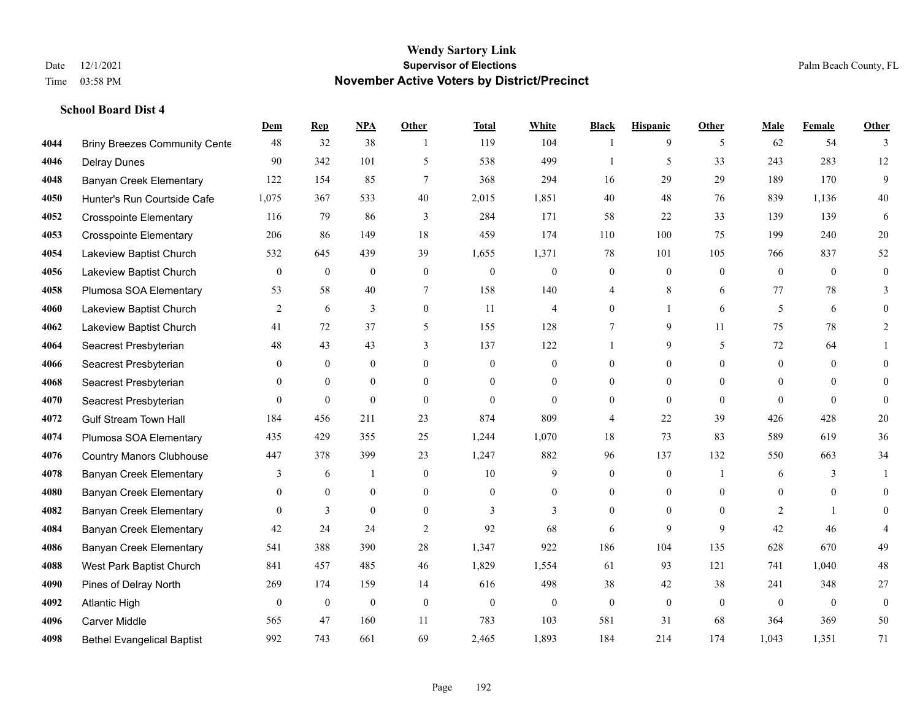# Wendy Sartory Link
## Supervisor of Elections
## November Active Voters by District/Precinct

Date 12/1/2021
Time 03:58 PM

Palm Beach County, FL

**School Board Dist 4**

| | | Dem | Rep | NPA | Other | Total | White | Black | Hispanic | Other | Male | Female | Other |
|---|---|---|---|---|---|---|---|---|---|---|---|---|---|
| 4044 | Briny Breezes Community Cente | 48 | 32 | 38 | 1 | 119 | 104 | 1 | 9 | 5 | 62 | 54 | 3 |
| 4046 | Delray Dunes | 90 | 342 | 101 | 5 | 538 | 499 | 1 | 5 | 33 | 243 | 283 | 12 |
| 4048 | Banyan Creek Elementary | 122 | 154 | 85 | 7 | 368 | 294 | 16 | 29 | 29 | 189 | 170 | 9 |
| 4050 | Hunter's Run Courtside Cafe | 1,075 | 367 | 533 | 40 | 2,015 | 1,851 | 40 | 48 | 76 | 839 | 1,136 | 40 |
| 4052 | Crosspointe Elementary | 116 | 79 | 86 | 3 | 284 | 171 | 58 | 22 | 33 | 139 | 139 | 6 |
| 4053 | Crosspointe Elementary | 206 | 86 | 149 | 18 | 459 | 174 | 110 | 100 | 75 | 199 | 240 | 20 |
| 4054 | Lakeview Baptist Church | 532 | 645 | 439 | 39 | 1,655 | 1,371 | 78 | 101 | 105 | 766 | 837 | 52 |
| 4056 | Lakeview Baptist Church | 0 | 0 | 0 | 0 | 0 | 0 | 0 | 0 | 0 | 0 | 0 | 0 |
| 4058 | Plumosa SOA Elementary | 53 | 58 | 40 | 7 | 158 | 140 | 4 | 8 | 6 | 77 | 78 | 3 |
| 4060 | Lakeview Baptist Church | 2 | 6 | 3 | 0 | 11 | 4 | 0 | 1 | 6 | 5 | 6 | 0 |
| 4062 | Lakeview Baptist Church | 41 | 72 | 37 | 5 | 155 | 128 | 7 | 9 | 11 | 75 | 78 | 2 |
| 4064 | Seacrest Presbyterian | 48 | 43 | 43 | 3 | 137 | 122 | 1 | 9 | 5 | 72 | 64 | 1 |
| 4066 | Seacrest Presbyterian | 0 | 0 | 0 | 0 | 0 | 0 | 0 | 0 | 0 | 0 | 0 | 0 |
| 4068 | Seacrest Presbyterian | 0 | 0 | 0 | 0 | 0 | 0 | 0 | 0 | 0 | 0 | 0 | 0 |
| 4070 | Seacrest Presbyterian | 0 | 0 | 0 | 0 | 0 | 0 | 0 | 0 | 0 | 0 | 0 | 0 |
| 4072 | Gulf Stream Town Hall | 184 | 456 | 211 | 23 | 874 | 809 | 4 | 22 | 39 | 426 | 428 | 20 |
| 4074 | Plumosa SOA Elementary | 435 | 429 | 355 | 25 | 1,244 | 1,070 | 18 | 73 | 83 | 589 | 619 | 36 |
| 4076 | Country Manors Clubhouse | 447 | 378 | 399 | 23 | 1,247 | 882 | 96 | 137 | 132 | 550 | 663 | 34 |
| 4078 | Banyan Creek Elementary | 3 | 6 | 1 | 0 | 10 | 9 | 0 | 0 | 1 | 6 | 3 | 1 |
| 4080 | Banyan Creek Elementary | 0 | 0 | 0 | 0 | 0 | 0 | 0 | 0 | 0 | 0 | 0 | 0 |
| 4082 | Banyan Creek Elementary | 0 | 3 | 0 | 0 | 3 | 3 | 0 | 0 | 0 | 2 | 1 | 0 |
| 4084 | Banyan Creek Elementary | 42 | 24 | 24 | 2 | 92 | 68 | 6 | 9 | 9 | 42 | 46 | 4 |
| 4086 | Banyan Creek Elementary | 541 | 388 | 390 | 28 | 1,347 | 922 | 186 | 104 | 135 | 628 | 670 | 49 |
| 4088 | West Park Baptist Church | 841 | 457 | 485 | 46 | 1,829 | 1,554 | 61 | 93 | 121 | 741 | 1,040 | 48 |
| 4090 | Pines of Delray North | 269 | 174 | 159 | 14 | 616 | 498 | 38 | 42 | 38 | 241 | 348 | 27 |
| 4092 | Atlantic High | 0 | 0 | 0 | 0 | 0 | 0 | 0 | 0 | 0 | 0 | 0 | 0 |
| 4096 | Carver Middle | 565 | 47 | 160 | 11 | 783 | 103 | 581 | 31 | 68 | 364 | 369 | 50 |
| 4098 | Bethel Evangelical Baptist | 992 | 743 | 661 | 69 | 2,465 | 1,893 | 184 | 214 | 174 | 1,043 | 1,351 | 71 |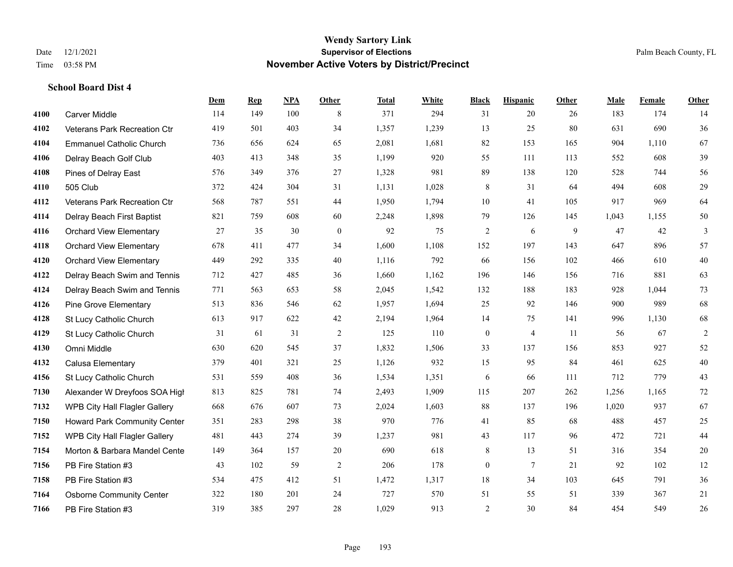# Wendy Sartory Link

## Supervisor of Elections

## November Active Voters by District/Precinct

Date 12/1/2021
Time 03:58 PM

Palm Beach County, FL

### School Board Dist 4

| | | Dem | Rep | NPA | Other | Total | White | Black | Hispanic | Other | Male | Female | Other |
|---|---|---|---|---|---|---|---|---|---|---|---|---|---|
| 4100 | Carver Middle | 114 | 149 | 100 | 8 | 371 | 294 | 31 | 20 | 26 | 183 | 174 | 14 |
| 4102 | Veterans Park Recreation Ctr | 419 | 501 | 403 | 34 | 1,357 | 1,239 | 13 | 25 | 80 | 631 | 690 | 36 |
| 4104 | Emmanuel Catholic Church | 736 | 656 | 624 | 65 | 2,081 | 1,681 | 82 | 153 | 165 | 904 | 1,110 | 67 |
| 4106 | Delray Beach Golf Club | 403 | 413 | 348 | 35 | 1,199 | 920 | 55 | 111 | 113 | 552 | 608 | 39 |
| 4108 | Pines of Delray East | 576 | 349 | 376 | 27 | 1,328 | 981 | 89 | 138 | 120 | 528 | 744 | 56 |
| 4110 | 505 Club | 372 | 424 | 304 | 31 | 1,131 | 1,028 | 8 | 31 | 64 | 494 | 608 | 29 |
| 4112 | Veterans Park Recreation Ctr | 568 | 787 | 551 | 44 | 1,950 | 1,794 | 10 | 41 | 105 | 917 | 969 | 64 |
| 4114 | Delray Beach First Baptist | 821 | 759 | 608 | 60 | 2,248 | 1,898 | 79 | 126 | 145 | 1,043 | 1,155 | 50 |
| 4116 | Orchard View Elementary | 27 | 35 | 30 | 0 | 92 | 75 | 2 | 6 | 9 | 47 | 42 | 3 |
| 4118 | Orchard View Elementary | 678 | 411 | 477 | 34 | 1,600 | 1,108 | 152 | 197 | 143 | 647 | 896 | 57 |
| 4120 | Orchard View Elementary | 449 | 292 | 335 | 40 | 1,116 | 792 | 66 | 156 | 102 | 466 | 610 | 40 |
| 4122 | Delray Beach Swim and Tennis | 712 | 427 | 485 | 36 | 1,660 | 1,162 | 196 | 146 | 156 | 716 | 881 | 63 |
| 4124 | Delray Beach Swim and Tennis | 771 | 563 | 653 | 58 | 2,045 | 1,542 | 132 | 188 | 183 | 928 | 1,044 | 73 |
| 4126 | Pine Grove Elementary | 513 | 836 | 546 | 62 | 1,957 | 1,694 | 25 | 92 | 146 | 900 | 989 | 68 |
| 4128 | St Lucy Catholic Church | 613 | 917 | 622 | 42 | 2,194 | 1,964 | 14 | 75 | 141 | 996 | 1,130 | 68 |
| 4129 | St Lucy Catholic Church | 31 | 61 | 31 | 2 | 125 | 110 | 0 | 4 | 11 | 56 | 67 | 2 |
| 4130 | Omni Middle | 630 | 620 | 545 | 37 | 1,832 | 1,506 | 33 | 137 | 156 | 853 | 927 | 52 |
| 4132 | Calusa Elementary | 379 | 401 | 321 | 25 | 1,126 | 932 | 15 | 95 | 84 | 461 | 625 | 40 |
| 4156 | St Lucy Catholic Church | 531 | 559 | 408 | 36 | 1,534 | 1,351 | 6 | 66 | 111 | 712 | 779 | 43 |
| 7130 | Alexander W Dreyfoos SOA High | 813 | 825 | 781 | 74 | 2,493 | 1,909 | 115 | 207 | 262 | 1,256 | 1,165 | 72 |
| 7132 | WPB City Hall Flagler Gallery | 668 | 676 | 607 | 73 | 2,024 | 1,603 | 88 | 137 | 196 | 1,020 | 937 | 67 |
| 7150 | Howard Park Community Center | 351 | 283 | 298 | 38 | 970 | 776 | 41 | 85 | 68 | 488 | 457 | 25 |
| 7152 | WPB City Hall Flagler Gallery | 481 | 443 | 274 | 39 | 1,237 | 981 | 43 | 117 | 96 | 472 | 721 | 44 |
| 7154 | Morton & Barbara Mandel Cente | 149 | 364 | 157 | 20 | 690 | 618 | 8 | 13 | 51 | 316 | 354 | 20 |
| 7156 | PB Fire Station #3 | 43 | 102 | 59 | 2 | 206 | 178 | 0 | 7 | 21 | 92 | 102 | 12 |
| 7158 | PB Fire Station #3 | 534 | 475 | 412 | 51 | 1,472 | 1,317 | 18 | 34 | 103 | 645 | 791 | 36 |
| 7164 | Osborne Community Center | 322 | 180 | 201 | 24 | 727 | 570 | 51 | 55 | 51 | 339 | 367 | 21 |
| 7166 | PB Fire Station #3 | 319 | 385 | 297 | 28 | 1,029 | 913 | 2 | 30 | 84 | 454 | 549 | 26 |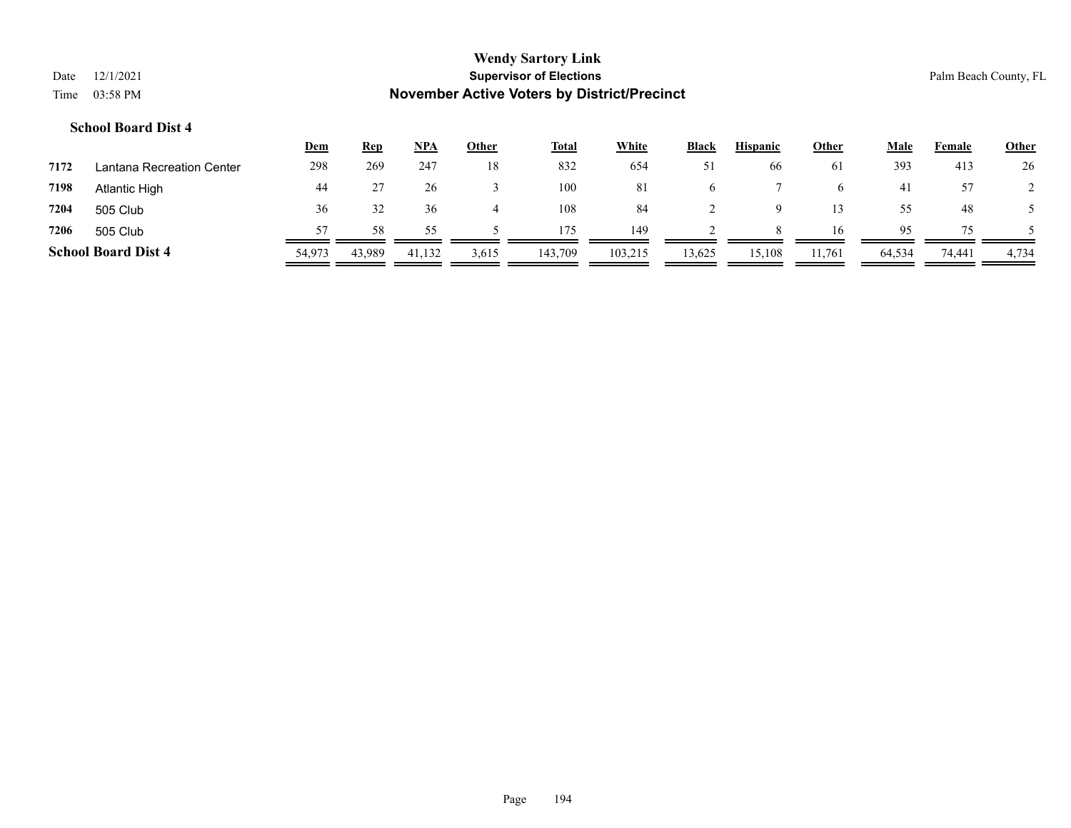**Wendy Sartory Link**
**Supervisor of Elections**
**November Active Voters by District/Precinct**

Date 12/1/2021
Time 03:58 PM

Palm Beach County, FL

### School Board Dist 4

| | | Dem | Rep | NPA | Other | Total | White | Black | Hispanic | Other | Male | Female | Other |
|---|---|---|---|---|---|---|---|---|---|---|---|---|---|
| 7172 | Lantana Recreation Center | 298 | 269 | 247 | 18 | 832 | 654 | 51 | 66 | 61 | 393 | 413 | 26 |
| 7198 | Atlantic High | 44 | 27 | 26 | 3 | 100 | 81 | 6 | 7 | 6 | 41 | 57 | 2 |
| 7204 | 505 Club | 36 | 32 | 36 | 4 | 108 | 84 | 2 | 9 | 13 | 55 | 48 | 5 |
| 7206 | 505 Club | 57 | 58 | 55 | 5 | 175 | 149 | 2 | 8 | 16 | 95 | 75 | 5 |
| **School Board Dist 4** | | 54,973 | 43,989 | 41,132 | 3,615 | 143,709 | 103,215 | 13,625 | 15,108 | 11,761 | 64,534 | 74,441 | 4,734 |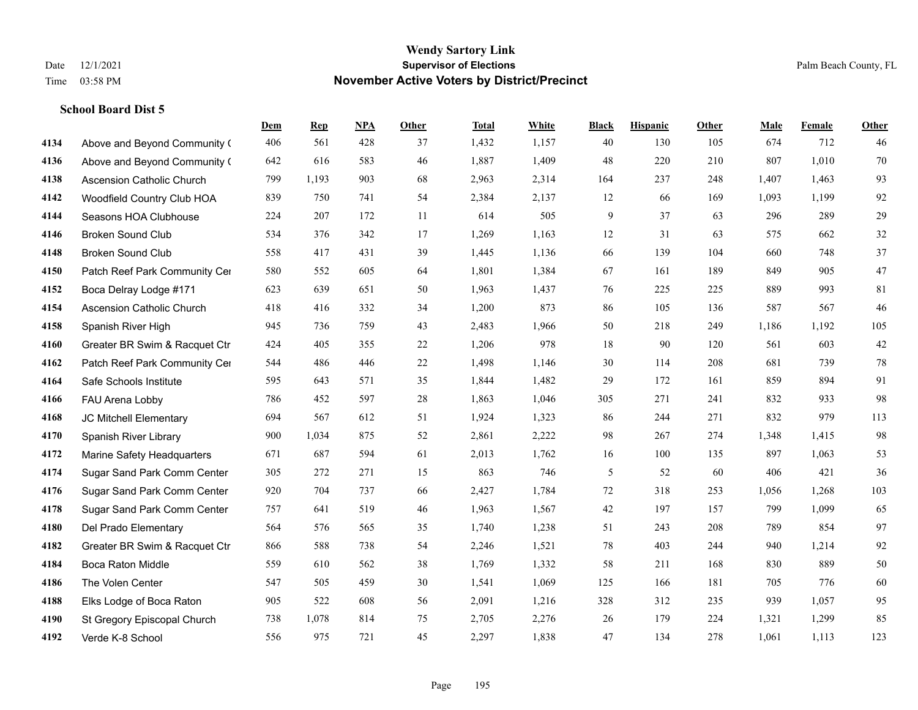# Wendy Sartory Link
## Supervisor of Elections
## November Active Voters by District/Precinct

Date 12/1/2021
Time 03:58 PM

Palm Beach County, FL

### School Board Dist 5

| | | Dem | Rep | NPA | Other | Total | White | Black | Hispanic | Other | Male | Female | Other |
|---|---|---|---|---|---|---|---|---|---|---|---|---|---|
| 4134 | Above and Beyond Community ( | 406 | 561 | 428 | 37 | 1,432 | 1,157 | 40 | 130 | 105 | 674 | 712 | 46 |
| 4136 | Above and Beyond Community ( | 642 | 616 | 583 | 46 | 1,887 | 1,409 | 48 | 220 | 210 | 807 | 1,010 | 70 |
| 4138 | Ascension Catholic Church | 799 | 1,193 | 903 | 68 | 2,963 | 2,314 | 164 | 237 | 248 | 1,407 | 1,463 | 93 |
| 4142 | Woodfield Country Club HOA | 839 | 750 | 741 | 54 | 2,384 | 2,137 | 12 | 66 | 169 | 1,093 | 1,199 | 92 |
| 4144 | Seasons HOA Clubhouse | 224 | 207 | 172 | 11 | 614 | 505 | 9 | 37 | 63 | 296 | 289 | 29 |
| 4146 | Broken Sound Club | 534 | 376 | 342 | 17 | 1,269 | 1,163 | 12 | 31 | 63 | 575 | 662 | 32 |
| 4148 | Broken Sound Club | 558 | 417 | 431 | 39 | 1,445 | 1,136 | 66 | 139 | 104 | 660 | 748 | 37 |
| 4150 | Patch Reef Park Community Cer | 580 | 552 | 605 | 64 | 1,801 | 1,384 | 67 | 161 | 189 | 849 | 905 | 47 |
| 4152 | Boca Delray Lodge #171 | 623 | 639 | 651 | 50 | 1,963 | 1,437 | 76 | 225 | 225 | 889 | 993 | 81 |
| 4154 | Ascension Catholic Church | 418 | 416 | 332 | 34 | 1,200 | 873 | 86 | 105 | 136 | 587 | 567 | 46 |
| 4158 | Spanish River High | 945 | 736 | 759 | 43 | 2,483 | 1,966 | 50 | 218 | 249 | 1,186 | 1,192 | 105 |
| 4160 | Greater BR Swim & Racquet Ctr | 424 | 405 | 355 | 22 | 1,206 | 978 | 18 | 90 | 120 | 561 | 603 | 42 |
| 4162 | Patch Reef Park Community Cer | 544 | 486 | 446 | 22 | 1,498 | 1,146 | 30 | 114 | 208 | 681 | 739 | 78 |
| 4164 | Safe Schools Institute | 595 | 643 | 571 | 35 | 1,844 | 1,482 | 29 | 172 | 161 | 859 | 894 | 91 |
| 4166 | FAU Arena Lobby | 786 | 452 | 597 | 28 | 1,863 | 1,046 | 305 | 271 | 241 | 832 | 933 | 98 |
| 4168 | JC Mitchell Elementary | 694 | 567 | 612 | 51 | 1,924 | 1,323 | 86 | 244 | 271 | 832 | 979 | 113 |
| 4170 | Spanish River Library | 900 | 1,034 | 875 | 52 | 2,861 | 2,222 | 98 | 267 | 274 | 1,348 | 1,415 | 98 |
| 4172 | Marine Safety Headquarters | 671 | 687 | 594 | 61 | 2,013 | 1,762 | 16 | 100 | 135 | 897 | 1,063 | 53 |
| 4174 | Sugar Sand Park Comm Center | 305 | 272 | 271 | 15 | 863 | 746 | 5 | 52 | 60 | 406 | 421 | 36 |
| 4176 | Sugar Sand Park Comm Center | 920 | 704 | 737 | 66 | 2,427 | 1,784 | 72 | 318 | 253 | 1,056 | 1,268 | 103 |
| 4178 | Sugar Sand Park Comm Center | 757 | 641 | 519 | 46 | 1,963 | 1,567 | 42 | 197 | 157 | 799 | 1,099 | 65 |
| 4180 | Del Prado Elementary | 564 | 576 | 565 | 35 | 1,740 | 1,238 | 51 | 243 | 208 | 789 | 854 | 97 |
| 4182 | Greater BR Swim & Racquet Ctr | 866 | 588 | 738 | 54 | 2,246 | 1,521 | 78 | 403 | 244 | 940 | 1,214 | 92 |
| 4184 | Boca Raton Middle | 559 | 610 | 562 | 38 | 1,769 | 1,332 | 58 | 211 | 168 | 830 | 889 | 50 |
| 4186 | The Volen Center | 547 | 505 | 459 | 30 | 1,541 | 1,069 | 125 | 166 | 181 | 705 | 776 | 60 |
| 4188 | Elks Lodge of Boca Raton | 905 | 522 | 608 | 56 | 2,091 | 1,216 | 328 | 312 | 235 | 939 | 1,057 | 95 |
| 4190 | St Gregory Episcopal Church | 738 | 1,078 | 814 | 75 | 2,705 | 2,276 | 26 | 179 | 224 | 1,321 | 1,299 | 85 |
| 4192 | Verde K-8 School | 556 | 975 | 721 | 45 | 2,297 | 1,838 | 47 | 134 | 278 | 1,061 | 1,113 | 123 |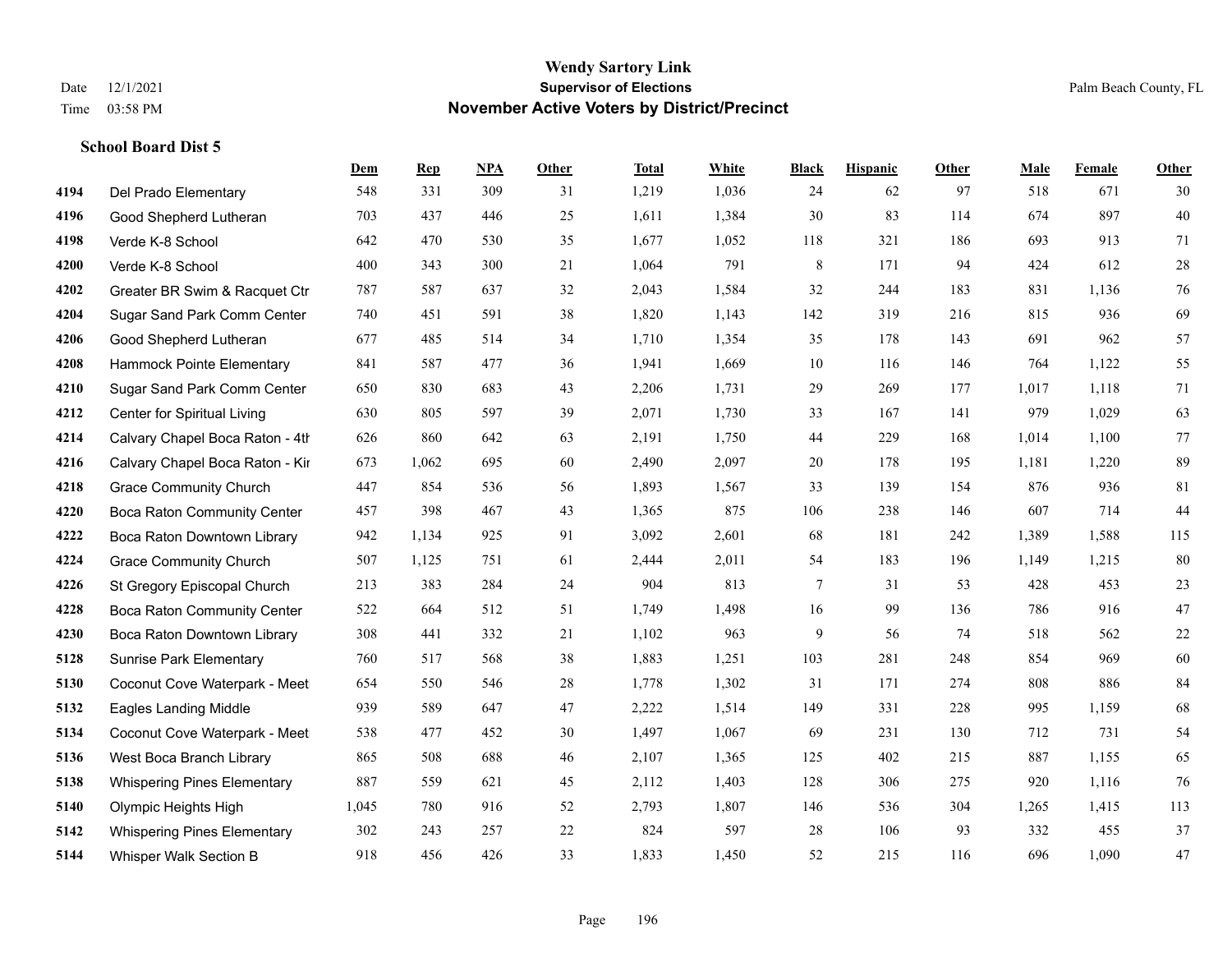# Wendy Sartory Link
## Supervisor of Elections
## November Active Voters by District/Precinct

Date 12/1/2021
Time 03:58 PM

Palm Beach County, FL

### School Board Dist 5

| | | Dem | Rep | NPA | Other | Total | White | Black | Hispanic | Other | Male | Female | Other |
|---|---|---|---|---|---|---|---|---|---|---|---|---|---|
| 4194 | Del Prado Elementary | 548 | 331 | 309 | 31 | 1,219 | 1,036 | 24 | 62 | 97 | 518 | 671 | 30 |
| 4196 | Good Shepherd Lutheran | 703 | 437 | 446 | 25 | 1,611 | 1,384 | 30 | 83 | 114 | 674 | 897 | 40 |
| 4198 | Verde K-8 School | 642 | 470 | 530 | 35 | 1,677 | 1,052 | 118 | 321 | 186 | 693 | 913 | 71 |
| 4200 | Verde K-8 School | 400 | 343 | 300 | 21 | 1,064 | 791 | 8 | 171 | 94 | 424 | 612 | 28 |
| 4202 | Greater BR Swim & Racquet Ctr | 787 | 587 | 637 | 32 | 2,043 | 1,584 | 32 | 244 | 183 | 831 | 1,136 | 76 |
| 4204 | Sugar Sand Park Comm Center | 740 | 451 | 591 | 38 | 1,820 | 1,143 | 142 | 319 | 216 | 815 | 936 | 69 |
| 4206 | Good Shepherd Lutheran | 677 | 485 | 514 | 34 | 1,710 | 1,354 | 35 | 178 | 143 | 691 | 962 | 57 |
| 4208 | Hammock Pointe Elementary | 841 | 587 | 477 | 36 | 1,941 | 1,669 | 10 | 116 | 146 | 764 | 1,122 | 55 |
| 4210 | Sugar Sand Park Comm Center | 650 | 830 | 683 | 43 | 2,206 | 1,731 | 29 | 269 | 177 | 1,017 | 1,118 | 71 |
| 4212 | Center for Spiritual Living | 630 | 805 | 597 | 39 | 2,071 | 1,730 | 33 | 167 | 141 | 979 | 1,029 | 63 |
| 4214 | Calvary Chapel Boca Raton - 4th | 626 | 860 | 642 | 63 | 2,191 | 1,750 | 44 | 229 | 168 | 1,014 | 1,100 | 77 |
| 4216 | Calvary Chapel Boca Raton - Kir | 673 | 1,062 | 695 | 60 | 2,490 | 2,097 | 20 | 178 | 195 | 1,181 | 1,220 | 89 |
| 4218 | Grace Community Church | 447 | 854 | 536 | 56 | 1,893 | 1,567 | 33 | 139 | 154 | 876 | 936 | 81 |
| 4220 | Boca Raton Community Center | 457 | 398 | 467 | 43 | 1,365 | 875 | 106 | 238 | 146 | 607 | 714 | 44 |
| 4222 | Boca Raton Downtown Library | 942 | 1,134 | 925 | 91 | 3,092 | 2,601 | 68 | 181 | 242 | 1,389 | 1,588 | 115 |
| 4224 | Grace Community Church | 507 | 1,125 | 751 | 61 | 2,444 | 2,011 | 54 | 183 | 196 | 1,149 | 1,215 | 80 |
| 4226 | St Gregory Episcopal Church | 213 | 383 | 284 | 24 | 904 | 813 | 7 | 31 | 53 | 428 | 453 | 23 |
| 4228 | Boca Raton Community Center | 522 | 664 | 512 | 51 | 1,749 | 1,498 | 16 | 99 | 136 | 786 | 916 | 47 |
| 4230 | Boca Raton Downtown Library | 308 | 441 | 332 | 21 | 1,102 | 963 | 9 | 56 | 74 | 518 | 562 | 22 |
| 5128 | Sunrise Park Elementary | 760 | 517 | 568 | 38 | 1,883 | 1,251 | 103 | 281 | 248 | 854 | 969 | 60 |
| 5130 | Coconut Cove Waterpark - Meet | 654 | 550 | 546 | 28 | 1,778 | 1,302 | 31 | 171 | 274 | 808 | 886 | 84 |
| 5132 | Eagles Landing Middle | 939 | 589 | 647 | 47 | 2,222 | 1,514 | 149 | 331 | 228 | 995 | 1,159 | 68 |
| 5134 | Coconut Cove Waterpark - Meet | 538 | 477 | 452 | 30 | 1,497 | 1,067 | 69 | 231 | 130 | 712 | 731 | 54 |
| 5136 | West Boca Branch Library | 865 | 508 | 688 | 46 | 2,107 | 1,365 | 125 | 402 | 215 | 887 | 1,155 | 65 |
| 5138 | Whispering Pines Elementary | 887 | 559 | 621 | 45 | 2,112 | 1,403 | 128 | 306 | 275 | 920 | 1,116 | 76 |
| 5140 | Olympic Heights High | 1,045 | 780 | 916 | 52 | 2,793 | 1,807 | 146 | 536 | 304 | 1,265 | 1,415 | 113 |
| 5142 | Whispering Pines Elementary | 302 | 243 | 257 | 22 | 824 | 597 | 28 | 106 | 93 | 332 | 455 | 37 |
| 5144 | Whisper Walk Section B | 918 | 456 | 426 | 33 | 1,833 | 1,450 | 52 | 215 | 116 | 696 | 1,090 | 47 |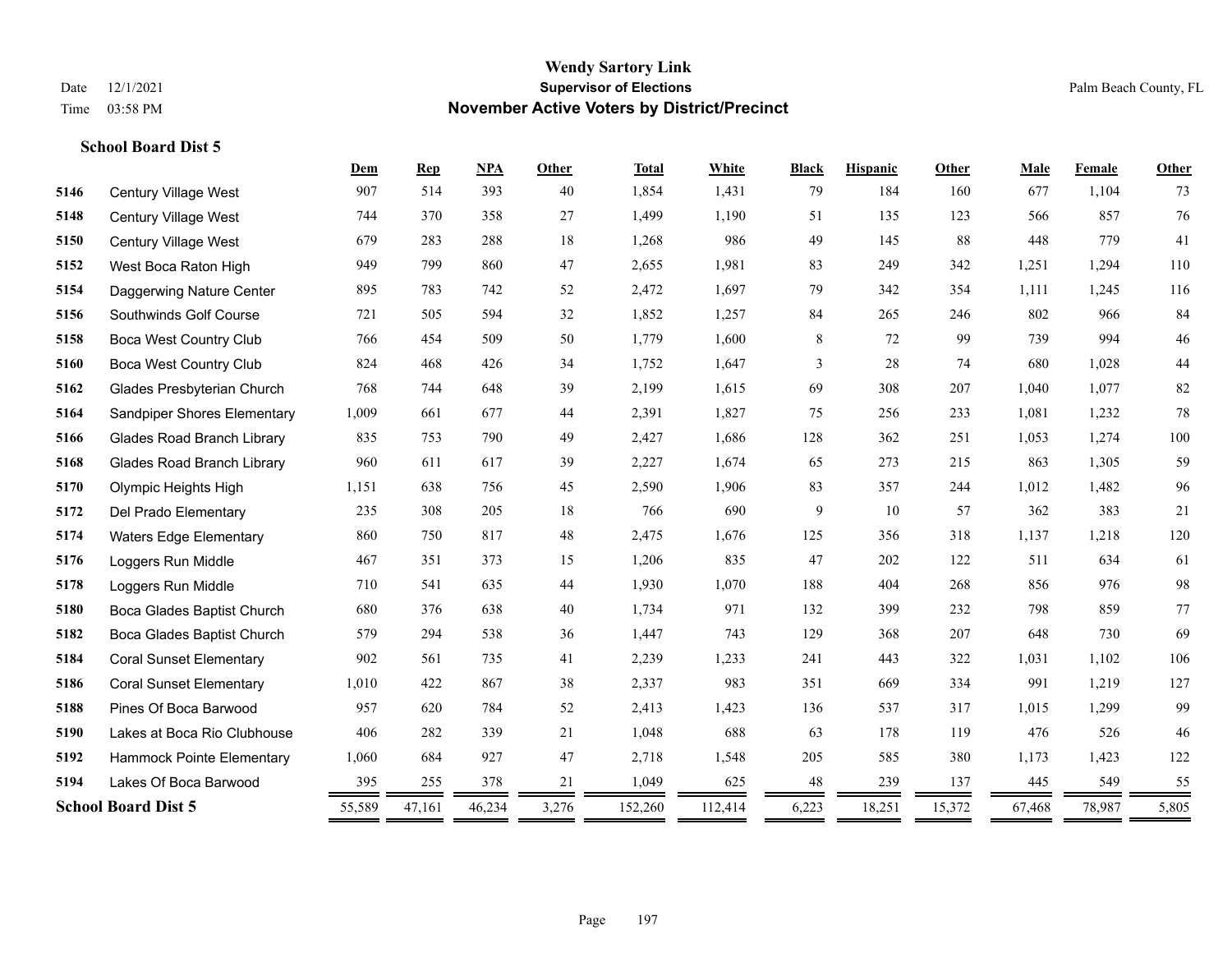**School Board Dist 5**

| | | Dem | Rep | NPA | Other | Total | White | Black | Hispanic | Other | Male | Female | Other |
|---|---|---|---|---|---|---|---|---|---|---|---|---|---|
| 5146 | Century Village West | 907 | 514 | 393 | 40 | 1,854 | 1,431 | 79 | 184 | 160 | 677 | 1,104 | 73 |
| 5148 | Century Village West | 744 | 370 | 358 | 27 | 1,499 | 1,190 | 51 | 135 | 123 | 566 | 857 | 76 |
| 5150 | Century Village West | 679 | 283 | 288 | 18 | 1,268 | 986 | 49 | 145 | 88 | 448 | 779 | 41 |
| 5152 | West Boca Raton High | 949 | 799 | 860 | 47 | 2,655 | 1,981 | 83 | 249 | 342 | 1,251 | 1,294 | 110 |
| 5154 | Daggerwing Nature Center | 895 | 783 | 742 | 52 | 2,472 | 1,697 | 79 | 342 | 354 | 1,111 | 1,245 | 116 |
| 5156 | Southwinds Golf Course | 721 | 505 | 594 | 32 | 1,852 | 1,257 | 84 | 265 | 246 | 802 | 966 | 84 |
| 5158 | Boca West Country Club | 766 | 454 | 509 | 50 | 1,779 | 1,600 | 8 | 72 | 99 | 739 | 994 | 46 |
| 5160 | Boca West Country Club | 824 | 468 | 426 | 34 | 1,752 | 1,647 | 3 | 28 | 74 | 680 | 1,028 | 44 |
| 5162 | Glades Presbyterian Church | 768 | 744 | 648 | 39 | 2,199 | 1,615 | 69 | 308 | 207 | 1,040 | 1,077 | 82 |
| 5164 | Sandpiper Shores Elementary | 1,009 | 661 | 677 | 44 | 2,391 | 1,827 | 75 | 256 | 233 | 1,081 | 1,232 | 78 |
| 5166 | Glades Road Branch Library | 835 | 753 | 790 | 49 | 2,427 | 1,686 | 128 | 362 | 251 | 1,053 | 1,274 | 100 |
| 5168 | Glades Road Branch Library | 960 | 611 | 617 | 39 | 2,227 | 1,674 | 65 | 273 | 215 | 863 | 1,305 | 59 |
| 5170 | Olympic Heights High | 1,151 | 638 | 756 | 45 | 2,590 | 1,906 | 83 | 357 | 244 | 1,012 | 1,482 | 96 |
| 5172 | Del Prado Elementary | 235 | 308 | 205 | 18 | 766 | 690 | 9 | 10 | 57 | 362 | 383 | 21 |
| 5174 | Waters Edge Elementary | 860 | 750 | 817 | 48 | 2,475 | 1,676 | 125 | 356 | 318 | 1,137 | 1,218 | 120 |
| 5176 | Loggers Run Middle | 467 | 351 | 373 | 15 | 1,206 | 835 | 47 | 202 | 122 | 511 | 634 | 61 |
| 5178 | Loggers Run Middle | 710 | 541 | 635 | 44 | 1,930 | 1,070 | 188 | 404 | 268 | 856 | 976 | 98 |
| 5180 | Boca Glades Baptist Church | 680 | 376 | 638 | 40 | 1,734 | 971 | 132 | 399 | 232 | 798 | 859 | 77 |
| 5182 | Boca Glades Baptist Church | 579 | 294 | 538 | 36 | 1,447 | 743 | 129 | 368 | 207 | 648 | 730 | 69 |
| 5184 | Coral Sunset Elementary | 902 | 561 | 735 | 41 | 2,239 | 1,233 | 241 | 443 | 322 | 1,031 | 1,102 | 106 |
| 5186 | Coral Sunset Elementary | 1,010 | 422 | 867 | 38 | 2,337 | 983 | 351 | 669 | 334 | 991 | 1,219 | 127 |
| 5188 | Pines Of Boca Barwood | 957 | 620 | 784 | 52 | 2,413 | 1,423 | 136 | 537 | 317 | 1,015 | 1,299 | 99 |
| 5190 | Lakes at Boca Rio Clubhouse | 406 | 282 | 339 | 21 | 1,048 | 688 | 63 | 178 | 119 | 476 | 526 | 46 |
| 5192 | Hammock Pointe Elementary | 1,060 | 684 | 927 | 47 | 2,718 | 1,548 | 205 | 585 | 380 | 1,173 | 1,423 | 122 |
| 5194 | Lakes Of Boca Barwood | 395 | 255 | 378 | 21 | 1,049 | 625 | 48 | 239 | 137 | 445 | 549 | 55 |
| **School Board Dist 5** | | 55,589 | 47,161 | 46,234 | 3,276 | 152,260 | 112,414 | 6,223 | 18,251 | 15,372 | 67,468 | 78,987 | 5,805 |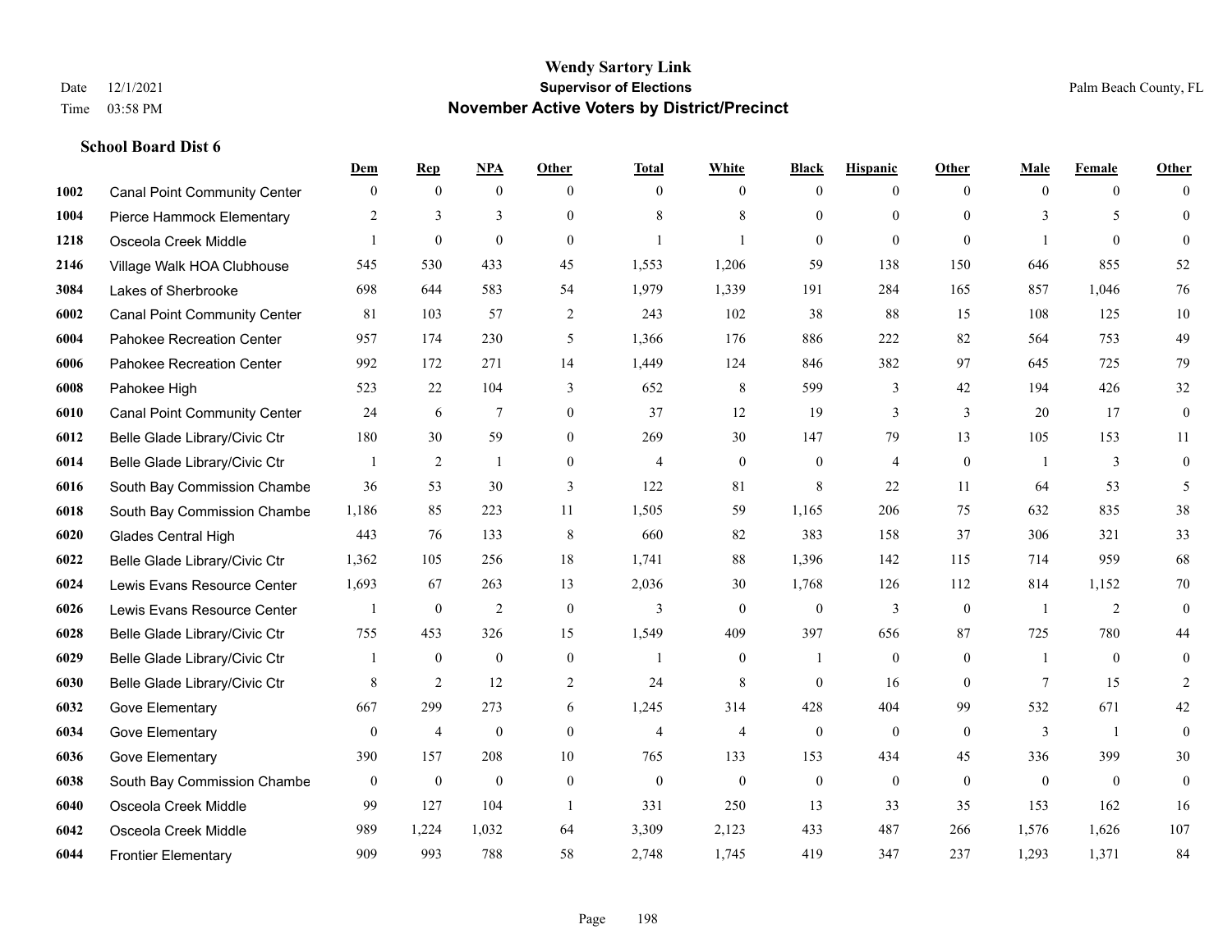# Wendy Sartory Link
## Supervisor of Elections
## November Active Voters by District/Precinct

Date 12/1/2021
Time 03:58 PM

Palm Beach County, FL

### School Board Dist 6

| | | Dem | Rep | NPA | Other | Total | White | Black | Hispanic | Other | Male | Female | Other |
|---|---|---|---|---|---|---|---|---|---|---|---|---|---|
| 1002 | Canal Point Community Center | 0 | 0 | 0 | 0 | 0 | 0 | 0 | 0 | 0 | 0 | 0 | 0 |
| 1004 | Pierce Hammock Elementary | 2 | 3 | 3 | 0 | 8 | 8 | 0 | 0 | 0 | 3 | 5 | 0 |
| 1218 | Osceola Creek Middle | 1 | 0 | 0 | 0 | 1 | 1 | 0 | 0 | 0 | 1 | 0 | 0 |
| 2146 | Village Walk HOA Clubhouse | 545 | 530 | 433 | 45 | 1,553 | 1,206 | 59 | 138 | 150 | 646 | 855 | 52 |
| 3084 | Lakes of Sherbrooke | 698 | 644 | 583 | 54 | 1,979 | 1,339 | 191 | 284 | 165 | 857 | 1,046 | 76 |
| 6002 | Canal Point Community Center | 81 | 103 | 57 | 2 | 243 | 102 | 38 | 88 | 15 | 108 | 125 | 10 |
| 6004 | Pahokee Recreation Center | 957 | 174 | 230 | 5 | 1,366 | 176 | 886 | 222 | 82 | 564 | 753 | 49 |
| 6006 | Pahokee Recreation Center | 992 | 172 | 271 | 14 | 1,449 | 124 | 846 | 382 | 97 | 645 | 725 | 79 |
| 6008 | Pahokee High | 523 | 22 | 104 | 3 | 652 | 8 | 599 | 3 | 42 | 194 | 426 | 32 |
| 6010 | Canal Point Community Center | 24 | 6 | 7 | 0 | 37 | 12 | 19 | 3 | 3 | 20 | 17 | 0 |
| 6012 | Belle Glade Library/Civic Ctr | 180 | 30 | 59 | 0 | 269 | 30 | 147 | 79 | 13 | 105 | 153 | 11 |
| 6014 | Belle Glade Library/Civic Ctr | 1 | 2 | 1 | 0 | 4 | 0 | 0 | 4 | 0 | 1 | 3 | 0 |
| 6016 | South Bay Commission Chambe | 36 | 53 | 30 | 3 | 122 | 81 | 8 | 22 | 11 | 64 | 53 | 5 |
| 6018 | South Bay Commission Chambe | 1,186 | 85 | 223 | 11 | 1,505 | 59 | 1,165 | 206 | 75 | 632 | 835 | 38 |
| 6020 | Glades Central High | 443 | 76 | 133 | 8 | 660 | 82 | 383 | 158 | 37 | 306 | 321 | 33 |
| 6022 | Belle Glade Library/Civic Ctr | 1,362 | 105 | 256 | 18 | 1,741 | 88 | 1,396 | 142 | 115 | 714 | 959 | 68 |
| 6024 | Lewis Evans Resource Center | 1,693 | 67 | 263 | 13 | 2,036 | 30 | 1,768 | 126 | 112 | 814 | 1,152 | 70 |
| 6026 | Lewis Evans Resource Center | 1 | 0 | 2 | 0 | 3 | 0 | 0 | 3 | 0 | 1 | 2 | 0 |
| 6028 | Belle Glade Library/Civic Ctr | 755 | 453 | 326 | 15 | 1,549 | 409 | 397 | 656 | 87 | 725 | 780 | 44 |
| 6029 | Belle Glade Library/Civic Ctr | 1 | 0 | 0 | 0 | 1 | 0 | 1 | 0 | 0 | 1 | 0 | 0 |
| 6030 | Belle Glade Library/Civic Ctr | 8 | 2 | 12 | 2 | 24 | 8 | 0 | 16 | 0 | 7 | 15 | 2 |
| 6032 | Gove Elementary | 667 | 299 | 273 | 6 | 1,245 | 314 | 428 | 404 | 99 | 532 | 671 | 42 |
| 6034 | Gove Elementary | 0 | 4 | 0 | 0 | 4 | 4 | 0 | 0 | 0 | 3 | 1 | 0 |
| 6036 | Gove Elementary | 390 | 157 | 208 | 10 | 765 | 133 | 153 | 434 | 45 | 336 | 399 | 30 |
| 6038 | South Bay Commission Chambe | 0 | 0 | 0 | 0 | 0 | 0 | 0 | 0 | 0 | 0 | 0 | 0 |
| 6040 | Osceola Creek Middle | 99 | 127 | 104 | 1 | 331 | 250 | 13 | 33 | 35 | 153 | 162 | 16 |
| 6042 | Osceola Creek Middle | 989 | 1,224 | 1,032 | 64 | 3,309 | 2,123 | 433 | 487 | 266 | 1,576 | 1,626 | 107 |
| 6044 | Frontier Elementary | 909 | 993 | 788 | 58 | 2,748 | 1,745 | 419 | 347 | 237 | 1,293 | 1,371 | 84 |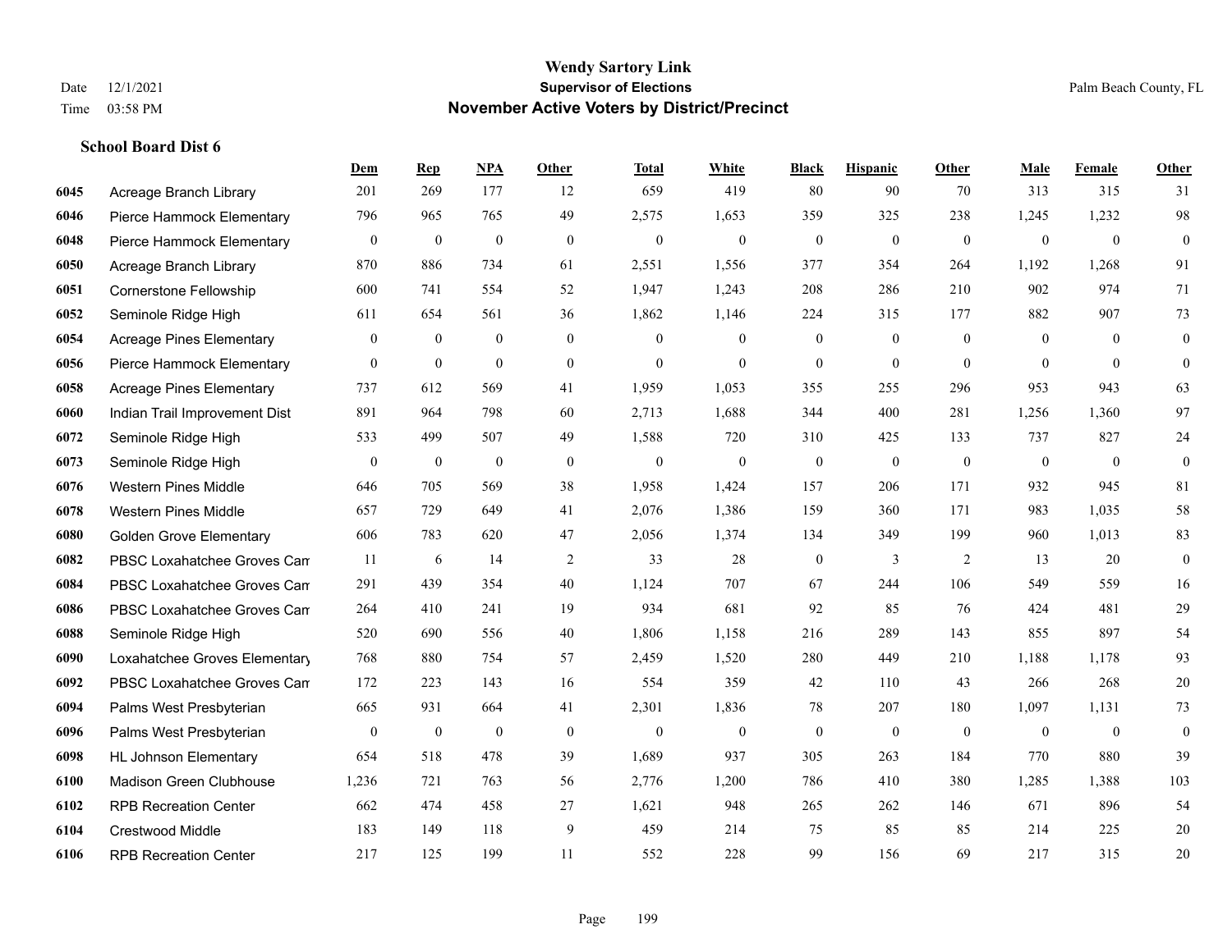# Wendy Sartory Link
## Supervisor of Elections
## November Active Voters by District/Precinct

Date 12/1/2021
Time 03:58 PM

Palm Beach County, FL

### School Board Dist 6

| | | Dem | Rep | NPA | Other | Total | White | Black | Hispanic | Other | Male | Female | Other |
|---|---|---|---|---|---|---|---|---|---|---|---|---|---|
| 6045 | Acreage Branch Library | 201 | 269 | 177 | 12 | 659 | 419 | 80 | 90 | 70 | 313 | 315 | 31 |
| 6046 | Pierce Hammock Elementary | 796 | 965 | 765 | 49 | 2,575 | 1,653 | 359 | 325 | 238 | 1,245 | 1,232 | 98 |
| 6048 | Pierce Hammock Elementary | 0 | 0 | 0 | 0 | 0 | 0 | 0 | 0 | 0 | 0 | 0 | 0 |
| 6050 | Acreage Branch Library | 870 | 886 | 734 | 61 | 2,551 | 1,556 | 377 | 354 | 264 | 1,192 | 1,268 | 91 |
| 6051 | Cornerstone Fellowship | 600 | 741 | 554 | 52 | 1,947 | 1,243 | 208 | 286 | 210 | 902 | 974 | 71 |
| 6052 | Seminole Ridge High | 611 | 654 | 561 | 36 | 1,862 | 1,146 | 224 | 315 | 177 | 882 | 907 | 73 |
| 6054 | Acreage Pines Elementary | 0 | 0 | 0 | 0 | 0 | 0 | 0 | 0 | 0 | 0 | 0 | 0 |
| 6056 | Pierce Hammock Elementary | 0 | 0 | 0 | 0 | 0 | 0 | 0 | 0 | 0 | 0 | 0 | 0 |
| 6058 | Acreage Pines Elementary | 737 | 612 | 569 | 41 | 1,959 | 1,053 | 355 | 255 | 296 | 953 | 943 | 63 |
| 6060 | Indian Trail Improvement Dist | 891 | 964 | 798 | 60 | 2,713 | 1,688 | 344 | 400 | 281 | 1,256 | 1,360 | 97 |
| 6072 | Seminole Ridge High | 533 | 499 | 507 | 49 | 1,588 | 720 | 310 | 425 | 133 | 737 | 827 | 24 |
| 6073 | Seminole Ridge High | 0 | 0 | 0 | 0 | 0 | 0 | 0 | 0 | 0 | 0 | 0 | 0 |
| 6076 | Western Pines Middle | 646 | 705 | 569 | 38 | 1,958 | 1,424 | 157 | 206 | 171 | 932 | 945 | 81 |
| 6078 | Western Pines Middle | 657 | 729 | 649 | 41 | 2,076 | 1,386 | 159 | 360 | 171 | 983 | 1,035 | 58 |
| 6080 | Golden Grove Elementary | 606 | 783 | 620 | 47 | 2,056 | 1,374 | 134 | 349 | 199 | 960 | 1,013 | 83 |
| 6082 | PBSC Loxahatchee Groves Can | 11 | 6 | 14 | 2 | 33 | 28 | 0 | 3 | 2 | 13 | 20 | 0 |
| 6084 | PBSC Loxahatchee Groves Can | 291 | 439 | 354 | 40 | 1,124 | 707 | 67 | 244 | 106 | 549 | 559 | 16 |
| 6086 | PBSC Loxahatchee Groves Can | 264 | 410 | 241 | 19 | 934 | 681 | 92 | 85 | 76 | 424 | 481 | 29 |
| 6088 | Seminole Ridge High | 520 | 690 | 556 | 40 | 1,806 | 1,158 | 216 | 289 | 143 | 855 | 897 | 54 |
| 6090 | Loxahatchee Groves Elementary | 768 | 880 | 754 | 57 | 2,459 | 1,520 | 280 | 449 | 210 | 1,188 | 1,178 | 93 |
| 6092 | PBSC Loxahatchee Groves Can | 172 | 223 | 143 | 16 | 554 | 359 | 42 | 110 | 43 | 266 | 268 | 20 |
| 6094 | Palms West Presbyterian | 665 | 931 | 664 | 41 | 2,301 | 1,836 | 78 | 207 | 180 | 1,097 | 1,131 | 73 |
| 6096 | Palms West Presbyterian | 0 | 0 | 0 | 0 | 0 | 0 | 0 | 0 | 0 | 0 | 0 | 0 |
| 6098 | HL Johnson Elementary | 654 | 518 | 478 | 39 | 1,689 | 937 | 305 | 263 | 184 | 770 | 880 | 39 |
| 6100 | Madison Green Clubhouse | 1,236 | 721 | 763 | 56 | 2,776 | 1,200 | 786 | 410 | 380 | 1,285 | 1,388 | 103 |
| 6102 | RPB Recreation Center | 662 | 474 | 458 | 27 | 1,621 | 948 | 265 | 262 | 146 | 671 | 896 | 54 |
| 6104 | Crestwood Middle | 183 | 149 | 118 | 9 | 459 | 214 | 75 | 85 | 85 | 214 | 225 | 20 |
| 6106 | RPB Recreation Center | 217 | 125 | 199 | 11 | 552 | 228 | 99 | 156 | 69 | 217 | 315 | 20 |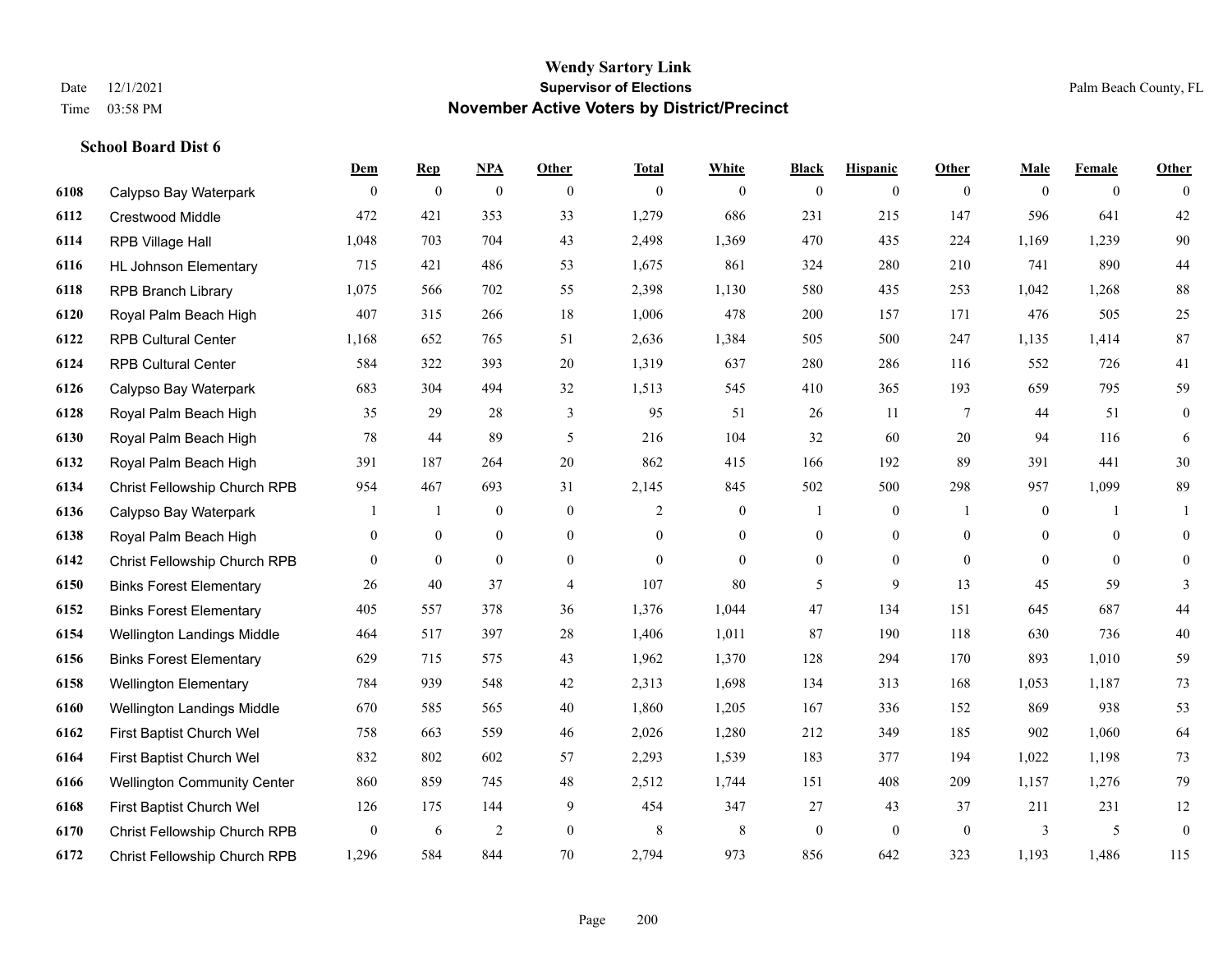# Wendy Sartory Link
## Supervisor of Elections
## November Active Voters by District/Precinct

Date 12/1/2021
Time 03:58 PM

Palm Beach County, FL

### School Board Dist 6

| | | Dem | Rep | NPA | Other | Total | White | Black | Hispanic | Other | Male | Female | Other |
|---|---|---|---|---|---|---|---|---|---|---|---|---|---|
| 6108 | Calypso Bay Waterpark | 0 | 0 | 0 | 0 | 0 | 0 | 0 | 0 | 0 | 0 | 0 | 0 |
| 6112 | Crestwood Middle | 472 | 421 | 353 | 33 | 1,279 | 686 | 231 | 215 | 147 | 596 | 641 | 42 |
| 6114 | RPB Village Hall | 1,048 | 703 | 704 | 43 | 2,498 | 1,369 | 470 | 435 | 224 | 1,169 | 1,239 | 90 |
| 6116 | HL Johnson Elementary | 715 | 421 | 486 | 53 | 1,675 | 861 | 324 | 280 | 210 | 741 | 890 | 44 |
| 6118 | RPB Branch Library | 1,075 | 566 | 702 | 55 | 2,398 | 1,130 | 580 | 435 | 253 | 1,042 | 1,268 | 88 |
| 6120 | Royal Palm Beach High | 407 | 315 | 266 | 18 | 1,006 | 478 | 200 | 157 | 171 | 476 | 505 | 25 |
| 6122 | RPB Cultural Center | 1,168 | 652 | 765 | 51 | 2,636 | 1,384 | 505 | 500 | 247 | 1,135 | 1,414 | 87 |
| 6124 | RPB Cultural Center | 584 | 322 | 393 | 20 | 1,319 | 637 | 280 | 286 | 116 | 552 | 726 | 41 |
| 6126 | Calypso Bay Waterpark | 683 | 304 | 494 | 32 | 1,513 | 545 | 410 | 365 | 193 | 659 | 795 | 59 |
| 6128 | Royal Palm Beach High | 35 | 29 | 28 | 3 | 95 | 51 | 26 | 11 | 7 | 44 | 51 | 0 |
| 6130 | Royal Palm Beach High | 78 | 44 | 89 | 5 | 216 | 104 | 32 | 60 | 20 | 94 | 116 | 6 |
| 6132 | Royal Palm Beach High | 391 | 187 | 264 | 20 | 862 | 415 | 166 | 192 | 89 | 391 | 441 | 30 |
| 6134 | Christ Fellowship Church RPB | 954 | 467 | 693 | 31 | 2,145 | 845 | 502 | 500 | 298 | 957 | 1,099 | 89 |
| 6136 | Calypso Bay Waterpark | 1 | 1 | 0 | 0 | 2 | 0 | 1 | 0 | 1 | 0 | 1 | 1 |
| 6138 | Royal Palm Beach High | 0 | 0 | 0 | 0 | 0 | 0 | 0 | 0 | 0 | 0 | 0 | 0 |
| 6142 | Christ Fellowship Church RPB | 0 | 0 | 0 | 0 | 0 | 0 | 0 | 0 | 0 | 0 | 0 | 0 |
| 6150 | Binks Forest Elementary | 26 | 40 | 37 | 4 | 107 | 80 | 5 | 9 | 13 | 45 | 59 | 3 |
| 6152 | Binks Forest Elementary | 405 | 557 | 378 | 36 | 1,376 | 1,044 | 47 | 134 | 151 | 645 | 687 | 44 |
| 6154 | Wellington Landings Middle | 464 | 517 | 397 | 28 | 1,406 | 1,011 | 87 | 190 | 118 | 630 | 736 | 40 |
| 6156 | Binks Forest Elementary | 629 | 715 | 575 | 43 | 1,962 | 1,370 | 128 | 294 | 170 | 893 | 1,010 | 59 |
| 6158 | Wellington Elementary | 784 | 939 | 548 | 42 | 2,313 | 1,698 | 134 | 313 | 168 | 1,053 | 1,187 | 73 |
| 6160 | Wellington Landings Middle | 670 | 585 | 565 | 40 | 1,860 | 1,205 | 167 | 336 | 152 | 869 | 938 | 53 |
| 6162 | First Baptist Church Wel | 758 | 663 | 559 | 46 | 2,026 | 1,280 | 212 | 349 | 185 | 902 | 1,060 | 64 |
| 6164 | First Baptist Church Wel | 832 | 802 | 602 | 57 | 2,293 | 1,539 | 183 | 377 | 194 | 1,022 | 1,198 | 73 |
| 6166 | Wellington Community Center | 860 | 859 | 745 | 48 | 2,512 | 1,744 | 151 | 408 | 209 | 1,157 | 1,276 | 79 |
| 6168 | First Baptist Church Wel | 126 | 175 | 144 | 9 | 454 | 347 | 27 | 43 | 37 | 211 | 231 | 12 |
| 6170 | Christ Fellowship Church RPB | 0 | 6 | 2 | 0 | 8 | 8 | 0 | 0 | 0 | 3 | 5 | 0 |
| 6172 | Christ Fellowship Church RPB | 1,296 | 584 | 844 | 70 | 2,794 | 973 | 856 | 642 | 323 | 1,193 | 1,486 | 115 |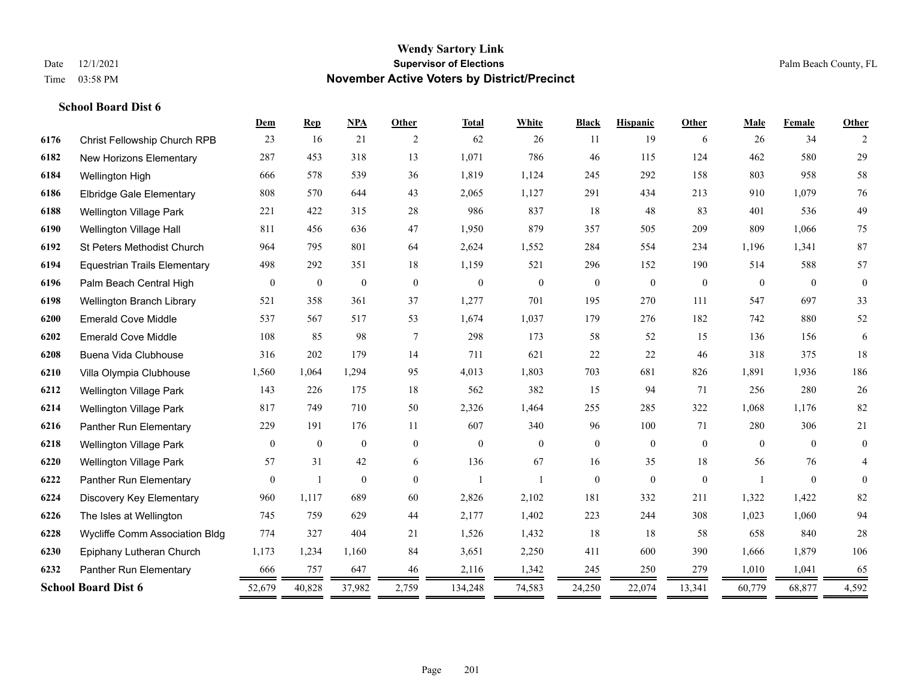# Wendy Sartory Link

**Supervisor of Elections**

**November Active Voters by District/Precinct**

Date 12/1/2021
Time 03:58 PM

Palm Beach County, FL

### School Board Dist 6

| | | Dem | Rep | NPA | Other | Total | White | Black | Hispanic | Other | Male | Female | Other |
|---|---|---|---|---|---|---|---|---|---|---|---|---|---|
| 6176 | Christ Fellowship Church RPB | 23 | 16 | 21 | 2 | 62 | 26 | 11 | 19 | 6 | 26 | 34 | 2 |
| 6182 | New Horizons Elementary | 287 | 453 | 318 | 13 | 1,071 | 786 | 46 | 115 | 124 | 462 | 580 | 29 |
| 6184 | Wellington High | 666 | 578 | 539 | 36 | 1,819 | 1,124 | 245 | 292 | 158 | 803 | 958 | 58 |
| 6186 | Elbridge Gale Elementary | 808 | 570 | 644 | 43 | 2,065 | 1,127 | 291 | 434 | 213 | 910 | 1,079 | 76 |
| 6188 | Wellington Village Park | 221 | 422 | 315 | 28 | 986 | 837 | 18 | 48 | 83 | 401 | 536 | 49 |
| 6190 | Wellington Village Hall | 811 | 456 | 636 | 47 | 1,950 | 879 | 357 | 505 | 209 | 809 | 1,066 | 75 |
| 6192 | St Peters Methodist Church | 964 | 795 | 801 | 64 | 2,624 | 1,552 | 284 | 554 | 234 | 1,196 | 1,341 | 87 |
| 6194 | Equestrian Trails Elementary | 498 | 292 | 351 | 18 | 1,159 | 521 | 296 | 152 | 190 | 514 | 588 | 57 |
| 6196 | Palm Beach Central High | 0 | 0 | 0 | 0 | 0 | 0 | 0 | 0 | 0 | 0 | 0 | 0 |
| 6198 | Wellington Branch Library | 521 | 358 | 361 | 37 | 1,277 | 701 | 195 | 270 | 111 | 547 | 697 | 33 |
| 6200 | Emerald Cove Middle | 537 | 567 | 517 | 53 | 1,674 | 1,037 | 179 | 276 | 182 | 742 | 880 | 52 |
| 6202 | Emerald Cove Middle | 108 | 85 | 98 | 7 | 298 | 173 | 58 | 52 | 15 | 136 | 156 | 6 |
| 6208 | Buena Vida Clubhouse | 316 | 202 | 179 | 14 | 711 | 621 | 22 | 22 | 46 | 318 | 375 | 18 |
| 6210 | Villa Olympia Clubhouse | 1,560 | 1,064 | 1,294 | 95 | 4,013 | 1,803 | 703 | 681 | 826 | 1,891 | 1,936 | 186 |
| 6212 | Wellington Village Park | 143 | 226 | 175 | 18 | 562 | 382 | 15 | 94 | 71 | 256 | 280 | 26 |
| 6214 | Wellington Village Park | 817 | 749 | 710 | 50 | 2,326 | 1,464 | 255 | 285 | 322 | 1,068 | 1,176 | 82 |
| 6216 | Panther Run Elementary | 229 | 191 | 176 | 11 | 607 | 340 | 96 | 100 | 71 | 280 | 306 | 21 |
| 6218 | Wellington Village Park | 0 | 0 | 0 | 0 | 0 | 0 | 0 | 0 | 0 | 0 | 0 | 0 |
| 6220 | Wellington Village Park | 57 | 31 | 42 | 6 | 136 | 67 | 16 | 35 | 18 | 56 | 76 | 4 |
| 6222 | Panther Run Elementary | 0 | 1 | 0 | 0 | 1 | 1 | 0 | 0 | 0 | 1 | 0 | 0 |
| 6224 | Discovery Key Elementary | 960 | 1,117 | 689 | 60 | 2,826 | 2,102 | 181 | 332 | 211 | 1,322 | 1,422 | 82 |
| 6226 | The Isles at Wellington | 745 | 759 | 629 | 44 | 2,177 | 1,402 | 223 | 244 | 308 | 1,023 | 1,060 | 94 |
| 6228 | Wycliffe Comm Association Bldg | 774 | 327 | 404 | 21 | 1,526 | 1,432 | 18 | 18 | 58 | 658 | 840 | 28 |
| 6230 | Epiphany Lutheran Church | 1,173 | 1,234 | 1,160 | 84 | 3,651 | 2,250 | 411 | 600 | 390 | 1,666 | 1,879 | 106 |
| 6232 | Panther Run Elementary | 666 | 757 | 647 | 46 | 2,116 | 1,342 | 245 | 250 | 279 | 1,010 | 1,041 | 65 |
| **School Board Dist 6** | | 52,679 | 40,828 | 37,982 | 2,759 | 134,248 | 74,583 | 24,250 | 22,074 | 13,341 | 60,779 | 68,877 | 4,592 |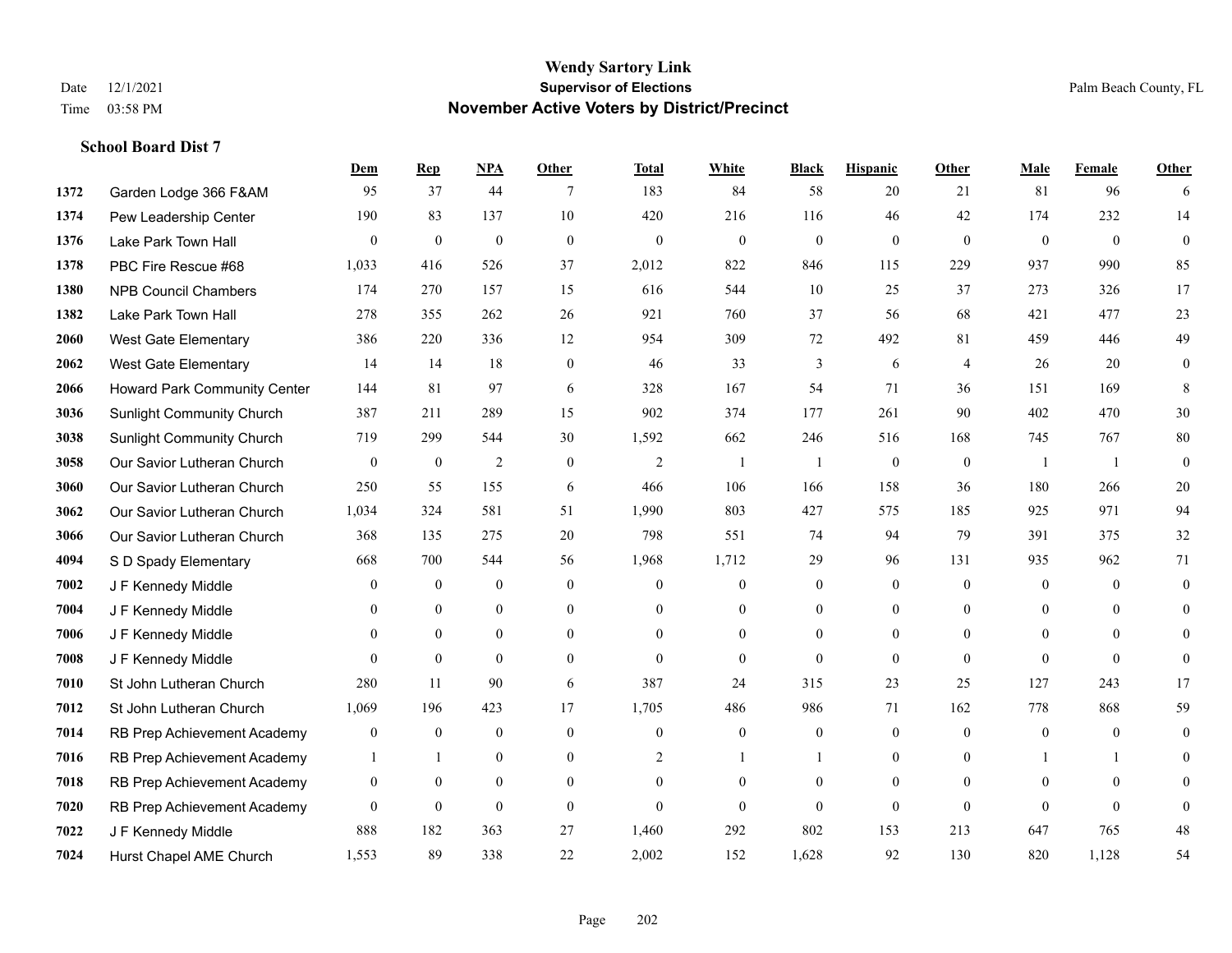# Wendy Sartory Link
## Supervisor of Elections
## November Active Voters by District/Precinct

Date 12/1/2021
Time 03:58 PM

Palm Beach County, FL

### School Board Dist 7

| | | Dem | Rep | NPA | Other | Total | White | Black | Hispanic | Other | Male | Female | Other |
|---|---|---|---|---|---|---|---|---|---|---|---|---|---|
| 1372 | Garden Lodge 366 F&AM | 95 | 37 | 44 | 7 | 183 | 84 | 58 | 20 | 21 | 81 | 96 | 6 |
| 1374 | Pew Leadership Center | 190 | 83 | 137 | 10 | 420 | 216 | 116 | 46 | 42 | 174 | 232 | 14 |
| 1376 | Lake Park Town Hall | 0 | 0 | 0 | 0 | 0 | 0 | 0 | 0 | 0 | 0 | 0 | 0 |
| 1378 | PBC Fire Rescue #68 | 1,033 | 416 | 526 | 37 | 2,012 | 822 | 846 | 115 | 229 | 937 | 990 | 85 |
| 1380 | NPB Council Chambers | 174 | 270 | 157 | 15 | 616 | 544 | 10 | 25 | 37 | 273 | 326 | 17 |
| 1382 | Lake Park Town Hall | 278 | 355 | 262 | 26 | 921 | 760 | 37 | 56 | 68 | 421 | 477 | 23 |
| 2060 | West Gate Elementary | 386 | 220 | 336 | 12 | 954 | 309 | 72 | 492 | 81 | 459 | 446 | 49 |
| 2062 | West Gate Elementary | 14 | 14 | 18 | 0 | 46 | 33 | 3 | 6 | 4 | 26 | 20 | 0 |
| 2066 | Howard Park Community Center | 144 | 81 | 97 | 6 | 328 | 167 | 54 | 71 | 36 | 151 | 169 | 8 |
| 3036 | Sunlight Community Church | 387 | 211 | 289 | 15 | 902 | 374 | 177 | 261 | 90 | 402 | 470 | 30 |
| 3038 | Sunlight Community Church | 719 | 299 | 544 | 30 | 1,592 | 662 | 246 | 516 | 168 | 745 | 767 | 80 |
| 3058 | Our Savior Lutheran Church | 0 | 0 | 2 | 0 | 2 | 1 | 1 | 0 | 0 | 1 | 1 | 0 |
| 3060 | Our Savior Lutheran Church | 250 | 55 | 155 | 6 | 466 | 106 | 166 | 158 | 36 | 180 | 266 | 20 |
| 3062 | Our Savior Lutheran Church | 1,034 | 324 | 581 | 51 | 1,990 | 803 | 427 | 575 | 185 | 925 | 971 | 94 |
| 3066 | Our Savior Lutheran Church | 368 | 135 | 275 | 20 | 798 | 551 | 74 | 94 | 79 | 391 | 375 | 32 |
| 4094 | S D Spady Elementary | 668 | 700 | 544 | 56 | 1,968 | 1,712 | 29 | 96 | 131 | 935 | 962 | 71 |
| 7002 | J F Kennedy Middle | 0 | 0 | 0 | 0 | 0 | 0 | 0 | 0 | 0 | 0 | 0 | 0 |
| 7004 | J F Kennedy Middle | 0 | 0 | 0 | 0 | 0 | 0 | 0 | 0 | 0 | 0 | 0 | 0 |
| 7006 | J F Kennedy Middle | 0 | 0 | 0 | 0 | 0 | 0 | 0 | 0 | 0 | 0 | 0 | 0 |
| 7008 | J F Kennedy Middle | 0 | 0 | 0 | 0 | 0 | 0 | 0 | 0 | 0 | 0 | 0 | 0 |
| 7010 | St John Lutheran Church | 280 | 11 | 90 | 6 | 387 | 24 | 315 | 23 | 25 | 127 | 243 | 17 |
| 7012 | St John Lutheran Church | 1,069 | 196 | 423 | 17 | 1,705 | 486 | 986 | 71 | 162 | 778 | 868 | 59 |
| 7014 | RB Prep Achievement Academy | 0 | 0 | 0 | 0 | 0 | 0 | 0 | 0 | 0 | 0 | 0 | 0 |
| 7016 | RB Prep Achievement Academy | 1 | 1 | 0 | 0 | 2 | 1 | 1 | 0 | 0 | 1 | 1 | 0 |
| 7018 | RB Prep Achievement Academy | 0 | 0 | 0 | 0 | 0 | 0 | 0 | 0 | 0 | 0 | 0 | 0 |
| 7020 | RB Prep Achievement Academy | 0 | 0 | 0 | 0 | 0 | 0 | 0 | 0 | 0 | 0 | 0 | 0 |
| 7022 | J F Kennedy Middle | 888 | 182 | 363 | 27 | 1,460 | 292 | 802 | 153 | 213 | 647 | 765 | 48 |
| 7024 | Hurst Chapel AME Church | 1,553 | 89 | 338 | 22 | 2,002 | 152 | 1,628 | 92 | 130 | 820 | 1,128 | 54 |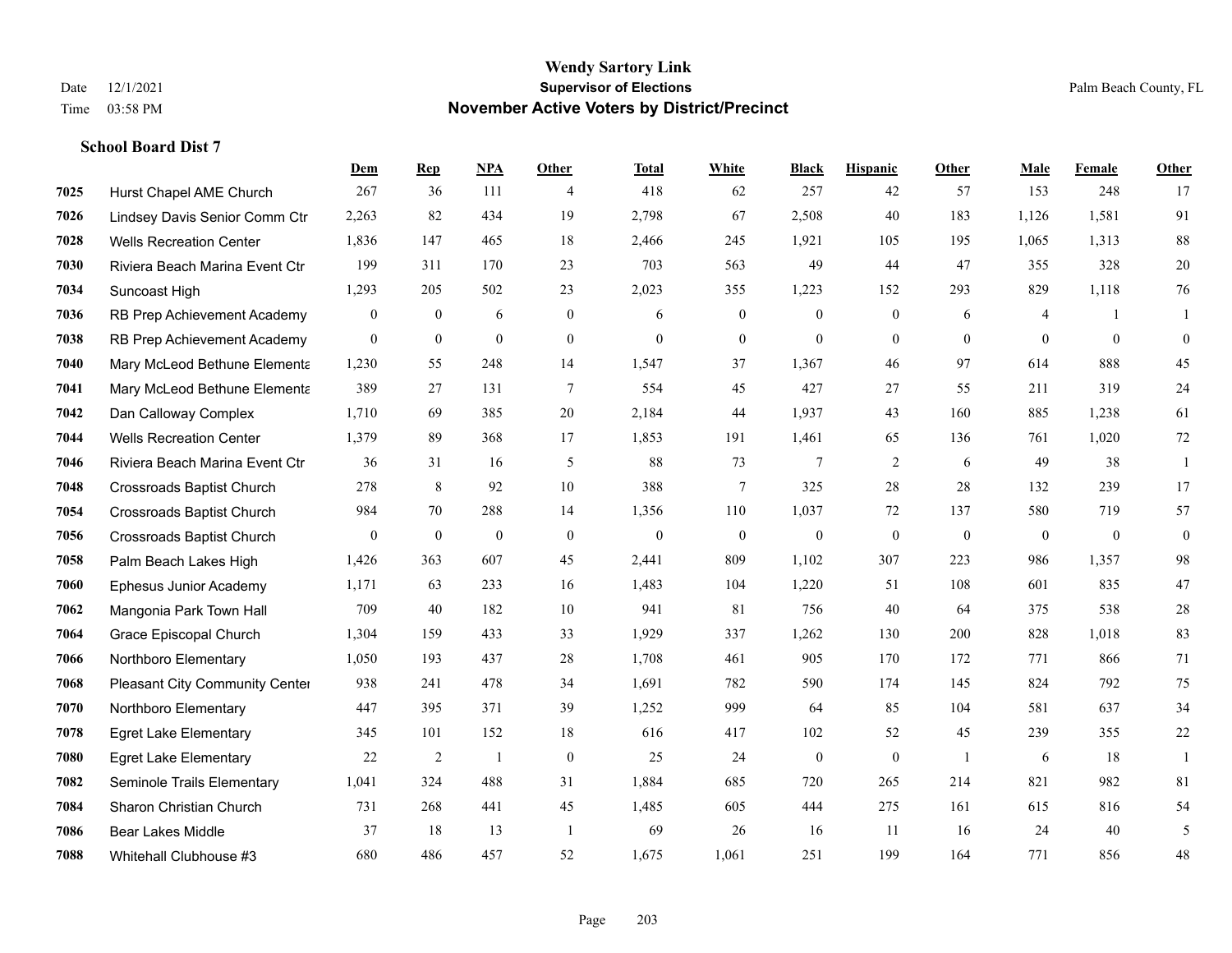# Wendy Sartory Link
## Supervisor of Elections
## November Active Voters by District/Precinct

Date 12/1/2021
Time 03:58 PM

Palm Beach County, FL

### School Board Dist 7

| | | Dem | Rep | NPA | Other | Total | White | Black | Hispanic | Other | Male | Female | Other |
|---|---|---|---|---|---|---|---|---|---|---|---|---|---|
| 7025 | Hurst Chapel AME Church | 267 | 36 | 111 | 4 | 418 | 62 | 257 | 42 | 57 | 153 | 248 | 17 |
| 7026 | Lindsey Davis Senior Comm Ctr | 2,263 | 82 | 434 | 19 | 2,798 | 67 | 2,508 | 40 | 183 | 1,126 | 1,581 | 91 |
| 7028 | Wells Recreation Center | 1,836 | 147 | 465 | 18 | 2,466 | 245 | 1,921 | 105 | 195 | 1,065 | 1,313 | 88 |
| 7030 | Riviera Beach Marina Event Ctr | 199 | 311 | 170 | 23 | 703 | 563 | 49 | 44 | 47 | 355 | 328 | 20 |
| 7034 | Suncoast High | 1,293 | 205 | 502 | 23 | 2,023 | 355 | 1,223 | 152 | 293 | 829 | 1,118 | 76 |
| 7036 | RB Prep Achievement Academy | 0 | 0 | 6 | 0 | 6 | 0 | 0 | 0 | 6 | 4 | 1 | 1 |
| 7038 | RB Prep Achievement Academy | 0 | 0 | 0 | 0 | 0 | 0 | 0 | 0 | 0 | 0 | 0 | 0 |
| 7040 | Mary McLeod Bethune Elementa | 1,230 | 55 | 248 | 14 | 1,547 | 37 | 1,367 | 46 | 97 | 614 | 888 | 45 |
| 7041 | Mary McLeod Bethune Elementa | 389 | 27 | 131 | 7 | 554 | 45 | 427 | 27 | 55 | 211 | 319 | 24 |
| 7042 | Dan Calloway Complex | 1,710 | 69 | 385 | 20 | 2,184 | 44 | 1,937 | 43 | 160 | 885 | 1,238 | 61 |
| 7044 | Wells Recreation Center | 1,379 | 89 | 368 | 17 | 1,853 | 191 | 1,461 | 65 | 136 | 761 | 1,020 | 72 |
| 7046 | Riviera Beach Marina Event Ctr | 36 | 31 | 16 | 5 | 88 | 73 | 7 | 2 | 6 | 49 | 38 | 1 |
| 7048 | Crossroads Baptist Church | 278 | 8 | 92 | 10 | 388 | 7 | 325 | 28 | 28 | 132 | 239 | 17 |
| 7054 | Crossroads Baptist Church | 984 | 70 | 288 | 14 | 1,356 | 110 | 1,037 | 72 | 137 | 580 | 719 | 57 |
| 7056 | Crossroads Baptist Church | 0 | 0 | 0 | 0 | 0 | 0 | 0 | 0 | 0 | 0 | 0 | 0 |
| 7058 | Palm Beach Lakes High | 1,426 | 363 | 607 | 45 | 2,441 | 809 | 1,102 | 307 | 223 | 986 | 1,357 | 98 |
| 7060 | Ephesus Junior Academy | 1,171 | 63 | 233 | 16 | 1,483 | 104 | 1,220 | 51 | 108 | 601 | 835 | 47 |
| 7062 | Mangonia Park Town Hall | 709 | 40 | 182 | 10 | 941 | 81 | 756 | 40 | 64 | 375 | 538 | 28 |
| 7064 | Grace Episcopal Church | 1,304 | 159 | 433 | 33 | 1,929 | 337 | 1,262 | 130 | 200 | 828 | 1,018 | 83 |
| 7066 | Northboro Elementary | 1,050 | 193 | 437 | 28 | 1,708 | 461 | 905 | 170 | 172 | 771 | 866 | 71 |
| 7068 | Pleasant City Community Center | 938 | 241 | 478 | 34 | 1,691 | 782 | 590 | 174 | 145 | 824 | 792 | 75 |
| 7070 | Northboro Elementary | 447 | 395 | 371 | 39 | 1,252 | 999 | 64 | 85 | 104 | 581 | 637 | 34 |
| 7078 | Egret Lake Elementary | 345 | 101 | 152 | 18 | 616 | 417 | 102 | 52 | 45 | 239 | 355 | 22 |
| 7080 | Egret Lake Elementary | 22 | 2 | 1 | 0 | 25 | 24 | 0 | 0 | 1 | 6 | 18 | 1 |
| 7082 | Seminole Trails Elementary | 1,041 | 324 | 488 | 31 | 1,884 | 685 | 720 | 265 | 214 | 821 | 982 | 81 |
| 7084 | Sharon Christian Church | 731 | 268 | 441 | 45 | 1,485 | 605 | 444 | 275 | 161 | 615 | 816 | 54 |
| 7086 | Bear Lakes Middle | 37 | 18 | 13 | 1 | 69 | 26 | 16 | 11 | 16 | 24 | 40 | 5 |
| 7088 | Whitehall Clubhouse #3 | 680 | 486 | 457 | 52 | 1,675 | 1,061 | 251 | 199 | 164 | 771 | 856 | 48 |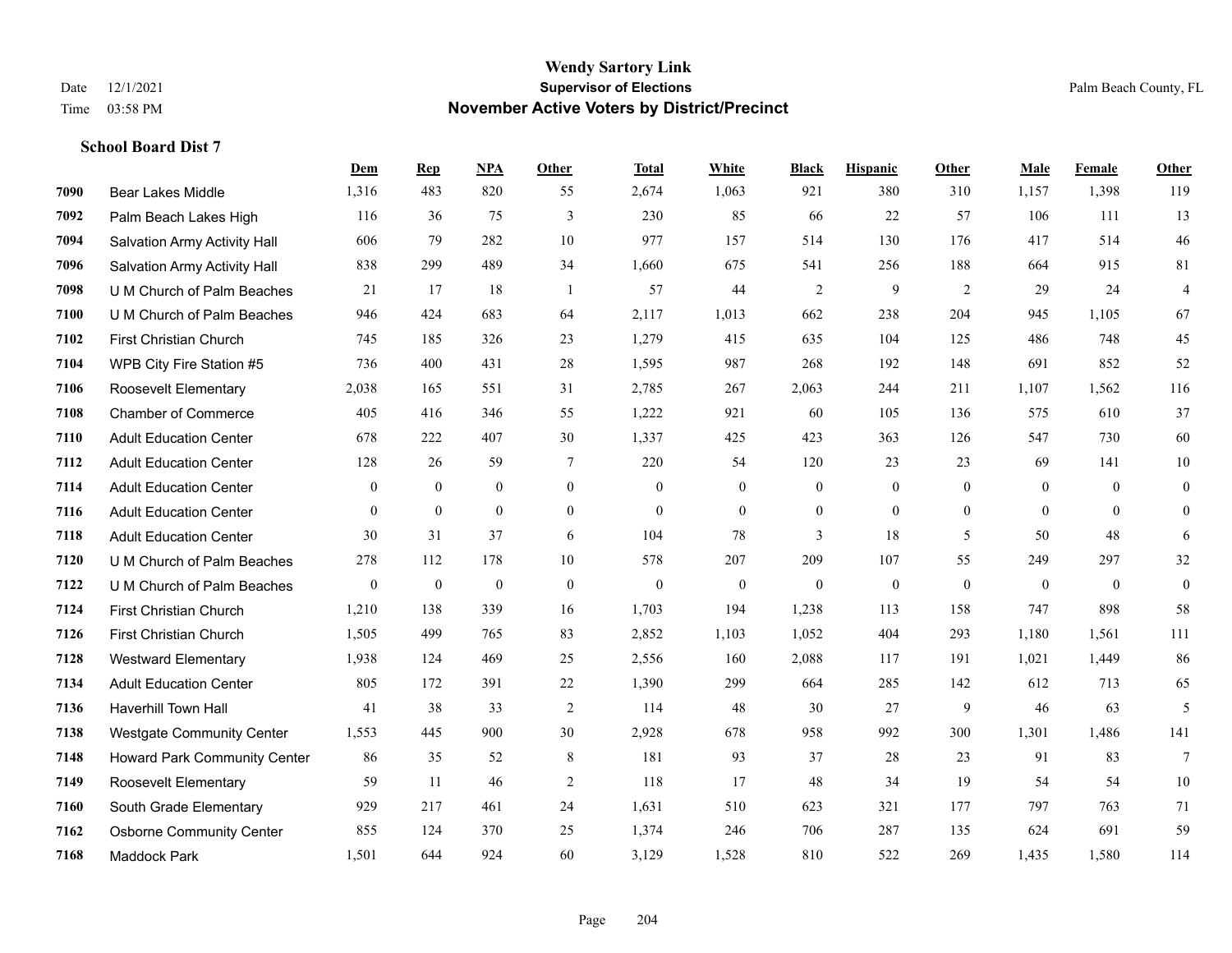# Wendy Sartory Link

**Supervisor of Elections**

**November Active Voters by District/Precinct**

Date 12/1/2021

Time 03:58 PM

Palm Beach County, FL

### School Board Dist 7

| | | Dem | Rep | NPA | Other | Total | White | Black | Hispanic | Other | Male | Female | Other |
|---|---|---|---|---|---|---|---|---|---|---|---|---|---|
| 7090 | Bear Lakes Middle | 1,316 | 483 | 820 | 55 | 2,674 | 1,063 | 921 | 380 | 310 | 1,157 | 1,398 | 119 |
| 7092 | Palm Beach Lakes High | 116 | 36 | 75 | 3 | 230 | 85 | 66 | 22 | 57 | 106 | 111 | 13 |
| 7094 | Salvation Army Activity Hall | 606 | 79 | 282 | 10 | 977 | 157 | 514 | 130 | 176 | 417 | 514 | 46 |
| 7096 | Salvation Army Activity Hall | 838 | 299 | 489 | 34 | 1,660 | 675 | 541 | 256 | 188 | 664 | 915 | 81 |
| 7098 | U M Church of Palm Beaches | 21 | 17 | 18 | 1 | 57 | 44 | 2 | 9 | 2 | 29 | 24 | 4 |
| 7100 | U M Church of Palm Beaches | 946 | 424 | 683 | 64 | 2,117 | 1,013 | 662 | 238 | 204 | 945 | 1,105 | 67 |
| 7102 | First Christian Church | 745 | 185 | 326 | 23 | 1,279 | 415 | 635 | 104 | 125 | 486 | 748 | 45 |
| 7104 | WPB City Fire Station #5 | 736 | 400 | 431 | 28 | 1,595 | 987 | 268 | 192 | 148 | 691 | 852 | 52 |
| 7106 | Roosevelt Elementary | 2,038 | 165 | 551 | 31 | 2,785 | 267 | 2,063 | 244 | 211 | 1,107 | 1,562 | 116 |
| 7108 | Chamber of Commerce | 405 | 416 | 346 | 55 | 1,222 | 921 | 60 | 105 | 136 | 575 | 610 | 37 |
| 7110 | Adult Education Center | 678 | 222 | 407 | 30 | 1,337 | 425 | 423 | 363 | 126 | 547 | 730 | 60 |
| 7112 | Adult Education Center | 128 | 26 | 59 | 7 | 220 | 54 | 120 | 23 | 23 | 69 | 141 | 10 |
| 7114 | Adult Education Center | 0 | 0 | 0 | 0 | 0 | 0 | 0 | 0 | 0 | 0 | 0 | 0 |
| 7116 | Adult Education Center | 0 | 0 | 0 | 0 | 0 | 0 | 0 | 0 | 0 | 0 | 0 | 0 |
| 7118 | Adult Education Center | 30 | 31 | 37 | 6 | 104 | 78 | 3 | 18 | 5 | 50 | 48 | 6 |
| 7120 | U M Church of Palm Beaches | 278 | 112 | 178 | 10 | 578 | 207 | 209 | 107 | 55 | 249 | 297 | 32 |
| 7122 | U M Church of Palm Beaches | 0 | 0 | 0 | 0 | 0 | 0 | 0 | 0 | 0 | 0 | 0 | 0 |
| 7124 | First Christian Church | 1,210 | 138 | 339 | 16 | 1,703 | 194 | 1,238 | 113 | 158 | 747 | 898 | 58 |
| 7126 | First Christian Church | 1,505 | 499 | 765 | 83 | 2,852 | 1,103 | 1,052 | 404 | 293 | 1,180 | 1,561 | 111 |
| 7128 | Westward Elementary | 1,938 | 124 | 469 | 25 | 2,556 | 160 | 2,088 | 117 | 191 | 1,021 | 1,449 | 86 |
| 7134 | Adult Education Center | 805 | 172 | 391 | 22 | 1,390 | 299 | 664 | 285 | 142 | 612 | 713 | 65 |
| 7136 | Haverhill Town Hall | 41 | 38 | 33 | 2 | 114 | 48 | 30 | 27 | 9 | 46 | 63 | 5 |
| 7138 | Westgate Community Center | 1,553 | 445 | 900 | 30 | 2,928 | 678 | 958 | 992 | 300 | 1,301 | 1,486 | 141 |
| 7148 | Howard Park Community Center | 86 | 35 | 52 | 8 | 181 | 93 | 37 | 28 | 23 | 91 | 83 | 7 |
| 7149 | Roosevelt Elementary | 59 | 11 | 46 | 2 | 118 | 17 | 48 | 34 | 19 | 54 | 54 | 10 |
| 7160 | South Grade Elementary | 929 | 217 | 461 | 24 | 1,631 | 510 | 623 | 321 | 177 | 797 | 763 | 71 |
| 7162 | Osborne Community Center | 855 | 124 | 370 | 25 | 1,374 | 246 | 706 | 287 | 135 | 624 | 691 | 59 |
| 7168 | Maddock Park | 1,501 | 644 | 924 | 60 | 3,129 | 1,528 | 810 | 522 | 269 | 1,435 | 1,580 | 114 |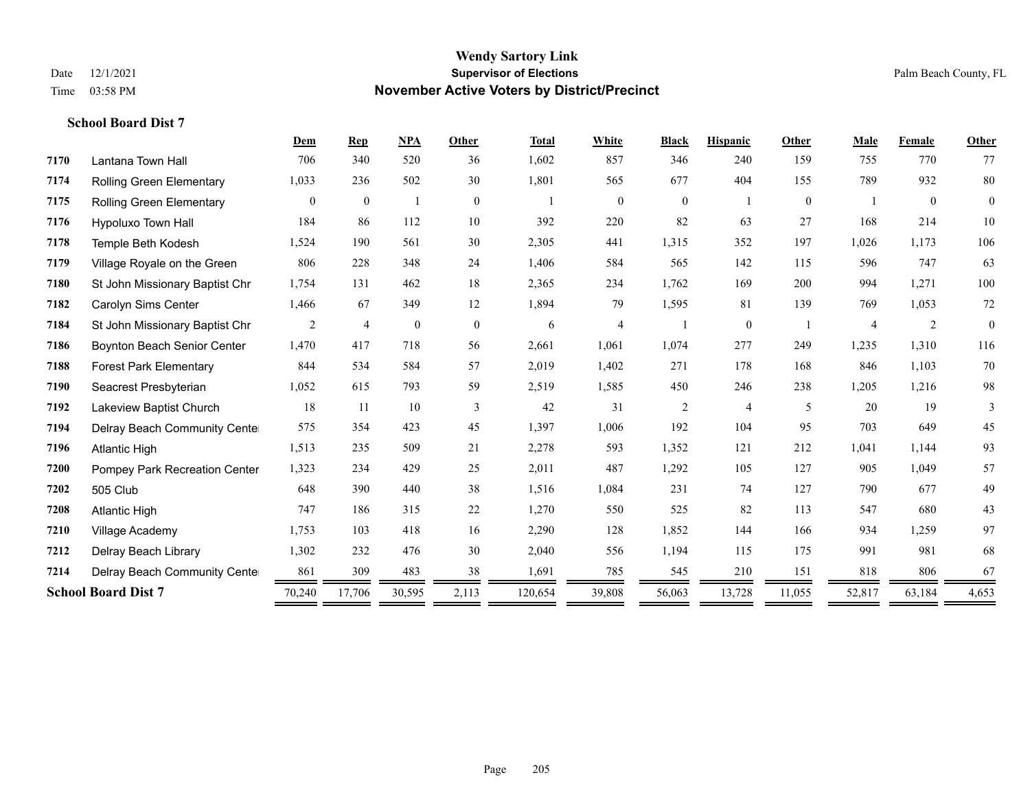# Wendy Sartory Link
## Supervisor of Elections
## November Active Voters by District/Precinct

Date 12/1/2021
Time 03:58 PM

Palm Beach County, FL

### School Board Dist 7

| | | Dem | Rep | NPA | Other | Total | White | Black | Hispanic | Other | Male | Female | Other |
|---|---|---|---|---|---|---|---|---|---|---|---|---|---|
| 7170 | Lantana Town Hall | 706 | 340 | 520 | 36 | 1,602 | 857 | 346 | 240 | 159 | 755 | 770 | 77 |
| 7174 | Rolling Green Elementary | 1,033 | 236 | 502 | 30 | 1,801 | 565 | 677 | 404 | 155 | 789 | 932 | 80 |
| 7175 | Rolling Green Elementary | 0 | 0 | 1 | 0 | 1 | 0 | 0 | 1 | 0 | 1 | 0 | 0 |
| 7176 | Hypoluxo Town Hall | 184 | 86 | 112 | 10 | 392 | 220 | 82 | 63 | 27 | 168 | 214 | 10 |
| 7178 | Temple Beth Kodesh | 1,524 | 190 | 561 | 30 | 2,305 | 441 | 1,315 | 352 | 197 | 1,026 | 1,173 | 106 |
| 7179 | Village Royale on the Green | 806 | 228 | 348 | 24 | 1,406 | 584 | 565 | 142 | 115 | 596 | 747 | 63 |
| 7180 | St John Missionary Baptist Chr | 1,754 | 131 | 462 | 18 | 2,365 | 234 | 1,762 | 169 | 200 | 994 | 1,271 | 100 |
| 7182 | Carolyn Sims Center | 1,466 | 67 | 349 | 12 | 1,894 | 79 | 1,595 | 81 | 139 | 769 | 1,053 | 72 |
| 7184 | St John Missionary Baptist Chr | 2 | 4 | 0 | 0 | 6 | 4 | 1 | 0 | 1 | 4 | 2 | 0 |
| 7186 | Boynton Beach Senior Center | 1,470 | 417 | 718 | 56 | 2,661 | 1,061 | 1,074 | 277 | 249 | 1,235 | 1,310 | 116 |
| 7188 | Forest Park Elementary | 844 | 534 | 584 | 57 | 2,019 | 1,402 | 271 | 178 | 168 | 846 | 1,103 | 70 |
| 7190 | Seacrest Presbyterian | 1,052 | 615 | 793 | 59 | 2,519 | 1,585 | 450 | 246 | 238 | 1,205 | 1,216 | 98 |
| 7192 | Lakeview Baptist Church | 18 | 11 | 10 | 3 | 42 | 31 | 2 | 4 | 5 | 20 | 19 | 3 |
| 7194 | Delray Beach Community Center | 575 | 354 | 423 | 45 | 1,397 | 1,006 | 192 | 104 | 95 | 703 | 649 | 45 |
| 7196 | Atlantic High | 1,513 | 235 | 509 | 21 | 2,278 | 593 | 1,352 | 121 | 212 | 1,041 | 1,144 | 93 |
| 7200 | Pompey Park Recreation Center | 1,323 | 234 | 429 | 25 | 2,011 | 487 | 1,292 | 105 | 127 | 905 | 1,049 | 57 |
| 7202 | 505 Club | 648 | 390 | 440 | 38 | 1,516 | 1,084 | 231 | 74 | 127 | 790 | 677 | 49 |
| 7208 | Atlantic High | 747 | 186 | 315 | 22 | 1,270 | 550 | 525 | 82 | 113 | 547 | 680 | 43 |
| 7210 | Village Academy | 1,753 | 103 | 418 | 16 | 2,290 | 128 | 1,852 | 144 | 166 | 934 | 1,259 | 97 |
| 7212 | Delray Beach Library | 1,302 | 232 | 476 | 30 | 2,040 | 556 | 1,194 | 115 | 175 | 991 | 981 | 68 |
| 7214 | Delray Beach Community Center | 861 | 309 | 483 | 38 | 1,691 | 785 | 545 | 210 | 151 | 818 | 806 | 67 |
| **School Board Dist 7** | | 70,240 | 17,706 | 30,595 | 2,113 | 120,654 | 39,808 | 56,063 | 13,728 | 11,055 | 52,817 | 63,184 | 4,653 |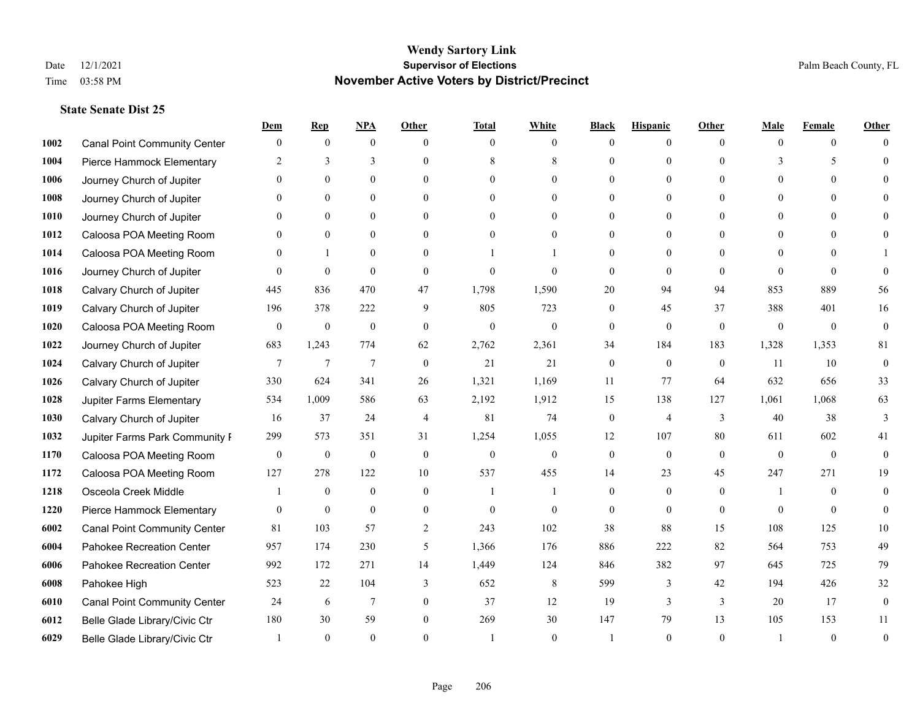# Wendy Sartory Link
## Supervisor of Elections
## November Active Voters by District/Precinct

Date 12/1/2021
Time 03:58 PM

Palm Beach County, FL

### State Senate Dist 25

| | | Dem | Rep | NPA | Other | Total | White | Black | Hispanic | Other | Male | Female | Other |
|---|---|---|---|---|---|---|---|---|---|---|---|---|---|
| 1002 | Canal Point Community Center | 0 | 0 | 0 | 0 | 0 | 0 | 0 | 0 | 0 | 0 | 0 | 0 |
| 1004 | Pierce Hammock Elementary | 2 | 3 | 3 | 0 | 8 | 8 | 0 | 0 | 0 | 3 | 5 | 0 |
| 1006 | Journey Church of Jupiter | 0 | 0 | 0 | 0 | 0 | 0 | 0 | 0 | 0 | 0 | 0 | 0 |
| 1008 | Journey Church of Jupiter | 0 | 0 | 0 | 0 | 0 | 0 | 0 | 0 | 0 | 0 | 0 | 0 |
| 1010 | Journey Church of Jupiter | 0 | 0 | 0 | 0 | 0 | 0 | 0 | 0 | 0 | 0 | 0 | 0 |
| 1012 | Caloosa POA Meeting Room | 0 | 0 | 0 | 0 | 0 | 0 | 0 | 0 | 0 | 0 | 0 | 0 |
| 1014 | Caloosa POA Meeting Room | 0 | 1 | 0 | 0 | 1 | 1 | 0 | 0 | 0 | 0 | 0 | 1 |
| 1016 | Journey Church of Jupiter | 0 | 0 | 0 | 0 | 0 | 0 | 0 | 0 | 0 | 0 | 0 | 0 |
| 1018 | Calvary Church of Jupiter | 445 | 836 | 470 | 47 | 1,798 | 1,590 | 20 | 94 | 94 | 853 | 889 | 56 |
| 1019 | Calvary Church of Jupiter | 196 | 378 | 222 | 9 | 805 | 723 | 0 | 45 | 37 | 388 | 401 | 16 |
| 1020 | Caloosa POA Meeting Room | 0 | 0 | 0 | 0 | 0 | 0 | 0 | 0 | 0 | 0 | 0 | 0 |
| 1022 | Journey Church of Jupiter | 683 | 1,243 | 774 | 62 | 2,762 | 2,361 | 34 | 184 | 183 | 1,328 | 1,353 | 81 |
| 1024 | Calvary Church of Jupiter | 7 | 7 | 7 | 0 | 21 | 21 | 0 | 0 | 0 | 11 | 10 | 0 |
| 1026 | Calvary Church of Jupiter | 330 | 624 | 341 | 26 | 1,321 | 1,169 | 11 | 77 | 64 | 632 | 656 | 33 |
| 1028 | Jupiter Farms Elementary | 534 | 1,009 | 586 | 63 | 2,192 | 1,912 | 15 | 138 | 127 | 1,061 | 1,068 | 63 |
| 1030 | Calvary Church of Jupiter | 16 | 37 | 24 | 4 | 81 | 74 | 0 | 4 | 3 | 40 | 38 | 3 |
| 1032 | Jupiter Farms Park Community F | 299 | 573 | 351 | 31 | 1,254 | 1,055 | 12 | 107 | 80 | 611 | 602 | 41 |
| 1170 | Caloosa POA Meeting Room | 0 | 0 | 0 | 0 | 0 | 0 | 0 | 0 | 0 | 0 | 0 | 0 |
| 1172 | Caloosa POA Meeting Room | 127 | 278 | 122 | 10 | 537 | 455 | 14 | 23 | 45 | 247 | 271 | 19 |
| 1218 | Osceola Creek Middle | 1 | 0 | 0 | 0 | 1 | 1 | 0 | 0 | 0 | 1 | 0 | 0 |
| 1220 | Pierce Hammock Elementary | 0 | 0 | 0 | 0 | 0 | 0 | 0 | 0 | 0 | 0 | 0 | 0 |
| 6002 | Canal Point Community Center | 81 | 103 | 57 | 2 | 243 | 102 | 38 | 88 | 15 | 108 | 125 | 10 |
| 6004 | Pahokee Recreation Center | 957 | 174 | 230 | 5 | 1,366 | 176 | 886 | 222 | 82 | 564 | 753 | 49 |
| 6006 | Pahokee Recreation Center | 992 | 172 | 271 | 14 | 1,449 | 124 | 846 | 382 | 97 | 645 | 725 | 79 |
| 6008 | Pahokee High | 523 | 22 | 104 | 3 | 652 | 8 | 599 | 3 | 42 | 194 | 426 | 32 |
| 6010 | Canal Point Community Center | 24 | 6 | 7 | 0 | 37 | 12 | 19 | 3 | 3 | 20 | 17 | 0 |
| 6012 | Belle Glade Library/Civic Ctr | 180 | 30 | 59 | 0 | 269 | 30 | 147 | 79 | 13 | 105 | 153 | 11 |
| 6029 | Belle Glade Library/Civic Ctr | 1 | 0 | 0 | 0 | 1 | 0 | 1 | 0 | 0 | 1 | 0 | 0 |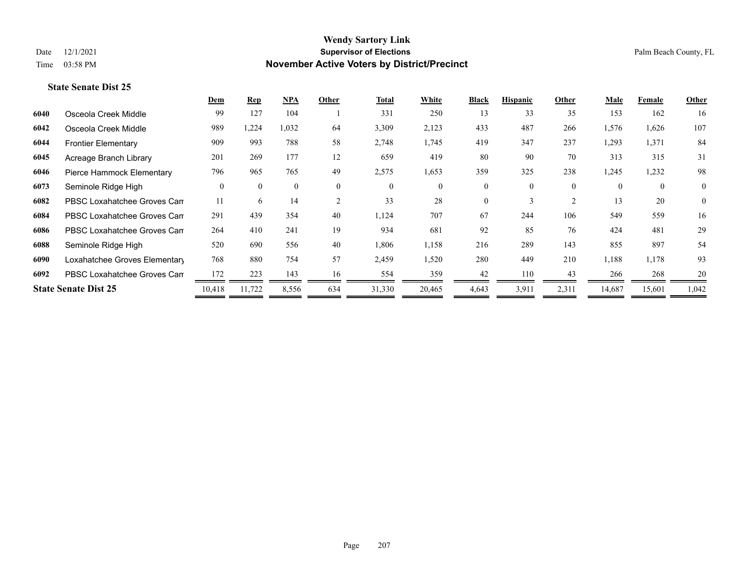**Wendy Sartory Link**
**Supervisor of Elections**
**November Active Voters by District/Precinct**

Date 12/1/2021
Time 03:58 PM

Palm Beach County, FL

### State Senate Dist 25

| | | Dem | Rep | NPA | Other | Total | White | Black | Hispanic | Other | Male | Female | Other |
|---|---|---|---|---|---|---|---|---|---|---|---|---|---|
| 6040 | Osceola Creek Middle | 99 | 127 | 104 | 1 | 331 | 250 | 13 | 33 | 35 | 153 | 162 | 16 |
| 6042 | Osceola Creek Middle | 989 | 1,224 | 1,032 | 64 | 3,309 | 2,123 | 433 | 487 | 266 | 1,576 | 1,626 | 107 |
| 6044 | Frontier Elementary | 909 | 993 | 788 | 58 | 2,748 | 1,745 | 419 | 347 | 237 | 1,293 | 1,371 | 84 |
| 6045 | Acreage Branch Library | 201 | 269 | 177 | 12 | 659 | 419 | 80 | 90 | 70 | 313 | 315 | 31 |
| 6046 | Pierce Hammock Elementary | 796 | 965 | 765 | 49 | 2,575 | 1,653 | 359 | 325 | 238 | 1,245 | 1,232 | 98 |
| 6073 | Seminole Ridge High | 0 | 0 | 0 | 0 | 0 | 0 | 0 | 0 | 0 | 0 | 0 | 0 |
| 6082 | PBSC Loxahatchee Groves Cam | 11 | 6 | 14 | 2 | 33 | 28 | 0 | 3 | 2 | 13 | 20 | 0 |
| 6084 | PBSC Loxahatchee Groves Cam | 291 | 439 | 354 | 40 | 1,124 | 707 | 67 | 244 | 106 | 549 | 559 | 16 |
| 6086 | PBSC Loxahatchee Groves Cam | 264 | 410 | 241 | 19 | 934 | 681 | 92 | 85 | 76 | 424 | 481 | 29 |
| 6088 | Seminole Ridge High | 520 | 690 | 556 | 40 | 1,806 | 1,158 | 216 | 289 | 143 | 855 | 897 | 54 |
| 6090 | Loxahatchee Groves Elementary | 768 | 880 | 754 | 57 | 2,459 | 1,520 | 280 | 449 | 210 | 1,188 | 1,178 | 93 |
| 6092 | PBSC Loxahatchee Groves Cam | 172 | 223 | 143 | 16 | 554 | 359 | 42 | 110 | 43 | 266 | 268 | 20 |
| **State Senate Dist 25** | | 10,418 | 11,722 | 8,556 | 634 | 31,330 | 20,465 | 4,643 | 3,911 | 2,311 | 14,687 | 15,601 | 1,042 |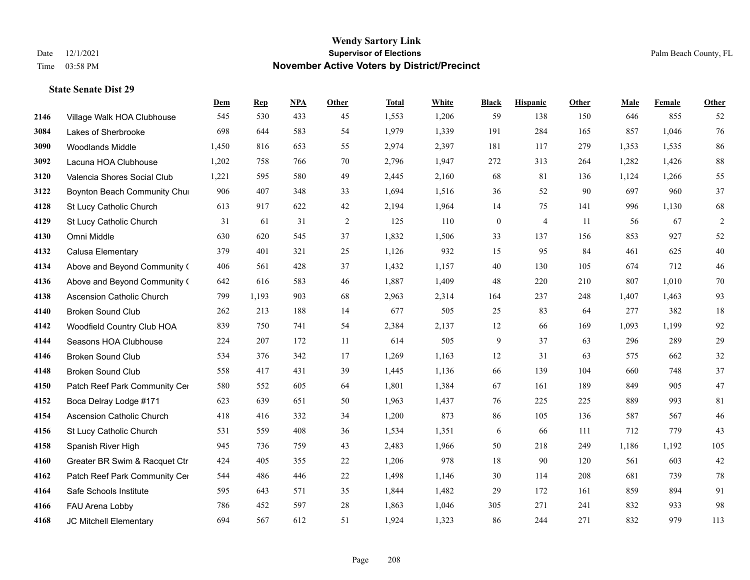# Wendy Sartory Link

## Supervisor of Elections

## November Active Voters by District/Precinct

Date 12/1/2021

Time 03:58 PM

Palm Beach County, FL

### State Senate Dist 29

| | | Dem | Rep | NPA | Other | Total | White | Black | Hispanic | Other | Male | Female | Other |
|---|---|---|---|---|---|---|---|---|---|---|---|---|---|
| 2146 | Village Walk HOA Clubhouse | 545 | 530 | 433 | 45 | 1,553 | 1,206 | 59 | 138 | 150 | 646 | 855 | 52 |
| 3084 | Lakes of Sherbrooke | 698 | 644 | 583 | 54 | 1,979 | 1,339 | 191 | 284 | 165 | 857 | 1,046 | 76 |
| 3090 | Woodlands Middle | 1,450 | 816 | 653 | 55 | 2,974 | 2,397 | 181 | 117 | 279 | 1,353 | 1,535 | 86 |
| 3092 | Lacuna HOA Clubhouse | 1,202 | 758 | 766 | 70 | 2,796 | 1,947 | 272 | 313 | 264 | 1,282 | 1,426 | 88 |
| 3120 | Valencia Shores Social Club | 1,221 | 595 | 580 | 49 | 2,445 | 2,160 | 68 | 81 | 136 | 1,124 | 1,266 | 55 |
| 3122 | Boynton Beach Community Chur | 906 | 407 | 348 | 33 | 1,694 | 1,516 | 36 | 52 | 90 | 697 | 960 | 37 |
| 4128 | St Lucy Catholic Church | 613 | 917 | 622 | 42 | 2,194 | 1,964 | 14 | 75 | 141 | 996 | 1,130 | 68 |
| 4129 | St Lucy Catholic Church | 31 | 61 | 31 | 2 | 125 | 110 | 0 | 4 | 11 | 56 | 67 | 2 |
| 4130 | Omni Middle | 630 | 620 | 545 | 37 | 1,832 | 1,506 | 33 | 137 | 156 | 853 | 927 | 52 |
| 4132 | Calusa Elementary | 379 | 401 | 321 | 25 | 1,126 | 932 | 15 | 95 | 84 | 461 | 625 | 40 |
| 4134 | Above and Beyond Community ( | 406 | 561 | 428 | 37 | 1,432 | 1,157 | 40 | 130 | 105 | 674 | 712 | 46 |
| 4136 | Above and Beyond Community ( | 642 | 616 | 583 | 46 | 1,887 | 1,409 | 48 | 220 | 210 | 807 | 1,010 | 70 |
| 4138 | Ascension Catholic Church | 799 | 1,193 | 903 | 68 | 2,963 | 2,314 | 164 | 237 | 248 | 1,407 | 1,463 | 93 |
| 4140 | Broken Sound Club | 262 | 213 | 188 | 14 | 677 | 505 | 25 | 83 | 64 | 277 | 382 | 18 |
| 4142 | Woodfield Country Club HOA | 839 | 750 | 741 | 54 | 2,384 | 2,137 | 12 | 66 | 169 | 1,093 | 1,199 | 92 |
| 4144 | Seasons HOA Clubhouse | 224 | 207 | 172 | 11 | 614 | 505 | 9 | 37 | 63 | 296 | 289 | 29 |
| 4146 | Broken Sound Club | 534 | 376 | 342 | 17 | 1,269 | 1,163 | 12 | 31 | 63 | 575 | 662 | 32 |
| 4148 | Broken Sound Club | 558 | 417 | 431 | 39 | 1,445 | 1,136 | 66 | 139 | 104 | 660 | 748 | 37 |
| 4150 | Patch Reef Park Community Cer | 580 | 552 | 605 | 64 | 1,801 | 1,384 | 67 | 161 | 189 | 849 | 905 | 47 |
| 4152 | Boca Delray Lodge #171 | 623 | 639 | 651 | 50 | 1,963 | 1,437 | 76 | 225 | 225 | 889 | 993 | 81 |
| 4154 | Ascension Catholic Church | 418 | 416 | 332 | 34 | 1,200 | 873 | 86 | 105 | 136 | 587 | 567 | 46 |
| 4156 | St Lucy Catholic Church | 531 | 559 | 408 | 36 | 1,534 | 1,351 | 6 | 66 | 111 | 712 | 779 | 43 |
| 4158 | Spanish River High | 945 | 736 | 759 | 43 | 2,483 | 1,966 | 50 | 218 | 249 | 1,186 | 1,192 | 105 |
| 4160 | Greater BR Swim & Racquet Ctr | 424 | 405 | 355 | 22 | 1,206 | 978 | 18 | 90 | 120 | 561 | 603 | 42 |
| 4162 | Patch Reef Park Community Cer | 544 | 486 | 446 | 22 | 1,498 | 1,146 | 30 | 114 | 208 | 681 | 739 | 78 |
| 4164 | Safe Schools Institute | 595 | 643 | 571 | 35 | 1,844 | 1,482 | 29 | 172 | 161 | 859 | 894 | 91 |
| 4166 | FAU Arena Lobby | 786 | 452 | 597 | 28 | 1,863 | 1,046 | 305 | 271 | 241 | 832 | 933 | 98 |
| 4168 | JC Mitchell Elementary | 694 | 567 | 612 | 51 | 1,924 | 1,323 | 86 | 244 | 271 | 832 | 979 | 113 |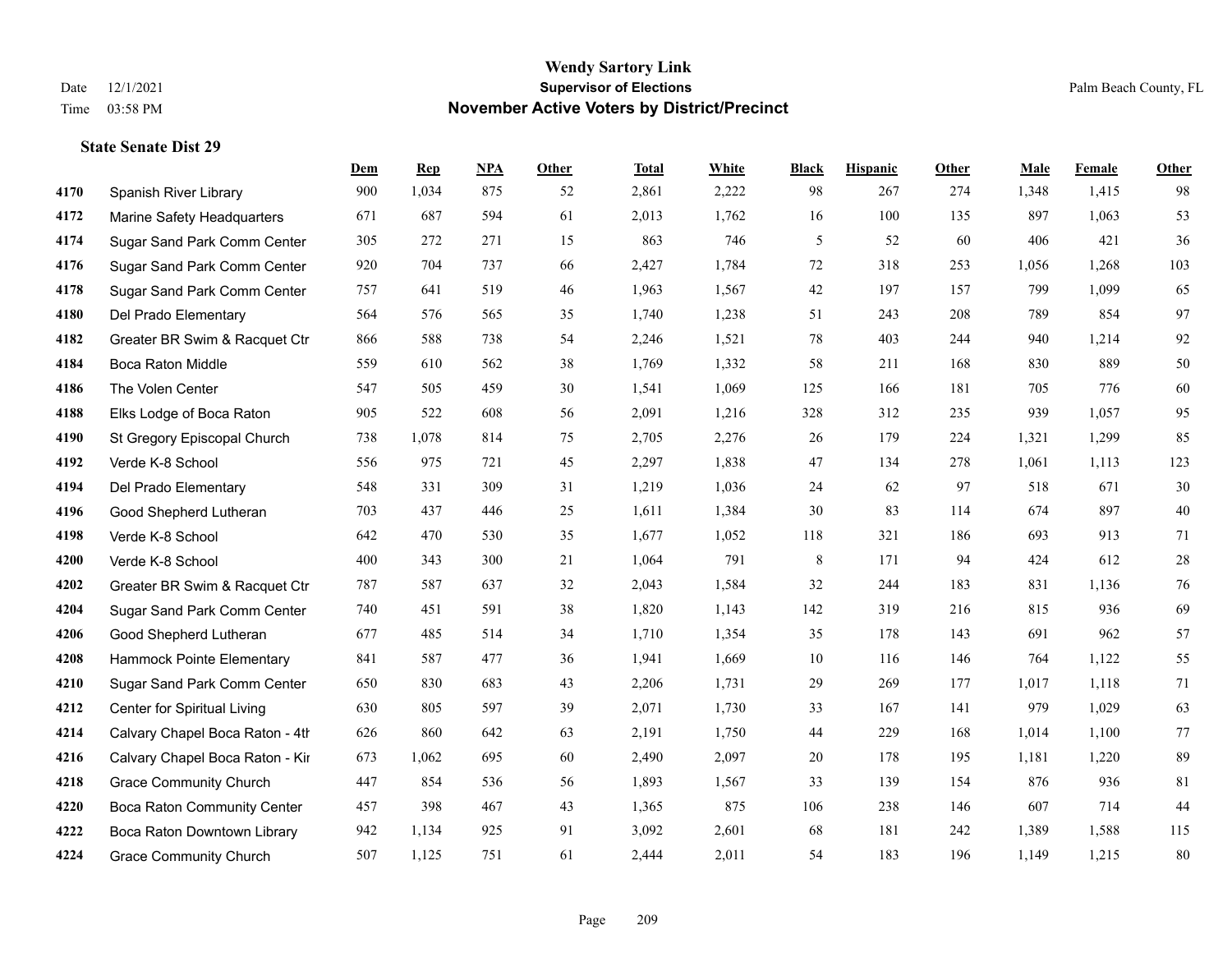# Wendy Sartory Link
## Supervisor of Elections
## November Active Voters by District/Precinct

Date 12/1/2021
Time 03:58 PM

Palm Beach County, FL

### State Senate Dist 29

| | | Dem | Rep | NPA | Other | Total | White | Black | Hispanic | Other | Male | Female | Other |
|---|---|---|---|---|---|---|---|---|---|---|---|---|---|
| 4170 | Spanish River Library | 900 | 1,034 | 875 | 52 | 2,861 | 2,222 | 98 | 267 | 274 | 1,348 | 1,415 | 98 |
| 4172 | Marine Safety Headquarters | 671 | 687 | 594 | 61 | 2,013 | 1,762 | 16 | 100 | 135 | 897 | 1,063 | 53 |
| 4174 | Sugar Sand Park Comm Center | 305 | 272 | 271 | 15 | 863 | 746 | 5 | 52 | 60 | 406 | 421 | 36 |
| 4176 | Sugar Sand Park Comm Center | 920 | 704 | 737 | 66 | 2,427 | 1,784 | 72 | 318 | 253 | 1,056 | 1,268 | 103 |
| 4178 | Sugar Sand Park Comm Center | 757 | 641 | 519 | 46 | 1,963 | 1,567 | 42 | 197 | 157 | 799 | 1,099 | 65 |
| 4180 | Del Prado Elementary | 564 | 576 | 565 | 35 | 1,740 | 1,238 | 51 | 243 | 208 | 789 | 854 | 97 |
| 4182 | Greater BR Swim & Racquet Ctr | 866 | 588 | 738 | 54 | 2,246 | 1,521 | 78 | 403 | 244 | 940 | 1,214 | 92 |
| 4184 | Boca Raton Middle | 559 | 610 | 562 | 38 | 1,769 | 1,332 | 58 | 211 | 168 | 830 | 889 | 50 |
| 4186 | The Volen Center | 547 | 505 | 459 | 30 | 1,541 | 1,069 | 125 | 166 | 181 | 705 | 776 | 60 |
| 4188 | Elks Lodge of Boca Raton | 905 | 522 | 608 | 56 | 2,091 | 1,216 | 328 | 312 | 235 | 939 | 1,057 | 95 |
| 4190 | St Gregory Episcopal Church | 738 | 1,078 | 814 | 75 | 2,705 | 2,276 | 26 | 179 | 224 | 1,321 | 1,299 | 85 |
| 4192 | Verde K-8 School | 556 | 975 | 721 | 45 | 2,297 | 1,838 | 47 | 134 | 278 | 1,061 | 1,113 | 123 |
| 4194 | Del Prado Elementary | 548 | 331 | 309 | 31 | 1,219 | 1,036 | 24 | 62 | 97 | 518 | 671 | 30 |
| 4196 | Good Shepherd Lutheran | 703 | 437 | 446 | 25 | 1,611 | 1,384 | 30 | 83 | 114 | 674 | 897 | 40 |
| 4198 | Verde K-8 School | 642 | 470 | 530 | 35 | 1,677 | 1,052 | 118 | 321 | 186 | 693 | 913 | 71 |
| 4200 | Verde K-8 School | 400 | 343 | 300 | 21 | 1,064 | 791 | 8 | 171 | 94 | 424 | 612 | 28 |
| 4202 | Greater BR Swim & Racquet Ctr | 787 | 587 | 637 | 32 | 2,043 | 1,584 | 32 | 244 | 183 | 831 | 1,136 | 76 |
| 4204 | Sugar Sand Park Comm Center | 740 | 451 | 591 | 38 | 1,820 | 1,143 | 142 | 319 | 216 | 815 | 936 | 69 |
| 4206 | Good Shepherd Lutheran | 677 | 485 | 514 | 34 | 1,710 | 1,354 | 35 | 178 | 143 | 691 | 962 | 57 |
| 4208 | Hammock Pointe Elementary | 841 | 587 | 477 | 36 | 1,941 | 1,669 | 10 | 116 | 146 | 764 | 1,122 | 55 |
| 4210 | Sugar Sand Park Comm Center | 650 | 830 | 683 | 43 | 2,206 | 1,731 | 29 | 269 | 177 | 1,017 | 1,118 | 71 |
| 4212 | Center for Spiritual Living | 630 | 805 | 597 | 39 | 2,071 | 1,730 | 33 | 167 | 141 | 979 | 1,029 | 63 |
| 4214 | Calvary Chapel Boca Raton - 4th | 626 | 860 | 642 | 63 | 2,191 | 1,750 | 44 | 229 | 168 | 1,014 | 1,100 | 77 |
| 4216 | Calvary Chapel Boca Raton - Kir | 673 | 1,062 | 695 | 60 | 2,490 | 2,097 | 20 | 178 | 195 | 1,181 | 1,220 | 89 |
| 4218 | Grace Community Church | 447 | 854 | 536 | 56 | 1,893 | 1,567 | 33 | 139 | 154 | 876 | 936 | 81 |
| 4220 | Boca Raton Community Center | 457 | 398 | 467 | 43 | 1,365 | 875 | 106 | 238 | 146 | 607 | 714 | 44 |
| 4222 | Boca Raton Downtown Library | 942 | 1,134 | 925 | 91 | 3,092 | 2,601 | 68 | 181 | 242 | 1,389 | 1,588 | 115 |
| 4224 | Grace Community Church | 507 | 1,125 | 751 | 61 | 2,444 | 2,011 | 54 | 183 | 196 | 1,149 | 1,215 | 80 |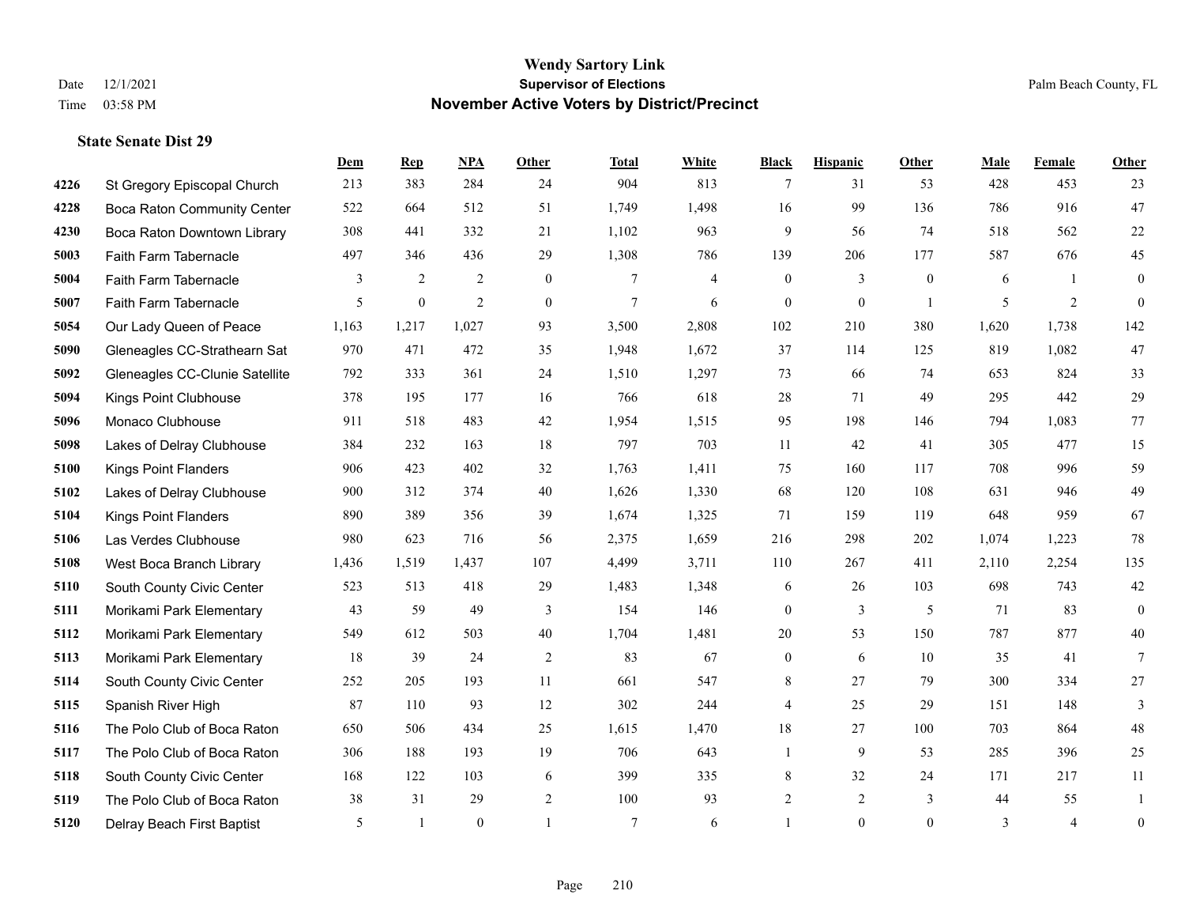# Wendy Sartory Link
## Supervisor of Elections
## November Active Voters by District/Precinct

Date 12/1/2021
Time 03:58 PM

Palm Beach County, FL

### State Senate Dist 29

| | | Dem | Rep | NPA | Other | Total | White | Black | Hispanic | Other | Male | Female | Other |
|---|---|---|---|---|---|---|---|---|---|---|---|---|---|
| 4226 | St Gregory Episcopal Church | 213 | 383 | 284 | 24 | 904 | 813 | 7 | 31 | 53 | 428 | 453 | 23 |
| 4228 | Boca Raton Community Center | 522 | 664 | 512 | 51 | 1,749 | 1,498 | 16 | 99 | 136 | 786 | 916 | 47 |
| 4230 | Boca Raton Downtown Library | 308 | 441 | 332 | 21 | 1,102 | 963 | 9 | 56 | 74 | 518 | 562 | 22 |
| 5003 | Faith Farm Tabernacle | 497 | 346 | 436 | 29 | 1,308 | 786 | 139 | 206 | 177 | 587 | 676 | 45 |
| 5004 | Faith Farm Tabernacle | 3 | 2 | 2 | 0 | 7 | 4 | 0 | 3 | 0 | 6 | 1 | 0 |
| 5007 | Faith Farm Tabernacle | 5 | 0 | 2 | 0 | 7 | 6 | 0 | 0 | 1 | 5 | 2 | 0 |
| 5054 | Our Lady Queen of Peace | 1,163 | 1,217 | 1,027 | 93 | 3,500 | 2,808 | 102 | 210 | 380 | 1,620 | 1,738 | 142 |
| 5090 | Gleneagles CC-Strathearn Sat | 970 | 471 | 472 | 35 | 1,948 | 1,672 | 37 | 114 | 125 | 819 | 1,082 | 47 |
| 5092 | Gleneagles CC-Clunie Satellite | 792 | 333 | 361 | 24 | 1,510 | 1,297 | 73 | 66 | 74 | 653 | 824 | 33 |
| 5094 | Kings Point Clubhouse | 378 | 195 | 177 | 16 | 766 | 618 | 28 | 71 | 49 | 295 | 442 | 29 |
| 5096 | Monaco Clubhouse | 911 | 518 | 483 | 42 | 1,954 | 1,515 | 95 | 198 | 146 | 794 | 1,083 | 77 |
| 5098 | Lakes of Delray Clubhouse | 384 | 232 | 163 | 18 | 797 | 703 | 11 | 42 | 41 | 305 | 477 | 15 |
| 5100 | Kings Point Flanders | 906 | 423 | 402 | 32 | 1,763 | 1,411 | 75 | 160 | 117 | 708 | 996 | 59 |
| 5102 | Lakes of Delray Clubhouse | 900 | 312 | 374 | 40 | 1,626 | 1,330 | 68 | 120 | 108 | 631 | 946 | 49 |
| 5104 | Kings Point Flanders | 890 | 389 | 356 | 39 | 1,674 | 1,325 | 71 | 159 | 119 | 648 | 959 | 67 |
| 5106 | Las Verdes Clubhouse | 980 | 623 | 716 | 56 | 2,375 | 1,659 | 216 | 298 | 202 | 1,074 | 1,223 | 78 |
| 5108 | West Boca Branch Library | 1,436 | 1,519 | 1,437 | 107 | 4,499 | 3,711 | 110 | 267 | 411 | 2,110 | 2,254 | 135 |
| 5110 | South County Civic Center | 523 | 513 | 418 | 29 | 1,483 | 1,348 | 6 | 26 | 103 | 698 | 743 | 42 |
| 5111 | Morikami Park Elementary | 43 | 59 | 49 | 3 | 154 | 146 | 0 | 3 | 5 | 71 | 83 | 0 |
| 5112 | Morikami Park Elementary | 549 | 612 | 503 | 40 | 1,704 | 1,481 | 20 | 53 | 150 | 787 | 877 | 40 |
| 5113 | Morikami Park Elementary | 18 | 39 | 24 | 2 | 83 | 67 | 0 | 6 | 10 | 35 | 41 | 7 |
| 5114 | South County Civic Center | 252 | 205 | 193 | 11 | 661 | 547 | 8 | 27 | 79 | 300 | 334 | 27 |
| 5115 | Spanish River High | 87 | 110 | 93 | 12 | 302 | 244 | 4 | 25 | 29 | 151 | 148 | 3 |
| 5116 | The Polo Club of Boca Raton | 650 | 506 | 434 | 25 | 1,615 | 1,470 | 18 | 27 | 100 | 703 | 864 | 48 |
| 5117 | The Polo Club of Boca Raton | 306 | 188 | 193 | 19 | 706 | 643 | 1 | 9 | 53 | 285 | 396 | 25 |
| 5118 | South County Civic Center | 168 | 122 | 103 | 6 | 399 | 335 | 8 | 32 | 24 | 171 | 217 | 11 |
| 5119 | The Polo Club of Boca Raton | 38 | 31 | 29 | 2 | 100 | 93 | 2 | 2 | 3 | 44 | 55 | 1 |
| 5120 | Delray Beach First Baptist | 5 | 1 | 0 | 1 | 7 | 6 | 1 | 0 | 0 | 3 | 4 | 0 |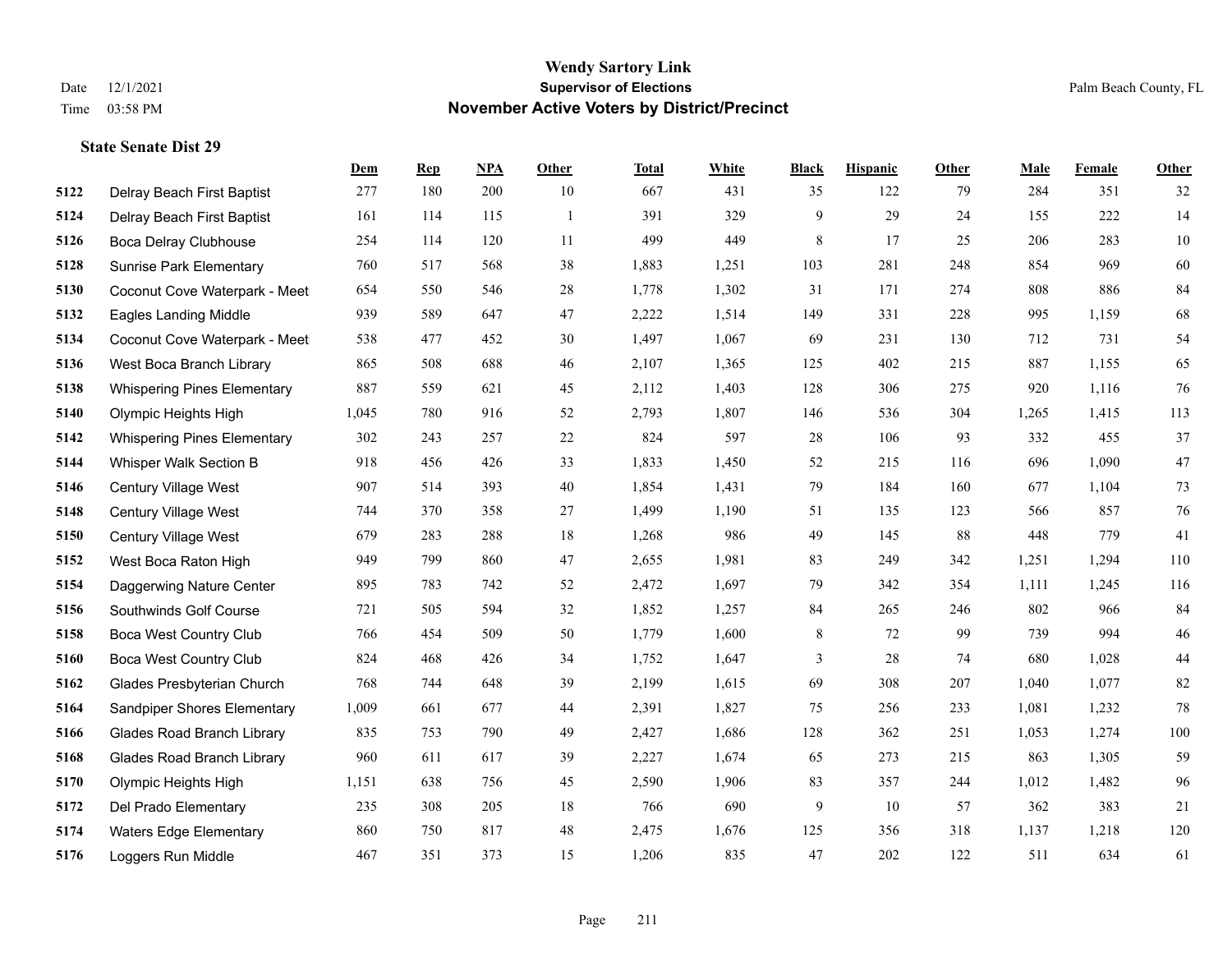# Wendy Sartory Link
## Supervisor of Elections
## November Active Voters by District/Precinct

Date 12/1/2021
Time 03:58 PM

Palm Beach County, FL

### State Senate Dist 29

| | | Dem | Rep | NPA | Other | Total | White | Black | Hispanic | Other | Male | Female | Other |
|---|---|---|---|---|---|---|---|---|---|---|---|---|---|
| 5122 | Delray Beach First Baptist | 277 | 180 | 200 | 10 | 667 | 431 | 35 | 122 | 79 | 284 | 351 | 32 |
| 5124 | Delray Beach First Baptist | 161 | 114 | 115 | 1 | 391 | 329 | 9 | 29 | 24 | 155 | 222 | 14 |
| 5126 | Boca Delray Clubhouse | 254 | 114 | 120 | 11 | 499 | 449 | 8 | 17 | 25 | 206 | 283 | 10 |
| 5128 | Sunrise Park Elementary | 760 | 517 | 568 | 38 | 1,883 | 1,251 | 103 | 281 | 248 | 854 | 969 | 60 |
| 5130 | Coconut Cove Waterpark - Meet | 654 | 550 | 546 | 28 | 1,778 | 1,302 | 31 | 171 | 274 | 808 | 886 | 84 |
| 5132 | Eagles Landing Middle | 939 | 589 | 647 | 47 | 2,222 | 1,514 | 149 | 331 | 228 | 995 | 1,159 | 68 |
| 5134 | Coconut Cove Waterpark - Meet | 538 | 477 | 452 | 30 | 1,497 | 1,067 | 69 | 231 | 130 | 712 | 731 | 54 |
| 5136 | West Boca Branch Library | 865 | 508 | 688 | 46 | 2,107 | 1,365 | 125 | 402 | 215 | 887 | 1,155 | 65 |
| 5138 | Whispering Pines Elementary | 887 | 559 | 621 | 45 | 2,112 | 1,403 | 128 | 306 | 275 | 920 | 1,116 | 76 |
| 5140 | Olympic Heights High | 1,045 | 780 | 916 | 52 | 2,793 | 1,807 | 146 | 536 | 304 | 1,265 | 1,415 | 113 |
| 5142 | Whispering Pines Elementary | 302 | 243 | 257 | 22 | 824 | 597 | 28 | 106 | 93 | 332 | 455 | 37 |
| 5144 | Whisper Walk Section B | 918 | 456 | 426 | 33 | 1,833 | 1,450 | 52 | 215 | 116 | 696 | 1,090 | 47 |
| 5146 | Century Village West | 907 | 514 | 393 | 40 | 1,854 | 1,431 | 79 | 184 | 160 | 677 | 1,104 | 73 |
| 5148 | Century Village West | 744 | 370 | 358 | 27 | 1,499 | 1,190 | 51 | 135 | 123 | 566 | 857 | 76 |
| 5150 | Century Village West | 679 | 283 | 288 | 18 | 1,268 | 986 | 49 | 145 | 88 | 448 | 779 | 41 |
| 5152 | West Boca Raton High | 949 | 799 | 860 | 47 | 2,655 | 1,981 | 83 | 249 | 342 | 1,251 | 1,294 | 110 |
| 5154 | Daggerwing Nature Center | 895 | 783 | 742 | 52 | 2,472 | 1,697 | 79 | 342 | 354 | 1,111 | 1,245 | 116 |
| 5156 | Southwinds Golf Course | 721 | 505 | 594 | 32 | 1,852 | 1,257 | 84 | 265 | 246 | 802 | 966 | 84 |
| 5158 | Boca West Country Club | 766 | 454 | 509 | 50 | 1,779 | 1,600 | 8 | 72 | 99 | 739 | 994 | 46 |
| 5160 | Boca West Country Club | 824 | 468 | 426 | 34 | 1,752 | 1,647 | 3 | 28 | 74 | 680 | 1,028 | 44 |
| 5162 | Glades Presbyterian Church | 768 | 744 | 648 | 39 | 2,199 | 1,615 | 69 | 308 | 207 | 1,040 | 1,077 | 82 |
| 5164 | Sandpiper Shores Elementary | 1,009 | 661 | 677 | 44 | 2,391 | 1,827 | 75 | 256 | 233 | 1,081 | 1,232 | 78 |
| 5166 | Glades Road Branch Library | 835 | 753 | 790 | 49 | 2,427 | 1,686 | 128 | 362 | 251 | 1,053 | 1,274 | 100 |
| 5168 | Glades Road Branch Library | 960 | 611 | 617 | 39 | 2,227 | 1,674 | 65 | 273 | 215 | 863 | 1,305 | 59 |
| 5170 | Olympic Heights High | 1,151 | 638 | 756 | 45 | 2,590 | 1,906 | 83 | 357 | 244 | 1,012 | 1,482 | 96 |
| 5172 | Del Prado Elementary | 235 | 308 | 205 | 18 | 766 | 690 | 9 | 10 | 57 | 362 | 383 | 21 |
| 5174 | Waters Edge Elementary | 860 | 750 | 817 | 48 | 2,475 | 1,676 | 125 | 356 | 318 | 1,137 | 1,218 | 120 |
| 5176 | Loggers Run Middle | 467 | 351 | 373 | 15 | 1,206 | 835 | 47 | 202 | 122 | 511 | 634 | 61 |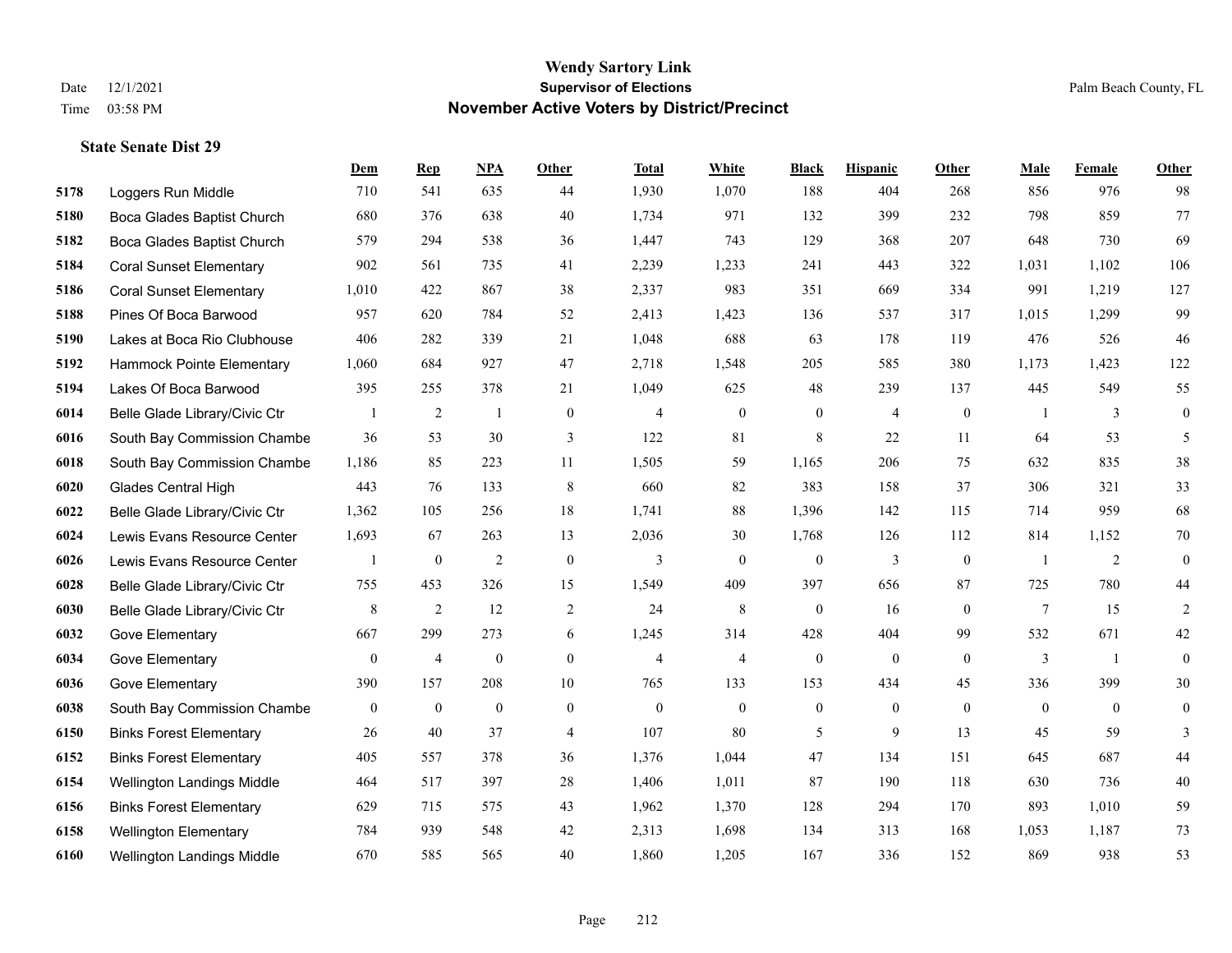# Wendy Sartory Link

**Supervisor of Elections**

**November Active Voters by District/Precinct**

Date 12/1/2021

Time 03:58 PM

Palm Beach County, FL

### State Senate Dist 29

| | | Dem | Rep | NPA | Other | Total | White | Black | Hispanic | Other | Male | Female | Other |
|---|---|---|---|---|---|---|---|---|---|---|---|---|---|
| 5178 | Loggers Run Middle | 710 | 541 | 635 | 44 | 1,930 | 1,070 | 188 | 404 | 268 | 856 | 976 | 98 |
| 5180 | Boca Glades Baptist Church | 680 | 376 | 638 | 40 | 1,734 | 971 | 132 | 399 | 232 | 798 | 859 | 77 |
| 5182 | Boca Glades Baptist Church | 579 | 294 | 538 | 36 | 1,447 | 743 | 129 | 368 | 207 | 648 | 730 | 69 |
| 5184 | Coral Sunset Elementary | 902 | 561 | 735 | 41 | 2,239 | 1,233 | 241 | 443 | 322 | 1,031 | 1,102 | 106 |
| 5186 | Coral Sunset Elementary | 1,010 | 422 | 867 | 38 | 2,337 | 983 | 351 | 669 | 334 | 991 | 1,219 | 127 |
| 5188 | Pines Of Boca Barwood | 957 | 620 | 784 | 52 | 2,413 | 1,423 | 136 | 537 | 317 | 1,015 | 1,299 | 99 |
| 5190 | Lakes at Boca Rio Clubhouse | 406 | 282 | 339 | 21 | 1,048 | 688 | 63 | 178 | 119 | 476 | 526 | 46 |
| 5192 | Hammock Pointe Elementary | 1,060 | 684 | 927 | 47 | 2,718 | 1,548 | 205 | 585 | 380 | 1,173 | 1,423 | 122 |
| 5194 | Lakes Of Boca Barwood | 395 | 255 | 378 | 21 | 1,049 | 625 | 48 | 239 | 137 | 445 | 549 | 55 |
| 6014 | Belle Glade Library/Civic Ctr | 1 | 2 | 1 | 0 | 4 | 0 | 0 | 4 | 0 | 1 | 3 | 0 |
| 6016 | South Bay Commission Chambe | 36 | 53 | 30 | 3 | 122 | 81 | 8 | 22 | 11 | 64 | 53 | 5 |
| 6018 | South Bay Commission Chambe | 1,186 | 85 | 223 | 11 | 1,505 | 59 | 1,165 | 206 | 75 | 632 | 835 | 38 |
| 6020 | Glades Central High | 443 | 76 | 133 | 8 | 660 | 82 | 383 | 158 | 37 | 306 | 321 | 33 |
| 6022 | Belle Glade Library/Civic Ctr | 1,362 | 105 | 256 | 18 | 1,741 | 88 | 1,396 | 142 | 115 | 714 | 959 | 68 |
| 6024 | Lewis Evans Resource Center | 1,693 | 67 | 263 | 13 | 2,036 | 30 | 1,768 | 126 | 112 | 814 | 1,152 | 70 |
| 6026 | Lewis Evans Resource Center | 1 | 0 | 2 | 0 | 3 | 0 | 0 | 3 | 0 | 1 | 2 | 0 |
| 6028 | Belle Glade Library/Civic Ctr | 755 | 453 | 326 | 15 | 1,549 | 409 | 397 | 656 | 87 | 725 | 780 | 44 |
| 6030 | Belle Glade Library/Civic Ctr | 8 | 2 | 12 | 2 | 24 | 8 | 0 | 16 | 0 | 7 | 15 | 2 |
| 6032 | Gove Elementary | 667 | 299 | 273 | 6 | 1,245 | 314 | 428 | 404 | 99 | 532 | 671 | 42 |
| 6034 | Gove Elementary | 0 | 4 | 0 | 0 | 4 | 4 | 0 | 0 | 0 | 3 | 1 | 0 |
| 6036 | Gove Elementary | 390 | 157 | 208 | 10 | 765 | 133 | 153 | 434 | 45 | 336 | 399 | 30 |
| 6038 | South Bay Commission Chambe | 0 | 0 | 0 | 0 | 0 | 0 | 0 | 0 | 0 | 0 | 0 | 0 |
| 6150 | Binks Forest Elementary | 26 | 40 | 37 | 4 | 107 | 80 | 5 | 9 | 13 | 45 | 59 | 3 |
| 6152 | Binks Forest Elementary | 405 | 557 | 378 | 36 | 1,376 | 1,044 | 47 | 134 | 151 | 645 | 687 | 44 |
| 6154 | Wellington Landings Middle | 464 | 517 | 397 | 28 | 1,406 | 1,011 | 87 | 190 | 118 | 630 | 736 | 40 |
| 6156 | Binks Forest Elementary | 629 | 715 | 575 | 43 | 1,962 | 1,370 | 128 | 294 | 170 | 893 | 1,010 | 59 |
| 6158 | Wellington Elementary | 784 | 939 | 548 | 42 | 2,313 | 1,698 | 134 | 313 | 168 | 1,053 | 1,187 | 73 |
| 6160 | Wellington Landings Middle | 670 | 585 | 565 | 40 | 1,860 | 1,205 | 167 | 336 | 152 | 869 | 938 | 53 |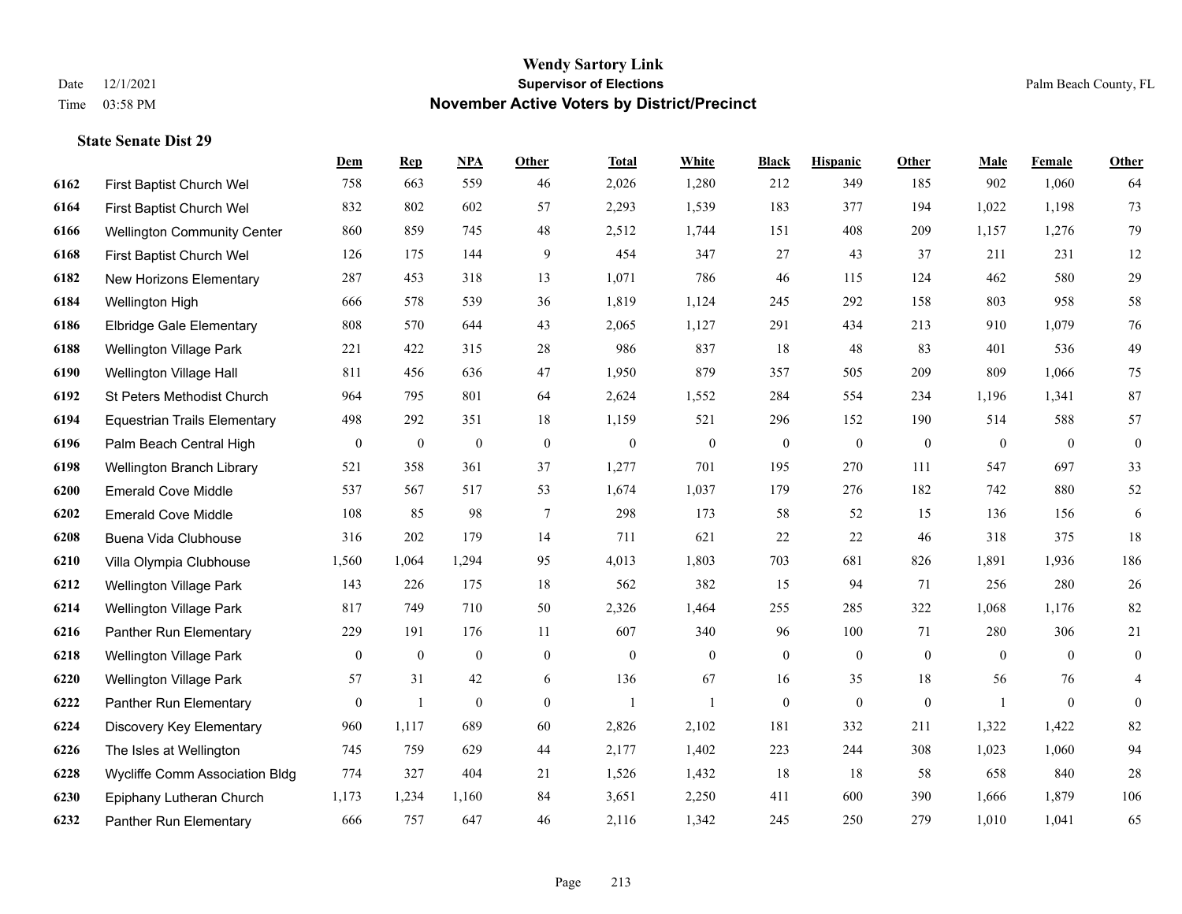# Wendy Sartory Link
## Supervisor of Elections
## November Active Voters by District/Precinct

Date 12/1/2021
Time 03:58 PM

Palm Beach County, FL

### State Senate Dist 29

| | | Dem | Rep | NPA | Other | Total | White | Black | Hispanic | Other | Male | Female | Other |
|---|---|---|---|---|---|---|---|---|---|---|---|---|---|
| 6162 | First Baptist Church Wel | 758 | 663 | 559 | 46 | 2,026 | 1,280 | 212 | 349 | 185 | 902 | 1,060 | 64 |
| 6164 | First Baptist Church Wel | 832 | 802 | 602 | 57 | 2,293 | 1,539 | 183 | 377 | 194 | 1,022 | 1,198 | 73 |
| 6166 | Wellington Community Center | 860 | 859 | 745 | 48 | 2,512 | 1,744 | 151 | 408 | 209 | 1,157 | 1,276 | 79 |
| 6168 | First Baptist Church Wel | 126 | 175 | 144 | 9 | 454 | 347 | 27 | 43 | 37 | 211 | 231 | 12 |
| 6182 | New Horizons Elementary | 287 | 453 | 318 | 13 | 1,071 | 786 | 46 | 115 | 124 | 462 | 580 | 29 |
| 6184 | Wellington High | 666 | 578 | 539 | 36 | 1,819 | 1,124 | 245 | 292 | 158 | 803 | 958 | 58 |
| 6186 | Elbridge Gale Elementary | 808 | 570 | 644 | 43 | 2,065 | 1,127 | 291 | 434 | 213 | 910 | 1,079 | 76 |
| 6188 | Wellington Village Park | 221 | 422 | 315 | 28 | 986 | 837 | 18 | 48 | 83 | 401 | 536 | 49 |
| 6190 | Wellington Village Hall | 811 | 456 | 636 | 47 | 1,950 | 879 | 357 | 505 | 209 | 809 | 1,066 | 75 |
| 6192 | St Peters Methodist Church | 964 | 795 | 801 | 64 | 2,624 | 1,552 | 284 | 554 | 234 | 1,196 | 1,341 | 87 |
| 6194 | Equestrian Trails Elementary | 498 | 292 | 351 | 18 | 1,159 | 521 | 296 | 152 | 190 | 514 | 588 | 57 |
| 6196 | Palm Beach Central High | 0 | 0 | 0 | 0 | 0 | 0 | 0 | 0 | 0 | 0 | 0 | 0 |
| 6198 | Wellington Branch Library | 521 | 358 | 361 | 37 | 1,277 | 701 | 195 | 270 | 111 | 547 | 697 | 33 |
| 6200 | Emerald Cove Middle | 537 | 567 | 517 | 53 | 1,674 | 1,037 | 179 | 276 | 182 | 742 | 880 | 52 |
| 6202 | Emerald Cove Middle | 108 | 85 | 98 | 7 | 298 | 173 | 58 | 52 | 15 | 136 | 156 | 6 |
| 6208 | Buena Vida Clubhouse | 316 | 202 | 179 | 14 | 711 | 621 | 22 | 22 | 46 | 318 | 375 | 18 |
| 6210 | Villa Olympia Clubhouse | 1,560 | 1,064 | 1,294 | 95 | 4,013 | 1,803 | 703 | 681 | 826 | 1,891 | 1,936 | 186 |
| 6212 | Wellington Village Park | 143 | 226 | 175 | 18 | 562 | 382 | 15 | 94 | 71 | 256 | 280 | 26 |
| 6214 | Wellington Village Park | 817 | 749 | 710 | 50 | 2,326 | 1,464 | 255 | 285 | 322 | 1,068 | 1,176 | 82 |
| 6216 | Panther Run Elementary | 229 | 191 | 176 | 11 | 607 | 340 | 96 | 100 | 71 | 280 | 306 | 21 |
| 6218 | Wellington Village Park | 0 | 0 | 0 | 0 | 0 | 0 | 0 | 0 | 0 | 0 | 0 | 0 |
| 6220 | Wellington Village Park | 57 | 31 | 42 | 6 | 136 | 67 | 16 | 35 | 18 | 56 | 76 | 4 |
| 6222 | Panther Run Elementary | 0 | 1 | 0 | 0 | 1 | 1 | 0 | 0 | 0 | 1 | 0 | 0 |
| 6224 | Discovery Key Elementary | 960 | 1,117 | 689 | 60 | 2,826 | 2,102 | 181 | 332 | 211 | 1,322 | 1,422 | 82 |
| 6226 | The Isles at Wellington | 745 | 759 | 629 | 44 | 2,177 | 1,402 | 223 | 244 | 308 | 1,023 | 1,060 | 94 |
| 6228 | Wycliffe Comm Association Bldg | 774 | 327 | 404 | 21 | 1,526 | 1,432 | 18 | 18 | 58 | 658 | 840 | 28 |
| 6230 | Epiphany Lutheran Church | 1,173 | 1,234 | 1,160 | 84 | 3,651 | 2,250 | 411 | 600 | 390 | 1,666 | 1,879 | 106 |
| 6232 | Panther Run Elementary | 666 | 757 | 647 | 46 | 2,116 | 1,342 | 245 | 250 | 279 | 1,010 | 1,041 | 65 |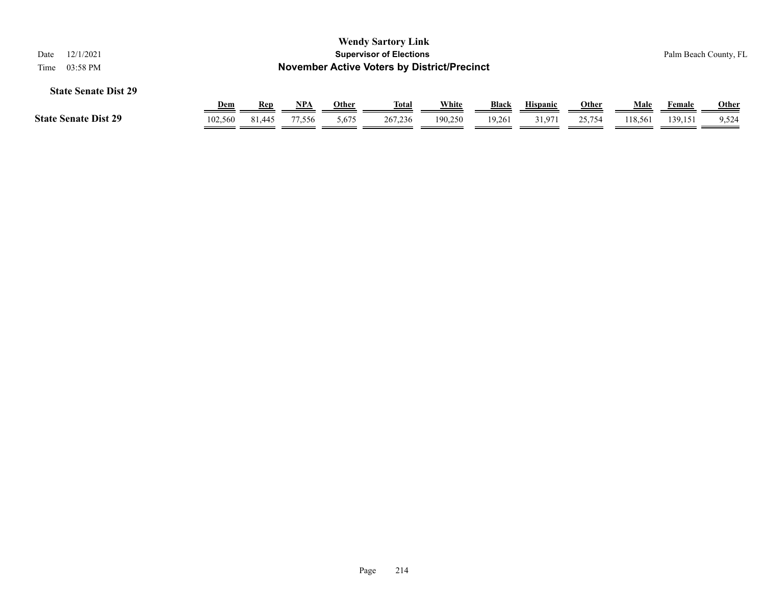**State Senate Dist 29**

| | Dem | Rep | NPA | Other | Total | White | Black | Hispanic | Other | Male | Female | Other |
|---|---|---|---|---|---|---|---|---|---|---|---|---|
| **State Senate Dist 29** | 102,560 | 81,445 | 77,556 | 5,675 | 267,236 | 190,250 | 19,261 | 31,971 | 25,754 | 118,561 | 139,151 | 9,524 |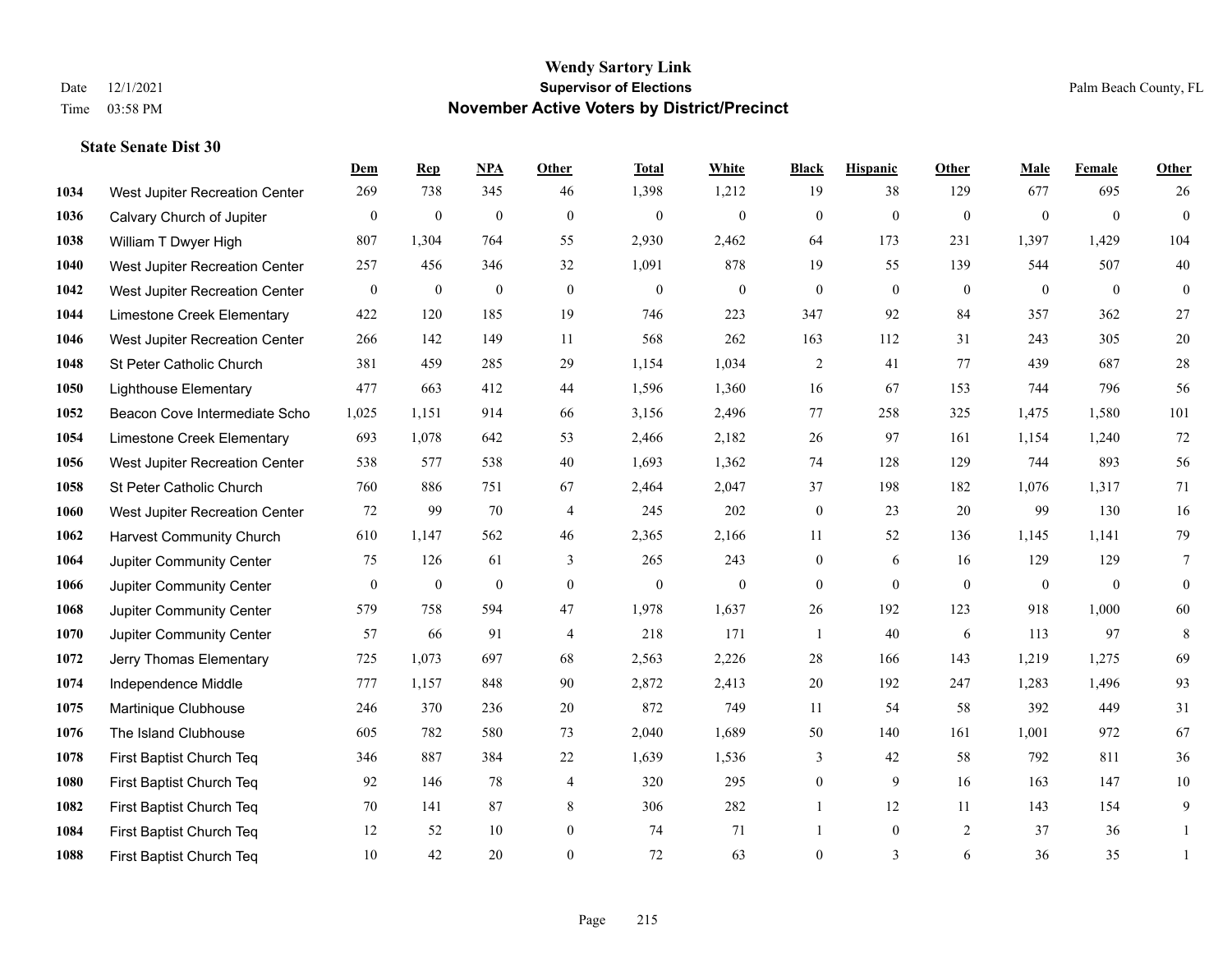# Wendy Sartory Link

**Supervisor of Elections**

**November Active Voters by District/Precinct**

Date 12/1/2021
Time 03:58 PM

Palm Beach County, FL

### State Senate Dist 30

| | | Dem | Rep | NPA | Other | Total | White | Black | Hispanic | Other | Male | Female | Other |
|---|---|---|---|---|---|---|---|---|---|---|---|---|---|
| 1034 | West Jupiter Recreation Center | 269 | 738 | 345 | 46 | 1,398 | 1,212 | 19 | 38 | 129 | 677 | 695 | 26 |
| 1036 | Calvary Church of Jupiter | 0 | 0 | 0 | 0 | 0 | 0 | 0 | 0 | 0 | 0 | 0 | 0 |
| 1038 | William T Dwyer High | 807 | 1,304 | 764 | 55 | 2,930 | 2,462 | 64 | 173 | 231 | 1,397 | 1,429 | 104 |
| 1040 | West Jupiter Recreation Center | 257 | 456 | 346 | 32 | 1,091 | 878 | 19 | 55 | 139 | 544 | 507 | 40 |
| 1042 | West Jupiter Recreation Center | 0 | 0 | 0 | 0 | 0 | 0 | 0 | 0 | 0 | 0 | 0 | 0 |
| 1044 | Limestone Creek Elementary | 422 | 120 | 185 | 19 | 746 | 223 | 347 | 92 | 84 | 357 | 362 | 27 |
| 1046 | West Jupiter Recreation Center | 266 | 142 | 149 | 11 | 568 | 262 | 163 | 112 | 31 | 243 | 305 | 20 |
| 1048 | St Peter Catholic Church | 381 | 459 | 285 | 29 | 1,154 | 1,034 | 2 | 41 | 77 | 439 | 687 | 28 |
| 1050 | Lighthouse Elementary | 477 | 663 | 412 | 44 | 1,596 | 1,360 | 16 | 67 | 153 | 744 | 796 | 56 |
| 1052 | Beacon Cove Intermediate Scho | 1,025 | 1,151 | 914 | 66 | 3,156 | 2,496 | 77 | 258 | 325 | 1,475 | 1,580 | 101 |
| 1054 | Limestone Creek Elementary | 693 | 1,078 | 642 | 53 | 2,466 | 2,182 | 26 | 97 | 161 | 1,154 | 1,240 | 72 |
| 1056 | West Jupiter Recreation Center | 538 | 577 | 538 | 40 | 1,693 | 1,362 | 74 | 128 | 129 | 744 | 893 | 56 |
| 1058 | St Peter Catholic Church | 760 | 886 | 751 | 67 | 2,464 | 2,047 | 37 | 198 | 182 | 1,076 | 1,317 | 71 |
| 1060 | West Jupiter Recreation Center | 72 | 99 | 70 | 4 | 245 | 202 | 0 | 23 | 20 | 99 | 130 | 16 |
| 1062 | Harvest Community Church | 610 | 1,147 | 562 | 46 | 2,365 | 2,166 | 11 | 52 | 136 | 1,145 | 1,141 | 79 |
| 1064 | Jupiter Community Center | 75 | 126 | 61 | 3 | 265 | 243 | 0 | 6 | 16 | 129 | 129 | 7 |
| 1066 | Jupiter Community Center | 0 | 0 | 0 | 0 | 0 | 0 | 0 | 0 | 0 | 0 | 0 | 0 |
| 1068 | Jupiter Community Center | 579 | 758 | 594 | 47 | 1,978 | 1,637 | 26 | 192 | 123 | 918 | 1,000 | 60 |
| 1070 | Jupiter Community Center | 57 | 66 | 91 | 4 | 218 | 171 | 1 | 40 | 6 | 113 | 97 | 8 |
| 1072 | Jerry Thomas Elementary | 725 | 1,073 | 697 | 68 | 2,563 | 2,226 | 28 | 166 | 143 | 1,219 | 1,275 | 69 |
| 1074 | Independence Middle | 777 | 1,157 | 848 | 90 | 2,872 | 2,413 | 20 | 192 | 247 | 1,283 | 1,496 | 93 |
| 1075 | Martinique Clubhouse | 246 | 370 | 236 | 20 | 872 | 749 | 11 | 54 | 58 | 392 | 449 | 31 |
| 1076 | The Island Clubhouse | 605 | 782 | 580 | 73 | 2,040 | 1,689 | 50 | 140 | 161 | 1,001 | 972 | 67 |
| 1078 | First Baptist Church Teq | 346 | 887 | 384 | 22 | 1,639 | 1,536 | 3 | 42 | 58 | 792 | 811 | 36 |
| 1080 | First Baptist Church Teq | 92 | 146 | 78 | 4 | 320 | 295 | 0 | 9 | 16 | 163 | 147 | 10 |
| 1082 | First Baptist Church Teq | 70 | 141 | 87 | 8 | 306 | 282 | 1 | 12 | 11 | 143 | 154 | 9 |
| 1084 | First Baptist Church Teq | 12 | 52 | 10 | 0 | 74 | 71 | 1 | 0 | 2 | 37 | 36 | 1 |
| 1088 | First Baptist Church Teq | 10 | 42 | 20 | 0 | 72 | 63 | 0 | 3 | 6 | 36 | 35 | 1 |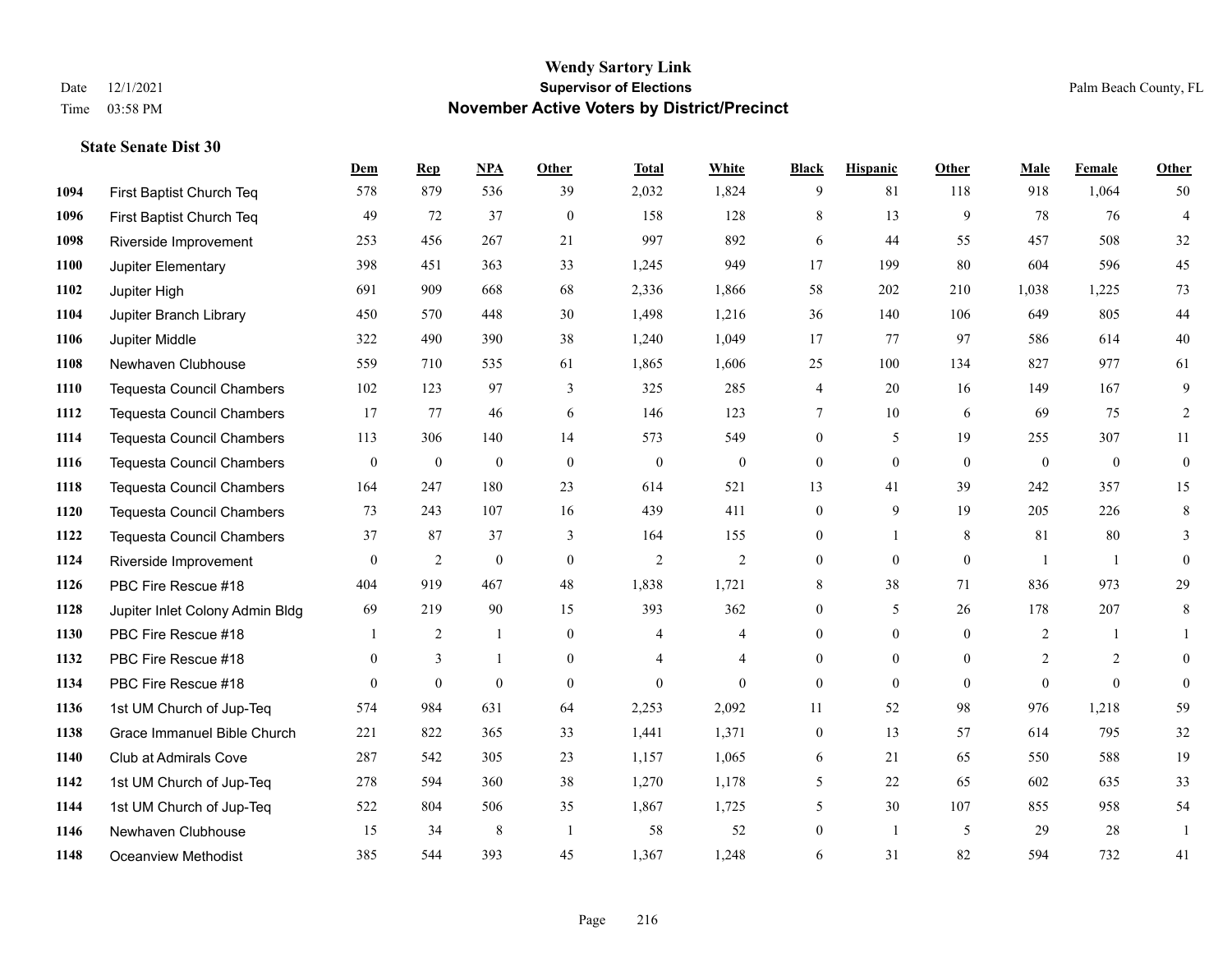# Wendy Sartory Link
## Supervisor of Elections
## November Active Voters by District/Precinct

Date 12/1/2021
Time 03:58 PM

Palm Beach County, FL

### State Senate Dist 30

| | | Dem | Rep | NPA | Other | Total | White | Black | Hispanic | Other | Male | Female | Other |
|---|---|---|---|---|---|---|---|---|---|---|---|---|---|
| 1094 | First Baptist Church Teq | 578 | 879 | 536 | 39 | 2,032 | 1,824 | 9 | 81 | 118 | 918 | 1,064 | 50 |
| 1096 | First Baptist Church Teq | 49 | 72 | 37 | 0 | 158 | 128 | 8 | 13 | 9 | 78 | 76 | 4 |
| 1098 | Riverside Improvement | 253 | 456 | 267 | 21 | 997 | 892 | 6 | 44 | 55 | 457 | 508 | 32 |
| 1100 | Jupiter Elementary | 398 | 451 | 363 | 33 | 1,245 | 949 | 17 | 199 | 80 | 604 | 596 | 45 |
| 1102 | Jupiter High | 691 | 909 | 668 | 68 | 2,336 | 1,866 | 58 | 202 | 210 | 1,038 | 1,225 | 73 |
| 1104 | Jupiter Branch Library | 450 | 570 | 448 | 30 | 1,498 | 1,216 | 36 | 140 | 106 | 649 | 805 | 44 |
| 1106 | Jupiter Middle | 322 | 490 | 390 | 38 | 1,240 | 1,049 | 17 | 77 | 97 | 586 | 614 | 40 |
| 1108 | Newhaven Clubhouse | 559 | 710 | 535 | 61 | 1,865 | 1,606 | 25 | 100 | 134 | 827 | 977 | 61 |
| 1110 | Tequesta Council Chambers | 102 | 123 | 97 | 3 | 325 | 285 | 4 | 20 | 16 | 149 | 167 | 9 |
| 1112 | Tequesta Council Chambers | 17 | 77 | 46 | 6 | 146 | 123 | 7 | 10 | 6 | 69 | 75 | 2 |
| 1114 | Tequesta Council Chambers | 113 | 306 | 140 | 14 | 573 | 549 | 0 | 5 | 19 | 255 | 307 | 11 |
| 1116 | Tequesta Council Chambers | 0 | 0 | 0 | 0 | 0 | 0 | 0 | 0 | 0 | 0 | 0 | 0 |
| 1118 | Tequesta Council Chambers | 164 | 247 | 180 | 23 | 614 | 521 | 13 | 41 | 39 | 242 | 357 | 15 |
| 1120 | Tequesta Council Chambers | 73 | 243 | 107 | 16 | 439 | 411 | 0 | 9 | 19 | 205 | 226 | 8 |
| 1122 | Tequesta Council Chambers | 37 | 87 | 37 | 3 | 164 | 155 | 0 | 1 | 8 | 81 | 80 | 3 |
| 1124 | Riverside Improvement | 0 | 2 | 0 | 0 | 2 | 2 | 0 | 0 | 0 | 1 | 1 | 0 |
| 1126 | PBC Fire Rescue #18 | 404 | 919 | 467 | 48 | 1,838 | 1,721 | 8 | 38 | 71 | 836 | 973 | 29 |
| 1128 | Jupiter Inlet Colony Admin Bldg | 69 | 219 | 90 | 15 | 393 | 362 | 0 | 5 | 26 | 178 | 207 | 8 |
| 1130 | PBC Fire Rescue #18 | 1 | 2 | 1 | 0 | 4 | 4 | 0 | 0 | 0 | 2 | 1 | 1 |
| 1132 | PBC Fire Rescue #18 | 0 | 3 | 1 | 0 | 4 | 4 | 0 | 0 | 0 | 2 | 2 | 0 |
| 1134 | PBC Fire Rescue #18 | 0 | 0 | 0 | 0 | 0 | 0 | 0 | 0 | 0 | 0 | 0 | 0 |
| 1136 | 1st UM Church of Jup-Teq | 574 | 984 | 631 | 64 | 2,253 | 2,092 | 11 | 52 | 98 | 976 | 1,218 | 59 |
| 1138 | Grace Immanuel Bible Church | 221 | 822 | 365 | 33 | 1,441 | 1,371 | 0 | 13 | 57 | 614 | 795 | 32 |
| 1140 | Club at Admirals Cove | 287 | 542 | 305 | 23 | 1,157 | 1,065 | 6 | 21 | 65 | 550 | 588 | 19 |
| 1142 | 1st UM Church of Jup-Teq | 278 | 594 | 360 | 38 | 1,270 | 1,178 | 5 | 22 | 65 | 602 | 635 | 33 |
| 1144 | 1st UM Church of Jup-Teq | 522 | 804 | 506 | 35 | 1,867 | 1,725 | 5 | 30 | 107 | 855 | 958 | 54 |
| 1146 | Newhaven Clubhouse | 15 | 34 | 8 | 1 | 58 | 52 | 0 | 1 | 5 | 29 | 28 | 1 |
| 1148 | Oceanview Methodist | 385 | 544 | 393 | 45 | 1,367 | 1,248 | 6 | 31 | 82 | 594 | 732 | 41 |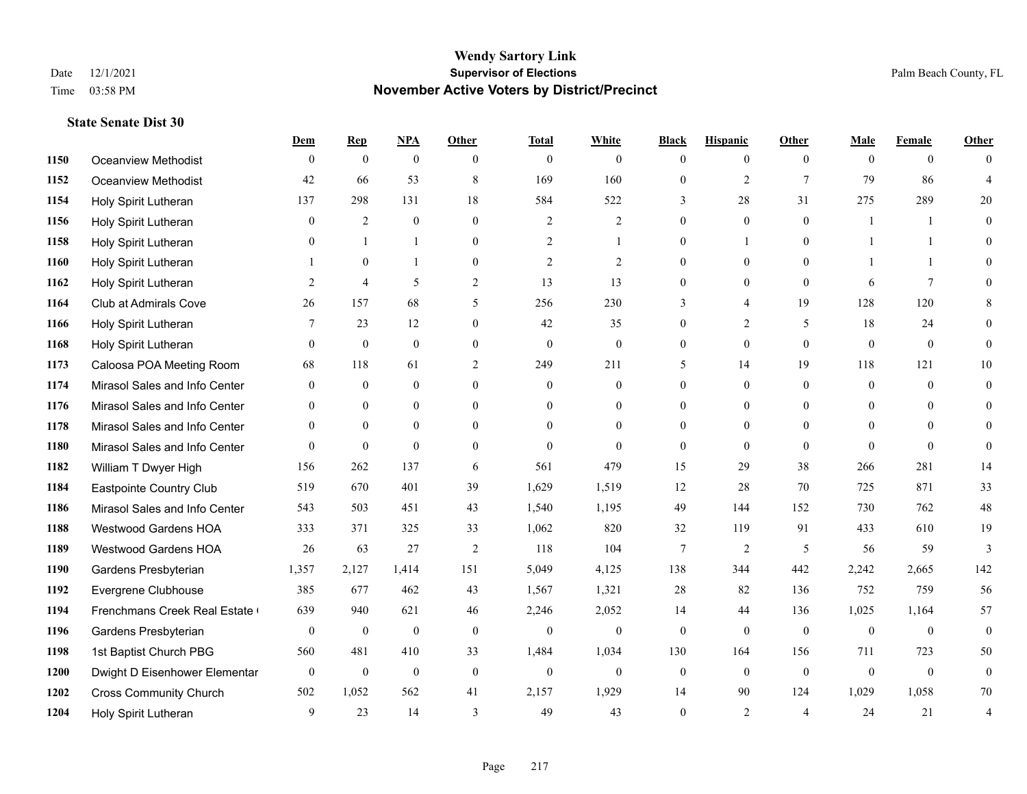# Wendy Sartory Link
## Supervisor of Elections
## November Active Voters by District/Precinct

Date 12/1/2021
Time 03:58 PM

Palm Beach County, FL

### State Senate Dist 30

| | | Dem | Rep | NPA | Other | Total | White | Black | Hispanic | Other | Male | Female | Other |
|---|---|---|---|---|---|---|---|---|---|---|---|---|---|
| 1150 | Oceanview Methodist | 0 | 0 | 0 | 0 | 0 | 0 | 0 | 0 | 0 | 0 | 0 | 0 |
| 1152 | Oceanview Methodist | 42 | 66 | 53 | 8 | 169 | 160 | 0 | 2 | 7 | 79 | 86 | 4 |
| 1154 | Holy Spirit Lutheran | 137 | 298 | 131 | 18 | 584 | 522 | 3 | 28 | 31 | 275 | 289 | 20 |
| 1156 | Holy Spirit Lutheran | 0 | 2 | 0 | 0 | 2 | 2 | 0 | 0 | 0 | 1 | 1 | 0 |
| 1158 | Holy Spirit Lutheran | 0 | 1 | 1 | 0 | 2 | 1 | 0 | 1 | 0 | 1 | 1 | 0 |
| 1160 | Holy Spirit Lutheran | 1 | 0 | 1 | 0 | 2 | 2 | 0 | 0 | 0 | 1 | 1 | 0 |
| 1162 | Holy Spirit Lutheran | 2 | 4 | 5 | 2 | 13 | 13 | 0 | 0 | 0 | 6 | 7 | 0 |
| 1164 | Club at Admirals Cove | 26 | 157 | 68 | 5 | 256 | 230 | 3 | 4 | 19 | 128 | 120 | 8 |
| 1166 | Holy Spirit Lutheran | 7 | 23 | 12 | 0 | 42 | 35 | 0 | 2 | 5 | 18 | 24 | 0 |
| 1168 | Holy Spirit Lutheran | 0 | 0 | 0 | 0 | 0 | 0 | 0 | 0 | 0 | 0 | 0 | 0 |
| 1173 | Caloosa POA Meeting Room | 68 | 118 | 61 | 2 | 249 | 211 | 5 | 14 | 19 | 118 | 121 | 10 |
| 1174 | Mirasol Sales and Info Center | 0 | 0 | 0 | 0 | 0 | 0 | 0 | 0 | 0 | 0 | 0 | 0 |
| 1176 | Mirasol Sales and Info Center | 0 | 0 | 0 | 0 | 0 | 0 | 0 | 0 | 0 | 0 | 0 | 0 |
| 1178 | Mirasol Sales and Info Center | 0 | 0 | 0 | 0 | 0 | 0 | 0 | 0 | 0 | 0 | 0 | 0 |
| 1180 | Mirasol Sales and Info Center | 0 | 0 | 0 | 0 | 0 | 0 | 0 | 0 | 0 | 0 | 0 | 0 |
| 1182 | William T Dwyer High | 156 | 262 | 137 | 6 | 561 | 479 | 15 | 29 | 38 | 266 | 281 | 14 |
| 1184 | Eastpointe Country Club | 519 | 670 | 401 | 39 | 1,629 | 1,519 | 12 | 28 | 70 | 725 | 871 | 33 |
| 1186 | Mirasol Sales and Info Center | 543 | 503 | 451 | 43 | 1,540 | 1,195 | 49 | 144 | 152 | 730 | 762 | 48 |
| 1188 | Westwood Gardens HOA | 333 | 371 | 325 | 33 | 1,062 | 820 | 32 | 119 | 91 | 433 | 610 | 19 |
| 1189 | Westwood Gardens HOA | 26 | 63 | 27 | 2 | 118 | 104 | 7 | 2 | 5 | 56 | 59 | 3 |
| 1190 | Gardens Presbyterian | 1,357 | 2,127 | 1,414 | 151 | 5,049 | 4,125 | 138 | 344 | 442 | 2,242 | 2,665 | 142 |
| 1192 | Evergrene Clubhouse | 385 | 677 | 462 | 43 | 1,567 | 1,321 | 28 | 82 | 136 | 752 | 759 | 56 |
| 1194 | Frenchmans Creek Real Estate ( | 639 | 940 | 621 | 46 | 2,246 | 2,052 | 14 | 44 | 136 | 1,025 | 1,164 | 57 |
| 1196 | Gardens Presbyterian | 0 | 0 | 0 | 0 | 0 | 0 | 0 | 0 | 0 | 0 | 0 | 0 |
| 1198 | 1st Baptist Church PBG | 560 | 481 | 410 | 33 | 1,484 | 1,034 | 130 | 164 | 156 | 711 | 723 | 50 |
| 1200 | Dwight D Eisenhower Elementar | 0 | 0 | 0 | 0 | 0 | 0 | 0 | 0 | 0 | 0 | 0 | 0 |
| 1202 | Cross Community Church | 502 | 1,052 | 562 | 41 | 2,157 | 1,929 | 14 | 90 | 124 | 1,029 | 1,058 | 70 |
| 1204 | Holy Spirit Lutheran | 9 | 23 | 14 | 3 | 49 | 43 | 0 | 2 | 4 | 24 | 21 | 4 |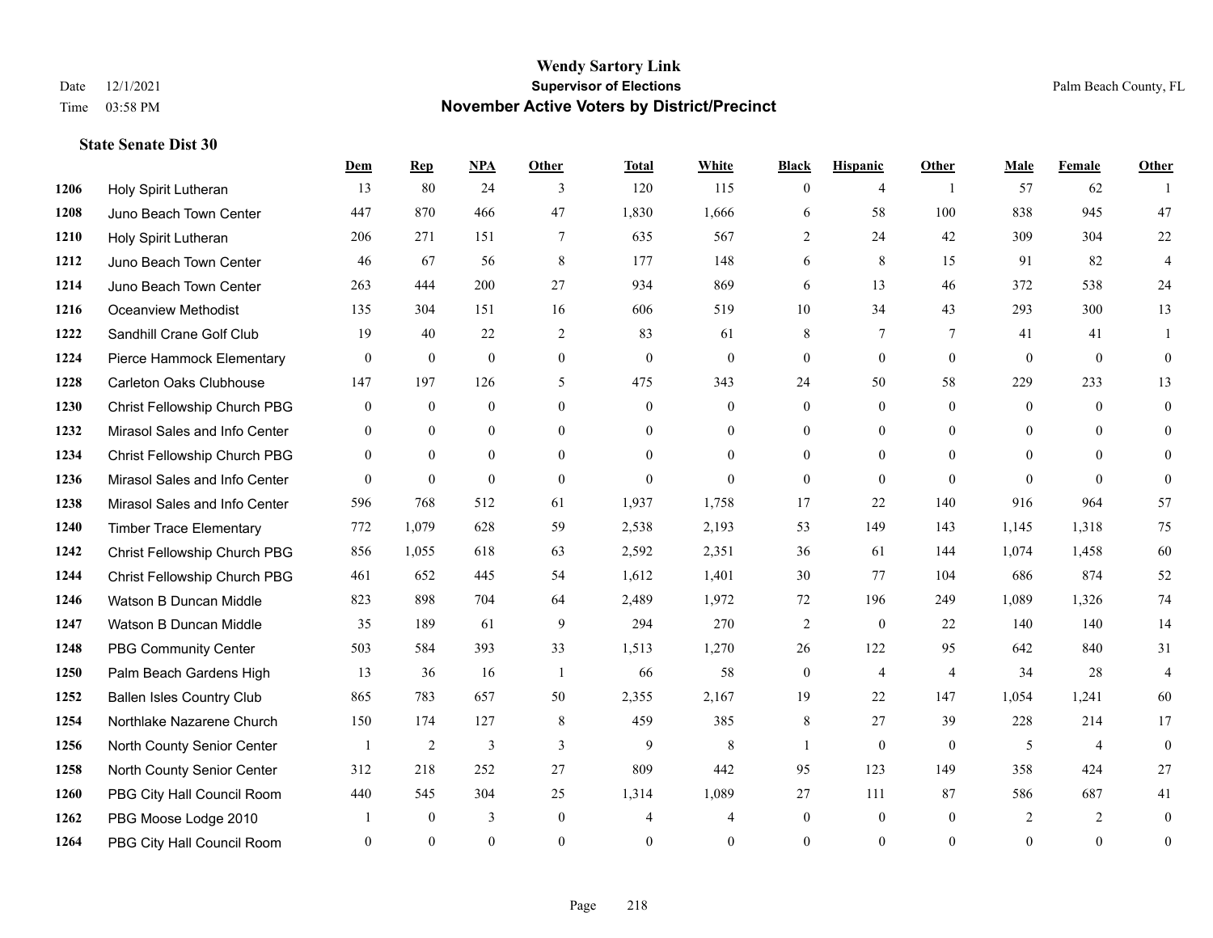# Wendy Sartory Link
## Supervisor of Elections
## November Active Voters by District/Precinct

Date 12/1/2021
Time 03:58 PM

Palm Beach County, FL

### State Senate Dist 30

| | | Dem | Rep | NPA | Other | Total | White | Black | Hispanic | Other | Male | Female | Other |
|---|---|---|---|---|---|---|---|---|---|---|---|---|---|
| 1206 | Holy Spirit Lutheran | 13 | 80 | 24 | 3 | 120 | 115 | 0 | 4 | 1 | 57 | 62 | 1 |
| 1208 | Juno Beach Town Center | 447 | 870 | 466 | 47 | 1,830 | 1,666 | 6 | 58 | 100 | 838 | 945 | 47 |
| 1210 | Holy Spirit Lutheran | 206 | 271 | 151 | 7 | 635 | 567 | 2 | 24 | 42 | 309 | 304 | 22 |
| 1212 | Juno Beach Town Center | 46 | 67 | 56 | 8 | 177 | 148 | 6 | 8 | 15 | 91 | 82 | 4 |
| 1214 | Juno Beach Town Center | 263 | 444 | 200 | 27 | 934 | 869 | 6 | 13 | 46 | 372 | 538 | 24 |
| 1216 | Oceanview Methodist | 135 | 304 | 151 | 16 | 606 | 519 | 10 | 34 | 43 | 293 | 300 | 13 |
| 1222 | Sandhill Crane Golf Club | 19 | 40 | 22 | 2 | 83 | 61 | 8 | 7 | 7 | 41 | 41 | 1 |
| 1224 | Pierce Hammock Elementary | 0 | 0 | 0 | 0 | 0 | 0 | 0 | 0 | 0 | 0 | 0 | 0 |
| 1228 | Carleton Oaks Clubhouse | 147 | 197 | 126 | 5 | 475 | 343 | 24 | 50 | 58 | 229 | 233 | 13 |
| 1230 | Christ Fellowship Church PBG | 0 | 0 | 0 | 0 | 0 | 0 | 0 | 0 | 0 | 0 | 0 | 0 |
| 1232 | Mirasol Sales and Info Center | 0 | 0 | 0 | 0 | 0 | 0 | 0 | 0 | 0 | 0 | 0 | 0 |
| 1234 | Christ Fellowship Church PBG | 0 | 0 | 0 | 0 | 0 | 0 | 0 | 0 | 0 | 0 | 0 | 0 |
| 1236 | Mirasol Sales and Info Center | 0 | 0 | 0 | 0 | 0 | 0 | 0 | 0 | 0 | 0 | 0 | 0 |
| 1238 | Mirasol Sales and Info Center | 596 | 768 | 512 | 61 | 1,937 | 1,758 | 17 | 22 | 140 | 916 | 964 | 57 |
| 1240 | Timber Trace Elementary | 772 | 1,079 | 628 | 59 | 2,538 | 2,193 | 53 | 149 | 143 | 1,145 | 1,318 | 75 |
| 1242 | Christ Fellowship Church PBG | 856 | 1,055 | 618 | 63 | 2,592 | 2,351 | 36 | 61 | 144 | 1,074 | 1,458 | 60 |
| 1244 | Christ Fellowship Church PBG | 461 | 652 | 445 | 54 | 1,612 | 1,401 | 30 | 77 | 104 | 686 | 874 | 52 |
| 1246 | Watson B Duncan Middle | 823 | 898 | 704 | 64 | 2,489 | 1,972 | 72 | 196 | 249 | 1,089 | 1,326 | 74 |
| 1247 | Watson B Duncan Middle | 35 | 189 | 61 | 9 | 294 | 270 | 2 | 0 | 22 | 140 | 140 | 14 |
| 1248 | PBG Community Center | 503 | 584 | 393 | 33 | 1,513 | 1,270 | 26 | 122 | 95 | 642 | 840 | 31 |
| 1250 | Palm Beach Gardens High | 13 | 36 | 16 | 1 | 66 | 58 | 0 | 4 | 4 | 34 | 28 | 4 |
| 1252 | Ballen Isles Country Club | 865 | 783 | 657 | 50 | 2,355 | 2,167 | 19 | 22 | 147 | 1,054 | 1,241 | 60 |
| 1254 | Northlake Nazarene Church | 150 | 174 | 127 | 8 | 459 | 385 | 8 | 27 | 39 | 228 | 214 | 17 |
| 1256 | North County Senior Center | 1 | 2 | 3 | 3 | 9 | 8 | 1 | 0 | 0 | 5 | 4 | 0 |
| 1258 | North County Senior Center | 312 | 218 | 252 | 27 | 809 | 442 | 95 | 123 | 149 | 358 | 424 | 27 |
| 1260 | PBG City Hall Council Room | 440 | 545 | 304 | 25 | 1,314 | 1,089 | 27 | 111 | 87 | 586 | 687 | 41 |
| 1262 | PBG Moose Lodge 2010 | 1 | 0 | 3 | 0 | 4 | 4 | 0 | 0 | 0 | 2 | 2 | 0 |
| 1264 | PBG City Hall Council Room | 0 | 0 | 0 | 0 | 0 | 0 | 0 | 0 | 0 | 0 | 0 | 0 |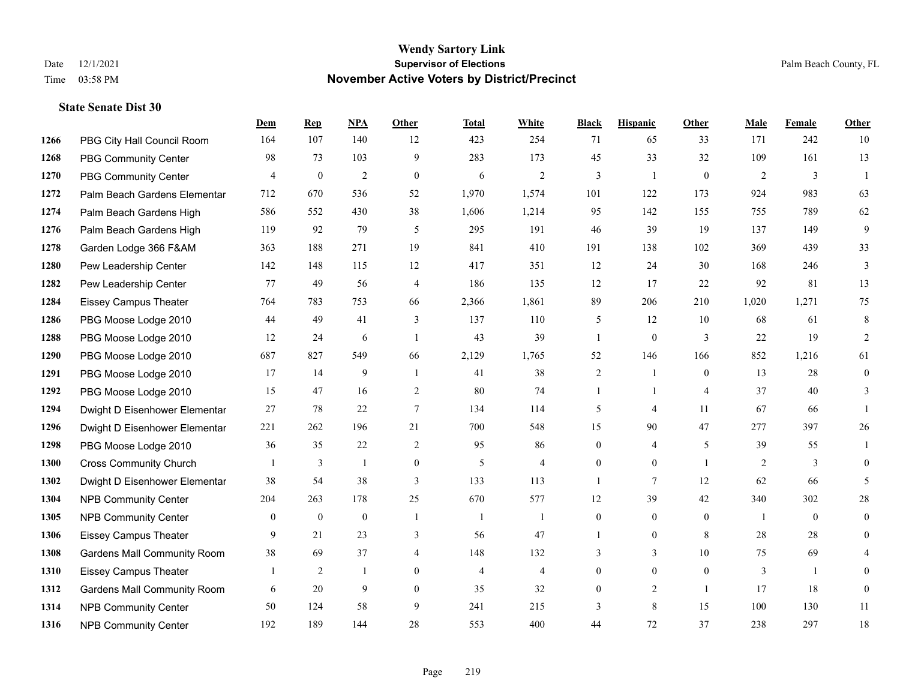# Wendy Sartory Link
## Supervisor of Elections
## November Active Voters by District/Precinct

Date 12/1/2021
Time 03:58 PM

Palm Beach County, FL

### State Senate Dist 30

| | | Dem | Rep | NPA | Other | Total | White | Black | Hispanic | Other | Male | Female | Other |
|---|---|---|---|---|---|---|---|---|---|---|---|---|---|
| 1266 | PBG City Hall Council Room | 164 | 107 | 140 | 12 | 423 | 254 | 71 | 65 | 33 | 171 | 242 | 10 |
| 1268 | PBG Community Center | 98 | 73 | 103 | 9 | 283 | 173 | 45 | 33 | 32 | 109 | 161 | 13 |
| 1270 | PBG Community Center | 4 | 0 | 2 | 0 | 6 | 2 | 3 | 1 | 0 | 2 | 3 | 1 |
| 1272 | Palm Beach Gardens Elementar | 712 | 670 | 536 | 52 | 1,970 | 1,574 | 101 | 122 | 173 | 924 | 983 | 63 |
| 1274 | Palm Beach Gardens High | 586 | 552 | 430 | 38 | 1,606 | 1,214 | 95 | 142 | 155 | 755 | 789 | 62 |
| 1276 | Palm Beach Gardens High | 119 | 92 | 79 | 5 | 295 | 191 | 46 | 39 | 19 | 137 | 149 | 9 |
| 1278 | Garden Lodge 366 F&AM | 363 | 188 | 271 | 19 | 841 | 410 | 191 | 138 | 102 | 369 | 439 | 33 |
| 1280 | Pew Leadership Center | 142 | 148 | 115 | 12 | 417 | 351 | 12 | 24 | 30 | 168 | 246 | 3 |
| 1282 | Pew Leadership Center | 77 | 49 | 56 | 4 | 186 | 135 | 12 | 17 | 22 | 92 | 81 | 13 |
| 1284 | Eissey Campus Theater | 764 | 783 | 753 | 66 | 2,366 | 1,861 | 89 | 206 | 210 | 1,020 | 1,271 | 75 |
| 1286 | PBG Moose Lodge 2010 | 44 | 49 | 41 | 3 | 137 | 110 | 5 | 12 | 10 | 68 | 61 | 8 |
| 1288 | PBG Moose Lodge 2010 | 12 | 24 | 6 | 1 | 43 | 39 | 1 | 0 | 3 | 22 | 19 | 2 |
| 1290 | PBG Moose Lodge 2010 | 687 | 827 | 549 | 66 | 2,129 | 1,765 | 52 | 146 | 166 | 852 | 1,216 | 61 |
| 1291 | PBG Moose Lodge 2010 | 17 | 14 | 9 | 1 | 41 | 38 | 2 | 1 | 0 | 13 | 28 | 0 |
| 1292 | PBG Moose Lodge 2010 | 15 | 47 | 16 | 2 | 80 | 74 | 1 | 1 | 4 | 37 | 40 | 3 |
| 1294 | Dwight D Eisenhower Elementar | 27 | 78 | 22 | 7 | 134 | 114 | 5 | 4 | 11 | 67 | 66 | 1 |
| 1296 | Dwight D Eisenhower Elementar | 221 | 262 | 196 | 21 | 700 | 548 | 15 | 90 | 47 | 277 | 397 | 26 |
| 1298 | PBG Moose Lodge 2010 | 36 | 35 | 22 | 2 | 95 | 86 | 0 | 4 | 5 | 39 | 55 | 1 |
| 1300 | Cross Community Church | 1 | 3 | 1 | 0 | 5 | 4 | 0 | 0 | 1 | 2 | 3 | 0 |
| 1302 | Dwight D Eisenhower Elementar | 38 | 54 | 38 | 3 | 133 | 113 | 1 | 7 | 12 | 62 | 66 | 5 |
| 1304 | NPB Community Center | 204 | 263 | 178 | 25 | 670 | 577 | 12 | 39 | 42 | 340 | 302 | 28 |
| 1305 | NPB Community Center | 0 | 0 | 0 | 1 | 1 | 1 | 0 | 0 | 0 | 1 | 0 | 0 |
| 1306 | Eissey Campus Theater | 9 | 21 | 23 | 3 | 56 | 47 | 1 | 0 | 8 | 28 | 28 | 0 |
| 1308 | Gardens Mall Community Room | 38 | 69 | 37 | 4 | 148 | 132 | 3 | 3 | 10 | 75 | 69 | 4 |
| 1310 | Eissey Campus Theater | 1 | 2 | 1 | 0 | 4 | 4 | 0 | 0 | 0 | 3 | 1 | 0 |
| 1312 | Gardens Mall Community Room | 6 | 20 | 9 | 0 | 35 | 32 | 0 | 2 | 1 | 17 | 18 | 0 |
| 1314 | NPB Community Center | 50 | 124 | 58 | 9 | 241 | 215 | 3 | 8 | 15 | 100 | 130 | 11 |
| 1316 | NPB Community Center | 192 | 189 | 144 | 28 | 553 | 400 | 44 | 72 | 37 | 238 | 297 | 18 |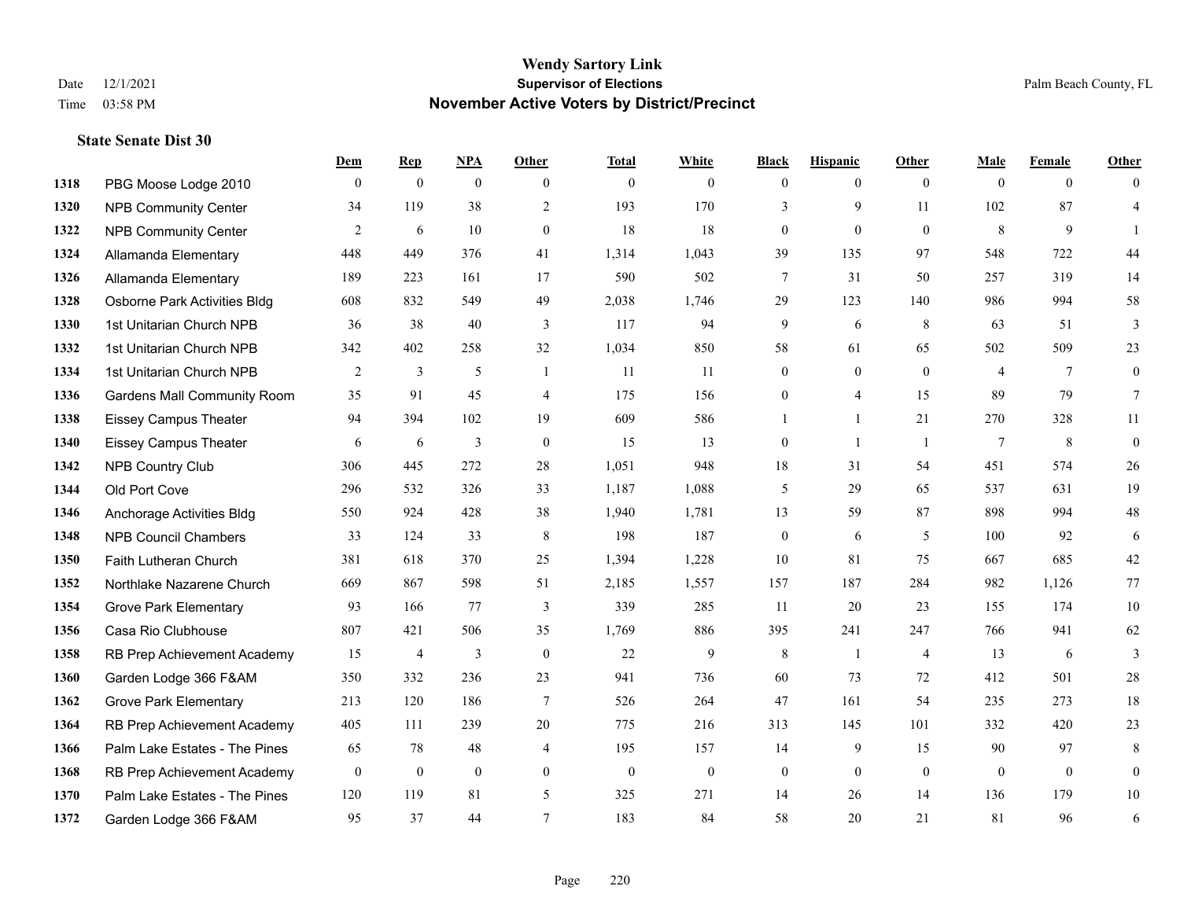# Wendy Sartory Link
## Supervisor of Elections
## November Active Voters by District/Precinct

Date 12/1/2021
Time 03:58 PM

Palm Beach County, FL

### State Senate Dist 30

| | | Dem | Rep | NPA | Other | Total | White | Black | Hispanic | Other | Male | Female | Other |
|---|---|---|---|---|---|---|---|---|---|---|---|---|---|
| 1318 | PBG Moose Lodge 2010 | 0 | 0 | 0 | 0 | 0 | 0 | 0 | 0 | 0 | 0 | 0 | 0 |
| 1320 | NPB Community Center | 34 | 119 | 38 | 2 | 193 | 170 | 3 | 9 | 11 | 102 | 87 | 4 |
| 1322 | NPB Community Center | 2 | 6 | 10 | 0 | 18 | 18 | 0 | 0 | 0 | 8 | 9 | 1 |
| 1324 | Allamanda Elementary | 448 | 449 | 376 | 41 | 1,314 | 1,043 | 39 | 135 | 97 | 548 | 722 | 44 |
| 1326 | Allamanda Elementary | 189 | 223 | 161 | 17 | 590 | 502 | 7 | 31 | 50 | 257 | 319 | 14 |
| 1328 | Osborne Park Activities Bldg | 608 | 832 | 549 | 49 | 2,038 | 1,746 | 29 | 123 | 140 | 986 | 994 | 58 |
| 1330 | 1st Unitarian Church NPB | 36 | 38 | 40 | 3 | 117 | 94 | 9 | 6 | 8 | 63 | 51 | 3 |
| 1332 | 1st Unitarian Church NPB | 342 | 402 | 258 | 32 | 1,034 | 850 | 58 | 61 | 65 | 502 | 509 | 23 |
| 1334 | 1st Unitarian Church NPB | 2 | 3 | 5 | 1 | 11 | 11 | 0 | 0 | 0 | 4 | 7 | 0 |
| 1336 | Gardens Mall Community Room | 35 | 91 | 45 | 4 | 175 | 156 | 0 | 4 | 15 | 89 | 79 | 7 |
| 1338 | Eissey Campus Theater | 94 | 394 | 102 | 19 | 609 | 586 | 1 | 1 | 21 | 270 | 328 | 11 |
| 1340 | Eissey Campus Theater | 6 | 6 | 3 | 0 | 15 | 13 | 0 | 1 | 1 | 7 | 8 | 0 |
| 1342 | NPB Country Club | 306 | 445 | 272 | 28 | 1,051 | 948 | 18 | 31 | 54 | 451 | 574 | 26 |
| 1344 | Old Port Cove | 296 | 532 | 326 | 33 | 1,187 | 1,088 | 5 | 29 | 65 | 537 | 631 | 19 |
| 1346 | Anchorage Activities Bldg | 550 | 924 | 428 | 38 | 1,940 | 1,781 | 13 | 59 | 87 | 898 | 994 | 48 |
| 1348 | NPB Council Chambers | 33 | 124 | 33 | 8 | 198 | 187 | 0 | 6 | 5 | 100 | 92 | 6 |
| 1350 | Faith Lutheran Church | 381 | 618 | 370 | 25 | 1,394 | 1,228 | 10 | 81 | 75 | 667 | 685 | 42 |
| 1352 | Northlake Nazarene Church | 669 | 867 | 598 | 51 | 2,185 | 1,557 | 157 | 187 | 284 | 982 | 1,126 | 77 |
| 1354 | Grove Park Elementary | 93 | 166 | 77 | 3 | 339 | 285 | 11 | 20 | 23 | 155 | 174 | 10 |
| 1356 | Casa Rio Clubhouse | 807 | 421 | 506 | 35 | 1,769 | 886 | 395 | 241 | 247 | 766 | 941 | 62 |
| 1358 | RB Prep Achievement Academy | 15 | 4 | 3 | 0 | 22 | 9 | 8 | 1 | 4 | 13 | 6 | 3 |
| 1360 | Garden Lodge 366 F&AM | 350 | 332 | 236 | 23 | 941 | 736 | 60 | 73 | 72 | 412 | 501 | 28 |
| 1362 | Grove Park Elementary | 213 | 120 | 186 | 7 | 526 | 264 | 47 | 161 | 54 | 235 | 273 | 18 |
| 1364 | RB Prep Achievement Academy | 405 | 111 | 239 | 20 | 775 | 216 | 313 | 145 | 101 | 332 | 420 | 23 |
| 1366 | Palm Lake Estates - The Pines | 65 | 78 | 48 | 4 | 195 | 157 | 14 | 9 | 15 | 90 | 97 | 8 |
| 1368 | RB Prep Achievement Academy | 0 | 0 | 0 | 0 | 0 | 0 | 0 | 0 | 0 | 0 | 0 | 0 |
| 1370 | Palm Lake Estates - The Pines | 120 | 119 | 81 | 5 | 325 | 271 | 14 | 26 | 14 | 136 | 179 | 10 |
| 1372 | Garden Lodge 366 F&AM | 95 | 37 | 44 | 7 | 183 | 84 | 58 | 20 | 21 | 81 | 96 | 6 |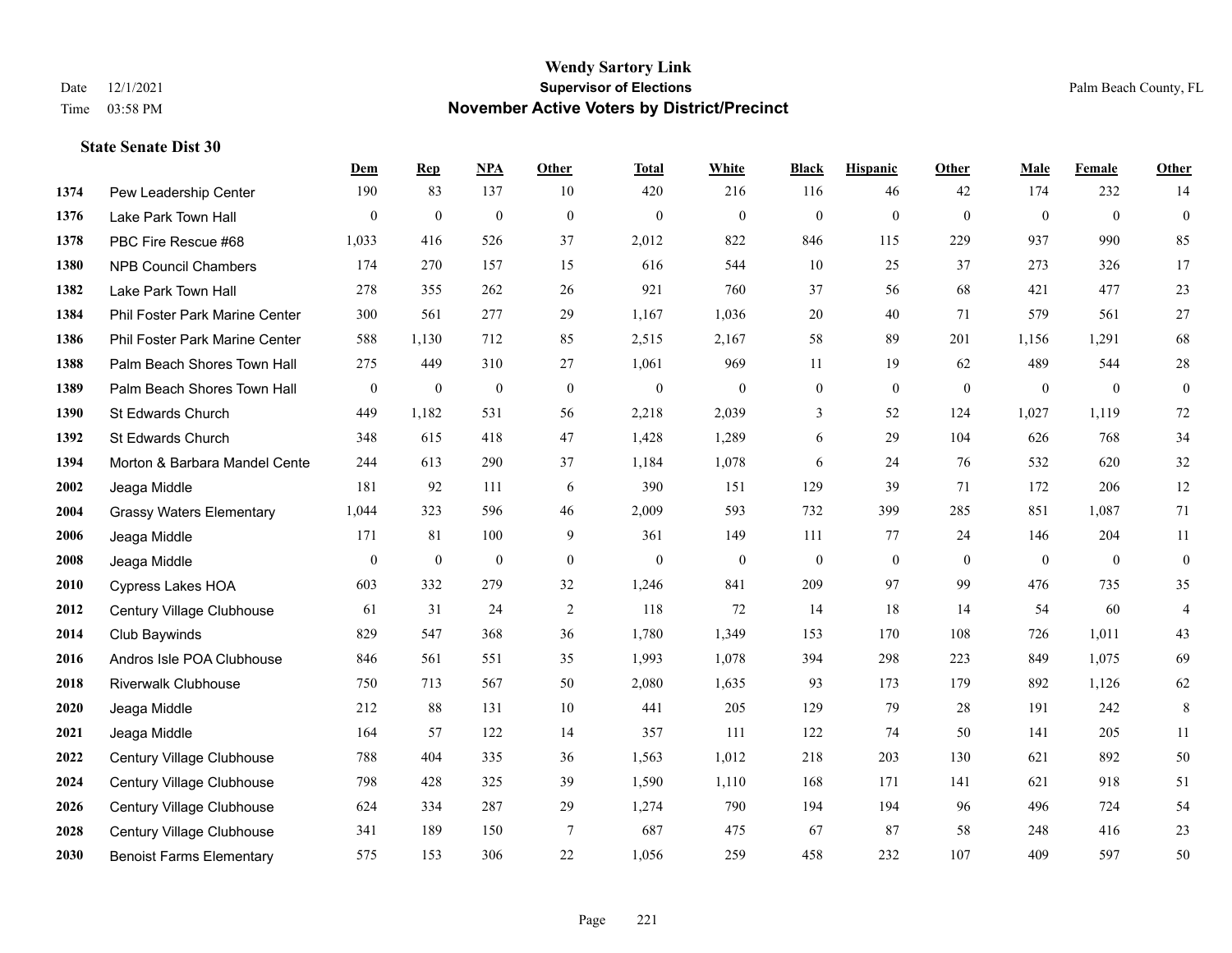**Wendy Sartory Link**
**Supervisor of Elections**
**November Active Voters by District/Precinct**

Date 12/1/2021
Time 03:58 PM

Palm Beach County, FL

### State Senate Dist 30

| | | Dem | Rep | NPA | Other | Total | White | Black | Hispanic | Other | Male | Female | Other |
|---|---|---|---|---|---|---|---|---|---|---|---|---|---|
| 1374 | Pew Leadership Center | 190 | 83 | 137 | 10 | 420 | 216 | 116 | 46 | 42 | 174 | 232 | 14 |
| 1376 | Lake Park Town Hall | 0 | 0 | 0 | 0 | 0 | 0 | 0 | 0 | 0 | 0 | 0 | 0 |
| 1378 | PBC Fire Rescue #68 | 1,033 | 416 | 526 | 37 | 2,012 | 822 | 846 | 115 | 229 | 937 | 990 | 85 |
| 1380 | NPB Council Chambers | 174 | 270 | 157 | 15 | 616 | 544 | 10 | 25 | 37 | 273 | 326 | 17 |
| 1382 | Lake Park Town Hall | 278 | 355 | 262 | 26 | 921 | 760 | 37 | 56 | 68 | 421 | 477 | 23 |
| 1384 | Phil Foster Park Marine Center | 300 | 561 | 277 | 29 | 1,167 | 1,036 | 20 | 40 | 71 | 579 | 561 | 27 |
| 1386 | Phil Foster Park Marine Center | 588 | 1,130 | 712 | 85 | 2,515 | 2,167 | 58 | 89 | 201 | 1,156 | 1,291 | 68 |
| 1388 | Palm Beach Shores Town Hall | 275 | 449 | 310 | 27 | 1,061 | 969 | 11 | 19 | 62 | 489 | 544 | 28 |
| 1389 | Palm Beach Shores Town Hall | 0 | 0 | 0 | 0 | 0 | 0 | 0 | 0 | 0 | 0 | 0 | 0 |
| 1390 | St Edwards Church | 449 | 1,182 | 531 | 56 | 2,218 | 2,039 | 3 | 52 | 124 | 1,027 | 1,119 | 72 |
| 1392 | St Edwards Church | 348 | 615 | 418 | 47 | 1,428 | 1,289 | 6 | 29 | 104 | 626 | 768 | 34 |
| 1394 | Morton & Barbara Mandel Cente | 244 | 613 | 290 | 37 | 1,184 | 1,078 | 6 | 24 | 76 | 532 | 620 | 32 |
| 2002 | Jeaga Middle | 181 | 92 | 111 | 6 | 390 | 151 | 129 | 39 | 71 | 172 | 206 | 12 |
| 2004 | Grassy Waters Elementary | 1,044 | 323 | 596 | 46 | 2,009 | 593 | 732 | 399 | 285 | 851 | 1,087 | 71 |
| 2006 | Jeaga Middle | 171 | 81 | 100 | 9 | 361 | 149 | 111 | 77 | 24 | 146 | 204 | 11 |
| 2008 | Jeaga Middle | 0 | 0 | 0 | 0 | 0 | 0 | 0 | 0 | 0 | 0 | 0 | 0 |
| 2010 | Cypress Lakes HOA | 603 | 332 | 279 | 32 | 1,246 | 841 | 209 | 97 | 99 | 476 | 735 | 35 |
| 2012 | Century Village Clubhouse | 61 | 31 | 24 | 2 | 118 | 72 | 14 | 18 | 14 | 54 | 60 | 4 |
| 2014 | Club Baywinds | 829 | 547 | 368 | 36 | 1,780 | 1,349 | 153 | 170 | 108 | 726 | 1,011 | 43 |
| 2016 | Andros Isle POA Clubhouse | 846 | 561 | 551 | 35 | 1,993 | 1,078 | 394 | 298 | 223 | 849 | 1,075 | 69 |
| 2018 | Riverwalk Clubhouse | 750 | 713 | 567 | 50 | 2,080 | 1,635 | 93 | 173 | 179 | 892 | 1,126 | 62 |
| 2020 | Jeaga Middle | 212 | 88 | 131 | 10 | 441 | 205 | 129 | 79 | 28 | 191 | 242 | 8 |
| 2021 | Jeaga Middle | 164 | 57 | 122 | 14 | 357 | 111 | 122 | 74 | 50 | 141 | 205 | 11 |
| 2022 | Century Village Clubhouse | 788 | 404 | 335 | 36 | 1,563 | 1,012 | 218 | 203 | 130 | 621 | 892 | 50 |
| 2024 | Century Village Clubhouse | 798 | 428 | 325 | 39 | 1,590 | 1,110 | 168 | 171 | 141 | 621 | 918 | 51 |
| 2026 | Century Village Clubhouse | 624 | 334 | 287 | 29 | 1,274 | 790 | 194 | 194 | 96 | 496 | 724 | 54 |
| 2028 | Century Village Clubhouse | 341 | 189 | 150 | 7 | 687 | 475 | 67 | 87 | 58 | 248 | 416 | 23 |
| 2030 | Benoist Farms Elementary | 575 | 153 | 306 | 22 | 1,056 | 259 | 458 | 232 | 107 | 409 | 597 | 50 |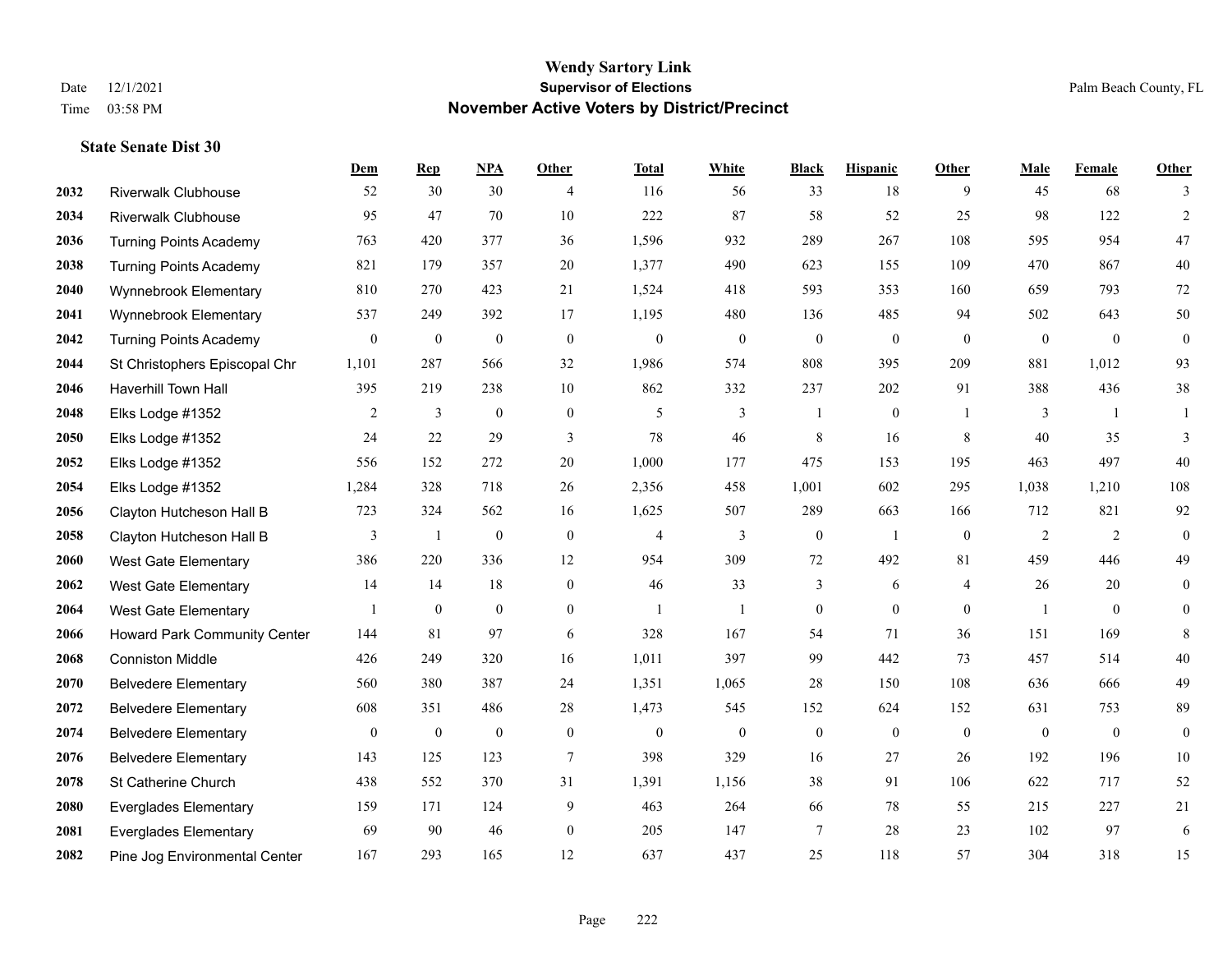# Wendy Sartory Link
## Supervisor of Elections
## November Active Voters by District/Precinct

Date 12/1/2021
Time 03:58 PM

Palm Beach County, FL

### State Senate Dist 30

| | | Dem | Rep | NPA | Other | Total | White | Black | Hispanic | Other | Male | Female | Other |
|---|---|---|---|---|---|---|---|---|---|---|---|---|---|
| 2032 | Riverwalk Clubhouse | 52 | 30 | 30 | 4 | 116 | 56 | 33 | 18 | 9 | 45 | 68 | 3 |
| 2034 | Riverwalk Clubhouse | 95 | 47 | 70 | 10 | 222 | 87 | 58 | 52 | 25 | 98 | 122 | 2 |
| 2036 | Turning Points Academy | 763 | 420 | 377 | 36 | 1,596 | 932 | 289 | 267 | 108 | 595 | 954 | 47 |
| 2038 | Turning Points Academy | 821 | 179 | 357 | 20 | 1,377 | 490 | 623 | 155 | 109 | 470 | 867 | 40 |
| 2040 | Wynnebrook Elementary | 810 | 270 | 423 | 21 | 1,524 | 418 | 593 | 353 | 160 | 659 | 793 | 72 |
| 2041 | Wynnebrook Elementary | 537 | 249 | 392 | 17 | 1,195 | 480 | 136 | 485 | 94 | 502 | 643 | 50 |
| 2042 | Turning Points Academy | 0 | 0 | 0 | 0 | 0 | 0 | 0 | 0 | 0 | 0 | 0 | 0 |
| 2044 | St Christophers Episcopal Chr | 1,101 | 287 | 566 | 32 | 1,986 | 574 | 808 | 395 | 209 | 881 | 1,012 | 93 |
| 2046 | Haverhill Town Hall | 395 | 219 | 238 | 10 | 862 | 332 | 237 | 202 | 91 | 388 | 436 | 38 |
| 2048 | Elks Lodge #1352 | 2 | 3 | 0 | 0 | 5 | 3 | 1 | 0 | 1 | 3 | 1 | 1 |
| 2050 | Elks Lodge #1352 | 24 | 22 | 29 | 3 | 78 | 46 | 8 | 16 | 8 | 40 | 35 | 3 |
| 2052 | Elks Lodge #1352 | 556 | 152 | 272 | 20 | 1,000 | 177 | 475 | 153 | 195 | 463 | 497 | 40 |
| 2054 | Elks Lodge #1352 | 1,284 | 328 | 718 | 26 | 2,356 | 458 | 1,001 | 602 | 295 | 1,038 | 1,210 | 108 |
| 2056 | Clayton Hutcheson Hall B | 723 | 324 | 562 | 16 | 1,625 | 507 | 289 | 663 | 166 | 712 | 821 | 92 |
| 2058 | Clayton Hutcheson Hall B | 3 | 1 | 0 | 0 | 4 | 3 | 0 | 1 | 0 | 2 | 2 | 0 |
| 2060 | West Gate Elementary | 386 | 220 | 336 | 12 | 954 | 309 | 72 | 492 | 81 | 459 | 446 | 49 |
| 2062 | West Gate Elementary | 14 | 14 | 18 | 0 | 46 | 33 | 3 | 6 | 4 | 26 | 20 | 0 |
| 2064 | West Gate Elementary | 1 | 0 | 0 | 0 | 1 | 1 | 0 | 0 | 0 | 1 | 0 | 0 |
| 2066 | Howard Park Community Center | 144 | 81 | 97 | 6 | 328 | 167 | 54 | 71 | 36 | 151 | 169 | 8 |
| 2068 | Conniston Middle | 426 | 249 | 320 | 16 | 1,011 | 397 | 99 | 442 | 73 | 457 | 514 | 40 |
| 2070 | Belvedere Elementary | 560 | 380 | 387 | 24 | 1,351 | 1,065 | 28 | 150 | 108 | 636 | 666 | 49 |
| 2072 | Belvedere Elementary | 608 | 351 | 486 | 28 | 1,473 | 545 | 152 | 624 | 152 | 631 | 753 | 89 |
| 2074 | Belvedere Elementary | 0 | 0 | 0 | 0 | 0 | 0 | 0 | 0 | 0 | 0 | 0 | 0 |
| 2076 | Belvedere Elementary | 143 | 125 | 123 | 7 | 398 | 329 | 16 | 27 | 26 | 192 | 196 | 10 |
| 2078 | St Catherine Church | 438 | 552 | 370 | 31 | 1,391 | 1,156 | 38 | 91 | 106 | 622 | 717 | 52 |
| 2080 | Everglades Elementary | 159 | 171 | 124 | 9 | 463 | 264 | 66 | 78 | 55 | 215 | 227 | 21 |
| 2081 | Everglades Elementary | 69 | 90 | 46 | 0 | 205 | 147 | 7 | 28 | 23 | 102 | 97 | 6 |
| 2082 | Pine Jog Environmental Center | 167 | 293 | 165 | 12 | 637 | 437 | 25 | 118 | 57 | 304 | 318 | 15 |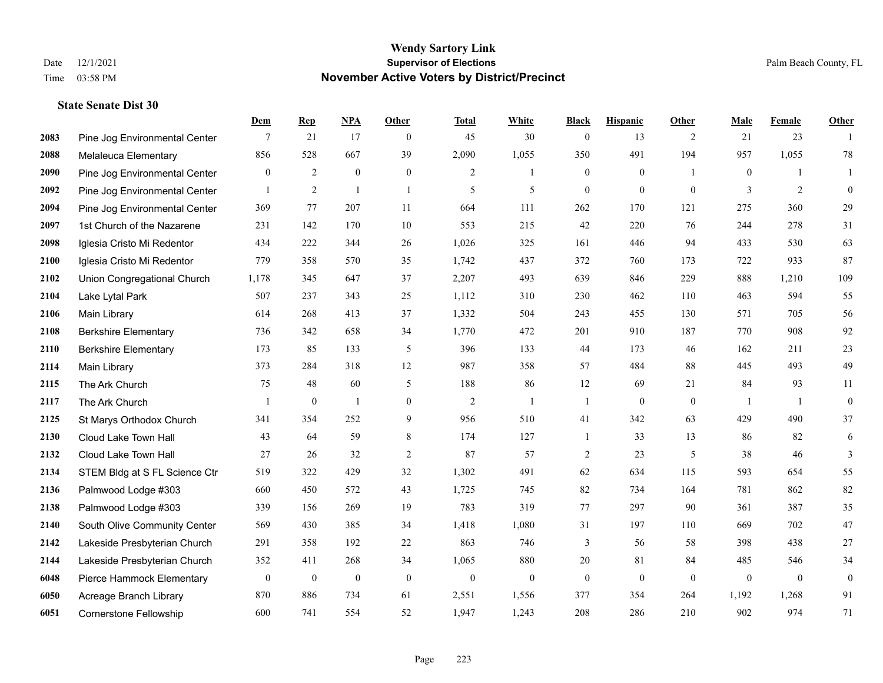# Wendy Sartory Link

## Supervisor of Elections

## November Active Voters by District/Precinct

Date 12/1/2021
Time 03:58 PM

Palm Beach County, FL

### State Senate Dist 30

| | | Dem | Rep | NPA | Other | Total | White | Black | Hispanic | Other | Male | Female | Other |
|---|---|---|---|---|---|---|---|---|---|---|---|---|---|
| 2083 | Pine Jog Environmental Center | 7 | 21 | 17 | 0 | 45 | 30 | 0 | 13 | 2 | 21 | 23 | 1 |
| 2088 | Melaleuca Elementary | 856 | 528 | 667 | 39 | 2,090 | 1,055 | 350 | 491 | 194 | 957 | 1,055 | 78 |
| 2090 | Pine Jog Environmental Center | 0 | 2 | 0 | 0 | 2 | 1 | 0 | 0 | 1 | 0 | 1 | 1 |
| 2092 | Pine Jog Environmental Center | 1 | 2 | 1 | 1 | 5 | 5 | 0 | 0 | 0 | 3 | 2 | 0 |
| 2094 | Pine Jog Environmental Center | 369 | 77 | 207 | 11 | 664 | 111 | 262 | 170 | 121 | 275 | 360 | 29 |
| 2097 | 1st Church of the Nazarene | 231 | 142 | 170 | 10 | 553 | 215 | 42 | 220 | 76 | 244 | 278 | 31 |
| 2098 | Iglesia Cristo Mi Redentor | 434 | 222 | 344 | 26 | 1,026 | 325 | 161 | 446 | 94 | 433 | 530 | 63 |
| 2100 | Iglesia Cristo Mi Redentor | 779 | 358 | 570 | 35 | 1,742 | 437 | 372 | 760 | 173 | 722 | 933 | 87 |
| 2102 | Union Congregational Church | 1,178 | 345 | 647 | 37 | 2,207 | 493 | 639 | 846 | 229 | 888 | 1,210 | 109 |
| 2104 | Lake Lytal Park | 507 | 237 | 343 | 25 | 1,112 | 310 | 230 | 462 | 110 | 463 | 594 | 55 |
| 2106 | Main Library | 614 | 268 | 413 | 37 | 1,332 | 504 | 243 | 455 | 130 | 571 | 705 | 56 |
| 2108 | Berkshire Elementary | 736 | 342 | 658 | 34 | 1,770 | 472 | 201 | 910 | 187 | 770 | 908 | 92 |
| 2110 | Berkshire Elementary | 173 | 85 | 133 | 5 | 396 | 133 | 44 | 173 | 46 | 162 | 211 | 23 |
| 2114 | Main Library | 373 | 284 | 318 | 12 | 987 | 358 | 57 | 484 | 88 | 445 | 493 | 49 |
| 2115 | The Ark Church | 75 | 48 | 60 | 5 | 188 | 86 | 12 | 69 | 21 | 84 | 93 | 11 |
| 2117 | The Ark Church | 1 | 0 | 1 | 0 | 2 | 1 | 1 | 0 | 0 | 1 | 1 | 0 |
| 2125 | St Marys Orthodox Church | 341 | 354 | 252 | 9 | 956 | 510 | 41 | 342 | 63 | 429 | 490 | 37 |
| 2130 | Cloud Lake Town Hall | 43 | 64 | 59 | 8 | 174 | 127 | 1 | 33 | 13 | 86 | 82 | 6 |
| 2132 | Cloud Lake Town Hall | 27 | 26 | 32 | 2 | 87 | 57 | 2 | 23 | 5 | 38 | 46 | 3 |
| 2134 | STEM Bldg at S FL Science Ctr | 519 | 322 | 429 | 32 | 1,302 | 491 | 62 | 634 | 115 | 593 | 654 | 55 |
| 2136 | Palmwood Lodge #303 | 660 | 450 | 572 | 43 | 1,725 | 745 | 82 | 734 | 164 | 781 | 862 | 82 |
| 2138 | Palmwood Lodge #303 | 339 | 156 | 269 | 19 | 783 | 319 | 77 | 297 | 90 | 361 | 387 | 35 |
| 2140 | South Olive Community Center | 569 | 430 | 385 | 34 | 1,418 | 1,080 | 31 | 197 | 110 | 669 | 702 | 47 |
| 2142 | Lakeside Presbyterian Church | 291 | 358 | 192 | 22 | 863 | 746 | 3 | 56 | 58 | 398 | 438 | 27 |
| 2144 | Lakeside Presbyterian Church | 352 | 411 | 268 | 34 | 1,065 | 880 | 20 | 81 | 84 | 485 | 546 | 34 |
| 6048 | Pierce Hammock Elementary | 0 | 0 | 0 | 0 | 0 | 0 | 0 | 0 | 0 | 0 | 0 | 0 |
| 6050 | Acreage Branch Library | 870 | 886 | 734 | 61 | 2,551 | 1,556 | 377 | 354 | 264 | 1,192 | 1,268 | 91 |
| 6051 | Cornerstone Fellowship | 600 | 741 | 554 | 52 | 1,947 | 1,243 | 208 | 286 | 210 | 902 | 974 | 71 |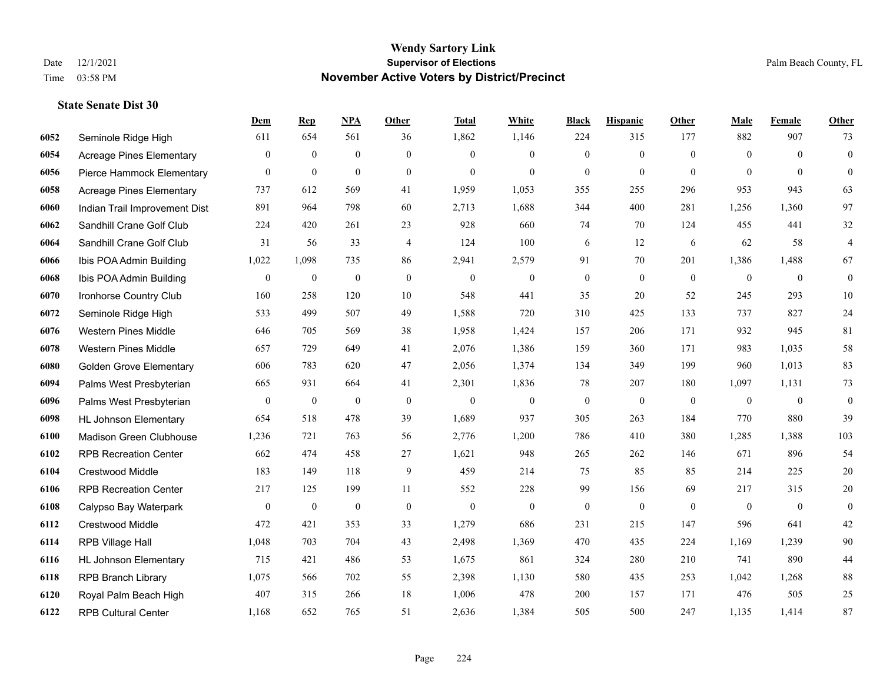# Wendy Sartory Link

**Supervisor of Elections**

**November Active Voters by District/Precinct**

Date 12/1/2021
Time 03:58 PM

Palm Beach County, FL

### State Senate Dist 30

| | | Dem | Rep | NPA | Other | Total | White | Black | Hispanic | Other | Male | Female | Other |
|---|---|---|---|---|---|---|---|---|---|---|---|---|---|
| 6052 | Seminole Ridge High | 611 | 654 | 561 | 36 | 1,862 | 1,146 | 224 | 315 | 177 | 882 | 907 | 73 |
| 6054 | Acreage Pines Elementary | 0 | 0 | 0 | 0 | 0 | 0 | 0 | 0 | 0 | 0 | 0 | 0 |
| 6056 | Pierce Hammock Elementary | 0 | 0 | 0 | 0 | 0 | 0 | 0 | 0 | 0 | 0 | 0 | 0 |
| 6058 | Acreage Pines Elementary | 737 | 612 | 569 | 41 | 1,959 | 1,053 | 355 | 255 | 296 | 953 | 943 | 63 |
| 6060 | Indian Trail Improvement Dist | 891 | 964 | 798 | 60 | 2,713 | 1,688 | 344 | 400 | 281 | 1,256 | 1,360 | 97 |
| 6062 | Sandhill Crane Golf Club | 224 | 420 | 261 | 23 | 928 | 660 | 74 | 70 | 124 | 455 | 441 | 32 |
| 6064 | Sandhill Crane Golf Club | 31 | 56 | 33 | 4 | 124 | 100 | 6 | 12 | 6 | 62 | 58 | 4 |
| 6066 | Ibis POA Admin Building | 1,022 | 1,098 | 735 | 86 | 2,941 | 2,579 | 91 | 70 | 201 | 1,386 | 1,488 | 67 |
| 6068 | Ibis POA Admin Building | 0 | 0 | 0 | 0 | 0 | 0 | 0 | 0 | 0 | 0 | 0 | 0 |
| 6070 | Ironhorse Country Club | 160 | 258 | 120 | 10 | 548 | 441 | 35 | 20 | 52 | 245 | 293 | 10 |
| 6072 | Seminole Ridge High | 533 | 499 | 507 | 49 | 1,588 | 720 | 310 | 425 | 133 | 737 | 827 | 24 |
| 6076 | Western Pines Middle | 646 | 705 | 569 | 38 | 1,958 | 1,424 | 157 | 206 | 171 | 932 | 945 | 81 |
| 6078 | Western Pines Middle | 657 | 729 | 649 | 41 | 2,076 | 1,386 | 159 | 360 | 171 | 983 | 1,035 | 58 |
| 6080 | Golden Grove Elementary | 606 | 783 | 620 | 47 | 2,056 | 1,374 | 134 | 349 | 199 | 960 | 1,013 | 83 |
| 6094 | Palms West Presbyterian | 665 | 931 | 664 | 41 | 2,301 | 1,836 | 78 | 207 | 180 | 1,097 | 1,131 | 73 |
| 6096 | Palms West Presbyterian | 0 | 0 | 0 | 0 | 0 | 0 | 0 | 0 | 0 | 0 | 0 | 0 |
| 6098 | HL Johnson Elementary | 654 | 518 | 478 | 39 | 1,689 | 937 | 305 | 263 | 184 | 770 | 880 | 39 |
| 6100 | Madison Green Clubhouse | 1,236 | 721 | 763 | 56 | 2,776 | 1,200 | 786 | 410 | 380 | 1,285 | 1,388 | 103 |
| 6102 | RPB Recreation Center | 662 | 474 | 458 | 27 | 1,621 | 948 | 265 | 262 | 146 | 671 | 896 | 54 |
| 6104 | Crestwood Middle | 183 | 149 | 118 | 9 | 459 | 214 | 75 | 85 | 85 | 214 | 225 | 20 |
| 6106 | RPB Recreation Center | 217 | 125 | 199 | 11 | 552 | 228 | 99 | 156 | 69 | 217 | 315 | 20 |
| 6108 | Calypso Bay Waterpark | 0 | 0 | 0 | 0 | 0 | 0 | 0 | 0 | 0 | 0 | 0 | 0 |
| 6112 | Crestwood Middle | 472 | 421 | 353 | 33 | 1,279 | 686 | 231 | 215 | 147 | 596 | 641 | 42 |
| 6114 | RPB Village Hall | 1,048 | 703 | 704 | 43 | 2,498 | 1,369 | 470 | 435 | 224 | 1,169 | 1,239 | 90 |
| 6116 | HL Johnson Elementary | 715 | 421 | 486 | 53 | 1,675 | 861 | 324 | 280 | 210 | 741 | 890 | 44 |
| 6118 | RPB Branch Library | 1,075 | 566 | 702 | 55 | 2,398 | 1,130 | 580 | 435 | 253 | 1,042 | 1,268 | 88 |
| 6120 | Royal Palm Beach High | 407 | 315 | 266 | 18 | 1,006 | 478 | 200 | 157 | 171 | 476 | 505 | 25 |
| 6122 | RPB Cultural Center | 1,168 | 652 | 765 | 51 | 2,636 | 1,384 | 505 | 500 | 247 | 1,135 | 1,414 | 87 |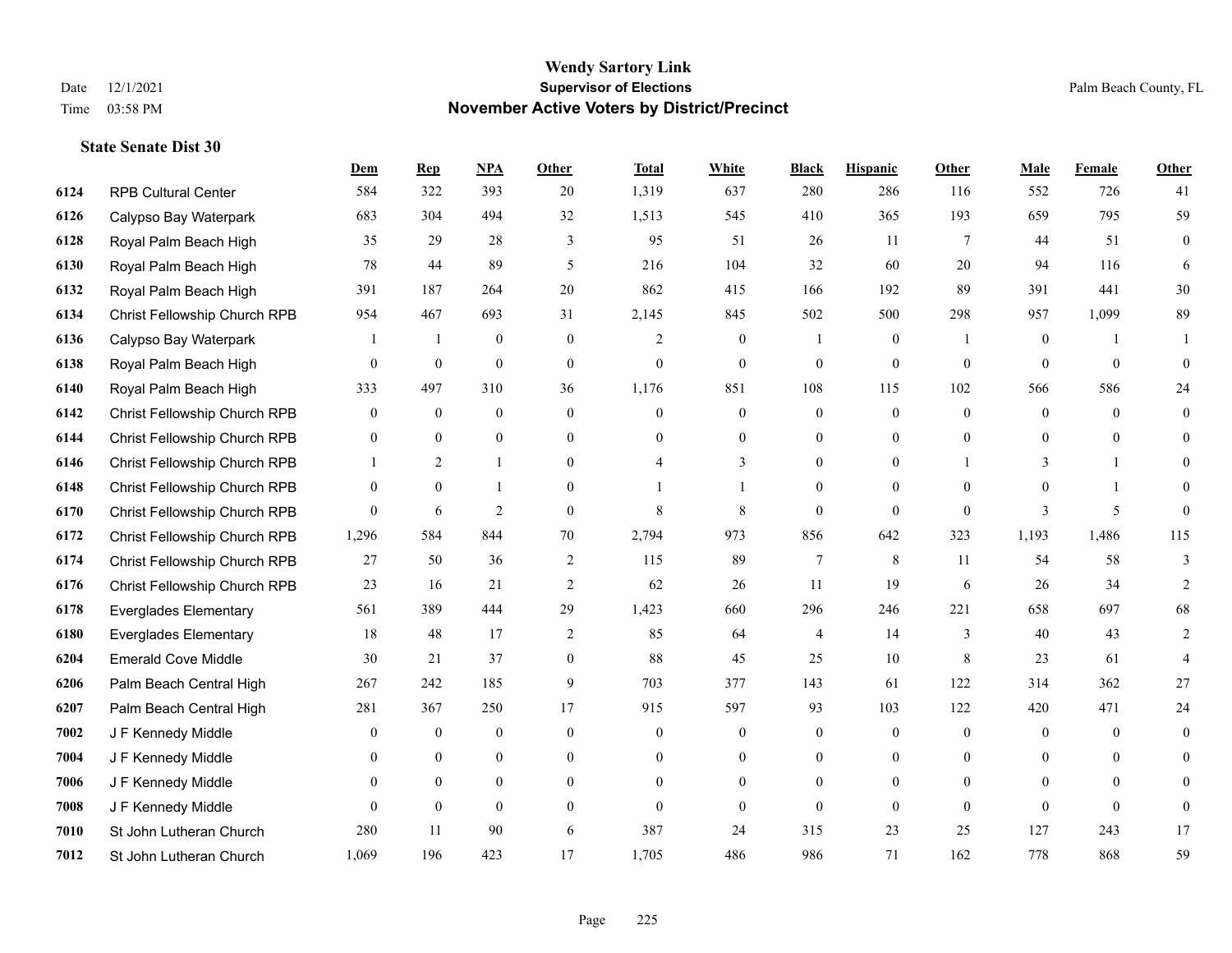# Wendy Sartory Link
## Supervisor of Elections
## November Active Voters by District/Precinct

Date 12/1/2021
Time 03:58 PM
Palm Beach County, FL

### State Senate Dist 30

| | | Dem | Rep | NPA | Other | Total | White | Black | Hispanic | Other | Male | Female | Other |
|---|---|---|---|---|---|---|---|---|---|---|---|---|---|
| 6124 | RPB Cultural Center | 584 | 322 | 393 | 20 | 1,319 | 637 | 280 | 286 | 116 | 552 | 726 | 41 |
| 6126 | Calypso Bay Waterpark | 683 | 304 | 494 | 32 | 1,513 | 545 | 410 | 365 | 193 | 659 | 795 | 59 |
| 6128 | Royal Palm Beach High | 35 | 29 | 28 | 3 | 95 | 51 | 26 | 11 | 7 | 44 | 51 | 0 |
| 6130 | Royal Palm Beach High | 78 | 44 | 89 | 5 | 216 | 104 | 32 | 60 | 20 | 94 | 116 | 6 |
| 6132 | Royal Palm Beach High | 391 | 187 | 264 | 20 | 862 | 415 | 166 | 192 | 89 | 391 | 441 | 30 |
| 6134 | Christ Fellowship Church RPB | 954 | 467 | 693 | 31 | 2,145 | 845 | 502 | 500 | 298 | 957 | 1,099 | 89 |
| 6136 | Calypso Bay Waterpark | 1 | 1 | 0 | 0 | 2 | 0 | 1 | 0 | 1 | 0 | 1 | 1 |
| 6138 | Royal Palm Beach High | 0 | 0 | 0 | 0 | 0 | 0 | 0 | 0 | 0 | 0 | 0 | 0 |
| 6140 | Royal Palm Beach High | 333 | 497 | 310 | 36 | 1,176 | 851 | 108 | 115 | 102 | 566 | 586 | 24 |
| 6142 | Christ Fellowship Church RPB | 0 | 0 | 0 | 0 | 0 | 0 | 0 | 0 | 0 | 0 | 0 | 0 |
| 6144 | Christ Fellowship Church RPB | 0 | 0 | 0 | 0 | 0 | 0 | 0 | 0 | 0 | 0 | 0 | 0 |
| 6146 | Christ Fellowship Church RPB | 1 | 2 | 1 | 0 | 4 | 3 | 0 | 0 | 1 | 3 | 1 | 0 |
| 6148 | Christ Fellowship Church RPB | 0 | 0 | 1 | 0 | 1 | 1 | 0 | 0 | 0 | 0 | 1 | 0 |
| 6170 | Christ Fellowship Church RPB | 0 | 6 | 2 | 0 | 8 | 8 | 0 | 0 | 0 | 3 | 5 | 0 |
| 6172 | Christ Fellowship Church RPB | 1,296 | 584 | 844 | 70 | 2,794 | 973 | 856 | 642 | 323 | 1,193 | 1,486 | 115 |
| 6174 | Christ Fellowship Church RPB | 27 | 50 | 36 | 2 | 115 | 89 | 7 | 8 | 11 | 54 | 58 | 3 |
| 6176 | Christ Fellowship Church RPB | 23 | 16 | 21 | 2 | 62 | 26 | 11 | 19 | 6 | 26 | 34 | 2 |
| 6178 | Everglades Elementary | 561 | 389 | 444 | 29 | 1,423 | 660 | 296 | 246 | 221 | 658 | 697 | 68 |
| 6180 | Everglades Elementary | 18 | 48 | 17 | 2 | 85 | 64 | 4 | 14 | 3 | 40 | 43 | 2 |
| 6204 | Emerald Cove Middle | 30 | 21 | 37 | 0 | 88 | 45 | 25 | 10 | 8 | 23 | 61 | 4 |
| 6206 | Palm Beach Central High | 267 | 242 | 185 | 9 | 703 | 377 | 143 | 61 | 122 | 314 | 362 | 27 |
| 6207 | Palm Beach Central High | 281 | 367 | 250 | 17 | 915 | 597 | 93 | 103 | 122 | 420 | 471 | 24 |
| 7002 | J F Kennedy Middle | 0 | 0 | 0 | 0 | 0 | 0 | 0 | 0 | 0 | 0 | 0 | 0 |
| 7004 | J F Kennedy Middle | 0 | 0 | 0 | 0 | 0 | 0 | 0 | 0 | 0 | 0 | 0 | 0 |
| 7006 | J F Kennedy Middle | 0 | 0 | 0 | 0 | 0 | 0 | 0 | 0 | 0 | 0 | 0 | 0 |
| 7008 | J F Kennedy Middle | 0 | 0 | 0 | 0 | 0 | 0 | 0 | 0 | 0 | 0 | 0 | 0 |
| 7010 | St John Lutheran Church | 280 | 11 | 90 | 6 | 387 | 24 | 315 | 23 | 25 | 127 | 243 | 17 |
| 7012 | St John Lutheran Church | 1,069 | 196 | 423 | 17 | 1,705 | 486 | 986 | 71 | 162 | 778 | 868 | 59 |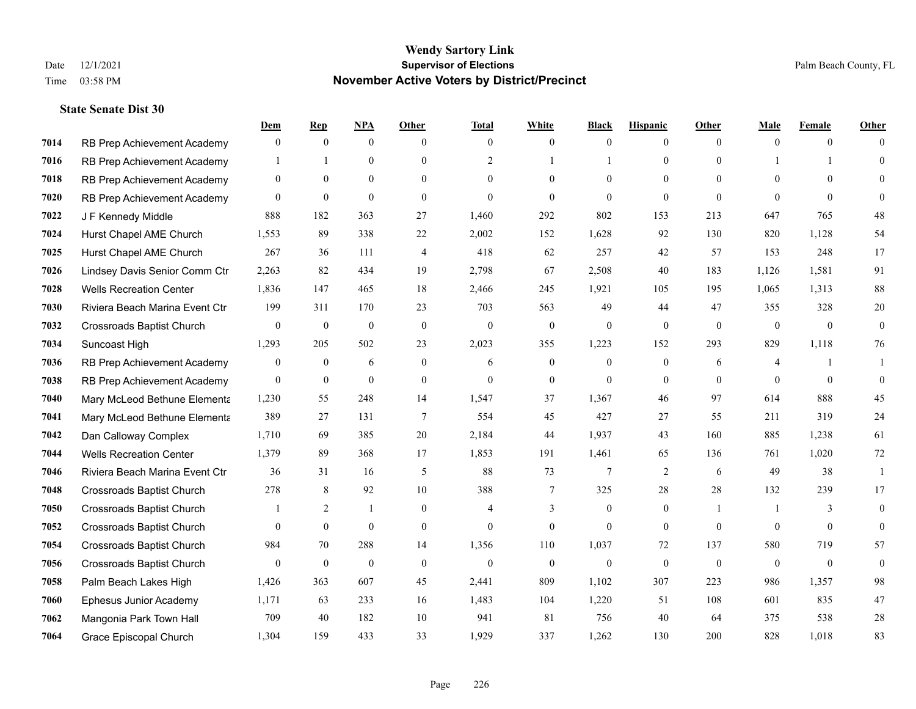# Wendy Sartory Link
## Supervisor of Elections
## November Active Voters by District/Precinct

Date 12/1/2021
Time 03:58 PM
Palm Beach County, FL

### State Senate Dist 30

| | | Dem | Rep | NPA | Other | Total | White | Black | Hispanic | Other | Male | Female | Other |
|---|---|---|---|---|---|---|---|---|---|---|---|---|---|
| 7014 | RB Prep Achievement Academy | 0 | 0 | 0 | 0 | 0 | 0 | 0 | 0 | 0 | 0 | 0 | 0 |
| 7016 | RB Prep Achievement Academy | 1 | 1 | 0 | 0 | 2 | 1 | 1 | 0 | 0 | 1 | 1 | 0 |
| 7018 | RB Prep Achievement Academy | 0 | 0 | 0 | 0 | 0 | 0 | 0 | 0 | 0 | 0 | 0 | 0 |
| 7020 | RB Prep Achievement Academy | 0 | 0 | 0 | 0 | 0 | 0 | 0 | 0 | 0 | 0 | 0 | 0 |
| 7022 | J F Kennedy Middle | 888 | 182 | 363 | 27 | 1,460 | 292 | 802 | 153 | 213 | 647 | 765 | 48 |
| 7024 | Hurst Chapel AME Church | 1,553 | 89 | 338 | 22 | 2,002 | 152 | 1,628 | 92 | 130 | 820 | 1,128 | 54 |
| 7025 | Hurst Chapel AME Church | 267 | 36 | 111 | 4 | 418 | 62 | 257 | 42 | 57 | 153 | 248 | 17 |
| 7026 | Lindsey Davis Senior Comm Ctr | 2,263 | 82 | 434 | 19 | 2,798 | 67 | 2,508 | 40 | 183 | 1,126 | 1,581 | 91 |
| 7028 | Wells Recreation Center | 1,836 | 147 | 465 | 18 | 2,466 | 245 | 1,921 | 105 | 195 | 1,065 | 1,313 | 88 |
| 7030 | Riviera Beach Marina Event Ctr | 199 | 311 | 170 | 23 | 703 | 563 | 49 | 44 | 47 | 355 | 328 | 20 |
| 7032 | Crossroads Baptist Church | 0 | 0 | 0 | 0 | 0 | 0 | 0 | 0 | 0 | 0 | 0 | 0 |
| 7034 | Suncoast High | 1,293 | 205 | 502 | 23 | 2,023 | 355 | 1,223 | 152 | 293 | 829 | 1,118 | 76 |
| 7036 | RB Prep Achievement Academy | 0 | 0 | 6 | 0 | 6 | 0 | 0 | 0 | 6 | 4 | 1 | 1 |
| 7038 | RB Prep Achievement Academy | 0 | 0 | 0 | 0 | 0 | 0 | 0 | 0 | 0 | 0 | 0 | 0 |
| 7040 | Mary McLeod Bethune Elementa | 1,230 | 55 | 248 | 14 | 1,547 | 37 | 1,367 | 46 | 97 | 614 | 888 | 45 |
| 7041 | Mary McLeod Bethune Elementa | 389 | 27 | 131 | 7 | 554 | 45 | 427 | 27 | 55 | 211 | 319 | 24 |
| 7042 | Dan Calloway Complex | 1,710 | 69 | 385 | 20 | 2,184 | 44 | 1,937 | 43 | 160 | 885 | 1,238 | 61 |
| 7044 | Wells Recreation Center | 1,379 | 89 | 368 | 17 | 1,853 | 191 | 1,461 | 65 | 136 | 761 | 1,020 | 72 |
| 7046 | Riviera Beach Marina Event Ctr | 36 | 31 | 16 | 5 | 88 | 73 | 7 | 2 | 6 | 49 | 38 | 1 |
| 7048 | Crossroads Baptist Church | 278 | 8 | 92 | 10 | 388 | 7 | 325 | 28 | 28 | 132 | 239 | 17 |
| 7050 | Crossroads Baptist Church | 1 | 2 | 1 | 0 | 4 | 3 | 0 | 0 | 1 | 1 | 3 | 0 |
| 7052 | Crossroads Baptist Church | 0 | 0 | 0 | 0 | 0 | 0 | 0 | 0 | 0 | 0 | 0 | 0 |
| 7054 | Crossroads Baptist Church | 984 | 70 | 288 | 14 | 1,356 | 110 | 1,037 | 72 | 137 | 580 | 719 | 57 |
| 7056 | Crossroads Baptist Church | 0 | 0 | 0 | 0 | 0 | 0 | 0 | 0 | 0 | 0 | 0 | 0 |
| 7058 | Palm Beach Lakes High | 1,426 | 363 | 607 | 45 | 2,441 | 809 | 1,102 | 307 | 223 | 986 | 1,357 | 98 |
| 7060 | Ephesus Junior Academy | 1,171 | 63 | 233 | 16 | 1,483 | 104 | 1,220 | 51 | 108 | 601 | 835 | 47 |
| 7062 | Mangonia Park Town Hall | 709 | 40 | 182 | 10 | 941 | 81 | 756 | 40 | 64 | 375 | 538 | 28 |
| 7064 | Grace Episcopal Church | 1,304 | 159 | 433 | 33 | 1,929 | 337 | 1,262 | 130 | 200 | 828 | 1,018 | 83 |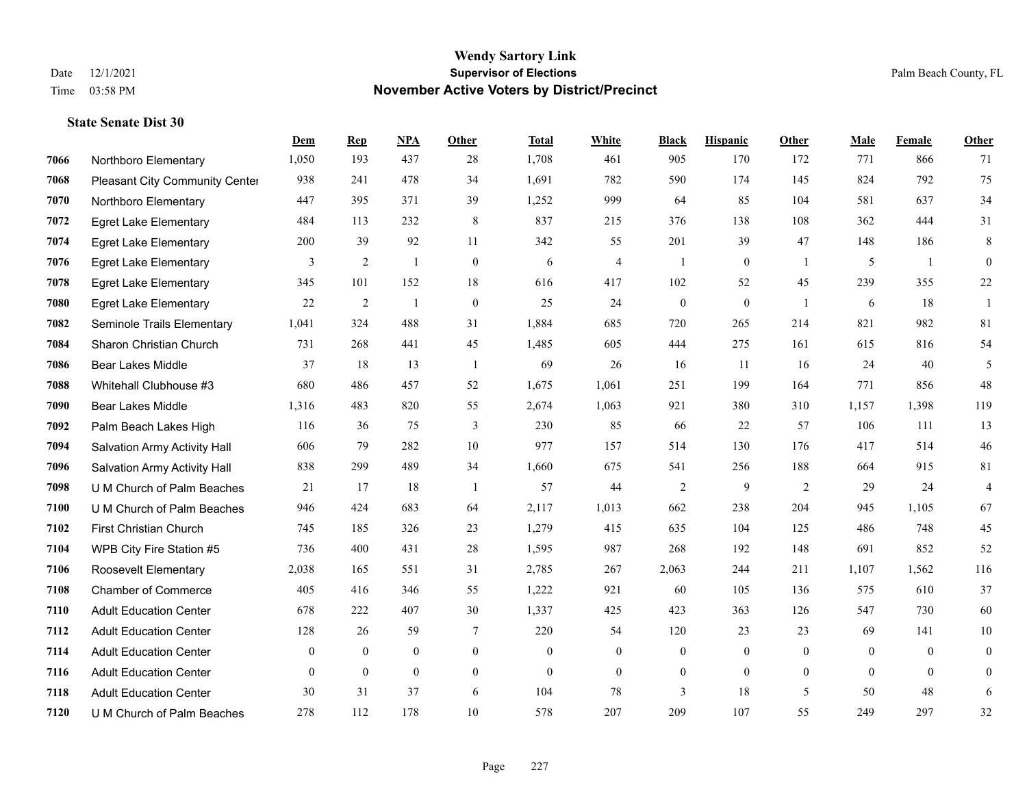# Wendy Sartory Link
## Supervisor of Elections
## November Active Voters by District/Precinct

Date 12/1/2021
Time 03:58 PM

Palm Beach County, FL

### State Senate Dist 30

| | | Dem | Rep | NPA | Other | Total | White | Black | Hispanic | Other | Male | Female | Other |
|---|---|---|---|---|---|---|---|---|---|---|---|---|---|
| 7066 | Northboro Elementary | 1,050 | 193 | 437 | 28 | 1,708 | 461 | 905 | 170 | 172 | 771 | 866 | 71 |
| 7068 | Pleasant City Community Center | 938 | 241 | 478 | 34 | 1,691 | 782 | 590 | 174 | 145 | 824 | 792 | 75 |
| 7070 | Northboro Elementary | 447 | 395 | 371 | 39 | 1,252 | 999 | 64 | 85 | 104 | 581 | 637 | 34 |
| 7072 | Egret Lake Elementary | 484 | 113 | 232 | 8 | 837 | 215 | 376 | 138 | 108 | 362 | 444 | 31 |
| 7074 | Egret Lake Elementary | 200 | 39 | 92 | 11 | 342 | 55 | 201 | 39 | 47 | 148 | 186 | 8 |
| 7076 | Egret Lake Elementary | 3 | 2 | 1 | 0 | 6 | 4 | 1 | 0 | 1 | 5 | 1 | 0 |
| 7078 | Egret Lake Elementary | 345 | 101 | 152 | 18 | 616 | 417 | 102 | 52 | 45 | 239 | 355 | 22 |
| 7080 | Egret Lake Elementary | 22 | 2 | 1 | 0 | 25 | 24 | 0 | 0 | 1 | 6 | 18 | 1 |
| 7082 | Seminole Trails Elementary | 1,041 | 324 | 488 | 31 | 1,884 | 685 | 720 | 265 | 214 | 821 | 982 | 81 |
| 7084 | Sharon Christian Church | 731 | 268 | 441 | 45 | 1,485 | 605 | 444 | 275 | 161 | 615 | 816 | 54 |
| 7086 | Bear Lakes Middle | 37 | 18 | 13 | 1 | 69 | 26 | 16 | 11 | 16 | 24 | 40 | 5 |
| 7088 | Whitehall Clubhouse #3 | 680 | 486 | 457 | 52 | 1,675 | 1,061 | 251 | 199 | 164 | 771 | 856 | 48 |
| 7090 | Bear Lakes Middle | 1,316 | 483 | 820 | 55 | 2,674 | 1,063 | 921 | 380 | 310 | 1,157 | 1,398 | 119 |
| 7092 | Palm Beach Lakes High | 116 | 36 | 75 | 3 | 230 | 85 | 66 | 22 | 57 | 106 | 111 | 13 |
| 7094 | Salvation Army Activity Hall | 606 | 79 | 282 | 10 | 977 | 157 | 514 | 130 | 176 | 417 | 514 | 46 |
| 7096 | Salvation Army Activity Hall | 838 | 299 | 489 | 34 | 1,660 | 675 | 541 | 256 | 188 | 664 | 915 | 81 |
| 7098 | U M Church of Palm Beaches | 21 | 17 | 18 | 1 | 57 | 44 | 2 | 9 | 2 | 29 | 24 | 4 |
| 7100 | U M Church of Palm Beaches | 946 | 424 | 683 | 64 | 2,117 | 1,013 | 662 | 238 | 204 | 945 | 1,105 | 67 |
| 7102 | First Christian Church | 745 | 185 | 326 | 23 | 1,279 | 415 | 635 | 104 | 125 | 486 | 748 | 45 |
| 7104 | WPB City Fire Station #5 | 736 | 400 | 431 | 28 | 1,595 | 987 | 268 | 192 | 148 | 691 | 852 | 52 |
| 7106 | Roosevelt Elementary | 2,038 | 165 | 551 | 31 | 2,785 | 267 | 2,063 | 244 | 211 | 1,107 | 1,562 | 116 |
| 7108 | Chamber of Commerce | 405 | 416 | 346 | 55 | 1,222 | 921 | 60 | 105 | 136 | 575 | 610 | 37 |
| 7110 | Adult Education Center | 678 | 222 | 407 | 30 | 1,337 | 425 | 423 | 363 | 126 | 547 | 730 | 60 |
| 7112 | Adult Education Center | 128 | 26 | 59 | 7 | 220 | 54 | 120 | 23 | 23 | 69 | 141 | 10 |
| 7114 | Adult Education Center | 0 | 0 | 0 | 0 | 0 | 0 | 0 | 0 | 0 | 0 | 0 | 0 |
| 7116 | Adult Education Center | 0 | 0 | 0 | 0 | 0 | 0 | 0 | 0 | 0 | 0 | 0 | 0 |
| 7118 | Adult Education Center | 30 | 31 | 37 | 6 | 104 | 78 | 3 | 18 | 5 | 50 | 48 | 6 |
| 7120 | U M Church of Palm Beaches | 278 | 112 | 178 | 10 | 578 | 207 | 209 | 107 | 55 | 249 | 297 | 32 |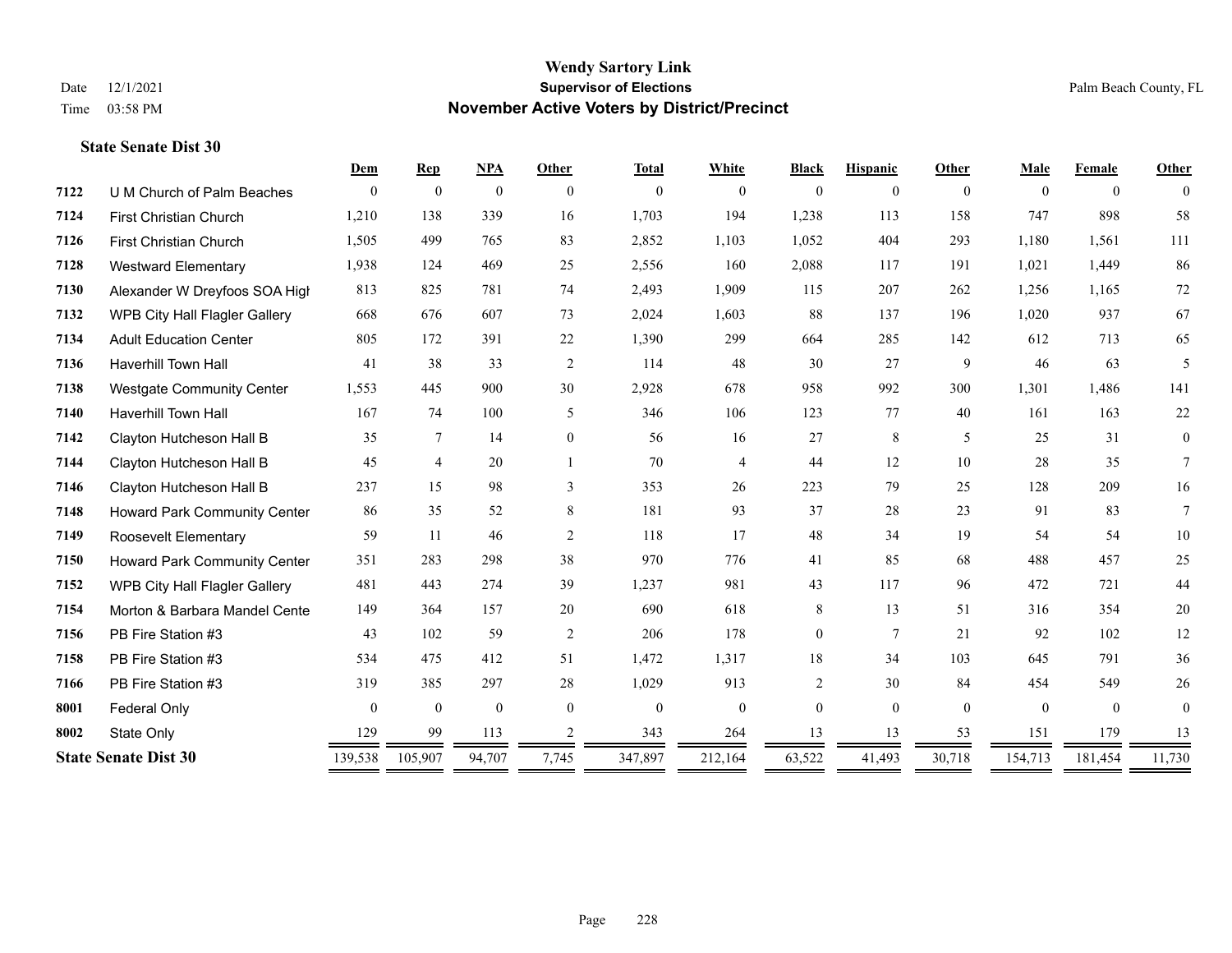# Wendy Sartory Link
## Supervisor of Elections
## November Active Voters by District/Precinct

Date 12/1/2021
Time 03:58 PM

Palm Beach County, FL

### State Senate Dist 30

| | | Dem | Rep | NPA | Other | Total | White | Black | Hispanic | Other | Male | Female | Other |
|---|---|---|---|---|---|---|---|---|---|---|---|---|---|
| 7122 | U M Church of Palm Beaches | 0 | 0 | 0 | 0 | 0 | 0 | 0 | 0 | 0 | 0 | 0 | 0 |
| 7124 | First Christian Church | 1,210 | 138 | 339 | 16 | 1,703 | 194 | 1,238 | 113 | 158 | 747 | 898 | 58 |
| 7126 | First Christian Church | 1,505 | 499 | 765 | 83 | 2,852 | 1,103 | 1,052 | 404 | 293 | 1,180 | 1,561 | 111 |
| 7128 | Westward Elementary | 1,938 | 124 | 469 | 25 | 2,556 | 160 | 2,088 | 117 | 191 | 1,021 | 1,449 | 86 |
| 7130 | Alexander W Dreyfoos SOA High | 813 | 825 | 781 | 74 | 2,493 | 1,909 | 115 | 207 | 262 | 1,256 | 1,165 | 72 |
| 7132 | WPB City Hall Flagler Gallery | 668 | 676 | 607 | 73 | 2,024 | 1,603 | 88 | 137 | 196 | 1,020 | 937 | 67 |
| 7134 | Adult Education Center | 805 | 172 | 391 | 22 | 1,390 | 299 | 664 | 285 | 142 | 612 | 713 | 65 |
| 7136 | Haverhill Town Hall | 41 | 38 | 33 | 2 | 114 | 48 | 30 | 27 | 9 | 46 | 63 | 5 |
| 7138 | Westgate Community Center | 1,553 | 445 | 900 | 30 | 2,928 | 678 | 958 | 992 | 300 | 1,301 | 1,486 | 141 |
| 7140 | Haverhill Town Hall | 167 | 74 | 100 | 5 | 346 | 106 | 123 | 77 | 40 | 161 | 163 | 22 |
| 7142 | Clayton Hutcheson Hall B | 35 | 7 | 14 | 0 | 56 | 16 | 27 | 8 | 5 | 25 | 31 | 0 |
| 7144 | Clayton Hutcheson Hall B | 45 | 4 | 20 | 1 | 70 | 4 | 44 | 12 | 10 | 28 | 35 | 7 |
| 7146 | Clayton Hutcheson Hall B | 237 | 15 | 98 | 3 | 353 | 26 | 223 | 79 | 25 | 128 | 209 | 16 |
| 7148 | Howard Park Community Center | 86 | 35 | 52 | 8 | 181 | 93 | 37 | 28 | 23 | 91 | 83 | 7 |
| 7149 | Roosevelt Elementary | 59 | 11 | 46 | 2 | 118 | 17 | 48 | 34 | 19 | 54 | 54 | 10 |
| 7150 | Howard Park Community Center | 351 | 283 | 298 | 38 | 970 | 776 | 41 | 85 | 68 | 488 | 457 | 25 |
| 7152 | WPB City Hall Flagler Gallery | 481 | 443 | 274 | 39 | 1,237 | 981 | 43 | 117 | 96 | 472 | 721 | 44 |
| 7154 | Morton & Barbara Mandel Cente | 149 | 364 | 157 | 20 | 690 | 618 | 8 | 13 | 51 | 316 | 354 | 20 |
| 7156 | PB Fire Station #3 | 43 | 102 | 59 | 2 | 206 | 178 | 0 | 7 | 21 | 92 | 102 | 12 |
| 7158 | PB Fire Station #3 | 534 | 475 | 412 | 51 | 1,472 | 1,317 | 18 | 34 | 103 | 645 | 791 | 36 |
| 7166 | PB Fire Station #3 | 319 | 385 | 297 | 28 | 1,029 | 913 | 2 | 30 | 84 | 454 | 549 | 26 |
| 8001 | Federal Only | 0 | 0 | 0 | 0 | 0 | 0 | 0 | 0 | 0 | 0 | 0 | 0 |
| 8002 | State Only | 129 | 99 | 113 | 2 | 343 | 264 | 13 | 13 | 53 | 151 | 179 | 13 |
| **State Senate Dist 30** | | 139,538 | 105,907 | 94,707 | 7,745 | 347,897 | 212,164 | 63,522 | 41,493 | 30,718 | 154,713 | 181,454 | 11,730 |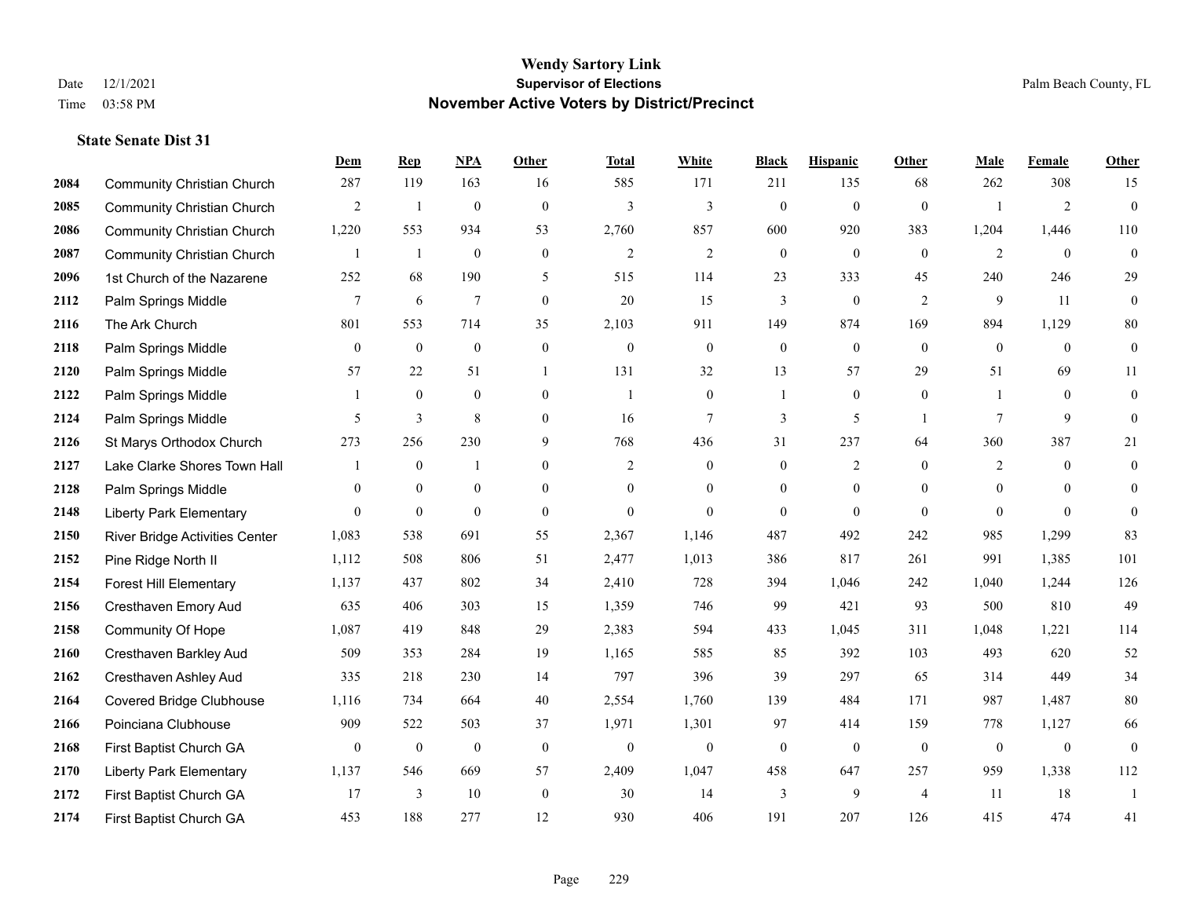**Wendy Sartory Link**
**Supervisor of Elections**
**November Active Voters by District/Precinct**

Date 12/1/2021
Time 03:58 PM

Palm Beach County, FL

### State Senate Dist 31

| | | Dem | Rep | NPA | Other | Total | White | Black | Hispanic | Other | Male | Female | Other |
|---|---|---|---|---|---|---|---|---|---|---|---|---|---|
| 2084 | Community Christian Church | 287 | 119 | 163 | 16 | 585 | 171 | 211 | 135 | 68 | 262 | 308 | 15 |
| 2085 | Community Christian Church | 2 | 1 | 0 | 0 | 3 | 3 | 0 | 0 | 0 | 1 | 2 | 0 |
| 2086 | Community Christian Church | 1,220 | 553 | 934 | 53 | 2,760 | 857 | 600 | 920 | 383 | 1,204 | 1,446 | 110 |
| 2087 | Community Christian Church | 1 | 1 | 0 | 0 | 2 | 2 | 0 | 0 | 0 | 2 | 0 | 0 |
| 2096 | 1st Church of the Nazarene | 252 | 68 | 190 | 5 | 515 | 114 | 23 | 333 | 45 | 240 | 246 | 29 |
| 2112 | Palm Springs Middle | 7 | 6 | 7 | 0 | 20 | 15 | 3 | 0 | 2 | 9 | 11 | 0 |
| 2116 | The Ark Church | 801 | 553 | 714 | 35 | 2,103 | 911 | 149 | 874 | 169 | 894 | 1,129 | 80 |
| 2118 | Palm Springs Middle | 0 | 0 | 0 | 0 | 0 | 0 | 0 | 0 | 0 | 0 | 0 | 0 |
| 2120 | Palm Springs Middle | 57 | 22 | 51 | 1 | 131 | 32 | 13 | 57 | 29 | 51 | 69 | 11 |
| 2122 | Palm Springs Middle | 1 | 0 | 0 | 0 | 1 | 0 | 1 | 0 | 0 | 1 | 0 | 0 |
| 2124 | Palm Springs Middle | 5 | 3 | 8 | 0 | 16 | 7 | 3 | 5 | 1 | 7 | 9 | 0 |
| 2126 | St Marys Orthodox Church | 273 | 256 | 230 | 9 | 768 | 436 | 31 | 237 | 64 | 360 | 387 | 21 |
| 2127 | Lake Clarke Shores Town Hall | 1 | 0 | 1 | 0 | 2 | 0 | 0 | 2 | 0 | 2 | 0 | 0 |
| 2128 | Palm Springs Middle | 0 | 0 | 0 | 0 | 0 | 0 | 0 | 0 | 0 | 0 | 0 | 0 |
| 2148 | Liberty Park Elementary | 0 | 0 | 0 | 0 | 0 | 0 | 0 | 0 | 0 | 0 | 0 | 0 |
| 2150 | River Bridge Activities Center | 1,083 | 538 | 691 | 55 | 2,367 | 1,146 | 487 | 492 | 242 | 985 | 1,299 | 83 |
| 2152 | Pine Ridge North II | 1,112 | 508 | 806 | 51 | 2,477 | 1,013 | 386 | 817 | 261 | 991 | 1,385 | 101 |
| 2154 | Forest Hill Elementary | 1,137 | 437 | 802 | 34 | 2,410 | 728 | 394 | 1,046 | 242 | 1,040 | 1,244 | 126 |
| 2156 | Cresthaven Emory Aud | 635 | 406 | 303 | 15 | 1,359 | 746 | 99 | 421 | 93 | 500 | 810 | 49 |
| 2158 | Community Of Hope | 1,087 | 419 | 848 | 29 | 2,383 | 594 | 433 | 1,045 | 311 | 1,048 | 1,221 | 114 |
| 2160 | Cresthaven Barkley Aud | 509 | 353 | 284 | 19 | 1,165 | 585 | 85 | 392 | 103 | 493 | 620 | 52 |
| 2162 | Cresthaven Ashley Aud | 335 | 218 | 230 | 14 | 797 | 396 | 39 | 297 | 65 | 314 | 449 | 34 |
| 2164 | Covered Bridge Clubhouse | 1,116 | 734 | 664 | 40 | 2,554 | 1,760 | 139 | 484 | 171 | 987 | 1,487 | 80 |
| 2166 | Poinciana Clubhouse | 909 | 522 | 503 | 37 | 1,971 | 1,301 | 97 | 414 | 159 | 778 | 1,127 | 66 |
| 2168 | First Baptist Church GA | 0 | 0 | 0 | 0 | 0 | 0 | 0 | 0 | 0 | 0 | 0 | 0 |
| 2170 | Liberty Park Elementary | 1,137 | 546 | 669 | 57 | 2,409 | 1,047 | 458 | 647 | 257 | 959 | 1,338 | 112 |
| 2172 | First Baptist Church GA | 17 | 3 | 10 | 0 | 30 | 14 | 3 | 9 | 4 | 11 | 18 | 1 |
| 2174 | First Baptist Church GA | 453 | 188 | 277 | 12 | 930 | 406 | 191 | 207 | 126 | 415 | 474 | 41 |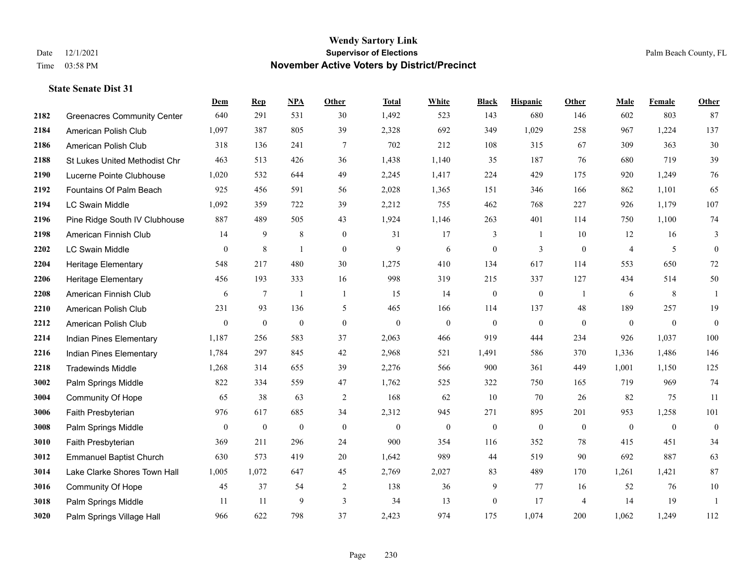# Wendy Sartory Link

## Supervisor of Elections

Date 12/1/2021 | Palm Beach County, FL

Time 03:58 PM

## November Active Voters by District/Precinct

### State Senate Dist 31

| | | Dem | Rep | NPA | Other | Total | White | Black | Hispanic | Other | Male | Female | Other |
|---|---|---|---|---|---|---|---|---|---|---|---|---|---|
| 2182 | Greenacres Community Center | 640 | 291 | 531 | 30 | 1,492 | 523 | 143 | 680 | 146 | 602 | 803 | 87 |
| 2184 | American Polish Club | 1,097 | 387 | 805 | 39 | 2,328 | 692 | 349 | 1,029 | 258 | 967 | 1,224 | 137 |
| 2186 | American Polish Club | 318 | 136 | 241 | 7 | 702 | 212 | 108 | 315 | 67 | 309 | 363 | 30 |
| 2188 | St Lukes United Methodist Chr | 463 | 513 | 426 | 36 | 1,438 | 1,140 | 35 | 187 | 76 | 680 | 719 | 39 |
| 2190 | Lucerne Pointe Clubhouse | 1,020 | 532 | 644 | 49 | 2,245 | 1,417 | 224 | 429 | 175 | 920 | 1,249 | 76 |
| 2192 | Fountains Of Palm Beach | 925 | 456 | 591 | 56 | 2,028 | 1,365 | 151 | 346 | 166 | 862 | 1,101 | 65 |
| 2194 | LC Swain Middle | 1,092 | 359 | 722 | 39 | 2,212 | 755 | 462 | 768 | 227 | 926 | 1,179 | 107 |
| 2196 | Pine Ridge South IV Clubhouse | 887 | 489 | 505 | 43 | 1,924 | 1,146 | 263 | 401 | 114 | 750 | 1,100 | 74 |
| 2198 | American Finnish Club | 14 | 9 | 8 | 0 | 31 | 17 | 3 | 1 | 10 | 12 | 16 | 3 |
| 2202 | LC Swain Middle | 0 | 8 | 1 | 0 | 9 | 6 | 0 | 3 | 0 | 4 | 5 | 0 |
| 2204 | Heritage Elementary | 548 | 217 | 480 | 30 | 1,275 | 410 | 134 | 617 | 114 | 553 | 650 | 72 |
| 2206 | Heritage Elementary | 456 | 193 | 333 | 16 | 998 | 319 | 215 | 337 | 127 | 434 | 514 | 50 |
| 2208 | American Finnish Club | 6 | 7 | 1 | 1 | 15 | 14 | 0 | 0 | 1 | 6 | 8 | 1 |
| 2210 | American Polish Club | 231 | 93 | 136 | 5 | 465 | 166 | 114 | 137 | 48 | 189 | 257 | 19 |
| 2212 | American Polish Club | 0 | 0 | 0 | 0 | 0 | 0 | 0 | 0 | 0 | 0 | 0 | 0 |
| 2214 | Indian Pines Elementary | 1,187 | 256 | 583 | 37 | 2,063 | 466 | 919 | 444 | 234 | 926 | 1,037 | 100 |
| 2216 | Indian Pines Elementary | 1,784 | 297 | 845 | 42 | 2,968 | 521 | 1,491 | 586 | 370 | 1,336 | 1,486 | 146 |
| 2218 | Tradewinds Middle | 1,268 | 314 | 655 | 39 | 2,276 | 566 | 900 | 361 | 449 | 1,001 | 1,150 | 125 |
| 3002 | Palm Springs Middle | 822 | 334 | 559 | 47 | 1,762 | 525 | 322 | 750 | 165 | 719 | 969 | 74 |
| 3004 | Community Of Hope | 65 | 38 | 63 | 2 | 168 | 62 | 10 | 70 | 26 | 82 | 75 | 11 |
| 3006 | Faith Presbyterian | 976 | 617 | 685 | 34 | 2,312 | 945 | 271 | 895 | 201 | 953 | 1,258 | 101 |
| 3008 | Palm Springs Middle | 0 | 0 | 0 | 0 | 0 | 0 | 0 | 0 | 0 | 0 | 0 | 0 |
| 3010 | Faith Presbyterian | 369 | 211 | 296 | 24 | 900 | 354 | 116 | 352 | 78 | 415 | 451 | 34 |
| 3012 | Emmanuel Baptist Church | 630 | 573 | 419 | 20 | 1,642 | 989 | 44 | 519 | 90 | 692 | 887 | 63 |
| 3014 | Lake Clarke Shores Town Hall | 1,005 | 1,072 | 647 | 45 | 2,769 | 2,027 | 83 | 489 | 170 | 1,261 | 1,421 | 87 |
| 3016 | Community Of Hope | 45 | 37 | 54 | 2 | 138 | 36 | 9 | 77 | 16 | 52 | 76 | 10 |
| 3018 | Palm Springs Middle | 11 | 11 | 9 | 3 | 34 | 13 | 0 | 17 | 4 | 14 | 19 | 1 |
| 3020 | Palm Springs Village Hall | 966 | 622 | 798 | 37 | 2,423 | 974 | 175 | 1,074 | 200 | 1,062 | 1,249 | 112 |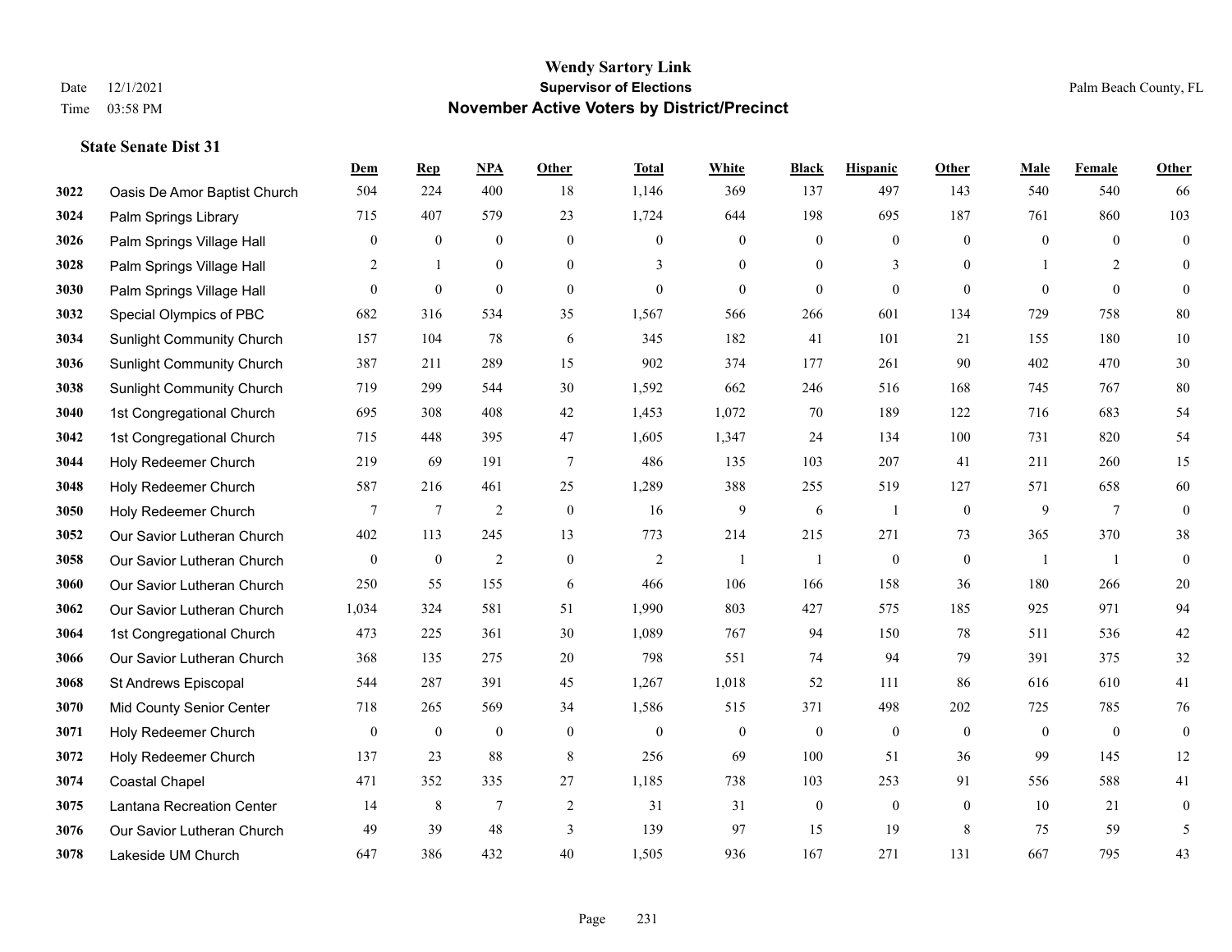# Wendy Sartory Link
## Supervisor of Elections
## November Active Voters by District/Precinct

Date 12/1/2021
Time 03:58 PM

Palm Beach County, FL

### State Senate Dist 31

| | | Dem | Rep | NPA | Other | Total | White | Black | Hispanic | Other | Male | Female | Other |
|---|---|---|---|---|---|---|---|---|---|---|---|---|---|
| 3022 | Oasis De Amor Baptist Church | 504 | 224 | 400 | 18 | 1,146 | 369 | 137 | 497 | 143 | 540 | 540 | 66 |
| 3024 | Palm Springs Library | 715 | 407 | 579 | 23 | 1,724 | 644 | 198 | 695 | 187 | 761 | 860 | 103 |
| 3026 | Palm Springs Village Hall | 0 | 0 | 0 | 0 | 0 | 0 | 0 | 0 | 0 | 0 | 0 | 0 |
| 3028 | Palm Springs Village Hall | 2 | 1 | 0 | 0 | 3 | 0 | 0 | 3 | 0 | 1 | 2 | 0 |
| 3030 | Palm Springs Village Hall | 0 | 0 | 0 | 0 | 0 | 0 | 0 | 0 | 0 | 0 | 0 | 0 |
| 3032 | Special Olympics of PBC | 682 | 316 | 534 | 35 | 1,567 | 566 | 266 | 601 | 134 | 729 | 758 | 80 |
| 3034 | Sunlight Community Church | 157 | 104 | 78 | 6 | 345 | 182 | 41 | 101 | 21 | 155 | 180 | 10 |
| 3036 | Sunlight Community Church | 387 | 211 | 289 | 15 | 902 | 374 | 177 | 261 | 90 | 402 | 470 | 30 |
| 3038 | Sunlight Community Church | 719 | 299 | 544 | 30 | 1,592 | 662 | 246 | 516 | 168 | 745 | 767 | 80 |
| 3040 | 1st Congregational Church | 695 | 308 | 408 | 42 | 1,453 | 1,072 | 70 | 189 | 122 | 716 | 683 | 54 |
| 3042 | 1st Congregational Church | 715 | 448 | 395 | 47 | 1,605 | 1,347 | 24 | 134 | 100 | 731 | 820 | 54 |
| 3044 | Holy Redeemer Church | 219 | 69 | 191 | 7 | 486 | 135 | 103 | 207 | 41 | 211 | 260 | 15 |
| 3048 | Holy Redeemer Church | 587 | 216 | 461 | 25 | 1,289 | 388 | 255 | 519 | 127 | 571 | 658 | 60 |
| 3050 | Holy Redeemer Church | 7 | 7 | 2 | 0 | 16 | 9 | 6 | 1 | 0 | 9 | 7 | 0 |
| 3052 | Our Savior Lutheran Church | 402 | 113 | 245 | 13 | 773 | 214 | 215 | 271 | 73 | 365 | 370 | 38 |
| 3058 | Our Savior Lutheran Church | 0 | 0 | 2 | 0 | 2 | 1 | 1 | 0 | 0 | 1 | 1 | 0 |
| 3060 | Our Savior Lutheran Church | 250 | 55 | 155 | 6 | 466 | 106 | 166 | 158 | 36 | 180 | 266 | 20 |
| 3062 | Our Savior Lutheran Church | 1,034 | 324 | 581 | 51 | 1,990 | 803 | 427 | 575 | 185 | 925 | 971 | 94 |
| 3064 | 1st Congregational Church | 473 | 225 | 361 | 30 | 1,089 | 767 | 94 | 150 | 78 | 511 | 536 | 42 |
| 3066 | Our Savior Lutheran Church | 368 | 135 | 275 | 20 | 798 | 551 | 74 | 94 | 79 | 391 | 375 | 32 |
| 3068 | St Andrews Episcopal | 544 | 287 | 391 | 45 | 1,267 | 1,018 | 52 | 111 | 86 | 616 | 610 | 41 |
| 3070 | Mid County Senior Center | 718 | 265 | 569 | 34 | 1,586 | 515 | 371 | 498 | 202 | 725 | 785 | 76 |
| 3071 | Holy Redeemer Church | 0 | 0 | 0 | 0 | 0 | 0 | 0 | 0 | 0 | 0 | 0 | 0 |
| 3072 | Holy Redeemer Church | 137 | 23 | 88 | 8 | 256 | 69 | 100 | 51 | 36 | 99 | 145 | 12 |
| 3074 | Coastal Chapel | 471 | 352 | 335 | 27 | 1,185 | 738 | 103 | 253 | 91 | 556 | 588 | 41 |
| 3075 | Lantana Recreation Center | 14 | 8 | 7 | 2 | 31 | 31 | 0 | 0 | 0 | 10 | 21 | 0 |
| 3076 | Our Savior Lutheran Church | 49 | 39 | 48 | 3 | 139 | 97 | 15 | 19 | 8 | 75 | 59 | 5 |
| 3078 | Lakeside UM Church | 647 | 386 | 432 | 40 | 1,505 | 936 | 167 | 271 | 131 | 667 | 795 | 43 |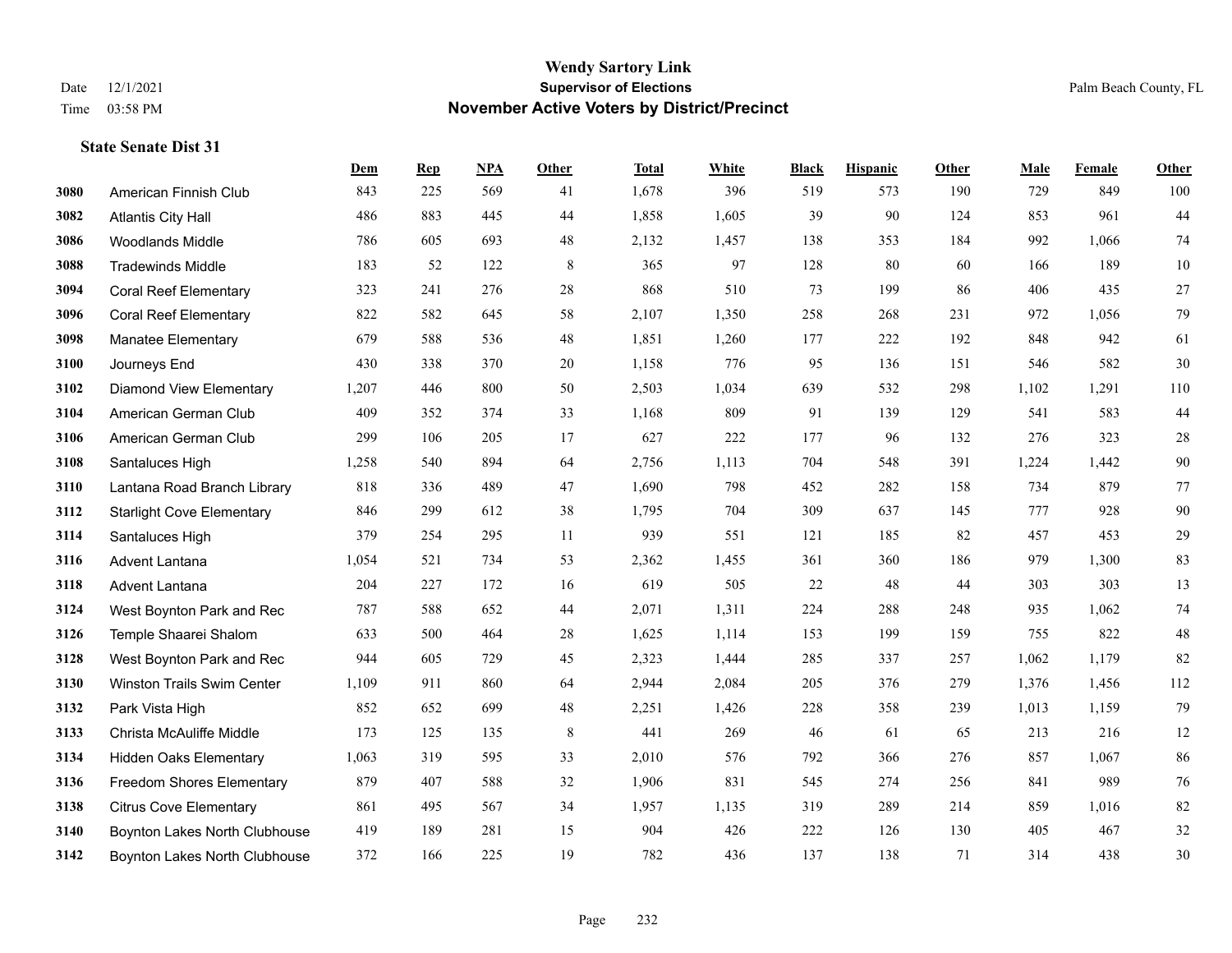# Wendy Sartory Link

**Supervisor of Elections**

**November Active Voters by District/Precinct**

Date 12/1/2021
Time 03:58 PM

Palm Beach County, FL

### State Senate Dist 31

| | | Dem | Rep | NPA | Other | Total | White | Black | Hispanic | Other | Male | Female | Other |
|---|---|---|---|---|---|---|---|---|---|---|---|---|---|
| 3080 | American Finnish Club | 843 | 225 | 569 | 41 | 1,678 | 396 | 519 | 573 | 190 | 729 | 849 | 100 |
| 3082 | Atlantis City Hall | 486 | 883 | 445 | 44 | 1,858 | 1,605 | 39 | 90 | 124 | 853 | 961 | 44 |
| 3086 | Woodlands Middle | 786 | 605 | 693 | 48 | 2,132 | 1,457 | 138 | 353 | 184 | 992 | 1,066 | 74 |
| 3088 | Tradewinds Middle | 183 | 52 | 122 | 8 | 365 | 97 | 128 | 80 | 60 | 166 | 189 | 10 |
| 3094 | Coral Reef Elementary | 323 | 241 | 276 | 28 | 868 | 510 | 73 | 199 | 86 | 406 | 435 | 27 |
| 3096 | Coral Reef Elementary | 822 | 582 | 645 | 58 | 2,107 | 1,350 | 258 | 268 | 231 | 972 | 1,056 | 79 |
| 3098 | Manatee Elementary | 679 | 588 | 536 | 48 | 1,851 | 1,260 | 177 | 222 | 192 | 848 | 942 | 61 |
| 3100 | Journeys End | 430 | 338 | 370 | 20 | 1,158 | 776 | 95 | 136 | 151 | 546 | 582 | 30 |
| 3102 | Diamond View Elementary | 1,207 | 446 | 800 | 50 | 2,503 | 1,034 | 639 | 532 | 298 | 1,102 | 1,291 | 110 |
| 3104 | American German Club | 409 | 352 | 374 | 33 | 1,168 | 809 | 91 | 139 | 129 | 541 | 583 | 44 |
| 3106 | American German Club | 299 | 106 | 205 | 17 | 627 | 222 | 177 | 96 | 132 | 276 | 323 | 28 |
| 3108 | Santaluces High | 1,258 | 540 | 894 | 64 | 2,756 | 1,113 | 704 | 548 | 391 | 1,224 | 1,442 | 90 |
| 3110 | Lantana Road Branch Library | 818 | 336 | 489 | 47 | 1,690 | 798 | 452 | 282 | 158 | 734 | 879 | 77 |
| 3112 | Starlight Cove Elementary | 846 | 299 | 612 | 38 | 1,795 | 704 | 309 | 637 | 145 | 777 | 928 | 90 |
| 3114 | Santaluces High | 379 | 254 | 295 | 11 | 939 | 551 | 121 | 185 | 82 | 457 | 453 | 29 |
| 3116 | Advent Lantana | 1,054 | 521 | 734 | 53 | 2,362 | 1,455 | 361 | 360 | 186 | 979 | 1,300 | 83 |
| 3118 | Advent Lantana | 204 | 227 | 172 | 16 | 619 | 505 | 22 | 48 | 44 | 303 | 303 | 13 |
| 3124 | West Boynton Park and Rec | 787 | 588 | 652 | 44 | 2,071 | 1,311 | 224 | 288 | 248 | 935 | 1,062 | 74 |
| 3126 | Temple Shaarei Shalom | 633 | 500 | 464 | 28 | 1,625 | 1,114 | 153 | 199 | 159 | 755 | 822 | 48 |
| 3128 | West Boynton Park and Rec | 944 | 605 | 729 | 45 | 2,323 | 1,444 | 285 | 337 | 257 | 1,062 | 1,179 | 82 |
| 3130 | Winston Trails Swim Center | 1,109 | 911 | 860 | 64 | 2,944 | 2,084 | 205 | 376 | 279 | 1,376 | 1,456 | 112 |
| 3132 | Park Vista High | 852 | 652 | 699 | 48 | 2,251 | 1,426 | 228 | 358 | 239 | 1,013 | 1,159 | 79 |
| 3133 | Christa McAuliffe Middle | 173 | 125 | 135 | 8 | 441 | 269 | 46 | 61 | 65 | 213 | 216 | 12 |
| 3134 | Hidden Oaks Elementary | 1,063 | 319 | 595 | 33 | 2,010 | 576 | 792 | 366 | 276 | 857 | 1,067 | 86 |
| 3136 | Freedom Shores Elementary | 879 | 407 | 588 | 32 | 1,906 | 831 | 545 | 274 | 256 | 841 | 989 | 76 |
| 3138 | Citrus Cove Elementary | 861 | 495 | 567 | 34 | 1,957 | 1,135 | 319 | 289 | 214 | 859 | 1,016 | 82 |
| 3140 | Boynton Lakes North Clubhouse | 419 | 189 | 281 | 15 | 904 | 426 | 222 | 126 | 130 | 405 | 467 | 32 |
| 3142 | Boynton Lakes North Clubhouse | 372 | 166 | 225 | 19 | 782 | 436 | 137 | 138 | 71 | 314 | 438 | 30 |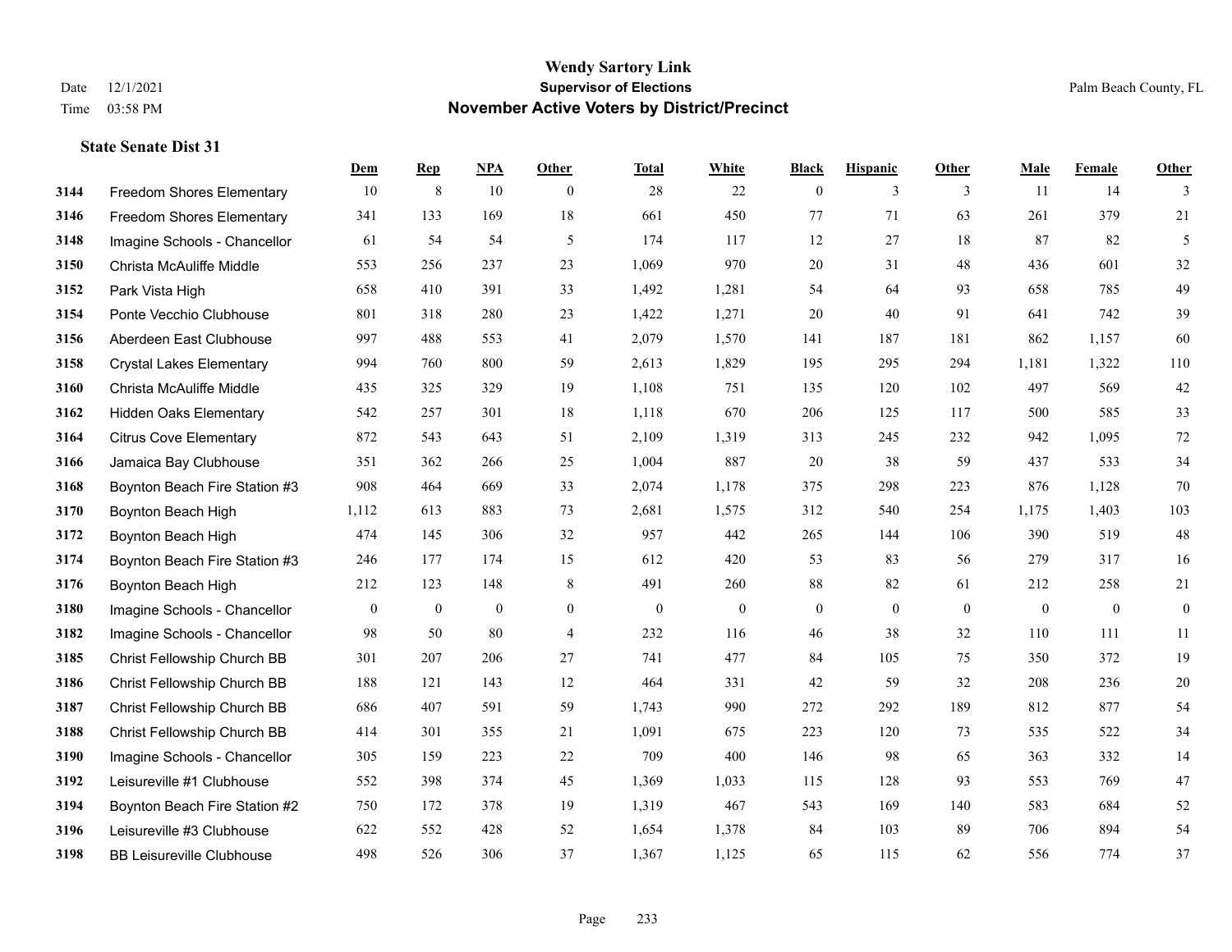# Wendy Sartory Link

## Supervisor of Elections

## November Active Voters by District/Precinct

Date 12/1/2021
Time 03:58 PM

Palm Beach County, FL

### State Senate Dist 31

| | | Dem | Rep | NPA | Other | Total | White | Black | Hispanic | Other | Male | Female | Other |
|---|---|---|---|---|---|---|---|---|---|---|---|---|---|
| 3144 | Freedom Shores Elementary | 10 | 8 | 10 | 0 | 28 | 22 | 0 | 3 | 3 | 11 | 14 | 3 |
| 3146 | Freedom Shores Elementary | 341 | 133 | 169 | 18 | 661 | 450 | 77 | 71 | 63 | 261 | 379 | 21 |
| 3148 | Imagine Schools - Chancellor | 61 | 54 | 54 | 5 | 174 | 117 | 12 | 27 | 18 | 87 | 82 | 5 |
| 3150 | Christa McAuliffe Middle | 553 | 256 | 237 | 23 | 1,069 | 970 | 20 | 31 | 48 | 436 | 601 | 32 |
| 3152 | Park Vista High | 658 | 410 | 391 | 33 | 1,492 | 1,281 | 54 | 64 | 93 | 658 | 785 | 49 |
| 3154 | Ponte Vecchio Clubhouse | 801 | 318 | 280 | 23 | 1,422 | 1,271 | 20 | 40 | 91 | 641 | 742 | 39 |
| 3156 | Aberdeen East Clubhouse | 997 | 488 | 553 | 41 | 2,079 | 1,570 | 141 | 187 | 181 | 862 | 1,157 | 60 |
| 3158 | Crystal Lakes Elementary | 994 | 760 | 800 | 59 | 2,613 | 1,829 | 195 | 295 | 294 | 1,181 | 1,322 | 110 |
| 3160 | Christa McAuliffe Middle | 435 | 325 | 329 | 19 | 1,108 | 751 | 135 | 120 | 102 | 497 | 569 | 42 |
| 3162 | Hidden Oaks Elementary | 542 | 257 | 301 | 18 | 1,118 | 670 | 206 | 125 | 117 | 500 | 585 | 33 |
| 3164 | Citrus Cove Elementary | 872 | 543 | 643 | 51 | 2,109 | 1,319 | 313 | 245 | 232 | 942 | 1,095 | 72 |
| 3166 | Jamaica Bay Clubhouse | 351 | 362 | 266 | 25 | 1,004 | 887 | 20 | 38 | 59 | 437 | 533 | 34 |
| 3168 | Boynton Beach Fire Station #3 | 908 | 464 | 669 | 33 | 2,074 | 1,178 | 375 | 298 | 223 | 876 | 1,128 | 70 |
| 3170 | Boynton Beach High | 1,112 | 613 | 883 | 73 | 2,681 | 1,575 | 312 | 540 | 254 | 1,175 | 1,403 | 103 |
| 3172 | Boynton Beach High | 474 | 145 | 306 | 32 | 957 | 442 | 265 | 144 | 106 | 390 | 519 | 48 |
| 3174 | Boynton Beach Fire Station #3 | 246 | 177 | 174 | 15 | 612 | 420 | 53 | 83 | 56 | 279 | 317 | 16 |
| 3176 | Boynton Beach High | 212 | 123 | 148 | 8 | 491 | 260 | 88 | 82 | 61 | 212 | 258 | 21 |
| 3180 | Imagine Schools - Chancellor | 0 | 0 | 0 | 0 | 0 | 0 | 0 | 0 | 0 | 0 | 0 | 0 |
| 3182 | Imagine Schools - Chancellor | 98 | 50 | 80 | 4 | 232 | 116 | 46 | 38 | 32 | 110 | 111 | 11 |
| 3185 | Christ Fellowship Church BB | 301 | 207 | 206 | 27 | 741 | 477 | 84 | 105 | 75 | 350 | 372 | 19 |
| 3186 | Christ Fellowship Church BB | 188 | 121 | 143 | 12 | 464 | 331 | 42 | 59 | 32 | 208 | 236 | 20 |
| 3187 | Christ Fellowship Church BB | 686 | 407 | 591 | 59 | 1,743 | 990 | 272 | 292 | 189 | 812 | 877 | 54 |
| 3188 | Christ Fellowship Church BB | 414 | 301 | 355 | 21 | 1,091 | 675 | 223 | 120 | 73 | 535 | 522 | 34 |
| 3190 | Imagine Schools - Chancellor | 305 | 159 | 223 | 22 | 709 | 400 | 146 | 98 | 65 | 363 | 332 | 14 |
| 3192 | Leisureville #1 Clubhouse | 552 | 398 | 374 | 45 | 1,369 | 1,033 | 115 | 128 | 93 | 553 | 769 | 47 |
| 3194 | Boynton Beach Fire Station #2 | 750 | 172 | 378 | 19 | 1,319 | 467 | 543 | 169 | 140 | 583 | 684 | 52 |
| 3196 | Leisureville #3 Clubhouse | 622 | 552 | 428 | 52 | 1,654 | 1,378 | 84 | 103 | 89 | 706 | 894 | 54 |
| 3198 | BB Leisureville Clubhouse | 498 | 526 | 306 | 37 | 1,367 | 1,125 | 65 | 115 | 62 | 556 | 774 | 37 |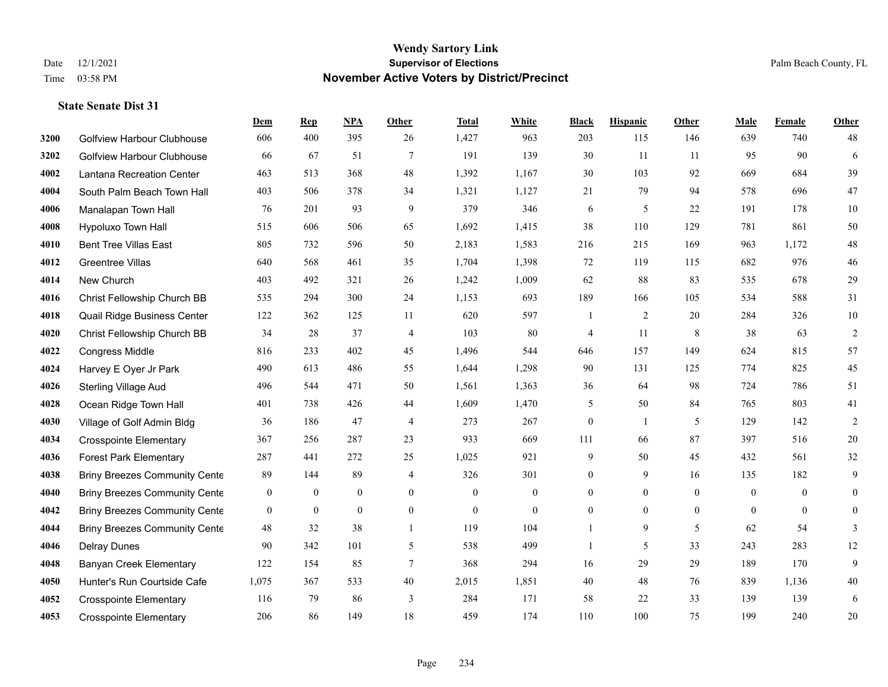# Wendy Sartory Link
## Supervisor of Elections
## November Active Voters by District/Precinct

Date 12/1/2021
Time 03:58 PM

Palm Beach County, FL

### State Senate Dist 31

| | | Dem | Rep | NPA | Other | Total | White | Black | Hispanic | Other | Male | Female | Other |
|---|---|---|---|---|---|---|---|---|---|---|---|---|---|
| 3200 | Golfview Harbour Clubhouse | 606 | 400 | 395 | 26 | 1,427 | 963 | 203 | 115 | 146 | 639 | 740 | 48 |
| 3202 | Golfview Harbour Clubhouse | 66 | 67 | 51 | 7 | 191 | 139 | 30 | 11 | 11 | 95 | 90 | 6 |
| 4002 | Lantana Recreation Center | 463 | 513 | 368 | 48 | 1,392 | 1,167 | 30 | 103 | 92 | 669 | 684 | 39 |
| 4004 | South Palm Beach Town Hall | 403 | 506 | 378 | 34 | 1,321 | 1,127 | 21 | 79 | 94 | 578 | 696 | 47 |
| 4006 | Manalapan Town Hall | 76 | 201 | 93 | 9 | 379 | 346 | 6 | 5 | 22 | 191 | 178 | 10 |
| 4008 | Hypoluxo Town Hall | 515 | 606 | 506 | 65 | 1,692 | 1,415 | 38 | 110 | 129 | 781 | 861 | 50 |
| 4010 | Bent Tree Villas East | 805 | 732 | 596 | 50 | 2,183 | 1,583 | 216 | 215 | 169 | 963 | 1,172 | 48 |
| 4012 | Greentree Villas | 640 | 568 | 461 | 35 | 1,704 | 1,398 | 72 | 119 | 115 | 682 | 976 | 46 |
| 4014 | New Church | 403 | 492 | 321 | 26 | 1,242 | 1,009 | 62 | 88 | 83 | 535 | 678 | 29 |
| 4016 | Christ Fellowship Church BB | 535 | 294 | 300 | 24 | 1,153 | 693 | 189 | 166 | 105 | 534 | 588 | 31 |
| 4018 | Quail Ridge Business Center | 122 | 362 | 125 | 11 | 620 | 597 | 1 | 2 | 20 | 284 | 326 | 10 |
| 4020 | Christ Fellowship Church BB | 34 | 28 | 37 | 4 | 103 | 80 | 4 | 11 | 8 | 38 | 63 | 2 |
| 4022 | Congress Middle | 816 | 233 | 402 | 45 | 1,496 | 544 | 646 | 157 | 149 | 624 | 815 | 57 |
| 4024 | Harvey E Oyer Jr Park | 490 | 613 | 486 | 55 | 1,644 | 1,298 | 90 | 131 | 125 | 774 | 825 | 45 |
| 4026 | Sterling Village Aud | 496 | 544 | 471 | 50 | 1,561 | 1,363 | 36 | 64 | 98 | 724 | 786 | 51 |
| 4028 | Ocean Ridge Town Hall | 401 | 738 | 426 | 44 | 1,609 | 1,470 | 5 | 50 | 84 | 765 | 803 | 41 |
| 4030 | Village of Golf Admin Bldg | 36 | 186 | 47 | 4 | 273 | 267 | 0 | 1 | 5 | 129 | 142 | 2 |
| 4034 | Crosspointe Elementary | 367 | 256 | 287 | 23 | 933 | 669 | 111 | 66 | 87 | 397 | 516 | 20 |
| 4036 | Forest Park Elementary | 287 | 441 | 272 | 25 | 1,025 | 921 | 9 | 50 | 45 | 432 | 561 | 32 |
| 4038 | Briny Breezes Community Cente | 89 | 144 | 89 | 4 | 326 | 301 | 0 | 9 | 16 | 135 | 182 | 9 |
| 4040 | Briny Breezes Community Cente | 0 | 0 | 0 | 0 | 0 | 0 | 0 | 0 | 0 | 0 | 0 | 0 |
| 4042 | Briny Breezes Community Cente | 0 | 0 | 0 | 0 | 0 | 0 | 0 | 0 | 0 | 0 | 0 | 0 |
| 4044 | Briny Breezes Community Cente | 48 | 32 | 38 | 1 | 119 | 104 | 1 | 9 | 5 | 62 | 54 | 3 |
| 4046 | Delray Dunes | 90 | 342 | 101 | 5 | 538 | 499 | 1 | 5 | 33 | 243 | 283 | 12 |
| 4048 | Banyan Creek Elementary | 122 | 154 | 85 | 7 | 368 | 294 | 16 | 29 | 29 | 189 | 170 | 9 |
| 4050 | Hunter's Run Courtside Cafe | 1,075 | 367 | 533 | 40 | 2,015 | 1,851 | 40 | 48 | 76 | 839 | 1,136 | 40 |
| 4052 | Crosspointe Elementary | 116 | 79 | 86 | 3 | 284 | 171 | 58 | 22 | 33 | 139 | 139 | 6 |
| 4053 | Crosspointe Elementary | 206 | 86 | 149 | 18 | 459 | 174 | 110 | 100 | 75 | 199 | 240 | 20 |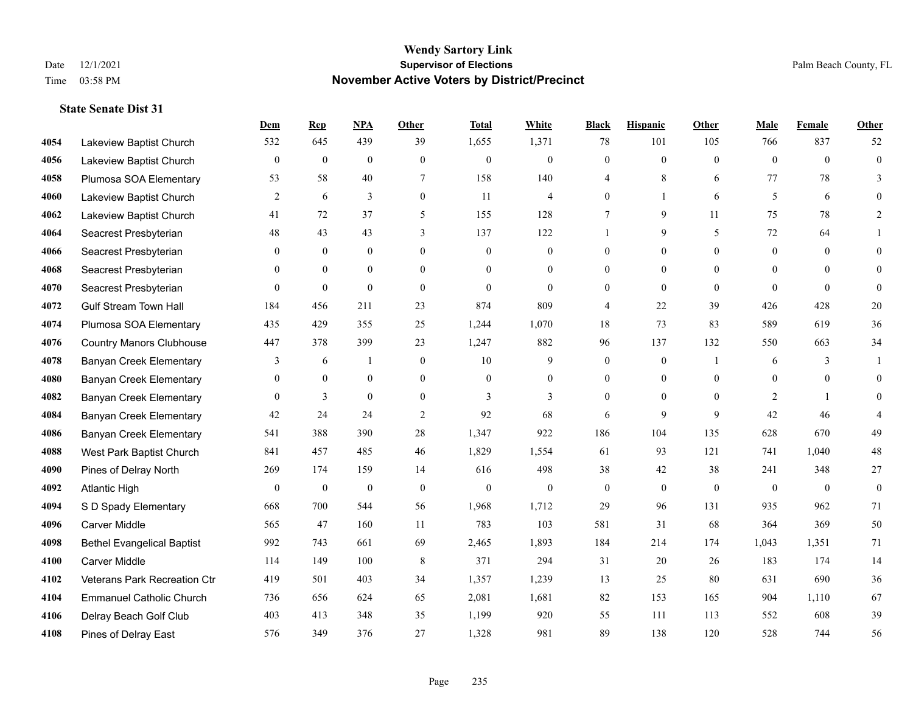# Wendy Sartory Link
## Supervisor of Elections
## November Active Voters by District/Precinct

Date 12/1/2021
Time 03:58 PM

Palm Beach County, FL

### State Senate Dist 31

| | | Dem | Rep | NPA | Other | Total | White | Black | Hispanic | Other | Male | Female | Other |
|---|---|---|---|---|---|---|---|---|---|---|---|---|---|
| 4054 | Lakeview Baptist Church | 532 | 645 | 439 | 39 | 1,655 | 1,371 | 78 | 101 | 105 | 766 | 837 | 52 |
| 4056 | Lakeview Baptist Church | 0 | 0 | 0 | 0 | 0 | 0 | 0 | 0 | 0 | 0 | 0 | 0 |
| 4058 | Plumosa SOA Elementary | 53 | 58 | 40 | 7 | 158 | 140 | 4 | 8 | 6 | 77 | 78 | 3 |
| 4060 | Lakeview Baptist Church | 2 | 6 | 3 | 0 | 11 | 4 | 0 | 1 | 6 | 5 | 6 | 0 |
| 4062 | Lakeview Baptist Church | 41 | 72 | 37 | 5 | 155 | 128 | 7 | 9 | 11 | 75 | 78 | 2 |
| 4064 | Seacrest Presbyterian | 48 | 43 | 43 | 3 | 137 | 122 | 1 | 9 | 5 | 72 | 64 | 1 |
| 4066 | Seacrest Presbyterian | 0 | 0 | 0 | 0 | 0 | 0 | 0 | 0 | 0 | 0 | 0 | 0 |
| 4068 | Seacrest Presbyterian | 0 | 0 | 0 | 0 | 0 | 0 | 0 | 0 | 0 | 0 | 0 | 0 |
| 4070 | Seacrest Presbyterian | 0 | 0 | 0 | 0 | 0 | 0 | 0 | 0 | 0 | 0 | 0 | 0 |
| 4072 | Gulf Stream Town Hall | 184 | 456 | 211 | 23 | 874 | 809 | 4 | 22 | 39 | 426 | 428 | 20 |
| 4074 | Plumosa SOA Elementary | 435 | 429 | 355 | 25 | 1,244 | 1,070 | 18 | 73 | 83 | 589 | 619 | 36 |
| 4076 | Country Manors Clubhouse | 447 | 378 | 399 | 23 | 1,247 | 882 | 96 | 137 | 132 | 550 | 663 | 34 |
| 4078 | Banyan Creek Elementary | 3 | 6 | 1 | 0 | 10 | 9 | 0 | 0 | 1 | 6 | 3 | 1 |
| 4080 | Banyan Creek Elementary | 0 | 0 | 0 | 0 | 0 | 0 | 0 | 0 | 0 | 0 | 0 | 0 |
| 4082 | Banyan Creek Elementary | 0 | 3 | 0 | 0 | 3 | 3 | 0 | 0 | 0 | 2 | 1 | 0 |
| 4084 | Banyan Creek Elementary | 42 | 24 | 24 | 2 | 92 | 68 | 6 | 9 | 9 | 42 | 46 | 4 |
| 4086 | Banyan Creek Elementary | 541 | 388 | 390 | 28 | 1,347 | 922 | 186 | 104 | 135 | 628 | 670 | 49 |
| 4088 | West Park Baptist Church | 841 | 457 | 485 | 46 | 1,829 | 1,554 | 61 | 93 | 121 | 741 | 1,040 | 48 |
| 4090 | Pines of Delray North | 269 | 174 | 159 | 14 | 616 | 498 | 38 | 42 | 38 | 241 | 348 | 27 |
| 4092 | Atlantic High | 0 | 0 | 0 | 0 | 0 | 0 | 0 | 0 | 0 | 0 | 0 | 0 |
| 4094 | S D Spady Elementary | 668 | 700 | 544 | 56 | 1,968 | 1,712 | 29 | 96 | 131 | 935 | 962 | 71 |
| 4096 | Carver Middle | 565 | 47 | 160 | 11 | 783 | 103 | 581 | 31 | 68 | 364 | 369 | 50 |
| 4098 | Bethel Evangelical Baptist | 992 | 743 | 661 | 69 | 2,465 | 1,893 | 184 | 214 | 174 | 1,043 | 1,351 | 71 |
| 4100 | Carver Middle | 114 | 149 | 100 | 8 | 371 | 294 | 31 | 20 | 26 | 183 | 174 | 14 |
| 4102 | Veterans Park Recreation Ctr | 419 | 501 | 403 | 34 | 1,357 | 1,239 | 13 | 25 | 80 | 631 | 690 | 36 |
| 4104 | Emmanuel Catholic Church | 736 | 656 | 624 | 65 | 2,081 | 1,681 | 82 | 153 | 165 | 904 | 1,110 | 67 |
| 4106 | Delray Beach Golf Club | 403 | 413 | 348 | 35 | 1,199 | 920 | 55 | 111 | 113 | 552 | 608 | 39 |
| 4108 | Pines of Delray East | 576 | 349 | 376 | 27 | 1,328 | 981 | 89 | 138 | 120 | 528 | 744 | 56 |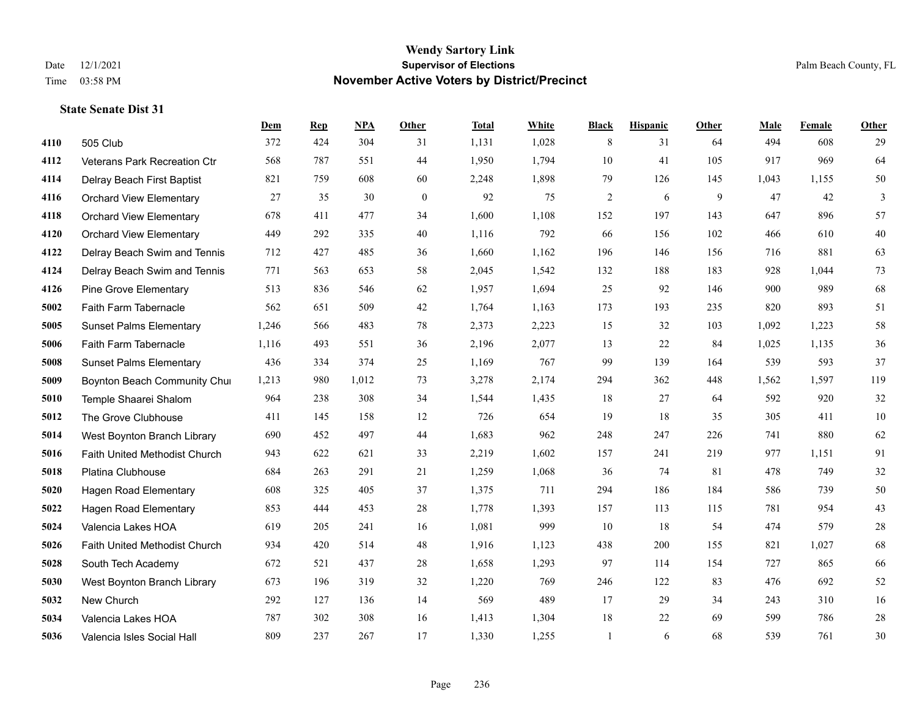# Wendy Sartory Link
## Supervisor of Elections
## November Active Voters by District/Precinct

Date 12/1/2021
Time 03:58 PM

Palm Beach County, FL

### State Senate Dist 31

| | | Dem | Rep | NPA | Other | Total | White | Black | Hispanic | Other | Male | Female | Other |
|---|---|---|---|---|---|---|---|---|---|---|---|---|---|
| 4110 | 505 Club | 372 | 424 | 304 | 31 | 1,131 | 1,028 | 8 | 31 | 64 | 494 | 608 | 29 |
| 4112 | Veterans Park Recreation Ctr | 568 | 787 | 551 | 44 | 1,950 | 1,794 | 10 | 41 | 105 | 917 | 969 | 64 |
| 4114 | Delray Beach First Baptist | 821 | 759 | 608 | 60 | 2,248 | 1,898 | 79 | 126 | 145 | 1,043 | 1,155 | 50 |
| 4116 | Orchard View Elementary | 27 | 35 | 30 | 0 | 92 | 75 | 2 | 6 | 9 | 47 | 42 | 3 |
| 4118 | Orchard View Elementary | 678 | 411 | 477 | 34 | 1,600 | 1,108 | 152 | 197 | 143 | 647 | 896 | 57 |
| 4120 | Orchard View Elementary | 449 | 292 | 335 | 40 | 1,116 | 792 | 66 | 156 | 102 | 466 | 610 | 40 |
| 4122 | Delray Beach Swim and Tennis | 712 | 427 | 485 | 36 | 1,660 | 1,162 | 196 | 146 | 156 | 716 | 881 | 63 |
| 4124 | Delray Beach Swim and Tennis | 771 | 563 | 653 | 58 | 2,045 | 1,542 | 132 | 188 | 183 | 928 | 1,044 | 73 |
| 4126 | Pine Grove Elementary | 513 | 836 | 546 | 62 | 1,957 | 1,694 | 25 | 92 | 146 | 900 | 989 | 68 |
| 5002 | Faith Farm Tabernacle | 562 | 651 | 509 | 42 | 1,764 | 1,163 | 173 | 193 | 235 | 820 | 893 | 51 |
| 5005 | Sunset Palms Elementary | 1,246 | 566 | 483 | 78 | 2,373 | 2,223 | 15 | 32 | 103 | 1,092 | 1,223 | 58 |
| 5006 | Faith Farm Tabernacle | 1,116 | 493 | 551 | 36 | 2,196 | 2,077 | 13 | 22 | 84 | 1,025 | 1,135 | 36 |
| 5008 | Sunset Palms Elementary | 436 | 334 | 374 | 25 | 1,169 | 767 | 99 | 139 | 164 | 539 | 593 | 37 |
| 5009 | Boynton Beach Community Chur | 1,213 | 980 | 1,012 | 73 | 3,278 | 2,174 | 294 | 362 | 448 | 1,562 | 1,597 | 119 |
| 5010 | Temple Shaarei Shalom | 964 | 238 | 308 | 34 | 1,544 | 1,435 | 18 | 27 | 64 | 592 | 920 | 32 |
| 5012 | The Grove Clubhouse | 411 | 145 | 158 | 12 | 726 | 654 | 19 | 18 | 35 | 305 | 411 | 10 |
| 5014 | West Boynton Branch Library | 690 | 452 | 497 | 44 | 1,683 | 962 | 248 | 247 | 226 | 741 | 880 | 62 |
| 5016 | Faith United Methodist Church | 943 | 622 | 621 | 33 | 2,219 | 1,602 | 157 | 241 | 219 | 977 | 1,151 | 91 |
| 5018 | Platina Clubhouse | 684 | 263 | 291 | 21 | 1,259 | 1,068 | 36 | 74 | 81 | 478 | 749 | 32 |
| 5020 | Hagen Road Elementary | 608 | 325 | 405 | 37 | 1,375 | 711 | 294 | 186 | 184 | 586 | 739 | 50 |
| 5022 | Hagen Road Elementary | 853 | 444 | 453 | 28 | 1,778 | 1,393 | 157 | 113 | 115 | 781 | 954 | 43 |
| 5024 | Valencia Lakes HOA | 619 | 205 | 241 | 16 | 1,081 | 999 | 10 | 18 | 54 | 474 | 579 | 28 |
| 5026 | Faith United Methodist Church | 934 | 420 | 514 | 48 | 1,916 | 1,123 | 438 | 200 | 155 | 821 | 1,027 | 68 |
| 5028 | South Tech Academy | 672 | 521 | 437 | 28 | 1,658 | 1,293 | 97 | 114 | 154 | 727 | 865 | 66 |
| 5030 | West Boynton Branch Library | 673 | 196 | 319 | 32 | 1,220 | 769 | 246 | 122 | 83 | 476 | 692 | 52 |
| 5032 | New Church | 292 | 127 | 136 | 14 | 569 | 489 | 17 | 29 | 34 | 243 | 310 | 16 |
| 5034 | Valencia Lakes HOA | 787 | 302 | 308 | 16 | 1,413 | 1,304 | 18 | 22 | 69 | 599 | 786 | 28 |
| 5036 | Valencia Isles Social Hall | 809 | 237 | 267 | 17 | 1,330 | 1,255 | 1 | 6 | 68 | 539 | 761 | 30 |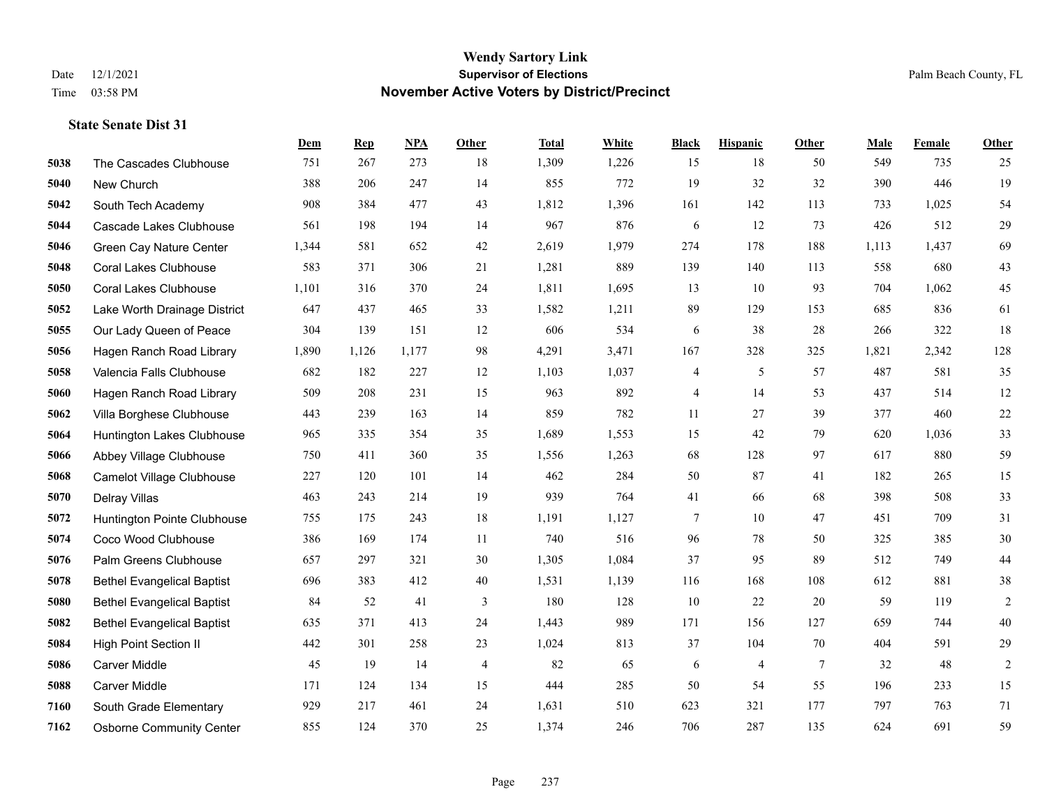# Wendy Sartory Link
## Supervisor of Elections
## November Active Voters by District/Precinct

Date 12/1/2021
Time 03:58 PM

Palm Beach County, FL

### State Senate Dist 31

| | | Dem | Rep | NPA | Other | Total | White | Black | Hispanic | Other | Male | Female | Other |
|---|---|---|---|---|---|---|---|---|---|---|---|---|---|
| 5038 | The Cascades Clubhouse | 751 | 267 | 273 | 18 | 1,309 | 1,226 | 15 | 18 | 50 | 549 | 735 | 25 |
| 5040 | New Church | 388 | 206 | 247 | 14 | 855 | 772 | 19 | 32 | 32 | 390 | 446 | 19 |
| 5042 | South Tech Academy | 908 | 384 | 477 | 43 | 1,812 | 1,396 | 161 | 142 | 113 | 733 | 1,025 | 54 |
| 5044 | Cascade Lakes Clubhouse | 561 | 198 | 194 | 14 | 967 | 876 | 6 | 12 | 73 | 426 | 512 | 29 |
| 5046 | Green Cay Nature Center | 1,344 | 581 | 652 | 42 | 2,619 | 1,979 | 274 | 178 | 188 | 1,113 | 1,437 | 69 |
| 5048 | Coral Lakes Clubhouse | 583 | 371 | 306 | 21 | 1,281 | 889 | 139 | 140 | 113 | 558 | 680 | 43 |
| 5050 | Coral Lakes Clubhouse | 1,101 | 316 | 370 | 24 | 1,811 | 1,695 | 13 | 10 | 93 | 704 | 1,062 | 45 |
| 5052 | Lake Worth Drainage District | 647 | 437 | 465 | 33 | 1,582 | 1,211 | 89 | 129 | 153 | 685 | 836 | 61 |
| 5055 | Our Lady Queen of Peace | 304 | 139 | 151 | 12 | 606 | 534 | 6 | 38 | 28 | 266 | 322 | 18 |
| 5056 | Hagen Ranch Road Library | 1,890 | 1,126 | 1,177 | 98 | 4,291 | 3,471 | 167 | 328 | 325 | 1,821 | 2,342 | 128 |
| 5058 | Valencia Falls Clubhouse | 682 | 182 | 227 | 12 | 1,103 | 1,037 | 4 | 5 | 57 | 487 | 581 | 35 |
| 5060 | Hagen Ranch Road Library | 509 | 208 | 231 | 15 | 963 | 892 | 4 | 14 | 53 | 437 | 514 | 12 |
| 5062 | Villa Borghese Clubhouse | 443 | 239 | 163 | 14 | 859 | 782 | 11 | 27 | 39 | 377 | 460 | 22 |
| 5064 | Huntington Lakes Clubhouse | 965 | 335 | 354 | 35 | 1,689 | 1,553 | 15 | 42 | 79 | 620 | 1,036 | 33 |
| 5066 | Abbey Village Clubhouse | 750 | 411 | 360 | 35 | 1,556 | 1,263 | 68 | 128 | 97 | 617 | 880 | 59 |
| 5068 | Camelot Village Clubhouse | 227 | 120 | 101 | 14 | 462 | 284 | 50 | 87 | 41 | 182 | 265 | 15 |
| 5070 | Delray Villas | 463 | 243 | 214 | 19 | 939 | 764 | 41 | 66 | 68 | 398 | 508 | 33 |
| 5072 | Huntington Pointe Clubhouse | 755 | 175 | 243 | 18 | 1,191 | 1,127 | 7 | 10 | 47 | 451 | 709 | 31 |
| 5074 | Coco Wood Clubhouse | 386 | 169 | 174 | 11 | 740 | 516 | 96 | 78 | 50 | 325 | 385 | 30 |
| 5076 | Palm Greens Clubhouse | 657 | 297 | 321 | 30 | 1,305 | 1,084 | 37 | 95 | 89 | 512 | 749 | 44 |
| 5078 | Bethel Evangelical Baptist | 696 | 383 | 412 | 40 | 1,531 | 1,139 | 116 | 168 | 108 | 612 | 881 | 38 |
| 5080 | Bethel Evangelical Baptist | 84 | 52 | 41 | 3 | 180 | 128 | 10 | 22 | 20 | 59 | 119 | 2 |
| 5082 | Bethel Evangelical Baptist | 635 | 371 | 413 | 24 | 1,443 | 989 | 171 | 156 | 127 | 659 | 744 | 40 |
| 5084 | High Point Section II | 442 | 301 | 258 | 23 | 1,024 | 813 | 37 | 104 | 70 | 404 | 591 | 29 |
| 5086 | Carver Middle | 45 | 19 | 14 | 4 | 82 | 65 | 6 | 4 | 7 | 32 | 48 | 2 |
| 5088 | Carver Middle | 171 | 124 | 134 | 15 | 444 | 285 | 50 | 54 | 55 | 196 | 233 | 15 |
| 7160 | South Grade Elementary | 929 | 217 | 461 | 24 | 1,631 | 510 | 623 | 321 | 177 | 797 | 763 | 71 |
| 7162 | Osborne Community Center | 855 | 124 | 370 | 25 | 1,374 | 246 | 706 | 287 | 135 | 624 | 691 | 59 |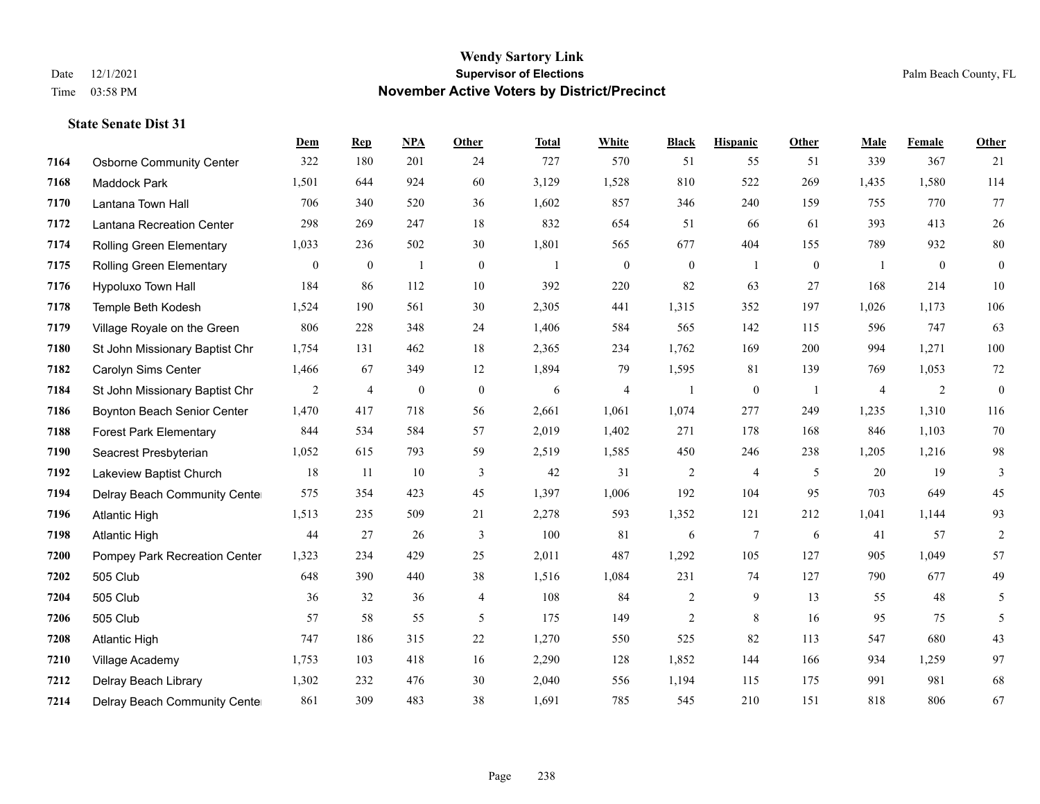# Wendy Sartory Link
## Supervisor of Elections
## November Active Voters by District/Precinct

Date 12/1/2021
Time 03:58 PM

Palm Beach County, FL

### State Senate Dist 31

| | | Dem | Rep | NPA | Other | Total | White | Black | Hispanic | Other | Male | Female | Other |
|---|---|---|---|---|---|---|---|---|---|---|---|---|---|
| 7164 | Osborne Community Center | 322 | 180 | 201 | 24 | 727 | 570 | 51 | 55 | 51 | 339 | 367 | 21 |
| 7168 | Maddock Park | 1,501 | 644 | 924 | 60 | 3,129 | 1,528 | 810 | 522 | 269 | 1,435 | 1,580 | 114 |
| 7170 | Lantana Town Hall | 706 | 340 | 520 | 36 | 1,602 | 857 | 346 | 240 | 159 | 755 | 770 | 77 |
| 7172 | Lantana Recreation Center | 298 | 269 | 247 | 18 | 832 | 654 | 51 | 66 | 61 | 393 | 413 | 26 |
| 7174 | Rolling Green Elementary | 1,033 | 236 | 502 | 30 | 1,801 | 565 | 677 | 404 | 155 | 789 | 932 | 80 |
| 7175 | Rolling Green Elementary | 0 | 0 | 1 | 0 | 1 | 0 | 0 | 1 | 0 | 1 | 0 | 0 |
| 7176 | Hypoluxo Town Hall | 184 | 86 | 112 | 10 | 392 | 220 | 82 | 63 | 27 | 168 | 214 | 10 |
| 7178 | Temple Beth Kodesh | 1,524 | 190 | 561 | 30 | 2,305 | 441 | 1,315 | 352 | 197 | 1,026 | 1,173 | 106 |
| 7179 | Village Royale on the Green | 806 | 228 | 348 | 24 | 1,406 | 584 | 565 | 142 | 115 | 596 | 747 | 63 |
| 7180 | St John Missionary Baptist Chr | 1,754 | 131 | 462 | 18 | 2,365 | 234 | 1,762 | 169 | 200 | 994 | 1,271 | 100 |
| 7182 | Carolyn Sims Center | 1,466 | 67 | 349 | 12 | 1,894 | 79 | 1,595 | 81 | 139 | 769 | 1,053 | 72 |
| 7184 | St John Missionary Baptist Chr | 2 | 4 | 0 | 0 | 6 | 4 | 1 | 0 | 1 | 4 | 2 | 0 |
| 7186 | Boynton Beach Senior Center | 1,470 | 417 | 718 | 56 | 2,661 | 1,061 | 1,074 | 277 | 249 | 1,235 | 1,310 | 116 |
| 7188 | Forest Park Elementary | 844 | 534 | 584 | 57 | 2,019 | 1,402 | 271 | 178 | 168 | 846 | 1,103 | 70 |
| 7190 | Seacrest Presbyterian | 1,052 | 615 | 793 | 59 | 2,519 | 1,585 | 450 | 246 | 238 | 1,205 | 1,216 | 98 |
| 7192 | Lakeview Baptist Church | 18 | 11 | 10 | 3 | 42 | 31 | 2 | 4 | 5 | 20 | 19 | 3 |
| 7194 | Delray Beach Community Center | 575 | 354 | 423 | 45 | 1,397 | 1,006 | 192 | 104 | 95 | 703 | 649 | 45 |
| 7196 | Atlantic High | 1,513 | 235 | 509 | 21 | 2,278 | 593 | 1,352 | 121 | 212 | 1,041 | 1,144 | 93 |
| 7198 | Atlantic High | 44 | 27 | 26 | 3 | 100 | 81 | 6 | 7 | 6 | 41 | 57 | 2 |
| 7200 | Pompey Park Recreation Center | 1,323 | 234 | 429 | 25 | 2,011 | 487 | 1,292 | 105 | 127 | 905 | 1,049 | 57 |
| 7202 | 505 Club | 648 | 390 | 440 | 38 | 1,516 | 1,084 | 231 | 74 | 127 | 790 | 677 | 49 |
| 7204 | 505 Club | 36 | 32 | 36 | 4 | 108 | 84 | 2 | 9 | 13 | 55 | 48 | 5 |
| 7206 | 505 Club | 57 | 58 | 55 | 5 | 175 | 149 | 2 | 8 | 16 | 95 | 75 | 5 |
| 7208 | Atlantic High | 747 | 186 | 315 | 22 | 1,270 | 550 | 525 | 82 | 113 | 547 | 680 | 43 |
| 7210 | Village Academy | 1,753 | 103 | 418 | 16 | 2,290 | 128 | 1,852 | 144 | 166 | 934 | 1,259 | 97 |
| 7212 | Delray Beach Library | 1,302 | 232 | 476 | 30 | 2,040 | 556 | 1,194 | 115 | 175 | 991 | 981 | 68 |
| 7214 | Delray Beach Community Center | 861 | 309 | 483 | 38 | 1,691 | 785 | 545 | 210 | 151 | 818 | 806 | 67 |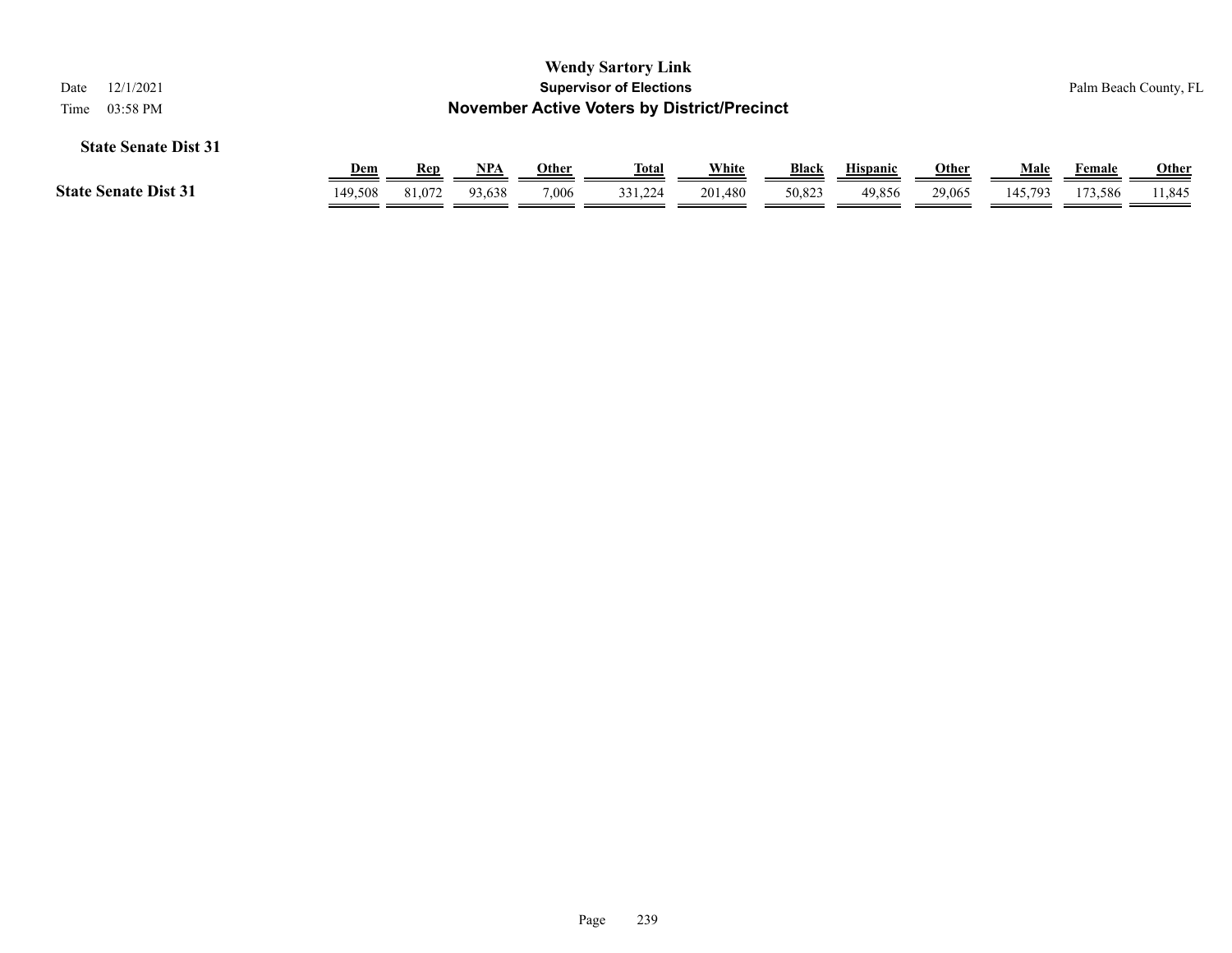## State Senate Dist 31

| | Dem | Rep | NPA | Other | Total | White | Black | Hispanic | Other | Male | Female | Other |
|---|---|---|---|---|---|---|---|---|---|---|---|---|
| **State Senate Dist 31** | 149,508 | 81,072 | 93,638 | 7,006 | 331,224 | 201,480 | 50,823 | 49,856 | 29,065 | 145,793 | 173,586 | 11,845 |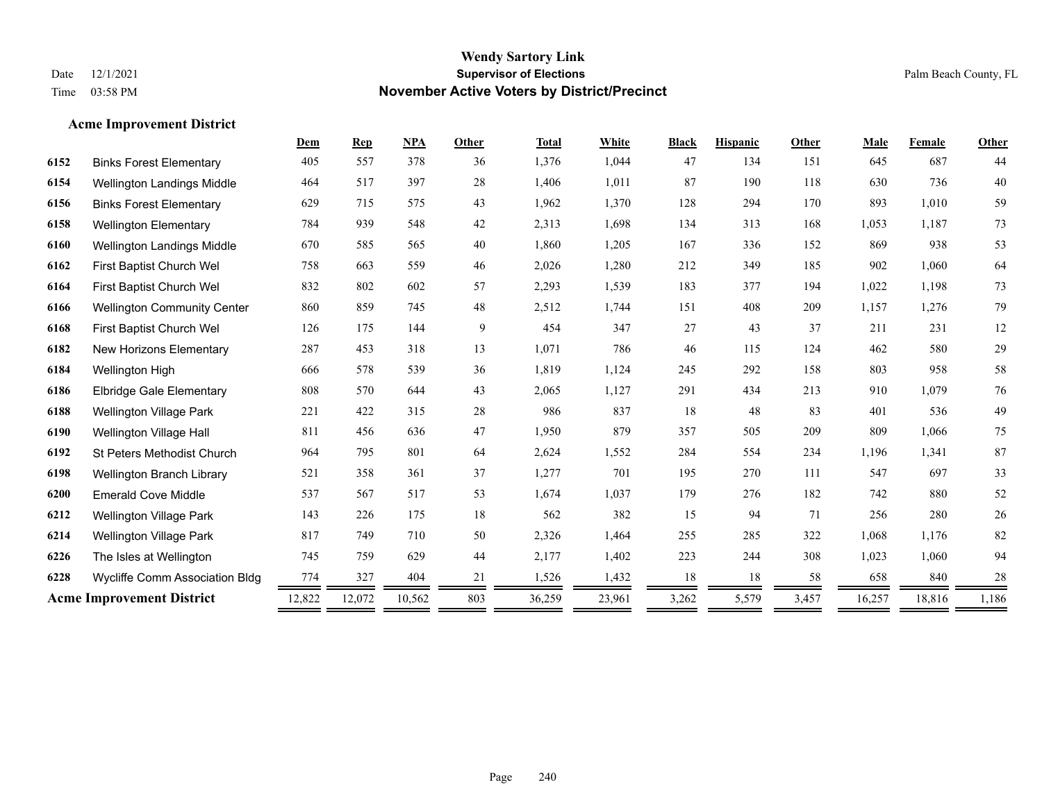# Wendy Sartory Link
## Supervisor of Elections
## November Active Voters by District/Precinct

Date 12/1/2021
Time 03:58 PM

Palm Beach County, FL

### Acme Improvement District

| | | Dem | Rep | NPA | Other | Total | White | Black | Hispanic | Other | Male | Female | Other |
|---|---|---|---|---|---|---|---|---|---|---|---|---|---|
| 6152 | Binks Forest Elementary | 405 | 557 | 378 | 36 | 1,376 | 1,044 | 47 | 134 | 151 | 645 | 687 | 44 |
| 6154 | Wellington Landings Middle | 464 | 517 | 397 | 28 | 1,406 | 1,011 | 87 | 190 | 118 | 630 | 736 | 40 |
| 6156 | Binks Forest Elementary | 629 | 715 | 575 | 43 | 1,962 | 1,370 | 128 | 294 | 170 | 893 | 1,010 | 59 |
| 6158 | Wellington Elementary | 784 | 939 | 548 | 42 | 2,313 | 1,698 | 134 | 313 | 168 | 1,053 | 1,187 | 73 |
| 6160 | Wellington Landings Middle | 670 | 585 | 565 | 40 | 1,860 | 1,205 | 167 | 336 | 152 | 869 | 938 | 53 |
| 6162 | First Baptist Church Wel | 758 | 663 | 559 | 46 | 2,026 | 1,280 | 212 | 349 | 185 | 902 | 1,060 | 64 |
| 6164 | First Baptist Church Wel | 832 | 802 | 602 | 57 | 2,293 | 1,539 | 183 | 377 | 194 | 1,022 | 1,198 | 73 |
| 6166 | Wellington Community Center | 860 | 859 | 745 | 48 | 2,512 | 1,744 | 151 | 408 | 209 | 1,157 | 1,276 | 79 |
| 6168 | First Baptist Church Wel | 126 | 175 | 144 | 9 | 454 | 347 | 27 | 43 | 37 | 211 | 231 | 12 |
| 6182 | New Horizons Elementary | 287 | 453 | 318 | 13 | 1,071 | 786 | 46 | 115 | 124 | 462 | 580 | 29 |
| 6184 | Wellington High | 666 | 578 | 539 | 36 | 1,819 | 1,124 | 245 | 292 | 158 | 803 | 958 | 58 |
| 6186 | Elbridge Gale Elementary | 808 | 570 | 644 | 43 | 2,065 | 1,127 | 291 | 434 | 213 | 910 | 1,079 | 76 |
| 6188 | Wellington Village Park | 221 | 422 | 315 | 28 | 986 | 837 | 18 | 48 | 83 | 401 | 536 | 49 |
| 6190 | Wellington Village Hall | 811 | 456 | 636 | 47 | 1,950 | 879 | 357 | 505 | 209 | 809 | 1,066 | 75 |
| 6192 | St Peters Methodist Church | 964 | 795 | 801 | 64 | 2,624 | 1,552 | 284 | 554 | 234 | 1,196 | 1,341 | 87 |
| 6198 | Wellington Branch Library | 521 | 358 | 361 | 37 | 1,277 | 701 | 195 | 270 | 111 | 547 | 697 | 33 |
| 6200 | Emerald Cove Middle | 537 | 567 | 517 | 53 | 1,674 | 1,037 | 179 | 276 | 182 | 742 | 880 | 52 |
| 6212 | Wellington Village Park | 143 | 226 | 175 | 18 | 562 | 382 | 15 | 94 | 71 | 256 | 280 | 26 |
| 6214 | Wellington Village Park | 817 | 749 | 710 | 50 | 2,326 | 1,464 | 255 | 285 | 322 | 1,068 | 1,176 | 82 |
| 6226 | The Isles at Wellington | 745 | 759 | 629 | 44 | 2,177 | 1,402 | 223 | 244 | 308 | 1,023 | 1,060 | 94 |
| 6228 | Wycliffe Comm Association Bldg | 774 | 327 | 404 | 21 | 1,526 | 1,432 | 18 | 18 | 58 | 658 | 840 | 28 |
| **Acme Improvement District** | | 12,822 | 12,072 | 10,562 | 803 | 36,259 | 23,961 | 3,262 | 5,579 | 3,457 | 16,257 | 18,816 | 1,186 |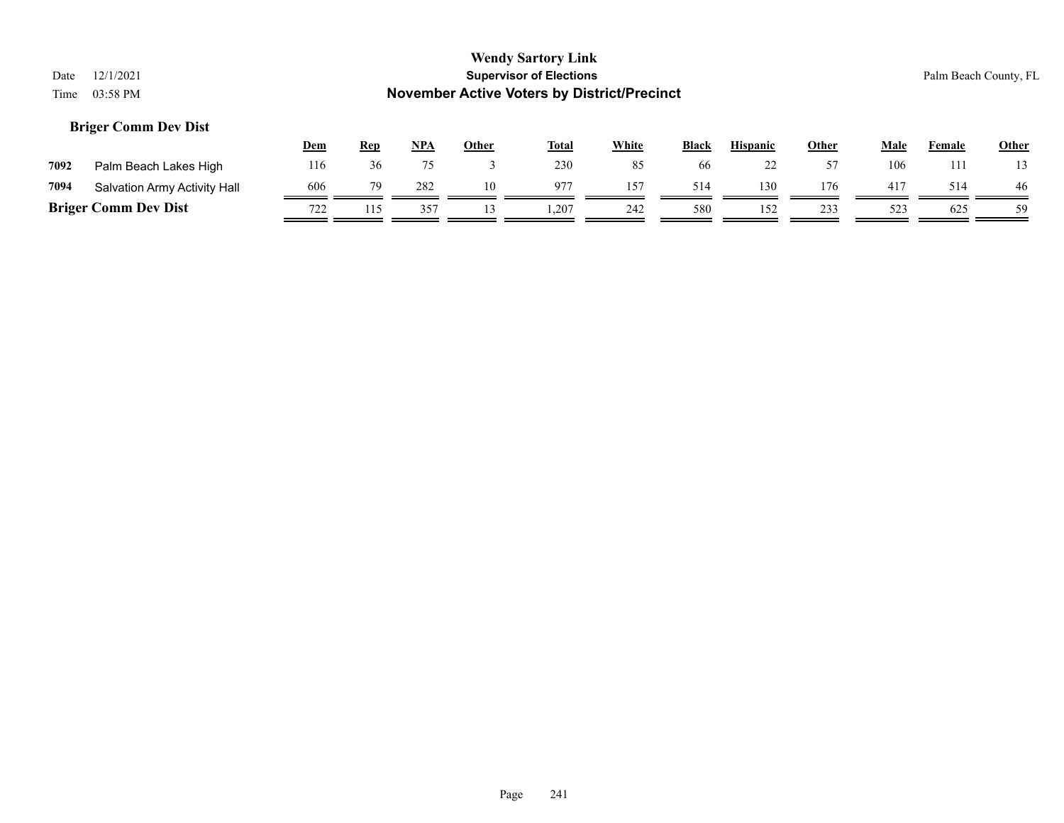**Wendy Sartory Link**
**Supervisor of Elections**
**November Active Voters by District/Precinct**

Date 12/1/2021
Time 03:58 PM

Palm Beach County, FL

### Briger Comm Dev Dist

| | | Dem | Rep | NPA | Other | Total | White | Black | Hispanic | Other | Male | Female | Other |
|---|---|---|---|---|---|---|---|---|---|---|---|---|---|
| 7092 | Palm Beach Lakes High | 116 | 36 | 75 | 3 | 230 | 85 | 66 | 22 | 57 | 106 | 111 | 13 |
| 7094 | Salvation Army Activity Hall | 606 | 79 | 282 | 10 | 977 | 157 | 514 | 130 | 176 | 417 | 514 | 46 |
| **Briger Comm Dev Dist** | | 722 | 115 | 357 | 13 | 1,207 | 242 | 580 | 152 | 233 | 523 | 625 | 59 |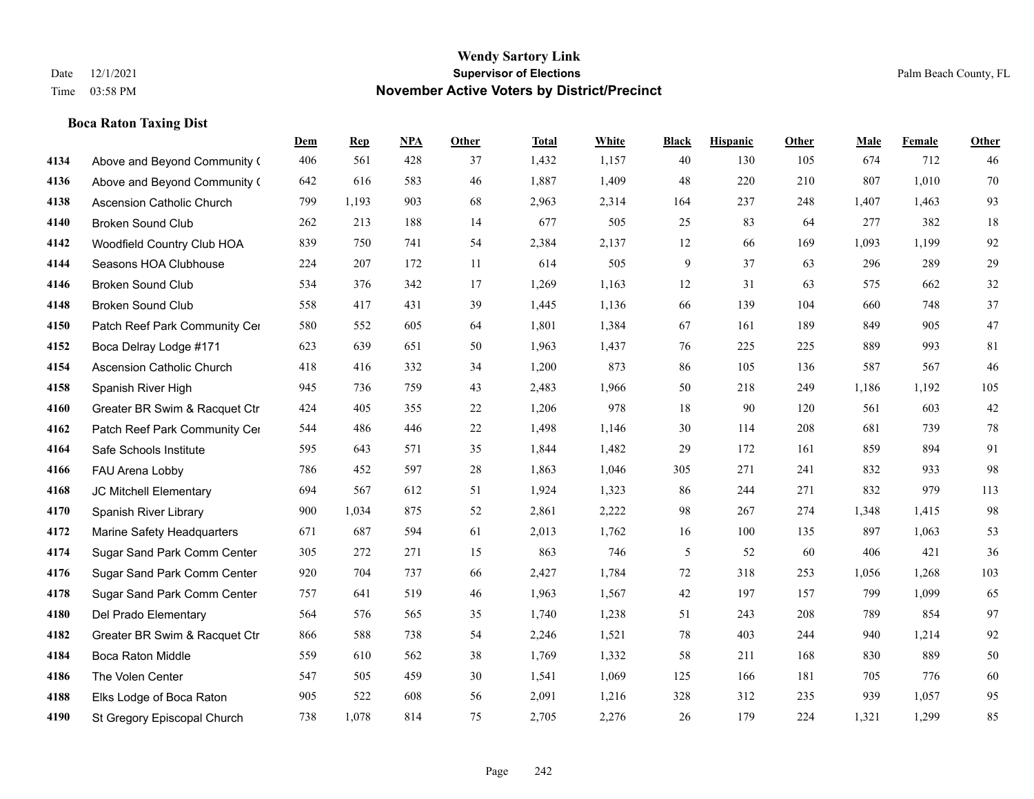# Wendy Sartory Link
## Supervisor of Elections
## November Active Voters by District/Precinct

Date 12/1/2021
Time 03:58 PM

Palm Beach County, FL

### Boca Raton Taxing Dist

| | | Dem | Rep | NPA | Other | Total | White | Black | Hispanic | Other | Male | Female | Other |
|---|---|---|---|---|---|---|---|---|---|---|---|---|---|
| 4134 | Above and Beyond Community ( | 406 | 561 | 428 | 37 | 1,432 | 1,157 | 40 | 130 | 105 | 674 | 712 | 46 |
| 4136 | Above and Beyond Community ( | 642 | 616 | 583 | 46 | 1,887 | 1,409 | 48 | 220 | 210 | 807 | 1,010 | 70 |
| 4138 | Ascension Catholic Church | 799 | 1,193 | 903 | 68 | 2,963 | 2,314 | 164 | 237 | 248 | 1,407 | 1,463 | 93 |
| 4140 | Broken Sound Club | 262 | 213 | 188 | 14 | 677 | 505 | 25 | 83 | 64 | 277 | 382 | 18 |
| 4142 | Woodfield Country Club HOA | 839 | 750 | 741 | 54 | 2,384 | 2,137 | 12 | 66 | 169 | 1,093 | 1,199 | 92 |
| 4144 | Seasons HOA Clubhouse | 224 | 207 | 172 | 11 | 614 | 505 | 9 | 37 | 63 | 296 | 289 | 29 |
| 4146 | Broken Sound Club | 534 | 376 | 342 | 17 | 1,269 | 1,163 | 12 | 31 | 63 | 575 | 662 | 32 |
| 4148 | Broken Sound Club | 558 | 417 | 431 | 39 | 1,445 | 1,136 | 66 | 139 | 104 | 660 | 748 | 37 |
| 4150 | Patch Reef Park Community Cer | 580 | 552 | 605 | 64 | 1,801 | 1,384 | 67 | 161 | 189 | 849 | 905 | 47 |
| 4152 | Boca Delray Lodge #171 | 623 | 639 | 651 | 50 | 1,963 | 1,437 | 76 | 225 | 225 | 889 | 993 | 81 |
| 4154 | Ascension Catholic Church | 418 | 416 | 332 | 34 | 1,200 | 873 | 86 | 105 | 136 | 587 | 567 | 46 |
| 4158 | Spanish River High | 945 | 736 | 759 | 43 | 2,483 | 1,966 | 50 | 218 | 249 | 1,186 | 1,192 | 105 |
| 4160 | Greater BR Swim & Racquet Ctr | 424 | 405 | 355 | 22 | 1,206 | 978 | 18 | 90 | 120 | 561 | 603 | 42 |
| 4162 | Patch Reef Park Community Cer | 544 | 486 | 446 | 22 | 1,498 | 1,146 | 30 | 114 | 208 | 681 | 739 | 78 |
| 4164 | Safe Schools Institute | 595 | 643 | 571 | 35 | 1,844 | 1,482 | 29 | 172 | 161 | 859 | 894 | 91 |
| 4166 | FAU Arena Lobby | 786 | 452 | 597 | 28 | 1,863 | 1,046 | 305 | 271 | 241 | 832 | 933 | 98 |
| 4168 | JC Mitchell Elementary | 694 | 567 | 612 | 51 | 1,924 | 1,323 | 86 | 244 | 271 | 832 | 979 | 113 |
| 4170 | Spanish River Library | 900 | 1,034 | 875 | 52 | 2,861 | 2,222 | 98 | 267 | 274 | 1,348 | 1,415 | 98 |
| 4172 | Marine Safety Headquarters | 671 | 687 | 594 | 61 | 2,013 | 1,762 | 16 | 100 | 135 | 897 | 1,063 | 53 |
| 4174 | Sugar Sand Park Comm Center | 305 | 272 | 271 | 15 | 863 | 746 | 5 | 52 | 60 | 406 | 421 | 36 |
| 4176 | Sugar Sand Park Comm Center | 920 | 704 | 737 | 66 | 2,427 | 1,784 | 72 | 318 | 253 | 1,056 | 1,268 | 103 |
| 4178 | Sugar Sand Park Comm Center | 757 | 641 | 519 | 46 | 1,963 | 1,567 | 42 | 197 | 157 | 799 | 1,099 | 65 |
| 4180 | Del Prado Elementary | 564 | 576 | 565 | 35 | 1,740 | 1,238 | 51 | 243 | 208 | 789 | 854 | 97 |
| 4182 | Greater BR Swim & Racquet Ctr | 866 | 588 | 738 | 54 | 2,246 | 1,521 | 78 | 403 | 244 | 940 | 1,214 | 92 |
| 4184 | Boca Raton Middle | 559 | 610 | 562 | 38 | 1,769 | 1,332 | 58 | 211 | 168 | 830 | 889 | 50 |
| 4186 | The Volen Center | 547 | 505 | 459 | 30 | 1,541 | 1,069 | 125 | 166 | 181 | 705 | 776 | 60 |
| 4188 | Elks Lodge of Boca Raton | 905 | 522 | 608 | 56 | 2,091 | 1,216 | 328 | 312 | 235 | 939 | 1,057 | 95 |
| 4190 | St Gregory Episcopal Church | 738 | 1,078 | 814 | 75 | 2,705 | 2,276 | 26 | 179 | 224 | 1,321 | 1,299 | 85 |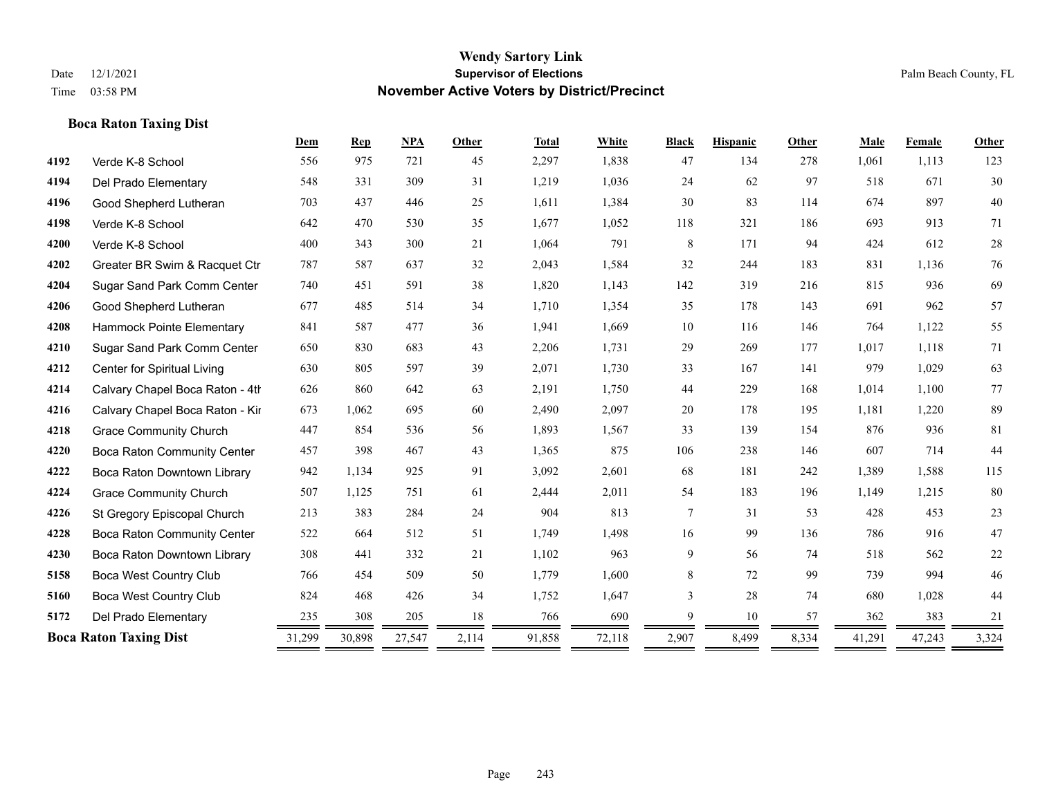# Wendy Sartory Link

**Supervisor of Elections**

**November Active Voters by District/Precinct**

Date 12/1/2021
Time 03:58 PM

Palm Beach County, FL

## Boca Raton Taxing Dist

| | | Dem | Rep | NPA | Other | Total | White | Black | Hispanic | Other | Male | Female | Other |
|---|---|---|---|---|---|---|---|---|---|---|---|---|---|
| 4192 | Verde K-8 School | 556 | 975 | 721 | 45 | 2,297 | 1,838 | 47 | 134 | 278 | 1,061 | 1,113 | 123 |
| 4194 | Del Prado Elementary | 548 | 331 | 309 | 31 | 1,219 | 1,036 | 24 | 62 | 97 | 518 | 671 | 30 |
| 4196 | Good Shepherd Lutheran | 703 | 437 | 446 | 25 | 1,611 | 1,384 | 30 | 83 | 114 | 674 | 897 | 40 |
| 4198 | Verde K-8 School | 642 | 470 | 530 | 35 | 1,677 | 1,052 | 118 | 321 | 186 | 693 | 913 | 71 |
| 4200 | Verde K-8 School | 400 | 343 | 300 | 21 | 1,064 | 791 | 8 | 171 | 94 | 424 | 612 | 28 |
| 4202 | Greater BR Swim & Racquet Ctr | 787 | 587 | 637 | 32 | 2,043 | 1,584 | 32 | 244 | 183 | 831 | 1,136 | 76 |
| 4204 | Sugar Sand Park Comm Center | 740 | 451 | 591 | 38 | 1,820 | 1,143 | 142 | 319 | 216 | 815 | 936 | 69 |
| 4206 | Good Shepherd Lutheran | 677 | 485 | 514 | 34 | 1,710 | 1,354 | 35 | 178 | 143 | 691 | 962 | 57 |
| 4208 | Hammock Pointe Elementary | 841 | 587 | 477 | 36 | 1,941 | 1,669 | 10 | 116 | 146 | 764 | 1,122 | 55 |
| 4210 | Sugar Sand Park Comm Center | 650 | 830 | 683 | 43 | 2,206 | 1,731 | 29 | 269 | 177 | 1,017 | 1,118 | 71 |
| 4212 | Center for Spiritual Living | 630 | 805 | 597 | 39 | 2,071 | 1,730 | 33 | 167 | 141 | 979 | 1,029 | 63 |
| 4214 | Calvary Chapel Boca Raton - 4th | 626 | 860 | 642 | 63 | 2,191 | 1,750 | 44 | 229 | 168 | 1,014 | 1,100 | 77 |
| 4216 | Calvary Chapel Boca Raton - Kir | 673 | 1,062 | 695 | 60 | 2,490 | 2,097 | 20 | 178 | 195 | 1,181 | 1,220 | 89 |
| 4218 | Grace Community Church | 447 | 854 | 536 | 56 | 1,893 | 1,567 | 33 | 139 | 154 | 876 | 936 | 81 |
| 4220 | Boca Raton Community Center | 457 | 398 | 467 | 43 | 1,365 | 875 | 106 | 238 | 146 | 607 | 714 | 44 |
| 4222 | Boca Raton Downtown Library | 942 | 1,134 | 925 | 91 | 3,092 | 2,601 | 68 | 181 | 242 | 1,389 | 1,588 | 115 |
| 4224 | Grace Community Church | 507 | 1,125 | 751 | 61 | 2,444 | 2,011 | 54 | 183 | 196 | 1,149 | 1,215 | 80 |
| 4226 | St Gregory Episcopal Church | 213 | 383 | 284 | 24 | 904 | 813 | 7 | 31 | 53 | 428 | 453 | 23 |
| 4228 | Boca Raton Community Center | 522 | 664 | 512 | 51 | 1,749 | 1,498 | 16 | 99 | 136 | 786 | 916 | 47 |
| 4230 | Boca Raton Downtown Library | 308 | 441 | 332 | 21 | 1,102 | 963 | 9 | 56 | 74 | 518 | 562 | 22 |
| 5158 | Boca West Country Club | 766 | 454 | 509 | 50 | 1,779 | 1,600 | 8 | 72 | 99 | 739 | 994 | 46 |
| 5160 | Boca West Country Club | 824 | 468 | 426 | 34 | 1,752 | 1,647 | 3 | 28 | 74 | 680 | 1,028 | 44 |
| 5172 | Del Prado Elementary | 235 | 308 | 205 | 18 | 766 | 690 | 9 | 10 | 57 | 362 | 383 | 21 |
| **Boca Raton Taxing Dist** | | 31,299 | 30,898 | 27,547 | 2,114 | 91,858 | 72,118 | 2,907 | 8,499 | 8,334 | 41,291 | 47,243 | 3,324 |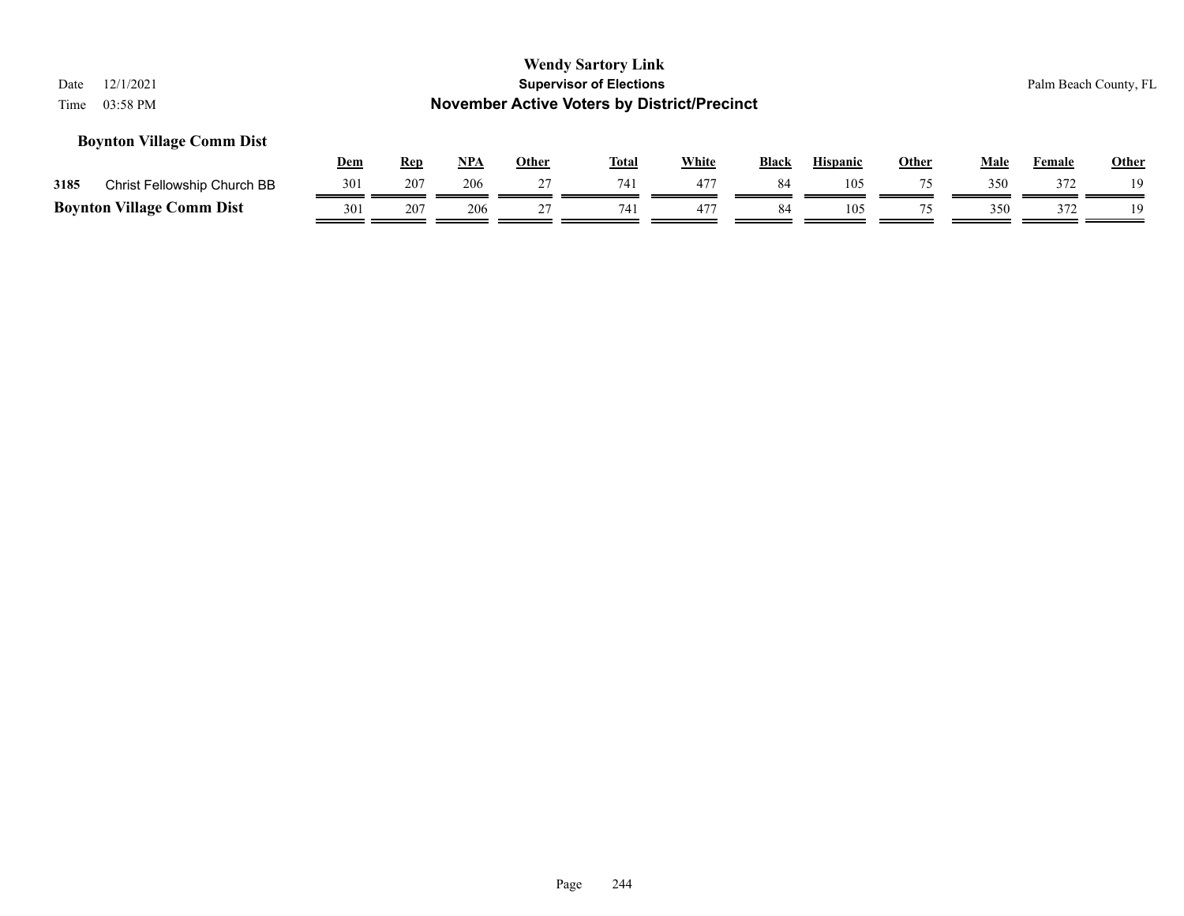**Wendy Sartory Link**
**Supervisor of Elections**
**November Active Voters by District/Precinct**

Date 12/1/2021
Time 03:58 PM

Palm Beach County, FL

### Boynton Village Comm Dist

| | | Dem | Rep | NPA | Other | Total | White | Black | Hispanic | Other | Male | Female | Other |
|---|---|---|---|---|---|---|---|---|---|---|---|---|---|
| 3185 | Christ Fellowship Church BB | 301 | 207 | 206 | 27 | 741 | 477 | 84 | 105 | 75 | 350 | 372 | 19 |
| **Boynton Village Comm Dist** | | 301 | 207 | 206 | 27 | 741 | 477 | 84 | 105 | 75 | 350 | 372 | 19 |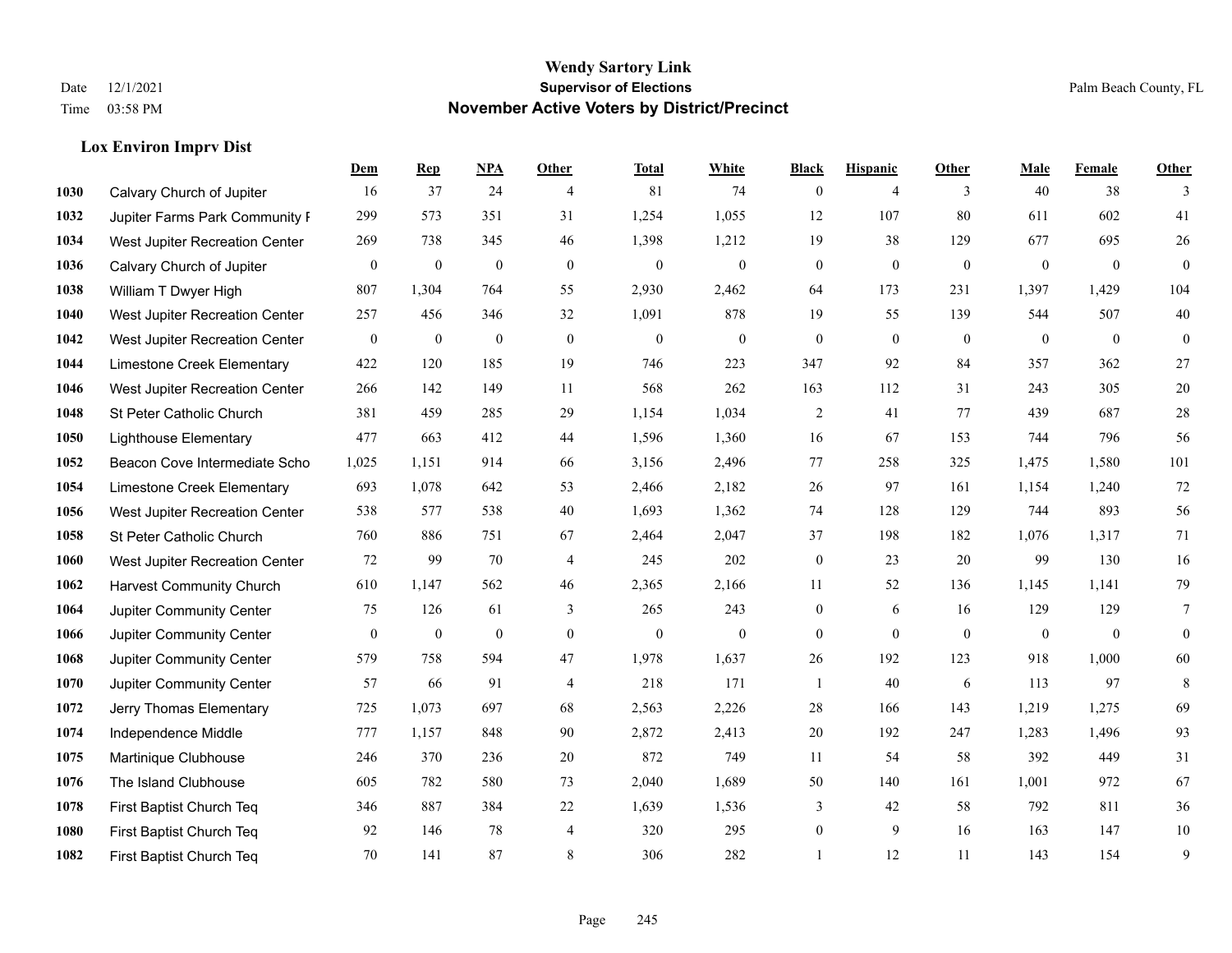# Wendy Sartory Link
## Supervisor of Elections
## November Active Voters by District/Precinct

Date 12/1/2021
Time 03:58 PM

Palm Beach County, FL

### Lox Environ Imprv Dist

| | | Dem | Rep | NPA | Other | Total | White | Black | Hispanic | Other | Male | Female | Other |
|---|---|---|---|---|---|---|---|---|---|---|---|---|---|
| 1030 | Calvary Church of Jupiter | 16 | 37 | 24 | 4 | 81 | 74 | 0 | 4 | 3 | 40 | 38 | 3 |
| 1032 | Jupiter Farms Park Community F | 299 | 573 | 351 | 31 | 1,254 | 1,055 | 12 | 107 | 80 | 611 | 602 | 41 |
| 1034 | West Jupiter Recreation Center | 269 | 738 | 345 | 46 | 1,398 | 1,212 | 19 | 38 | 129 | 677 | 695 | 26 |
| 1036 | Calvary Church of Jupiter | 0 | 0 | 0 | 0 | 0 | 0 | 0 | 0 | 0 | 0 | 0 | 0 |
| 1038 | William T Dwyer High | 807 | 1,304 | 764 | 55 | 2,930 | 2,462 | 64 | 173 | 231 | 1,397 | 1,429 | 104 |
| 1040 | West Jupiter Recreation Center | 257 | 456 | 346 | 32 | 1,091 | 878 | 19 | 55 | 139 | 544 | 507 | 40 |
| 1042 | West Jupiter Recreation Center | 0 | 0 | 0 | 0 | 0 | 0 | 0 | 0 | 0 | 0 | 0 | 0 |
| 1044 | Limestone Creek Elementary | 422 | 120 | 185 | 19 | 746 | 223 | 347 | 92 | 84 | 357 | 362 | 27 |
| 1046 | West Jupiter Recreation Center | 266 | 142 | 149 | 11 | 568 | 262 | 163 | 112 | 31 | 243 | 305 | 20 |
| 1048 | St Peter Catholic Church | 381 | 459 | 285 | 29 | 1,154 | 1,034 | 2 | 41 | 77 | 439 | 687 | 28 |
| 1050 | Lighthouse Elementary | 477 | 663 | 412 | 44 | 1,596 | 1,360 | 16 | 67 | 153 | 744 | 796 | 56 |
| 1052 | Beacon Cove Intermediate Scho | 1,025 | 1,151 | 914 | 66 | 3,156 | 2,496 | 77 | 258 | 325 | 1,475 | 1,580 | 101 |
| 1054 | Limestone Creek Elementary | 693 | 1,078 | 642 | 53 | 2,466 | 2,182 | 26 | 97 | 161 | 1,154 | 1,240 | 72 |
| 1056 | West Jupiter Recreation Center | 538 | 577 | 538 | 40 | 1,693 | 1,362 | 74 | 128 | 129 | 744 | 893 | 56 |
| 1058 | St Peter Catholic Church | 760 | 886 | 751 | 67 | 2,464 | 2,047 | 37 | 198 | 182 | 1,076 | 1,317 | 71 |
| 1060 | West Jupiter Recreation Center | 72 | 99 | 70 | 4 | 245 | 202 | 0 | 23 | 20 | 99 | 130 | 16 |
| 1062 | Harvest Community Church | 610 | 1,147 | 562 | 46 | 2,365 | 2,166 | 11 | 52 | 136 | 1,145 | 1,141 | 79 |
| 1064 | Jupiter Community Center | 75 | 126 | 61 | 3 | 265 | 243 | 0 | 6 | 16 | 129 | 129 | 7 |
| 1066 | Jupiter Community Center | 0 | 0 | 0 | 0 | 0 | 0 | 0 | 0 | 0 | 0 | 0 | 0 |
| 1068 | Jupiter Community Center | 579 | 758 | 594 | 47 | 1,978 | 1,637 | 26 | 192 | 123 | 918 | 1,000 | 60 |
| 1070 | Jupiter Community Center | 57 | 66 | 91 | 4 | 218 | 171 | 1 | 40 | 6 | 113 | 97 | 8 |
| 1072 | Jerry Thomas Elementary | 725 | 1,073 | 697 | 68 | 2,563 | 2,226 | 28 | 166 | 143 | 1,219 | 1,275 | 69 |
| 1074 | Independence Middle | 777 | 1,157 | 848 | 90 | 2,872 | 2,413 | 20 | 192 | 247 | 1,283 | 1,496 | 93 |
| 1075 | Martinique Clubhouse | 246 | 370 | 236 | 20 | 872 | 749 | 11 | 54 | 58 | 392 | 449 | 31 |
| 1076 | The Island Clubhouse | 605 | 782 | 580 | 73 | 2,040 | 1,689 | 50 | 140 | 161 | 1,001 | 972 | 67 |
| 1078 | First Baptist Church Teq | 346 | 887 | 384 | 22 | 1,639 | 1,536 | 3 | 42 | 58 | 792 | 811 | 36 |
| 1080 | First Baptist Church Teq | 92 | 146 | 78 | 4 | 320 | 295 | 0 | 9 | 16 | 163 | 147 | 10 |
| 1082 | First Baptist Church Teq | 70 | 141 | 87 | 8 | 306 | 282 | 1 | 12 | 11 | 143 | 154 | 9 |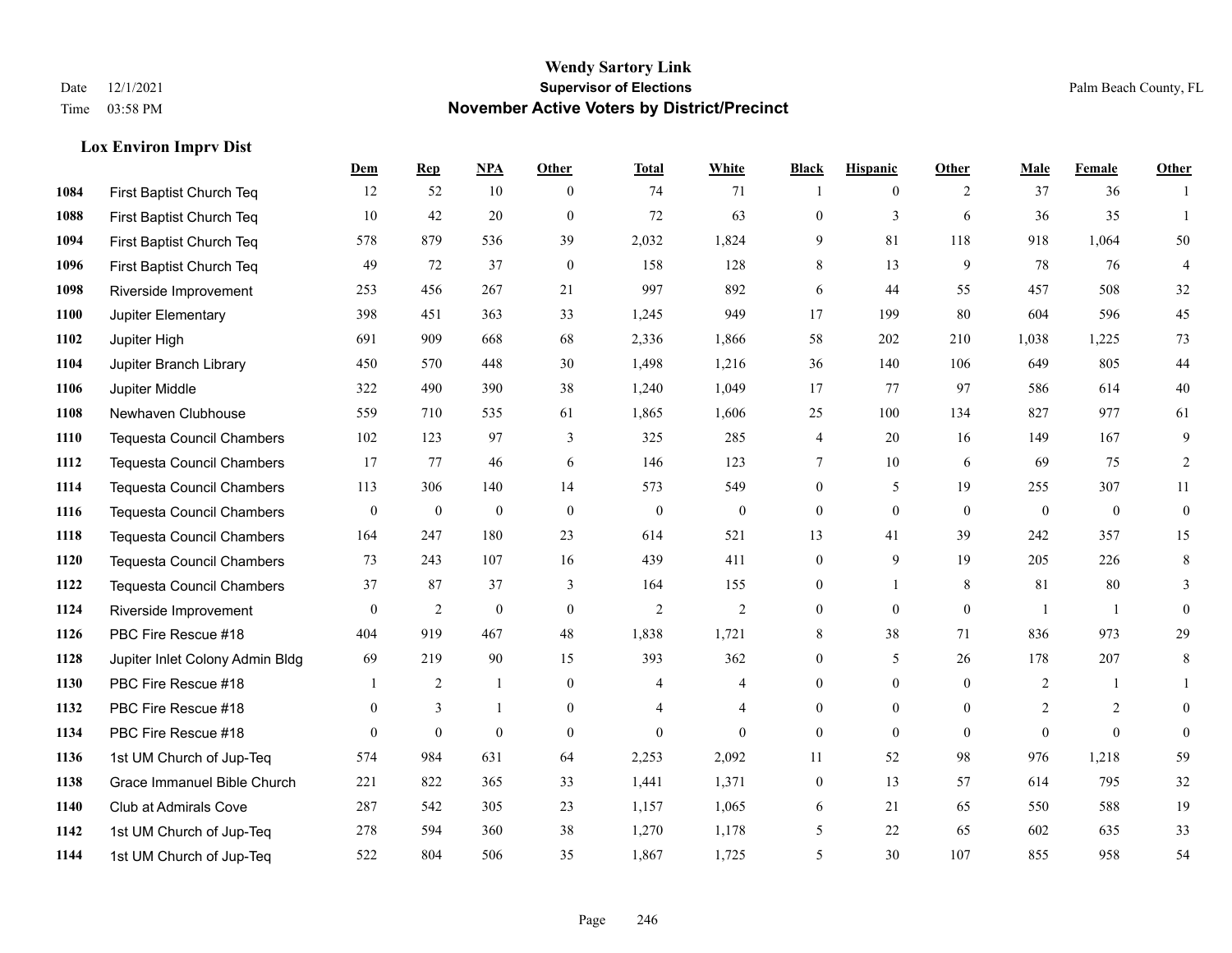**Wendy Sartory Link**
**Supervisor of Elections**
**November Active Voters by District/Precinct**

Date 12/1/2021
Time 03:58 PM

Palm Beach County, FL

### Lox Environ Imprv Dist

| | | Dem | Rep | NPA | Other | Total | White | Black | Hispanic | Other | Male | Female | Other |
|---|---|---|---|---|---|---|---|---|---|---|---|---|---|
| 1084 | First Baptist Church Teq | 12 | 52 | 10 | 0 | 74 | 71 | 1 | 0 | 2 | 37 | 36 | 1 |
| 1088 | First Baptist Church Teq | 10 | 42 | 20 | 0 | 72 | 63 | 0 | 3 | 6 | 36 | 35 | 1 |
| 1094 | First Baptist Church Teq | 578 | 879 | 536 | 39 | 2,032 | 1,824 | 9 | 81 | 118 | 918 | 1,064 | 50 |
| 1096 | First Baptist Church Teq | 49 | 72 | 37 | 0 | 158 | 128 | 8 | 13 | 9 | 78 | 76 | 4 |
| 1098 | Riverside Improvement | 253 | 456 | 267 | 21 | 997 | 892 | 6 | 44 | 55 | 457 | 508 | 32 |
| 1100 | Jupiter Elementary | 398 | 451 | 363 | 33 | 1,245 | 949 | 17 | 199 | 80 | 604 | 596 | 45 |
| 1102 | Jupiter High | 691 | 909 | 668 | 68 | 2,336 | 1,866 | 58 | 202 | 210 | 1,038 | 1,225 | 73 |
| 1104 | Jupiter Branch Library | 450 | 570 | 448 | 30 | 1,498 | 1,216 | 36 | 140 | 106 | 649 | 805 | 44 |
| 1106 | Jupiter Middle | 322 | 490 | 390 | 38 | 1,240 | 1,049 | 17 | 77 | 97 | 586 | 614 | 40 |
| 1108 | Newhaven Clubhouse | 559 | 710 | 535 | 61 | 1,865 | 1,606 | 25 | 100 | 134 | 827 | 977 | 61 |
| 1110 | Tequesta Council Chambers | 102 | 123 | 97 | 3 | 325 | 285 | 4 | 20 | 16 | 149 | 167 | 9 |
| 1112 | Tequesta Council Chambers | 17 | 77 | 46 | 6 | 146 | 123 | 7 | 10 | 6 | 69 | 75 | 2 |
| 1114 | Tequesta Council Chambers | 113 | 306 | 140 | 14 | 573 | 549 | 0 | 5 | 19 | 255 | 307 | 11 |
| 1116 | Tequesta Council Chambers | 0 | 0 | 0 | 0 | 0 | 0 | 0 | 0 | 0 | 0 | 0 | 0 |
| 1118 | Tequesta Council Chambers | 164 | 247 | 180 | 23 | 614 | 521 | 13 | 41 | 39 | 242 | 357 | 15 |
| 1120 | Tequesta Council Chambers | 73 | 243 | 107 | 16 | 439 | 411 | 0 | 9 | 19 | 205 | 226 | 8 |
| 1122 | Tequesta Council Chambers | 37 | 87 | 37 | 3 | 164 | 155 | 0 | 1 | 8 | 81 | 80 | 3 |
| 1124 | Riverside Improvement | 0 | 2 | 0 | 0 | 2 | 2 | 0 | 0 | 0 | 1 | 1 | 0 |
| 1126 | PBC Fire Rescue #18 | 404 | 919 | 467 | 48 | 1,838 | 1,721 | 8 | 38 | 71 | 836 | 973 | 29 |
| 1128 | Jupiter Inlet Colony Admin Bldg | 69 | 219 | 90 | 15 | 393 | 362 | 0 | 5 | 26 | 178 | 207 | 8 |
| 1130 | PBC Fire Rescue #18 | 1 | 2 | 1 | 0 | 4 | 4 | 0 | 0 | 0 | 2 | 1 | 1 |
| 1132 | PBC Fire Rescue #18 | 0 | 3 | 1 | 0 | 4 | 4 | 0 | 0 | 0 | 2 | 2 | 0 |
| 1134 | PBC Fire Rescue #18 | 0 | 0 | 0 | 0 | 0 | 0 | 0 | 0 | 0 | 0 | 0 | 0 |
| 1136 | 1st UM Church of Jup-Teq | 574 | 984 | 631 | 64 | 2,253 | 2,092 | 11 | 52 | 98 | 976 | 1,218 | 59 |
| 1138 | Grace Immanuel Bible Church | 221 | 822 | 365 | 33 | 1,441 | 1,371 | 0 | 13 | 57 | 614 | 795 | 32 |
| 1140 | Club at Admirals Cove | 287 | 542 | 305 | 23 | 1,157 | 1,065 | 6 | 21 | 65 | 550 | 588 | 19 |
| 1142 | 1st UM Church of Jup-Teq | 278 | 594 | 360 | 38 | 1,270 | 1,178 | 5 | 22 | 65 | 602 | 635 | 33 |
| 1144 | 1st UM Church of Jup-Teq | 522 | 804 | 506 | 35 | 1,867 | 1,725 | 5 | 30 | 107 | 855 | 958 | 54 |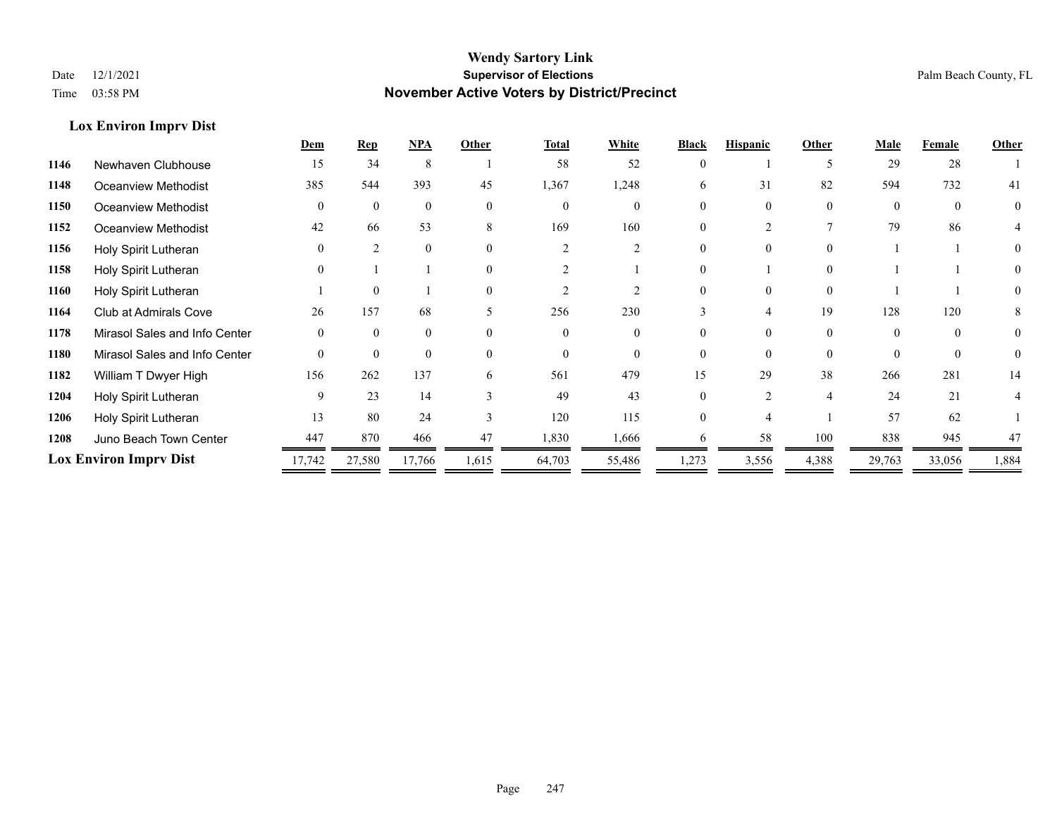## Lox Environ Imprv Dist

| | | Dem | Rep | NPA | Other | Total | White | Black | Hispanic | Other | Male | Female | Other |
|---|---|---|---|---|---|---|---|---|---|---|---|---|---|
| 1146 | Newhaven Clubhouse | 15 | 34 | 8 | 1 | 58 | 52 | 0 | 1 | 5 | 29 | 28 | 1 |
| 1148 | Oceanview Methodist | 385 | 544 | 393 | 45 | 1,367 | 1,248 | 6 | 31 | 82 | 594 | 732 | 41 |
| 1150 | Oceanview Methodist | 0 | 0 | 0 | 0 | 0 | 0 | 0 | 0 | 0 | 0 | 0 | 0 |
| 1152 | Oceanview Methodist | 42 | 66 | 53 | 8 | 169 | 160 | 0 | 2 | 7 | 79 | 86 | 4 |
| 1156 | Holy Spirit Lutheran | 0 | 2 | 0 | 0 | 2 | 2 | 0 | 0 | 0 | 1 | 1 | 0 |
| 1158 | Holy Spirit Lutheran | 0 | 1 | 1 | 0 | 2 | 1 | 0 | 1 | 0 | 1 | 1 | 0 |
| 1160 | Holy Spirit Lutheran | 1 | 0 | 1 | 0 | 2 | 2 | 0 | 0 | 0 | 1 | 1 | 0 |
| 1164 | Club at Admirals Cove | 26 | 157 | 68 | 5 | 256 | 230 | 3 | 4 | 19 | 128 | 120 | 8 |
| 1178 | Mirasol Sales and Info Center | 0 | 0 | 0 | 0 | 0 | 0 | 0 | 0 | 0 | 0 | 0 | 0 |
| 1180 | Mirasol Sales and Info Center | 0 | 0 | 0 | 0 | 0 | 0 | 0 | 0 | 0 | 0 | 0 | 0 |
| 1182 | William T Dwyer High | 156 | 262 | 137 | 6 | 561 | 479 | 15 | 29 | 38 | 266 | 281 | 14 |
| 1204 | Holy Spirit Lutheran | 9 | 23 | 14 | 3 | 49 | 43 | 0 | 2 | 4 | 24 | 21 | 4 |
| 1206 | Holy Spirit Lutheran | 13 | 80 | 24 | 3 | 120 | 115 | 0 | 4 | 1 | 57 | 62 | 1 |
| 1208 | Juno Beach Town Center | 447 | 870 | 466 | 47 | 1,830 | 1,666 | 6 | 58 | 100 | 838 | 945 | 47 |
| **Lox Environ Imprv Dist** | | 17,742 | 27,580 | 17,766 | 1,615 | 64,703 | 55,486 | 1,273 | 3,556 | 4,388 | 29,763 | 33,056 | 1,884 |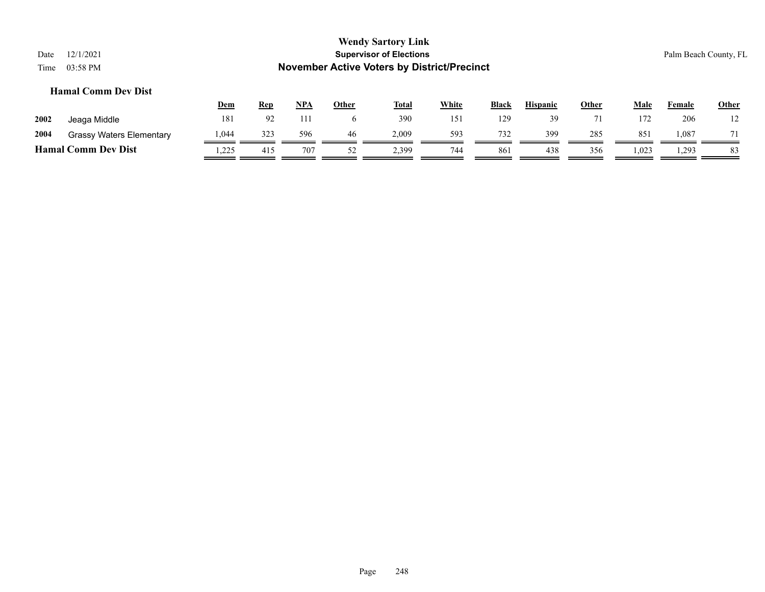# Wendy Sartory Link
## Supervisor of Elections
## November Active Voters by District/Precinct

Date 12/1/2021
Time 03:58 PM

Palm Beach County, FL

### Hamal Comm Dev Dist

| | | Dem | Rep | NPA | Other | Total | White | Black | Hispanic | Other | Male | Female | Other |
|---|---|---|---|---|---|---|---|---|---|---|---|---|---|
| 2002 | Jeaga Middle | 181 | 92 | 111 | 6 | 390 | 151 | 129 | 39 | 71 | 172 | 206 | 12 |
| 2004 | Grassy Waters Elementary | 1,044 | 323 | 596 | 46 | 2,009 | 593 | 732 | 399 | 285 | 851 | 1,087 | 71 |
| **Hamal Comm Dev Dist** | | 1,225 | 415 | 707 | 52 | 2,399 | 744 | 861 | 438 | 356 | 1,023 | 1,293 | 83 |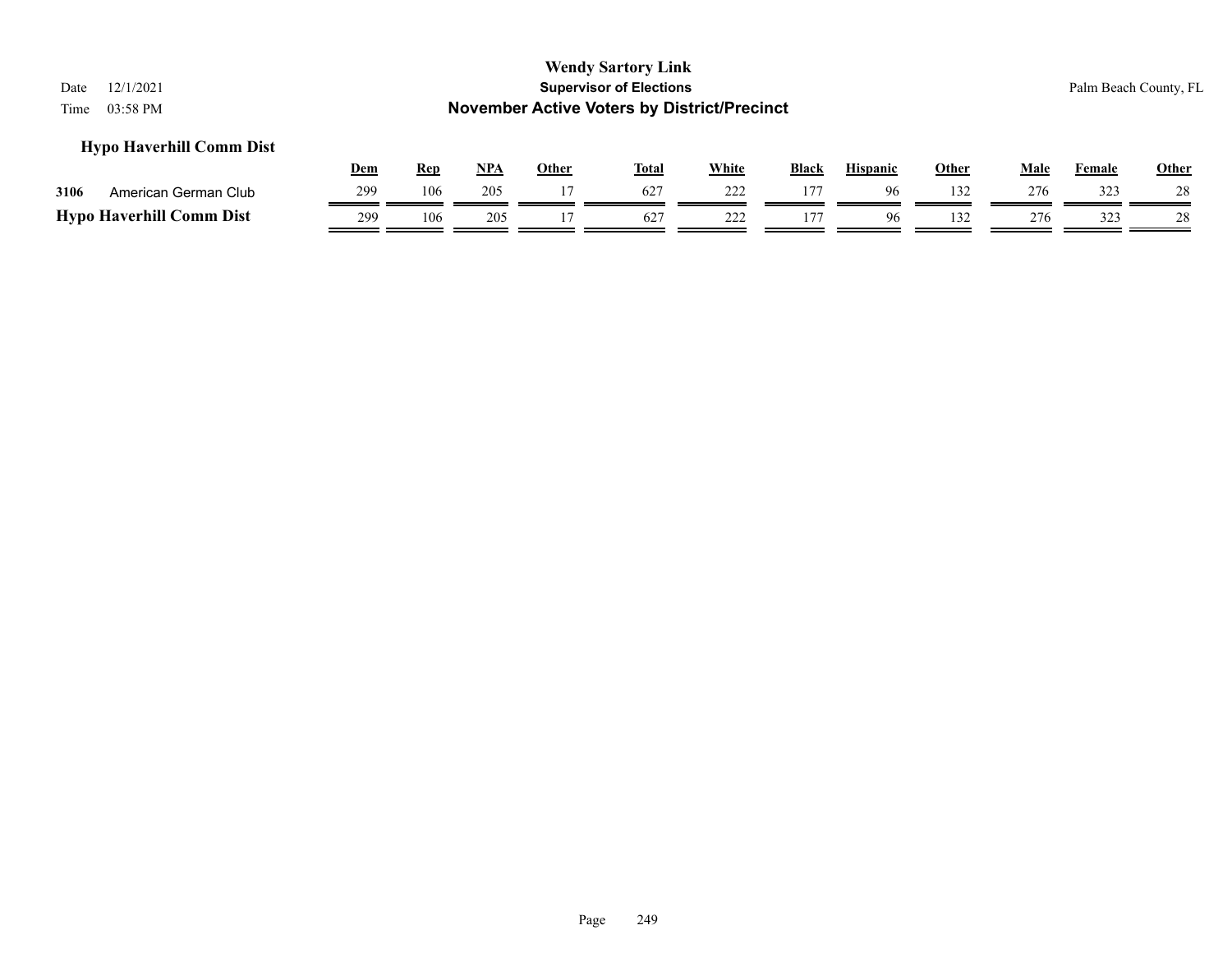**Wendy Sartory Link**
**Supervisor of Elections**
**November Active Voters by District/Precinct**

Date 12/1/2021
Time 03:58 PM

Palm Beach County, FL

### Hypo Haverhill Comm Dist

| | | Dem | Rep | NPA | Other | Total | White | Black | Hispanic | Other | Male | Female | Other |
|---|---|---|---|---|---|---|---|---|---|---|---|---|---|
| 3106 | American German Club | 299 | 106 | 205 | 17 | 627 | 222 | 177 | 96 | 132 | 276 | 323 | 28 |
| **Hypo Haverhill Comm Dist** | | 299 | 106 | 205 | 17 | 627 | 222 | 177 | 96 | 132 | 276 | 323 | 28 |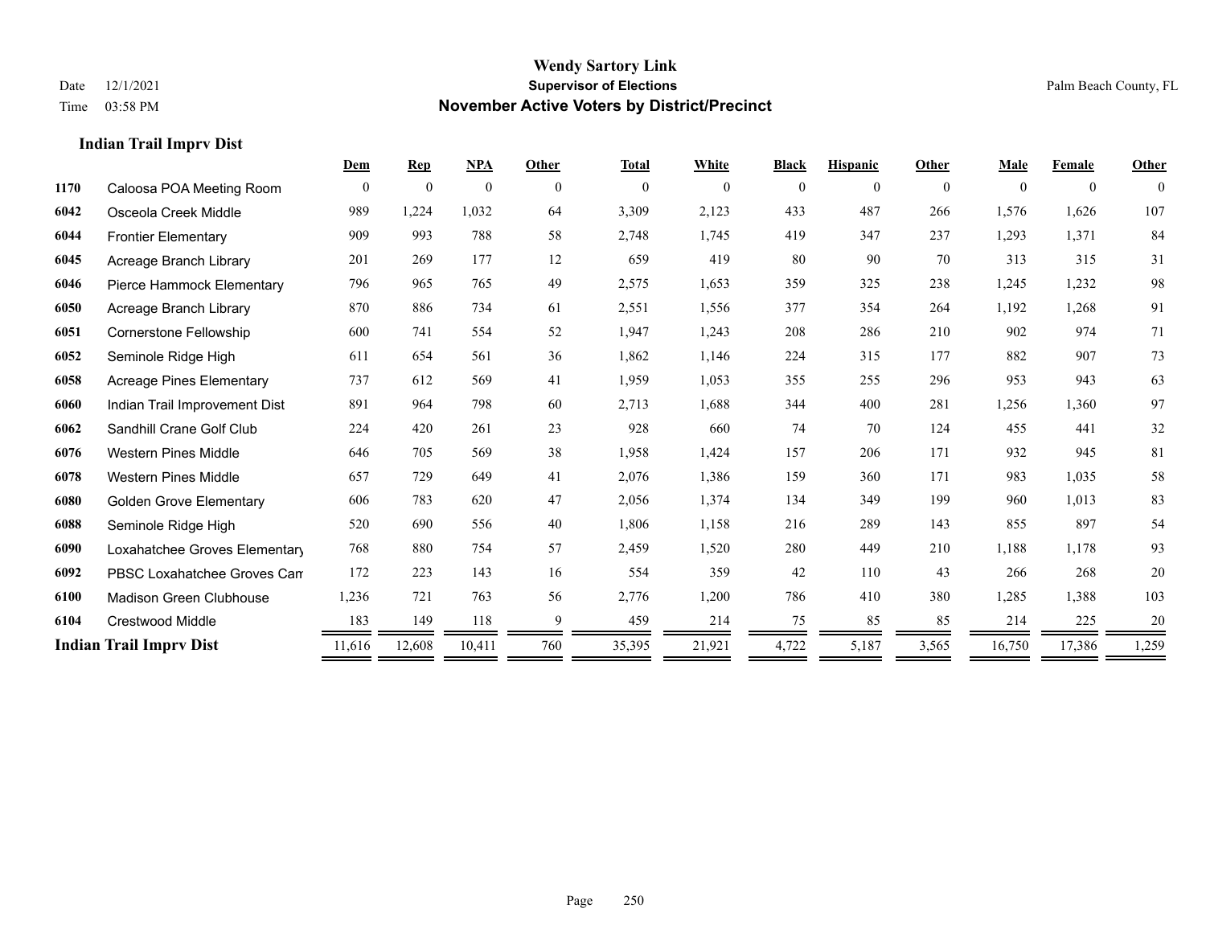**Wendy Sartory Link**
**Supervisor of Elections**
**November Active Voters by District/Precinct**

Date 12/1/2021
Time 03:58 PM

Palm Beach County, FL

### Indian Trail Imprv Dist

| | | Dem | Rep | NPA | Other | Total | White | Black | Hispanic | Other | Male | Female | Other |
|---|---|---|---|---|---|---|---|---|---|---|---|---|---|
| 1170 | Caloosa POA Meeting Room | 0 | 0 | 0 | 0 | 0 | 0 | 0 | 0 | 0 | 0 | 0 | 0 |
| 6042 | Osceola Creek Middle | 989 | 1,224 | 1,032 | 64 | 3,309 | 2,123 | 433 | 487 | 266 | 1,576 | 1,626 | 107 |
| 6044 | Frontier Elementary | 909 | 993 | 788 | 58 | 2,748 | 1,745 | 419 | 347 | 237 | 1,293 | 1,371 | 84 |
| 6045 | Acreage Branch Library | 201 | 269 | 177 | 12 | 659 | 419 | 80 | 90 | 70 | 313 | 315 | 31 |
| 6046 | Pierce Hammock Elementary | 796 | 965 | 765 | 49 | 2,575 | 1,653 | 359 | 325 | 238 | 1,245 | 1,232 | 98 |
| 6050 | Acreage Branch Library | 870 | 886 | 734 | 61 | 2,551 | 1,556 | 377 | 354 | 264 | 1,192 | 1,268 | 91 |
| 6051 | Cornerstone Fellowship | 600 | 741 | 554 | 52 | 1,947 | 1,243 | 208 | 286 | 210 | 902 | 974 | 71 |
| 6052 | Seminole Ridge High | 611 | 654 | 561 | 36 | 1,862 | 1,146 | 224 | 315 | 177 | 882 | 907 | 73 |
| 6058 | Acreage Pines Elementary | 737 | 612 | 569 | 41 | 1,959 | 1,053 | 355 | 255 | 296 | 953 | 943 | 63 |
| 6060 | Indian Trail Improvement Dist | 891 | 964 | 798 | 60 | 2,713 | 1,688 | 344 | 400 | 281 | 1,256 | 1,360 | 97 |
| 6062 | Sandhill Crane Golf Club | 224 | 420 | 261 | 23 | 928 | 660 | 74 | 70 | 124 | 455 | 441 | 32 |
| 6076 | Western Pines Middle | 646 | 705 | 569 | 38 | 1,958 | 1,424 | 157 | 206 | 171 | 932 | 945 | 81 |
| 6078 | Western Pines Middle | 657 | 729 | 649 | 41 | 2,076 | 1,386 | 159 | 360 | 171 | 983 | 1,035 | 58 |
| 6080 | Golden Grove Elementary | 606 | 783 | 620 | 47 | 2,056 | 1,374 | 134 | 349 | 199 | 960 | 1,013 | 83 |
| 6088 | Seminole Ridge High | 520 | 690 | 556 | 40 | 1,806 | 1,158 | 216 | 289 | 143 | 855 | 897 | 54 |
| 6090 | Loxahatchee Groves Elementary | 768 | 880 | 754 | 57 | 2,459 | 1,520 | 280 | 449 | 210 | 1,188 | 1,178 | 93 |
| 6092 | PBSC Loxahatchee Groves Cam | 172 | 223 | 143 | 16 | 554 | 359 | 42 | 110 | 43 | 266 | 268 | 20 |
| 6100 | Madison Green Clubhouse | 1,236 | 721 | 763 | 56 | 2,776 | 1,200 | 786 | 410 | 380 | 1,285 | 1,388 | 103 |
| 6104 | Crestwood Middle | 183 | 149 | 118 | 9 | 459 | 214 | 75 | 85 | 85 | 214 | 225 | 20 |
| **Indian Trail Imprv Dist** | | 11,616 | 12,608 | 10,411 | 760 | 35,395 | 21,921 | 4,722 | 5,187 | 3,565 | 16,750 | 17,386 | 1,259 |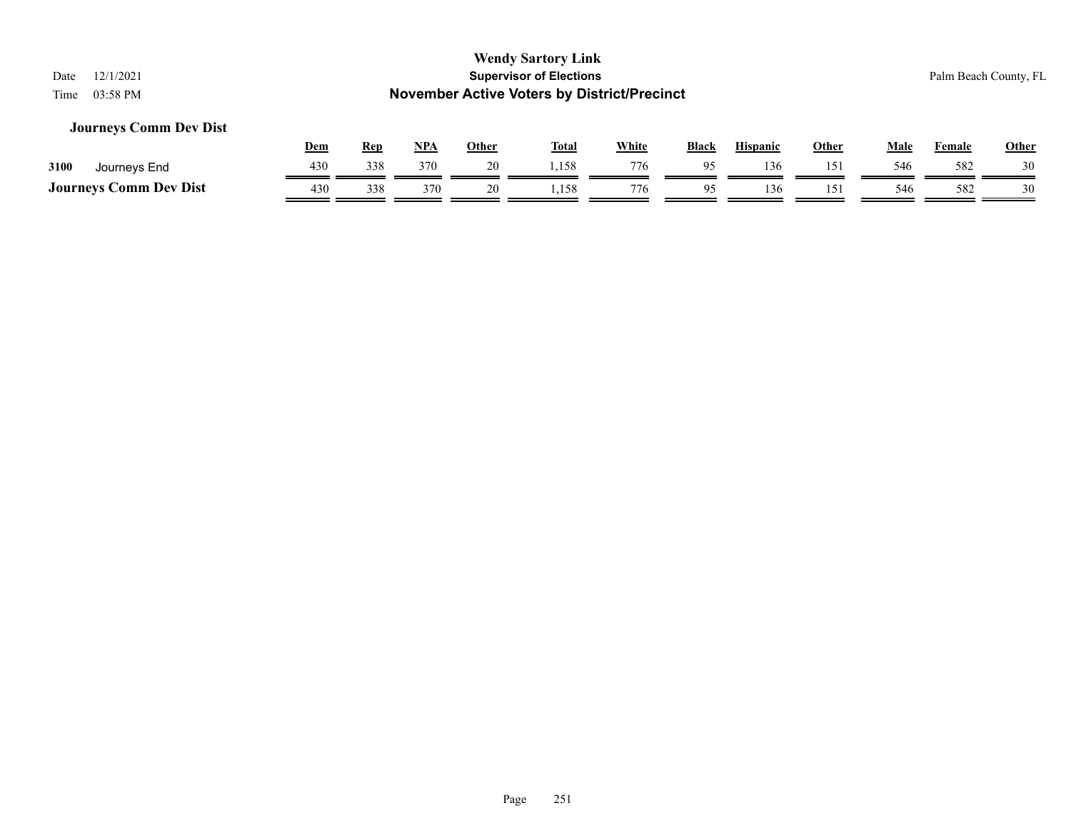# Wendy Sartory Link

## Supervisor of Elections

## November Active Voters by District/Precinct

Date 12/1/2021

Time 03:58 PM

Palm Beach County, FL

### Journeys Comm Dev Dist

| | | Dem | Rep | NPA | Other | Total | White | Black | Hispanic | Other | Male | Female | Other |
|---|---|---|---|---|---|---|---|---|---|---|---|---|---|
| 3100 | Journeys End | 430 | 338 | 370 | 20 | 1,158 | 776 | 95 | 136 | 151 | 546 | 582 | 30 |
| **Journeys Comm Dev Dist** | | 430 | 338 | 370 | 20 | 1,158 | 776 | 95 | 136 | 151 | 546 | 582 | 30 |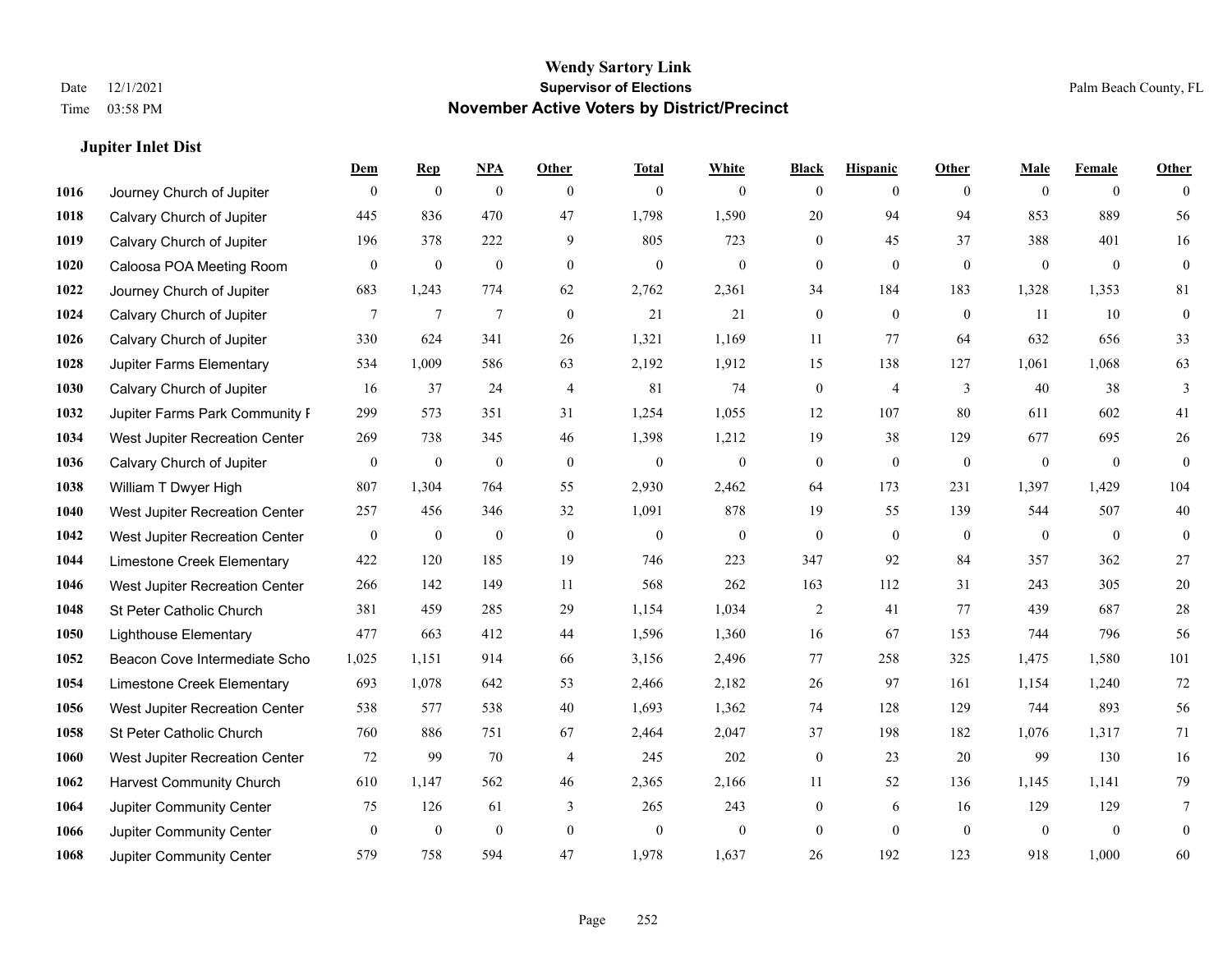**Wendy Sartory Link**
**Supervisor of Elections**
**November Active Voters by District/Precinct**

Date 12/1/2021
Time 03:58 PM

Palm Beach County, FL

### Jupiter Inlet Dist

| | | Dem | Rep | NPA | Other | Total | White | Black | Hispanic | Other | Male | Female | Other |
|---|---|---|---|---|---|---|---|---|---|---|---|---|---|
| 1016 | Journey Church of Jupiter | 0 | 0 | 0 | 0 | 0 | 0 | 0 | 0 | 0 | 0 | 0 | 0 |
| 1018 | Calvary Church of Jupiter | 445 | 836 | 470 | 47 | 1,798 | 1,590 | 20 | 94 | 94 | 853 | 889 | 56 |
| 1019 | Calvary Church of Jupiter | 196 | 378 | 222 | 9 | 805 | 723 | 0 | 45 | 37 | 388 | 401 | 16 |
| 1020 | Caloosa POA Meeting Room | 0 | 0 | 0 | 0 | 0 | 0 | 0 | 0 | 0 | 0 | 0 | 0 |
| 1022 | Journey Church of Jupiter | 683 | 1,243 | 774 | 62 | 2,762 | 2,361 | 34 | 184 | 183 | 1,328 | 1,353 | 81 |
| 1024 | Calvary Church of Jupiter | 7 | 7 | 7 | 0 | 21 | 21 | 0 | 0 | 0 | 11 | 10 | 0 |
| 1026 | Calvary Church of Jupiter | 330 | 624 | 341 | 26 | 1,321 | 1,169 | 11 | 77 | 64 | 632 | 656 | 33 |
| 1028 | Jupiter Farms Elementary | 534 | 1,009 | 586 | 63 | 2,192 | 1,912 | 15 | 138 | 127 | 1,061 | 1,068 | 63 |
| 1030 | Calvary Church of Jupiter | 16 | 37 | 24 | 4 | 81 | 74 | 0 | 4 | 3 | 40 | 38 | 3 |
| 1032 | Jupiter Farms Park Community F | 299 | 573 | 351 | 31 | 1,254 | 1,055 | 12 | 107 | 80 | 611 | 602 | 41 |
| 1034 | West Jupiter Recreation Center | 269 | 738 | 345 | 46 | 1,398 | 1,212 | 19 | 38 | 129 | 677 | 695 | 26 |
| 1036 | Calvary Church of Jupiter | 0 | 0 | 0 | 0 | 0 | 0 | 0 | 0 | 0 | 0 | 0 | 0 |
| 1038 | William T Dwyer High | 807 | 1,304 | 764 | 55 | 2,930 | 2,462 | 64 | 173 | 231 | 1,397 | 1,429 | 104 |
| 1040 | West Jupiter Recreation Center | 257 | 456 | 346 | 32 | 1,091 | 878 | 19 | 55 | 139 | 544 | 507 | 40 |
| 1042 | West Jupiter Recreation Center | 0 | 0 | 0 | 0 | 0 | 0 | 0 | 0 | 0 | 0 | 0 | 0 |
| 1044 | Limestone Creek Elementary | 422 | 120 | 185 | 19 | 746 | 223 | 347 | 92 | 84 | 357 | 362 | 27 |
| 1046 | West Jupiter Recreation Center | 266 | 142 | 149 | 11 | 568 | 262 | 163 | 112 | 31 | 243 | 305 | 20 |
| 1048 | St Peter Catholic Church | 381 | 459 | 285 | 29 | 1,154 | 1,034 | 2 | 41 | 77 | 439 | 687 | 28 |
| 1050 | Lighthouse Elementary | 477 | 663 | 412 | 44 | 1,596 | 1,360 | 16 | 67 | 153 | 744 | 796 | 56 |
| 1052 | Beacon Cove Intermediate Scho | 1,025 | 1,151 | 914 | 66 | 3,156 | 2,496 | 77 | 258 | 325 | 1,475 | 1,580 | 101 |
| 1054 | Limestone Creek Elementary | 693 | 1,078 | 642 | 53 | 2,466 | 2,182 | 26 | 97 | 161 | 1,154 | 1,240 | 72 |
| 1056 | West Jupiter Recreation Center | 538 | 577 | 538 | 40 | 1,693 | 1,362 | 74 | 128 | 129 | 744 | 893 | 56 |
| 1058 | St Peter Catholic Church | 760 | 886 | 751 | 67 | 2,464 | 2,047 | 37 | 198 | 182 | 1,076 | 1,317 | 71 |
| 1060 | West Jupiter Recreation Center | 72 | 99 | 70 | 4 | 245 | 202 | 0 | 23 | 20 | 99 | 130 | 16 |
| 1062 | Harvest Community Church | 610 | 1,147 | 562 | 46 | 2,365 | 2,166 | 11 | 52 | 136 | 1,145 | 1,141 | 79 |
| 1064 | Jupiter Community Center | 75 | 126 | 61 | 3 | 265 | 243 | 0 | 6 | 16 | 129 | 129 | 7 |
| 1066 | Jupiter Community Center | 0 | 0 | 0 | 0 | 0 | 0 | 0 | 0 | 0 | 0 | 0 | 0 |
| 1068 | Jupiter Community Center | 579 | 758 | 594 | 47 | 1,978 | 1,637 | 26 | 192 | 123 | 918 | 1,000 | 60 |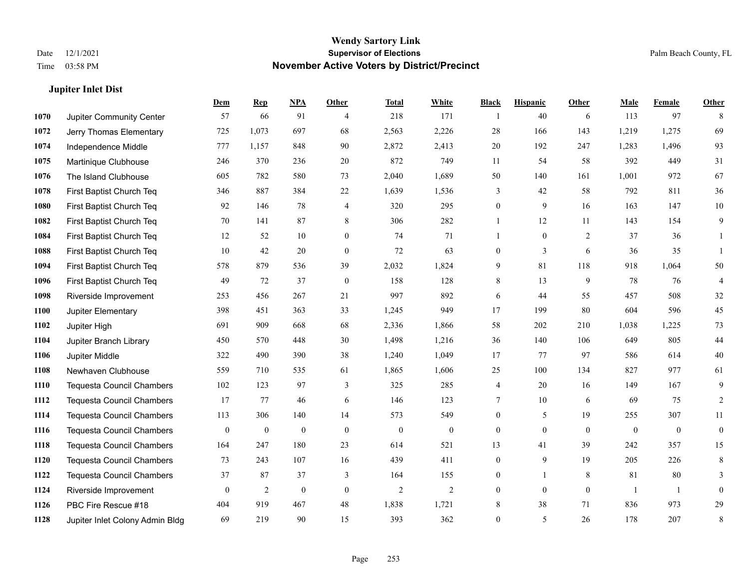# Wendy Sartory Link

## Supervisor of Elections

## November Active Voters by District/Precinct

Date 12/1/2021
Time 03:58 PM

Palm Beach County, FL

### Jupiter Inlet Dist

| | | Dem | Rep | NPA | Other | Total | White | Black | Hispanic | Other | Male | Female | Other |
|---|---|---|---|---|---|---|---|---|---|---|---|---|---|
| 1070 | Jupiter Community Center | 57 | 66 | 91 | 4 | 218 | 171 | 1 | 40 | 6 | 113 | 97 | 8 |
| 1072 | Jerry Thomas Elementary | 725 | 1,073 | 697 | 68 | 2,563 | 2,226 | 28 | 166 | 143 | 1,219 | 1,275 | 69 |
| 1074 | Independence Middle | 777 | 1,157 | 848 | 90 | 2,872 | 2,413 | 20 | 192 | 247 | 1,283 | 1,496 | 93 |
| 1075 | Martinique Clubhouse | 246 | 370 | 236 | 20 | 872 | 749 | 11 | 54 | 58 | 392 | 449 | 31 |
| 1076 | The Island Clubhouse | 605 | 782 | 580 | 73 | 2,040 | 1,689 | 50 | 140 | 161 | 1,001 | 972 | 67 |
| 1078 | First Baptist Church Teq | 346 | 887 | 384 | 22 | 1,639 | 1,536 | 3 | 42 | 58 | 792 | 811 | 36 |
| 1080 | First Baptist Church Teq | 92 | 146 | 78 | 4 | 320 | 295 | 0 | 9 | 16 | 163 | 147 | 10 |
| 1082 | First Baptist Church Teq | 70 | 141 | 87 | 8 | 306 | 282 | 1 | 12 | 11 | 143 | 154 | 9 |
| 1084 | First Baptist Church Teq | 12 | 52 | 10 | 0 | 74 | 71 | 1 | 0 | 2 | 37 | 36 | 1 |
| 1088 | First Baptist Church Teq | 10 | 42 | 20 | 0 | 72 | 63 | 0 | 3 | 6 | 36 | 35 | 1 |
| 1094 | First Baptist Church Teq | 578 | 879 | 536 | 39 | 2,032 | 1,824 | 9 | 81 | 118 | 918 | 1,064 | 50 |
| 1096 | First Baptist Church Teq | 49 | 72 | 37 | 0 | 158 | 128 | 8 | 13 | 9 | 78 | 76 | 4 |
| 1098 | Riverside Improvement | 253 | 456 | 267 | 21 | 997 | 892 | 6 | 44 | 55 | 457 | 508 | 32 |
| 1100 | Jupiter Elementary | 398 | 451 | 363 | 33 | 1,245 | 949 | 17 | 199 | 80 | 604 | 596 | 45 |
| 1102 | Jupiter High | 691 | 909 | 668 | 68 | 2,336 | 1,866 | 58 | 202 | 210 | 1,038 | 1,225 | 73 |
| 1104 | Jupiter Branch Library | 450 | 570 | 448 | 30 | 1,498 | 1,216 | 36 | 140 | 106 | 649 | 805 | 44 |
| 1106 | Jupiter Middle | 322 | 490 | 390 | 38 | 1,240 | 1,049 | 17 | 77 | 97 | 586 | 614 | 40 |
| 1108 | Newhaven Clubhouse | 559 | 710 | 535 | 61 | 1,865 | 1,606 | 25 | 100 | 134 | 827 | 977 | 61 |
| 1110 | Tequesta Council Chambers | 102 | 123 | 97 | 3 | 325 | 285 | 4 | 20 | 16 | 149 | 167 | 9 |
| 1112 | Tequesta Council Chambers | 17 | 77 | 46 | 6 | 146 | 123 | 7 | 10 | 6 | 69 | 75 | 2 |
| 1114 | Tequesta Council Chambers | 113 | 306 | 140 | 14 | 573 | 549 | 0 | 5 | 19 | 255 | 307 | 11 |
| 1116 | Tequesta Council Chambers | 0 | 0 | 0 | 0 | 0 | 0 | 0 | 0 | 0 | 0 | 0 | 0 |
| 1118 | Tequesta Council Chambers | 164 | 247 | 180 | 23 | 614 | 521 | 13 | 41 | 39 | 242 | 357 | 15 |
| 1120 | Tequesta Council Chambers | 73 | 243 | 107 | 16 | 439 | 411 | 0 | 9 | 19 | 205 | 226 | 8 |
| 1122 | Tequesta Council Chambers | 37 | 87 | 37 | 3 | 164 | 155 | 0 | 1 | 8 | 81 | 80 | 3 |
| 1124 | Riverside Improvement | 0 | 2 | 0 | 0 | 2 | 2 | 0 | 0 | 0 | 1 | 1 | 0 |
| 1126 | PBC Fire Rescue #18 | 404 | 919 | 467 | 48 | 1,838 | 1,721 | 8 | 38 | 71 | 836 | 973 | 29 |
| 1128 | Jupiter Inlet Colony Admin Bldg | 69 | 219 | 90 | 15 | 393 | 362 | 0 | 5 | 26 | 178 | 207 | 8 |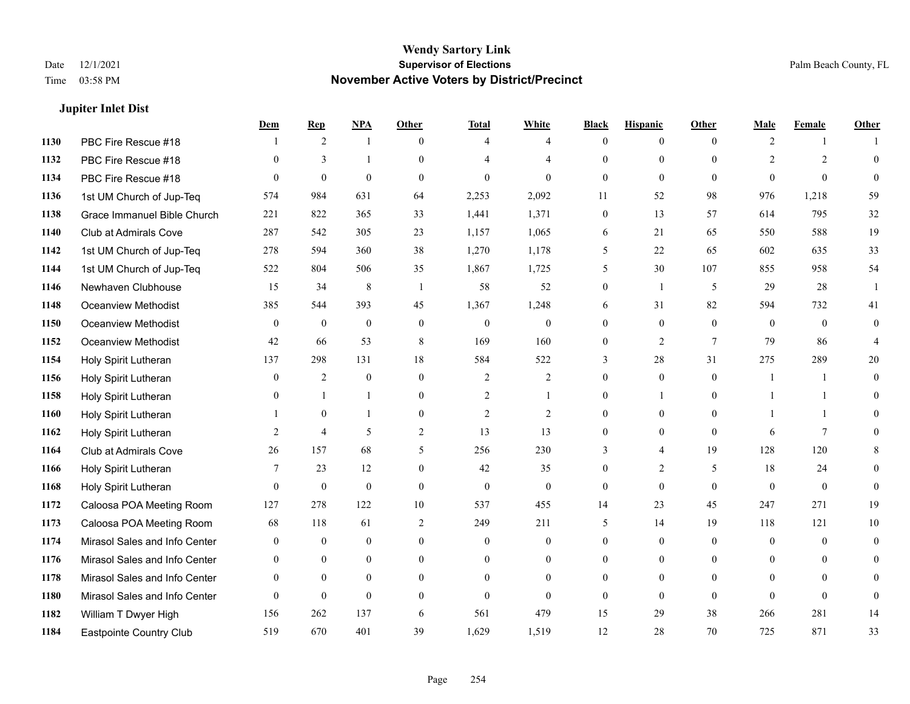# Wendy Sartory Link
## Supervisor of Elections
## November Active Voters by District/Precinct

Date 12/1/2021
Time 03:58 PM

Palm Beach County, FL

### Jupiter Inlet Dist

| | | Dem | Rep | NPA | Other | Total | White | Black | Hispanic | Other | Male | Female | Other |
|---|---|---|---|---|---|---|---|---|---|---|---|---|---|
| 1130 | PBC Fire Rescue #18 | 1 | 2 | 1 | 0 | 4 | 4 | 0 | 0 | 0 | 2 | 1 | 1 |
| 1132 | PBC Fire Rescue #18 | 0 | 3 | 1 | 0 | 4 | 4 | 0 | 0 | 0 | 2 | 2 | 0 |
| 1134 | PBC Fire Rescue #18 | 0 | 0 | 0 | 0 | 0 | 0 | 0 | 0 | 0 | 0 | 0 | 0 |
| 1136 | 1st UM Church of Jup-Teq | 574 | 984 | 631 | 64 | 2,253 | 2,092 | 11 | 52 | 98 | 976 | 1,218 | 59 |
| 1138 | Grace Immanuel Bible Church | 221 | 822 | 365 | 33 | 1,441 | 1,371 | 0 | 13 | 57 | 614 | 795 | 32 |
| 1140 | Club at Admirals Cove | 287 | 542 | 305 | 23 | 1,157 | 1,065 | 6 | 21 | 65 | 550 | 588 | 19 |
| 1142 | 1st UM Church of Jup-Teq | 278 | 594 | 360 | 38 | 1,270 | 1,178 | 5 | 22 | 65 | 602 | 635 | 33 |
| 1144 | 1st UM Church of Jup-Teq | 522 | 804 | 506 | 35 | 1,867 | 1,725 | 5 | 30 | 107 | 855 | 958 | 54 |
| 1146 | Newhaven Clubhouse | 15 | 34 | 8 | 1 | 58 | 52 | 0 | 1 | 5 | 29 | 28 | 1 |
| 1148 | Oceanview Methodist | 385 | 544 | 393 | 45 | 1,367 | 1,248 | 6 | 31 | 82 | 594 | 732 | 41 |
| 1150 | Oceanview Methodist | 0 | 0 | 0 | 0 | 0 | 0 | 0 | 0 | 0 | 0 | 0 | 0 |
| 1152 | Oceanview Methodist | 42 | 66 | 53 | 8 | 169 | 160 | 0 | 2 | 7 | 79 | 86 | 4 |
| 1154 | Holy Spirit Lutheran | 137 | 298 | 131 | 18 | 584 | 522 | 3 | 28 | 31 | 275 | 289 | 20 |
| 1156 | Holy Spirit Lutheran | 0 | 2 | 0 | 0 | 2 | 2 | 0 | 0 | 0 | 1 | 1 | 0 |
| 1158 | Holy Spirit Lutheran | 0 | 1 | 1 | 0 | 2 | 1 | 0 | 1 | 0 | 1 | 1 | 0 |
| 1160 | Holy Spirit Lutheran | 1 | 0 | 1 | 0 | 2 | 2 | 0 | 0 | 0 | 1 | 1 | 0 |
| 1162 | Holy Spirit Lutheran | 2 | 4 | 5 | 2 | 13 | 13 | 0 | 0 | 0 | 6 | 7 | 0 |
| 1164 | Club at Admirals Cove | 26 | 157 | 68 | 5 | 256 | 230 | 3 | 4 | 19 | 128 | 120 | 8 |
| 1166 | Holy Spirit Lutheran | 7 | 23 | 12 | 0 | 42 | 35 | 0 | 2 | 5 | 18 | 24 | 0 |
| 1168 | Holy Spirit Lutheran | 0 | 0 | 0 | 0 | 0 | 0 | 0 | 0 | 0 | 0 | 0 | 0 |
| 1172 | Caloosa POA Meeting Room | 127 | 278 | 122 | 10 | 537 | 455 | 14 | 23 | 45 | 247 | 271 | 19 |
| 1173 | Caloosa POA Meeting Room | 68 | 118 | 61 | 2 | 249 | 211 | 5 | 14 | 19 | 118 | 121 | 10 |
| 1174 | Mirasol Sales and Info Center | 0 | 0 | 0 | 0 | 0 | 0 | 0 | 0 | 0 | 0 | 0 | 0 |
| 1176 | Mirasol Sales and Info Center | 0 | 0 | 0 | 0 | 0 | 0 | 0 | 0 | 0 | 0 | 0 | 0 |
| 1178 | Mirasol Sales and Info Center | 0 | 0 | 0 | 0 | 0 | 0 | 0 | 0 | 0 | 0 | 0 | 0 |
| 1180 | Mirasol Sales and Info Center | 0 | 0 | 0 | 0 | 0 | 0 | 0 | 0 | 0 | 0 | 0 | 0 |
| 1182 | William T Dwyer High | 156 | 262 | 137 | 6 | 561 | 479 | 15 | 29 | 38 | 266 | 281 | 14 |
| 1184 | Eastpointe Country Club | 519 | 670 | 401 | 39 | 1,629 | 1,519 | 12 | 28 | 70 | 725 | 871 | 33 |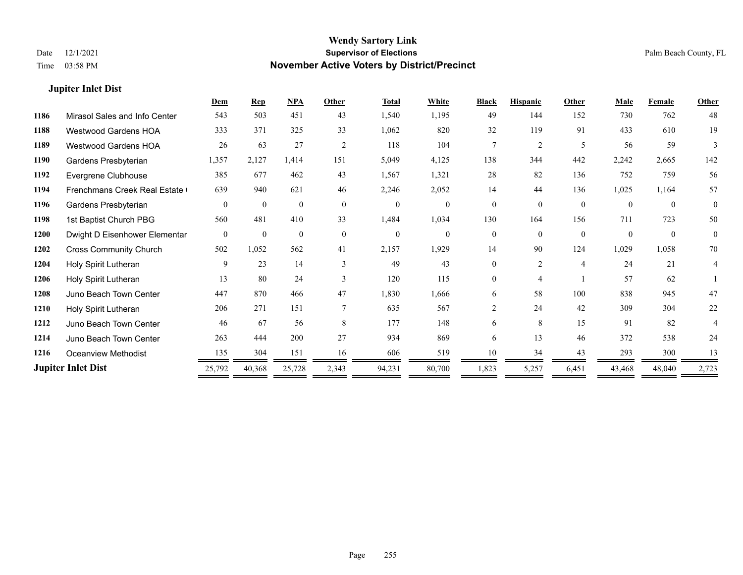# Wendy Sartory Link
## Supervisor of Elections
## November Active Voters by District/Precinct

Date 12/1/2021
Time 03:58 PM

Palm Beach County, FL

### Jupiter Inlet Dist

| | | Dem | Rep | NPA | Other | Total | White | Black | Hispanic | Other | Male | Female | Other |
|---|---|---|---|---|---|---|---|---|---|---|---|---|---|
| 1186 | Mirasol Sales and Info Center | 543 | 503 | 451 | 43 | 1,540 | 1,195 | 49 | 144 | 152 | 730 | 762 | 48 |
| 1188 | Westwood Gardens HOA | 333 | 371 | 325 | 33 | 1,062 | 820 | 32 | 119 | 91 | 433 | 610 | 19 |
| 1189 | Westwood Gardens HOA | 26 | 63 | 27 | 2 | 118 | 104 | 7 | 2 | 5 | 56 | 59 | 3 |
| 1190 | Gardens Presbyterian | 1,357 | 2,127 | 1,414 | 151 | 5,049 | 4,125 | 138 | 344 | 442 | 2,242 | 2,665 | 142 |
| 1192 | Evergrene Clubhouse | 385 | 677 | 462 | 43 | 1,567 | 1,321 | 28 | 82 | 136 | 752 | 759 | 56 |
| 1194 | Frenchmans Creek Real Estate ( | 639 | 940 | 621 | 46 | 2,246 | 2,052 | 14 | 44 | 136 | 1,025 | 1,164 | 57 |
| 1196 | Gardens Presbyterian | 0 | 0 | 0 | 0 | 0 | 0 | 0 | 0 | 0 | 0 | 0 | 0 |
| 1198 | 1st Baptist Church PBG | 560 | 481 | 410 | 33 | 1,484 | 1,034 | 130 | 164 | 156 | 711 | 723 | 50 |
| 1200 | Dwight D Eisenhower Elementar | 0 | 0 | 0 | 0 | 0 | 0 | 0 | 0 | 0 | 0 | 0 | 0 |
| 1202 | Cross Community Church | 502 | 1,052 | 562 | 41 | 2,157 | 1,929 | 14 | 90 | 124 | 1,029 | 1,058 | 70 |
| 1204 | Holy Spirit Lutheran | 9 | 23 | 14 | 3 | 49 | 43 | 0 | 2 | 4 | 24 | 21 | 4 |
| 1206 | Holy Spirit Lutheran | 13 | 80 | 24 | 3 | 120 | 115 | 0 | 4 | 1 | 57 | 62 | 1 |
| 1208 | Juno Beach Town Center | 447 | 870 | 466 | 47 | 1,830 | 1,666 | 6 | 58 | 100 | 838 | 945 | 47 |
| 1210 | Holy Spirit Lutheran | 206 | 271 | 151 | 7 | 635 | 567 | 2 | 24 | 42 | 309 | 304 | 22 |
| 1212 | Juno Beach Town Center | 46 | 67 | 56 | 8 | 177 | 148 | 6 | 8 | 15 | 91 | 82 | 4 |
| 1214 | Juno Beach Town Center | 263 | 444 | 200 | 27 | 934 | 869 | 6 | 13 | 46 | 372 | 538 | 24 |
| 1216 | Oceanview Methodist | 135 | 304 | 151 | 16 | 606 | 519 | 10 | 34 | 43 | 293 | 300 | 13 |
| **Jupiter Inlet Dist** | | 25,792 | 40,368 | 25,728 | 2,343 | 94,231 | 80,700 | 1,823 | 5,257 | 6,451 | 43,468 | 48,040 | 2,723 |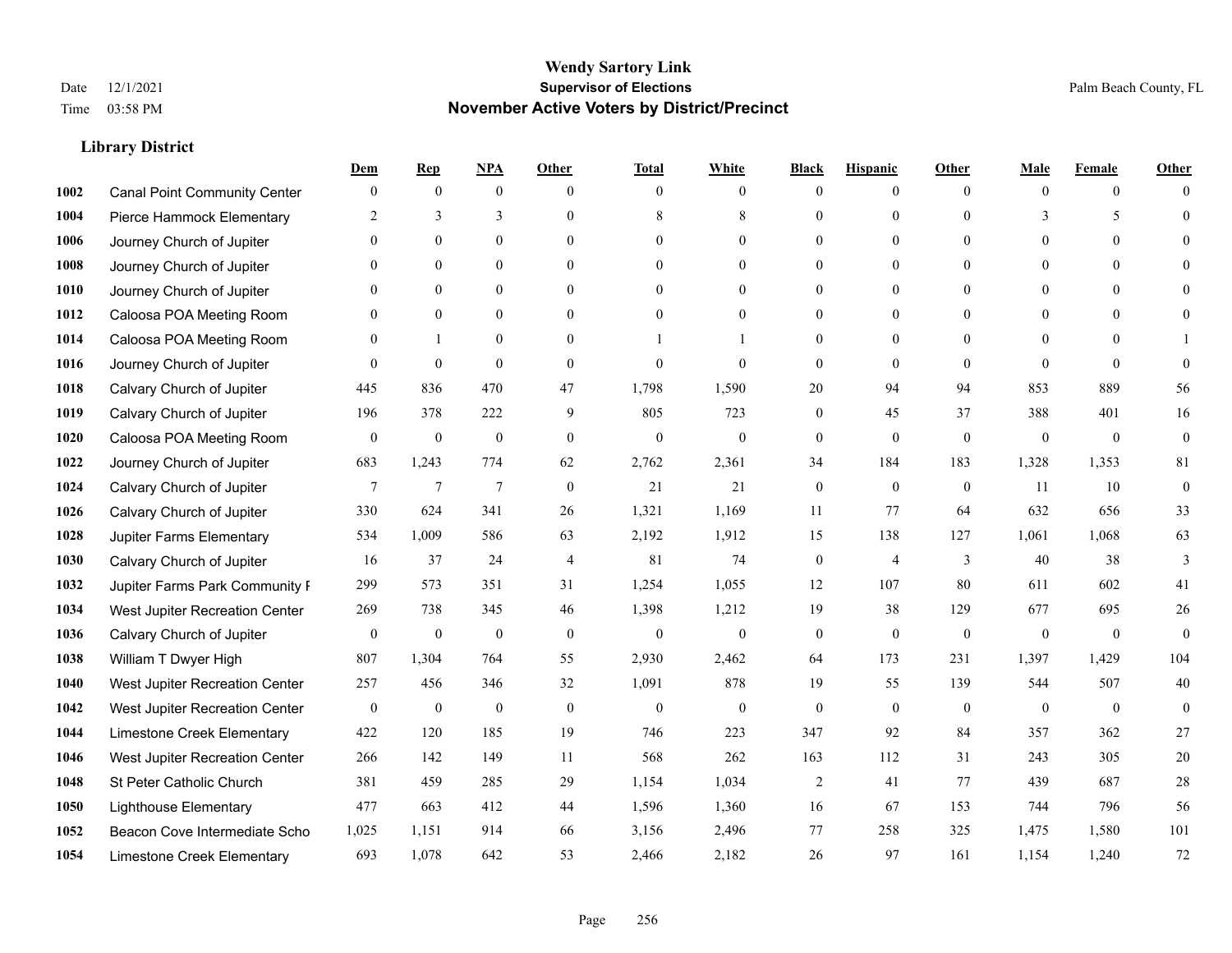# Wendy Sartory Link
## Supervisor of Elections
## November Active Voters by District/Precinct

Date 12/1/2021
Time 03:58 PM

Palm Beach County, FL

### Library District

| | | Dem | Rep | NPA | Other | Total | White | Black | Hispanic | Other | Male | Female | Other |
|---|---|---|---|---|---|---|---|---|---|---|---|---|---|
| 1002 | Canal Point Community Center | 0 | 0 | 0 | 0 | 0 | 0 | 0 | 0 | 0 | 0 | 0 | 0 |
| 1004 | Pierce Hammock Elementary | 2 | 3 | 3 | 0 | 8 | 8 | 0 | 0 | 0 | 3 | 5 | 0 |
| 1006 | Journey Church of Jupiter | 0 | 0 | 0 | 0 | 0 | 0 | 0 | 0 | 0 | 0 | 0 | 0 |
| 1008 | Journey Church of Jupiter | 0 | 0 | 0 | 0 | 0 | 0 | 0 | 0 | 0 | 0 | 0 | 0 |
| 1010 | Journey Church of Jupiter | 0 | 0 | 0 | 0 | 0 | 0 | 0 | 0 | 0 | 0 | 0 | 0 |
| 1012 | Caloosa POA Meeting Room | 0 | 0 | 0 | 0 | 0 | 0 | 0 | 0 | 0 | 0 | 0 | 0 |
| 1014 | Caloosa POA Meeting Room | 0 | 1 | 0 | 0 | 1 | 1 | 0 | 0 | 0 | 0 | 0 | 1 |
| 1016 | Journey Church of Jupiter | 0 | 0 | 0 | 0 | 0 | 0 | 0 | 0 | 0 | 0 | 0 | 0 |
| 1018 | Calvary Church of Jupiter | 445 | 836 | 470 | 47 | 1,798 | 1,590 | 20 | 94 | 94 | 853 | 889 | 56 |
| 1019 | Calvary Church of Jupiter | 196 | 378 | 222 | 9 | 805 | 723 | 0 | 45 | 37 | 388 | 401 | 16 |
| 1020 | Caloosa POA Meeting Room | 0 | 0 | 0 | 0 | 0 | 0 | 0 | 0 | 0 | 0 | 0 | 0 |
| 1022 | Journey Church of Jupiter | 683 | 1,243 | 774 | 62 | 2,762 | 2,361 | 34 | 184 | 183 | 1,328 | 1,353 | 81 |
| 1024 | Calvary Church of Jupiter | 7 | 7 | 7 | 0 | 21 | 21 | 0 | 0 | 0 | 11 | 10 | 0 |
| 1026 | Calvary Church of Jupiter | 330 | 624 | 341 | 26 | 1,321 | 1,169 | 11 | 77 | 64 | 632 | 656 | 33 |
| 1028 | Jupiter Farms Elementary | 534 | 1,009 | 586 | 63 | 2,192 | 1,912 | 15 | 138 | 127 | 1,061 | 1,068 | 63 |
| 1030 | Calvary Church of Jupiter | 16 | 37 | 24 | 4 | 81 | 74 | 0 | 4 | 3 | 40 | 38 | 3 |
| 1032 | Jupiter Farms Park Community F | 299 | 573 | 351 | 31 | 1,254 | 1,055 | 12 | 107 | 80 | 611 | 602 | 41 |
| 1034 | West Jupiter Recreation Center | 269 | 738 | 345 | 46 | 1,398 | 1,212 | 19 | 38 | 129 | 677 | 695 | 26 |
| 1036 | Calvary Church of Jupiter | 0 | 0 | 0 | 0 | 0 | 0 | 0 | 0 | 0 | 0 | 0 | 0 |
| 1038 | William T Dwyer High | 807 | 1,304 | 764 | 55 | 2,930 | 2,462 | 64 | 173 | 231 | 1,397 | 1,429 | 104 |
| 1040 | West Jupiter Recreation Center | 257 | 456 | 346 | 32 | 1,091 | 878 | 19 | 55 | 139 | 544 | 507 | 40 |
| 1042 | West Jupiter Recreation Center | 0 | 0 | 0 | 0 | 0 | 0 | 0 | 0 | 0 | 0 | 0 | 0 |
| 1044 | Limestone Creek Elementary | 422 | 120 | 185 | 19 | 746 | 223 | 347 | 92 | 84 | 357 | 362 | 27 |
| 1046 | West Jupiter Recreation Center | 266 | 142 | 149 | 11 | 568 | 262 | 163 | 112 | 31 | 243 | 305 | 20 |
| 1048 | St Peter Catholic Church | 381 | 459 | 285 | 29 | 1,154 | 1,034 | 2 | 41 | 77 | 439 | 687 | 28 |
| 1050 | Lighthouse Elementary | 477 | 663 | 412 | 44 | 1,596 | 1,360 | 16 | 67 | 153 | 744 | 796 | 56 |
| 1052 | Beacon Cove Intermediate Scho | 1,025 | 1,151 | 914 | 66 | 3,156 | 2,496 | 77 | 258 | 325 | 1,475 | 1,580 | 101 |
| 1054 | Limestone Creek Elementary | 693 | 1,078 | 642 | 53 | 2,466 | 2,182 | 26 | 97 | 161 | 1,154 | 1,240 | 72 |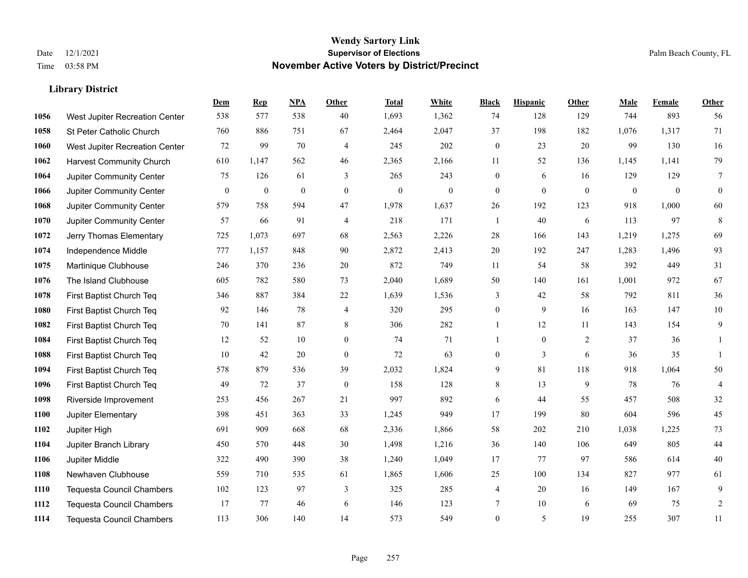# Wendy Sartory Link
## Supervisor of Elections
## November Active Voters by District/Precinct

Date 12/1/2021
Time 03:58 PM

Palm Beach County, FL

### Library District

| | | Dem | Rep | NPA | Other | Total | White | Black | Hispanic | Other | Male | Female | Other |
|---|---|---|---|---|---|---|---|---|---|---|---|---|---|
| 1056 | West Jupiter Recreation Center | 538 | 577 | 538 | 40 | 1,693 | 1,362 | 74 | 128 | 129 | 744 | 893 | 56 |
| 1058 | St Peter Catholic Church | 760 | 886 | 751 | 67 | 2,464 | 2,047 | 37 | 198 | 182 | 1,076 | 1,317 | 71 |
| 1060 | West Jupiter Recreation Center | 72 | 99 | 70 | 4 | 245 | 202 | 0 | 23 | 20 | 99 | 130 | 16 |
| 1062 | Harvest Community Church | 610 | 1,147 | 562 | 46 | 2,365 | 2,166 | 11 | 52 | 136 | 1,145 | 1,141 | 79 |
| 1064 | Jupiter Community Center | 75 | 126 | 61 | 3 | 265 | 243 | 0 | 6 | 16 | 129 | 129 | 7 |
| 1066 | Jupiter Community Center | 0 | 0 | 0 | 0 | 0 | 0 | 0 | 0 | 0 | 0 | 0 | 0 |
| 1068 | Jupiter Community Center | 579 | 758 | 594 | 47 | 1,978 | 1,637 | 26 | 192 | 123 | 918 | 1,000 | 60 |
| 1070 | Jupiter Community Center | 57 | 66 | 91 | 4 | 218 | 171 | 1 | 40 | 6 | 113 | 97 | 8 |
| 1072 | Jerry Thomas Elementary | 725 | 1,073 | 697 | 68 | 2,563 | 2,226 | 28 | 166 | 143 | 1,219 | 1,275 | 69 |
| 1074 | Independence Middle | 777 | 1,157 | 848 | 90 | 2,872 | 2,413 | 20 | 192 | 247 | 1,283 | 1,496 | 93 |
| 1075 | Martinique Clubhouse | 246 | 370 | 236 | 20 | 872 | 749 | 11 | 54 | 58 | 392 | 449 | 31 |
| 1076 | The Island Clubhouse | 605 | 782 | 580 | 73 | 2,040 | 1,689 | 50 | 140 | 161 | 1,001 | 972 | 67 |
| 1078 | First Baptist Church Teq | 346 | 887 | 384 | 22 | 1,639 | 1,536 | 3 | 42 | 58 | 792 | 811 | 36 |
| 1080 | First Baptist Church Teq | 92 | 146 | 78 | 4 | 320 | 295 | 0 | 9 | 16 | 163 | 147 | 10 |
| 1082 | First Baptist Church Teq | 70 | 141 | 87 | 8 | 306 | 282 | 1 | 12 | 11 | 143 | 154 | 9 |
| 1084 | First Baptist Church Teq | 12 | 52 | 10 | 0 | 74 | 71 | 1 | 0 | 2 | 37 | 36 | 1 |
| 1088 | First Baptist Church Teq | 10 | 42 | 20 | 0 | 72 | 63 | 0 | 3 | 6 | 36 | 35 | 1 |
| 1094 | First Baptist Church Teq | 578 | 879 | 536 | 39 | 2,032 | 1,824 | 9 | 81 | 118 | 918 | 1,064 | 50 |
| 1096 | First Baptist Church Teq | 49 | 72 | 37 | 0 | 158 | 128 | 8 | 13 | 9 | 78 | 76 | 4 |
| 1098 | Riverside Improvement | 253 | 456 | 267 | 21 | 997 | 892 | 6 | 44 | 55 | 457 | 508 | 32 |
| 1100 | Jupiter Elementary | 398 | 451 | 363 | 33 | 1,245 | 949 | 17 | 199 | 80 | 604 | 596 | 45 |
| 1102 | Jupiter High | 691 | 909 | 668 | 68 | 2,336 | 1,866 | 58 | 202 | 210 | 1,038 | 1,225 | 73 |
| 1104 | Jupiter Branch Library | 450 | 570 | 448 | 30 | 1,498 | 1,216 | 36 | 140 | 106 | 649 | 805 | 44 |
| 1106 | Jupiter Middle | 322 | 490 | 390 | 38 | 1,240 | 1,049 | 17 | 77 | 97 | 586 | 614 | 40 |
| 1108 | Newhaven Clubhouse | 559 | 710 | 535 | 61 | 1,865 | 1,606 | 25 | 100 | 134 | 827 | 977 | 61 |
| 1110 | Tequesta Council Chambers | 102 | 123 | 97 | 3 | 325 | 285 | 4 | 20 | 16 | 149 | 167 | 9 |
| 1112 | Tequesta Council Chambers | 17 | 77 | 46 | 6 | 146 | 123 | 7 | 10 | 6 | 69 | 75 | 2 |
| 1114 | Tequesta Council Chambers | 113 | 306 | 140 | 14 | 573 | 549 | 0 | 5 | 19 | 255 | 307 | 11 |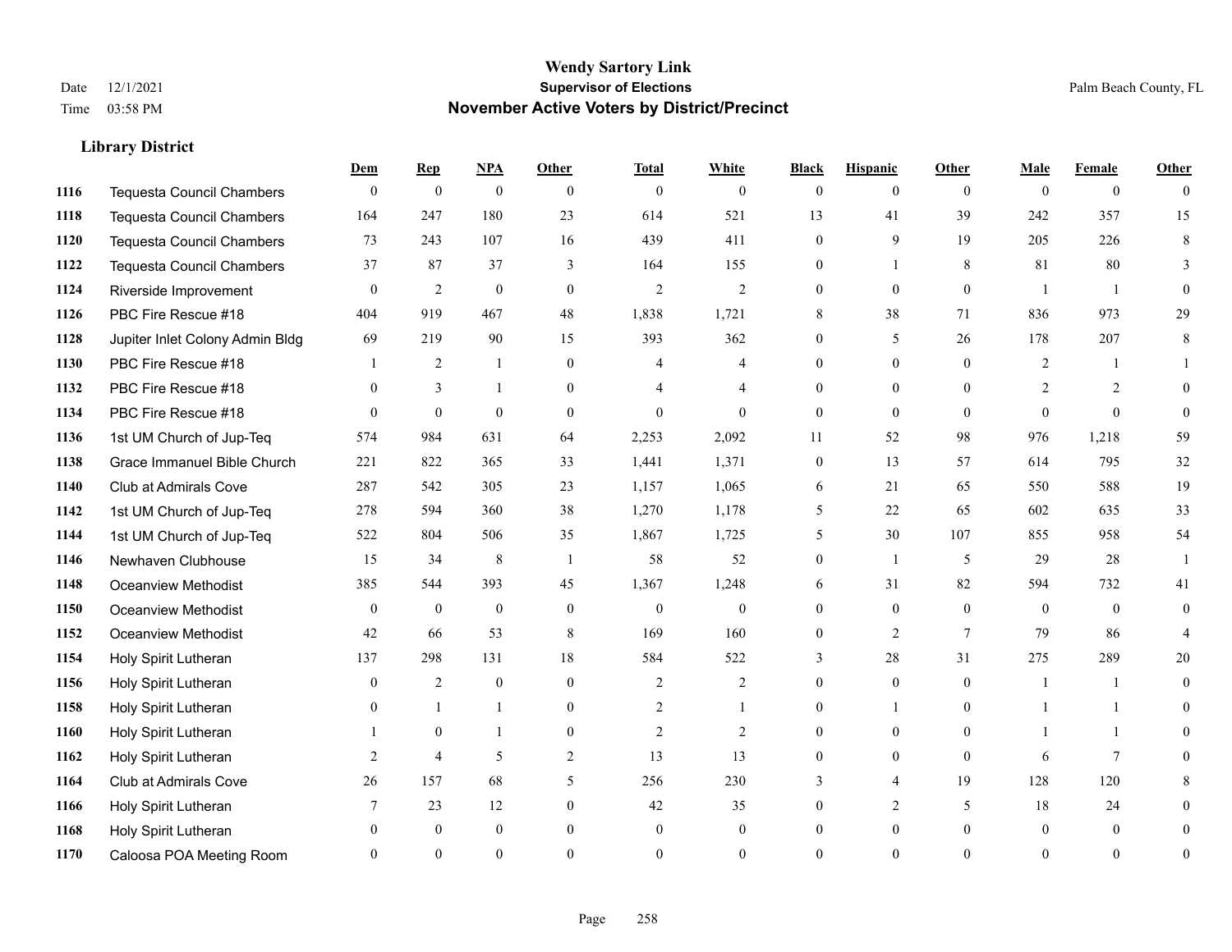# Wendy Sartory Link
## Supervisor of Elections
## November Active Voters by District/Precinct

Date 12/1/2021
Time 03:58 PM

Palm Beach County, FL

### Library District

| | | Dem | Rep | NPA | Other | Total | White | Black | Hispanic | Other | Male | Female | Other |
|---|---|---|---|---|---|---|---|---|---|---|---|---|---|
| 1116 | Tequesta Council Chambers | 0 | 0 | 0 | 0 | 0 | 0 | 0 | 0 | 0 | 0 | 0 | 0 |
| 1118 | Tequesta Council Chambers | 164 | 247 | 180 | 23 | 614 | 521 | 13 | 41 | 39 | 242 | 357 | 15 |
| 1120 | Tequesta Council Chambers | 73 | 243 | 107 | 16 | 439 | 411 | 0 | 9 | 19 | 205 | 226 | 8 |
| 1122 | Tequesta Council Chambers | 37 | 87 | 37 | 3 | 164 | 155 | 0 | 1 | 8 | 81 | 80 | 3 |
| 1124 | Riverside Improvement | 0 | 2 | 0 | 0 | 2 | 2 | 0 | 0 | 0 | 1 | 1 | 0 |
| 1126 | PBC Fire Rescue #18 | 404 | 919 | 467 | 48 | 1,838 | 1,721 | 8 | 38 | 71 | 836 | 973 | 29 |
| 1128 | Jupiter Inlet Colony Admin Bldg | 69 | 219 | 90 | 15 | 393 | 362 | 0 | 5 | 26 | 178 | 207 | 8 |
| 1130 | PBC Fire Rescue #18 | 1 | 2 | 1 | 0 | 4 | 4 | 0 | 0 | 0 | 2 | 1 | 1 |
| 1132 | PBC Fire Rescue #18 | 0 | 3 | 1 | 0 | 4 | 4 | 0 | 0 | 0 | 2 | 2 | 0 |
| 1134 | PBC Fire Rescue #18 | 0 | 0 | 0 | 0 | 0 | 0 | 0 | 0 | 0 | 0 | 0 | 0 |
| 1136 | 1st UM Church of Jup-Teq | 574 | 984 | 631 | 64 | 2,253 | 2,092 | 11 | 52 | 98 | 976 | 1,218 | 59 |
| 1138 | Grace Immanuel Bible Church | 221 | 822 | 365 | 33 | 1,441 | 1,371 | 0 | 13 | 57 | 614 | 795 | 32 |
| 1140 | Club at Admirals Cove | 287 | 542 | 305 | 23 | 1,157 | 1,065 | 6 | 21 | 65 | 550 | 588 | 19 |
| 1142 | 1st UM Church of Jup-Teq | 278 | 594 | 360 | 38 | 1,270 | 1,178 | 5 | 22 | 65 | 602 | 635 | 33 |
| 1144 | 1st UM Church of Jup-Teq | 522 | 804 | 506 | 35 | 1,867 | 1,725 | 5 | 30 | 107 | 855 | 958 | 54 |
| 1146 | Newhaven Clubhouse | 15 | 34 | 8 | 1 | 58 | 52 | 0 | 1 | 5 | 29 | 28 | 1 |
| 1148 | Oceanview Methodist | 385 | 544 | 393 | 45 | 1,367 | 1,248 | 6 | 31 | 82 | 594 | 732 | 41 |
| 1150 | Oceanview Methodist | 0 | 0 | 0 | 0 | 0 | 0 | 0 | 0 | 0 | 0 | 0 | 0 |
| 1152 | Oceanview Methodist | 42 | 66 | 53 | 8 | 169 | 160 | 0 | 2 | 7 | 79 | 86 | 4 |
| 1154 | Holy Spirit Lutheran | 137 | 298 | 131 | 18 | 584 | 522 | 3 | 28 | 31 | 275 | 289 | 20 |
| 1156 | Holy Spirit Lutheran | 0 | 2 | 0 | 0 | 2 | 2 | 0 | 0 | 0 | 1 | 1 | 0 |
| 1158 | Holy Spirit Lutheran | 0 | 1 | 1 | 0 | 2 | 1 | 0 | 1 | 0 | 1 | 1 | 0 |
| 1160 | Holy Spirit Lutheran | 1 | 0 | 1 | 0 | 2 | 2 | 0 | 0 | 0 | 1 | 1 | 0 |
| 1162 | Holy Spirit Lutheran | 2 | 4 | 5 | 2 | 13 | 13 | 0 | 0 | 0 | 6 | 7 | 0 |
| 1164 | Club at Admirals Cove | 26 | 157 | 68 | 5 | 256 | 230 | 3 | 4 | 19 | 128 | 120 | 8 |
| 1166 | Holy Spirit Lutheran | 7 | 23 | 12 | 0 | 42 | 35 | 0 | 2 | 5 | 18 | 24 | 0 |
| 1168 | Holy Spirit Lutheran | 0 | 0 | 0 | 0 | 0 | 0 | 0 | 0 | 0 | 0 | 0 | 0 |
| 1170 | Caloosa POA Meeting Room | 0 | 0 | 0 | 0 | 0 | 0 | 0 | 0 | 0 | 0 | 0 | 0 |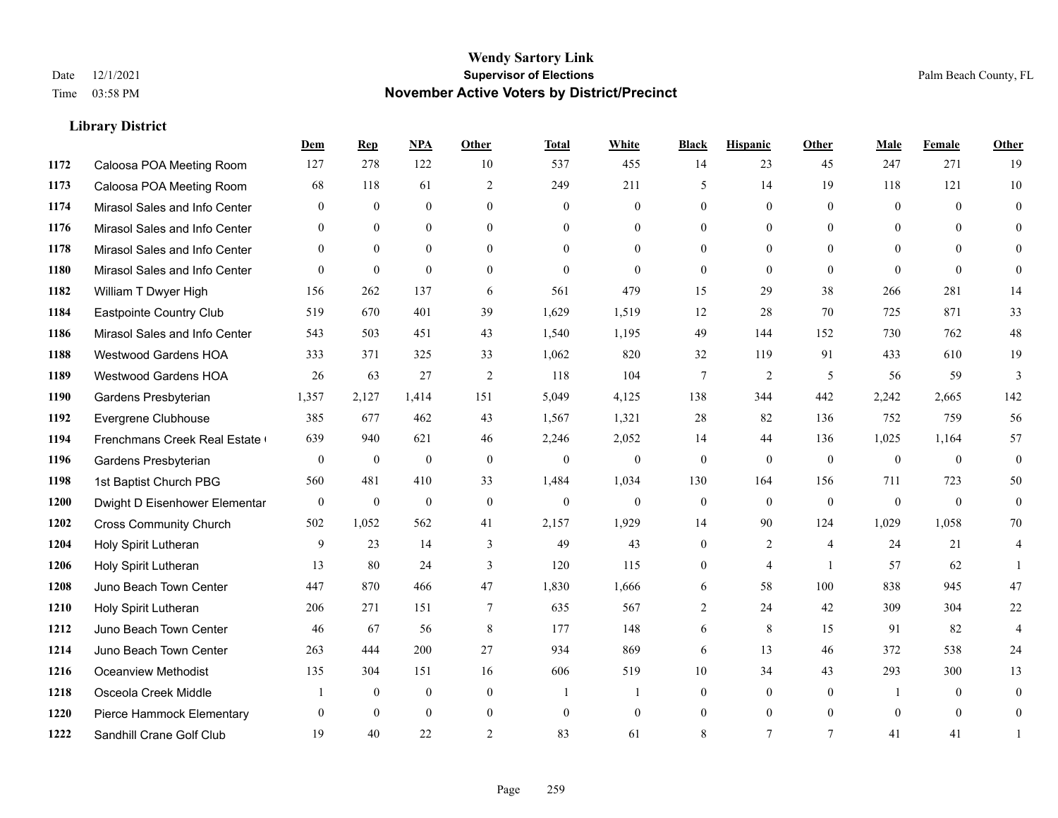# Wendy Sartory Link
## Supervisor of Elections
## November Active Voters by District/Precinct

Date 12/1/2021
Time 03:58 PM

Palm Beach County, FL

### Library District

| | | Dem | Rep | NPA | Other | Total | White | Black | Hispanic | Other | Male | Female | Other |
|---|---|---|---|---|---|---|---|---|---|---|---|---|---|
| 1172 | Caloosa POA Meeting Room | 127 | 278 | 122 | 10 | 537 | 455 | 14 | 23 | 45 | 247 | 271 | 19 |
| 1173 | Caloosa POA Meeting Room | 68 | 118 | 61 | 2 | 249 | 211 | 5 | 14 | 19 | 118 | 121 | 10 |
| 1174 | Mirasol Sales and Info Center | 0 | 0 | 0 | 0 | 0 | 0 | 0 | 0 | 0 | 0 | 0 | 0 |
| 1176 | Mirasol Sales and Info Center | 0 | 0 | 0 | 0 | 0 | 0 | 0 | 0 | 0 | 0 | 0 | 0 |
| 1178 | Mirasol Sales and Info Center | 0 | 0 | 0 | 0 | 0 | 0 | 0 | 0 | 0 | 0 | 0 | 0 |
| 1180 | Mirasol Sales and Info Center | 0 | 0 | 0 | 0 | 0 | 0 | 0 | 0 | 0 | 0 | 0 | 0 |
| 1182 | William T Dwyer High | 156 | 262 | 137 | 6 | 561 | 479 | 15 | 29 | 38 | 266 | 281 | 14 |
| 1184 | Eastpointe Country Club | 519 | 670 | 401 | 39 | 1,629 | 1,519 | 12 | 28 | 70 | 725 | 871 | 33 |
| 1186 | Mirasol Sales and Info Center | 543 | 503 | 451 | 43 | 1,540 | 1,195 | 49 | 144 | 152 | 730 | 762 | 48 |
| 1188 | Westwood Gardens HOA | 333 | 371 | 325 | 33 | 1,062 | 820 | 32 | 119 | 91 | 433 | 610 | 19 |
| 1189 | Westwood Gardens HOA | 26 | 63 | 27 | 2 | 118 | 104 | 7 | 2 | 5 | 56 | 59 | 3 |
| 1190 | Gardens Presbyterian | 1,357 | 2,127 | 1,414 | 151 | 5,049 | 4,125 | 138 | 344 | 442 | 2,242 | 2,665 | 142 |
| 1192 | Evergrene Clubhouse | 385 | 677 | 462 | 43 | 1,567 | 1,321 | 28 | 82 | 136 | 752 | 759 | 56 |
| 1194 | Frenchmans Creek Real Estate ( | 639 | 940 | 621 | 46 | 2,246 | 2,052 | 14 | 44 | 136 | 1,025 | 1,164 | 57 |
| 1196 | Gardens Presbyterian | 0 | 0 | 0 | 0 | 0 | 0 | 0 | 0 | 0 | 0 | 0 | 0 |
| 1198 | 1st Baptist Church PBG | 560 | 481 | 410 | 33 | 1,484 | 1,034 | 130 | 164 | 156 | 711 | 723 | 50 |
| 1200 | Dwight D Eisenhower Elementar | 0 | 0 | 0 | 0 | 0 | 0 | 0 | 0 | 0 | 0 | 0 | 0 |
| 1202 | Cross Community Church | 502 | 1,052 | 562 | 41 | 2,157 | 1,929 | 14 | 90 | 124 | 1,029 | 1,058 | 70 |
| 1204 | Holy Spirit Lutheran | 9 | 23 | 14 | 3 | 49 | 43 | 0 | 2 | 4 | 24 | 21 | 4 |
| 1206 | Holy Spirit Lutheran | 13 | 80 | 24 | 3 | 120 | 115 | 0 | 4 | 1 | 57 | 62 | 1 |
| 1208 | Juno Beach Town Center | 447 | 870 | 466 | 47 | 1,830 | 1,666 | 6 | 58 | 100 | 838 | 945 | 47 |
| 1210 | Holy Spirit Lutheran | 206 | 271 | 151 | 7 | 635 | 567 | 2 | 24 | 42 | 309 | 304 | 22 |
| 1212 | Juno Beach Town Center | 46 | 67 | 56 | 8 | 177 | 148 | 6 | 8 | 15 | 91 | 82 | 4 |
| 1214 | Juno Beach Town Center | 263 | 444 | 200 | 27 | 934 | 869 | 6 | 13 | 46 | 372 | 538 | 24 |
| 1216 | Oceanview Methodist | 135 | 304 | 151 | 16 | 606 | 519 | 10 | 34 | 43 | 293 | 300 | 13 |
| 1218 | Osceola Creek Middle | 1 | 0 | 0 | 0 | 1 | 1 | 0 | 0 | 0 | 1 | 0 | 0 |
| 1220 | Pierce Hammock Elementary | 0 | 0 | 0 | 0 | 0 | 0 | 0 | 0 | 0 | 0 | 0 | 0 |
| 1222 | Sandhill Crane Golf Club | 19 | 40 | 22 | 2 | 83 | 61 | 8 | 7 | 7 | 41 | 41 | 1 |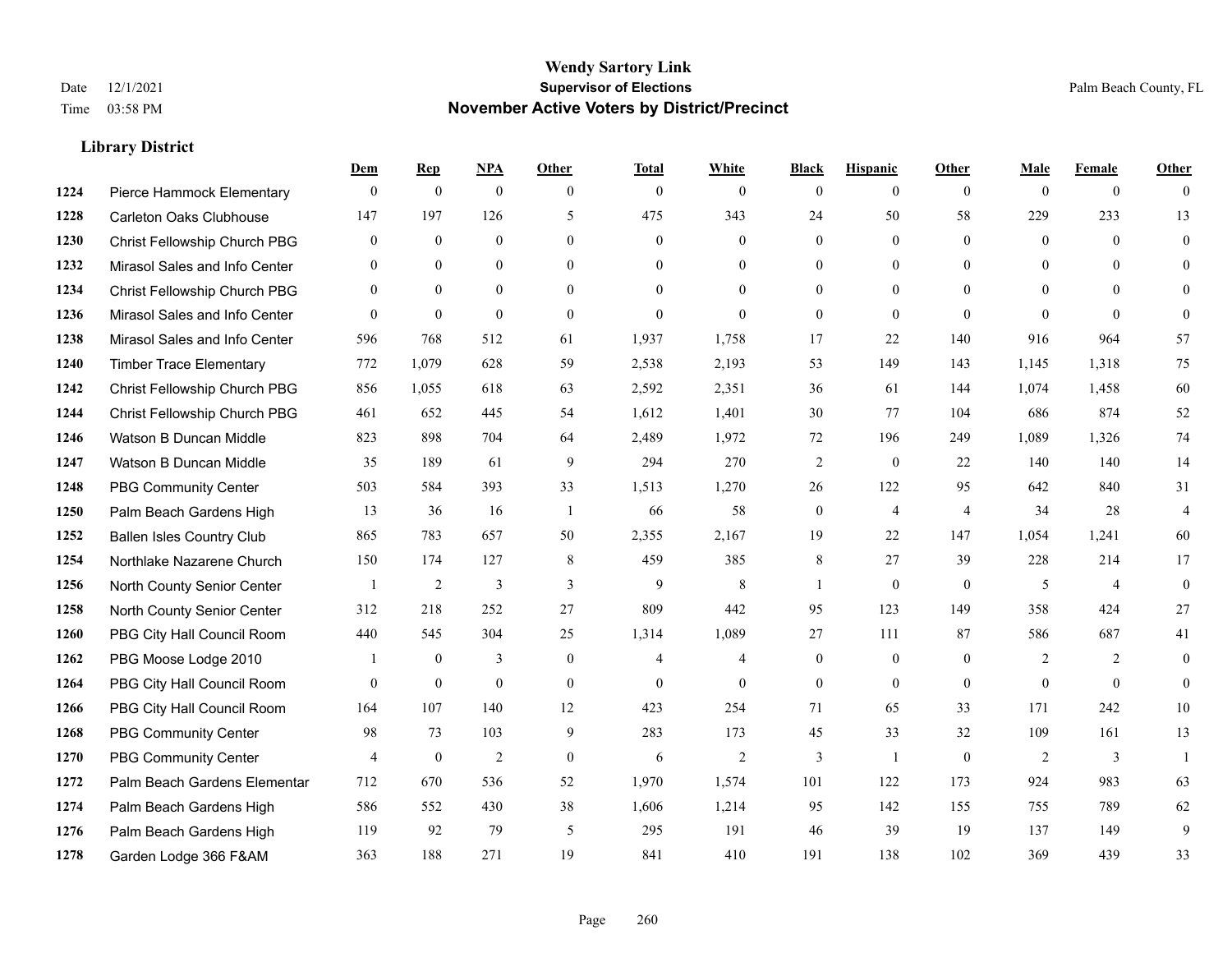# Wendy Sartory Link
## Supervisor of Elections
## November Active Voters by District/Precinct

Date 12/1/2021
Time 03:58 PM

Palm Beach County, FL

### Library District

| | | Dem | Rep | NPA | Other | Total | White | Black | Hispanic | Other | Male | Female | Other |
|---|---|---|---|---|---|---|---|---|---|---|---|---|---|
| 1224 | Pierce Hammock Elementary | 0 | 0 | 0 | 0 | 0 | 0 | 0 | 0 | 0 | 0 | 0 | 0 |
| 1228 | Carleton Oaks Clubhouse | 147 | 197 | 126 | 5 | 475 | 343 | 24 | 50 | 58 | 229 | 233 | 13 |
| 1230 | Christ Fellowship Church PBG | 0 | 0 | 0 | 0 | 0 | 0 | 0 | 0 | 0 | 0 | 0 | 0 |
| 1232 | Mirasol Sales and Info Center | 0 | 0 | 0 | 0 | 0 | 0 | 0 | 0 | 0 | 0 | 0 | 0 |
| 1234 | Christ Fellowship Church PBG | 0 | 0 | 0 | 0 | 0 | 0 | 0 | 0 | 0 | 0 | 0 | 0 |
| 1236 | Mirasol Sales and Info Center | 0 | 0 | 0 | 0 | 0 | 0 | 0 | 0 | 0 | 0 | 0 | 0 |
| 1238 | Mirasol Sales and Info Center | 596 | 768 | 512 | 61 | 1,937 | 1,758 | 17 | 22 | 140 | 916 | 964 | 57 |
| 1240 | Timber Trace Elementary | 772 | 1,079 | 628 | 59 | 2,538 | 2,193 | 53 | 149 | 143 | 1,145 | 1,318 | 75 |
| 1242 | Christ Fellowship Church PBG | 856 | 1,055 | 618 | 63 | 2,592 | 2,351 | 36 | 61 | 144 | 1,074 | 1,458 | 60 |
| 1244 | Christ Fellowship Church PBG | 461 | 652 | 445 | 54 | 1,612 | 1,401 | 30 | 77 | 104 | 686 | 874 | 52 |
| 1246 | Watson B Duncan Middle | 823 | 898 | 704 | 64 | 2,489 | 1,972 | 72 | 196 | 249 | 1,089 | 1,326 | 74 |
| 1247 | Watson B Duncan Middle | 35 | 189 | 61 | 9 | 294 | 270 | 2 | 0 | 22 | 140 | 140 | 14 |
| 1248 | PBG Community Center | 503 | 584 | 393 | 33 | 1,513 | 1,270 | 26 | 122 | 95 | 642 | 840 | 31 |
| 1250 | Palm Beach Gardens High | 13 | 36 | 16 | 1 | 66 | 58 | 0 | 4 | 4 | 34 | 28 | 4 |
| 1252 | Ballen Isles Country Club | 865 | 783 | 657 | 50 | 2,355 | 2,167 | 19 | 22 | 147 | 1,054 | 1,241 | 60 |
| 1254 | Northlake Nazarene Church | 150 | 174 | 127 | 8 | 459 | 385 | 8 | 27 | 39 | 228 | 214 | 17 |
| 1256 | North County Senior Center | 1 | 2 | 3 | 3 | 9 | 8 | 1 | 0 | 0 | 5 | 4 | 0 |
| 1258 | North County Senior Center | 312 | 218 | 252 | 27 | 809 | 442 | 95 | 123 | 149 | 358 | 424 | 27 |
| 1260 | PBG City Hall Council Room | 440 | 545 | 304 | 25 | 1,314 | 1,089 | 27 | 111 | 87 | 586 | 687 | 41 |
| 1262 | PBG Moose Lodge 2010 | 1 | 0 | 3 | 0 | 4 | 4 | 0 | 0 | 0 | 2 | 2 | 0 |
| 1264 | PBG City Hall Council Room | 0 | 0 | 0 | 0 | 0 | 0 | 0 | 0 | 0 | 0 | 0 | 0 |
| 1266 | PBG City Hall Council Room | 164 | 107 | 140 | 12 | 423 | 254 | 71 | 65 | 33 | 171 | 242 | 10 |
| 1268 | PBG Community Center | 98 | 73 | 103 | 9 | 283 | 173 | 45 | 33 | 32 | 109 | 161 | 13 |
| 1270 | PBG Community Center | 4 | 0 | 2 | 0 | 6 | 2 | 3 | 1 | 0 | 2 | 3 | 1 |
| 1272 | Palm Beach Gardens Elementar | 712 | 670 | 536 | 52 | 1,970 | 1,574 | 101 | 122 | 173 | 924 | 983 | 63 |
| 1274 | Palm Beach Gardens High | 586 | 552 | 430 | 38 | 1,606 | 1,214 | 95 | 142 | 155 | 755 | 789 | 62 |
| 1276 | Palm Beach Gardens High | 119 | 92 | 79 | 5 | 295 | 191 | 46 | 39 | 19 | 137 | 149 | 9 |
| 1278 | Garden Lodge 366 F&AM | 363 | 188 | 271 | 19 | 841 | 410 | 191 | 138 | 102 | 369 | 439 | 33 |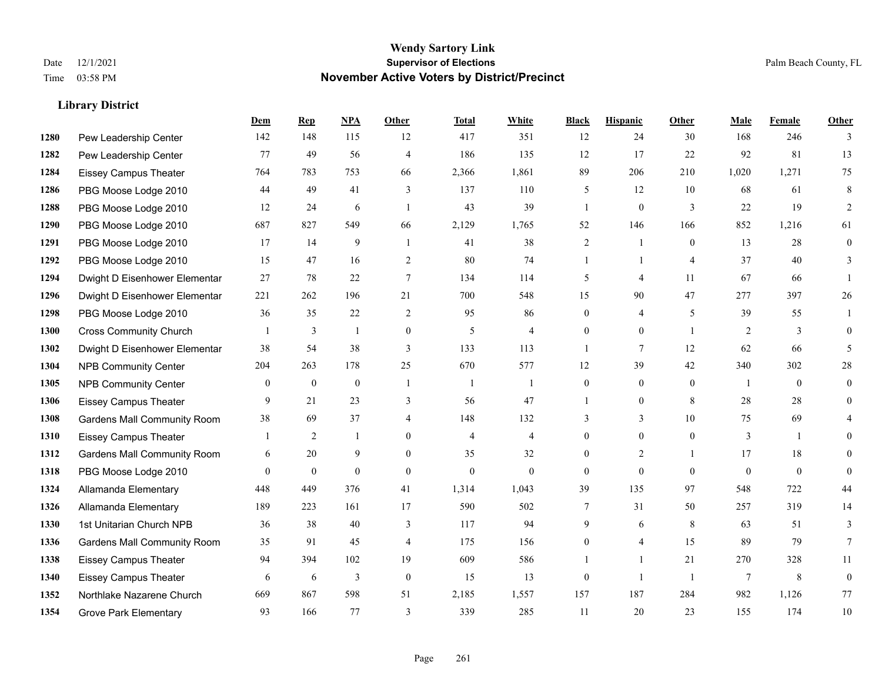# Wendy Sartory Link
## Supervisor of Elections
## November Active Voters by District/Precinct

Date 12/1/2021
Time 03:58 PM

Palm Beach County, FL

### Library District

| | | Dem | Rep | NPA | Other | Total | White | Black | Hispanic | Other | Male | Female | Other |
|---|---|---|---|---|---|---|---|---|---|---|---|---|---|
| 1280 | Pew Leadership Center | 142 | 148 | 115 | 12 | 417 | 351 | 12 | 24 | 30 | 168 | 246 | 3 |
| 1282 | Pew Leadership Center | 77 | 49 | 56 | 4 | 186 | 135 | 12 | 17 | 22 | 92 | 81 | 13 |
| 1284 | Eissey Campus Theater | 764 | 783 | 753 | 66 | 2,366 | 1,861 | 89 | 206 | 210 | 1,020 | 1,271 | 75 |
| 1286 | PBG Moose Lodge 2010 | 44 | 49 | 41 | 3 | 137 | 110 | 5 | 12 | 10 | 68 | 61 | 8 |
| 1288 | PBG Moose Lodge 2010 | 12 | 24 | 6 | 1 | 43 | 39 | 1 | 0 | 3 | 22 | 19 | 2 |
| 1290 | PBG Moose Lodge 2010 | 687 | 827 | 549 | 66 | 2,129 | 1,765 | 52 | 146 | 166 | 852 | 1,216 | 61 |
| 1291 | PBG Moose Lodge 2010 | 17 | 14 | 9 | 1 | 41 | 38 | 2 | 1 | 0 | 13 | 28 | 0 |
| 1292 | PBG Moose Lodge 2010 | 15 | 47 | 16 | 2 | 80 | 74 | 1 | 1 | 4 | 37 | 40 | 3 |
| 1294 | Dwight D Eisenhower Elementar | 27 | 78 | 22 | 7 | 134 | 114 | 5 | 4 | 11 | 67 | 66 | 1 |
| 1296 | Dwight D Eisenhower Elementar | 221 | 262 | 196 | 21 | 700 | 548 | 15 | 90 | 47 | 277 | 397 | 26 |
| 1298 | PBG Moose Lodge 2010 | 36 | 35 | 22 | 2 | 95 | 86 | 0 | 4 | 5 | 39 | 55 | 1 |
| 1300 | Cross Community Church | 1 | 3 | 1 | 0 | 5 | 4 | 0 | 0 | 1 | 2 | 3 | 0 |
| 1302 | Dwight D Eisenhower Elementar | 38 | 54 | 38 | 3 | 133 | 113 | 1 | 7 | 12 | 62 | 66 | 5 |
| 1304 | NPB Community Center | 204 | 263 | 178 | 25 | 670 | 577 | 12 | 39 | 42 | 340 | 302 | 28 |
| 1305 | NPB Community Center | 0 | 0 | 0 | 1 | 1 | 1 | 0 | 0 | 0 | 1 | 0 | 0 |
| 1306 | Eissey Campus Theater | 9 | 21 | 23 | 3 | 56 | 47 | 1 | 0 | 8 | 28 | 28 | 0 |
| 1308 | Gardens Mall Community Room | 38 | 69 | 37 | 4 | 148 | 132 | 3 | 3 | 10 | 75 | 69 | 4 |
| 1310 | Eissey Campus Theater | 1 | 2 | 1 | 0 | 4 | 4 | 0 | 0 | 0 | 3 | 1 | 0 |
| 1312 | Gardens Mall Community Room | 6 | 20 | 9 | 0 | 35 | 32 | 0 | 2 | 1 | 17 | 18 | 0 |
| 1318 | PBG Moose Lodge 2010 | 0 | 0 | 0 | 0 | 0 | 0 | 0 | 0 | 0 | 0 | 0 | 0 |
| 1324 | Allamanda Elementary | 448 | 449 | 376 | 41 | 1,314 | 1,043 | 39 | 135 | 97 | 548 | 722 | 44 |
| 1326 | Allamanda Elementary | 189 | 223 | 161 | 17 | 590 | 502 | 7 | 31 | 50 | 257 | 319 | 14 |
| 1330 | 1st Unitarian Church NPB | 36 | 38 | 40 | 3 | 117 | 94 | 9 | 6 | 8 | 63 | 51 | 3 |
| 1336 | Gardens Mall Community Room | 35 | 91 | 45 | 4 | 175 | 156 | 0 | 4 | 15 | 89 | 79 | 7 |
| 1338 | Eissey Campus Theater | 94 | 394 | 102 | 19 | 609 | 586 | 1 | 1 | 21 | 270 | 328 | 11 |
| 1340 | Eissey Campus Theater | 6 | 6 | 3 | 0 | 15 | 13 | 0 | 1 | 1 | 7 | 8 | 0 |
| 1352 | Northlake Nazarene Church | 669 | 867 | 598 | 51 | 2,185 | 1,557 | 157 | 187 | 284 | 982 | 1,126 | 77 |
| 1354 | Grove Park Elementary | 93 | 166 | 77 | 3 | 339 | 285 | 11 | 20 | 23 | 155 | 174 | 10 |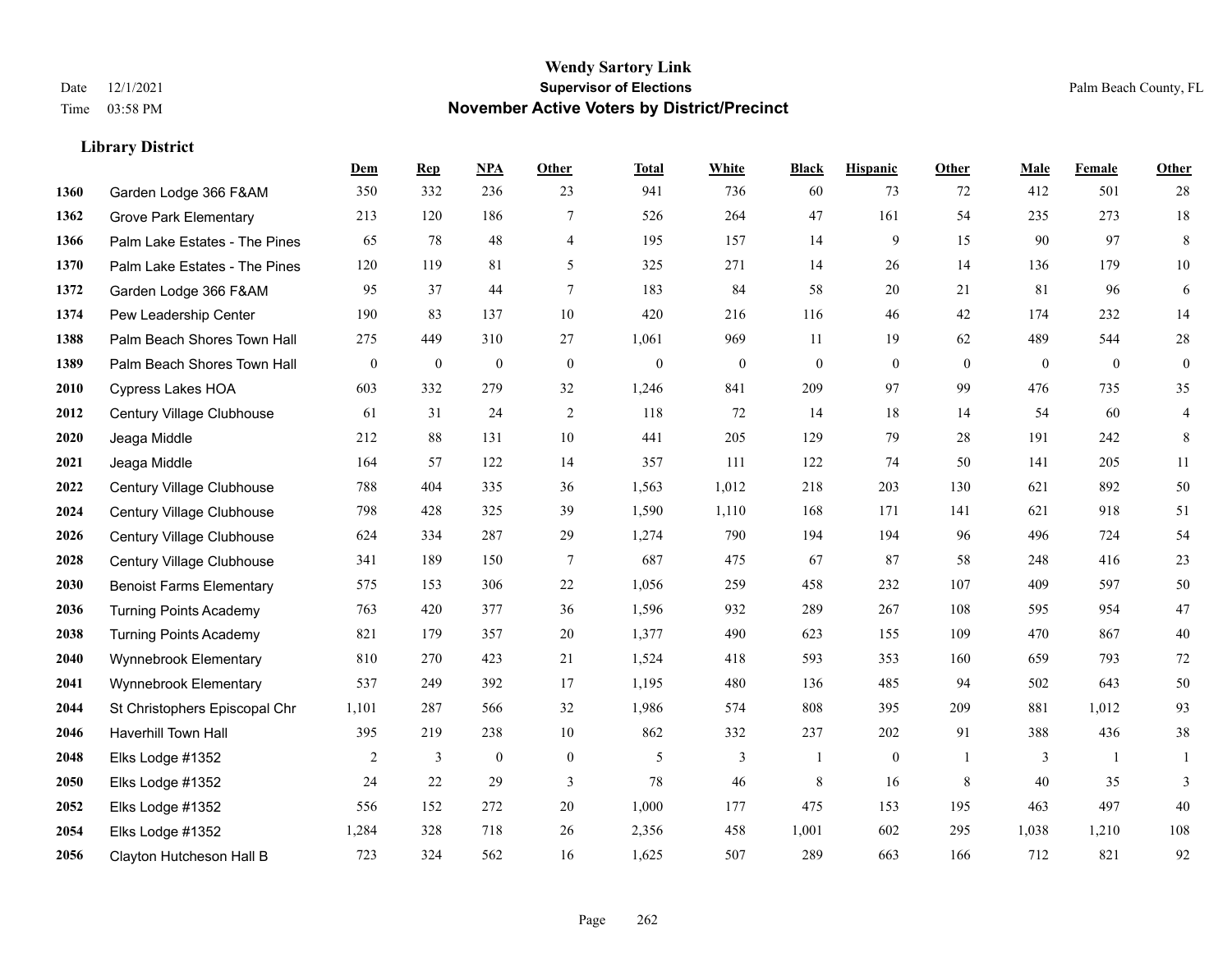**Wendy Sartory Link**
**Supervisor of Elections**
**November Active Voters by District/Precinct**

Date 12/1/2021
Time 03:58 PM
Palm Beach County, FL

### Library District

| | | Dem | Rep | NPA | Other | Total | White | Black | Hispanic | Other | Male | Female | Other |
|---|---|---|---|---|---|---|---|---|---|---|---|---|---|
| 1360 | Garden Lodge 366 F&AM | 350 | 332 | 236 | 23 | 941 | 736 | 60 | 73 | 72 | 412 | 501 | 28 |
| 1362 | Grove Park Elementary | 213 | 120 | 186 | 7 | 526 | 264 | 47 | 161 | 54 | 235 | 273 | 18 |
| 1366 | Palm Lake Estates - The Pines | 65 | 78 | 48 | 4 | 195 | 157 | 14 | 9 | 15 | 90 | 97 | 8 |
| 1370 | Palm Lake Estates - The Pines | 120 | 119 | 81 | 5 | 325 | 271 | 14 | 26 | 14 | 136 | 179 | 10 |
| 1372 | Garden Lodge 366 F&AM | 95 | 37 | 44 | 7 | 183 | 84 | 58 | 20 | 21 | 81 | 96 | 6 |
| 1374 | Pew Leadership Center | 190 | 83 | 137 | 10 | 420 | 216 | 116 | 46 | 42 | 174 | 232 | 14 |
| 1388 | Palm Beach Shores Town Hall | 275 | 449 | 310 | 27 | 1,061 | 969 | 11 | 19 | 62 | 489 | 544 | 28 |
| 1389 | Palm Beach Shores Town Hall | 0 | 0 | 0 | 0 | 0 | 0 | 0 | 0 | 0 | 0 | 0 | 0 |
| 2010 | Cypress Lakes HOA | 603 | 332 | 279 | 32 | 1,246 | 841 | 209 | 97 | 99 | 476 | 735 | 35 |
| 2012 | Century Village Clubhouse | 61 | 31 | 24 | 2 | 118 | 72 | 14 | 18 | 14 | 54 | 60 | 4 |
| 2020 | Jeaga Middle | 212 | 88 | 131 | 10 | 441 | 205 | 129 | 79 | 28 | 191 | 242 | 8 |
| 2021 | Jeaga Middle | 164 | 57 | 122 | 14 | 357 | 111 | 122 | 74 | 50 | 141 | 205 | 11 |
| 2022 | Century Village Clubhouse | 788 | 404 | 335 | 36 | 1,563 | 1,012 | 218 | 203 | 130 | 621 | 892 | 50 |
| 2024 | Century Village Clubhouse | 798 | 428 | 325 | 39 | 1,590 | 1,110 | 168 | 171 | 141 | 621 | 918 | 51 |
| 2026 | Century Village Clubhouse | 624 | 334 | 287 | 29 | 1,274 | 790 | 194 | 194 | 96 | 496 | 724 | 54 |
| 2028 | Century Village Clubhouse | 341 | 189 | 150 | 7 | 687 | 475 | 67 | 87 | 58 | 248 | 416 | 23 |
| 2030 | Benoist Farms Elementary | 575 | 153 | 306 | 22 | 1,056 | 259 | 458 | 232 | 107 | 409 | 597 | 50 |
| 2036 | Turning Points Academy | 763 | 420 | 377 | 36 | 1,596 | 932 | 289 | 267 | 108 | 595 | 954 | 47 |
| 2038 | Turning Points Academy | 821 | 179 | 357 | 20 | 1,377 | 490 | 623 | 155 | 109 | 470 | 867 | 40 |
| 2040 | Wynnebrook Elementary | 810 | 270 | 423 | 21 | 1,524 | 418 | 593 | 353 | 160 | 659 | 793 | 72 |
| 2041 | Wynnebrook Elementary | 537 | 249 | 392 | 17 | 1,195 | 480 | 136 | 485 | 94 | 502 | 643 | 50 |
| 2044 | St Christophers Episcopal Chr | 1,101 | 287 | 566 | 32 | 1,986 | 574 | 808 | 395 | 209 | 881 | 1,012 | 93 |
| 2046 | Haverhill Town Hall | 395 | 219 | 238 | 10 | 862 | 332 | 237 | 202 | 91 | 388 | 436 | 38 |
| 2048 | Elks Lodge #1352 | 2 | 3 | 0 | 0 | 5 | 3 | 1 | 0 | 1 | 3 | 1 | 1 |
| 2050 | Elks Lodge #1352 | 24 | 22 | 29 | 3 | 78 | 46 | 8 | 16 | 8 | 40 | 35 | 3 |
| 2052 | Elks Lodge #1352 | 556 | 152 | 272 | 20 | 1,000 | 177 | 475 | 153 | 195 | 463 | 497 | 40 |
| 2054 | Elks Lodge #1352 | 1,284 | 328 | 718 | 26 | 2,356 | 458 | 1,001 | 602 | 295 | 1,038 | 1,210 | 108 |
| 2056 | Clayton Hutcheson Hall B | 723 | 324 | 562 | 16 | 1,625 | 507 | 289 | 663 | 166 | 712 | 821 | 92 |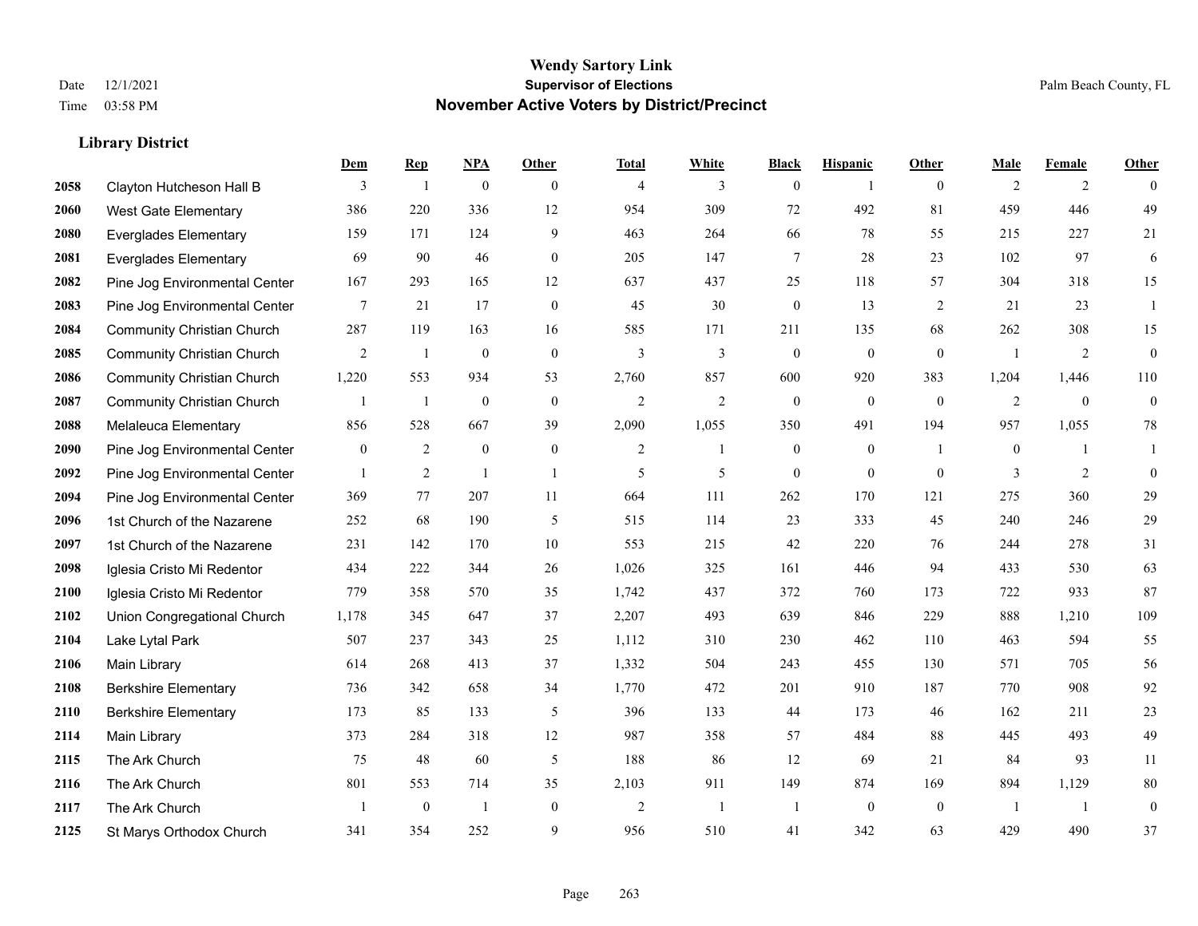# Wendy Sartory Link
## Supervisor of Elections
## November Active Voters by District/Precinct

Date 12/1/2021
Time 03:58 PM

Palm Beach County, FL

### Library District

| | | Dem | Rep | NPA | Other | Total | White | Black | Hispanic | Other | Male | Female | Other |
|---|---|---|---|---|---|---|---|---|---|---|---|---|---|
| 2058 | Clayton Hutcheson Hall B | 3 | 1 | 0 | 0 | 4 | 3 | 0 | 1 | 0 | 2 | 2 | 0 |
| 2060 | West Gate Elementary | 386 | 220 | 336 | 12 | 954 | 309 | 72 | 492 | 81 | 459 | 446 | 49 |
| 2080 | Everglades Elementary | 159 | 171 | 124 | 9 | 463 | 264 | 66 | 78 | 55 | 215 | 227 | 21 |
| 2081 | Everglades Elementary | 69 | 90 | 46 | 0 | 205 | 147 | 7 | 28 | 23 | 102 | 97 | 6 |
| 2082 | Pine Jog Environmental Center | 167 | 293 | 165 | 12 | 637 | 437 | 25 | 118 | 57 | 304 | 318 | 15 |
| 2083 | Pine Jog Environmental Center | 7 | 21 | 17 | 0 | 45 | 30 | 0 | 13 | 2 | 21 | 23 | 1 |
| 2084 | Community Christian Church | 287 | 119 | 163 | 16 | 585 | 171 | 211 | 135 | 68 | 262 | 308 | 15 |
| 2085 | Community Christian Church | 2 | 1 | 0 | 0 | 3 | 3 | 0 | 0 | 0 | 1 | 2 | 0 |
| 2086 | Community Christian Church | 1,220 | 553 | 934 | 53 | 2,760 | 857 | 600 | 920 | 383 | 1,204 | 1,446 | 110 |
| 2087 | Community Christian Church | 1 | 1 | 0 | 0 | 2 | 2 | 0 | 0 | 0 | 2 | 0 | 0 |
| 2088 | Melaleuca Elementary | 856 | 528 | 667 | 39 | 2,090 | 1,055 | 350 | 491 | 194 | 957 | 1,055 | 78 |
| 2090 | Pine Jog Environmental Center | 0 | 2 | 0 | 0 | 2 | 1 | 0 | 0 | 1 | 0 | 1 | 1 |
| 2092 | Pine Jog Environmental Center | 1 | 2 | 1 | 1 | 5 | 5 | 0 | 0 | 0 | 3 | 2 | 0 |
| 2094 | Pine Jog Environmental Center | 369 | 77 | 207 | 11 | 664 | 111 | 262 | 170 | 121 | 275 | 360 | 29 |
| 2096 | 1st Church of the Nazarene | 252 | 68 | 190 | 5 | 515 | 114 | 23 | 333 | 45 | 240 | 246 | 29 |
| 2097 | 1st Church of the Nazarene | 231 | 142 | 170 | 10 | 553 | 215 | 42 | 220 | 76 | 244 | 278 | 31 |
| 2098 | Iglesia Cristo Mi Redentor | 434 | 222 | 344 | 26 | 1,026 | 325 | 161 | 446 | 94 | 433 | 530 | 63 |
| 2100 | Iglesia Cristo Mi Redentor | 779 | 358 | 570 | 35 | 1,742 | 437 | 372 | 760 | 173 | 722 | 933 | 87 |
| 2102 | Union Congregational Church | 1,178 | 345 | 647 | 37 | 2,207 | 493 | 639 | 846 | 229 | 888 | 1,210 | 109 |
| 2104 | Lake Lytal Park | 507 | 237 | 343 | 25 | 1,112 | 310 | 230 | 462 | 110 | 463 | 594 | 55 |
| 2106 | Main Library | 614 | 268 | 413 | 37 | 1,332 | 504 | 243 | 455 | 130 | 571 | 705 | 56 |
| 2108 | Berkshire Elementary | 736 | 342 | 658 | 34 | 1,770 | 472 | 201 | 910 | 187 | 770 | 908 | 92 |
| 2110 | Berkshire Elementary | 173 | 85 | 133 | 5 | 396 | 133 | 44 | 173 | 46 | 162 | 211 | 23 |
| 2114 | Main Library | 373 | 284 | 318 | 12 | 987 | 358 | 57 | 484 | 88 | 445 | 493 | 49 |
| 2115 | The Ark Church | 75 | 48 | 60 | 5 | 188 | 86 | 12 | 69 | 21 | 84 | 93 | 11 |
| 2116 | The Ark Church | 801 | 553 | 714 | 35 | 2,103 | 911 | 149 | 874 | 169 | 894 | 1,129 | 80 |
| 2117 | The Ark Church | 1 | 0 | 1 | 0 | 2 | 1 | 1 | 0 | 0 | 1 | 1 | 0 |
| 2125 | St Marys Orthodox Church | 341 | 354 | 252 | 9 | 956 | 510 | 41 | 342 | 63 | 429 | 490 | 37 |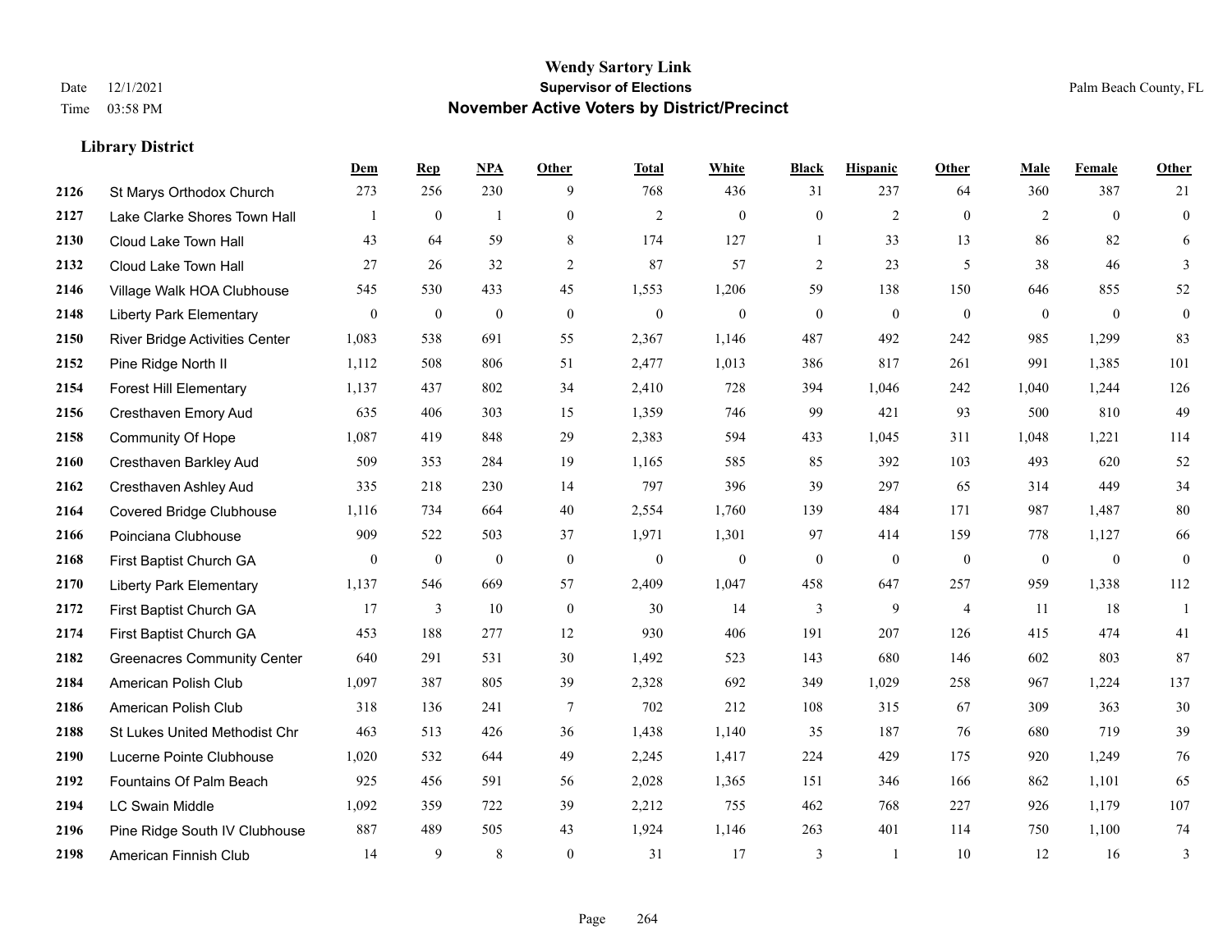# Wendy Sartory Link
## Supervisor of Elections
## November Active Voters by District/Precinct

Date 12/1/2021
Time 03:58 PM

Palm Beach County, FL

### Library District

| | | Dem | Rep | NPA | Other | Total | White | Black | Hispanic | Other | Male | Female | Other |
|---|---|---|---|---|---|---|---|---|---|---|---|---|---|
| 2126 | St Marys Orthodox Church | 273 | 256 | 230 | 9 | 768 | 436 | 31 | 237 | 64 | 360 | 387 | 21 |
| 2127 | Lake Clarke Shores Town Hall | 1 | 0 | 1 | 0 | 2 | 0 | 0 | 2 | 0 | 2 | 0 | 0 |
| 2130 | Cloud Lake Town Hall | 43 | 64 | 59 | 8 | 174 | 127 | 1 | 33 | 13 | 86 | 82 | 6 |
| 2132 | Cloud Lake Town Hall | 27 | 26 | 32 | 2 | 87 | 57 | 2 | 23 | 5 | 38 | 46 | 3 |
| 2146 | Village Walk HOA Clubhouse | 545 | 530 | 433 | 45 | 1,553 | 1,206 | 59 | 138 | 150 | 646 | 855 | 52 |
| 2148 | Liberty Park Elementary | 0 | 0 | 0 | 0 | 0 | 0 | 0 | 0 | 0 | 0 | 0 | 0 |
| 2150 | River Bridge Activities Center | 1,083 | 538 | 691 | 55 | 2,367 | 1,146 | 487 | 492 | 242 | 985 | 1,299 | 83 |
| 2152 | Pine Ridge North II | 1,112 | 508 | 806 | 51 | 2,477 | 1,013 | 386 | 817 | 261 | 991 | 1,385 | 101 |
| 2154 | Forest Hill Elementary | 1,137 | 437 | 802 | 34 | 2,410 | 728 | 394 | 1,046 | 242 | 1,040 | 1,244 | 126 |
| 2156 | Cresthaven Emory Aud | 635 | 406 | 303 | 15 | 1,359 | 746 | 99 | 421 | 93 | 500 | 810 | 49 |
| 2158 | Community Of Hope | 1,087 | 419 | 848 | 29 | 2,383 | 594 | 433 | 1,045 | 311 | 1,048 | 1,221 | 114 |
| 2160 | Cresthaven Barkley Aud | 509 | 353 | 284 | 19 | 1,165 | 585 | 85 | 392 | 103 | 493 | 620 | 52 |
| 2162 | Cresthaven Ashley Aud | 335 | 218 | 230 | 14 | 797 | 396 | 39 | 297 | 65 | 314 | 449 | 34 |
| 2164 | Covered Bridge Clubhouse | 1,116 | 734 | 664 | 40 | 2,554 | 1,760 | 139 | 484 | 171 | 987 | 1,487 | 80 |
| 2166 | Poinciana Clubhouse | 909 | 522 | 503 | 37 | 1,971 | 1,301 | 97 | 414 | 159 | 778 | 1,127 | 66 |
| 2168 | First Baptist Church GA | 0 | 0 | 0 | 0 | 0 | 0 | 0 | 0 | 0 | 0 | 0 | 0 |
| 2170 | Liberty Park Elementary | 1,137 | 546 | 669 | 57 | 2,409 | 1,047 | 458 | 647 | 257 | 959 | 1,338 | 112 |
| 2172 | First Baptist Church GA | 17 | 3 | 10 | 0 | 30 | 14 | 3 | 9 | 4 | 11 | 18 | 1 |
| 2174 | First Baptist Church GA | 453 | 188 | 277 | 12 | 930 | 406 | 191 | 207 | 126 | 415 | 474 | 41 |
| 2182 | Greenacres Community Center | 640 | 291 | 531 | 30 | 1,492 | 523 | 143 | 680 | 146 | 602 | 803 | 87 |
| 2184 | American Polish Club | 1,097 | 387 | 805 | 39 | 2,328 | 692 | 349 | 1,029 | 258 | 967 | 1,224 | 137 |
| 2186 | American Polish Club | 318 | 136 | 241 | 7 | 702 | 212 | 108 | 315 | 67 | 309 | 363 | 30 |
| 2188 | St Lukes United Methodist Chr | 463 | 513 | 426 | 36 | 1,438 | 1,140 | 35 | 187 | 76 | 680 | 719 | 39 |
| 2190 | Lucerne Pointe Clubhouse | 1,020 | 532 | 644 | 49 | 2,245 | 1,417 | 224 | 429 | 175 | 920 | 1,249 | 76 |
| 2192 | Fountains Of Palm Beach | 925 | 456 | 591 | 56 | 2,028 | 1,365 | 151 | 346 | 166 | 862 | 1,101 | 65 |
| 2194 | LC Swain Middle | 1,092 | 359 | 722 | 39 | 2,212 | 755 | 462 | 768 | 227 | 926 | 1,179 | 107 |
| 2196 | Pine Ridge South IV Clubhouse | 887 | 489 | 505 | 43 | 1,924 | 1,146 | 263 | 401 | 114 | 750 | 1,100 | 74 |
| 2198 | American Finnish Club | 14 | 9 | 8 | 0 | 31 | 17 | 3 | 1 | 10 | 12 | 16 | 3 |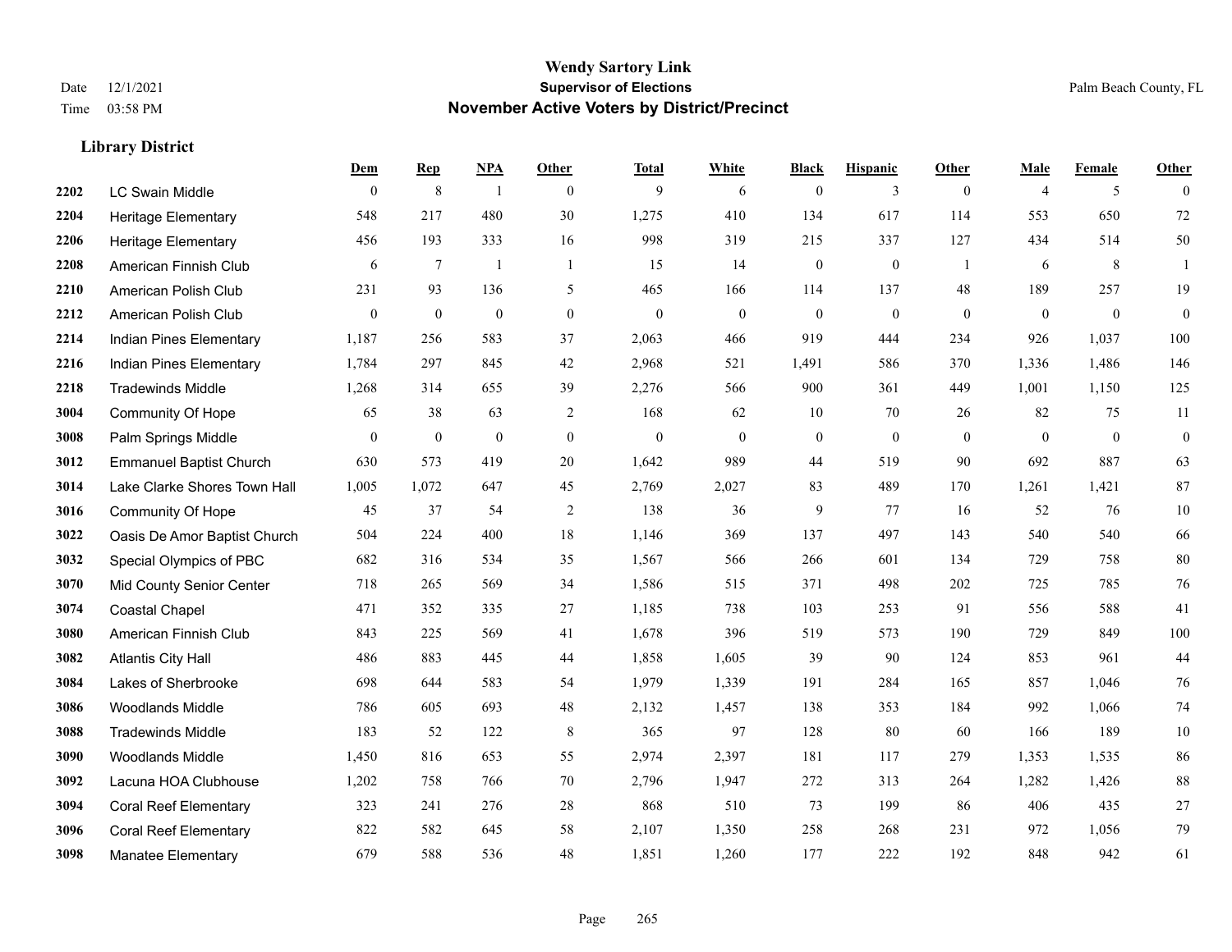# Wendy Sartory Link
## Supervisor of Elections
## November Active Voters by District/Precinct

Date 12/1/2021
Time 03:58 PM

Palm Beach County, FL

### Library District

| | | Dem | Rep | NPA | Other | Total | White | Black | Hispanic | Other | Male | Female | Other |
|---|---|---|---|---|---|---|---|---|---|---|---|---|---|
| 2202 | LC Swain Middle | 0 | 8 | 1 | 0 | 9 | 6 | 0 | 3 | 0 | 4 | 5 | 0 |
| 2204 | Heritage Elementary | 548 | 217 | 480 | 30 | 1,275 | 410 | 134 | 617 | 114 | 553 | 650 | 72 |
| 2206 | Heritage Elementary | 456 | 193 | 333 | 16 | 998 | 319 | 215 | 337 | 127 | 434 | 514 | 50 |
| 2208 | American Finnish Club | 6 | 7 | 1 | 1 | 15 | 14 | 0 | 0 | 1 | 6 | 8 | 1 |
| 2210 | American Polish Club | 231 | 93 | 136 | 5 | 465 | 166 | 114 | 137 | 48 | 189 | 257 | 19 |
| 2212 | American Polish Club | 0 | 0 | 0 | 0 | 0 | 0 | 0 | 0 | 0 | 0 | 0 | 0 |
| 2214 | Indian Pines Elementary | 1,187 | 256 | 583 | 37 | 2,063 | 466 | 919 | 444 | 234 | 926 | 1,037 | 100 |
| 2216 | Indian Pines Elementary | 1,784 | 297 | 845 | 42 | 2,968 | 521 | 1,491 | 586 | 370 | 1,336 | 1,486 | 146 |
| 2218 | Tradewinds Middle | 1,268 | 314 | 655 | 39 | 2,276 | 566 | 900 | 361 | 449 | 1,001 | 1,150 | 125 |
| 3004 | Community Of Hope | 65 | 38 | 63 | 2 | 168 | 62 | 10 | 70 | 26 | 82 | 75 | 11 |
| 3008 | Palm Springs Middle | 0 | 0 | 0 | 0 | 0 | 0 | 0 | 0 | 0 | 0 | 0 | 0 |
| 3012 | Emmanuel Baptist Church | 630 | 573 | 419 | 20 | 1,642 | 989 | 44 | 519 | 90 | 692 | 887 | 63 |
| 3014 | Lake Clarke Shores Town Hall | 1,005 | 1,072 | 647 | 45 | 2,769 | 2,027 | 83 | 489 | 170 | 1,261 | 1,421 | 87 |
| 3016 | Community Of Hope | 45 | 37 | 54 | 2 | 138 | 36 | 9 | 77 | 16 | 52 | 76 | 10 |
| 3022 | Oasis De Amor Baptist Church | 504 | 224 | 400 | 18 | 1,146 | 369 | 137 | 497 | 143 | 540 | 540 | 66 |
| 3032 | Special Olympics of PBC | 682 | 316 | 534 | 35 | 1,567 | 566 | 266 | 601 | 134 | 729 | 758 | 80 |
| 3070 | Mid County Senior Center | 718 | 265 | 569 | 34 | 1,586 | 515 | 371 | 498 | 202 | 725 | 785 | 76 |
| 3074 | Coastal Chapel | 471 | 352 | 335 | 27 | 1,185 | 738 | 103 | 253 | 91 | 556 | 588 | 41 |
| 3080 | American Finnish Club | 843 | 225 | 569 | 41 | 1,678 | 396 | 519 | 573 | 190 | 729 | 849 | 100 |
| 3082 | Atlantis City Hall | 486 | 883 | 445 | 44 | 1,858 | 1,605 | 39 | 90 | 124 | 853 | 961 | 44 |
| 3084 | Lakes of Sherbrooke | 698 | 644 | 583 | 54 | 1,979 | 1,339 | 191 | 284 | 165 | 857 | 1,046 | 76 |
| 3086 | Woodlands Middle | 786 | 605 | 693 | 48 | 2,132 | 1,457 | 138 | 353 | 184 | 992 | 1,066 | 74 |
| 3088 | Tradewinds Middle | 183 | 52 | 122 | 8 | 365 | 97 | 128 | 80 | 60 | 166 | 189 | 10 |
| 3090 | Woodlands Middle | 1,450 | 816 | 653 | 55 | 2,974 | 2,397 | 181 | 117 | 279 | 1,353 | 1,535 | 86 |
| 3092 | Lacuna HOA Clubhouse | 1,202 | 758 | 766 | 70 | 2,796 | 1,947 | 272 | 313 | 264 | 1,282 | 1,426 | 88 |
| 3094 | Coral Reef Elementary | 323 | 241 | 276 | 28 | 868 | 510 | 73 | 199 | 86 | 406 | 435 | 27 |
| 3096 | Coral Reef Elementary | 822 | 582 | 645 | 58 | 2,107 | 1,350 | 258 | 268 | 231 | 972 | 1,056 | 79 |
| 3098 | Manatee Elementary | 679 | 588 | 536 | 48 | 1,851 | 1,260 | 177 | 222 | 192 | 848 | 942 | 61 |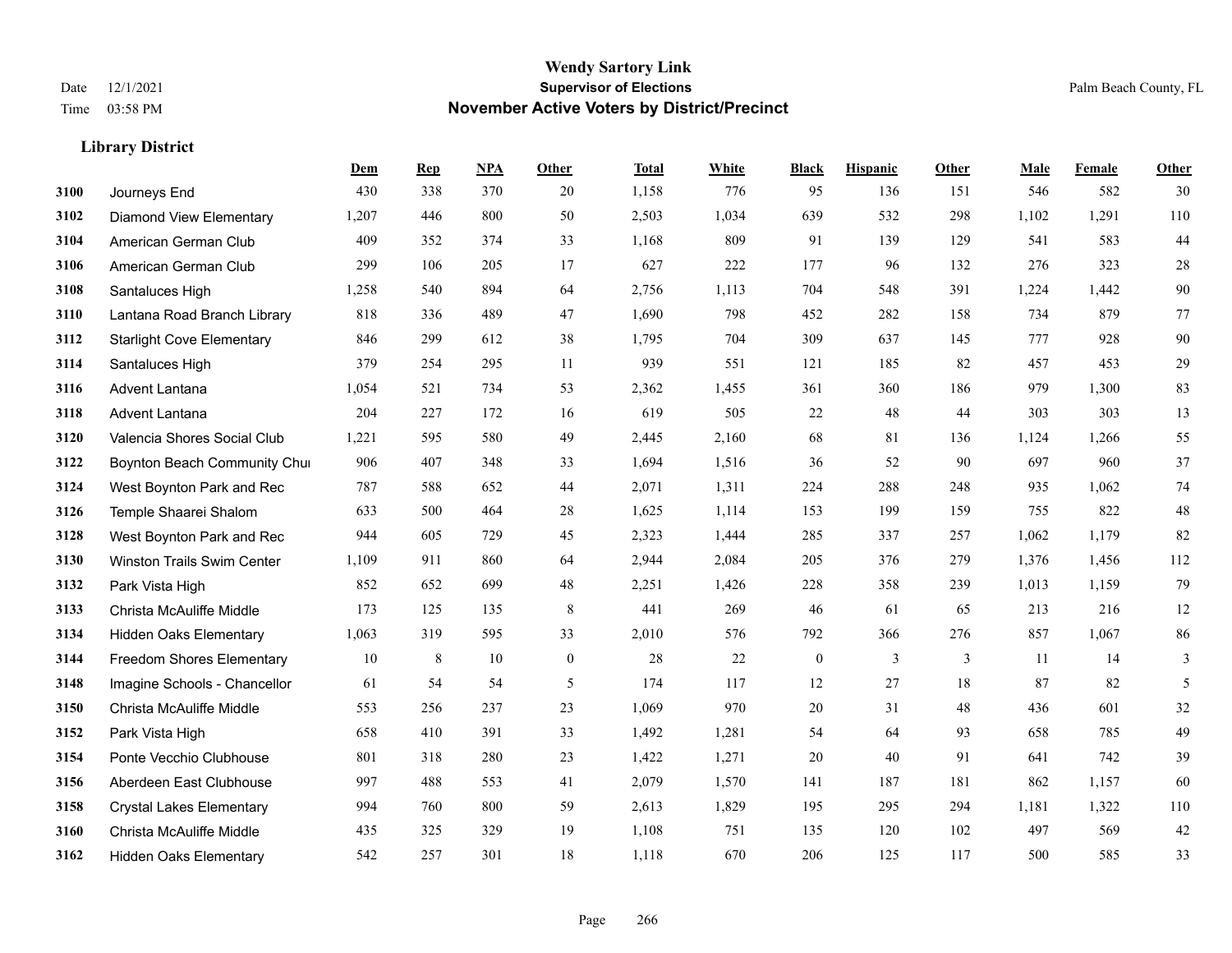# Wendy Sartory Link
## Supervisor of Elections
## November Active Voters by District/Precinct

Date 12/1/2021
Time 03:58 PM

Palm Beach County, FL

### Library District

| | | Dem | Rep | NPA | Other | Total | White | Black | Hispanic | Other | Male | Female | Other |
|---|---|---|---|---|---|---|---|---|---|---|---|---|---|
| 3100 | Journeys End | 430 | 338 | 370 | 20 | 1,158 | 776 | 95 | 136 | 151 | 546 | 582 | 30 |
| 3102 | Diamond View Elementary | 1,207 | 446 | 800 | 50 | 2,503 | 1,034 | 639 | 532 | 298 | 1,102 | 1,291 | 110 |
| 3104 | American German Club | 409 | 352 | 374 | 33 | 1,168 | 809 | 91 | 139 | 129 | 541 | 583 | 44 |
| 3106 | American German Club | 299 | 106 | 205 | 17 | 627 | 222 | 177 | 96 | 132 | 276 | 323 | 28 |
| 3108 | Santaluces High | 1,258 | 540 | 894 | 64 | 2,756 | 1,113 | 704 | 548 | 391 | 1,224 | 1,442 | 90 |
| 3110 | Lantana Road Branch Library | 818 | 336 | 489 | 47 | 1,690 | 798 | 452 | 282 | 158 | 734 | 879 | 77 |
| 3112 | Starlight Cove Elementary | 846 | 299 | 612 | 38 | 1,795 | 704 | 309 | 637 | 145 | 777 | 928 | 90 |
| 3114 | Santaluces High | 379 | 254 | 295 | 11 | 939 | 551 | 121 | 185 | 82 | 457 | 453 | 29 |
| 3116 | Advent Lantana | 1,054 | 521 | 734 | 53 | 2,362 | 1,455 | 361 | 360 | 186 | 979 | 1,300 | 83 |
| 3118 | Advent Lantana | 204 | 227 | 172 | 16 | 619 | 505 | 22 | 48 | 44 | 303 | 303 | 13 |
| 3120 | Valencia Shores Social Club | 1,221 | 595 | 580 | 49 | 2,445 | 2,160 | 68 | 81 | 136 | 1,124 | 1,266 | 55 |
| 3122 | Boynton Beach Community Chui | 906 | 407 | 348 | 33 | 1,694 | 1,516 | 36 | 52 | 90 | 697 | 960 | 37 |
| 3124 | West Boynton Park and Rec | 787 | 588 | 652 | 44 | 2,071 | 1,311 | 224 | 288 | 248 | 935 | 1,062 | 74 |
| 3126 | Temple Shaarei Shalom | 633 | 500 | 464 | 28 | 1,625 | 1,114 | 153 | 199 | 159 | 755 | 822 | 48 |
| 3128 | West Boynton Park and Rec | 944 | 605 | 729 | 45 | 2,323 | 1,444 | 285 | 337 | 257 | 1,062 | 1,179 | 82 |
| 3130 | Winston Trails Swim Center | 1,109 | 911 | 860 | 64 | 2,944 | 2,084 | 205 | 376 | 279 | 1,376 | 1,456 | 112 |
| 3132 | Park Vista High | 852 | 652 | 699 | 48 | 2,251 | 1,426 | 228 | 358 | 239 | 1,013 | 1,159 | 79 |
| 3133 | Christa McAuliffe Middle | 173 | 125 | 135 | 8 | 441 | 269 | 46 | 61 | 65 | 213 | 216 | 12 |
| 3134 | Hidden Oaks Elementary | 1,063 | 319 | 595 | 33 | 2,010 | 576 | 792 | 366 | 276 | 857 | 1,067 | 86 |
| 3144 | Freedom Shores Elementary | 10 | 8 | 10 | 0 | 28 | 22 | 0 | 3 | 3 | 11 | 14 | 3 |
| 3148 | Imagine Schools - Chancellor | 61 | 54 | 54 | 5 | 174 | 117 | 12 | 27 | 18 | 87 | 82 | 5 |
| 3150 | Christa McAuliffe Middle | 553 | 256 | 237 | 23 | 1,069 | 970 | 20 | 31 | 48 | 436 | 601 | 32 |
| 3152 | Park Vista High | 658 | 410 | 391 | 33 | 1,492 | 1,281 | 54 | 64 | 93 | 658 | 785 | 49 |
| 3154 | Ponte Vecchio Clubhouse | 801 | 318 | 280 | 23 | 1,422 | 1,271 | 20 | 40 | 91 | 641 | 742 | 39 |
| 3156 | Aberdeen East Clubhouse | 997 | 488 | 553 | 41 | 2,079 | 1,570 | 141 | 187 | 181 | 862 | 1,157 | 60 |
| 3158 | Crystal Lakes Elementary | 994 | 760 | 800 | 59 | 2,613 | 1,829 | 195 | 295 | 294 | 1,181 | 1,322 | 110 |
| 3160 | Christa McAuliffe Middle | 435 | 325 | 329 | 19 | 1,108 | 751 | 135 | 120 | 102 | 497 | 569 | 42 |
| 3162 | Hidden Oaks Elementary | 542 | 257 | 301 | 18 | 1,118 | 670 | 206 | 125 | 117 | 500 | 585 | 33 |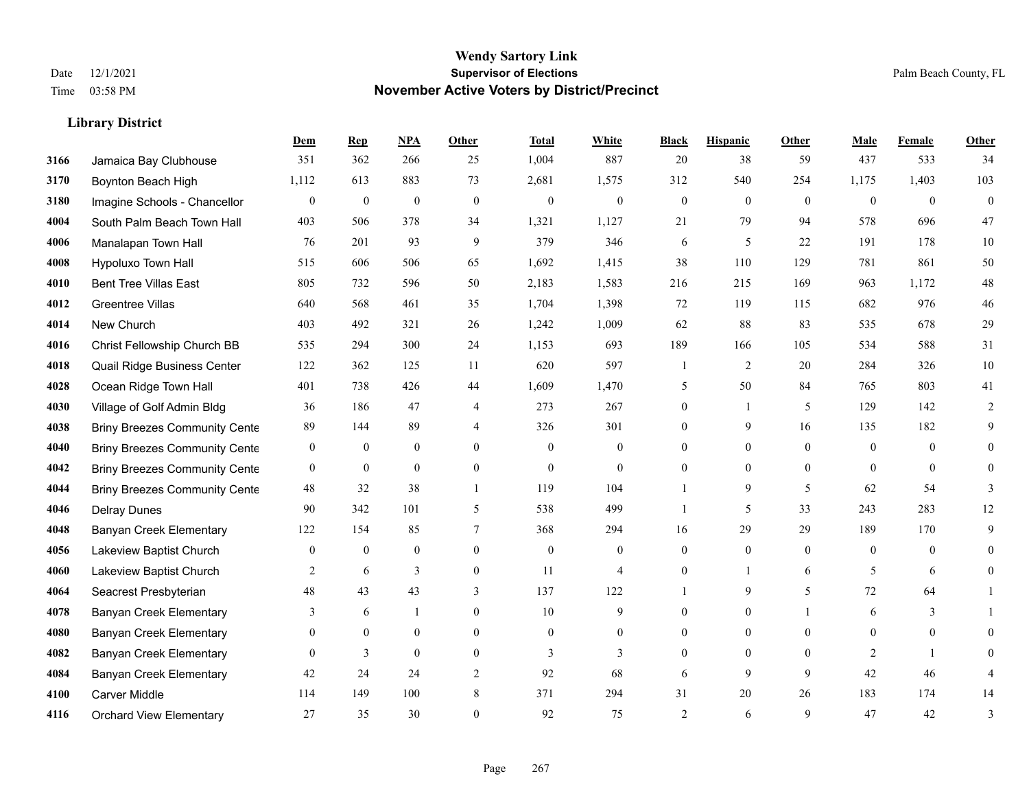# Wendy Sartory Link
## Supervisor of Elections
## November Active Voters by District/Precinct

Date 12/1/2021
Time 03:58 PM

Palm Beach County, FL

### Library District

| | | Dem | Rep | NPA | Other | Total | White | Black | Hispanic | Other | Male | Female | Other |
|---|---|---|---|---|---|---|---|---|---|---|---|---|---|
| 3166 | Jamaica Bay Clubhouse | 351 | 362 | 266 | 25 | 1,004 | 887 | 20 | 38 | 59 | 437 | 533 | 34 |
| 3170 | Boynton Beach High | 1,112 | 613 | 883 | 73 | 2,681 | 1,575 | 312 | 540 | 254 | 1,175 | 1,403 | 103 |
| 3180 | Imagine Schools - Chancellor | 0 | 0 | 0 | 0 | 0 | 0 | 0 | 0 | 0 | 0 | 0 | 0 |
| 4004 | South Palm Beach Town Hall | 403 | 506 | 378 | 34 | 1,321 | 1,127 | 21 | 79 | 94 | 578 | 696 | 47 |
| 4006 | Manalapan Town Hall | 76 | 201 | 93 | 9 | 379 | 346 | 6 | 5 | 22 | 191 | 178 | 10 |
| 4008 | Hypoluxo Town Hall | 515 | 606 | 506 | 65 | 1,692 | 1,415 | 38 | 110 | 129 | 781 | 861 | 50 |
| 4010 | Bent Tree Villas East | 805 | 732 | 596 | 50 | 2,183 | 1,583 | 216 | 215 | 169 | 963 | 1,172 | 48 |
| 4012 | Greentree Villas | 640 | 568 | 461 | 35 | 1,704 | 1,398 | 72 | 119 | 115 | 682 | 976 | 46 |
| 4014 | New Church | 403 | 492 | 321 | 26 | 1,242 | 1,009 | 62 | 88 | 83 | 535 | 678 | 29 |
| 4016 | Christ Fellowship Church BB | 535 | 294 | 300 | 24 | 1,153 | 693 | 189 | 166 | 105 | 534 | 588 | 31 |
| 4018 | Quail Ridge Business Center | 122 | 362 | 125 | 11 | 620 | 597 | 1 | 2 | 20 | 284 | 326 | 10 |
| 4028 | Ocean Ridge Town Hall | 401 | 738 | 426 | 44 | 1,609 | 1,470 | 5 | 50 | 84 | 765 | 803 | 41 |
| 4030 | Village of Golf Admin Bldg | 36 | 186 | 47 | 4 | 273 | 267 | 0 | 1 | 5 | 129 | 142 | 2 |
| 4038 | Briny Breezes Community Cente | 89 | 144 | 89 | 4 | 326 | 301 | 0 | 9 | 16 | 135 | 182 | 9 |
| 4040 | Briny Breezes Community Cente | 0 | 0 | 0 | 0 | 0 | 0 | 0 | 0 | 0 | 0 | 0 | 0 |
| 4042 | Briny Breezes Community Cente | 0 | 0 | 0 | 0 | 0 | 0 | 0 | 0 | 0 | 0 | 0 | 0 |
| 4044 | Briny Breezes Community Cente | 48 | 32 | 38 | 1 | 119 | 104 | 1 | 9 | 5 | 62 | 54 | 3 |
| 4046 | Delray Dunes | 90 | 342 | 101 | 5 | 538 | 499 | 1 | 5 | 33 | 243 | 283 | 12 |
| 4048 | Banyan Creek Elementary | 122 | 154 | 85 | 7 | 368 | 294 | 16 | 29 | 29 | 189 | 170 | 9 |
| 4056 | Lakeview Baptist Church | 0 | 0 | 0 | 0 | 0 | 0 | 0 | 0 | 0 | 0 | 0 | 0 |
| 4060 | Lakeview Baptist Church | 2 | 6 | 3 | 0 | 11 | 4 | 0 | 1 | 6 | 5 | 6 | 0 |
| 4064 | Seacrest Presbyterian | 48 | 43 | 43 | 3 | 137 | 122 | 1 | 9 | 5 | 72 | 64 | 1 |
| 4078 | Banyan Creek Elementary | 3 | 6 | 1 | 0 | 10 | 9 | 0 | 0 | 1 | 6 | 3 | 1 |
| 4080 | Banyan Creek Elementary | 0 | 0 | 0 | 0 | 0 | 0 | 0 | 0 | 0 | 0 | 0 | 0 |
| 4082 | Banyan Creek Elementary | 0 | 3 | 0 | 0 | 3 | 3 | 0 | 0 | 0 | 2 | 1 | 0 |
| 4084 | Banyan Creek Elementary | 42 | 24 | 24 | 2 | 92 | 68 | 6 | 9 | 9 | 42 | 46 | 4 |
| 4100 | Carver Middle | 114 | 149 | 100 | 8 | 371 | 294 | 31 | 20 | 26 | 183 | 174 | 14 |
| 4116 | Orchard View Elementary | 27 | 35 | 30 | 0 | 92 | 75 | 2 | 6 | 9 | 47 | 42 | 3 |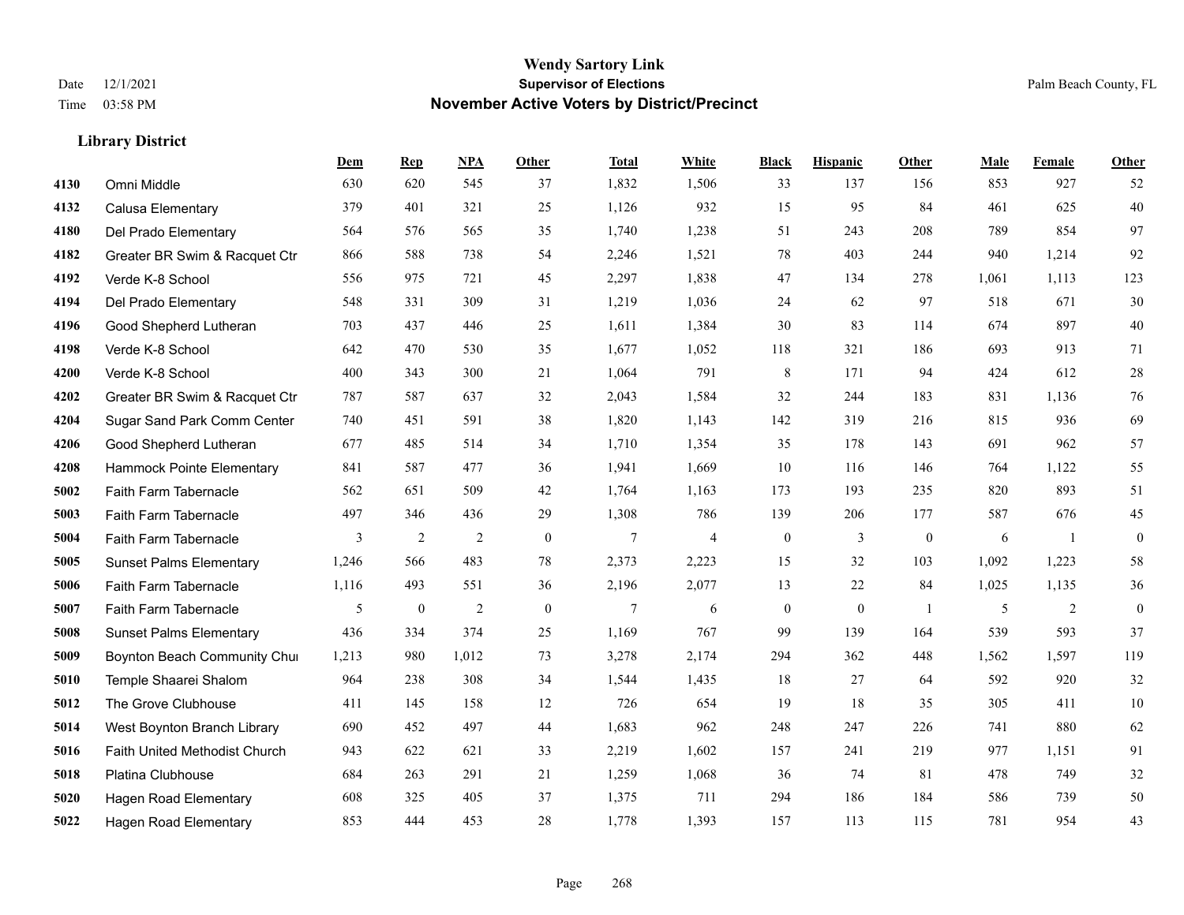# Wendy Sartory Link
## Supervisor of Elections
## November Active Voters by District/Precinct

Date 12/1/2021
Time 03:58 PM

Palm Beach County, FL

### Library District

| | | Dem | Rep | NPA | Other | Total | White | Black | Hispanic | Other | Male | Female | Other |
|---|---|---|---|---|---|---|---|---|---|---|---|---|---|
| 4130 | Omni Middle | 630 | 620 | 545 | 37 | 1,832 | 1,506 | 33 | 137 | 156 | 853 | 927 | 52 |
| 4132 | Calusa Elementary | 379 | 401 | 321 | 25 | 1,126 | 932 | 15 | 95 | 84 | 461 | 625 | 40 |
| 4180 | Del Prado Elementary | 564 | 576 | 565 | 35 | 1,740 | 1,238 | 51 | 243 | 208 | 789 | 854 | 97 |
| 4182 | Greater BR Swim & Racquet Ctr | 866 | 588 | 738 | 54 | 2,246 | 1,521 | 78 | 403 | 244 | 940 | 1,214 | 92 |
| 4192 | Verde K-8 School | 556 | 975 | 721 | 45 | 2,297 | 1,838 | 47 | 134 | 278 | 1,061 | 1,113 | 123 |
| 4194 | Del Prado Elementary | 548 | 331 | 309 | 31 | 1,219 | 1,036 | 24 | 62 | 97 | 518 | 671 | 30 |
| 4196 | Good Shepherd Lutheran | 703 | 437 | 446 | 25 | 1,611 | 1,384 | 30 | 83 | 114 | 674 | 897 | 40 |
| 4198 | Verde K-8 School | 642 | 470 | 530 | 35 | 1,677 | 1,052 | 118 | 321 | 186 | 693 | 913 | 71 |
| 4200 | Verde K-8 School | 400 | 343 | 300 | 21 | 1,064 | 791 | 8 | 171 | 94 | 424 | 612 | 28 |
| 4202 | Greater BR Swim & Racquet Ctr | 787 | 587 | 637 | 32 | 2,043 | 1,584 | 32 | 244 | 183 | 831 | 1,136 | 76 |
| 4204 | Sugar Sand Park Comm Center | 740 | 451 | 591 | 38 | 1,820 | 1,143 | 142 | 319 | 216 | 815 | 936 | 69 |
| 4206 | Good Shepherd Lutheran | 677 | 485 | 514 | 34 | 1,710 | 1,354 | 35 | 178 | 143 | 691 | 962 | 57 |
| 4208 | Hammock Pointe Elementary | 841 | 587 | 477 | 36 | 1,941 | 1,669 | 10 | 116 | 146 | 764 | 1,122 | 55 |
| 5002 | Faith Farm Tabernacle | 562 | 651 | 509 | 42 | 1,764 | 1,163 | 173 | 193 | 235 | 820 | 893 | 51 |
| 5003 | Faith Farm Tabernacle | 497 | 346 | 436 | 29 | 1,308 | 786 | 139 | 206 | 177 | 587 | 676 | 45 |
| 5004 | Faith Farm Tabernacle | 3 | 2 | 2 | 0 | 7 | 4 | 0 | 3 | 0 | 6 | 1 | 0 |
| 5005 | Sunset Palms Elementary | 1,246 | 566 | 483 | 78 | 2,373 | 2,223 | 15 | 32 | 103 | 1,092 | 1,223 | 58 |
| 5006 | Faith Farm Tabernacle | 1,116 | 493 | 551 | 36 | 2,196 | 2,077 | 13 | 22 | 84 | 1,025 | 1,135 | 36 |
| 5007 | Faith Farm Tabernacle | 5 | 0 | 2 | 0 | 7 | 6 | 0 | 0 | 1 | 5 | 2 | 0 |
| 5008 | Sunset Palms Elementary | 436 | 334 | 374 | 25 | 1,169 | 767 | 99 | 139 | 164 | 539 | 593 | 37 |
| 5009 | Boynton Beach Community Chu | 1,213 | 980 | 1,012 | 73 | 3,278 | 2,174 | 294 | 362 | 448 | 1,562 | 1,597 | 119 |
| 5010 | Temple Shaarei Shalom | 964 | 238 | 308 | 34 | 1,544 | 1,435 | 18 | 27 | 64 | 592 | 920 | 32 |
| 5012 | The Grove Clubhouse | 411 | 145 | 158 | 12 | 726 | 654 | 19 | 18 | 35 | 305 | 411 | 10 |
| 5014 | West Boynton Branch Library | 690 | 452 | 497 | 44 | 1,683 | 962 | 248 | 247 | 226 | 741 | 880 | 62 |
| 5016 | Faith United Methodist Church | 943 | 622 | 621 | 33 | 2,219 | 1,602 | 157 | 241 | 219 | 977 | 1,151 | 91 |
| 5018 | Platina Clubhouse | 684 | 263 | 291 | 21 | 1,259 | 1,068 | 36 | 74 | 81 | 478 | 749 | 32 |
| 5020 | Hagen Road Elementary | 608 | 325 | 405 | 37 | 1,375 | 711 | 294 | 186 | 184 | 586 | 739 | 50 |
| 5022 | Hagen Road Elementary | 853 | 444 | 453 | 28 | 1,778 | 1,393 | 157 | 113 | 115 | 781 | 954 | 43 |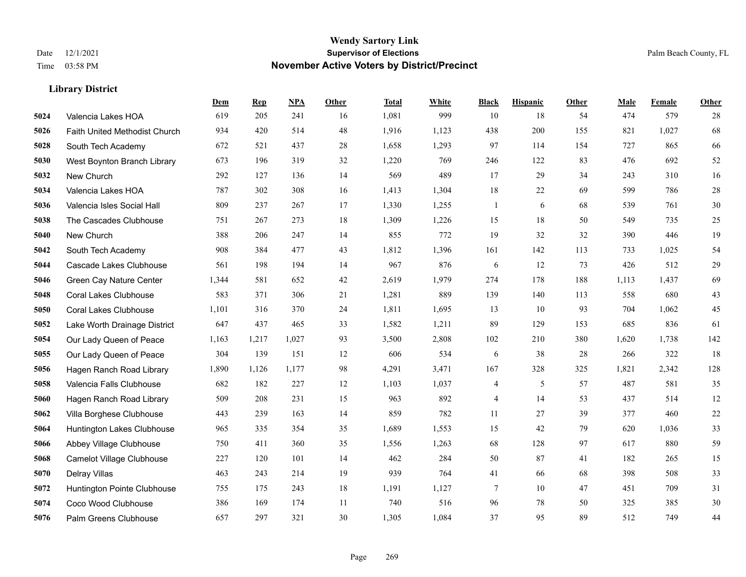## Library District

| | | Dem | Rep | NPA | Other | Total | White | Black | Hispanic | Other | Male | Female | Other |
|---|---|---|---|---|---|---|---|---|---|---|---|---|---|
| 5024 | Valencia Lakes HOA | 619 | 205 | 241 | 16 | 1,081 | 999 | 10 | 18 | 54 | 474 | 579 | 28 |
| 5026 | Faith United Methodist Church | 934 | 420 | 514 | 48 | 1,916 | 1,123 | 438 | 200 | 155 | 821 | 1,027 | 68 |
| 5028 | South Tech Academy | 672 | 521 | 437 | 28 | 1,658 | 1,293 | 97 | 114 | 154 | 727 | 865 | 66 |
| 5030 | West Boynton Branch Library | 673 | 196 | 319 | 32 | 1,220 | 769 | 246 | 122 | 83 | 476 | 692 | 52 |
| 5032 | New Church | 292 | 127 | 136 | 14 | 569 | 489 | 17 | 29 | 34 | 243 | 310 | 16 |
| 5034 | Valencia Lakes HOA | 787 | 302 | 308 | 16 | 1,413 | 1,304 | 18 | 22 | 69 | 599 | 786 | 28 |
| 5036 | Valencia Isles Social Hall | 809 | 237 | 267 | 17 | 1,330 | 1,255 | 1 | 6 | 68 | 539 | 761 | 30 |
| 5038 | The Cascades Clubhouse | 751 | 267 | 273 | 18 | 1,309 | 1,226 | 15 | 18 | 50 | 549 | 735 | 25 |
| 5040 | New Church | 388 | 206 | 247 | 14 | 855 | 772 | 19 | 32 | 32 | 390 | 446 | 19 |
| 5042 | South Tech Academy | 908 | 384 | 477 | 43 | 1,812 | 1,396 | 161 | 142 | 113 | 733 | 1,025 | 54 |
| 5044 | Cascade Lakes Clubhouse | 561 | 198 | 194 | 14 | 967 | 876 | 6 | 12 | 73 | 426 | 512 | 29 |
| 5046 | Green Cay Nature Center | 1,344 | 581 | 652 | 42 | 2,619 | 1,979 | 274 | 178 | 188 | 1,113 | 1,437 | 69 |
| 5048 | Coral Lakes Clubhouse | 583 | 371 | 306 | 21 | 1,281 | 889 | 139 | 140 | 113 | 558 | 680 | 43 |
| 5050 | Coral Lakes Clubhouse | 1,101 | 316 | 370 | 24 | 1,811 | 1,695 | 13 | 10 | 93 | 704 | 1,062 | 45 |
| 5052 | Lake Worth Drainage District | 647 | 437 | 465 | 33 | 1,582 | 1,211 | 89 | 129 | 153 | 685 | 836 | 61 |
| 5054 | Our Lady Queen of Peace | 1,163 | 1,217 | 1,027 | 93 | 3,500 | 2,808 | 102 | 210 | 380 | 1,620 | 1,738 | 142 |
| 5055 | Our Lady Queen of Peace | 304 | 139 | 151 | 12 | 606 | 534 | 6 | 38 | 28 | 266 | 322 | 18 |
| 5056 | Hagen Ranch Road Library | 1,890 | 1,126 | 1,177 | 98 | 4,291 | 3,471 | 167 | 328 | 325 | 1,821 | 2,342 | 128 |
| 5058 | Valencia Falls Clubhouse | 682 | 182 | 227 | 12 | 1,103 | 1,037 | 4 | 5 | 57 | 487 | 581 | 35 |
| 5060 | Hagen Ranch Road Library | 509 | 208 | 231 | 15 | 963 | 892 | 4 | 14 | 53 | 437 | 514 | 12 |
| 5062 | Villa Borghese Clubhouse | 443 | 239 | 163 | 14 | 859 | 782 | 11 | 27 | 39 | 377 | 460 | 22 |
| 5064 | Huntington Lakes Clubhouse | 965 | 335 | 354 | 35 | 1,689 | 1,553 | 15 | 42 | 79 | 620 | 1,036 | 33 |
| 5066 | Abbey Village Clubhouse | 750 | 411 | 360 | 35 | 1,556 | 1,263 | 68 | 128 | 97 | 617 | 880 | 59 |
| 5068 | Camelot Village Clubhouse | 227 | 120 | 101 | 14 | 462 | 284 | 50 | 87 | 41 | 182 | 265 | 15 |
| 5070 | Delray Villas | 463 | 243 | 214 | 19 | 939 | 764 | 41 | 66 | 68 | 398 | 508 | 33 |
| 5072 | Huntington Pointe Clubhouse | 755 | 175 | 243 | 18 | 1,191 | 1,127 | 7 | 10 | 47 | 451 | 709 | 31 |
| 5074 | Coco Wood Clubhouse | 386 | 169 | 174 | 11 | 740 | 516 | 96 | 78 | 50 | 325 | 385 | 30 |
| 5076 | Palm Greens Clubhouse | 657 | 297 | 321 | 30 | 1,305 | 1,084 | 37 | 95 | 89 | 512 | 749 | 44 |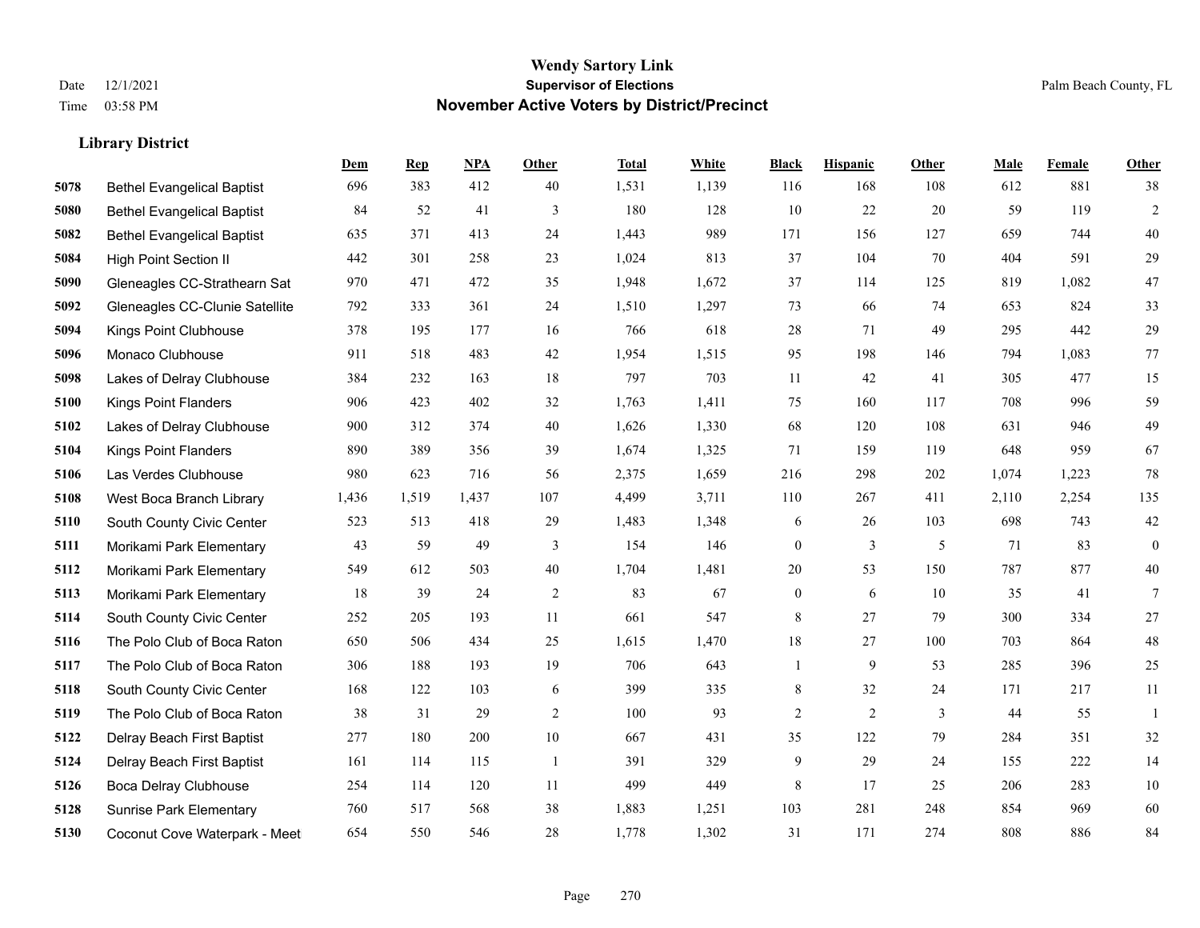# Wendy Sartory Link
## Supervisor of Elections
## November Active Voters by District/Precinct

Date 12/1/2021
Time 03:58 PM

Palm Beach County, FL

### Library District

| | | Dem | Rep | NPA | Other | Total | White | Black | Hispanic | Other | Male | Female | Other |
|---|---|---|---|---|---|---|---|---|---|---|---|---|---|
| 5078 | Bethel Evangelical Baptist | 696 | 383 | 412 | 40 | 1,531 | 1,139 | 116 | 168 | 108 | 612 | 881 | 38 |
| 5080 | Bethel Evangelical Baptist | 84 | 52 | 41 | 3 | 180 | 128 | 10 | 22 | 20 | 59 | 119 | 2 |
| 5082 | Bethel Evangelical Baptist | 635 | 371 | 413 | 24 | 1,443 | 989 | 171 | 156 | 127 | 659 | 744 | 40 |
| 5084 | High Point Section II | 442 | 301 | 258 | 23 | 1,024 | 813 | 37 | 104 | 70 | 404 | 591 | 29 |
| 5090 | Gleneagles CC-Strathearn Sat | 970 | 471 | 472 | 35 | 1,948 | 1,672 | 37 | 114 | 125 | 819 | 1,082 | 47 |
| 5092 | Gleneagles CC-Clunie Satellite | 792 | 333 | 361 | 24 | 1,510 | 1,297 | 73 | 66 | 74 | 653 | 824 | 33 |
| 5094 | Kings Point Clubhouse | 378 | 195 | 177 | 16 | 766 | 618 | 28 | 71 | 49 | 295 | 442 | 29 |
| 5096 | Monaco Clubhouse | 911 | 518 | 483 | 42 | 1,954 | 1,515 | 95 | 198 | 146 | 794 | 1,083 | 77 |
| 5098 | Lakes of Delray Clubhouse | 384 | 232 | 163 | 18 | 797 | 703 | 11 | 42 | 41 | 305 | 477 | 15 |
| 5100 | Kings Point Flanders | 906 | 423 | 402 | 32 | 1,763 | 1,411 | 75 | 160 | 117 | 708 | 996 | 59 |
| 5102 | Lakes of Delray Clubhouse | 900 | 312 | 374 | 40 | 1,626 | 1,330 | 68 | 120 | 108 | 631 | 946 | 49 |
| 5104 | Kings Point Flanders | 890 | 389 | 356 | 39 | 1,674 | 1,325 | 71 | 159 | 119 | 648 | 959 | 67 |
| 5106 | Las Verdes Clubhouse | 980 | 623 | 716 | 56 | 2,375 | 1,659 | 216 | 298 | 202 | 1,074 | 1,223 | 78 |
| 5108 | West Boca Branch Library | 1,436 | 1,519 | 1,437 | 107 | 4,499 | 3,711 | 110 | 267 | 411 | 2,110 | 2,254 | 135 |
| 5110 | South County Civic Center | 523 | 513 | 418 | 29 | 1,483 | 1,348 | 6 | 26 | 103 | 698 | 743 | 42 |
| 5111 | Morikami Park Elementary | 43 | 59 | 49 | 3 | 154 | 146 | 0 | 3 | 5 | 71 | 83 | 0 |
| 5112 | Morikami Park Elementary | 549 | 612 | 503 | 40 | 1,704 | 1,481 | 20 | 53 | 150 | 787 | 877 | 40 |
| 5113 | Morikami Park Elementary | 18 | 39 | 24 | 2 | 83 | 67 | 0 | 6 | 10 | 35 | 41 | 7 |
| 5114 | South County Civic Center | 252 | 205 | 193 | 11 | 661 | 547 | 8 | 27 | 79 | 300 | 334 | 27 |
| 5116 | The Polo Club of Boca Raton | 650 | 506 | 434 | 25 | 1,615 | 1,470 | 18 | 27 | 100 | 703 | 864 | 48 |
| 5117 | The Polo Club of Boca Raton | 306 | 188 | 193 | 19 | 706 | 643 | 1 | 9 | 53 | 285 | 396 | 25 |
| 5118 | South County Civic Center | 168 | 122 | 103 | 6 | 399 | 335 | 8 | 32 | 24 | 171 | 217 | 11 |
| 5119 | The Polo Club of Boca Raton | 38 | 31 | 29 | 2 | 100 | 93 | 2 | 2 | 3 | 44 | 55 | 1 |
| 5122 | Delray Beach First Baptist | 277 | 180 | 200 | 10 | 667 | 431 | 35 | 122 | 79 | 284 | 351 | 32 |
| 5124 | Delray Beach First Baptist | 161 | 114 | 115 | 1 | 391 | 329 | 9 | 29 | 24 | 155 | 222 | 14 |
| 5126 | Boca Delray Clubhouse | 254 | 114 | 120 | 11 | 499 | 449 | 8 | 17 | 25 | 206 | 283 | 10 |
| 5128 | Sunrise Park Elementary | 760 | 517 | 568 | 38 | 1,883 | 1,251 | 103 | 281 | 248 | 854 | 969 | 60 |
| 5130 | Coconut Cove Waterpark - Meet | 654 | 550 | 546 | 28 | 1,778 | 1,302 | 31 | 171 | 274 | 808 | 886 | 84 |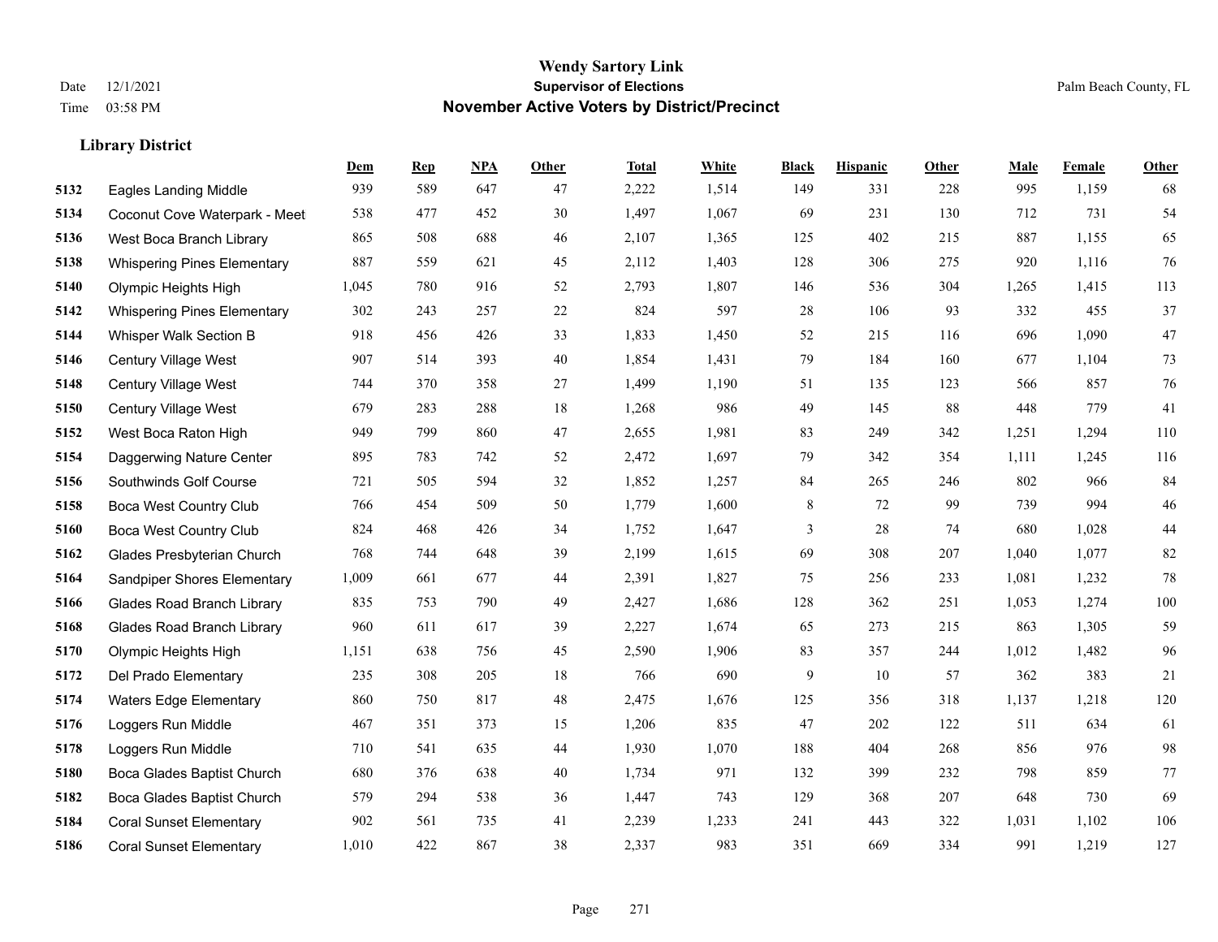# Wendy Sartory Link
## Supervisor of Elections
## November Active Voters by District/Precinct

Date 12/1/2021
Time 03:58 PM

Palm Beach County, FL

### Library District

| | | Dem | Rep | NPA | Other | Total | White | Black | Hispanic | Other | Male | Female | Other |
|---|---|---|---|---|---|---|---|---|---|---|---|---|---|
| 5132 | Eagles Landing Middle | 939 | 589 | 647 | 47 | 2,222 | 1,514 | 149 | 331 | 228 | 995 | 1,159 | 68 |
| 5134 | Coconut Cove Waterpark - Meet | 538 | 477 | 452 | 30 | 1,497 | 1,067 | 69 | 231 | 130 | 712 | 731 | 54 |
| 5136 | West Boca Branch Library | 865 | 508 | 688 | 46 | 2,107 | 1,365 | 125 | 402 | 215 | 887 | 1,155 | 65 |
| 5138 | Whispering Pines Elementary | 887 | 559 | 621 | 45 | 2,112 | 1,403 | 128 | 306 | 275 | 920 | 1,116 | 76 |
| 5140 | Olympic Heights High | 1,045 | 780 | 916 | 52 | 2,793 | 1,807 | 146 | 536 | 304 | 1,265 | 1,415 | 113 |
| 5142 | Whispering Pines Elementary | 302 | 243 | 257 | 22 | 824 | 597 | 28 | 106 | 93 | 332 | 455 | 37 |
| 5144 | Whisper Walk Section B | 918 | 456 | 426 | 33 | 1,833 | 1,450 | 52 | 215 | 116 | 696 | 1,090 | 47 |
| 5146 | Century Village West | 907 | 514 | 393 | 40 | 1,854 | 1,431 | 79 | 184 | 160 | 677 | 1,104 | 73 |
| 5148 | Century Village West | 744 | 370 | 358 | 27 | 1,499 | 1,190 | 51 | 135 | 123 | 566 | 857 | 76 |
| 5150 | Century Village West | 679 | 283 | 288 | 18 | 1,268 | 986 | 49 | 145 | 88 | 448 | 779 | 41 |
| 5152 | West Boca Raton High | 949 | 799 | 860 | 47 | 2,655 | 1,981 | 83 | 249 | 342 | 1,251 | 1,294 | 110 |
| 5154 | Daggerwing Nature Center | 895 | 783 | 742 | 52 | 2,472 | 1,697 | 79 | 342 | 354 | 1,111 | 1,245 | 116 |
| 5156 | Southwinds Golf Course | 721 | 505 | 594 | 32 | 1,852 | 1,257 | 84 | 265 | 246 | 802 | 966 | 84 |
| 5158 | Boca West Country Club | 766 | 454 | 509 | 50 | 1,779 | 1,600 | 8 | 72 | 99 | 739 | 994 | 46 |
| 5160 | Boca West Country Club | 824 | 468 | 426 | 34 | 1,752 | 1,647 | 3 | 28 | 74 | 680 | 1,028 | 44 |
| 5162 | Glades Presbyterian Church | 768 | 744 | 648 | 39 | 2,199 | 1,615 | 69 | 308 | 207 | 1,040 | 1,077 | 82 |
| 5164 | Sandpiper Shores Elementary | 1,009 | 661 | 677 | 44 | 2,391 | 1,827 | 75 | 256 | 233 | 1,081 | 1,232 | 78 |
| 5166 | Glades Road Branch Library | 835 | 753 | 790 | 49 | 2,427 | 1,686 | 128 | 362 | 251 | 1,053 | 1,274 | 100 |
| 5168 | Glades Road Branch Library | 960 | 611 | 617 | 39 | 2,227 | 1,674 | 65 | 273 | 215 | 863 | 1,305 | 59 |
| 5170 | Olympic Heights High | 1,151 | 638 | 756 | 45 | 2,590 | 1,906 | 83 | 357 | 244 | 1,012 | 1,482 | 96 |
| 5172 | Del Prado Elementary | 235 | 308 | 205 | 18 | 766 | 690 | 9 | 10 | 57 | 362 | 383 | 21 |
| 5174 | Waters Edge Elementary | 860 | 750 | 817 | 48 | 2,475 | 1,676 | 125 | 356 | 318 | 1,137 | 1,218 | 120 |
| 5176 | Loggers Run Middle | 467 | 351 | 373 | 15 | 1,206 | 835 | 47 | 202 | 122 | 511 | 634 | 61 |
| 5178 | Loggers Run Middle | 710 | 541 | 635 | 44 | 1,930 | 1,070 | 188 | 404 | 268 | 856 | 976 | 98 |
| 5180 | Boca Glades Baptist Church | 680 | 376 | 638 | 40 | 1,734 | 971 | 132 | 399 | 232 | 798 | 859 | 77 |
| 5182 | Boca Glades Baptist Church | 579 | 294 | 538 | 36 | 1,447 | 743 | 129 | 368 | 207 | 648 | 730 | 69 |
| 5184 | Coral Sunset Elementary | 902 | 561 | 735 | 41 | 2,239 | 1,233 | 241 | 443 | 322 | 1,031 | 1,102 | 106 |
| 5186 | Coral Sunset Elementary | 1,010 | 422 | 867 | 38 | 2,337 | 983 | 351 | 669 | 334 | 991 | 1,219 | 127 |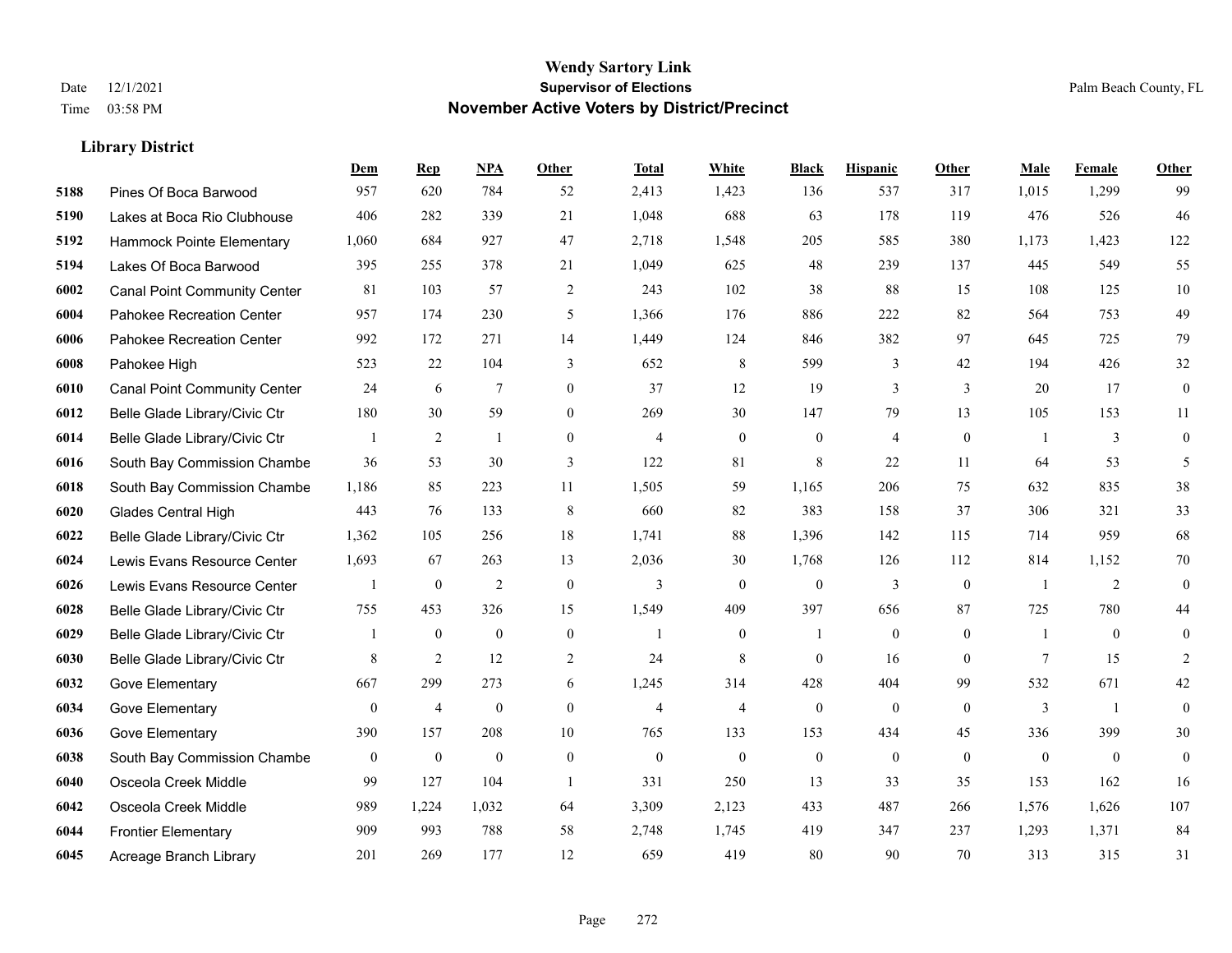# Wendy Sartory Link
## Supervisor of Elections
## November Active Voters by District/Precinct

Date 12/1/2021
Time 03:58 PM

Palm Beach County, FL

### Library District

| | | Dem | Rep | NPA | Other | Total | White | Black | Hispanic | Other | Male | Female | Other |
|---|---|---|---|---|---|---|---|---|---|---|---|---|---|
| 5188 | Pines Of Boca Barwood | 957 | 620 | 784 | 52 | 2,413 | 1,423 | 136 | 537 | 317 | 1,015 | 1,299 | 99 |
| 5190 | Lakes at Boca Rio Clubhouse | 406 | 282 | 339 | 21 | 1,048 | 688 | 63 | 178 | 119 | 476 | 526 | 46 |
| 5192 | Hammock Pointe Elementary | 1,060 | 684 | 927 | 47 | 2,718 | 1,548 | 205 | 585 | 380 | 1,173 | 1,423 | 122 |
| 5194 | Lakes Of Boca Barwood | 395 | 255 | 378 | 21 | 1,049 | 625 | 48 | 239 | 137 | 445 | 549 | 55 |
| 6002 | Canal Point Community Center | 81 | 103 | 57 | 2 | 243 | 102 | 38 | 88 | 15 | 108 | 125 | 10 |
| 6004 | Pahokee Recreation Center | 957 | 174 | 230 | 5 | 1,366 | 176 | 886 | 222 | 82 | 564 | 753 | 49 |
| 6006 | Pahokee Recreation Center | 992 | 172 | 271 | 14 | 1,449 | 124 | 846 | 382 | 97 | 645 | 725 | 79 |
| 6008 | Pahokee High | 523 | 22 | 104 | 3 | 652 | 8 | 599 | 3 | 42 | 194 | 426 | 32 |
| 6010 | Canal Point Community Center | 24 | 6 | 7 | 0 | 37 | 12 | 19 | 3 | 3 | 20 | 17 | 0 |
| 6012 | Belle Glade Library/Civic Ctr | 180 | 30 | 59 | 0 | 269 | 30 | 147 | 79 | 13 | 105 | 153 | 11 |
| 6014 | Belle Glade Library/Civic Ctr | 1 | 2 | 1 | 0 | 4 | 0 | 0 | 4 | 0 | 1 | 3 | 0 |
| 6016 | South Bay Commission Chambe | 36 | 53 | 30 | 3 | 122 | 81 | 8 | 22 | 11 | 64 | 53 | 5 |
| 6018 | South Bay Commission Chambe | 1,186 | 85 | 223 | 11 | 1,505 | 59 | 1,165 | 206 | 75 | 632 | 835 | 38 |
| 6020 | Glades Central High | 443 | 76 | 133 | 8 | 660 | 82 | 383 | 158 | 37 | 306 | 321 | 33 |
| 6022 | Belle Glade Library/Civic Ctr | 1,362 | 105 | 256 | 18 | 1,741 | 88 | 1,396 | 142 | 115 | 714 | 959 | 68 |
| 6024 | Lewis Evans Resource Center | 1,693 | 67 | 263 | 13 | 2,036 | 30 | 1,768 | 126 | 112 | 814 | 1,152 | 70 |
| 6026 | Lewis Evans Resource Center | 1 | 0 | 2 | 0 | 3 | 0 | 0 | 3 | 0 | 1 | 2 | 0 |
| 6028 | Belle Glade Library/Civic Ctr | 755 | 453 | 326 | 15 | 1,549 | 409 | 397 | 656 | 87 | 725 | 780 | 44 |
| 6029 | Belle Glade Library/Civic Ctr | 1 | 0 | 0 | 0 | 1 | 0 | 1 | 0 | 0 | 1 | 0 | 0 |
| 6030 | Belle Glade Library/Civic Ctr | 8 | 2 | 12 | 2 | 24 | 8 | 0 | 16 | 0 | 7 | 15 | 2 |
| 6032 | Gove Elementary | 667 | 299 | 273 | 6 | 1,245 | 314 | 428 | 404 | 99 | 532 | 671 | 42 |
| 6034 | Gove Elementary | 0 | 4 | 0 | 0 | 4 | 4 | 0 | 0 | 0 | 3 | 1 | 0 |
| 6036 | Gove Elementary | 390 | 157 | 208 | 10 | 765 | 133 | 153 | 434 | 45 | 336 | 399 | 30 |
| 6038 | South Bay Commission Chambe | 0 | 0 | 0 | 0 | 0 | 0 | 0 | 0 | 0 | 0 | 0 | 0 |
| 6040 | Osceola Creek Middle | 99 | 127 | 104 | 1 | 331 | 250 | 13 | 33 | 35 | 153 | 162 | 16 |
| 6042 | Osceola Creek Middle | 989 | 1,224 | 1,032 | 64 | 3,309 | 2,123 | 433 | 487 | 266 | 1,576 | 1,626 | 107 |
| 6044 | Frontier Elementary | 909 | 993 | 788 | 58 | 2,748 | 1,745 | 419 | 347 | 237 | 1,293 | 1,371 | 84 |
| 6045 | Acreage Branch Library | 201 | 269 | 177 | 12 | 659 | 419 | 80 | 90 | 70 | 313 | 315 | 31 |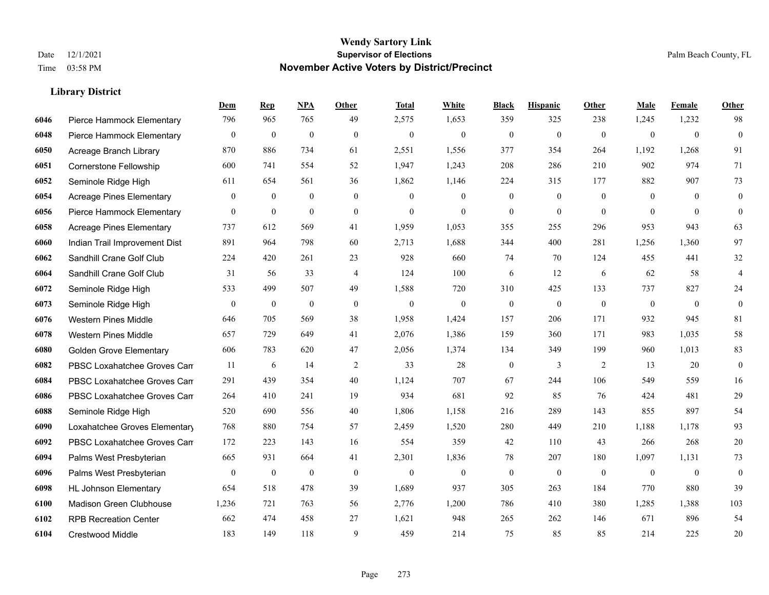# Wendy Sartory Link

**Supervisor of Elections**

**November Active Voters by District/Precinct**

Date 12/1/2021
Time 03:58 PM

Palm Beach County, FL

### Library District

| | | Dem | Rep | NPA | Other | Total | White | Black | Hispanic | Other | Male | Female | Other |
|---|---|---|---|---|---|---|---|---|---|---|---|---|---|
| 6046 | Pierce Hammock Elementary | 796 | 965 | 765 | 49 | 2,575 | 1,653 | 359 | 325 | 238 | 1,245 | 1,232 | 98 |
| 6048 | Pierce Hammock Elementary | 0 | 0 | 0 | 0 | 0 | 0 | 0 | 0 | 0 | 0 | 0 | 0 |
| 6050 | Acreage Branch Library | 870 | 886 | 734 | 61 | 2,551 | 1,556 | 377 | 354 | 264 | 1,192 | 1,268 | 91 |
| 6051 | Cornerstone Fellowship | 600 | 741 | 554 | 52 | 1,947 | 1,243 | 208 | 286 | 210 | 902 | 974 | 71 |
| 6052 | Seminole Ridge High | 611 | 654 | 561 | 36 | 1,862 | 1,146 | 224 | 315 | 177 | 882 | 907 | 73 |
| 6054 | Acreage Pines Elementary | 0 | 0 | 0 | 0 | 0 | 0 | 0 | 0 | 0 | 0 | 0 | 0 |
| 6056 | Pierce Hammock Elementary | 0 | 0 | 0 | 0 | 0 | 0 | 0 | 0 | 0 | 0 | 0 | 0 |
| 6058 | Acreage Pines Elementary | 737 | 612 | 569 | 41 | 1,959 | 1,053 | 355 | 255 | 296 | 953 | 943 | 63 |
| 6060 | Indian Trail Improvement Dist | 891 | 964 | 798 | 60 | 2,713 | 1,688 | 344 | 400 | 281 | 1,256 | 1,360 | 97 |
| 6062 | Sandhill Crane Golf Club | 224 | 420 | 261 | 23 | 928 | 660 | 74 | 70 | 124 | 455 | 441 | 32 |
| 6064 | Sandhill Crane Golf Club | 31 | 56 | 33 | 4 | 124 | 100 | 6 | 12 | 6 | 62 | 58 | 4 |
| 6072 | Seminole Ridge High | 533 | 499 | 507 | 49 | 1,588 | 720 | 310 | 425 | 133 | 737 | 827 | 24 |
| 6073 | Seminole Ridge High | 0 | 0 | 0 | 0 | 0 | 0 | 0 | 0 | 0 | 0 | 0 | 0 |
| 6076 | Western Pines Middle | 646 | 705 | 569 | 38 | 1,958 | 1,424 | 157 | 206 | 171 | 932 | 945 | 81 |
| 6078 | Western Pines Middle | 657 | 729 | 649 | 41 | 2,076 | 1,386 | 159 | 360 | 171 | 983 | 1,035 | 58 |
| 6080 | Golden Grove Elementary | 606 | 783 | 620 | 47 | 2,056 | 1,374 | 134 | 349 | 199 | 960 | 1,013 | 83 |
| 6082 | PBSC Loxahatchee Groves Can | 11 | 6 | 14 | 2 | 33 | 28 | 0 | 3 | 2 | 13 | 20 | 0 |
| 6084 | PBSC Loxahatchee Groves Can | 291 | 439 | 354 | 40 | 1,124 | 707 | 67 | 244 | 106 | 549 | 559 | 16 |
| 6086 | PBSC Loxahatchee Groves Can | 264 | 410 | 241 | 19 | 934 | 681 | 92 | 85 | 76 | 424 | 481 | 29 |
| 6088 | Seminole Ridge High | 520 | 690 | 556 | 40 | 1,806 | 1,158 | 216 | 289 | 143 | 855 | 897 | 54 |
| 6090 | Loxahatchee Groves Elementary | 768 | 880 | 754 | 57 | 2,459 | 1,520 | 280 | 449 | 210 | 1,188 | 1,178 | 93 |
| 6092 | PBSC Loxahatchee Groves Can | 172 | 223 | 143 | 16 | 554 | 359 | 42 | 110 | 43 | 266 | 268 | 20 |
| 6094 | Palms West Presbyterian | 665 | 931 | 664 | 41 | 2,301 | 1,836 | 78 | 207 | 180 | 1,097 | 1,131 | 73 |
| 6096 | Palms West Presbyterian | 0 | 0 | 0 | 0 | 0 | 0 | 0 | 0 | 0 | 0 | 0 | 0 |
| 6098 | HL Johnson Elementary | 654 | 518 | 478 | 39 | 1,689 | 937 | 305 | 263 | 184 | 770 | 880 | 39 |
| 6100 | Madison Green Clubhouse | 1,236 | 721 | 763 | 56 | 2,776 | 1,200 | 786 | 410 | 380 | 1,285 | 1,388 | 103 |
| 6102 | RPB Recreation Center | 662 | 474 | 458 | 27 | 1,621 | 948 | 265 | 262 | 146 | 671 | 896 | 54 |
| 6104 | Crestwood Middle | 183 | 149 | 118 | 9 | 459 | 214 | 75 | 85 | 85 | 214 | 225 | 20 |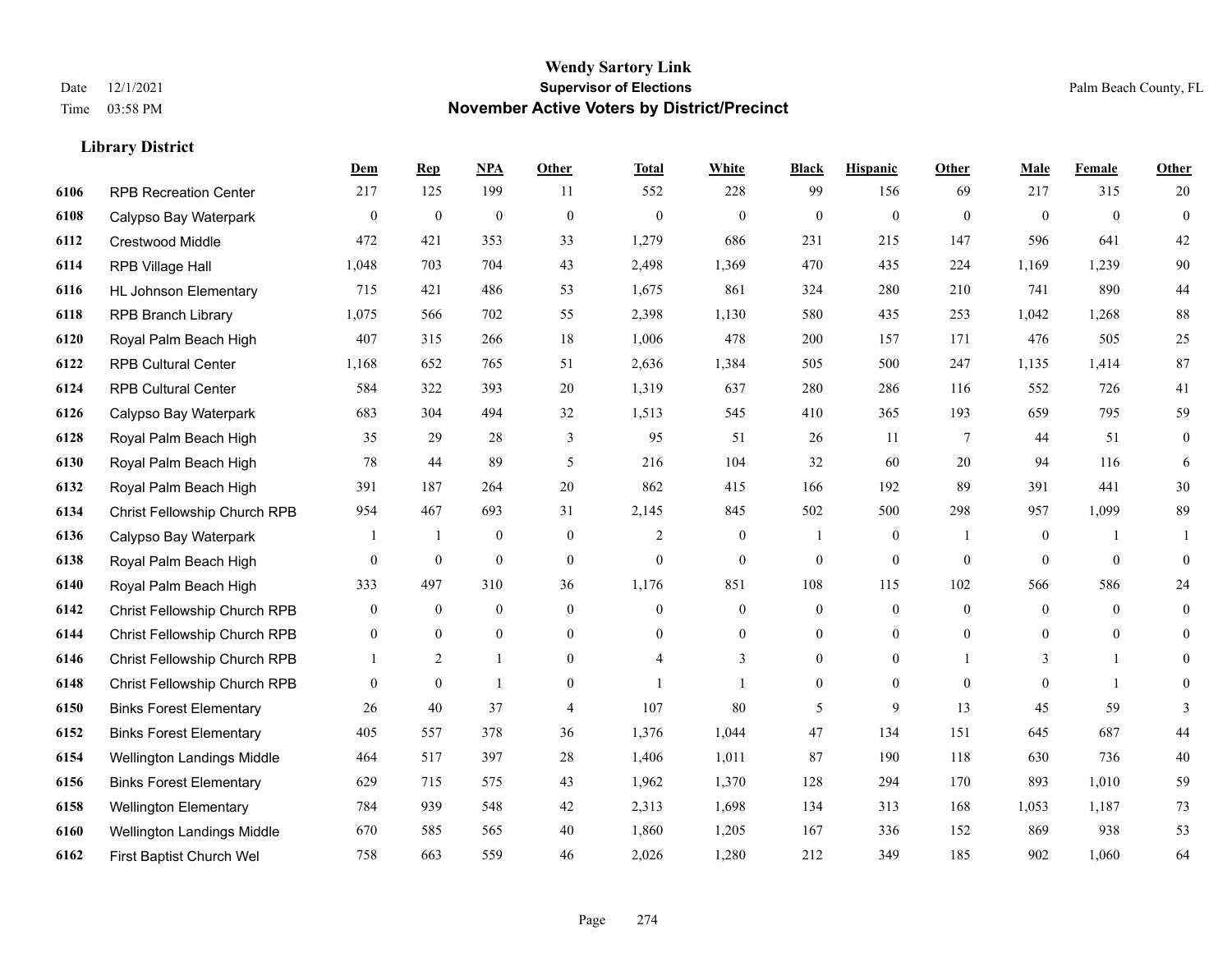# Wendy Sartory Link
## Supervisor of Elections
## November Active Voters by District/Precinct

Date 12/1/2021
Time 03:58 PM

Palm Beach County, FL

### Library District

| | | Dem | Rep | NPA | Other | Total | White | Black | Hispanic | Other | Male | Female | Other |
|---|---|---|---|---|---|---|---|---|---|---|---|---|---|
| 6106 | RPB Recreation Center | 217 | 125 | 199 | 11 | 552 | 228 | 99 | 156 | 69 | 217 | 315 | 20 |
| 6108 | Calypso Bay Waterpark | 0 | 0 | 0 | 0 | 0 | 0 | 0 | 0 | 0 | 0 | 0 | 0 |
| 6112 | Crestwood Middle | 472 | 421 | 353 | 33 | 1,279 | 686 | 231 | 215 | 147 | 596 | 641 | 42 |
| 6114 | RPB Village Hall | 1,048 | 703 | 704 | 43 | 2,498 | 1,369 | 470 | 435 | 224 | 1,169 | 1,239 | 90 |
| 6116 | HL Johnson Elementary | 715 | 421 | 486 | 53 | 1,675 | 861 | 324 | 280 | 210 | 741 | 890 | 44 |
| 6118 | RPB Branch Library | 1,075 | 566 | 702 | 55 | 2,398 | 1,130 | 580 | 435 | 253 | 1,042 | 1,268 | 88 |
| 6120 | Royal Palm Beach High | 407 | 315 | 266 | 18 | 1,006 | 478 | 200 | 157 | 171 | 476 | 505 | 25 |
| 6122 | RPB Cultural Center | 1,168 | 652 | 765 | 51 | 2,636 | 1,384 | 505 | 500 | 247 | 1,135 | 1,414 | 87 |
| 6124 | RPB Cultural Center | 584 | 322 | 393 | 20 | 1,319 | 637 | 280 | 286 | 116 | 552 | 726 | 41 |
| 6126 | Calypso Bay Waterpark | 683 | 304 | 494 | 32 | 1,513 | 545 | 410 | 365 | 193 | 659 | 795 | 59 |
| 6128 | Royal Palm Beach High | 35 | 29 | 28 | 3 | 95 | 51 | 26 | 11 | 7 | 44 | 51 | 0 |
| 6130 | Royal Palm Beach High | 78 | 44 | 89 | 5 | 216 | 104 | 32 | 60 | 20 | 94 | 116 | 6 |
| 6132 | Royal Palm Beach High | 391 | 187 | 264 | 20 | 862 | 415 | 166 | 192 | 89 | 391 | 441 | 30 |
| 6134 | Christ Fellowship Church RPB | 954 | 467 | 693 | 31 | 2,145 | 845 | 502 | 500 | 298 | 957 | 1,099 | 89 |
| 6136 | Calypso Bay Waterpark | 1 | 1 | 0 | 0 | 2 | 0 | 1 | 0 | 1 | 0 | 1 | 1 |
| 6138 | Royal Palm Beach High | 0 | 0 | 0 | 0 | 0 | 0 | 0 | 0 | 0 | 0 | 0 | 0 |
| 6140 | Royal Palm Beach High | 333 | 497 | 310 | 36 | 1,176 | 851 | 108 | 115 | 102 | 566 | 586 | 24 |
| 6142 | Christ Fellowship Church RPB | 0 | 0 | 0 | 0 | 0 | 0 | 0 | 0 | 0 | 0 | 0 | 0 |
| 6144 | Christ Fellowship Church RPB | 0 | 0 | 0 | 0 | 0 | 0 | 0 | 0 | 0 | 0 | 0 | 0 |
| 6146 | Christ Fellowship Church RPB | 1 | 2 | 1 | 0 | 4 | 3 | 0 | 0 | 1 | 3 | 1 | 0 |
| 6148 | Christ Fellowship Church RPB | 0 | 0 | 1 | 0 | 1 | 1 | 0 | 0 | 0 | 0 | 1 | 0 |
| 6150 | Binks Forest Elementary | 26 | 40 | 37 | 4 | 107 | 80 | 5 | 9 | 13 | 45 | 59 | 3 |
| 6152 | Binks Forest Elementary | 405 | 557 | 378 | 36 | 1,376 | 1,044 | 47 | 134 | 151 | 645 | 687 | 44 |
| 6154 | Wellington Landings Middle | 464 | 517 | 397 | 28 | 1,406 | 1,011 | 87 | 190 | 118 | 630 | 736 | 40 |
| 6156 | Binks Forest Elementary | 629 | 715 | 575 | 43 | 1,962 | 1,370 | 128 | 294 | 170 | 893 | 1,010 | 59 |
| 6158 | Wellington Elementary | 784 | 939 | 548 | 42 | 2,313 | 1,698 | 134 | 313 | 168 | 1,053 | 1,187 | 73 |
| 6160 | Wellington Landings Middle | 670 | 585 | 565 | 40 | 1,860 | 1,205 | 167 | 336 | 152 | 869 | 938 | 53 |
| 6162 | First Baptist Church Wel | 758 | 663 | 559 | 46 | 2,026 | 1,280 | 212 | 349 | 185 | 902 | 1,060 | 64 |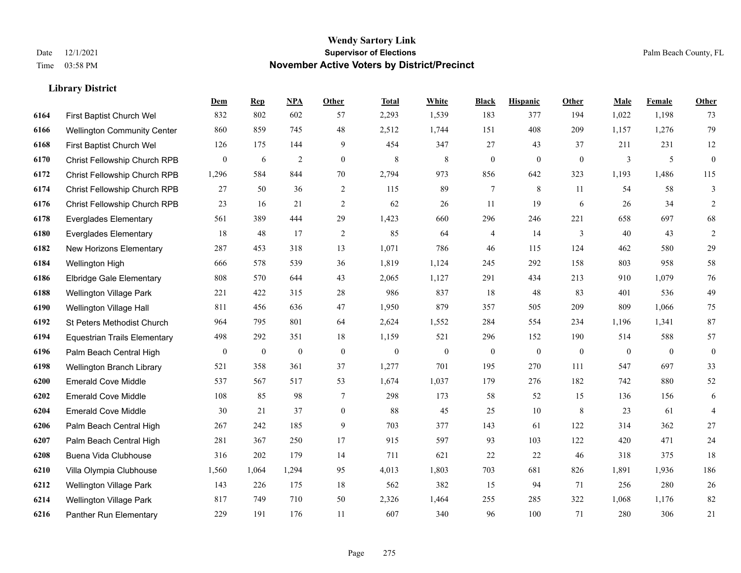# Wendy Sartory Link
## Supervisor of Elections
## November Active Voters by District/Precinct

Date 12/1/2021
Time 03:58 PM

Palm Beach County, FL

### Library District

| | | Dem | Rep | NPA | Other | Total | White | Black | Hispanic | Other | Male | Female | Other |
|---|---|---|---|---|---|---|---|---|---|---|---|---|---|
| 6164 | First Baptist Church Wel | 832 | 802 | 602 | 57 | 2,293 | 1,539 | 183 | 377 | 194 | 1,022 | 1,198 | 73 |
| 6166 | Wellington Community Center | 860 | 859 | 745 | 48 | 2,512 | 1,744 | 151 | 408 | 209 | 1,157 | 1,276 | 79 |
| 6168 | First Baptist Church Wel | 126 | 175 | 144 | 9 | 454 | 347 | 27 | 43 | 37 | 211 | 231 | 12 |
| 6170 | Christ Fellowship Church RPB | 0 | 6 | 2 | 0 | 8 | 8 | 0 | 0 | 0 | 3 | 5 | 0 |
| 6172 | Christ Fellowship Church RPB | 1,296 | 584 | 844 | 70 | 2,794 | 973 | 856 | 642 | 323 | 1,193 | 1,486 | 115 |
| 6174 | Christ Fellowship Church RPB | 27 | 50 | 36 | 2 | 115 | 89 | 7 | 8 | 11 | 54 | 58 | 3 |
| 6176 | Christ Fellowship Church RPB | 23 | 16 | 21 | 2 | 62 | 26 | 11 | 19 | 6 | 26 | 34 | 2 |
| 6178 | Everglades Elementary | 561 | 389 | 444 | 29 | 1,423 | 660 | 296 | 246 | 221 | 658 | 697 | 68 |
| 6180 | Everglades Elementary | 18 | 48 | 17 | 2 | 85 | 64 | 4 | 14 | 3 | 40 | 43 | 2 |
| 6182 | New Horizons Elementary | 287 | 453 | 318 | 13 | 1,071 | 786 | 46 | 115 | 124 | 462 | 580 | 29 |
| 6184 | Wellington High | 666 | 578 | 539 | 36 | 1,819 | 1,124 | 245 | 292 | 158 | 803 | 958 | 58 |
| 6186 | Elbridge Gale Elementary | 808 | 570 | 644 | 43 | 2,065 | 1,127 | 291 | 434 | 213 | 910 | 1,079 | 76 |
| 6188 | Wellington Village Park | 221 | 422 | 315 | 28 | 986 | 837 | 18 | 48 | 83 | 401 | 536 | 49 |
| 6190 | Wellington Village Hall | 811 | 456 | 636 | 47 | 1,950 | 879 | 357 | 505 | 209 | 809 | 1,066 | 75 |
| 6192 | St Peters Methodist Church | 964 | 795 | 801 | 64 | 2,624 | 1,552 | 284 | 554 | 234 | 1,196 | 1,341 | 87 |
| 6194 | Equestrian Trails Elementary | 498 | 292 | 351 | 18 | 1,159 | 521 | 296 | 152 | 190 | 514 | 588 | 57 |
| 6196 | Palm Beach Central High | 0 | 0 | 0 | 0 | 0 | 0 | 0 | 0 | 0 | 0 | 0 | 0 |
| 6198 | Wellington Branch Library | 521 | 358 | 361 | 37 | 1,277 | 701 | 195 | 270 | 111 | 547 | 697 | 33 |
| 6200 | Emerald Cove Middle | 537 | 567 | 517 | 53 | 1,674 | 1,037 | 179 | 276 | 182 | 742 | 880 | 52 |
| 6202 | Emerald Cove Middle | 108 | 85 | 98 | 7 | 298 | 173 | 58 | 52 | 15 | 136 | 156 | 6 |
| 6204 | Emerald Cove Middle | 30 | 21 | 37 | 0 | 88 | 45 | 25 | 10 | 8 | 23 | 61 | 4 |
| 6206 | Palm Beach Central High | 267 | 242 | 185 | 9 | 703 | 377 | 143 | 61 | 122 | 314 | 362 | 27 |
| 6207 | Palm Beach Central High | 281 | 367 | 250 | 17 | 915 | 597 | 93 | 103 | 122 | 420 | 471 | 24 |
| 6208 | Buena Vida Clubhouse | 316 | 202 | 179 | 14 | 711 | 621 | 22 | 22 | 46 | 318 | 375 | 18 |
| 6210 | Villa Olympia Clubhouse | 1,560 | 1,064 | 1,294 | 95 | 4,013 | 1,803 | 703 | 681 | 826 | 1,891 | 1,936 | 186 |
| 6212 | Wellington Village Park | 143 | 226 | 175 | 18 | 562 | 382 | 15 | 94 | 71 | 256 | 280 | 26 |
| 6214 | Wellington Village Park | 817 | 749 | 710 | 50 | 2,326 | 1,464 | 255 | 285 | 322 | 1,068 | 1,176 | 82 |
| 6216 | Panther Run Elementary | 229 | 191 | 176 | 11 | 607 | 340 | 96 | 100 | 71 | 280 | 306 | 21 |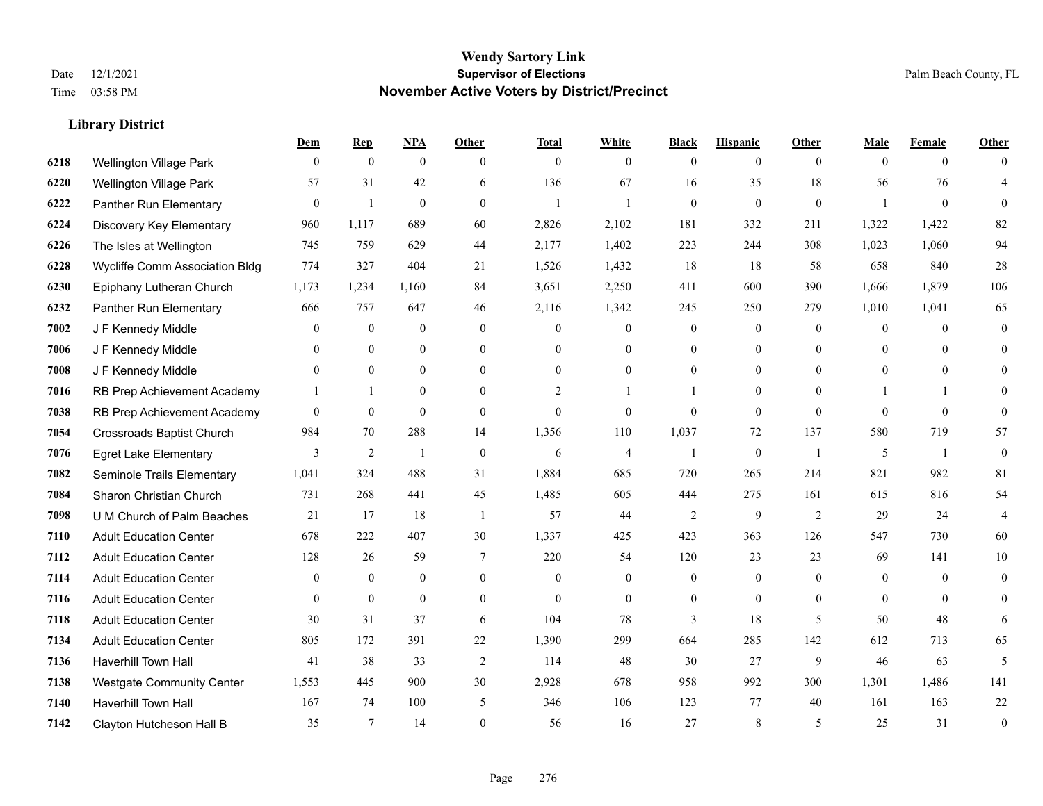# Wendy Sartory Link
## Supervisor of Elections
## November Active Voters by District/Precinct

Date 12/1/2021
Time 03:58 PM

Palm Beach County, FL

### Library District

| | | Dem | Rep | NPA | Other | Total | White | Black | Hispanic | Other | Male | Female | Other |
|---|---|---|---|---|---|---|---|---|---|---|---|---|---|
| 6218 | Wellington Village Park | 0 | 0 | 0 | 0 | 0 | 0 | 0 | 0 | 0 | 0 | 0 | 0 |
| 6220 | Wellington Village Park | 57 | 31 | 42 | 6 | 136 | 67 | 16 | 35 | 18 | 56 | 76 | 4 |
| 6222 | Panther Run Elementary | 0 | 1 | 0 | 0 | 1 | 1 | 0 | 0 | 0 | 1 | 0 | 0 |
| 6224 | Discovery Key Elementary | 960 | 1,117 | 689 | 60 | 2,826 | 2,102 | 181 | 332 | 211 | 1,322 | 1,422 | 82 |
| 6226 | The Isles at Wellington | 745 | 759 | 629 | 44 | 2,177 | 1,402 | 223 | 244 | 308 | 1,023 | 1,060 | 94 |
| 6228 | Wycliffe Comm Association Bldg | 774 | 327 | 404 | 21 | 1,526 | 1,432 | 18 | 18 | 58 | 658 | 840 | 28 |
| 6230 | Epiphany Lutheran Church | 1,173 | 1,234 | 1,160 | 84 | 3,651 | 2,250 | 411 | 600 | 390 | 1,666 | 1,879 | 106 |
| 6232 | Panther Run Elementary | 666 | 757 | 647 | 46 | 2,116 | 1,342 | 245 | 250 | 279 | 1,010 | 1,041 | 65 |
| 7002 | J F Kennedy Middle | 0 | 0 | 0 | 0 | 0 | 0 | 0 | 0 | 0 | 0 | 0 | 0 |
| 7006 | J F Kennedy Middle | 0 | 0 | 0 | 0 | 0 | 0 | 0 | 0 | 0 | 0 | 0 | 0 |
| 7008 | J F Kennedy Middle | 0 | 0 | 0 | 0 | 0 | 0 | 0 | 0 | 0 | 0 | 0 | 0 |
| 7016 | RB Prep Achievement Academy | 1 | 1 | 0 | 0 | 2 | 1 | 1 | 0 | 0 | 1 | 1 | 0 |
| 7038 | RB Prep Achievement Academy | 0 | 0 | 0 | 0 | 0 | 0 | 0 | 0 | 0 | 0 | 0 | 0 |
| 7054 | Crossroads Baptist Church | 984 | 70 | 288 | 14 | 1,356 | 110 | 1,037 | 72 | 137 | 580 | 719 | 57 |
| 7076 | Egret Lake Elementary | 3 | 2 | 1 | 0 | 6 | 4 | 1 | 0 | 1 | 5 | 1 | 0 |
| 7082 | Seminole Trails Elementary | 1,041 | 324 | 488 | 31 | 1,884 | 685 | 720 | 265 | 214 | 821 | 982 | 81 |
| 7084 | Sharon Christian Church | 731 | 268 | 441 | 45 | 1,485 | 605 | 444 | 275 | 161 | 615 | 816 | 54 |
| 7098 | U M Church of Palm Beaches | 21 | 17 | 18 | 1 | 57 | 44 | 2 | 9 | 2 | 29 | 24 | 4 |
| 7110 | Adult Education Center | 678 | 222 | 407 | 30 | 1,337 | 425 | 423 | 363 | 126 | 547 | 730 | 60 |
| 7112 | Adult Education Center | 128 | 26 | 59 | 7 | 220 | 54 | 120 | 23 | 23 | 69 | 141 | 10 |
| 7114 | Adult Education Center | 0 | 0 | 0 | 0 | 0 | 0 | 0 | 0 | 0 | 0 | 0 | 0 |
| 7116 | Adult Education Center | 0 | 0 | 0 | 0 | 0 | 0 | 0 | 0 | 0 | 0 | 0 | 0 |
| 7118 | Adult Education Center | 30 | 31 | 37 | 6 | 104 | 78 | 3 | 18 | 5 | 50 | 48 | 6 |
| 7134 | Adult Education Center | 805 | 172 | 391 | 22 | 1,390 | 299 | 664 | 285 | 142 | 612 | 713 | 65 |
| 7136 | Haverhill Town Hall | 41 | 38 | 33 | 2 | 114 | 48 | 30 | 27 | 9 | 46 | 63 | 5 |
| 7138 | Westgate Community Center | 1,553 | 445 | 900 | 30 | 2,928 | 678 | 958 | 992 | 300 | 1,301 | 1,486 | 141 |
| 7140 | Haverhill Town Hall | 167 | 74 | 100 | 5 | 346 | 106 | 123 | 77 | 40 | 161 | 163 | 22 |
| 7142 | Clayton Hutcheson Hall B | 35 | 7 | 14 | 0 | 56 | 16 | 27 | 8 | 5 | 25 | 31 | 0 |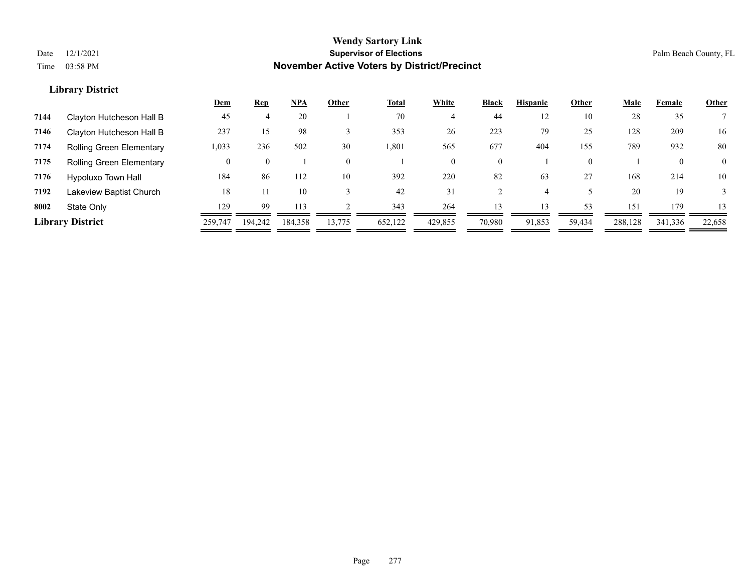# Wendy Sartory Link
## Supervisor of Elections
## November Active Voters by District/Precinct

Date 12/1/2021
Time 03:58 PM

Palm Beach County, FL

### Library District

| | | Dem | Rep | NPA | Other | Total | White | Black | Hispanic | Other | Male | Female | Other |
|---|---|---|---|---|---|---|---|---|---|---|---|---|---|
| 7144 | Clayton Hutcheson Hall B | 45 | 4 | 20 | 1 | 70 | 4 | 44 | 12 | 10 | 28 | 35 | 7 |
| 7146 | Clayton Hutcheson Hall B | 237 | 15 | 98 | 3 | 353 | 26 | 223 | 79 | 25 | 128 | 209 | 16 |
| 7174 | Rolling Green Elementary | 1,033 | 236 | 502 | 30 | 1,801 | 565 | 677 | 404 | 155 | 789 | 932 | 80 |
| 7175 | Rolling Green Elementary | 0 | 0 | 1 | 0 | 1 | 0 | 0 | 1 | 0 | 1 | 0 | 0 |
| 7176 | Hypoluxo Town Hall | 184 | 86 | 112 | 10 | 392 | 220 | 82 | 63 | 27 | 168 | 214 | 10 |
| 7192 | Lakeview Baptist Church | 18 | 11 | 10 | 3 | 42 | 31 | 2 | 4 | 5 | 20 | 19 | 3 |
| 8002 | State Only | 129 | 99 | 113 | 2 | 343 | 264 | 13 | 13 | 53 | 151 | 179 | 13 |
| **Library District** | | 259,747 | 194,242 | 184,358 | 13,775 | 652,122 | 429,855 | 70,980 | 91,853 | 59,434 | 288,128 | 341,336 | 22,658 |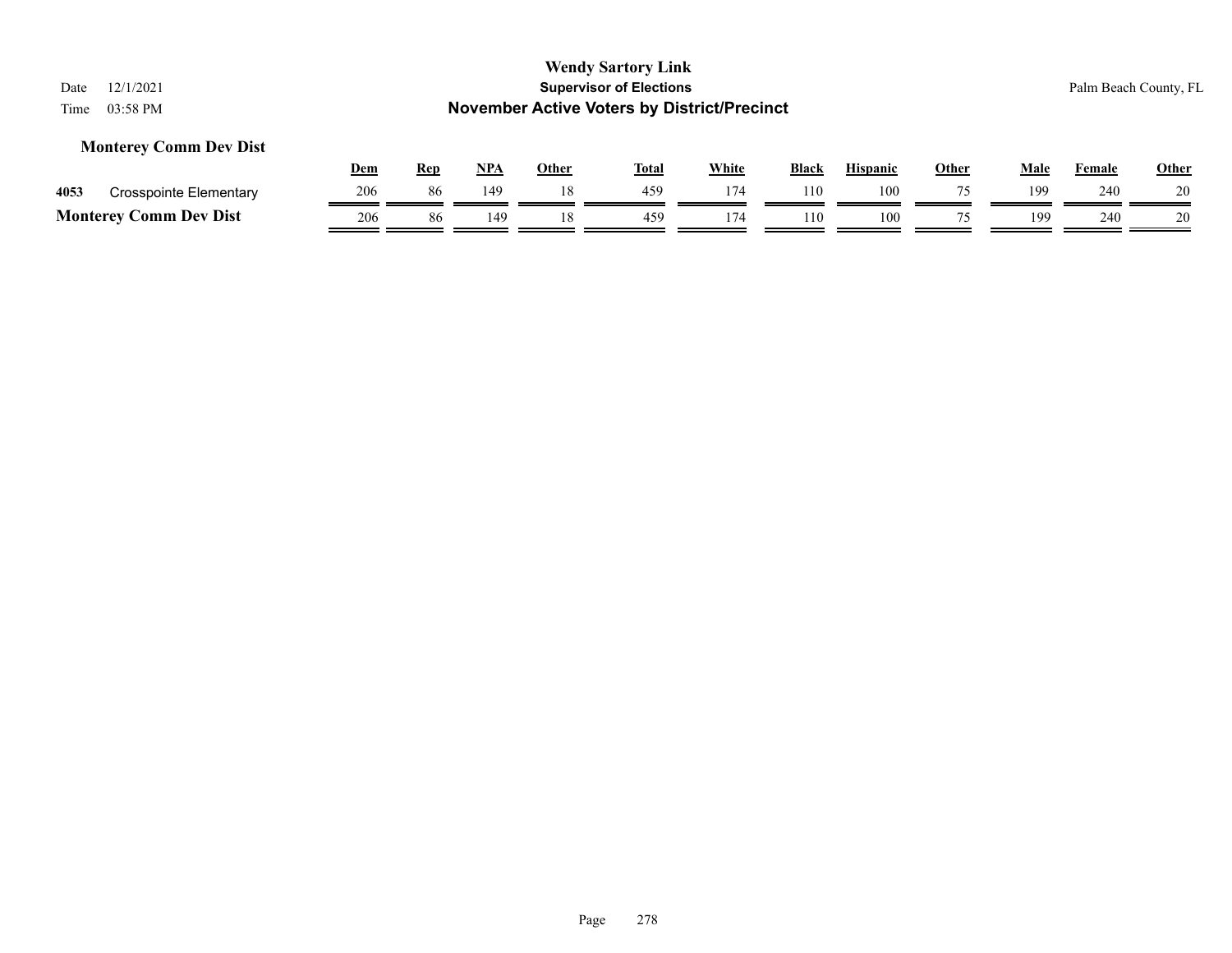# Wendy Sartory Link
## Supervisor of Elections
## November Active Voters by District/Precinct

Date 12/1/2021
Time 03:58 PM

Palm Beach County, FL

### Monterey Comm Dev Dist

| | | Dem | Rep | NPA | Other | Total | White | Black | Hispanic | Other | Male | Female | Other |
|---|---|---|---|---|---|---|---|---|---|---|---|---|---|
| 4053 | Crosspointe Elementary | 206 | 86 | 149 | 18 | 459 | 174 | 110 | 100 | 75 | 199 | 240 | 20 |
| **Monterey Comm Dev Dist** | | 206 | 86 | 149 | 18 | 459 | 174 | 110 | 100 | 75 | 199 | 240 | 20 |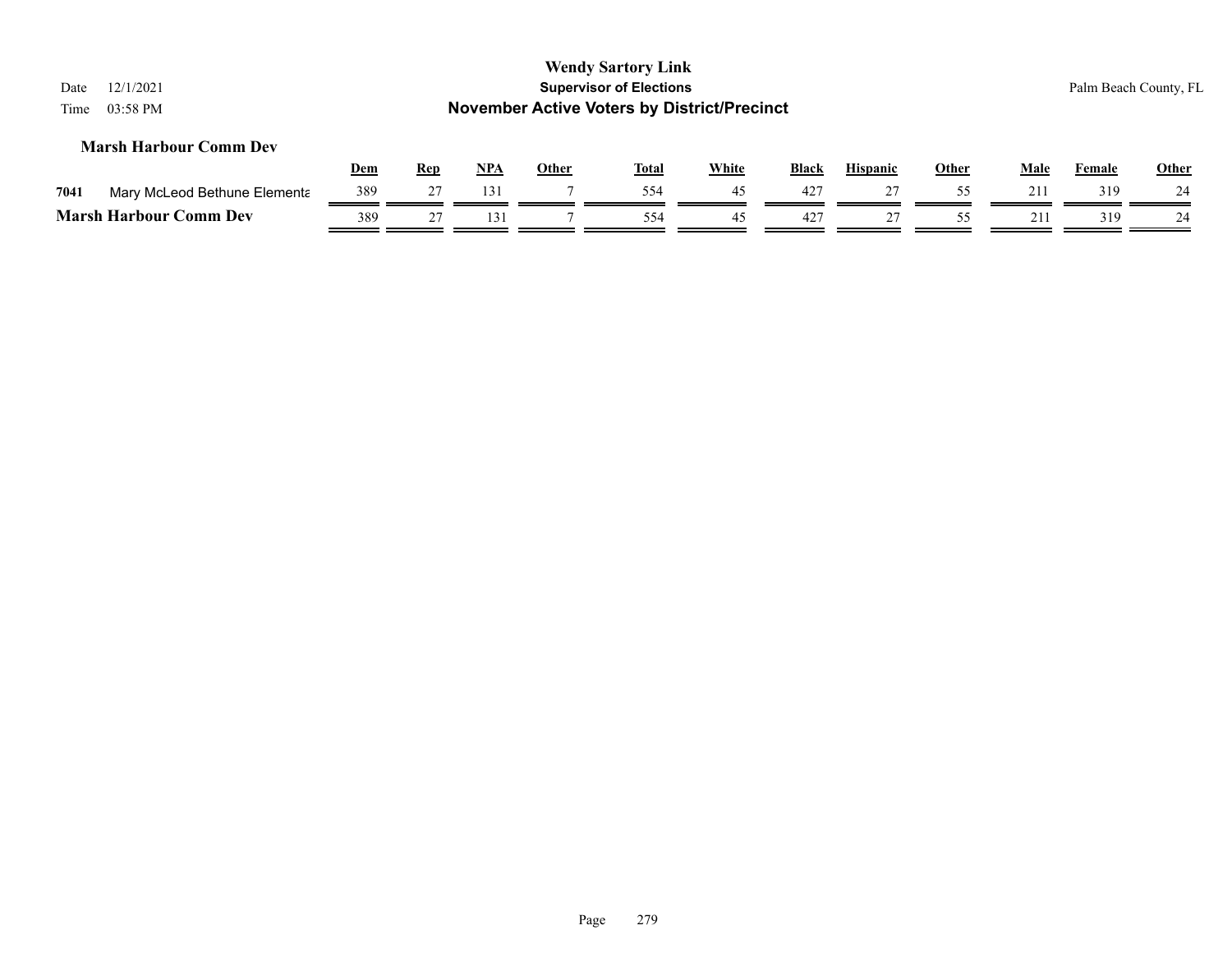## Marsh Harbour Comm Dev

| | | Dem | Rep | NPA | Other | Total | White | Black | Hispanic | Other | Male | Female | Other |
|---|---|---|---|---|---|---|---|---|---|---|---|---|---|
| 7041 | Mary McLeod Bethune Elementa | 389 | 27 | 131 | 7 | 554 | 45 | 427 | 27 | 55 | 211 | 319 | 24 |
| **Marsh Harbour Comm Dev** | | 389 | 27 | 131 | 7 | 554 | 45 | 427 | 27 | 55 | 211 | 319 | 24 |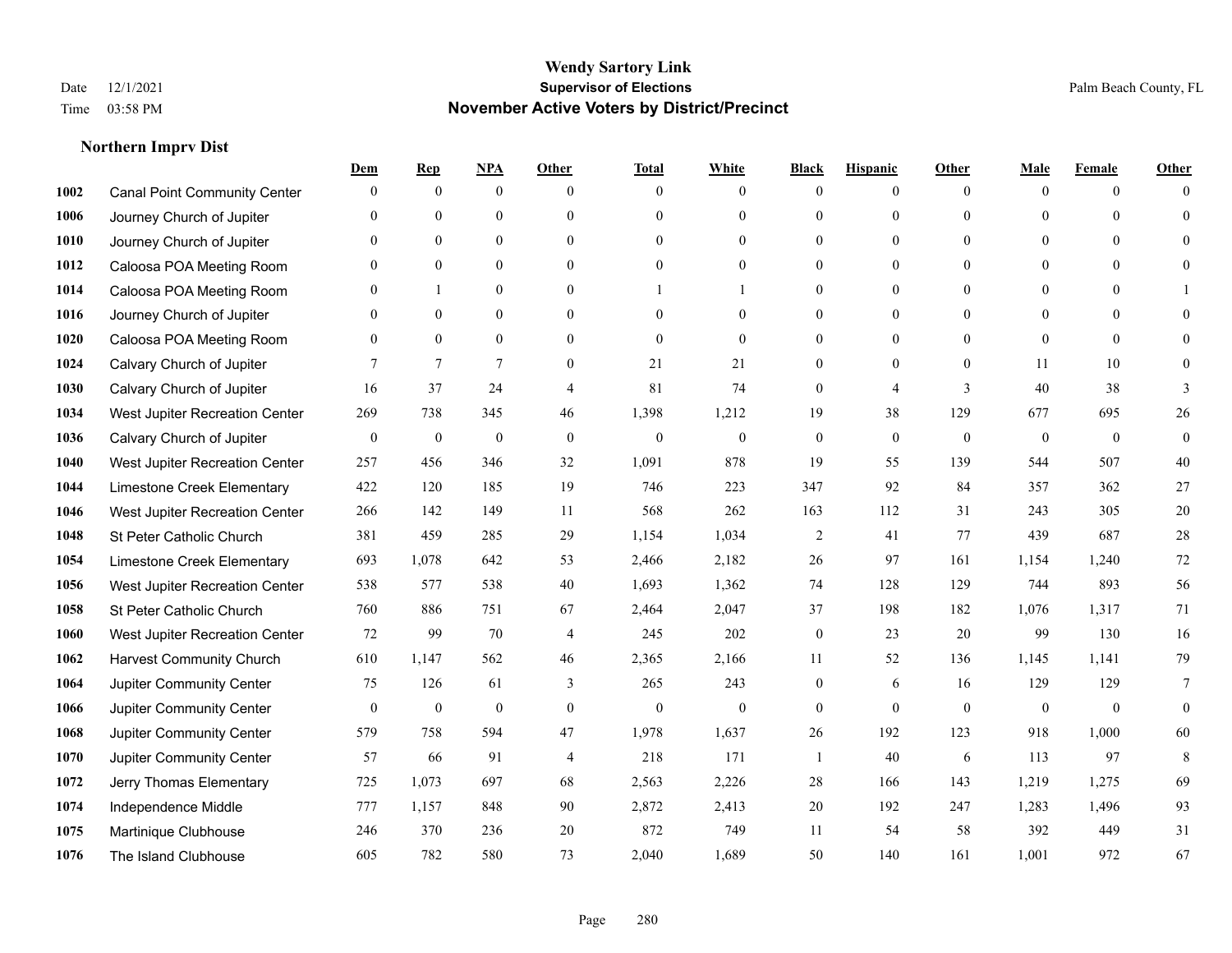# Wendy Sartory Link
## Supervisor of Elections
## November Active Voters by District/Precinct

Date 12/1/2021
Time 03:58 PM

Palm Beach County, FL

### Northern Imprv Dist

| | | Dem | Rep | NPA | Other | Total | White | Black | Hispanic | Other | Male | Female | Other |
|---|---|---|---|---|---|---|---|---|---|---|---|---|---|
| 1002 | Canal Point Community Center | 0 | 0 | 0 | 0 | 0 | 0 | 0 | 0 | 0 | 0 | 0 | 0 |
| 1006 | Journey Church of Jupiter | 0 | 0 | 0 | 0 | 0 | 0 | 0 | 0 | 0 | 0 | 0 | 0 |
| 1010 | Journey Church of Jupiter | 0 | 0 | 0 | 0 | 0 | 0 | 0 | 0 | 0 | 0 | 0 | 0 |
| 1012 | Caloosa POA Meeting Room | 0 | 0 | 0 | 0 | 0 | 0 | 0 | 0 | 0 | 0 | 0 | 0 |
| 1014 | Caloosa POA Meeting Room | 0 | 1 | 0 | 0 | 1 | 1 | 0 | 0 | 0 | 0 | 0 | 1 |
| 1016 | Journey Church of Jupiter | 0 | 0 | 0 | 0 | 0 | 0 | 0 | 0 | 0 | 0 | 0 | 0 |
| 1020 | Caloosa POA Meeting Room | 0 | 0 | 0 | 0 | 0 | 0 | 0 | 0 | 0 | 0 | 0 | 0 |
| 1024 | Calvary Church of Jupiter | 7 | 7 | 7 | 0 | 21 | 21 | 0 | 0 | 0 | 11 | 10 | 0 |
| 1030 | Calvary Church of Jupiter | 16 | 37 | 24 | 4 | 81 | 74 | 0 | 4 | 3 | 40 | 38 | 3 |
| 1034 | West Jupiter Recreation Center | 269 | 738 | 345 | 46 | 1,398 | 1,212 | 19 | 38 | 129 | 677 | 695 | 26 |
| 1036 | Calvary Church of Jupiter | 0 | 0 | 0 | 0 | 0 | 0 | 0 | 0 | 0 | 0 | 0 | 0 |
| 1040 | West Jupiter Recreation Center | 257 | 456 | 346 | 32 | 1,091 | 878 | 19 | 55 | 139 | 544 | 507 | 40 |
| 1044 | Limestone Creek Elementary | 422 | 120 | 185 | 19 | 746 | 223 | 347 | 92 | 84 | 357 | 362 | 27 |
| 1046 | West Jupiter Recreation Center | 266 | 142 | 149 | 11 | 568 | 262 | 163 | 112 | 31 | 243 | 305 | 20 |
| 1048 | St Peter Catholic Church | 381 | 459 | 285 | 29 | 1,154 | 1,034 | 2 | 41 | 77 | 439 | 687 | 28 |
| 1054 | Limestone Creek Elementary | 693 | 1,078 | 642 | 53 | 2,466 | 2,182 | 26 | 97 | 161 | 1,154 | 1,240 | 72 |
| 1056 | West Jupiter Recreation Center | 538 | 577 | 538 | 40 | 1,693 | 1,362 | 74 | 128 | 129 | 744 | 893 | 56 |
| 1058 | St Peter Catholic Church | 760 | 886 | 751 | 67 | 2,464 | 2,047 | 37 | 198 | 182 | 1,076 | 1,317 | 71 |
| 1060 | West Jupiter Recreation Center | 72 | 99 | 70 | 4 | 245 | 202 | 0 | 23 | 20 | 99 | 130 | 16 |
| 1062 | Harvest Community Church | 610 | 1,147 | 562 | 46 | 2,365 | 2,166 | 11 | 52 | 136 | 1,145 | 1,141 | 79 |
| 1064 | Jupiter Community Center | 75 | 126 | 61 | 3 | 265 | 243 | 0 | 6 | 16 | 129 | 129 | 7 |
| 1066 | Jupiter Community Center | 0 | 0 | 0 | 0 | 0 | 0 | 0 | 0 | 0 | 0 | 0 | 0 |
| 1068 | Jupiter Community Center | 579 | 758 | 594 | 47 | 1,978 | 1,637 | 26 | 192 | 123 | 918 | 1,000 | 60 |
| 1070 | Jupiter Community Center | 57 | 66 | 91 | 4 | 218 | 171 | 1 | 40 | 6 | 113 | 97 | 8 |
| 1072 | Jerry Thomas Elementary | 725 | 1,073 | 697 | 68 | 2,563 | 2,226 | 28 | 166 | 143 | 1,219 | 1,275 | 69 |
| 1074 | Independence Middle | 777 | 1,157 | 848 | 90 | 2,872 | 2,413 | 20 | 192 | 247 | 1,283 | 1,496 | 93 |
| 1075 | Martinique Clubhouse | 246 | 370 | 236 | 20 | 872 | 749 | 11 | 54 | 58 | 392 | 449 | 31 |
| 1076 | The Island Clubhouse | 605 | 782 | 580 | 73 | 2,040 | 1,689 | 50 | 140 | 161 | 1,001 | 972 | 67 |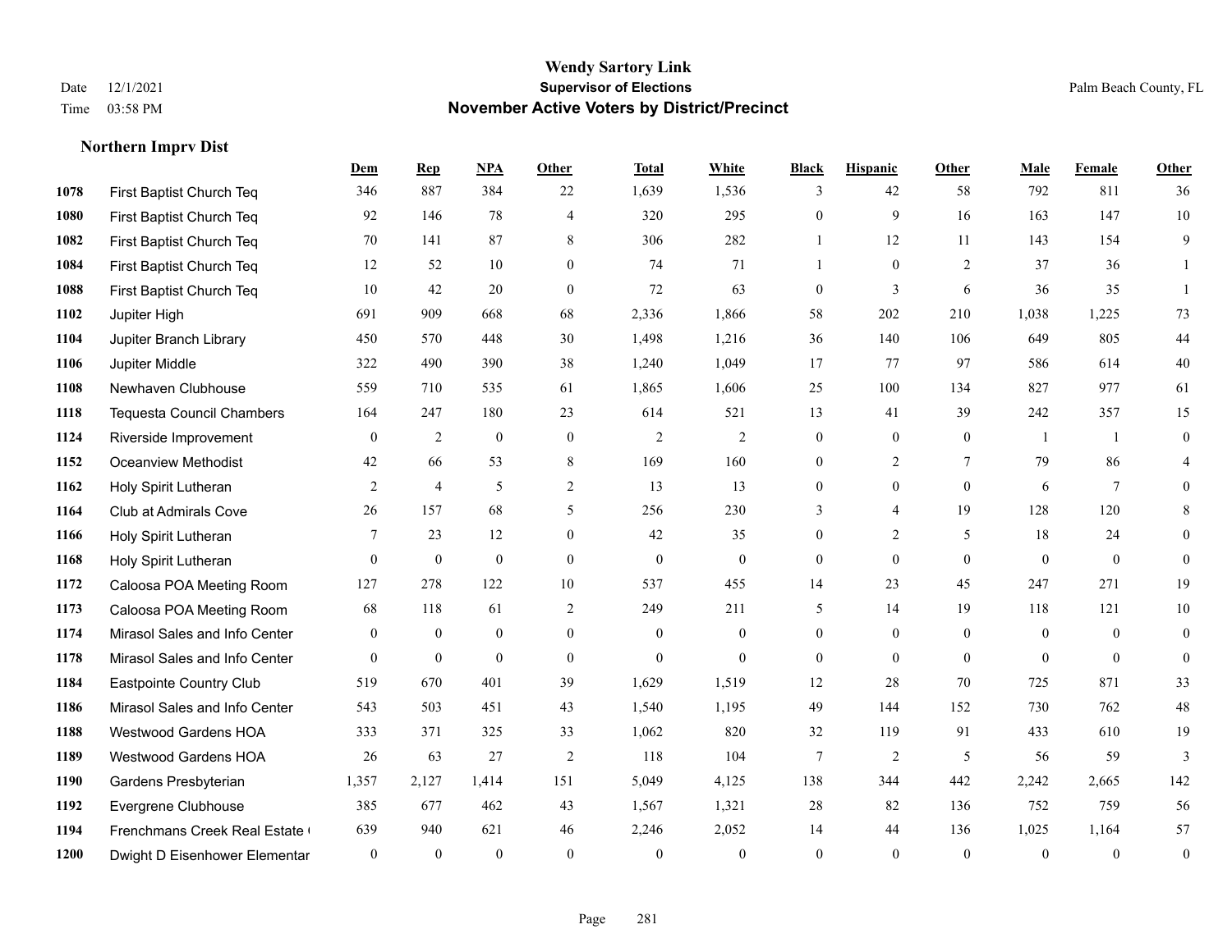# Wendy Sartory Link
## Supervisor of Elections
## November Active Voters by District/Precinct

Date 12/1/2021
Time 03:58 PM

Palm Beach County, FL

### Northern Imprv Dist

| | | Dem | Rep | NPA | Other | Total | White | Black | Hispanic | Other | Male | Female | Other |
|---|---|---|---|---|---|---|---|---|---|---|---|---|---|
| 1078 | First Baptist Church Teq | 346 | 887 | 384 | 22 | 1,639 | 1,536 | 3 | 42 | 58 | 792 | 811 | 36 |
| 1080 | First Baptist Church Teq | 92 | 146 | 78 | 4 | 320 | 295 | 0 | 9 | 16 | 163 | 147 | 10 |
| 1082 | First Baptist Church Teq | 70 | 141 | 87 | 8 | 306 | 282 | 1 | 12 | 11 | 143 | 154 | 9 |
| 1084 | First Baptist Church Teq | 12 | 52 | 10 | 0 | 74 | 71 | 1 | 0 | 2 | 37 | 36 | 1 |
| 1088 | First Baptist Church Teq | 10 | 42 | 20 | 0 | 72 | 63 | 0 | 3 | 6 | 36 | 35 | 1 |
| 1102 | Jupiter High | 691 | 909 | 668 | 68 | 2,336 | 1,866 | 58 | 202 | 210 | 1,038 | 1,225 | 73 |
| 1104 | Jupiter Branch Library | 450 | 570 | 448 | 30 | 1,498 | 1,216 | 36 | 140 | 106 | 649 | 805 | 44 |
| 1106 | Jupiter Middle | 322 | 490 | 390 | 38 | 1,240 | 1,049 | 17 | 77 | 97 | 586 | 614 | 40 |
| 1108 | Newhaven Clubhouse | 559 | 710 | 535 | 61 | 1,865 | 1,606 | 25 | 100 | 134 | 827 | 977 | 61 |
| 1118 | Tequesta Council Chambers | 164 | 247 | 180 | 23 | 614 | 521 | 13 | 41 | 39 | 242 | 357 | 15 |
| 1124 | Riverside Improvement | 0 | 2 | 0 | 0 | 2 | 2 | 0 | 0 | 0 | 1 | 1 | 0 |
| 1152 | Oceanview Methodist | 42 | 66 | 53 | 8 | 169 | 160 | 0 | 2 | 7 | 79 | 86 | 4 |
| 1162 | Holy Spirit Lutheran | 2 | 4 | 5 | 2 | 13 | 13 | 0 | 0 | 0 | 6 | 7 | 0 |
| 1164 | Club at Admirals Cove | 26 | 157 | 68 | 5 | 256 | 230 | 3 | 4 | 19 | 128 | 120 | 8 |
| 1166 | Holy Spirit Lutheran | 7 | 23 | 12 | 0 | 42 | 35 | 0 | 2 | 5 | 18 | 24 | 0 |
| 1168 | Holy Spirit Lutheran | 0 | 0 | 0 | 0 | 0 | 0 | 0 | 0 | 0 | 0 | 0 | 0 |
| 1172 | Caloosa POA Meeting Room | 127 | 278 | 122 | 10 | 537 | 455 | 14 | 23 | 45 | 247 | 271 | 19 |
| 1173 | Caloosa POA Meeting Room | 68 | 118 | 61 | 2 | 249 | 211 | 5 | 14 | 19 | 118 | 121 | 10 |
| 1174 | Mirasol Sales and Info Center | 0 | 0 | 0 | 0 | 0 | 0 | 0 | 0 | 0 | 0 | 0 | 0 |
| 1178 | Mirasol Sales and Info Center | 0 | 0 | 0 | 0 | 0 | 0 | 0 | 0 | 0 | 0 | 0 | 0 |
| 1184 | Eastpointe Country Club | 519 | 670 | 401 | 39 | 1,629 | 1,519 | 12 | 28 | 70 | 725 | 871 | 33 |
| 1186 | Mirasol Sales and Info Center | 543 | 503 | 451 | 43 | 1,540 | 1,195 | 49 | 144 | 152 | 730 | 762 | 48 |
| 1188 | Westwood Gardens HOA | 333 | 371 | 325 | 33 | 1,062 | 820 | 32 | 119 | 91 | 433 | 610 | 19 |
| 1189 | Westwood Gardens HOA | 26 | 63 | 27 | 2 | 118 | 104 | 7 | 2 | 5 | 56 | 59 | 3 |
| 1190 | Gardens Presbyterian | 1,357 | 2,127 | 1,414 | 151 | 5,049 | 4,125 | 138 | 344 | 442 | 2,242 | 2,665 | 142 |
| 1192 | Evergrene Clubhouse | 385 | 677 | 462 | 43 | 1,567 | 1,321 | 28 | 82 | 136 | 752 | 759 | 56 |
| 1194 | Frenchmans Creek Real Estate ( | 639 | 940 | 621 | 46 | 2,246 | 2,052 | 14 | 44 | 136 | 1,025 | 1,164 | 57 |
| 1200 | Dwight D Eisenhower Elementar | 0 | 0 | 0 | 0 | 0 | 0 | 0 | 0 | 0 | 0 | 0 | 0 |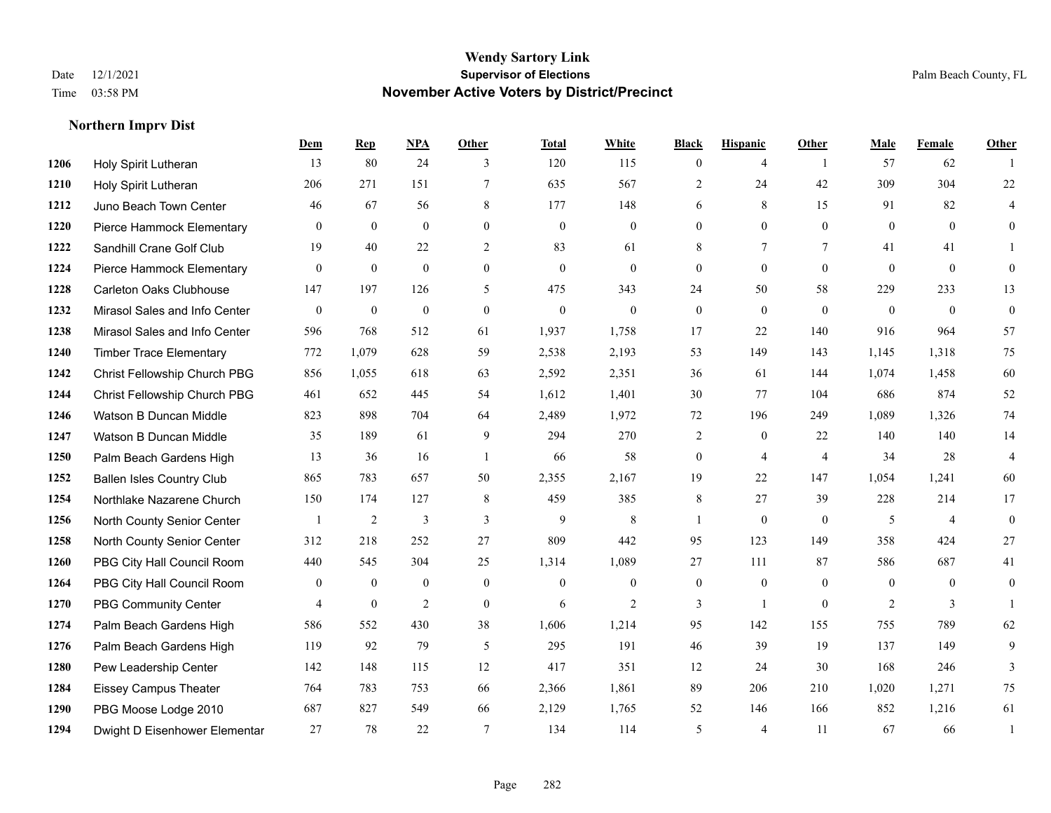# Wendy Sartory Link
## Supervisor of Elections
## November Active Voters by District/Precinct

Date 12/1/2021
Time 03:58 PM

Palm Beach County, FL

### Northern Imprv Dist

| | | Dem | Rep | NPA | Other | Total | White | Black | Hispanic | Other | Male | Female | Other |
|---|---|---|---|---|---|---|---|---|---|---|---|---|---|
| 1206 | Holy Spirit Lutheran | 13 | 80 | 24 | 3 | 120 | 115 | 0 | 4 | 1 | 57 | 62 | 1 |
| 1210 | Holy Spirit Lutheran | 206 | 271 | 151 | 7 | 635 | 567 | 2 | 24 | 42 | 309 | 304 | 22 |
| 1212 | Juno Beach Town Center | 46 | 67 | 56 | 8 | 177 | 148 | 6 | 8 | 15 | 91 | 82 | 4 |
| 1220 | Pierce Hammock Elementary | 0 | 0 | 0 | 0 | 0 | 0 | 0 | 0 | 0 | 0 | 0 | 0 |
| 1222 | Sandhill Crane Golf Club | 19 | 40 | 22 | 2 | 83 | 61 | 8 | 7 | 7 | 41 | 41 | 1 |
| 1224 | Pierce Hammock Elementary | 0 | 0 | 0 | 0 | 0 | 0 | 0 | 0 | 0 | 0 | 0 | 0 |
| 1228 | Carleton Oaks Clubhouse | 147 | 197 | 126 | 5 | 475 | 343 | 24 | 50 | 58 | 229 | 233 | 13 |
| 1232 | Mirasol Sales and Info Center | 0 | 0 | 0 | 0 | 0 | 0 | 0 | 0 | 0 | 0 | 0 | 0 |
| 1238 | Mirasol Sales and Info Center | 596 | 768 | 512 | 61 | 1,937 | 1,758 | 17 | 22 | 140 | 916 | 964 | 57 |
| 1240 | Timber Trace Elementary | 772 | 1,079 | 628 | 59 | 2,538 | 2,193 | 53 | 149 | 143 | 1,145 | 1,318 | 75 |
| 1242 | Christ Fellowship Church PBG | 856 | 1,055 | 618 | 63 | 2,592 | 2,351 | 36 | 61 | 144 | 1,074 | 1,458 | 60 |
| 1244 | Christ Fellowship Church PBG | 461 | 652 | 445 | 54 | 1,612 | 1,401 | 30 | 77 | 104 | 686 | 874 | 52 |
| 1246 | Watson B Duncan Middle | 823 | 898 | 704 | 64 | 2,489 | 1,972 | 72 | 196 | 249 | 1,089 | 1,326 | 74 |
| 1247 | Watson B Duncan Middle | 35 | 189 | 61 | 9 | 294 | 270 | 2 | 0 | 22 | 140 | 140 | 14 |
| 1250 | Palm Beach Gardens High | 13 | 36 | 16 | 1 | 66 | 58 | 0 | 4 | 4 | 34 | 28 | 4 |
| 1252 | Ballen Isles Country Club | 865 | 783 | 657 | 50 | 2,355 | 2,167 | 19 | 22 | 147 | 1,054 | 1,241 | 60 |
| 1254 | Northlake Nazarene Church | 150 | 174 | 127 | 8 | 459 | 385 | 8 | 27 | 39 | 228 | 214 | 17 |
| 1256 | North County Senior Center | 1 | 2 | 3 | 3 | 9 | 8 | 1 | 0 | 0 | 5 | 4 | 0 |
| 1258 | North County Senior Center | 312 | 218 | 252 | 27 | 809 | 442 | 95 | 123 | 149 | 358 | 424 | 27 |
| 1260 | PBG City Hall Council Room | 440 | 545 | 304 | 25 | 1,314 | 1,089 | 27 | 111 | 87 | 586 | 687 | 41 |
| 1264 | PBG City Hall Council Room | 0 | 0 | 0 | 0 | 0 | 0 | 0 | 0 | 0 | 0 | 0 | 0 |
| 1270 | PBG Community Center | 4 | 0 | 2 | 0 | 6 | 2 | 3 | 1 | 0 | 2 | 3 | 1 |
| 1274 | Palm Beach Gardens High | 586 | 552 | 430 | 38 | 1,606 | 1,214 | 95 | 142 | 155 | 755 | 789 | 62 |
| 1276 | Palm Beach Gardens High | 119 | 92 | 79 | 5 | 295 | 191 | 46 | 39 | 19 | 137 | 149 | 9 |
| 1280 | Pew Leadership Center | 142 | 148 | 115 | 12 | 417 | 351 | 12 | 24 | 30 | 168 | 246 | 3 |
| 1284 | Eissey Campus Theater | 764 | 783 | 753 | 66 | 2,366 | 1,861 | 89 | 206 | 210 | 1,020 | 1,271 | 75 |
| 1290 | PBG Moose Lodge 2010 | 687 | 827 | 549 | 66 | 2,129 | 1,765 | 52 | 146 | 166 | 852 | 1,216 | 61 |
| 1294 | Dwight D Eisenhower Elementar | 27 | 78 | 22 | 7 | 134 | 114 | 5 | 4 | 11 | 67 | 66 | 1 |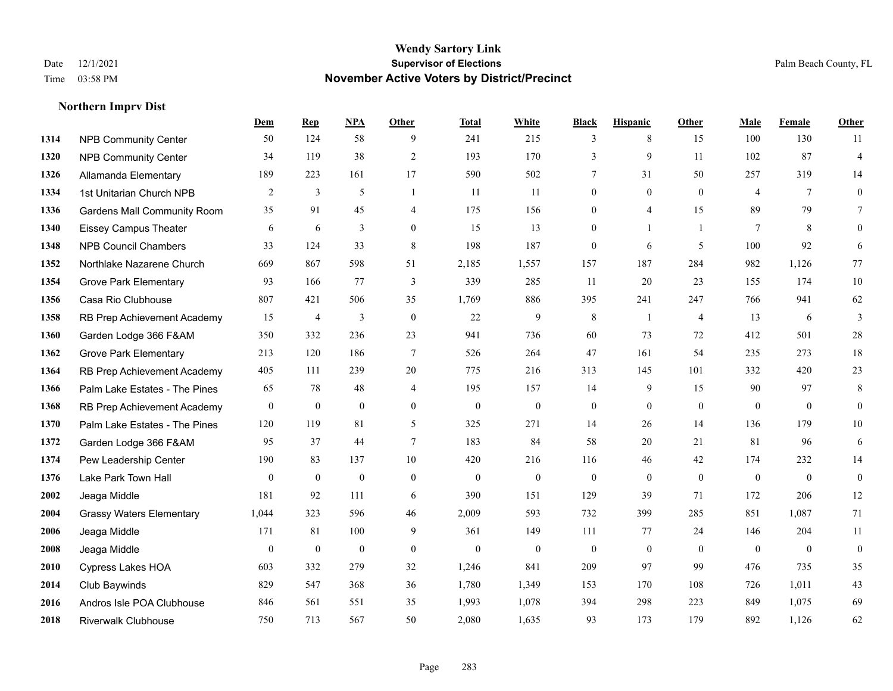# Wendy Sartory Link
## Supervisor of Elections
## November Active Voters by District/Precinct

Date 12/1/2021
Time 03:58 PM

Palm Beach County, FL

### Northern Imprv Dist

| | | Dem | Rep | NPA | Other | Total | White | Black | Hispanic | Other | Male | Female | Other |
|---|---|---|---|---|---|---|---|---|---|---|---|---|---|
| 1314 | NPB Community Center | 50 | 124 | 58 | 9 | 241 | 215 | 3 | 8 | 15 | 100 | 130 | 11 |
| 1320 | NPB Community Center | 34 | 119 | 38 | 2 | 193 | 170 | 3 | 9 | 11 | 102 | 87 | 4 |
| 1326 | Allamanda Elementary | 189 | 223 | 161 | 17 | 590 | 502 | 7 | 31 | 50 | 257 | 319 | 14 |
| 1334 | 1st Unitarian Church NPB | 2 | 3 | 5 | 1 | 11 | 11 | 0 | 0 | 0 | 4 | 7 | 0 |
| 1336 | Gardens Mall Community Room | 35 | 91 | 45 | 4 | 175 | 156 | 0 | 4 | 15 | 89 | 79 | 7 |
| 1340 | Eissey Campus Theater | 6 | 6 | 3 | 0 | 15 | 13 | 0 | 1 | 1 | 7 | 8 | 0 |
| 1348 | NPB Council Chambers | 33 | 124 | 33 | 8 | 198 | 187 | 0 | 6 | 5 | 100 | 92 | 6 |
| 1352 | Northlake Nazarene Church | 669 | 867 | 598 | 51 | 2,185 | 1,557 | 157 | 187 | 284 | 982 | 1,126 | 77 |
| 1354 | Grove Park Elementary | 93 | 166 | 77 | 3 | 339 | 285 | 11 | 20 | 23 | 155 | 174 | 10 |
| 1356 | Casa Rio Clubhouse | 807 | 421 | 506 | 35 | 1,769 | 886 | 395 | 241 | 247 | 766 | 941 | 62 |
| 1358 | RB Prep Achievement Academy | 15 | 4 | 3 | 0 | 22 | 9 | 8 | 1 | 4 | 13 | 6 | 3 |
| 1360 | Garden Lodge 366 F&AM | 350 | 332 | 236 | 23 | 941 | 736 | 60 | 73 | 72 | 412 | 501 | 28 |
| 1362 | Grove Park Elementary | 213 | 120 | 186 | 7 | 526 | 264 | 47 | 161 | 54 | 235 | 273 | 18 |
| 1364 | RB Prep Achievement Academy | 405 | 111 | 239 | 20 | 775 | 216 | 313 | 145 | 101 | 332 | 420 | 23 |
| 1366 | Palm Lake Estates - The Pines | 65 | 78 | 48 | 4 | 195 | 157 | 14 | 9 | 15 | 90 | 97 | 8 |
| 1368 | RB Prep Achievement Academy | 0 | 0 | 0 | 0 | 0 | 0 | 0 | 0 | 0 | 0 | 0 | 0 |
| 1370 | Palm Lake Estates - The Pines | 120 | 119 | 81 | 5 | 325 | 271 | 14 | 26 | 14 | 136 | 179 | 10 |
| 1372 | Garden Lodge 366 F&AM | 95 | 37 | 44 | 7 | 183 | 84 | 58 | 20 | 21 | 81 | 96 | 6 |
| 1374 | Pew Leadership Center | 190 | 83 | 137 | 10 | 420 | 216 | 116 | 46 | 42 | 174 | 232 | 14 |
| 1376 | Lake Park Town Hall | 0 | 0 | 0 | 0 | 0 | 0 | 0 | 0 | 0 | 0 | 0 | 0 |
| 2002 | Jeaga Middle | 181 | 92 | 111 | 6 | 390 | 151 | 129 | 39 | 71 | 172 | 206 | 12 |
| 2004 | Grassy Waters Elementary | 1,044 | 323 | 596 | 46 | 2,009 | 593 | 732 | 399 | 285 | 851 | 1,087 | 71 |
| 2006 | Jeaga Middle | 171 | 81 | 100 | 9 | 361 | 149 | 111 | 77 | 24 | 146 | 204 | 11 |
| 2008 | Jeaga Middle | 0 | 0 | 0 | 0 | 0 | 0 | 0 | 0 | 0 | 0 | 0 | 0 |
| 2010 | Cypress Lakes HOA | 603 | 332 | 279 | 32 | 1,246 | 841 | 209 | 97 | 99 | 476 | 735 | 35 |
| 2014 | Club Baywinds | 829 | 547 | 368 | 36 | 1,780 | 1,349 | 153 | 170 | 108 | 726 | 1,011 | 43 |
| 2016 | Andros Isle POA Clubhouse | 846 | 561 | 551 | 35 | 1,993 | 1,078 | 394 | 298 | 223 | 849 | 1,075 | 69 |
| 2018 | Riverwalk Clubhouse | 750 | 713 | 567 | 50 | 2,080 | 1,635 | 93 | 173 | 179 | 892 | 1,126 | 62 |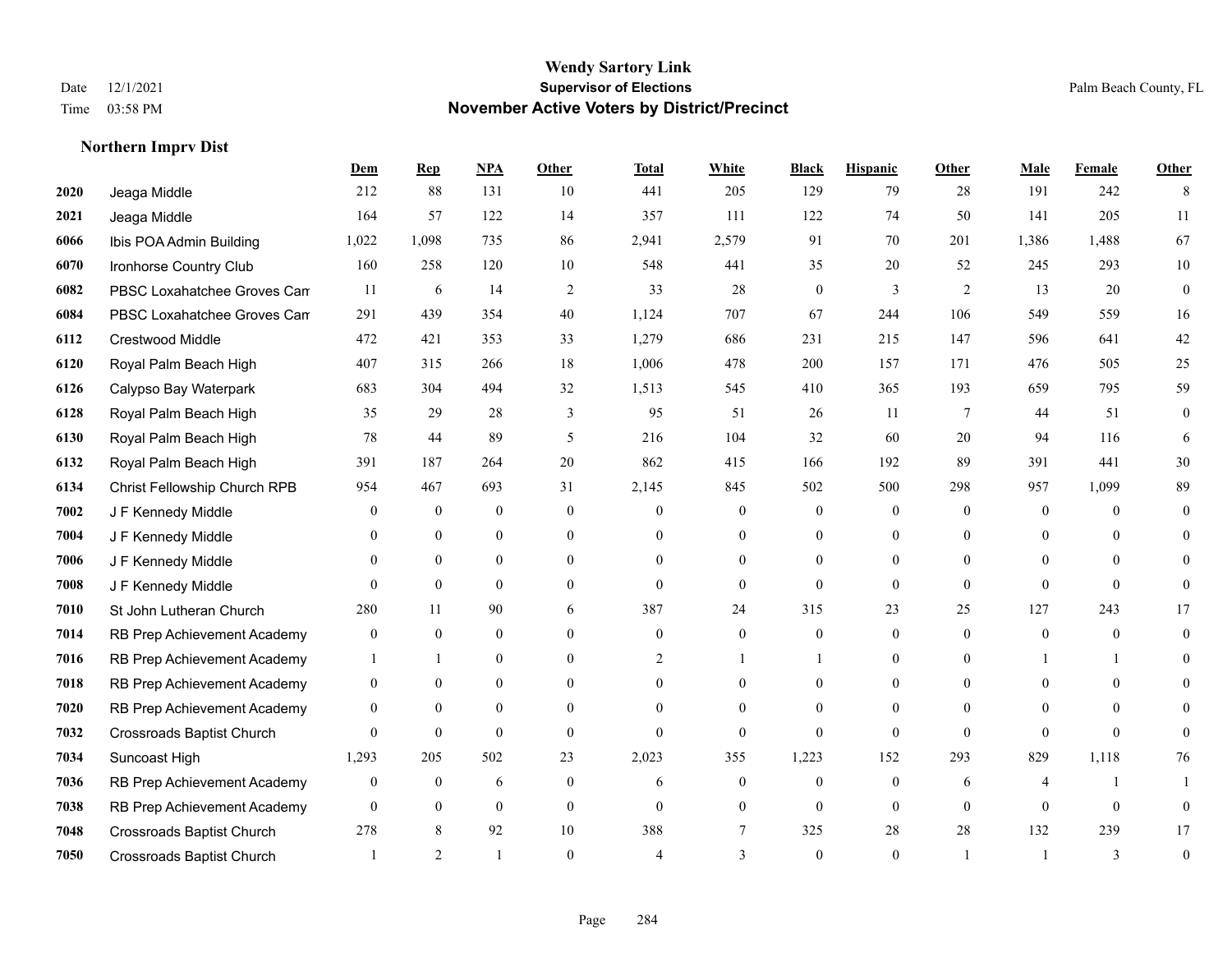# Wendy Sartory Link
## Supervisor of Elections
## November Active Voters by District/Precinct

Date 12/1/2021
Time 03:58 PM

Palm Beach County, FL

### Northern Imprv Dist

| | | Dem | Rep | NPA | Other | Total | White | Black | Hispanic | Other | Male | Female | Other |
|---|---|---|---|---|---|---|---|---|---|---|---|---|---|
| 2020 | Jeaga Middle | 212 | 88 | 131 | 10 | 441 | 205 | 129 | 79 | 28 | 191 | 242 | 8 |
| 2021 | Jeaga Middle | 164 | 57 | 122 | 14 | 357 | 111 | 122 | 74 | 50 | 141 | 205 | 11 |
| 6066 | Ibis POA Admin Building | 1,022 | 1,098 | 735 | 86 | 2,941 | 2,579 | 91 | 70 | 201 | 1,386 | 1,488 | 67 |
| 6070 | Ironhorse Country Club | 160 | 258 | 120 | 10 | 548 | 441 | 35 | 20 | 52 | 245 | 293 | 10 |
| 6082 | PBSC Loxahatchee Groves Cam | 11 | 6 | 14 | 2 | 33 | 28 | 0 | 3 | 2 | 13 | 20 | 0 |
| 6084 | PBSC Loxahatchee Groves Cam | 291 | 439 | 354 | 40 | 1,124 | 707 | 67 | 244 | 106 | 549 | 559 | 16 |
| 6112 | Crestwood Middle | 472 | 421 | 353 | 33 | 1,279 | 686 | 231 | 215 | 147 | 596 | 641 | 42 |
| 6120 | Royal Palm Beach High | 407 | 315 | 266 | 18 | 1,006 | 478 | 200 | 157 | 171 | 476 | 505 | 25 |
| 6126 | Calypso Bay Waterpark | 683 | 304 | 494 | 32 | 1,513 | 545 | 410 | 365 | 193 | 659 | 795 | 59 |
| 6128 | Royal Palm Beach High | 35 | 29 | 28 | 3 | 95 | 51 | 26 | 11 | 7 | 44 | 51 | 0 |
| 6130 | Royal Palm Beach High | 78 | 44 | 89 | 5 | 216 | 104 | 32 | 60 | 20 | 94 | 116 | 6 |
| 6132 | Royal Palm Beach High | 391 | 187 | 264 | 20 | 862 | 415 | 166 | 192 | 89 | 391 | 441 | 30 |
| 6134 | Christ Fellowship Church RPB | 954 | 467 | 693 | 31 | 2,145 | 845 | 502 | 500 | 298 | 957 | 1,099 | 89 |
| 7002 | J F Kennedy Middle | 0 | 0 | 0 | 0 | 0 | 0 | 0 | 0 | 0 | 0 | 0 | 0 |
| 7004 | J F Kennedy Middle | 0 | 0 | 0 | 0 | 0 | 0 | 0 | 0 | 0 | 0 | 0 | 0 |
| 7006 | J F Kennedy Middle | 0 | 0 | 0 | 0 | 0 | 0 | 0 | 0 | 0 | 0 | 0 | 0 |
| 7008 | J F Kennedy Middle | 0 | 0 | 0 | 0 | 0 | 0 | 0 | 0 | 0 | 0 | 0 | 0 |
| 7010 | St John Lutheran Church | 280 | 11 | 90 | 6 | 387 | 24 | 315 | 23 | 25 | 127 | 243 | 17 |
| 7014 | RB Prep Achievement Academy | 0 | 0 | 0 | 0 | 0 | 0 | 0 | 0 | 0 | 0 | 0 | 0 |
| 7016 | RB Prep Achievement Academy | 1 | 1 | 0 | 0 | 2 | 1 | 1 | 0 | 0 | 1 | 1 | 0 |
| 7018 | RB Prep Achievement Academy | 0 | 0 | 0 | 0 | 0 | 0 | 0 | 0 | 0 | 0 | 0 | 0 |
| 7020 | RB Prep Achievement Academy | 0 | 0 | 0 | 0 | 0 | 0 | 0 | 0 | 0 | 0 | 0 | 0 |
| 7032 | Crossroads Baptist Church | 0 | 0 | 0 | 0 | 0 | 0 | 0 | 0 | 0 | 0 | 0 | 0 |
| 7034 | Suncoast High | 1,293 | 205 | 502 | 23 | 2,023 | 355 | 1,223 | 152 | 293 | 829 | 1,118 | 76 |
| 7036 | RB Prep Achievement Academy | 0 | 0 | 6 | 0 | 6 | 0 | 0 | 0 | 6 | 4 | 1 | 1 |
| 7038 | RB Prep Achievement Academy | 0 | 0 | 0 | 0 | 0 | 0 | 0 | 0 | 0 | 0 | 0 | 0 |
| 7048 | Crossroads Baptist Church | 278 | 8 | 92 | 10 | 388 | 7 | 325 | 28 | 28 | 132 | 239 | 17 |
| 7050 | Crossroads Baptist Church | 1 | 2 | 1 | 0 | 4 | 3 | 0 | 0 | 1 | 1 | 3 | 0 |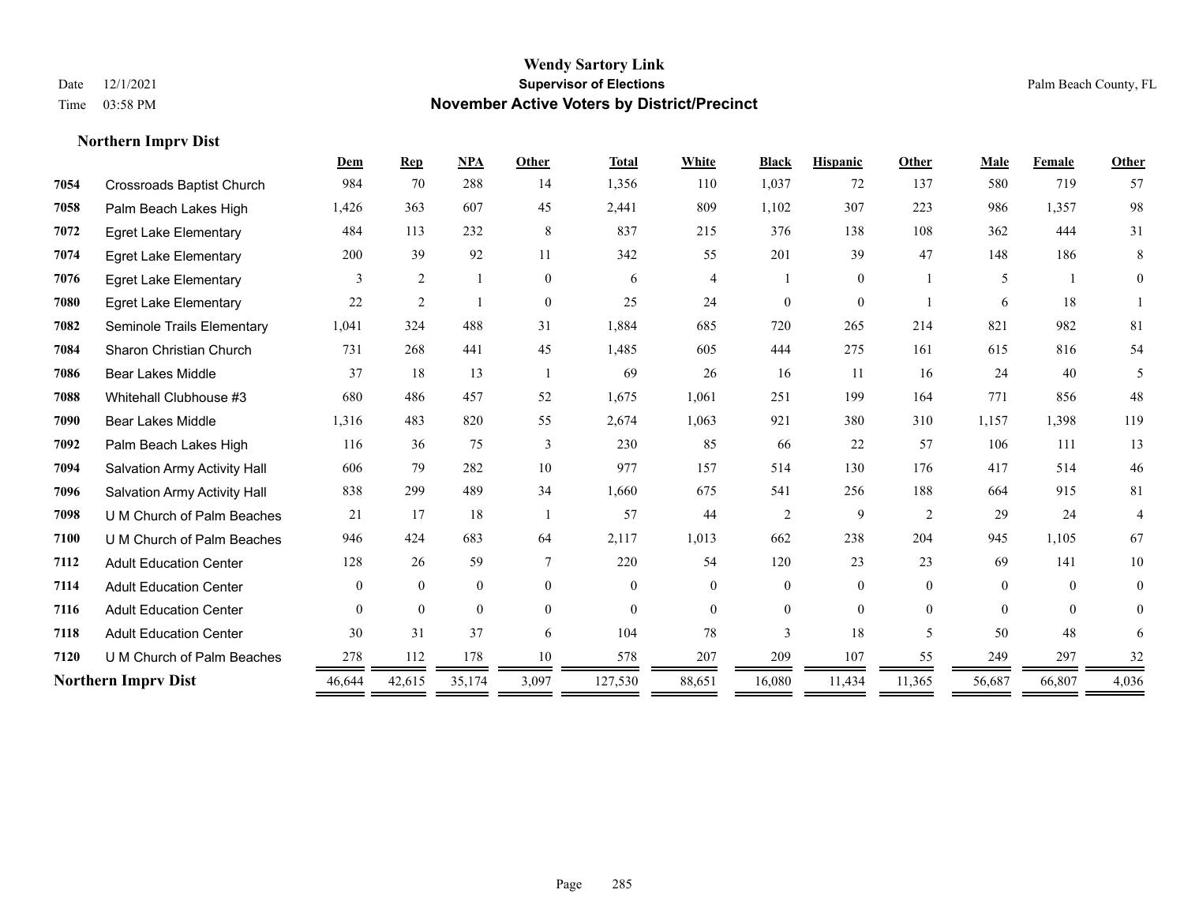# Wendy Sartory Link
## Supervisor of Elections
## November Active Voters by District/Precinct

Date 12/1/2021
Time 03:58 PM

Palm Beach County, FL

### Northern Imprv Dist

| | | Dem | Rep | NPA | Other | Total | White | Black | Hispanic | Other | Male | Female | Other |
|---|---|---|---|---|---|---|---|---|---|---|---|---|---|
| 7054 | Crossroads Baptist Church | 984 | 70 | 288 | 14 | 1,356 | 110 | 1,037 | 72 | 137 | 580 | 719 | 57 |
| 7058 | Palm Beach Lakes High | 1,426 | 363 | 607 | 45 | 2,441 | 809 | 1,102 | 307 | 223 | 986 | 1,357 | 98 |
| 7072 | Egret Lake Elementary | 484 | 113 | 232 | 8 | 837 | 215 | 376 | 138 | 108 | 362 | 444 | 31 |
| 7074 | Egret Lake Elementary | 200 | 39 | 92 | 11 | 342 | 55 | 201 | 39 | 47 | 148 | 186 | 8 |
| 7076 | Egret Lake Elementary | 3 | 2 | 1 | 0 | 6 | 4 | 1 | 0 | 1 | 5 | 1 | 0 |
| 7080 | Egret Lake Elementary | 22 | 2 | 1 | 0 | 25 | 24 | 0 | 0 | 1 | 6 | 18 | 1 |
| 7082 | Seminole Trails Elementary | 1,041 | 324 | 488 | 31 | 1,884 | 685 | 720 | 265 | 214 | 821 | 982 | 81 |
| 7084 | Sharon Christian Church | 731 | 268 | 441 | 45 | 1,485 | 605 | 444 | 275 | 161 | 615 | 816 | 54 |
| 7086 | Bear Lakes Middle | 37 | 18 | 13 | 1 | 69 | 26 | 16 | 11 | 16 | 24 | 40 | 5 |
| 7088 | Whitehall Clubhouse #3 | 680 | 486 | 457 | 52 | 1,675 | 1,061 | 251 | 199 | 164 | 771 | 856 | 48 |
| 7090 | Bear Lakes Middle | 1,316 | 483 | 820 | 55 | 2,674 | 1,063 | 921 | 380 | 310 | 1,157 | 1,398 | 119 |
| 7092 | Palm Beach Lakes High | 116 | 36 | 75 | 3 | 230 | 85 | 66 | 22 | 57 | 106 | 111 | 13 |
| 7094 | Salvation Army Activity Hall | 606 | 79 | 282 | 10 | 977 | 157 | 514 | 130 | 176 | 417 | 514 | 46 |
| 7096 | Salvation Army Activity Hall | 838 | 299 | 489 | 34 | 1,660 | 675 | 541 | 256 | 188 | 664 | 915 | 81 |
| 7098 | U M Church of Palm Beaches | 21 | 17 | 18 | 1 | 57 | 44 | 2 | 9 | 2 | 29 | 24 | 4 |
| 7100 | U M Church of Palm Beaches | 946 | 424 | 683 | 64 | 2,117 | 1,013 | 662 | 238 | 204 | 945 | 1,105 | 67 |
| 7112 | Adult Education Center | 128 | 26 | 59 | 7 | 220 | 54 | 120 | 23 | 23 | 69 | 141 | 10 |
| 7114 | Adult Education Center | 0 | 0 | 0 | 0 | 0 | 0 | 0 | 0 | 0 | 0 | 0 | 0 |
| 7116 | Adult Education Center | 0 | 0 | 0 | 0 | 0 | 0 | 0 | 0 | 0 | 0 | 0 | 0 |
| 7118 | Adult Education Center | 30 | 31 | 37 | 6 | 104 | 78 | 3 | 18 | 5 | 50 | 48 | 6 |
| 7120 | U M Church of Palm Beaches | 278 | 112 | 178 | 10 | 578 | 207 | 209 | 107 | 55 | 249 | 297 | 32 |
| **Northern Imprv Dist** | | 46,644 | 42,615 | 35,174 | 3,097 | 127,530 | 88,651 | 16,080 | 11,434 | 11,365 | 56,687 | 66,807 | 4,036 |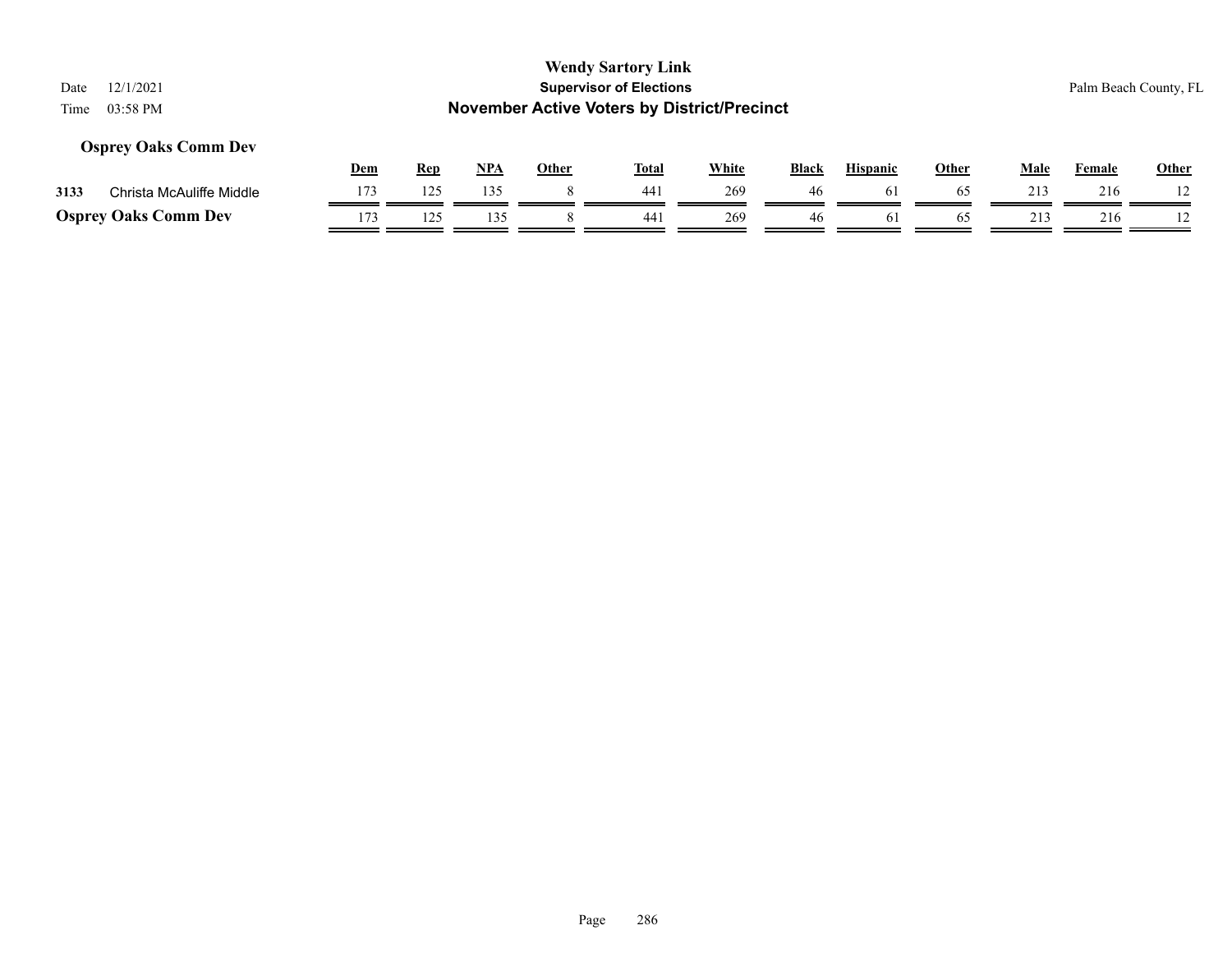**Wendy Sartory Link**
**Supervisor of Elections**
**November Active Voters by District/Precinct**

Date 12/1/2021
Time 03:58 PM

Palm Beach County, FL

### Osprey Oaks Comm Dev

| | | Dem | Rep | NPA | Other | Total | White | Black | Hispanic | Other | Male | Female | Other |
|---|---|---|---|---|---|---|---|---|---|---|---|---|---|
| 3133 | Christa McAuliffe Middle | 173 | 125 | 135 | 8 | 441 | 269 | 46 | 61 | 65 | 213 | 216 | 12 |
| **Osprey Oaks Comm Dev** | | 173 | 125 | 135 | 8 | 441 | 269 | 46 | 61 | 65 | 213 | 216 | 12 |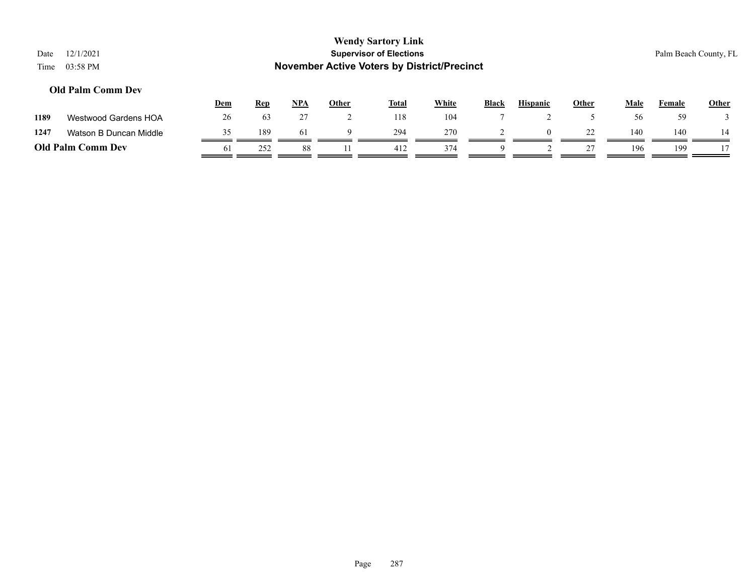**Wendy Sartory Link**
**Supervisor of Elections**
**November Active Voters by District/Precinct**

Date 12/1/2021
Time 03:58 PM

Palm Beach County, FL

### Old Palm Comm Dev

| | | Dem | Rep | NPA | Other | Total | White | Black | Hispanic | Other | Male | Female | Other |
|---|---|---|---|---|---|---|---|---|---|---|---|---|---|
| 1189 | Westwood Gardens HOA | 26 | 63 | 27 | 2 | 118 | 104 | 7 | 2 | 5 | 56 | 59 | 3 |
| 1247 | Watson B Duncan Middle | 35 | 189 | 61 | 9 | 294 | 270 | 2 | 0 | 22 | 140 | 140 | 14 |
| **Old Palm Comm Dev** | | 61 | 252 | 88 | 11 | 412 | 374 | 9 | 2 | 27 | 196 | 199 | 17 |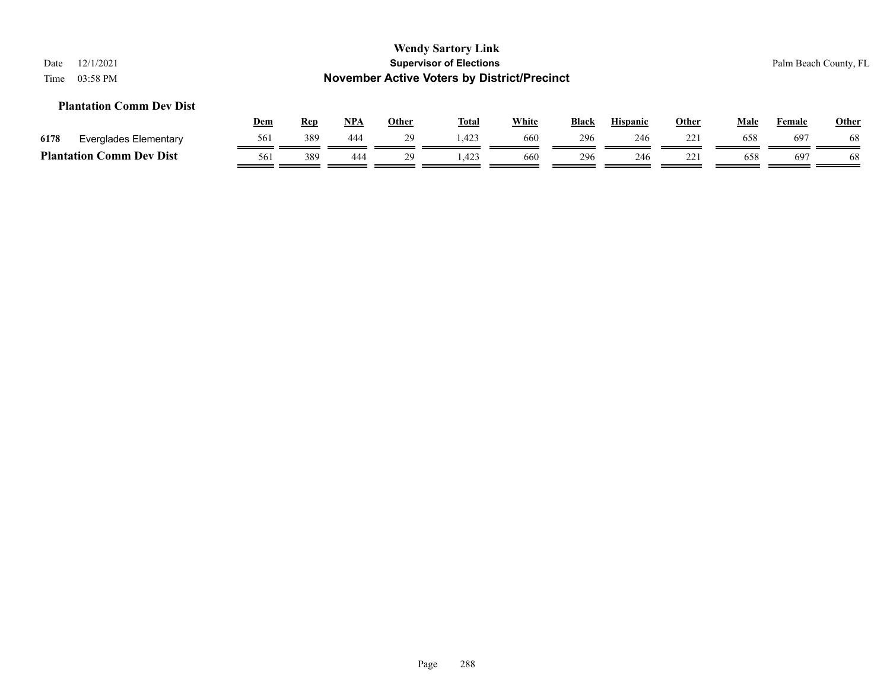# Wendy Sartory Link

## Supervisor of Elections

## November Active Voters by District/Precinct

Date 12/1/2021
Time 03:58 PM

Palm Beach County, FL

### Plantation Comm Dev Dist

| | | Dem | Rep | NPA | Other | Total | White | Black | Hispanic | Other | Male | Female | Other |
|---|---|---|---|---|---|---|---|---|---|---|---|---|---|
| 6178 | Everglades Elementary | 561 | 389 | 444 | 29 | 1,423 | 660 | 296 | 246 | 221 | 658 | 697 | 68 |
| **Plantation Comm Dev Dist** | | 561 | 389 | 444 | 29 | 1,423 | 660 | 296 | 246 | 221 | 658 | 697 | 68 |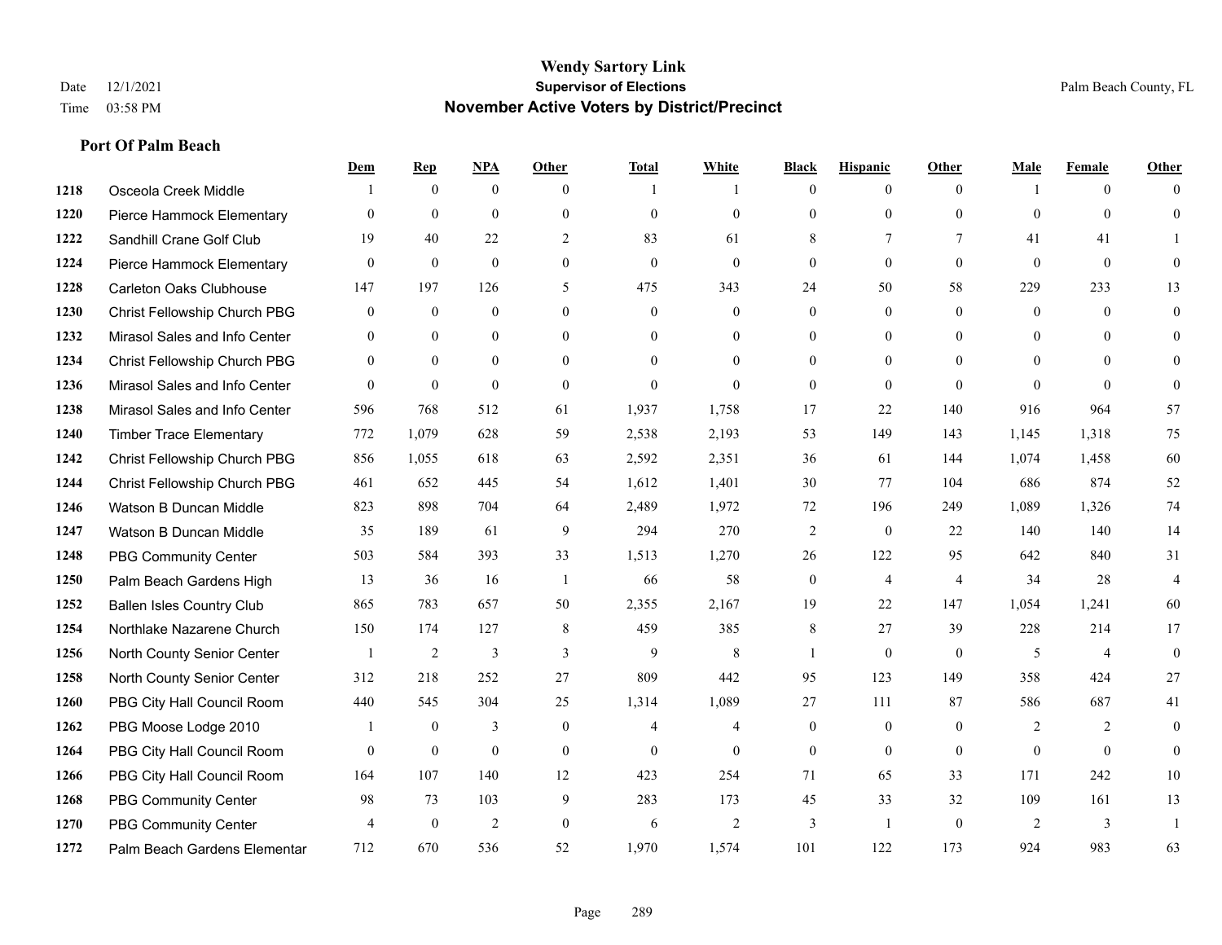# Wendy Sartory Link
## Supervisor of Elections
## November Active Voters by District/Precinct

Date 12/1/2021
Time 03:58 PM

Palm Beach County, FL

### Port Of Palm Beach

| | | Dem | Rep | NPA | Other | Total | White | Black | Hispanic | Other | Male | Female | Other |
|---|---|---|---|---|---|---|---|---|---|---|---|---|---|
| 1218 | Osceola Creek Middle | 1 | 0 | 0 | 0 | 1 | 1 | 0 | 0 | 0 | 1 | 0 | 0 |
| 1220 | Pierce Hammock Elementary | 0 | 0 | 0 | 0 | 0 | 0 | 0 | 0 | 0 | 0 | 0 | 0 |
| 1222 | Sandhill Crane Golf Club | 19 | 40 | 22 | 2 | 83 | 61 | 8 | 7 | 7 | 41 | 41 | 1 |
| 1224 | Pierce Hammock Elementary | 0 | 0 | 0 | 0 | 0 | 0 | 0 | 0 | 0 | 0 | 0 | 0 |
| 1228 | Carleton Oaks Clubhouse | 147 | 197 | 126 | 5 | 475 | 343 | 24 | 50 | 58 | 229 | 233 | 13 |
| 1230 | Christ Fellowship Church PBG | 0 | 0 | 0 | 0 | 0 | 0 | 0 | 0 | 0 | 0 | 0 | 0 |
| 1232 | Mirasol Sales and Info Center | 0 | 0 | 0 | 0 | 0 | 0 | 0 | 0 | 0 | 0 | 0 | 0 |
| 1234 | Christ Fellowship Church PBG | 0 | 0 | 0 | 0 | 0 | 0 | 0 | 0 | 0 | 0 | 0 | 0 |
| 1236 | Mirasol Sales and Info Center | 0 | 0 | 0 | 0 | 0 | 0 | 0 | 0 | 0 | 0 | 0 | 0 |
| 1238 | Mirasol Sales and Info Center | 596 | 768 | 512 | 61 | 1,937 | 1,758 | 17 | 22 | 140 | 916 | 964 | 57 |
| 1240 | Timber Trace Elementary | 772 | 1,079 | 628 | 59 | 2,538 | 2,193 | 53 | 149 | 143 | 1,145 | 1,318 | 75 |
| 1242 | Christ Fellowship Church PBG | 856 | 1,055 | 618 | 63 | 2,592 | 2,351 | 36 | 61 | 144 | 1,074 | 1,458 | 60 |
| 1244 | Christ Fellowship Church PBG | 461 | 652 | 445 | 54 | 1,612 | 1,401 | 30 | 77 | 104 | 686 | 874 | 52 |
| 1246 | Watson B Duncan Middle | 823 | 898 | 704 | 64 | 2,489 | 1,972 | 72 | 196 | 249 | 1,089 | 1,326 | 74 |
| 1247 | Watson B Duncan Middle | 35 | 189 | 61 | 9 | 294 | 270 | 2 | 0 | 22 | 140 | 140 | 14 |
| 1248 | PBG Community Center | 503 | 584 | 393 | 33 | 1,513 | 1,270 | 26 | 122 | 95 | 642 | 840 | 31 |
| 1250 | Palm Beach Gardens High | 13 | 36 | 16 | 1 | 66 | 58 | 0 | 4 | 4 | 34 | 28 | 4 |
| 1252 | Ballen Isles Country Club | 865 | 783 | 657 | 50 | 2,355 | 2,167 | 19 | 22 | 147 | 1,054 | 1,241 | 60 |
| 1254 | Northlake Nazarene Church | 150 | 174 | 127 | 8 | 459 | 385 | 8 | 27 | 39 | 228 | 214 | 17 |
| 1256 | North County Senior Center | 1 | 2 | 3 | 3 | 9 | 8 | 1 | 0 | 0 | 5 | 4 | 0 |
| 1258 | North County Senior Center | 312 | 218 | 252 | 27 | 809 | 442 | 95 | 123 | 149 | 358 | 424 | 27 |
| 1260 | PBG City Hall Council Room | 440 | 545 | 304 | 25 | 1,314 | 1,089 | 27 | 111 | 87 | 586 | 687 | 41 |
| 1262 | PBG Moose Lodge 2010 | 1 | 0 | 3 | 0 | 4 | 4 | 0 | 0 | 0 | 2 | 2 | 0 |
| 1264 | PBG City Hall Council Room | 0 | 0 | 0 | 0 | 0 | 0 | 0 | 0 | 0 | 0 | 0 | 0 |
| 1266 | PBG City Hall Council Room | 164 | 107 | 140 | 12 | 423 | 254 | 71 | 65 | 33 | 171 | 242 | 10 |
| 1268 | PBG Community Center | 98 | 73 | 103 | 9 | 283 | 173 | 45 | 33 | 32 | 109 | 161 | 13 |
| 1270 | PBG Community Center | 4 | 0 | 2 | 0 | 6 | 2 | 3 | 1 | 0 | 2 | 3 | 1 |
| 1272 | Palm Beach Gardens Elementar | 712 | 670 | 536 | 52 | 1,970 | 1,574 | 101 | 122 | 173 | 924 | 983 | 63 |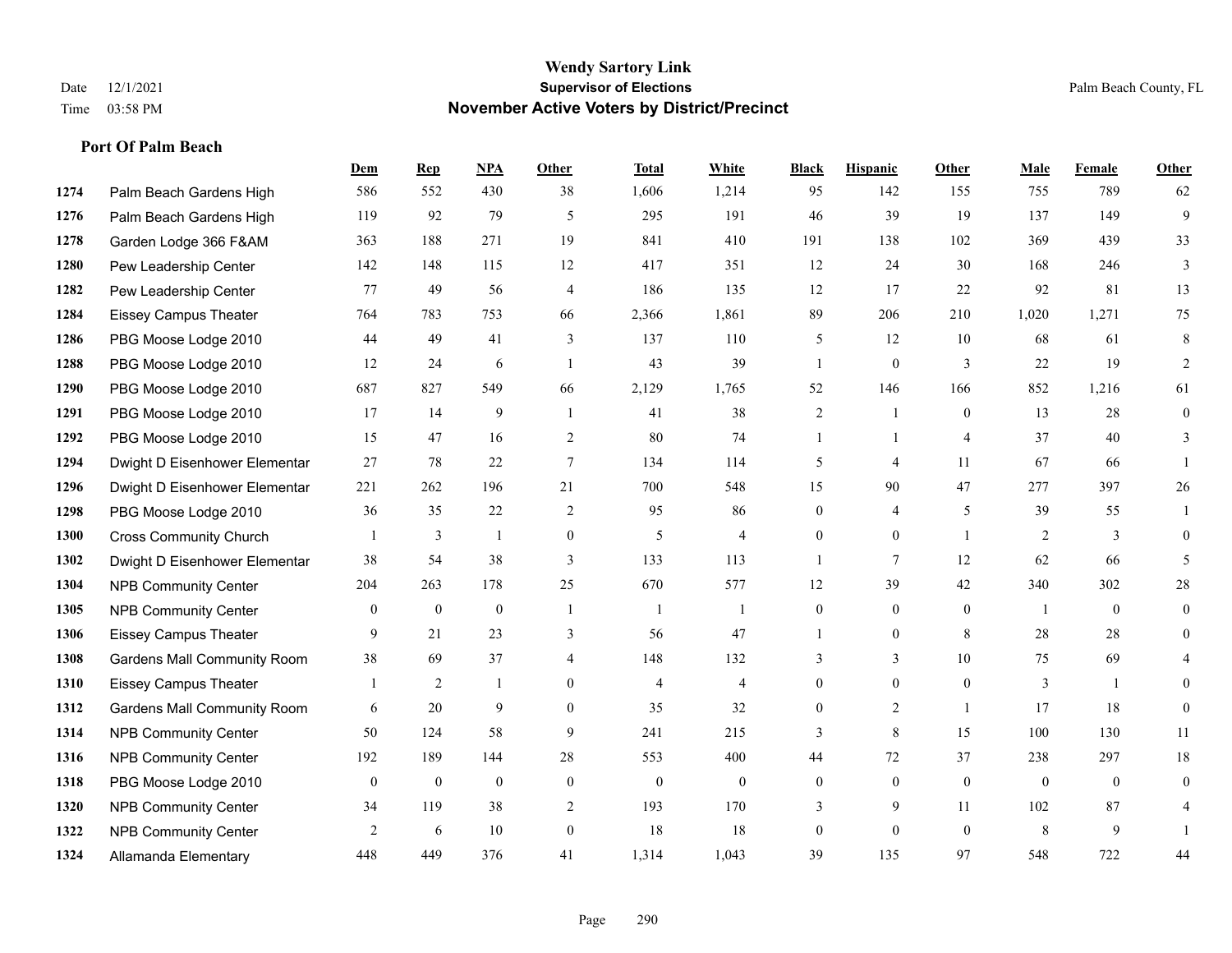# Wendy Sartory Link
## Supervisor of Elections
## November Active Voters by District/Precinct

Date 12/1/2021
Time 03:58 PM

Palm Beach County, FL

### Port Of Palm Beach

| | | Dem | Rep | NPA | Other | Total | White | Black | Hispanic | Other | Male | Female | Other |
|---|---|---|---|---|---|---|---|---|---|---|---|---|---|
| 1274 | Palm Beach Gardens High | 586 | 552 | 430 | 38 | 1,606 | 1,214 | 95 | 142 | 155 | 755 | 789 | 62 |
| 1276 | Palm Beach Gardens High | 119 | 92 | 79 | 5 | 295 | 191 | 46 | 39 | 19 | 137 | 149 | 9 |
| 1278 | Garden Lodge 366 F&AM | 363 | 188 | 271 | 19 | 841 | 410 | 191 | 138 | 102 | 369 | 439 | 33 |
| 1280 | Pew Leadership Center | 142 | 148 | 115 | 12 | 417 | 351 | 12 | 24 | 30 | 168 | 246 | 3 |
| 1282 | Pew Leadership Center | 77 | 49 | 56 | 4 | 186 | 135 | 12 | 17 | 22 | 92 | 81 | 13 |
| 1284 | Eissey Campus Theater | 764 | 783 | 753 | 66 | 2,366 | 1,861 | 89 | 206 | 210 | 1,020 | 1,271 | 75 |
| 1286 | PBG Moose Lodge 2010 | 44 | 49 | 41 | 3 | 137 | 110 | 5 | 12 | 10 | 68 | 61 | 8 |
| 1288 | PBG Moose Lodge 2010 | 12 | 24 | 6 | 1 | 43 | 39 | 1 | 0 | 3 | 22 | 19 | 2 |
| 1290 | PBG Moose Lodge 2010 | 687 | 827 | 549 | 66 | 2,129 | 1,765 | 52 | 146 | 166 | 852 | 1,216 | 61 |
| 1291 | PBG Moose Lodge 2010 | 17 | 14 | 9 | 1 | 41 | 38 | 2 | 1 | 0 | 13 | 28 | 0 |
| 1292 | PBG Moose Lodge 2010 | 15 | 47 | 16 | 2 | 80 | 74 | 1 | 1 | 4 | 37 | 40 | 3 |
| 1294 | Dwight D Eisenhower Elementar | 27 | 78 | 22 | 7 | 134 | 114 | 5 | 4 | 11 | 67 | 66 | 1 |
| 1296 | Dwight D Eisenhower Elementar | 221 | 262 | 196 | 21 | 700 | 548 | 15 | 90 | 47 | 277 | 397 | 26 |
| 1298 | PBG Moose Lodge 2010 | 36 | 35 | 22 | 2 | 95 | 86 | 0 | 4 | 5 | 39 | 55 | 1 |
| 1300 | Cross Community Church | 1 | 3 | 1 | 0 | 5 | 4 | 0 | 0 | 1 | 2 | 3 | 0 |
| 1302 | Dwight D Eisenhower Elementar | 38 | 54 | 38 | 3 | 133 | 113 | 1 | 7 | 12 | 62 | 66 | 5 |
| 1304 | NPB Community Center | 204 | 263 | 178 | 25 | 670 | 577 | 12 | 39 | 42 | 340 | 302 | 28 |
| 1305 | NPB Community Center | 0 | 0 | 0 | 1 | 1 | 1 | 0 | 0 | 0 | 1 | 0 | 0 |
| 1306 | Eissey Campus Theater | 9 | 21 | 23 | 3 | 56 | 47 | 1 | 0 | 8 | 28 | 28 | 0 |
| 1308 | Gardens Mall Community Room | 38 | 69 | 37 | 4 | 148 | 132 | 3 | 3 | 10 | 75 | 69 | 4 |
| 1310 | Eissey Campus Theater | 1 | 2 | 1 | 0 | 4 | 4 | 0 | 0 | 0 | 3 | 1 | 0 |
| 1312 | Gardens Mall Community Room | 6 | 20 | 9 | 0 | 35 | 32 | 0 | 2 | 1 | 17 | 18 | 0 |
| 1314 | NPB Community Center | 50 | 124 | 58 | 9 | 241 | 215 | 3 | 8 | 15 | 100 | 130 | 11 |
| 1316 | NPB Community Center | 192 | 189 | 144 | 28 | 553 | 400 | 44 | 72 | 37 | 238 | 297 | 18 |
| 1318 | PBG Moose Lodge 2010 | 0 | 0 | 0 | 0 | 0 | 0 | 0 | 0 | 0 | 0 | 0 | 0 |
| 1320 | NPB Community Center | 34 | 119 | 38 | 2 | 193 | 170 | 3 | 9 | 11 | 102 | 87 | 4 |
| 1322 | NPB Community Center | 2 | 6 | 10 | 0 | 18 | 18 | 0 | 0 | 0 | 8 | 9 | 1 |
| 1324 | Allamanda Elementary | 448 | 449 | 376 | 41 | 1,314 | 1,043 | 39 | 135 | 97 | 548 | 722 | 44 |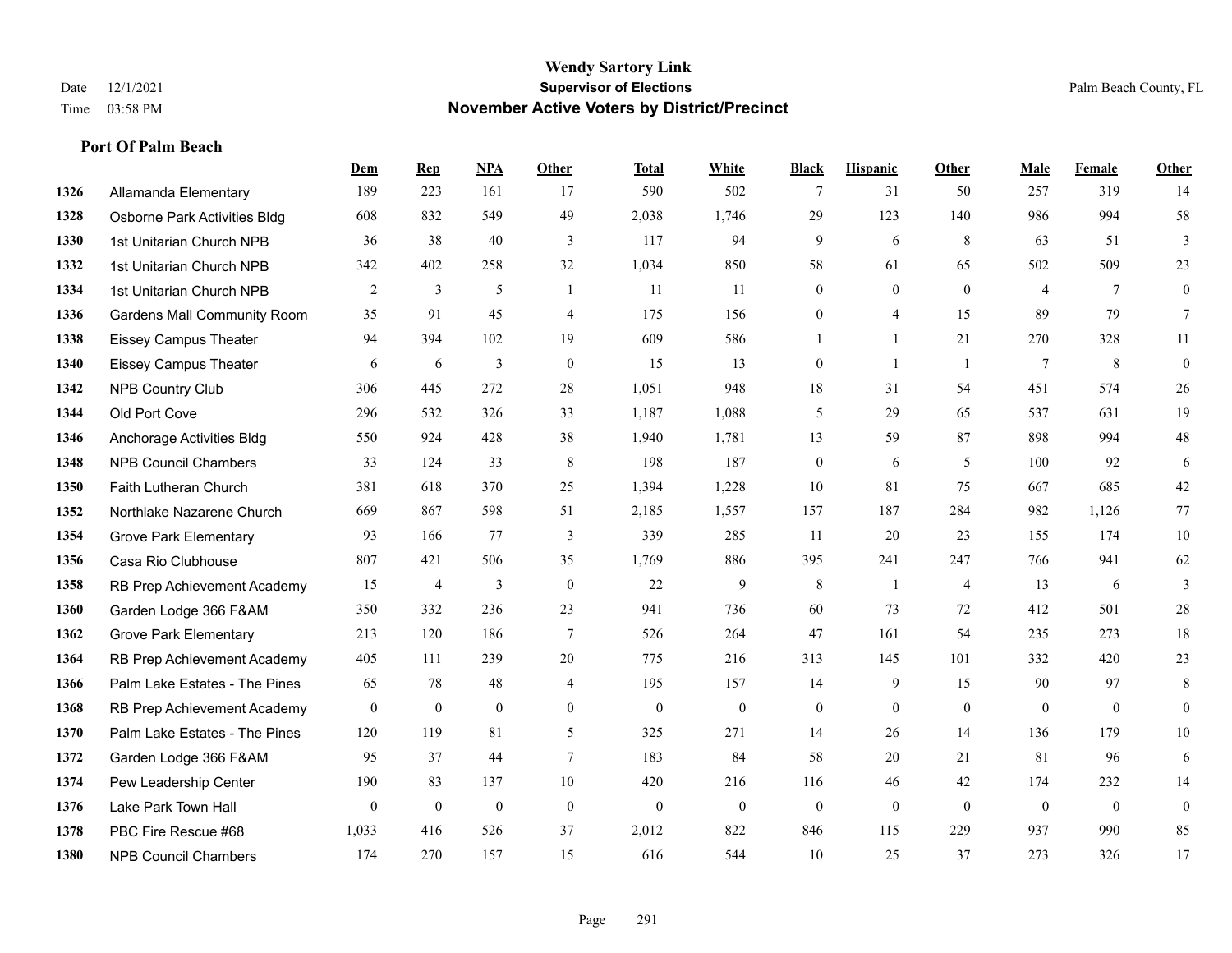# Wendy Sartory Link
## Supervisor of Elections
## November Active Voters by District/Precinct

Date 12/1/2021
Time 03:58 PM

Palm Beach County, FL

### Port Of Palm Beach

| | | Dem | Rep | NPA | Other | Total | White | Black | Hispanic | Other | Male | Female | Other |
|---|---|---|---|---|---|---|---|---|---|---|---|---|---|
| 1326 | Allamanda Elementary | 189 | 223 | 161 | 17 | 590 | 502 | 7 | 31 | 50 | 257 | 319 | 14 |
| 1328 | Osborne Park Activities Bldg | 608 | 832 | 549 | 49 | 2,038 | 1,746 | 29 | 123 | 140 | 986 | 994 | 58 |
| 1330 | 1st Unitarian Church NPB | 36 | 38 | 40 | 3 | 117 | 94 | 9 | 6 | 8 | 63 | 51 | 3 |
| 1332 | 1st Unitarian Church NPB | 342 | 402 | 258 | 32 | 1,034 | 850 | 58 | 61 | 65 | 502 | 509 | 23 |
| 1334 | 1st Unitarian Church NPB | 2 | 3 | 5 | 1 | 11 | 11 | 0 | 0 | 0 | 4 | 7 | 0 |
| 1336 | Gardens Mall Community Room | 35 | 91 | 45 | 4 | 175 | 156 | 0 | 4 | 15 | 89 | 79 | 7 |
| 1338 | Eissey Campus Theater | 94 | 394 | 102 | 19 | 609 | 586 | 1 | 1 | 21 | 270 | 328 | 11 |
| 1340 | Eissey Campus Theater | 6 | 6 | 3 | 0 | 15 | 13 | 0 | 1 | 1 | 7 | 8 | 0 |
| 1342 | NPB Country Club | 306 | 445 | 272 | 28 | 1,051 | 948 | 18 | 31 | 54 | 451 | 574 | 26 |
| 1344 | Old Port Cove | 296 | 532 | 326 | 33 | 1,187 | 1,088 | 5 | 29 | 65 | 537 | 631 | 19 |
| 1346 | Anchorage Activities Bldg | 550 | 924 | 428 | 38 | 1,940 | 1,781 | 13 | 59 | 87 | 898 | 994 | 48 |
| 1348 | NPB Council Chambers | 33 | 124 | 33 | 8 | 198 | 187 | 0 | 6 | 5 | 100 | 92 | 6 |
| 1350 | Faith Lutheran Church | 381 | 618 | 370 | 25 | 1,394 | 1,228 | 10 | 81 | 75 | 667 | 685 | 42 |
| 1352 | Northlake Nazarene Church | 669 | 867 | 598 | 51 | 2,185 | 1,557 | 157 | 187 | 284 | 982 | 1,126 | 77 |
| 1354 | Grove Park Elementary | 93 | 166 | 77 | 3 | 339 | 285 | 11 | 20 | 23 | 155 | 174 | 10 |
| 1356 | Casa Rio Clubhouse | 807 | 421 | 506 | 35 | 1,769 | 886 | 395 | 241 | 247 | 766 | 941 | 62 |
| 1358 | RB Prep Achievement Academy | 15 | 4 | 3 | 0 | 22 | 9 | 8 | 1 | 4 | 13 | 6 | 3 |
| 1360 | Garden Lodge 366 F&AM | 350 | 332 | 236 | 23 | 941 | 736 | 60 | 73 | 72 | 412 | 501 | 28 |
| 1362 | Grove Park Elementary | 213 | 120 | 186 | 7 | 526 | 264 | 47 | 161 | 54 | 235 | 273 | 18 |
| 1364 | RB Prep Achievement Academy | 405 | 111 | 239 | 20 | 775 | 216 | 313 | 145 | 101 | 332 | 420 | 23 |
| 1366 | Palm Lake Estates - The Pines | 65 | 78 | 48 | 4 | 195 | 157 | 14 | 9 | 15 | 90 | 97 | 8 |
| 1368 | RB Prep Achievement Academy | 0 | 0 | 0 | 0 | 0 | 0 | 0 | 0 | 0 | 0 | 0 | 0 |
| 1370 | Palm Lake Estates - The Pines | 120 | 119 | 81 | 5 | 325 | 271 | 14 | 26 | 14 | 136 | 179 | 10 |
| 1372 | Garden Lodge 366 F&AM | 95 | 37 | 44 | 7 | 183 | 84 | 58 | 20 | 21 | 81 | 96 | 6 |
| 1374 | Pew Leadership Center | 190 | 83 | 137 | 10 | 420 | 216 | 116 | 46 | 42 | 174 | 232 | 14 |
| 1376 | Lake Park Town Hall | 0 | 0 | 0 | 0 | 0 | 0 | 0 | 0 | 0 | 0 | 0 | 0 |
| 1378 | PBC Fire Rescue #68 | 1,033 | 416 | 526 | 37 | 2,012 | 822 | 846 | 115 | 229 | 937 | 990 | 85 |
| 1380 | NPB Council Chambers | 174 | 270 | 157 | 15 | 616 | 544 | 10 | 25 | 37 | 273 | 326 | 17 |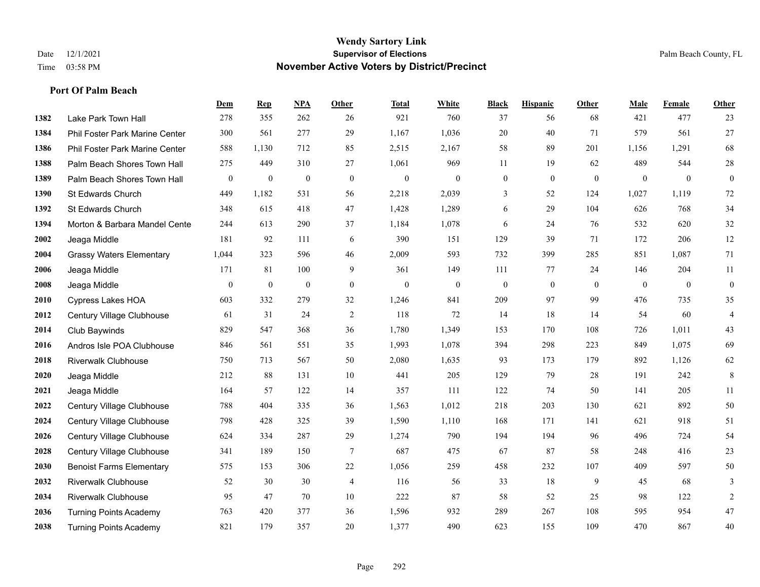# Wendy Sartory Link
## Supervisor of Elections
## November Active Voters by District/Precinct

Date 12/1/2021
Time 03:58 PM

Palm Beach County, FL

### Port Of Palm Beach

| | | Dem | Rep | NPA | Other | Total | White | Black | Hispanic | Other | Male | Female | Other |
|---|---|---|---|---|---|---|---|---|---|---|---|---|---|
| 1382 | Lake Park Town Hall | 278 | 355 | 262 | 26 | 921 | 760 | 37 | 56 | 68 | 421 | 477 | 23 |
| 1384 | Phil Foster Park Marine Center | 300 | 561 | 277 | 29 | 1,167 | 1,036 | 20 | 40 | 71 | 579 | 561 | 27 |
| 1386 | Phil Foster Park Marine Center | 588 | 1,130 | 712 | 85 | 2,515 | 2,167 | 58 | 89 | 201 | 1,156 | 1,291 | 68 |
| 1388 | Palm Beach Shores Town Hall | 275 | 449 | 310 | 27 | 1,061 | 969 | 11 | 19 | 62 | 489 | 544 | 28 |
| 1389 | Palm Beach Shores Town Hall | 0 | 0 | 0 | 0 | 0 | 0 | 0 | 0 | 0 | 0 | 0 | 0 |
| 1390 | St Edwards Church | 449 | 1,182 | 531 | 56 | 2,218 | 2,039 | 3 | 52 | 124 | 1,027 | 1,119 | 72 |
| 1392 | St Edwards Church | 348 | 615 | 418 | 47 | 1,428 | 1,289 | 6 | 29 | 104 | 626 | 768 | 34 |
| 1394 | Morton & Barbara Mandel Cente | 244 | 613 | 290 | 37 | 1,184 | 1,078 | 6 | 24 | 76 | 532 | 620 | 32 |
| 2002 | Jeaga Middle | 181 | 92 | 111 | 6 | 390 | 151 | 129 | 39 | 71 | 172 | 206 | 12 |
| 2004 | Grassy Waters Elementary | 1,044 | 323 | 596 | 46 | 2,009 | 593 | 732 | 399 | 285 | 851 | 1,087 | 71 |
| 2006 | Jeaga Middle | 171 | 81 | 100 | 9 | 361 | 149 | 111 | 77 | 24 | 146 | 204 | 11 |
| 2008 | Jeaga Middle | 0 | 0 | 0 | 0 | 0 | 0 | 0 | 0 | 0 | 0 | 0 | 0 |
| 2010 | Cypress Lakes HOA | 603 | 332 | 279 | 32 | 1,246 | 841 | 209 | 97 | 99 | 476 | 735 | 35 |
| 2012 | Century Village Clubhouse | 61 | 31 | 24 | 2 | 118 | 72 | 14 | 18 | 14 | 54 | 60 | 4 |
| 2014 | Club Baywinds | 829 | 547 | 368 | 36 | 1,780 | 1,349 | 153 | 170 | 108 | 726 | 1,011 | 43 |
| 2016 | Andros Isle POA Clubhouse | 846 | 561 | 551 | 35 | 1,993 | 1,078 | 394 | 298 | 223 | 849 | 1,075 | 69 |
| 2018 | Riverwalk Clubhouse | 750 | 713 | 567 | 50 | 2,080 | 1,635 | 93 | 173 | 179 | 892 | 1,126 | 62 |
| 2020 | Jeaga Middle | 212 | 88 | 131 | 10 | 441 | 205 | 129 | 79 | 28 | 191 | 242 | 8 |
| 2021 | Jeaga Middle | 164 | 57 | 122 | 14 | 357 | 111 | 122 | 74 | 50 | 141 | 205 | 11 |
| 2022 | Century Village Clubhouse | 788 | 404 | 335 | 36 | 1,563 | 1,012 | 218 | 203 | 130 | 621 | 892 | 50 |
| 2024 | Century Village Clubhouse | 798 | 428 | 325 | 39 | 1,590 | 1,110 | 168 | 171 | 141 | 621 | 918 | 51 |
| 2026 | Century Village Clubhouse | 624 | 334 | 287 | 29 | 1,274 | 790 | 194 | 194 | 96 | 496 | 724 | 54 |
| 2028 | Century Village Clubhouse | 341 | 189 | 150 | 7 | 687 | 475 | 67 | 87 | 58 | 248 | 416 | 23 |
| 2030 | Benoist Farms Elementary | 575 | 153 | 306 | 22 | 1,056 | 259 | 458 | 232 | 107 | 409 | 597 | 50 |
| 2032 | Riverwalk Clubhouse | 52 | 30 | 30 | 4 | 116 | 56 | 33 | 18 | 9 | 45 | 68 | 3 |
| 2034 | Riverwalk Clubhouse | 95 | 47 | 70 | 10 | 222 | 87 | 58 | 52 | 25 | 98 | 122 | 2 |
| 2036 | Turning Points Academy | 763 | 420 | 377 | 36 | 1,596 | 932 | 289 | 267 | 108 | 595 | 954 | 47 |
| 2038 | Turning Points Academy | 821 | 179 | 357 | 20 | 1,377 | 490 | 623 | 155 | 109 | 470 | 867 | 40 |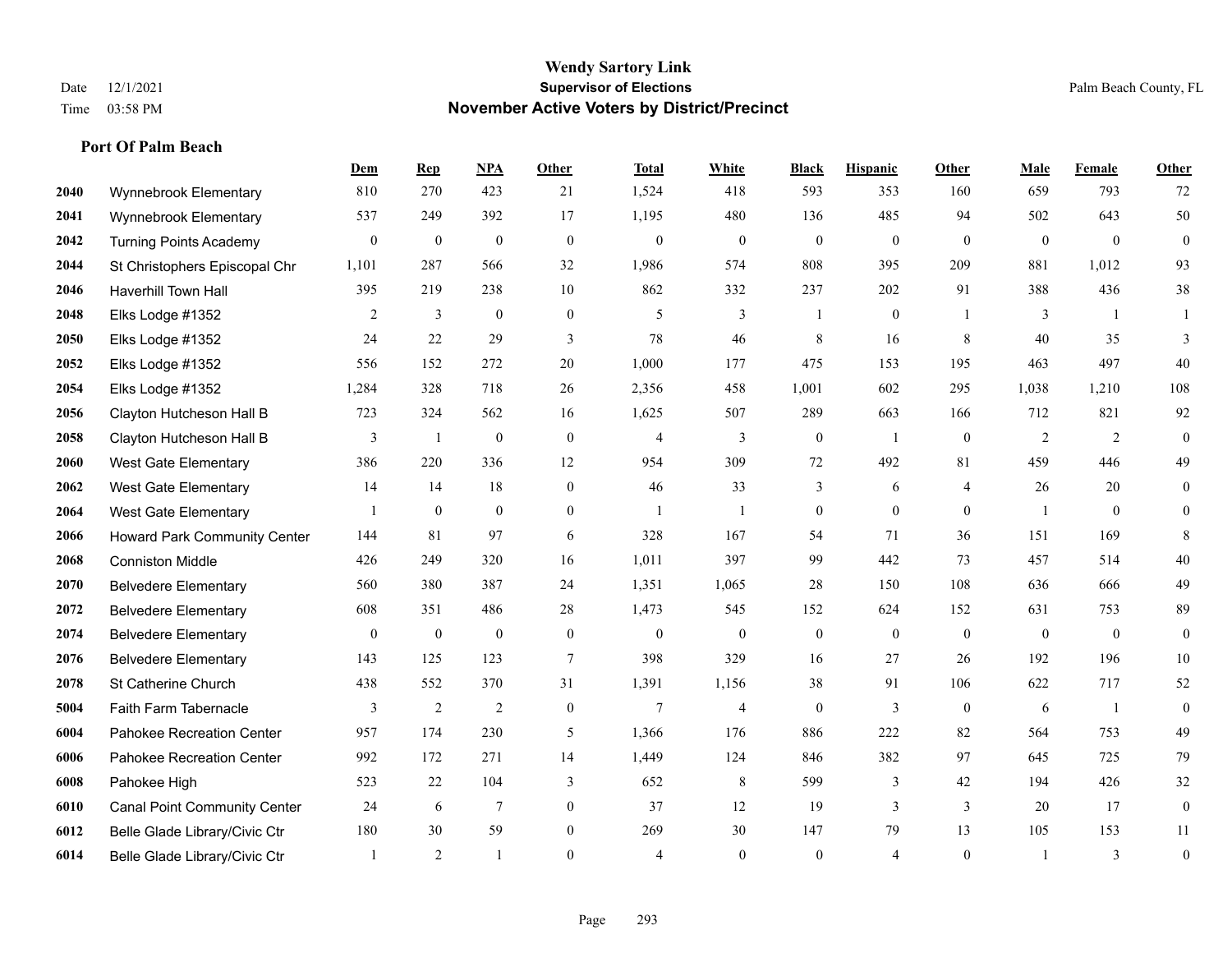# Wendy Sartory Link
## Supervisor of Elections
## November Active Voters by District/Precinct

Date 12/1/2021
Time 03:58 PM

Palm Beach County, FL

### Port Of Palm Beach

| | | Dem | Rep | NPA | Other | Total | White | Black | Hispanic | Other | Male | Female | Other |
|---|---|---|---|---|---|---|---|---|---|---|---|---|---|
| 2040 | Wynnebrook Elementary | 810 | 270 | 423 | 21 | 1,524 | 418 | 593 | 353 | 160 | 659 | 793 | 72 |
| 2041 | Wynnebrook Elementary | 537 | 249 | 392 | 17 | 1,195 | 480 | 136 | 485 | 94 | 502 | 643 | 50 |
| 2042 | Turning Points Academy | 0 | 0 | 0 | 0 | 0 | 0 | 0 | 0 | 0 | 0 | 0 | 0 |
| 2044 | St Christophers Episcopal Chr | 1,101 | 287 | 566 | 32 | 1,986 | 574 | 808 | 395 | 209 | 881 | 1,012 | 93 |
| 2046 | Haverhill Town Hall | 395 | 219 | 238 | 10 | 862 | 332 | 237 | 202 | 91 | 388 | 436 | 38 |
| 2048 | Elks Lodge #1352 | 2 | 3 | 0 | 0 | 5 | 3 | 1 | 0 | 1 | 3 | 1 | 1 |
| 2050 | Elks Lodge #1352 | 24 | 22 | 29 | 3 | 78 | 46 | 8 | 16 | 8 | 40 | 35 | 3 |
| 2052 | Elks Lodge #1352 | 556 | 152 | 272 | 20 | 1,000 | 177 | 475 | 153 | 195 | 463 | 497 | 40 |
| 2054 | Elks Lodge #1352 | 1,284 | 328 | 718 | 26 | 2,356 | 458 | 1,001 | 602 | 295 | 1,038 | 1,210 | 108 |
| 2056 | Clayton Hutcheson Hall B | 723 | 324 | 562 | 16 | 1,625 | 507 | 289 | 663 | 166 | 712 | 821 | 92 |
| 2058 | Clayton Hutcheson Hall B | 3 | 1 | 0 | 0 | 4 | 3 | 0 | 1 | 0 | 2 | 2 | 0 |
| 2060 | West Gate Elementary | 386 | 220 | 336 | 12 | 954 | 309 | 72 | 492 | 81 | 459 | 446 | 49 |
| 2062 | West Gate Elementary | 14 | 14 | 18 | 0 | 46 | 33 | 3 | 6 | 4 | 26 | 20 | 0 |
| 2064 | West Gate Elementary | 1 | 0 | 0 | 0 | 1 | 1 | 0 | 0 | 0 | 1 | 0 | 0 |
| 2066 | Howard Park Community Center | 144 | 81 | 97 | 6 | 328 | 167 | 54 | 71 | 36 | 151 | 169 | 8 |
| 2068 | Conniston Middle | 426 | 249 | 320 | 16 | 1,011 | 397 | 99 | 442 | 73 | 457 | 514 | 40 |
| 2070 | Belvedere Elementary | 560 | 380 | 387 | 24 | 1,351 | 1,065 | 28 | 150 | 108 | 636 | 666 | 49 |
| 2072 | Belvedere Elementary | 608 | 351 | 486 | 28 | 1,473 | 545 | 152 | 624 | 152 | 631 | 753 | 89 |
| 2074 | Belvedere Elementary | 0 | 0 | 0 | 0 | 0 | 0 | 0 | 0 | 0 | 0 | 0 | 0 |
| 2076 | Belvedere Elementary | 143 | 125 | 123 | 7 | 398 | 329 | 16 | 27 | 26 | 192 | 196 | 10 |
| 2078 | St Catherine Church | 438 | 552 | 370 | 31 | 1,391 | 1,156 | 38 | 91 | 106 | 622 | 717 | 52 |
| 5004 | Faith Farm Tabernacle | 3 | 2 | 2 | 0 | 7 | 4 | 0 | 3 | 0 | 6 | 1 | 0 |
| 6004 | Pahokee Recreation Center | 957 | 174 | 230 | 5 | 1,366 | 176 | 886 | 222 | 82 | 564 | 753 | 49 |
| 6006 | Pahokee Recreation Center | 992 | 172 | 271 | 14 | 1,449 | 124 | 846 | 382 | 97 | 645 | 725 | 79 |
| 6008 | Pahokee High | 523 | 22 | 104 | 3 | 652 | 8 | 599 | 3 | 42 | 194 | 426 | 32 |
| 6010 | Canal Point Community Center | 24 | 6 | 7 | 0 | 37 | 12 | 19 | 3 | 3 | 20 | 17 | 0 |
| 6012 | Belle Glade Library/Civic Ctr | 180 | 30 | 59 | 0 | 269 | 30 | 147 | 79 | 13 | 105 | 153 | 11 |
| 6014 | Belle Glade Library/Civic Ctr | 1 | 2 | 1 | 0 | 4 | 0 | 0 | 4 | 0 | 1 | 3 | 0 |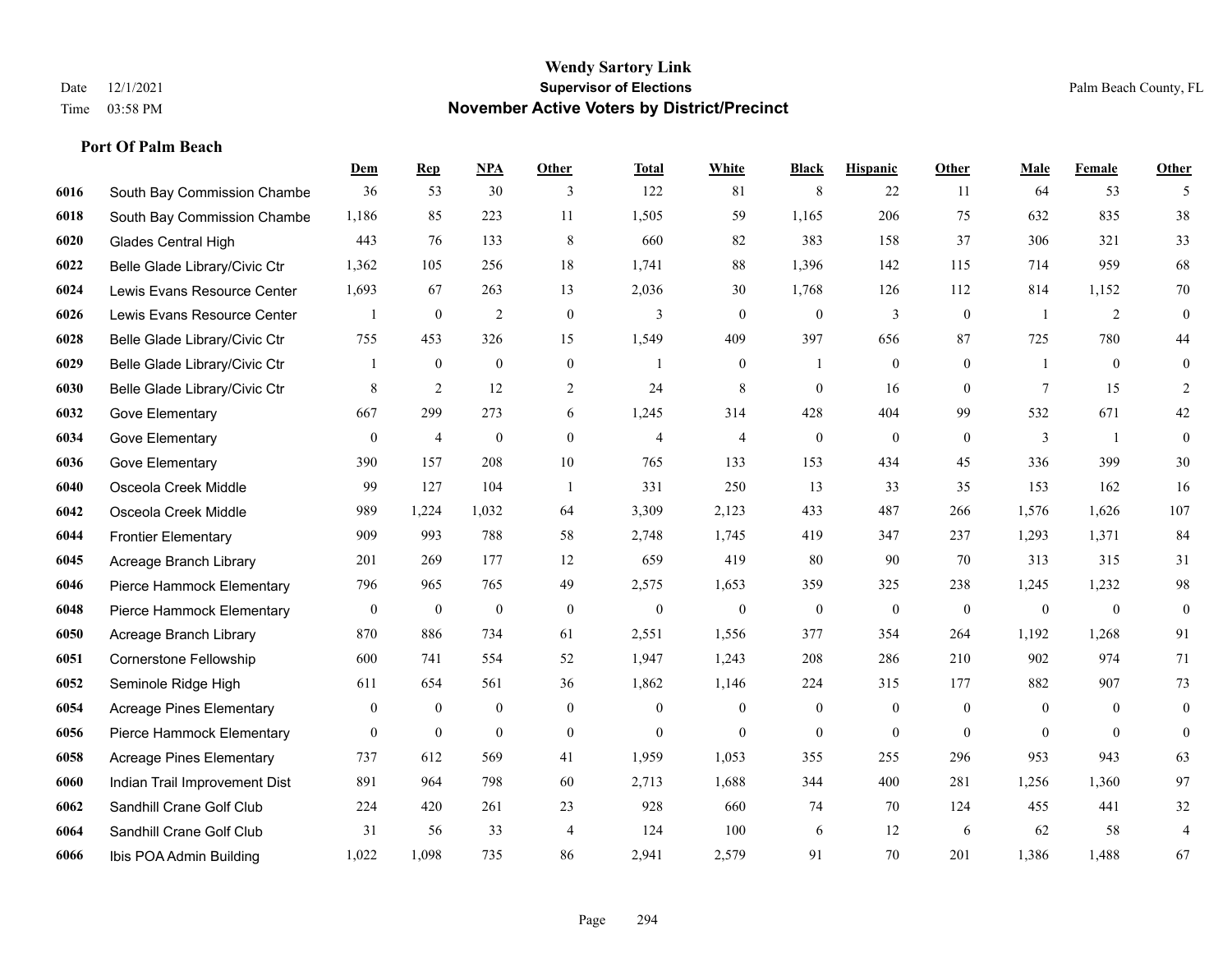# Wendy Sartory Link
## Supervisor of Elections
## November Active Voters by District/Precinct

Date 12/1/2021
Time 03:58 PM

Palm Beach County, FL

### Port Of Palm Beach

| | | Dem | Rep | NPA | Other | Total | White | Black | Hispanic | Other | Male | Female | Other |
|---|---|---|---|---|---|---|---|---|---|---|---|---|---|
| 6016 | South Bay Commission Chambe | 36 | 53 | 30 | 3 | 122 | 81 | 8 | 22 | 11 | 64 | 53 | 5 |
| 6018 | South Bay Commission Chambe | 1,186 | 85 | 223 | 11 | 1,505 | 59 | 1,165 | 206 | 75 | 632 | 835 | 38 |
| 6020 | Glades Central High | 443 | 76 | 133 | 8 | 660 | 82 | 383 | 158 | 37 | 306 | 321 | 33 |
| 6022 | Belle Glade Library/Civic Ctr | 1,362 | 105 | 256 | 18 | 1,741 | 88 | 1,396 | 142 | 115 | 714 | 959 | 68 |
| 6024 | Lewis Evans Resource Center | 1,693 | 67 | 263 | 13 | 2,036 | 30 | 1,768 | 126 | 112 | 814 | 1,152 | 70 |
| 6026 | Lewis Evans Resource Center | 1 | 0 | 2 | 0 | 3 | 0 | 0 | 3 | 0 | 1 | 2 | 0 |
| 6028 | Belle Glade Library/Civic Ctr | 755 | 453 | 326 | 15 | 1,549 | 409 | 397 | 656 | 87 | 725 | 780 | 44 |
| 6029 | Belle Glade Library/Civic Ctr | 1 | 0 | 0 | 0 | 1 | 0 | 1 | 0 | 0 | 1 | 0 | 0 |
| 6030 | Belle Glade Library/Civic Ctr | 8 | 2 | 12 | 2 | 24 | 8 | 0 | 16 | 0 | 7 | 15 | 2 |
| 6032 | Gove Elementary | 667 | 299 | 273 | 6 | 1,245 | 314 | 428 | 404 | 99 | 532 | 671 | 42 |
| 6034 | Gove Elementary | 0 | 4 | 0 | 0 | 4 | 4 | 0 | 0 | 0 | 3 | 1 | 0 |
| 6036 | Gove Elementary | 390 | 157 | 208 | 10 | 765 | 133 | 153 | 434 | 45 | 336 | 399 | 30 |
| 6040 | Osceola Creek Middle | 99 | 127 | 104 | 1 | 331 | 250 | 13 | 33 | 35 | 153 | 162 | 16 |
| 6042 | Osceola Creek Middle | 989 | 1,224 | 1,032 | 64 | 3,309 | 2,123 | 433 | 487 | 266 | 1,576 | 1,626 | 107 |
| 6044 | Frontier Elementary | 909 | 993 | 788 | 58 | 2,748 | 1,745 | 419 | 347 | 237 | 1,293 | 1,371 | 84 |
| 6045 | Acreage Branch Library | 201 | 269 | 177 | 12 | 659 | 419 | 80 | 90 | 70 | 313 | 315 | 31 |
| 6046 | Pierce Hammock Elementary | 796 | 965 | 765 | 49 | 2,575 | 1,653 | 359 | 325 | 238 | 1,245 | 1,232 | 98 |
| 6048 | Pierce Hammock Elementary | 0 | 0 | 0 | 0 | 0 | 0 | 0 | 0 | 0 | 0 | 0 | 0 |
| 6050 | Acreage Branch Library | 870 | 886 | 734 | 61 | 2,551 | 1,556 | 377 | 354 | 264 | 1,192 | 1,268 | 91 |
| 6051 | Cornerstone Fellowship | 600 | 741 | 554 | 52 | 1,947 | 1,243 | 208 | 286 | 210 | 902 | 974 | 71 |
| 6052 | Seminole Ridge High | 611 | 654 | 561 | 36 | 1,862 | 1,146 | 224 | 315 | 177 | 882 | 907 | 73 |
| 6054 | Acreage Pines Elementary | 0 | 0 | 0 | 0 | 0 | 0 | 0 | 0 | 0 | 0 | 0 | 0 |
| 6056 | Pierce Hammock Elementary | 0 | 0 | 0 | 0 | 0 | 0 | 0 | 0 | 0 | 0 | 0 | 0 |
| 6058 | Acreage Pines Elementary | 737 | 612 | 569 | 41 | 1,959 | 1,053 | 355 | 255 | 296 | 953 | 943 | 63 |
| 6060 | Indian Trail Improvement Dist | 891 | 964 | 798 | 60 | 2,713 | 1,688 | 344 | 400 | 281 | 1,256 | 1,360 | 97 |
| 6062 | Sandhill Crane Golf Club | 224 | 420 | 261 | 23 | 928 | 660 | 74 | 70 | 124 | 455 | 441 | 32 |
| 6064 | Sandhill Crane Golf Club | 31 | 56 | 33 | 4 | 124 | 100 | 6 | 12 | 6 | 62 | 58 | 4 |
| 6066 | Ibis POA Admin Building | 1,022 | 1,098 | 735 | 86 | 2,941 | 2,579 | 91 | 70 | 201 | 1,386 | 1,488 | 67 |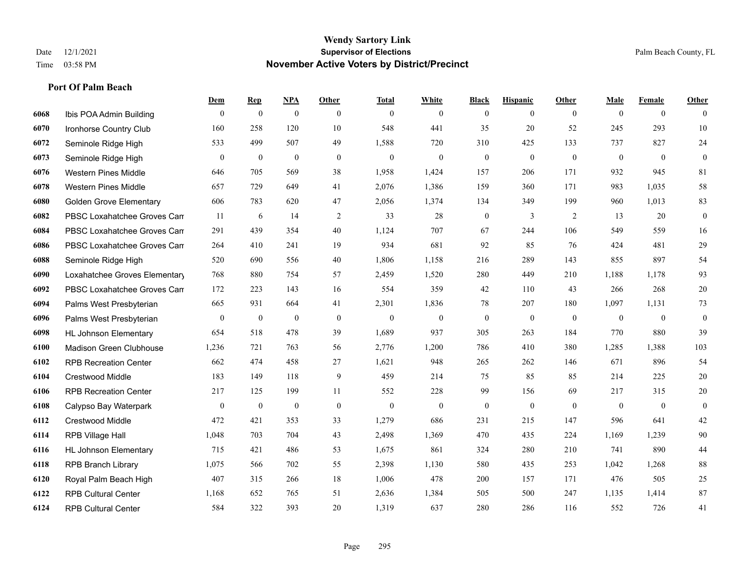# Wendy Sartory Link
## Supervisor of Elections
## November Active Voters by District/Precinct

Date 12/1/2021
Time 03:58 PM

Palm Beach County, FL

### Port Of Palm Beach

| | | Dem | Rep | NPA | Other | Total | White | Black | Hispanic | Other | Male | Female | Other |
|---|---|---|---|---|---|---|---|---|---|---|---|---|---|
| 6068 | Ibis POA Admin Building | 0 | 0 | 0 | 0 | 0 | 0 | 0 | 0 | 0 | 0 | 0 | 0 |
| 6070 | Ironhorse Country Club | 160 | 258 | 120 | 10 | 548 | 441 | 35 | 20 | 52 | 245 | 293 | 10 |
| 6072 | Seminole Ridge High | 533 | 499 | 507 | 49 | 1,588 | 720 | 310 | 425 | 133 | 737 | 827 | 24 |
| 6073 | Seminole Ridge High | 0 | 0 | 0 | 0 | 0 | 0 | 0 | 0 | 0 | 0 | 0 | 0 |
| 6076 | Western Pines Middle | 646 | 705 | 569 | 38 | 1,958 | 1,424 | 157 | 206 | 171 | 932 | 945 | 81 |
| 6078 | Western Pines Middle | 657 | 729 | 649 | 41 | 2,076 | 1,386 | 159 | 360 | 171 | 983 | 1,035 | 58 |
| 6080 | Golden Grove Elementary | 606 | 783 | 620 | 47 | 2,056 | 1,374 | 134 | 349 | 199 | 960 | 1,013 | 83 |
| 6082 | PBSC Loxahatchee Groves Cam | 11 | 6 | 14 | 2 | 33 | 28 | 0 | 3 | 2 | 13 | 20 | 0 |
| 6084 | PBSC Loxahatchee Groves Cam | 291 | 439 | 354 | 40 | 1,124 | 707 | 67 | 244 | 106 | 549 | 559 | 16 |
| 6086 | PBSC Loxahatchee Groves Cam | 264 | 410 | 241 | 19 | 934 | 681 | 92 | 85 | 76 | 424 | 481 | 29 |
| 6088 | Seminole Ridge High | 520 | 690 | 556 | 40 | 1,806 | 1,158 | 216 | 289 | 143 | 855 | 897 | 54 |
| 6090 | Loxahatchee Groves Elementary | 768 | 880 | 754 | 57 | 2,459 | 1,520 | 280 | 449 | 210 | 1,188 | 1,178 | 93 |
| 6092 | PBSC Loxahatchee Groves Cam | 172 | 223 | 143 | 16 | 554 | 359 | 42 | 110 | 43 | 266 | 268 | 20 |
| 6094 | Palms West Presbyterian | 665 | 931 | 664 | 41 | 2,301 | 1,836 | 78 | 207 | 180 | 1,097 | 1,131 | 73 |
| 6096 | Palms West Presbyterian | 0 | 0 | 0 | 0 | 0 | 0 | 0 | 0 | 0 | 0 | 0 | 0 |
| 6098 | HL Johnson Elementary | 654 | 518 | 478 | 39 | 1,689 | 937 | 305 | 263 | 184 | 770 | 880 | 39 |
| 6100 | Madison Green Clubhouse | 1,236 | 721 | 763 | 56 | 2,776 | 1,200 | 786 | 410 | 380 | 1,285 | 1,388 | 103 |
| 6102 | RPB Recreation Center | 662 | 474 | 458 | 27 | 1,621 | 948 | 265 | 262 | 146 | 671 | 896 | 54 |
| 6104 | Crestwood Middle | 183 | 149 | 118 | 9 | 459 | 214 | 75 | 85 | 85 | 214 | 225 | 20 |
| 6106 | RPB Recreation Center | 217 | 125 | 199 | 11 | 552 | 228 | 99 | 156 | 69 | 217 | 315 | 20 |
| 6108 | Calypso Bay Waterpark | 0 | 0 | 0 | 0 | 0 | 0 | 0 | 0 | 0 | 0 | 0 | 0 |
| 6112 | Crestwood Middle | 472 | 421 | 353 | 33 | 1,279 | 686 | 231 | 215 | 147 | 596 | 641 | 42 |
| 6114 | RPB Village Hall | 1,048 | 703 | 704 | 43 | 2,498 | 1,369 | 470 | 435 | 224 | 1,169 | 1,239 | 90 |
| 6116 | HL Johnson Elementary | 715 | 421 | 486 | 53 | 1,675 | 861 | 324 | 280 | 210 | 741 | 890 | 44 |
| 6118 | RPB Branch Library | 1,075 | 566 | 702 | 55 | 2,398 | 1,130 | 580 | 435 | 253 | 1,042 | 1,268 | 88 |
| 6120 | Royal Palm Beach High | 407 | 315 | 266 | 18 | 1,006 | 478 | 200 | 157 | 171 | 476 | 505 | 25 |
| 6122 | RPB Cultural Center | 1,168 | 652 | 765 | 51 | 2,636 | 1,384 | 505 | 500 | 247 | 1,135 | 1,414 | 87 |
| 6124 | RPB Cultural Center | 584 | 322 | 393 | 20 | 1,319 | 637 | 280 | 286 | 116 | 552 | 726 | 41 |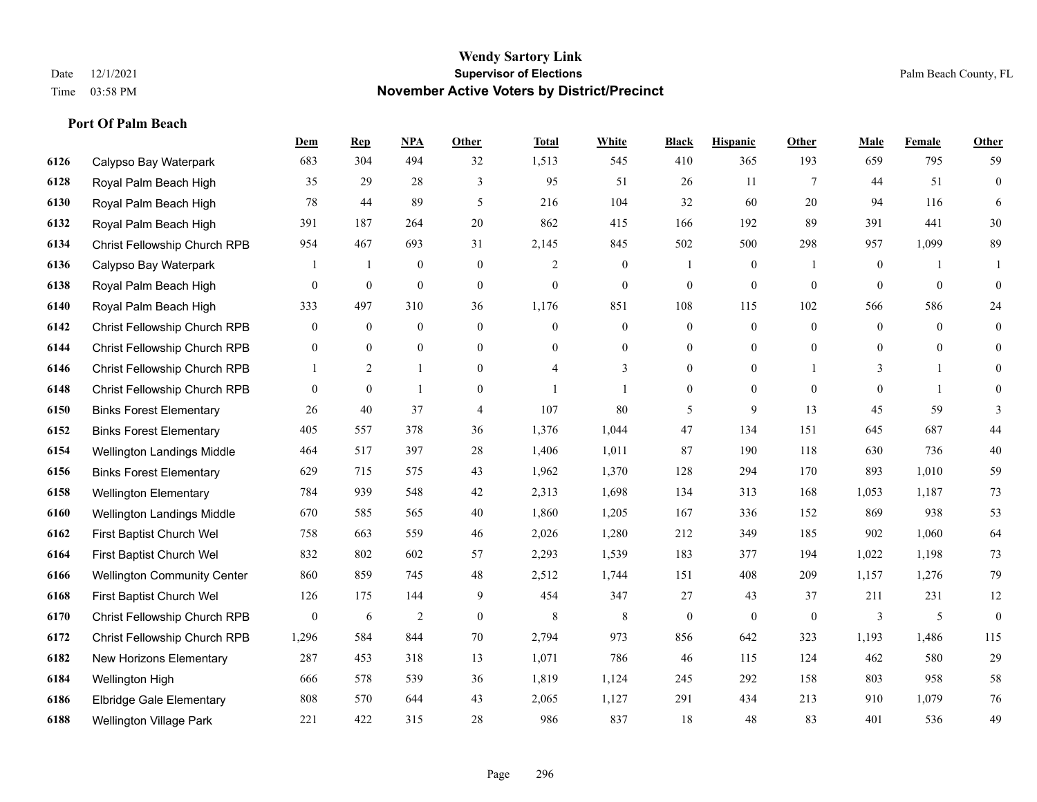# Wendy Sartory Link
## Supervisor of Elections
## November Active Voters by District/Precinct

Date 12/1/2021
Time 03:58 PM

Palm Beach County, FL

### Port Of Palm Beach

| | | Dem | Rep | NPA | Other | Total | White | Black | Hispanic | Other | Male | Female | Other |
|---|---|---|---|---|---|---|---|---|---|---|---|---|---|
| 6126 | Calypso Bay Waterpark | 683 | 304 | 494 | 32 | 1,513 | 545 | 410 | 365 | 193 | 659 | 795 | 59 |
| 6128 | Royal Palm Beach High | 35 | 29 | 28 | 3 | 95 | 51 | 26 | 11 | 7 | 44 | 51 | 0 |
| 6130 | Royal Palm Beach High | 78 | 44 | 89 | 5 | 216 | 104 | 32 | 60 | 20 | 94 | 116 | 6 |
| 6132 | Royal Palm Beach High | 391 | 187 | 264 | 20 | 862 | 415 | 166 | 192 | 89 | 391 | 441 | 30 |
| 6134 | Christ Fellowship Church RPB | 954 | 467 | 693 | 31 | 2,145 | 845 | 502 | 500 | 298 | 957 | 1,099 | 89 |
| 6136 | Calypso Bay Waterpark | 1 | 1 | 0 | 0 | 2 | 0 | 1 | 0 | 1 | 0 | 1 | 1 |
| 6138 | Royal Palm Beach High | 0 | 0 | 0 | 0 | 0 | 0 | 0 | 0 | 0 | 0 | 0 | 0 |
| 6140 | Royal Palm Beach High | 333 | 497 | 310 | 36 | 1,176 | 851 | 108 | 115 | 102 | 566 | 586 | 24 |
| 6142 | Christ Fellowship Church RPB | 0 | 0 | 0 | 0 | 0 | 0 | 0 | 0 | 0 | 0 | 0 | 0 |
| 6144 | Christ Fellowship Church RPB | 0 | 0 | 0 | 0 | 0 | 0 | 0 | 0 | 0 | 0 | 0 | 0 |
| 6146 | Christ Fellowship Church RPB | 1 | 2 | 1 | 0 | 4 | 3 | 0 | 0 | 1 | 3 | 1 | 0 |
| 6148 | Christ Fellowship Church RPB | 0 | 0 | 1 | 0 | 1 | 1 | 0 | 0 | 0 | 0 | 1 | 0 |
| 6150 | Binks Forest Elementary | 26 | 40 | 37 | 4 | 107 | 80 | 5 | 9 | 13 | 45 | 59 | 3 |
| 6152 | Binks Forest Elementary | 405 | 557 | 378 | 36 | 1,376 | 1,044 | 47 | 134 | 151 | 645 | 687 | 44 |
| 6154 | Wellington Landings Middle | 464 | 517 | 397 | 28 | 1,406 | 1,011 | 87 | 190 | 118 | 630 | 736 | 40 |
| 6156 | Binks Forest Elementary | 629 | 715 | 575 | 43 | 1,962 | 1,370 | 128 | 294 | 170 | 893 | 1,010 | 59 |
| 6158 | Wellington Elementary | 784 | 939 | 548 | 42 | 2,313 | 1,698 | 134 | 313 | 168 | 1,053 | 1,187 | 73 |
| 6160 | Wellington Landings Middle | 670 | 585 | 565 | 40 | 1,860 | 1,205 | 167 | 336 | 152 | 869 | 938 | 53 |
| 6162 | First Baptist Church Wel | 758 | 663 | 559 | 46 | 2,026 | 1,280 | 212 | 349 | 185 | 902 | 1,060 | 64 |
| 6164 | First Baptist Church Wel | 832 | 802 | 602 | 57 | 2,293 | 1,539 | 183 | 377 | 194 | 1,022 | 1,198 | 73 |
| 6166 | Wellington Community Center | 860 | 859 | 745 | 48 | 2,512 | 1,744 | 151 | 408 | 209 | 1,157 | 1,276 | 79 |
| 6168 | First Baptist Church Wel | 126 | 175 | 144 | 9 | 454 | 347 | 27 | 43 | 37 | 211 | 231 | 12 |
| 6170 | Christ Fellowship Church RPB | 0 | 6 | 2 | 0 | 8 | 8 | 0 | 0 | 0 | 3 | 5 | 0 |
| 6172 | Christ Fellowship Church RPB | 1,296 | 584 | 844 | 70 | 2,794 | 973 | 856 | 642 | 323 | 1,193 | 1,486 | 115 |
| 6182 | New Horizons Elementary | 287 | 453 | 318 | 13 | 1,071 | 786 | 46 | 115 | 124 | 462 | 580 | 29 |
| 6184 | Wellington High | 666 | 578 | 539 | 36 | 1,819 | 1,124 | 245 | 292 | 158 | 803 | 958 | 58 |
| 6186 | Elbridge Gale Elementary | 808 | 570 | 644 | 43 | 2,065 | 1,127 | 291 | 434 | 213 | 910 | 1,079 | 76 |
| 6188 | Wellington Village Park | 221 | 422 | 315 | 28 | 986 | 837 | 18 | 48 | 83 | 401 | 536 | 49 |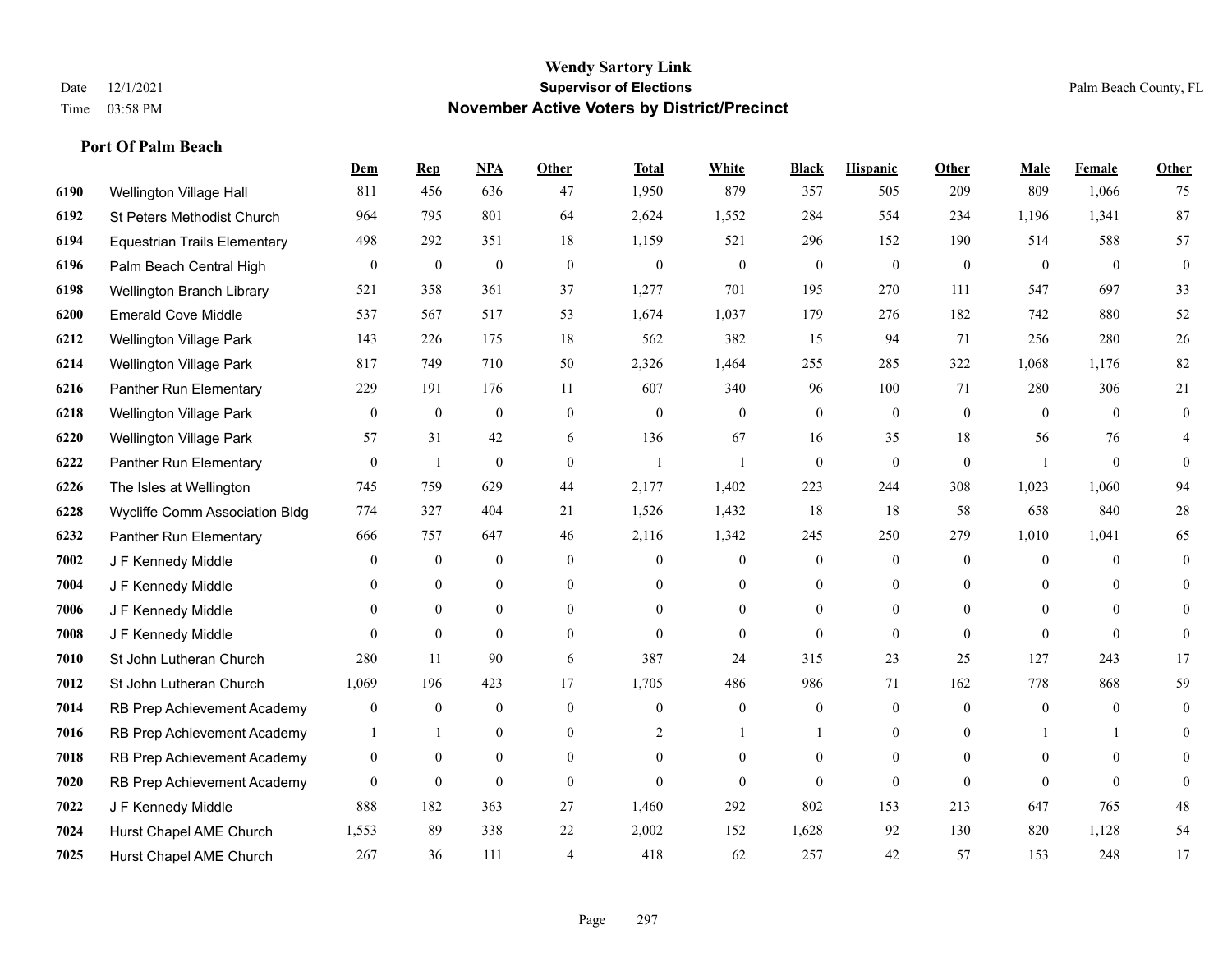**Wendy Sartory Link**
**Supervisor of Elections**
**November Active Voters by District/Precinct**

Date 12/1/2021
Time 03:58 PM

Palm Beach County, FL

### Port Of Palm Beach

| | | Dem | Rep | NPA | Other | Total | White | Black | Hispanic | Other | Male | Female | Other |
|---|---|---|---|---|---|---|---|---|---|---|---|---|---|
| 6190 | Wellington Village Hall | 811 | 456 | 636 | 47 | 1,950 | 879 | 357 | 505 | 209 | 809 | 1,066 | 75 |
| 6192 | St Peters Methodist Church | 964 | 795 | 801 | 64 | 2,624 | 1,552 | 284 | 554 | 234 | 1,196 | 1,341 | 87 |
| 6194 | Equestrian Trails Elementary | 498 | 292 | 351 | 18 | 1,159 | 521 | 296 | 152 | 190 | 514 | 588 | 57 |
| 6196 | Palm Beach Central High | 0 | 0 | 0 | 0 | 0 | 0 | 0 | 0 | 0 | 0 | 0 | 0 |
| 6198 | Wellington Branch Library | 521 | 358 | 361 | 37 | 1,277 | 701 | 195 | 270 | 111 | 547 | 697 | 33 |
| 6200 | Emerald Cove Middle | 537 | 567 | 517 | 53 | 1,674 | 1,037 | 179 | 276 | 182 | 742 | 880 | 52 |
| 6212 | Wellington Village Park | 143 | 226 | 175 | 18 | 562 | 382 | 15 | 94 | 71 | 256 | 280 | 26 |
| 6214 | Wellington Village Park | 817 | 749 | 710 | 50 | 2,326 | 1,464 | 255 | 285 | 322 | 1,068 | 1,176 | 82 |
| 6216 | Panther Run Elementary | 229 | 191 | 176 | 11 | 607 | 340 | 96 | 100 | 71 | 280 | 306 | 21 |
| 6218 | Wellington Village Park | 0 | 0 | 0 | 0 | 0 | 0 | 0 | 0 | 0 | 0 | 0 | 0 |
| 6220 | Wellington Village Park | 57 | 31 | 42 | 6 | 136 | 67 | 16 | 35 | 18 | 56 | 76 | 4 |
| 6222 | Panther Run Elementary | 0 | 1 | 0 | 0 | 1 | 1 | 0 | 0 | 0 | 1 | 0 | 0 |
| 6226 | The Isles at Wellington | 745 | 759 | 629 | 44 | 2,177 | 1,402 | 223 | 244 | 308 | 1,023 | 1,060 | 94 |
| 6228 | Wycliffe Comm Association Bldg | 774 | 327 | 404 | 21 | 1,526 | 1,432 | 18 | 18 | 58 | 658 | 840 | 28 |
| 6232 | Panther Run Elementary | 666 | 757 | 647 | 46 | 2,116 | 1,342 | 245 | 250 | 279 | 1,010 | 1,041 | 65 |
| 7002 | J F Kennedy Middle | 0 | 0 | 0 | 0 | 0 | 0 | 0 | 0 | 0 | 0 | 0 | 0 |
| 7004 | J F Kennedy Middle | 0 | 0 | 0 | 0 | 0 | 0 | 0 | 0 | 0 | 0 | 0 | 0 |
| 7006 | J F Kennedy Middle | 0 | 0 | 0 | 0 | 0 | 0 | 0 | 0 | 0 | 0 | 0 | 0 |
| 7008 | J F Kennedy Middle | 0 | 0 | 0 | 0 | 0 | 0 | 0 | 0 | 0 | 0 | 0 | 0 |
| 7010 | St John Lutheran Church | 280 | 11 | 90 | 6 | 387 | 24 | 315 | 23 | 25 | 127 | 243 | 17 |
| 7012 | St John Lutheran Church | 1,069 | 196 | 423 | 17 | 1,705 | 486 | 986 | 71 | 162 | 778 | 868 | 59 |
| 7014 | RB Prep Achievement Academy | 0 | 0 | 0 | 0 | 0 | 0 | 0 | 0 | 0 | 0 | 0 | 0 |
| 7016 | RB Prep Achievement Academy | 1 | 1 | 0 | 0 | 2 | 1 | 1 | 0 | 0 | 1 | 1 | 0 |
| 7018 | RB Prep Achievement Academy | 0 | 0 | 0 | 0 | 0 | 0 | 0 | 0 | 0 | 0 | 0 | 0 |
| 7020 | RB Prep Achievement Academy | 0 | 0 | 0 | 0 | 0 | 0 | 0 | 0 | 0 | 0 | 0 | 0 |
| 7022 | J F Kennedy Middle | 888 | 182 | 363 | 27 | 1,460 | 292 | 802 | 153 | 213 | 647 | 765 | 48 |
| 7024 | Hurst Chapel AME Church | 1,553 | 89 | 338 | 22 | 2,002 | 152 | 1,628 | 92 | 130 | 820 | 1,128 | 54 |
| 7025 | Hurst Chapel AME Church | 267 | 36 | 111 | 4 | 418 | 62 | 257 | 42 | 57 | 153 | 248 | 17 |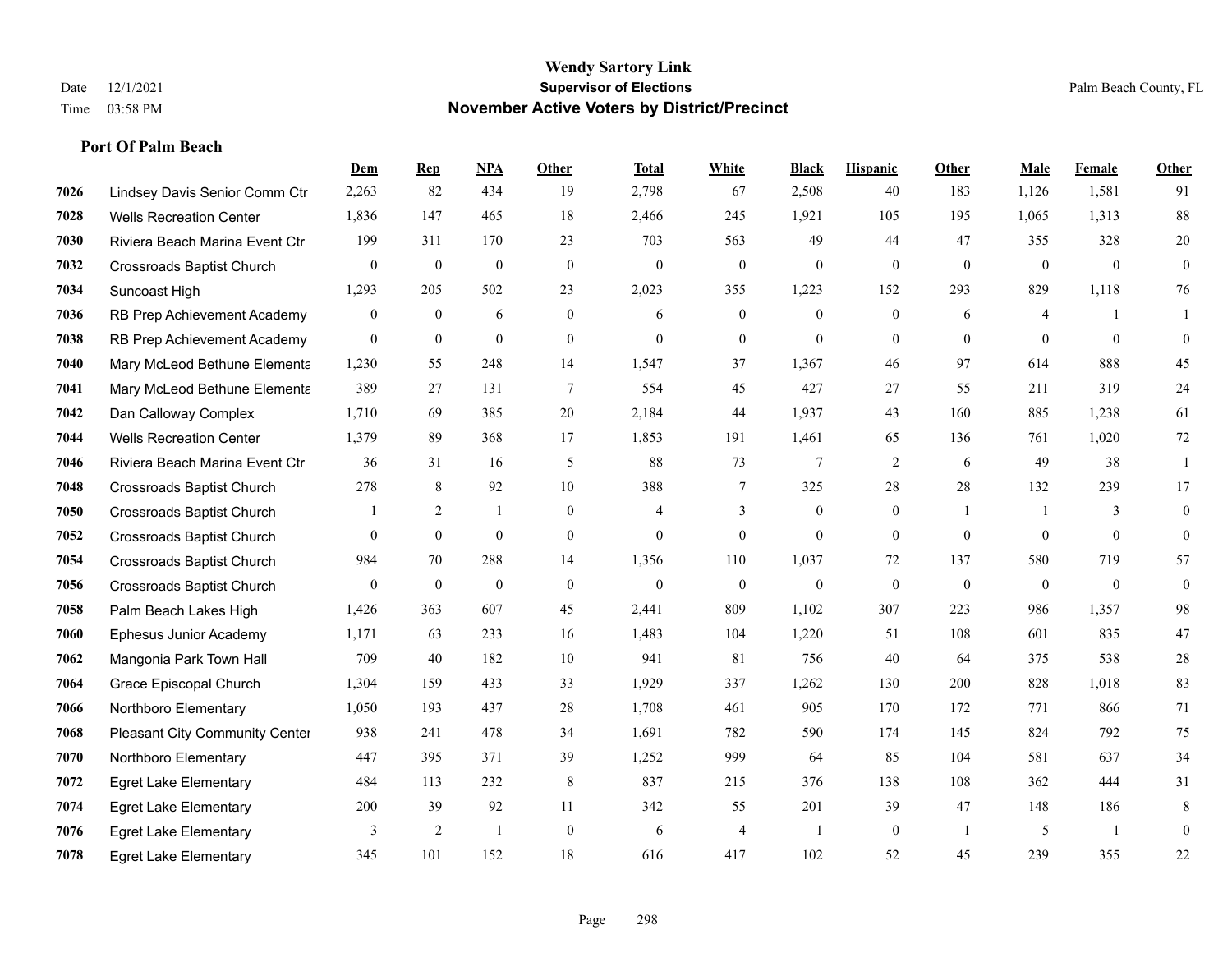# Wendy Sartory Link
## Supervisor of Elections
## November Active Voters by District/Precinct

Date 12/1/2021
Time 03:58 PM

Palm Beach County, FL

### Port Of Palm Beach

| | | Dem | Rep | NPA | Other | Total | White | Black | Hispanic | Other | Male | Female | Other |
|---|---|---|---|---|---|---|---|---|---|---|---|---|---|
| 7026 | Lindsey Davis Senior Comm Ctr | 2,263 | 82 | 434 | 19 | 2,798 | 67 | 2,508 | 40 | 183 | 1,126 | 1,581 | 91 |
| 7028 | Wells Recreation Center | 1,836 | 147 | 465 | 18 | 2,466 | 245 | 1,921 | 105 | 195 | 1,065 | 1,313 | 88 |
| 7030 | Riviera Beach Marina Event Ctr | 199 | 311 | 170 | 23 | 703 | 563 | 49 | 44 | 47 | 355 | 328 | 20 |
| 7032 | Crossroads Baptist Church | 0 | 0 | 0 | 0 | 0 | 0 | 0 | 0 | 0 | 0 | 0 | 0 |
| 7034 | Suncoast High | 1,293 | 205 | 502 | 23 | 2,023 | 355 | 1,223 | 152 | 293 | 829 | 1,118 | 76 |
| 7036 | RB Prep Achievement Academy | 0 | 0 | 6 | 0 | 6 | 0 | 0 | 0 | 6 | 4 | 1 | 1 |
| 7038 | RB Prep Achievement Academy | 0 | 0 | 0 | 0 | 0 | 0 | 0 | 0 | 0 | 0 | 0 | 0 |
| 7040 | Mary McLeod Bethune Elementa | 1,230 | 55 | 248 | 14 | 1,547 | 37 | 1,367 | 46 | 97 | 614 | 888 | 45 |
| 7041 | Mary McLeod Bethune Elementa | 389 | 27 | 131 | 7 | 554 | 45 | 427 | 27 | 55 | 211 | 319 | 24 |
| 7042 | Dan Calloway Complex | 1,710 | 69 | 385 | 20 | 2,184 | 44 | 1,937 | 43 | 160 | 885 | 1,238 | 61 |
| 7044 | Wells Recreation Center | 1,379 | 89 | 368 | 17 | 1,853 | 191 | 1,461 | 65 | 136 | 761 | 1,020 | 72 |
| 7046 | Riviera Beach Marina Event Ctr | 36 | 31 | 16 | 5 | 88 | 73 | 7 | 2 | 6 | 49 | 38 | 1 |
| 7048 | Crossroads Baptist Church | 278 | 8 | 92 | 10 | 388 | 7 | 325 | 28 | 28 | 132 | 239 | 17 |
| 7050 | Crossroads Baptist Church | 1 | 2 | 1 | 0 | 4 | 3 | 0 | 0 | 1 | 1 | 3 | 0 |
| 7052 | Crossroads Baptist Church | 0 | 0 | 0 | 0 | 0 | 0 | 0 | 0 | 0 | 0 | 0 | 0 |
| 7054 | Crossroads Baptist Church | 984 | 70 | 288 | 14 | 1,356 | 110 | 1,037 | 72 | 137 | 580 | 719 | 57 |
| 7056 | Crossroads Baptist Church | 0 | 0 | 0 | 0 | 0 | 0 | 0 | 0 | 0 | 0 | 0 | 0 |
| 7058 | Palm Beach Lakes High | 1,426 | 363 | 607 | 45 | 2,441 | 809 | 1,102 | 307 | 223 | 986 | 1,357 | 98 |
| 7060 | Ephesus Junior Academy | 1,171 | 63 | 233 | 16 | 1,483 | 104 | 1,220 | 51 | 108 | 601 | 835 | 47 |
| 7062 | Mangonia Park Town Hall | 709 | 40 | 182 | 10 | 941 | 81 | 756 | 40 | 64 | 375 | 538 | 28 |
| 7064 | Grace Episcopal Church | 1,304 | 159 | 433 | 33 | 1,929 | 337 | 1,262 | 130 | 200 | 828 | 1,018 | 83 |
| 7066 | Northboro Elementary | 1,050 | 193 | 437 | 28 | 1,708 | 461 | 905 | 170 | 172 | 771 | 866 | 71 |
| 7068 | Pleasant City Community Center | 938 | 241 | 478 | 34 | 1,691 | 782 | 590 | 174 | 145 | 824 | 792 | 75 |
| 7070 | Northboro Elementary | 447 | 395 | 371 | 39 | 1,252 | 999 | 64 | 85 | 104 | 581 | 637 | 34 |
| 7072 | Egret Lake Elementary | 484 | 113 | 232 | 8 | 837 | 215 | 376 | 138 | 108 | 362 | 444 | 31 |
| 7074 | Egret Lake Elementary | 200 | 39 | 92 | 11 | 342 | 55 | 201 | 39 | 47 | 148 | 186 | 8 |
| 7076 | Egret Lake Elementary | 3 | 2 | 1 | 0 | 6 | 4 | 1 | 0 | 1 | 5 | 1 | 0 |
| 7078 | Egret Lake Elementary | 345 | 101 | 152 | 18 | 616 | 417 | 102 | 52 | 45 | 239 | 355 | 22 |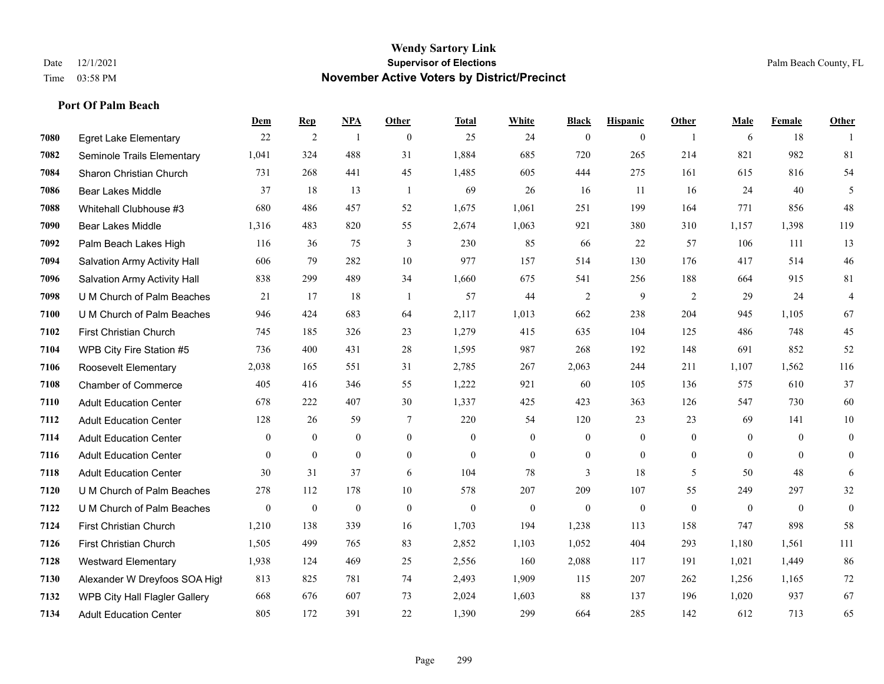# Wendy Sartory Link
## Supervisor of Elections
## November Active Voters by District/Precinct

Date 12/1/2021
Time 03:58 PM
Palm Beach County, FL

### Port Of Palm Beach

| | | Dem | Rep | NPA | Other | Total | White | Black | Hispanic | Other | Male | Female | Other |
|---|---|---|---|---|---|---|---|---|---|---|---|---|---|
| 7080 | Egret Lake Elementary | 22 | 2 | 1 | 0 | 25 | 24 | 0 | 0 | 1 | 6 | 18 | 1 |
| 7082 | Seminole Trails Elementary | 1,041 | 324 | 488 | 31 | 1,884 | 685 | 720 | 265 | 214 | 821 | 982 | 81 |
| 7084 | Sharon Christian Church | 731 | 268 | 441 | 45 | 1,485 | 605 | 444 | 275 | 161 | 615 | 816 | 54 |
| 7086 | Bear Lakes Middle | 37 | 18 | 13 | 1 | 69 | 26 | 16 | 11 | 16 | 24 | 40 | 5 |
| 7088 | Whitehall Clubhouse #3 | 680 | 486 | 457 | 52 | 1,675 | 1,061 | 251 | 199 | 164 | 771 | 856 | 48 |
| 7090 | Bear Lakes Middle | 1,316 | 483 | 820 | 55 | 2,674 | 1,063 | 921 | 380 | 310 | 1,157 | 1,398 | 119 |
| 7092 | Palm Beach Lakes High | 116 | 36 | 75 | 3 | 230 | 85 | 66 | 22 | 57 | 106 | 111 | 13 |
| 7094 | Salvation Army Activity Hall | 606 | 79 | 282 | 10 | 977 | 157 | 514 | 130 | 176 | 417 | 514 | 46 |
| 7096 | Salvation Army Activity Hall | 838 | 299 | 489 | 34 | 1,660 | 675 | 541 | 256 | 188 | 664 | 915 | 81 |
| 7098 | U M Church of Palm Beaches | 21 | 17 | 18 | 1 | 57 | 44 | 2 | 9 | 2 | 29 | 24 | 4 |
| 7100 | U M Church of Palm Beaches | 946 | 424 | 683 | 64 | 2,117 | 1,013 | 662 | 238 | 204 | 945 | 1,105 | 67 |
| 7102 | First Christian Church | 745 | 185 | 326 | 23 | 1,279 | 415 | 635 | 104 | 125 | 486 | 748 | 45 |
| 7104 | WPB City Fire Station #5 | 736 | 400 | 431 | 28 | 1,595 | 987 | 268 | 192 | 148 | 691 | 852 | 52 |
| 7106 | Roosevelt Elementary | 2,038 | 165 | 551 | 31 | 2,785 | 267 | 2,063 | 244 | 211 | 1,107 | 1,562 | 116 |
| 7108 | Chamber of Commerce | 405 | 416 | 346 | 55 | 1,222 | 921 | 60 | 105 | 136 | 575 | 610 | 37 |
| 7110 | Adult Education Center | 678 | 222 | 407 | 30 | 1,337 | 425 | 423 | 363 | 126 | 547 | 730 | 60 |
| 7112 | Adult Education Center | 128 | 26 | 59 | 7 | 220 | 54 | 120 | 23 | 23 | 69 | 141 | 10 |
| 7114 | Adult Education Center | 0 | 0 | 0 | 0 | 0 | 0 | 0 | 0 | 0 | 0 | 0 | 0 |
| 7116 | Adult Education Center | 0 | 0 | 0 | 0 | 0 | 0 | 0 | 0 | 0 | 0 | 0 | 0 |
| 7118 | Adult Education Center | 30 | 31 | 37 | 6 | 104 | 78 | 3 | 18 | 5 | 50 | 48 | 6 |
| 7120 | U M Church of Palm Beaches | 278 | 112 | 178 | 10 | 578 | 207 | 209 | 107 | 55 | 249 | 297 | 32 |
| 7122 | U M Church of Palm Beaches | 0 | 0 | 0 | 0 | 0 | 0 | 0 | 0 | 0 | 0 | 0 | 0 |
| 7124 | First Christian Church | 1,210 | 138 | 339 | 16 | 1,703 | 194 | 1,238 | 113 | 158 | 747 | 898 | 58 |
| 7126 | First Christian Church | 1,505 | 499 | 765 | 83 | 2,852 | 1,103 | 1,052 | 404 | 293 | 1,180 | 1,561 | 111 |
| 7128 | Westward Elementary | 1,938 | 124 | 469 | 25 | 2,556 | 160 | 2,088 | 117 | 191 | 1,021 | 1,449 | 86 |
| 7130 | Alexander W Dreyfoos SOA High | 813 | 825 | 781 | 74 | 2,493 | 1,909 | 115 | 207 | 262 | 1,256 | 1,165 | 72 |
| 7132 | WPB City Hall Flagler Gallery | 668 | 676 | 607 | 73 | 2,024 | 1,603 | 88 | 137 | 196 | 1,020 | 937 | 67 |
| 7134 | Adult Education Center | 805 | 172 | 391 | 22 | 1,390 | 299 | 664 | 285 | 142 | 612 | 713 | 65 |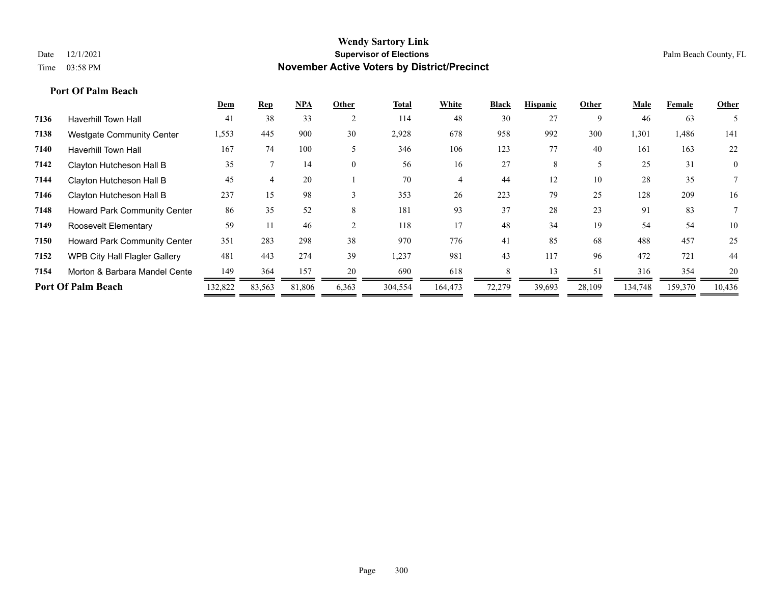# Wendy Sartory Link
## Supervisor of Elections
## November Active Voters by District/Precinct

Date 12/1/2021
Time 03:58 PM

Palm Beach County, FL

### Port Of Palm Beach

| | | Dem | Rep | NPA | Other | Total | White | Black | Hispanic | Other | Male | Female | Other |
|---|---|---|---|---|---|---|---|---|---|---|---|---|---|
| 7136 | Haverhill Town Hall | 41 | 38 | 33 | 2 | 114 | 48 | 30 | 27 | 9 | 46 | 63 | 5 |
| 7138 | Westgate Community Center | 1,553 | 445 | 900 | 30 | 2,928 | 678 | 958 | 992 | 300 | 1,301 | 1,486 | 141 |
| 7140 | Haverhill Town Hall | 167 | 74 | 100 | 5 | 346 | 106 | 123 | 77 | 40 | 161 | 163 | 22 |
| 7142 | Clayton Hutcheson Hall B | 35 | 7 | 14 | 0 | 56 | 16 | 27 | 8 | 5 | 25 | 31 | 0 |
| 7144 | Clayton Hutcheson Hall B | 45 | 4 | 20 | 1 | 70 | 4 | 44 | 12 | 10 | 28 | 35 | 7 |
| 7146 | Clayton Hutcheson Hall B | 237 | 15 | 98 | 3 | 353 | 26 | 223 | 79 | 25 | 128 | 209 | 16 |
| 7148 | Howard Park Community Center | 86 | 35 | 52 | 8 | 181 | 93 | 37 | 28 | 23 | 91 | 83 | 7 |
| 7149 | Roosevelt Elementary | 59 | 11 | 46 | 2 | 118 | 17 | 48 | 34 | 19 | 54 | 54 | 10 |
| 7150 | Howard Park Community Center | 351 | 283 | 298 | 38 | 970 | 776 | 41 | 85 | 68 | 488 | 457 | 25 |
| 7152 | WPB City Hall Flagler Gallery | 481 | 443 | 274 | 39 | 1,237 | 981 | 43 | 117 | 96 | 472 | 721 | 44 |
| 7154 | Morton & Barbara Mandel Cente | 149 | 364 | 157 | 20 | 690 | 618 | 8 | 13 | 51 | 316 | 354 | 20 |
| **Port Of Palm Beach** | | 132,822 | 83,563 | 81,806 | 6,363 | 304,554 | 164,473 | 72,279 | 39,693 | 28,109 | 134,748 | 159,370 | 10,436 |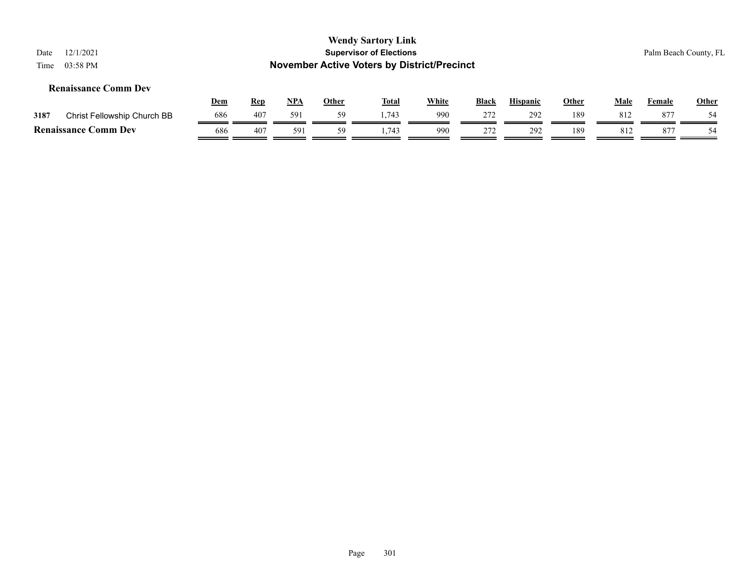## Renaissance Comm Dev

| | | Dem | Rep | NPA | Other | Total | White | Black | Hispanic | Other | Male | Female | Other |
|---|---|---|---|---|---|---|---|---|---|---|---|---|---|
| 3187 | Christ Fellowship Church BB | 686 | 407 | 591 | 59 | 1,743 | 990 | 272 | 292 | 189 | 812 | 877 | 54 |
| **Renaissance Comm Dev** | | 686 | 407 | 591 | 59 | 1,743 | 990 | 272 | 292 | 189 | 812 | 877 | 54 |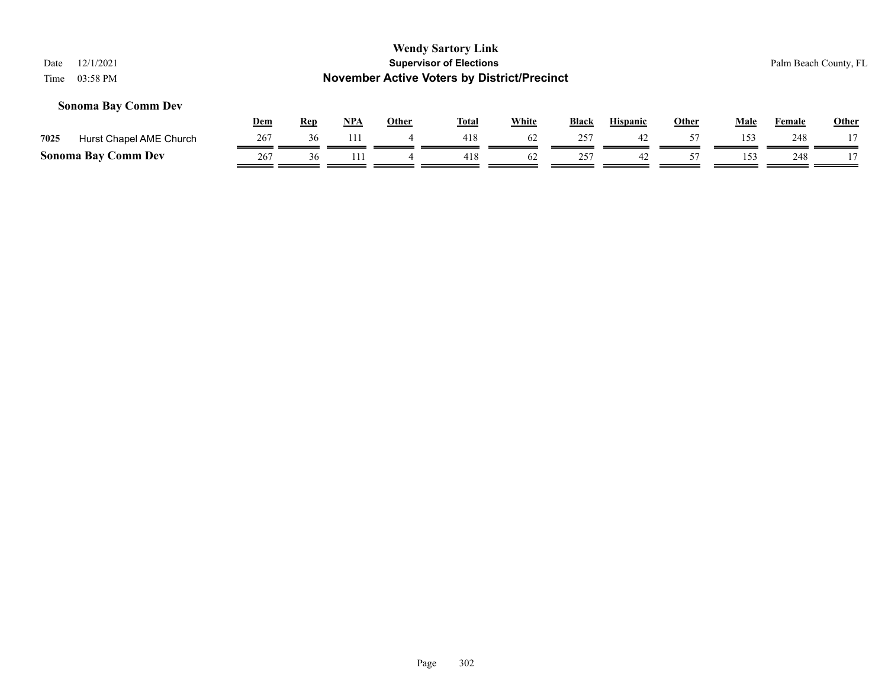## Sonoma Bay Comm Dev

| | | Dem | Rep | NPA | Other | Total | White | Black | Hispanic | Other | Male | Female | Other |
|---|---|---|---|---|---|---|---|---|---|---|---|---|---|
| 7025 | Hurst Chapel AME Church | 267 | 36 | 111 | 4 | 418 | 62 | 257 | 42 | 57 | 153 | 248 | 17 |
| **Sonoma Bay Comm Dev** | | 267 | 36 | 111 | 4 | 418 | 62 | 257 | 42 | 57 | 153 | 248 | 17 |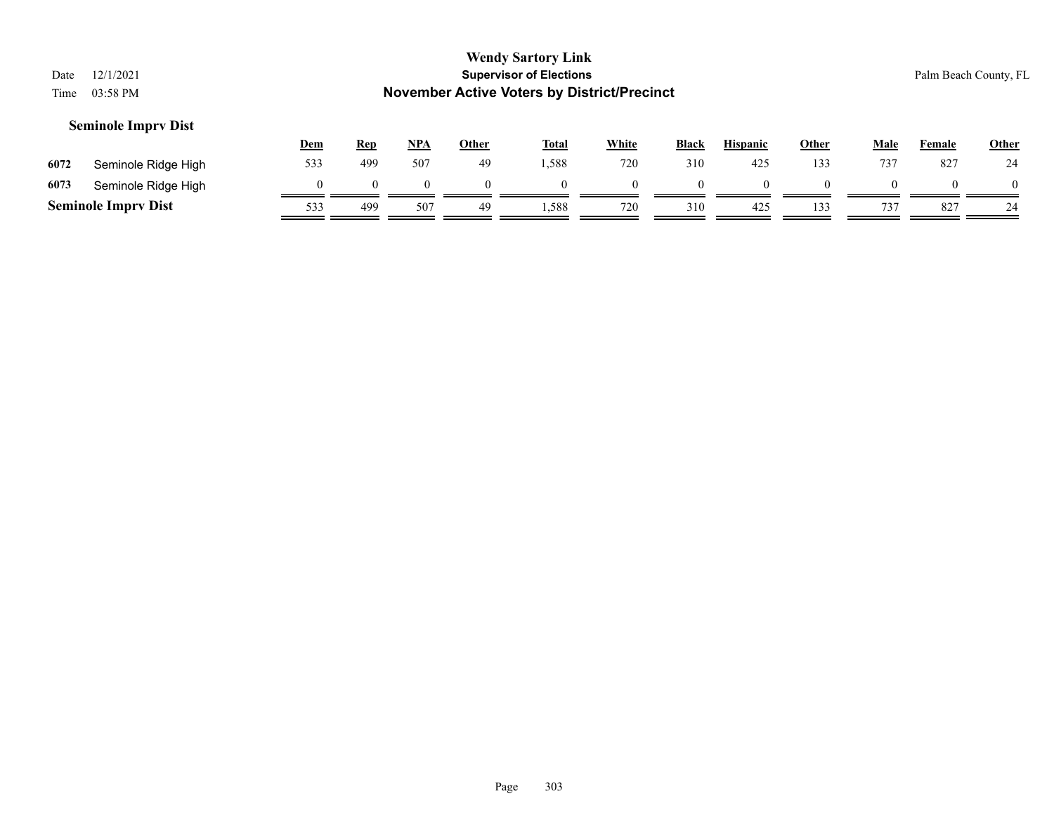**Wendy Sartory Link**
**Supervisor of Elections**
**November Active Voters by District/Precinct**

Date 12/1/2021
Time 03:58 PM

Palm Beach County, FL

### Seminole Imprv Dist

| | | Dem | Rep | NPA | Other | Total | White | Black | Hispanic | Other | Male | Female | Other |
|---|---|---|---|---|---|---|---|---|---|---|---|---|---|
| 6072 | Seminole Ridge High | 533 | 499 | 507 | 49 | 1,588 | 720 | 310 | 425 | 133 | 737 | 827 | 24 |
| 6073 | Seminole Ridge High | 0 | 0 | 0 | 0 | 0 | 0 | 0 | 0 | 0 | 0 | 0 | 0 |
| **Seminole Imprv Dist** | | 533 | 499 | 507 | 49 | 1,588 | 720 | 310 | 425 | 133 | 737 | 827 | 24 |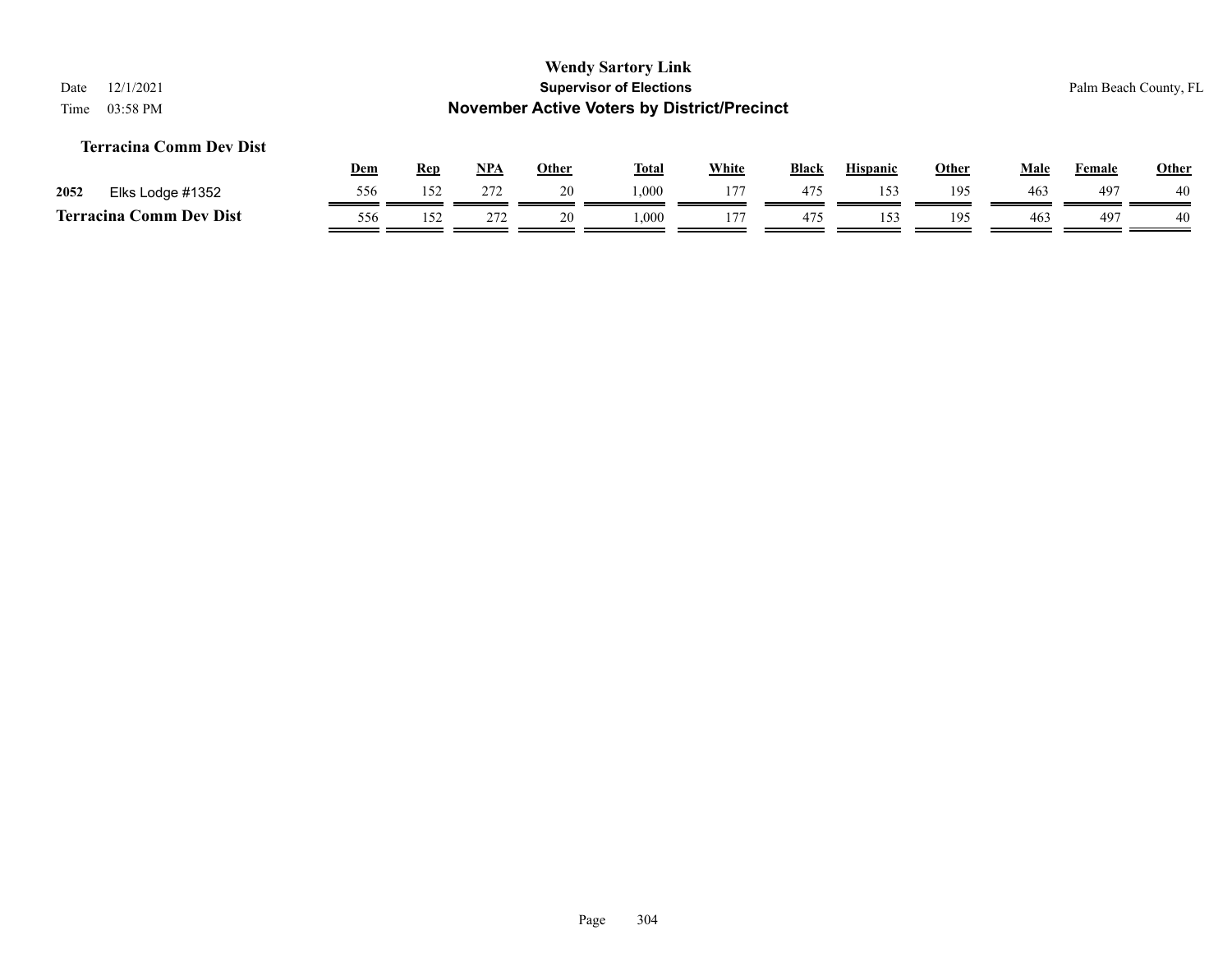**Wendy Sartory Link**
**Supervisor of Elections**
**November Active Voters by District/Precinct**

Date 12/1/2021
Time 03:58 PM

Palm Beach County, FL

### Terracina Comm Dev Dist

| | | Dem | Rep | NPA | Other | Total | White | Black | Hispanic | Other | Male | Female | Other |
|---|---|---|---|---|---|---|---|---|---|---|---|---|---|
| 2052 | Elks Lodge #1352 | 556 | 152 | 272 | 20 | 1,000 | 177 | 475 | 153 | 195 | 463 | 497 | 40 |
| **Terracina Comm Dev Dist** | | 556 | 152 | 272 | 20 | 1,000 | 177 | 475 | 153 | 195 | 463 | 497 | 40 |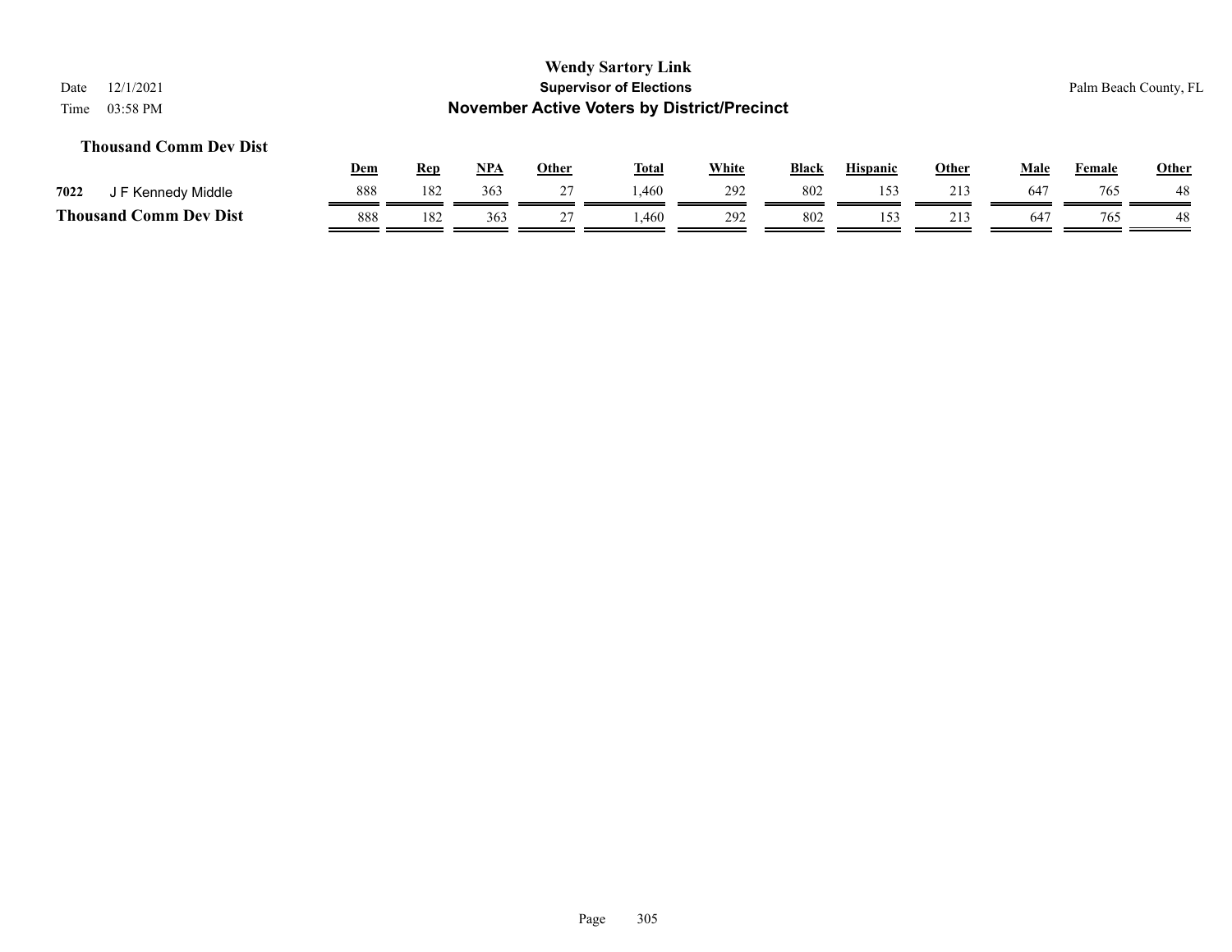## Thousand Comm Dev Dist

| | | Dem | Rep | NPA | Other | Total | White | Black | Hispanic | Other | Male | Female | Other |
|---|---|---|---|---|---|---|---|---|---|---|---|---|---|
| 7022 | J F Kennedy Middle | 888 | 182 | 363 | 27 | 1,460 | 292 | 802 | 153 | 213 | 647 | 765 | 48 |
| **Thousand Comm Dev Dist** | | 888 | 182 | 363 | 27 | 1,460 | 292 | 802 | 153 | 213 | 647 | 765 | 48 |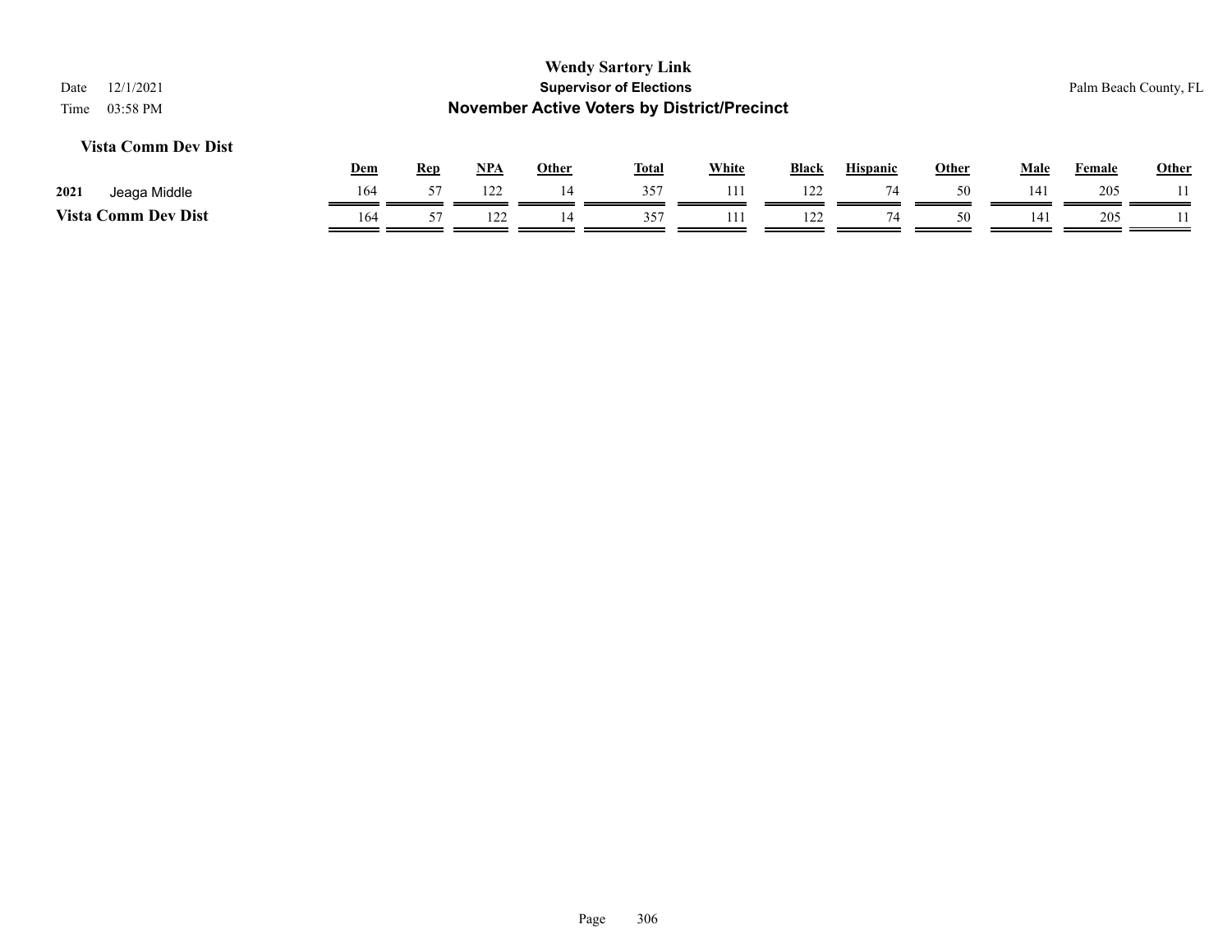**Wendy Sartory Link**
**Supervisor of Elections**
**November Active Voters by District/Precinct**

Date 12/1/2021
Time 03:58 PM

Palm Beach County, FL

### Vista Comm Dev Dist

| | | Dem | Rep | NPA | Other | Total | White | Black | Hispanic | Other | Male | Female | Other |
|---|---|---|---|---|---|---|---|---|---|---|---|---|---|
| 2021 | Jeaga Middle | 164 | 57 | 122 | 14 | 357 | 111 | 122 | 74 | 50 | 141 | 205 | 11 |
| **Vista Comm Dev Dist** | | 164 | 57 | 122 | 14 | 357 | 111 | 122 | 74 | 50 | 141 | 205 | 11 |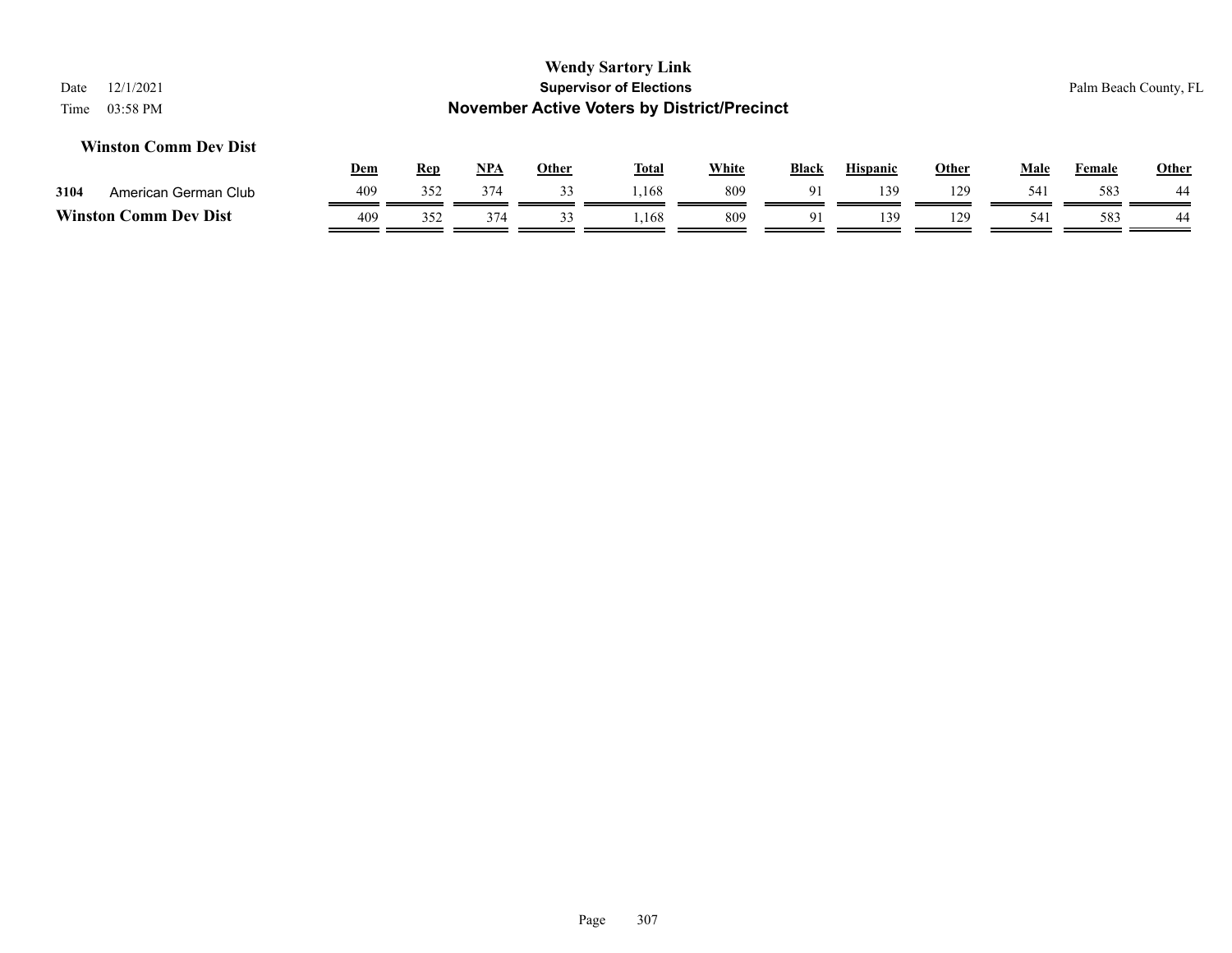**Wendy Sartory Link**
**Supervisor of Elections**
**November Active Voters by District/Precinct**

Date 12/1/2021
Time 03:58 PM

Palm Beach County, FL

### Winston Comm Dev Dist

| | | Dem | Rep | NPA | Other | Total | White | Black | Hispanic | Other | Male | Female | Other |
|---|---|---|---|---|---|---|---|---|---|---|---|---|---|
| 3104 | American German Club | 409 | 352 | 374 | 33 | 1,168 | 809 | 91 | 139 | 129 | 541 | 583 | 44 |
| **Winston Comm Dev Dist** | | 409 | 352 | 374 | 33 | 1,168 | 809 | 91 | 139 | 129 | 541 | 583 | 44 |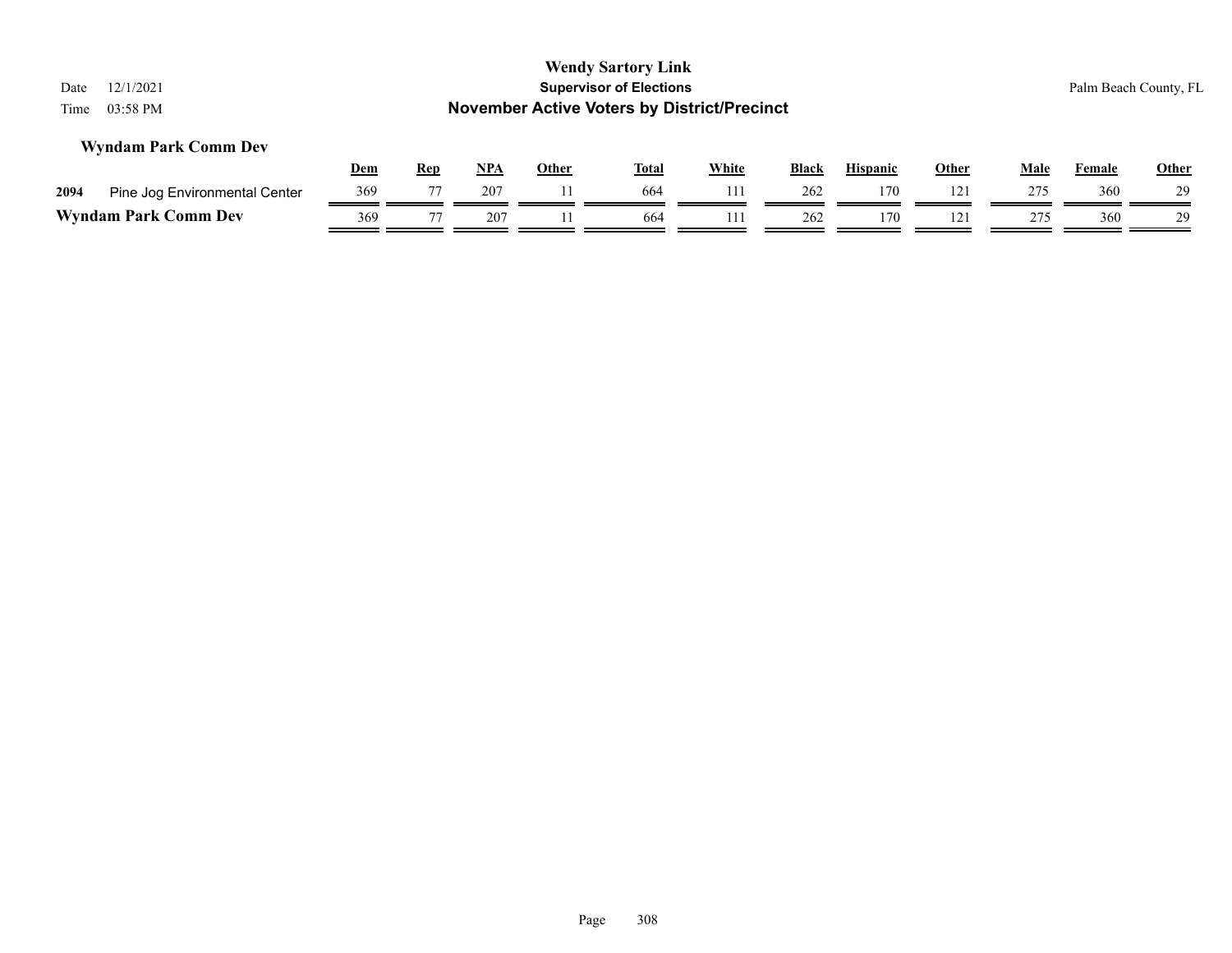# Wendy Sartory Link
## Supervisor of Elections
## November Active Voters by District/Precinct

Date 12/1/2021
Time 03:58 PM

Palm Beach County, FL

### Wyndam Park Comm Dev

| | | Dem | Rep | NPA | Other | Total | White | Black | Hispanic | Other | Male | Female | Other |
|---|---|---|---|---|---|---|---|---|---|---|---|---|---|
| 2094 | Pine Jog Environmental Center | 369 | 77 | 207 | 11 | 664 | 111 | 262 | 170 | 121 | 275 | 360 | 29 |
| **Wyndam Park Comm Dev** | | 369 | 77 | 207 | 11 | 664 | 111 | 262 | 170 | 121 | 275 | 360 | 29 |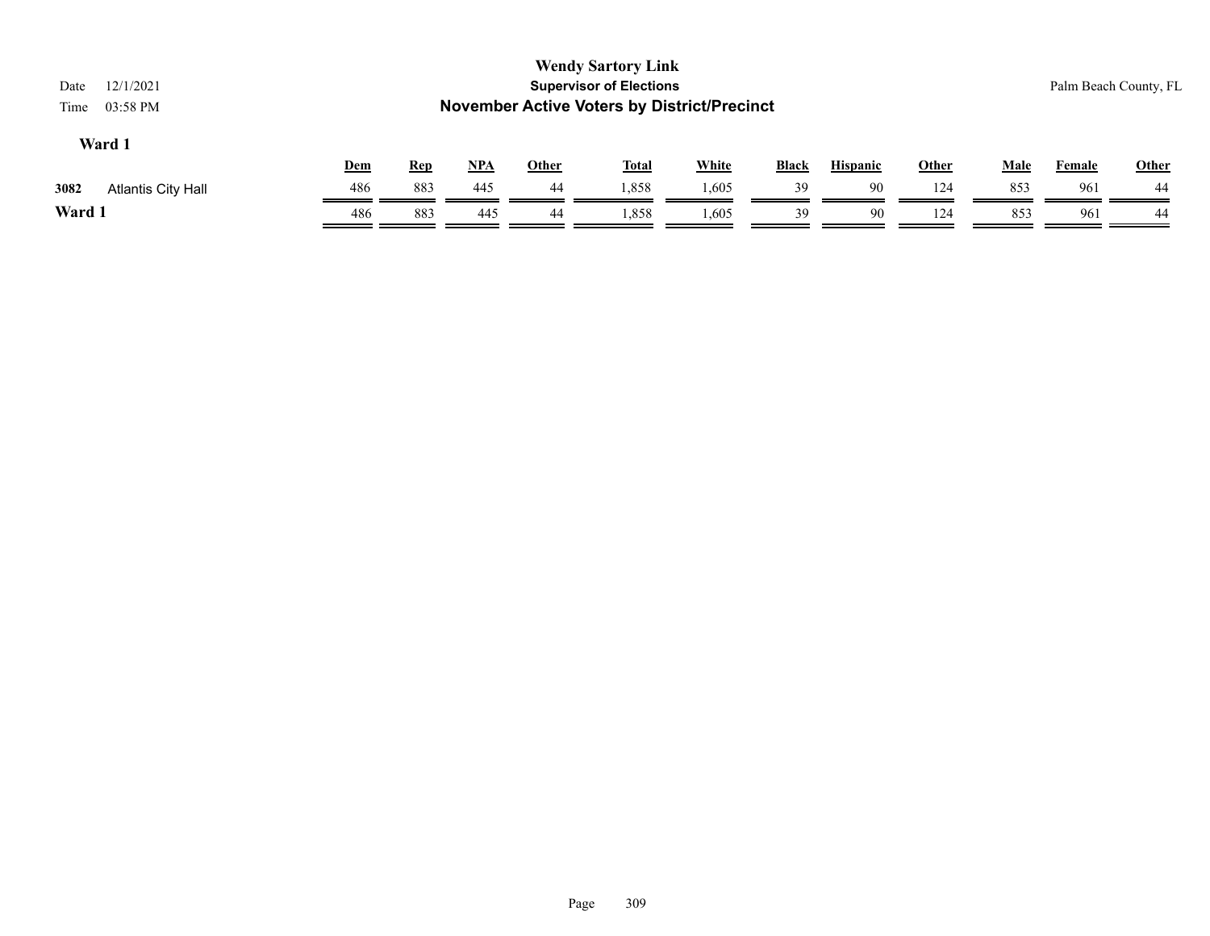# Wendy Sartory Link

**Supervisor of Elections**

## November Active Voters by District/Precinct

Date 12/1/2021

Time 03:58 PM

Palm Beach County, FL

### Ward 1

| | | Dem | Rep | NPA | Other | Total | White | Black | Hispanic | Other | Male | Female | Other |
|---|---|---|---|---|---|---|---|---|---|---|---|---|---|
| 3082 | Atlantis City Hall | 486 | 883 | 445 | 44 | 1,858 | 1,605 | 39 | 90 | 124 | 853 | 961 | 44 |
| **Ward 1** | | 486 | 883 | 445 | 44 | 1,858 | 1,605 | 39 | 90 | 124 | 853 | 961 | 44 |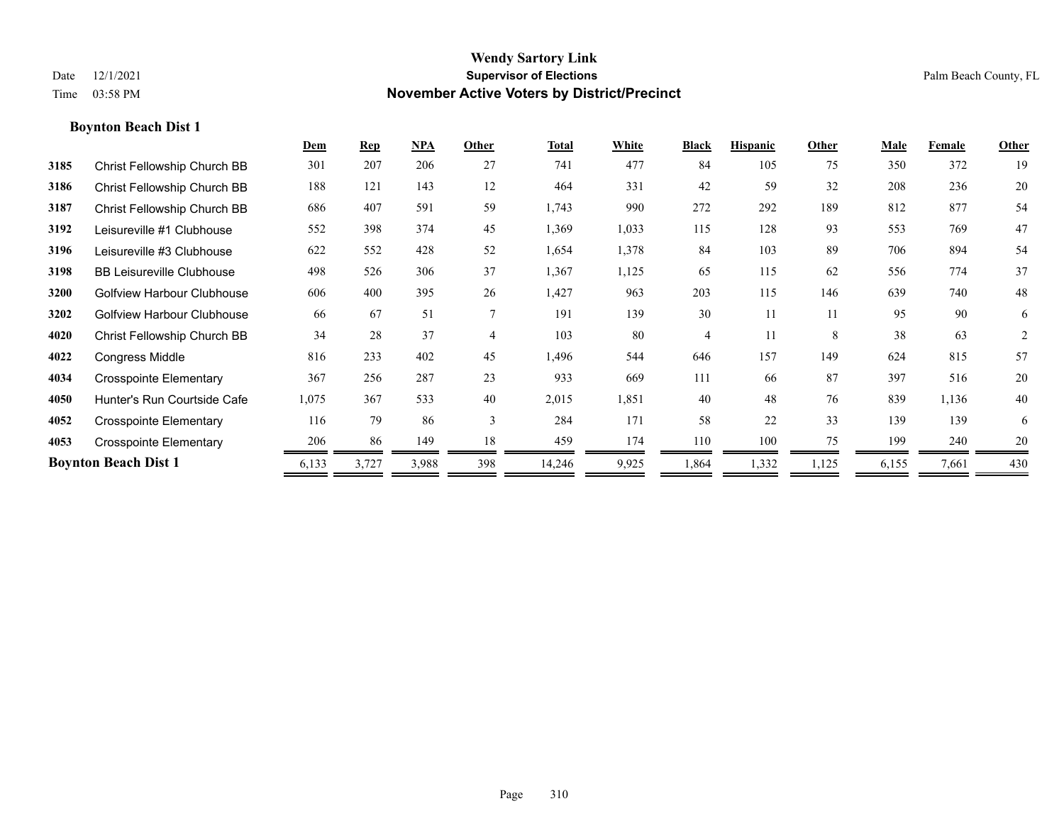# Wendy Sartory Link
## Supervisor of Elections
## November Active Voters by District/Precinct

Date 12/1/2021
Time 03:58 PM

Palm Beach County, FL

### Boynton Beach Dist 1

| | | Dem | Rep | NPA | Other | Total | White | Black | Hispanic | Other | Male | Female | Other |
|---|---|---|---|---|---|---|---|---|---|---|---|---|---|
| 3185 | Christ Fellowship Church BB | 301 | 207 | 206 | 27 | 741 | 477 | 84 | 105 | 75 | 350 | 372 | 19 |
| 3186 | Christ Fellowship Church BB | 188 | 121 | 143 | 12 | 464 | 331 | 42 | 59 | 32 | 208 | 236 | 20 |
| 3187 | Christ Fellowship Church BB | 686 | 407 | 591 | 59 | 1,743 | 990 | 272 | 292 | 189 | 812 | 877 | 54 |
| 3192 | Leisureville #1 Clubhouse | 552 | 398 | 374 | 45 | 1,369 | 1,033 | 115 | 128 | 93 | 553 | 769 | 47 |
| 3196 | Leisureville #3 Clubhouse | 622 | 552 | 428 | 52 | 1,654 | 1,378 | 84 | 103 | 89 | 706 | 894 | 54 |
| 3198 | BB Leisureville Clubhouse | 498 | 526 | 306 | 37 | 1,367 | 1,125 | 65 | 115 | 62 | 556 | 774 | 37 |
| 3200 | Golfview Harbour Clubhouse | 606 | 400 | 395 | 26 | 1,427 | 963 | 203 | 115 | 146 | 639 | 740 | 48 |
| 3202 | Golfview Harbour Clubhouse | 66 | 67 | 51 | 7 | 191 | 139 | 30 | 11 | 11 | 95 | 90 | 6 |
| 4020 | Christ Fellowship Church BB | 34 | 28 | 37 | 4 | 103 | 80 | 4 | 11 | 8 | 38 | 63 | 2 |
| 4022 | Congress Middle | 816 | 233 | 402 | 45 | 1,496 | 544 | 646 | 157 | 149 | 624 | 815 | 57 |
| 4034 | Crosspointe Elementary | 367 | 256 | 287 | 23 | 933 | 669 | 111 | 66 | 87 | 397 | 516 | 20 |
| 4050 | Hunter's Run Courtside Cafe | 1,075 | 367 | 533 | 40 | 2,015 | 1,851 | 40 | 48 | 76 | 839 | 1,136 | 40 |
| 4052 | Crosspointe Elementary | 116 | 79 | 86 | 3 | 284 | 171 | 58 | 22 | 33 | 139 | 139 | 6 |
| 4053 | Crosspointe Elementary | 206 | 86 | 149 | 18 | 459 | 174 | 110 | 100 | 75 | 199 | 240 | 20 |
| **Boynton Beach Dist 1** | | 6,133 | 3,727 | 3,988 | 398 | 14,246 | 9,925 | 1,864 | 1,332 | 1,125 | 6,155 | 7,661 | 430 |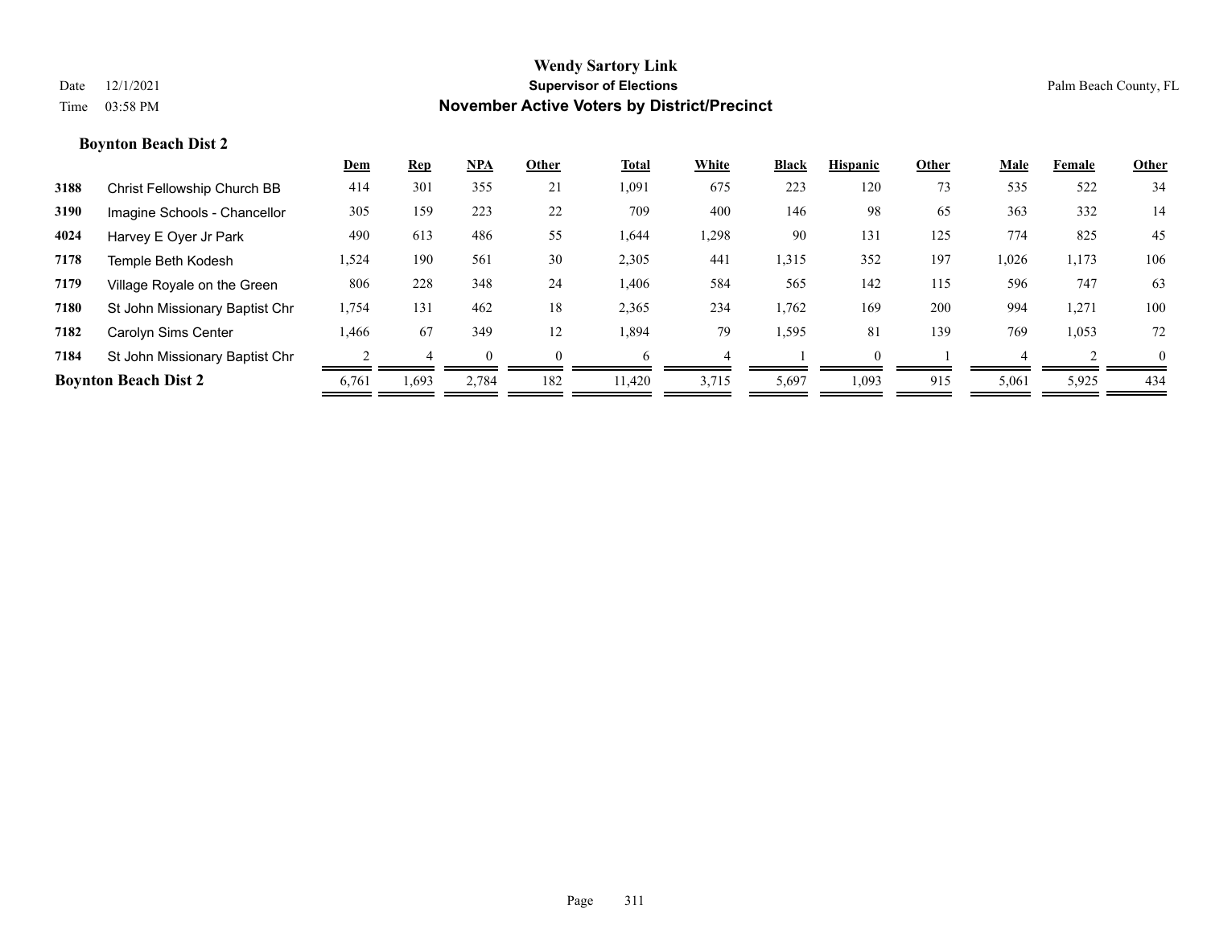**Wendy Sartory Link**
**Supervisor of Elections**
**November Active Voters by District/Precinct**

Date 12/1/2021
Time 03:58 PM

Palm Beach County, FL

### Boynton Beach Dist 2

| | | Dem | Rep | NPA | Other | Total | White | Black | Hispanic | Other | Male | Female | Other |
|---|---|---|---|---|---|---|---|---|---|---|---|---|---|
| 3188 | Christ Fellowship Church BB | 414 | 301 | 355 | 21 | 1,091 | 675 | 223 | 120 | 73 | 535 | 522 | 34 |
| 3190 | Imagine Schools - Chancellor | 305 | 159 | 223 | 22 | 709 | 400 | 146 | 98 | 65 | 363 | 332 | 14 |
| 4024 | Harvey E Oyer Jr Park | 490 | 613 | 486 | 55 | 1,644 | 1,298 | 90 | 131 | 125 | 774 | 825 | 45 |
| 7178 | Temple Beth Kodesh | 1,524 | 190 | 561 | 30 | 2,305 | 441 | 1,315 | 352 | 197 | 1,026 | 1,173 | 106 |
| 7179 | Village Royale on the Green | 806 | 228 | 348 | 24 | 1,406 | 584 | 565 | 142 | 115 | 596 | 747 | 63 |
| 7180 | St John Missionary Baptist Chr | 1,754 | 131 | 462 | 18 | 2,365 | 234 | 1,762 | 169 | 200 | 994 | 1,271 | 100 |
| 7182 | Carolyn Sims Center | 1,466 | 67 | 349 | 12 | 1,894 | 79 | 1,595 | 81 | 139 | 769 | 1,053 | 72 |
| 7184 | St John Missionary Baptist Chr | 2 | 4 | 0 | 0 | 6 | 4 | 1 | 0 | 1 | 4 | 2 | 0 |
| **Boynton Beach Dist 2** | | 6,761 | 1,693 | 2,784 | 182 | 11,420 | 3,715 | 5,697 | 1,093 | 915 | 5,061 | 5,925 | 434 |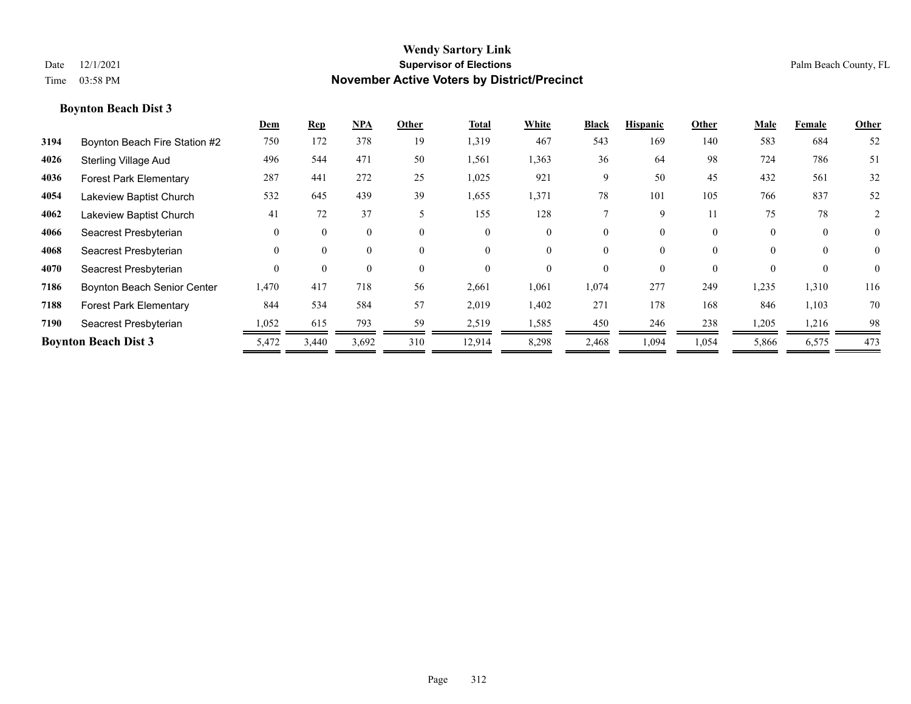# Wendy Sartory Link

**Supervisor of Elections**

**November Active Voters by District/Precinct**

Date 12/1/2021
Time 03:58 PM

Palm Beach County, FL

### Boynton Beach Dist 3

| | | Dem | Rep | NPA | Other | Total | White | Black | Hispanic | Other | Male | Female | Other |
|---|---|---|---|---|---|---|---|---|---|---|---|---|---|
| 3194 | Boynton Beach Fire Station #2 | 750 | 172 | 378 | 19 | 1,319 | 467 | 543 | 169 | 140 | 583 | 684 | 52 |
| 4026 | Sterling Village Aud | 496 | 544 | 471 | 50 | 1,561 | 1,363 | 36 | 64 | 98 | 724 | 786 | 51 |
| 4036 | Forest Park Elementary | 287 | 441 | 272 | 25 | 1,025 | 921 | 9 | 50 | 45 | 432 | 561 | 32 |
| 4054 | Lakeview Baptist Church | 532 | 645 | 439 | 39 | 1,655 | 1,371 | 78 | 101 | 105 | 766 | 837 | 52 |
| 4062 | Lakeview Baptist Church | 41 | 72 | 37 | 5 | 155 | 128 | 7 | 9 | 11 | 75 | 78 | 2 |
| 4066 | Seacrest Presbyterian | 0 | 0 | 0 | 0 | 0 | 0 | 0 | 0 | 0 | 0 | 0 | 0 |
| 4068 | Seacrest Presbyterian | 0 | 0 | 0 | 0 | 0 | 0 | 0 | 0 | 0 | 0 | 0 | 0 |
| 4070 | Seacrest Presbyterian | 0 | 0 | 0 | 0 | 0 | 0 | 0 | 0 | 0 | 0 | 0 | 0 |
| 7186 | Boynton Beach Senior Center | 1,470 | 417 | 718 | 56 | 2,661 | 1,061 | 1,074 | 277 | 249 | 1,235 | 1,310 | 116 |
| 7188 | Forest Park Elementary | 844 | 534 | 584 | 57 | 2,019 | 1,402 | 271 | 178 | 168 | 846 | 1,103 | 70 |
| 7190 | Seacrest Presbyterian | 1,052 | 615 | 793 | 59 | 2,519 | 1,585 | 450 | 246 | 238 | 1,205 | 1,216 | 98 |
| **Boynton Beach Dist 3** | | 5,472 | 3,440 | 3,692 | 310 | 12,914 | 8,298 | 2,468 | 1,094 | 1,054 | 5,866 | 6,575 | 473 |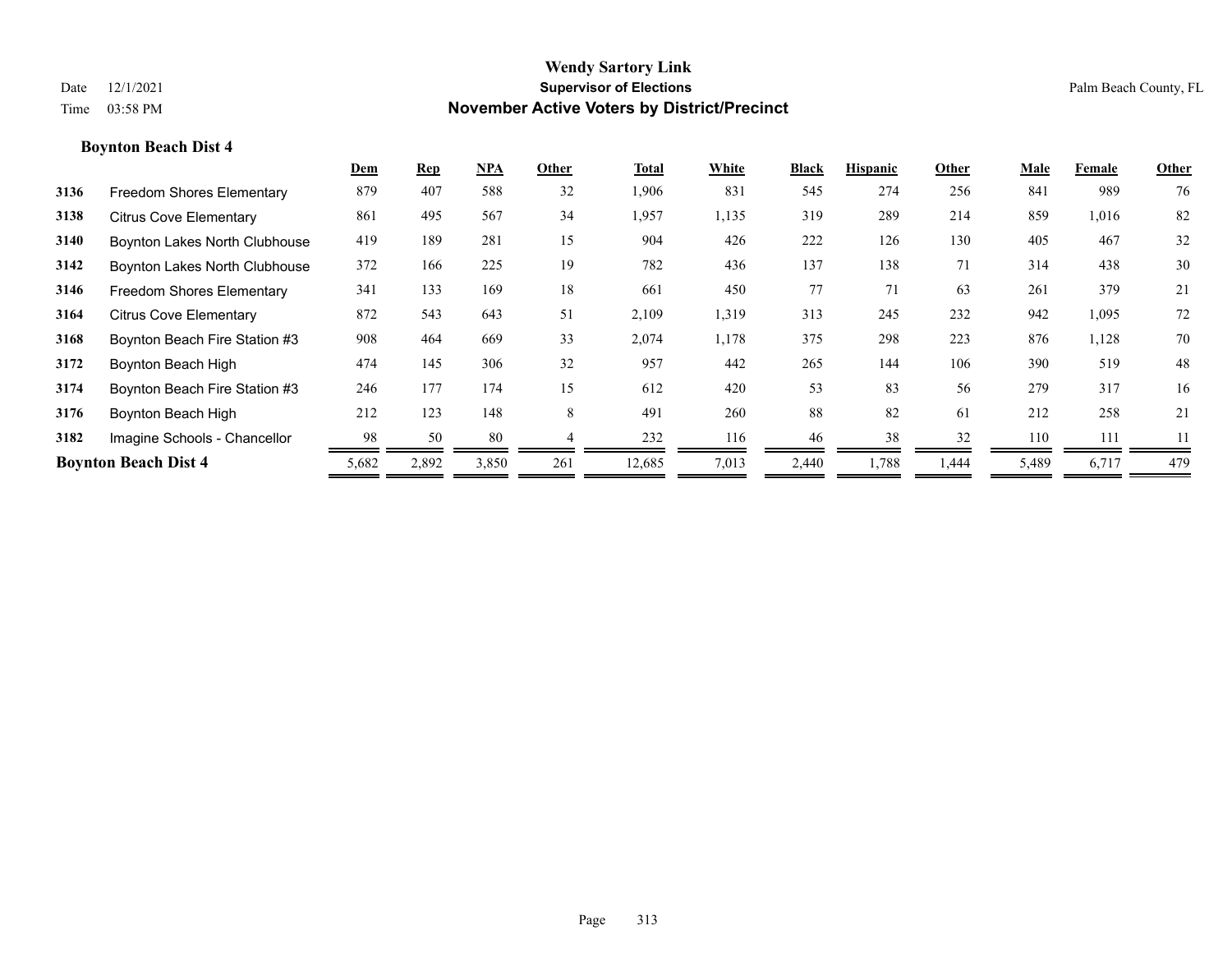# Wendy Sartory Link

**Supervisor of Elections**

**November Active Voters by District/Precinct**

Date 12/1/2021
Time 03:58 PM

Palm Beach County, FL

### Boynton Beach Dist 4

| | | Dem | Rep | NPA | Other | Total | White | Black | Hispanic | Other | Male | Female | Other |
|---|---|---|---|---|---|---|---|---|---|---|---|---|---|
| 3136 | Freedom Shores Elementary | 879 | 407 | 588 | 32 | 1,906 | 831 | 545 | 274 | 256 | 841 | 989 | 76 |
| 3138 | Citrus Cove Elementary | 861 | 495 | 567 | 34 | 1,957 | 1,135 | 319 | 289 | 214 | 859 | 1,016 | 82 |
| 3140 | Boynton Lakes North Clubhouse | 419 | 189 | 281 | 15 | 904 | 426 | 222 | 126 | 130 | 405 | 467 | 32 |
| 3142 | Boynton Lakes North Clubhouse | 372 | 166 | 225 | 19 | 782 | 436 | 137 | 138 | 71 | 314 | 438 | 30 |
| 3146 | Freedom Shores Elementary | 341 | 133 | 169 | 18 | 661 | 450 | 77 | 71 | 63 | 261 | 379 | 21 |
| 3164 | Citrus Cove Elementary | 872 | 543 | 643 | 51 | 2,109 | 1,319 | 313 | 245 | 232 | 942 | 1,095 | 72 |
| 3168 | Boynton Beach Fire Station #3 | 908 | 464 | 669 | 33 | 2,074 | 1,178 | 375 | 298 | 223 | 876 | 1,128 | 70 |
| 3172 | Boynton Beach High | 474 | 145 | 306 | 32 | 957 | 442 | 265 | 144 | 106 | 390 | 519 | 48 |
| 3174 | Boynton Beach Fire Station #3 | 246 | 177 | 174 | 15 | 612 | 420 | 53 | 83 | 56 | 279 | 317 | 16 |
| 3176 | Boynton Beach High | 212 | 123 | 148 | 8 | 491 | 260 | 88 | 82 | 61 | 212 | 258 | 21 |
| 3182 | Imagine Schools - Chancellor | 98 | 50 | 80 | 4 | 232 | 116 | 46 | 38 | 32 | 110 | 111 | 11 |
| **Boynton Beach Dist 4** | | 5,682 | 2,892 | 3,850 | 261 | 12,685 | 7,013 | 2,440 | 1,788 | 1,444 | 5,489 | 6,717 | 479 |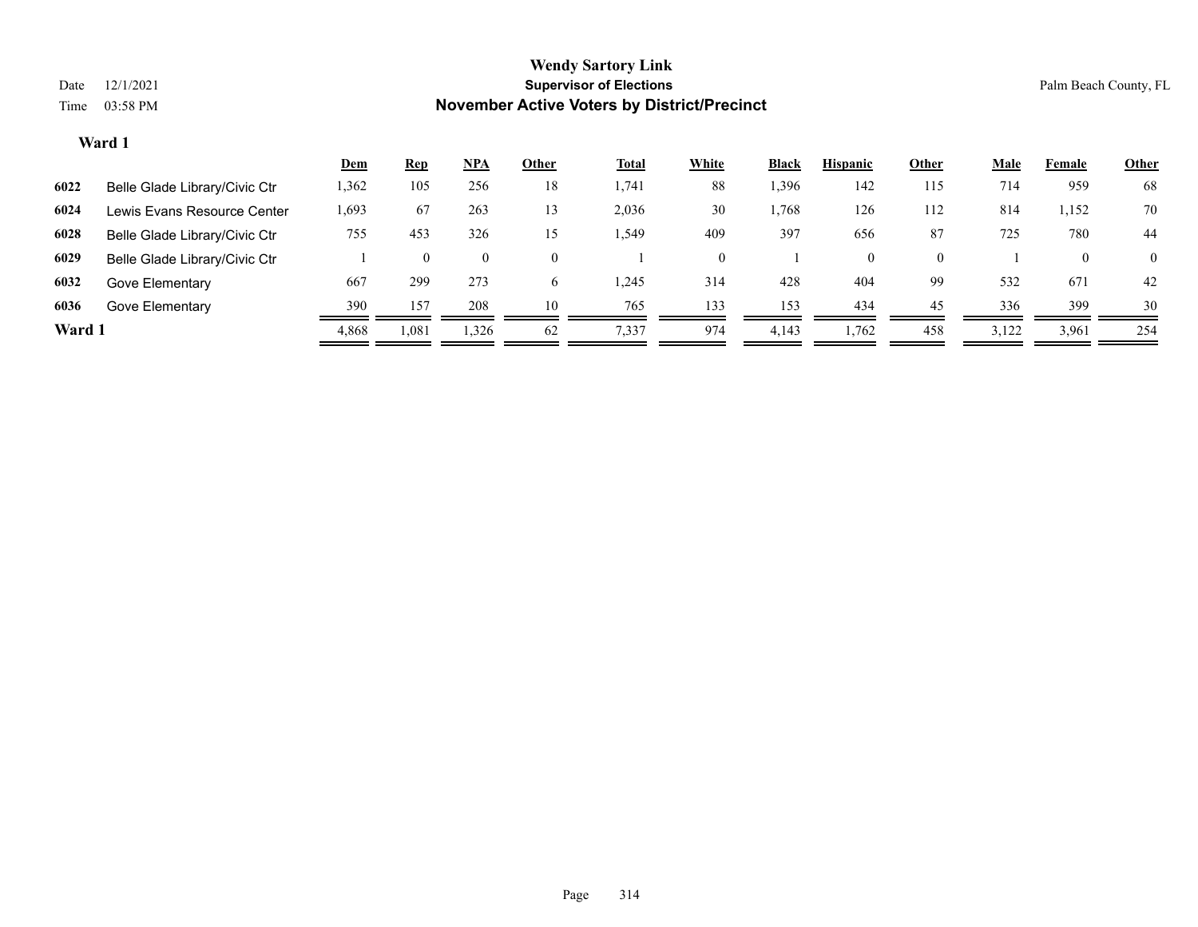# Wendy Sartory Link

## Supervisor of Elections

## November Active Voters by District/Precinct

Date 12/1/2021

Time 03:58 PM

Palm Beach County, FL

### Ward 1

| | | Dem | Rep | NPA | Other | Total | White | Black | Hispanic | Other | Male | Female | Other |
|---|---|---|---|---|---|---|---|---|---|---|---|---|---|
| 6022 | Belle Glade Library/Civic Ctr | 1,362 | 105 | 256 | 18 | 1,741 | 88 | 1,396 | 142 | 115 | 714 | 959 | 68 |
| 6024 | Lewis Evans Resource Center | 1,693 | 67 | 263 | 13 | 2,036 | 30 | 1,768 | 126 | 112 | 814 | 1,152 | 70 |
| 6028 | Belle Glade Library/Civic Ctr | 755 | 453 | 326 | 15 | 1,549 | 409 | 397 | 656 | 87 | 725 | 780 | 44 |
| 6029 | Belle Glade Library/Civic Ctr | 1 | 0 | 0 | 0 | 1 | 0 | 1 | 0 | 0 | 1 | 0 | 0 |
| 6032 | Gove Elementary | 667 | 299 | 273 | 6 | 1,245 | 314 | 428 | 404 | 99 | 532 | 671 | 42 |
| 6036 | Gove Elementary | 390 | 157 | 208 | 10 | 765 | 133 | 153 | 434 | 45 | 336 | 399 | 30 |
| **Ward 1** | | 4,868 | 1,081 | 1,326 | 62 | 7,337 | 974 | 4,143 | 1,762 | 458 | 3,122 | 3,961 | 254 |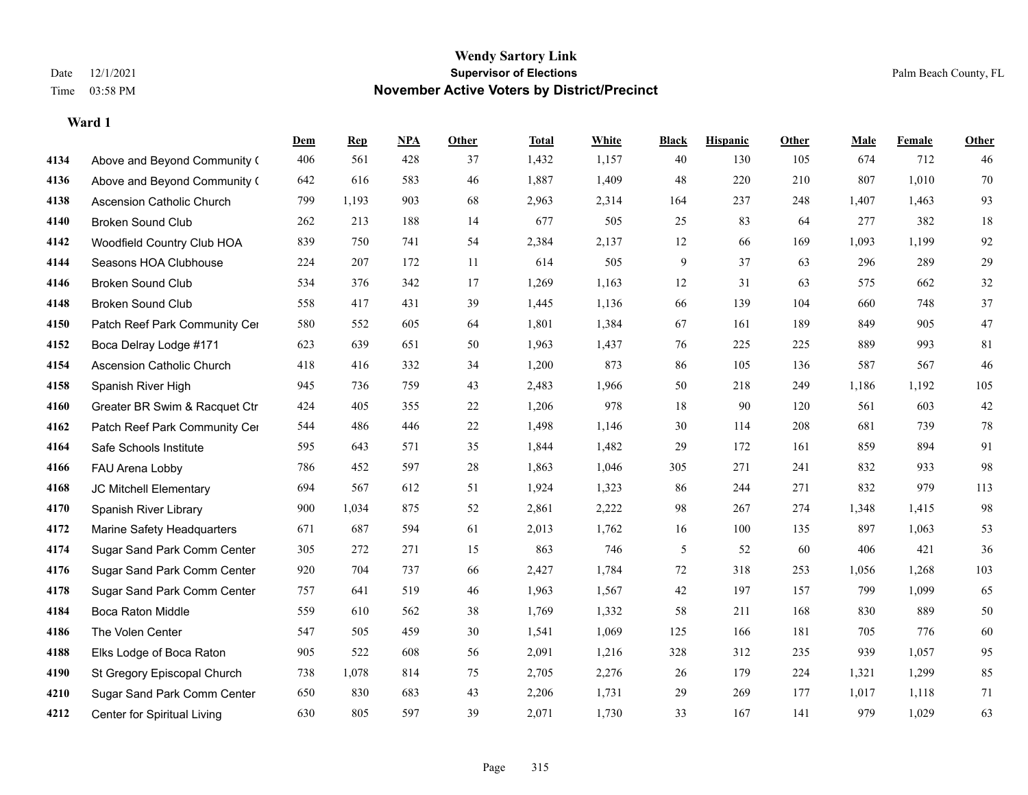# Wendy Sartory Link
## Supervisor of Elections
## November Active Voters by District/Precinct

Date 12/1/2021
Time 03:58 PM

Palm Beach County, FL

### Ward 1

| | | Dem | Rep | NPA | Other | Total | White | Black | Hispanic | Other | Male | Female | Other |
|---|---|---|---|---|---|---|---|---|---|---|---|---|---|
| 4134 | Above and Beyond Community ( | 406 | 561 | 428 | 37 | 1,432 | 1,157 | 40 | 130 | 105 | 674 | 712 | 46 |
| 4136 | Above and Beyond Community ( | 642 | 616 | 583 | 46 | 1,887 | 1,409 | 48 | 220 | 210 | 807 | 1,010 | 70 |
| 4138 | Ascension Catholic Church | 799 | 1,193 | 903 | 68 | 2,963 | 2,314 | 164 | 237 | 248 | 1,407 | 1,463 | 93 |
| 4140 | Broken Sound Club | 262 | 213 | 188 | 14 | 677 | 505 | 25 | 83 | 64 | 277 | 382 | 18 |
| 4142 | Woodfield Country Club HOA | 839 | 750 | 741 | 54 | 2,384 | 2,137 | 12 | 66 | 169 | 1,093 | 1,199 | 92 |
| 4144 | Seasons HOA Clubhouse | 224 | 207 | 172 | 11 | 614 | 505 | 9 | 37 | 63 | 296 | 289 | 29 |
| 4146 | Broken Sound Club | 534 | 376 | 342 | 17 | 1,269 | 1,163 | 12 | 31 | 63 | 575 | 662 | 32 |
| 4148 | Broken Sound Club | 558 | 417 | 431 | 39 | 1,445 | 1,136 | 66 | 139 | 104 | 660 | 748 | 37 |
| 4150 | Patch Reef Park Community Cer | 580 | 552 | 605 | 64 | 1,801 | 1,384 | 67 | 161 | 189 | 849 | 905 | 47 |
| 4152 | Boca Delray Lodge #171 | 623 | 639 | 651 | 50 | 1,963 | 1,437 | 76 | 225 | 225 | 889 | 993 | 81 |
| 4154 | Ascension Catholic Church | 418 | 416 | 332 | 34 | 1,200 | 873 | 86 | 105 | 136 | 587 | 567 | 46 |
| 4158 | Spanish River High | 945 | 736 | 759 | 43 | 2,483 | 1,966 | 50 | 218 | 249 | 1,186 | 1,192 | 105 |
| 4160 | Greater BR Swim & Racquet Ctr | 424 | 405 | 355 | 22 | 1,206 | 978 | 18 | 90 | 120 | 561 | 603 | 42 |
| 4162 | Patch Reef Park Community Cer | 544 | 486 | 446 | 22 | 1,498 | 1,146 | 30 | 114 | 208 | 681 | 739 | 78 |
| 4164 | Safe Schools Institute | 595 | 643 | 571 | 35 | 1,844 | 1,482 | 29 | 172 | 161 | 859 | 894 | 91 |
| 4166 | FAU Arena Lobby | 786 | 452 | 597 | 28 | 1,863 | 1,046 | 305 | 271 | 241 | 832 | 933 | 98 |
| 4168 | JC Mitchell Elementary | 694 | 567 | 612 | 51 | 1,924 | 1,323 | 86 | 244 | 271 | 832 | 979 | 113 |
| 4170 | Spanish River Library | 900 | 1,034 | 875 | 52 | 2,861 | 2,222 | 98 | 267 | 274 | 1,348 | 1,415 | 98 |
| 4172 | Marine Safety Headquarters | 671 | 687 | 594 | 61 | 2,013 | 1,762 | 16 | 100 | 135 | 897 | 1,063 | 53 |
| 4174 | Sugar Sand Park Comm Center | 305 | 272 | 271 | 15 | 863 | 746 | 5 | 52 | 60 | 406 | 421 | 36 |
| 4176 | Sugar Sand Park Comm Center | 920 | 704 | 737 | 66 | 2,427 | 1,784 | 72 | 318 | 253 | 1,056 | 1,268 | 103 |
| 4178 | Sugar Sand Park Comm Center | 757 | 641 | 519 | 46 | 1,963 | 1,567 | 42 | 197 | 157 | 799 | 1,099 | 65 |
| 4184 | Boca Raton Middle | 559 | 610 | 562 | 38 | 1,769 | 1,332 | 58 | 211 | 168 | 830 | 889 | 50 |
| 4186 | The Volen Center | 547 | 505 | 459 | 30 | 1,541 | 1,069 | 125 | 166 | 181 | 705 | 776 | 60 |
| 4188 | Elks Lodge of Boca Raton | 905 | 522 | 608 | 56 | 2,091 | 1,216 | 328 | 312 | 235 | 939 | 1,057 | 95 |
| 4190 | St Gregory Episcopal Church | 738 | 1,078 | 814 | 75 | 2,705 | 2,276 | 26 | 179 | 224 | 1,321 | 1,299 | 85 |
| 4210 | Sugar Sand Park Comm Center | 650 | 830 | 683 | 43 | 2,206 | 1,731 | 29 | 269 | 177 | 1,017 | 1,118 | 71 |
| 4212 | Center for Spiritual Living | 630 | 805 | 597 | 39 | 2,071 | 1,730 | 33 | 167 | 141 | 979 | 1,029 | 63 |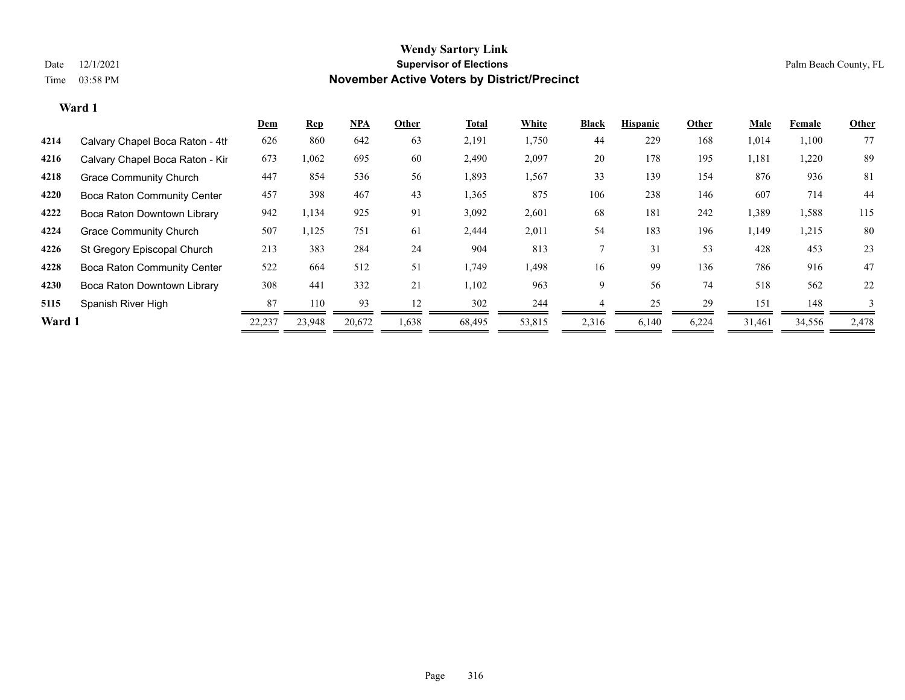# Wendy Sartory Link

## Supervisor of Elections

## November Active Voters by District/Precinct

Date 12/1/2021
Time 03:58 PM

Palm Beach County, FL

### Ward 1

| | | Dem | Rep | NPA | Other | Total | White | Black | Hispanic | Other | Male | Female | Other |
|---|---|---|---|---|---|---|---|---|---|---|---|---|---|
| 4214 | Calvary Chapel Boca Raton - 4th | 626 | 860 | 642 | 63 | 2,191 | 1,750 | 44 | 229 | 168 | 1,014 | 1,100 | 77 |
| 4216 | Calvary Chapel Boca Raton - Kir | 673 | 1,062 | 695 | 60 | 2,490 | 2,097 | 20 | 178 | 195 | 1,181 | 1,220 | 89 |
| 4218 | Grace Community Church | 447 | 854 | 536 | 56 | 1,893 | 1,567 | 33 | 139 | 154 | 876 | 936 | 81 |
| 4220 | Boca Raton Community Center | 457 | 398 | 467 | 43 | 1,365 | 875 | 106 | 238 | 146 | 607 | 714 | 44 |
| 4222 | Boca Raton Downtown Library | 942 | 1,134 | 925 | 91 | 3,092 | 2,601 | 68 | 181 | 242 | 1,389 | 1,588 | 115 |
| 4224 | Grace Community Church | 507 | 1,125 | 751 | 61 | 2,444 | 2,011 | 54 | 183 | 196 | 1,149 | 1,215 | 80 |
| 4226 | St Gregory Episcopal Church | 213 | 383 | 284 | 24 | 904 | 813 | 7 | 31 | 53 | 428 | 453 | 23 |
| 4228 | Boca Raton Community Center | 522 | 664 | 512 | 51 | 1,749 | 1,498 | 16 | 99 | 136 | 786 | 916 | 47 |
| 4230 | Boca Raton Downtown Library | 308 | 441 | 332 | 21 | 1,102 | 963 | 9 | 56 | 74 | 518 | 562 | 22 |
| 5115 | Spanish River High | 87 | 110 | 93 | 12 | 302 | 244 | 4 | 25 | 29 | 151 | 148 | 3 |
| **Ward 1** | | 22,237 | 23,948 | 20,672 | 1,638 | 68,495 | 53,815 | 2,316 | 6,140 | 6,224 | 31,461 | 34,556 | 2,478 |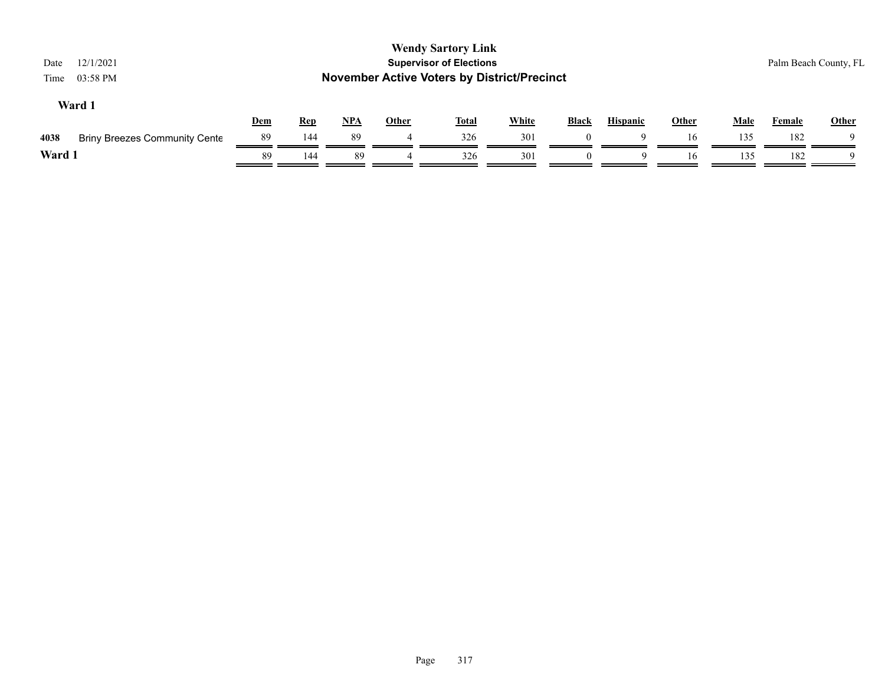# Wendy Sartory Link

**Supervisor of Elections**

**November Active Voters by District/Precinct**

Date 12/1/2021

Time 03:58 PM

Palm Beach County, FL

### Ward 1

| | | Dem | Rep | NPA | Other | Total | White | Black | Hispanic | Other | Male | Female | Other |
|---|---|---|---|---|---|---|---|---|---|---|---|---|---|
| 4038 | Briny Breezes Community Cente | 89 | 144 | 89 | 4 | 326 | 301 | 0 | 9 | 16 | 135 | 182 | 9 |
| **Ward 1** | | 89 | 144 | 89 | 4 | 326 | 301 | 0 | 9 | 16 | 135 | 182 | 9 |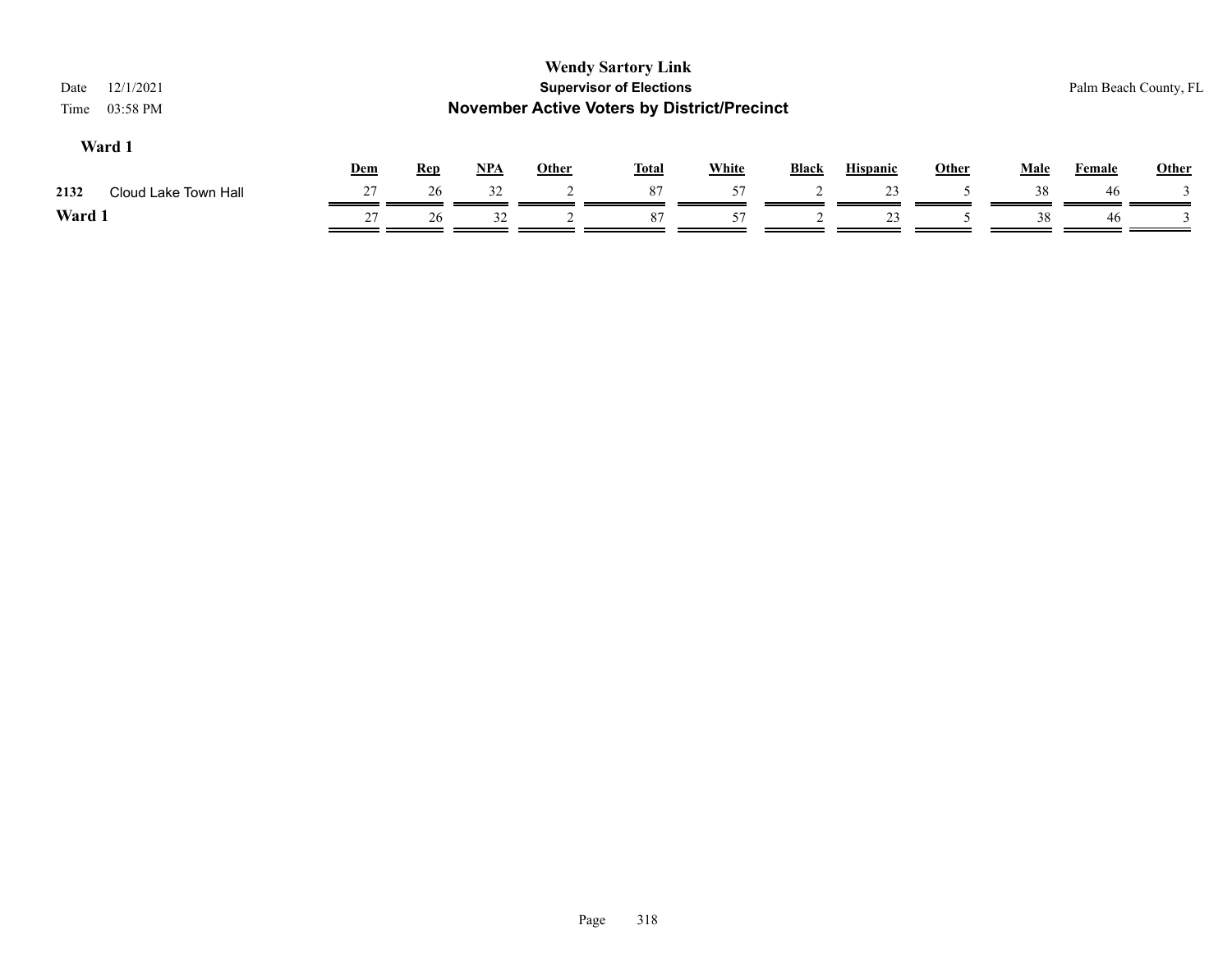# Wendy Sartory Link

**Supervisor of Elections**

**November Active Voters by District/Precinct**

Date 12/1/2021

Time 03:58 PM

Palm Beach County, FL

### Ward 1

| | | Dem | Rep | NPA | Other | Total | White | Black | Hispanic | Other | Male | Female | Other |
|---|---|---|---|---|---|---|---|---|---|---|---|---|---|
| 2132 | Cloud Lake Town Hall | 27 | 26 | 32 | 2 | 87 | 57 | 2 | 23 | 5 | 38 | 46 | 3 |
| **Ward 1** | | 27 | 26 | 32 | 2 | 87 | 57 | 2 | 23 | 5 | 38 | 46 | 3 |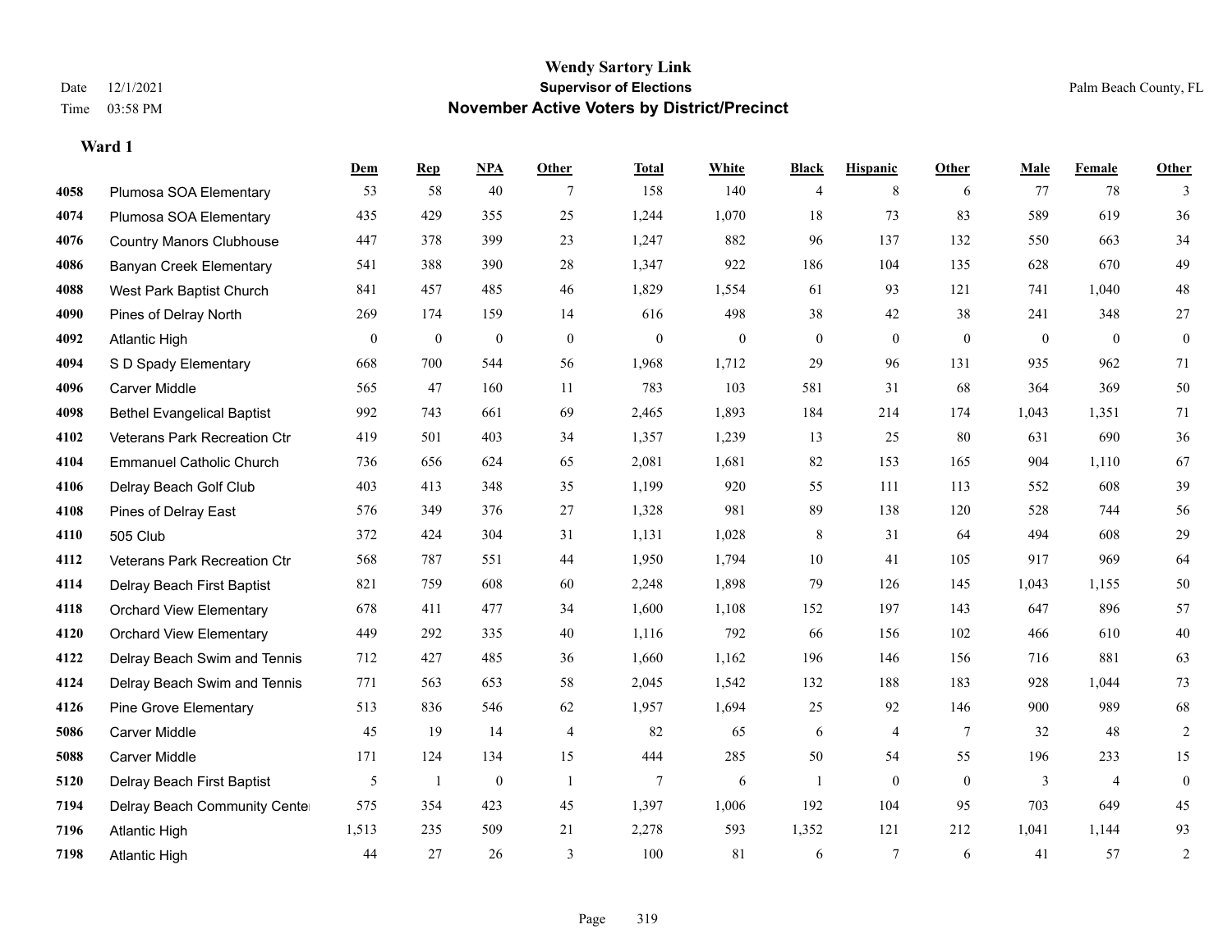# Wendy Sartory Link
## Supervisor of Elections
## November Active Voters by District/Precinct

Date 12/1/2021
Time 03:58 PM

Palm Beach County, FL

**Ward 1**

| | | Dem | Rep | NPA | Other | Total | White | Black | Hispanic | Other | Male | Female | Other |
|---|---|---|---|---|---|---|---|---|---|---|---|---|---|
| 4058 | Plumosa SOA Elementary | 53 | 58 | 40 | 7 | 158 | 140 | 4 | 8 | 6 | 77 | 78 | 3 |
| 4074 | Plumosa SOA Elementary | 435 | 429 | 355 | 25 | 1,244 | 1,070 | 18 | 73 | 83 | 589 | 619 | 36 |
| 4076 | Country Manors Clubhouse | 447 | 378 | 399 | 23 | 1,247 | 882 | 96 | 137 | 132 | 550 | 663 | 34 |
| 4086 | Banyan Creek Elementary | 541 | 388 | 390 | 28 | 1,347 | 922 | 186 | 104 | 135 | 628 | 670 | 49 |
| 4088 | West Park Baptist Church | 841 | 457 | 485 | 46 | 1,829 | 1,554 | 61 | 93 | 121 | 741 | 1,040 | 48 |
| 4090 | Pines of Delray North | 269 | 174 | 159 | 14 | 616 | 498 | 38 | 42 | 38 | 241 | 348 | 27 |
| 4092 | Atlantic High | 0 | 0 | 0 | 0 | 0 | 0 | 0 | 0 | 0 | 0 | 0 | 0 |
| 4094 | S D Spady Elementary | 668 | 700 | 544 | 56 | 1,968 | 1,712 | 29 | 96 | 131 | 935 | 962 | 71 |
| 4096 | Carver Middle | 565 | 47 | 160 | 11 | 783 | 103 | 581 | 31 | 68 | 364 | 369 | 50 |
| 4098 | Bethel Evangelical Baptist | 992 | 743 | 661 | 69 | 2,465 | 1,893 | 184 | 214 | 174 | 1,043 | 1,351 | 71 |
| 4102 | Veterans Park Recreation Ctr | 419 | 501 | 403 | 34 | 1,357 | 1,239 | 13 | 25 | 80 | 631 | 690 | 36 |
| 4104 | Emmanuel Catholic Church | 736 | 656 | 624 | 65 | 2,081 | 1,681 | 82 | 153 | 165 | 904 | 1,110 | 67 |
| 4106 | Delray Beach Golf Club | 403 | 413 | 348 | 35 | 1,199 | 920 | 55 | 111 | 113 | 552 | 608 | 39 |
| 4108 | Pines of Delray East | 576 | 349 | 376 | 27 | 1,328 | 981 | 89 | 138 | 120 | 528 | 744 | 56 |
| 4110 | 505 Club | 372 | 424 | 304 | 31 | 1,131 | 1,028 | 8 | 31 | 64 | 494 | 608 | 29 |
| 4112 | Veterans Park Recreation Ctr | 568 | 787 | 551 | 44 | 1,950 | 1,794 | 10 | 41 | 105 | 917 | 969 | 64 |
| 4114 | Delray Beach First Baptist | 821 | 759 | 608 | 60 | 2,248 | 1,898 | 79 | 126 | 145 | 1,043 | 1,155 | 50 |
| 4118 | Orchard View Elementary | 678 | 411 | 477 | 34 | 1,600 | 1,108 | 152 | 197 | 143 | 647 | 896 | 57 |
| 4120 | Orchard View Elementary | 449 | 292 | 335 | 40 | 1,116 | 792 | 66 | 156 | 102 | 466 | 610 | 40 |
| 4122 | Delray Beach Swim and Tennis | 712 | 427 | 485 | 36 | 1,660 | 1,162 | 196 | 146 | 156 | 716 | 881 | 63 |
| 4124 | Delray Beach Swim and Tennis | 771 | 563 | 653 | 58 | 2,045 | 1,542 | 132 | 188 | 183 | 928 | 1,044 | 73 |
| 4126 | Pine Grove Elementary | 513 | 836 | 546 | 62 | 1,957 | 1,694 | 25 | 92 | 146 | 900 | 989 | 68 |
| 5086 | Carver Middle | 45 | 19 | 14 | 4 | 82 | 65 | 6 | 4 | 7 | 32 | 48 | 2 |
| 5088 | Carver Middle | 171 | 124 | 134 | 15 | 444 | 285 | 50 | 54 | 55 | 196 | 233 | 15 |
| 5120 | Delray Beach First Baptist | 5 | 1 | 0 | 1 | 7 | 6 | 1 | 0 | 0 | 3 | 4 | 0 |
| 7194 | Delray Beach Community Cente | 575 | 354 | 423 | 45 | 1,397 | 1,006 | 192 | 104 | 95 | 703 | 649 | 45 |
| 7196 | Atlantic High | 1,513 | 235 | 509 | 21 | 2,278 | 593 | 1,352 | 121 | 212 | 1,041 | 1,144 | 93 |
| 7198 | Atlantic High | 44 | 27 | 26 | 3 | 100 | 81 | 6 | 7 | 6 | 41 | 57 | 2 |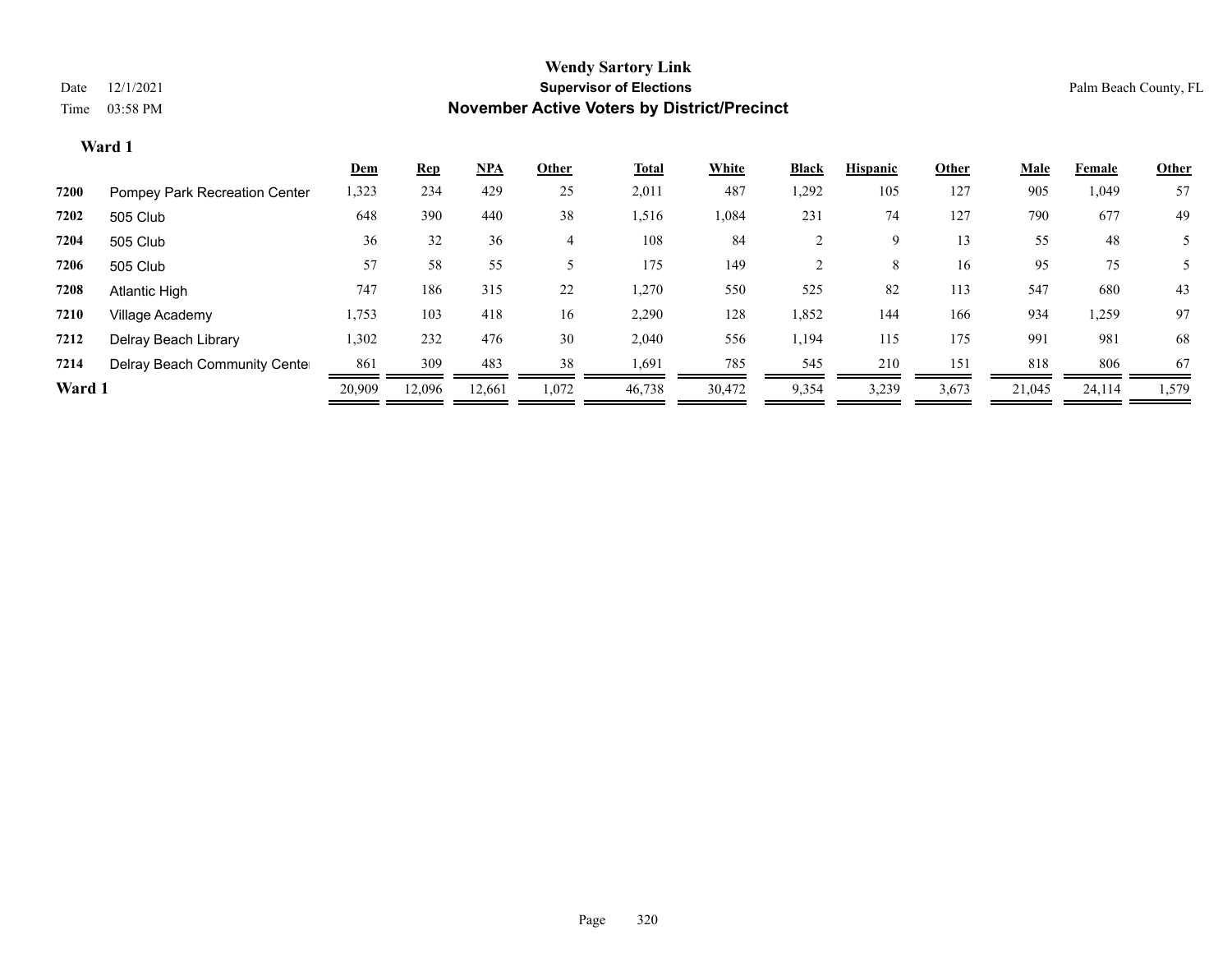**Wendy Sartory Link**
**Supervisor of Elections**
**November Active Voters by District/Precinct**

Date 12/1/2021
Time 03:58 PM

Palm Beach County, FL

**Ward 1**

| | | Dem | Rep | NPA | Other | Total | White | Black | Hispanic | Other | Male | Female | Other |
|---|---|---|---|---|---|---|---|---|---|---|---|---|---|
| 7200 | Pompey Park Recreation Center | 1,323 | 234 | 429 | 25 | 2,011 | 487 | 1,292 | 105 | 127 | 905 | 1,049 | 57 |
| 7202 | 505 Club | 648 | 390 | 440 | 38 | 1,516 | 1,084 | 231 | 74 | 127 | 790 | 677 | 49 |
| 7204 | 505 Club | 36 | 32 | 36 | 4 | 108 | 84 | 2 | 9 | 13 | 55 | 48 | 5 |
| 7206 | 505 Club | 57 | 58 | 55 | 5 | 175 | 149 | 2 | 8 | 16 | 95 | 75 | 5 |
| 7208 | Atlantic High | 747 | 186 | 315 | 22 | 1,270 | 550 | 525 | 82 | 113 | 547 | 680 | 43 |
| 7210 | Village Academy | 1,753 | 103 | 418 | 16 | 2,290 | 128 | 1,852 | 144 | 166 | 934 | 1,259 | 97 |
| 7212 | Delray Beach Library | 1,302 | 232 | 476 | 30 | 2,040 | 556 | 1,194 | 115 | 175 | 991 | 981 | 68 |
| 7214 | Delray Beach Community Center | 861 | 309 | 483 | 38 | 1,691 | 785 | 545 | 210 | 151 | 818 | 806 | 67 |
| **Ward 1** | | 20,909 | 12,096 | 12,661 | 1,072 | 46,738 | 30,472 | 9,354 | 3,239 | 3,673 | 21,045 | 24,114 | 1,579 |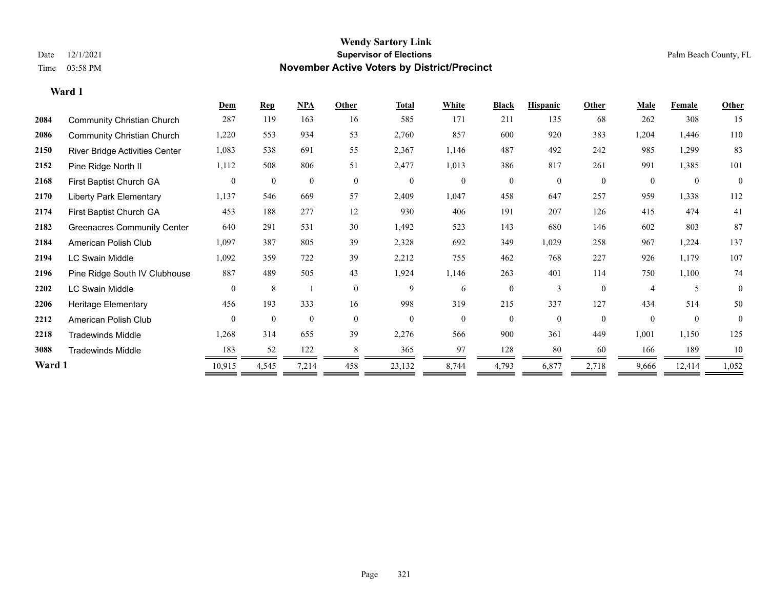**Wendy Sartory Link**
**Supervisor of Elections**
**November Active Voters by District/Precinct**

Date 12/1/2021
Time 03:58 PM
Palm Beach County, FL

## Ward 1

| | | Dem | Rep | NPA | Other | Total | White | Black | Hispanic | Other | Male | Female | Other |
|---|---|---|---|---|---|---|---|---|---|---|---|---|---|
| 2084 | Community Christian Church | 287 | 119 | 163 | 16 | 585 | 171 | 211 | 135 | 68 | 262 | 308 | 15 |
| 2086 | Community Christian Church | 1,220 | 553 | 934 | 53 | 2,760 | 857 | 600 | 920 | 383 | 1,204 | 1,446 | 110 |
| 2150 | River Bridge Activities Center | 1,083 | 538 | 691 | 55 | 2,367 | 1,146 | 487 | 492 | 242 | 985 | 1,299 | 83 |
| 2152 | Pine Ridge North II | 1,112 | 508 | 806 | 51 | 2,477 | 1,013 | 386 | 817 | 261 | 991 | 1,385 | 101 |
| 2168 | First Baptist Church GA | 0 | 0 | 0 | 0 | 0 | 0 | 0 | 0 | 0 | 0 | 0 | 0 |
| 2170 | Liberty Park Elementary | 1,137 | 546 | 669 | 57 | 2,409 | 1,047 | 458 | 647 | 257 | 959 | 1,338 | 112 |
| 2174 | First Baptist Church GA | 453 | 188 | 277 | 12 | 930 | 406 | 191 | 207 | 126 | 415 | 474 | 41 |
| 2182 | Greenacres Community Center | 640 | 291 | 531 | 30 | 1,492 | 523 | 143 | 680 | 146 | 602 | 803 | 87 |
| 2184 | American Polish Club | 1,097 | 387 | 805 | 39 | 2,328 | 692 | 349 | 1,029 | 258 | 967 | 1,224 | 137 |
| 2194 | LC Swain Middle | 1,092 | 359 | 722 | 39 | 2,212 | 755 | 462 | 768 | 227 | 926 | 1,179 | 107 |
| 2196 | Pine Ridge South IV Clubhouse | 887 | 489 | 505 | 43 | 1,924 | 1,146 | 263 | 401 | 114 | 750 | 1,100 | 74 |
| 2202 | LC Swain Middle | 0 | 8 | 1 | 0 | 9 | 6 | 0 | 3 | 0 | 4 | 5 | 0 |
| 2206 | Heritage Elementary | 456 | 193 | 333 | 16 | 998 | 319 | 215 | 337 | 127 | 434 | 514 | 50 |
| 2212 | American Polish Club | 0 | 0 | 0 | 0 | 0 | 0 | 0 | 0 | 0 | 0 | 0 | 0 |
| 2218 | Tradewinds Middle | 1,268 | 314 | 655 | 39 | 2,276 | 566 | 900 | 361 | 449 | 1,001 | 1,150 | 125 |
| 3088 | Tradewinds Middle | 183 | 52 | 122 | 8 | 365 | 97 | 128 | 80 | 60 | 166 | 189 | 10 |
| **Ward 1** | | 10,915 | 4,545 | 7,214 | 458 | 23,132 | 8,744 | 4,793 | 6,877 | 2,718 | 9,666 | 12,414 | 1,052 |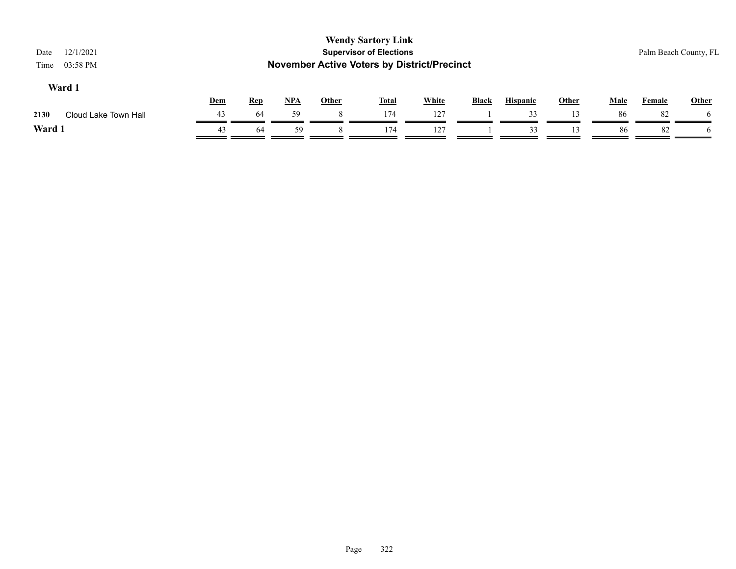# Wendy Sartory Link

## Supervisor of Elections

## November Active Voters by District/Precinct

Date 12/1/2021
Time 03:58 PM

Palm Beach County, FL

### Ward 1

| | | Dem | Rep | NPA | Other | Total | White | Black | Hispanic | Other | Male | Female | Other |
|---|---|---|---|---|---|---|---|---|---|---|---|---|---|
| 2130 | Cloud Lake Town Hall | 43 | 64 | 59 | 8 | 174 | 127 | 1 | 33 | 13 | 86 | 82 | 6 |
| **Ward 1** | | 43 | 64 | 59 | 8 | 174 | 127 | 1 | 33 | 13 | 86 | 82 | 6 |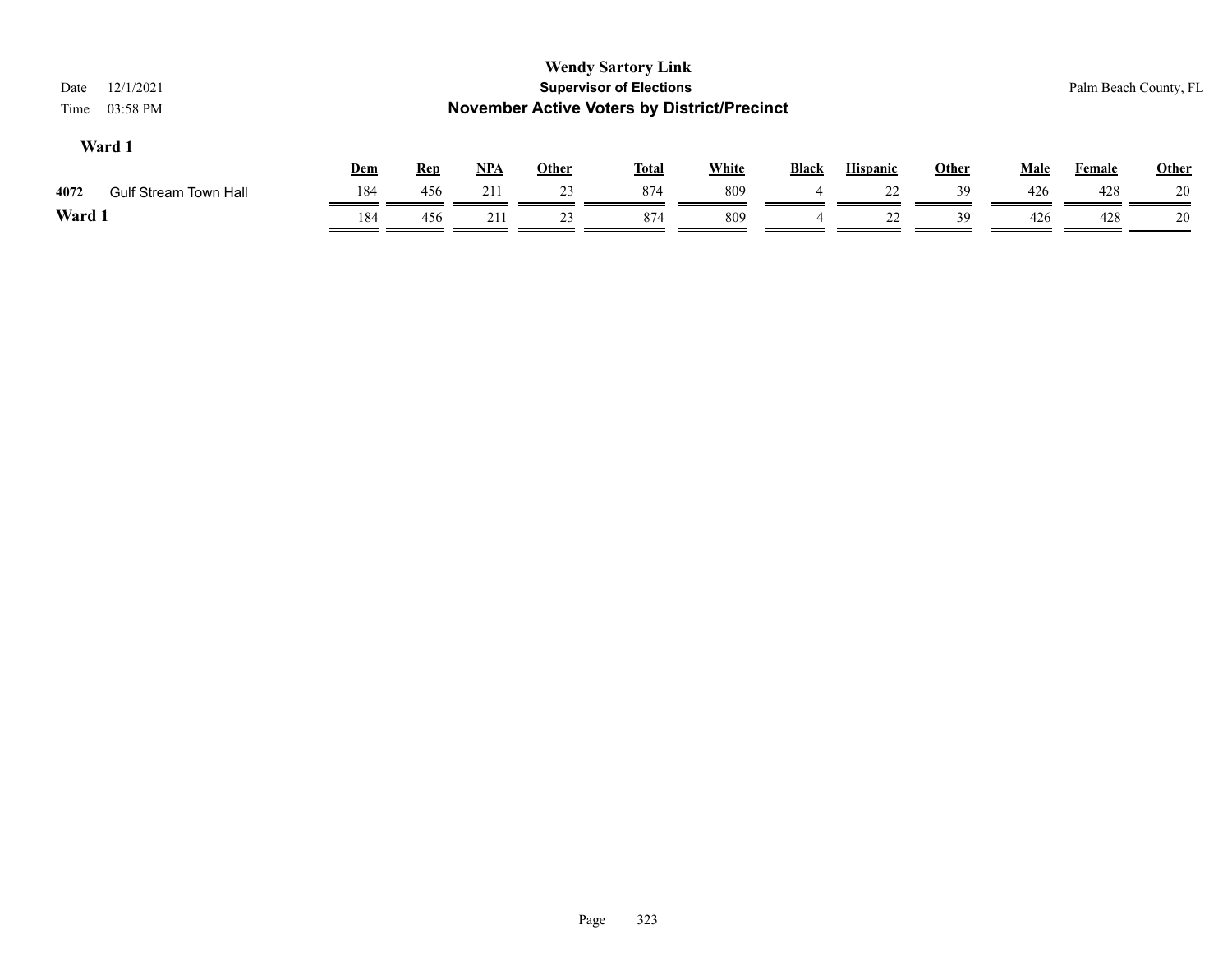**Wendy Sartory Link**
**Supervisor of Elections**
**November Active Voters by District/Precinct**

Date 12/1/2021
Time 03:58 PM

Palm Beach County, FL

### Ward 1

| | | Dem | Rep | NPA | Other | Total | White | Black | Hispanic | Other | Male | Female | Other |
|---|---|---|---|---|---|---|---|---|---|---|---|---|---|
| 4072 | Gulf Stream Town Hall | 184 | 456 | 211 | 23 | 874 | 809 | 4 | 22 | 39 | 426 | 428 | 20 |
| **Ward 1** | | 184 | 456 | 211 | 23 | 874 | 809 | 4 | 22 | 39 | 426 | 428 | 20 |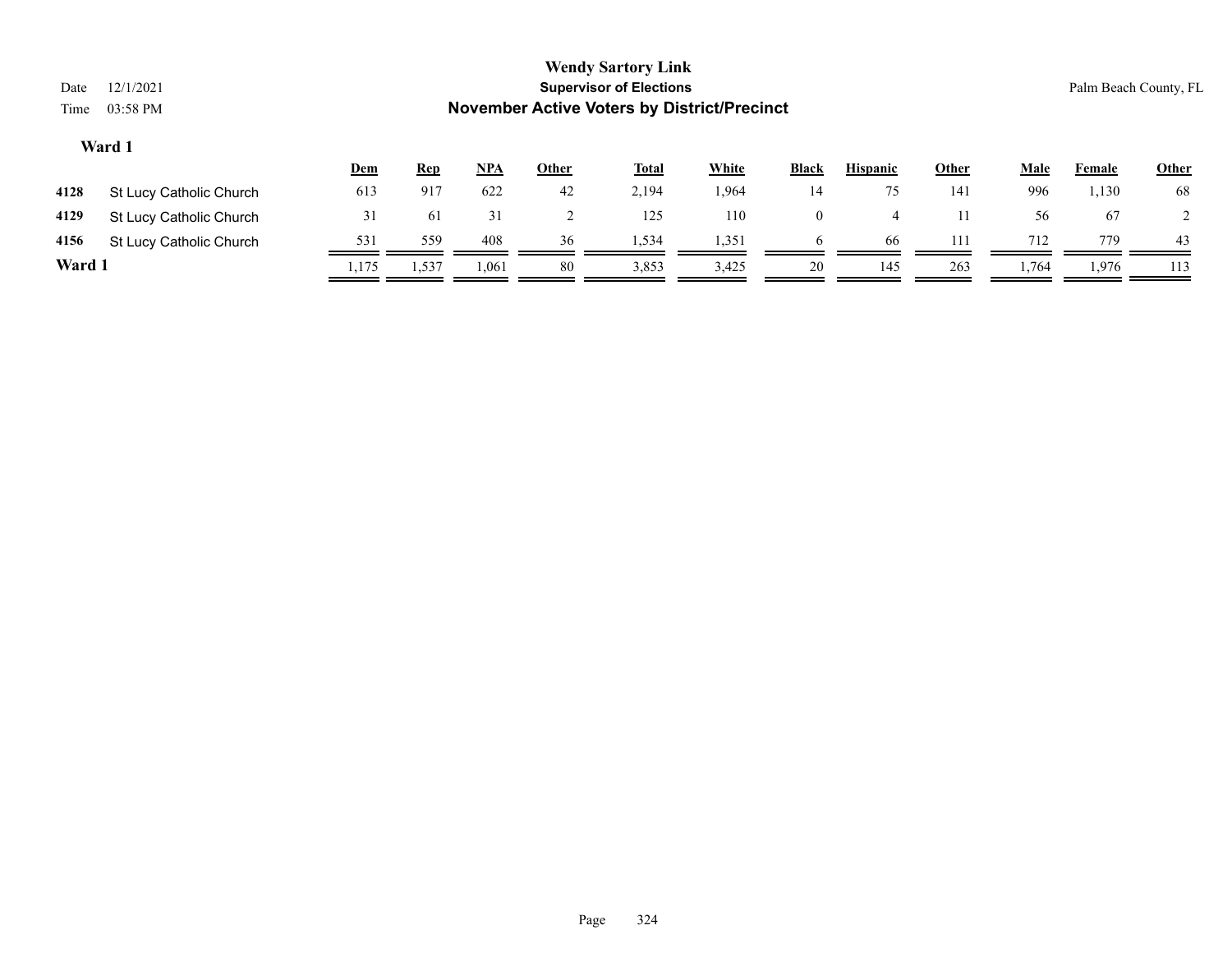**Wendy Sartory Link**

**Supervisor of Elections**

**November Active Voters by District/Precinct**

Date 12/1/2021

Time 03:58 PM

Palm Beach County, FL

### Ward 1

| | | Dem | Rep | NPA | Other | Total | White | Black | Hispanic | Other | Male | Female | Other |
|---|---|---|---|---|---|---|---|---|---|---|---|---|---|
| 4128 | St Lucy Catholic Church | 613 | 917 | 622 | 42 | 2,194 | 1,964 | 14 | 75 | 141 | 996 | 1,130 | 68 |
| 4129 | St Lucy Catholic Church | 31 | 61 | 31 | 2 | 125 | 110 | 0 | 4 | 11 | 56 | 67 | 2 |
| 4156 | St Lucy Catholic Church | 531 | 559 | 408 | 36 | 1,534 | 1,351 | 6 | 66 | 111 | 712 | 779 | 43 |
| **Ward 1** | | 1,175 | 1,537 | 1,061 | 80 | 3,853 | 3,425 | 20 | 145 | 263 | 1,764 | 1,976 | 113 |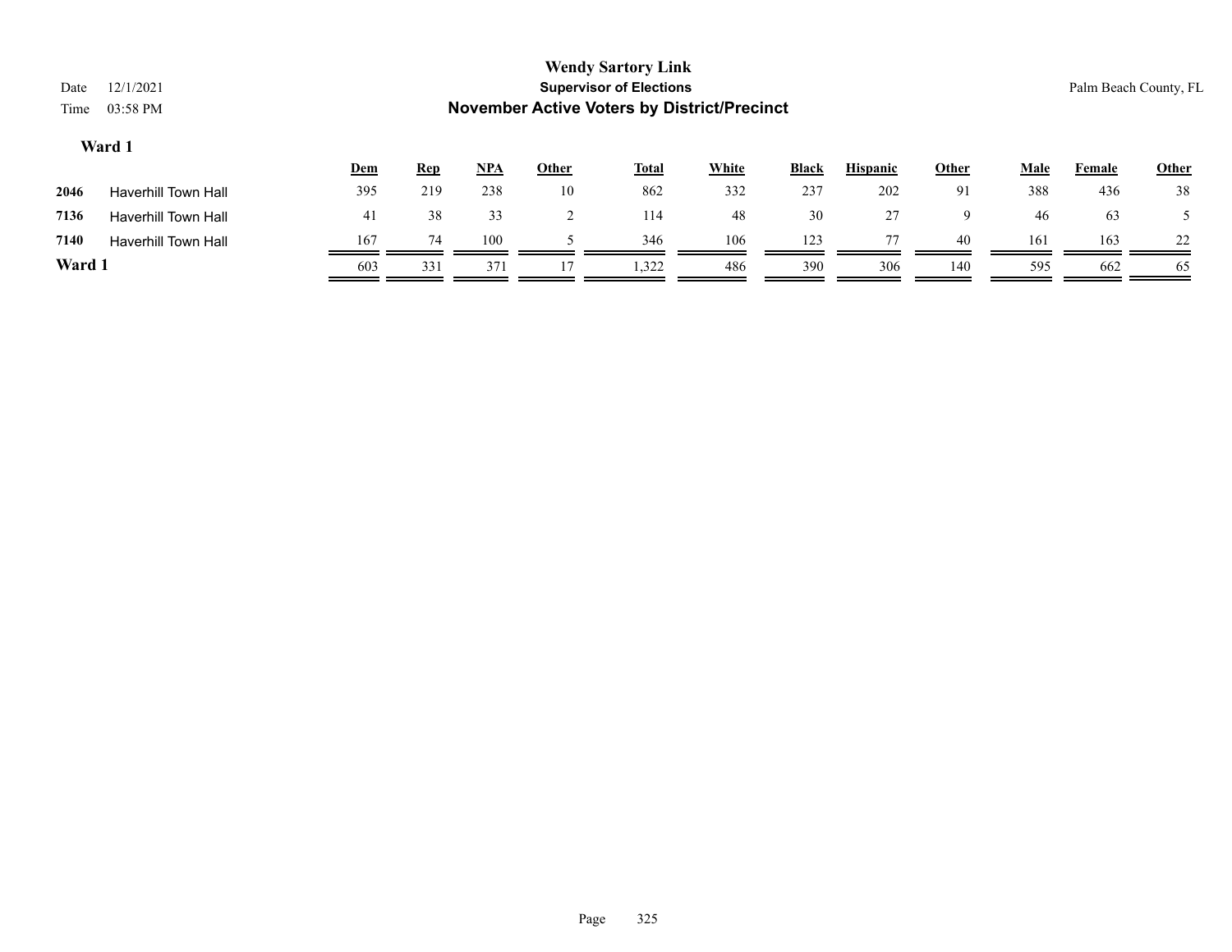**Wendy Sartory Link**
**Supervisor of Elections**
**November Active Voters by District/Precinct**

Date 12/1/2021
Time 03:58 PM

Palm Beach County, FL

### Ward 1

| | | Dem | Rep | NPA | Other | Total | White | Black | Hispanic | Other | Male | Female | Other |
|---|---|---|---|---|---|---|---|---|---|---|---|---|---|
| 2046 | Haverhill Town Hall | 395 | 219 | 238 | 10 | 862 | 332 | 237 | 202 | 91 | 388 | 436 | 38 |
| 7136 | Haverhill Town Hall | 41 | 38 | 33 | 2 | 114 | 48 | 30 | 27 | 9 | 46 | 63 | 5 |
| 7140 | Haverhill Town Hall | 167 | 74 | 100 | 5 | 346 | 106 | 123 | 77 | 40 | 161 | 163 | 22 |
| **Ward 1** | | 603 | 331 | 371 | 17 | 1,322 | 486 | 390 | 306 | 140 | 595 | 662 | 65 |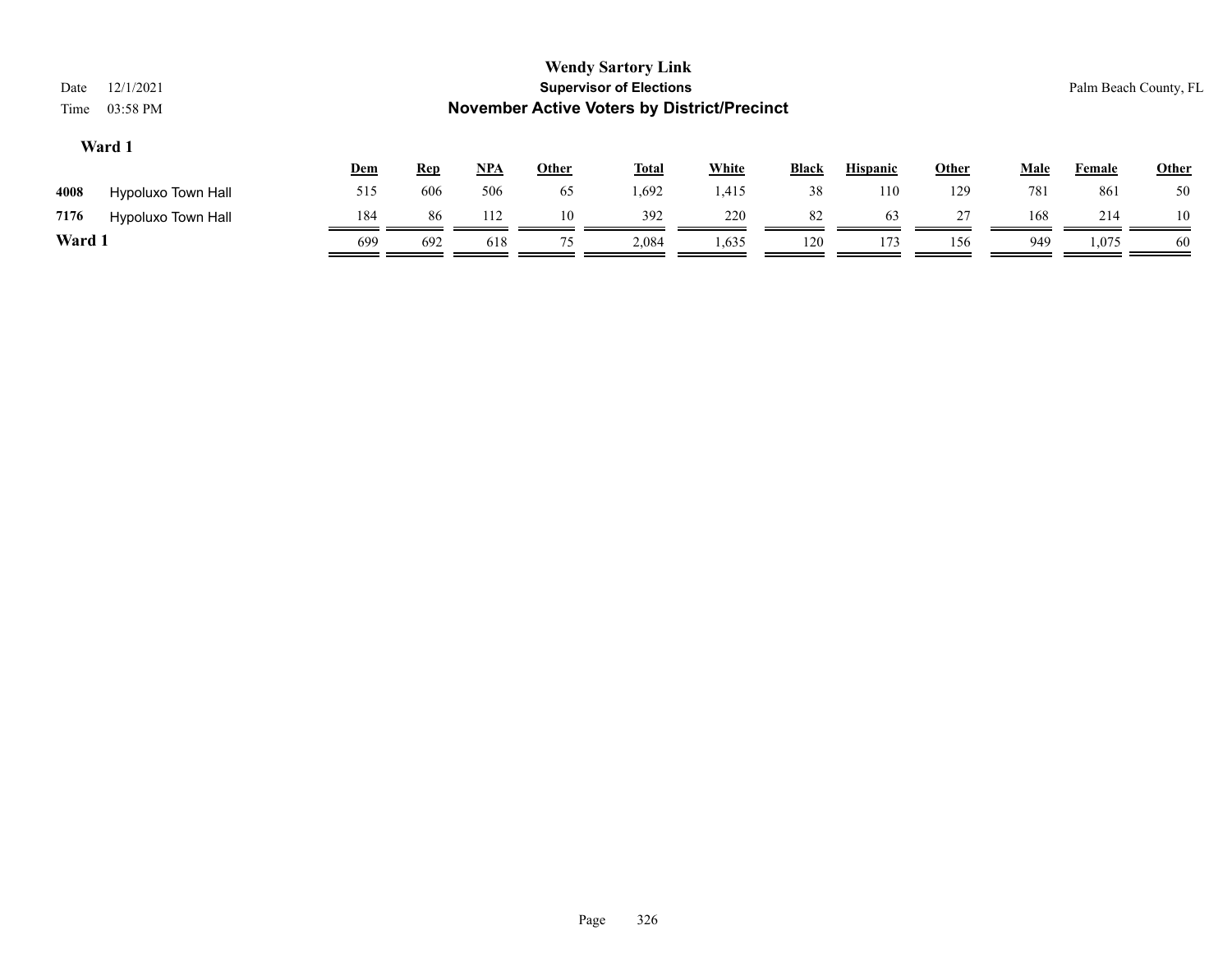# Wendy Sartory Link

## Supervisor of Elections

## November Active Voters by District/Precinct

Date 12/1/2021

Time 03:58 PM

Palm Beach County, FL

### Ward 1

| | | Dem | Rep | NPA | Other | Total | White | Black | Hispanic | Other | Male | Female | Other |
|---|---|---|---|---|---|---|---|---|---|---|---|---|---|
| 4008 | Hypoluxo Town Hall | 515 | 606 | 506 | 65 | 1,692 | 1,415 | 38 | 110 | 129 | 781 | 861 | 50 |
| 7176 | Hypoluxo Town Hall | 184 | 86 | 112 | 10 | 392 | 220 | 82 | 63 | 27 | 168 | 214 | 10 |
| **Ward 1** | | 699 | 692 | 618 | 75 | 2,084 | 1,635 | 120 | 173 | 156 | 949 | 1,075 | 60 |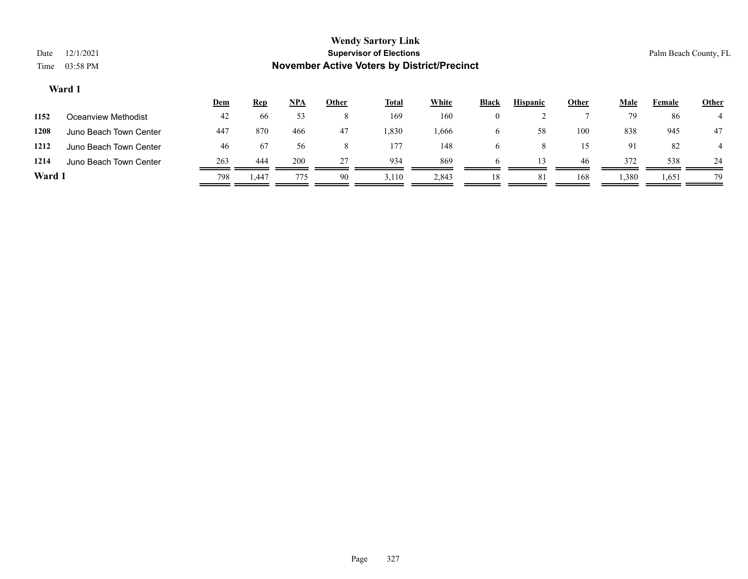**Wendy Sartory Link**
**Supervisor of Elections**
**November Active Voters by District/Precinct**

Date 12/1/2021
Time 03:58 PM

Palm Beach County, FL

### Ward 1

| | | Dem | Rep | NPA | Other | Total | White | Black | Hispanic | Other | Male | Female | Other |
|---|---|---|---|---|---|---|---|---|---|---|---|---|---|
| 1152 | Oceanview Methodist | 42 | 66 | 53 | 8 | 169 | 160 | 0 | 2 | 7 | 79 | 86 | 4 |
| 1208 | Juno Beach Town Center | 447 | 870 | 466 | 47 | 1,830 | 1,666 | 6 | 58 | 100 | 838 | 945 | 47 |
| 1212 | Juno Beach Town Center | 46 | 67 | 56 | 8 | 177 | 148 | 6 | 8 | 15 | 91 | 82 | 4 |
| 1214 | Juno Beach Town Center | 263 | 444 | 200 | 27 | 934 | 869 | 6 | 13 | 46 | 372 | 538 | 24 |
| **Ward 1** | | 798 | 1,447 | 775 | 90 | 3,110 | 2,843 | 18 | 81 | 168 | 1,380 | 1,651 | 79 |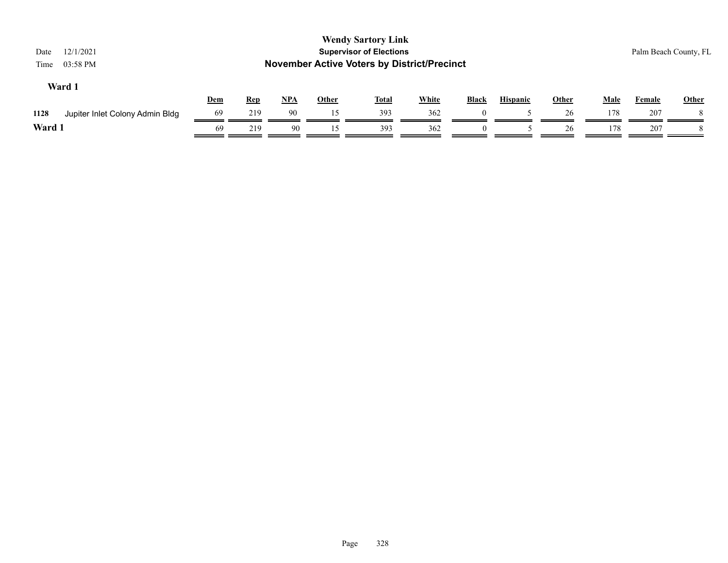# Wendy Sartory Link

## Supervisor of Elections

## November Active Voters by District/Precinct

Date 12/1/2021
Time 03:58 PM

Palm Beach County, FL

### Ward 1

| | | Dem | Rep | NPA | Other | Total | White | Black | Hispanic | Other | Male | Female | Other |
|---|---|---|---|---|---|---|---|---|---|---|---|---|---|
| 1128 | Jupiter Inlet Colony Admin Bldg | 69 | 219 | 90 | 15 | 393 | 362 | 0 | 5 | 26 | 178 | 207 | 8 |
| **Ward 1** | | 69 | 219 | 90 | 15 | 393 | 362 | 0 | 5 | 26 | 178 | 207 | 8 |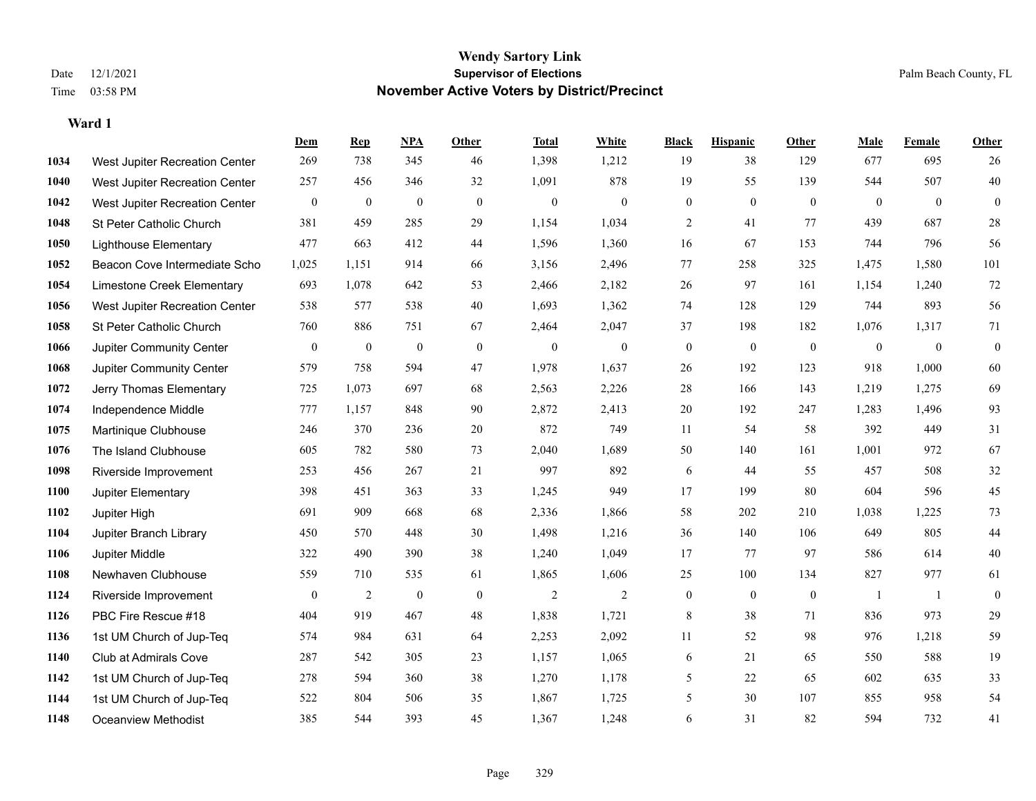**Wendy Sartory Link**
**Supervisor of Elections**
**November Active Voters by District/Precinct**

Date 12/1/2021
Time 03:58 PM

Palm Beach County, FL

### Ward 1

| | | Dem | Rep | NPA | Other | Total | White | Black | Hispanic | Other | Male | Female | Other |
|---|---|---|---|---|---|---|---|---|---|---|---|---|---|
| 1034 | West Jupiter Recreation Center | 269 | 738 | 345 | 46 | 1,398 | 1,212 | 19 | 38 | 129 | 677 | 695 | 26 |
| 1040 | West Jupiter Recreation Center | 257 | 456 | 346 | 32 | 1,091 | 878 | 19 | 55 | 139 | 544 | 507 | 40 |
| 1042 | West Jupiter Recreation Center | 0 | 0 | 0 | 0 | 0 | 0 | 0 | 0 | 0 | 0 | 0 | 0 |
| 1048 | St Peter Catholic Church | 381 | 459 | 285 | 29 | 1,154 | 1,034 | 2 | 41 | 77 | 439 | 687 | 28 |
| 1050 | Lighthouse Elementary | 477 | 663 | 412 | 44 | 1,596 | 1,360 | 16 | 67 | 153 | 744 | 796 | 56 |
| 1052 | Beacon Cove Intermediate Scho | 1,025 | 1,151 | 914 | 66 | 3,156 | 2,496 | 77 | 258 | 325 | 1,475 | 1,580 | 101 |
| 1054 | Limestone Creek Elementary | 693 | 1,078 | 642 | 53 | 2,466 | 2,182 | 26 | 97 | 161 | 1,154 | 1,240 | 72 |
| 1056 | West Jupiter Recreation Center | 538 | 577 | 538 | 40 | 1,693 | 1,362 | 74 | 128 | 129 | 744 | 893 | 56 |
| 1058 | St Peter Catholic Church | 760 | 886 | 751 | 67 | 2,464 | 2,047 | 37 | 198 | 182 | 1,076 | 1,317 | 71 |
| 1066 | Jupiter Community Center | 0 | 0 | 0 | 0 | 0 | 0 | 0 | 0 | 0 | 0 | 0 | 0 |
| 1068 | Jupiter Community Center | 579 | 758 | 594 | 47 | 1,978 | 1,637 | 26 | 192 | 123 | 918 | 1,000 | 60 |
| 1072 | Jerry Thomas Elementary | 725 | 1,073 | 697 | 68 | 2,563 | 2,226 | 28 | 166 | 143 | 1,219 | 1,275 | 69 |
| 1074 | Independence Middle | 777 | 1,157 | 848 | 90 | 2,872 | 2,413 | 20 | 192 | 247 | 1,283 | 1,496 | 93 |
| 1075 | Martinique Clubhouse | 246 | 370 | 236 | 20 | 872 | 749 | 11 | 54 | 58 | 392 | 449 | 31 |
| 1076 | The Island Clubhouse | 605 | 782 | 580 | 73 | 2,040 | 1,689 | 50 | 140 | 161 | 1,001 | 972 | 67 |
| 1098 | Riverside Improvement | 253 | 456 | 267 | 21 | 997 | 892 | 6 | 44 | 55 | 457 | 508 | 32 |
| 1100 | Jupiter Elementary | 398 | 451 | 363 | 33 | 1,245 | 949 | 17 | 199 | 80 | 604 | 596 | 45 |
| 1102 | Jupiter High | 691 | 909 | 668 | 68 | 2,336 | 1,866 | 58 | 202 | 210 | 1,038 | 1,225 | 73 |
| 1104 | Jupiter Branch Library | 450 | 570 | 448 | 30 | 1,498 | 1,216 | 36 | 140 | 106 | 649 | 805 | 44 |
| 1106 | Jupiter Middle | 322 | 490 | 390 | 38 | 1,240 | 1,049 | 17 | 77 | 97 | 586 | 614 | 40 |
| 1108 | Newhaven Clubhouse | 559 | 710 | 535 | 61 | 1,865 | 1,606 | 25 | 100 | 134 | 827 | 977 | 61 |
| 1124 | Riverside Improvement | 0 | 2 | 0 | 0 | 2 | 2 | 0 | 0 | 0 | 1 | 1 | 0 |
| 1126 | PBC Fire Rescue #18 | 404 | 919 | 467 | 48 | 1,838 | 1,721 | 8 | 38 | 71 | 836 | 973 | 29 |
| 1136 | 1st UM Church of Jup-Teq | 574 | 984 | 631 | 64 | 2,253 | 2,092 | 11 | 52 | 98 | 976 | 1,218 | 59 |
| 1140 | Club at Admirals Cove | 287 | 542 | 305 | 23 | 1,157 | 1,065 | 6 | 21 | 65 | 550 | 588 | 19 |
| 1142 | 1st UM Church of Jup-Teq | 278 | 594 | 360 | 38 | 1,270 | 1,178 | 5 | 22 | 65 | 602 | 635 | 33 |
| 1144 | 1st UM Church of Jup-Teq | 522 | 804 | 506 | 35 | 1,867 | 1,725 | 5 | 30 | 107 | 855 | 958 | 54 |
| 1148 | Oceanview Methodist | 385 | 544 | 393 | 45 | 1,367 | 1,248 | 6 | 31 | 82 | 594 | 732 | 41 |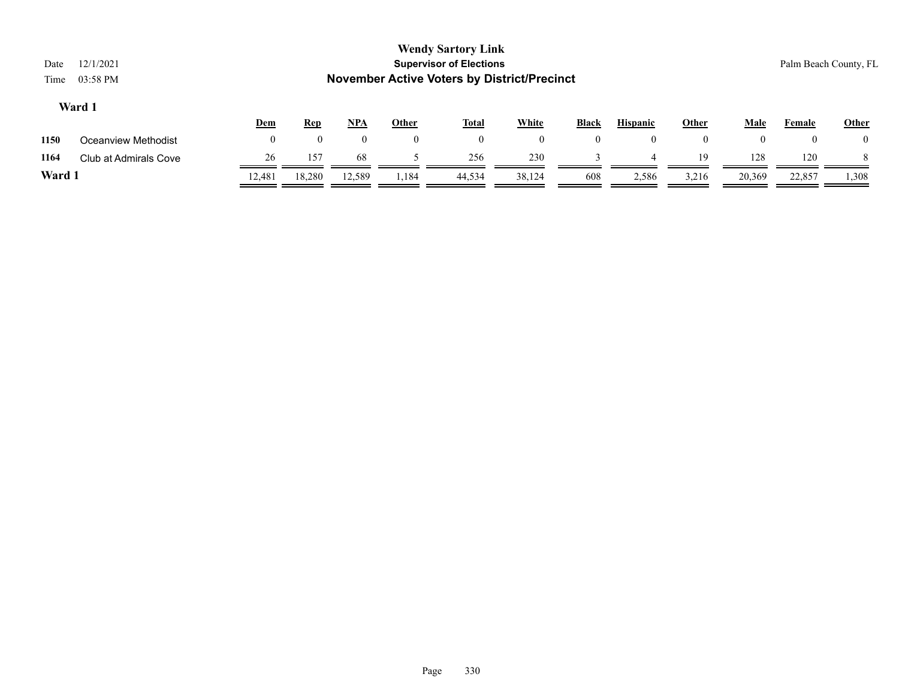# Wendy Sartory Link

## Supervisor of Elections

## November Active Voters by District/Precinct

Date 12/1/2021

Time 03:58 PM

Palm Beach County, FL

### Ward 1

| | | Dem | Rep | NPA | Other | Total | White | Black | Hispanic | Other | Male | Female | Other |
|---|---|---|---|---|---|---|---|---|---|---|---|---|---|
| 1150 | Oceanview Methodist | 0 | 0 | 0 | 0 | 0 | 0 | 0 | 0 | 0 | 0 | 0 | 0 |
| 1164 | Club at Admirals Cove | 26 | 157 | 68 | 5 | 256 | 230 | 3 | 4 | 19 | 128 | 120 | 8 |
| **Ward 1** | | 12,481 | 18,280 | 12,589 | 1,184 | 44,534 | 38,124 | 608 | 2,586 | 3,216 | 20,369 | 22,857 | 1,308 |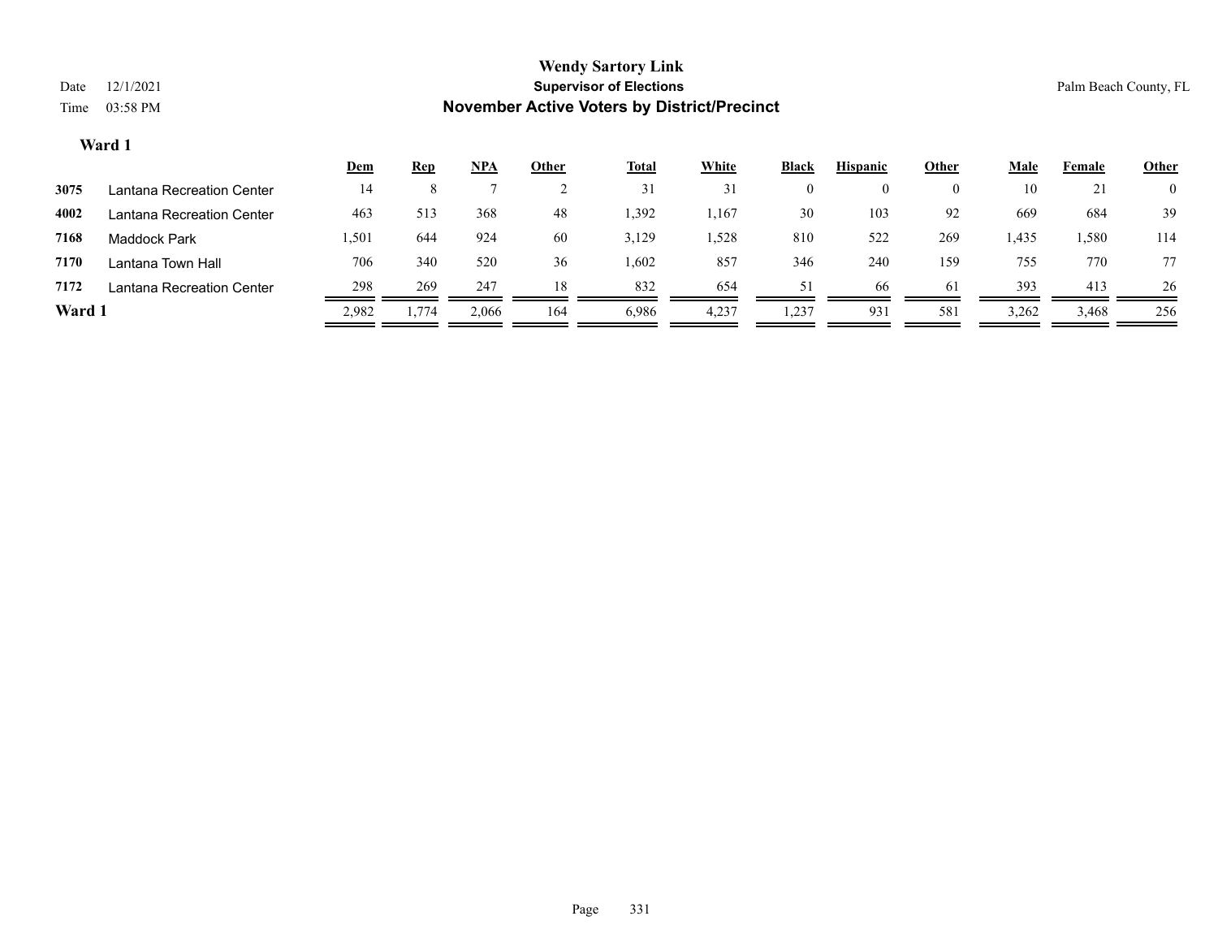**Wendy Sartory Link**
**Supervisor of Elections**
**November Active Voters by District/Precinct**

Date 12/1/2021
Time 03:58 PM

Palm Beach County, FL

### Ward 1

| | | Dem | Rep | NPA | Other | Total | White | Black | Hispanic | Other | Male | Female | Other |
|---|---|---|---|---|---|---|---|---|---|---|---|---|---|
| 3075 | Lantana Recreation Center | 14 | 8 | 7 | 2 | 31 | 31 | 0 | 0 | 0 | 10 | 21 | 0 |
| 4002 | Lantana Recreation Center | 463 | 513 | 368 | 48 | 1,392 | 1,167 | 30 | 103 | 92 | 669 | 684 | 39 |
| 7168 | Maddock Park | 1,501 | 644 | 924 | 60 | 3,129 | 1,528 | 810 | 522 | 269 | 1,435 | 1,580 | 114 |
| 7170 | Lantana Town Hall | 706 | 340 | 520 | 36 | 1,602 | 857 | 346 | 240 | 159 | 755 | 770 | 77 |
| 7172 | Lantana Recreation Center | 298 | 269 | 247 | 18 | 832 | 654 | 51 | 66 | 61 | 393 | 413 | 26 |
| **Ward 1** | | 2,982 | 1,774 | 2,066 | 164 | 6,986 | 4,237 | 1,237 | 931 | 581 | 3,262 | 3,468 | 256 |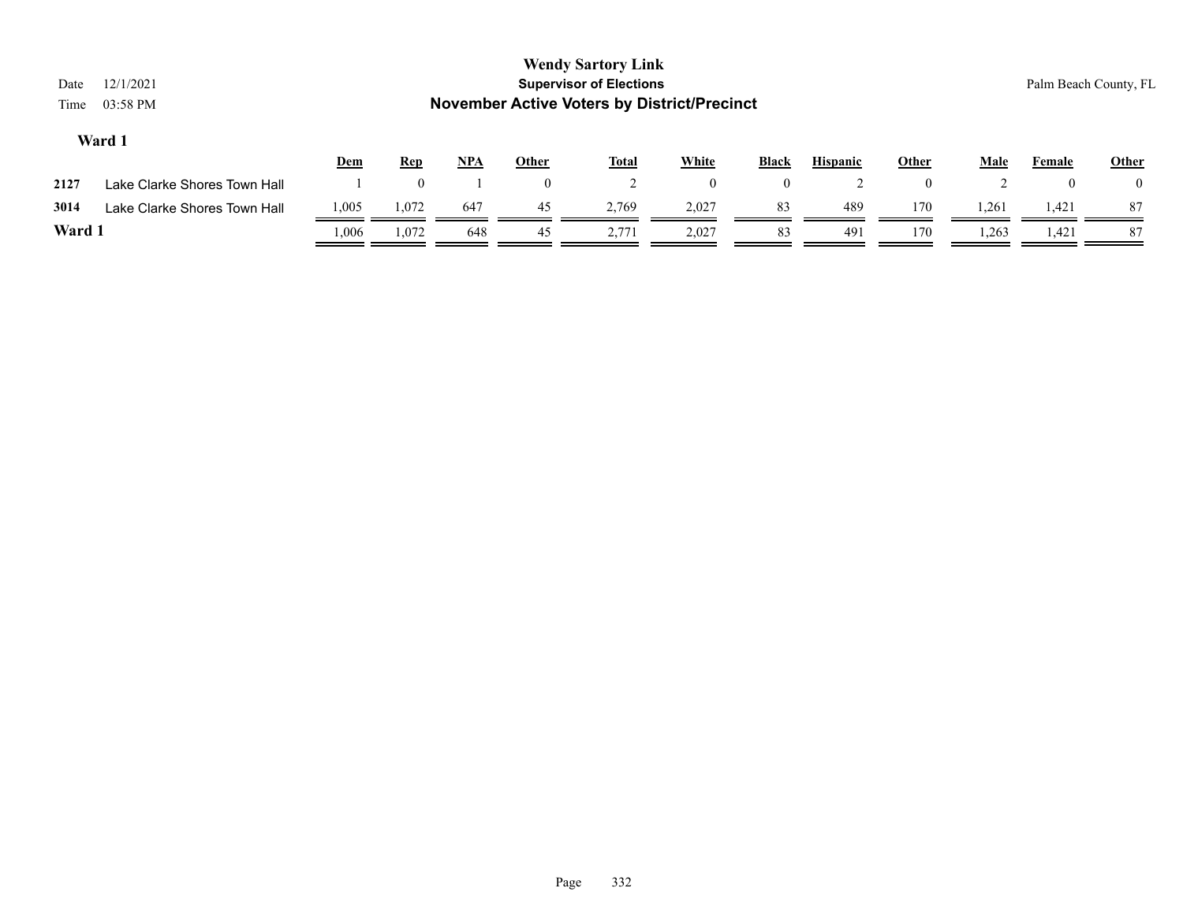# Wendy Sartory Link
## Supervisor of Elections
## November Active Voters by District/Precinct

Date 12/1/2021
Time 03:58 PM

Palm Beach County, FL

### Ward 1

| | | Dem | Rep | NPA | Other | Total | White | Black | Hispanic | Other | Male | Female | Other |
|---|---|---|---|---|---|---|---|---|---|---|---|---|---|
| 2127 | Lake Clarke Shores Town Hall | 1 | 0 | 1 | 0 | 2 | 0 | 0 | 2 | 0 | 2 | 0 | 0 |
| 3014 | Lake Clarke Shores Town Hall | 1,005 | 1,072 | 647 | 45 | 2,769 | 2,027 | 83 | 489 | 170 | 1,261 | 1,421 | 87 |
| **Ward 1** | | 1,006 | 1,072 | 648 | 45 | 2,771 | 2,027 | 83 | 491 | 170 | 1,263 | 1,421 | 87 |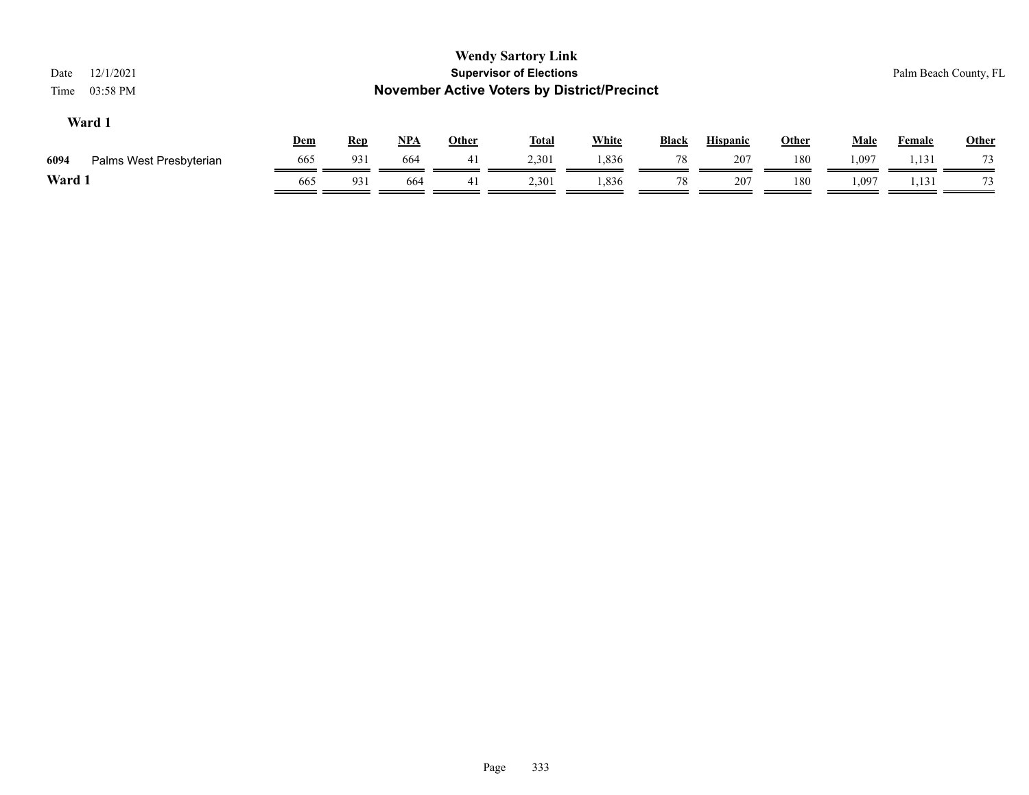## Ward 1

| | | Dem | Rep | NPA | Other | Total | White | Black | Hispanic | Other | Male | Female | Other |
|---|---|---|---|---|---|---|---|---|---|---|---|---|---|
| 6094 | Palms West Presbyterian | 665 | 931 | 664 | 41 | 2,301 | 1,836 | 78 | 207 | 180 | 1,097 | 1,131 | 73 |
| **Ward 1** | | 665 | 931 | 664 | 41 | 2,301 | 1,836 | 78 | 207 | 180 | 1,097 | 1,131 | 73 |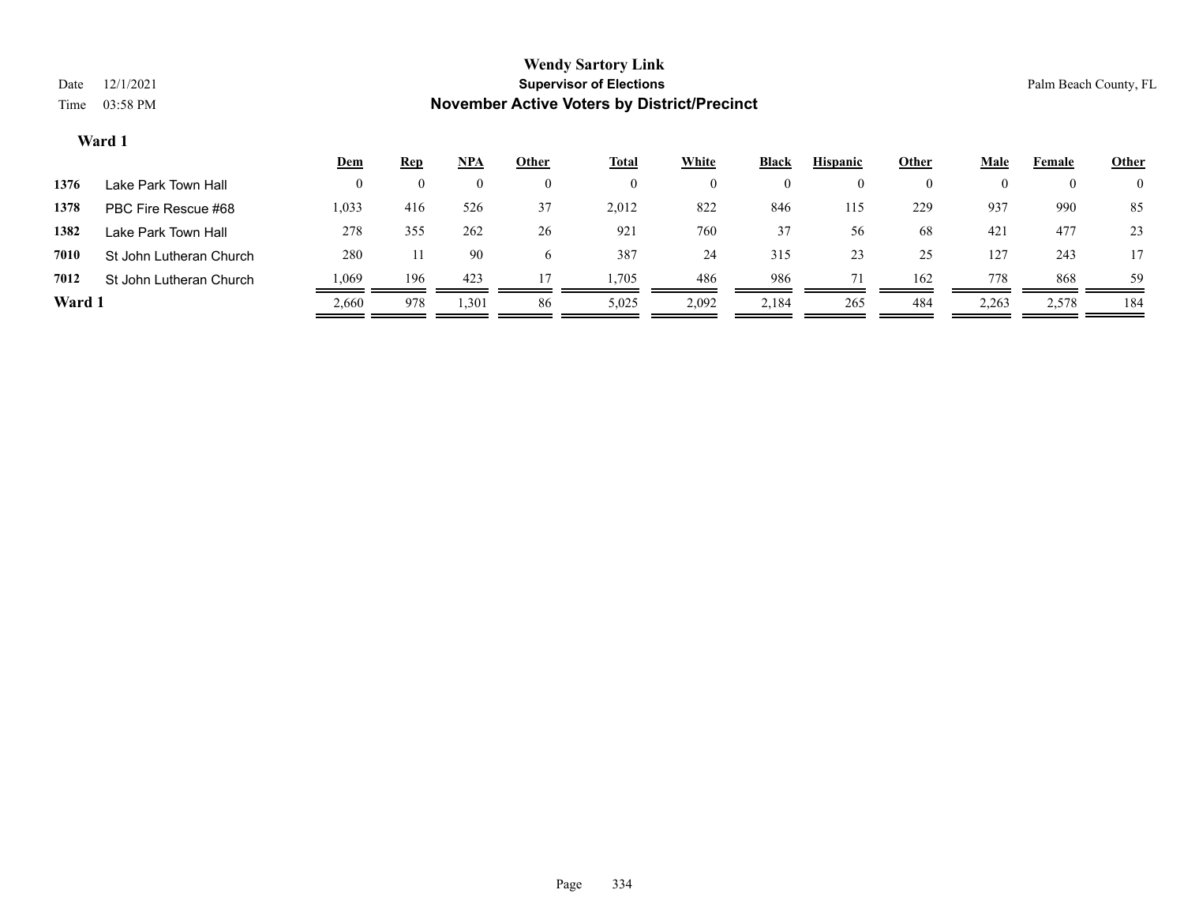# Wendy Sartory Link
## Supervisor of Elections
## November Active Voters by District/Precinct

Date 12/1/2021
Time 03:58 PM

Palm Beach County, FL

### Ward 1

| | | Dem | Rep | NPA | Other | Total | White | Black | Hispanic | Other | Male | Female | Other |
|---|---|---|---|---|---|---|---|---|---|---|---|---|---|
| 1376 | Lake Park Town Hall | 0 | 0 | 0 | 0 | 0 | 0 | 0 | 0 | 0 | 0 | 0 | 0 |
| 1378 | PBC Fire Rescue #68 | 1,033 | 416 | 526 | 37 | 2,012 | 822 | 846 | 115 | 229 | 937 | 990 | 85 |
| 1382 | Lake Park Town Hall | 278 | 355 | 262 | 26 | 921 | 760 | 37 | 56 | 68 | 421 | 477 | 23 |
| 7010 | St John Lutheran Church | 280 | 11 | 90 | 6 | 387 | 24 | 315 | 23 | 25 | 127 | 243 | 17 |
| 7012 | St John Lutheran Church | 1,069 | 196 | 423 | 17 | 1,705 | 486 | 986 | 71 | 162 | 778 | 868 | 59 |
| **Ward 1** | | 2,660 | 978 | 1,301 | 86 | 5,025 | 2,092 | 2,184 | 265 | 484 | 2,263 | 2,578 | 184 |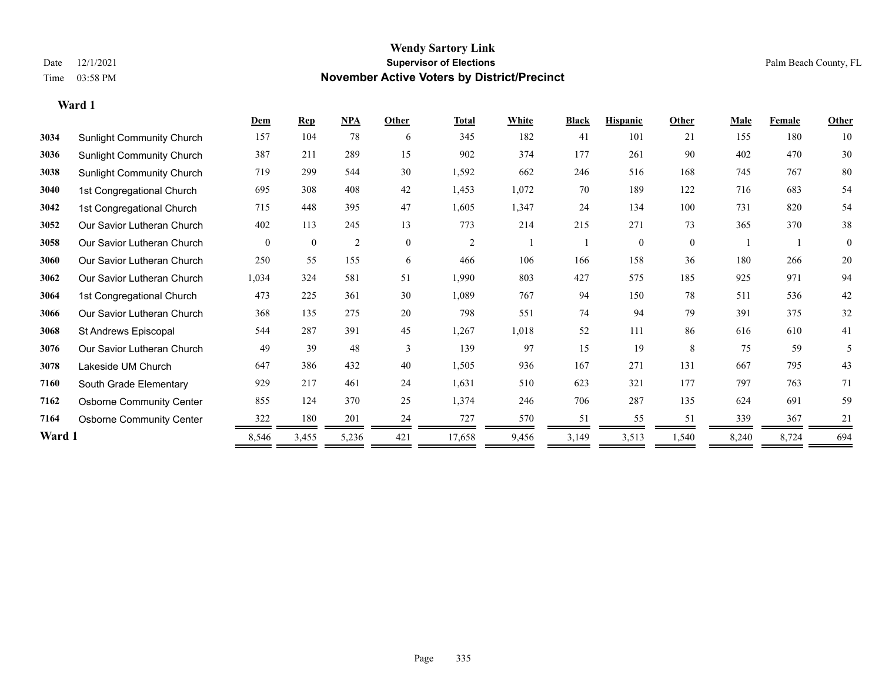# Wendy Sartory Link

## Supervisor of Elections

## November Active Voters by District/Precinct

Date 12/1/2021

Time 03:58 PM

Palm Beach County, FL

### Ward 1

| | | Dem | Rep | NPA | Other | Total | White | Black | Hispanic | Other | Male | Female | Other |
|---|---|---|---|---|---|---|---|---|---|---|---|---|---|
| 3034 | Sunlight Community Church | 157 | 104 | 78 | 6 | 345 | 182 | 41 | 101 | 21 | 155 | 180 | 10 |
| 3036 | Sunlight Community Church | 387 | 211 | 289 | 15 | 902 | 374 | 177 | 261 | 90 | 402 | 470 | 30 |
| 3038 | Sunlight Community Church | 719 | 299 | 544 | 30 | 1,592 | 662 | 246 | 516 | 168 | 745 | 767 | 80 |
| 3040 | 1st Congregational Church | 695 | 308 | 408 | 42 | 1,453 | 1,072 | 70 | 189 | 122 | 716 | 683 | 54 |
| 3042 | 1st Congregational Church | 715 | 448 | 395 | 47 | 1,605 | 1,347 | 24 | 134 | 100 | 731 | 820 | 54 |
| 3052 | Our Savior Lutheran Church | 402 | 113 | 245 | 13 | 773 | 214 | 215 | 271 | 73 | 365 | 370 | 38 |
| 3058 | Our Savior Lutheran Church | 0 | 0 | 2 | 0 | 2 | 1 | 1 | 0 | 0 | 1 | 1 | 0 |
| 3060 | Our Savior Lutheran Church | 250 | 55 | 155 | 6 | 466 | 106 | 166 | 158 | 36 | 180 | 266 | 20 |
| 3062 | Our Savior Lutheran Church | 1,034 | 324 | 581 | 51 | 1,990 | 803 | 427 | 575 | 185 | 925 | 971 | 94 |
| 3064 | 1st Congregational Church | 473 | 225 | 361 | 30 | 1,089 | 767 | 94 | 150 | 78 | 511 | 536 | 42 |
| 3066 | Our Savior Lutheran Church | 368 | 135 | 275 | 20 | 798 | 551 | 74 | 94 | 79 | 391 | 375 | 32 |
| 3068 | St Andrews Episcopal | 544 | 287 | 391 | 45 | 1,267 | 1,018 | 52 | 111 | 86 | 616 | 610 | 41 |
| 3076 | Our Savior Lutheran Church | 49 | 39 | 48 | 3 | 139 | 97 | 15 | 19 | 8 | 75 | 59 | 5 |
| 3078 | Lakeside UM Church | 647 | 386 | 432 | 40 | 1,505 | 936 | 167 | 271 | 131 | 667 | 795 | 43 |
| 7160 | South Grade Elementary | 929 | 217 | 461 | 24 | 1,631 | 510 | 623 | 321 | 177 | 797 | 763 | 71 |
| 7162 | Osborne Community Center | 855 | 124 | 370 | 25 | 1,374 | 246 | 706 | 287 | 135 | 624 | 691 | 59 |
| 7164 | Osborne Community Center | 322 | 180 | 201 | 24 | 727 | 570 | 51 | 55 | 51 | 339 | 367 | 21 |
| **Ward 1** | | 8,546 | 3,455 | 5,236 | 421 | 17,658 | 9,456 | 3,149 | 3,513 | 1,540 | 8,240 | 8,724 | 694 |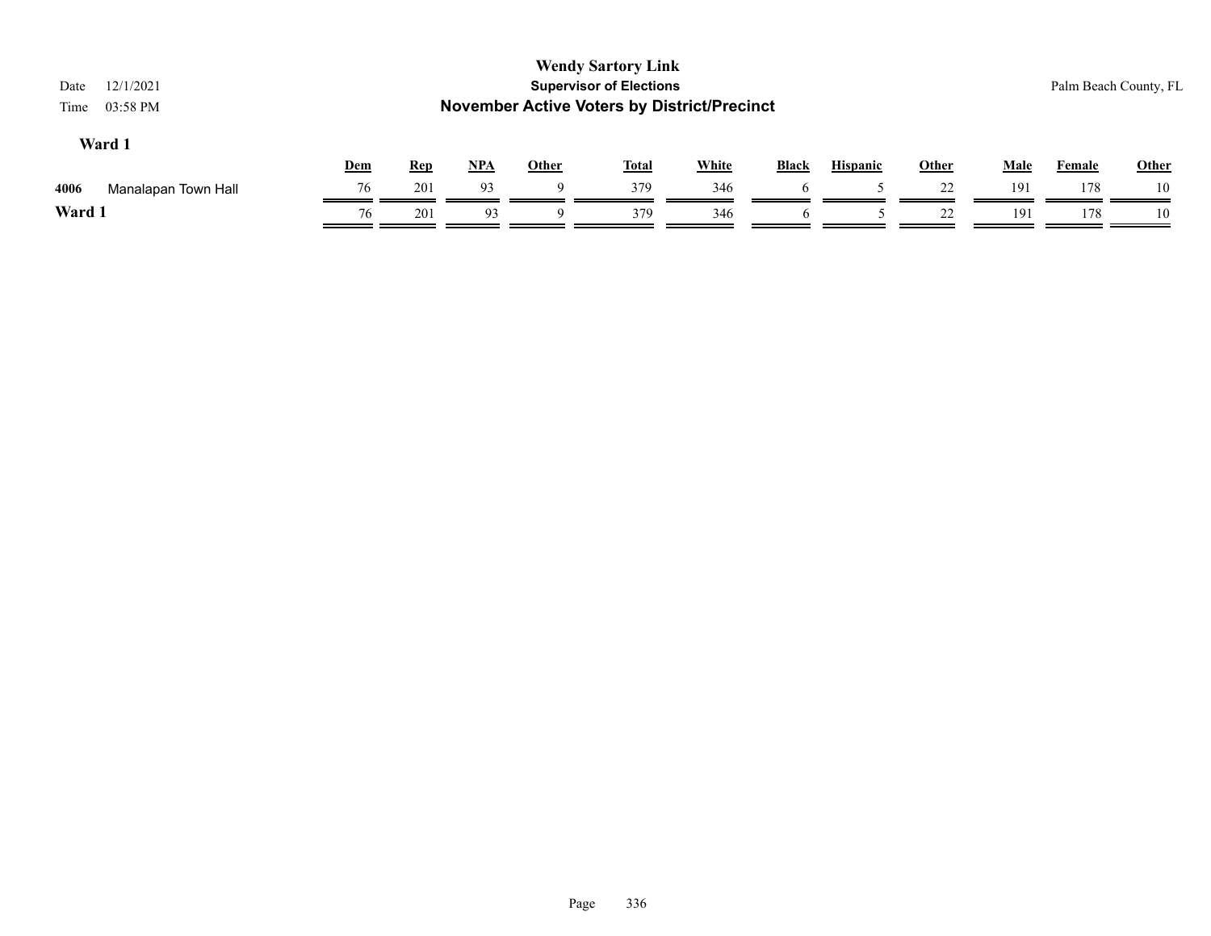**Wendy Sartory Link**
**Supervisor of Elections**
**November Active Voters by District/Precinct**

Date 12/1/2021
Time 03:58 PM

Palm Beach County, FL

## Ward 1

| | | Dem | Rep | NPA | Other | Total | White | Black | Hispanic | Other | Male | Female | Other |
|---|---|---|---|---|---|---|---|---|---|---|---|---|---|
| 4006 | Manalapan Town Hall | 76 | 201 | 93 | 9 | 379 | 346 | 6 | 5 | 22 | 191 | 178 | 10 |
| **Ward 1** | | 76 | 201 | 93 | 9 | 379 | 346 | 6 | 5 | 22 | 191 | 178 | 10 |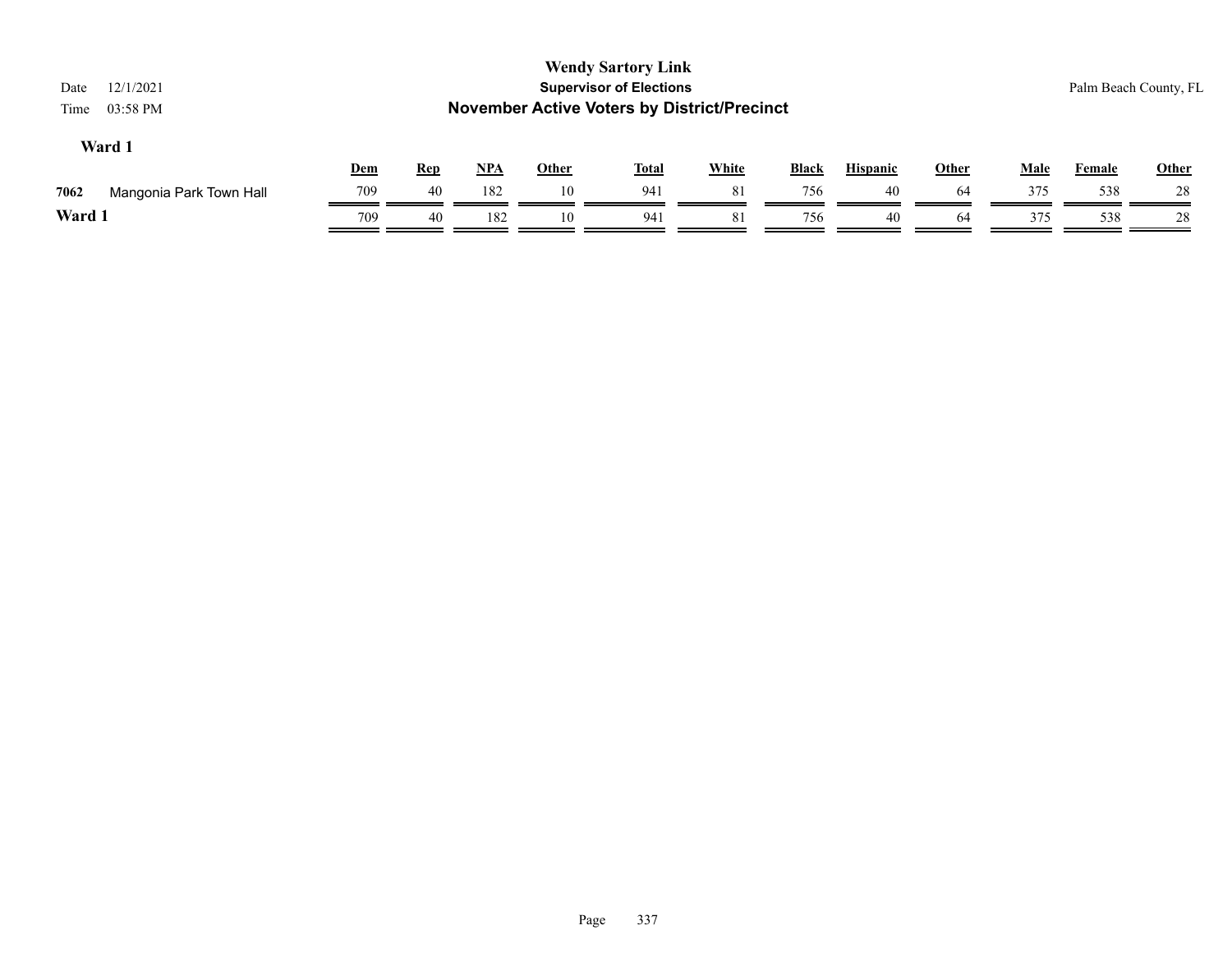**Wendy Sartory Link**
**Supervisor of Elections**
**November Active Voters by District/Precinct**

Date 12/1/2021
Time 03:58 PM

Palm Beach County, FL

### Ward 1

| | | Dem | Rep | NPA | Other | Total | White | Black | Hispanic | Other | Male | Female | Other |
|---|---|---|---|---|---|---|---|---|---|---|---|---|---|
| 7062 | Mangonia Park Town Hall | 709 | 40 | 182 | 10 | 941 | 81 | 756 | 40 | 64 | 375 | 538 | 28 |
| **Ward 1** | | 709 | 40 | 182 | 10 | 941 | 81 | 756 | 40 | 64 | 375 | 538 | 28 |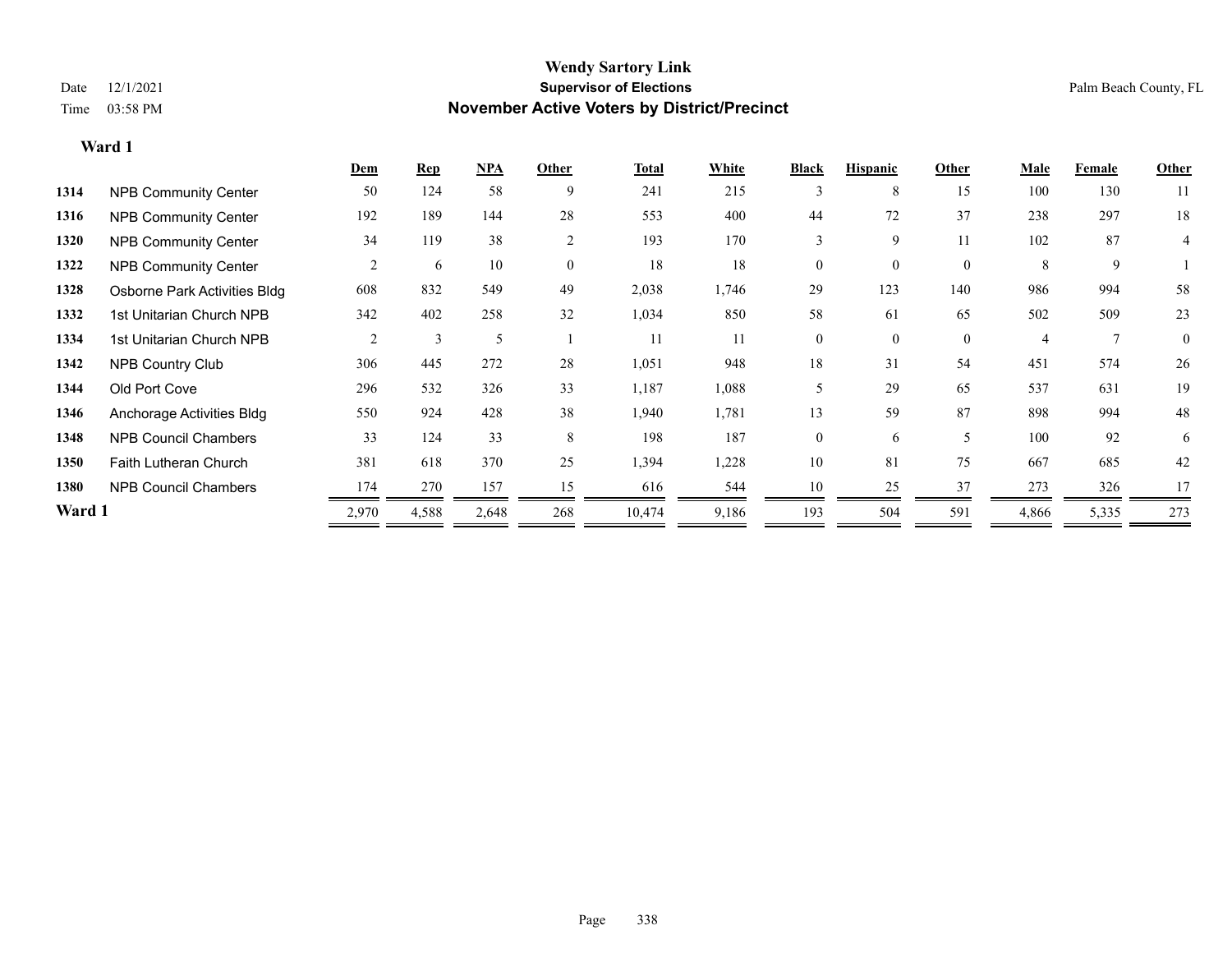# Wendy Sartory Link

## Supervisor of Elections

Date 12/1/2021

Time 03:58 PM

## November Active Voters by District/Precinct

Palm Beach County, FL

### Ward 1

| | | Dem | Rep | NPA | Other | Total | White | Black | Hispanic | Other | Male | Female | Other |
|---|---|---|---|---|---|---|---|---|---|---|---|---|---|
| 1314 | NPB Community Center | 50 | 124 | 58 | 9 | 241 | 215 | 3 | 8 | 15 | 100 | 130 | 11 |
| 1316 | NPB Community Center | 192 | 189 | 144 | 28 | 553 | 400 | 44 | 72 | 37 | 238 | 297 | 18 |
| 1320 | NPB Community Center | 34 | 119 | 38 | 2 | 193 | 170 | 3 | 9 | 11 | 102 | 87 | 4 |
| 1322 | NPB Community Center | 2 | 6 | 10 | 0 | 18 | 18 | 0 | 0 | 0 | 8 | 9 | 1 |
| 1328 | Osborne Park Activities Bldg | 608 | 832 | 549 | 49 | 2,038 | 1,746 | 29 | 123 | 140 | 986 | 994 | 58 |
| 1332 | 1st Unitarian Church NPB | 342 | 402 | 258 | 32 | 1,034 | 850 | 58 | 61 | 65 | 502 | 509 | 23 |
| 1334 | 1st Unitarian Church NPB | 2 | 3 | 5 | 1 | 11 | 11 | 0 | 0 | 0 | 4 | 7 | 0 |
| 1342 | NPB Country Club | 306 | 445 | 272 | 28 | 1,051 | 948 | 18 | 31 | 54 | 451 | 574 | 26 |
| 1344 | Old Port Cove | 296 | 532 | 326 | 33 | 1,187 | 1,088 | 5 | 29 | 65 | 537 | 631 | 19 |
| 1346 | Anchorage Activities Bldg | 550 | 924 | 428 | 38 | 1,940 | 1,781 | 13 | 59 | 87 | 898 | 994 | 48 |
| 1348 | NPB Council Chambers | 33 | 124 | 33 | 8 | 198 | 187 | 0 | 6 | 5 | 100 | 92 | 6 |
| 1350 | Faith Lutheran Church | 381 | 618 | 370 | 25 | 1,394 | 1,228 | 10 | 81 | 75 | 667 | 685 | 42 |
| 1380 | NPB Council Chambers | 174 | 270 | 157 | 15 | 616 | 544 | 10 | 25 | 37 | 273 | 326 | 17 |
| **Ward 1** | | 2,970 | 4,588 | 2,648 | 268 | 10,474 | 9,186 | 193 | 504 | 591 | 4,866 | 5,335 | 273 |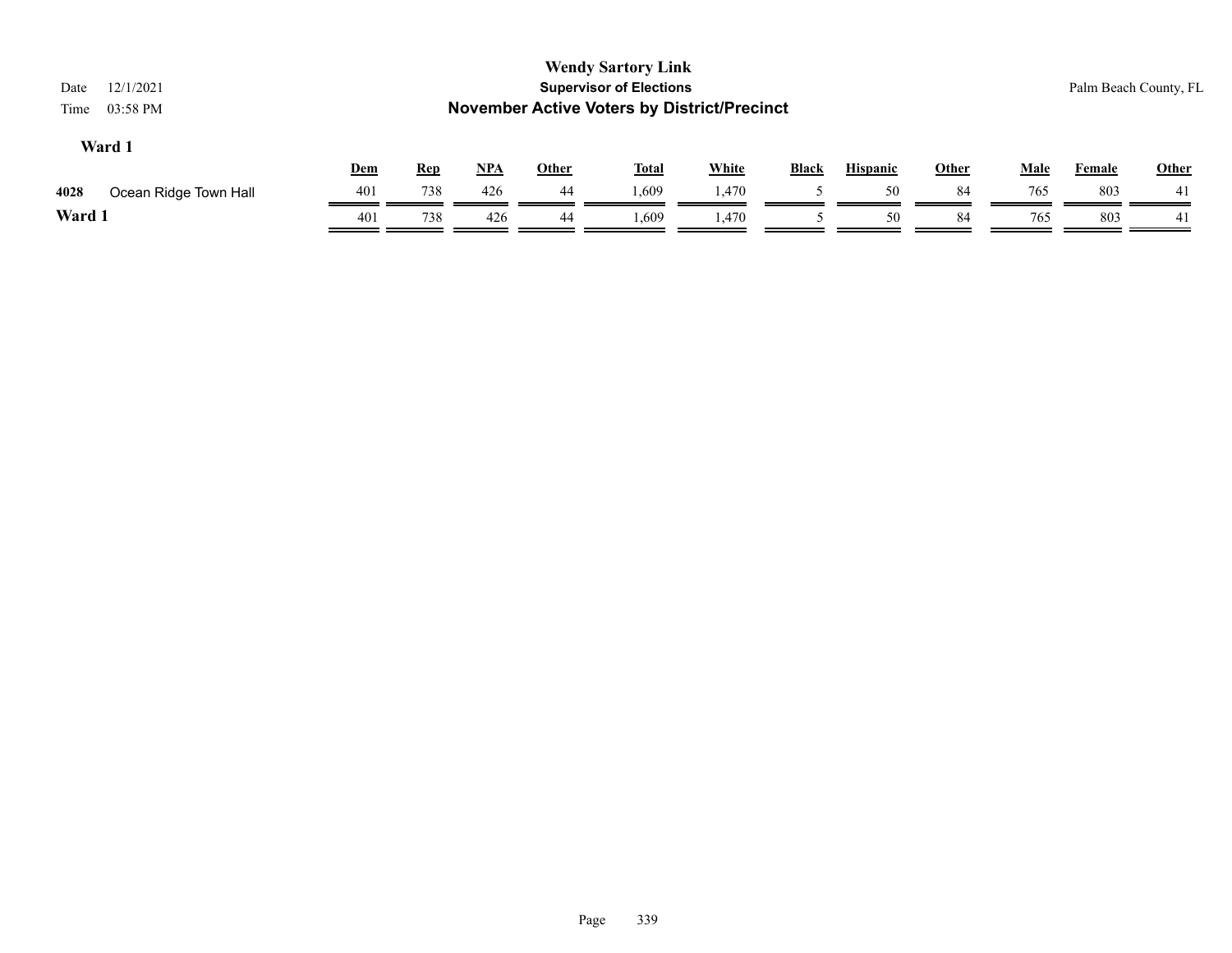**Wendy Sartory Link**
**Supervisor of Elections**
**November Active Voters by District/Precinct**

Date 12/1/2021
Time 03:58 PM

Palm Beach County, FL

### Ward 1

| | | Dem | Rep | NPA | Other | Total | White | Black | Hispanic | Other | Male | Female | Other |
|---|---|---|---|---|---|---|---|---|---|---|---|---|---|
| 4028 | Ocean Ridge Town Hall | 401 | 738 | 426 | 44 | 1,609 | 1,470 | 5 | 50 | 84 | 765 | 803 | 41 |
| **Ward 1** | | 401 | 738 | 426 | 44 | 1,609 | 1,470 | 5 | 50 | 84 | 765 | 803 | 41 |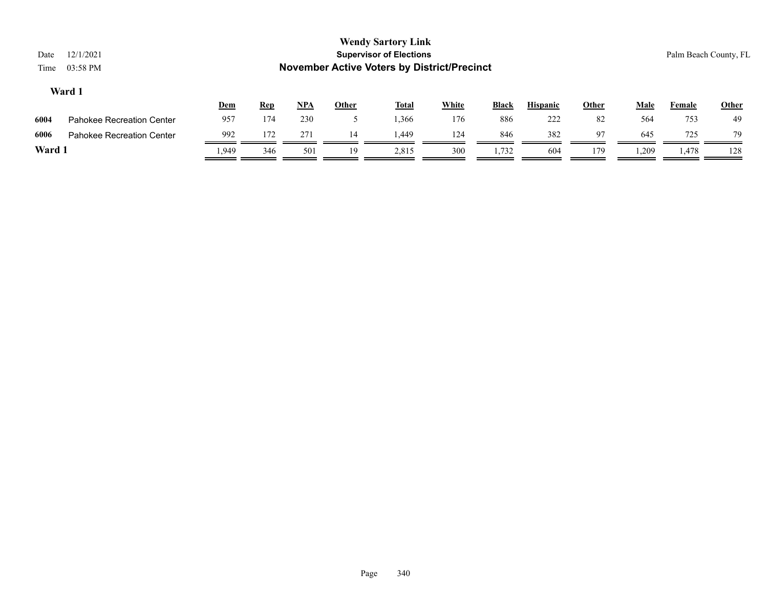# Wendy Sartory Link

## Supervisor of Elections

## November Active Voters by District/Precinct

Date 12/1/2021

Time 03:58 PM

Palm Beach County, FL

### Ward 1

| | | Dem | Rep | NPA | Other | Total | White | Black | Hispanic | Other | Male | Female | Other |
|---|---|---|---|---|---|---|---|---|---|---|---|---|---|
| 6004 | Pahokee Recreation Center | 957 | 174 | 230 | 5 | 1,366 | 176 | 886 | 222 | 82 | 564 | 753 | 49 |
| 6006 | Pahokee Recreation Center | 992 | 172 | 271 | 14 | 1,449 | 124 | 846 | 382 | 97 | 645 | 725 | 79 |
| **Ward 1** | | 1,949 | 346 | 501 | 19 | 2,815 | 300 | 1,732 | 604 | 179 | 1,209 | 1,478 | 128 |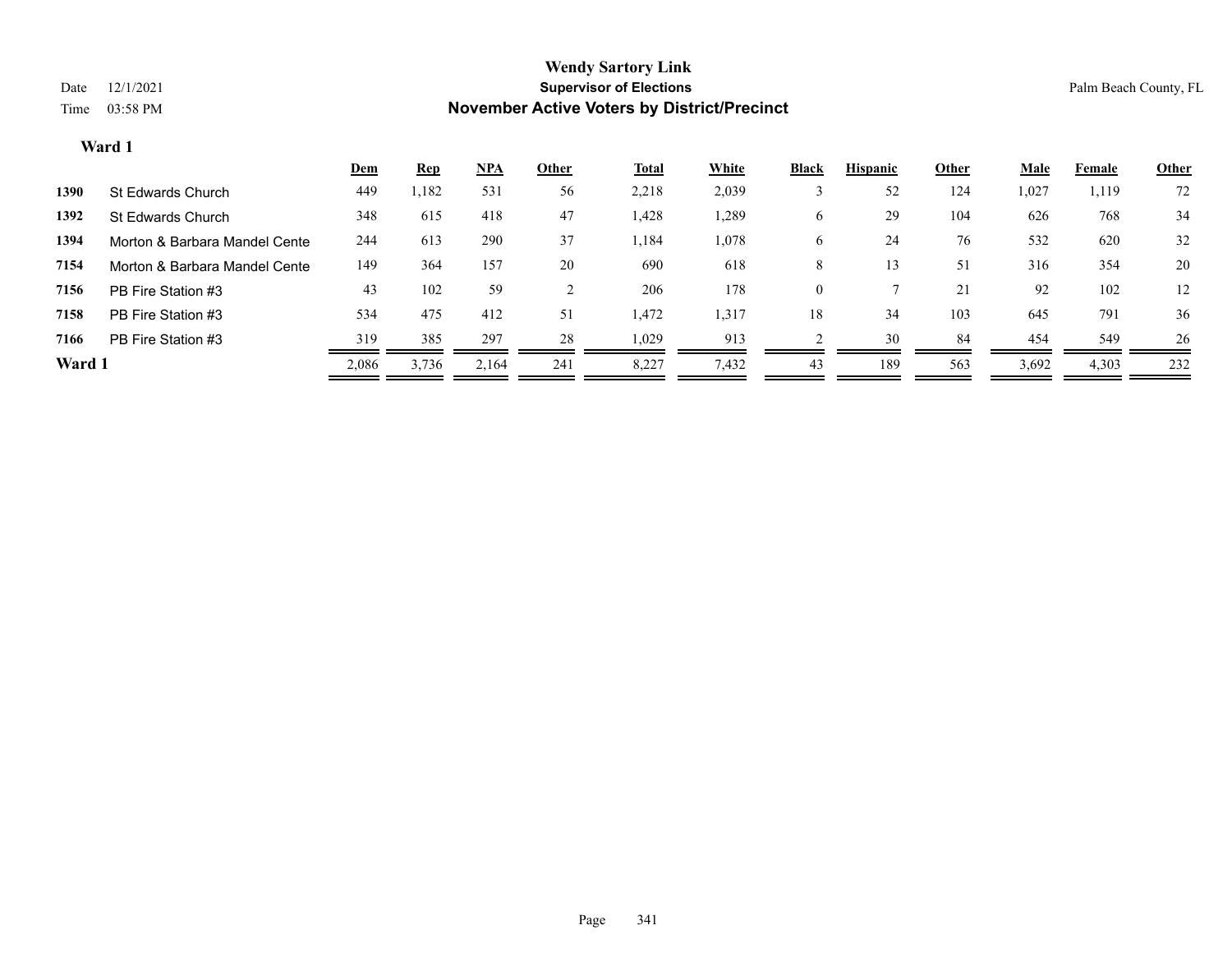# Wendy Sartory Link

## Supervisor of Elections

## November Active Voters by District/Precinct

Date 12/1/2021
Time 03:58 PM

Palm Beach County, FL

### Ward 1

| | | Dem | Rep | NPA | Other | Total | White | Black | Hispanic | Other | Male | Female | Other |
|---|---|---|---|---|---|---|---|---|---|---|---|---|---|
| **1390** | St Edwards Church | 449 | 1,182 | 531 | 56 | 2,218 | 2,039 | 3 | 52 | 124 | 1,027 | 1,119 | 72 |
| **1392** | St Edwards Church | 348 | 615 | 418 | 47 | 1,428 | 1,289 | 6 | 29 | 104 | 626 | 768 | 34 |
| **1394** | Morton & Barbara Mandel Cente | 244 | 613 | 290 | 37 | 1,184 | 1,078 | 6 | 24 | 76 | 532 | 620 | 32 |
| **7154** | Morton & Barbara Mandel Cente | 149 | 364 | 157 | 20 | 690 | 618 | 8 | 13 | 51 | 316 | 354 | 20 |
| **7156** | PB Fire Station #3 | 43 | 102 | 59 | 2 | 206 | 178 | 0 | 7 | 21 | 92 | 102 | 12 |
| **7158** | PB Fire Station #3 | 534 | 475 | 412 | 51 | 1,472 | 1,317 | 18 | 34 | 103 | 645 | 791 | 36 |
| **7166** | PB Fire Station #3 | 319 | 385 | 297 | 28 | 1,029 | 913 | 2 | 30 | 84 | 454 | 549 | 26 |
| **Ward 1** | | 2,086 | 3,736 | 2,164 | 241 | 8,227 | 7,432 | 43 | 189 | 563 | 3,692 | 4,303 | 232 |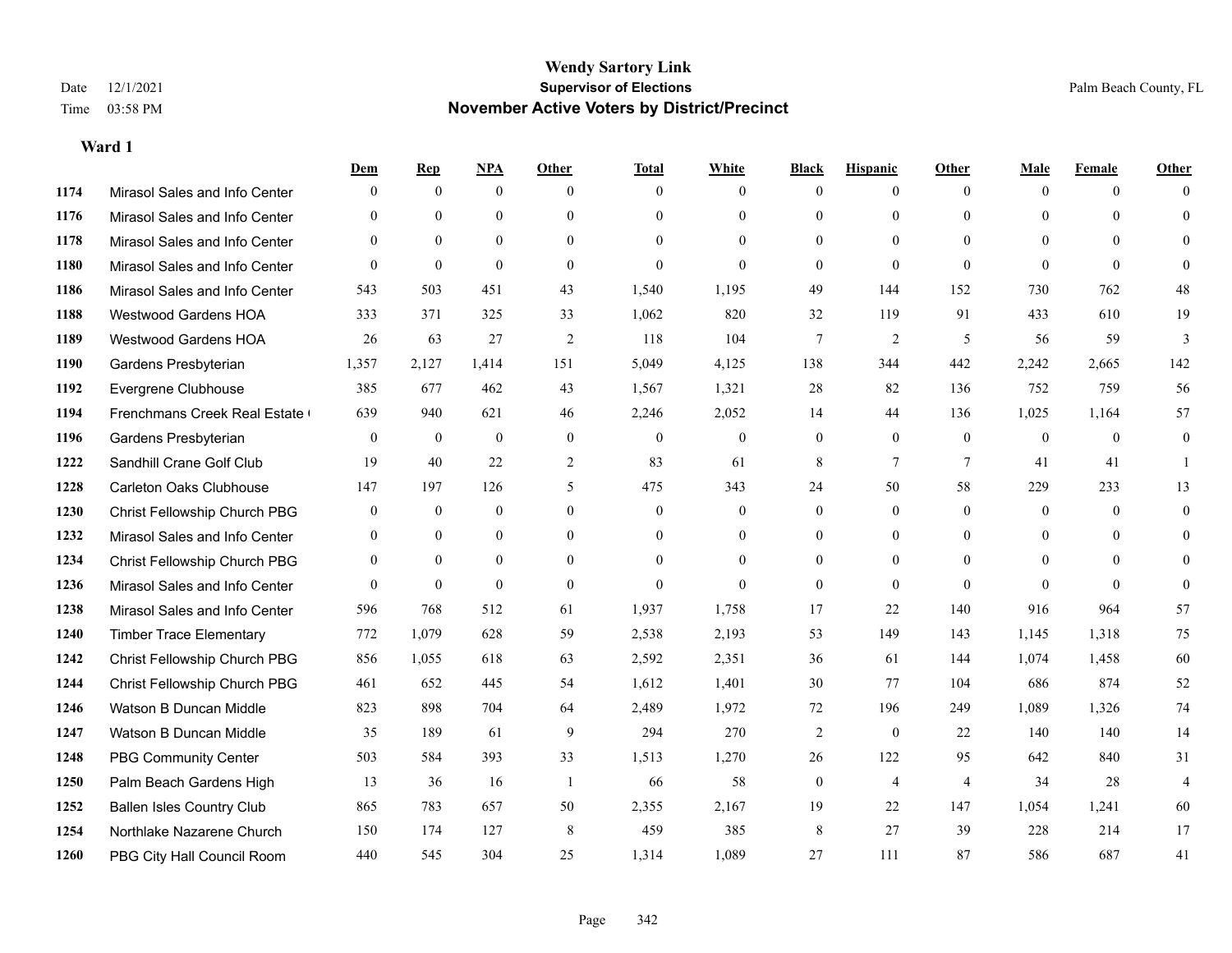**Wendy Sartory Link**
**Supervisor of Elections**
**November Active Voters by District/Precinct**

Date 12/1/2021
Time 03:58 PM

Palm Beach County, FL

### Ward 1

| | | Dem | Rep | NPA | Other | Total | White | Black | Hispanic | Other | Male | Female | Other |
|---|---|---|---|---|---|---|---|---|---|---|---|---|---|
| 1174 | Mirasol Sales and Info Center | 0 | 0 | 0 | 0 | 0 | 0 | 0 | 0 | 0 | 0 | 0 | 0 |
| 1176 | Mirasol Sales and Info Center | 0 | 0 | 0 | 0 | 0 | 0 | 0 | 0 | 0 | 0 | 0 | 0 |
| 1178 | Mirasol Sales and Info Center | 0 | 0 | 0 | 0 | 0 | 0 | 0 | 0 | 0 | 0 | 0 | 0 |
| 1180 | Mirasol Sales and Info Center | 0 | 0 | 0 | 0 | 0 | 0 | 0 | 0 | 0 | 0 | 0 | 0 |
| 1186 | Mirasol Sales and Info Center | 543 | 503 | 451 | 43 | 1,540 | 1,195 | 49 | 144 | 152 | 730 | 762 | 48 |
| 1188 | Westwood Gardens HOA | 333 | 371 | 325 | 33 | 1,062 | 820 | 32 | 119 | 91 | 433 | 610 | 19 |
| 1189 | Westwood Gardens HOA | 26 | 63 | 27 | 2 | 118 | 104 | 7 | 2 | 5 | 56 | 59 | 3 |
| 1190 | Gardens Presbyterian | 1,357 | 2,127 | 1,414 | 151 | 5,049 | 4,125 | 138 | 344 | 442 | 2,242 | 2,665 | 142 |
| 1192 | Evergrene Clubhouse | 385 | 677 | 462 | 43 | 1,567 | 1,321 | 28 | 82 | 136 | 752 | 759 | 56 |
| 1194 | Frenchmans Creek Real Estate ( | 639 | 940 | 621 | 46 | 2,246 | 2,052 | 14 | 44 | 136 | 1,025 | 1,164 | 57 |
| 1196 | Gardens Presbyterian | 0 | 0 | 0 | 0 | 0 | 0 | 0 | 0 | 0 | 0 | 0 | 0 |
| 1222 | Sandhill Crane Golf Club | 19 | 40 | 22 | 2 | 83 | 61 | 8 | 7 | 7 | 41 | 41 | 1 |
| 1228 | Carleton Oaks Clubhouse | 147 | 197 | 126 | 5 | 475 | 343 | 24 | 50 | 58 | 229 | 233 | 13 |
| 1230 | Christ Fellowship Church PBG | 0 | 0 | 0 | 0 | 0 | 0 | 0 | 0 | 0 | 0 | 0 | 0 |
| 1232 | Mirasol Sales and Info Center | 0 | 0 | 0 | 0 | 0 | 0 | 0 | 0 | 0 | 0 | 0 | 0 |
| 1234 | Christ Fellowship Church PBG | 0 | 0 | 0 | 0 | 0 | 0 | 0 | 0 | 0 | 0 | 0 | 0 |
| 1236 | Mirasol Sales and Info Center | 0 | 0 | 0 | 0 | 0 | 0 | 0 | 0 | 0 | 0 | 0 | 0 |
| 1238 | Mirasol Sales and Info Center | 596 | 768 | 512 | 61 | 1,937 | 1,758 | 17 | 22 | 140 | 916 | 964 | 57 |
| 1240 | Timber Trace Elementary | 772 | 1,079 | 628 | 59 | 2,538 | 2,193 | 53 | 149 | 143 | 1,145 | 1,318 | 75 |
| 1242 | Christ Fellowship Church PBG | 856 | 1,055 | 618 | 63 | 2,592 | 2,351 | 36 | 61 | 144 | 1,074 | 1,458 | 60 |
| 1244 | Christ Fellowship Church PBG | 461 | 652 | 445 | 54 | 1,612 | 1,401 | 30 | 77 | 104 | 686 | 874 | 52 |
| 1246 | Watson B Duncan Middle | 823 | 898 | 704 | 64 | 2,489 | 1,972 | 72 | 196 | 249 | 1,089 | 1,326 | 74 |
| 1247 | Watson B Duncan Middle | 35 | 189 | 61 | 9 | 294 | 270 | 2 | 0 | 22 | 140 | 140 | 14 |
| 1248 | PBG Community Center | 503 | 584 | 393 | 33 | 1,513 | 1,270 | 26 | 122 | 95 | 642 | 840 | 31 |
| 1250 | Palm Beach Gardens High | 13 | 36 | 16 | 1 | 66 | 58 | 0 | 4 | 4 | 34 | 28 | 4 |
| 1252 | Ballen Isles Country Club | 865 | 783 | 657 | 50 | 2,355 | 2,167 | 19 | 22 | 147 | 1,054 | 1,241 | 60 |
| 1254 | Northlake Nazarene Church | 150 | 174 | 127 | 8 | 459 | 385 | 8 | 27 | 39 | 228 | 214 | 17 |
| 1260 | PBG City Hall Council Room | 440 | 545 | 304 | 25 | 1,314 | 1,089 | 27 | 111 | 87 | 586 | 687 | 41 |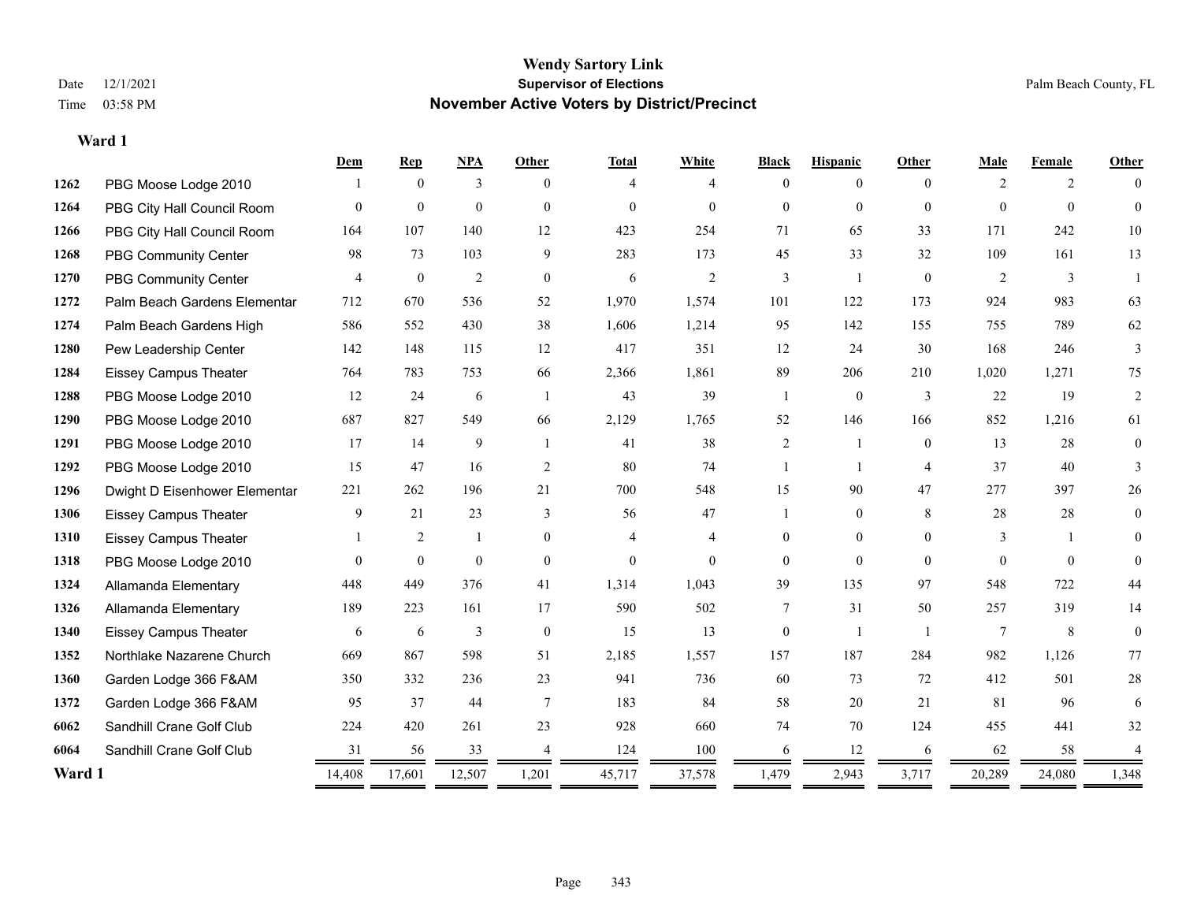# Wendy Sartory Link
## Supervisor of Elections
## November Active Voters by District/Precinct

Date 12/1/2021
Time 03:58 PM

Palm Beach County, FL

**Ward 1**

| | | Dem | Rep | NPA | Other | Total | White | Black | Hispanic | Other | Male | Female | Other |
|---|---|---|---|---|---|---|---|---|---|---|---|---|---|
| 1262 | PBG Moose Lodge 2010 | 1 | 0 | 3 | 0 | 4 | 4 | 0 | 0 | 0 | 2 | 2 | 0 |
| 1264 | PBG City Hall Council Room | 0 | 0 | 0 | 0 | 0 | 0 | 0 | 0 | 0 | 0 | 0 | 0 |
| 1266 | PBG City Hall Council Room | 164 | 107 | 140 | 12 | 423 | 254 | 71 | 65 | 33 | 171 | 242 | 10 |
| 1268 | PBG Community Center | 98 | 73 | 103 | 9 | 283 | 173 | 45 | 33 | 32 | 109 | 161 | 13 |
| 1270 | PBG Community Center | 4 | 0 | 2 | 0 | 6 | 2 | 3 | 1 | 0 | 2 | 3 | 1 |
| 1272 | Palm Beach Gardens Elementar | 712 | 670 | 536 | 52 | 1,970 | 1,574 | 101 | 122 | 173 | 924 | 983 | 63 |
| 1274 | Palm Beach Gardens High | 586 | 552 | 430 | 38 | 1,606 | 1,214 | 95 | 142 | 155 | 755 | 789 | 62 |
| 1280 | Pew Leadership Center | 142 | 148 | 115 | 12 | 417 | 351 | 12 | 24 | 30 | 168 | 246 | 3 |
| 1284 | Eissey Campus Theater | 764 | 783 | 753 | 66 | 2,366 | 1,861 | 89 | 206 | 210 | 1,020 | 1,271 | 75 |
| 1288 | PBG Moose Lodge 2010 | 12 | 24 | 6 | 1 | 43 | 39 | 1 | 0 | 3 | 22 | 19 | 2 |
| 1290 | PBG Moose Lodge 2010 | 687 | 827 | 549 | 66 | 2,129 | 1,765 | 52 | 146 | 166 | 852 | 1,216 | 61 |
| 1291 | PBG Moose Lodge 2010 | 17 | 14 | 9 | 1 | 41 | 38 | 2 | 1 | 0 | 13 | 28 | 0 |
| 1292 | PBG Moose Lodge 2010 | 15 | 47 | 16 | 2 | 80 | 74 | 1 | 1 | 4 | 37 | 40 | 3 |
| 1296 | Dwight D Eisenhower Elementar | 221 | 262 | 196 | 21 | 700 | 548 | 15 | 90 | 47 | 277 | 397 | 26 |
| 1306 | Eissey Campus Theater | 9 | 21 | 23 | 3 | 56 | 47 | 1 | 0 | 8 | 28 | 28 | 0 |
| 1310 | Eissey Campus Theater | 1 | 2 | 1 | 0 | 4 | 4 | 0 | 0 | 0 | 3 | 1 | 0 |
| 1318 | PBG Moose Lodge 2010 | 0 | 0 | 0 | 0 | 0 | 0 | 0 | 0 | 0 | 0 | 0 | 0 |
| 1324 | Allamanda Elementary | 448 | 449 | 376 | 41 | 1,314 | 1,043 | 39 | 135 | 97 | 548 | 722 | 44 |
| 1326 | Allamanda Elementary | 189 | 223 | 161 | 17 | 590 | 502 | 7 | 31 | 50 | 257 | 319 | 14 |
| 1340 | Eissey Campus Theater | 6 | 6 | 3 | 0 | 15 | 13 | 0 | 1 | 1 | 7 | 8 | 0 |
| 1352 | Northlake Nazarene Church | 669 | 867 | 598 | 51 | 2,185 | 1,557 | 157 | 187 | 284 | 982 | 1,126 | 77 |
| 1360 | Garden Lodge 366 F&AM | 350 | 332 | 236 | 23 | 941 | 736 | 60 | 73 | 72 | 412 | 501 | 28 |
| 1372 | Garden Lodge 366 F&AM | 95 | 37 | 44 | 7 | 183 | 84 | 58 | 20 | 21 | 81 | 96 | 6 |
| 6062 | Sandhill Crane Golf Club | 224 | 420 | 261 | 23 | 928 | 660 | 74 | 70 | 124 | 455 | 441 | 32 |
| 6064 | Sandhill Crane Golf Club | 31 | 56 | 33 | 4 | 124 | 100 | 6 | 12 | 6 | 62 | 58 | 4 |
| **Ward 1** | | 14,408 | 17,601 | 12,507 | 1,201 | 45,717 | 37,578 | 1,479 | 2,943 | 3,717 | 20,289 | 24,080 | 1,348 |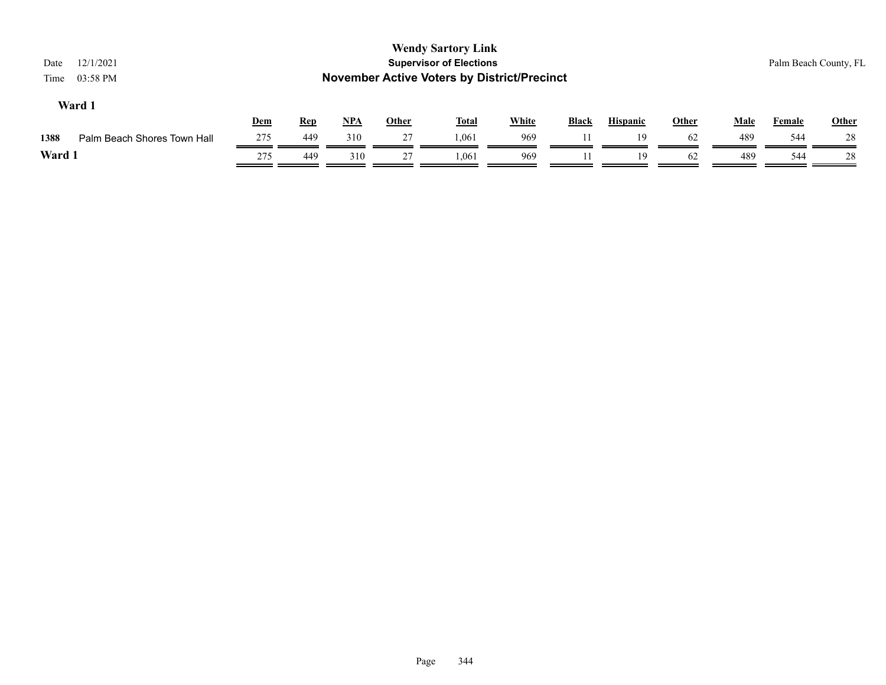**Wendy Sartory Link**
**Supervisor of Elections**
**November Active Voters by District/Precinct**

Date 12/1/2021
Time 03:58 PM

Palm Beach County, FL

### Ward 1

| | | Dem | Rep | NPA | Other | Total | White | Black | Hispanic | Other | Male | Female | Other |
|---|---|---|---|---|---|---|---|---|---|---|---|---|---|
| 1388 | Palm Beach Shores Town Hall | 275 | 449 | 310 | 27 | 1,061 | 969 | 11 | 19 | 62 | 489 | 544 | 28 |
| **Ward 1** | | 275 | 449 | 310 | 27 | 1,061 | 969 | 11 | 19 | 62 | 489 | 544 | 28 |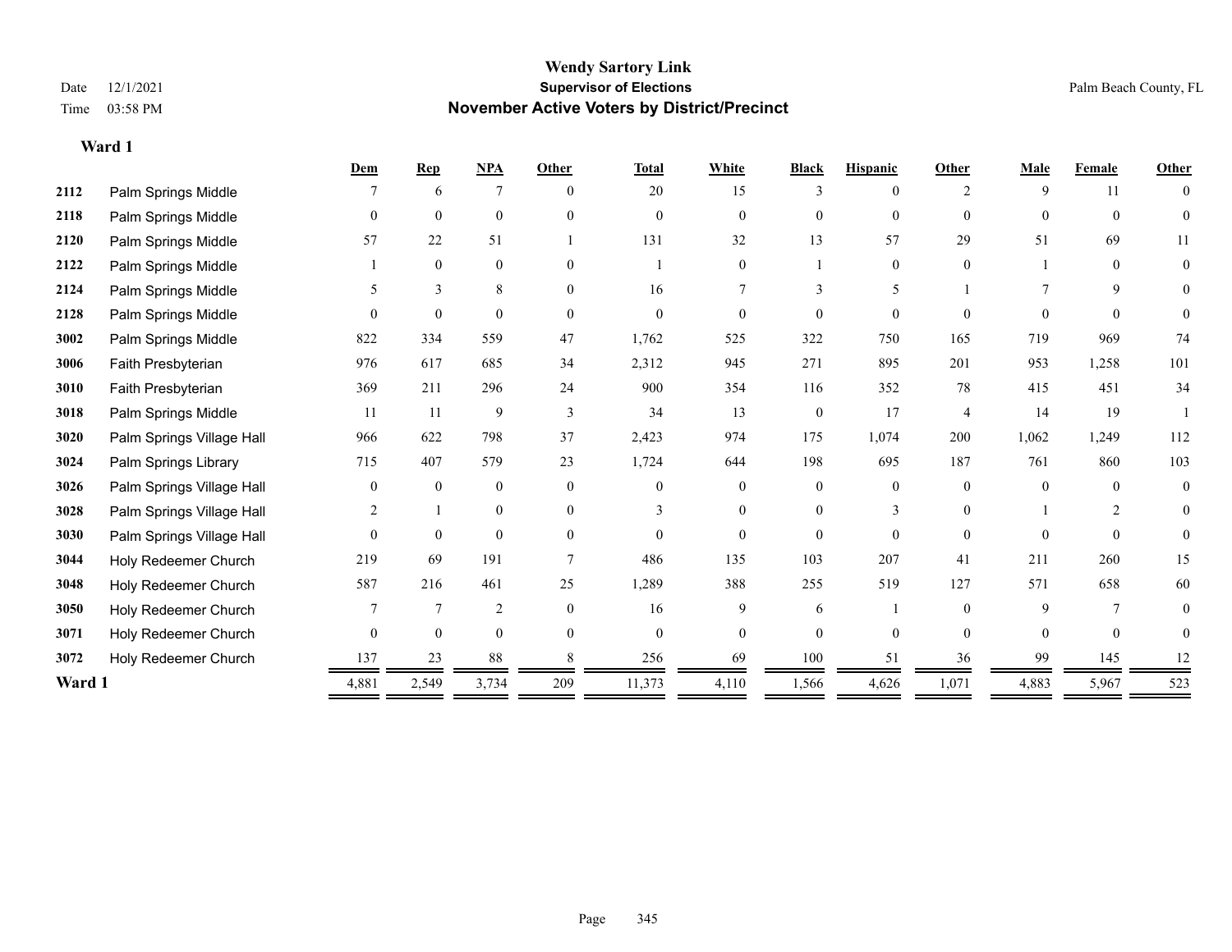# Wendy Sartory Link

**Supervisor of Elections**

**November Active Voters by District/Precinct**

Date 12/1/2021

Time 03:58 PM

Palm Beach County, FL

## Ward 1

| | | Dem | Rep | NPA | Other | Total | White | Black | Hispanic | Other | Male | Female | Other |
|---|---|---|---|---|---|---|---|---|---|---|---|---|---|
| 2112 | Palm Springs Middle | 7 | 6 | 7 | 0 | 20 | 15 | 3 | 0 | 2 | 9 | 11 | 0 |
| 2118 | Palm Springs Middle | 0 | 0 | 0 | 0 | 0 | 0 | 0 | 0 | 0 | 0 | 0 | 0 |
| 2120 | Palm Springs Middle | 57 | 22 | 51 | 1 | 131 | 32 | 13 | 57 | 29 | 51 | 69 | 11 |
| 2122 | Palm Springs Middle | 1 | 0 | 0 | 0 | 1 | 0 | 1 | 0 | 0 | 1 | 0 | 0 |
| 2124 | Palm Springs Middle | 5 | 3 | 8 | 0 | 16 | 7 | 3 | 5 | 1 | 7 | 9 | 0 |
| 2128 | Palm Springs Middle | 0 | 0 | 0 | 0 | 0 | 0 | 0 | 0 | 0 | 0 | 0 | 0 |
| 3002 | Palm Springs Middle | 822 | 334 | 559 | 47 | 1,762 | 525 | 322 | 750 | 165 | 719 | 969 | 74 |
| 3006 | Faith Presbyterian | 976 | 617 | 685 | 34 | 2,312 | 945 | 271 | 895 | 201 | 953 | 1,258 | 101 |
| 3010 | Faith Presbyterian | 369 | 211 | 296 | 24 | 900 | 354 | 116 | 352 | 78 | 415 | 451 | 34 |
| 3018 | Palm Springs Middle | 11 | 11 | 9 | 3 | 34 | 13 | 0 | 17 | 4 | 14 | 19 | 1 |
| 3020 | Palm Springs Village Hall | 966 | 622 | 798 | 37 | 2,423 | 974 | 175 | 1,074 | 200 | 1,062 | 1,249 | 112 |
| 3024 | Palm Springs Library | 715 | 407 | 579 | 23 | 1,724 | 644 | 198 | 695 | 187 | 761 | 860 | 103 |
| 3026 | Palm Springs Village Hall | 0 | 0 | 0 | 0 | 0 | 0 | 0 | 0 | 0 | 0 | 0 | 0 |
| 3028 | Palm Springs Village Hall | 2 | 1 | 0 | 0 | 3 | 0 | 0 | 3 | 0 | 1 | 2 | 0 |
| 3030 | Palm Springs Village Hall | 0 | 0 | 0 | 0 | 0 | 0 | 0 | 0 | 0 | 0 | 0 | 0 |
| 3044 | Holy Redeemer Church | 219 | 69 | 191 | 7 | 486 | 135 | 103 | 207 | 41 | 211 | 260 | 15 |
| 3048 | Holy Redeemer Church | 587 | 216 | 461 | 25 | 1,289 | 388 | 255 | 519 | 127 | 571 | 658 | 60 |
| 3050 | Holy Redeemer Church | 7 | 7 | 2 | 0 | 16 | 9 | 6 | 1 | 0 | 9 | 7 | 0 |
| 3071 | Holy Redeemer Church | 0 | 0 | 0 | 0 | 0 | 0 | 0 | 0 | 0 | 0 | 0 | 0 |
| 3072 | Holy Redeemer Church | 137 | 23 | 88 | 8 | 256 | 69 | 100 | 51 | 36 | 99 | 145 | 12 |
| **Ward 1** | | 4,881 | 2,549 | 3,734 | 209 | 11,373 | 4,110 | 1,566 | 4,626 | 1,071 | 4,883 | 5,967 | 523 |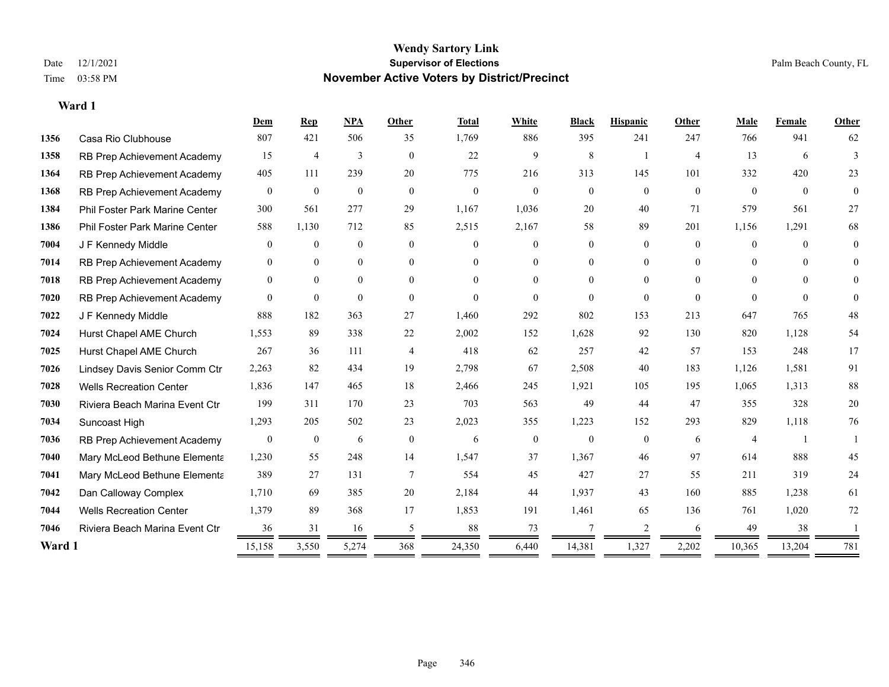# Wendy Sartory Link

**Supervisor of Elections**

**November Active Voters by District/Precinct**

Date 12/1/2021

Time 03:58 PM

Palm Beach County, FL

**Ward 1**

| | | Dem | Rep | NPA | Other | Total | White | Black | Hispanic | Other | Male | Female | Other |
|---|---|---|---|---|---|---|---|---|---|---|---|---|---|
| **1356** | Casa Rio Clubhouse | 807 | 421 | 506 | 35 | 1,769 | 886 | 395 | 241 | 247 | 766 | 941 | 62 |
| **1358** | RB Prep Achievement Academy | 15 | 4 | 3 | 0 | 22 | 9 | 8 | 1 | 4 | 13 | 6 | 3 |
| **1364** | RB Prep Achievement Academy | 405 | 111 | 239 | 20 | 775 | 216 | 313 | 145 | 101 | 332 | 420 | 23 |
| **1368** | RB Prep Achievement Academy | 0 | 0 | 0 | 0 | 0 | 0 | 0 | 0 | 0 | 0 | 0 | 0 |
| **1384** | Phil Foster Park Marine Center | 300 | 561 | 277 | 29 | 1,167 | 1,036 | 20 | 40 | 71 | 579 | 561 | 27 |
| **1386** | Phil Foster Park Marine Center | 588 | 1,130 | 712 | 85 | 2,515 | 2,167 | 58 | 89 | 201 | 1,156 | 1,291 | 68 |
| **7004** | J F Kennedy Middle | 0 | 0 | 0 | 0 | 0 | 0 | 0 | 0 | 0 | 0 | 0 | 0 |
| **7014** | RB Prep Achievement Academy | 0 | 0 | 0 | 0 | 0 | 0 | 0 | 0 | 0 | 0 | 0 | 0 |
| **7018** | RB Prep Achievement Academy | 0 | 0 | 0 | 0 | 0 | 0 | 0 | 0 | 0 | 0 | 0 | 0 |
| **7020** | RB Prep Achievement Academy | 0 | 0 | 0 | 0 | 0 | 0 | 0 | 0 | 0 | 0 | 0 | 0 |
| **7022** | J F Kennedy Middle | 888 | 182 | 363 | 27 | 1,460 | 292 | 802 | 153 | 213 | 647 | 765 | 48 |
| **7024** | Hurst Chapel AME Church | 1,553 | 89 | 338 | 22 | 2,002 | 152 | 1,628 | 92 | 130 | 820 | 1,128 | 54 |
| **7025** | Hurst Chapel AME Church | 267 | 36 | 111 | 4 | 418 | 62 | 257 | 42 | 57 | 153 | 248 | 17 |
| **7026** | Lindsey Davis Senior Comm Ctr | 2,263 | 82 | 434 | 19 | 2,798 | 67 | 2,508 | 40 | 183 | 1,126 | 1,581 | 91 |
| **7028** | Wells Recreation Center | 1,836 | 147 | 465 | 18 | 2,466 | 245 | 1,921 | 105 | 195 | 1,065 | 1,313 | 88 |
| **7030** | Riviera Beach Marina Event Ctr | 199 | 311 | 170 | 23 | 703 | 563 | 49 | 44 | 47 | 355 | 328 | 20 |
| **7034** | Suncoast High | 1,293 | 205 | 502 | 23 | 2,023 | 355 | 1,223 | 152 | 293 | 829 | 1,118 | 76 |
| **7036** | RB Prep Achievement Academy | 0 | 0 | 6 | 0 | 6 | 0 | 0 | 0 | 6 | 4 | 1 | 1 |
| **7040** | Mary McLeod Bethune Elementa | 1,230 | 55 | 248 | 14 | 1,547 | 37 | 1,367 | 46 | 97 | 614 | 888 | 45 |
| **7041** | Mary McLeod Bethune Elementa | 389 | 27 | 131 | 7 | 554 | 45 | 427 | 27 | 55 | 211 | 319 | 24 |
| **7042** | Dan Calloway Complex | 1,710 | 69 | 385 | 20 | 2,184 | 44 | 1,937 | 43 | 160 | 885 | 1,238 | 61 |
| **7044** | Wells Recreation Center | 1,379 | 89 | 368 | 17 | 1,853 | 191 | 1,461 | 65 | 136 | 761 | 1,020 | 72 |
| **7046** | Riviera Beach Marina Event Ctr | 36 | 31 | 16 | 5 | 88 | 73 | 7 | 2 | 6 | 49 | 38 | 1 |
| **Ward 1** | | 15,158 | 3,550 | 5,274 | 368 | 24,350 | 6,440 | 14,381 | 1,327 | 2,202 | 10,365 | 13,204 | 781 |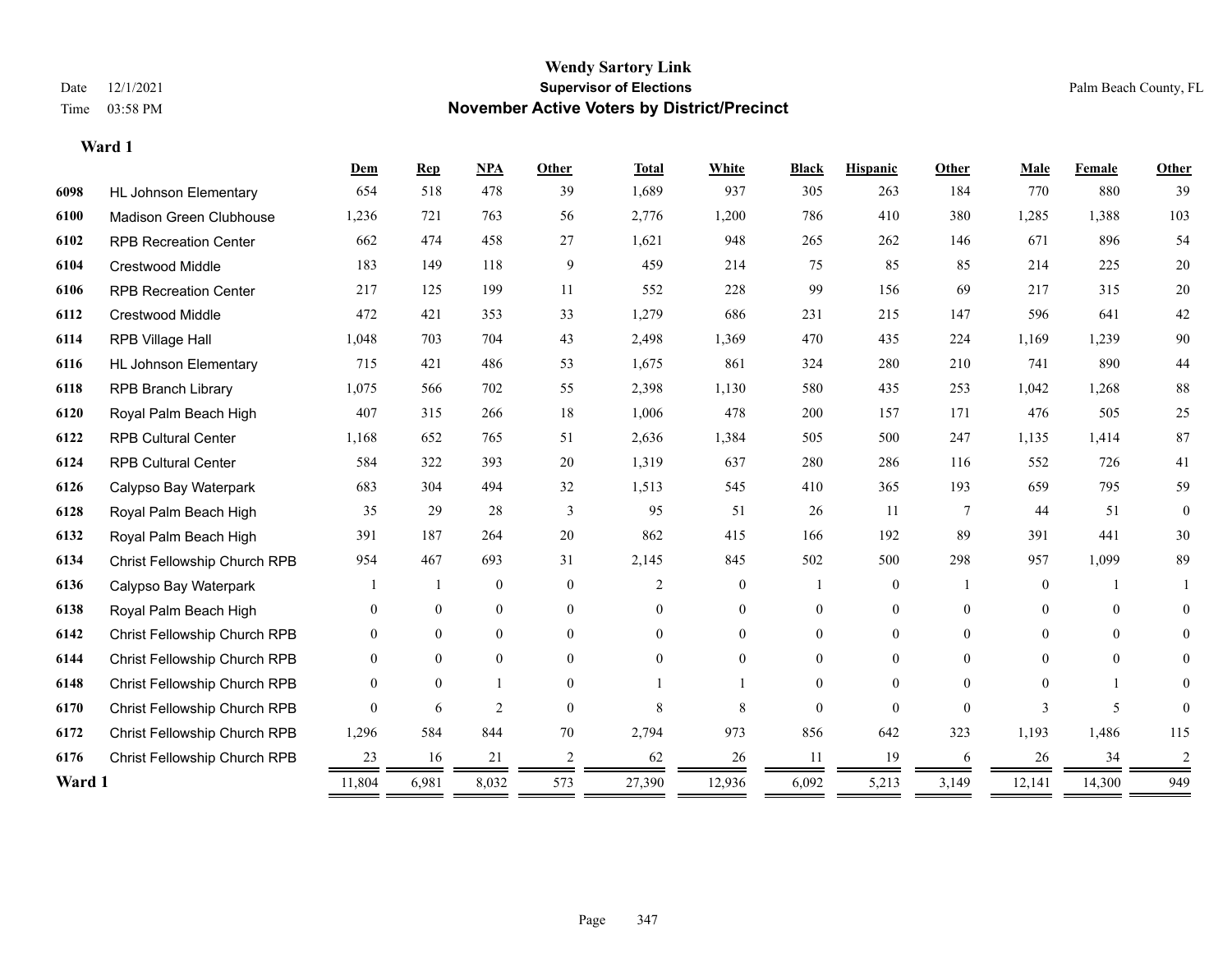# Wendy Sartory Link

**Supervisor of Elections**

**November Active Voters by District/Precinct**

Date 12/1/2021 | Time 03:58 PM | Palm Beach County, FL

**Ward 1**

| | | Dem | Rep | NPA | Other | Total | White | Black | Hispanic | Other | Male | Female | Other |
|---|---|---|---|---|---|---|---|---|---|---|---|---|---|
| 6098 | HL Johnson Elementary | 654 | 518 | 478 | 39 | 1,689 | 937 | 305 | 263 | 184 | 770 | 880 | 39 |
| 6100 | Madison Green Clubhouse | 1,236 | 721 | 763 | 56 | 2,776 | 1,200 | 786 | 410 | 380 | 1,285 | 1,388 | 103 |
| 6102 | RPB Recreation Center | 662 | 474 | 458 | 27 | 1,621 | 948 | 265 | 262 | 146 | 671 | 896 | 54 |
| 6104 | Crestwood Middle | 183 | 149 | 118 | 9 | 459 | 214 | 75 | 85 | 85 | 214 | 225 | 20 |
| 6106 | RPB Recreation Center | 217 | 125 | 199 | 11 | 552 | 228 | 99 | 156 | 69 | 217 | 315 | 20 |
| 6112 | Crestwood Middle | 472 | 421 | 353 | 33 | 1,279 | 686 | 231 | 215 | 147 | 596 | 641 | 42 |
| 6114 | RPB Village Hall | 1,048 | 703 | 704 | 43 | 2,498 | 1,369 | 470 | 435 | 224 | 1,169 | 1,239 | 90 |
| 6116 | HL Johnson Elementary | 715 | 421 | 486 | 53 | 1,675 | 861 | 324 | 280 | 210 | 741 | 890 | 44 |
| 6118 | RPB Branch Library | 1,075 | 566 | 702 | 55 | 2,398 | 1,130 | 580 | 435 | 253 | 1,042 | 1,268 | 88 |
| 6120 | Royal Palm Beach High | 407 | 315 | 266 | 18 | 1,006 | 478 | 200 | 157 | 171 | 476 | 505 | 25 |
| 6122 | RPB Cultural Center | 1,168 | 652 | 765 | 51 | 2,636 | 1,384 | 505 | 500 | 247 | 1,135 | 1,414 | 87 |
| 6124 | RPB Cultural Center | 584 | 322 | 393 | 20 | 1,319 | 637 | 280 | 286 | 116 | 552 | 726 | 41 |
| 6126 | Calypso Bay Waterpark | 683 | 304 | 494 | 32 | 1,513 | 545 | 410 | 365 | 193 | 659 | 795 | 59 |
| 6128 | Royal Palm Beach High | 35 | 29 | 28 | 3 | 95 | 51 | 26 | 11 | 7 | 44 | 51 | 0 |
| 6132 | Royal Palm Beach High | 391 | 187 | 264 | 20 | 862 | 415 | 166 | 192 | 89 | 391 | 441 | 30 |
| 6134 | Christ Fellowship Church RPB | 954 | 467 | 693 | 31 | 2,145 | 845 | 502 | 500 | 298 | 957 | 1,099 | 89 |
| 6136 | Calypso Bay Waterpark | 1 | 1 | 0 | 0 | 2 | 0 | 1 | 0 | 1 | 0 | 1 | 1 |
| 6138 | Royal Palm Beach High | 0 | 0 | 0 | 0 | 0 | 0 | 0 | 0 | 0 | 0 | 0 | 0 |
| 6142 | Christ Fellowship Church RPB | 0 | 0 | 0 | 0 | 0 | 0 | 0 | 0 | 0 | 0 | 0 | 0 |
| 6144 | Christ Fellowship Church RPB | 0 | 0 | 0 | 0 | 0 | 0 | 0 | 0 | 0 | 0 | 0 | 0 |
| 6148 | Christ Fellowship Church RPB | 0 | 0 | 1 | 0 | 1 | 1 | 0 | 0 | 0 | 0 | 1 | 0 |
| 6170 | Christ Fellowship Church RPB | 0 | 6 | 2 | 0 | 8 | 8 | 0 | 0 | 0 | 3 | 5 | 0 |
| 6172 | Christ Fellowship Church RPB | 1,296 | 584 | 844 | 70 | 2,794 | 973 | 856 | 642 | 323 | 1,193 | 1,486 | 115 |
| 6176 | Christ Fellowship Church RPB | 23 | 16 | 21 | 2 | 62 | 26 | 11 | 19 | 6 | 26 | 34 | 2 |
| **Ward 1** | | 11,804 | 6,981 | 8,032 | 573 | 27,390 | 12,936 | 6,092 | 5,213 | 3,149 | 12,141 | 14,300 | 949 |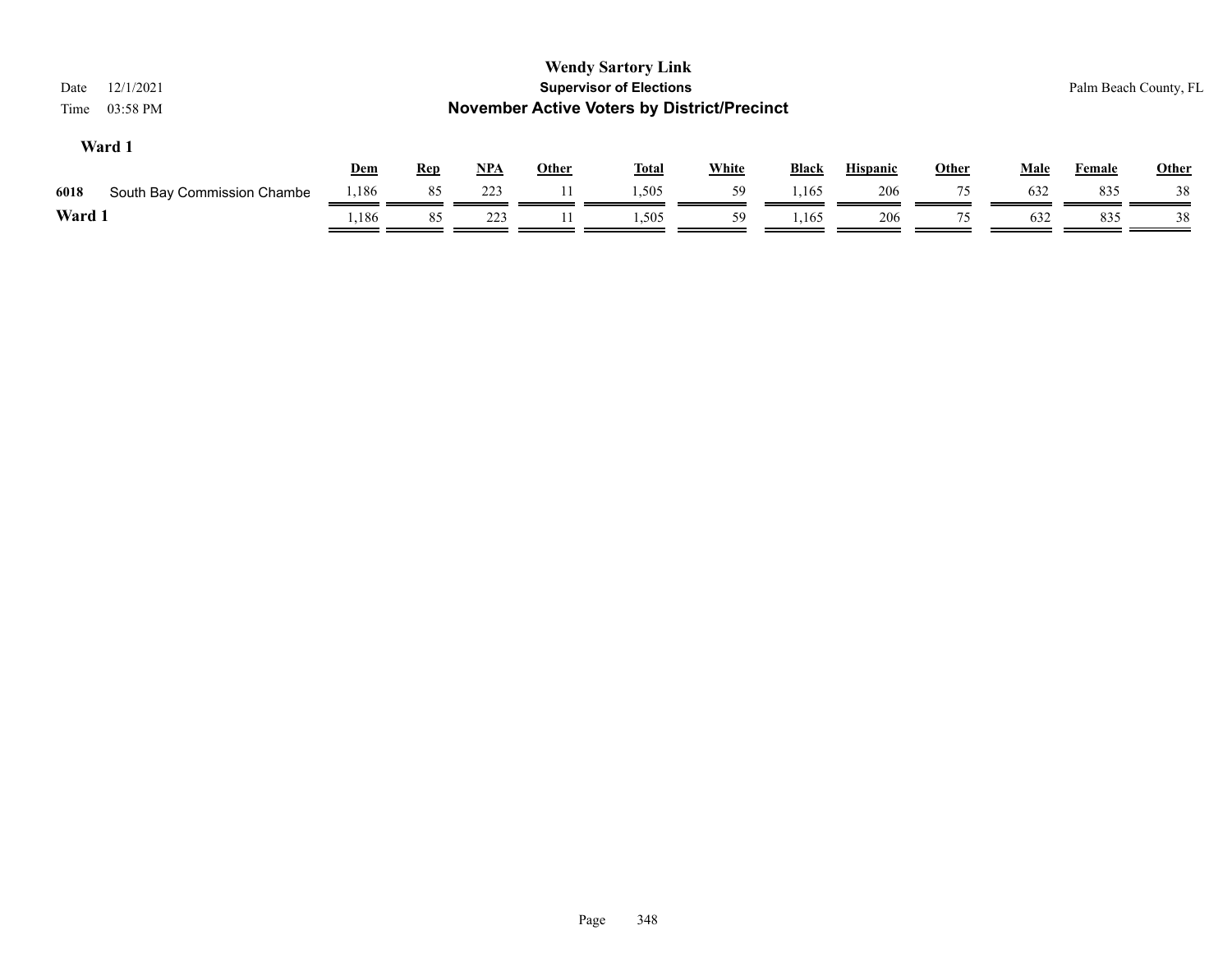**Wendy Sartory Link**
**Supervisor of Elections**
**November Active Voters by District/Precinct**

Date 12/1/2021
Time 03:58 PM

Palm Beach County, FL

### Ward 1

| | | Dem | Rep | NPA | Other | Total | White | Black | Hispanic | Other | Male | Female | Other |
|---|---|---|---|---|---|---|---|---|---|---|---|---|---|
| 6018 | South Bay Commission Chambe | 1,186 | 85 | 223 | 11 | 1,505 | 59 | 1,165 | 206 | 75 | 632 | 835 | 38 |
| **Ward 1** | | 1,186 | 85 | 223 | 11 | 1,505 | 59 | 1,165 | 206 | 75 | 632 | 835 | 38 |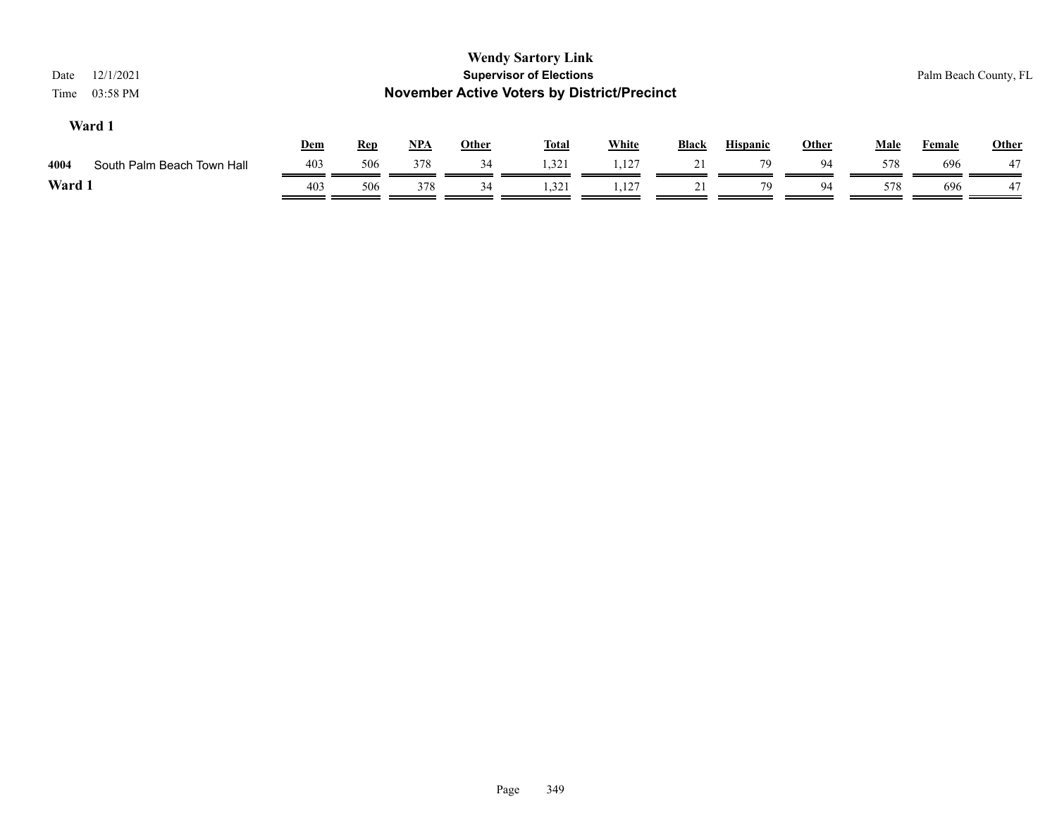**Wendy Sartory Link**
**Supervisor of Elections**
**November Active Voters by District/Precinct**

Date 12/1/2021
Time 03:58 PM

Palm Beach County, FL

**Ward 1**

| | | Dem | Rep | NPA | Other | Total | White | Black | Hispanic | Other | Male | Female | Other |
|---|---|---|---|---|---|---|---|---|---|---|---|---|---|
| 4004 | South Palm Beach Town Hall | 403 | 506 | 378 | 34 | 1,321 | 1,127 | 21 | 79 | 94 | 578 | 696 | 47 |
| **Ward 1** | | 403 | 506 | 378 | 34 | 1,321 | 1,127 | 21 | 79 | 94 | 578 | 696 | 47 |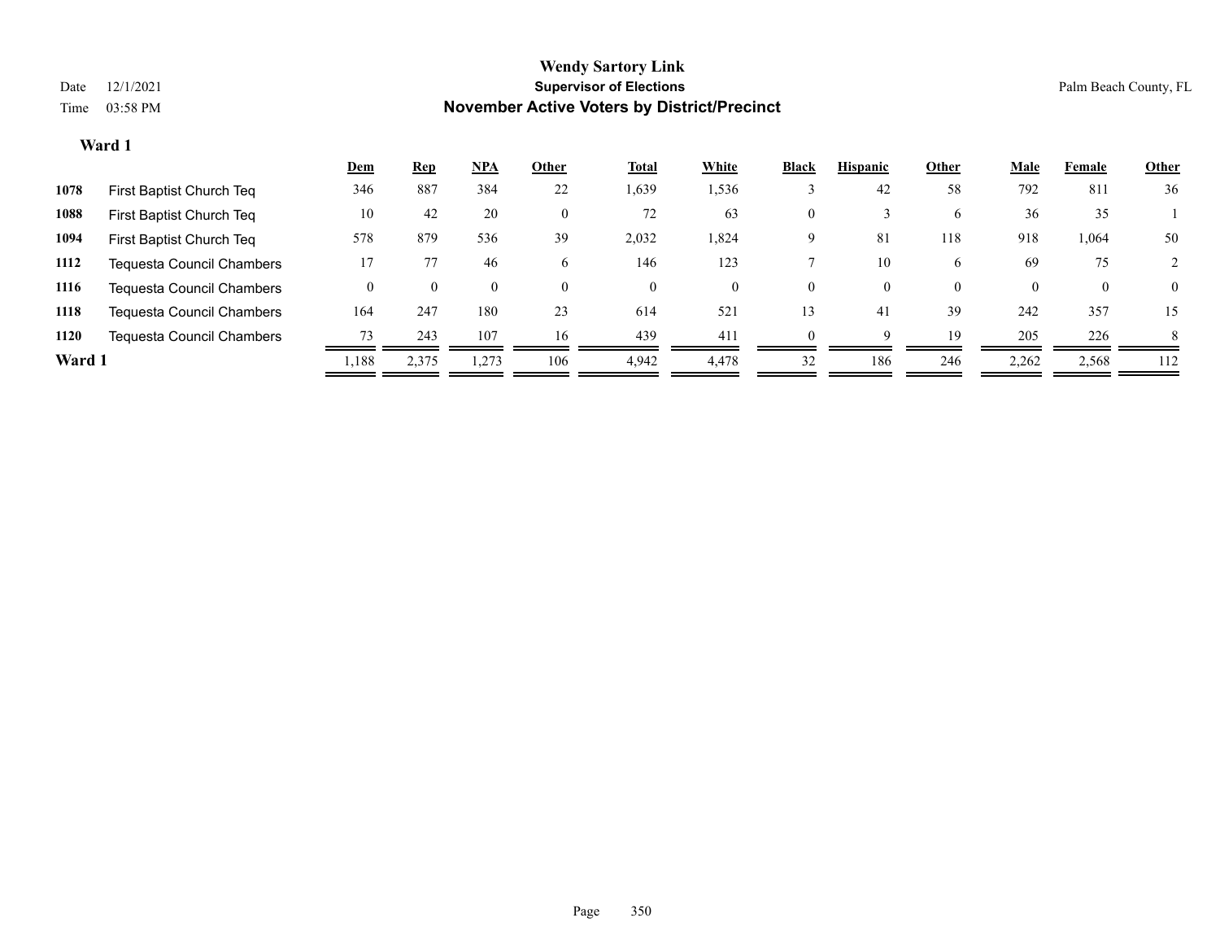# Wendy Sartory Link

## Supervisor of Elections

## November Active Voters by District/Precinct

Date 12/1/2021
Time 03:58 PM

Palm Beach County, FL

### Ward 1

| | | Dem | Rep | NPA | Other | Total | White | Black | Hispanic | Other | Male | Female | Other |
|---|---|---|---|---|---|---|---|---|---|---|---|---|---|
| 1078 | First Baptist Church Teq | 346 | 887 | 384 | 22 | 1,639 | 1,536 | 3 | 42 | 58 | 792 | 811 | 36 |
| 1088 | First Baptist Church Teq | 10 | 42 | 20 | 0 | 72 | 63 | 0 | 3 | 6 | 36 | 35 | 1 |
| 1094 | First Baptist Church Teq | 578 | 879 | 536 | 39 | 2,032 | 1,824 | 9 | 81 | 118 | 918 | 1,064 | 50 |
| 1112 | Tequesta Council Chambers | 17 | 77 | 46 | 6 | 146 | 123 | 7 | 10 | 6 | 69 | 75 | 2 |
| 1116 | Tequesta Council Chambers | 0 | 0 | 0 | 0 | 0 | 0 | 0 | 0 | 0 | 0 | 0 | 0 |
| 1118 | Tequesta Council Chambers | 164 | 247 | 180 | 23 | 614 | 521 | 13 | 41 | 39 | 242 | 357 | 15 |
| 1120 | Tequesta Council Chambers | 73 | 243 | 107 | 16 | 439 | 411 | 0 | 9 | 19 | 205 | 226 | 8 |
| **Ward 1** | | 1,188 | 2,375 | 1,273 | 106 | 4,942 | 4,478 | 32 | 186 | 246 | 2,262 | 2,568 | 112 |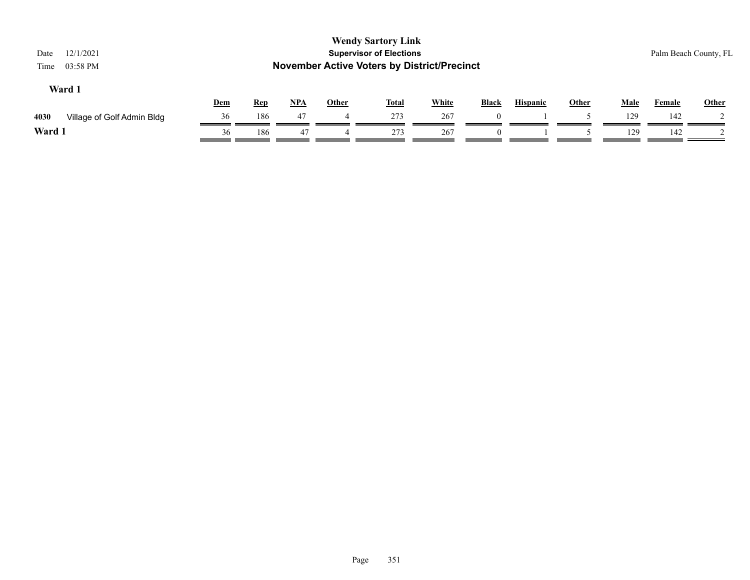# Wendy Sartory Link
## Supervisor of Elections
## November Active Voters by District/Precinct

Date 12/1/2021
Time 03:58 PM

Palm Beach County, FL

### Ward 1

| | | Dem | Rep | NPA | Other | Total | White | Black | Hispanic | Other | Male | Female | Other |
|---|---|---|---|---|---|---|---|---|---|---|---|---|---|
| 4030 | Village of Golf Admin Bldg | 36 | 186 | 47 | 4 | 273 | 267 | 0 | 1 | 5 | 129 | 142 | 2 |
| **Ward 1** | | 36 | 186 | 47 | 4 | 273 | 267 | 0 | 1 | 5 | 129 | 142 | 2 |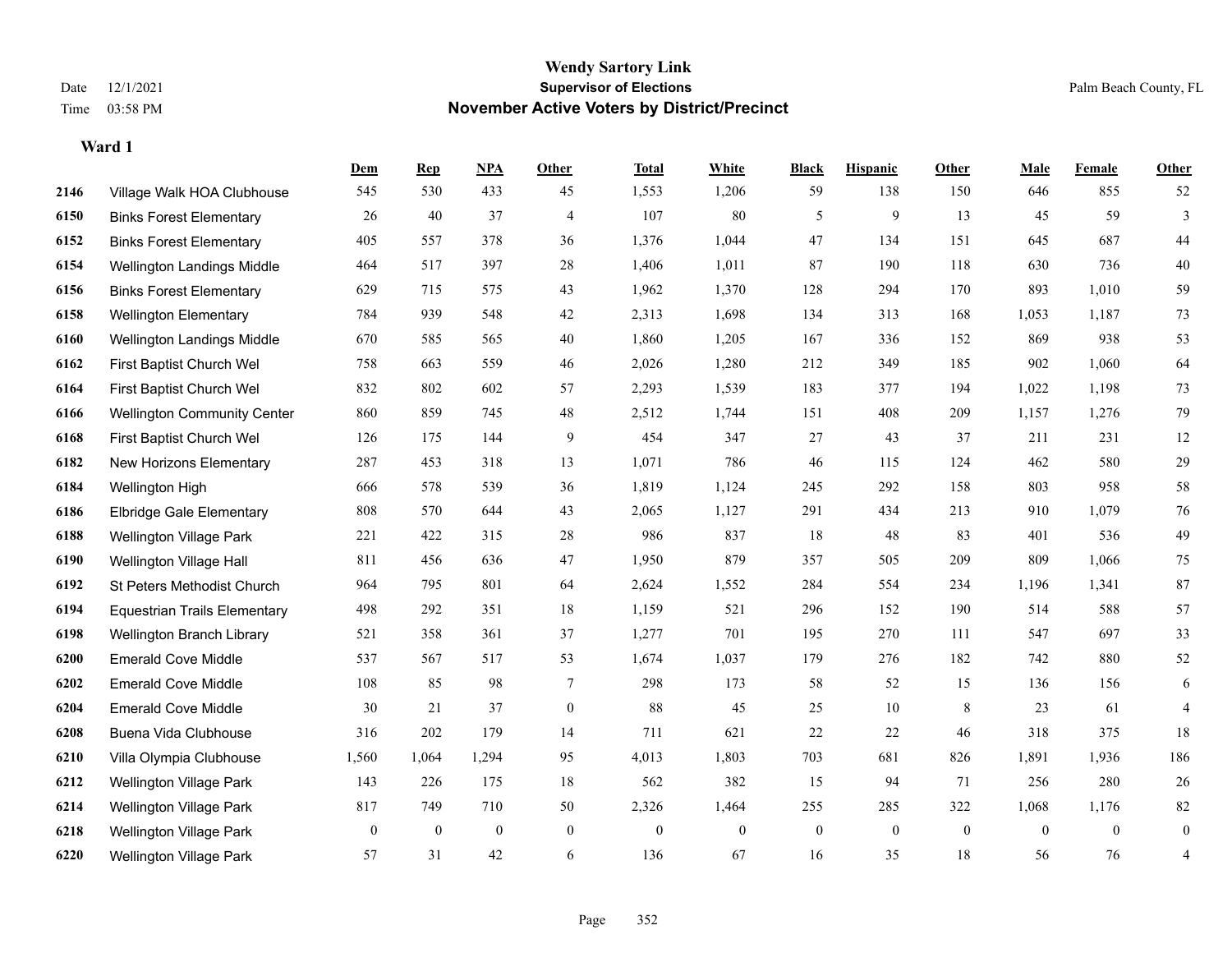# Wendy Sartory Link
## Supervisor of Elections
## November Active Voters by District/Precinct

Date 12/1/2021
Time 03:58 PM

Palm Beach County, FL

### Ward 1

| | | Dem | Rep | NPA | Other | Total | White | Black | Hispanic | Other | Male | Female | Other |
|---|---|---|---|---|---|---|---|---|---|---|---|---|---|
| 2146 | Village Walk HOA Clubhouse | 545 | 530 | 433 | 45 | 1,553 | 1,206 | 59 | 138 | 150 | 646 | 855 | 52 |
| 6150 | Binks Forest Elementary | 26 | 40 | 37 | 4 | 107 | 80 | 5 | 9 | 13 | 45 | 59 | 3 |
| 6152 | Binks Forest Elementary | 405 | 557 | 378 | 36 | 1,376 | 1,044 | 47 | 134 | 151 | 645 | 687 | 44 |
| 6154 | Wellington Landings Middle | 464 | 517 | 397 | 28 | 1,406 | 1,011 | 87 | 190 | 118 | 630 | 736 | 40 |
| 6156 | Binks Forest Elementary | 629 | 715 | 575 | 43 | 1,962 | 1,370 | 128 | 294 | 170 | 893 | 1,010 | 59 |
| 6158 | Wellington Elementary | 784 | 939 | 548 | 42 | 2,313 | 1,698 | 134 | 313 | 168 | 1,053 | 1,187 | 73 |
| 6160 | Wellington Landings Middle | 670 | 585 | 565 | 40 | 1,860 | 1,205 | 167 | 336 | 152 | 869 | 938 | 53 |
| 6162 | First Baptist Church Wel | 758 | 663 | 559 | 46 | 2,026 | 1,280 | 212 | 349 | 185 | 902 | 1,060 | 64 |
| 6164 | First Baptist Church Wel | 832 | 802 | 602 | 57 | 2,293 | 1,539 | 183 | 377 | 194 | 1,022 | 1,198 | 73 |
| 6166 | Wellington Community Center | 860 | 859 | 745 | 48 | 2,512 | 1,744 | 151 | 408 | 209 | 1,157 | 1,276 | 79 |
| 6168 | First Baptist Church Wel | 126 | 175 | 144 | 9 | 454 | 347 | 27 | 43 | 37 | 211 | 231 | 12 |
| 6182 | New Horizons Elementary | 287 | 453 | 318 | 13 | 1,071 | 786 | 46 | 115 | 124 | 462 | 580 | 29 |
| 6184 | Wellington High | 666 | 578 | 539 | 36 | 1,819 | 1,124 | 245 | 292 | 158 | 803 | 958 | 58 |
| 6186 | Elbridge Gale Elementary | 808 | 570 | 644 | 43 | 2,065 | 1,127 | 291 | 434 | 213 | 910 | 1,079 | 76 |
| 6188 | Wellington Village Park | 221 | 422 | 315 | 28 | 986 | 837 | 18 | 48 | 83 | 401 | 536 | 49 |
| 6190 | Wellington Village Hall | 811 | 456 | 636 | 47 | 1,950 | 879 | 357 | 505 | 209 | 809 | 1,066 | 75 |
| 6192 | St Peters Methodist Church | 964 | 795 | 801 | 64 | 2,624 | 1,552 | 284 | 554 | 234 | 1,196 | 1,341 | 87 |
| 6194 | Equestrian Trails Elementary | 498 | 292 | 351 | 18 | 1,159 | 521 | 296 | 152 | 190 | 514 | 588 | 57 |
| 6198 | Wellington Branch Library | 521 | 358 | 361 | 37 | 1,277 | 701 | 195 | 270 | 111 | 547 | 697 | 33 |
| 6200 | Emerald Cove Middle | 537 | 567 | 517 | 53 | 1,674 | 1,037 | 179 | 276 | 182 | 742 | 880 | 52 |
| 6202 | Emerald Cove Middle | 108 | 85 | 98 | 7 | 298 | 173 | 58 | 52 | 15 | 136 | 156 | 6 |
| 6204 | Emerald Cove Middle | 30 | 21 | 37 | 0 | 88 | 45 | 25 | 10 | 8 | 23 | 61 | 4 |
| 6208 | Buena Vida Clubhouse | 316 | 202 | 179 | 14 | 711 | 621 | 22 | 22 | 46 | 318 | 375 | 18 |
| 6210 | Villa Olympia Clubhouse | 1,560 | 1,064 | 1,294 | 95 | 4,013 | 1,803 | 703 | 681 | 826 | 1,891 | 1,936 | 186 |
| 6212 | Wellington Village Park | 143 | 226 | 175 | 18 | 562 | 382 | 15 | 94 | 71 | 256 | 280 | 26 |
| 6214 | Wellington Village Park | 817 | 749 | 710 | 50 | 2,326 | 1,464 | 255 | 285 | 322 | 1,068 | 1,176 | 82 |
| 6218 | Wellington Village Park | 0 | 0 | 0 | 0 | 0 | 0 | 0 | 0 | 0 | 0 | 0 | 0 |
| 6220 | Wellington Village Park | 57 | 31 | 42 | 6 | 136 | 67 | 16 | 35 | 18 | 56 | 76 | 4 |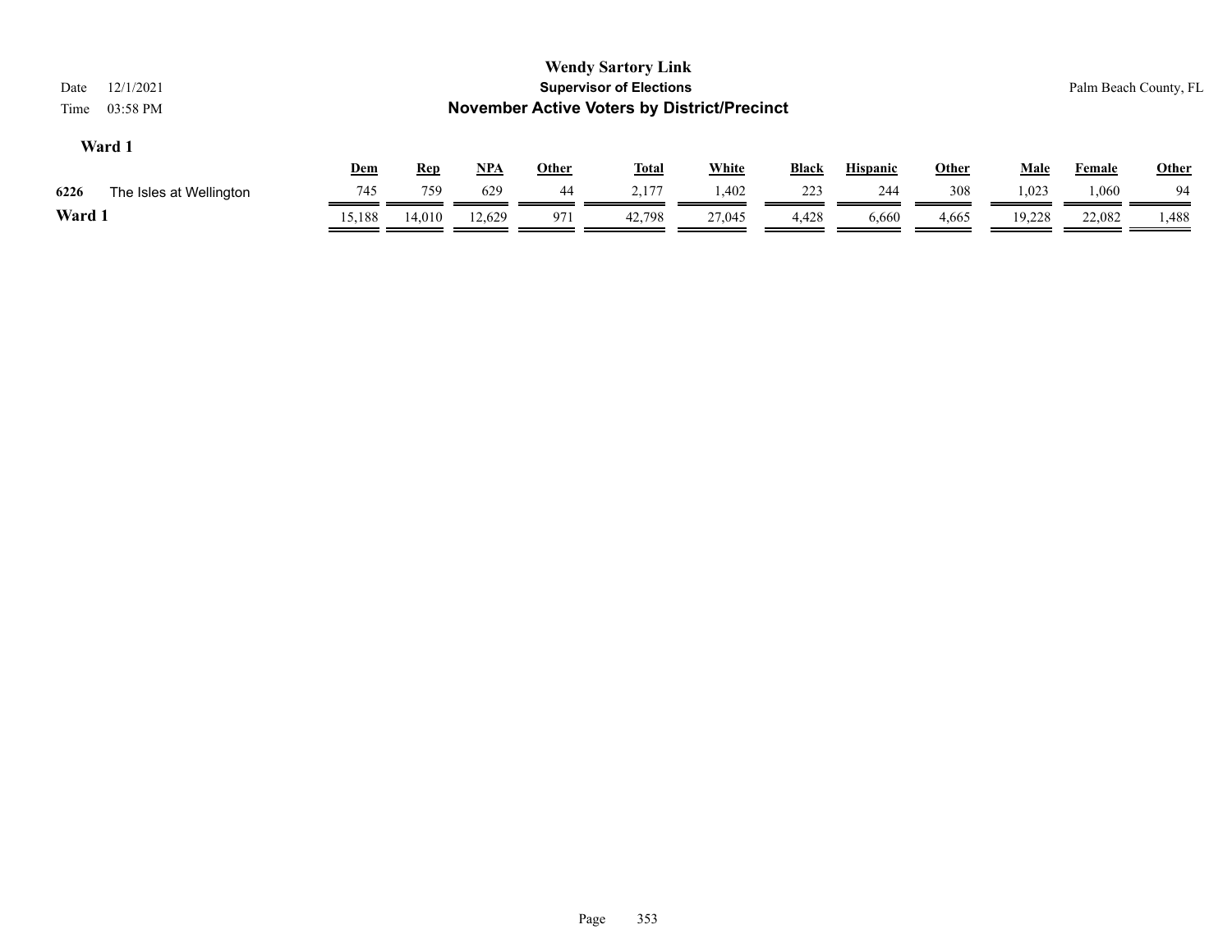**Wendy Sartory Link**
**Supervisor of Elections**
**November Active Voters by District/Precinct**

Date 12/1/2021
Time 03:58 PM

Palm Beach County, FL

### Ward 1

| | | Dem | Rep | NPA | Other | Total | White | Black | Hispanic | Other | Male | Female | Other |
|---|---|---|---|---|---|---|---|---|---|---|---|---|---|
| 6226 | The Isles at Wellington | 745 | 759 | 629 | 44 | 2,177 | 1,402 | 223 | 244 | 308 | 1,023 | 1,060 | 94 |
| **Ward 1** | | 15,188 | 14,010 | 12,629 | 971 | 42,798 | 27,045 | 4,428 | 6,660 | 4,665 | 19,228 | 22,082 | 1,488 |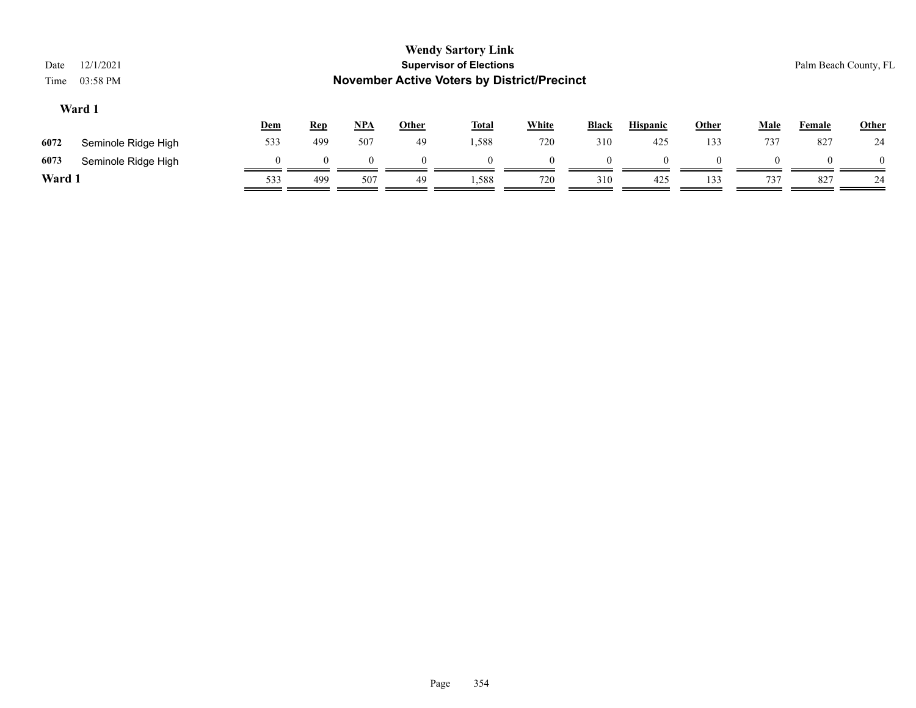**Wendy Sartory Link**
**Supervisor of Elections**
**November Active Voters by District/Precinct**

Date 12/1/2021
Time 03:58 PM

Palm Beach County, FL

### Ward 1

| | | Dem | Rep | NPA | Other | Total | White | Black | Hispanic | Other | Male | Female | Other |
|---|---|---|---|---|---|---|---|---|---|---|---|---|---|
| 6072 | Seminole Ridge High | 533 | 499 | 507 | 49 | 1,588 | 720 | 310 | 425 | 133 | 737 | 827 | 24 |
| 6073 | Seminole Ridge High | 0 | 0 | 0 | 0 | 0 | 0 | 0 | 0 | 0 | 0 | 0 | 0 |
| **Ward 1** | | 533 | 499 | 507 | 49 | 1,588 | 720 | 310 | 425 | 133 | 737 | 827 | 24 |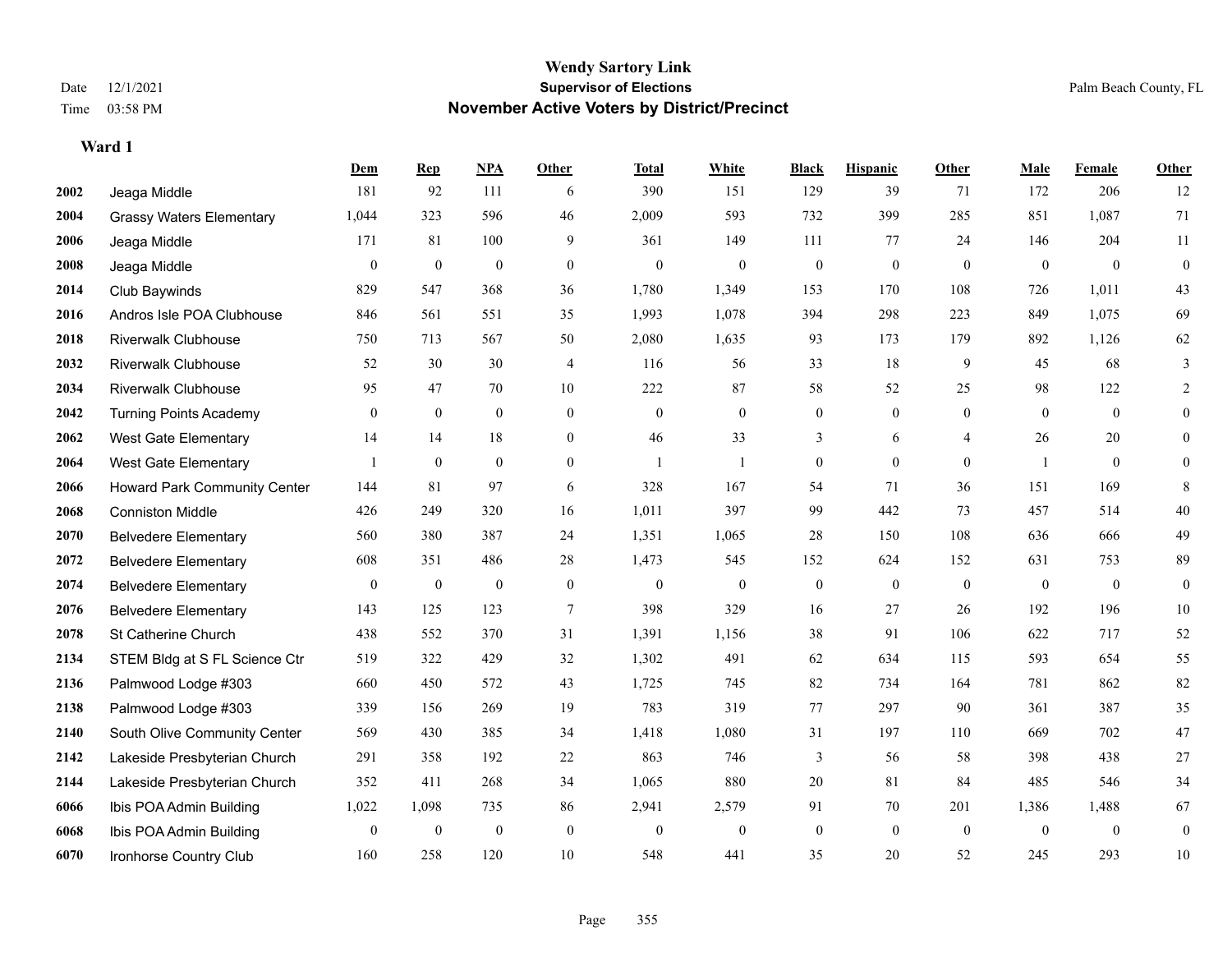# Wendy Sartory Link
## Supervisor of Elections
## November Active Voters by District/Precinct

Date 12/1/2021
Time 03:58 PM

Palm Beach County, FL

**Ward 1**

| | | Dem | Rep | NPA | Other | Total | White | Black | Hispanic | Other | Male | Female | Other |
|---|---|---|---|---|---|---|---|---|---|---|---|---|---|
| 2002 | Jeaga Middle | 181 | 92 | 111 | 6 | 390 | 151 | 129 | 39 | 71 | 172 | 206 | 12 |
| 2004 | Grassy Waters Elementary | 1,044 | 323 | 596 | 46 | 2,009 | 593 | 732 | 399 | 285 | 851 | 1,087 | 71 |
| 2006 | Jeaga Middle | 171 | 81 | 100 | 9 | 361 | 149 | 111 | 77 | 24 | 146 | 204 | 11 |
| 2008 | Jeaga Middle | 0 | 0 | 0 | 0 | 0 | 0 | 0 | 0 | 0 | 0 | 0 | 0 |
| 2014 | Club Baywinds | 829 | 547 | 368 | 36 | 1,780 | 1,349 | 153 | 170 | 108 | 726 | 1,011 | 43 |
| 2016 | Andros Isle POA Clubhouse | 846 | 561 | 551 | 35 | 1,993 | 1,078 | 394 | 298 | 223 | 849 | 1,075 | 69 |
| 2018 | Riverwalk Clubhouse | 750 | 713 | 567 | 50 | 2,080 | 1,635 | 93 | 173 | 179 | 892 | 1,126 | 62 |
| 2032 | Riverwalk Clubhouse | 52 | 30 | 30 | 4 | 116 | 56 | 33 | 18 | 9 | 45 | 68 | 3 |
| 2034 | Riverwalk Clubhouse | 95 | 47 | 70 | 10 | 222 | 87 | 58 | 52 | 25 | 98 | 122 | 2 |
| 2042 | Turning Points Academy | 0 | 0 | 0 | 0 | 0 | 0 | 0 | 0 | 0 | 0 | 0 | 0 |
| 2062 | West Gate Elementary | 14 | 14 | 18 | 0 | 46 | 33 | 3 | 6 | 4 | 26 | 20 | 0 |
| 2064 | West Gate Elementary | 1 | 0 | 0 | 0 | 1 | 1 | 0 | 0 | 0 | 1 | 0 | 0 |
| 2066 | Howard Park Community Center | 144 | 81 | 97 | 6 | 328 | 167 | 54 | 71 | 36 | 151 | 169 | 8 |
| 2068 | Conniston Middle | 426 | 249 | 320 | 16 | 1,011 | 397 | 99 | 442 | 73 | 457 | 514 | 40 |
| 2070 | Belvedere Elementary | 560 | 380 | 387 | 24 | 1,351 | 1,065 | 28 | 150 | 108 | 636 | 666 | 49 |
| 2072 | Belvedere Elementary | 608 | 351 | 486 | 28 | 1,473 | 545 | 152 | 624 | 152 | 631 | 753 | 89 |
| 2074 | Belvedere Elementary | 0 | 0 | 0 | 0 | 0 | 0 | 0 | 0 | 0 | 0 | 0 | 0 |
| 2076 | Belvedere Elementary | 143 | 125 | 123 | 7 | 398 | 329 | 16 | 27 | 26 | 192 | 196 | 10 |
| 2078 | St Catherine Church | 438 | 552 | 370 | 31 | 1,391 | 1,156 | 38 | 91 | 106 | 622 | 717 | 52 |
| 2134 | STEM Bldg at S FL Science Ctr | 519 | 322 | 429 | 32 | 1,302 | 491 | 62 | 634 | 115 | 593 | 654 | 55 |
| 2136 | Palmwood Lodge #303 | 660 | 450 | 572 | 43 | 1,725 | 745 | 82 | 734 | 164 | 781 | 862 | 82 |
| 2138 | Palmwood Lodge #303 | 339 | 156 | 269 | 19 | 783 | 319 | 77 | 297 | 90 | 361 | 387 | 35 |
| 2140 | South Olive Community Center | 569 | 430 | 385 | 34 | 1,418 | 1,080 | 31 | 197 | 110 | 669 | 702 | 47 |
| 2142 | Lakeside Presbyterian Church | 291 | 358 | 192 | 22 | 863 | 746 | 3 | 56 | 58 | 398 | 438 | 27 |
| 2144 | Lakeside Presbyterian Church | 352 | 411 | 268 | 34 | 1,065 | 880 | 20 | 81 | 84 | 485 | 546 | 34 |
| 6066 | Ibis POA Admin Building | 1,022 | 1,098 | 735 | 86 | 2,941 | 2,579 | 91 | 70 | 201 | 1,386 | 1,488 | 67 |
| 6068 | Ibis POA Admin Building | 0 | 0 | 0 | 0 | 0 | 0 | 0 | 0 | 0 | 0 | 0 | 0 |
| 6070 | Ironhorse Country Club | 160 | 258 | 120 | 10 | 548 | 441 | 35 | 20 | 52 | 245 | 293 | 10 |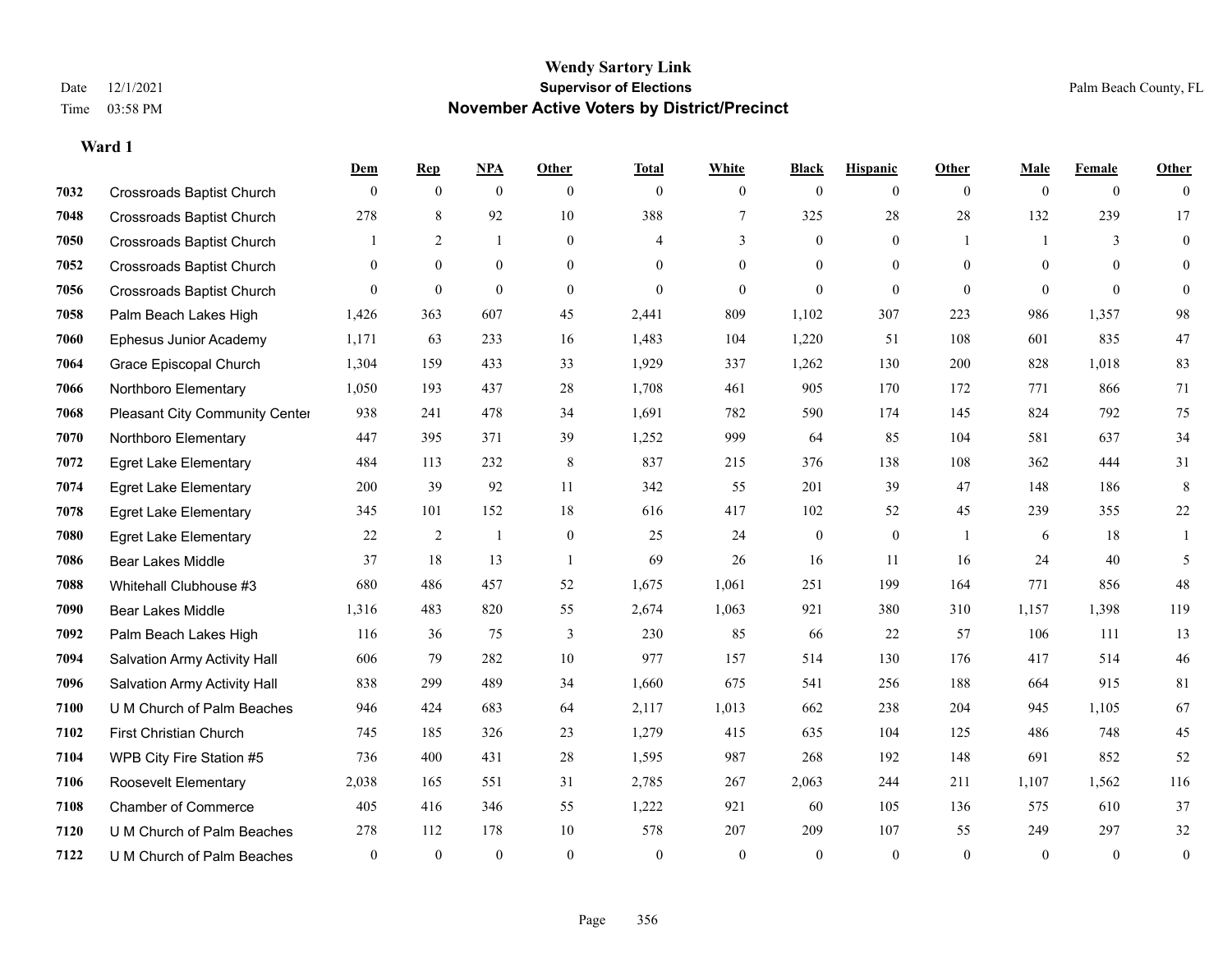# Wendy Sartory Link
## Supervisor of Elections
## November Active Voters by District/Precinct

Date 12/1/2021
Time 03:58 PM
Palm Beach County, FL

### Ward 1

| | | Dem | Rep | NPA | Other | Total | White | Black | Hispanic | Other | Male | Female | Other |
|---|---|---|---|---|---|---|---|---|---|---|---|---|---|
| 7032 | Crossroads Baptist Church | 0 | 0 | 0 | 0 | 0 | 0 | 0 | 0 | 0 | 0 | 0 | 0 |
| 7048 | Crossroads Baptist Church | 278 | 8 | 92 | 10 | 388 | 7 | 325 | 28 | 28 | 132 | 239 | 17 |
| 7050 | Crossroads Baptist Church | 1 | 2 | 1 | 0 | 4 | 3 | 0 | 0 | 1 | 1 | 3 | 0 |
| 7052 | Crossroads Baptist Church | 0 | 0 | 0 | 0 | 0 | 0 | 0 | 0 | 0 | 0 | 0 | 0 |
| 7056 | Crossroads Baptist Church | 0 | 0 | 0 | 0 | 0 | 0 | 0 | 0 | 0 | 0 | 0 | 0 |
| 7058 | Palm Beach Lakes High | 1,426 | 363 | 607 | 45 | 2,441 | 809 | 1,102 | 307 | 223 | 986 | 1,357 | 98 |
| 7060 | Ephesus Junior Academy | 1,171 | 63 | 233 | 16 | 1,483 | 104 | 1,220 | 51 | 108 | 601 | 835 | 47 |
| 7064 | Grace Episcopal Church | 1,304 | 159 | 433 | 33 | 1,929 | 337 | 1,262 | 130 | 200 | 828 | 1,018 | 83 |
| 7066 | Northboro Elementary | 1,050 | 193 | 437 | 28 | 1,708 | 461 | 905 | 170 | 172 | 771 | 866 | 71 |
| 7068 | Pleasant City Community Center | 938 | 241 | 478 | 34 | 1,691 | 782 | 590 | 174 | 145 | 824 | 792 | 75 |
| 7070 | Northboro Elementary | 447 | 395 | 371 | 39 | 1,252 | 999 | 64 | 85 | 104 | 581 | 637 | 34 |
| 7072 | Egret Lake Elementary | 484 | 113 | 232 | 8 | 837 | 215 | 376 | 138 | 108 | 362 | 444 | 31 |
| 7074 | Egret Lake Elementary | 200 | 39 | 92 | 11 | 342 | 55 | 201 | 39 | 47 | 148 | 186 | 8 |
| 7078 | Egret Lake Elementary | 345 | 101 | 152 | 18 | 616 | 417 | 102 | 52 | 45 | 239 | 355 | 22 |
| 7080 | Egret Lake Elementary | 22 | 2 | 1 | 0 | 25 | 24 | 0 | 0 | 1 | 6 | 18 | 1 |
| 7086 | Bear Lakes Middle | 37 | 18 | 13 | 1 | 69 | 26 | 16 | 11 | 16 | 24 | 40 | 5 |
| 7088 | Whitehall Clubhouse #3 | 680 | 486 | 457 | 52 | 1,675 | 1,061 | 251 | 199 | 164 | 771 | 856 | 48 |
| 7090 | Bear Lakes Middle | 1,316 | 483 | 820 | 55 | 2,674 | 1,063 | 921 | 380 | 310 | 1,157 | 1,398 | 119 |
| 7092 | Palm Beach Lakes High | 116 | 36 | 75 | 3 | 230 | 85 | 66 | 22 | 57 | 106 | 111 | 13 |
| 7094 | Salvation Army Activity Hall | 606 | 79 | 282 | 10 | 977 | 157 | 514 | 130 | 176 | 417 | 514 | 46 |
| 7096 | Salvation Army Activity Hall | 838 | 299 | 489 | 34 | 1,660 | 675 | 541 | 256 | 188 | 664 | 915 | 81 |
| 7100 | U M Church of Palm Beaches | 946 | 424 | 683 | 64 | 2,117 | 1,013 | 662 | 238 | 204 | 945 | 1,105 | 67 |
| 7102 | First Christian Church | 745 | 185 | 326 | 23 | 1,279 | 415 | 635 | 104 | 125 | 486 | 748 | 45 |
| 7104 | WPB City Fire Station #5 | 736 | 400 | 431 | 28 | 1,595 | 987 | 268 | 192 | 148 | 691 | 852 | 52 |
| 7106 | Roosevelt Elementary | 2,038 | 165 | 551 | 31 | 2,785 | 267 | 2,063 | 244 | 211 | 1,107 | 1,562 | 116 |
| 7108 | Chamber of Commerce | 405 | 416 | 346 | 55 | 1,222 | 921 | 60 | 105 | 136 | 575 | 610 | 37 |
| 7120 | U M Church of Palm Beaches | 278 | 112 | 178 | 10 | 578 | 207 | 209 | 107 | 55 | 249 | 297 | 32 |
| 7122 | U M Church of Palm Beaches | 0 | 0 | 0 | 0 | 0 | 0 | 0 | 0 | 0 | 0 | 0 | 0 |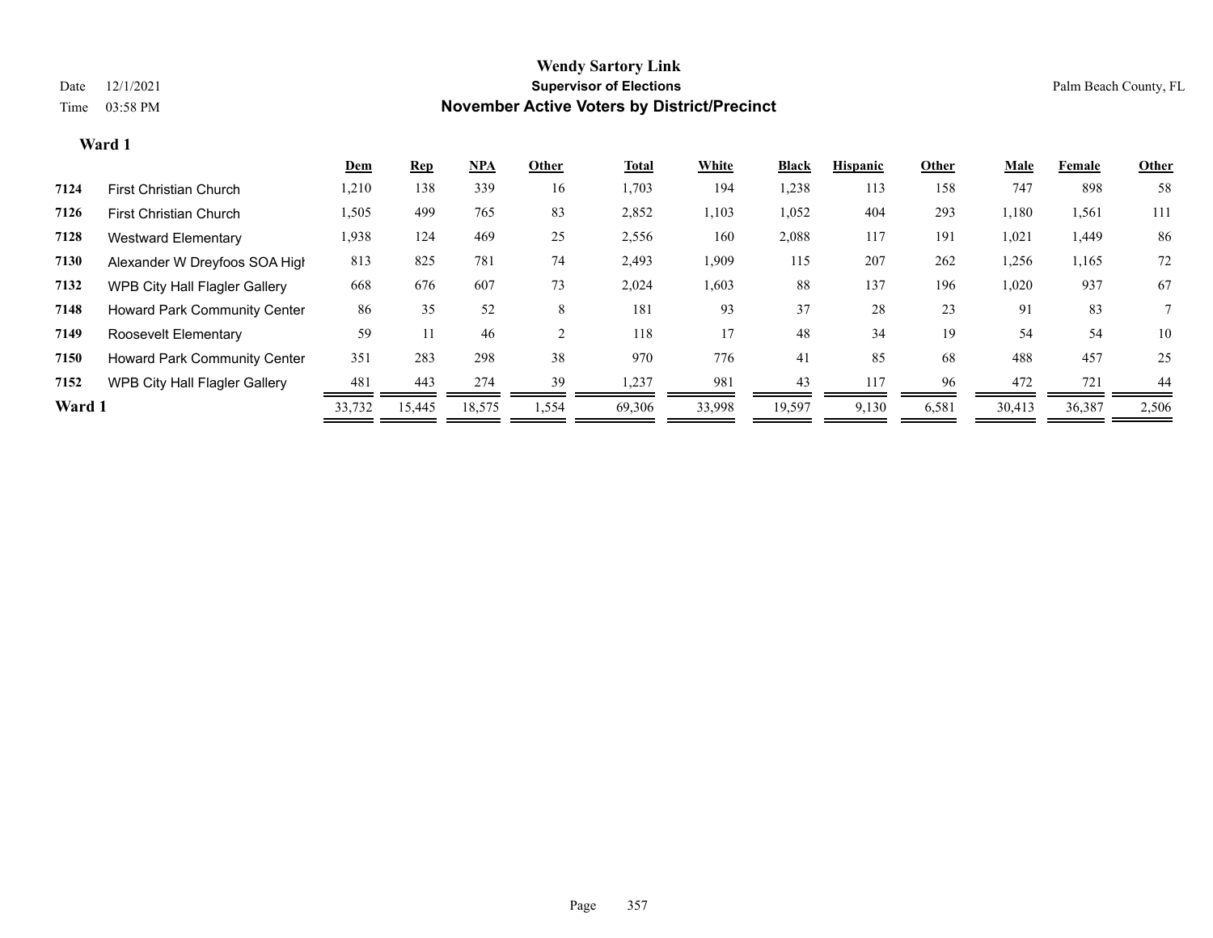# Wendy Sartory Link

## Supervisor of Elections

## November Active Voters by District/Precinct

Date 12/1/2021
Time 03:58 PM

Palm Beach County, FL

### Ward 1

| | | Dem | Rep | NPA | Other | Total | White | Black | Hispanic | Other | Male | Female | Other |
|---|---|---|---|---|---|---|---|---|---|---|---|---|---|
| 7124 | First Christian Church | 1,210 | 138 | 339 | 16 | 1,703 | 194 | 1,238 | 113 | 158 | 747 | 898 | 58 |
| 7126 | First Christian Church | 1,505 | 499 | 765 | 83 | 2,852 | 1,103 | 1,052 | 404 | 293 | 1,180 | 1,561 | 111 |
| 7128 | Westward Elementary | 1,938 | 124 | 469 | 25 | 2,556 | 160 | 2,088 | 117 | 191 | 1,021 | 1,449 | 86 |
| 7130 | Alexander W Dreyfoos SOA High | 813 | 825 | 781 | 74 | 2,493 | 1,909 | 115 | 207 | 262 | 1,256 | 1,165 | 72 |
| 7132 | WPB City Hall Flagler Gallery | 668 | 676 | 607 | 73 | 2,024 | 1,603 | 88 | 137 | 196 | 1,020 | 937 | 67 |
| 7148 | Howard Park Community Center | 86 | 35 | 52 | 8 | 181 | 93 | 37 | 28 | 23 | 91 | 83 | 7 |
| 7149 | Roosevelt Elementary | 59 | 11 | 46 | 2 | 118 | 17 | 48 | 34 | 19 | 54 | 54 | 10 |
| 7150 | Howard Park Community Center | 351 | 283 | 298 | 38 | 970 | 776 | 41 | 85 | 68 | 488 | 457 | 25 |
| 7152 | WPB City Hall Flagler Gallery | 481 | 443 | 274 | 39 | 1,237 | 981 | 43 | 117 | 96 | 472 | 721 | 44 |
| **Ward 1** | | 33,732 | 15,445 | 18,575 | 1,554 | 69,306 | 33,998 | 19,597 | 9,130 | 6,581 | 30,413 | 36,387 | 2,506 |